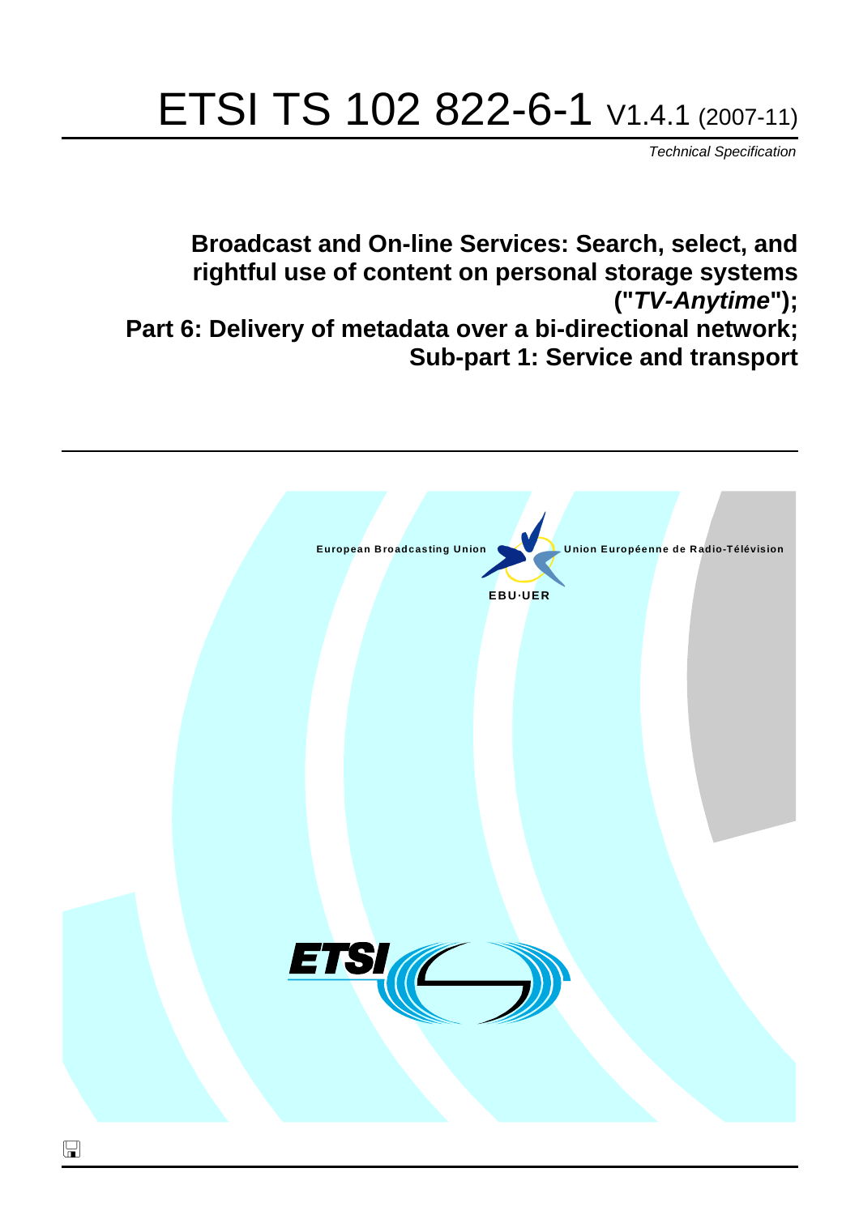# ETSI TS 102 822-6-1 V1.4.1 (2007-11)

*Technical Specification*

## Broadcast and On-line Services: Search, select, and rightful use of content on personal storage systems ("*TV-Anytime*"); Part 6: Delivery of metadata over a bi-directional network; Sub-part 1: Service and transport

European Broadcasting Union Union Européenne de Radio-Télévision

EBU·UER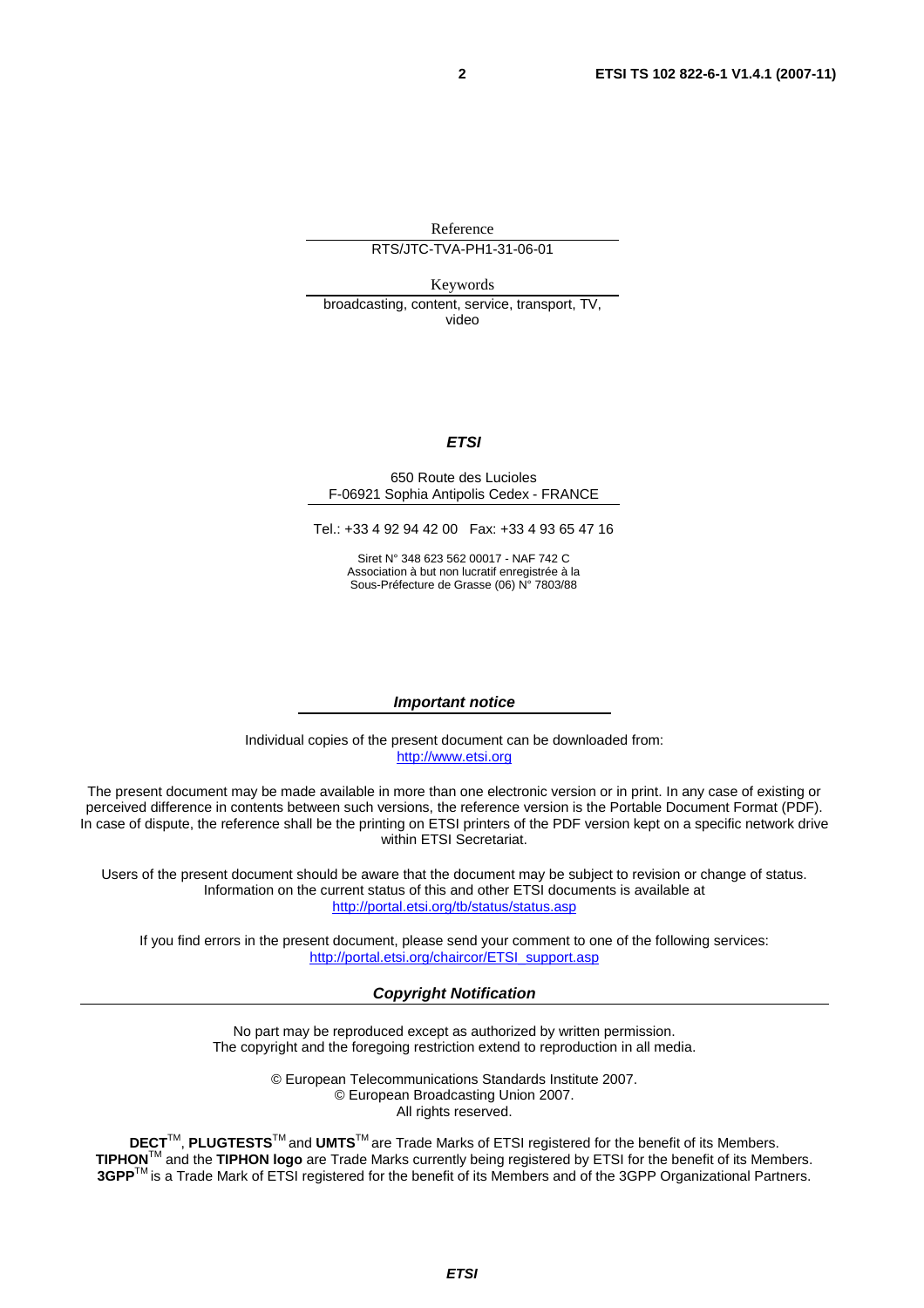Reference

RTS/JTC-TVA-PH1-31-06-01

Keywords

broadcasting, content, service, transport, TV, video

***ETSI***

650 Route des Lucioles
F-06921 Sophia Antipolis Cedex - FRANCE

Tel.: +33 4 92 94 42 00 Fax: +33 4 93 65 47 16

Siret N° 348 623 562 00017 - NAF 742 C
Association à but non lucratif enregistrée à la
Sous-Préfecture de Grasse (06) N° 7803/88

***Important notice***

Individual copies of the present document can be downloaded from:
http://www.etsi.org

The present document may be made available in more than one electronic version or in print. In any case of existing or perceived difference in contents between such versions, the reference version is the Portable Document Format (PDF). In case of dispute, the reference shall be the printing on ETSI printers of the PDF version kept on a specific network drive within ETSI Secretariat.

Users of the present document should be aware that the document may be subject to revision or change of status. Information on the current status of this and other ETSI documents is available at
http://portal.etsi.org/tb/status/status.asp

If you find errors in the present document, please send your comment to one of the following services:
http://portal.etsi.org/chaircor/ETSI_support.asp

***Copyright Notification***

No part may be reproduced except as authorized by written permission.
The copyright and the foregoing restriction extend to reproduction in all media.

© European Telecommunications Standards Institute 2007.
© European Broadcasting Union 2007.
All rights reserved.

**DECT**™, **PLUGTESTS**™ and **UMTS**™ are Trade Marks of ETSI registered for the benefit of its Members.
**TIPHON**™ and the **TIPHON logo** are Trade Marks currently being registered by ETSI for the benefit of its Members.
**3GPP**™ is a Trade Mark of ETSI registered for the benefit of its Members and of the 3GPP Organizational Partners.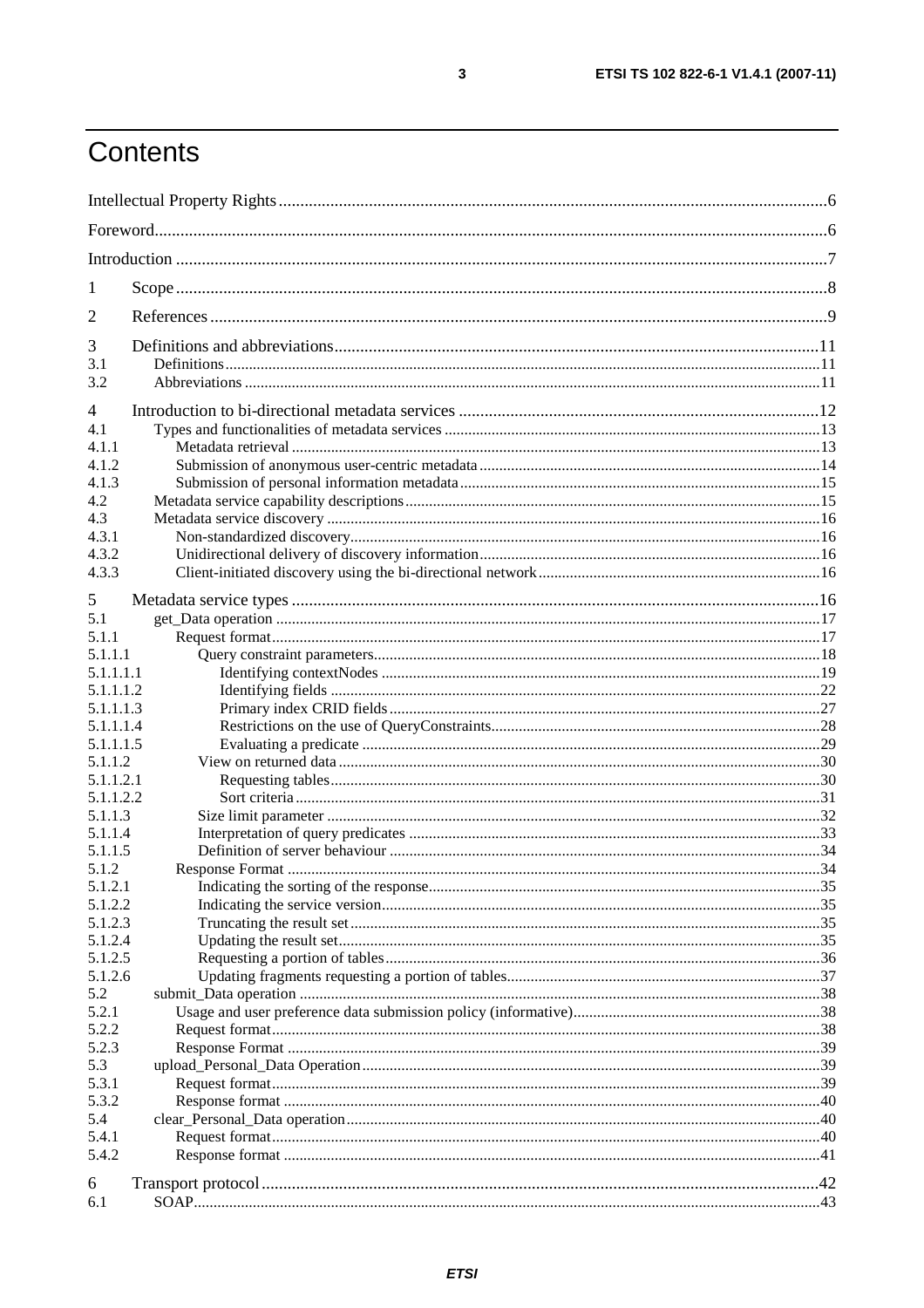# Contents

Intellectual Property Rights ....6

Foreword....6

Introduction ....7

1 Scope....8

2 References....9

3 Definitions and abbreviations....11
3.1 Definitions....11
3.2 Abbreviations ....11

4 Introduction to bi-directional metadata services ....12
4.1 Types and functionalities of metadata services....13
4.1.1 Metadata retrieval ....13
4.1.2 Submission of anonymous user-centric metadata....14
4.1.3 Submission of personal information metadata....15
4.2 Metadata service capability descriptions....15
4.3 Metadata service discovery ....16
4.3.1 Non-standardized discovery....16
4.3.2 Unidirectional delivery of discovery information....16
4.3.3 Client-initiated discovery using the bi-directional network....16

5 Metadata service types ....16
5.1 get_Data operation ....17
5.1.1 Request format....17
5.1.1.1 Query constraint parameters....18
5.1.1.1.1 Identifying contextNodes ....19
5.1.1.1.2 Identifying fields ....22
5.1.1.1.3 Primary index CRID fields....27
5.1.1.1.4 Restrictions on the use of QueryConstraints....28
5.1.1.1.5 Evaluating a predicate ....29
5.1.1.2 View on returned data....30
5.1.1.2.1 Requesting tables....30
5.1.1.2.2 Sort criteria....31
5.1.1.3 Size limit parameter ....32
5.1.1.4 Interpretation of query predicates ....33
5.1.1.5 Definition of server behaviour ....34
5.1.2 Response Format ....34
5.1.2.1 Indicating the sorting of the response....35
5.1.2.2 Indicating the service version....35
5.1.2.3 Truncating the result set....35
5.1.2.4 Updating the result set....35
5.1.2.5 Requesting a portion of tables....36
5.1.2.6 Updating fragments requesting a portion of tables....37
5.2 submit_Data operation ....38
5.2.1 Usage and user preference data submission policy (informative)....38
5.2.2 Request format....38
5.2.3 Response Format ....39
5.3 upload_Personal_Data Operation....39
5.3.1 Request format....39
5.3.2 Response format ....40
5.4 clear_Personal_Data operation....40
5.4.1 Request format....40
5.4.2 Response format ....41

6 Transport protocol....42
6.1 SOAP....43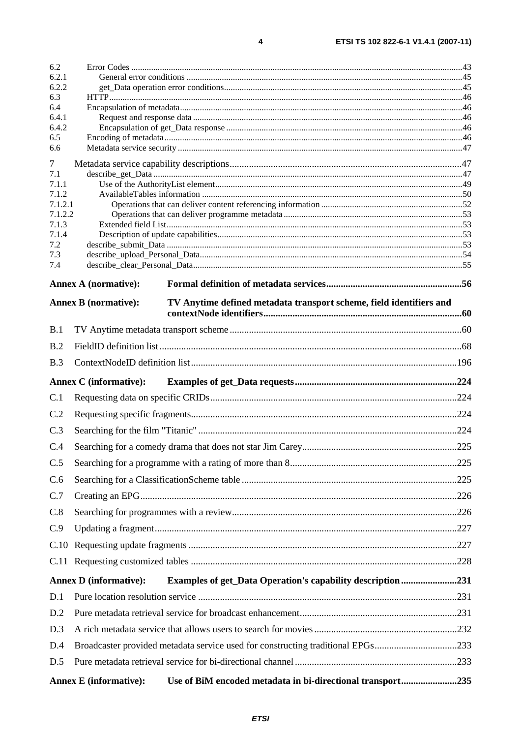6.2 Error Codes .....43
6.2.1 General error conditions .....45
6.2.2 get_Data operation error conditions.....45
6.3 HTTP.....46
6.4 Encapsulation of metadata.....46
6.4.1 Request and response data .....46
6.4.2 Encapsulation of get_Data response .....46
6.5 Encoding of metadata.....46
6.6 Metadata service security .....47

7 Metadata service capability descriptions.....47
7.1 describe_get_Data .....47
7.1.1 Use of the AuthorityList element.....49
7.1.2 AvailableTables information .....50
7.1.2.1 Operations that can deliver content referencing information .....52
7.1.2.2 Operations that can deliver programme metadata .....53
7.1.3 Extended field List.....53
7.1.4 Description of update capabilities.....53
7.2 describe_submit_Data .....53
7.3 describe_upload_Personal_Data.....54
7.4 describe_clear_Personal_Data.....55

**Annex A (normative): Formal definition of metadata services.....56**

**Annex B (normative): TV Anytime defined metadata transport scheme, field identifiers and contextNode identifiers.....60**

B.1 TV Anytime metadata transport scheme .....60

B.2 FieldID definition list .....68

B.3 ContextNodeID definition list .....196

**Annex C (informative): Examples of get_Data requests.....224**

C.1 Requesting data on specific CRIDs.....224

C.2 Requesting specific fragments.....224

C.3 Searching for the film "Titanic" .....224

C.4 Searching for a comedy drama that does not star Jim Carey.....225

C.5 Searching for a programme with a rating of more than 8.....225

C.6 Searching for a ClassificationScheme table .....225

C.7 Creating an EPG.....226

C.8 Searching for programmes with a review.....226

C.9 Updating a fragment.....227

C.10 Requesting update fragments .....227

C.11 Requesting customized tables .....228

**Annex D (informative): Examples of get_Data Operation's capability description.....231**

D.1 Pure location resolution service .....231

D.2 Pure metadata retrieval service for broadcast enhancement.....231

D.3 A rich metadata service that allows users to search for movies .....232

D.4 Broadcaster provided metadata service used for constructing traditional EPGs.....233

D.5 Pure metadata retrieval service for bi-directional channel .....233

**Annex E (informative): Use of BiM encoded metadata in bi-directional transport.....235**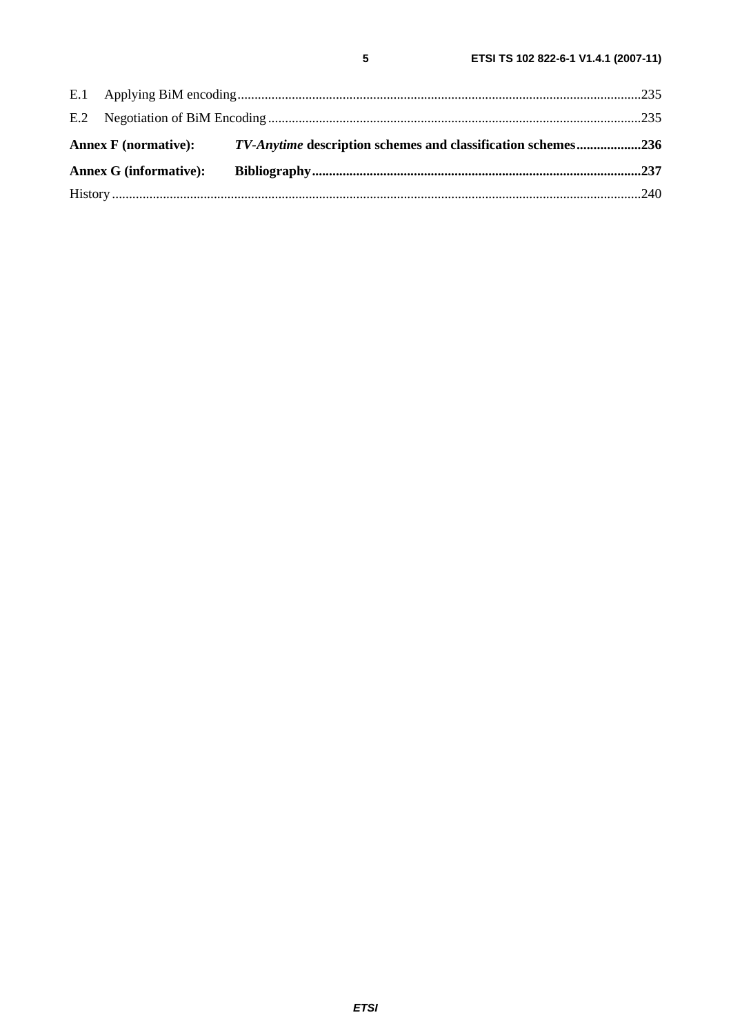E.1 Applying BiM encoding......................................................................................................................235

E.2 Negotiation of BiM Encoding .............................................................................................................235

**Annex F (normative): *TV-Anytime* description schemes and classification schemes...................236**

**Annex G (informative): Bibliography...............................................................................................237**

History ..........................................................................................................................................................240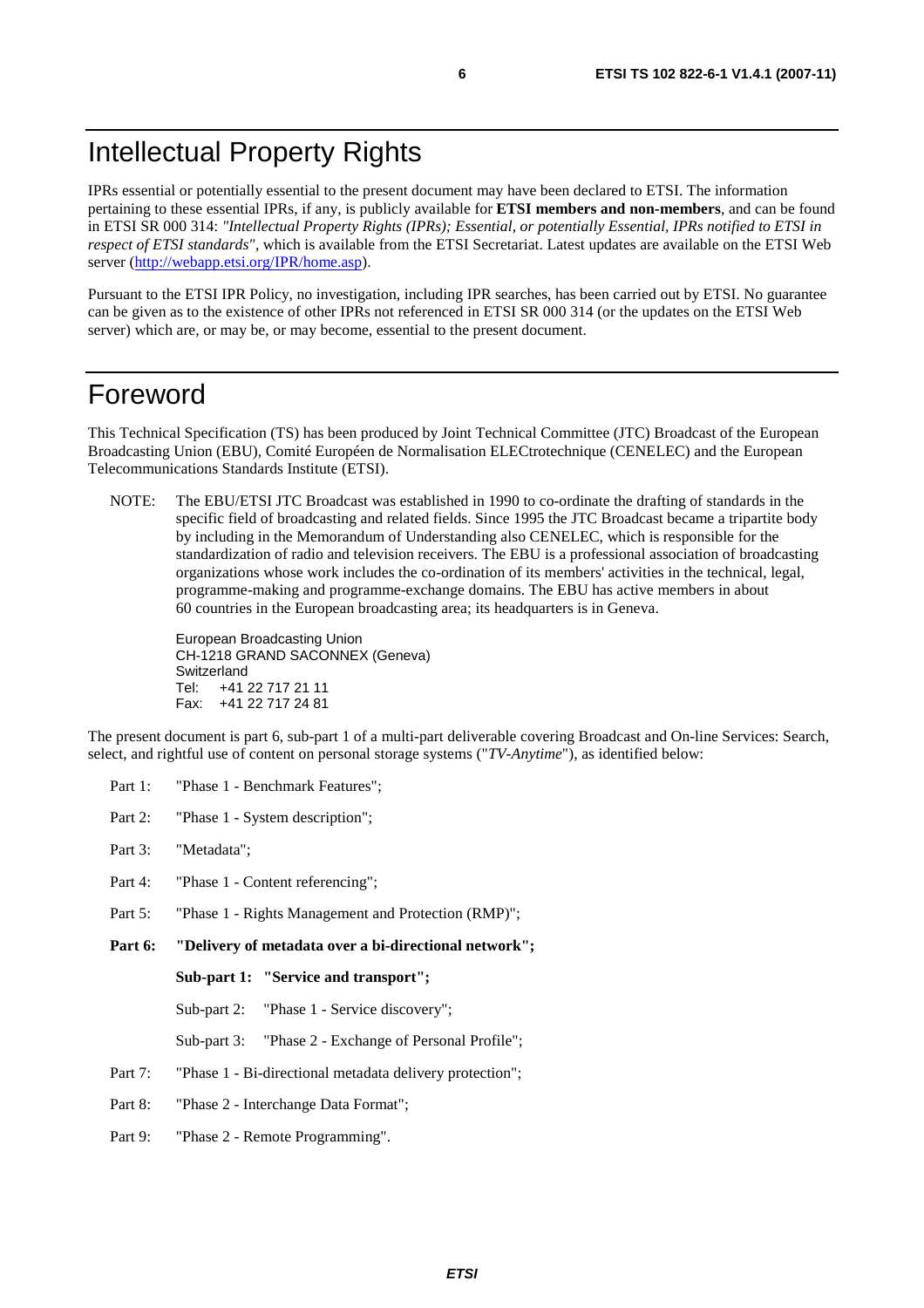# Intellectual Property Rights

IPRs essential or potentially essential to the present document may have been declared to ETSI. The information pertaining to these essential IPRs, if any, is publicly available for **ETSI members and non-members**, and can be found in ETSI SR 000 314: *"Intellectual Property Rights (IPRs); Essential, or potentially Essential, IPRs notified to ETSI in respect of ETSI standards"*, which is available from the ETSI Secretariat. Latest updates are available on the ETSI Web server (http://webapp.etsi.org/IPR/home.asp).

Pursuant to the ETSI IPR Policy, no investigation, including IPR searches, has been carried out by ETSI. No guarantee can be given as to the existence of other IPRs not referenced in ETSI SR 000 314 (or the updates on the ETSI Web server) which are, or may be, or may become, essential to the present document.

# Foreword

This Technical Specification (TS) has been produced by Joint Technical Committee (JTC) Broadcast of the European Broadcasting Union (EBU), Comité Européen de Normalisation ELECtrotechnique (CENELEC) and the European Telecommunications Standards Institute (ETSI).

NOTE: The EBU/ETSI JTC Broadcast was established in 1990 to co-ordinate the drafting of standards in the specific field of broadcasting and related fields. Since 1995 the JTC Broadcast became a tripartite body by including in the Memorandum of Understanding also CENELEC, which is responsible for the standardization of radio and television receivers. The EBU is a professional association of broadcasting organizations whose work includes the co-ordination of its members' activities in the technical, legal, programme-making and programme-exchange domains. The EBU has active members in about 60 countries in the European broadcasting area; its headquarters is in Geneva.

European Broadcasting Union
CH-1218 GRAND SACONNEX (Geneva)
Switzerland
Tel: +41 22 717 21 11
Fax: +41 22 717 24 81

The present document is part 6, sub-part 1 of a multi-part deliverable covering Broadcast and On-line Services: Search, select, and rightful use of content on personal storage systems ("*TV-Anytime*"), as identified below:

Part 1: "Phase 1 - Benchmark Features";

Part 2: "Phase 1 - System description";

Part 3: "Metadata";

Part 4: "Phase 1 - Content referencing";

Part 5: "Phase 1 - Rights Management and Protection (RMP)";

**Part 6: "Delivery of metadata over a bi-directional network";**

- **Sub-part 1: "Service and transport";**
- Sub-part 2: "Phase 1 - Service discovery";
- Sub-part 3: "Phase 2 - Exchange of Personal Profile";

Part 7: "Phase 1 - Bi-directional metadata delivery protection";

Part 8: "Phase 2 - Interchange Data Format";

Part 9: "Phase 2 - Remote Programming".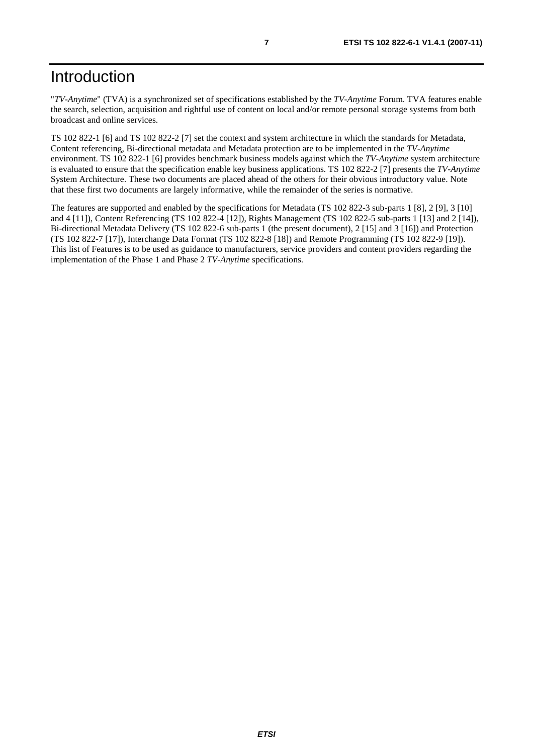# Introduction

"*TV-Anytime*" (TVA) is a synchronized set of specifications established by the *TV-Anytime* Forum. TVA features enable the search, selection, acquisition and rightful use of content on local and/or remote personal storage systems from both broadcast and online services.

TS 102 822-1 [6] and TS 102 822-2 [7] set the context and system architecture in which the standards for Metadata, Content referencing, Bi-directional metadata and Metadata protection are to be implemented in the *TV-Anytime* environment. TS 102 822-1 [6] provides benchmark business models against which the *TV-Anytime* system architecture is evaluated to ensure that the specification enable key business applications. TS 102 822-2 [7] presents the *TV-Anytime* System Architecture. These two documents are placed ahead of the others for their obvious introductory value. Note that these first two documents are largely informative, while the remainder of the series is normative.

The features are supported and enabled by the specifications for Metadata (TS 102 822-3 sub-parts 1 [8], 2 [9], 3 [10] and 4 [11]), Content Referencing (TS 102 822-4 [12]), Rights Management (TS 102 822-5 sub-parts 1 [13] and 2 [14]), Bi-directional Metadata Delivery (TS 102 822-6 sub-parts 1 (the present document), 2 [15] and 3 [16]) and Protection (TS 102 822-7 [17]), Interchange Data Format (TS 102 822-8 [18]) and Remote Programming (TS 102 822-9 [19]). This list of Features is to be used as guidance to manufacturers, service providers and content providers regarding the implementation of the Phase 1 and Phase 2 *TV-Anytime* specifications.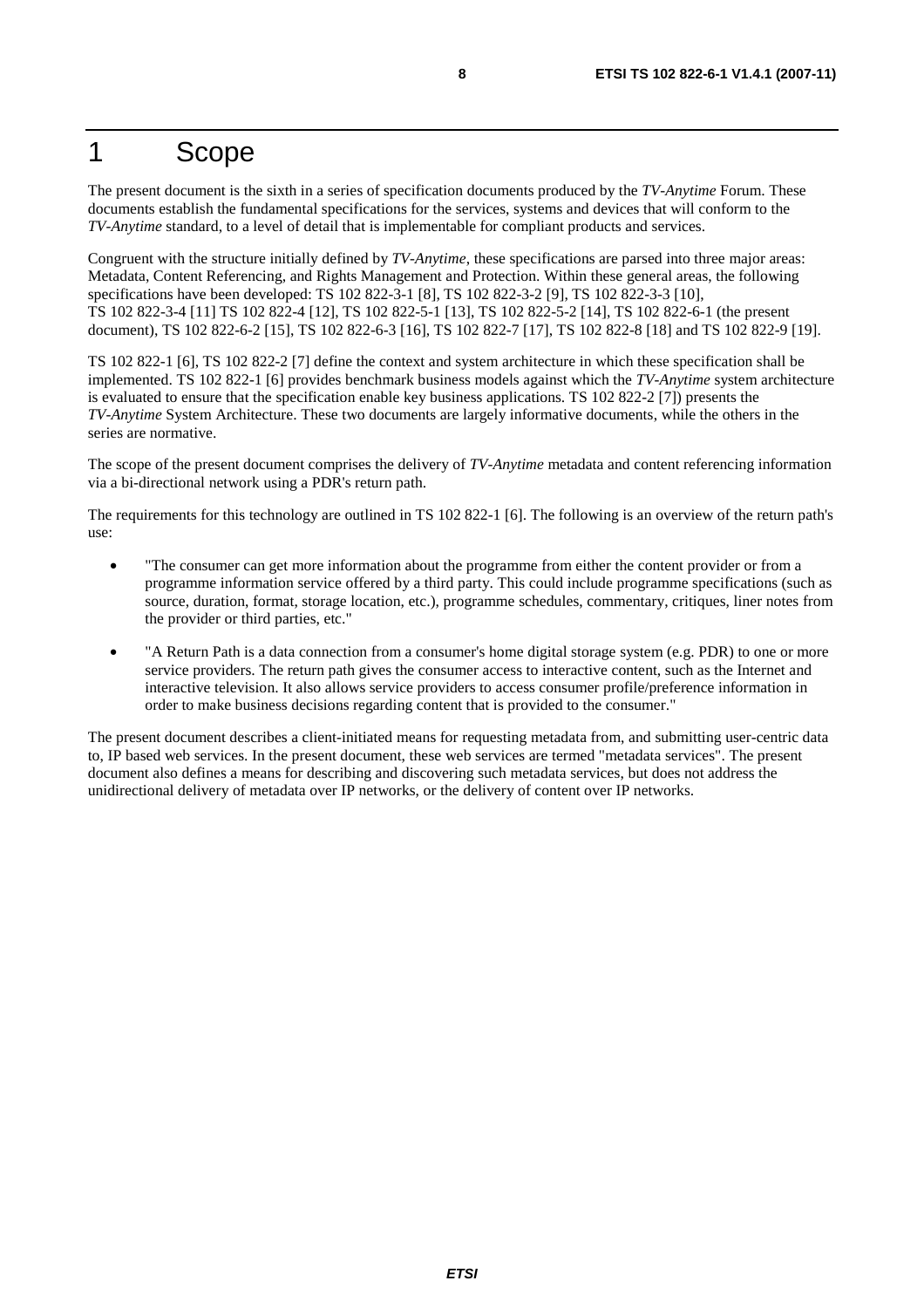# 1 Scope

The present document is the sixth in a series of specification documents produced by the *TV-Anytime* Forum. These documents establish the fundamental specifications for the services, systems and devices that will conform to the *TV-Anytime* standard, to a level of detail that is implementable for compliant products and services.

Congruent with the structure initially defined by *TV-Anytime*, these specifications are parsed into three major areas: Metadata, Content Referencing, and Rights Management and Protection. Within these general areas, the following specifications have been developed: TS 102 822-3-1 [8], TS 102 822-3-2 [9], TS 102 822-3-3 [10], TS 102 822-3-4 [11] TS 102 822-4 [12], TS 102 822-5-1 [13], TS 102 822-5-2 [14], TS 102 822-6-1 (the present document), TS 102 822-6-2 [15], TS 102 822-6-3 [16], TS 102 822-7 [17], TS 102 822-8 [18] and TS 102 822-9 [19].

TS 102 822-1 [6], TS 102 822-2 [7] define the context and system architecture in which these specification shall be implemented. TS 102 822-1 [6] provides benchmark business models against which the *TV-Anytime* system architecture is evaluated to ensure that the specification enable key business applications. TS 102 822-2 [7]) presents the *TV-Anytime* System Architecture. These two documents are largely informative documents, while the others in the series are normative.

The scope of the present document comprises the delivery of *TV-Anytime* metadata and content referencing information via a bi-directional network using a PDR's return path.

The requirements for this technology are outlined in TS 102 822-1 [6]. The following is an overview of the return path's use:

- "The consumer can get more information about the programme from either the content provider or from a programme information service offered by a third party. This could include programme specifications (such as source, duration, format, storage location, etc.), programme schedules, commentary, critiques, liner notes from the provider or third parties, etc."
- "A Return Path is a data connection from a consumer's home digital storage system (e.g. PDR) to one or more service providers. The return path gives the consumer access to interactive content, such as the Internet and interactive television. It also allows service providers to access consumer profile/preference information in order to make business decisions regarding content that is provided to the consumer."

The present document describes a client-initiated means for requesting metadata from, and submitting user-centric data to, IP based web services. In the present document, these web services are termed "metadata services". The present document also defines a means for describing and discovering such metadata services, but does not address the unidirectional delivery of metadata over IP networks, or the delivery of content over IP networks.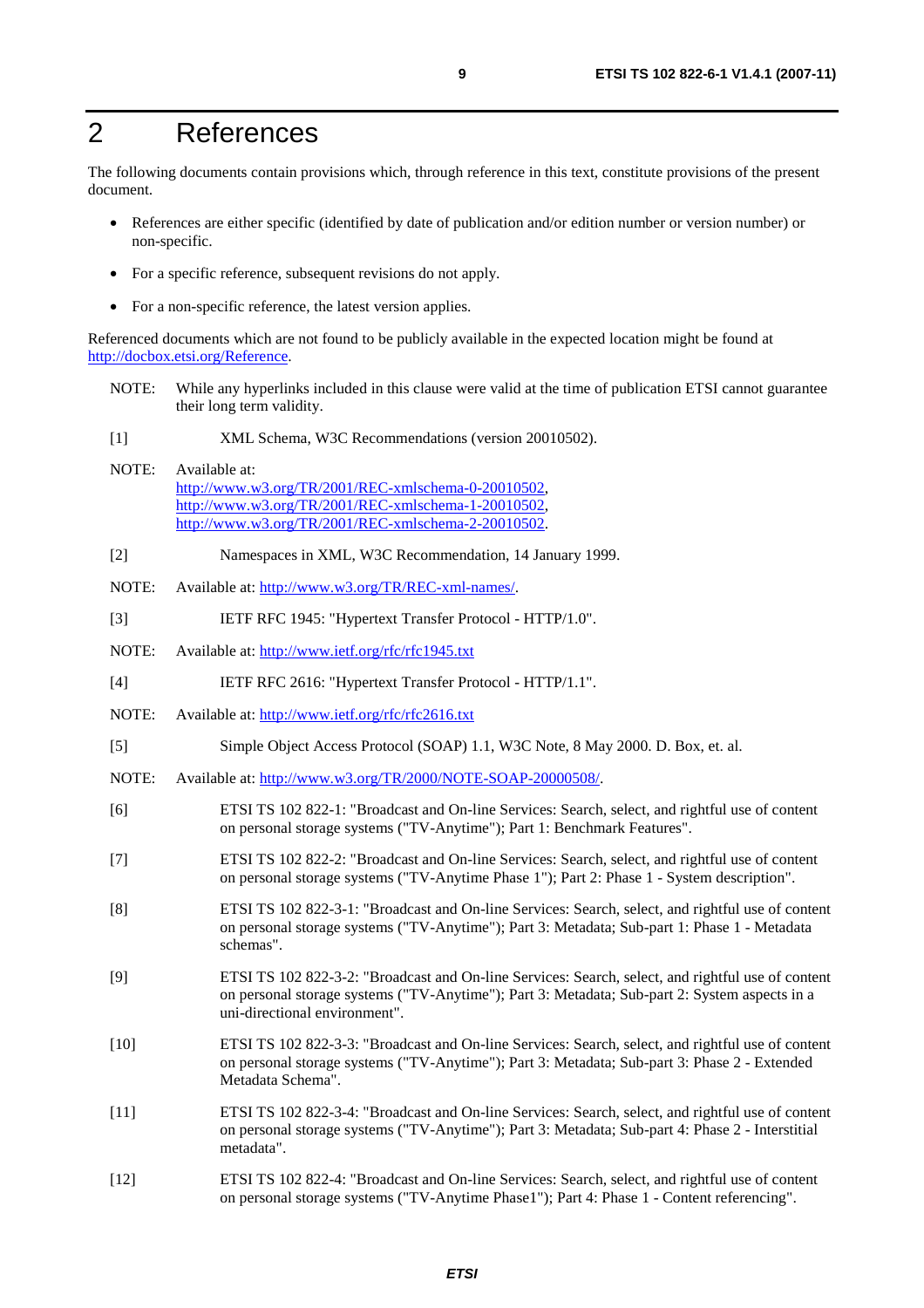# 2 References

The following documents contain provisions which, through reference in this text, constitute provisions of the present document.

- References are either specific (identified by date of publication and/or edition number or version number) or non-specific.
- For a specific reference, subsequent revisions do not apply.
- For a non-specific reference, the latest version applies.

Referenced documents which are not found to be publicly available in the expected location might be found at http://docbox.etsi.org/Reference.

NOTE: While any hyperlinks included in this clause were valid at the time of publication ETSI cannot guarantee their long term validity.

[1] XML Schema, W3C Recommendations (version 20010502).

NOTE: Available at:
http://www.w3.org/TR/2001/REC-xmlschema-0-20010502,
http://www.w3.org/TR/2001/REC-xmlschema-1-20010502,
http://www.w3.org/TR/2001/REC-xmlschema-2-20010502.

[2] Namespaces in XML, W3C Recommendation, 14 January 1999.

NOTE: Available at: http://www.w3.org/TR/REC-xml-names/.

[3] IETF RFC 1945: "Hypertext Transfer Protocol - HTTP/1.0".

NOTE: Available at: http://www.ietf.org/rfc/rfc1945.txt

[4] IETF RFC 2616: "Hypertext Transfer Protocol - HTTP/1.1".

NOTE: Available at: http://www.ietf.org/rfc/rfc2616.txt

[5] Simple Object Access Protocol (SOAP) 1.1, W3C Note, 8 May 2000. D. Box, et. al.

NOTE: Available at: http://www.w3.org/TR/2000/NOTE-SOAP-20000508/.

[6] ETSI TS 102 822-1: "Broadcast and On-line Services: Search, select, and rightful use of content on personal storage systems ("TV-Anytime"); Part 1: Benchmark Features".

[7] ETSI TS 102 822-2: "Broadcast and On-line Services: Search, select, and rightful use of content on personal storage systems ("TV-Anytime Phase 1"); Part 2: Phase 1 - System description".

[8] ETSI TS 102 822-3-1: "Broadcast and On-line Services: Search, select, and rightful use of content on personal storage systems ("TV-Anytime"); Part 3: Metadata; Sub-part 1: Phase 1 - Metadata schemas".

[9] ETSI TS 102 822-3-2: "Broadcast and On-line Services: Search, select, and rightful use of content on personal storage systems ("TV-Anytime"); Part 3: Metadata; Sub-part 2: System aspects in a uni-directional environment".

[10] ETSI TS 102 822-3-3: "Broadcast and On-line Services: Search, select, and rightful use of content on personal storage systems ("TV-Anytime"); Part 3: Metadata; Sub-part 3: Phase 2 - Extended Metadata Schema".

[11] ETSI TS 102 822-3-4: "Broadcast and On-line Services: Search, select, and rightful use of content on personal storage systems ("TV-Anytime"); Part 3: Metadata; Sub-part 4: Phase 2 - Interstitial metadata".

[12] ETSI TS 102 822-4: "Broadcast and On-line Services: Search, select, and rightful use of content on personal storage systems ("TV-Anytime Phase1"); Part 4: Phase 1 - Content referencing".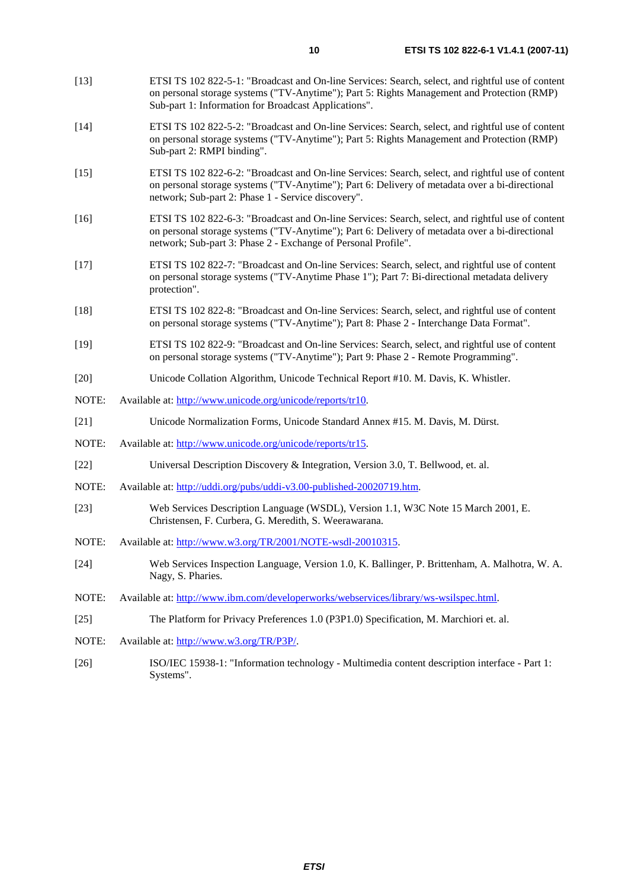[13] ETSI TS 102 822-5-1: "Broadcast and On-line Services: Search, select, and rightful use of content on personal storage systems ("TV-Anytime"); Part 5: Rights Management and Protection (RMP) Sub-part 1: Information for Broadcast Applications".

[14] ETSI TS 102 822-5-2: "Broadcast and On-line Services: Search, select, and rightful use of content on personal storage systems ("TV-Anytime"); Part 5: Rights Management and Protection (RMP) Sub-part 2: RMPI binding".

[15] ETSI TS 102 822-6-2: "Broadcast and On-line Services: Search, select, and rightful use of content on personal storage systems ("TV-Anytime"); Part 6: Delivery of metadata over a bi-directional network; Sub-part 2: Phase 1 - Service discovery".

[16] ETSI TS 102 822-6-3: "Broadcast and On-line Services: Search, select, and rightful use of content on personal storage systems ("TV-Anytime"); Part 6: Delivery of metadata over a bi-directional network; Sub-part 3: Phase 2 - Exchange of Personal Profile".

[17] ETSI TS 102 822-7: "Broadcast and On-line Services: Search, select, and rightful use of content on personal storage systems ("TV-Anytime Phase 1"); Part 7: Bi-directional metadata delivery protection".

[18] ETSI TS 102 822-8: "Broadcast and On-line Services: Search, select, and rightful use of content on personal storage systems ("TV-Anytime"); Part 8: Phase 2 - Interchange Data Format".

[19] ETSI TS 102 822-9: "Broadcast and On-line Services: Search, select, and rightful use of content on personal storage systems ("TV-Anytime"); Part 9: Phase 2 - Remote Programming".

[20] Unicode Collation Algorithm, Unicode Technical Report #10. M. Davis, K. Whistler.

NOTE: Available at: http://www.unicode.org/unicode/reports/tr10.

[21] Unicode Normalization Forms, Unicode Standard Annex #15. M. Davis, M. Dürst.

NOTE: Available at: http://www.unicode.org/unicode/reports/tr15.

[22] Universal Description Discovery & Integration, Version 3.0, T. Bellwood, et. al.

NOTE: Available at: http://uddi.org/pubs/uddi-v3.00-published-20020719.htm.

[23] Web Services Description Language (WSDL), Version 1.1, W3C Note 15 March 2001, E. Christensen, F. Curbera, G. Meredith, S. Weerawarana.

NOTE: Available at: http://www.w3.org/TR/2001/NOTE-wsdl-20010315.

[24] Web Services Inspection Language, Version 1.0, K. Ballinger, P. Brittenham, A. Malhotra, W. A. Nagy, S. Pharies.

NOTE: Available at: http://www.ibm.com/developerworks/webservices/library/ws-wsilspec.html.

[25] The Platform for Privacy Preferences 1.0 (P3P1.0) Specification, M. Marchiori et. al.

NOTE: Available at: http://www.w3.org/TR/P3P/.

[26] ISO/IEC 15938-1: "Information technology - Multimedia content description interface - Part 1: Systems".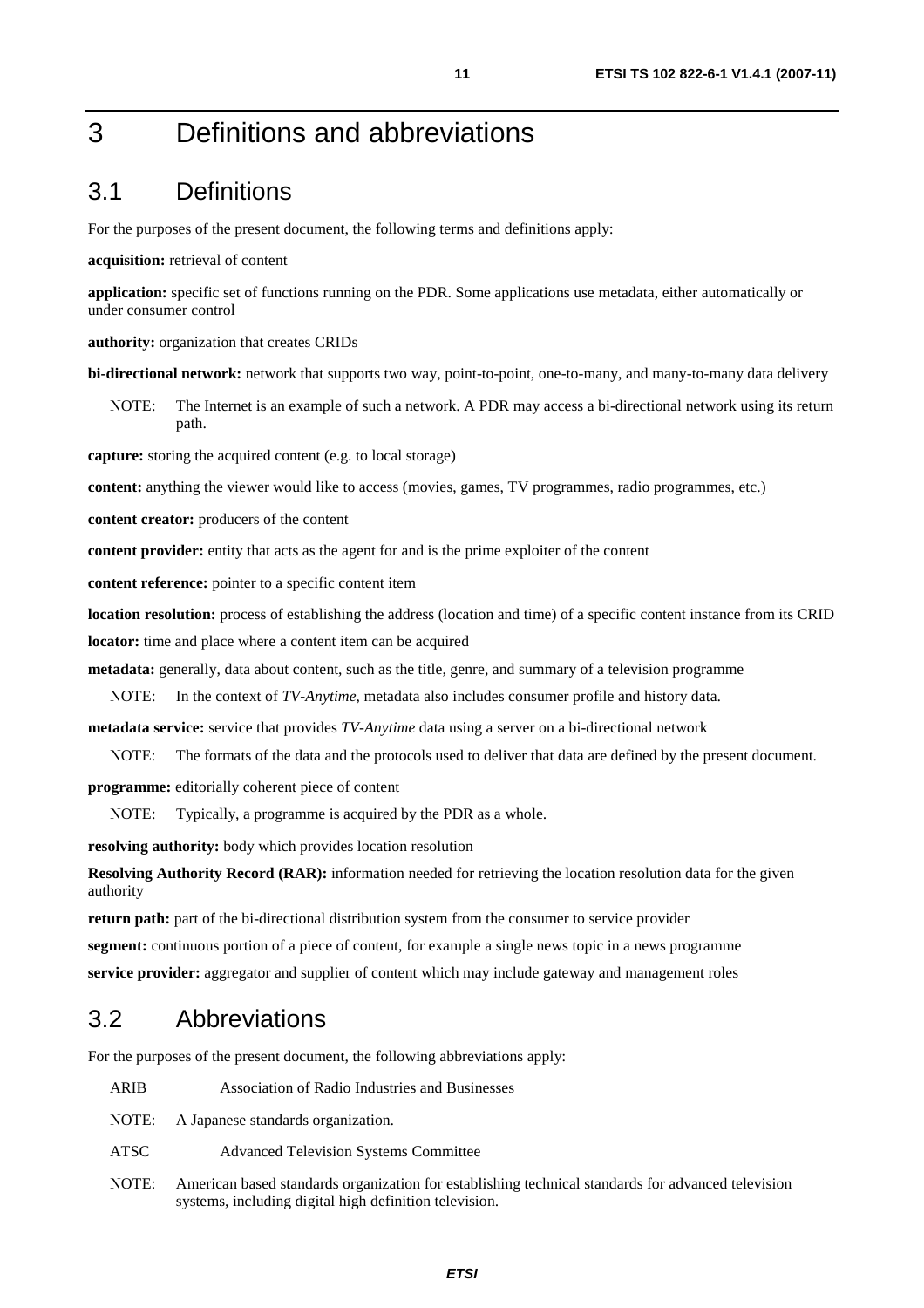# 3 Definitions and abbreviations

## 3.1 Definitions

For the purposes of the present document, the following terms and definitions apply:

**acquisition:** retrieval of content

**application:** specific set of functions running on the PDR. Some applications use metadata, either automatically or under consumer control

**authority:** organization that creates CRIDs

**bi-directional network:** network that supports two way, point-to-point, one-to-many, and many-to-many data delivery

NOTE: The Internet is an example of such a network. A PDR may access a bi-directional network using its return path.

**capture:** storing the acquired content (e.g. to local storage)

**content:** anything the viewer would like to access (movies, games, TV programmes, radio programmes, etc.)

**content creator:** producers of the content

**content provider:** entity that acts as the agent for and is the prime exploiter of the content

**content reference:** pointer to a specific content item

**location resolution:** process of establishing the address (location and time) of a specific content instance from its CRID

**locator:** time and place where a content item can be acquired

**metadata:** generally, data about content, such as the title, genre, and summary of a television programme

NOTE: In the context of *TV-Anytime*, metadata also includes consumer profile and history data.

**metadata service:** service that provides *TV-Anytime* data using a server on a bi-directional network

NOTE: The formats of the data and the protocols used to deliver that data are defined by the present document.

**programme:** editorially coherent piece of content

NOTE: Typically, a programme is acquired by the PDR as a whole.

**resolving authority:** body which provides location resolution

**Resolving Authority Record (RAR):** information needed for retrieving the location resolution data for the given authority

**return path:** part of the bi-directional distribution system from the consumer to service provider

**segment:** continuous portion of a piece of content, for example a single news topic in a news programme

**service provider:** aggregator and supplier of content which may include gateway and management roles

## 3.2 Abbreviations

For the purposes of the present document, the following abbreviations apply:

ARIB Association of Radio Industries and Businesses

NOTE: A Japanese standards organization.

ATSC Advanced Television Systems Committee

NOTE: American based standards organization for establishing technical standards for advanced television systems, including digital high definition television.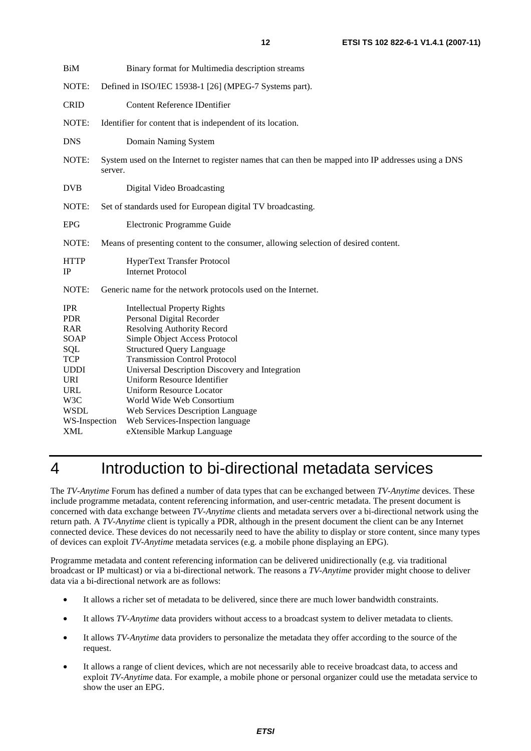BiM Binary format for Multimedia description streams

NOTE: Defined in ISO/IEC 15938-1 [26] (MPEG-7 Systems part).

CRID Content Reference IDentifier

NOTE: Identifier for content that is independent of its location.

DNS Domain Naming System

NOTE: System used on the Internet to register names that can then be mapped into IP addresses using a DNS server.

DVB Digital Video Broadcasting

NOTE: Set of standards used for European digital TV broadcasting.

EPG Electronic Programme Guide

NOTE: Means of presenting content to the consumer, allowing selection of desired content.

HTTP HyperText Transfer Protocol
IP Internet Protocol

NOTE: Generic name for the network protocols used on the Internet.

IPR Intellectual Property Rights
PDR Personal Digital Recorder
RAR Resolving Authority Record
SOAP Simple Object Access Protocol
SQL Structured Query Language
TCP Transmission Control Protocol
UDDI Universal Description Discovery and Integration
URI Uniform Resource Identifier
URL Uniform Resource Locator
W3C World Wide Web Consortium
WSDL Web Services Description Language
WS-Inspection Web Services-Inspection language
XML eXtensible Markup Language

# 4 Introduction to bi-directional metadata services

The *TV-Anytime* Forum has defined a number of data types that can be exchanged between *TV-Anytime* devices. These include programme metadata, content referencing information, and user-centric metadata. The present document is concerned with data exchange between *TV-Anytime* clients and metadata servers over a bi-directional network using the return path. A *TV-Anytime* client is typically a PDR, although in the present document the client can be any Internet connected device. These devices do not necessarily need to have the ability to display or store content, since many types of devices can exploit *TV-Anytime* metadata services (e.g. a mobile phone displaying an EPG).

Programme metadata and content referencing information can be delivered unidirectionally (e.g. via traditional broadcast or IP multicast) or via a bi-directional network. The reasons a *TV-Anytime* provider might choose to deliver data via a bi-directional network are as follows:

- It allows a richer set of metadata to be delivered, since there are much lower bandwidth constraints.
- It allows *TV-Anytime* data providers without access to a broadcast system to deliver metadata to clients.
- It allows *TV-Anytime* data providers to personalize the metadata they offer according to the source of the request.
- It allows a range of client devices, which are not necessarily able to receive broadcast data, to access and exploit *TV-Anytime* data. For example, a mobile phone or personal organizer could use the metadata service to show the user an EPG.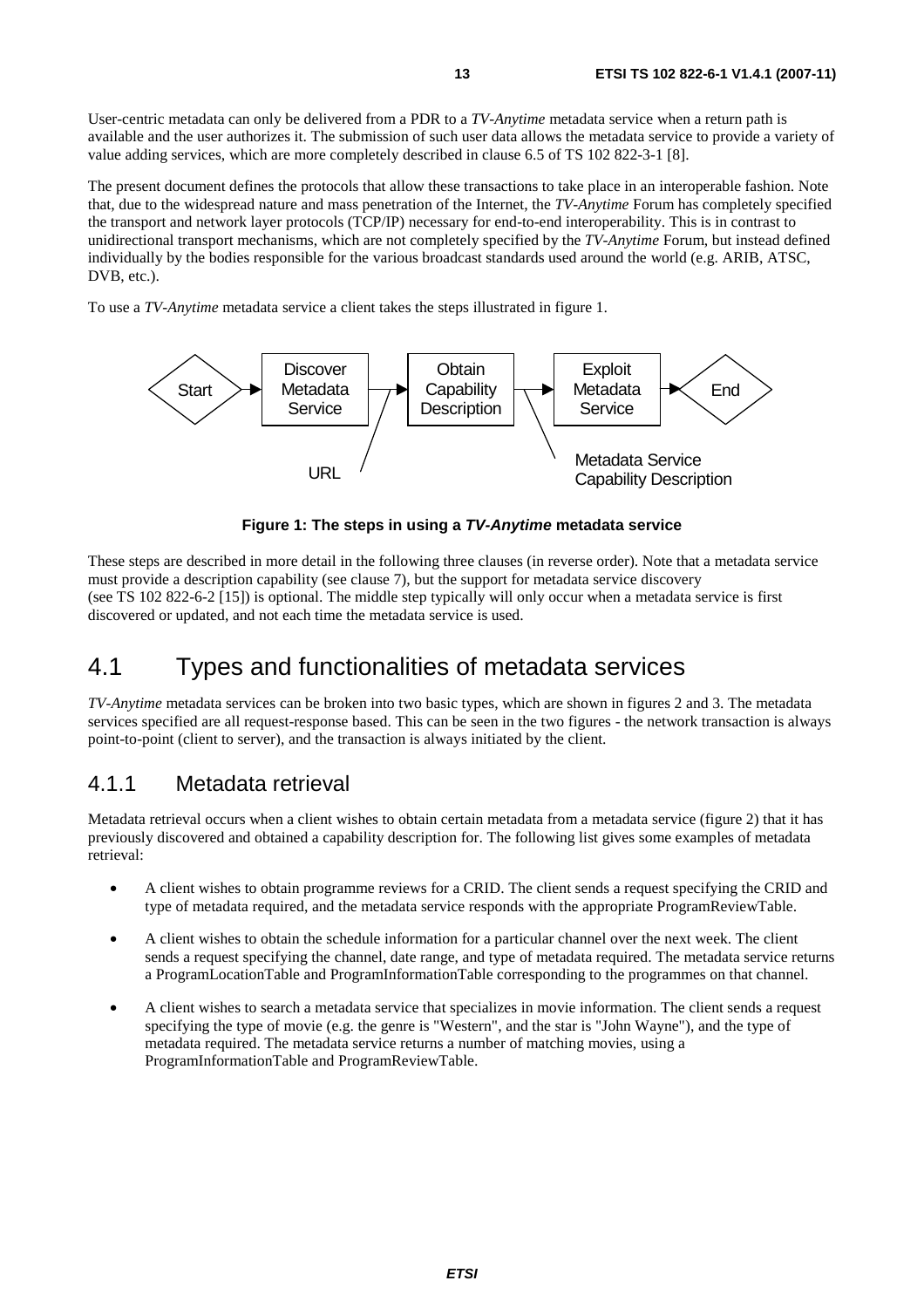User-centric metadata can only be delivered from a PDR to a *TV-Anytime* metadata service when a return path is available and the user authorizes it. The submission of such user data allows the metadata service to provide a variety of value adding services, which are more completely described in clause 6.5 of TS 102 822-3-1 [8].

The present document defines the protocols that allow these transactions to take place in an interoperable fashion. Note that, due to the widespread nature and mass penetration of the Internet, the *TV-Anytime* Forum has completely specified the transport and network layer protocols (TCP/IP) necessary for end-to-end interoperability. This is in contrast to unidirectional transport mechanisms, which are not completely specified by the *TV-Anytime* Forum, but instead defined individually by the bodies responsible for the various broadcast standards used around the world (e.g. ARIB, ATSC, DVB, etc.).

To use a *TV-Anytime* metadata service a client takes the steps illustrated in figure 1.

Start → Discover Metadata Service → Obtain Capability Description → Exploit Metadata Service → End

URL

Metadata Service Capability Description

**Figure 1: The steps in using a *TV-Anytime* metadata service**

These steps are described in more detail in the following three clauses (in reverse order). Note that a metadata service must provide a description capability (see clause 7), but the support for metadata service discovery (see TS 102 822-6-2 [15]) is optional. The middle step typically will only occur when a metadata service is first discovered or updated, and not each time the metadata service is used.

# 4.1 Types and functionalities of metadata services

*TV-Anytime* metadata services can be broken into two basic types, which are shown in figures 2 and 3. The metadata services specified are all request-response based. This can be seen in the two figures - the network transaction is always point-to-point (client to server), and the transaction is always initiated by the client.

## 4.1.1 Metadata retrieval

Metadata retrieval occurs when a client wishes to obtain certain metadata from a metadata service (figure 2) that it has previously discovered and obtained a capability description for. The following list gives some examples of metadata retrieval:

- A client wishes to obtain programme reviews for a CRID. The client sends a request specifying the CRID and type of metadata required, and the metadata service responds with the appropriate ProgramReviewTable.
- A client wishes to obtain the schedule information for a particular channel over the next week. The client sends a request specifying the channel, date range, and type of metadata required. The metadata service returns a ProgramLocationTable and ProgramInformationTable corresponding to the programmes on that channel.
- A client wishes to search a metadata service that specializes in movie information. The client sends a request specifying the type of movie (e.g. the genre is "Western", and the star is "John Wayne"), and the type of metadata required. The metadata service returns a number of matching movies, using a ProgramInformationTable and ProgramReviewTable.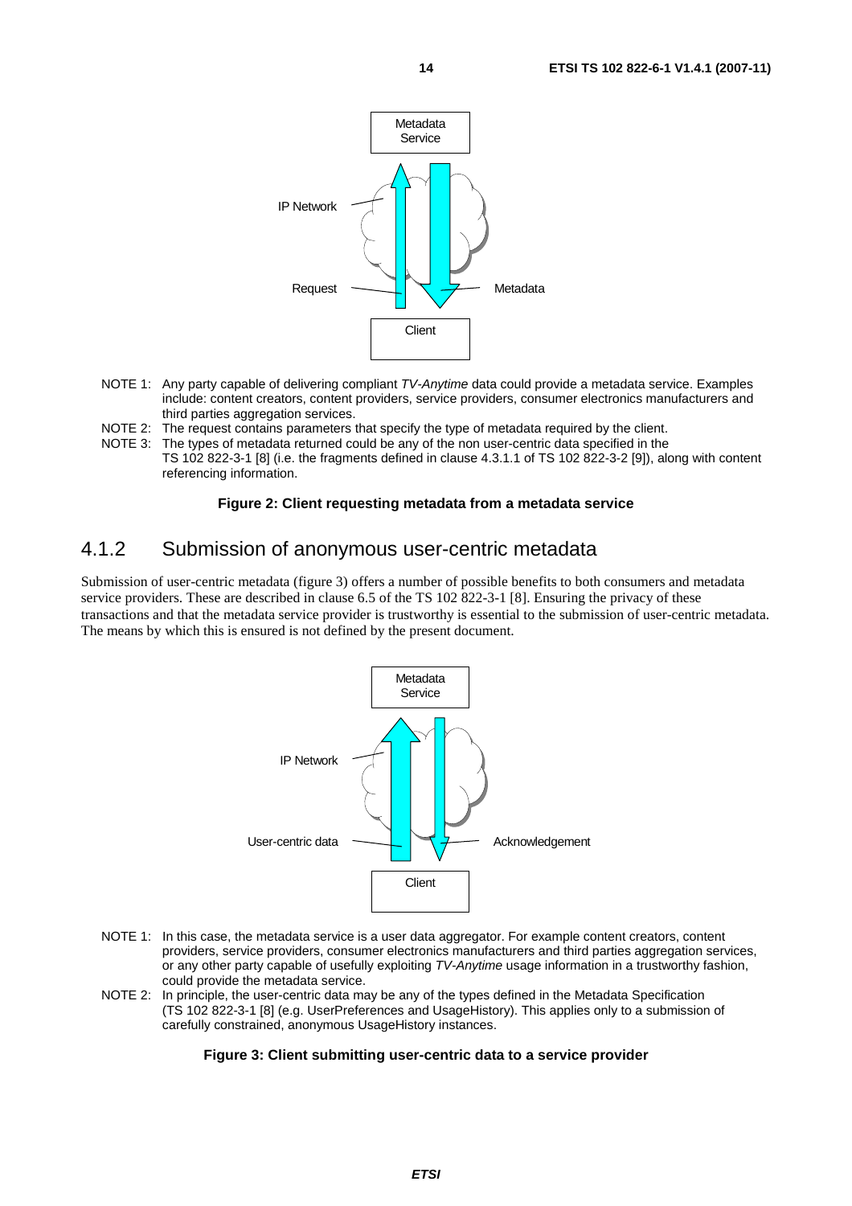NOTE 1: Any party capable of delivering compliant *TV-Anytime* data could provide a metadata service. Examples include: content creators, content providers, service providers, consumer electronics manufacturers and third parties aggregation services.

NOTE 2: The request contains parameters that specify the type of metadata required by the client.

NOTE 3: The types of metadata returned could be any of the non user-centric data specified in the TS 102 822-3-1 [8] (i.e. the fragments defined in clause 4.3.1.1 of TS 102 822-3-2 [9]), along with content referencing information.

**Figure 2: Client requesting metadata from a metadata service**

### 4.1.2 Submission of anonymous user-centric metadata

Submission of user-centric metadata (figure 3) offers a number of possible benefits to both consumers and metadata service providers. These are described in clause 6.5 of the TS 102 822-3-1 [8]. Ensuring the privacy of these transactions and that the metadata service provider is trustworthy is essential to the submission of user-centric metadata. The means by which this is ensured is not defined by the present document.

NOTE 1: In this case, the metadata service is a user data aggregator. For example content creators, content providers, service providers, consumer electronics manufacturers and third parties aggregation services, or any other party capable of usefully exploiting *TV-Anytime* usage information in a trustworthy fashion, could provide the metadata service.

NOTE 2: In principle, the user-centric data may be any of the types defined in the Metadata Specification (TS 102 822-3-1 [8] (e.g. UserPreferences and UsageHistory). This applies only to a submission of carefully constrained, anonymous UsageHistory instances.

**Figure 3: Client submitting user-centric data to a service provider**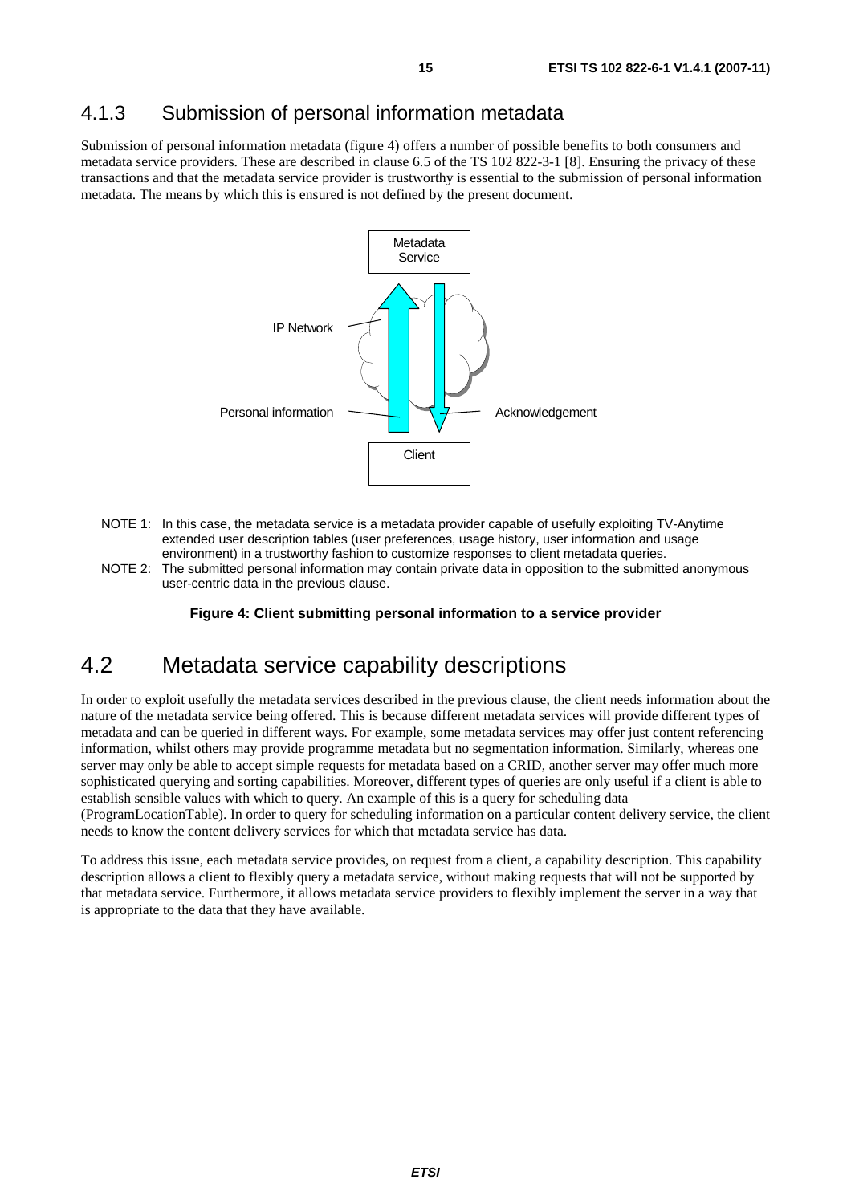### 4.1.3 Submission of personal information metadata

Submission of personal information metadata (figure 4) offers a number of possible benefits to both consumers and metadata service providers. These are described in clause 6.5 of the TS 102 822-3-1 [8]. Ensuring the privacy of these transactions and that the metadata service provider is trustworthy is essential to the submission of personal information metadata. The means by which this is ensured is not defined by the present document.

NOTE 1: In this case, the metadata service is a metadata provider capable of usefully exploiting TV-Anytime extended user description tables (user preferences, usage history, user information and usage environment) in a trustworthy fashion to customize responses to client metadata queries.

NOTE 2: The submitted personal information may contain private data in opposition to the submitted anonymous user-centric data in the previous clause.

**Figure 4: Client submitting personal information to a service provider**

## 4.2 Metadata service capability descriptions

In order to exploit usefully the metadata services described in the previous clause, the client needs information about the nature of the metadata service being offered. This is because different metadata services will provide different types of metadata and can be queried in different ways. For example, some metadata services may offer just content referencing information, whilst others may provide programme metadata but no segmentation information. Similarly, whereas one server may only be able to accept simple requests for metadata based on a CRID, another server may offer much more sophisticated querying and sorting capabilities. Moreover, different types of queries are only useful if a client is able to establish sensible values with which to query. An example of this is a query for scheduling data (ProgramLocationTable). In order to query for scheduling information on a particular content delivery service, the client needs to know the content delivery services for which that metadata service has data.

To address this issue, each metadata service provides, on request from a client, a capability description. This capability description allows a client to flexibly query a metadata service, without making requests that will not be supported by that metadata service. Furthermore, it allows metadata service providers to flexibly implement the server in a way that is appropriate to the data that they have available.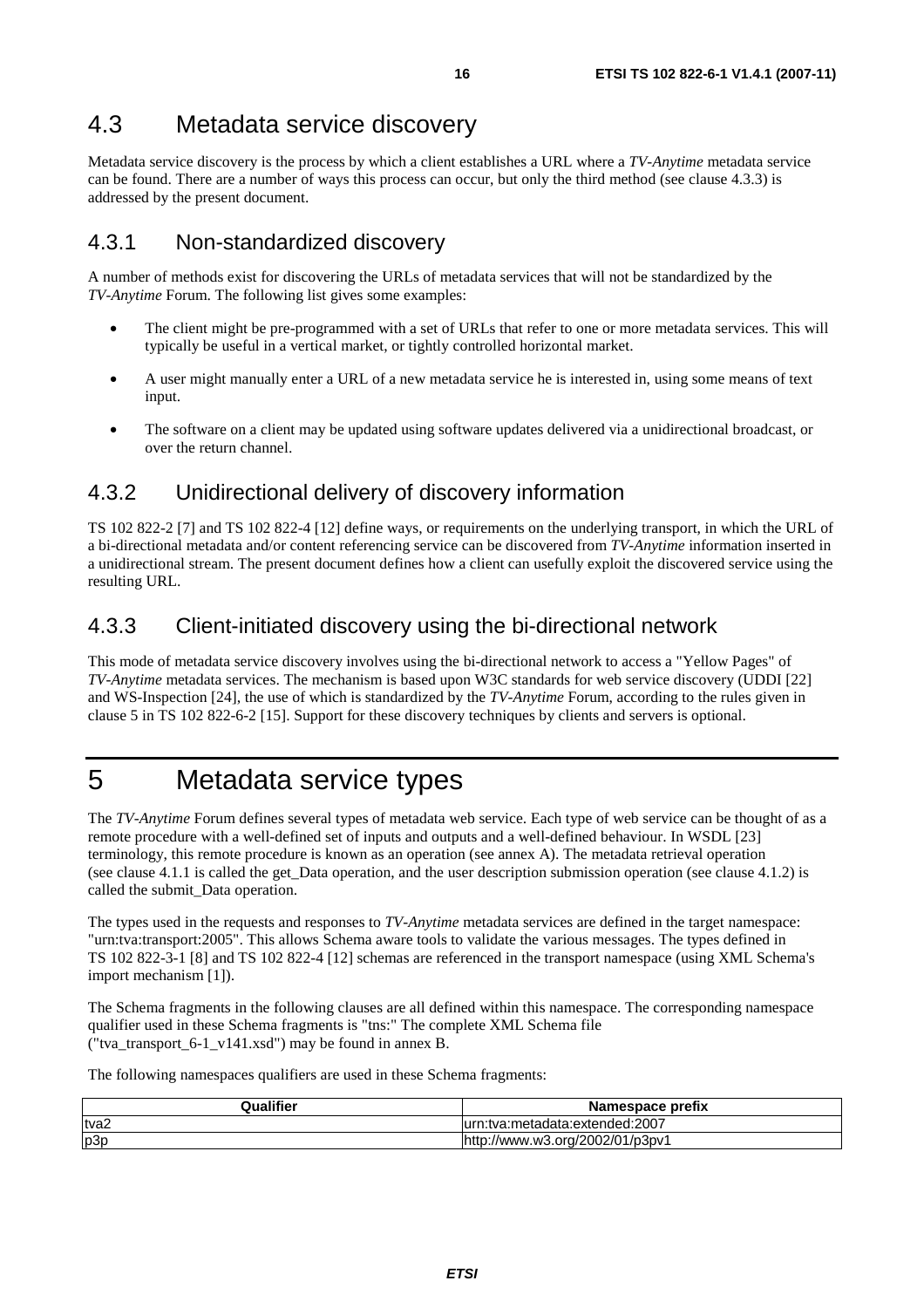## 4.3 Metadata service discovery

Metadata service discovery is the process by which a client establishes a URL where a *TV-Anytime* metadata service can be found. There are a number of ways this process can occur, but only the third method (see clause 4.3.3) is addressed by the present document.

### 4.3.1 Non-standardized discovery

A number of methods exist for discovering the URLs of metadata services that will not be standardized by the *TV-Anytime* Forum. The following list gives some examples:

- The client might be pre-programmed with a set of URLs that refer to one or more metadata services. This will typically be useful in a vertical market, or tightly controlled horizontal market.
- A user might manually enter a URL of a new metadata service he is interested in, using some means of text input.
- The software on a client may be updated using software updates delivered via a unidirectional broadcast, or over the return channel.

### 4.3.2 Unidirectional delivery of discovery information

TS 102 822-2 [7] and TS 102 822-4 [12] define ways, or requirements on the underlying transport, in which the URL of a bi-directional metadata and/or content referencing service can be discovered from *TV-Anytime* information inserted in a unidirectional stream. The present document defines how a client can usefully exploit the discovered service using the resulting URL.

### 4.3.3 Client-initiated discovery using the bi-directional network

This mode of metadata service discovery involves using the bi-directional network to access a "Yellow Pages" of *TV-Anytime* metadata services. The mechanism is based upon W3C standards for web service discovery (UDDI [22] and WS-Inspection [24], the use of which is standardized by the *TV-Anytime* Forum, according to the rules given in clause 5 in TS 102 822-6-2 [15]. Support for these discovery techniques by clients and servers is optional.

# 5 Metadata service types

The *TV-Anytime* Forum defines several types of metadata web service. Each type of web service can be thought of as a remote procedure with a well-defined set of inputs and outputs and a well-defined behaviour. In WSDL [23] terminology, this remote procedure is known as an operation (see annex A). The metadata retrieval operation (see clause 4.1.1 is called the get_Data operation, and the user description submission operation (see clause 4.1.2) is called the submit_Data operation.

The types used in the requests and responses to *TV-Anytime* metadata services are defined in the target namespace: "urn:tva:transport:2005". This allows Schema aware tools to validate the various messages. The types defined in TS 102 822-3-1 [8] and TS 102 822-4 [12] schemas are referenced in the transport namespace (using XML Schema's import mechanism [1]).

The Schema fragments in the following clauses are all defined within this namespace. The corresponding namespace qualifier used in these Schema fragments is "tns:" The complete XML Schema file ("tva_transport_6-1_v141.xsd") may be found in annex B.

The following namespaces qualifiers are used in these Schema fragments:

| Qualifier | Namespace prefix |
|---|---|
| tva2 | urn:tva:metadata:extended:2007 |
| p3p | http://www.w3.org/2002/01/p3pv1 |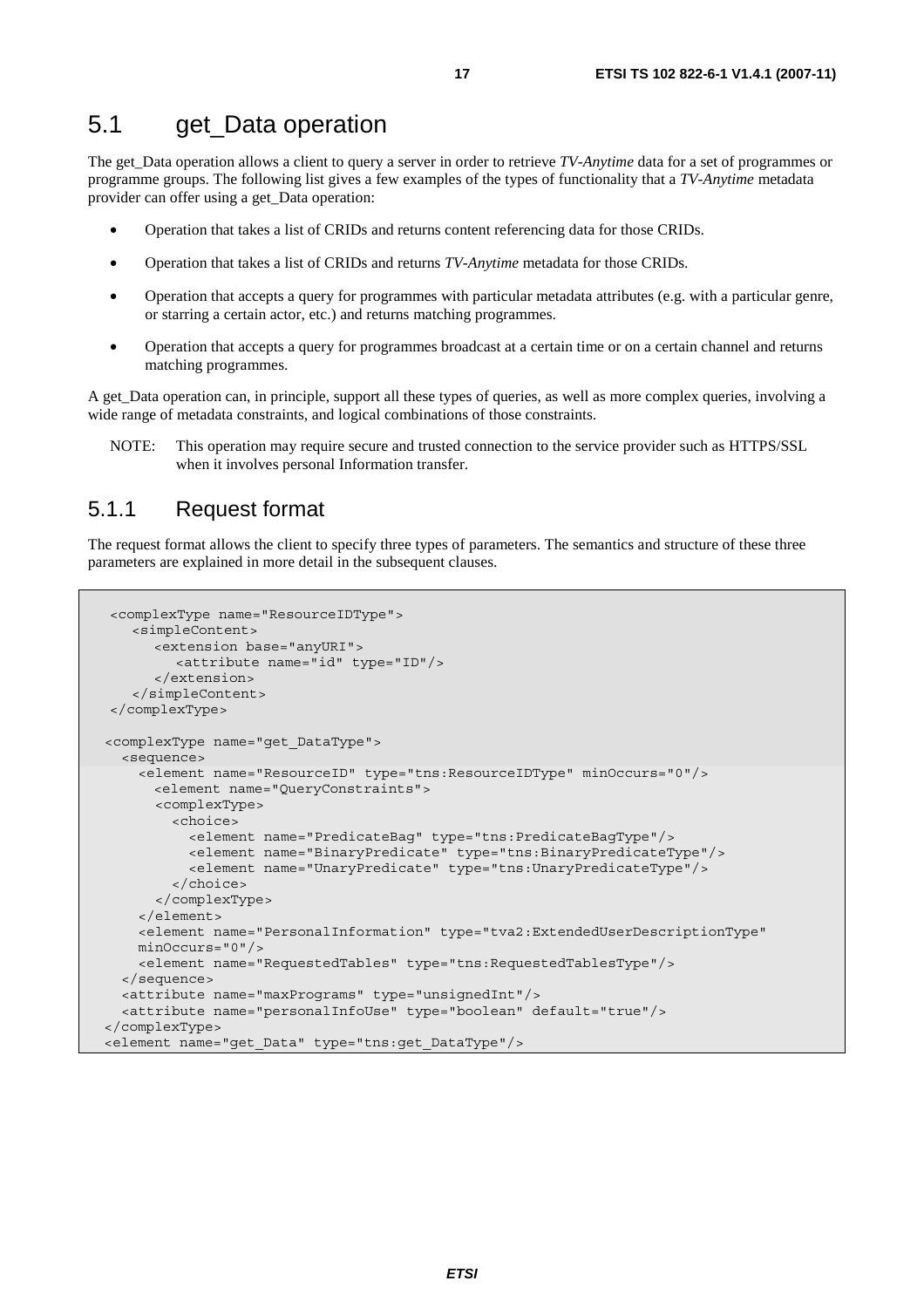## 5.1 get_Data operation

The get_Data operation allows a client to query a server in order to retrieve *TV-Anytime* data for a set of programmes or programme groups. The following list gives a few examples of the types of functionality that a *TV-Anytime* metadata provider can offer using a get_Data operation:

- Operation that takes a list of CRIDs and returns content referencing data for those CRIDs.
- Operation that takes a list of CRIDs and returns *TV-Anytime* metadata for those CRIDs.
- Operation that accepts a query for programmes with particular metadata attributes (e.g. with a particular genre, or starring a certain actor, etc.) and returns matching programmes.
- Operation that accepts a query for programmes broadcast at a certain time or on a certain channel and returns matching programmes.

A get_Data operation can, in principle, support all these types of queries, as well as more complex queries, involving a wide range of metadata constraints, and logical combinations of those constraints.

NOTE: This operation may require secure and trusted connection to the service provider such as HTTPS/SSL when it involves personal Information transfer.

### 5.1.1 Request format

The request format allows the client to specify three types of parameters. The semantics and structure of these three parameters are explained in more detail in the subsequent clauses.

```
 <complexType name="ResourceIDType">
    <simpleContent>
       <extension base="anyURI">
          <attribute name="id" type="ID"/>
       </extension>
    </simpleContent>
 </complexType>

<complexType name="get_DataType">
  <sequence>
    <element name="ResourceID" type="tns:ResourceIDType" minOccurs="0"/>
      <element name="QueryConstraints">
      <complexType>
        <choice>
          <element name="PredicateBag" type="tns:PredicateBagType"/>
          <element name="BinaryPredicate" type="tns:BinaryPredicateType"/>
          <element name="UnaryPredicate" type="tns:UnaryPredicateType"/>
        </choice>
      </complexType>
    </element>
    <element name="PersonalInformation" type="tva2:ExtendedUserDescriptionType"
    minOccurs="0"/>
    <element name="RequestedTables" type="tns:RequestedTablesType"/>
  </sequence>
  <attribute name="maxPrograms" type="unsignedInt"/>
  <attribute name="personalInfoUse" type="boolean" default="true"/>
</complexType>
<element name="get_Data" type="tns:get_DataType"/>
```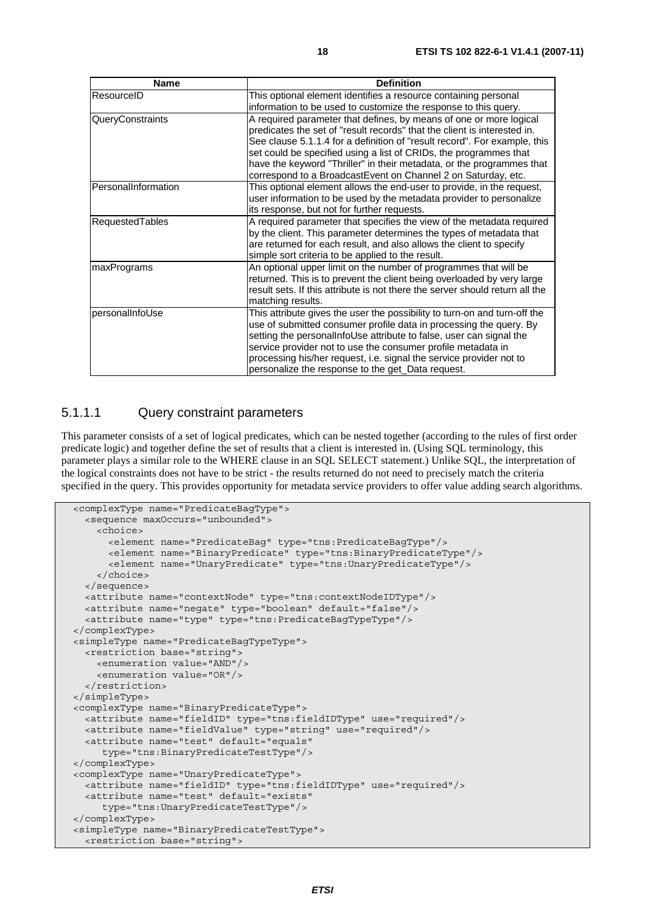| Name | Definition |
| --- | --- |
| ResourceID | This optional element identifies a resource containing personal information to be used to customize the response to this query. |
| QueryConstraints | A required parameter that defines, by means of one or more logical predicates the set of "result records" that the client is interested in. See clause 5.1.1.4 for a definition of "result record". For example, this set could be specified using a list of CRIDs, the programmes that have the keyword "Thriller" in their metadata, or the programmes that correspond to a BroadcastEvent on Channel 2 on Saturday, etc. |
| PersonalInformation | This optional element allows the end-user to provide, in the request, user information to be used by the metadata provider to personalize its response, but not for further requests. |
| RequestedTables | A required parameter that specifies the view of the metadata required by the client. This parameter determines the types of metadata that are returned for each result, and also allows the client to specify simple sort criteria to be applied to the result. |
| maxPrograms | An optional upper limit on the number of programmes that will be returned. This is to prevent the client being overloaded by very large result sets. If this attribute is not there the server should return all the matching results. |
| personalInfoUse | This attribute gives the user the possibility to turn-on and turn-off the use of submitted consumer profile data in processing the query. By setting the personalInfoUse attribute to false, user can signal the service provider not to use the consumer profile metadata in processing his/her request, i.e. signal the service provider not to personalize the response to the get_Data request. |

### 5.1.1.1 Query constraint parameters

This parameter consists of a set of logical predicates, which can be nested together (according to the rules of first order predicate logic) and together define the set of results that a client is interested in. (Using SQL terminology, this parameter plays a similar role to the WHERE clause in an SQL SELECT statement.) Unlike SQL, the interpretation of the logical constraints does not have to be strict - the results returned do not need to precisely match the criteria specified in the query. This provides opportunity for metadata service providers to offer value adding search algorithms.

```
<complexType name="PredicateBagType">
  <sequence maxOccurs="unbounded">
    <choice>
      <element name="PredicateBag" type="tns:PredicateBagType"/>
      <element name="BinaryPredicate" type="tns:BinaryPredicateType"/>
      <element name="UnaryPredicate" type="tns:UnaryPredicateType"/>
    </choice>
  </sequence>
  <attribute name="contextNode" type="tns:contextNodeIDType"/>
  <attribute name="negate" type="boolean" default="false"/>
  <attribute name="type" type="tns:PredicateBagTypeType"/>
</complexType>
<simpleType name="PredicateBagTypeType">
  <restriction base="string">
    <enumeration value="AND"/>
    <enumeration value="OR"/>
  </restriction>
</simpleType>
<complexType name="BinaryPredicateType">
  <attribute name="fieldID" type="tns:fieldIDType" use="required"/>
  <attribute name="fieldValue" type="string" use="required"/>
  <attribute name="test" default="equals"
     type="tns:BinaryPredicateTestType"/>
</complexType>
<complexType name="UnaryPredicateType">
  <attribute name="fieldID" type="tns:fieldIDType" use="required"/>
  <attribute name="test" default="exists"
     type="tns:UnaryPredicateTestType"/>
</complexType>
<simpleType name="BinaryPredicateTestType">
  <restriction base="string">
```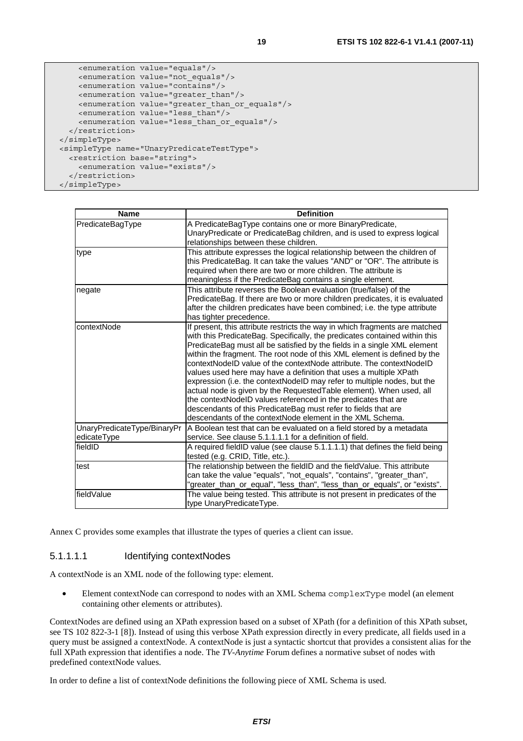```
      <enumeration value="equals"/>
      <enumeration value="not_equals"/>
      <enumeration value="contains"/>
      <enumeration value="greater_than"/>
      <enumeration value="greater_than_or_equals"/>
      <enumeration value="less_than"/>
      <enumeration value="less_than_or_equals"/>
    </restriction>
  </simpleType>
  <simpleType name="UnaryPredicateTestType">
    <restriction base="string">
      <enumeration value="exists"/>
    </restriction>
  </simpleType>
```

| Name | Definition |
|---|---|
| PredicateBagType | A PredicateBagType contains one or more BinaryPredicate, UnaryPredicate or PredicateBag children, and is used to express logical relationships between these children. |
| type | This attribute expresses the logical relationship between the children of this PredicateBag. It can take the values "AND" or "OR". The attribute is required when there are two or more children. The attribute is meaningless if the PredicateBag contains a single element. |
| negate | This attribute reverses the Boolean evaluation (true/false) of the PredicateBag. If there are two or more children predicates, it is evaluated after the children predicates have been combined; i.e. the type attribute has tighter precedence. |
| contextNode | If present, this attribute restricts the way in which fragments are matched with this PredicateBag. Specifically, the predicates contained within this PredicateBag must all be satisfied by the fields in a single XML element within the fragment. The root node of this XML element is defined by the contextNodeID value of the contextNode attribute. The contextNodeID values used here may have a definition that uses a multiple XPath expression (i.e. the contextNodeID may refer to multiple nodes, but the actual node is given by the RequestedTable element). When used, all the contextNodeID values referenced in the predicates that are descendants of this PredicateBag must refer to fields that are descendants of the contextNode element in the XML Schema. |
| UnaryPredicateType/BinaryPredicateType | A Boolean test that can be evaluated on a field stored by a metadata service. See clause 5.1.1.1.1 for a definition of field. |
| fieldID | A required fieldID value (see clause 5.1.1.1.1) that defines the field being tested (e.g. CRID, Title, etc.). |
| test | The relationship between the fieldID and the fieldValue. This attribute can take the value "equals", "not_equals", "contains", "greater_than", "greater_than_or_equal", "less_than", "less_than_or_equals", or "exists". |
| fieldValue | The value being tested. This attribute is not present in predicates of the type UnaryPredicateType. |

Annex C provides some examples that illustrate the types of queries a client can issue.

##### 5.1.1.1.1 Identifying contextNodes

A contextNode is an XML node of the following type: element.

- Element contextNode can correspond to nodes with an XML Schema `complexType` model (an element containing other elements or attributes).

ContextNodes are defined using an XPath expression based on a subset of XPath (for a definition of this XPath subset, see TS 102 822-3-1 [8]). Instead of using this verbose XPath expression directly in every predicate, all fields used in a query must be assigned a contextNode. A contextNode is just a syntactic shortcut that provides a consistent alias for the full XPath expression that identifies a node. The *TV-Anytime* Forum defines a normative subset of nodes with predefined contextNode values.

In order to define a list of contextNode definitions the following piece of XML Schema is used.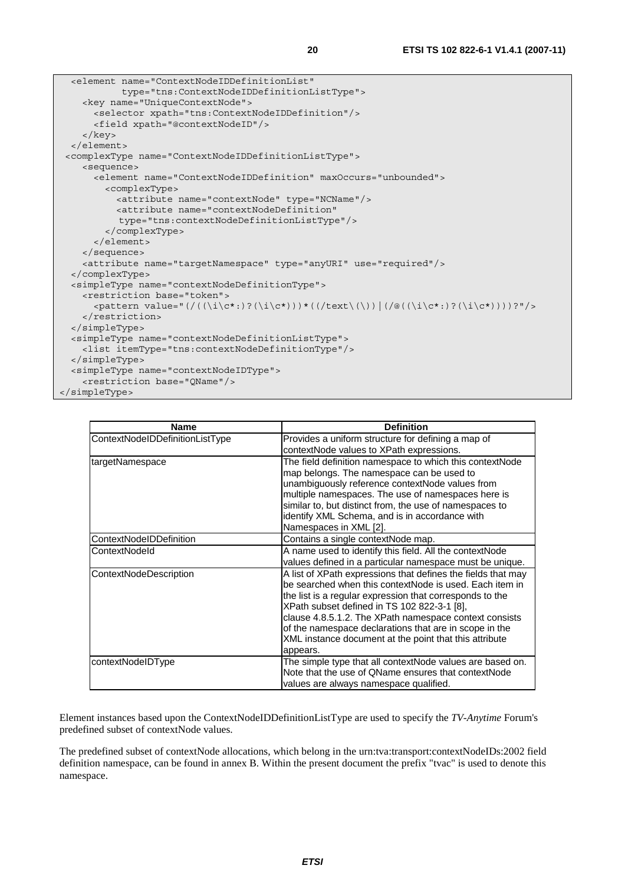```
  <element name="ContextNodeIDDefinitionList"
           type="tns:ContextNodeIDDefinitionListType">
    <key name="UniqueContextNode">
      <selector xpath="tns:ContextNodeIDDefinition"/>
      <field xpath="@contextNodeID"/>
    </key>
  </element>
 <complexType name="ContextNodeIDDefinitionListType">
    <sequence>
      <element name="ContextNodeIDDefinition" maxOccurs="unbounded">
        <complexType>
          <attribute name="contextNode" type="NCName"/>
          <attribute name="contextNodeDefinition"
           type="tns:contextNodeDefinitionListType"/>
        </complexType>
      </element>
    </sequence>
    <attribute name="targetNamespace" type="anyURI" use="required"/>
  </complexType>
  <simpleType name="contextNodeDefinitionType">
    <restriction base="token">
      <pattern value="(/((\i\c*:)?(\i\c*)))*((/text\(\))|(/@((\i\c*:)?(\i\c*))))?"/>
    </restriction>
  </simpleType>
  <simpleType name="contextNodeDefinitionListType">
    <list itemType="tns:contextNodeDefinitionType"/>
  </simpleType>
  <simpleType name="contextNodeIDType">
    <restriction base="QName"/>
</simpleType>
```

| Name | Definition |
|---|---|
| ContextNodeIDDefinitionListType | Provides a uniform structure for defining a map of contextNode values to XPath expressions. |
| targetNamespace | The field definition namespace to which this contextNode map belongs. The namespace can be used to unambiguously reference contextNode values from multiple namespaces. The use of namespaces here is similar to, but distinct from, the use of namespaces to identify XML Schema, and is in accordance with Namespaces in XML [2]. |
| ContextNodeIDDefinition | Contains a single contextNode map. |
| ContextNodeId | A name used to identify this field. All the contextNode values defined in a particular namespace must be unique. |
| ContextNodeDescription | A list of XPath expressions that defines the fields that may be searched when this contextNode is used. Each item in the list is a regular expression that corresponds to the XPath subset defined in TS 102 822-3-1 [8], clause 4.8.5.1.2. The XPath namespace context consists of the namespace declarations that are in scope in the XML instance document at the point that this attribute appears. |
| contextNodeIDType | The simple type that all contextNode values are based on. Note that the use of QName ensures that contextNode values are always namespace qualified. |

Element instances based upon the ContextNodeIDDefinitionListType are used to specify the *TV-Anytime* Forum's predefined subset of contextNode values.

The predefined subset of contextNode allocations, which belong in the urn:tva:transport:contextNodeIDs:2002 field definition namespace, can be found in annex B. Within the present document the prefix "tvac" is used to denote this namespace.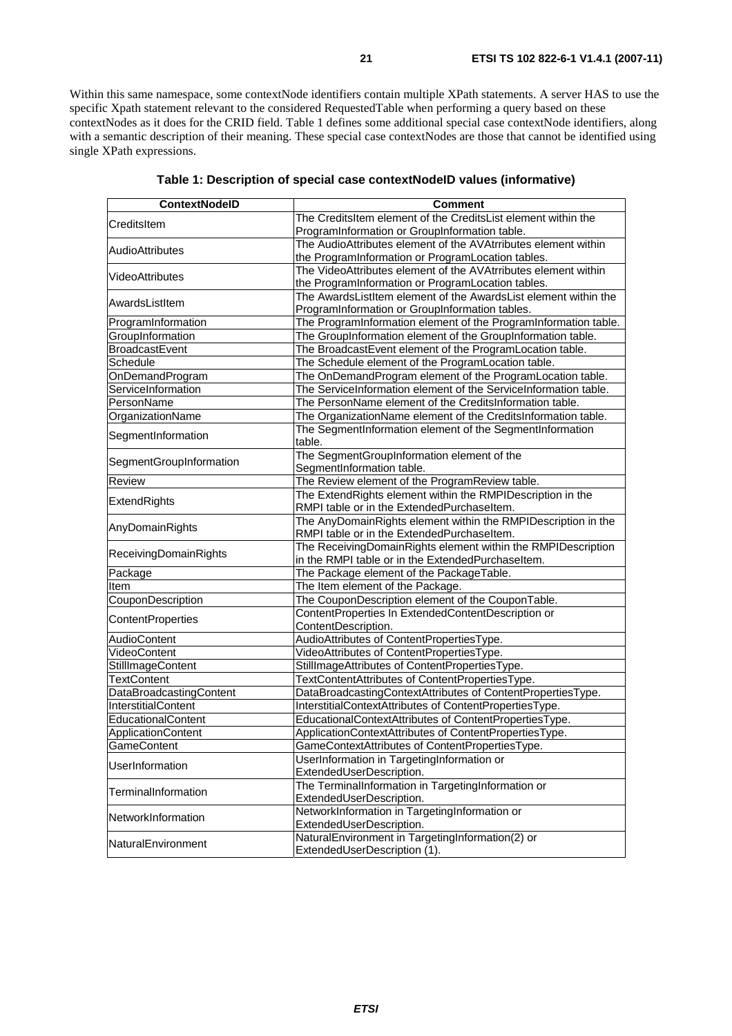Within this same namespace, some contextNode identifiers contain multiple XPath statements. A server HAS to use the specific Xpath statement relevant to the considered RequestedTable when performing a query based on these contextNodes as it does for the CRID field. Table 1 defines some additional special case contextNode identifiers, along with a semantic description of their meaning. These special case contextNodes are those that cannot be identified using single XPath expressions.

**Table 1: Description of special case contextNodeID values (informative)**

| ContextNodeID | Comment |
|---|---|
| CreditsItem | The CreditsItem element of the CreditsList element within the ProgramInformation or GroupInformation table. |
| AudioAttributes | The AudioAttributes element of the AVAtrributes element within the ProgramInformation or ProgramLocation tables. |
| VideoAttributes | The VideoAttributes element of the AVAtrributes element within the ProgramInformation or ProgramLocation tables. |
| AwardsListItem | The AwardsListItem element of the AwardsList element within the ProgramInformation or GroupInformation tables. |
| ProgramInformation | The ProgramInformation element of the ProgramInformation table. |
| GroupInformation | The GroupInformation element of the GroupInformation table. |
| BroadcastEvent | The BroadcastEvent element of the ProgramLocation table. |
| Schedule | The Schedule element of the ProgramLocation table. |
| OnDemandProgram | The OnDemandProgram element of the ProgramLocation table. |
| ServiceInformation | The ServiceInformation element of the ServiceInformation table. |
| PersonName | The PersonName element of the CreditsInformation table. |
| OrganizationName | The OrganizationName element of the CreditsInformation table. |
| SegmentInformation | The SegmentInformation element of the SegmentInformation table. |
| SegmentGroupInformation | The SegmentGroupInformation element of the SegmentInformation table. |
| Review | The Review element of the ProgramReview table. |
| ExtendRights | The ExtendRights element within the RMPIDescription in the RMPI table or in the ExtendedPurchaseItem. |
| AnyDomainRights | The AnyDomainRights element within the RMPIDescription in the RMPI table or in the ExtendedPurchaseItem. |
| ReceivingDomainRights | The ReceivingDomainRights element within the RMPIDescription in the RMPI table or in the ExtendedPurchaseItem. |
| Package | The Package element of the PackageTable. |
| Item | The Item element of the Package. |
| CouponDescription | The CouponDescription element of the CouponTable. |
| ContentProperties | ContentProperties In ExtendedContentDescription or ContentDescription. |
| AudioContent | AudioAttributes of ContentPropertiesType. |
| VideoContent | VideoAttributes of ContentPropertiesType. |
| StillImageContent | StillImageAttributes of ContentPropertiesType. |
| TextContent | TextContentAttributes of ContentPropertiesType. |
| DataBroadcastingContent | DataBroadcastingContextAttributes of ContentPropertiesType. |
| InterstitialContent | InterstitialContextAttributes of ContentPropertiesType. |
| EducationalContent | EducationalContextAttributes of ContentPropertiesType. |
| ApplicationContent | ApplicationContextAttributes of ContentPropertiesType. |
| GameContent | GameContextAttributes of ContentPropertiesType. |
| UserInformation | UserInformation in TargetingInformation or ExtendedUserDescription. |
| TerminalInformation | The TerminalInformation in TargetingInformation or ExtendedUserDescription. |
| NetworkInformation | NetworkInformation in TargetingInformation or ExtendedUserDescription. |
| NaturalEnvironment | NaturalEnvironment in TargetingInformation(2) or ExtendedUserDescription (1). |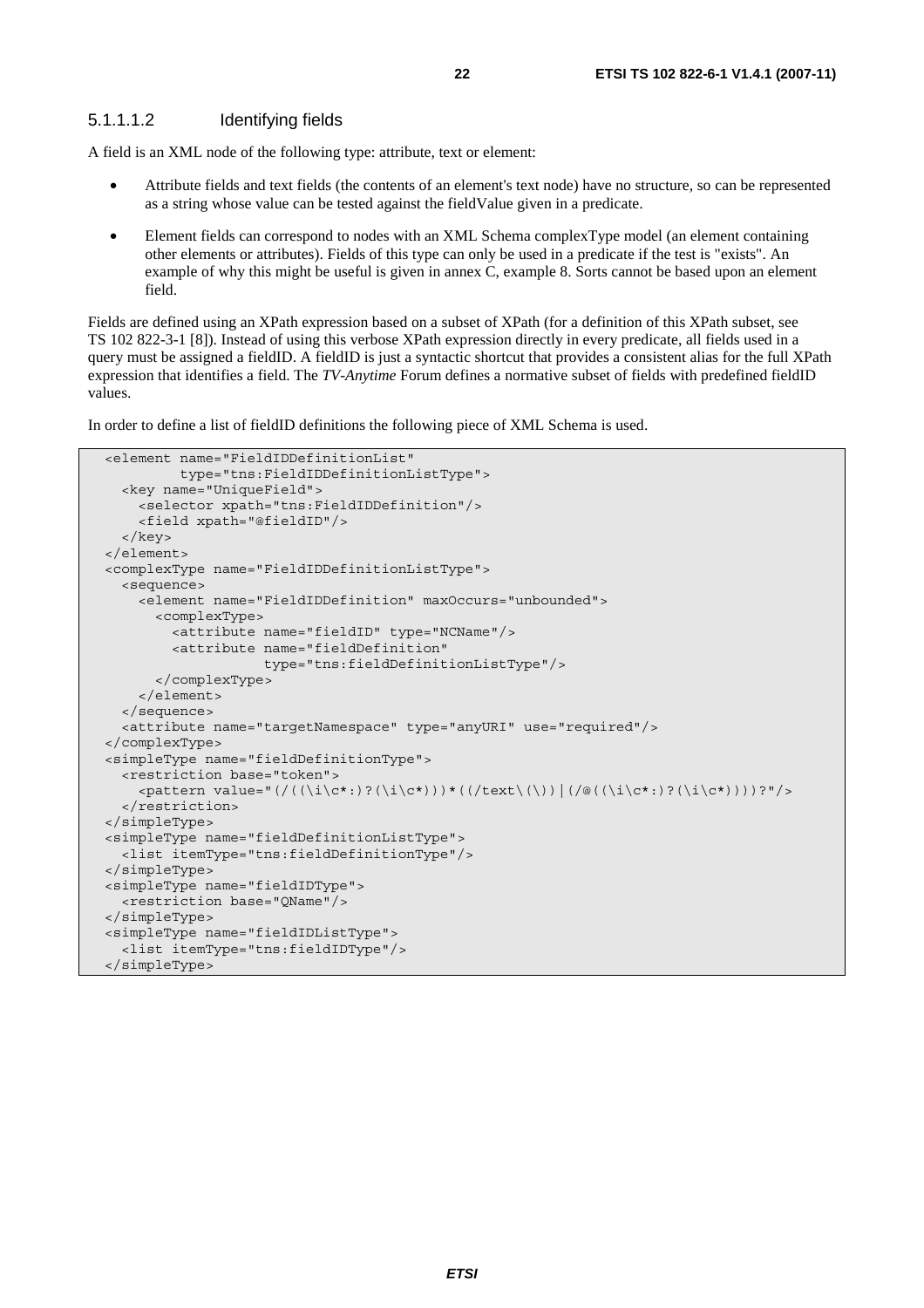#### 5.1.1.1.2 Identifying fields

A field is an XML node of the following type: attribute, text or element:

- Attribute fields and text fields (the contents of an element's text node) have no structure, so can be represented as a string whose value can be tested against the fieldValue given in a predicate.
- Element fields can correspond to nodes with an XML Schema complexType model (an element containing other elements or attributes). Fields of this type can only be used in a predicate if the test is "exists". An example of why this might be useful is given in annex C, example 8. Sorts cannot be based upon an element field.

Fields are defined using an XPath expression based on a subset of XPath (for a definition of this XPath subset, see TS 102 822-3-1 [8]). Instead of using this verbose XPath expression directly in every predicate, all fields used in a query must be assigned a fieldID. A fieldID is just a syntactic shortcut that provides a consistent alias for the full XPath expression that identifies a field. The *TV-Anytime* Forum defines a normative subset of fields with predefined fieldID values.

In order to define a list of fieldID definitions the following piece of XML Schema is used.

```
<element name="FieldIDDefinitionList"
         type="tns:FieldIDDefinitionListType">
  <key name="UniqueField">
    <selector xpath="tns:FieldIDDefinition"/>
    <field xpath="@fieldID"/>
  </key>
</element>
<complexType name="FieldIDDefinitionListType">
  <sequence>
    <element name="FieldIDDefinition" maxOccurs="unbounded">
      <complexType>
        <attribute name="fieldID" type="NCName"/>
        <attribute name="fieldDefinition"
                   type="tns:fieldDefinitionListType"/>
      </complexType>
    </element>
  </sequence>
  <attribute name="targetNamespace" type="anyURI" use="required"/>
</complexType>
<simpleType name="fieldDefinitionType">
  <restriction base="token">
    <pattern value="(/((\i\c*:)?(\i\c*)))*((/text\(\))|(/@((\i\c*:)?(\i\c*))))?"/>
  </restriction>
</simpleType>
<simpleType name="fieldDefinitionListType">
  <list itemType="tns:fieldDefinitionType"/>
</simpleType>
<simpleType name="fieldIDType">
  <restriction base="QName"/>
</simpleType>
<simpleType name="fieldIDListType">
  <list itemType="tns:fieldIDType"/>
</simpleType>
```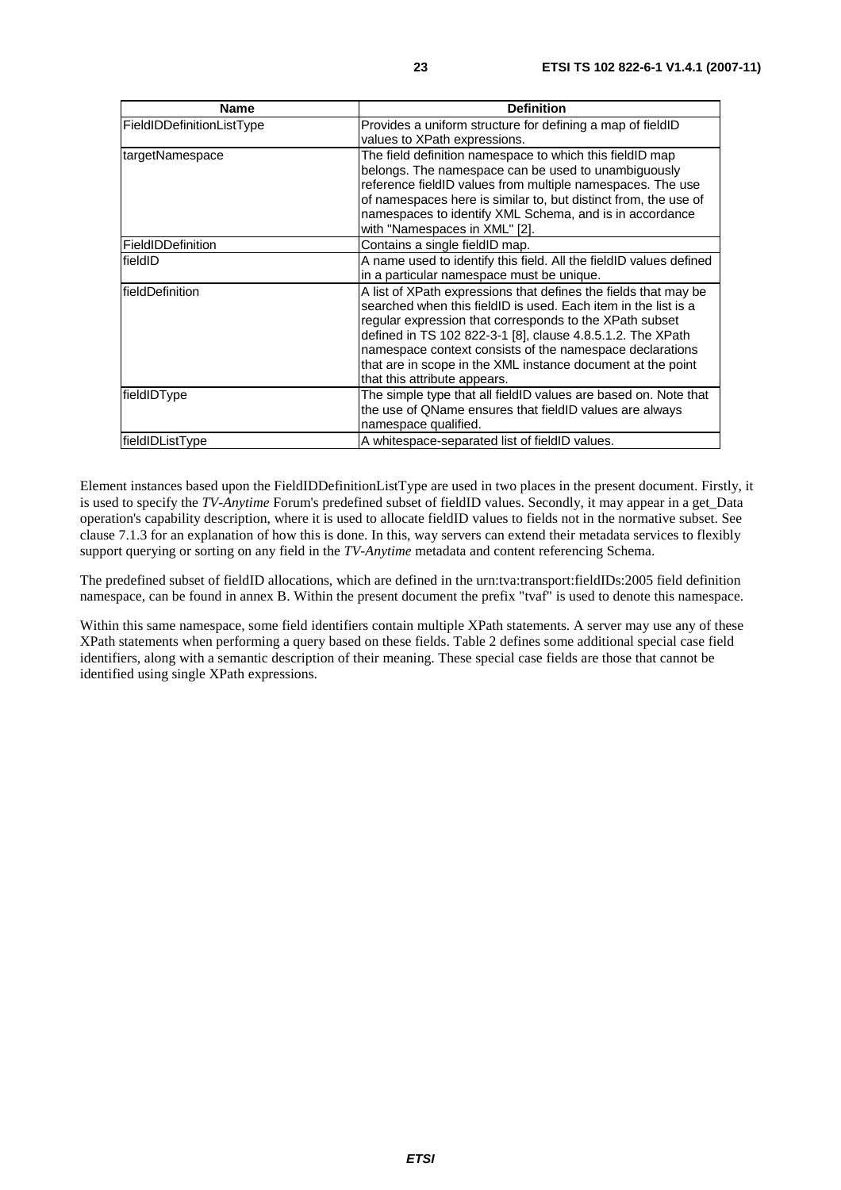| Name | Definition |
| --- | --- |
| FieldIDDefinitionListType | Provides a uniform structure for defining a map of fieldID values to XPath expressions. |
| targetNamespace | The field definition namespace to which this fieldID map belongs. The namespace can be used to unambiguously reference fieldID values from multiple namespaces. The use of namespaces here is similar to, but distinct from, the use of namespaces to identify XML Schema, and is in accordance with "Namespaces in XML" [2]. |
| FieldIDDefinition | Contains a single fieldID map. |
| fieldID | A name used to identify this field. All the fieldID values defined in a particular namespace must be unique. |
| fieldDefinition | A list of XPath expressions that defines the fields that may be searched when this fieldID is used. Each item in the list is a regular expression that corresponds to the XPath subset defined in TS 102 822-3-1 [8], clause 4.8.5.1.2. The XPath namespace context consists of the namespace declarations that are in scope in the XML instance document at the point that this attribute appears. |
| fieldIDType | The simple type that all fieldID values are based on. Note that the use of QName ensures that fieldID values are always namespace qualified. |
| fieldIDListType | A whitespace-separated list of fieldID values. |

Element instances based upon the FieldIDDefinitionListType are used in two places in the present document. Firstly, it is used to specify the *TV-Anytime* Forum's predefined subset of fieldID values. Secondly, it may appear in a get_Data operation's capability description, where it is used to allocate fieldID values to fields not in the normative subset. See clause 7.1.3 for an explanation of how this is done. In this, way servers can extend their metadata services to flexibly support querying or sorting on any field in the *TV-Anytime* metadata and content referencing Schema.

The predefined subset of fieldID allocations, which are defined in the urn:tva:transport:fieldIDs:2005 field definition namespace, can be found in annex B. Within the present document the prefix "tvaf" is used to denote this namespace.

Within this same namespace, some field identifiers contain multiple XPath statements. A server may use any of these XPath statements when performing a query based on these fields. Table 2 defines some additional special case field identifiers, along with a semantic description of their meaning. These special case fields are those that cannot be identified using single XPath expressions.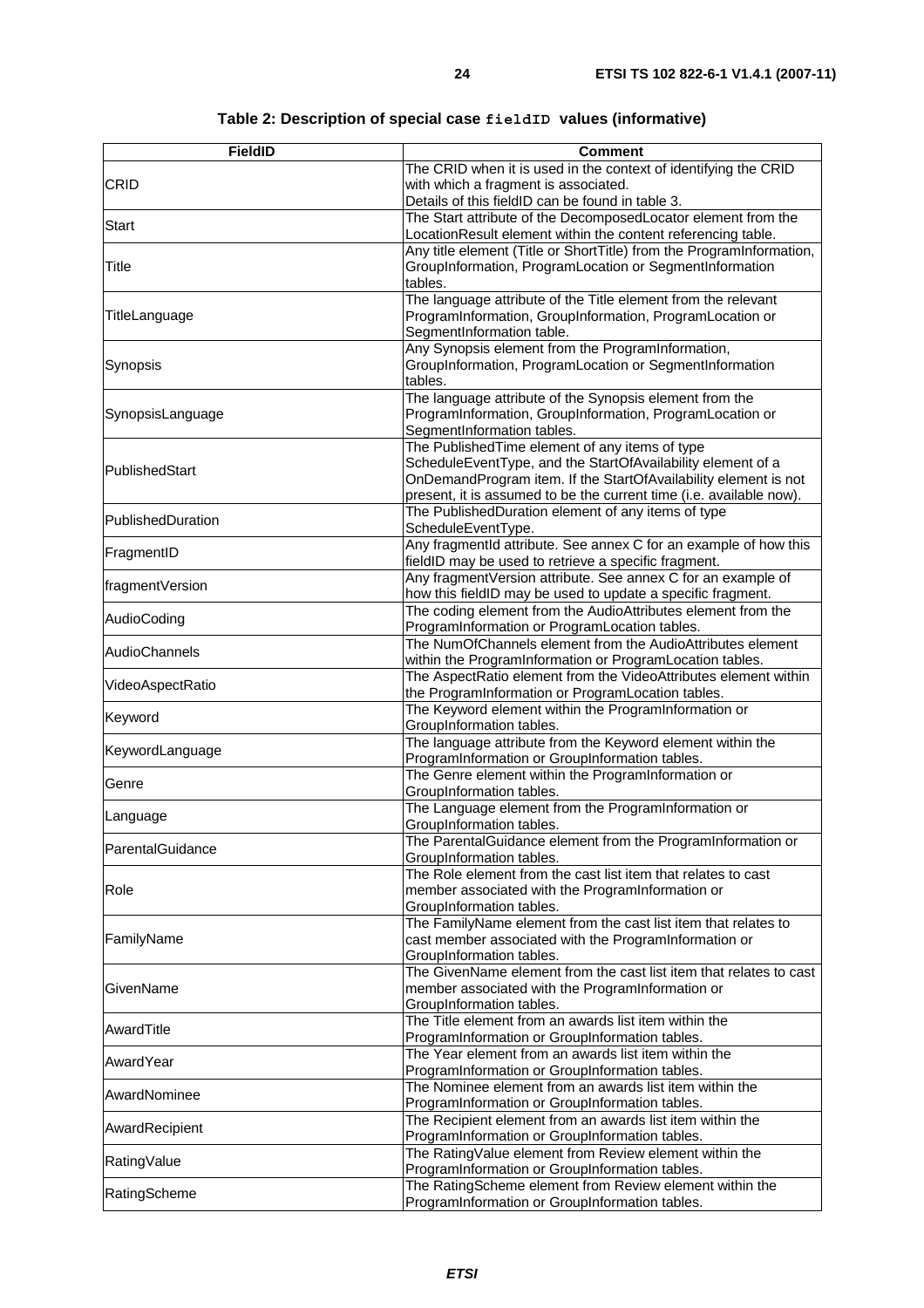**Table 2: Description of special case `fieldID` values (informative)**

| FieldID | Comment |
|---|---|
| CRID | The CRID when it is used in the context of identifying the CRID with which a fragment is associated. Details of this fieldID can be found in table 3. |
| Start | The Start attribute of the DecomposedLocator element from the LocationResult element within the content referencing table. |
| Title | Any title element (Title or ShortTitle) from the ProgramInformation, GroupInformation, ProgramLocation or SegmentInformation tables. |
| TitleLanguage | The language attribute of the Title element from the relevant ProgramInformation, GroupInformation, ProgramLocation or SegmentInformation table. |
| Synopsis | Any Synopsis element from the ProgramInformation, GroupInformation, ProgramLocation or SegmentInformation tables. |
| SynopsisLanguage | The language attribute of the Synopsis element from the ProgramInformation, GroupInformation, ProgramLocation or SegmentInformation tables. |
| PublishedStart | The PublishedTime element of any items of type ScheduleEventType, and the StartOfAvailability element of a OnDemandProgram item. If the StartOfAvailability element is not present, it is assumed to be the current time (i.e. available now). |
| PublishedDuration | The PublishedDuration element of any items of type ScheduleEventType. |
| FragmentID | Any fragmentId attribute. See annex C for an example of how this fieldID may be used to retrieve a specific fragment. |
| fragmentVersion | Any fragmentVersion attribute. See annex C for an example of how this fieldID may be used to update a specific fragment. |
| AudioCoding | The coding element from the AudioAttributes element from the ProgramInformation or ProgramLocation tables. |
| AudioChannels | The NumOfChannels element from the AudioAttributes element within the ProgramInformation or ProgramLocation tables. |
| VideoAspectRatio | The AspectRatio element from the VideoAttributes element within the ProgramInformation or ProgramLocation tables. |
| Keyword | The Keyword element within the ProgramInformation or GroupInformation tables. |
| KeywordLanguage | The language attribute from the Keyword element within the ProgramInformation or GroupInformation tables. |
| Genre | The Genre element within the ProgramInformation or GroupInformation tables. |
| Language | The Language element from the ProgramInformation or GroupInformation tables. |
| ParentalGuidance | The ParentalGuidance element from the ProgramInformation or GroupInformation tables. |
| Role | The Role element from the cast list item that relates to cast member associated with the ProgramInformation or GroupInformation tables. |
| FamilyName | The FamilyName element from the cast list item that relates to cast member associated with the ProgramInformation or GroupInformation tables. |
| GivenName | The GivenName element from the cast list item that relates to cast member associated with the ProgramInformation or GroupInformation tables. |
| AwardTitle | The Title element from an awards list item within the ProgramInformation or GroupInformation tables. |
| AwardYear | The Year element from an awards list item within the ProgramInformation or GroupInformation tables. |
| AwardNominee | The Nominee element from an awards list item within the ProgramInformation or GroupInformation tables. |
| AwardRecipient | The Recipient element from an awards list item within the ProgramInformation or GroupInformation tables. |
| RatingValue | The RatingValue element from Review element within the ProgramInformation or GroupInformation tables. |
| RatingScheme | The RatingScheme element from Review element within the ProgramInformation or GroupInformation tables. |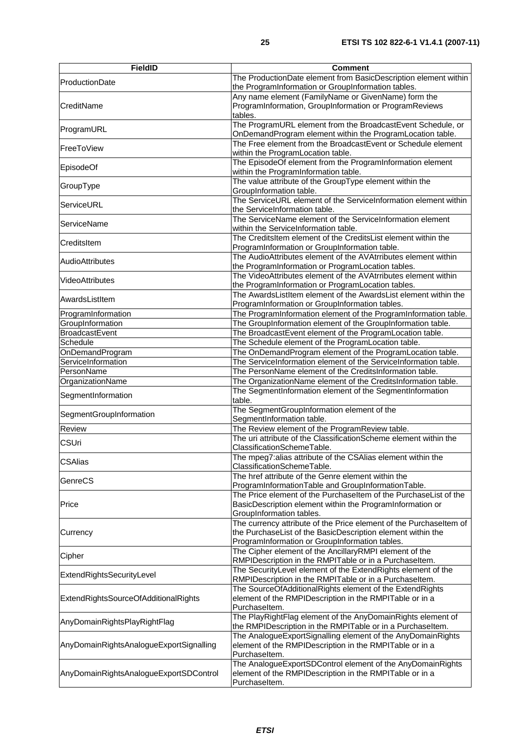| FieldID | Comment |
|---|---|
| ProductionDate | The ProductionDate element from BasicDescription element within the ProgramInformation or GroupInformation tables. |
| CreditName | Any name element (FamilyName or GivenName) form the ProgramInformation, GroupInformation or ProgramReviews tables. |
| ProgramURL | The ProgramURL element from the BroadcastEvent Schedule, or OnDemandProgram element within the ProgramLocation table. |
| FreeToView | The Free element from the BroadcastEvent or Schedule element within the ProgramLocation table. |
| EpisodeOf | The EpisodeOf element from the ProgramInformation element within the ProgramInformation table. |
| GroupType | The value attribute of the GroupType element within the GroupInformation table. |
| ServiceURL | The ServiceURL element of the ServiceInformation element within the ServiceInformation table. |
| ServiceName | The ServiceName element of the ServiceInformation element within the ServiceInformation table. |
| CreditsItem | The CreditsItem element of the CreditsList element within the ProgramInformation or GroupInformation table. |
| AudioAttributes | The AudioAttributes element of the AVAtrributes element within the ProgramInformation or ProgramLocation tables. |
| VideoAttributes | The VideoAttributes element of the AVAtrributes element within the ProgramInformation or ProgramLocation tables. |
| AwardsListItem | The AwardsListItem element of the AwardsList element within the ProgramInformation or GroupInformation tables. |
| ProgramInformation | The ProgramInformation element of the ProgramInformation table. |
| GroupInformation | The GroupInformation element of the GroupInformation table. |
| BroadcastEvent | The BroadcastEvent element of the ProgramLocation table. |
| Schedule | The Schedule element of the ProgramLocation table. |
| OnDemandProgram | The OnDemandProgram element of the ProgramLocation table. |
| ServiceInformation | The ServiceInformation element of the ServiceInformation table. |
| PersonName | The PersonName element of the CreditsInformation table. |
| OrganizationName | The OrganizationName element of the CreditsInformation table. |
| SegmentInformation | The SegmentInformation element of the SegmentInformation table. |
| SegmentGroupInformation | The SegmentGroupInformation element of the SegmentInformation table. |
| Review | The Review element of the ProgramReview table. |
| CSUri | The uri attribute of the ClassificationScheme element within the ClassificationSchemeTable. |
| CSAlias | The mpeg7:alias attribute of the CSAlias element within the ClassificationSchemeTable. |
| GenreCS | The href attribute of the Genre element within the ProgramInformationTable and GroupInformationTable. |
| Price | The Price element of the PurchaseItem of the PurchaseList of the BasicDescription element within the ProgramInformation or GroupInformation tables. |
| Currency | The currency attribute of the Price element of the PurchaseItem of the PurchaseList of the BasicDescription element within the ProgramInformation or GroupInformation tables. |
| Cipher | The Cipher element of the AncillaryRMPI element of the RMPIDescription in the RMPITable or in a PurchaseItem. |
| ExtendRightsSecurityLevel | The SecurityLevel element of the ExtendRights element of the RMPIDescription in the RMPITable or in a PurchaseItem. |
| ExtendRightsSourceOfAdditionalRights | The SourceOfAdditionalRights element of the ExtendRights element of the RMPIDescription in the RMPITable or in a PurchaseItem. |
| AnyDomainRightsPlayRightFlag | The PlayRightFlag element of the AnyDomainRights element of the RMPIDescription in the RMPITable or in a PurchaseItem. |
| AnyDomainRightsAnalogueExportSignalling | The AnalogueExportSignalling element of the AnyDomainRights element of the RMPIDescription in the RMPITable or in a PurchaseItem. |
| AnyDomainRightsAnalogueExportSDControl | The AnalogueExportSDControl element of the AnyDomainRights element of the RMPIDescription in the RMPITable or in a PurchaseItem. |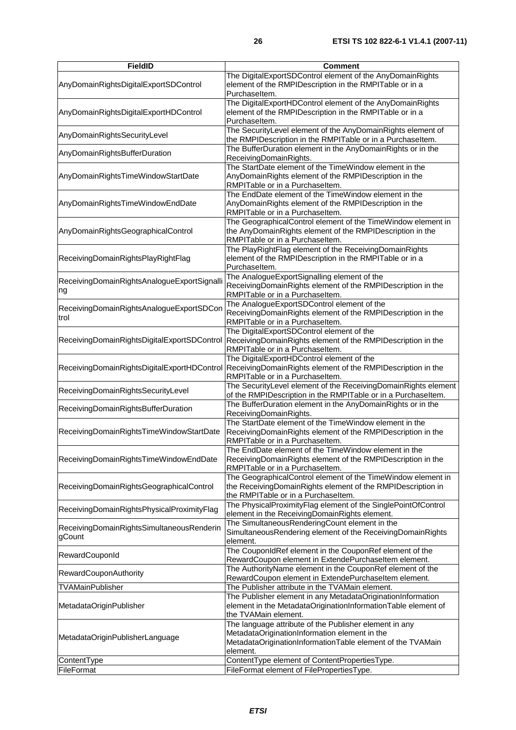| FieldID | Comment |
| --- | --- |
| AnyDomainRightsDigitalExportSDControl | The DigitalExportSDControl element of the AnyDomainRights element of the RMPIDescription in the RMPITable or in a PurchaseItem. |
| AnyDomainRightsDigitalExportHDControl | The DigitalExportHDControl element of the AnyDomainRights element of the RMPIDescription in the RMPITable or in a PurchaseItem. |
| AnyDomainRightsSecurityLevel | The SecurityLevel element of the AnyDomainRights element of the RMPIDescription in the RMPITable or in a PurchaseItem. |
| AnyDomainRightsBufferDuration | The BufferDuration element in the AnyDomainRights or in the ReceivingDomainRights. |
| AnyDomainRightsTimeWindowStartDate | The StartDate element of the TimeWindow element in the AnyDomainRights element of the RMPIDescription in the RMPITable or in a PurchaseItem. |
| AnyDomainRightsTimeWindowEndDate | The EndDate element of the TimeWindow element in the AnyDomainRights element of the RMPIDescription in the RMPITable or in a PurchaseItem. |
| AnyDomainRightsGeographicalControl | The GeographicalControl element of the TimeWindow element in the AnyDomainRights element of the RMPIDescription in the RMPITable or in a PurchaseItem. |
| ReceivingDomainRightsPlayRightFlag | The PlayRightFlag element of the ReceivingDomainRights element of the RMPIDescription in the RMPITable or in a PurchaseItem. |
| ReceivingDomainRightsAnalogueExportSignalling | The AnalogueExportSignalling element of the ReceivingDomainRights element of the RMPIDescription in the RMPITable or in a PurchaseItem. |
| ReceivingDomainRightsAnalogueExportSDControl | The AnalogueExportSDControl element of the ReceivingDomainRights element of the RMPIDescription in the RMPITable or in a PurchaseItem. |
| ReceivingDomainRightsDigitalExportSDControl | The DigitalExportSDControl element of the ReceivingDomainRights element of the RMPIDescription in the RMPITable or in a PurchaseItem. |
| ReceivingDomainRightsDigitalExportHDControl | The DigitalExportHDControl element of the ReceivingDomainRights element of the RMPIDescription in the RMPITable or in a PurchaseItem. |
| ReceivingDomainRightsSecurityLevel | The SecurityLevel element of the ReceivingDomainRights element of the RMPIDescription in the RMPITable or in a PurchaseItem. |
| ReceivingDomainRightsBufferDuration | The BufferDuration element in the AnyDomainRights or in the ReceivingDomainRights. |
| ReceivingDomainRightsTimeWindowStartDate | The StartDate element of the TimeWindow element in the ReceivingDomainRights element of the RMPIDescription in the RMPITable or in a PurchaseItem. |
| ReceivingDomainRightsTimeWindowEndDate | The EndDate element of the TimeWindow element in the ReceivingDomainRights element of the RMPIDescription in the RMPITable or in a PurchaseItem. |
| ReceivingDomainRightsGeographicalControl | The GeographicalControl element of the TimeWindow element in the ReceivingDomainRights element of the RMPIDescription in the RMPITable or in a PurchaseItem. |
| ReceivingDomainRightsPhysicalProximityFlag | The PhysicalProximityFlag element of the SinglePointOfControl element in the ReceivingDomainRights element. |
| ReceivingDomainRightsSimultaneousRenderingCount | The SimultaneousRenderingCount element in the SimultaneousRendering element of the ReceivingDomainRights element. |
| RewardCouponId | The CouponIdRef element in the CouponRef element of the RewardCoupon element in ExtendePurchaseItem element. |
| RewardCouponAuthority | The AuthorityName element in the CouponRef element of the RewardCoupon element in ExtendePurchaseItem element. |
| TVAMainPublisher | The Publisher attribute in the TVAMain element. |
| MetadataOriginPublisher | The Publisher element in any MetadataOriginationInformation element in the MetadataOriginationInformationTable element of the TVAMain element. |
| MetadataOriginPublisherLanguage | The language attribute of the Publisher element in any MetadataOriginationInformation element in the MetadataOriginationInformationTable element of the TVAMain element. |
| ContentType | ContentType element of ContentPropertiesType. |
| FileFormat | FileFormat element of FilePropertiesType. |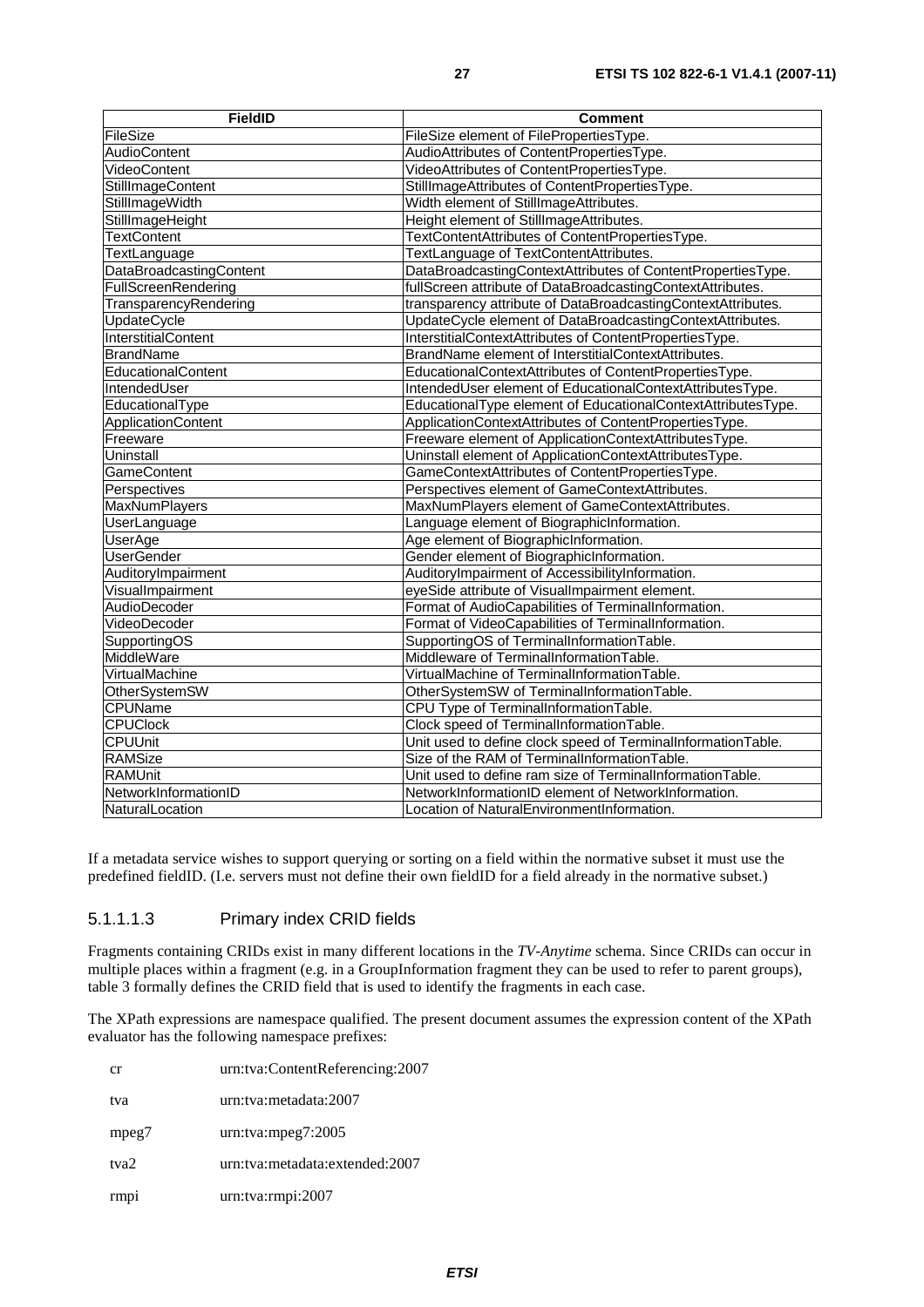| FieldID | Comment |
| --- | --- |
| FileSize | FileSize element of FilePropertiesType. |
| AudioContent | AudioAttributes of ContentPropertiesType. |
| VideoContent | VideoAttributes of ContentPropertiesType. |
| StillImageContent | StillImageAttributes of ContentPropertiesType. |
| StillImageWidth | Width element of StillImageAttributes. |
| StillImageHeight | Height element of StillImageAttributes. |
| TextContent | TextContentAttributes of ContentPropertiesType. |
| TextLanguage | TextLanguage of TextContentAttributes. |
| DataBroadcastingContent | DataBroadcastingContextAttributes of ContentPropertiesType. |
| FullScreenRendering | fullScreen attribute of DataBroadcastingContextAttributes. |
| TransparencyRendering | transparency attribute of DataBroadcastingContextAttributes. |
| UpdateCycle | UpdateCycle element of DataBroadcastingContextAttributes. |
| InterstitialContent | InterstitialContextAttributes of ContentPropertiesType. |
| BrandName | BrandName element of InterstitialContextAttributes. |
| EducationalContent | EducationalContextAttributes of ContentPropertiesType. |
| IntendedUser | IntendedUser element of EducationalContextAttributesType. |
| EducationalType | EducationalType element of EducationalContextAttributesType. |
| ApplicationContent | ApplicationContextAttributes of ContentPropertiesType. |
| Freeware | Freeware element of ApplicationContextAttributesType. |
| Uninstall | Uninstall element of ApplicationContextAttributesType. |
| GameContent | GameContextAttributes of ContentPropertiesType. |
| Perspectives | Perspectives element of GameContextAttributes. |
| MaxNumPlayers | MaxNumPlayers element of GameContextAttributes. |
| UserLanguage | Language element of BiographicInformation. |
| UserAge | Age element of BiographicInformation. |
| UserGender | Gender element of BiographicInformation. |
| AuditoryImpairment | AuditoryImpairment of AccessibilityInformation. |
| VisualImpairment | eyeSide attribute of VisualImpairment element. |
| AudioDecoder | Format of AudioCapabilities of TerminalInformation. |
| VideoDecoder | Format of VideoCapabilities of TerminalInformation. |
| SupportingOS | SupportingOS of TerminalInformationTable. |
| MiddleWare | Middleware of TerminalInformationTable. |
| VirtualMachine | VirtualMachine of TerminalInformationTable. |
| OtherSystemSW | OtherSystemSW of TerminalInformationTable. |
| CPUName | CPU Type of TerminalInformationTable. |
| CPUClock | Clock speed of TerminalInformationTable. |
| CPUUnit | Unit used to define clock speed of TerminalInformationTable. |
| RAMSize | Size of the RAM of TerminalInformationTable. |
| RAMUnit | Unit used to define ram size of TerminalInformationTable. |
| NetworkInformationID | NetworkInformationID element of NetworkInformation. |
| NaturalLocation | Location of NaturalEnvironmentInformation. |

If a metadata service wishes to support querying or sorting on a field within the normative subset it must use the predefined fieldID. (I.e. servers must not define their own fieldID for a field already in the normative subset.)

#### 5.1.1.1.3 Primary index CRID fields

Fragments containing CRIDs exist in many different locations in the *TV-Anytime* schema. Since CRIDs can occur in multiple places within a fragment (e.g. in a GroupInformation fragment they can be used to refer to parent groups), table 3 formally defines the CRID field that is used to identify the fragments in each case.

The XPath expressions are namespace qualified. The present document assumes the expression content of the XPath evaluator has the following namespace prefixes:

| | |
| --- | --- |
| cr | urn:tva:ContentReferencing:2007 |
| tva | urn:tva:metadata:2007 |
| mpeg7 | urn:tva:mpeg7:2005 |
| tva2 | urn:tva:metadata:extended:2007 |
| rmpi | urn:tva:rmpi:2007 |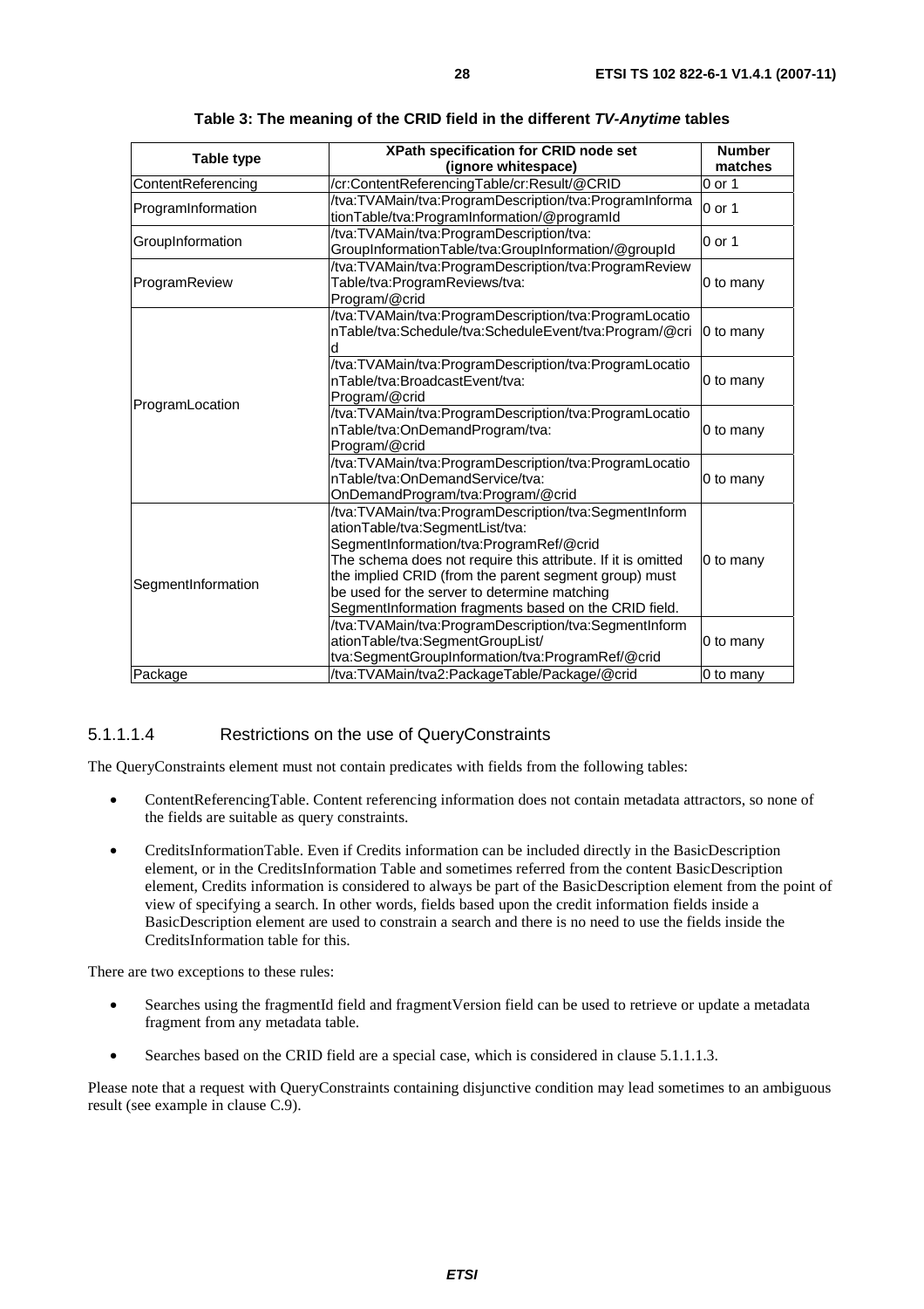**Table 3: The meaning of the CRID field in the different *TV-Anytime* tables**

| Table type | XPath specification for CRID node set (ignore whitespace) | Number matches |
|---|---|---|
| ContentReferencing | /cr:ContentReferencingTable/cr:Result/@CRID | 0 or 1 |
| ProgramInformation | /tva:TVAMain/tva:ProgramDescription/tva:ProgramInformationTable/tva:ProgramInformation/@programId | 0 or 1 |
| GroupInformation | /tva:TVAMain/tva:ProgramDescription/tva: GroupInformationTable/tva:GroupInformation/@groupId | 0 or 1 |
| ProgramReview | /tva:TVAMain/tva:ProgramDescription/tva:ProgramReviewTable/tva:ProgramReviews/tva: Program/@crid | 0 to many |
| ProgramLocation | /tva:TVAMain/tva:ProgramDescription/tva:ProgramLocationTable/tva:Schedule/tva:ScheduleEvent/tva:Program/@crid | 0 to many |
| | /tva:TVAMain/tva:ProgramDescription/tva:ProgramLocationTable/tva:BroadcastEvent/tva: Program/@crid | 0 to many |
| | /tva:TVAMain/tva:ProgramDescription/tva:ProgramLocationTable/tva:OnDemandProgram/tva: Program/@crid | 0 to many |
| | /tva:TVAMain/tva:ProgramDescription/tva:ProgramLocationTable/tva:OnDemandService/tva: OnDemandProgram/tva:Program/@crid | 0 to many |
| SegmentInformation | /tva:TVAMain/tva:ProgramDescription/tva:SegmentInformationTable/tva:SegmentList/tva: SegmentInformation/tva:ProgramRef/@crid The schema does not require this attribute. If it is omitted the implied CRID (from the parent segment group) must be used for the server to determine matching SegmentInformation fragments based on the CRID field. | 0 to many |
| | /tva:TVAMain/tva:ProgramDescription/tva:SegmentInformationTable/tva:SegmentGroupList/ tva:SegmentGroupInformation/tva:ProgramRef/@crid | 0 to many |
| Package | /tva:TVAMain/tva2:PackageTable/Package/@crid | 0 to many |

#### 5.1.1.1.4 Restrictions on the use of QueryConstraints

The QueryConstraints element must not contain predicates with fields from the following tables:

- ContentReferencingTable. Content referencing information does not contain metadata attractors, so none of the fields are suitable as query constraints.
- CreditsInformationTable. Even if Credits information can be included directly in the BasicDescription element, or in the CreditsInformation Table and sometimes referred from the content BasicDescription element, Credits information is considered to always be part of the BasicDescription element from the point of view of specifying a search. In other words, fields based upon the credit information fields inside a BasicDescription element are used to constrain a search and there is no need to use the fields inside the CreditsInformation table for this.

There are two exceptions to these rules:

- Searches using the fragmentId field and fragmentVersion field can be used to retrieve or update a metadata fragment from any metadata table.
- Searches based on the CRID field are a special case, which is considered in clause 5.1.1.1.3.

Please note that a request with QueryConstraints containing disjunctive condition may lead sometimes to an ambiguous result (see example in clause C.9).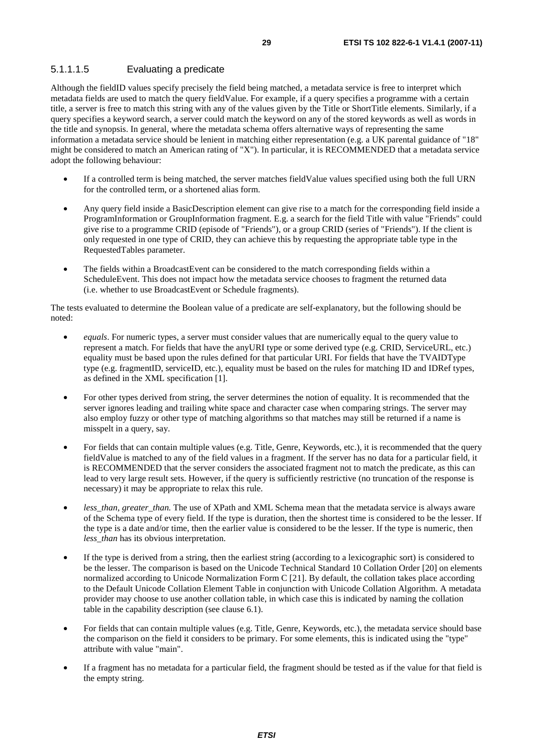#### 5.1.1.1.5 Evaluating a predicate

Although the fieldID values specify precisely the field being matched, a metadata service is free to interpret which metadata fields are used to match the query fieldValue. For example, if a query specifies a programme with a certain title, a server is free to match this string with any of the values given by the Title or ShortTitle elements. Similarly, if a query specifies a keyword search, a server could match the keyword on any of the stored keywords as well as words in the title and synopsis. In general, where the metadata schema offers alternative ways of representing the same information a metadata service should be lenient in matching either representation (e.g. a UK parental guidance of "18" might be considered to match an American rating of "X"). In particular, it is RECOMMENDED that a metadata service adopt the following behaviour:

- If a controlled term is being matched, the server matches fieldValue values specified using both the full URN for the controlled term, or a shortened alias form.
- Any query field inside a BasicDescription element can give rise to a match for the corresponding field inside a ProgramInformation or GroupInformation fragment. E.g. a search for the field Title with value "Friends" could give rise to a programme CRID (episode of "Friends"), or a group CRID (series of "Friends"). If the client is only requested in one type of CRID, they can achieve this by requesting the appropriate table type in the RequestedTables parameter.
- The fields within a BroadcastEvent can be considered to the match corresponding fields within a ScheduleEvent. This does not impact how the metadata service chooses to fragment the returned data (i.e. whether to use BroadcastEvent or Schedule fragments).

The tests evaluated to determine the Boolean value of a predicate are self-explanatory, but the following should be noted:

- *equals*. For numeric types, a server must consider values that are numerically equal to the query value to represent a match. For fields that have the anyURI type or some derived type (e.g. CRID, ServiceURL, etc.) equality must be based upon the rules defined for that particular URI. For fields that have the TVAIDType type (e.g. fragmentID, serviceID, etc.), equality must be based on the rules for matching ID and IDRef types, as defined in the XML specification [1].
- For other types derived from string, the server determines the notion of equality. It is recommended that the server ignores leading and trailing white space and character case when comparing strings. The server may also employ fuzzy or other type of matching algorithms so that matches may still be returned if a name is misspelt in a query, say.
- For fields that can contain multiple values (e.g. Title, Genre, Keywords, etc.), it is recommended that the query fieldValue is matched to any of the field values in a fragment. If the server has no data for a particular field, it is RECOMMENDED that the server considers the associated fragment not to match the predicate, as this can lead to very large result sets. However, if the query is sufficiently restrictive (no truncation of the response is necessary) it may be appropriate to relax this rule.
- *less_than, greater_than.* The use of XPath and XML Schema mean that the metadata service is always aware of the Schema type of every field. If the type is duration, then the shortest time is considered to be the lesser. If the type is a date and/or time, then the earlier value is considered to be the lesser. If the type is numeric, then *less_than* has its obvious interpretation.
- If the type is derived from a string, then the earliest string (according to a lexicographic sort) is considered to be the lesser. The comparison is based on the Unicode Technical Standard 10 Collation Order [20] on elements normalized according to Unicode Normalization Form C [21]. By default, the collation takes place according to the Default Unicode Collation Element Table in conjunction with Unicode Collation Algorithm. A metadata provider may choose to use another collation table, in which case this is indicated by naming the collation table in the capability description (see clause 6.1).
- For fields that can contain multiple values (e.g. Title, Genre, Keywords, etc.), the metadata service should base the comparison on the field it considers to be primary. For some elements, this is indicated using the "type" attribute with value "main".
- If a fragment has no metadata for a particular field, the fragment should be tested as if the value for that field is the empty string.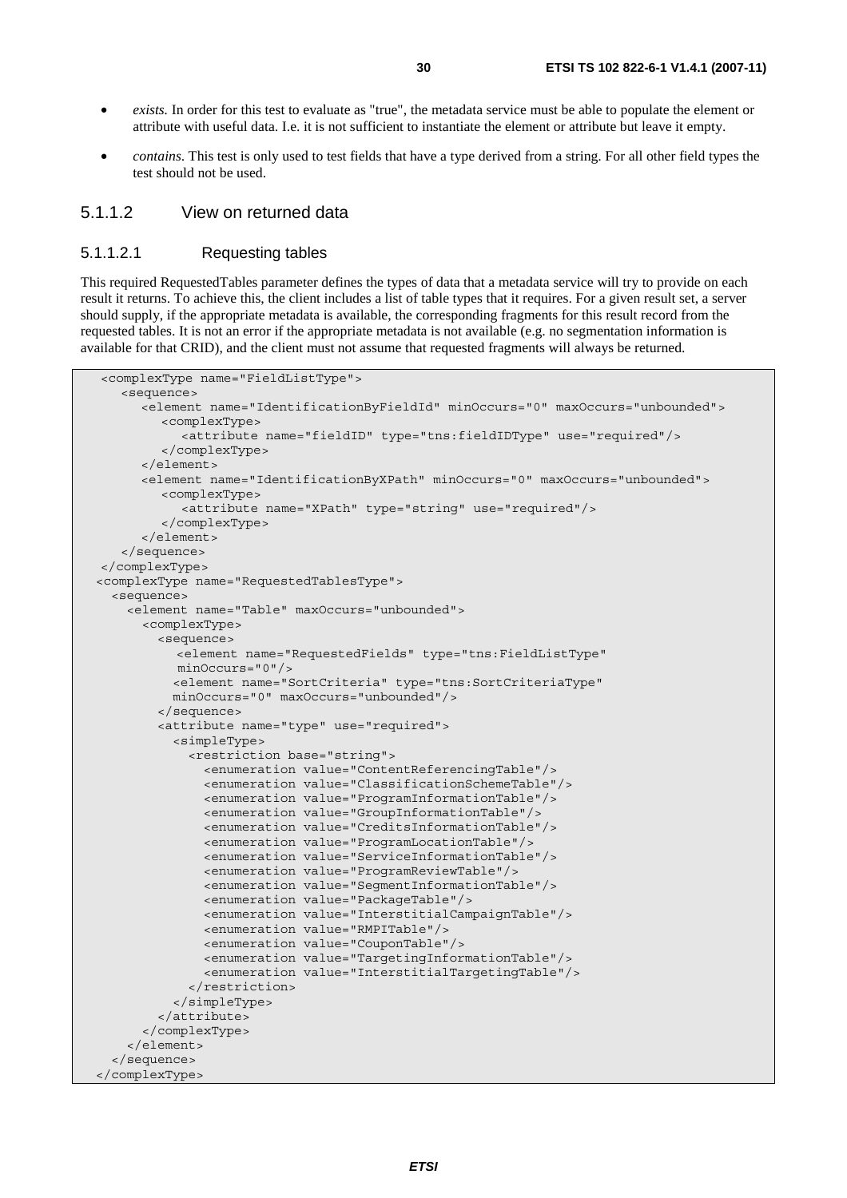- *exists.* In order for this test to evaluate as "true", the metadata service must be able to populate the element or attribute with useful data. I.e. it is not sufficient to instantiate the element or attribute but leave it empty.
- *contains.* This test is only used to test fields that have a type derived from a string. For all other field types the test should not be used.

### 5.1.1.2 View on returned data

#### 5.1.1.2.1 Requesting tables

This required RequestedTables parameter defines the types of data that a metadata service will try to provide on each result it returns. To achieve this, the client includes a list of table types that it requires. For a given result set, a server should supply, if the appropriate metadata is available, the corresponding fragments for this result record from the requested tables. It is not an error if the appropriate metadata is not available (e.g. no segmentation information is available for that CRID), and the client must not assume that requested fragments will always be returned.

```
  <complexType name="FieldListType">
     <sequence>
        <element name="IdentificationByFieldId" minOccurs="0" maxOccurs="unbounded">
           <complexType>
              <attribute name="fieldID" type="tns:fieldIDType" use="required"/>
           </complexType>
        </element>
        <element name="IdentificationByXPath" minOccurs="0" maxOccurs="unbounded">
           <complexType>
              <attribute name="XPath" type="string" use="required"/>
           </complexType>
        </element>
     </sequence>
  </complexType>
 <complexType name="RequestedTablesType">
   <sequence>
     <element name="Table" maxOccurs="unbounded">
       <complexType>
         <sequence>
            <element name="RequestedFields" type="tns:FieldListType"
            minOccurs="0"/>
           <element name="SortCriteria" type="tns:SortCriteriaType"
           minOccurs="0" maxOccurs="unbounded"/>
         </sequence>
         <attribute name="type" use="required">
           <simpleType>
             <restriction base="string">
               <enumeration value="ContentReferencingTable"/>
               <enumeration value="ClassificationSchemeTable"/>
               <enumeration value="ProgramInformationTable"/>
               <enumeration value="GroupInformationTable"/>
               <enumeration value="CreditsInformationTable"/>
               <enumeration value="ProgramLocationTable"/>
               <enumeration value="ServiceInformationTable"/>
               <enumeration value="ProgramReviewTable"/>
               <enumeration value="SegmentInformationTable"/>
               <enumeration value="PackageTable"/>
               <enumeration value="InterstitialCampaignTable"/>
               <enumeration value="RMPITable"/>
               <enumeration value="CouponTable"/>
               <enumeration value="TargetingInformationTable"/>
               <enumeration value="InterstitialTargetingTable"/>
             </restriction>
           </simpleType>
         </attribute>
       </complexType>
     </element>
   </sequence>
 </complexType>
```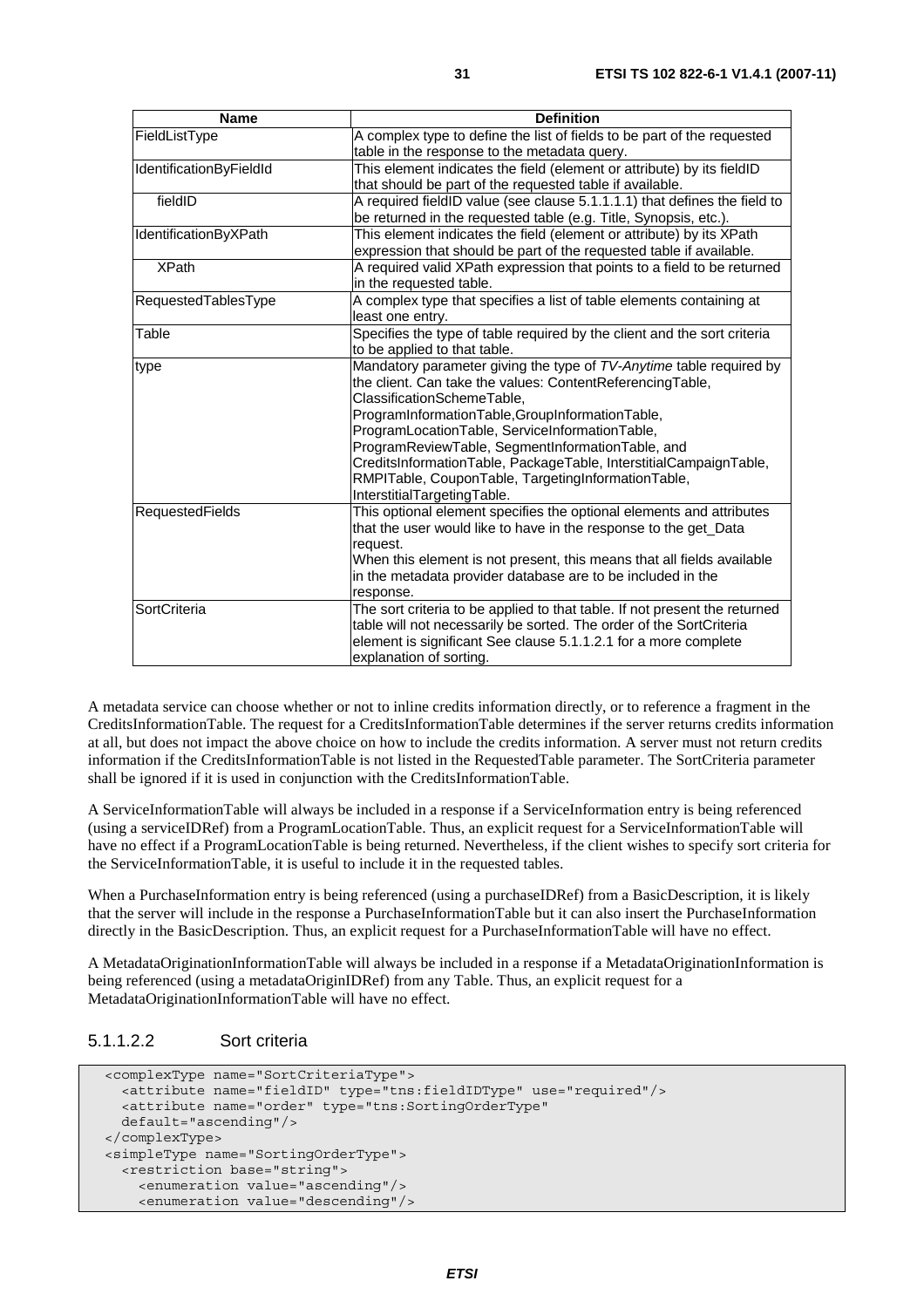| Name | Definition |
| --- | --- |
| FieldListType | A complex type to define the list of fields to be part of the requested table in the response to the metadata query. |
| IdentificationByFieldId | This element indicates the field (element or attribute) by its fieldID that should be part of the requested table if available. |
| fieldID | A required fieldID value (see clause 5.1.1.1.1) that defines the field to be returned in the requested table (e.g. Title, Synopsis, etc.). |
| IdentificationByXPath | This element indicates the field (element or attribute) by its XPath expression that should be part of the requested table if available. |
| XPath | A required valid XPath expression that points to a field to be returned in the requested table. |
| RequestedTablesType | A complex type that specifies a list of table elements containing at least one entry. |
| Table | Specifies the type of table required by the client and the sort criteria to be applied to that table. |
| type | Mandatory parameter giving the type of *TV-Anytime* table required by the client. Can take the values: ContentReferencingTable, ClassificationSchemeTable, ProgramInformationTable,GroupInformationTable, ProgramLocationTable, ServiceInformationTable, ProgramReviewTable, SegmentInformationTable, and CreditsInformationTable, PackageTable, InterstitialCampaignTable, RMPITable, CouponTable, TargetingInformationTable, InterstitialTargetingTable. |
| RequestedFields | This optional element specifies the optional elements and attributes that the user would like to have in the response to the get_Data request.<br>When this element is not present, this means that all fields available in the metadata provider database are to be included in the response. |
| SortCriteria | The sort criteria to be applied to that table. If not present the returned table will not necessarily be sorted. The order of the SortCriteria element is significant See clause 5.1.1.2.1 for a more complete explanation of sorting. |

A metadata service can choose whether or not to inline credits information directly, or to reference a fragment in the CreditsInformationTable. The request for a CreditsInformationTable determines if the server returns credits information at all, but does not impact the above choice on how to include the credits information. A server must not return credits information if the CreditsInformationTable is not listed in the RequestedTable parameter. The SortCriteria parameter shall be ignored if it is used in conjunction with the CreditsInformationTable.

A ServiceInformationTable will always be included in a response if a ServiceInformation entry is being referenced (using a serviceIDRef) from a ProgramLocationTable. Thus, an explicit request for a ServiceInformationTable will have no effect if a ProgramLocationTable is being returned. Nevertheless, if the client wishes to specify sort criteria for the ServiceInformationTable, it is useful to include it in the requested tables.

When a PurchaseInformation entry is being referenced (using a purchaseIDRef) from a BasicDescription, it is likely that the server will include in the response a PurchaseInformationTable but it can also insert the PurchaseInformation directly in the BasicDescription. Thus, an explicit request for a PurchaseInformationTable will have no effect.

A MetadataOriginationInformationTable will always be included in a response if a MetadataOriginationInformation is being referenced (using a metadataOriginIDRef) from any Table. Thus, an explicit request for a MetadataOriginationInformationTable will have no effect.

#### 5.1.1.2.2 Sort criteria

```
<complexType name="SortCriteriaType">
  <attribute name="fieldID" type="tns:fieldIDType" use="required"/>
  <attribute name="order" type="tns:SortingOrderType"
  default="ascending"/>
</complexType>
<simpleType name="SortingOrderType">
  <restriction base="string">
    <enumeration value="ascending"/>
    <enumeration value="descending"/>
```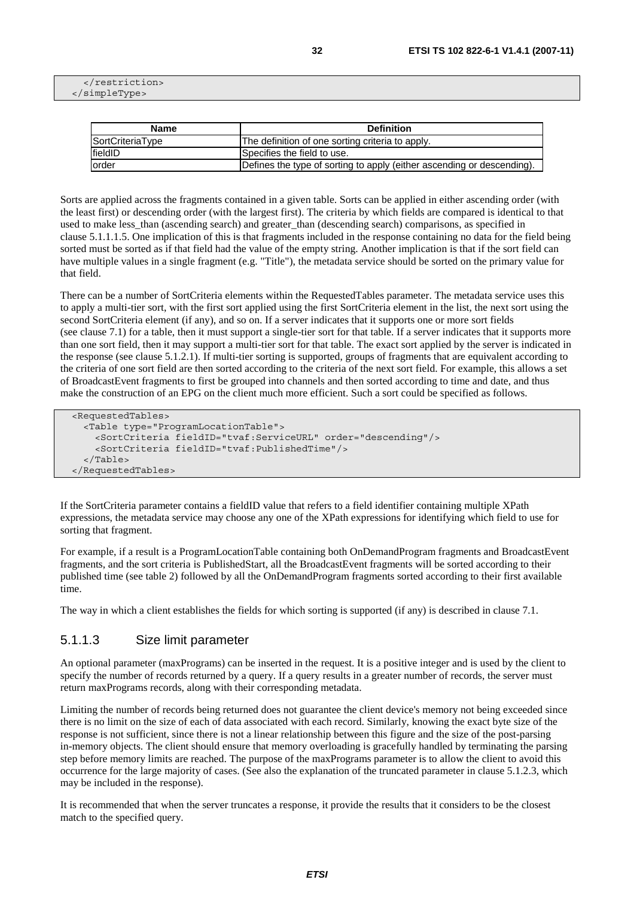```
    </restriction>
</simpleType>
```

| Name | Definition |
| --- | --- |
| SortCriteriaType | The definition of one sorting criteria to apply. |
| fieldID | Specifies the field to use. |
| order | Defines the type of sorting to apply (either ascending or descending). |

Sorts are applied across the fragments contained in a given table. Sorts can be applied in either ascending order (with the least first) or descending order (with the largest first). The criteria by which fields are compared is identical to that used to make less_than (ascending search) and greater_than (descending search) comparisons, as specified in clause 5.1.1.1.5. One implication of this is that fragments included in the response containing no data for the field being sorted must be sorted as if that field had the value of the empty string. Another implication is that if the sort field can have multiple values in a single fragment (e.g. "Title"), the metadata service should be sorted on the primary value for that field.

There can be a number of SortCriteria elements within the RequestedTables parameter. The metadata service uses this to apply a multi-tier sort, with the first sort applied using the first SortCriteria element in the list, the next sort using the second SortCriteria element (if any), and so on. If a server indicates that it supports one or more sort fields (see clause 7.1) for a table, then it must support a single-tier sort for that table. If a server indicates that it supports more than one sort field, then it may support a multi-tier sort for that table. The exact sort applied by the server is indicated in the response (see clause 5.1.2.1). If multi-tier sorting is supported, groups of fragments that are equivalent according to the criteria of one sort field are then sorted according to the criteria of the next sort field. For example, this allows a set of BroadcastEvent fragments to first be grouped into channels and then sorted according to time and date, and thus make the construction of an EPG on the client much more efficient. Such a sort could be specified as follows.

```
<RequestedTables>
  <Table type="ProgramLocationTable">
    <SortCriteria fieldID="tvaf:ServiceURL" order="descending"/>
    <SortCriteria fieldID="tvaf:PublishedTime"/>
  </Table>
</RequestedTables>
```

If the SortCriteria parameter contains a fieldID value that refers to a field identifier containing multiple XPath expressions, the metadata service may choose any one of the XPath expressions for identifying which field to use for sorting that fragment.

For example, if a result is a ProgramLocationTable containing both OnDemandProgram fragments and BroadcastEvent fragments, and the sort criteria is PublishedStart, all the BroadcastEvent fragments will be sorted according to their published time (see table 2) followed by all the OnDemandProgram fragments sorted according to their first available time.

The way in which a client establishes the fields for which sorting is supported (if any) is described in clause 7.1.

### 5.1.1.3 Size limit parameter

An optional parameter (maxPrograms) can be inserted in the request. It is a positive integer and is used by the client to specify the number of records returned by a query. If a query results in a greater number of records, the server must return maxPrograms records, along with their corresponding metadata.

Limiting the number of records being returned does not guarantee the client device's memory not being exceeded since there is no limit on the size of each of data associated with each record. Similarly, knowing the exact byte size of the response is not sufficient, since there is not a linear relationship between this figure and the size of the post-parsing in-memory objects. The client should ensure that memory overloading is gracefully handled by terminating the parsing step before memory limits are reached. The purpose of the maxPrograms parameter is to allow the client to avoid this occurrence for the large majority of cases. (See also the explanation of the truncated parameter in clause 5.1.2.3, which may be included in the response).

It is recommended that when the server truncates a response, it provide the results that it considers to be the closest match to the specified query.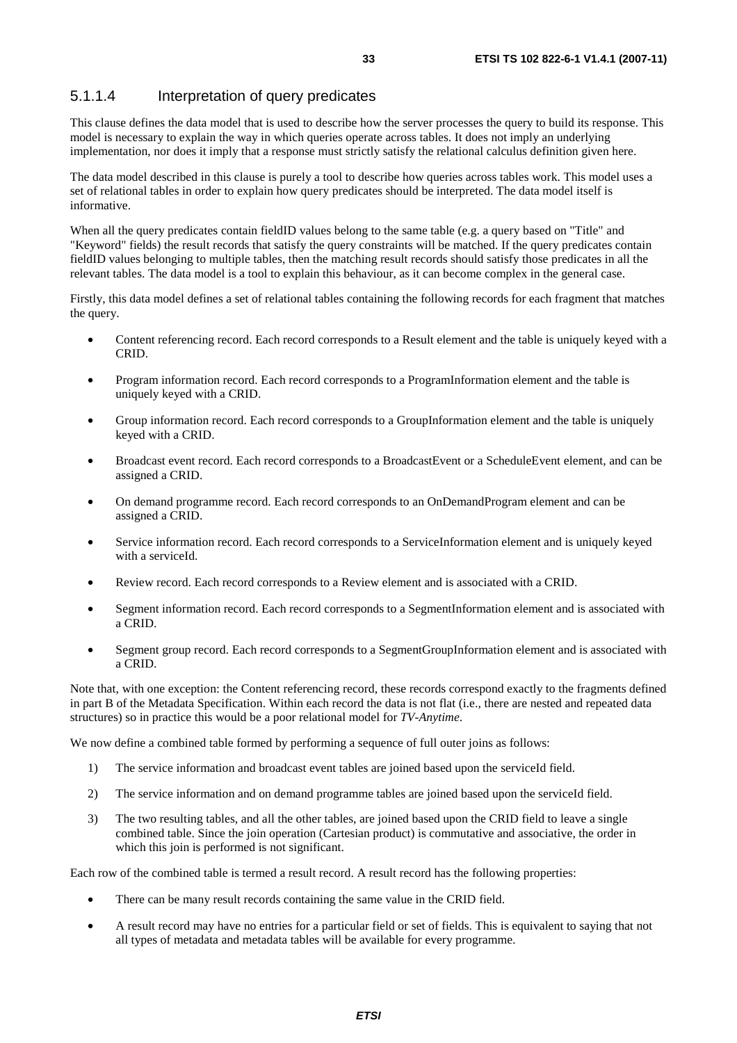#### 5.1.1.4 Interpretation of query predicates

This clause defines the data model that is used to describe how the server processes the query to build its response. This model is necessary to explain the way in which queries operate across tables. It does not imply an underlying implementation, nor does it imply that a response must strictly satisfy the relational calculus definition given here.

The data model described in this clause is purely a tool to describe how queries across tables work. This model uses a set of relational tables in order to explain how query predicates should be interpreted. The data model itself is informative.

When all the query predicates contain fieldID values belong to the same table (e.g. a query based on "Title" and "Keyword" fields) the result records that satisfy the query constraints will be matched. If the query predicates contain fieldID values belonging to multiple tables, then the matching result records should satisfy those predicates in all the relevant tables. The data model is a tool to explain this behaviour, as it can become complex in the general case.

Firstly, this data model defines a set of relational tables containing the following records for each fragment that matches the query.

- Content referencing record. Each record corresponds to a Result element and the table is uniquely keyed with a CRID.
- Program information record. Each record corresponds to a ProgramInformation element and the table is uniquely keyed with a CRID.
- Group information record. Each record corresponds to a GroupInformation element and the table is uniquely keyed with a CRID.
- Broadcast event record. Each record corresponds to a BroadcastEvent or a ScheduleEvent element, and can be assigned a CRID.
- On demand programme record. Each record corresponds to an OnDemandProgram element and can be assigned a CRID.
- Service information record. Each record corresponds to a ServiceInformation element and is uniquely keyed with a serviceId.
- Review record. Each record corresponds to a Review element and is associated with a CRID.
- Segment information record. Each record corresponds to a SegmentInformation element and is associated with a CRID.
- Segment group record. Each record corresponds to a SegmentGroupInformation element and is associated with a CRID.

Note that, with one exception: the Content referencing record, these records correspond exactly to the fragments defined in part B of the Metadata Specification. Within each record the data is not flat (i.e., there are nested and repeated data structures) so in practice this would be a poor relational model for *TV-Anytime*.

We now define a combined table formed by performing a sequence of full outer joins as follows:

1) The service information and broadcast event tables are joined based upon the serviceId field.
2) The service information and on demand programme tables are joined based upon the serviceId field.
3) The two resulting tables, and all the other tables, are joined based upon the CRID field to leave a single combined table. Since the join operation (Cartesian product) is commutative and associative, the order in which this join is performed is not significant.

Each row of the combined table is termed a result record. A result record has the following properties:

- There can be many result records containing the same value in the CRID field.
- A result record may have no entries for a particular field or set of fields. This is equivalent to saying that not all types of metadata and metadata tables will be available for every programme.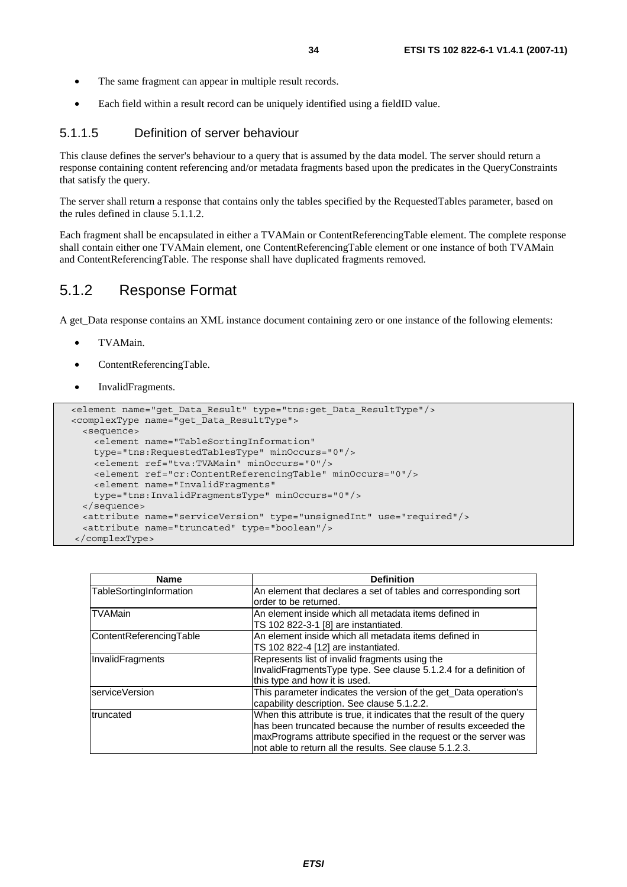- The same fragment can appear in multiple result records.
- Each field within a result record can be uniquely identified using a fieldID value.

#### 5.1.1.5 Definition of server behaviour

This clause defines the server's behaviour to a query that is assumed by the data model. The server should return a response containing content referencing and/or metadata fragments based upon the predicates in the QueryConstraints that satisfy the query.

The server shall return a response that contains only the tables specified by the RequestedTables parameter, based on the rules defined in clause 5.1.1.2.

Each fragment shall be encapsulated in either a TVAMain or ContentReferencingTable element. The complete response shall contain either one TVAMain element, one ContentReferencingTable element or one instance of both TVAMain and ContentReferencingTable. The response shall have duplicated fragments removed.

### 5.1.2 Response Format

A get_Data response contains an XML instance document containing zero or one instance of the following elements:

- TVAMain.
- ContentReferencingTable.
- InvalidFragments.

```
<element name="get_Data_Result" type="tns:get_Data_ResultType"/>
<complexType name="get_Data_ResultType">
  <sequence>
    <element name="TableSortingInformation"
    type="tns:RequestedTablesType" minOccurs="0"/>
    <element ref="tva:TVAMain" minOccurs="0"/>
    <element ref="cr:ContentReferencingTable" minOccurs="0"/>
    <element name="InvalidFragments"
    type="tns:InvalidFragmentsType" minOccurs="0"/>
  </sequence>
  <attribute name="serviceVersion" type="unsignedInt" use="required"/>
  <attribute name="truncated" type="boolean"/>
</complexType>
```

| Name | Definition |
|---|---|
| TableSortingInformation | An element that declares a set of tables and corresponding sort order to be returned. |
| TVAMain | An element inside which all metadata items defined in TS 102 822-3-1 [8] are instantiated. |
| ContentReferencingTable | An element inside which all metadata items defined in TS 102 822-4 [12] are instantiated. |
| InvalidFragments | Represents list of invalid fragments using the InvalidFragmentsType type. See clause 5.1.2.4 for a definition of this type and how it is used. |
| serviceVersion | This parameter indicates the version of the get_Data operation's capability description. See clause 5.1.2.2. |
| truncated | When this attribute is true, it indicates that the result of the query has been truncated because the number of results exceeded the maxPrograms attribute specified in the request or the server was not able to return all the results. See clause 5.1.2.3. |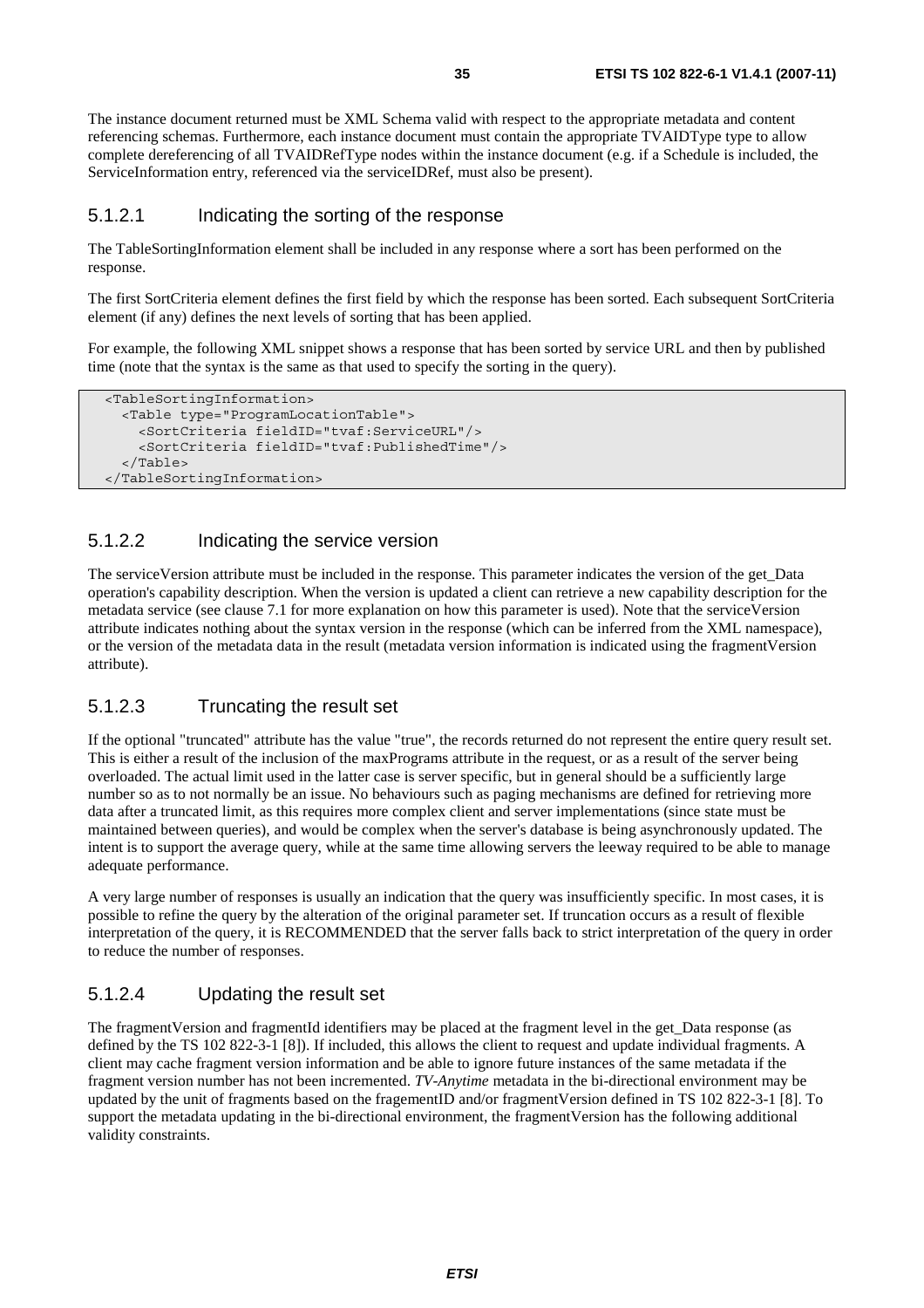The instance document returned must be XML Schema valid with respect to the appropriate metadata and content referencing schemas. Furthermore, each instance document must contain the appropriate TVAIDType type to allow complete dereferencing of all TVAIDRefType nodes within the instance document (e.g. if a Schedule is included, the ServiceInformation entry, referenced via the serviceIDRef, must also be present).

#### 5.1.2.1 Indicating the sorting of the response

The TableSortingInformation element shall be included in any response where a sort has been performed on the response.

The first SortCriteria element defines the first field by which the response has been sorted. Each subsequent SortCriteria element (if any) defines the next levels of sorting that has been applied.

For example, the following XML snippet shows a response that has been sorted by service URL and then by published time (note that the syntax is the same as that used to specify the sorting in the query).

```
<TableSortingInformation>
  <Table type="ProgramLocationTable">
    <SortCriteria fieldID="tvaf:ServiceURL"/>
    <SortCriteria fieldID="tvaf:PublishedTime"/>
  </Table>
</TableSortingInformation>
```

#### 5.1.2.2 Indicating the service version

The serviceVersion attribute must be included in the response. This parameter indicates the version of the get_Data operation's capability description. When the version is updated a client can retrieve a new capability description for the metadata service (see clause 7.1 for more explanation on how this parameter is used). Note that the serviceVersion attribute indicates nothing about the syntax version in the response (which can be inferred from the XML namespace), or the version of the metadata data in the result (metadata version information is indicated using the fragmentVersion attribute).

#### 5.1.2.3 Truncating the result set

If the optional "truncated" attribute has the value "true", the records returned do not represent the entire query result set. This is either a result of the inclusion of the maxPrograms attribute in the request, or as a result of the server being overloaded. The actual limit used in the latter case is server specific, but in general should be a sufficiently large number so as to not normally be an issue. No behaviours such as paging mechanisms are defined for retrieving more data after a truncated limit, as this requires more complex client and server implementations (since state must be maintained between queries), and would be complex when the server's database is being asynchronously updated. The intent is to support the average query, while at the same time allowing servers the leeway required to be able to manage adequate performance.

A very large number of responses is usually an indication that the query was insufficiently specific. In most cases, it is possible to refine the query by the alteration of the original parameter set. If truncation occurs as a result of flexible interpretation of the query, it is RECOMMENDED that the server falls back to strict interpretation of the query in order to reduce the number of responses.

#### 5.1.2.4 Updating the result set

The fragmentVersion and fragmentId identifiers may be placed at the fragment level in the get_Data response (as defined by the TS 102 822-3-1 [8]). If included, this allows the client to request and update individual fragments. A client may cache fragment version information and be able to ignore future instances of the same metadata if the fragment version number has not been incremented. *TV-Anytime* metadata in the bi-directional environment may be updated by the unit of fragments based on the fragementID and/or fragmentVersion defined in TS 102 822-3-1 [8]. To support the metadata updating in the bi-directional environment, the fragmentVersion has the following additional validity constraints.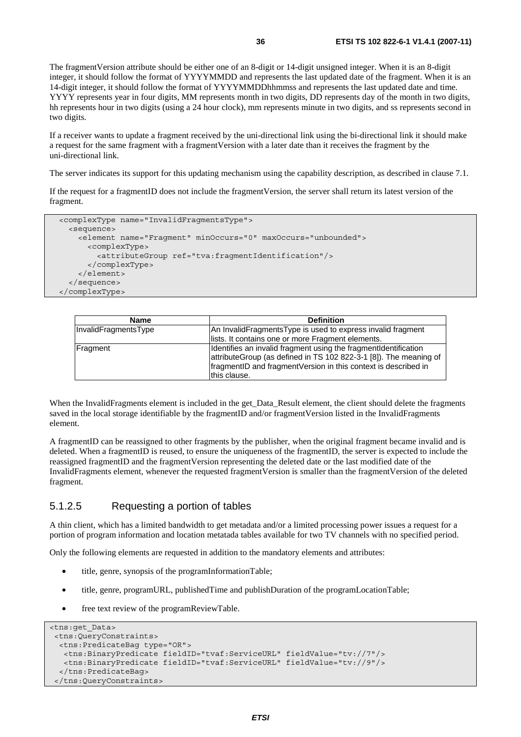The fragmentVersion attribute should be either one of an 8-digit or 14-digit unsigned integer. When it is an 8-digit integer, it should follow the format of YYYYMMDD and represents the last updated date of the fragment. When it is an 14-digit integer, it should follow the format of YYYYMMDDhhmmss and represents the last updated date and time. YYYY represents year in four digits, MM represents month in two digits, DD represents day of the month in two digits, hh represents hour in two digits (using a 24 hour clock), mm represents minute in two digits, and ss represents second in two digits.

If a receiver wants to update a fragment received by the uni-directional link using the bi-directional link it should make a request for the same fragment with a fragmentVersion with a later date than it receives the fragment by the uni-directional link.

The server indicates its support for this updating mechanism using the capability description, as described in clause 7.1.

If the request for a fragmentID does not include the fragmentVersion, the server shall return its latest version of the fragment.

```
<complexType name="InvalidFragmentsType">
  <sequence>
    <element name="Fragment" minOccurs="0" maxOccurs="unbounded">
      <complexType>
        <attributeGroup ref="tva:fragmentIdentification"/>
      </complexType>
    </element>
  </sequence>
</complexType>
```

| Name | Definition |
|---|---|
| InvalidFragmentsType | An InvalidFragmentsType is used to express invalid fragment lists. It contains one or more Fragment elements. |
| Fragment | Identifies an invalid fragment using the fragmentIdentification attributeGroup (as defined in TS 102 822-3-1 [8]). The meaning of fragmentID and fragmentVersion in this context is described in this clause. |

When the InvalidFragments element is included in the get_Data_Result element, the client should delete the fragments saved in the local storage identifiable by the fragmentID and/or fragmentVersion listed in the InvalidFragments element.

A fragmentID can be reassigned to other fragments by the publisher, when the original fragment became invalid and is deleted. When a fragmentID is reused, to ensure the uniqueness of the fragmentID, the server is expected to include the reassigned fragmentID and the fragmentVersion representing the deleted date or the last modified date of the InvalidFragments element, whenever the requested fragmentVersion is smaller than the fragmentVersion of the deleted fragment.

### 5.1.2.5 Requesting a portion of tables

A thin client, which has a limited bandwidth to get metadata and/or a limited processing power issues a request for a portion of program information and location metatada tables available for two TV channels with no specified period.

Only the following elements are requested in addition to the mandatory elements and attributes:

- title, genre, synopsis of the programInformationTable;
- title, genre, programURL, publishedTime and publishDuration of the programLocationTable;
- free text review of the programReviewTable.

```
<tns:get_Data>
 <tns:QueryConstraints>
  <tns:PredicateBag type="OR">
   <tns:BinaryPredicate fieldID="tvaf:ServiceURL" fieldValue="tv://7"/>
   <tns:BinaryPredicate fieldID="tvaf:ServiceURL" fieldValue="tv://9"/>
  </tns:PredicateBag>
 </tns:QueryConstraints>
```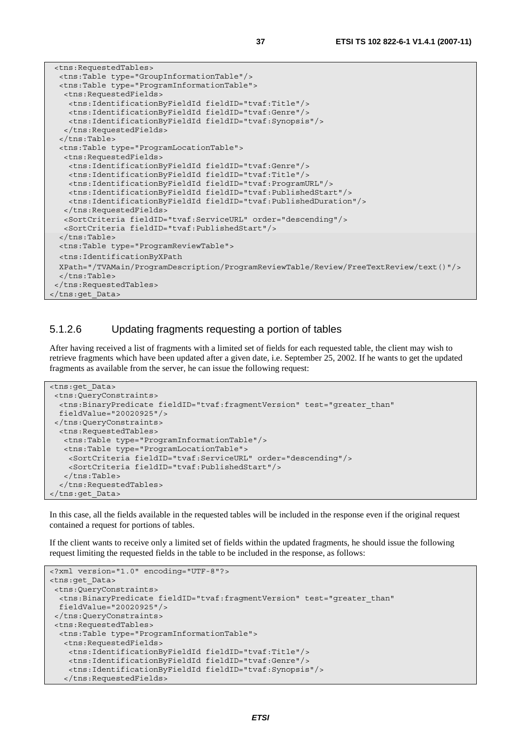```
 <tns:RequestedTables>
  <tns:Table type="GroupInformationTable"/>
  <tns:Table type="ProgramInformationTable">
   <tns:RequestedFields>
    <tns:IdentificationByFieldId fieldID="tvaf:Title"/>
    <tns:IdentificationByFieldId fieldID="tvaf:Genre"/>
    <tns:IdentificationByFieldId fieldID="tvaf:Synopsis"/>
   </tns:RequestedFields>
  </tns:Table>
  <tns:Table type="ProgramLocationTable">
   <tns:RequestedFields>
    <tns:IdentificationByFieldId fieldID="tvaf:Genre"/>
    <tns:IdentificationByFieldId fieldID="tvaf:Title"/>
    <tns:IdentificationByFieldId fieldID="tvaf:ProgramURL"/>
    <tns:IdentificationByFieldId fieldID="tvaf:PublishedStart"/>
    <tns:IdentificationByFieldId fieldID="tvaf:PublishedDuration"/>
   </tns:RequestedFields>
   <SortCriteria fieldID="tvaf:ServiceURL" order="descending"/>
   <SortCriteria fieldID="tvaf:PublishedStart"/>
  </tns:Table>
  <tns:Table type="ProgramReviewTable">
  <tns:IdentificationByXPath
  XPath="/TVAMain/ProgramDescription/ProgramReviewTable/Review/FreeTextReview/text()"/>
  </tns:Table>
 </tns:RequestedTables>
</tns:get_Data>
```

### 5.1.2.6 Updating fragments requesting a portion of tables

After having received a list of fragments with a limited set of fields for each requested table, the client may wish to retrieve fragments which have been updated after a given date, i.e. September 25, 2002. If he wants to get the updated fragments as available from the server, he can issue the following request:

```
<tns:get_Data>
 <tns:QueryConstraints>
  <tns:BinaryPredicate fieldID="tvaf:fragmentVersion" test="greater_than"
  fieldValue="20020925"/>
 </tns:QueryConstraints>
  <tns:RequestedTables>
   <tns:Table type="ProgramInformationTable"/>
   <tns:Table type="ProgramLocationTable">
    <SortCriteria fieldID="tvaf:ServiceURL" order="descending"/>
    <SortCriteria fieldID="tvaf:PublishedStart"/>
   </tns:Table>
  </tns:RequestedTables>
</tns:get_Data>
```

In this case, all the fields available in the requested tables will be included in the response even if the original request contained a request for portions of tables.

If the client wants to receive only a limited set of fields within the updated fragments, he should issue the following request limiting the requested fields in the table to be included in the response, as follows:

```
<?xml version="1.0" encoding="UTF-8"?>
<tns:get_Data>
 <tns:QueryConstraints>
  <tns:BinaryPredicate fieldID="tvaf:fragmentVersion" test="greater_than"
  fieldValue="20020925"/>
 </tns:QueryConstraints>
 <tns:RequestedTables>
  <tns:Table type="ProgramInformationTable">
   <tns:RequestedFields>
    <tns:IdentificationByFieldId fieldID="tvaf:Title"/>
    <tns:IdentificationByFieldId fieldID="tvaf:Genre"/>
    <tns:IdentificationByFieldId fieldID="tvaf:Synopsis"/>
   </tns:RequestedFields>
```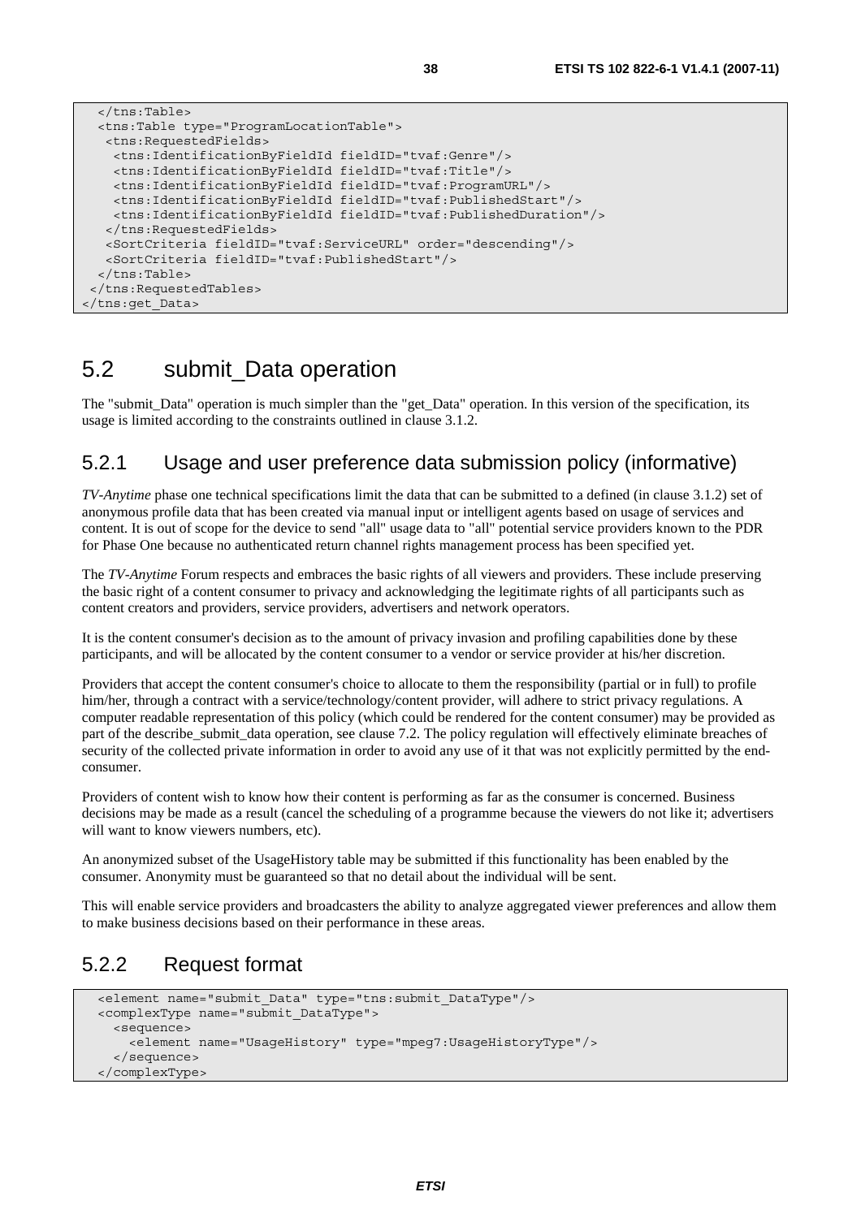```
  </tns:Table>
  <tns:Table type="ProgramLocationTable">
   <tns:RequestedFields>
    <tns:IdentificationByFieldId fieldID="tvaf:Genre"/>
    <tns:IdentificationByFieldId fieldID="tvaf:Title"/>
    <tns:IdentificationByFieldId fieldID="tvaf:ProgramURL"/>
    <tns:IdentificationByFieldId fieldID="tvaf:PublishedStart"/>
    <tns:IdentificationByFieldId fieldID="tvaf:PublishedDuration"/>
   </tns:RequestedFields>
   <SortCriteria fieldID="tvaf:ServiceURL" order="descending"/>
   <SortCriteria fieldID="tvaf:PublishedStart"/>
  </tns:Table>
 </tns:RequestedTables>
</tns:get_Data>
```

## 5.2 submit_Data operation

The "submit_Data" operation is much simpler than the "get_Data" operation. In this version of the specification, its usage is limited according to the constraints outlined in clause 3.1.2.

### 5.2.1 Usage and user preference data submission policy (informative)

*TV-Anytime* phase one technical specifications limit the data that can be submitted to a defined (in clause 3.1.2) set of anonymous profile data that has been created via manual input or intelligent agents based on usage of services and content. It is out of scope for the device to send "all" usage data to "all" potential service providers known to the PDR for Phase One because no authenticated return channel rights management process has been specified yet.

The *TV-Anytime* Forum respects and embraces the basic rights of all viewers and providers. These include preserving the basic right of a content consumer to privacy and acknowledging the legitimate rights of all participants such as content creators and providers, service providers, advertisers and network operators.

It is the content consumer's decision as to the amount of privacy invasion and profiling capabilities done by these participants, and will be allocated by the content consumer to a vendor or service provider at his/her discretion.

Providers that accept the content consumer's choice to allocate to them the responsibility (partial or in full) to profile him/her, through a contract with a service/technology/content provider, will adhere to strict privacy regulations. A computer readable representation of this policy (which could be rendered for the content consumer) may be provided as part of the describe_submit_data operation, see clause 7.2. The policy regulation will effectively eliminate breaches of security of the collected private information in order to avoid any use of it that was not explicitly permitted by the end-consumer.

Providers of content wish to know how their content is performing as far as the consumer is concerned. Business decisions may be made as a result (cancel the scheduling of a programme because the viewers do not like it; advertisers will want to know viewers numbers, etc).

An anonymized subset of the UsageHistory table may be submitted if this functionality has been enabled by the consumer. Anonymity must be guaranteed so that no detail about the individual will be sent.

This will enable service providers and broadcasters the ability to analyze aggregated viewer preferences and allow them to make business decisions based on their performance in these areas.

### 5.2.2 Request format

```
  <element name="submit_Data" type="tns:submit_DataType"/>
  <complexType name="submit_DataType">
    <sequence>
      <element name="UsageHistory" type="mpeg7:UsageHistoryType"/>
    </sequence>
  </complexType>
```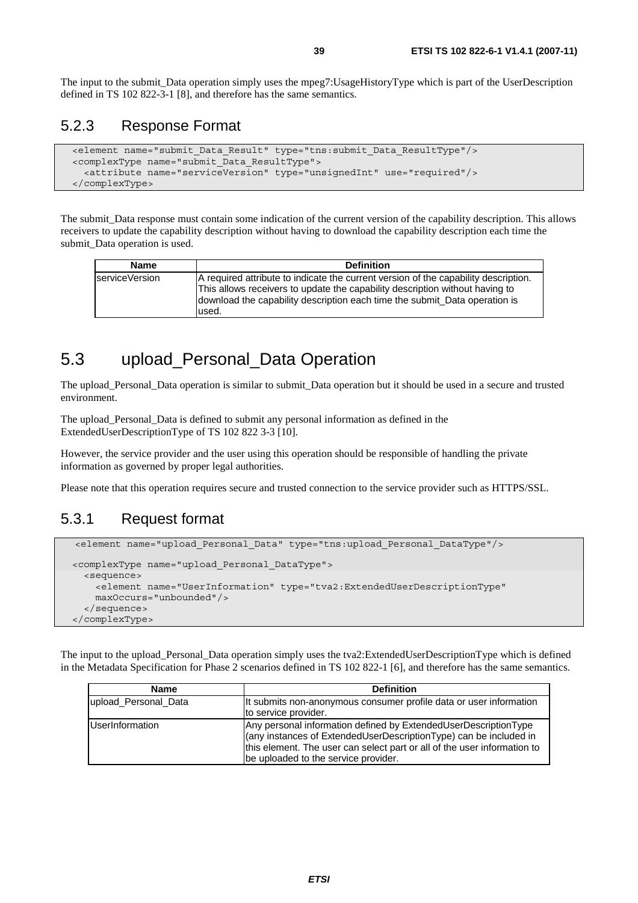The input to the submit_Data operation simply uses the mpeg7:UsageHistoryType which is part of the UserDescription defined in TS 102 822-3-1 [8], and therefore has the same semantics.

### 5.2.3 Response Format

```
<element name="submit_Data_Result" type="tns:submit_Data_ResultType"/>
<complexType name="submit_Data_ResultType">
  <attribute name="serviceVersion" type="unsignedInt" use="required"/>
</complexType>
```

The submit_Data response must contain some indication of the current version of the capability description. This allows receivers to update the capability description without having to download the capability description each time the submit_Data operation is used.

| Name | Definition |
| --- | --- |
| serviceVersion | A required attribute to indicate the current version of the capability description. This allows receivers to update the capability description without having to download the capability description each time the submit_Data operation is used. |

## 5.3 upload_Personal_Data Operation

The upload_Personal_Data operation is similar to submit_Data operation but it should be used in a secure and trusted environment.

The upload_Personal_Data is defined to submit any personal information as defined in the ExtendedUserDescriptionType of TS 102 822 3-3 [10].

However, the service provider and the user using this operation should be responsible of handling the private information as governed by proper legal authorities.

Please note that this operation requires secure and trusted connection to the service provider such as HTTPS/SSL.

### 5.3.1 Request format

```
 <element name="upload_Personal_Data" type="tns:upload_Personal_DataType"/>

<complexType name="upload_Personal_DataType">
  <sequence>
    <element name="UserInformation" type="tva2:ExtendedUserDescriptionType"
    maxOccurs="unbounded"/>
  </sequence>
</complexType>
```

The input to the upload_Personal_Data operation simply uses the tva2:ExtendedUserDescriptionType which is defined in the Metadata Specification for Phase 2 scenarios defined in TS 102 822-1 [6], and therefore has the same semantics.

| Name | Definition |
| --- | --- |
| upload_Personal_Data | It submits non-anonymous consumer profile data or user information to service provider. |
| UserInformation | Any personal information defined by ExtendedUserDescriptionType (any instances of ExtendedUserDescriptionType) can be included in this element. The user can select part or all of the user information to be uploaded to the service provider. |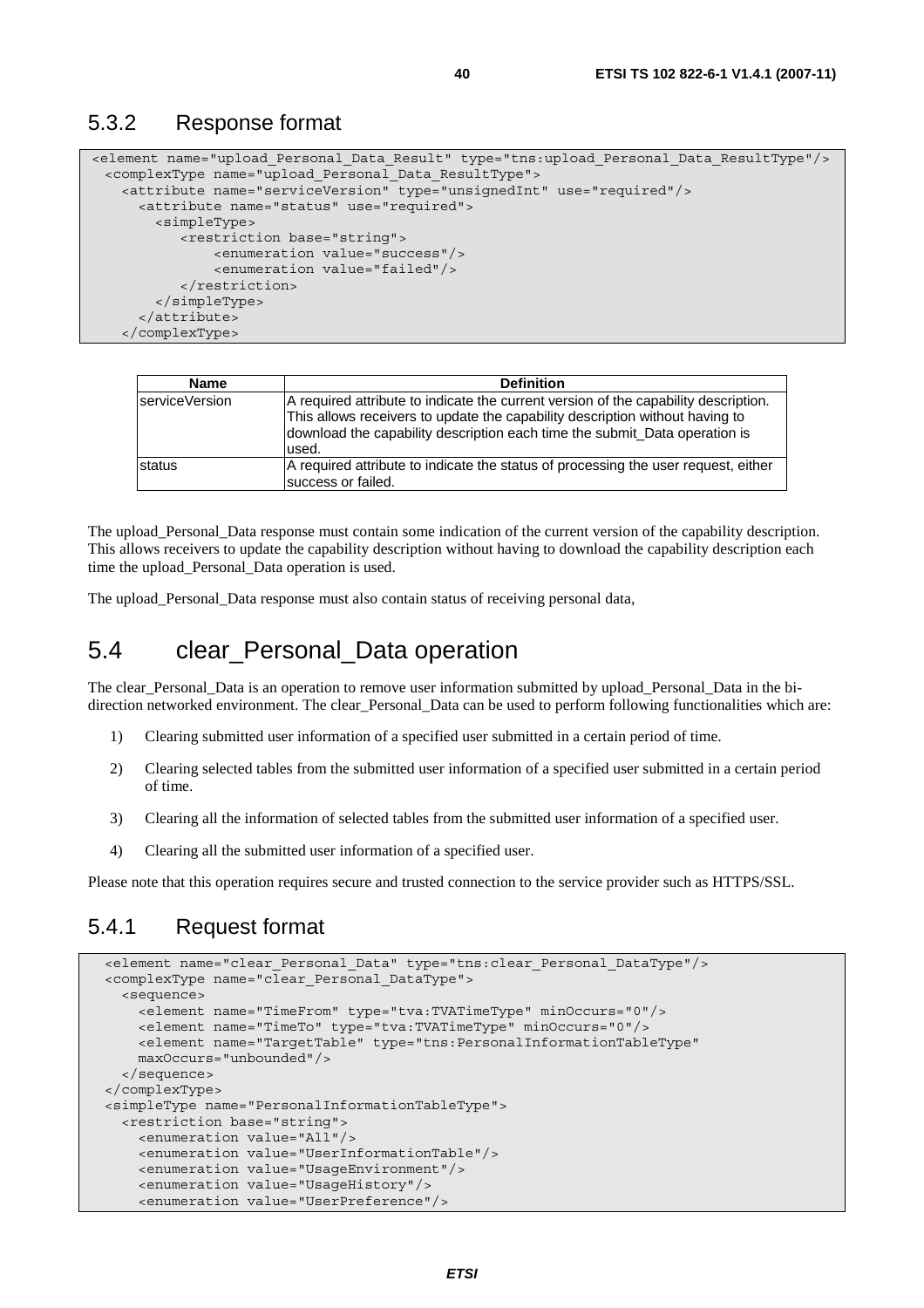### 5.3.2 Response format

```
<element name="upload_Personal_Data_Result" type="tns:upload_Personal_Data_ResultType"/>
  <complexType name="upload_Personal_Data_ResultType">
    <attribute name="serviceVersion" type="unsignedInt" use="required"/>
      <attribute name="status" use="required">
        <simpleType>
           <restriction base="string">
               <enumeration value="success"/>
               <enumeration value="failed"/>
           </restriction>
        </simpleType>
      </attribute>
    </complexType>
```

| Name | Definition |
| --- | --- |
| serviceVersion | A required attribute to indicate the current version of the capability description. This allows receivers to update the capability description without having to download the capability description each time the submit_Data operation is used. |
| status | A required attribute to indicate the status of processing the user request, either success or failed. |

The upload_Personal_Data response must contain some indication of the current version of the capability description. This allows receivers to update the capability description without having to download the capability description each time the upload_Personal_Data operation is used.

The upload_Personal_Data response must also contain status of receiving personal data,

## 5.4 clear_Personal_Data operation

The clear_Personal_Data is an operation to remove user information submitted by upload_Personal_Data in the bi-direction networked environment. The clear_Personal_Data can be used to perform following functionalities which are:

1) Clearing submitted user information of a specified user submitted in a certain period of time.
2) Clearing selected tables from the submitted user information of a specified user submitted in a certain period of time.
3) Clearing all the information of selected tables from the submitted user information of a specified user.
4) Clearing all the submitted user information of a specified user.

Please note that this operation requires secure and trusted connection to the service provider such as HTTPS/SSL.

### 5.4.1 Request format

```
  <element name="clear_Personal_Data" type="tns:clear_Personal_DataType"/>
  <complexType name="clear_Personal_DataType">
    <sequence>
      <element name="TimeFrom" type="tva:TVATimeType" minOccurs="0"/>
      <element name="TimeTo" type="tva:TVATimeType" minOccurs="0"/>
      <element name="TargetTable" type="tns:PersonalInformationTableType"
      maxOccurs="unbounded"/>
    </sequence>
  </complexType>
  <simpleType name="PersonalInformationTableType">
    <restriction base="string">
      <enumeration value="All"/>
      <enumeration value="UserInformationTable"/>
      <enumeration value="UsageEnvironment"/>
      <enumeration value="UsageHistory"/>
      <enumeration value="UserPreference"/>
```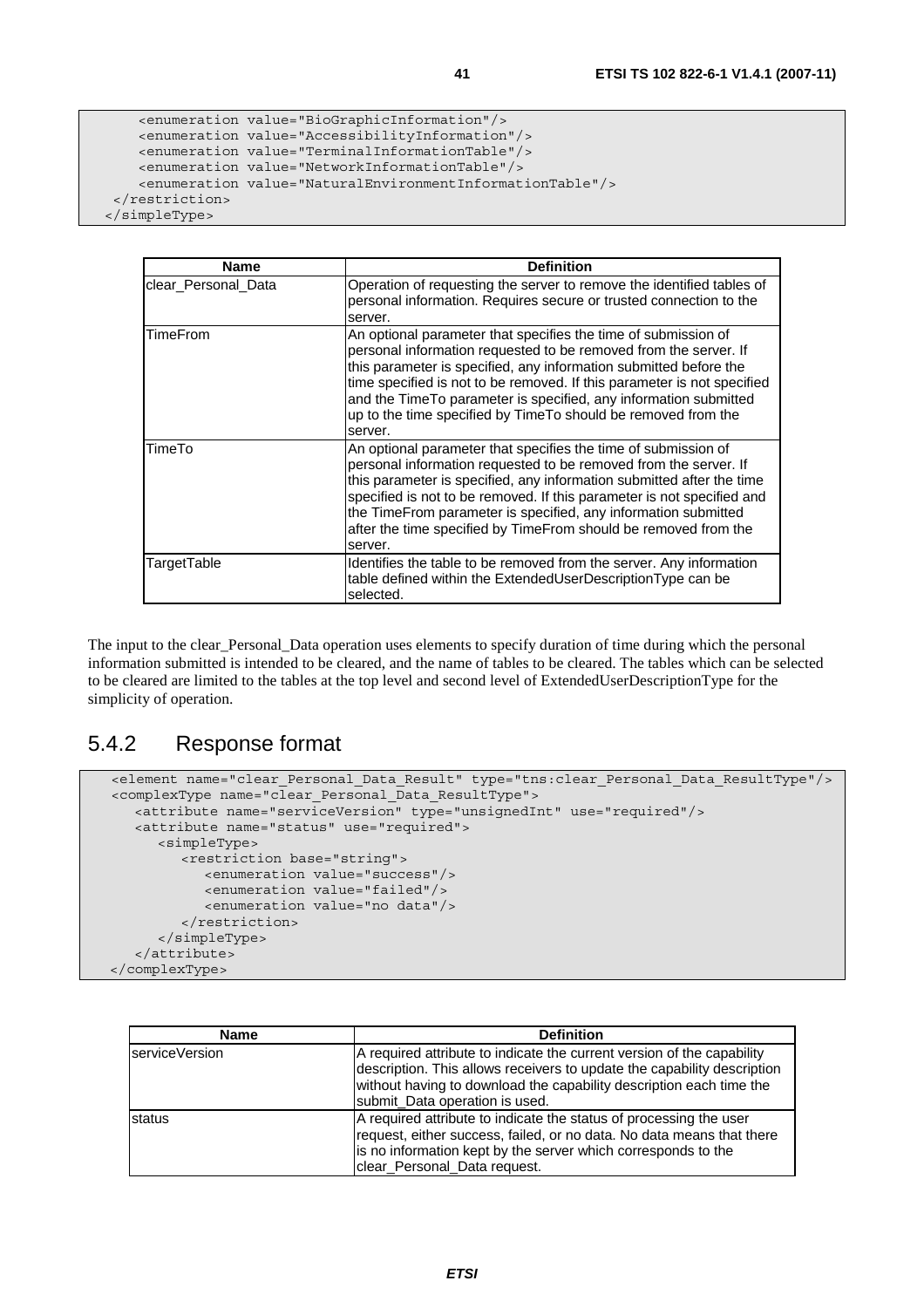```
      <enumeration value="BioGraphicInformation"/>
      <enumeration value="AccessibilityInformation"/>
      <enumeration value="TerminalInformationTable"/>
      <enumeration value="NetworkInformationTable"/>
      <enumeration value="NaturalEnvironmentInformationTable"/>
    </restriction>
  </simpleType>
```

| Name | Definition |
|---|---|
| clear_Personal_Data | Operation of requesting the server to remove the identified tables of personal information. Requires secure or trusted connection to the server. |
| TimeFrom | An optional parameter that specifies the time of submission of personal information requested to be removed from the server. If this parameter is specified, any information submitted before the time specified is not to be removed. If this parameter is not specified and the TimeTo parameter is specified, any information submitted up to the time specified by TimeTo should be removed from the server. |
| TimeTo | An optional parameter that specifies the time of submission of personal information requested to be removed from the server. If this parameter is specified, any information submitted after the time specified is not to be removed. If this parameter is not specified and the TimeFrom parameter is specified, any information submitted after the time specified by TimeFrom should be removed from the server. |
| TargetTable | Identifies the table to be removed from the server. Any information table defined within the ExtendedUserDescriptionType can be selected. |

The input to the clear_Personal_Data operation uses elements to specify duration of time during which the personal information submitted is intended to be cleared, and the name of tables to be cleared. The tables which can be selected to be cleared are limited to the tables at the top level and second level of ExtendedUserDescriptionType for the simplicity of operation.

## 5.4.2 Response format

```
<element name="clear_Personal_Data_Result" type="tns:clear_Personal_Data_ResultType"/>
<complexType name="clear_Personal_Data_ResultType">
   <attribute name="serviceVersion" type="unsignedInt" use="required"/>
   <attribute name="status" use="required">
      <simpleType>
         <restriction base="string">
            <enumeration value="success"/>
            <enumeration value="failed"/>
            <enumeration value="no data"/>
         </restriction>
      </simpleType>
   </attribute>
</complexType>
```

| Name | Definition |
|---|---|
| serviceVersion | A required attribute to indicate the current version of the capability description. This allows receivers to update the capability description without having to download the capability description each time the submit_Data operation is used. |
| status | A required attribute to indicate the status of processing the user request, either success, failed, or no data. No data means that there is no information kept by the server which corresponds to the clear_Personal_Data request. |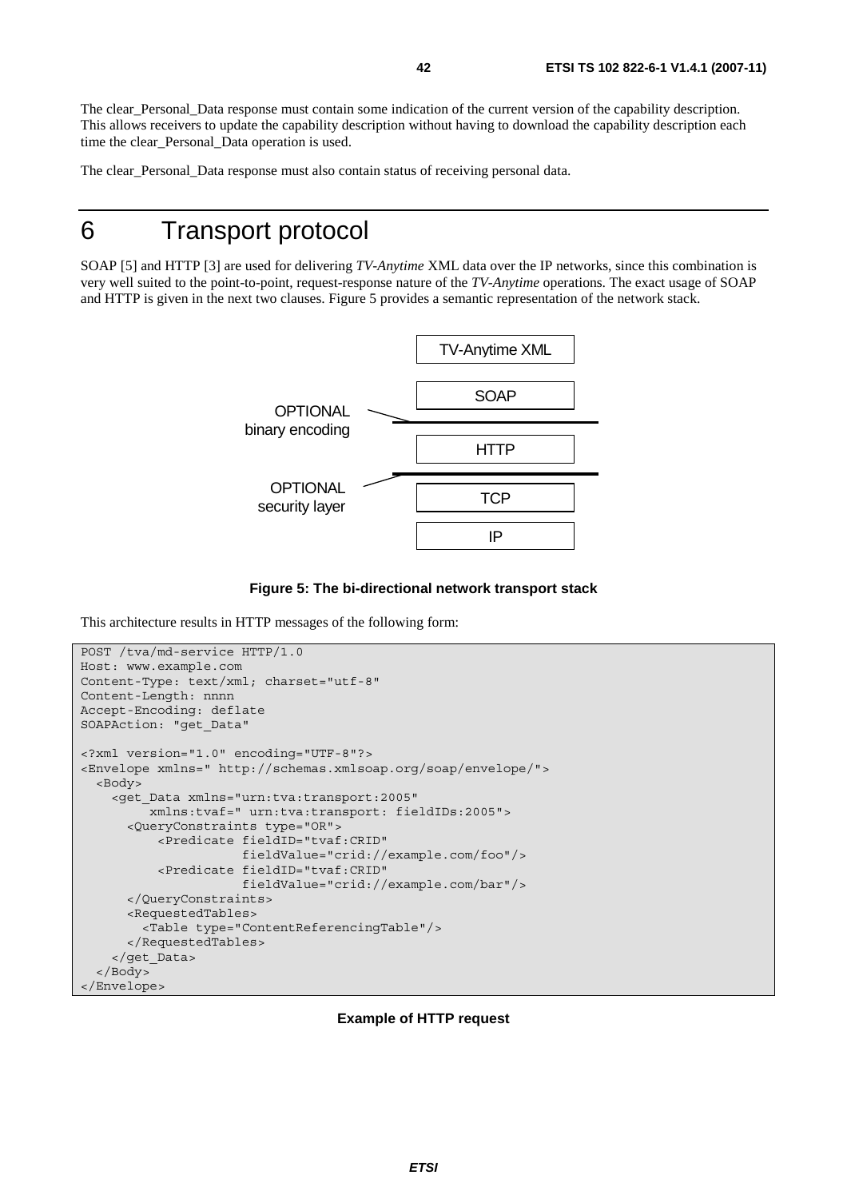The clear_Personal_Data response must contain some indication of the current version of the capability description. This allows receivers to update the capability description without having to download the capability description each time the clear_Personal_Data operation is used.

The clear_Personal_Data response must also contain status of receiving personal data.

# 6 Transport protocol

SOAP [5] and HTTP [3] are used for delivering *TV-Anytime* XML data over the IP networks, since this combination is very well suited to the point-to-point, request-response nature of the *TV-Anytime* operations. The exact usage of SOAP and HTTP is given in the next two clauses. Figure 5 provides a semantic representation of the network stack.

| |
|---|
| TV-Anytime XML |
| SOAP |
| ——— OPTIONAL binary encoding ——— |
| HTTP |
| ——— OPTIONAL security layer ——— |
| TCP |
| IP |

**Figure 5: The bi-directional network transport stack**

This architecture results in HTTP messages of the following form:

```
POST /tva/md-service HTTP/1.0
Host: www.example.com
Content-Type: text/xml; charset="utf-8"
Content-Length: nnnn
Accept-Encoding: deflate
SOAPAction: "get_Data"

<?xml version="1.0" encoding="UTF-8"?>
<Envelope xmlns=" http://schemas.xmlsoap.org/soap/envelope/">
  <Body>
    <get_Data xmlns="urn:tva:transport:2005"
         xmlns:tvaf=" urn:tva:transport: fieldIDs:2005">
      <QueryConstraints type="OR">
          <Predicate fieldID="tvaf:CRID"
                     fieldValue="crid://example.com/foo"/>
          <Predicate fieldID="tvaf:CRID"
                     fieldValue="crid://example.com/bar"/>
      </QueryConstraints>
      <RequestedTables>
        <Table type="ContentReferencingTable"/>
      </RequestedTables>
    </get_Data>
  </Body>
</Envelope>
```

**Example of HTTP request**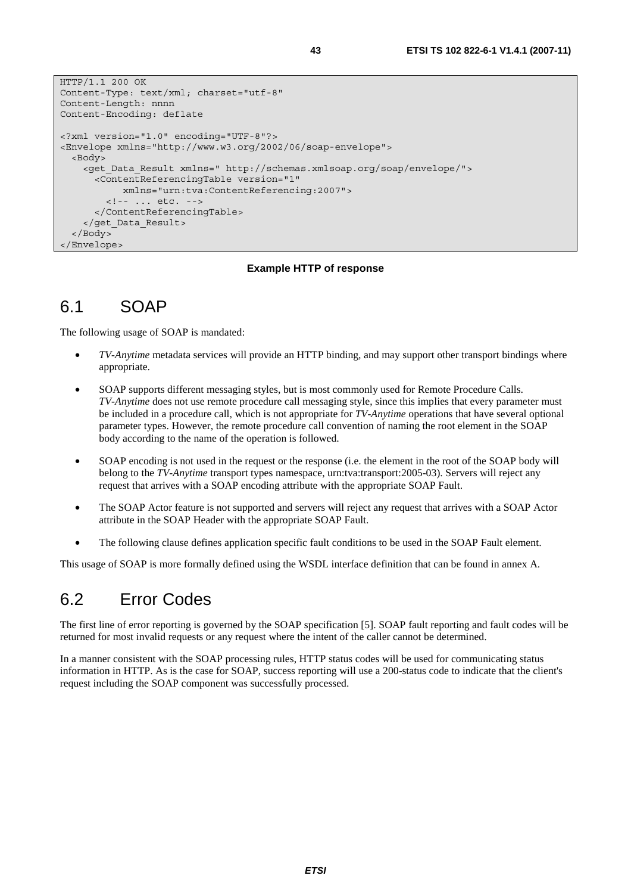```
HTTP/1.1 200 OK
Content-Type: text/xml; charset="utf-8"
Content-Length: nnnn
Content-Encoding: deflate

<?xml version="1.0" encoding="UTF-8"?>
<Envelope xmlns="http://www.w3.org/2002/06/soap-envelope">
  <Body>
    <get_Data_Result xmlns=" http://schemas.xmlsoap.org/soap/envelope/">
      <ContentReferencingTable version="1"
           xmlns="urn:tva:ContentReferencing:2007">
        <!-- ... etc. -->
      </ContentReferencingTable>
    </get_Data_Result>
  </Body>
</Envelope>
```

**Example HTTP of response**

## 6.1 SOAP

The following usage of SOAP is mandated:

- *TV-Anytime* metadata services will provide an HTTP binding, and may support other transport bindings where appropriate.
- SOAP supports different messaging styles, but is most commonly used for Remote Procedure Calls. *TV-Anytime* does not use remote procedure call messaging style, since this implies that every parameter must be included in a procedure call, which is not appropriate for *TV-Anytime* operations that have several optional parameter types. However, the remote procedure call convention of naming the root element in the SOAP body according to the name of the operation is followed.
- SOAP encoding is not used in the request or the response (i.e. the element in the root of the SOAP body will belong to the *TV-Anytime* transport types namespace, urn:tva:transport:2005-03). Servers will reject any request that arrives with a SOAP encoding attribute with the appropriate SOAP Fault.
- The SOAP Actor feature is not supported and servers will reject any request that arrives with a SOAP Actor attribute in the SOAP Header with the appropriate SOAP Fault.
- The following clause defines application specific fault conditions to be used in the SOAP Fault element.

This usage of SOAP is more formally defined using the WSDL interface definition that can be found in annex A.

## 6.2 Error Codes

The first line of error reporting is governed by the SOAP specification [5]. SOAP fault reporting and fault codes will be returned for most invalid requests or any request where the intent of the caller cannot be determined.

In a manner consistent with the SOAP processing rules, HTTP status codes will be used for communicating status information in HTTP. As is the case for SOAP, success reporting will use a 200-status code to indicate that the client's request including the SOAP component was successfully processed.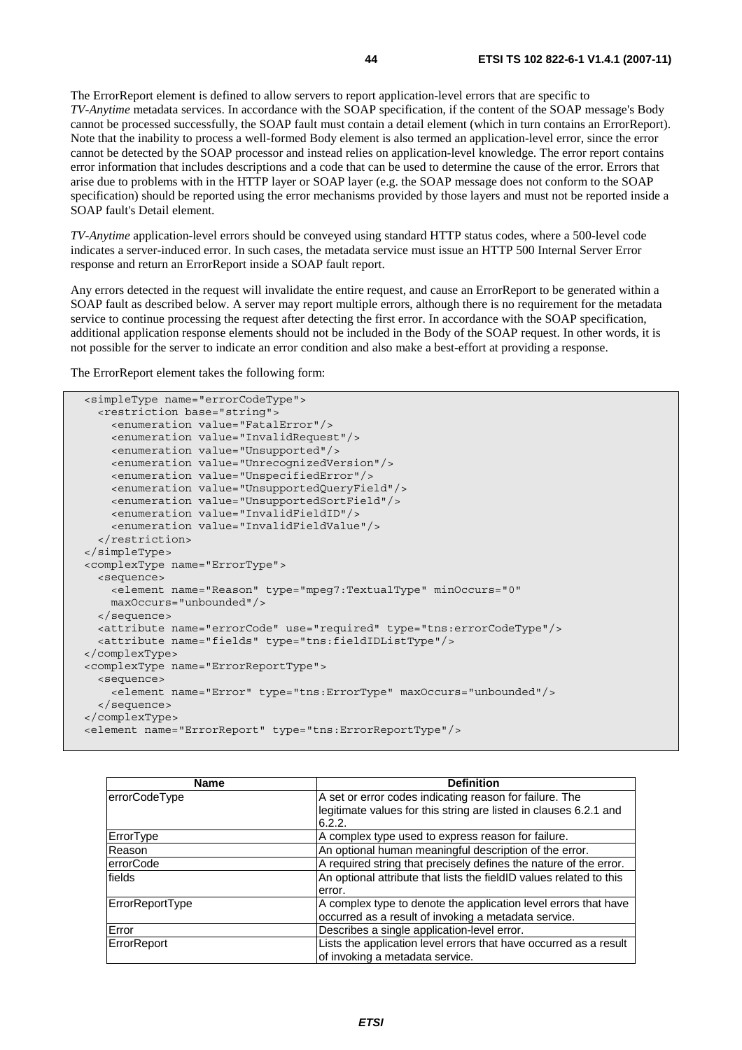The ErrorReport element is defined to allow servers to report application-level errors that are specific to *TV-Anytime* metadata services. In accordance with the SOAP specification, if the content of the SOAP message's Body cannot be processed successfully, the SOAP fault must contain a detail element (which in turn contains an ErrorReport). Note that the inability to process a well-formed Body element is also termed an application-level error, since the error cannot be detected by the SOAP processor and instead relies on application-level knowledge. The error report contains error information that includes descriptions and a code that can be used to determine the cause of the error. Errors that arise due to problems with in the HTTP layer or SOAP layer (e.g. the SOAP message does not conform to the SOAP specification) should be reported using the error mechanisms provided by those layers and must not be reported inside a SOAP fault's Detail element.

*TV-Anytime* application-level errors should be conveyed using standard HTTP status codes, where a 500-level code indicates a server-induced error. In such cases, the metadata service must issue an HTTP 500 Internal Server Error response and return an ErrorReport inside a SOAP fault report.

Any errors detected in the request will invalidate the entire request, and cause an ErrorReport to be generated within a SOAP fault as described below. A server may report multiple errors, although there is no requirement for the metadata service to continue processing the request after detecting the first error. In accordance with the SOAP specification, additional application response elements should not be included in the Body of the SOAP request. In other words, it is not possible for the server to indicate an error condition and also make a best-effort at providing a response.

The ErrorReport element takes the following form:

```
<simpleType name="errorCodeType">
  <restriction base="string">
    <enumeration value="FatalError"/>
    <enumeration value="InvalidRequest"/>
    <enumeration value="Unsupported"/>
    <enumeration value="UnrecognizedVersion"/>
    <enumeration value="UnspecifiedError"/>
    <enumeration value="UnsupportedQueryField"/>
    <enumeration value="UnsupportedSortField"/>
    <enumeration value="InvalidFieldID"/>
    <enumeration value="InvalidFieldValue"/>
  </restriction>
</simpleType>
<complexType name="ErrorType">
  <sequence>
    <element name="Reason" type="mpeg7:TextualType" minOccurs="0"
    maxOccurs="unbounded"/>
  </sequence>
  <attribute name="errorCode" use="required" type="tns:errorCodeType"/>
  <attribute name="fields" type="tns:fieldIDListType"/>
</complexType>
<complexType name="ErrorReportType">
  <sequence>
    <element name="Error" type="tns:ErrorType" maxOccurs="unbounded"/>
  </sequence>
</complexType>
<element name="ErrorReport" type="tns:ErrorReportType"/>
```

| Name | Definition |
|---|---|
| errorCodeType | A set or error codes indicating reason for failure. The legitimate values for this string are listed in clauses 6.2.1 and 6.2.2. |
| ErrorType | A complex type used to express reason for failure. |
| Reason | An optional human meaningful description of the error. |
| errorCode | A required string that precisely defines the nature of the error. |
| fields | An optional attribute that lists the fieldID values related to this error. |
| ErrorReportType | A complex type to denote the application level errors that have occurred as a result of invoking a metadata service. |
| Error | Describes a single application-level error. |
| ErrorReport | Lists the application level errors that have occurred as a result of invoking a metadata service. |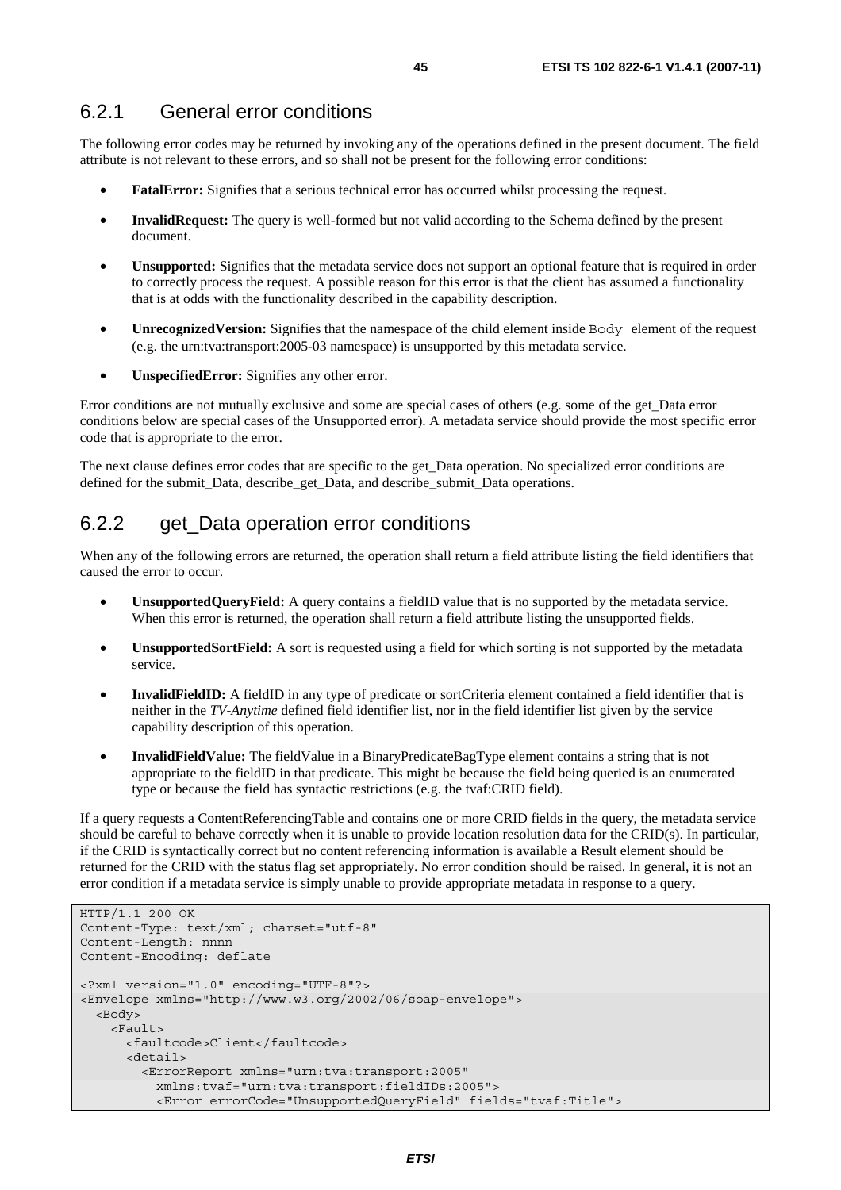### 6.2.1 General error conditions

The following error codes may be returned by invoking any of the operations defined in the present document. The field attribute is not relevant to these errors, and so shall not be present for the following error conditions:

- **FatalError:** Signifies that a serious technical error has occurred whilst processing the request.
- **InvalidRequest:** The query is well-formed but not valid according to the Schema defined by the present document.
- **Unsupported:** Signifies that the metadata service does not support an optional feature that is required in order to correctly process the request. A possible reason for this error is that the client has assumed a functionality that is at odds with the functionality described in the capability description.
- **UnrecognizedVersion:** Signifies that the namespace of the child element inside `Body` element of the request (e.g. the urn:tva:transport:2005-03 namespace) is unsupported by this metadata service.
- **UnspecifiedError:** Signifies any other error.

Error conditions are not mutually exclusive and some are special cases of others (e.g. some of the get_Data error conditions below are special cases of the Unsupported error). A metadata service should provide the most specific error code that is appropriate to the error.

The next clause defines error codes that are specific to the get_Data operation. No specialized error conditions are defined for the submit_Data, describe_get_Data, and describe_submit_Data operations.

### 6.2.2 get_Data operation error conditions

When any of the following errors are returned, the operation shall return a field attribute listing the field identifiers that caused the error to occur.

- **UnsupportedQueryField:** A query contains a fieldID value that is no supported by the metadata service. When this error is returned, the operation shall return a field attribute listing the unsupported fields.
- **UnsupportedSortField:** A sort is requested using a field for which sorting is not supported by the metadata service.
- **InvalidFieldID:** A fieldID in any type of predicate or sortCriteria element contained a field identifier that is neither in the *TV-Anytime* defined field identifier list, nor in the field identifier list given by the service capability description of this operation.
- **InvalidFieldValue:** The fieldValue in a BinaryPredicateBagType element contains a string that is not appropriate to the fieldID in that predicate. This might be because the field being queried is an enumerated type or because the field has syntactic restrictions (e.g. the tvaf:CRID field).

If a query requests a ContentReferencingTable and contains one or more CRID fields in the query, the metadata service should be careful to behave correctly when it is unable to provide location resolution data for the CRID(s). In particular, if the CRID is syntactically correct but no content referencing information is available a Result element should be returned for the CRID with the status flag set appropriately. No error condition should be raised. In general, it is not an error condition if a metadata service is simply unable to provide appropriate metadata in response to a query.

```
HTTP/1.1 200 OK
Content-Type: text/xml; charset="utf-8"
Content-Length: nnnn
Content-Encoding: deflate

<?xml version="1.0" encoding="UTF-8"?>
<Envelope xmlns="http://www.w3.org/2002/06/soap-envelope">
  <Body>
    <Fault>
      <faultcode>Client</faultcode>
      <detail>
        <ErrorReport xmlns="urn:tva:transport:2005"
          xmlns:tvaf="urn:tva:transport:fieldIDs:2005">
          <Error errorCode="UnsupportedQueryField" fields="tvaf:Title">
```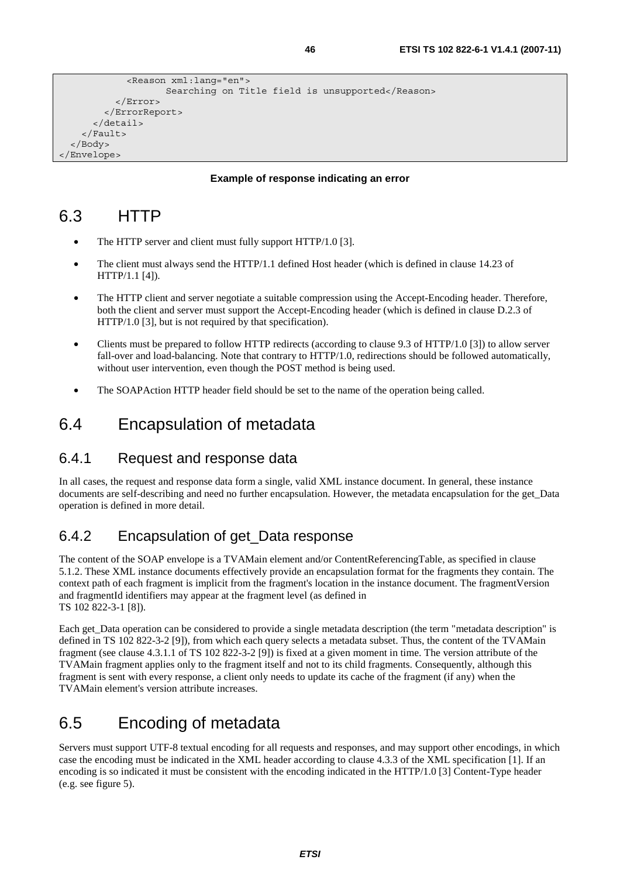```
            <Reason xml:lang="en">
                    Searching on Title field is unsupported</Reason>
          </Error>
        </ErrorReport>
      </detail>
    </Fault>
  </Body>
</Envelope>
```

**Example of response indicating an error**

# 6.3 HTTP

- The HTTP server and client must fully support HTTP/1.0 [3].
- The client must always send the HTTP/1.1 defined Host header (which is defined in clause 14.23 of HTTP/1.1 [4]).
- The HTTP client and server negotiate a suitable compression using the Accept-Encoding header. Therefore, both the client and server must support the Accept-Encoding header (which is defined in clause D.2.3 of HTTP/1.0 [3], but is not required by that specification).
- Clients must be prepared to follow HTTP redirects (according to clause 9.3 of HTTP/1.0 [3]) to allow server fall-over and load-balancing. Note that contrary to HTTP/1.0, redirections should be followed automatically, without user intervention, even though the POST method is being used.
- The SOAPAction HTTP header field should be set to the name of the operation being called.

# 6.4 Encapsulation of metadata

## 6.4.1 Request and response data

In all cases, the request and response data form a single, valid XML instance document. In general, these instance documents are self-describing and need no further encapsulation. However, the metadata encapsulation for the get_Data operation is defined in more detail.

## 6.4.2 Encapsulation of get_Data response

The content of the SOAP envelope is a TVAMain element and/or ContentReferencingTable, as specified in clause 5.1.2. These XML instance documents effectively provide an encapsulation format for the fragments they contain. The context path of each fragment is implicit from the fragment's location in the instance document. The fragmentVersion and fragmentId identifiers may appear at the fragment level (as defined in TS 102 822-3-1 [8]).

Each get_Data operation can be considered to provide a single metadata description (the term "metadata description" is defined in TS 102 822-3-2 [9]), from which each query selects a metadata subset. Thus, the content of the TVAMain fragment (see clause 4.3.1.1 of TS 102 822-3-2 [9]) is fixed at a given moment in time. The version attribute of the TVAMain fragment applies only to the fragment itself and not to its child fragments. Consequently, although this fragment is sent with every response, a client only needs to update its cache of the fragment (if any) when the TVAMain element's version attribute increases.

# 6.5 Encoding of metadata

Servers must support UTF-8 textual encoding for all requests and responses, and may support other encodings, in which case the encoding must be indicated in the XML header according to clause 4.3.3 of the XML specification [1]. If an encoding is so indicated it must be consistent with the encoding indicated in the HTTP/1.0 [3] Content-Type header (e.g. see figure 5).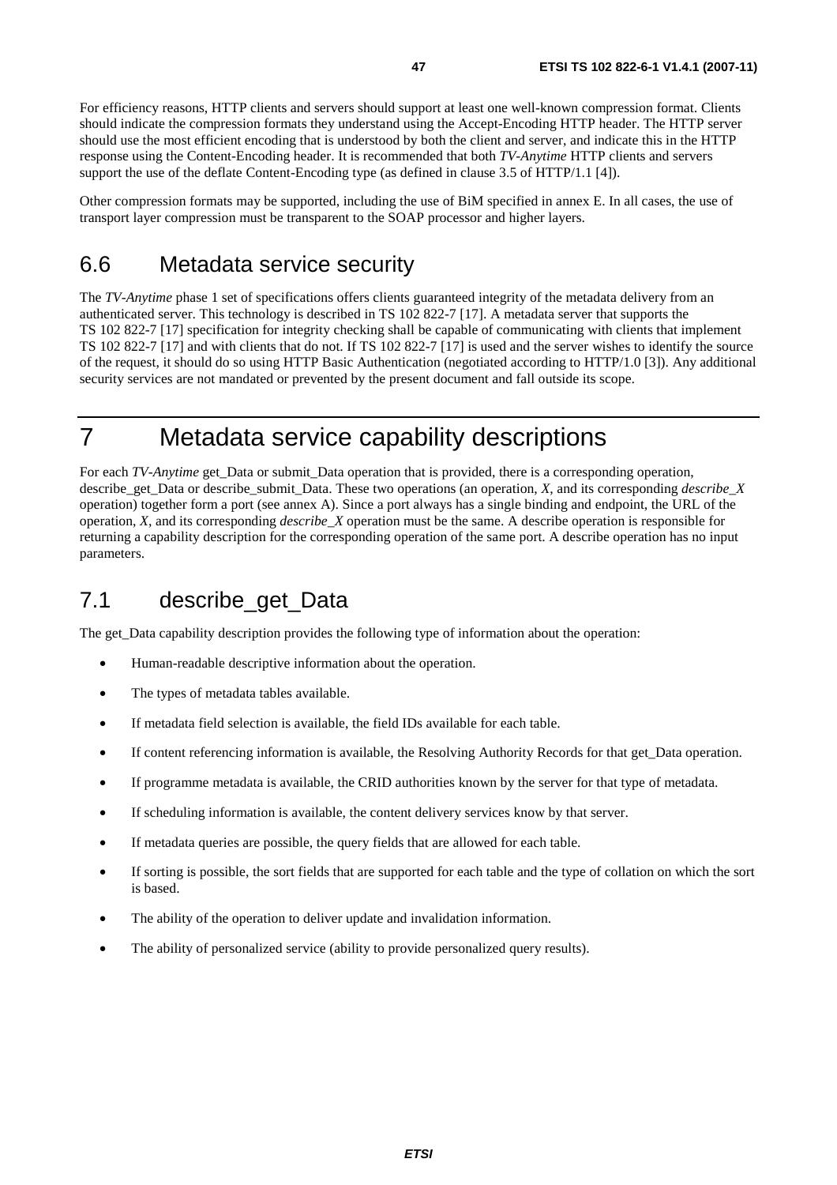For efficiency reasons, HTTP clients and servers should support at least one well-known compression format. Clients should indicate the compression formats they understand using the Accept-Encoding HTTP header. The HTTP server should use the most efficient encoding that is understood by both the client and server, and indicate this in the HTTP response using the Content-Encoding header. It is recommended that both *TV-Anytime* HTTP clients and servers support the use of the deflate Content-Encoding type (as defined in clause 3.5 of HTTP/1.1 [4]).

Other compression formats may be supported, including the use of BiM specified in annex E. In all cases, the use of transport layer compression must be transparent to the SOAP processor and higher layers.

## 6.6 Metadata service security

The *TV-Anytime* phase 1 set of specifications offers clients guaranteed integrity of the metadata delivery from an authenticated server. This technology is described in TS 102 822-7 [17]. A metadata server that supports the TS 102 822-7 [17] specification for integrity checking shall be capable of communicating with clients that implement TS 102 822-7 [17] and with clients that do not. If TS 102 822-7 [17] is used and the server wishes to identify the source of the request, it should do so using HTTP Basic Authentication (negotiated according to HTTP/1.0 [3]). Any additional security services are not mandated or prevented by the present document and fall outside its scope.

# 7 Metadata service capability descriptions

For each *TV-Anytime* get_Data or submit_Data operation that is provided, there is a corresponding operation, describe_get_Data or describe_submit_Data. These two operations (an operation, *X*, and its corresponding *describe_X* operation) together form a port (see annex A). Since a port always has a single binding and endpoint, the URL of the operation, *X*, and its corresponding *describe_X* operation must be the same. A describe operation is responsible for returning a capability description for the corresponding operation of the same port. A describe operation has no input parameters.

## 7.1 describe_get_Data

The get_Data capability description provides the following type of information about the operation:

- Human-readable descriptive information about the operation.
- The types of metadata tables available.
- If metadata field selection is available, the field IDs available for each table.
- If content referencing information is available, the Resolving Authority Records for that get_Data operation.
- If programme metadata is available, the CRID authorities known by the server for that type of metadata.
- If scheduling information is available, the content delivery services know by that server.
- If metadata queries are possible, the query fields that are allowed for each table.
- If sorting is possible, the sort fields that are supported for each table and the type of collation on which the sort is based.
- The ability of the operation to deliver update and invalidation information.
- The ability of personalized service (ability to provide personalized query results).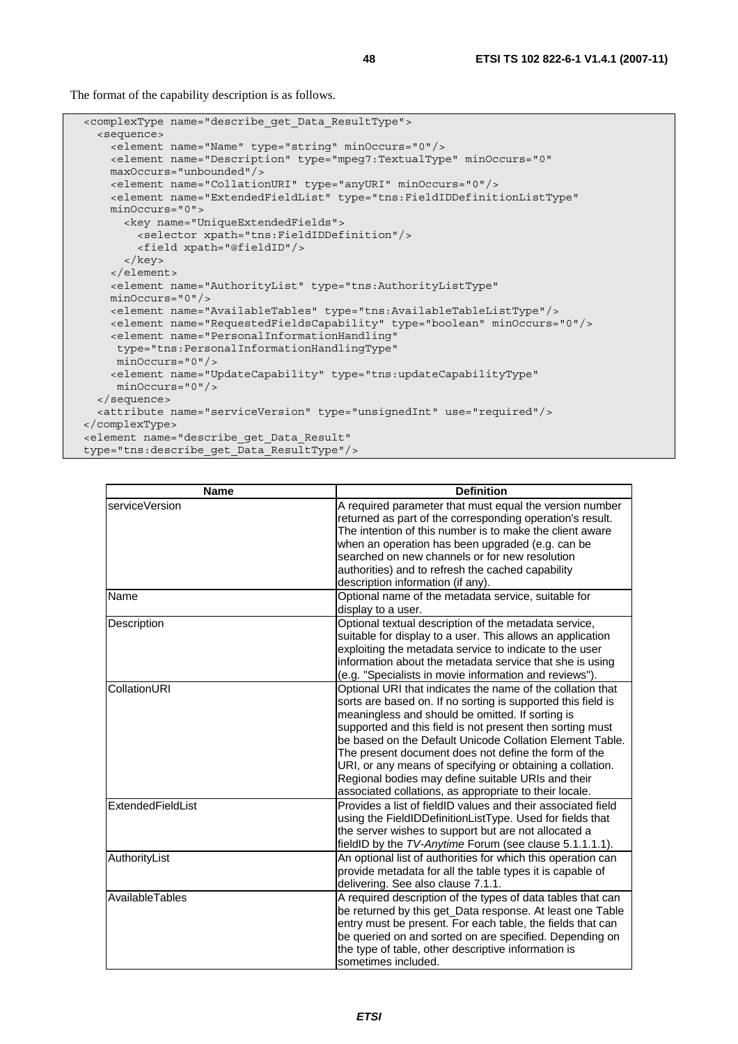The format of the capability description is as follows.

```
<complexType name="describe_get_Data_ResultType">
  <sequence>
    <element name="Name" type="string" minOccurs="0"/>
    <element name="Description" type="mpeg7:TextualType" minOccurs="0"
    maxOccurs="unbounded"/>
    <element name="CollationURI" type="anyURI" minOccurs="0"/>
    <element name="ExtendedFieldList" type="tns:FieldIDDefinitionListType"
    minOccurs="0">
      <key name="UniqueExtendedFields">
        <selector xpath="tns:FieldIDDefinition"/>
        <field xpath="@fieldID"/>
      </key>
    </element>
    <element name="AuthorityList" type="tns:AuthorityListType"
    minOccurs="0"/>
    <element name="AvailableTables" type="tns:AvailableTableListType"/>
    <element name="RequestedFieldsCapability" type="boolean" minOccurs="0"/>
    <element name="PersonalInformationHandling"
     type="tns:PersonalInformationHandlingType"
     minOccurs="0"/>
    <element name="UpdateCapability" type="tns:updateCapabilityType"
     minOccurs="0"/>
  </sequence>
  <attribute name="serviceVersion" type="unsignedInt" use="required"/>
</complexType>
<element name="describe_get_Data_Result"
type="tns:describe_get_Data_ResultType"/>
```

| Name | Definition |
|---|---|
| serviceVersion | A required parameter that must equal the version number returned as part of the corresponding operation's result. The intention of this number is to make the client aware when an operation has been upgraded (e.g. can be searched on new channels or for new resolution authorities) and to refresh the cached capability description information (if any). |
| Name | Optional name of the metadata service, suitable for display to a user. |
| Description | Optional textual description of the metadata service, suitable for display to a user. This allows an application exploiting the metadata service to indicate to the user information about the metadata service that she is using (e.g. "Specialists in movie information and reviews"). |
| CollationURI | Optional URI that indicates the name of the collation that sorts are based on. If no sorting is supported this field is meaningless and should be omitted. If sorting is supported and this field is not present then sorting must be based on the Default Unicode Collation Element Table. The present document does not define the form of the URI, or any means of specifying or obtaining a collation. Regional bodies may define suitable URIs and their associated collations, as appropriate to their locale. |
| ExtendedFieldList | Provides a list of fieldID values and their associated field using the FieldIDDefinitionListType. Used for fields that the server wishes to support but are not allocated a fieldID by the *TV-Anytime* Forum (see clause 5.1.1.1.1). |
| AuthorityList | An optional list of authorities for which this operation can provide metadata for all the table types it is capable of delivering. See also clause 7.1.1. |
| AvailableTables | A required description of the types of data tables that can be returned by this get_Data response. At least one Table entry must be present. For each table, the fields that can be queried on and sorted on are specified. Depending on the type of table, other descriptive information is sometimes included. |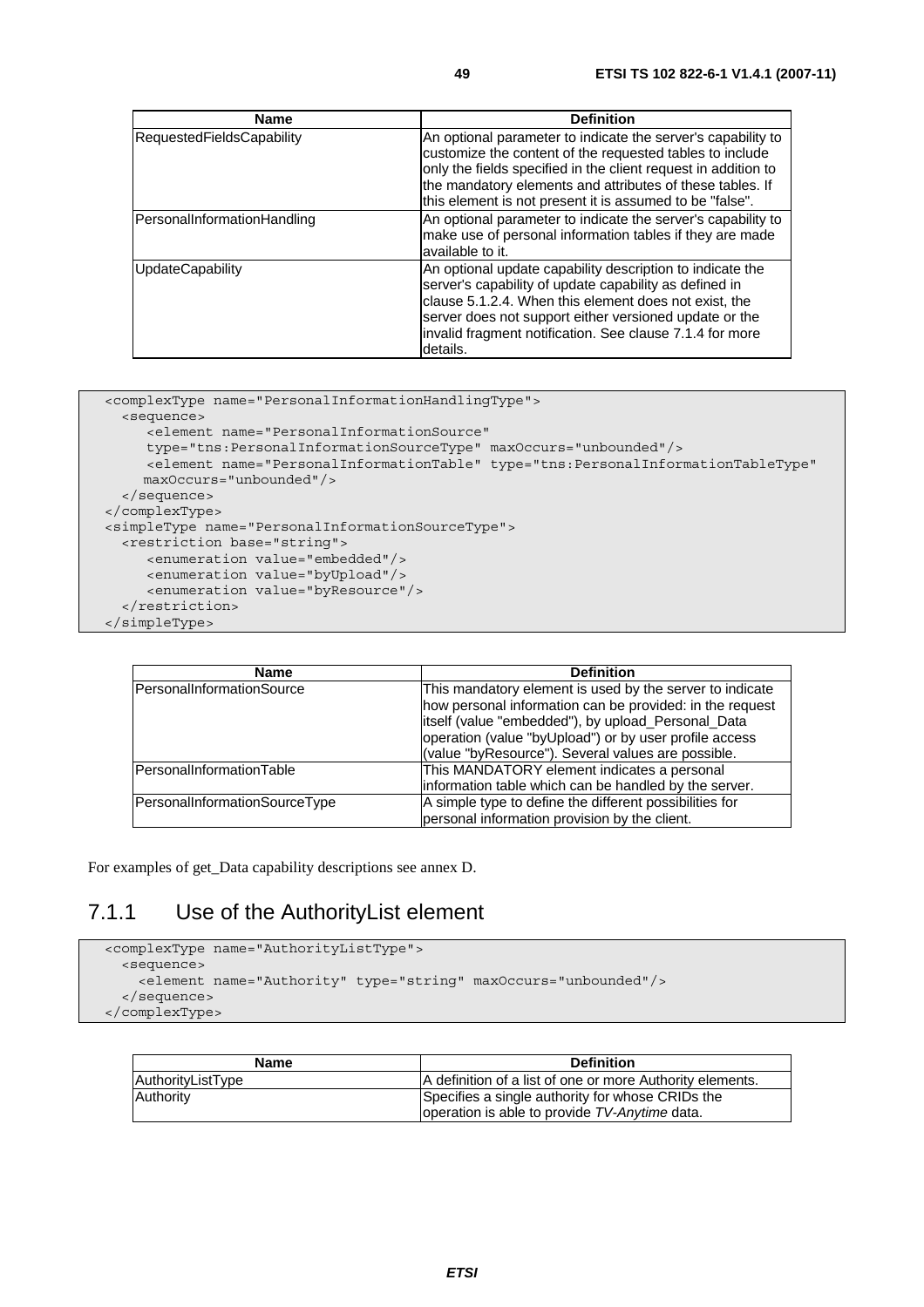| Name | Definition |
| --- | --- |
| RequestedFieldsCapability | An optional parameter to indicate the server's capability to customize the content of the requested tables to include only the fields specified in the client request in addition to the mandatory elements and attributes of these tables. If this element is not present it is assumed to be "false". |
| PersonalInformationHandling | An optional parameter to indicate the server's capability to make use of personal information tables if they are made available to it. |
| UpdateCapability | An optional update capability description to indicate the server's capability of update capability as defined in clause 5.1.2.4. When this element does not exist, the server does not support either versioned update or the invalid fragment notification. See clause 7.1.4 for more details. |

```
<complexType name="PersonalInformationHandlingType">
  <sequence>
     <element name="PersonalInformationSource"
     type="tns:PersonalInformationSourceType" maxOccurs="unbounded"/>
     <element name="PersonalInformationTable" type="tns:PersonalInformationTableType"
     maxOccurs="unbounded"/>
  </sequence>
</complexType>
<simpleType name="PersonalInformationSourceType">
  <restriction base="string">
     <enumeration value="embedded"/>
     <enumeration value="byUpload"/>
     <enumeration value="byResource"/>
  </restriction>
</simpleType>
```

| Name | Definition |
| --- | --- |
| PersonalInformationSource | This mandatory element is used by the server to indicate how personal information can be provided: in the request itself (value "embedded"), by upload_Personal_Data operation (value "byUpload") or by user profile access (value "byResource"). Several values are possible. |
| PersonalInformationTable | This MANDATORY element indicates a personal information table which can be handled by the server. |
| PersonalInformationSourceType | A simple type to define the different possibilities for personal information provision by the client. |

For examples of get_Data capability descriptions see annex D.

## 7.1.1 Use of the AuthorityList element

```
<complexType name="AuthorityListType">
  <sequence>
    <element name="Authority" type="string" maxOccurs="unbounded"/>
  </sequence>
</complexType>
```

| Name | Definition |
| --- | --- |
| AuthorityListType | A definition of a list of one or more Authority elements. |
| Authority | Specifies a single authority for whose CRIDs the operation is able to provide *TV-Anytime* data. |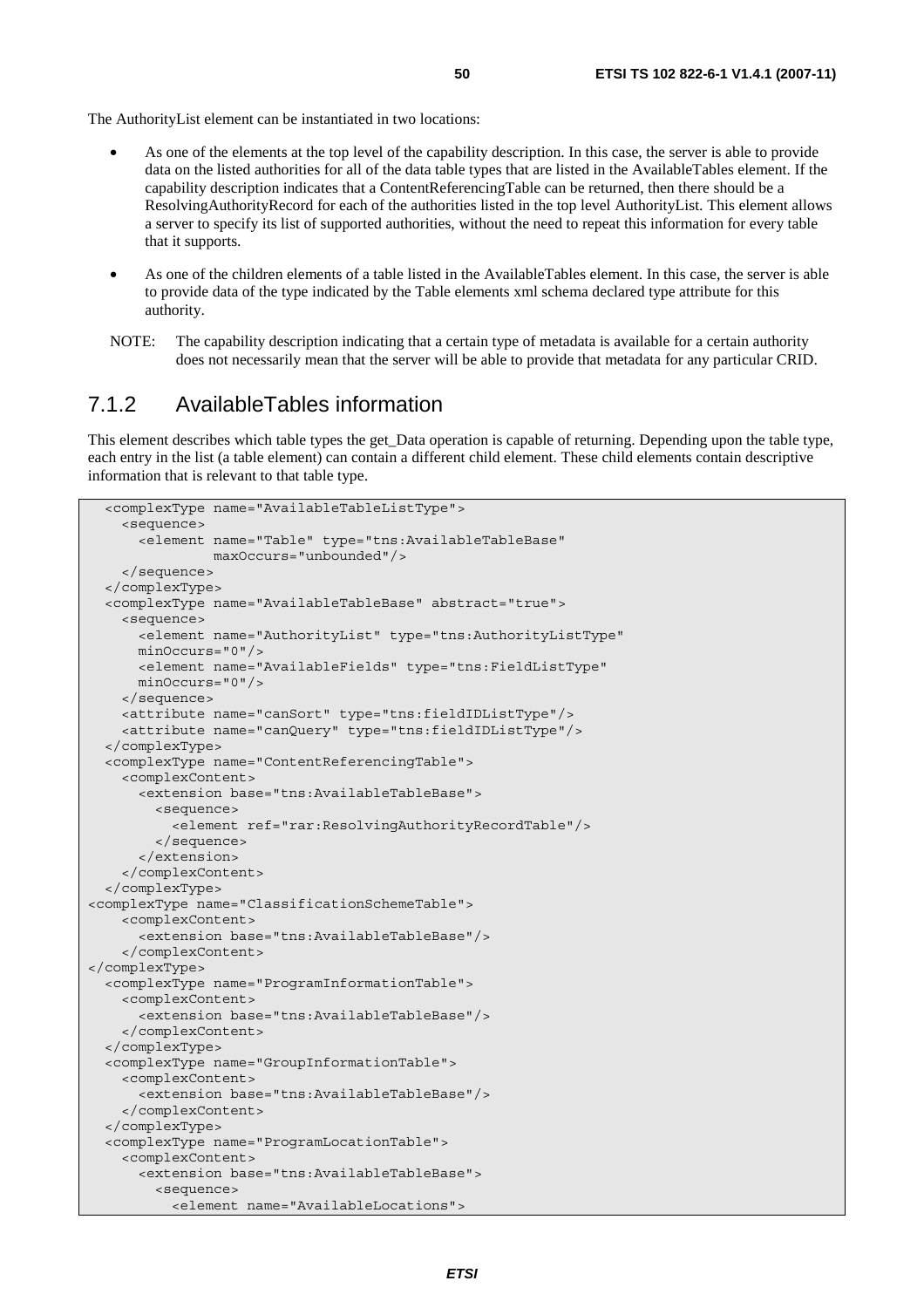The AuthorityList element can be instantiated in two locations:

- As one of the elements at the top level of the capability description. In this case, the server is able to provide data on the listed authorities for all of the data table types that are listed in the AvailableTables element. If the capability description indicates that a ContentReferencingTable can be returned, then there should be a ResolvingAuthorityRecord for each of the authorities listed in the top level AuthorityList. This element allows a server to specify its list of supported authorities, without the need to repeat this information for every table that it supports.
- As one of the children elements of a table listed in the AvailableTables element. In this case, the server is able to provide data of the type indicated by the Table elements xml schema declared type attribute for this authority.

NOTE: The capability description indicating that a certain type of metadata is available for a certain authority does not necessarily mean that the server will be able to provide that metadata for any particular CRID.

## 7.1.2 AvailableTables information

This element describes which table types the get_Data operation is capable of returning. Depending upon the table type, each entry in the list (a table element) can contain a different child element. These child elements contain descriptive information that is relevant to that table type.

```
  <complexType name="AvailableTableListType">
    <sequence>
      <element name="Table" type="tns:AvailableTableBase"
               maxOccurs="unbounded"/>
    </sequence>
  </complexType>
  <complexType name="AvailableTableBase" abstract="true">
    <sequence>
      <element name="AuthorityList" type="tns:AuthorityListType"
      minOccurs="0"/>
      <element name="AvailableFields" type="tns:FieldListType"
      minOccurs="0"/>
    </sequence>
    <attribute name="canSort" type="tns:fieldIDListType"/>
    <attribute name="canQuery" type="tns:fieldIDListType"/>
  </complexType>
  <complexType name="ContentReferencingTable">
    <complexContent>
      <extension base="tns:AvailableTableBase">
        <sequence>
          <element ref="rar:ResolvingAuthorityRecordTable"/>
        </sequence>
      </extension>
    </complexContent>
  </complexType>
<complexType name="ClassificationSchemeTable">
    <complexContent>
      <extension base="tns:AvailableTableBase"/>
    </complexContent>
</complexType>
  <complexType name="ProgramInformationTable">
    <complexContent>
      <extension base="tns:AvailableTableBase"/>
    </complexContent>
  </complexType>
  <complexType name="GroupInformationTable">
    <complexContent>
      <extension base="tns:AvailableTableBase"/>
    </complexContent>
  </complexType>
  <complexType name="ProgramLocationTable">
    <complexContent>
      <extension base="tns:AvailableTableBase">
        <sequence>
          <element name="AvailableLocations">
```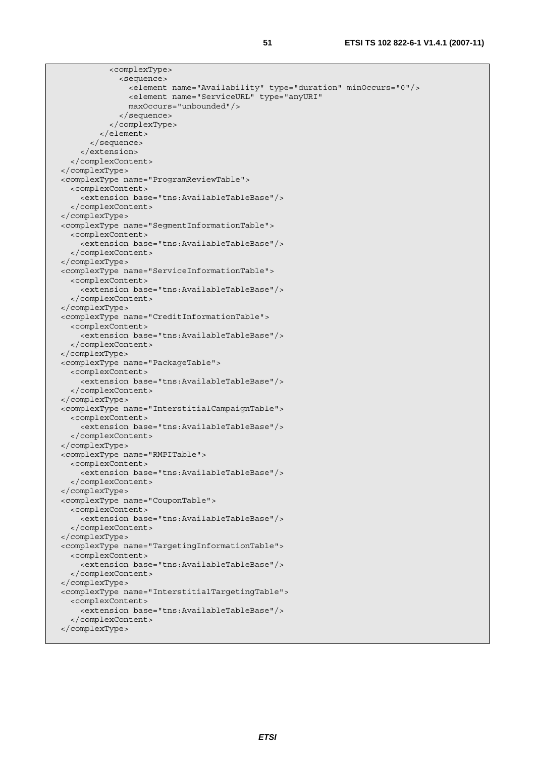```
          <complexType>
            <sequence>
              <element name="Availability" type="duration" minOccurs="0"/>
              <element name="ServiceURL" type="anyURI"
              maxOccurs="unbounded"/>
            </sequence>
          </complexType>
        </element>
      </sequence>
    </extension>
  </complexContent>
</complexType>
<complexType name="ProgramReviewTable">
  <complexContent>
    <extension base="tns:AvailableTableBase"/>
  </complexContent>
</complexType>
<complexType name="SegmentInformationTable">
  <complexContent>
    <extension base="tns:AvailableTableBase"/>
  </complexContent>
</complexType>
<complexType name="ServiceInformationTable">
  <complexContent>
    <extension base="tns:AvailableTableBase"/>
  </complexContent>
</complexType>
<complexType name="CreditInformationTable">
  <complexContent>
    <extension base="tns:AvailableTableBase"/>
  </complexContent>
</complexType>
<complexType name="PackageTable">
  <complexContent>
    <extension base="tns:AvailableTableBase"/>
  </complexContent>
</complexType>
<complexType name="InterstitialCampaignTable">
  <complexContent>
    <extension base="tns:AvailableTableBase"/>
  </complexContent>
</complexType>
<complexType name="RMPITable">
  <complexContent>
    <extension base="tns:AvailableTableBase"/>
  </complexContent>
</complexType>
<complexType name="CouponTable">
  <complexContent>
    <extension base="tns:AvailableTableBase"/>
  </complexContent>
</complexType>
<complexType name="TargetingInformationTable">
  <complexContent>
    <extension base="tns:AvailableTableBase"/>
  </complexContent>
</complexType>
<complexType name="InterstitialTargetingTable">
  <complexContent>
    <extension base="tns:AvailableTableBase"/>
  </complexContent>
</complexType>
```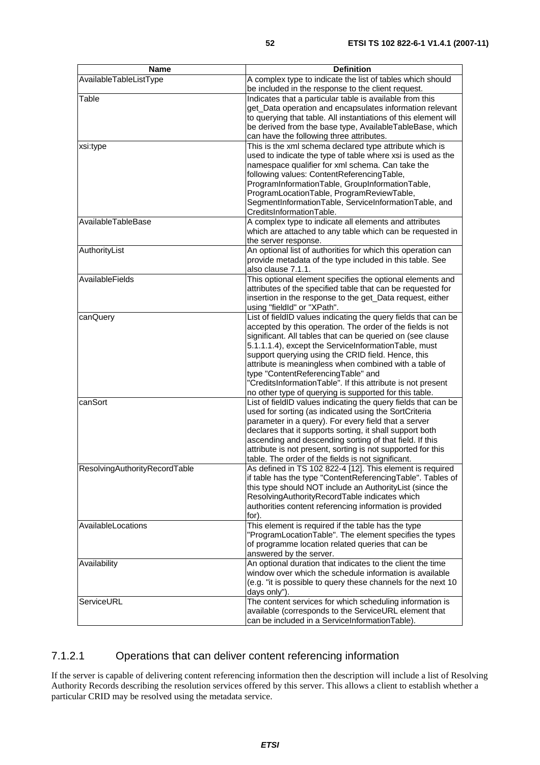| Name | Definition |
| --- | --- |
| AvailableTableListType | A complex type to indicate the list of tables which should be included in the response to the client request. |
| Table | Indicates that a particular table is available from this get_Data operation and encapsulates information relevant to querying that table. All instantiations of this element will be derived from the base type, AvailableTableBase, which can have the following three attributes. |
| xsi:type | This is the xml schema declared type attribute which is used to indicate the type of table where xsi is used as the namespace qualifier for xml schema. Can take the following values: ContentReferencingTable, ProgramInformationTable, GroupInformationTable, ProgramLocationTable, ProgramReviewTable, SegmentInformationTable, ServiceInformationTable, and CreditsInformationTable. |
| AvailableTableBase | A complex type to indicate all elements and attributes which are attached to any table which can be requested in the server response. |
| AuthorityList | An optional list of authorities for which this operation can provide metadata of the type included in this table. See also clause 7.1.1. |
| AvailableFields | This optional element specifies the optional elements and attributes of the specified table that can be requested for insertion in the response to the get_Data request, either using "fieldId" or "XPath". |
| canQuery | List of fieldID values indicating the query fields that can be accepted by this operation. The order of the fields is not significant. All tables that can be queried on (see clause 5.1.1.1.4), except the ServiceInformationTable, must support querying using the CRID field. Hence, this attribute is meaningless when combined with a table of type "ContentReferencingTable" and "CreditsInformationTable". If this attribute is not present no other type of querying is supported for this table. |
| canSort | List of fieldID values indicating the query fields that can be used for sorting (as indicated using the SortCriteria parameter in a query). For every field that a server declares that it supports sorting, it shall support both ascending and descending sorting of that field. If this attribute is not present, sorting is not supported for this table. The order of the fields is not significant. |
| ResolvingAuthorityRecordTable | As defined in TS 102 822-4 [12]. This element is required if table has the type "ContentReferencingTable". Tables of this type should NOT include an AuthorityList (since the ResolvingAuthorityRecordTable indicates which authorities content referencing information is provided for). |
| AvailableLocations | This element is required if the table has the type "ProgramLocationTable". The element specifies the types of programme location related queries that can be answered by the server. |
| Availability | An optional duration that indicates to the client the time window over which the schedule information is available (e.g. "it is possible to query these channels for the next 10 days only"). |
| ServiceURL | The content services for which scheduling information is available (corresponds to the ServiceURL element that can be included in a ServiceInformationTable). |

#### 7.1.2.1 Operations that can deliver content referencing information

If the server is capable of delivering content referencing information then the description will include a list of Resolving Authority Records describing the resolution services offered by this server. This allows a client to establish whether a particular CRID may be resolved using the metadata service.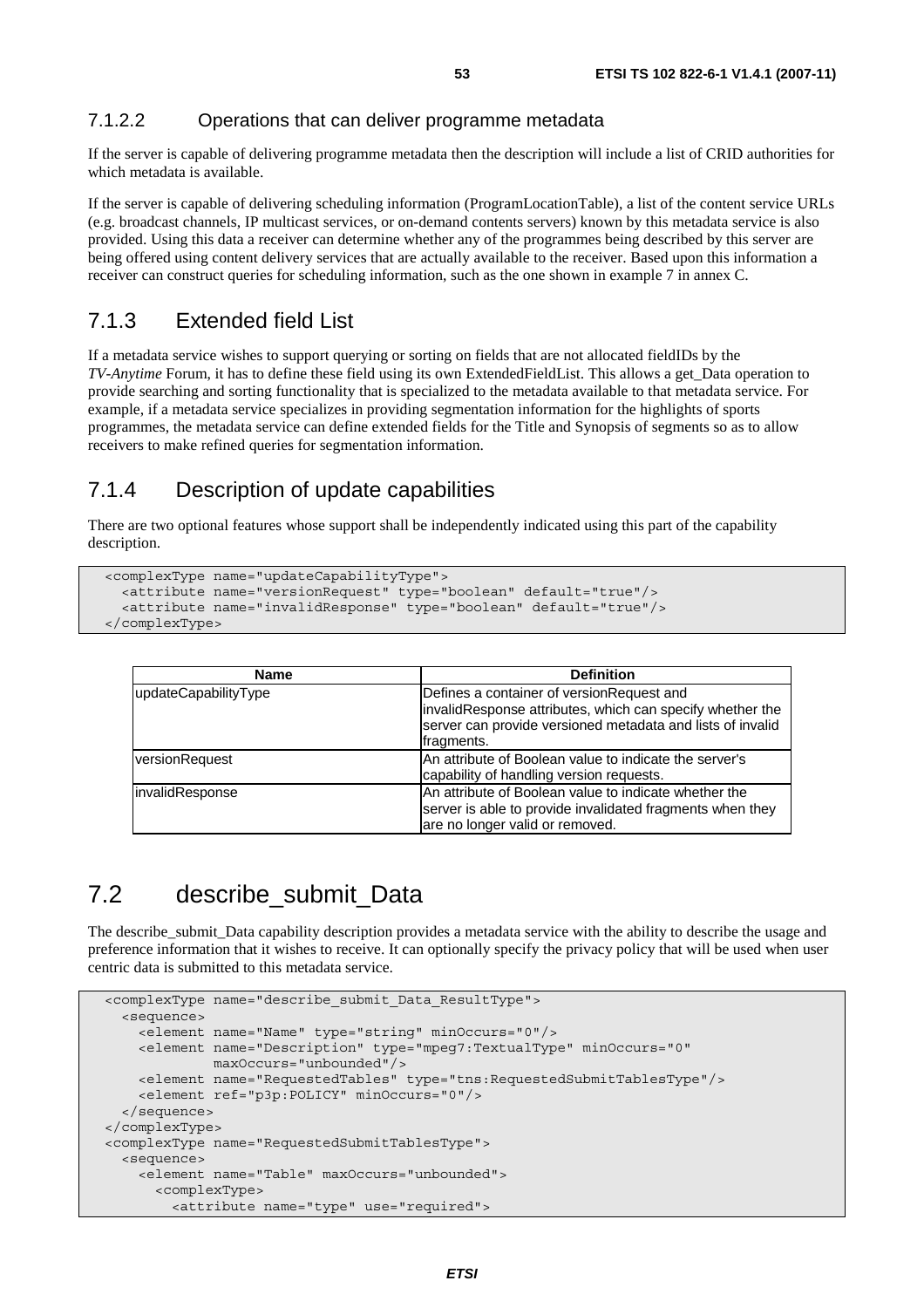#### 7.1.2.2 Operations that can deliver programme metadata

If the server is capable of delivering programme metadata then the description will include a list of CRID authorities for which metadata is available.

If the server is capable of delivering scheduling information (ProgramLocationTable), a list of the content service URLs (e.g. broadcast channels, IP multicast services, or on-demand contents servers) known by this metadata service is also provided. Using this data a receiver can determine whether any of the programmes being described by this server are being offered using content delivery services that are actually available to the receiver. Based upon this information a receiver can construct queries for scheduling information, such as the one shown in example 7 in annex C.

### 7.1.3 Extended field List

If a metadata service wishes to support querying or sorting on fields that are not allocated fieldIDs by the *TV-Anytime* Forum, it has to define these field using its own ExtendedFieldList. This allows a get_Data operation to provide searching and sorting functionality that is specialized to the metadata available to that metadata service. For example, if a metadata service specializes in providing segmentation information for the highlights of sports programmes, the metadata service can define extended fields for the Title and Synopsis of segments so as to allow receivers to make refined queries for segmentation information.

### 7.1.4 Description of update capabilities

There are two optional features whose support shall be independently indicated using this part of the capability description.

```
<complexType name="updateCapabilityType">
  <attribute name="versionRequest" type="boolean" default="true"/>
  <attribute name="invalidResponse" type="boolean" default="true"/>
</complexType>
```

| Name | Definition |
|---|---|
| updateCapabilityType | Defines a container of versionRequest and invalidResponse attributes, which can specify whether the server can provide versioned metadata and lists of invalid fragments. |
| versionRequest | An attribute of Boolean value to indicate the server's capability of handling version requests. |
| invalidResponse | An attribute of Boolean value to indicate whether the server is able to provide invalidated fragments when they are no longer valid or removed. |

## 7.2 describe_submit_Data

The describe_submit_Data capability description provides a metadata service with the ability to describe the usage and preference information that it wishes to receive. It can optionally specify the privacy policy that will be used when user centric data is submitted to this metadata service.

```
<complexType name="describe_submit_Data_ResultType">
  <sequence>
    <element name="Name" type="string" minOccurs="0"/>
    <element name="Description" type="mpeg7:TextualType" minOccurs="0"
             maxOccurs="unbounded"/>
    <element name="RequestedTables" type="tns:RequestedSubmitTablesType"/>
    <element ref="p3p:POLICY" minOccurs="0"/>
  </sequence>
</complexType>
<complexType name="RequestedSubmitTablesType">
  <sequence>
    <element name="Table" maxOccurs="unbounded">
      <complexType>
        <attribute name="type" use="required">
```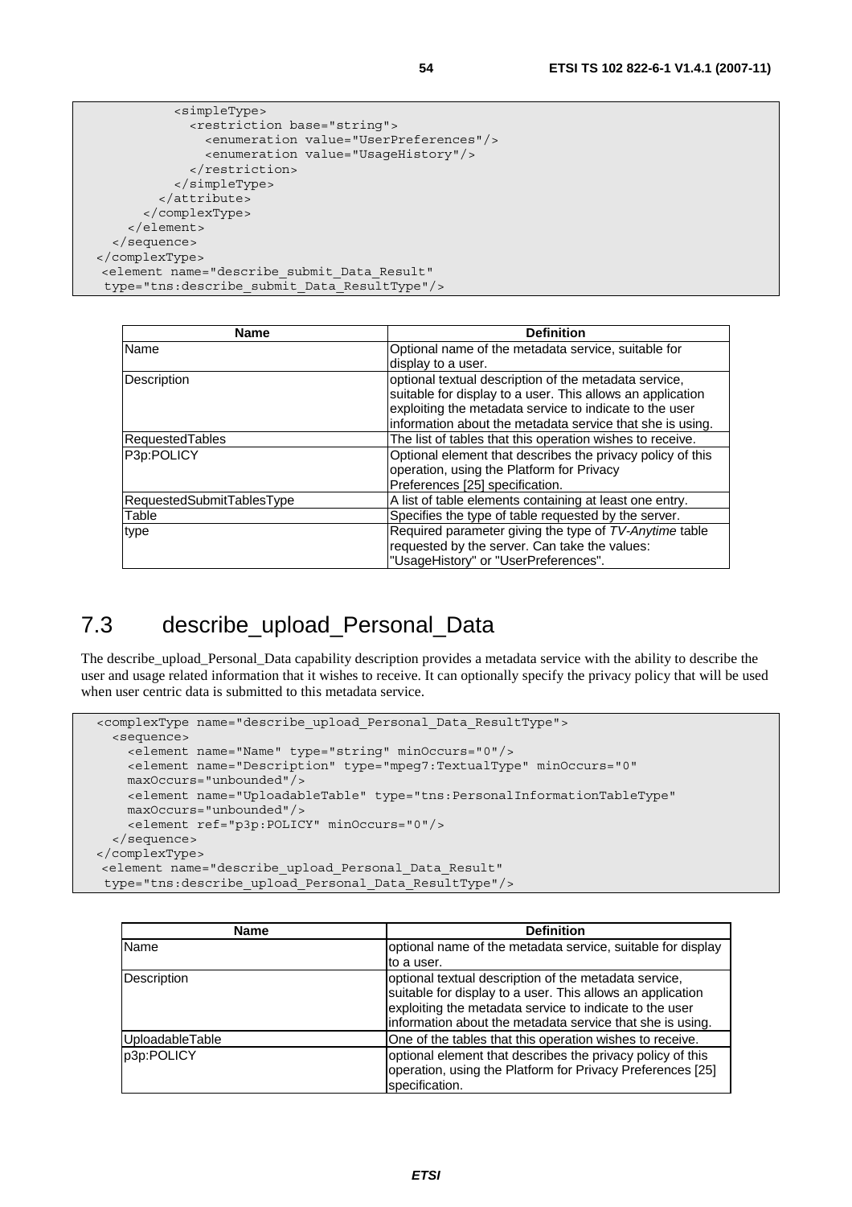```
          <simpleType>
            <restriction base="string">
              <enumeration value="UserPreferences"/>
              <enumeration value="UsageHistory"/>
            </restriction>
          </simpleType>
        </attribute>
      </complexType>
    </element>
  </sequence>
</complexType>
 <element name="describe_submit_Data_Result"
  type="tns:describe_submit_Data_ResultType"/>
```

| Name | Definition |
|---|---|
| Name | Optional name of the metadata service, suitable for display to a user. |
| Description | optional textual description of the metadata service, suitable for display to a user. This allows an application exploiting the metadata service to indicate to the user information about the metadata service that she is using. |
| RequestedTables | The list of tables that this operation wishes to receive. |
| P3p:POLICY | Optional element that describes the privacy policy of this operation, using the Platform for Privacy Preferences [25] specification. |
| RequestedSubmitTablesType | A list of table elements containing at least one entry. |
| Table | Specifies the type of table requested by the server. |
| type | Required parameter giving the type of *TV-Anytime* table requested by the server. Can take the values: "UsageHistory" or "UserPreferences". |

## 7.3 describe_upload_Personal_Data

The describe_upload_Personal_Data capability description provides a metadata service with the ability to describe the user and usage related information that it wishes to receive. It can optionally specify the privacy policy that will be used when user centric data is submitted to this metadata service.

```
<complexType name="describe_upload_Personal_Data_ResultType">
  <sequence>
    <element name="Name" type="string" minOccurs="0"/>
    <element name="Description" type="mpeg7:TextualType" minOccurs="0"
    maxOccurs="unbounded"/>
    <element name="UploadableTable" type="tns:PersonalInformationTableType"
    maxOccurs="unbounded"/>
    <element ref="p3p:POLICY" minOccurs="0"/>
  </sequence>
</complexType>
 <element name="describe_upload_Personal_Data_Result"
  type="tns:describe_upload_Personal_Data_ResultType"/>
```

| Name | Definition |
|---|---|
| Name | optional name of the metadata service, suitable for display to a user. |
| Description | optional textual description of the metadata service, suitable for display to a user. This allows an application exploiting the metadata service to indicate to the user information about the metadata service that she is using. |
| UploadableTable | One of the tables that this operation wishes to receive. |
| p3p:POLICY | optional element that describes the privacy policy of this operation, using the Platform for Privacy Preferences [25] specification. |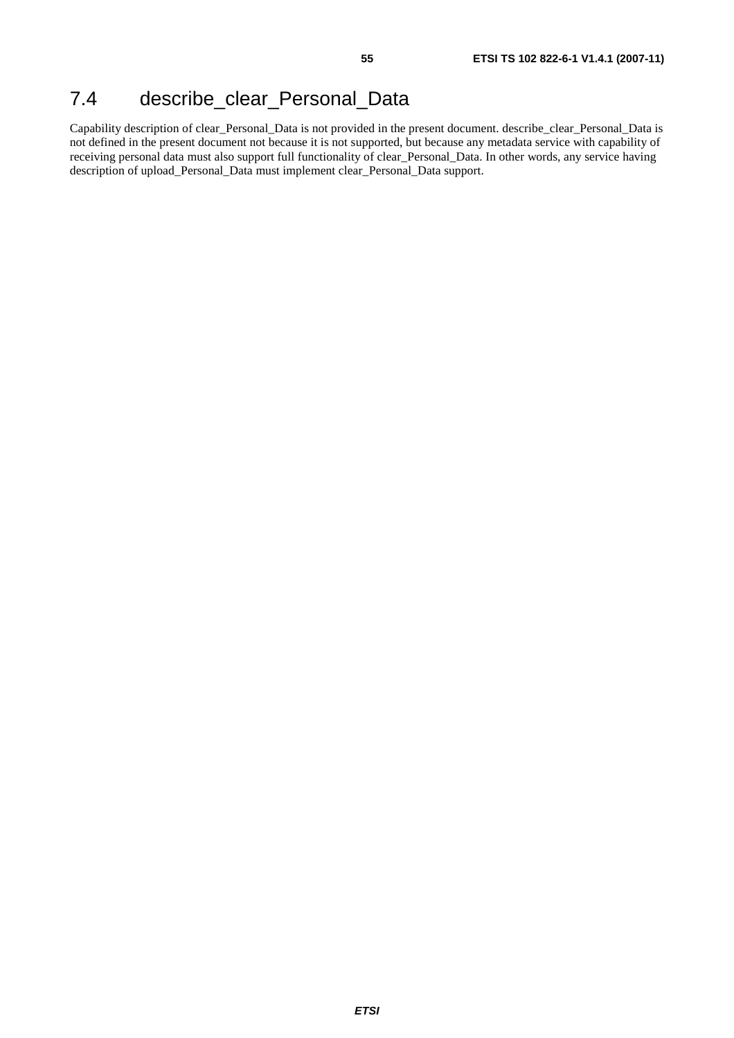## 7.4 describe_clear_Personal_Data

Capability description of clear_Personal_Data is not provided in the present document. describe_clear_Personal_Data is not defined in the present document not because it is not supported, but because any metadata service with capability of receiving personal data must also support full functionality of clear_Personal_Data. In other words, any service having description of upload_Personal_Data must implement clear_Personal_Data support.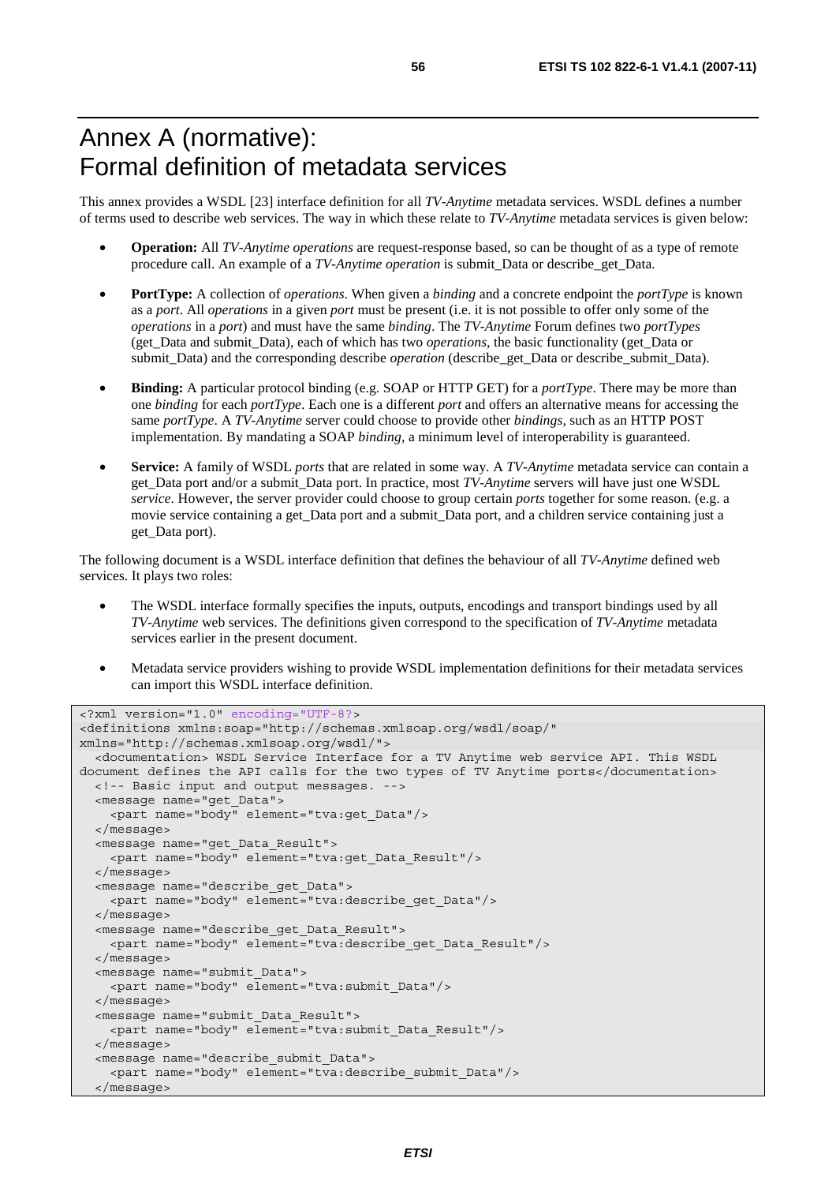# Annex A (normative): Formal definition of metadata services

This annex provides a WSDL [23] interface definition for all *TV-Anytime* metadata services. WSDL defines a number of terms used to describe web services. The way in which these relate to *TV-Anytime* metadata services is given below:

- **Operation:** All *TV-Anytime operations* are request-response based, so can be thought of as a type of remote procedure call. An example of a *TV-Anytime operation* is submit_Data or describe_get_Data.
- **PortType:** A collection of *operations*. When given a *binding* and a concrete endpoint the *portType* is known as a *port*. All *operations* in a given *port* must be present (i.e. it is not possible to offer only some of the *operations* in a *port*) and must have the same *binding*. The *TV-Anytime* Forum defines two *portTypes* (get_Data and submit_Data), each of which has two *operations*, the basic functionality (get_Data or submit_Data) and the corresponding describe *operation* (describe_get_Data or describe_submit_Data).
- **Binding:** A particular protocol binding (e.g. SOAP or HTTP GET) for a *portType*. There may be more than one *binding* for each *portType*. Each one is a different *port* and offers an alternative means for accessing the same *portType*. A *TV-Anytime* server could choose to provide other *bindings*, such as an HTTP POST implementation. By mandating a SOAP *binding*, a minimum level of interoperability is guaranteed.
- **Service:** A family of WSDL *ports* that are related in some way. A *TV-Anytime* metadata service can contain a get_Data port and/or a submit_Data port. In practice, most *TV-Anytime* servers will have just one WSDL *service*. However, the server provider could choose to group certain *ports* together for some reason. (e.g. a movie service containing a get_Data port and a submit_Data port, and a children service containing just a get_Data port).

The following document is a WSDL interface definition that defines the behaviour of all *TV-Anytime* defined web services. It plays two roles:

- The WSDL interface formally specifies the inputs, outputs, encodings and transport bindings used by all *TV-Anytime* web services. The definitions given correspond to the specification of *TV-Anytime* metadata services earlier in the present document.
- Metadata service providers wishing to provide WSDL implementation definitions for their metadata services can import this WSDL interface definition.

```
<?xml version="1.0" encoding="UTF-8?>
<definitions xmlns:soap="http://schemas.xmlsoap.org/wsdl/soap/"
xmlns="http://schemas.xmlsoap.org/wsdl/">
  <documentation> WSDL Service Interface for a TV Anytime web service API. This WSDL
document defines the API calls for the two types of TV Anytime ports</documentation>
  <!-- Basic input and output messages. -->
  <message name="get_Data">
    <part name="body" element="tva:get_Data"/>
  </message>
  <message name="get_Data_Result">
    <part name="body" element="tva:get_Data_Result"/>
  </message>
  <message name="describe_get_Data">
    <part name="body" element="tva:describe_get_Data"/>
  </message>
  <message name="describe_get_Data_Result">
    <part name="body" element="tva:describe_get_Data_Result"/>
  </message>
  <message name="submit_Data">
    <part name="body" element="tva:submit_Data"/>
  </message>
  <message name="submit_Data_Result">
    <part name="body" element="tva:submit_Data_Result"/>
  </message>
  <message name="describe_submit_Data">
    <part name="body" element="tva:describe_submit_Data"/>
  </message>
```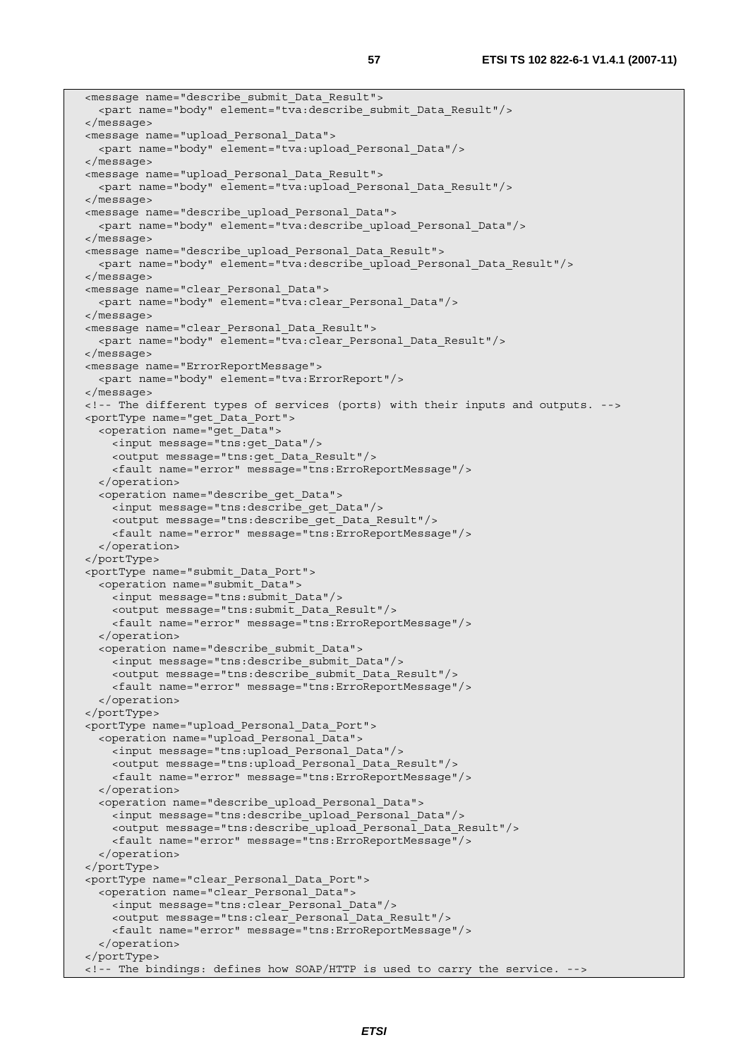```
  <message name="describe_submit_Data_Result">
    <part name="body" element="tva:describe_submit_Data_Result"/>
  </message>
  <message name="upload_Personal_Data">
    <part name="body" element="tva:upload_Personal_Data"/>
  </message>
  <message name="upload_Personal_Data_Result">
    <part name="body" element="tva:upload_Personal_Data_Result"/>
  </message>
  <message name="describe_upload_Personal_Data">
    <part name="body" element="tva:describe_upload_Personal_Data"/>
  </message>
  <message name="describe_upload_Personal_Data_Result">
    <part name="body" element="tva:describe_upload_Personal_Data_Result"/>
  </message>
  <message name="clear_Personal_Data">
    <part name="body" element="tva:clear_Personal_Data"/>
  </message>
  <message name="clear_Personal_Data_Result">
    <part name="body" element="tva:clear_Personal_Data_Result"/>
  </message>
  <message name="ErrorReportMessage">
    <part name="body" element="tva:ErrorReport"/>
  </message>
  <!-- The different types of services (ports) with their inputs and outputs. -->
  <portType name="get_Data_Port">
    <operation name="get_Data">
      <input message="tns:get_Data"/>
      <output message="tns:get_Data_Result"/>
      <fault name="error" message="tns:ErroReportMessage"/>
    </operation>
    <operation name="describe_get_Data">
      <input message="tns:describe_get_Data"/>
      <output message="tns:describe_get_Data_Result"/>
      <fault name="error" message="tns:ErroReportMessage"/>
    </operation>
  </portType>
  <portType name="submit_Data_Port">
    <operation name="submit_Data">
      <input message="tns:submit_Data"/>
      <output message="tns:submit_Data_Result"/>
      <fault name="error" message="tns:ErroReportMessage"/>
    </operation>
    <operation name="describe_submit_Data">
      <input message="tns:describe_submit_Data"/>
      <output message="tns:describe_submit_Data_Result"/>
      <fault name="error" message="tns:ErroReportMessage"/>
    </operation>
  </portType>
  <portType name="upload_Personal_Data_Port">
    <operation name="upload_Personal_Data">
      <input message="tns:upload_Personal_Data"/>
      <output message="tns:upload_Personal_Data_Result"/>
      <fault name="error" message="tns:ErroReportMessage"/>
    </operation>
    <operation name="describe_upload_Personal_Data">
      <input message="tns:describe_upload_Personal_Data"/>
      <output message="tns:describe_upload_Personal_Data_Result"/>
      <fault name="error" message="tns:ErroReportMessage"/>
    </operation>
  </portType>
  <portType name="clear_Personal_Data_Port">
    <operation name="clear_Personal_Data">
      <input message="tns:clear_Personal_Data"/>
      <output message="tns:clear_Personal_Data_Result"/>
      <fault name="error" message="tns:ErroReportMessage"/>
    </operation>
  </portType>
  <!-- The bindings: defines how SOAP/HTTP is used to carry the service. -->
```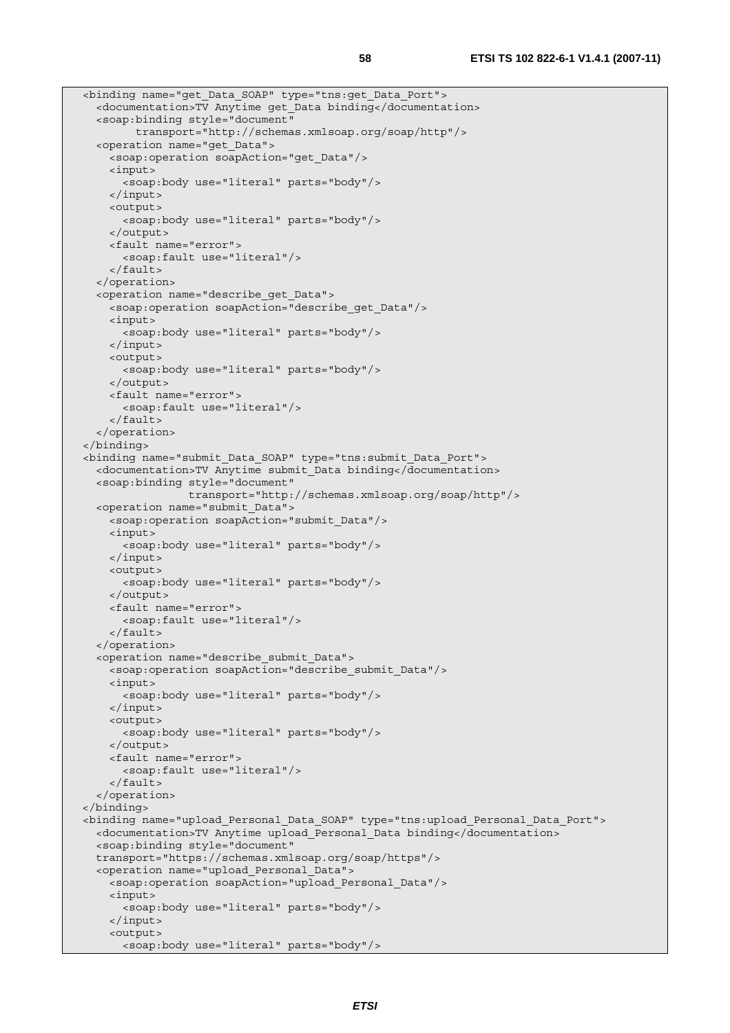```
<binding name="get_Data_SOAP" type="tns:get_Data_Port">
  <documentation>TV Anytime get_Data binding</documentation>
  <soap:binding style="document"
        transport="http://schemas.xmlsoap.org/soap/http"/>
  <operation name="get_Data">
    <soap:operation soapAction="get_Data"/>
    <input>
      <soap:body use="literal" parts="body"/>
    </input>
    <output>
      <soap:body use="literal" parts="body"/>
    </output>
    <fault name="error">
      <soap:fault use="literal"/>
    </fault>
  </operation>
  <operation name="describe_get_Data">
    <soap:operation soapAction="describe_get_Data"/>
    <input>
      <soap:body use="literal" parts="body"/>
    </input>
    <output>
      <soap:body use="literal" parts="body"/>
    </output>
    <fault name="error">
      <soap:fault use="literal"/>
    </fault>
  </operation>
</binding>
<binding name="submit_Data_SOAP" type="tns:submit_Data_Port">
  <documentation>TV Anytime submit_Data binding</documentation>
  <soap:binding style="document"
               transport="http://schemas.xmlsoap.org/soap/http"/>
  <operation name="submit_Data">
    <soap:operation soapAction="submit_Data"/>
    <input>
      <soap:body use="literal" parts="body"/>
    </input>
    <output>
      <soap:body use="literal" parts="body"/>
    </output>
    <fault name="error">
      <soap:fault use="literal"/>
    </fault>
  </operation>
  <operation name="describe_submit_Data">
    <soap:operation soapAction="describe_submit_Data"/>
    <input>
      <soap:body use="literal" parts="body"/>
    </input>
    <output>
      <soap:body use="literal" parts="body"/>
    </output>
    <fault name="error">
      <soap:fault use="literal"/>
    </fault>
  </operation>
</binding>
<binding name="upload_Personal_Data_SOAP" type="tns:upload_Personal_Data_Port">
  <documentation>TV Anytime upload_Personal_Data binding</documentation>
  <soap:binding style="document"
  transport="https://schemas.xmlsoap.org/soap/https"/>
  <operation name="upload_Personal_Data">
    <soap:operation soapAction="upload_Personal_Data"/>
    <input>
      <soap:body use="literal" parts="body"/>
    </input>
    <output>
      <soap:body use="literal" parts="body"/>
```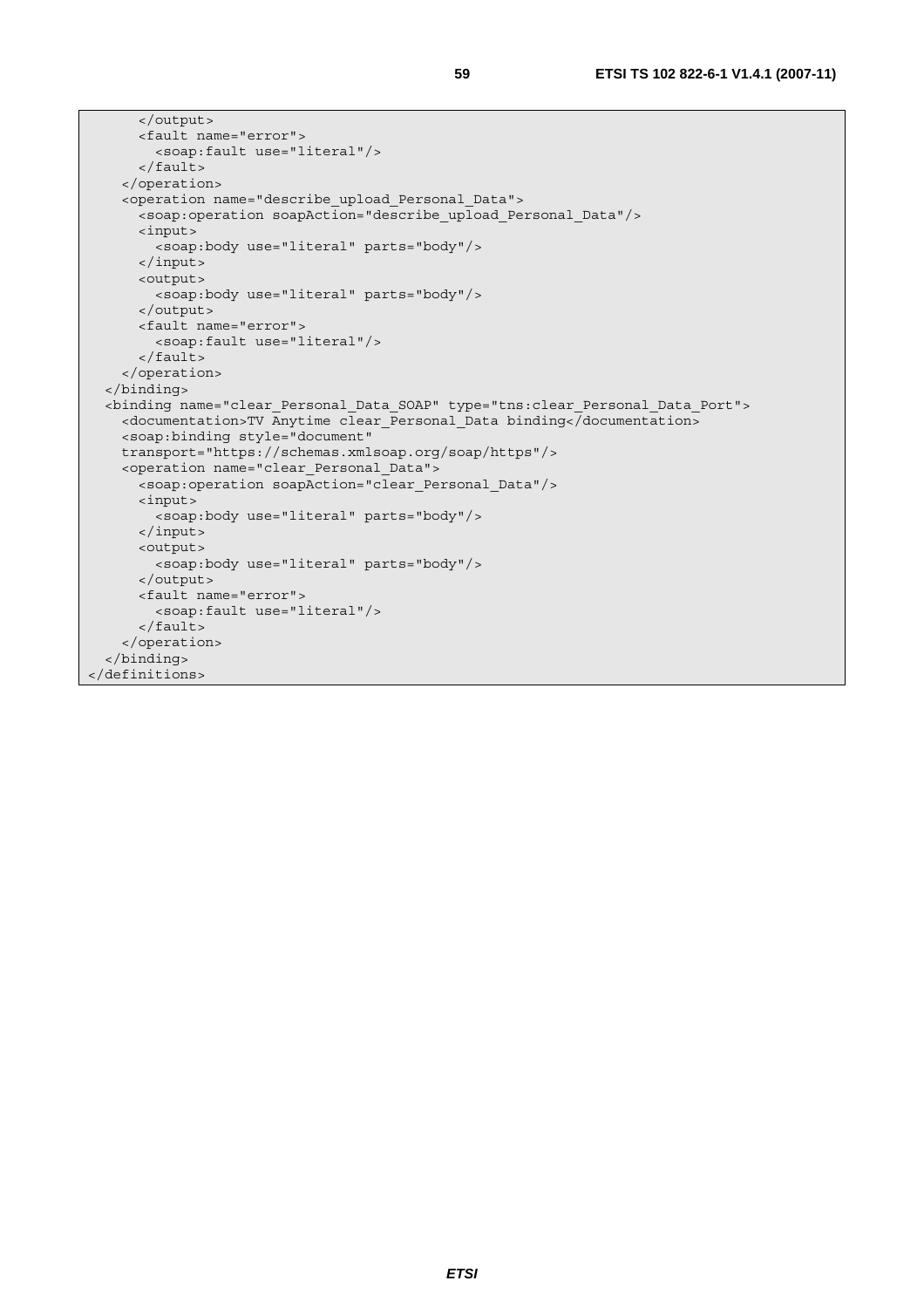```
      </output>
      <fault name="error">
        <soap:fault use="literal"/>
      </fault>
    </operation>
    <operation name="describe_upload_Personal_Data">
      <soap:operation soapAction="describe_upload_Personal_Data"/>
      <input>
        <soap:body use="literal" parts="body"/>
      </input>
      <output>
        <soap:body use="literal" parts="body"/>
      </output>
      <fault name="error">
        <soap:fault use="literal"/>
      </fault>
    </operation>
  </binding>
  <binding name="clear_Personal_Data_SOAP" type="tns:clear_Personal_Data_Port">
    <documentation>TV Anytime clear_Personal_Data binding</documentation>
    <soap:binding style="document"
    transport="https://schemas.xmlsoap.org/soap/https"/>
    <operation name="clear_Personal_Data">
      <soap:operation soapAction="clear_Personal_Data"/>
      <input>
        <soap:body use="literal" parts="body"/>
      </input>
      <output>
        <soap:body use="literal" parts="body"/>
      </output>
      <fault name="error">
        <soap:fault use="literal"/>
      </fault>
    </operation>
  </binding>
</definitions>
```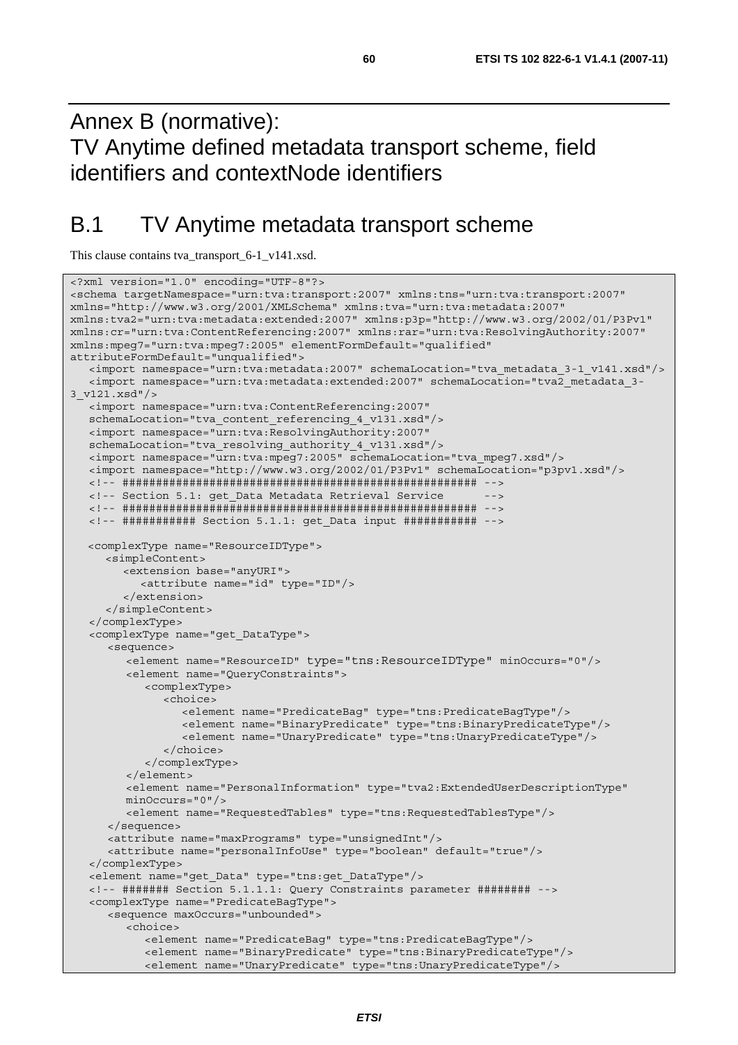# Annex B (normative): TV Anytime defined metadata transport scheme, field identifiers and contextNode identifiers

## B.1 TV Anytime metadata transport scheme

This clause contains tva_transport_6-1_v141.xsd.

```
<?xml version="1.0" encoding="UTF-8"?>
<schema targetNamespace="urn:tva:transport:2007" xmlns:tns="urn:tva:transport:2007"
xmlns="http://www.w3.org/2001/XMLSchema" xmlns:tva="urn:tva:metadata:2007"
xmlns:tva2="urn:tva:metadata:extended:2007" xmlns:p3p="http://www.w3.org/2002/01/P3Pv1"
xmlns:cr="urn:tva:ContentReferencing:2007" xmlns:rar="urn:tva:ResolvingAuthority:2007"
xmlns:mpeg7="urn:tva:mpeg7:2005" elementFormDefault="qualified"
attributeFormDefault="unqualified">
   <import namespace="urn:tva:metadata:2007" schemaLocation="tva_metadata_3-1_v141.xsd"/>
   <import namespace="urn:tva:metadata:extended:2007" schemaLocation="tva2_metadata_3-
3_v121.xsd"/>
   <import namespace="urn:tva:ContentReferencing:2007"
   schemaLocation="tva_content_referencing_4_v131.xsd"/>
   <import namespace="urn:tva:ResolvingAuthority:2007"
   schemaLocation="tva_resolving_authority_4_v131.xsd"/>
   <import namespace="urn:tva:mpeg7:2005" schemaLocation="tva_mpeg7.xsd"/>
   <import namespace="http://www.w3.org/2002/01/P3Pv1" schemaLocation="p3pv1.xsd"/>
   <!-- #################################################### -->
   <!-- Section 5.1: get_Data Metadata Retrieval Service      -->
   <!-- #################################################### -->
   <!-- ########### Section 5.1.1: get_Data input ########### -->

   <complexType name="ResourceIDType">
      <simpleContent>
         <extension base="anyURI">
            <attribute name="id" type="ID"/>
         </extension>
      </simpleContent>
   </complexType>
   <complexType name="get_DataType">
      <sequence>
         <element name="ResourceID" type="tns:ResourceIDType" minOccurs="0"/>
         <element name="QueryConstraints">
            <complexType>
               <choice>
                  <element name="PredicateBag" type="tns:PredicateBagType"/>
                  <element name="BinaryPredicate" type="tns:BinaryPredicateType"/>
                  <element name="UnaryPredicate" type="tns:UnaryPredicateType"/>
               </choice>
            </complexType>
         </element>
         <element name="PersonalInformation" type="tva2:ExtendedUserDescriptionType"
         minOccurs="0"/>
         <element name="RequestedTables" type="tns:RequestedTablesType"/>
      </sequence>
      <attribute name="maxPrograms" type="unsignedInt"/>
      <attribute name="personalInfoUse" type="boolean" default="true"/>
   </complexType>
   <element name="get_Data" type="tns:get_DataType"/>
   <!-- ####### Section 5.1.1.1: Query Constraints parameter ######## -->
   <complexType name="PredicateBagType">
      <sequence maxOccurs="unbounded">
         <choice>
            <element name="PredicateBag" type="tns:PredicateBagType"/>
            <element name="BinaryPredicate" type="tns:BinaryPredicateType"/>
            <element name="UnaryPredicate" type="tns:UnaryPredicateType"/>
```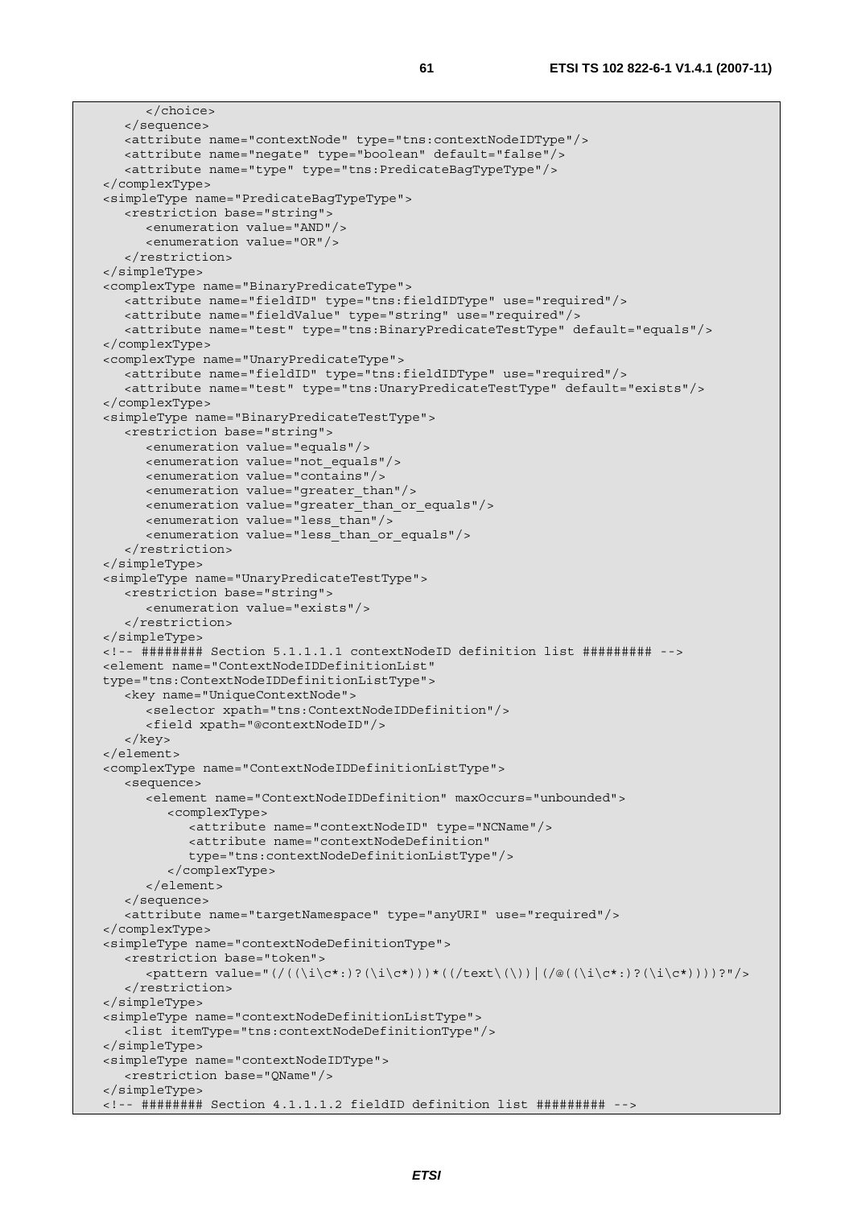```
      </choice>
    </sequence>
    <attribute name="contextNode" type="tns:contextNodeIDType"/>
    <attribute name="negate" type="boolean" default="false"/>
    <attribute name="type" type="tns:PredicateBagTypeType"/>
  </complexType>
  <simpleType name="PredicateBagTypeType">
    <restriction base="string">
      <enumeration value="AND"/>
      <enumeration value="OR"/>
    </restriction>
  </simpleType>
  <complexType name="BinaryPredicateType">
    <attribute name="fieldID" type="tns:fieldIDType" use="required"/>
    <attribute name="fieldValue" type="string" use="required"/>
    <attribute name="test" type="tns:BinaryPredicateTestType" default="equals"/>
  </complexType>
  <complexType name="UnaryPredicateType">
    <attribute name="fieldID" type="tns:fieldIDType" use="required"/>
    <attribute name="test" type="tns:UnaryPredicateTestType" default="exists"/>
  </complexType>
  <simpleType name="BinaryPredicateTestType">
    <restriction base="string">
      <enumeration value="equals"/>
      <enumeration value="not_equals"/>
      <enumeration value="contains"/>
      <enumeration value="greater_than"/>
      <enumeration value="greater_than_or_equals"/>
      <enumeration value="less_than"/>
      <enumeration value="less_than_or_equals"/>
    </restriction>
  </simpleType>
  <simpleType name="UnaryPredicateTestType">
    <restriction base="string">
      <enumeration value="exists"/>
    </restriction>
  </simpleType>
  <!-- ######## Section 5.1.1.1.1 contextNodeID definition list ######### -->
  <element name="ContextNodeIDDefinitionList"
  type="tns:ContextNodeIDDefinitionListType">
    <key name="UniqueContextNode">
      <selector xpath="tns:ContextNodeIDDefinition"/>
      <field xpath="@contextNodeID"/>
    </key>
  </element>
  <complexType name="ContextNodeIDDefinitionListType">
    <sequence>
      <element name="ContextNodeIDDefinition" maxOccurs="unbounded">
        <complexType>
          <attribute name="contextNodeID" type="NCName"/>
          <attribute name="contextNodeDefinition"
          type="tns:contextNodeDefinitionListType"/>
        </complexType>
      </element>
    </sequence>
    <attribute name="targetNamespace" type="anyURI" use="required"/>
  </complexType>
  <simpleType name="contextNodeDefinitionType">
    <restriction base="token">
      <pattern value="(/((\i\c*:)?(\i\c*)))*((/text\(\))|(/@((\i\c*:)?(\i\c*))))?"/>
    </restriction>
  </simpleType>
  <simpleType name="contextNodeDefinitionListType">
    <list itemType="tns:contextNodeDefinitionType"/>
  </simpleType>
  <simpleType name="contextNodeIDType">
    <restriction base="QName"/>
  </simpleType>
  <!-- ######## Section 4.1.1.1.2 fieldID definition list ######### -->
```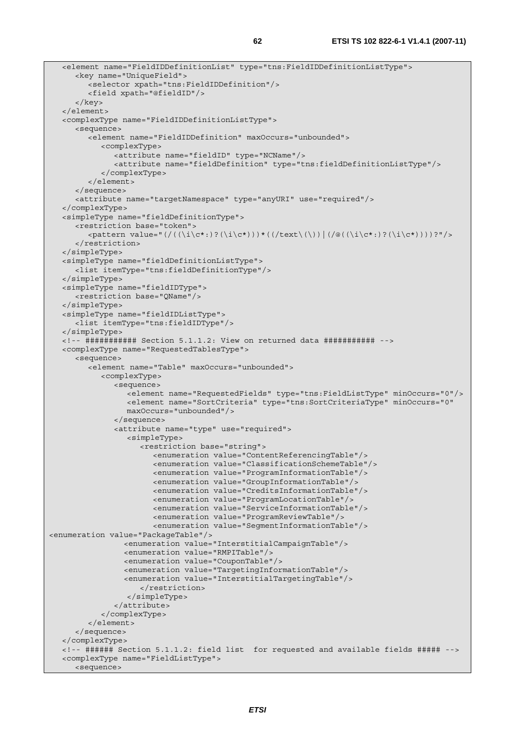```
   <element name="FieldIDDefinitionList" type="tns:FieldIDDefinitionListType">
      <key name="UniqueField">
         <selector xpath="tns:FieldIDDefinition"/>
         <field xpath="@fieldID"/>
      </key>
   </element>
   <complexType name="FieldIDDefinitionListType">
      <sequence>
         <element name="FieldIDDefinition" maxOccurs="unbounded">
            <complexType>
               <attribute name="fieldID" type="NCName"/>
               <attribute name="fieldDefinition" type="tns:fieldDefinitionListType"/>
            </complexType>
         </element>
      </sequence>
      <attribute name="targetNamespace" type="anyURI" use="required"/>
   </complexType>
   <simpleType name="fieldDefinitionType">
      <restriction base="token">
         <pattern value="(/((\i\c*:)?(\i\c*)))*((/text\(\))|(/@((\i\c*:)?(\i\c*))))?"/>
      </restriction>
   </simpleType>
   <simpleType name="fieldDefinitionListType">
      <list itemType="tns:fieldDefinitionType"/>
   </simpleType>
   <simpleType name="fieldIDType">
      <restriction base="QName"/>
   </simpleType>
   <simpleType name="fieldIDListType">
      <list itemType="tns:fieldIDType"/>
   </simpleType>
   <!-- ########### Section 5.1.1.2: View on returned data ########### -->
   <complexType name="RequestedTablesType">
      <sequence>
         <element name="Table" maxOccurs="unbounded">
            <complexType>
               <sequence>
                  <element name="RequestedFields" type="tns:FieldListType" minOccurs="0"/>
                  <element name="SortCriteria" type="tns:SortCriteriaType" minOccurs="0"
                  maxOccurs="unbounded"/>
               </sequence>
               <attribute name="type" use="required">
                  <simpleType>
                     <restriction base="string">
                        <enumeration value="ContentReferencingTable"/>
                        <enumeration value="ClassificationSchemeTable"/>
                        <enumeration value="ProgramInformationTable"/>
                        <enumeration value="GroupInformationTable"/>
                        <enumeration value="CreditsInformationTable"/>
                        <enumeration value="ProgramLocationTable"/>
                        <enumeration value="ServiceInformationTable"/>
                        <enumeration value="ProgramReviewTable"/>
                        <enumeration value="SegmentInformationTable"/>
<enumeration value="PackageTable"/>
                  <enumeration value="InterstitialCampaignTable"/>
                  <enumeration value="RMPITable"/>
                  <enumeration value="CouponTable"/>
                  <enumeration value="TargetingInformationTable"/>
                  <enumeration value="InterstitialTargetingTable"/>
                     </restriction>
                  </simpleType>
               </attribute>
            </complexType>
         </element>
      </sequence>
   </complexType>
   <!-- ###### Section 5.1.1.2: field list  for requested and available fields ##### -->
   <complexType name="FieldListType">
      <sequence>
```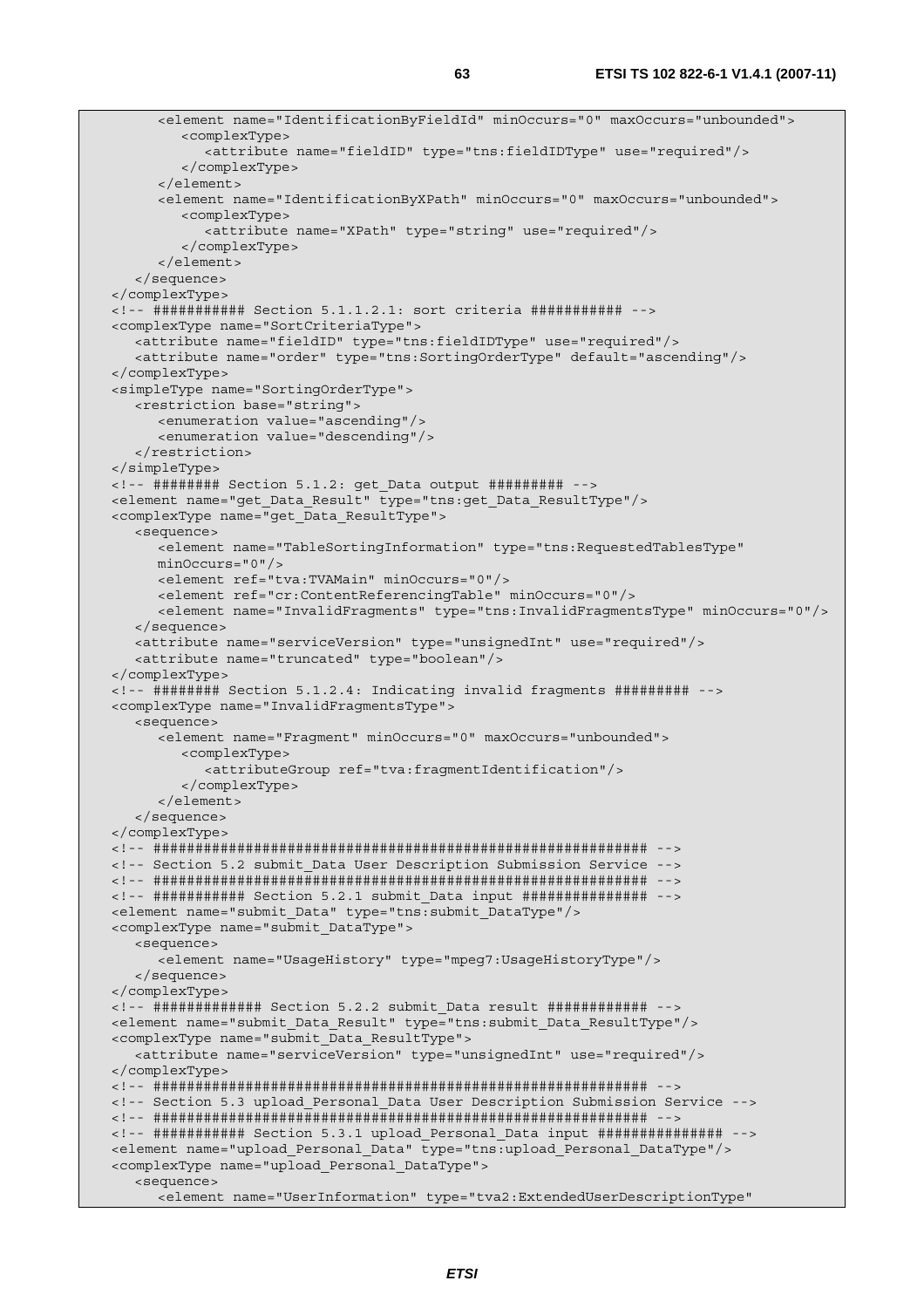```
      <element name="IdentificationByFieldId" minOccurs="0" maxOccurs="unbounded">
         <complexType>
            <attribute name="fieldID" type="tns:fieldIDType" use="required"/>
         </complexType>
      </element>
      <element name="IdentificationByXPath" minOccurs="0" maxOccurs="unbounded">
         <complexType>
            <attribute name="XPath" type="string" use="required"/>
         </complexType>
      </element>
   </sequence>
</complexType>
<!-- ########### Section 5.1.1.2.1: sort criteria ########### -->
<complexType name="SortCriteriaType">
   <attribute name="fieldID" type="tns:fieldIDType" use="required"/>
   <attribute name="order" type="tns:SortingOrderType" default="ascending"/>
</complexType>
<simpleType name="SortingOrderType">
   <restriction base="string">
      <enumeration value="ascending"/>
      <enumeration value="descending"/>
   </restriction>
</simpleType>
<!-- ######## Section 5.1.2: get_Data output ######### -->
<element name="get_Data_Result" type="tns:get_Data_ResultType"/>
<complexType name="get_Data_ResultType">
   <sequence>
      <element name="TableSortingInformation" type="tns:RequestedTablesType"
      minOccurs="0"/>
      <element ref="tva:TVAMain" minOccurs="0"/>
      <element ref="cr:ContentReferencingTable" minOccurs="0"/>
      <element name="InvalidFragments" type="tns:InvalidFragmentsType" minOccurs="0"/>
   </sequence>
   <attribute name="serviceVersion" type="unsignedInt" use="required"/>
   <attribute name="truncated" type="boolean"/>
</complexType>
<!-- ######## Section 5.1.2.4: Indicating invalid fragments ######### -->
<complexType name="InvalidFragmentsType">
   <sequence>
      <element name="Fragment" minOccurs="0" maxOccurs="unbounded">
         <complexType>
            <attributeGroup ref="tva:fragmentIdentification"/>
         </complexType>
      </element>
   </sequence>
</complexType>
<!-- ########################################################## -->
<!-- Section 5.2 submit_Data User Description Submission Service -->
<!-- ########################################################## -->
<!-- ########### Section 5.2.1 submit_Data input ############### -->
<element name="submit_Data" type="tns:submit_DataType"/>
<complexType name="submit_DataType">
   <sequence>
      <element name="UsageHistory" type="mpeg7:UsageHistoryType"/>
   </sequence>
</complexType>
<!-- ############# Section 5.2.2 submit_Data result ############ -->
<element name="submit_Data_Result" type="tns:submit_Data_ResultType"/>
<complexType name="submit_Data_ResultType">
   <attribute name="serviceVersion" type="unsignedInt" use="required"/>
</complexType>
<!-- ########################################################## -->
<!-- Section 5.3 upload_Personal_Data User Description Submission Service -->
<!-- ########################################################## -->
<!-- ########### Section 5.3.1 upload_Personal_Data input ############### -->
<element name="upload_Personal_Data" type="tns:upload_Personal_DataType"/>
<complexType name="upload_Personal_DataType">
   <sequence>
      <element name="UserInformation" type="tva2:ExtendedUserDescriptionType"
```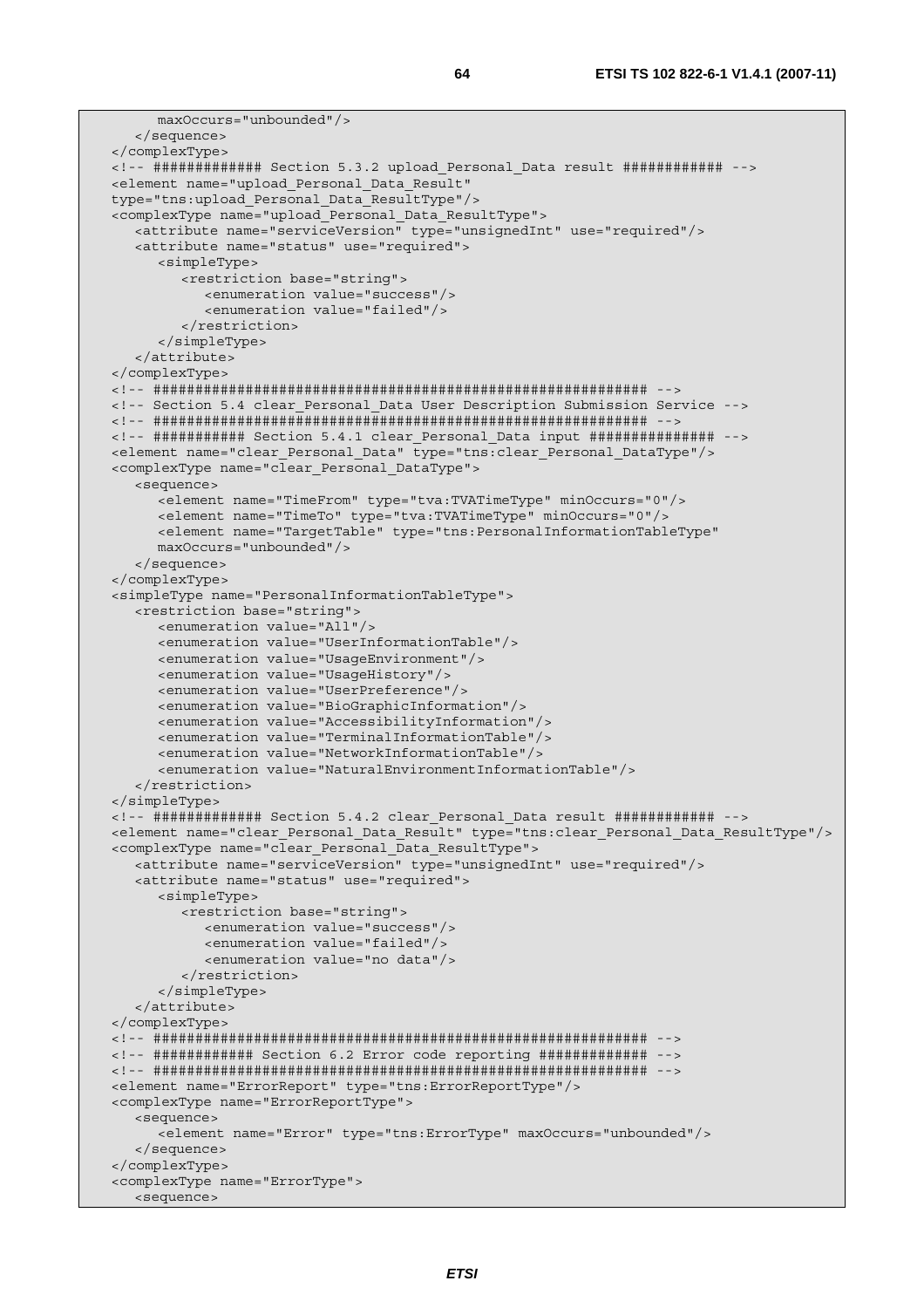```
         maxOccurs="unbounded"/>
      </sequence>
   </complexType>
   <!-- ############ Section 5.3.2 upload_Personal_Data result ########### -->
   <element name="upload_Personal_Data_Result"
   type="tns:upload_Personal_Data_ResultType"/>
   <complexType name="upload_Personal_Data_ResultType">
      <attribute name="serviceVersion" type="unsignedInt" use="required"/>
      <attribute name="status" use="required">
         <simpleType>
            <restriction base="string">
               <enumeration value="success"/>
               <enumeration value="failed"/>
            </restriction>
         </simpleType>
      </attribute>
   </complexType>
   <!-- ######################################################### -->
   <!-- Section 5.4 clear_Personal_Data User Description Submission Service -->
   <!-- ######################################################### -->
   <!-- ########## Section 5.4.1 clear_Personal_Data input ############## -->
   <element name="clear_Personal_Data" type="tns:clear_Personal_DataType"/>
   <complexType name="clear_Personal_DataType">
      <sequence>
         <element name="TimeFrom" type="tva:TVATimeType" minOccurs="0"/>
         <element name="TimeTo" type="tva:TVATimeType" minOccurs="0"/>
         <element name="TargetTable" type="tns:PersonalInformationTableType"
         maxOccurs="unbounded"/>
      </sequence>
   </complexType>
   <simpleType name="PersonalInformationTableType">
      <restriction base="string">
         <enumeration value="All"/>
         <enumeration value="UserInformationTable"/>
         <enumeration value="UsageEnvironment"/>
         <enumeration value="UsageHistory"/>
         <enumeration value="UserPreference"/>
         <enumeration value="BioGraphicInformation"/>
         <enumeration value="AccessibilityInformation"/>
         <enumeration value="TerminalInformationTable"/>
         <enumeration value="NetworkInformationTable"/>
         <enumeration value="NaturalEnvironmentInformationTable"/>
      </restriction>
   </simpleType>
   <!-- ############ Section 5.4.2 clear_Personal_Data result ########### -->
   <element name="clear_Personal_Data_Result" type="tns:clear_Personal_Data_ResultType"/>
   <complexType name="clear_Personal_Data_ResultType">
      <attribute name="serviceVersion" type="unsignedInt" use="required"/>
      <attribute name="status" use="required">
         <simpleType>
            <restriction base="string">
               <enumeration value="success"/>
               <enumeration value="failed"/>
               <enumeration value="no data"/>
            </restriction>
         </simpleType>
      </attribute>
   </complexType>
   <!-- ######################################################### -->
   <!-- ########### Section 6.2 Error code reporting ############ -->
   <!-- ######################################################### -->
   <element name="ErrorReport" type="tns:ErrorReportType"/>
   <complexType name="ErrorReportType">
      <sequence>
         <element name="Error" type="tns:ErrorType" maxOccurs="unbounded"/>
      </sequence>
   </complexType>
   <complexType name="ErrorType">
      <sequence>
```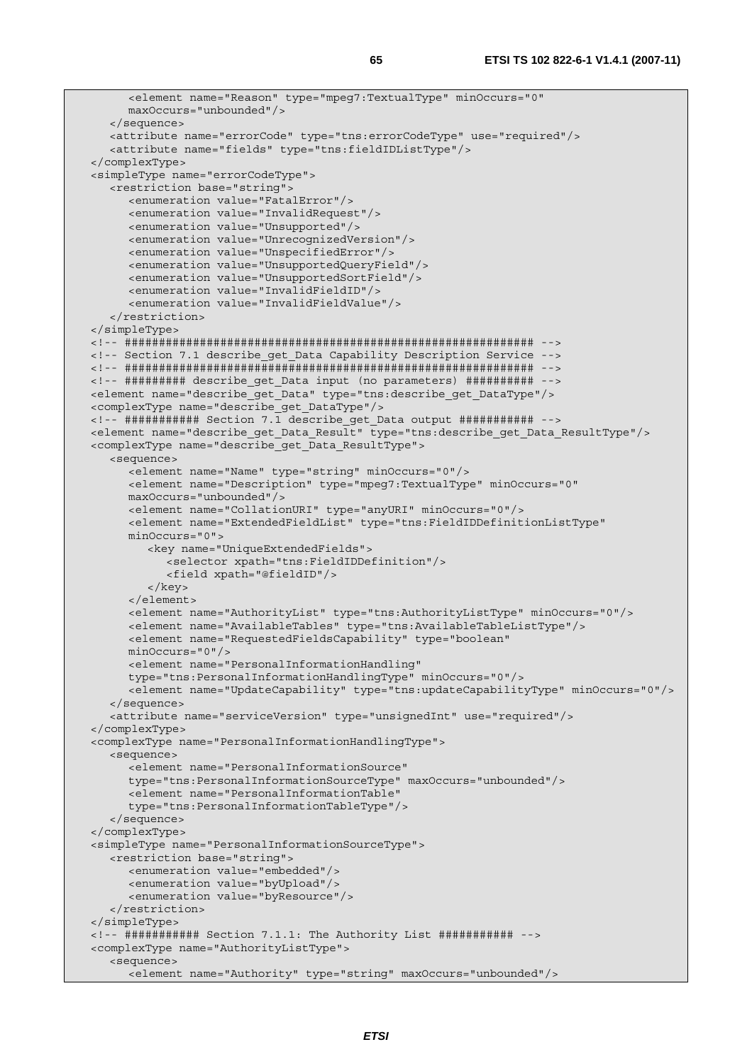```
      <element name="Reason" type="mpeg7:TextualType" minOccurs="0"
      maxOccurs="unbounded"/>
   </sequence>
   <attribute name="errorCode" type="tns:errorCodeType" use="required"/>
   <attribute name="fields" type="tns:fieldIDListType"/>
</complexType>
<simpleType name="errorCodeType">
   <restriction base="string">
      <enumeration value="FatalError"/>
      <enumeration value="InvalidRequest"/>
      <enumeration value="Unsupported"/>
      <enumeration value="UnrecognizedVersion"/>
      <enumeration value="UnspecifiedError"/>
      <enumeration value="UnsupportedQueryField"/>
      <enumeration value="UnsupportedSortField"/>
      <enumeration value="InvalidFieldID"/>
      <enumeration value="InvalidFieldValue"/>
   </restriction>
</simpleType>
<!-- ########################################################### -->
<!-- Section 7.1 describe_get_Data Capability Description Service -->
<!-- ########################################################### -->
<!-- ######### describe_get_Data input (no parameters) ########## -->
<element name="describe_get_Data" type="tns:describe_get_DataType"/>
<complexType name="describe_get_DataType"/>
<!-- ########### Section 7.1 describe_get_Data output ########### -->
<element name="describe_get_Data_Result" type="tns:describe_get_Data_ResultType"/>
<complexType name="describe_get_Data_ResultType">
   <sequence>
      <element name="Name" type="string" minOccurs="0"/>
      <element name="Description" type="mpeg7:TextualType" minOccurs="0"
      maxOccurs="unbounded"/>
      <element name="CollationURI" type="anyURI" minOccurs="0"/>
      <element name="ExtendedFieldList" type="tns:FieldIDDefinitionListType"
      minOccurs="0">
         <key name="UniqueExtendedFields">
            <selector xpath="tns:FieldIDDefinition"/>
            <field xpath="@fieldID"/>
         </key>
      </element>
      <element name="AuthorityList" type="tns:AuthorityListType" minOccurs="0"/>
      <element name="AvailableTables" type="tns:AvailableTableListType"/>
      <element name="RequestedFieldsCapability" type="boolean"
      minOccurs="0"/>
      <element name="PersonalInformationHandling"
      type="tns:PersonalInformationHandlingType" minOccurs="0"/>
      <element name="UpdateCapability" type="tns:updateCapabilityType" minOccurs="0"/>
   </sequence>
   <attribute name="serviceVersion" type="unsignedInt" use="required"/>
</complexType>
<complexType name="PersonalInformationHandlingType">
   <sequence>
      <element name="PersonalInformationSource"
      type="tns:PersonalInformationSourceType" maxOccurs="unbounded"/>
      <element name="PersonalInformationTable"
      type="tns:PersonalInformationTableType"/>
   </sequence>
</complexType>
<simpleType name="PersonalInformationSourceType">
   <restriction base="string">
      <enumeration value="embedded"/>
      <enumeration value="byUpload"/>
      <enumeration value="byResource"/>
   </restriction>
</simpleType>
<!-- ########### Section 7.1.1: The Authority List ########### -->
<complexType name="AuthorityListType">
   <sequence>
      <element name="Authority" type="string" maxOccurs="unbounded"/>
```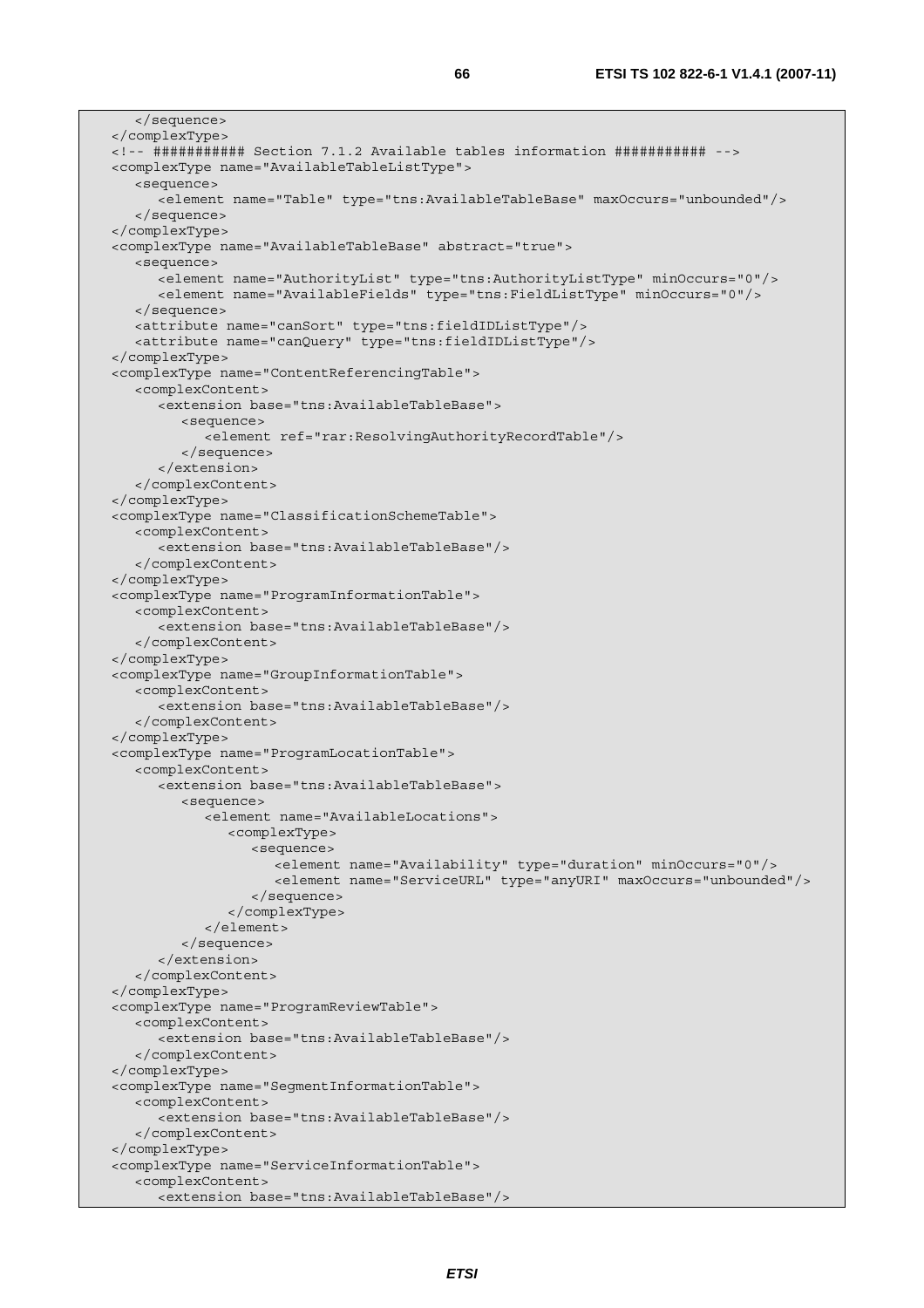```
      </sequence>
   </complexType>
   <!-- ########### Section 7.1.2 Available tables information ########### -->
   <complexType name="AvailableTableListType">
      <sequence>
         <element name="Table" type="tns:AvailableTableBase" maxOccurs="unbounded"/>
      </sequence>
   </complexType>
   <complexType name="AvailableTableBase" abstract="true">
      <sequence>
         <element name="AuthorityList" type="tns:AuthorityListType" minOccurs="0"/>
         <element name="AvailableFields" type="tns:FieldListType" minOccurs="0"/>
      </sequence>
      <attribute name="canSort" type="tns:fieldIDListType"/>
      <attribute name="canQuery" type="tns:fieldIDListType"/>
   </complexType>
   <complexType name="ContentReferencingTable">
      <complexContent>
         <extension base="tns:AvailableTableBase">
            <sequence>
               <element ref="rar:ResolvingAuthorityRecordTable"/>
            </sequence>
         </extension>
      </complexContent>
   </complexType>
   <complexType name="ClassificationSchemeTable">
      <complexContent>
         <extension base="tns:AvailableTableBase"/>
      </complexContent>
   </complexType>
   <complexType name="ProgramInformationTable">
      <complexContent>
         <extension base="tns:AvailableTableBase"/>
      </complexContent>
   </complexType>
   <complexType name="GroupInformationTable">
      <complexContent>
         <extension base="tns:AvailableTableBase"/>
      </complexContent>
   </complexType>
   <complexType name="ProgramLocationTable">
      <complexContent>
         <extension base="tns:AvailableTableBase">
            <sequence>
               <element name="AvailableLocations">
                  <complexType>
                     <sequence>
                        <element name="Availability" type="duration" minOccurs="0"/>
                        <element name="ServiceURL" type="anyURI" maxOccurs="unbounded"/>
                     </sequence>
                  </complexType>
               </element>
            </sequence>
         </extension>
      </complexContent>
   </complexType>
   <complexType name="ProgramReviewTable">
      <complexContent>
         <extension base="tns:AvailableTableBase"/>
      </complexContent>
   </complexType>
   <complexType name="SegmentInformationTable">
      <complexContent>
         <extension base="tns:AvailableTableBase"/>
      </complexContent>
   </complexType>
   <complexType name="ServiceInformationTable">
      <complexContent>
         <extension base="tns:AvailableTableBase"/>
```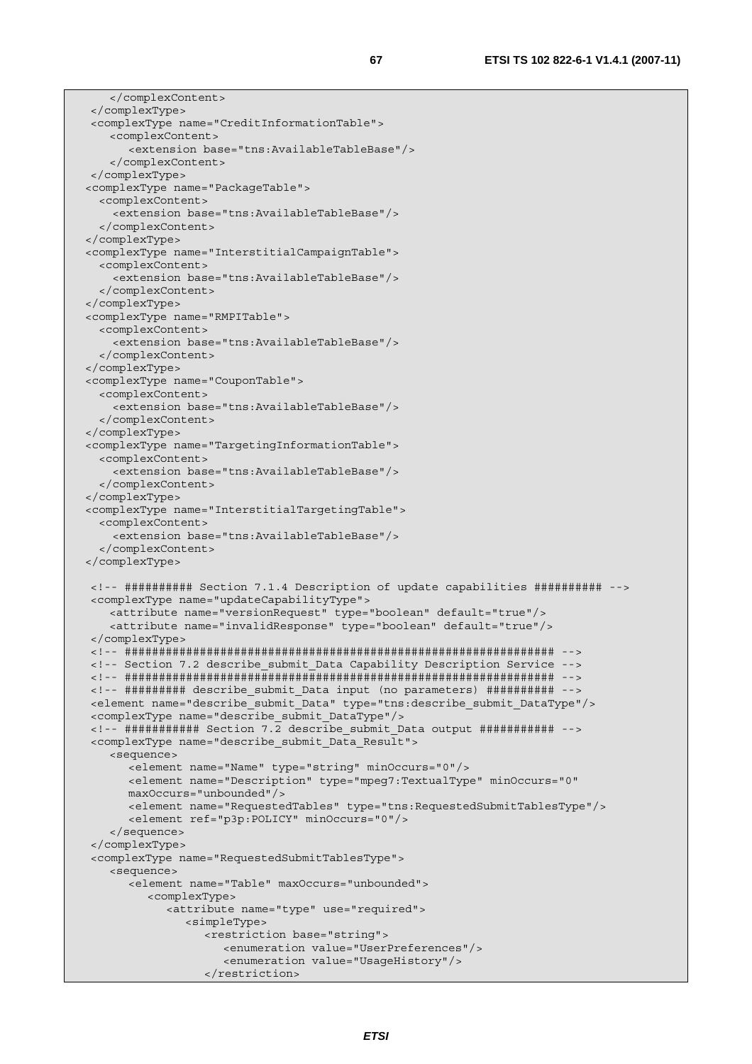```
      </complexContent>
   </complexType>
   <complexType name="CreditInformationTable">
      <complexContent>
         <extension base="tns:AvailableTableBase"/>
      </complexContent>
   </complexType>
  <complexType name="PackageTable">
    <complexContent>
      <extension base="tns:AvailableTableBase"/>
    </complexContent>
  </complexType>
  <complexType name="InterstitialCampaignTable">
    <complexContent>
      <extension base="tns:AvailableTableBase"/>
    </complexContent>
  </complexType>
  <complexType name="RMPITable">
    <complexContent>
      <extension base="tns:AvailableTableBase"/>
    </complexContent>
  </complexType>
  <complexType name="CouponTable">
    <complexContent>
      <extension base="tns:AvailableTableBase"/>
    </complexContent>
  </complexType>
  <complexType name="TargetingInformationTable">
    <complexContent>
      <extension base="tns:AvailableTableBase"/>
    </complexContent>
  </complexType>
  <complexType name="InterstitialTargetingTable">
    <complexContent>
      <extension base="tns:AvailableTableBase"/>
    </complexContent>
  </complexType>

   <!-- ########## Section 7.1.4 Description of update capabilities ########## -->
   <complexType name="updateCapabilityType">
      <attribute name="versionRequest" type="boolean" default="true"/>
      <attribute name="invalidResponse" type="boolean" default="true"/>
   </complexType>
   <!-- ################################################################ -->
   <!-- Section 7.2 describe_submit_Data Capability Description Service -->
   <!-- ################################################################ -->
   <!-- ######### describe_submit_Data input (no parameters) ########## -->
   <element name="describe_submit_Data" type="tns:describe_submit_DataType"/>
   <complexType name="describe_submit_DataType"/>
   <!-- ########### Section 7.2 describe_submit_Data output ########### -->
   <complexType name="describe_submit_Data_Result">
      <sequence>
         <element name="Name" type="string" minOccurs="0"/>
         <element name="Description" type="mpeg7:TextualType" minOccurs="0"
         maxOccurs="unbounded"/>
         <element name="RequestedTables" type="tns:RequestedSubmitTablesType"/>
         <element ref="p3p:POLICY" minOccurs="0"/>
      </sequence>
   </complexType>
   <complexType name="RequestedSubmitTablesType">
      <sequence>
         <element name="Table" maxOccurs="unbounded">
            <complexType>
               <attribute name="type" use="required">
                  <simpleType>
                     <restriction base="string">
                        <enumeration value="UserPreferences"/>
                        <enumeration value="UsageHistory"/>
                     </restriction>
```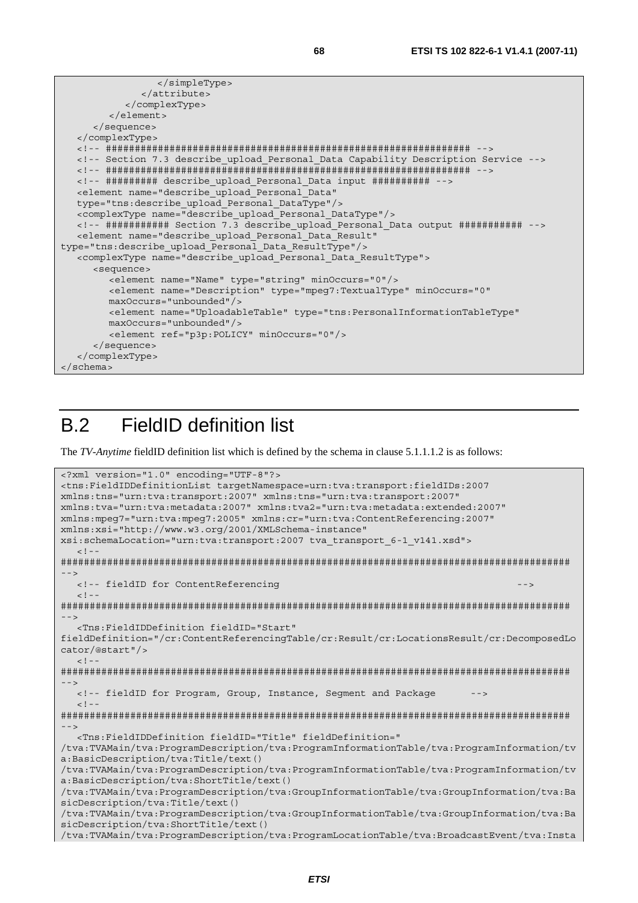```
                </simpleType>
             </attribute>
          </complexType>
       </element>
    </sequence>
  </complexType>
  <!-- ################################################################ -->
  <!-- Section 7.3 describe_upload_Personal_Data Capability Description Service -->
  <!-- ################################################################ -->
  <!-- ######### describe_upload_Personal_Data input ########## -->
  <element name="describe_upload_Personal_Data"
  type="tns:describe_upload_Personal_DataType"/>
  <complexType name="describe_upload_Personal_DataType"/>
  <!-- ########### Section 7.3 describe_upload_Personal_Data output ########### -->
  <element name="describe_upload_Personal_Data_Result"
type="tns:describe_upload_Personal_Data_ResultType"/>
  <complexType name="describe_upload_Personal_Data_ResultType">
     <sequence>
        <element name="Name" type="string" minOccurs="0"/>
        <element name="Description" type="mpeg7:TextualType" minOccurs="0"
        maxOccurs="unbounded"/>
        <element name="UploadableTable" type="tns:PersonalInformationTableType"
        maxOccurs="unbounded"/>
        <element ref="p3p:POLICY" minOccurs="0"/>
     </sequence>
  </complexType>
</schema>
```

# B.2 FieldID definition list

The *TV-Anytime* fieldID definition list which is defined by the schema in clause 5.1.1.1.2 is as follows:

```
<?xml version="1.0" encoding="UTF-8"?>
<tns:FieldIDDefinitionList targetNamespace=urn:tva:transport:fieldIDs:2007
xmlns:tns="urn:tva:transport:2007" xmlns:tns="urn:tva:transport:2007"
xmlns:tva="urn:tva:metadata:2007" xmlns:tva2="urn:tva:metadata:extended:2007"
xmlns:mpeg7="urn:tva:mpeg7:2005" xmlns:cr="urn:tva:ContentReferencing:2007"
xmlns:xsi="http://www.w3.org/2001/XMLSchema-instance"
xsi:schemaLocation="urn:tva:transport:2007 tva_transport_6-1_v141.xsd">
  <!--
#######################################################################################
-->
  <!-- fieldID for ContentReferencing                                                -->
  <!--
#######################################################################################
-->
  <Tns:FieldIDDefinition fieldID="Start"
fieldDefinition="/cr:ContentReferencingTable/cr:Result/cr:LocationsResult/cr:DecomposedLo
cator/@start"/>
  <!--
#######################################################################################
-->
  <!-- fieldID for Program, Group, Instance, Segment and Package      -->
  <!--
#######################################################################################
-->
  <Tns:FieldIDDefinition fieldID="Title" fieldDefinition="
/tva:TVAMain/tva:ProgramDescription/tva:ProgramInformationTable/tva:ProgramInformation/tv
a:BasicDescription/tva:Title/text()
/tva:TVAMain/tva:ProgramDescription/tva:ProgramInformationTable/tva:ProgramInformation/tv
a:BasicDescription/tva:ShortTitle/text()
/tva:TVAMain/tva:ProgramDescription/tva:GroupInformationTable/tva:GroupInformation/tva:Ba
sicDescription/tva:Title/text()
/tva:TVAMain/tva:ProgramDescription/tva:GroupInformationTable/tva:GroupInformation/tva:Ba
sicDescription/tva:ShortTitle/text()
/tva:TVAMain/tva:ProgramDescription/tva:ProgramLocationTable/tva:BroadcastEvent/tva:Insta
```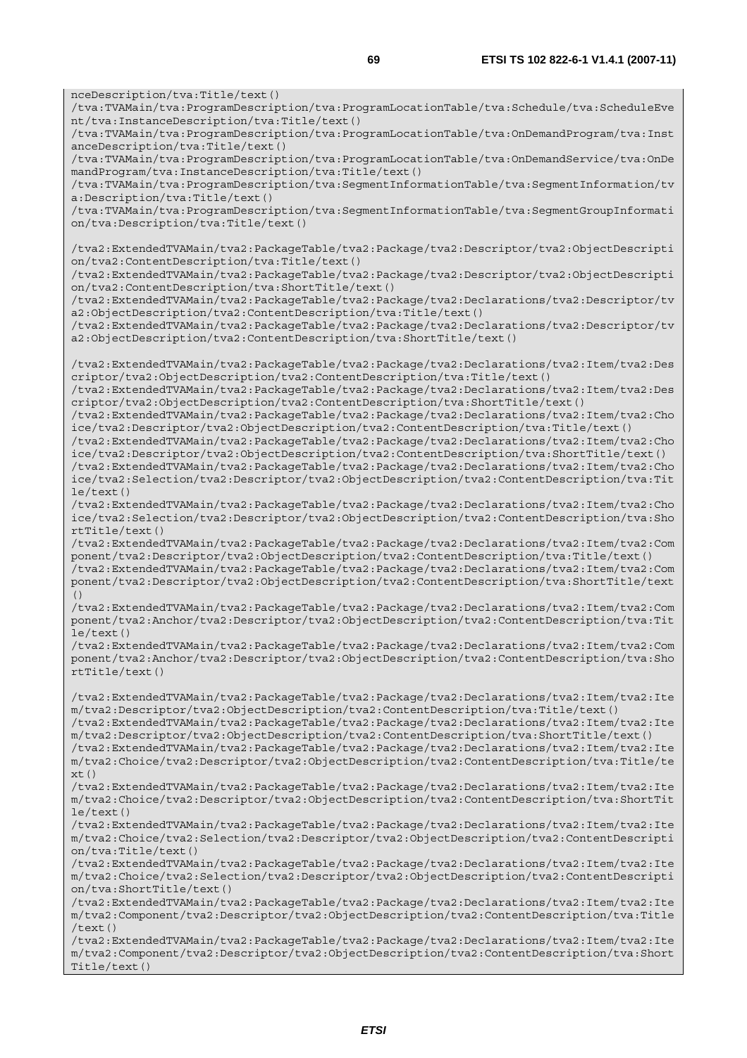```
nceDescription/tva:Title/text()
/tva:TVAMain/tva:ProgramDescription/tva:ProgramLocationTable/tva:Schedule/tva:ScheduleEve
nt/tva:InstanceDescription/tva:Title/text()
/tva:TVAMain/tva:ProgramDescription/tva:ProgramLocationTable/tva:OnDemandProgram/tva:Inst
anceDescription/tva:Title/text()
/tva:TVAMain/tva:ProgramDescription/tva:ProgramLocationTable/tva:OnDemandService/tva:OnDe
mandProgram/tva:InstanceDescription/tva:Title/text()
/tva:TVAMain/tva:ProgramDescription/tva:SegmentInformationTable/tva:SegmentInformation/tv
a:Description/tva:Title/text()
/tva:TVAMain/tva:ProgramDescription/tva:SegmentInformationTable/tva:SegmentGroupInformati
on/tva:Description/tva:Title/text()

/tva2:ExtendedTVAMain/tva2:PackageTable/tva2:Package/tva2:Descriptor/tva2:ObjectDescripti
on/tva2:ContentDescription/tva:Title/text()
/tva2:ExtendedTVAMain/tva2:PackageTable/tva2:Package/tva2:Descriptor/tva2:ObjectDescripti
on/tva2:ContentDescription/tva:ShortTitle/text()
/tva2:ExtendedTVAMain/tva2:PackageTable/tva2:Package/tva2:Declarations/tva2:Descriptor/tv
a2:ObjectDescription/tva2:ContentDescription/tva:Title/text()
/tva2:ExtendedTVAMain/tva2:PackageTable/tva2:Package/tva2:Declarations/tva2:Descriptor/tv
a2:ObjectDescription/tva2:ContentDescription/tva:ShortTitle/text()

/tva2:ExtendedTVAMain/tva2:PackageTable/tva2:Package/tva2:Declarations/tva2:Item/tva2:Des
criptor/tva2:ObjectDescription/tva2:ContentDescription/tva:Title/text()
/tva2:ExtendedTVAMain/tva2:PackageTable/tva2:Package/tva2:Declarations/tva2:Item/tva2:Des
criptor/tva2:ObjectDescription/tva2:ContentDescription/tva:ShortTitle/text()
/tva2:ExtendedTVAMain/tva2:PackageTable/tva2:Package/tva2:Declarations/tva2:Item/tva2:Cho
ice/tva2:Descriptor/tva2:ObjectDescription/tva2:ContentDescription/tva:Title/text()
/tva2:ExtendedTVAMain/tva2:PackageTable/tva2:Package/tva2:Declarations/tva2:Item/tva2:Cho
ice/tva2:Descriptor/tva2:ObjectDescription/tva2:ContentDescription/tva:ShortTitle/text()
/tva2:ExtendedTVAMain/tva2:PackageTable/tva2:Package/tva2:Declarations/tva2:Item/tva2:Cho
ice/tva2:Selection/tva2:Descriptor/tva2:ObjectDescription/tva2:ContentDescription/tva:Tit
le/text()
/tva2:ExtendedTVAMain/tva2:PackageTable/tva2:Package/tva2:Declarations/tva2:Item/tva2:Cho
ice/tva2:Selection/tva2:Descriptor/tva2:ObjectDescription/tva2:ContentDescription/tva:Sho
rtTitle/text()
/tva2:ExtendedTVAMain/tva2:PackageTable/tva2:Package/tva2:Declarations/tva2:Item/tva2:Com
ponent/tva2:Descriptor/tva2:ObjectDescription/tva2:ContentDescription/tva:Title/text()
/tva2:ExtendedTVAMain/tva2:PackageTable/tva2:Package/tva2:Declarations/tva2:Item/tva2:Com
ponent/tva2:Descriptor/tva2:ObjectDescription/tva2:ContentDescription/tva:ShortTitle/text
()
/tva2:ExtendedTVAMain/tva2:PackageTable/tva2:Package/tva2:Declarations/tva2:Item/tva2:Com
ponent/tva2:Anchor/tva2:Descriptor/tva2:ObjectDescription/tva2:ContentDescription/tva:Tit
le/text()
/tva2:ExtendedTVAMain/tva2:PackageTable/tva2:Package/tva2:Declarations/tva2:Item/tva2:Com
ponent/tva2:Anchor/tva2:Descriptor/tva2:ObjectDescription/tva2:ContentDescription/tva:Sho
rtTitle/text()

/tva2:ExtendedTVAMain/tva2:PackageTable/tva2:Package/tva2:Declarations/tva2:Item/tva2:Ite
m/tva2:Descriptor/tva2:ObjectDescription/tva2:ContentDescription/tva:Title/text()
/tva2:ExtendedTVAMain/tva2:PackageTable/tva2:Package/tva2:Declarations/tva2:Item/tva2:Ite
m/tva2:Descriptor/tva2:ObjectDescription/tva2:ContentDescription/tva:ShortTitle/text()
/tva2:ExtendedTVAMain/tva2:PackageTable/tva2:Package/tva2:Declarations/tva2:Item/tva2:Ite
m/tva2:Choice/tva2:Descriptor/tva2:ObjectDescription/tva2:ContentDescription/tva:Title/te
xt()
/tva2:ExtendedTVAMain/tva2:PackageTable/tva2:Package/tva2:Declarations/tva2:Item/tva2:Ite
m/tva2:Choice/tva2:Descriptor/tva2:ObjectDescription/tva2:ContentDescription/tva:ShortTit
le/text()
/tva2:ExtendedTVAMain/tva2:PackageTable/tva2:Package/tva2:Declarations/tva2:Item/tva2:Ite
m/tva2:Choice/tva2:Selection/tva2:Descriptor/tva2:ObjectDescription/tva2:ContentDescripti
on/tva:Title/text()
/tva2:ExtendedTVAMain/tva2:PackageTable/tva2:Package/tva2:Declarations/tva2:Item/tva2:Ite
m/tva2:Choice/tva2:Selection/tva2:Descriptor/tva2:ObjectDescription/tva2:ContentDescripti
on/tva:ShortTitle/text()
/tva2:ExtendedTVAMain/tva2:PackageTable/tva2:Package/tva2:Declarations/tva2:Item/tva2:Ite
m/tva2:Component/tva2:Descriptor/tva2:ObjectDescription/tva2:ContentDescription/tva:Title
/text()
/tva2:ExtendedTVAMain/tva2:PackageTable/tva2:Package/tva2:Declarations/tva2:Item/tva2:Ite
m/tva2:Component/tva2:Descriptor/tva2:ObjectDescription/tva2:ContentDescription/tva:Short
Title/text()
```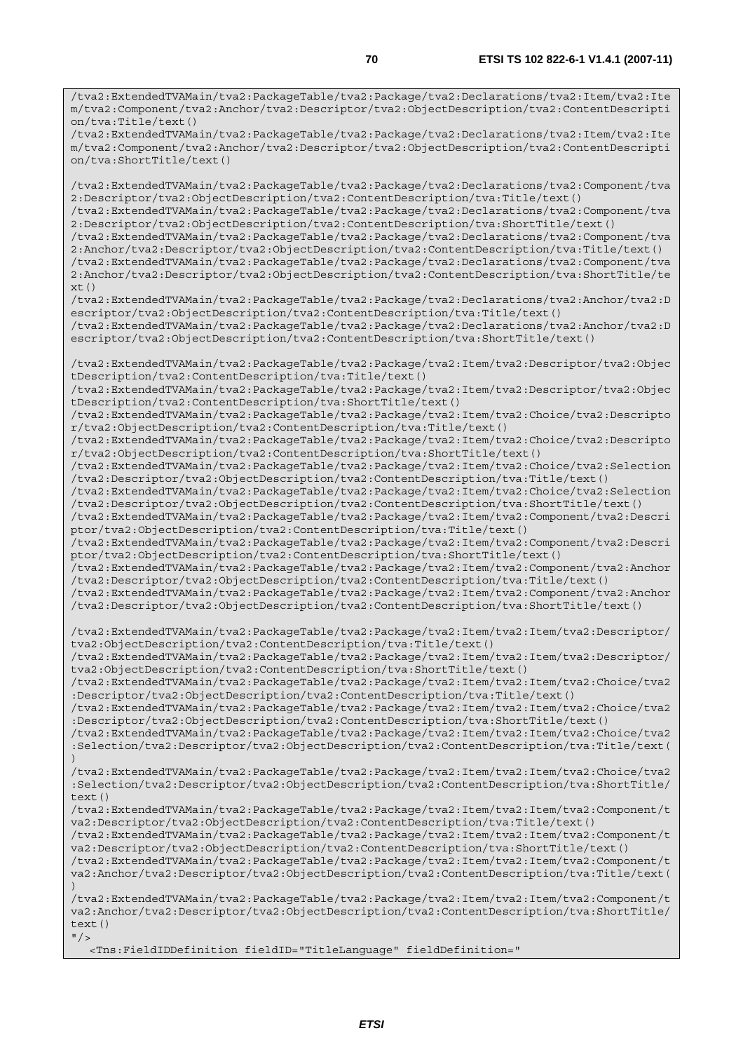```
/tva2:ExtendedTVAMain/tva2:PackageTable/tva2:Package/tva2:Declarations/tva2:Item/tva2:Item/tva2:Component/tva2:Anchor/tva2:Descriptor/tva2:ObjectDescription/tva2:ContentDescription/tva:Title/text()
/tva2:ExtendedTVAMain/tva2:PackageTable/tva2:Package/tva2:Declarations/tva2:Item/tva2:Item/tva2:Component/tva2:Anchor/tva2:Descriptor/tva2:ObjectDescription/tva2:ContentDescription/tva:ShortTitle/text()

/tva2:ExtendedTVAMain/tva2:PackageTable/tva2:Package/tva2:Declarations/tva2:Component/tva2:Descriptor/tva2:ObjectDescription/tva2:ContentDescription/tva:Title/text()
/tva2:ExtendedTVAMain/tva2:PackageTable/tva2:Package/tva2:Declarations/tva2:Component/tva2:Descriptor/tva2:ObjectDescription/tva2:ContentDescription/tva:ShortTitle/text()
/tva2:ExtendedTVAMain/tva2:PackageTable/tva2:Package/tva2:Declarations/tva2:Component/tva2:Anchor/tva2:Descriptor/tva2:ObjectDescription/tva2:ContentDescription/tva:Title/text()
/tva2:ExtendedTVAMain/tva2:PackageTable/tva2:Package/tva2:Declarations/tva2:Component/tva2:Anchor/tva2:Descriptor/tva2:ObjectDescription/tva2:ContentDescription/tva:ShortTitle/text()
/tva2:ExtendedTVAMain/tva2:PackageTable/tva2:Package/tva2:Declarations/tva2:Anchor/tva2:Descriptor/tva2:ObjectDescription/tva2:ContentDescription/tva:Title/text()
/tva2:ExtendedTVAMain/tva2:PackageTable/tva2:Package/tva2:Declarations/tva2:Anchor/tva2:Descriptor/tva2:ObjectDescription/tva2:ContentDescription/tva:ShortTitle/text()

/tva2:ExtendedTVAMain/tva2:PackageTable/tva2:Package/tva2:Item/tva2:Descriptor/tva2:ObjectDescription/tva2:ContentDescription/tva:Title/text()
/tva2:ExtendedTVAMain/tva2:PackageTable/tva2:Package/tva2:Item/tva2:Descriptor/tva2:ObjectDescription/tva2:ContentDescription/tva:ShortTitle/text()
/tva2:ExtendedTVAMain/tva2:PackageTable/tva2:Package/tva2:Item/tva2:Choice/tva2:Descriptor/tva2:ObjectDescription/tva2:ContentDescription/tva:Title/text()
/tva2:ExtendedTVAMain/tva2:PackageTable/tva2:Package/tva2:Item/tva2:Choice/tva2:Descriptor/tva2:ObjectDescription/tva2:ContentDescription/tva:ShortTitle/text()
/tva2:ExtendedTVAMain/tva2:PackageTable/tva2:Package/tva2:Item/tva2:Choice/tva2:Selection/tva2:Descriptor/tva2:ObjectDescription/tva2:ContentDescription/tva:Title/text()
/tva2:ExtendedTVAMain/tva2:PackageTable/tva2:Package/tva2:Item/tva2:Choice/tva2:Selection/tva2:Descriptor/tva2:ObjectDescription/tva2:ContentDescription/tva:ShortTitle/text()
/tva2:ExtendedTVAMain/tva2:PackageTable/tva2:Package/tva2:Item/tva2:Component/tva2:Descriptor/tva2:ObjectDescription/tva2:ContentDescription/tva:Title/text()
/tva2:ExtendedTVAMain/tva2:PackageTable/tva2:Package/tva2:Item/tva2:Component/tva2:Descriptor/tva2:ObjectDescription/tva2:ContentDescription/tva:ShortTitle/text()
/tva2:ExtendedTVAMain/tva2:PackageTable/tva2:Package/tva2:Item/tva2:Component/tva2:Anchor/tva2:Descriptor/tva2:ObjectDescription/tva2:ContentDescription/tva:Title/text()
/tva2:ExtendedTVAMain/tva2:PackageTable/tva2:Package/tva2:Item/tva2:Component/tva2:Anchor/tva2:Descriptor/tva2:ObjectDescription/tva2:ContentDescription/tva:ShortTitle/text()

/tva2:ExtendedTVAMain/tva2:PackageTable/tva2:Package/tva2:Item/tva2:Item/tva2:Descriptor/tva2:ObjectDescription/tva2:ContentDescription/tva:Title/text()
/tva2:ExtendedTVAMain/tva2:PackageTable/tva2:Package/tva2:Item/tva2:Item/tva2:Descriptor/tva2:ObjectDescription/tva2:ContentDescription/tva:ShortTitle/text()
/tva2:ExtendedTVAMain/tva2:PackageTable/tva2:Package/tva2:Item/tva2:Item/tva2:Choice/tva2:Descriptor/tva2:ObjectDescription/tva2:ContentDescription/tva:Title/text()
/tva2:ExtendedTVAMain/tva2:PackageTable/tva2:Package/tva2:Item/tva2:Item/tva2:Choice/tva2:Descriptor/tva2:ObjectDescription/tva2:ContentDescription/tva:ShortTitle/text()
/tva2:ExtendedTVAMain/tva2:PackageTable/tva2:Package/tva2:Item/tva2:Item/tva2:Choice/tva2:Selection/tva2:Descriptor/tva2:ObjectDescription/tva2:ContentDescription/tva:Title/text()
/tva2:ExtendedTVAMain/tva2:PackageTable/tva2:Package/tva2:Item/tva2:Item/tva2:Choice/tva2:Selection/tva2:Descriptor/tva2:ObjectDescription/tva2:ContentDescription/tva:ShortTitle/text()
/tva2:ExtendedTVAMain/tva2:PackageTable/tva2:Package/tva2:Item/tva2:Item/tva2:Component/tva2:Descriptor/tva2:ObjectDescription/tva2:ContentDescription/tva:Title/text()
/tva2:ExtendedTVAMain/tva2:PackageTable/tva2:Package/tva2:Item/tva2:Item/tva2:Component/tva2:Descriptor/tva2:ObjectDescription/tva2:ContentDescription/tva:ShortTitle/text()
/tva2:ExtendedTVAMain/tva2:PackageTable/tva2:Package/tva2:Item/tva2:Item/tva2:Component/tva2:Anchor/tva2:Descriptor/tva2:ObjectDescription/tva2:ContentDescription/tva:Title/text()
/tva2:ExtendedTVAMain/tva2:PackageTable/tva2:Package/tva2:Item/tva2:Item/tva2:Component/tva2:Anchor/tva2:Descriptor/tva2:ObjectDescription/tva2:ContentDescription/tva:ShortTitle/text()
"/>
   <Tns:FieldIDDefinition fieldID="TitleLanguage" fieldDefinition="
```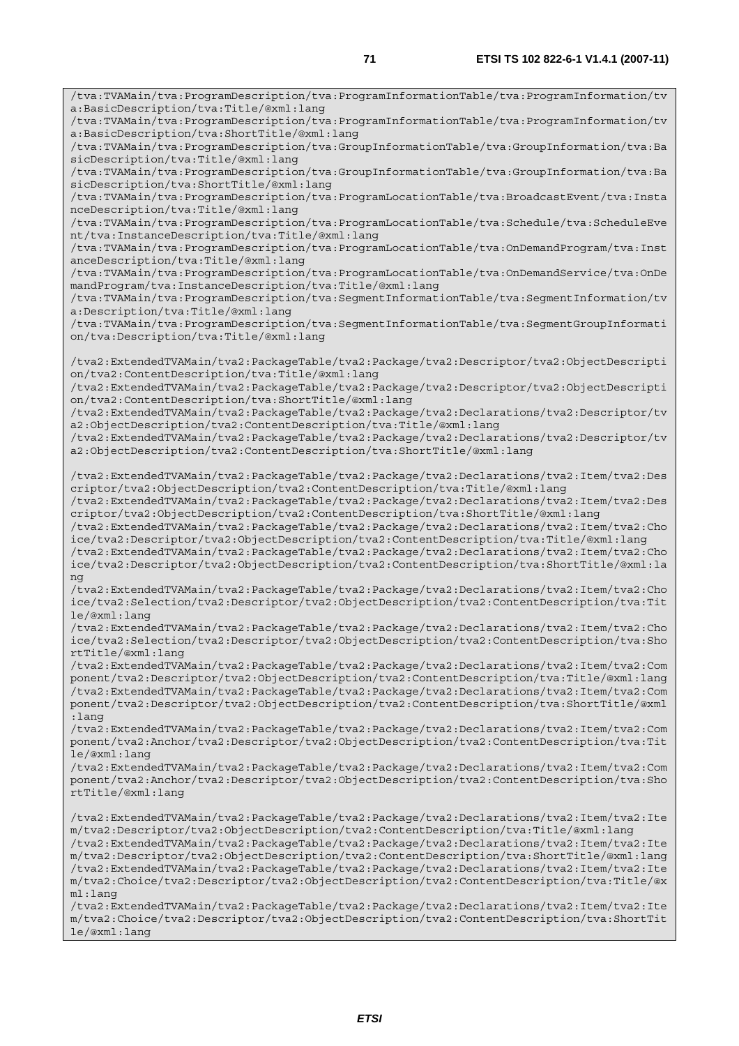```
/tva:TVAMain/tva:ProgramDescription/tva:ProgramInformationTable/tva:ProgramInformation/tva:BasicDescription/tva:Title/@xml:lang
/tva:TVAMain/tva:ProgramDescription/tva:ProgramInformationTable/tva:ProgramInformation/tva:BasicDescription/tva:ShortTitle/@xml:lang
/tva:TVAMain/tva:ProgramDescription/tva:GroupInformationTable/tva:GroupInformation/tva:BasicDescription/tva:Title/@xml:lang
/tva:TVAMain/tva:ProgramDescription/tva:GroupInformationTable/tva:GroupInformation/tva:BasicDescription/tva:ShortTitle/@xml:lang
/tva:TVAMain/tva:ProgramDescription/tva:ProgramLocationTable/tva:BroadcastEvent/tva:InstanceDescription/tva:Title/@xml:lang
/tva:TVAMain/tva:ProgramDescription/tva:ProgramLocationTable/tva:Schedule/tva:ScheduleEvent/tva:InstanceDescription/tva:Title/@xml:lang
/tva:TVAMain/tva:ProgramDescription/tva:ProgramLocationTable/tva:OnDemandProgram/tva:InstanceDescription/tva:Title/@xml:lang
/tva:TVAMain/tva:ProgramDescription/tva:ProgramLocationTable/tva:OnDemandService/tva:OnDemandProgram/tva:InstanceDescription/tva:Title/@xml:lang
/tva:TVAMain/tva:ProgramDescription/tva:SegmentInformationTable/tva:SegmentInformation/tva:Description/tva:Title/@xml:lang
/tva:TVAMain/tva:ProgramDescription/tva:SegmentInformationTable/tva:SegmentGroupInformation/tva:Description/tva:Title/@xml:lang

/tva2:ExtendedTVAMain/tva2:PackageTable/tva2:Package/tva2:Descriptor/tva2:ObjectDescription/tva2:ContentDescription/tva:Title/@xml:lang
/tva2:ExtendedTVAMain/tva2:PackageTable/tva2:Package/tva2:Descriptor/tva2:ObjectDescription/tva2:ContentDescription/tva:ShortTitle/@xml:lang
/tva2:ExtendedTVAMain/tva2:PackageTable/tva2:Package/tva2:Declarations/tva2:Descriptor/tva2:ObjectDescription/tva2:ContentDescription/tva:Title/@xml:lang
/tva2:ExtendedTVAMain/tva2:PackageTable/tva2:Package/tva2:Declarations/tva2:Descriptor/tva2:ObjectDescription/tva2:ContentDescription/tva:ShortTitle/@xml:lang

/tva2:ExtendedTVAMain/tva2:PackageTable/tva2:Package/tva2:Declarations/tva2:Item/tva2:Descriptor/tva2:ObjectDescription/tva2:ContentDescription/tva:Title/@xml:lang
/tva2:ExtendedTVAMain/tva2:PackageTable/tva2:Package/tva2:Declarations/tva2:Item/tva2:Descriptor/tva2:ObjectDescription/tva2:ContentDescription/tva:ShortTitle/@xml:lang
/tva2:ExtendedTVAMain/tva2:PackageTable/tva2:Package/tva2:Declarations/tva2:Item/tva2:Choice/tva2:Descriptor/tva2:ObjectDescription/tva2:ContentDescription/tva:Title/@xml:lang
/tva2:ExtendedTVAMain/tva2:PackageTable/tva2:Package/tva2:Declarations/tva2:Item/tva2:Choice/tva2:Descriptor/tva2:ObjectDescription/tva2:ContentDescription/tva:ShortTitle/@xml:lang
/tva2:ExtendedTVAMain/tva2:PackageTable/tva2:Package/tva2:Declarations/tva2:Item/tva2:Choice/tva2:Selection/tva2:Descriptor/tva2:ObjectDescription/tva2:ContentDescription/tva:Title/@xml:lang
/tva2:ExtendedTVAMain/tva2:PackageTable/tva2:Package/tva2:Declarations/tva2:Item/tva2:Choice/tva2:Selection/tva2:Descriptor/tva2:ObjectDescription/tva2:ContentDescription/tva:ShortTitle/@xml:lang
/tva2:ExtendedTVAMain/tva2:PackageTable/tva2:Package/tva2:Declarations/tva2:Item/tva2:Component/tva2:Descriptor/tva2:ObjectDescription/tva2:ContentDescription/tva:Title/@xml:lang
/tva2:ExtendedTVAMain/tva2:PackageTable/tva2:Package/tva2:Declarations/tva2:Item/tva2:Component/tva2:Descriptor/tva2:ObjectDescription/tva2:ContentDescription/tva:ShortTitle/@xml:lang
/tva2:ExtendedTVAMain/tva2:PackageTable/tva2:Package/tva2:Declarations/tva2:Item/tva2:Component/tva2:Anchor/tva2:Descriptor/tva2:ObjectDescription/tva2:ContentDescription/tva:Title/@xml:lang
/tva2:ExtendedTVAMain/tva2:PackageTable/tva2:Package/tva2:Declarations/tva2:Item/tva2:Component/tva2:Anchor/tva2:Descriptor/tva2:ObjectDescription/tva2:ContentDescription/tva:ShortTitle/@xml:lang

/tva2:ExtendedTVAMain/tva2:PackageTable/tva2:Package/tva2:Declarations/tva2:Item/tva2:Item/tva2:Descriptor/tva2:ObjectDescription/tva2:ContentDescription/tva:Title/@xml:lang
/tva2:ExtendedTVAMain/tva2:PackageTable/tva2:Package/tva2:Declarations/tva2:Item/tva2:Item/tva2:Descriptor/tva2:ObjectDescription/tva2:ContentDescription/tva:ShortTitle/@xml:lang
/tva2:ExtendedTVAMain/tva2:PackageTable/tva2:Package/tva2:Declarations/tva2:Item/tva2:Item/tva2:Choice/tva2:Descriptor/tva2:ObjectDescription/tva2:ContentDescription/tva:Title/@xml:lang
/tva2:ExtendedTVAMain/tva2:PackageTable/tva2:Package/tva2:Declarations/tva2:Item/tva2:Item/tva2:Choice/tva2:Descriptor/tva2:ObjectDescription/tva2:ContentDescription/tva:ShortTitle/@xml:lang
```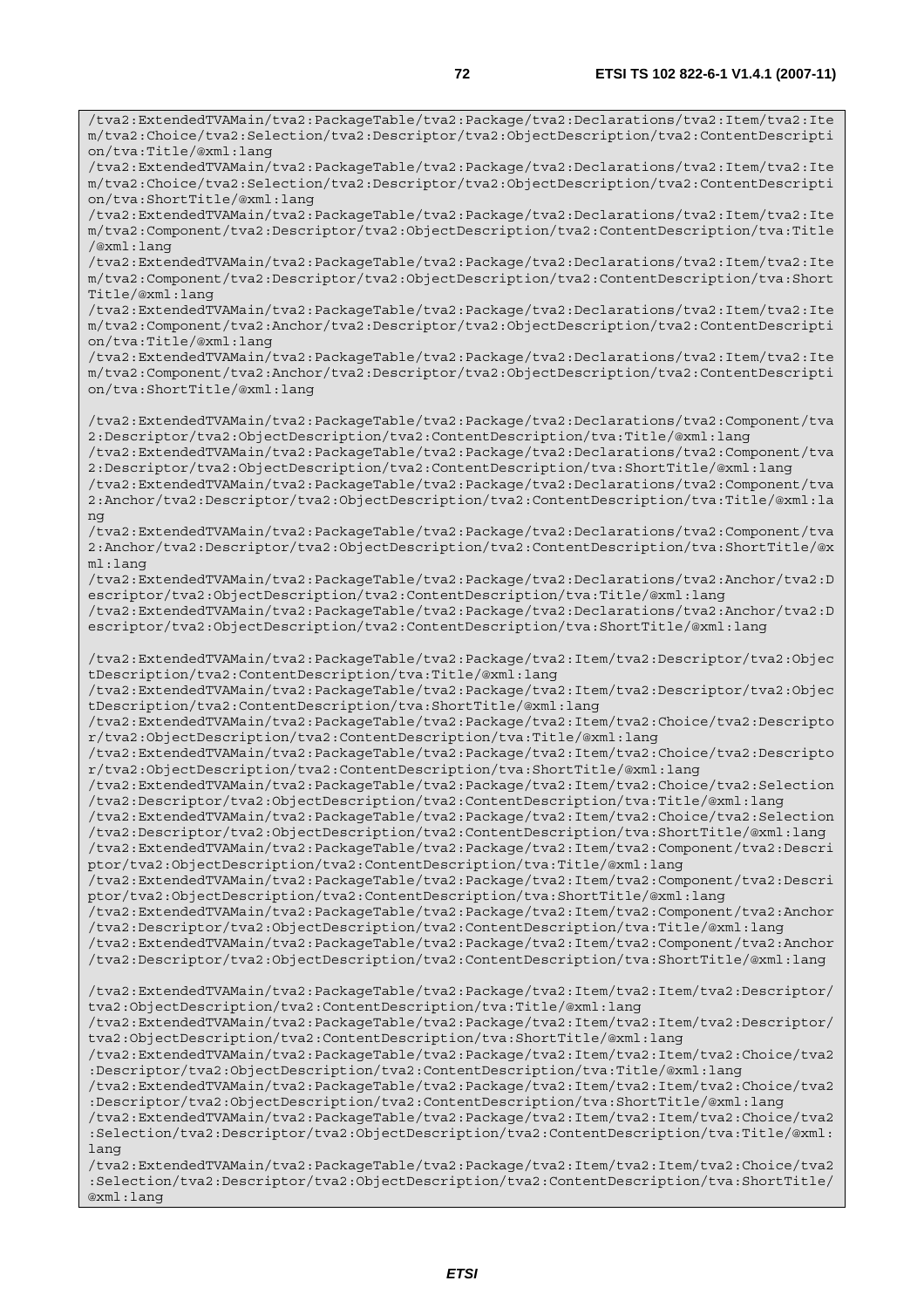```
/tva2:ExtendedTVAMain/tva2:PackageTable/tva2:Package/tva2:Declarations/tva2:Item/tva2:Item/tva2:Choice/tva2:Selection/tva2:Descriptor/tva2:ObjectDescription/tva2:ContentDescription/tva:Title/@xml:lang
/tva2:ExtendedTVAMain/tva2:PackageTable/tva2:Package/tva2:Declarations/tva2:Item/tva2:Item/tva2:Choice/tva2:Selection/tva2:Descriptor/tva2:ObjectDescription/tva2:ContentDescription/tva:ShortTitle/@xml:lang
/tva2:ExtendedTVAMain/tva2:PackageTable/tva2:Package/tva2:Declarations/tva2:Item/tva2:Item/tva2:Component/tva2:Descriptor/tva2:ObjectDescription/tva2:ContentDescription/tva:Title/@xml:lang
/tva2:ExtendedTVAMain/tva2:PackageTable/tva2:Package/tva2:Declarations/tva2:Item/tva2:Item/tva2:Component/tva2:Descriptor/tva2:ObjectDescription/tva2:ContentDescription/tva:ShortTitle/@xml:lang
/tva2:ExtendedTVAMain/tva2:PackageTable/tva2:Package/tva2:Declarations/tva2:Item/tva2:Item/tva2:Component/tva2:Anchor/tva2:Descriptor/tva2:ObjectDescription/tva2:ContentDescription/tva:Title/@xml:lang
/tva2:ExtendedTVAMain/tva2:PackageTable/tva2:Package/tva2:Declarations/tva2:Item/tva2:Item/tva2:Component/tva2:Anchor/tva2:Descriptor/tva2:ObjectDescription/tva2:ContentDescription/tva:ShortTitle/@xml:lang

/tva2:ExtendedTVAMain/tva2:PackageTable/tva2:Package/tva2:Declarations/tva2:Component/tva2:Descriptor/tva2:ObjectDescription/tva2:ContentDescription/tva:Title/@xml:lang
/tva2:ExtendedTVAMain/tva2:PackageTable/tva2:Package/tva2:Declarations/tva2:Component/tva2:Descriptor/tva2:ObjectDescription/tva2:ContentDescription/tva:ShortTitle/@xml:lang
/tva2:ExtendedTVAMain/tva2:PackageTable/tva2:Package/tva2:Declarations/tva2:Component/tva2:Anchor/tva2:Descriptor/tva2:ObjectDescription/tva2:ContentDescription/tva:Title/@xml:lang
/tva2:ExtendedTVAMain/tva2:PackageTable/tva2:Package/tva2:Declarations/tva2:Component/tva2:Anchor/tva2:Descriptor/tva2:ObjectDescription/tva2:ContentDescription/tva:ShortTitle/@xml:lang
/tva2:ExtendedTVAMain/tva2:PackageTable/tva2:Package/tva2:Declarations/tva2:Anchor/tva2:Descriptor/tva2:ObjectDescription/tva2:ContentDescription/tva:Title/@xml:lang
/tva2:ExtendedTVAMain/tva2:PackageTable/tva2:Package/tva2:Declarations/tva2:Anchor/tva2:Descriptor/tva2:ObjectDescription/tva2:ContentDescription/tva:ShortTitle/@xml:lang

/tva2:ExtendedTVAMain/tva2:PackageTable/tva2:Package/tva2:Item/tva2:Descriptor/tva2:ObjectDescription/tva2:ContentDescription/tva:Title/@xml:lang
/tva2:ExtendedTVAMain/tva2:PackageTable/tva2:Package/tva2:Item/tva2:Descriptor/tva2:ObjectDescription/tva2:ContentDescription/tva:ShortTitle/@xml:lang
/tva2:ExtendedTVAMain/tva2:PackageTable/tva2:Package/tva2:Item/tva2:Choice/tva2:Descriptor/tva2:ObjectDescription/tva2:ContentDescription/tva:Title/@xml:lang
/tva2:ExtendedTVAMain/tva2:PackageTable/tva2:Package/tva2:Item/tva2:Choice/tva2:Descriptor/tva2:ObjectDescription/tva2:ContentDescription/tva:ShortTitle/@xml:lang
/tva2:ExtendedTVAMain/tva2:PackageTable/tva2:Package/tva2:Item/tva2:Choice/tva2:Selection/tva2:Descriptor/tva2:ObjectDescription/tva2:ContentDescription/tva:Title/@xml:lang
/tva2:ExtendedTVAMain/tva2:PackageTable/tva2:Package/tva2:Item/tva2:Choice/tva2:Selection/tva2:Descriptor/tva2:ObjectDescription/tva2:ContentDescription/tva:ShortTitle/@xml:lang
/tva2:ExtendedTVAMain/tva2:PackageTable/tva2:Package/tva2:Item/tva2:Component/tva2:Descriptor/tva2:ObjectDescription/tva2:ContentDescription/tva:Title/@xml:lang
/tva2:ExtendedTVAMain/tva2:PackageTable/tva2:Package/tva2:Item/tva2:Component/tva2:Descriptor/tva2:ObjectDescription/tva2:ContentDescription/tva:ShortTitle/@xml:lang
/tva2:ExtendedTVAMain/tva2:PackageTable/tva2:Package/tva2:Item/tva2:Component/tva2:Anchor/tva2:Descriptor/tva2:ObjectDescription/tva2:ContentDescription/tva:Title/@xml:lang
/tva2:ExtendedTVAMain/tva2:PackageTable/tva2:Package/tva2:Item/tva2:Component/tva2:Anchor/tva2:Descriptor/tva2:ObjectDescription/tva2:ContentDescription/tva:ShortTitle/@xml:lang

/tva2:ExtendedTVAMain/tva2:PackageTable/tva2:Package/tva2:Item/tva2:Item/tva2:Descriptor/tva2:ObjectDescription/tva2:ContentDescription/tva:Title/@xml:lang
/tva2:ExtendedTVAMain/tva2:PackageTable/tva2:Package/tva2:Item/tva2:Item/tva2:Descriptor/tva2:ObjectDescription/tva2:ContentDescription/tva:ShortTitle/@xml:lang
/tva2:ExtendedTVAMain/tva2:PackageTable/tva2:Package/tva2:Item/tva2:Item/tva2:Choice/tva2:Descriptor/tva2:ObjectDescription/tva2:ContentDescription/tva:Title/@xml:lang
/tva2:ExtendedTVAMain/tva2:PackageTable/tva2:Package/tva2:Item/tva2:Item/tva2:Choice/tva2:Descriptor/tva2:ObjectDescription/tva2:ContentDescription/tva:ShortTitle/@xml:lang
/tva2:ExtendedTVAMain/tva2:PackageTable/tva2:Package/tva2:Item/tva2:Item/tva2:Choice/tva2:Selection/tva2:Descriptor/tva2:ObjectDescription/tva2:ContentDescription/tva:Title/@xml:lang
/tva2:ExtendedTVAMain/tva2:PackageTable/tva2:Package/tva2:Item/tva2:Item/tva2:Choice/tva2:Selection/tva2:Descriptor/tva2:ObjectDescription/tva2:ContentDescription/tva:ShortTitle/@xml:lang
```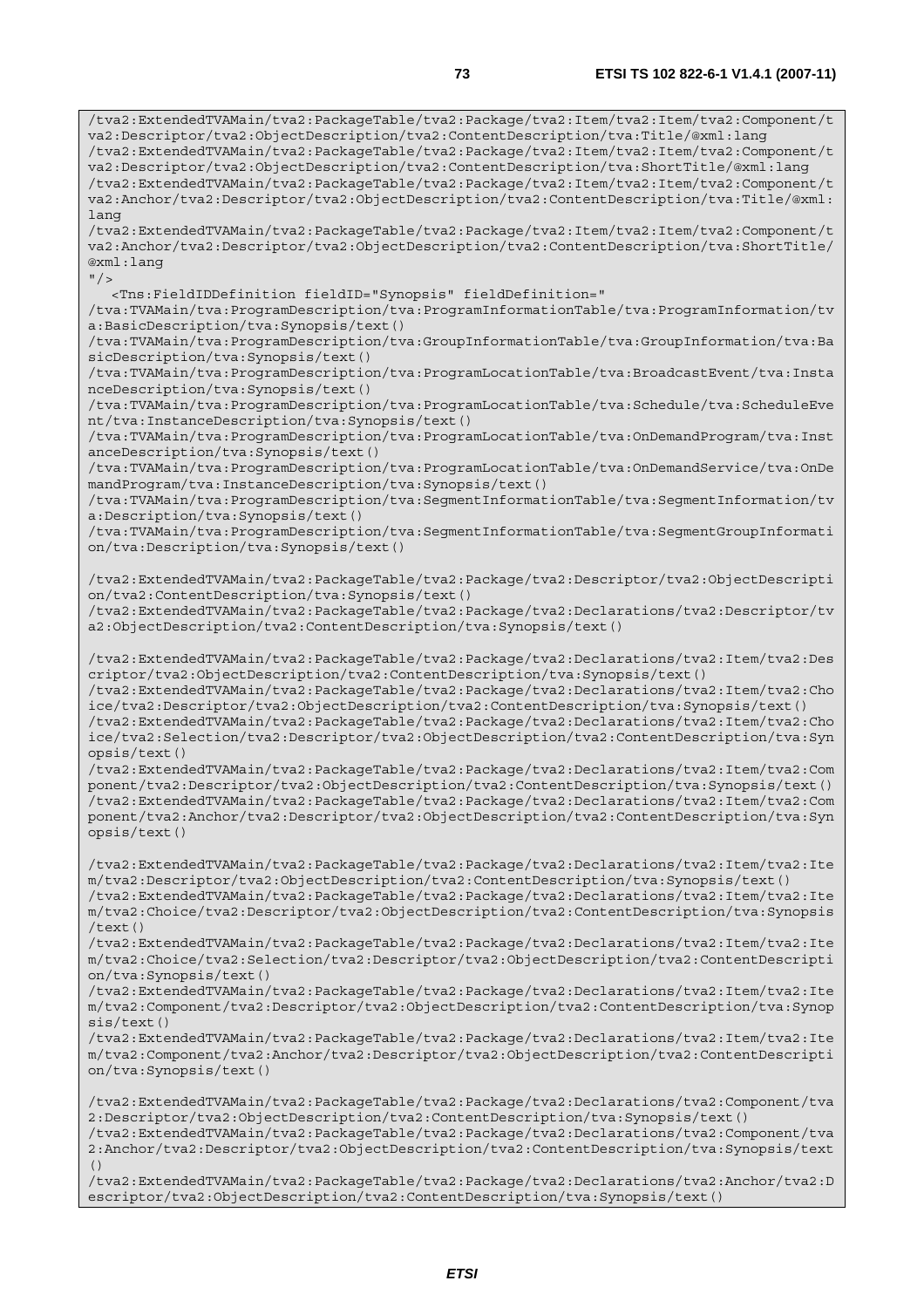```
/tva2:ExtendedTVAMain/tva2:PackageTable/tva2:Package/tva2:Item/tva2:Item/tva2:Component/tva2:Descriptor/tva2:ObjectDescription/tva2:ContentDescription/tva:Title/@xml:lang
/tva2:ExtendedTVAMain/tva2:PackageTable/tva2:Package/tva2:Item/tva2:Item/tva2:Component/tva2:Descriptor/tva2:ObjectDescription/tva2:ContentDescription/tva:ShortTitle/@xml:lang
/tva2:ExtendedTVAMain/tva2:PackageTable/tva2:Package/tva2:Item/tva2:Item/tva2:Component/tva2:Anchor/tva2:Descriptor/tva2:ObjectDescription/tva2:ContentDescription/tva:Title/@xml:lang
/tva2:ExtendedTVAMain/tva2:PackageTable/tva2:Package/tva2:Item/tva2:Item/tva2:Component/tva2:Anchor/tva2:Descriptor/tva2:ObjectDescription/tva2:ContentDescription/tva:ShortTitle/@xml:lang
"/>
   <Tns:FieldIDDefinition fieldID="Synopsis" fieldDefinition="
/tva:TVAMain/tva:ProgramDescription/tva:ProgramInformationTable/tva:ProgramInformation/tva:BasicDescription/tva:Synopsis/text()
/tva:TVAMain/tva:ProgramDescription/tva:GroupInformationTable/tva:GroupInformation/tva:BasicDescription/tva:Synopsis/text()
/tva:TVAMain/tva:ProgramDescription/tva:ProgramLocationTable/tva:BroadcastEvent/tva:InstanceDescription/tva:Synopsis/text()
/tva:TVAMain/tva:ProgramDescription/tva:ProgramLocationTable/tva:Schedule/tva:ScheduleEvent/tva:InstanceDescription/tva:Synopsis/text()
/tva:TVAMain/tva:ProgramDescription/tva:ProgramLocationTable/tva:OnDemandProgram/tva:InstanceDescription/tva:Synopsis/text()
/tva:TVAMain/tva:ProgramDescription/tva:ProgramLocationTable/tva:OnDemandService/tva:OnDemandProgram/tva:InstanceDescription/tva:Synopsis/text()
/tva:TVAMain/tva:ProgramDescription/tva:SegmentInformationTable/tva:SegmentInformation/tva:Description/tva:Synopsis/text()
/tva:TVAMain/tva:ProgramDescription/tva:SegmentInformationTable/tva:SegmentGroupInformation/tva:Description/tva:Synopsis/text()

/tva2:ExtendedTVAMain/tva2:PackageTable/tva2:Package/tva2:Descriptor/tva2:ObjectDescription/tva2:ContentDescription/tva:Synopsis/text()
/tva2:ExtendedTVAMain/tva2:PackageTable/tva2:Package/tva2:Declarations/tva2:Descriptor/tva2:ObjectDescription/tva2:ContentDescription/tva:Synopsis/text()

/tva2:ExtendedTVAMain/tva2:PackageTable/tva2:Package/tva2:Declarations/tva2:Item/tva2:Descriptor/tva2:ObjectDescription/tva2:ContentDescription/tva:Synopsis/text()
/tva2:ExtendedTVAMain/tva2:PackageTable/tva2:Package/tva2:Declarations/tva2:Item/tva2:Choice/tva2:Descriptor/tva2:ObjectDescription/tva2:ContentDescription/tva:Synopsis/text()
/tva2:ExtendedTVAMain/tva2:PackageTable/tva2:Package/tva2:Declarations/tva2:Item/tva2:Choice/tva2:Selection/tva2:Descriptor/tva2:ObjectDescription/tva2:ContentDescription/tva:Synopsis/text()
/tva2:ExtendedTVAMain/tva2:PackageTable/tva2:Package/tva2:Declarations/tva2:Item/tva2:Component/tva2:Descriptor/tva2:ObjectDescription/tva2:ContentDescription/tva:Synopsis/text()
/tva2:ExtendedTVAMain/tva2:PackageTable/tva2:Package/tva2:Declarations/tva2:Item/tva2:Component/tva2:Anchor/tva2:Descriptor/tva2:ObjectDescription/tva2:ContentDescription/tva:Synopsis/text()

/tva2:ExtendedTVAMain/tva2:PackageTable/tva2:Package/tva2:Declarations/tva2:Item/tva2:Item/tva2:Descriptor/tva2:ObjectDescription/tva2:ContentDescription/tva:Synopsis/text()
/tva2:ExtendedTVAMain/tva2:PackageTable/tva2:Package/tva2:Declarations/tva2:Item/tva2:Item/tva2:Choice/tva2:Descriptor/tva2:ObjectDescription/tva2:ContentDescription/tva:Synopsis/text()
/tva2:ExtendedTVAMain/tva2:PackageTable/tva2:Package/tva2:Declarations/tva2:Item/tva2:Item/tva2:Choice/tva2:Selection/tva2:Descriptor/tva2:ObjectDescription/tva2:ContentDescription/tva:Synopsis/text()
/tva2:ExtendedTVAMain/tva2:PackageTable/tva2:Package/tva2:Declarations/tva2:Item/tva2:Item/tva2:Component/tva2:Descriptor/tva2:ObjectDescription/tva2:ContentDescription/tva:Synopsis/text()
/tva2:ExtendedTVAMain/tva2:PackageTable/tva2:Package/tva2:Declarations/tva2:Item/tva2:Item/tva2:Component/tva2:Anchor/tva2:Descriptor/tva2:ObjectDescription/tva2:ContentDescription/tva:Synopsis/text()

/tva2:ExtendedTVAMain/tva2:PackageTable/tva2:Package/tva2:Declarations/tva2:Component/tva2:Descriptor/tva2:ObjectDescription/tva2:ContentDescription/tva:Synopsis/text()
/tva2:ExtendedTVAMain/tva2:PackageTable/tva2:Package/tva2:Declarations/tva2:Component/tva2:Anchor/tva2:Descriptor/tva2:ObjectDescription/tva2:ContentDescription/tva:Synopsis/text()
/tva2:ExtendedTVAMain/tva2:PackageTable/tva2:Package/tva2:Declarations/tva2:Anchor/tva2:Descriptor/tva2:ObjectDescription/tva2:ContentDescription/tva:Synopsis/text()
```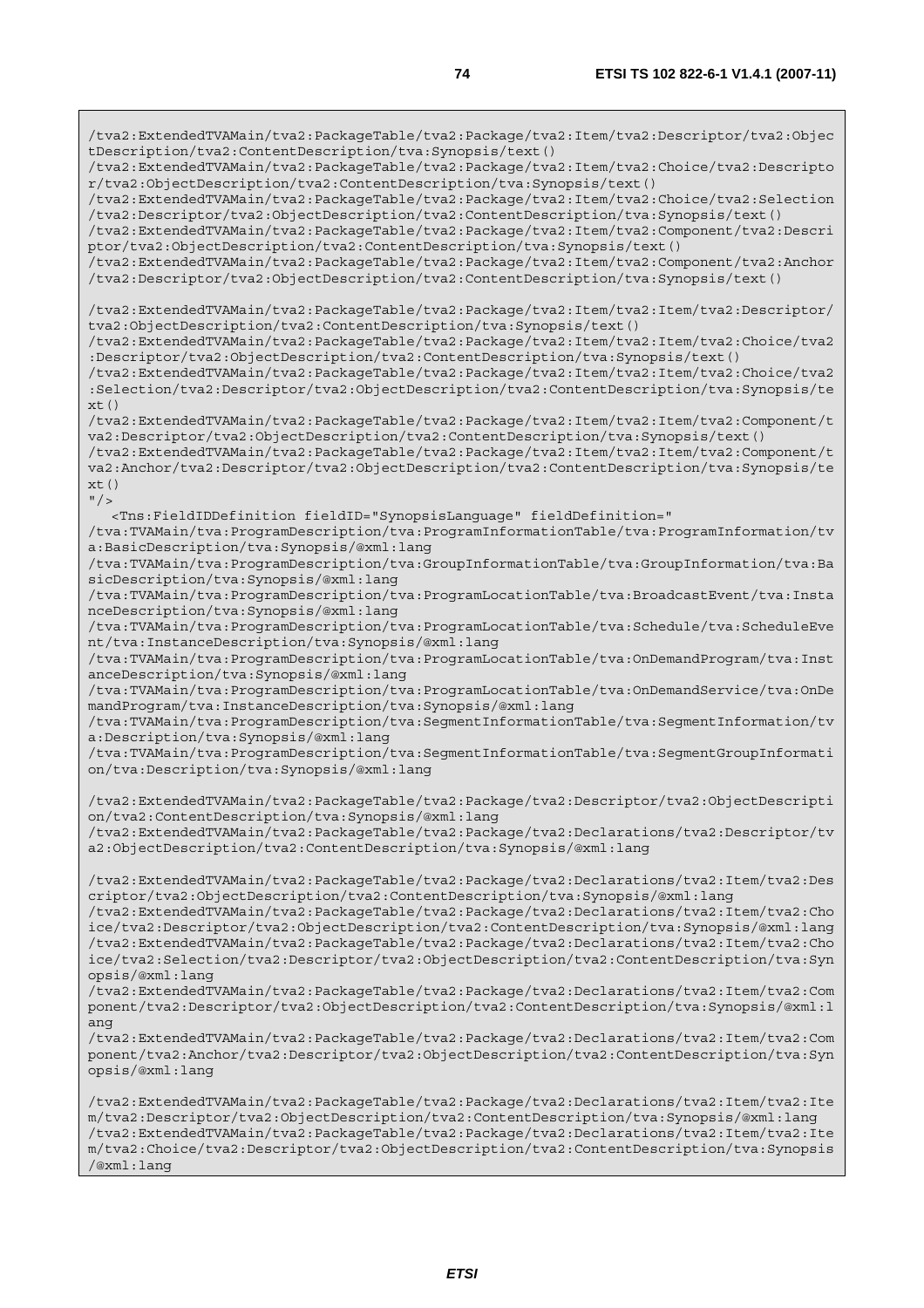```
/tva2:ExtendedTVAMain/tva2:PackageTable/tva2:Package/tva2:Item/tva2:Descriptor/tva2:ObjectDescription/tva2:ContentDescription/tva:Synopsis/text()
/tva2:ExtendedTVAMain/tva2:PackageTable/tva2:Package/tva2:Item/tva2:Choice/tva2:Descriptor/tva2:ObjectDescription/tva2:ContentDescription/tva:Synopsis/text()
/tva2:ExtendedTVAMain/tva2:PackageTable/tva2:Package/tva2:Item/tva2:Choice/tva2:Selection/tva2:Descriptor/tva2:ObjectDescription/tva2:ContentDescription/tva:Synopsis/text()
/tva2:ExtendedTVAMain/tva2:PackageTable/tva2:Package/tva2:Item/tva2:Component/tva2:Descriptor/tva2:ObjectDescription/tva2:ContentDescription/tva:Synopsis/text()
/tva2:ExtendedTVAMain/tva2:PackageTable/tva2:Package/tva2:Item/tva2:Component/tva2:Anchor/tva2:Descriptor/tva2:ObjectDescription/tva2:ContentDescription/tva:Synopsis/text()

/tva2:ExtendedTVAMain/tva2:PackageTable/tva2:Package/tva2:Item/tva2:Item/tva2:Descriptor/tva2:ObjectDescription/tva2:ContentDescription/tva:Synopsis/text()
/tva2:ExtendedTVAMain/tva2:PackageTable/tva2:Package/tva2:Item/tva2:Item/tva2:Choice/tva2:Descriptor/tva2:ObjectDescription/tva2:ContentDescription/tva:Synopsis/text()
/tva2:ExtendedTVAMain/tva2:PackageTable/tva2:Package/tva2:Item/tva2:Item/tva2:Choice/tva2:Selection/tva2:Descriptor/tva2:ObjectDescription/tva2:ContentDescription/tva:Synopsis/text()
/tva2:ExtendedTVAMain/tva2:PackageTable/tva2:Package/tva2:Item/tva2:Item/tva2:Component/tva2:Descriptor/tva2:ObjectDescription/tva2:ContentDescription/tva:Synopsis/text()
/tva2:ExtendedTVAMain/tva2:PackageTable/tva2:Package/tva2:Item/tva2:Item/tva2:Component/tva2:Anchor/tva2:Descriptor/tva2:ObjectDescription/tva2:ContentDescription/tva:Synopsis/text()
"/>
   <Tns:FieldIDDefinition fieldID="SynopsisLanguage" fieldDefinition="
/tva:TVAMain/tva:ProgramDescription/tva:ProgramInformationTable/tva:ProgramInformation/tva:BasicDescription/tva:Synopsis/@xml:lang
/tva:TVAMain/tva:ProgramDescription/tva:GroupInformationTable/tva:GroupInformation/tva:BasicDescription/tva:Synopsis/@xml:lang
/tva:TVAMain/tva:ProgramDescription/tva:ProgramLocationTable/tva:BroadcastEvent/tva:InstanceDescription/tva:Synopsis/@xml:lang
/tva:TVAMain/tva:ProgramDescription/tva:ProgramLocationTable/tva:Schedule/tva:ScheduleEvent/tva:InstanceDescription/tva:Synopsis/@xml:lang
/tva:TVAMain/tva:ProgramDescription/tva:ProgramLocationTable/tva:OnDemandProgram/tva:InstanceDescription/tva:Synopsis/@xml:lang
/tva:TVAMain/tva:ProgramDescription/tva:ProgramLocationTable/tva:OnDemandService/tva:OnDemandProgram/tva:InstanceDescription/tva:Synopsis/@xml:lang
/tva:TVAMain/tva:ProgramDescription/tva:SegmentInformationTable/tva:SegmentInformation/tva:Description/tva:Synopsis/@xml:lang
/tva:TVAMain/tva:ProgramDescription/tva:SegmentInformationTable/tva:SegmentGroupInformation/tva:Description/tva:Synopsis/@xml:lang

/tva2:ExtendedTVAMain/tva2:PackageTable/tva2:Package/tva2:Descriptor/tva2:ObjectDescription/tva2:ContentDescription/tva:Synopsis/@xml:lang
/tva2:ExtendedTVAMain/tva2:PackageTable/tva2:Package/tva2:Declarations/tva2:Descriptor/tva2:ObjectDescription/tva2:ContentDescription/tva:Synopsis/@xml:lang

/tva2:ExtendedTVAMain/tva2:PackageTable/tva2:Package/tva2:Declarations/tva2:Item/tva2:Descriptor/tva2:ObjectDescription/tva2:ContentDescription/tva:Synopsis/@xml:lang
/tva2:ExtendedTVAMain/tva2:PackageTable/tva2:Package/tva2:Declarations/tva2:Item/tva2:Choice/tva2:Descriptor/tva2:ObjectDescription/tva2:ContentDescription/tva:Synopsis/@xml:lang
/tva2:ExtendedTVAMain/tva2:PackageTable/tva2:Package/tva2:Declarations/tva2:Item/tva2:Choice/tva2:Selection/tva2:Descriptor/tva2:ObjectDescription/tva2:ContentDescription/tva:Synopsis/@xml:lang
/tva2:ExtendedTVAMain/tva2:PackageTable/tva2:Package/tva2:Declarations/tva2:Item/tva2:Component/tva2:Descriptor/tva2:ObjectDescription/tva2:ContentDescription/tva:Synopsis/@xml:lang
/tva2:ExtendedTVAMain/tva2:PackageTable/tva2:Package/tva2:Declarations/tva2:Item/tva2:Component/tva2:Anchor/tva2:Descriptor/tva2:ObjectDescription/tva2:ContentDescription/tva:Synopsis/@xml:lang

/tva2:ExtendedTVAMain/tva2:PackageTable/tva2:Package/tva2:Declarations/tva2:Item/tva2:Item/tva2:Descriptor/tva2:ObjectDescription/tva2:ContentDescription/tva:Synopsis/@xml:lang
/tva2:ExtendedTVAMain/tva2:PackageTable/tva2:Package/tva2:Declarations/tva2:Item/tva2:Item/tva2:Choice/tva2:Descriptor/tva2:ObjectDescription/tva2:ContentDescription/tva:Synopsis/@xml:lang
```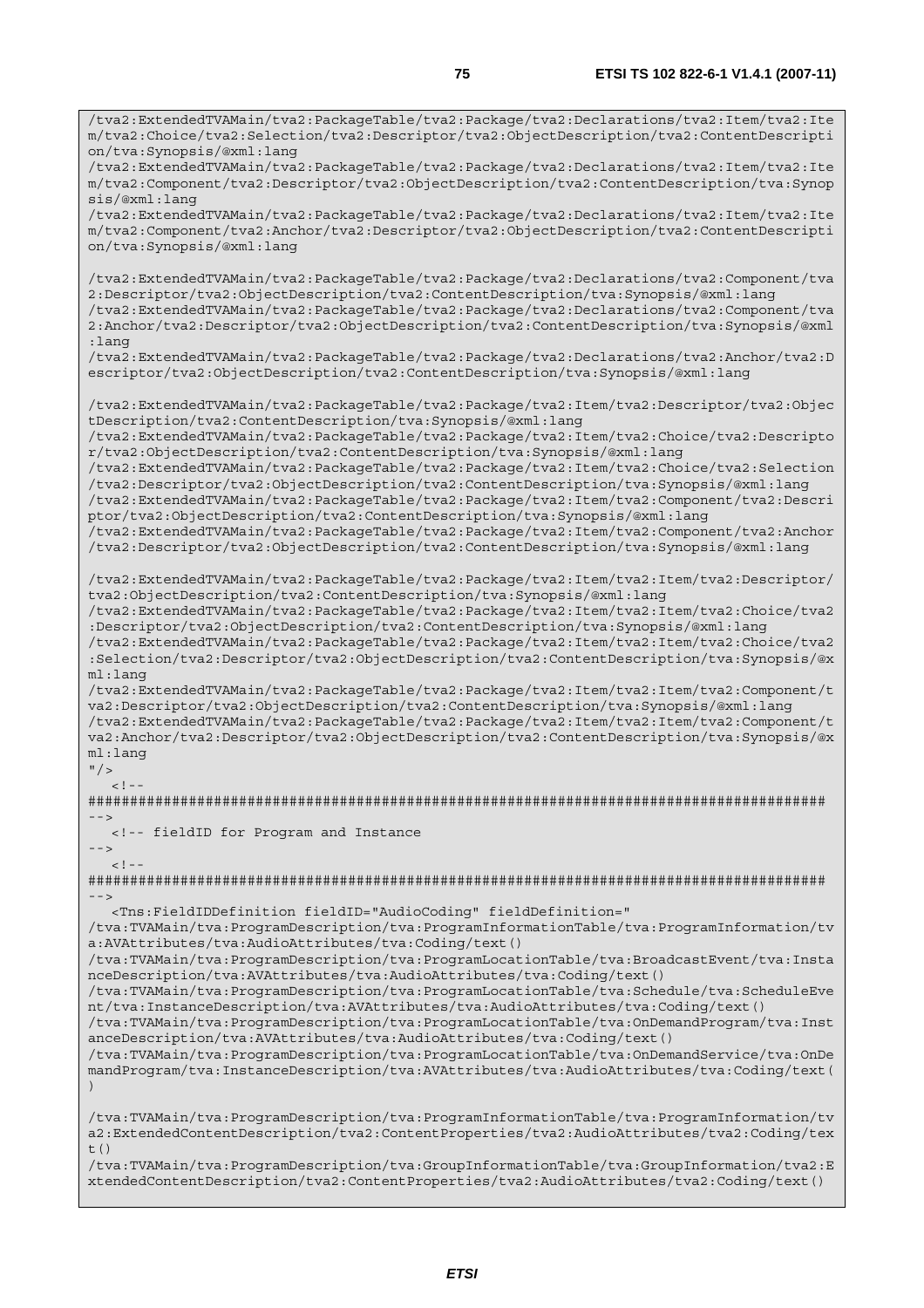```
/tva2:ExtendedTVAMain/tva2:PackageTable/tva2:Package/tva2:Declarations/tva2:Item/tva2:Item/tva2:Choice/tva2:Selection/tva2:Descriptor/tva2:ObjectDescription/tva2:ContentDescription/tva:Synopsis/@xml:lang
/tva2:ExtendedTVAMain/tva2:PackageTable/tva2:Package/tva2:Declarations/tva2:Item/tva2:Item/tva2:Component/tva2:Descriptor/tva2:ObjectDescription/tva2:ContentDescription/tva:Synopsis/@xml:lang
/tva2:ExtendedTVAMain/tva2:PackageTable/tva2:Package/tva2:Declarations/tva2:Item/tva2:Item/tva2:Component/tva2:Anchor/tva2:Descriptor/tva2:ObjectDescription/tva2:ContentDescription/tva:Synopsis/@xml:lang

/tva2:ExtendedTVAMain/tva2:PackageTable/tva2:Package/tva2:Declarations/tva2:Component/tva2:Descriptor/tva2:ObjectDescription/tva2:ContentDescription/tva:Synopsis/@xml:lang
/tva2:ExtendedTVAMain/tva2:PackageTable/tva2:Package/tva2:Declarations/tva2:Component/tva2:Anchor/tva2:Descriptor/tva2:ObjectDescription/tva2:ContentDescription/tva:Synopsis/@xml:lang
/tva2:ExtendedTVAMain/tva2:PackageTable/tva2:Package/tva2:Declarations/tva2:Anchor/tva2:Descriptor/tva2:ObjectDescription/tva2:ContentDescription/tva:Synopsis/@xml:lang

/tva2:ExtendedTVAMain/tva2:PackageTable/tva2:Package/tva2:Item/tva2:Descriptor/tva2:ObjectDescription/tva2:ContentDescription/tva:Synopsis/@xml:lang
/tva2:ExtendedTVAMain/tva2:PackageTable/tva2:Package/tva2:Item/tva2:Choice/tva2:Descriptor/tva2:ObjectDescription/tva2:ContentDescription/tva:Synopsis/@xml:lang
/tva2:ExtendedTVAMain/tva2:PackageTable/tva2:Package/tva2:Item/tva2:Choice/tva2:Selection/tva2:Descriptor/tva2:ObjectDescription/tva2:ContentDescription/tva:Synopsis/@xml:lang
/tva2:ExtendedTVAMain/tva2:PackageTable/tva2:Package/tva2:Item/tva2:Component/tva2:Descriptor/tva2:ObjectDescription/tva2:ContentDescription/tva:Synopsis/@xml:lang
/tva2:ExtendedTVAMain/tva2:PackageTable/tva2:Package/tva2:Item/tva2:Component/tva2:Anchor/tva2:Descriptor/tva2:ObjectDescription/tva2:ContentDescription/tva:Synopsis/@xml:lang

/tva2:ExtendedTVAMain/tva2:PackageTable/tva2:Package/tva2:Item/tva2:Item/tva2:Descriptor/tva2:ObjectDescription/tva2:ContentDescription/tva:Synopsis/@xml:lang
/tva2:ExtendedTVAMain/tva2:PackageTable/tva2:Package/tva2:Item/tva2:Item/tva2:Choice/tva2:Descriptor/tva2:ObjectDescription/tva2:ContentDescription/tva:Synopsis/@xml:lang
/tva2:ExtendedTVAMain/tva2:PackageTable/tva2:Package/tva2:Item/tva2:Item/tva2:Choice/tva2:Selection/tva2:Descriptor/tva2:ObjectDescription/tva2:ContentDescription/tva:Synopsis/@xml:lang
/tva2:ExtendedTVAMain/tva2:PackageTable/tva2:Package/tva2:Item/tva2:Item/tva2:Component/tva2:Descriptor/tva2:ObjectDescription/tva2:ContentDescription/tva:Synopsis/@xml:lang
/tva2:ExtendedTVAMain/tva2:PackageTable/tva2:Package/tva2:Item/tva2:Item/tva2:Component/tva2:Anchor/tva2:Descriptor/tva2:ObjectDescription/tva2:ContentDescription/tva:Synopsis/@xml:lang
"/>
   <!--
########################################################################################
-->
   <!-- fieldID for Program and Instance
-->
   <!--
########################################################################################
-->
   <Tns:FieldIDDefinition fieldID="AudioCoding" fieldDefinition="
/tva:TVAMain/tva:ProgramDescription/tva:ProgramInformationTable/tva:ProgramInformation/tva:AVAttributes/tva:AudioAttributes/tva:Coding/text()
/tva:TVAMain/tva:ProgramDescription/tva:ProgramLocationTable/tva:BroadcastEvent/tva:InstanceDescription/tva:AVAttributes/tva:AudioAttributes/tva:Coding/text()
/tva:TVAMain/tva:ProgramDescription/tva:ProgramLocationTable/tva:Schedule/tva:ScheduleEvent/tva:InstanceDescription/tva:AVAttributes/tva:AudioAttributes/tva:Coding/text()
/tva:TVAMain/tva:ProgramDescription/tva:ProgramLocationTable/tva:OnDemandProgram/tva:InstanceDescription/tva:AVAttributes/tva:AudioAttributes/tva:Coding/text()
/tva:TVAMain/tva:ProgramDescription/tva:ProgramLocationTable/tva:OnDemandService/tva:OnDemandProgram/tva:InstanceDescription/tva:AVAttributes/tva:AudioAttributes/tva:Coding/text()

/tva:TVAMain/tva:ProgramDescription/tva:ProgramInformationTable/tva:ProgramInformation/tva2:ExtendedContentDescription/tva2:ContentProperties/tva2:AudioAttributes/tva2:Coding/text()
/tva:TVAMain/tva:ProgramDescription/tva:GroupInformationTable/tva:GroupInformation/tva2:ExtendedContentDescription/tva2:ContentProperties/tva2:AudioAttributes/tva2:Coding/text()
```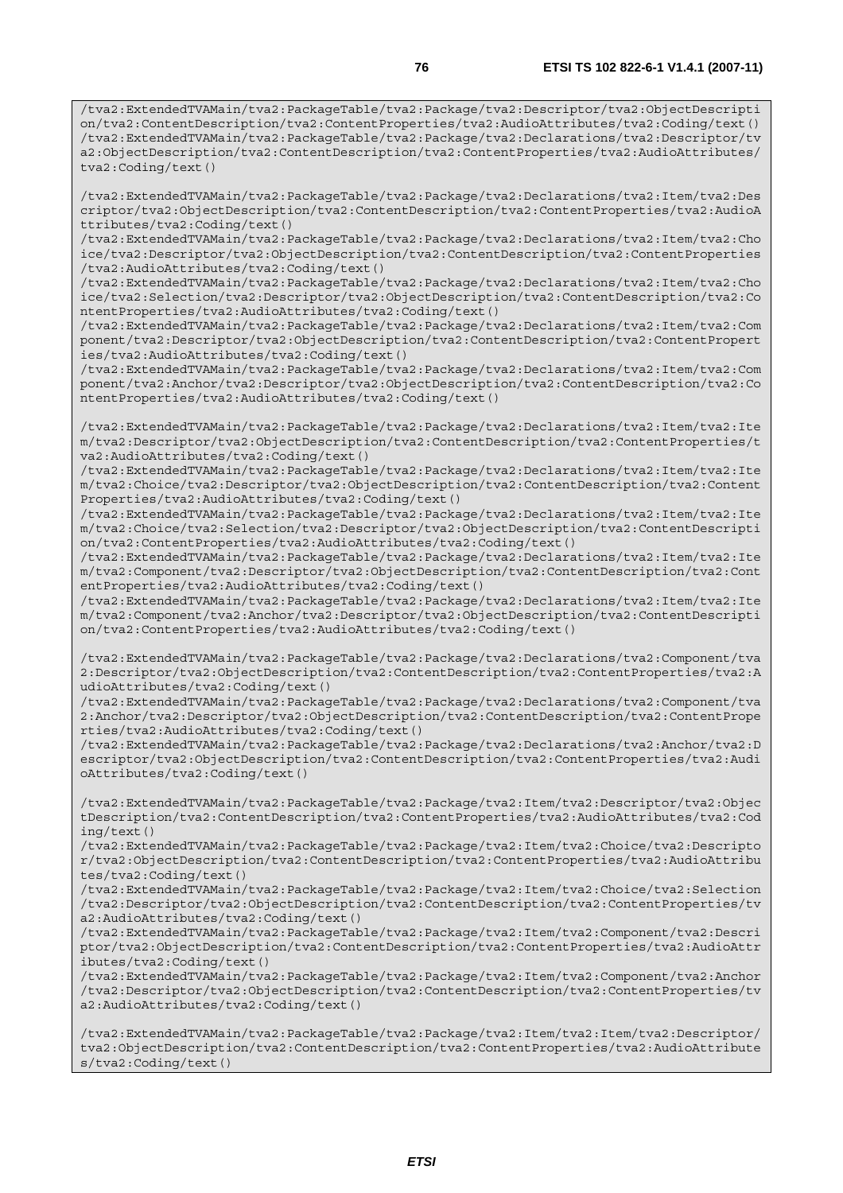```
/tva2:ExtendedTVAMain/tva2:PackageTable/tva2:Package/tva2:Descriptor/tva2:ObjectDescription/tva2:ContentDescription/tva2:ContentProperties/tva2:AudioAttributes/tva2:Coding/text()
/tva2:ExtendedTVAMain/tva2:PackageTable/tva2:Package/tva2:Declarations/tva2:Descriptor/tva2:ObjectDescription/tva2:ContentDescription/tva2:ContentProperties/tva2:AudioAttributes/tva2:Coding/text()

/tva2:ExtendedTVAMain/tva2:PackageTable/tva2:Package/tva2:Declarations/tva2:Item/tva2:Descriptor/tva2:ObjectDescription/tva2:ContentDescription/tva2:ContentProperties/tva2:AudioAttributes/tva2:Coding/text()
/tva2:ExtendedTVAMain/tva2:PackageTable/tva2:Package/tva2:Declarations/tva2:Item/tva2:Choice/tva2:Descriptor/tva2:ObjectDescription/tva2:ContentDescription/tva2:ContentProperties/tva2:AudioAttributes/tva2:Coding/text()
/tva2:ExtendedTVAMain/tva2:PackageTable/tva2:Package/tva2:Declarations/tva2:Item/tva2:Choice/tva2:Selection/tva2:Descriptor/tva2:ObjectDescription/tva2:ContentDescription/tva2:ContentProperties/tva2:AudioAttributes/tva2:Coding/text()
/tva2:ExtendedTVAMain/tva2:PackageTable/tva2:Package/tva2:Declarations/tva2:Item/tva2:Component/tva2:Descriptor/tva2:ObjectDescription/tva2:ContentDescription/tva2:ContentProperties/tva2:AudioAttributes/tva2:Coding/text()
/tva2:ExtendedTVAMain/tva2:PackageTable/tva2:Package/tva2:Declarations/tva2:Item/tva2:Component/tva2:Anchor/tva2:Descriptor/tva2:ObjectDescription/tva2:ContentDescription/tva2:ContentProperties/tva2:AudioAttributes/tva2:Coding/text()

/tva2:ExtendedTVAMain/tva2:PackageTable/tva2:Package/tva2:Declarations/tva2:Item/tva2:Item/tva2:Descriptor/tva2:ObjectDescription/tva2:ContentDescription/tva2:ContentProperties/tva2:AudioAttributes/tva2:Coding/text()
/tva2:ExtendedTVAMain/tva2:PackageTable/tva2:Package/tva2:Declarations/tva2:Item/tva2:Item/tva2:Choice/tva2:Descriptor/tva2:ObjectDescription/tva2:ContentDescription/tva2:ContentProperties/tva2:AudioAttributes/tva2:Coding/text()
/tva2:ExtendedTVAMain/tva2:PackageTable/tva2:Package/tva2:Declarations/tva2:Item/tva2:Item/tva2:Choice/tva2:Selection/tva2:Descriptor/tva2:ObjectDescription/tva2:ContentDescription/tva2:ContentProperties/tva2:AudioAttributes/tva2:Coding/text()
/tva2:ExtendedTVAMain/tva2:PackageTable/tva2:Package/tva2:Declarations/tva2:Item/tva2:Item/tva2:Component/tva2:Descriptor/tva2:ObjectDescription/tva2:ContentDescription/tva2:ContentProperties/tva2:AudioAttributes/tva2:Coding/text()
/tva2:ExtendedTVAMain/tva2:PackageTable/tva2:Package/tva2:Declarations/tva2:Item/tva2:Item/tva2:Component/tva2:Anchor/tva2:Descriptor/tva2:ObjectDescription/tva2:ContentDescription/tva2:ContentProperties/tva2:AudioAttributes/tva2:Coding/text()

/tva2:ExtendedTVAMain/tva2:PackageTable/tva2:Package/tva2:Declarations/tva2:Component/tva2:Descriptor/tva2:ObjectDescription/tva2:ContentDescription/tva2:ContentProperties/tva2:AudioAttributes/tva2:Coding/text()
/tva2:ExtendedTVAMain/tva2:PackageTable/tva2:Package/tva2:Declarations/tva2:Component/tva2:Anchor/tva2:Descriptor/tva2:ObjectDescription/tva2:ContentDescription/tva2:ContentProperties/tva2:AudioAttributes/tva2:Coding/text()
/tva2:ExtendedTVAMain/tva2:PackageTable/tva2:Package/tva2:Declarations/tva2:Anchor/tva2:Descriptor/tva2:ObjectDescription/tva2:ContentDescription/tva2:ContentProperties/tva2:AudioAttributes/tva2:Coding/text()

/tva2:ExtendedTVAMain/tva2:PackageTable/tva2:Package/tva2:Item/tva2:Descriptor/tva2:ObjectDescription/tva2:ContentDescription/tva2:ContentProperties/tva2:AudioAttributes/tva2:Coding/text()
/tva2:ExtendedTVAMain/tva2:PackageTable/tva2:Package/tva2:Item/tva2:Choice/tva2:Descriptor/tva2:ObjectDescription/tva2:ContentDescription/tva2:ContentProperties/tva2:AudioAttributes/tva2:Coding/text()
/tva2:ExtendedTVAMain/tva2:PackageTable/tva2:Package/tva2:Item/tva2:Choice/tva2:Selection/tva2:Descriptor/tva2:ObjectDescription/tva2:ContentDescription/tva2:ContentProperties/tva2:AudioAttributes/tva2:Coding/text()
/tva2:ExtendedTVAMain/tva2:PackageTable/tva2:Package/tva2:Item/tva2:Component/tva2:Descriptor/tva2:ObjectDescription/tva2:ContentDescription/tva2:ContentProperties/tva2:AudioAttributes/tva2:Coding/text()
/tva2:ExtendedTVAMain/tva2:PackageTable/tva2:Package/tva2:Item/tva2:Component/tva2:Anchor/tva2:Descriptor/tva2:ObjectDescription/tva2:ContentDescription/tva2:ContentProperties/tva2:AudioAttributes/tva2:Coding/text()

/tva2:ExtendedTVAMain/tva2:PackageTable/tva2:Package/tva2:Item/tva2:Item/tva2:Descriptor/tva2:ObjectDescription/tva2:ContentDescription/tva2:ContentProperties/tva2:AudioAttributes/tva2:Coding/text()
```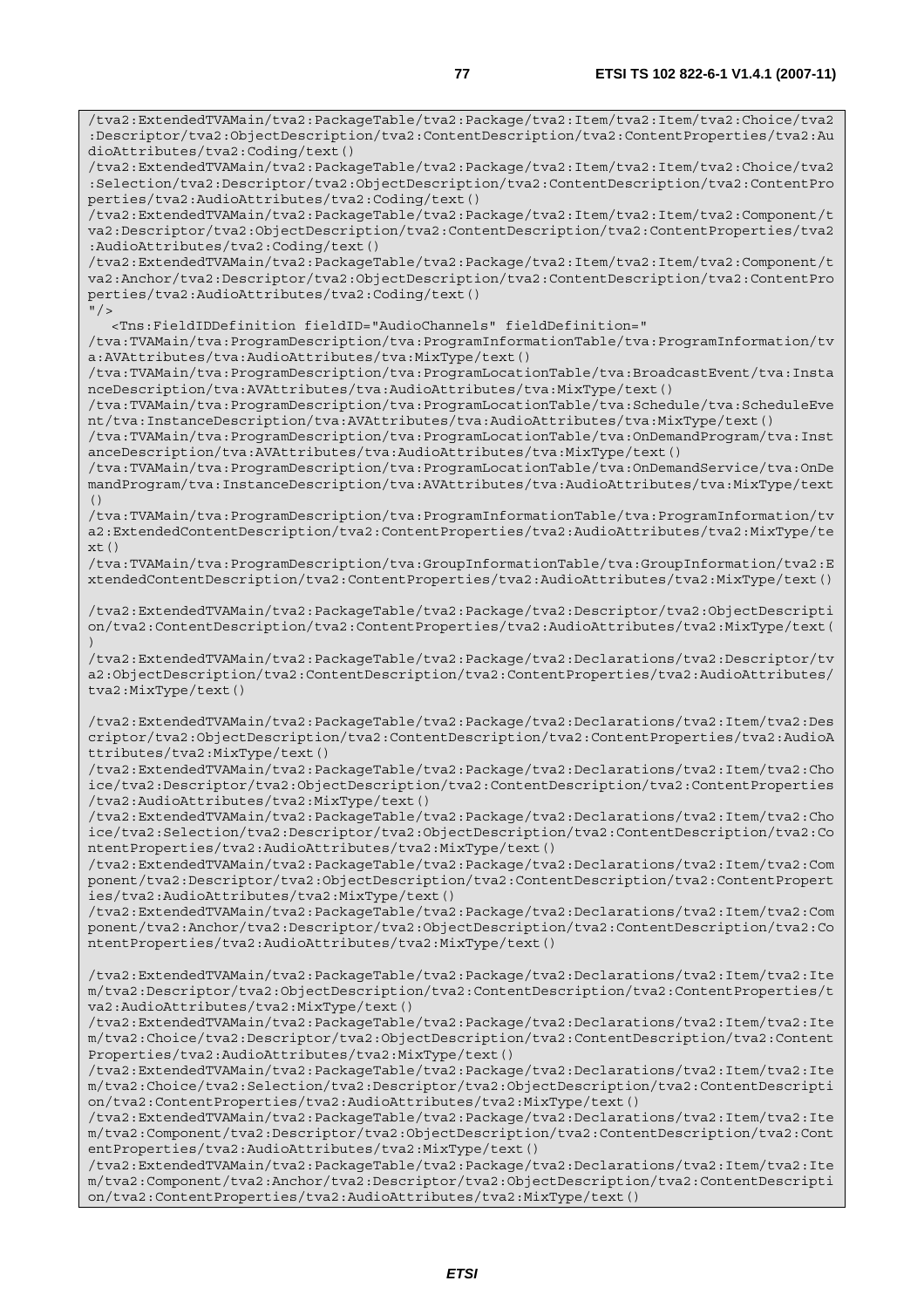```
/tva2:ExtendedTVAMain/tva2:PackageTable/tva2:Package/tva2:Item/tva2:Item/tva2:Choice/tva2
:Descriptor/tva2:ObjectDescription/tva2:ContentDescription/tva2:ContentProperties/tva2:Au
dioAttributes/tva2:Coding/text()
/tva2:ExtendedTVAMain/tva2:PackageTable/tva2:Package/tva2:Item/tva2:Item/tva2:Choice/tva2
:Selection/tva2:Descriptor/tva2:ObjectDescription/tva2:ContentDescription/tva2:ContentPro
perties/tva2:AudioAttributes/tva2:Coding/text()
/tva2:ExtendedTVAMain/tva2:PackageTable/tva2:Package/tva2:Item/tva2:Item/tva2:Component/t
va2:Descriptor/tva2:ObjectDescription/tva2:ContentDescription/tva2:ContentProperties/tva2
:AudioAttributes/tva2:Coding/text()
/tva2:ExtendedTVAMain/tva2:PackageTable/tva2:Package/tva2:Item/tva2:Item/tva2:Component/t
va2:Anchor/tva2:Descriptor/tva2:ObjectDescription/tva2:ContentDescription/tva2:ContentPro
perties/tva2:AudioAttributes/tva2:Coding/text()
"/>
   <Tns:FieldIDDefinition fieldID="AudioChannels" fieldDefinition="
/tva:TVAMain/tva:ProgramDescription/tva:ProgramInformationTable/tva:ProgramInformation/tv
a:AVAttributes/tva:AudioAttributes/tva:MixType/text()
/tva:TVAMain/tva:ProgramDescription/tva:ProgramLocationTable/tva:BroadcastEvent/tva:Insta
nceDescription/tva:AVAttributes/tva:AudioAttributes/tva:MixType/text()
/tva:TVAMain/tva:ProgramDescription/tva:ProgramLocationTable/tva:Schedule/tva:ScheduleEve
nt/tva:InstanceDescription/tva:AVAttributes/tva:AudioAttributes/tva:MixType/text()
/tva:TVAMain/tva:ProgramDescription/tva:ProgramLocationTable/tva:OnDemandProgram/tva:Inst
anceDescription/tva:AVAttributes/tva:AudioAttributes/tva:MixType/text()
/tva:TVAMain/tva:ProgramDescription/tva:ProgramLocationTable/tva:OnDemandService/tva:OnDe
mandProgram/tva:InstanceDescription/tva:AVAttributes/tva:AudioAttributes/tva:MixType/text
()
/tva:TVAMain/tva:ProgramDescription/tva:ProgramInformationTable/tva:ProgramInformation/tv
a2:ExtendedContentDescription/tva2:ContentProperties/tva2:AudioAttributes/tva2:MixType/te
xt()
/tva:TVAMain/tva:ProgramDescription/tva:GroupInformationTable/tva:GroupInformation/tva2:E
xtendedContentDescription/tva2:ContentProperties/tva2:AudioAttributes/tva2:MixType/text()

/tva2:ExtendedTVAMain/tva2:PackageTable/tva2:Package/tva2:Descriptor/tva2:ObjectDescripti
on/tva2:ContentDescription/tva2:ContentProperties/tva2:AudioAttributes/tva2:MixType/text(
)
/tva2:ExtendedTVAMain/tva2:PackageTable/tva2:Package/tva2:Declarations/tva2:Descriptor/tv
a2:ObjectDescription/tva2:ContentDescription/tva2:ContentProperties/tva2:AudioAttributes/
tva2:MixType/text()

/tva2:ExtendedTVAMain/tva2:PackageTable/tva2:Package/tva2:Declarations/tva2:Item/tva2:Des
criptor/tva2:ObjectDescription/tva2:ContentDescription/tva2:ContentProperties/tva2:AudioA
ttributes/tva2:MixType/text()
/tva2:ExtendedTVAMain/tva2:PackageTable/tva2:Package/tva2:Declarations/tva2:Item/tva2:Cho
ice/tva2:Descriptor/tva2:ObjectDescription/tva2:ContentDescription/tva2:ContentProperties
/tva2:AudioAttributes/tva2:MixType/text()
/tva2:ExtendedTVAMain/tva2:PackageTable/tva2:Package/tva2:Declarations/tva2:Item/tva2:Cho
ice/tva2:Selection/tva2:Descriptor/tva2:ObjectDescription/tva2:ContentDescription/tva2:Co
ntentProperties/tva2:AudioAttributes/tva2:MixType/text()
/tva2:ExtendedTVAMain/tva2:PackageTable/tva2:Package/tva2:Declarations/tva2:Item/tva2:Com
ponent/tva2:Descriptor/tva2:ObjectDescription/tva2:ContentDescription/tva2:ContentPropert
ies/tva2:AudioAttributes/tva2:MixType/text()
/tva2:ExtendedTVAMain/tva2:PackageTable/tva2:Package/tva2:Declarations/tva2:Item/tva2:Com
ponent/tva2:Anchor/tva2:Descriptor/tva2:ObjectDescription/tva2:ContentDescription/tva2:Co
ntentProperties/tva2:AudioAttributes/tva2:MixType/text()

/tva2:ExtendedTVAMain/tva2:PackageTable/tva2:Package/tva2:Declarations/tva2:Item/tva2:Ite
m/tva2:Descriptor/tva2:ObjectDescription/tva2:ContentDescription/tva2:ContentProperties/t
va2:AudioAttributes/tva2:MixType/text()
/tva2:ExtendedTVAMain/tva2:PackageTable/tva2:Package/tva2:Declarations/tva2:Item/tva2:Ite
m/tva2:Choice/tva2:Descriptor/tva2:ObjectDescription/tva2:ContentDescription/tva2:Content
Properties/tva2:AudioAttributes/tva2:MixType/text()
/tva2:ExtendedTVAMain/tva2:PackageTable/tva2:Package/tva2:Declarations/tva2:Item/tva2:Ite
m/tva2:Choice/tva2:Selection/tva2:Descriptor/tva2:ObjectDescription/tva2:ContentDescripti
on/tva2:ContentProperties/tva2:AudioAttributes/tva2:MixType/text()
/tva2:ExtendedTVAMain/tva2:PackageTable/tva2:Package/tva2:Declarations/tva2:Item/tva2:Ite
m/tva2:Component/tva2:Descriptor/tva2:ObjectDescription/tva2:ContentDescription/tva2:Cont
entProperties/tva2:AudioAttributes/tva2:MixType/text()
/tva2:ExtendedTVAMain/tva2:PackageTable/tva2:Package/tva2:Declarations/tva2:Item/tva2:Ite
m/tva2:Component/tva2:Anchor/tva2:Descriptor/tva2:ObjectDescription/tva2:ContentDescripti
on/tva2:ContentProperties/tva2:AudioAttributes/tva2:MixType/text()
```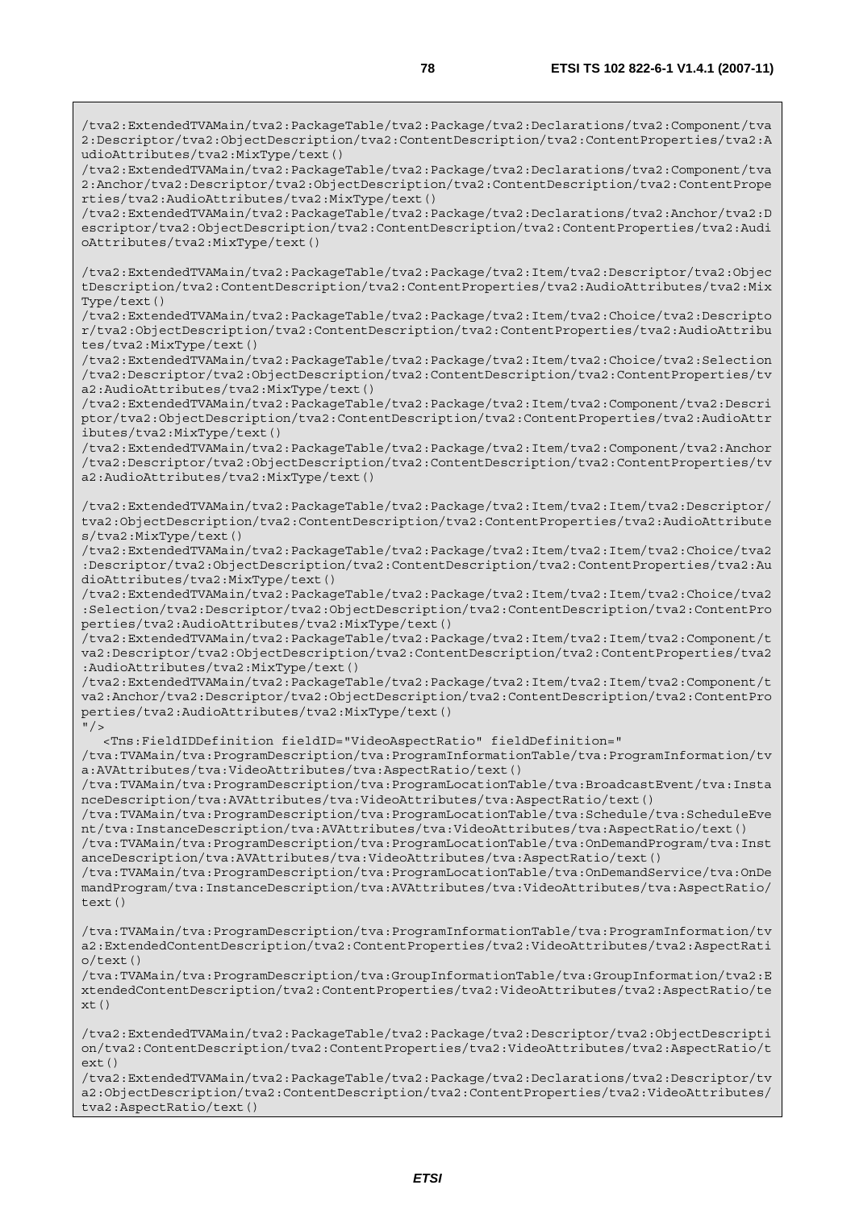```
/tva2:ExtendedTVAMain/tva2:PackageTable/tva2:Package/tva2:Declarations/tva2:Component/tva2:Descriptor/tva2:ObjectDescription/tva2:ContentDescription/tva2:ContentProperties/tva2:AudioAttributes/tva2:MixType/text()
/tva2:ExtendedTVAMain/tva2:PackageTable/tva2:Package/tva2:Declarations/tva2:Component/tva2:Anchor/tva2:Descriptor/tva2:ObjectDescription/tva2:ContentDescription/tva2:ContentProperties/tva2:AudioAttributes/tva2:MixType/text()
/tva2:ExtendedTVAMain/tva2:PackageTable/tva2:Package/tva2:Declarations/tva2:Anchor/tva2:Descriptor/tva2:ObjectDescription/tva2:ContentDescription/tva2:ContentProperties/tva2:AudioAttributes/tva2:MixType/text()

/tva2:ExtendedTVAMain/tva2:PackageTable/tva2:Package/tva2:Item/tva2:Descriptor/tva2:ObjectDescription/tva2:ContentDescription/tva2:ContentProperties/tva2:AudioAttributes/tva2:MixType/text()
/tva2:ExtendedTVAMain/tva2:PackageTable/tva2:Package/tva2:Item/tva2:Choice/tva2:Descriptor/tva2:ObjectDescription/tva2:ContentDescription/tva2:ContentProperties/tva2:AudioAttributes/tva2:MixType/text()
/tva2:ExtendedTVAMain/tva2:PackageTable/tva2:Package/tva2:Item/tva2:Choice/tva2:Selection/tva2:Descriptor/tva2:ObjectDescription/tva2:ContentDescription/tva2:ContentProperties/tva2:AudioAttributes/tva2:MixType/text()
/tva2:ExtendedTVAMain/tva2:PackageTable/tva2:Package/tva2:Item/tva2:Component/tva2:Descriptor/tva2:ObjectDescription/tva2:ContentDescription/tva2:ContentProperties/tva2:AudioAttributes/tva2:MixType/text()
/tva2:ExtendedTVAMain/tva2:PackageTable/tva2:Package/tva2:Item/tva2:Component/tva2:Anchor/tva2:Descriptor/tva2:ObjectDescription/tva2:ContentDescription/tva2:ContentProperties/tva2:AudioAttributes/tva2:MixType/text()

/tva2:ExtendedTVAMain/tva2:PackageTable/tva2:Package/tva2:Item/tva2:Item/tva2:Descriptor/tva2:ObjectDescription/tva2:ContentDescription/tva2:ContentProperties/tva2:AudioAttributes/tva2:MixType/text()
/tva2:ExtendedTVAMain/tva2:PackageTable/tva2:Package/tva2:Item/tva2:Item/tva2:Choice/tva2:Descriptor/tva2:ObjectDescription/tva2:ContentDescription/tva2:ContentProperties/tva2:AudioAttributes/tva2:MixType/text()
/tva2:ExtendedTVAMain/tva2:PackageTable/tva2:Package/tva2:Item/tva2:Item/tva2:Choice/tva2:Selection/tva2:Descriptor/tva2:ObjectDescription/tva2:ContentDescription/tva2:ContentProperties/tva2:AudioAttributes/tva2:MixType/text()
/tva2:ExtendedTVAMain/tva2:PackageTable/tva2:Package/tva2:Item/tva2:Item/tva2:Component/tva2:Descriptor/tva2:ObjectDescription/tva2:ContentDescription/tva2:ContentProperties/tva2:AudioAttributes/tva2:MixType/text()
/tva2:ExtendedTVAMain/tva2:PackageTable/tva2:Package/tva2:Item/tva2:Item/tva2:Component/tva2:Anchor/tva2:Descriptor/tva2:ObjectDescription/tva2:ContentDescription/tva2:ContentProperties/tva2:AudioAttributes/tva2:MixType/text()
"/>
   <Tns:FieldIDDefinition fieldID="VideoAspectRatio" fieldDefinition="
/tva:TVAMain/tva:ProgramDescription/tva:ProgramInformationTable/tva:ProgramInformation/tva:AVAttributes/tva:VideoAttributes/tva:AspectRatio/text()
/tva:TVAMain/tva:ProgramDescription/tva:ProgramLocationTable/tva:BroadcastEvent/tva:InstanceDescription/tva:AVAttributes/tva:VideoAttributes/tva:AspectRatio/text()
/tva:TVAMain/tva:ProgramDescription/tva:ProgramLocationTable/tva:Schedule/tva:ScheduleEvent/tva:InstanceDescription/tva:AVAttributes/tva:VideoAttributes/tva:AspectRatio/text()
/tva:TVAMain/tva:ProgramDescription/tva:ProgramLocationTable/tva:OnDemandProgram/tva:InstanceDescription/tva:AVAttributes/tva:VideoAttributes/tva:AspectRatio/text()
/tva:TVAMain/tva:ProgramDescription/tva:ProgramLocationTable/tva:OnDemandService/tva:OnDemandProgram/tva:InstanceDescription/tva:AVAttributes/tva:VideoAttributes/tva:AspectRatio/text()

/tva:TVAMain/tva:ProgramDescription/tva:ProgramInformationTable/tva:ProgramInformation/tva2:ExtendedContentDescription/tva2:ContentProperties/tva2:VideoAttributes/tva2:AspectRatio/text()
/tva:TVAMain/tva:ProgramDescription/tva:GroupInformationTable/tva:GroupInformation/tva2:ExtendedContentDescription/tva2:ContentProperties/tva2:VideoAttributes/tva2:AspectRatio/text()

/tva2:ExtendedTVAMain/tva2:PackageTable/tva2:Package/tva2:Descriptor/tva2:ObjectDescription/tva2:ContentDescription/tva2:ContentProperties/tva2:VideoAttributes/tva2:AspectRatio/text()
/tva2:ExtendedTVAMain/tva2:PackageTable/tva2:Package/tva2:Declarations/tva2:Descriptor/tva2:ObjectDescription/tva2:ContentDescription/tva2:ContentProperties/tva2:VideoAttributes/tva2:AspectRatio/text()
```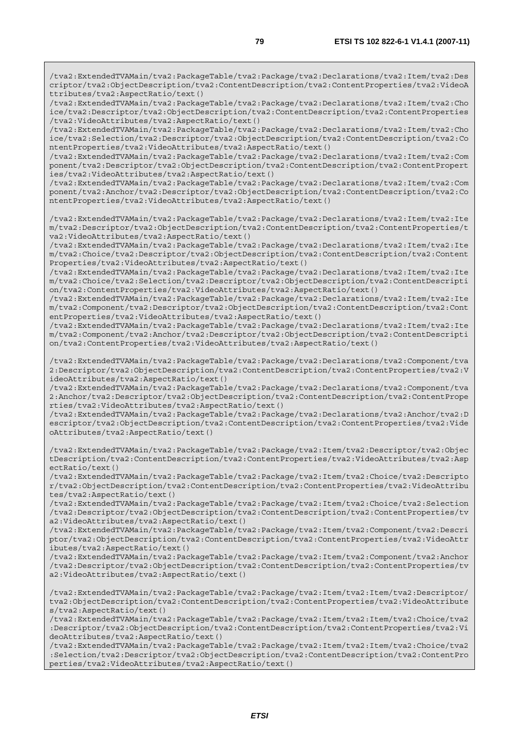```
/tva2:ExtendedTVAMain/tva2:PackageTable/tva2:Package/tva2:Declarations/tva2:Item/tva2:Descriptor/tva2:ObjectDescription/tva2:ContentDescription/tva2:ContentProperties/tva2:VideoAttributes/tva2:AspectRatio/text()
/tva2:ExtendedTVAMain/tva2:PackageTable/tva2:Package/tva2:Declarations/tva2:Item/tva2:Choice/tva2:Descriptor/tva2:ObjectDescription/tva2:ContentDescription/tva2:ContentProperties/tva2:VideoAttributes/tva2:AspectRatio/text()
/tva2:ExtendedTVAMain/tva2:PackageTable/tva2:Package/tva2:Declarations/tva2:Item/tva2:Choice/tva2:Selection/tva2:Descriptor/tva2:ObjectDescription/tva2:ContentDescription/tva2:ContentProperties/tva2:VideoAttributes/tva2:AspectRatio/text()
/tva2:ExtendedTVAMain/tva2:PackageTable/tva2:Package/tva2:Declarations/tva2:Item/tva2:Component/tva2:Descriptor/tva2:ObjectDescription/tva2:ContentDescription/tva2:ContentProperties/tva2:VideoAttributes/tva2:AspectRatio/text()
/tva2:ExtendedTVAMain/tva2:PackageTable/tva2:Package/tva2:Declarations/tva2:Item/tva2:Component/tva2:Anchor/tva2:Descriptor/tva2:ObjectDescription/tva2:ContentDescription/tva2:ContentProperties/tva2:VideoAttributes/tva2:AspectRatio/text()

/tva2:ExtendedTVAMain/tva2:PackageTable/tva2:Package/tva2:Declarations/tva2:Item/tva2:Item/tva2:Descriptor/tva2:ObjectDescription/tva2:ContentDescription/tva2:ContentProperties/tva2:VideoAttributes/tva2:AspectRatio/text()
/tva2:ExtendedTVAMain/tva2:PackageTable/tva2:Package/tva2:Declarations/tva2:Item/tva2:Item/tva2:Choice/tva2:Descriptor/tva2:ObjectDescription/tva2:ContentDescription/tva2:ContentProperties/tva2:VideoAttributes/tva2:AspectRatio/text()
/tva2:ExtendedTVAMain/tva2:PackageTable/tva2:Package/tva2:Declarations/tva2:Item/tva2:Item/tva2:Choice/tva2:Selection/tva2:Descriptor/tva2:ObjectDescription/tva2:ContentDescription/tva2:ContentProperties/tva2:VideoAttributes/tva2:AspectRatio/text()
/tva2:ExtendedTVAMain/tva2:PackageTable/tva2:Package/tva2:Declarations/tva2:Item/tva2:Item/tva2:Component/tva2:Descriptor/tva2:ObjectDescription/tva2:ContentDescription/tva2:ContentProperties/tva2:VideoAttributes/tva2:AspectRatio/text()
/tva2:ExtendedTVAMain/tva2:PackageTable/tva2:Package/tva2:Declarations/tva2:Item/tva2:Item/tva2:Component/tva2:Anchor/tva2:Descriptor/tva2:ObjectDescription/tva2:ContentDescription/tva2:ContentProperties/tva2:VideoAttributes/tva2:AspectRatio/text()

/tva2:ExtendedTVAMain/tva2:PackageTable/tva2:Package/tva2:Declarations/tva2:Component/tva2:Descriptor/tva2:ObjectDescription/tva2:ContentDescription/tva2:ContentProperties/tva2:VideoAttributes/tva2:AspectRatio/text()
/tva2:ExtendedTVAMain/tva2:PackageTable/tva2:Package/tva2:Declarations/tva2:Component/tva2:Anchor/tva2:Descriptor/tva2:ObjectDescription/tva2:ContentDescription/tva2:ContentProperties/tva2:VideoAttributes/tva2:AspectRatio/text()
/tva2:ExtendedTVAMain/tva2:PackageTable/tva2:Package/tva2:Declarations/tva2:Anchor/tva2:Descriptor/tva2:ObjectDescription/tva2:ContentDescription/tva2:ContentProperties/tva2:VideoAttributes/tva2:AspectRatio/text()

/tva2:ExtendedTVAMain/tva2:PackageTable/tva2:Package/tva2:Item/tva2:Descriptor/tva2:ObjectDescription/tva2:ContentDescription/tva2:ContentProperties/tva2:VideoAttributes/tva2:AspectRatio/text()
/tva2:ExtendedTVAMain/tva2:PackageTable/tva2:Package/tva2:Item/tva2:Choice/tva2:Descriptor/tva2:ObjectDescription/tva2:ContentDescription/tva2:ContentProperties/tva2:VideoAttributes/tva2:AspectRatio/text()
/tva2:ExtendedTVAMain/tva2:PackageTable/tva2:Package/tva2:Item/tva2:Choice/tva2:Selection/tva2:Descriptor/tva2:ObjectDescription/tva2:ContentDescription/tva2:ContentProperties/tva2:VideoAttributes/tva2:AspectRatio/text()
/tva2:ExtendedTVAMain/tva2:PackageTable/tva2:Package/tva2:Item/tva2:Component/tva2:Descriptor/tva2:ObjectDescription/tva2:ContentDescription/tva2:ContentProperties/tva2:VideoAttributes/tva2:AspectRatio/text()
/tva2:ExtendedTVAMain/tva2:PackageTable/tva2:Package/tva2:Item/tva2:Component/tva2:Anchor/tva2:Descriptor/tva2:ObjectDescription/tva2:ContentDescription/tva2:ContentProperties/tva2:VideoAttributes/tva2:AspectRatio/text()

/tva2:ExtendedTVAMain/tva2:PackageTable/tva2:Package/tva2:Item/tva2:Item/tva2:Descriptor/tva2:ObjectDescription/tva2:ContentDescription/tva2:ContentProperties/tva2:VideoAttributes/tva2:AspectRatio/text()
/tva2:ExtendedTVAMain/tva2:PackageTable/tva2:Package/tva2:Item/tva2:Item/tva2:Choice/tva2:Descriptor/tva2:ObjectDescription/tva2:ContentDescription/tva2:ContentProperties/tva2:VideoAttributes/tva2:AspectRatio/text()
/tva2:ExtendedTVAMain/tva2:PackageTable/tva2:Package/tva2:Item/tva2:Item/tva2:Choice/tva2:Selection/tva2:Descriptor/tva2:ObjectDescription/tva2:ContentDescription/tva2:ContentProperties/tva2:VideoAttributes/tva2:AspectRatio/text()
```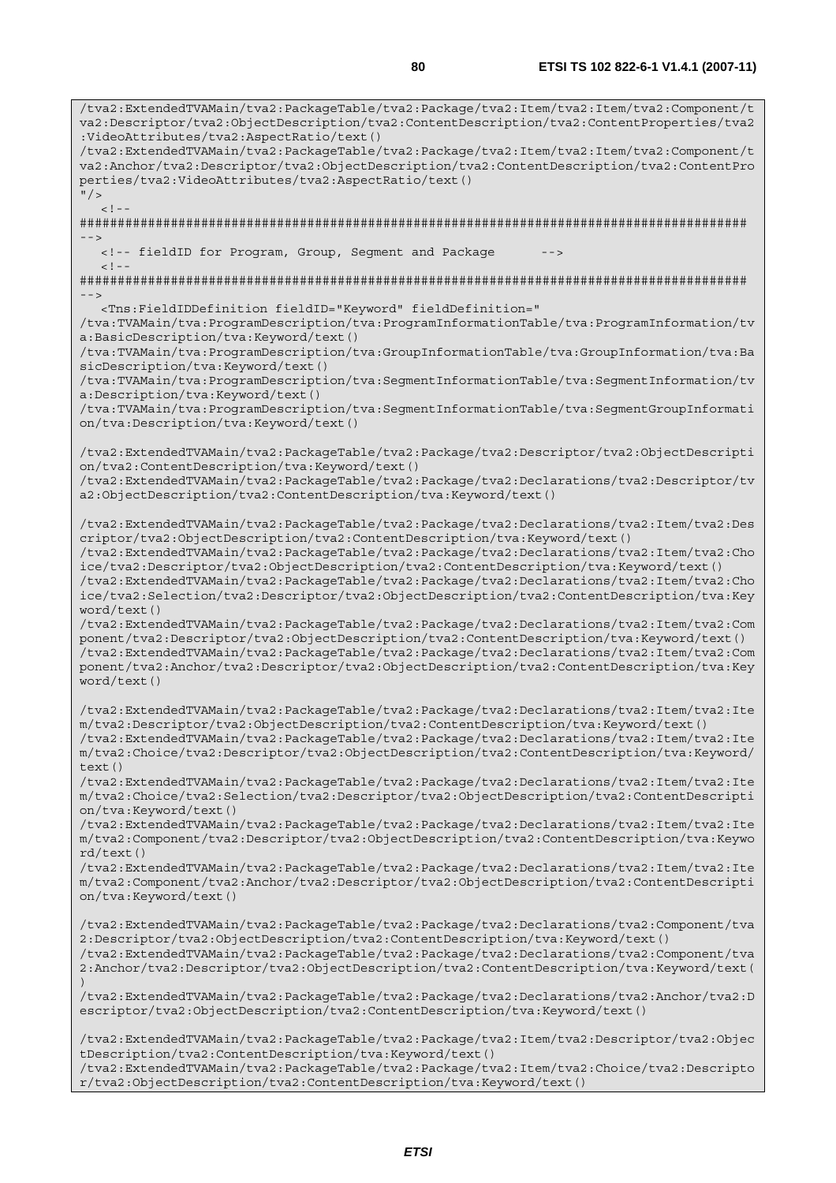```
/tva2:ExtendedTVAMain/tva2:PackageTable/tva2:Package/tva2:Item/tva2:Item/tva2:Component/tva2:Descriptor/tva2:ObjectDescription/tva2:ContentDescription/tva2:ContentProperties/tva2:VideoAttributes/tva2:AspectRatio/text()
/tva2:ExtendedTVAMain/tva2:PackageTable/tva2:Package/tva2:Item/tva2:Item/tva2:Component/tva2:Anchor/tva2:Descriptor/tva2:ObjectDescription/tva2:ContentDescription/tva2:ContentProperties/tva2:VideoAttributes/tva2:AspectRatio/text()
"/>
   <!--
########################################################################################
-->
   <!-- fieldID for Program, Group, Segment and Package      -->
   <!--
########################################################################################
-->
   <Tns:FieldIDDefinition fieldID="Keyword" fieldDefinition="
/tva:TVAMain/tva:ProgramDescription/tva:ProgramInformationTable/tva:ProgramInformation/tva:BasicDescription/tva:Keyword/text()
/tva:TVAMain/tva:ProgramDescription/tva:GroupInformationTable/tva:GroupInformation/tva:BasicDescription/tva:Keyword/text()
/tva:TVAMain/tva:ProgramDescription/tva:SegmentInformationTable/tva:SegmentInformation/tva:Description/tva:Keyword/text()
/tva:TVAMain/tva:ProgramDescription/tva:SegmentInformationTable/tva:SegmentGroupInformation/tva:Description/tva:Keyword/text()

/tva2:ExtendedTVAMain/tva2:PackageTable/tva2:Package/tva2:Descriptor/tva2:ObjectDescription/tva2:ContentDescription/tva:Keyword/text()
/tva2:ExtendedTVAMain/tva2:PackageTable/tva2:Package/tva2:Declarations/tva2:Descriptor/tva2:ObjectDescription/tva2:ContentDescription/tva:Keyword/text()

/tva2:ExtendedTVAMain/tva2:PackageTable/tva2:Package/tva2:Declarations/tva2:Item/tva2:Descriptor/tva2:ObjectDescription/tva2:ContentDescription/tva:Keyword/text()
/tva2:ExtendedTVAMain/tva2:PackageTable/tva2:Package/tva2:Declarations/tva2:Item/tva2:Choice/tva2:Descriptor/tva2:ObjectDescription/tva2:ContentDescription/tva:Keyword/text()
/tva2:ExtendedTVAMain/tva2:PackageTable/tva2:Package/tva2:Declarations/tva2:Item/tva2:Choice/tva2:Selection/tva2:Descriptor/tva2:ObjectDescription/tva2:ContentDescription/tva:Keyword/text()
/tva2:ExtendedTVAMain/tva2:PackageTable/tva2:Package/tva2:Declarations/tva2:Item/tva2:Component/tva2:Descriptor/tva2:ObjectDescription/tva2:ContentDescription/tva:Keyword/text()
/tva2:ExtendedTVAMain/tva2:PackageTable/tva2:Package/tva2:Declarations/tva2:Item/tva2:Component/tva2:Anchor/tva2:Descriptor/tva2:ObjectDescription/tva2:ContentDescription/tva:Keyword/text()

/tva2:ExtendedTVAMain/tva2:PackageTable/tva2:Package/tva2:Declarations/tva2:Item/tva2:Item/tva2:Descriptor/tva2:ObjectDescription/tva2:ContentDescription/tva:Keyword/text()
/tva2:ExtendedTVAMain/tva2:PackageTable/tva2:Package/tva2:Declarations/tva2:Item/tva2:Item/tva2:Choice/tva2:Descriptor/tva2:ObjectDescription/tva2:ContentDescription/tva:Keyword/text()
/tva2:ExtendedTVAMain/tva2:PackageTable/tva2:Package/tva2:Declarations/tva2:Item/tva2:Item/tva2:Choice/tva2:Selection/tva2:Descriptor/tva2:ObjectDescription/tva2:ContentDescription/tva:Keyword/text()
/tva2:ExtendedTVAMain/tva2:PackageTable/tva2:Package/tva2:Declarations/tva2:Item/tva2:Item/tva2:Component/tva2:Descriptor/tva2:ObjectDescription/tva2:ContentDescription/tva:Keyword/text()
/tva2:ExtendedTVAMain/tva2:PackageTable/tva2:Package/tva2:Declarations/tva2:Item/tva2:Item/tva2:Component/tva2:Anchor/tva2:Descriptor/tva2:ObjectDescription/tva2:ContentDescription/tva:Keyword/text()

/tva2:ExtendedTVAMain/tva2:PackageTable/tva2:Package/tva2:Declarations/tva2:Component/tva2:Descriptor/tva2:ObjectDescription/tva2:ContentDescription/tva:Keyword/text()
/tva2:ExtendedTVAMain/tva2:PackageTable/tva2:Package/tva2:Declarations/tva2:Component/tva2:Anchor/tva2:Descriptor/tva2:ObjectDescription/tva2:ContentDescription/tva:Keyword/text()
/tva2:ExtendedTVAMain/tva2:PackageTable/tva2:Package/tva2:Declarations/tva2:Anchor/tva2:Descriptor/tva2:ObjectDescription/tva2:ContentDescription/tva:Keyword/text()

/tva2:ExtendedTVAMain/tva2:PackageTable/tva2:Package/tva2:Item/tva2:Descriptor/tva2:ObjectDescription/tva2:ContentDescription/tva:Keyword/text()
/tva2:ExtendedTVAMain/tva2:PackageTable/tva2:Package/tva2:Item/tva2:Choice/tva2:Descriptor/tva2:ObjectDescription/tva2:ContentDescription/tva:Keyword/text()
```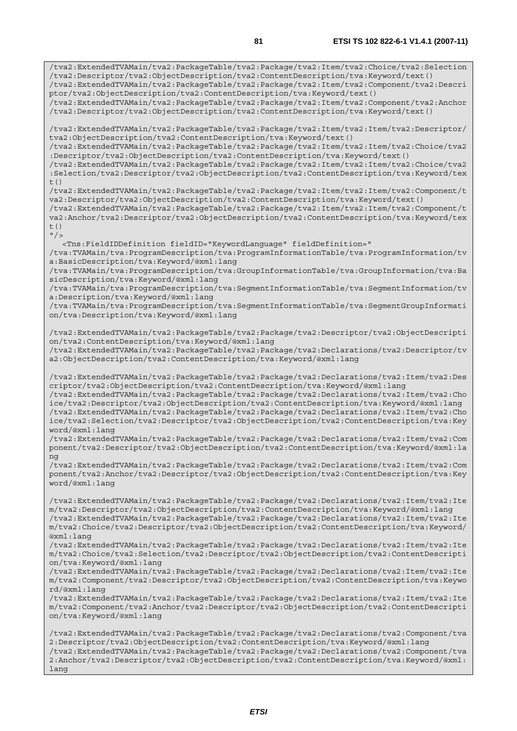```
/tva2:ExtendedTVAMain/tva2:PackageTable/tva2:Package/tva2:Item/tva2:Choice/tva2:Selection
/tva2:Descriptor/tva2:ObjectDescription/tva2:ContentDescription/tva:Keyword/text()
/tva2:ExtendedTVAMain/tva2:PackageTable/tva2:Package/tva2:Item/tva2:Component/tva2:Descri
ptor/tva2:ObjectDescription/tva2:ContentDescription/tva:Keyword/text()
/tva2:ExtendedTVAMain/tva2:PackageTable/tva2:Package/tva2:Item/tva2:Component/tva2:Anchor
/tva2:Descriptor/tva2:ObjectDescription/tva2:ContentDescription/tva:Keyword/text()

/tva2:ExtendedTVAMain/tva2:PackageTable/tva2:Package/tva2:Item/tva2:Item/tva2:Descriptor/
tva2:ObjectDescription/tva2:ContentDescription/tva:Keyword/text()
/tva2:ExtendedTVAMain/tva2:PackageTable/tva2:Package/tva2:Item/tva2:Item/tva2:Choice/tva2
:Descriptor/tva2:ObjectDescription/tva2:ContentDescription/tva:Keyword/text()
/tva2:ExtendedTVAMain/tva2:PackageTable/tva2:Package/tva2:Item/tva2:Item/tva2:Choice/tva2
:Selection/tva2:Descriptor/tva2:ObjectDescription/tva2:ContentDescription/tva:Keyword/tex
t()
/tva2:ExtendedTVAMain/tva2:PackageTable/tva2:Package/tva2:Item/tva2:Item/tva2:Component/t
va2:Descriptor/tva2:ObjectDescription/tva2:ContentDescription/tva:Keyword/text()
/tva2:ExtendedTVAMain/tva2:PackageTable/tva2:Package/tva2:Item/tva2:Item/tva2:Component/t
va2:Anchor/tva2:Descriptor/tva2:ObjectDescription/tva2:ContentDescription/tva:Keyword/tex
t()
"/>
   <Tns:FieldIDDefinition fieldID="KeywordLanguage" fieldDefinition="
/tva:TVAMain/tva:ProgramDescription/tva:ProgramInformationTable/tva:ProgramInformation/tv
a:BasicDescription/tva:Keyword/@xml:lang
/tva:TVAMain/tva:ProgramDescription/tva:GroupInformationTable/tva:GroupInformation/tva:Ba
sicDescription/tva:Keyword/@xml:lang
/tva:TVAMain/tva:ProgramDescription/tva:SegmentInformationTable/tva:SegmentInformation/tv
a:Description/tva:Keyword/@xml:lang
/tva:TVAMain/tva:ProgramDescription/tva:SegmentInformationTable/tva:SegmentGroupInformati
on/tva:Description/tva:Keyword/@xml:lang

/tva2:ExtendedTVAMain/tva2:PackageTable/tva2:Package/tva2:Descriptor/tva2:ObjectDescripti
on/tva2:ContentDescription/tva:Keyword/@xml:lang
/tva2:ExtendedTVAMain/tva2:PackageTable/tva2:Package/tva2:Declarations/tva2:Descriptor/tv
a2:ObjectDescription/tva2:ContentDescription/tva:Keyword/@xml:lang

/tva2:ExtendedTVAMain/tva2:PackageTable/tva2:Package/tva2:Declarations/tva2:Item/tva2:Des
criptor/tva2:ObjectDescription/tva2:ContentDescription/tva:Keyword/@xml:lang
/tva2:ExtendedTVAMain/tva2:PackageTable/tva2:Package/tva2:Declarations/tva2:Item/tva2:Cho
ice/tva2:Descriptor/tva2:ObjectDescription/tva2:ContentDescription/tva:Keyword/@xml:lang
/tva2:ExtendedTVAMain/tva2:PackageTable/tva2:Package/tva2:Declarations/tva2:Item/tva2:Cho
ice/tva2:Selection/tva2:Descriptor/tva2:ObjectDescription/tva2:ContentDescription/tva:Key
word/@xml:lang
/tva2:ExtendedTVAMain/tva2:PackageTable/tva2:Package/tva2:Declarations/tva2:Item/tva2:Com
ponent/tva2:Descriptor/tva2:ObjectDescription/tva2:ContentDescription/tva:Keyword/@xml:la
ng
/tva2:ExtendedTVAMain/tva2:PackageTable/tva2:Package/tva2:Declarations/tva2:Item/tva2:Com
ponent/tva2:Anchor/tva2:Descriptor/tva2:ObjectDescription/tva2:ContentDescription/tva:Key
word/@xml:lang

/tva2:ExtendedTVAMain/tva2:PackageTable/tva2:Package/tva2:Declarations/tva2:Item/tva2:Ite
m/tva2:Descriptor/tva2:ObjectDescription/tva2:ContentDescription/tva:Keyword/@xml:lang
/tva2:ExtendedTVAMain/tva2:PackageTable/tva2:Package/tva2:Declarations/tva2:Item/tva2:Ite
m/tva2:Choice/tva2:Descriptor/tva2:ObjectDescription/tva2:ContentDescription/tva:Keyword/
@xml:lang
/tva2:ExtendedTVAMain/tva2:PackageTable/tva2:Package/tva2:Declarations/tva2:Item/tva2:Ite
m/tva2:Choice/tva2:Selection/tva2:Descriptor/tva2:ObjectDescription/tva2:ContentDescripti
on/tva:Keyword/@xml:lang
/tva2:ExtendedTVAMain/tva2:PackageTable/tva2:Package/tva2:Declarations/tva2:Item/tva2:Ite
m/tva2:Component/tva2:Descriptor/tva2:ObjectDescription/tva2:ContentDescription/tva:Keywo
rd/@xml:lang
/tva2:ExtendedTVAMain/tva2:PackageTable/tva2:Package/tva2:Declarations/tva2:Item/tva2:Ite
m/tva2:Component/tva2:Anchor/tva2:Descriptor/tva2:ObjectDescription/tva2:ContentDescripti
on/tva:Keyword/@xml:lang

/tva2:ExtendedTVAMain/tva2:PackageTable/tva2:Package/tva2:Declarations/tva2:Component/tva
2:Descriptor/tva2:ObjectDescription/tva2:ContentDescription/tva:Keyword/@xml:lang
/tva2:ExtendedTVAMain/tva2:PackageTable/tva2:Package/tva2:Declarations/tva2:Component/tva
2:Anchor/tva2:Descriptor/tva2:ObjectDescription/tva2:ContentDescription/tva:Keyword/@xml:
lang
```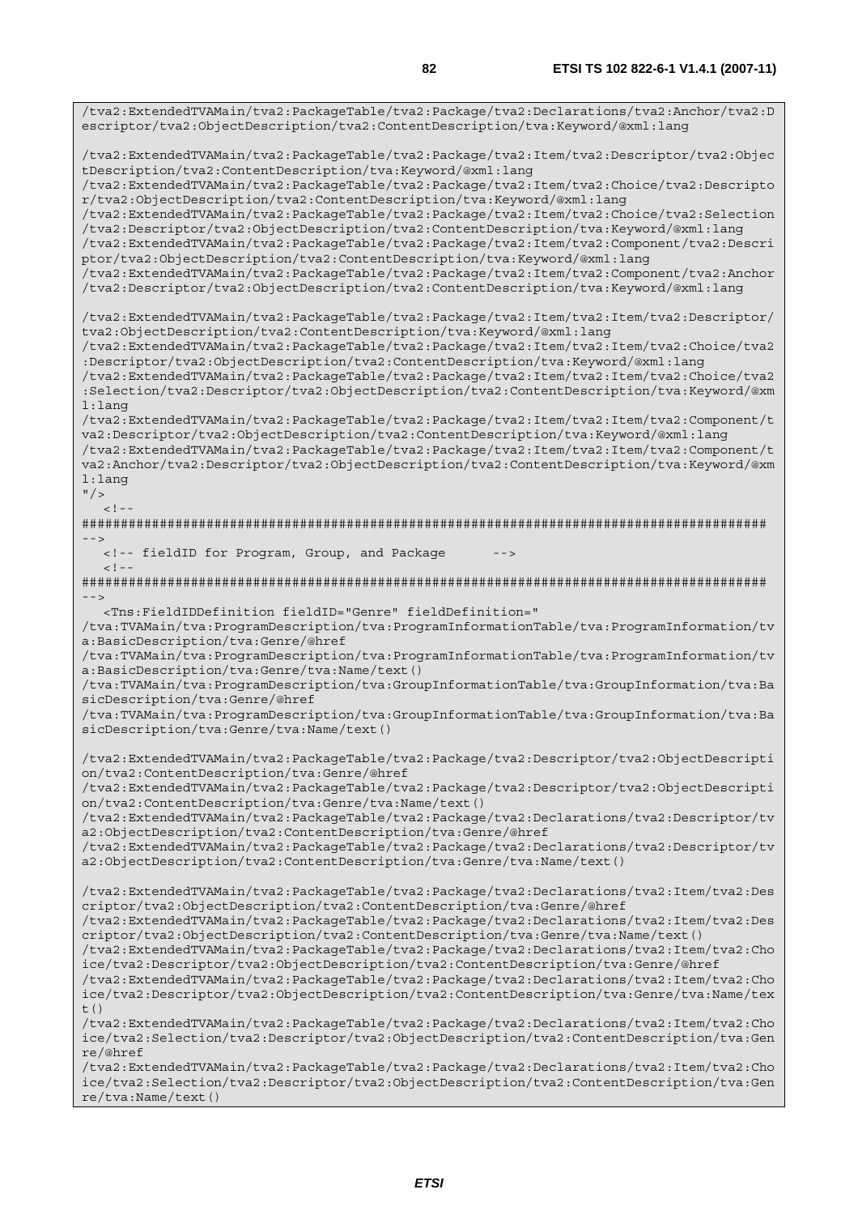```
/tva2:ExtendedTVAMain/tva2:PackageTable/tva2:Package/tva2:Declarations/tva2:Anchor/tva2:D
escriptor/tva2:ObjectDescription/tva2:ContentDescription/tva:Keyword/@xml:lang

/tva2:ExtendedTVAMain/tva2:PackageTable/tva2:Package/tva2:Item/tva2:Descriptor/tva2:Objec
tDescription/tva2:ContentDescription/tva:Keyword/@xml:lang
/tva2:ExtendedTVAMain/tva2:PackageTable/tva2:Package/tva2:Item/tva2:Choice/tva2:Descripto
r/tva2:ObjectDescription/tva2:ContentDescription/tva:Keyword/@xml:lang
/tva2:ExtendedTVAMain/tva2:PackageTable/tva2:Package/tva2:Item/tva2:Choice/tva2:Selection
/tva2:Descriptor/tva2:ObjectDescription/tva2:ContentDescription/tva:Keyword/@xml:lang
/tva2:ExtendedTVAMain/tva2:PackageTable/tva2:Package/tva2:Item/tva2:Component/tva2:Descri
ptor/tva2:ObjectDescription/tva2:ContentDescription/tva:Keyword/@xml:lang
/tva2:ExtendedTVAMain/tva2:PackageTable/tva2:Package/tva2:Item/tva2:Component/tva2:Anchor
/tva2:Descriptor/tva2:ObjectDescription/tva2:ContentDescription/tva:Keyword/@xml:lang

/tva2:ExtendedTVAMain/tva2:PackageTable/tva2:Package/tva2:Item/tva2:Item/tva2:Descriptor/
tva2:ObjectDescription/tva2:ContentDescription/tva:Keyword/@xml:lang
/tva2:ExtendedTVAMain/tva2:PackageTable/tva2:Package/tva2:Item/tva2:Item/tva2:Choice/tva2
:Descriptor/tva2:ObjectDescription/tva2:ContentDescription/tva:Keyword/@xml:lang
/tva2:ExtendedTVAMain/tva2:PackageTable/tva2:Package/tva2:Item/tva2:Item/tva2:Choice/tva2
:Selection/tva2:Descriptor/tva2:ObjectDescription/tva2:ContentDescription/tva:Keyword/@xm
l:lang
/tva2:ExtendedTVAMain/tva2:PackageTable/tva2:Package/tva2:Item/tva2:Item/tva2:Component/t
va2:Descriptor/tva2:ObjectDescription/tva2:ContentDescription/tva:Keyword/@xml:lang
/tva2:ExtendedTVAMain/tva2:PackageTable/tva2:Package/tva2:Item/tva2:Item/tva2:Component/t
va2:Anchor/tva2:Descriptor/tva2:ObjectDescription/tva2:ContentDescription/tva:Keyword/@xm
l:lang
"/>
   <!--
########################################################################################
-->
   <!-- fieldID for Program, Group, and Package      -->
   <!--
########################################################################################
-->
   <Tns:FieldIDDefinition fieldID="Genre" fieldDefinition="
/tva:TVAMain/tva:ProgramDescription/tva:ProgramInformationTable/tva:ProgramInformation/tv
a:BasicDescription/tva:Genre/@href
/tva:TVAMain/tva:ProgramDescription/tva:ProgramInformationTable/tva:ProgramInformation/tv
a:BasicDescription/tva:Genre/tva:Name/text()
/tva:TVAMain/tva:ProgramDescription/tva:GroupInformationTable/tva:GroupInformation/tva:Ba
sicDescription/tva:Genre/@href
/tva:TVAMain/tva:ProgramDescription/tva:GroupInformationTable/tva:GroupInformation/tva:Ba
sicDescription/tva:Genre/tva:Name/text()

/tva2:ExtendedTVAMain/tva2:PackageTable/tva2:Package/tva2:Descriptor/tva2:ObjectDescripti
on/tva2:ContentDescription/tva:Genre/@href
/tva2:ExtendedTVAMain/tva2:PackageTable/tva2:Package/tva2:Descriptor/tva2:ObjectDescripti
on/tva2:ContentDescription/tva:Genre/tva:Name/text()
/tva2:ExtendedTVAMain/tva2:PackageTable/tva2:Package/tva2:Declarations/tva2:Descriptor/tv
a2:ObjectDescription/tva2:ContentDescription/tva:Genre/@href
/tva2:ExtendedTVAMain/tva2:PackageTable/tva2:Package/tva2:Declarations/tva2:Descriptor/tv
a2:ObjectDescription/tva2:ContentDescription/tva:Genre/tva:Name/text()

/tva2:ExtendedTVAMain/tva2:PackageTable/tva2:Package/tva2:Declarations/tva2:Item/tva2:Des
criptor/tva2:ObjectDescription/tva2:ContentDescription/tva:Genre/@href
/tva2:ExtendedTVAMain/tva2:PackageTable/tva2:Package/tva2:Declarations/tva2:Item/tva2:Des
criptor/tva2:ObjectDescription/tva2:ContentDescription/tva:Genre/tva:Name/text()
/tva2:ExtendedTVAMain/tva2:PackageTable/tva2:Package/tva2:Declarations/tva2:Item/tva2:Cho
ice/tva2:Descriptor/tva2:ObjectDescription/tva2:ContentDescription/tva:Genre/@href
/tva2:ExtendedTVAMain/tva2:PackageTable/tva2:Package/tva2:Declarations/tva2:Item/tva2:Cho
ice/tva2:Descriptor/tva2:ObjectDescription/tva2:ContentDescription/tva:Genre/tva:Name/tex
t()
/tva2:ExtendedTVAMain/tva2:PackageTable/tva2:Package/tva2:Declarations/tva2:Item/tva2:Cho
ice/tva2:Selection/tva2:Descriptor/tva2:ObjectDescription/tva2:ContentDescription/tva:Gen
re/@href
/tva2:ExtendedTVAMain/tva2:PackageTable/tva2:Package/tva2:Declarations/tva2:Item/tva2:Cho
ice/tva2:Selection/tva2:Descriptor/tva2:ObjectDescription/tva2:ContentDescription/tva:Gen
re/tva:Name/text()
```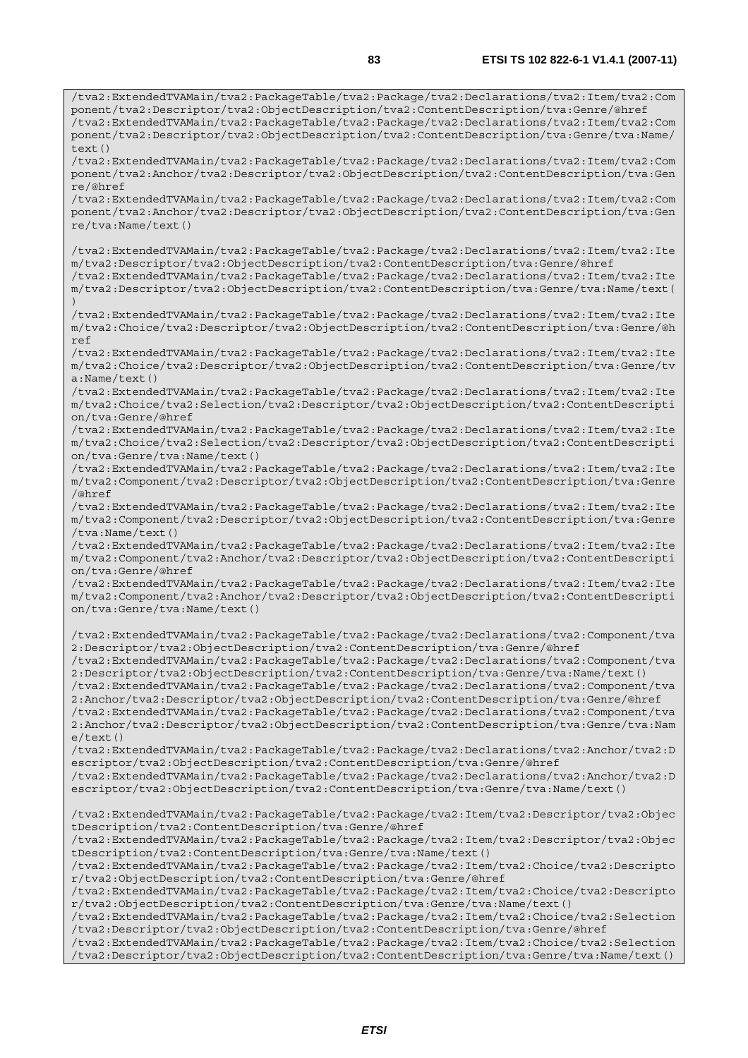```
/tva2:ExtendedTVAMain/tva2:PackageTable/tva2:Package/tva2:Declarations/tva2:Item/tva2:Component/tva2:Descriptor/tva2:ObjectDescription/tva2:ContentDescription/tva:Genre/@href
/tva2:ExtendedTVAMain/tva2:PackageTable/tva2:Package/tva2:Declarations/tva2:Item/tva2:Component/tva2:Descriptor/tva2:ObjectDescription/tva2:ContentDescription/tva:Genre/tva:Name/text()
/tva2:ExtendedTVAMain/tva2:PackageTable/tva2:Package/tva2:Declarations/tva2:Item/tva2:Component/tva2:Anchor/tva2:Descriptor/tva2:ObjectDescription/tva2:ContentDescription/tva:Genre/@href
/tva2:ExtendedTVAMain/tva2:PackageTable/tva2:Package/tva2:Declarations/tva2:Item/tva2:Component/tva2:Anchor/tva2:Descriptor/tva2:ObjectDescription/tva2:ContentDescription/tva:Genre/tva:Name/text()

/tva2:ExtendedTVAMain/tva2:PackageTable/tva2:Package/tva2:Declarations/tva2:Item/tva2:Item/tva2:Descriptor/tva2:ObjectDescription/tva2:ContentDescription/tva:Genre/@href
/tva2:ExtendedTVAMain/tva2:PackageTable/tva2:Package/tva2:Declarations/tva2:Item/tva2:Item/tva2:Descriptor/tva2:ObjectDescription/tva2:ContentDescription/tva:Genre/tva:Name/text()
/tva2:ExtendedTVAMain/tva2:PackageTable/tva2:Package/tva2:Declarations/tva2:Item/tva2:Item/tva2:Choice/tva2:Descriptor/tva2:ObjectDescription/tva2:ContentDescription/tva:Genre/@href
/tva2:ExtendedTVAMain/tva2:PackageTable/tva2:Package/tva2:Declarations/tva2:Item/tva2:Item/tva2:Choice/tva2:Descriptor/tva2:ObjectDescription/tva2:ContentDescription/tva:Genre/tva:Name/text()
/tva2:ExtendedTVAMain/tva2:PackageTable/tva2:Package/tva2:Declarations/tva2:Item/tva2:Item/tva2:Choice/tva2:Selection/tva2:Descriptor/tva2:ObjectDescription/tva2:ContentDescription/tva:Genre/@href
/tva2:ExtendedTVAMain/tva2:PackageTable/tva2:Package/tva2:Declarations/tva2:Item/tva2:Item/tva2:Choice/tva2:Selection/tva2:Descriptor/tva2:ObjectDescription/tva2:ContentDescription/tva:Genre/tva:Name/text()
/tva2:ExtendedTVAMain/tva2:PackageTable/tva2:Package/tva2:Declarations/tva2:Item/tva2:Item/tva2:Component/tva2:Descriptor/tva2:ObjectDescription/tva2:ContentDescription/tva:Genre/@href
/tva2:ExtendedTVAMain/tva2:PackageTable/tva2:Package/tva2:Declarations/tva2:Item/tva2:Item/tva2:Component/tva2:Descriptor/tva2:ObjectDescription/tva2:ContentDescription/tva:Genre/tva:Name/text()
/tva2:ExtendedTVAMain/tva2:PackageTable/tva2:Package/tva2:Declarations/tva2:Item/tva2:Item/tva2:Component/tva2:Anchor/tva2:Descriptor/tva2:ObjectDescription/tva2:ContentDescription/tva:Genre/@href
/tva2:ExtendedTVAMain/tva2:PackageTable/tva2:Package/tva2:Declarations/tva2:Item/tva2:Item/tva2:Component/tva2:Anchor/tva2:Descriptor/tva2:ObjectDescription/tva2:ContentDescription/tva:Genre/tva:Name/text()

/tva2:ExtendedTVAMain/tva2:PackageTable/tva2:Package/tva2:Declarations/tva2:Component/tva2:Descriptor/tva2:ObjectDescription/tva2:ContentDescription/tva:Genre/@href
/tva2:ExtendedTVAMain/tva2:PackageTable/tva2:Package/tva2:Declarations/tva2:Component/tva2:Descriptor/tva2:ObjectDescription/tva2:ContentDescription/tva:Genre/tva:Name/text()
/tva2:ExtendedTVAMain/tva2:PackageTable/tva2:Package/tva2:Declarations/tva2:Component/tva2:Anchor/tva2:Descriptor/tva2:ObjectDescription/tva2:ContentDescription/tva:Genre/@href
/tva2:ExtendedTVAMain/tva2:PackageTable/tva2:Package/tva2:Declarations/tva2:Component/tva2:Anchor/tva2:Descriptor/tva2:ObjectDescription/tva2:ContentDescription/tva:Genre/tva:Name/text()
/tva2:ExtendedTVAMain/tva2:PackageTable/tva2:Package/tva2:Declarations/tva2:Anchor/tva2:Descriptor/tva2:ObjectDescription/tva2:ContentDescription/tva:Genre/@href
/tva2:ExtendedTVAMain/tva2:PackageTable/tva2:Package/tva2:Declarations/tva2:Anchor/tva2:Descriptor/tva2:ObjectDescription/tva2:ContentDescription/tva:Genre/tva:Name/text()

/tva2:ExtendedTVAMain/tva2:PackageTable/tva2:Package/tva2:Item/tva2:Descriptor/tva2:ObjectDescription/tva2:ContentDescription/tva:Genre/@href
/tva2:ExtendedTVAMain/tva2:PackageTable/tva2:Package/tva2:Item/tva2:Descriptor/tva2:ObjectDescription/tva2:ContentDescription/tva:Genre/tva:Name/text()
/tva2:ExtendedTVAMain/tva2:PackageTable/tva2:Package/tva2:Item/tva2:Choice/tva2:Descriptor/tva2:ObjectDescription/tva2:ContentDescription/tva:Genre/@href
/tva2:ExtendedTVAMain/tva2:PackageTable/tva2:Package/tva2:Item/tva2:Choice/tva2:Descriptor/tva2:ObjectDescription/tva2:ContentDescription/tva:Genre/tva:Name/text()
/tva2:ExtendedTVAMain/tva2:PackageTable/tva2:Package/tva2:Item/tva2:Choice/tva2:Selection/tva2:Descriptor/tva2:ObjectDescription/tva2:ContentDescription/tva:Genre/@href
/tva2:ExtendedTVAMain/tva2:PackageTable/tva2:Package/tva2:Item/tva2:Choice/tva2:Selection/tva2:Descriptor/tva2:ObjectDescription/tva2:ContentDescription/tva:Genre/tva:Name/text()
```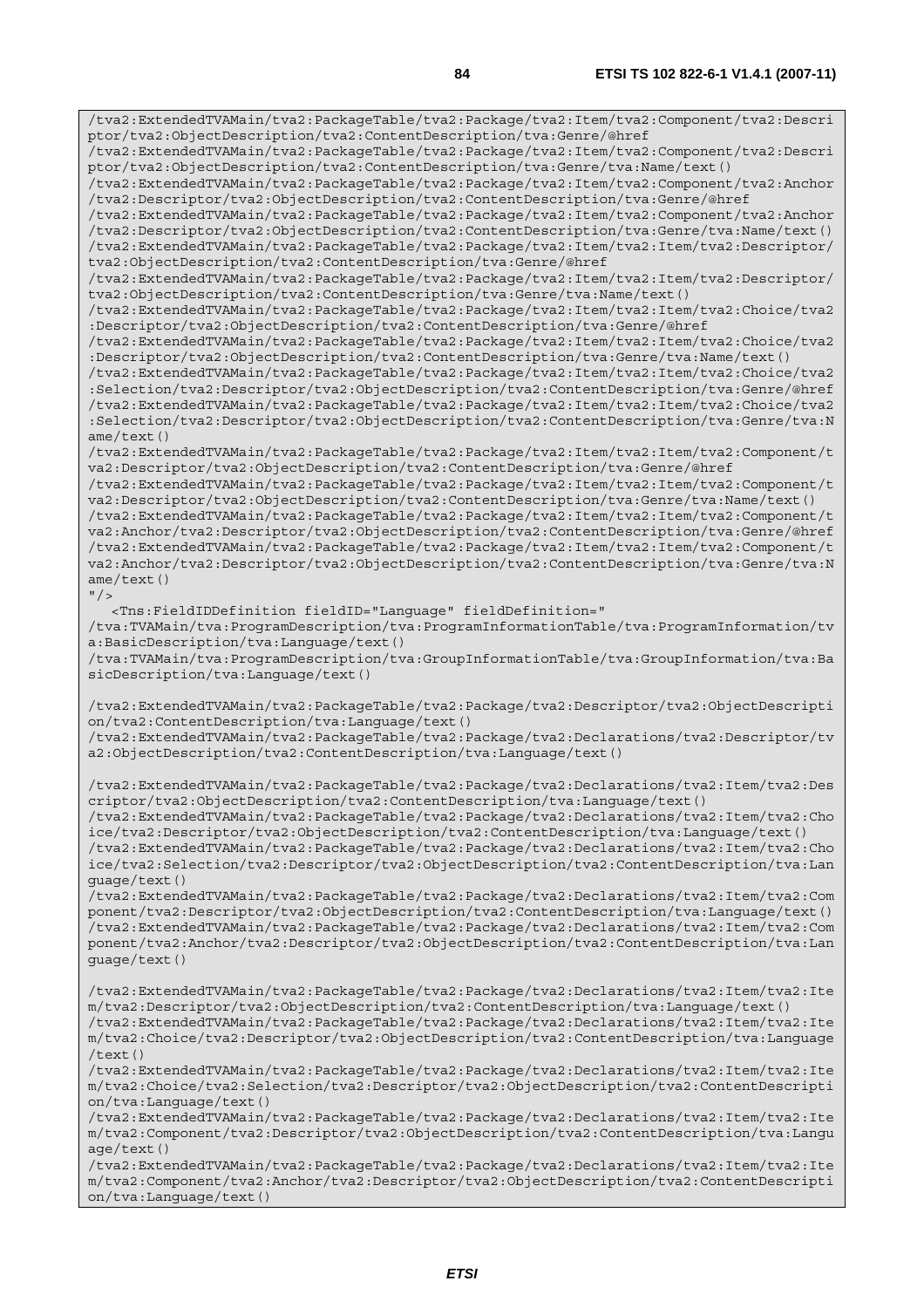```
/tva2:ExtendedTVAMain/tva2:PackageTable/tva2:Package/tva2:Item/tva2:Component/tva2:Descri
ptor/tva2:ObjectDescription/tva2:ContentDescription/tva:Genre/@href
/tva2:ExtendedTVAMain/tva2:PackageTable/tva2:Package/tva2:Item/tva2:Component/tva2:Descri
ptor/tva2:ObjectDescription/tva2:ContentDescription/tva:Genre/tva:Name/text()
/tva2:ExtendedTVAMain/tva2:PackageTable/tva2:Package/tva2:Item/tva2:Component/tva2:Anchor
/tva2:Descriptor/tva2:ObjectDescription/tva2:ContentDescription/tva:Genre/@href
/tva2:ExtendedTVAMain/tva2:PackageTable/tva2:Package/tva2:Item/tva2:Component/tva2:Anchor
/tva2:Descriptor/tva2:ObjectDescription/tva2:ContentDescription/tva:Genre/tva:Name/text()
/tva2:ExtendedTVAMain/tva2:PackageTable/tva2:Package/tva2:Item/tva2:Item/tva2:Descriptor/
tva2:ObjectDescription/tva2:ContentDescription/tva:Genre/@href
/tva2:ExtendedTVAMain/tva2:PackageTable/tva2:Package/tva2:Item/tva2:Item/tva2:Descriptor/
tva2:ObjectDescription/tva2:ContentDescription/tva:Genre/tva:Name/text()
/tva2:ExtendedTVAMain/tva2:PackageTable/tva2:Package/tva2:Item/tva2:Item/tva2:Choice/tva2
:Descriptor/tva2:ObjectDescription/tva2:ContentDescription/tva:Genre/@href
/tva2:ExtendedTVAMain/tva2:PackageTable/tva2:Package/tva2:Item/tva2:Item/tva2:Choice/tva2
:Descriptor/tva2:ObjectDescription/tva2:ContentDescription/tva:Genre/tva:Name/text()
/tva2:ExtendedTVAMain/tva2:PackageTable/tva2:Package/tva2:Item/tva2:Item/tva2:Choice/tva2
:Selection/tva2:Descriptor/tva2:ObjectDescription/tva2:ContentDescription/tva:Genre/@href
/tva2:ExtendedTVAMain/tva2:PackageTable/tva2:Package/tva2:Item/tva2:Item/tva2:Choice/tva2
:Selection/tva2:Descriptor/tva2:ObjectDescription/tva2:ContentDescription/tva:Genre/tva:N
ame/text()
/tva2:ExtendedTVAMain/tva2:PackageTable/tva2:Package/tva2:Item/tva2:Item/tva2:Component/t
va2:Descriptor/tva2:ObjectDescription/tva2:ContentDescription/tva:Genre/@href
/tva2:ExtendedTVAMain/tva2:PackageTable/tva2:Package/tva2:Item/tva2:Item/tva2:Component/t
va2:Descriptor/tva2:ObjectDescription/tva2:ContentDescription/tva:Genre/tva:Name/text()
/tva2:ExtendedTVAMain/tva2:PackageTable/tva2:Package/tva2:Item/tva2:Item/tva2:Component/t
va2:Anchor/tva2:Descriptor/tva2:ObjectDescription/tva2:ContentDescription/tva:Genre/@href
/tva2:ExtendedTVAMain/tva2:PackageTable/tva2:Package/tva2:Item/tva2:Item/tva2:Component/t
va2:Anchor/tva2:Descriptor/tva2:ObjectDescription/tva2:ContentDescription/tva:Genre/tva:N
ame/text()
"/>
   <Tns:FieldIDDefinition fieldID="Language" fieldDefinition="
/tva:TVAMain/tva:ProgramDescription/tva:ProgramInformationTable/tva:ProgramInformation/tv
a:BasicDescription/tva:Language/text()
/tva:TVAMain/tva:ProgramDescription/tva:GroupInformationTable/tva:GroupInformation/tva:Ba
sicDescription/tva:Language/text()

/tva2:ExtendedTVAMain/tva2:PackageTable/tva2:Package/tva2:Descriptor/tva2:ObjectDescripti
on/tva2:ContentDescription/tva:Language/text()
/tva2:ExtendedTVAMain/tva2:PackageTable/tva2:Package/tva2:Declarations/tva2:Descriptor/tv
a2:ObjectDescription/tva2:ContentDescription/tva:Language/text()

/tva2:ExtendedTVAMain/tva2:PackageTable/tva2:Package/tva2:Declarations/tva2:Item/tva2:Des
criptor/tva2:ObjectDescription/tva2:ContentDescription/tva:Language/text()
/tva2:ExtendedTVAMain/tva2:PackageTable/tva2:Package/tva2:Declarations/tva2:Item/tva2:Cho
ice/tva2:Descriptor/tva2:ObjectDescription/tva2:ContentDescription/tva:Language/text()
/tva2:ExtendedTVAMain/tva2:PackageTable/tva2:Package/tva2:Declarations/tva2:Item/tva2:Cho
ice/tva2:Selection/tva2:Descriptor/tva2:ObjectDescription/tva2:ContentDescription/tva:Lan
guage/text()
/tva2:ExtendedTVAMain/tva2:PackageTable/tva2:Package/tva2:Declarations/tva2:Item/tva2:Com
ponent/tva2:Descriptor/tva2:ObjectDescription/tva2:ContentDescription/tva:Language/text()
/tva2:ExtendedTVAMain/tva2:PackageTable/tva2:Package/tva2:Declarations/tva2:Item/tva2:Com
ponent/tva2:Anchor/tva2:Descriptor/tva2:ObjectDescription/tva2:ContentDescription/tva:Lan
guage/text()

/tva2:ExtendedTVAMain/tva2:PackageTable/tva2:Package/tva2:Declarations/tva2:Item/tva2:Ite
m/tva2:Descriptor/tva2:ObjectDescription/tva2:ContentDescription/tva:Language/text()
/tva2:ExtendedTVAMain/tva2:PackageTable/tva2:Package/tva2:Declarations/tva2:Item/tva2:Ite
m/tva2:Choice/tva2:Descriptor/tva2:ObjectDescription/tva2:ContentDescription/tva:Language
/text()
/tva2:ExtendedTVAMain/tva2:PackageTable/tva2:Package/tva2:Declarations/tva2:Item/tva2:Ite
m/tva2:Choice/tva2:Selection/tva2:Descriptor/tva2:ObjectDescription/tva2:ContentDescripti
on/tva:Language/text()
/tva2:ExtendedTVAMain/tva2:PackageTable/tva2:Package/tva2:Declarations/tva2:Item/tva2:Ite
m/tva2:Component/tva2:Descriptor/tva2:ObjectDescription/tva2:ContentDescription/tva:Langu
age/text()
/tva2:ExtendedTVAMain/tva2:PackageTable/tva2:Package/tva2:Declarations/tva2:Item/tva2:Ite
m/tva2:Component/tva2:Anchor/tva2:Descriptor/tva2:ObjectDescription/tva2:ContentDescripti
on/tva:Language/text()
```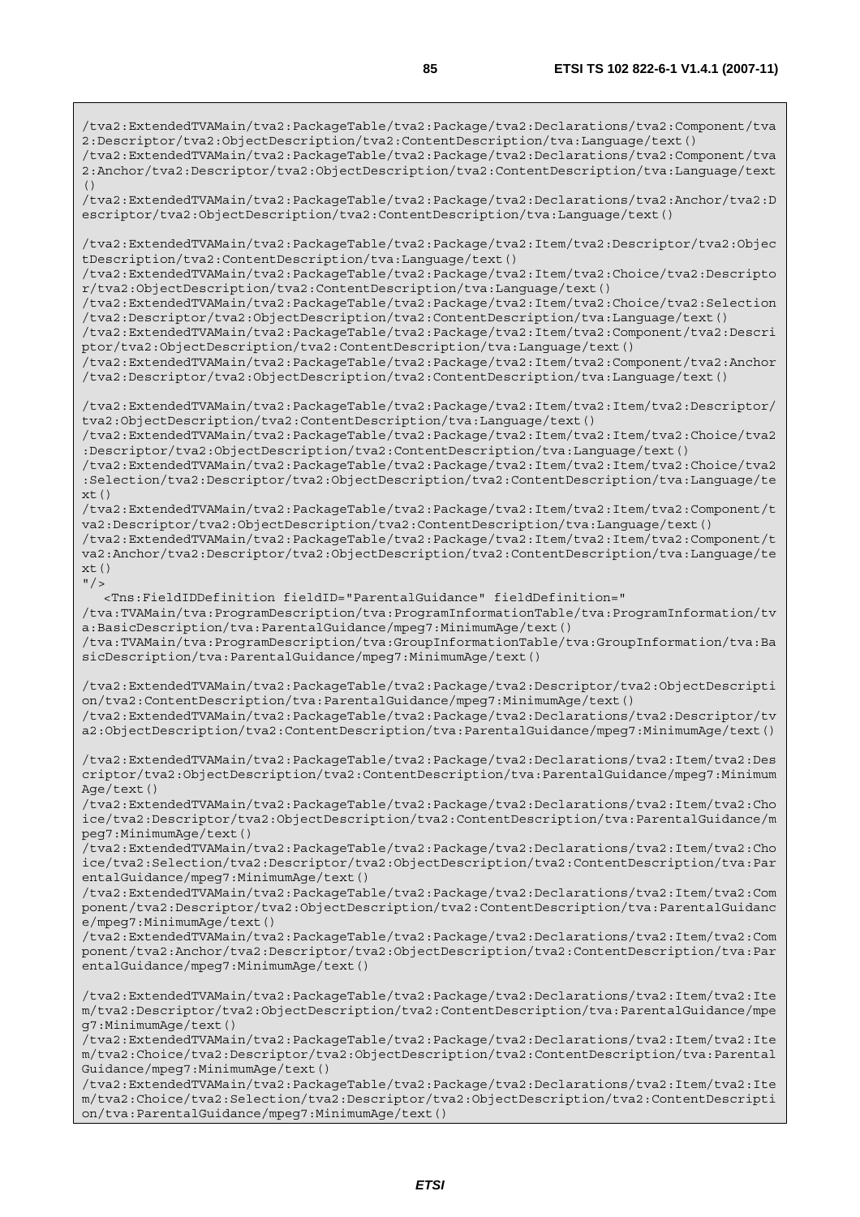```
/tva2:ExtendedTVAMain/tva2:PackageTable/tva2:Package/tva2:Declarations/tva2:Component/tva2:Descriptor/tva2:ObjectDescription/tva2:ContentDescription/tva:Language/text()
/tva2:ExtendedTVAMain/tva2:PackageTable/tva2:Package/tva2:Declarations/tva2:Component/tva2:Anchor/tva2:Descriptor/tva2:ObjectDescription/tva2:ContentDescription/tva:Language/text()
/tva2:ExtendedTVAMain/tva2:PackageTable/tva2:Package/tva2:Declarations/tva2:Anchor/tva2:Descriptor/tva2:ObjectDescription/tva2:ContentDescription/tva:Language/text()

/tva2:ExtendedTVAMain/tva2:PackageTable/tva2:Package/tva2:Item/tva2:Descriptor/tva2:ObjectDescription/tva2:ContentDescription/tva:Language/text()
/tva2:ExtendedTVAMain/tva2:PackageTable/tva2:Package/tva2:Item/tva2:Choice/tva2:Descriptor/tva2:ObjectDescription/tva2:ContentDescription/tva:Language/text()
/tva2:ExtendedTVAMain/tva2:PackageTable/tva2:Package/tva2:Item/tva2:Choice/tva2:Selection/tva2:Descriptor/tva2:ObjectDescription/tva2:ContentDescription/tva:Language/text()
/tva2:ExtendedTVAMain/tva2:PackageTable/tva2:Package/tva2:Item/tva2:Component/tva2:Descriptor/tva2:ObjectDescription/tva2:ContentDescription/tva:Language/text()
/tva2:ExtendedTVAMain/tva2:PackageTable/tva2:Package/tva2:Item/tva2:Component/tva2:Anchor/tva2:Descriptor/tva2:ObjectDescription/tva2:ContentDescription/tva:Language/text()

/tva2:ExtendedTVAMain/tva2:PackageTable/tva2:Package/tva2:Item/tva2:Item/tva2:Descriptor/tva2:ObjectDescription/tva2:ContentDescription/tva:Language/text()
/tva2:ExtendedTVAMain/tva2:PackageTable/tva2:Package/tva2:Item/tva2:Item/tva2:Choice/tva2:Descriptor/tva2:ObjectDescription/tva2:ContentDescription/tva:Language/text()
/tva2:ExtendedTVAMain/tva2:PackageTable/tva2:Package/tva2:Item/tva2:Item/tva2:Choice/tva2:Selection/tva2:Descriptor/tva2:ObjectDescription/tva2:ContentDescription/tva:Language/text()
/tva2:ExtendedTVAMain/tva2:PackageTable/tva2:Package/tva2:Item/tva2:Item/tva2:Component/tva2:Descriptor/tva2:ObjectDescription/tva2:ContentDescription/tva:Language/text()
/tva2:ExtendedTVAMain/tva2:PackageTable/tva2:Package/tva2:Item/tva2:Item/tva2:Component/tva2:Anchor/tva2:Descriptor/tva2:ObjectDescription/tva2:ContentDescription/tva:Language/text()
"/>
   <Tns:FieldIDDefinition fieldID="ParentalGuidance" fieldDefinition="
/tva:TVAMain/tva:ProgramDescription/tva:ProgramInformationTable/tva:ProgramInformation/tva:BasicDescription/tva:ParentalGuidance/mpeg7:MinimumAge/text()
/tva:TVAMain/tva:ProgramDescription/tva:GroupInformationTable/tva:GroupInformation/tva:BasicDescription/tva:ParentalGuidance/mpeg7:MinimumAge/text()

/tva2:ExtendedTVAMain/tva2:PackageTable/tva2:Package/tva2:Descriptor/tva2:ObjectDescription/tva2:ContentDescription/tva:ParentalGuidance/mpeg7:MinimumAge/text()
/tva2:ExtendedTVAMain/tva2:PackageTable/tva2:Package/tva2:Declarations/tva2:Descriptor/tva2:ObjectDescription/tva2:ContentDescription/tva:ParentalGuidance/mpeg7:MinimumAge/text()

/tva2:ExtendedTVAMain/tva2:PackageTable/tva2:Package/tva2:Declarations/tva2:Item/tva2:Descriptor/tva2:ObjectDescription/tva2:ContentDescription/tva:ParentalGuidance/mpeg7:MinimumAge/text()
/tva2:ExtendedTVAMain/tva2:PackageTable/tva2:Package/tva2:Declarations/tva2:Item/tva2:Choice/tva2:Descriptor/tva2:ObjectDescription/tva2:ContentDescription/tva:ParentalGuidance/mpeg7:MinimumAge/text()
/tva2:ExtendedTVAMain/tva2:PackageTable/tva2:Package/tva2:Declarations/tva2:Item/tva2:Choice/tva2:Selection/tva2:Descriptor/tva2:ObjectDescription/tva2:ContentDescription/tva:ParentalGuidance/mpeg7:MinimumAge/text()
/tva2:ExtendedTVAMain/tva2:PackageTable/tva2:Package/tva2:Declarations/tva2:Item/tva2:Component/tva2:Descriptor/tva2:ObjectDescription/tva2:ContentDescription/tva:ParentalGuidance/mpeg7:MinimumAge/text()
/tva2:ExtendedTVAMain/tva2:PackageTable/tva2:Package/tva2:Declarations/tva2:Item/tva2:Component/tva2:Anchor/tva2:Descriptor/tva2:ObjectDescription/tva2:ContentDescription/tva:ParentalGuidance/mpeg7:MinimumAge/text()

/tva2:ExtendedTVAMain/tva2:PackageTable/tva2:Package/tva2:Declarations/tva2:Item/tva2:Item/tva2:Descriptor/tva2:ObjectDescription/tva2:ContentDescription/tva:ParentalGuidance/mpeg7:MinimumAge/text()
/tva2:ExtendedTVAMain/tva2:PackageTable/tva2:Package/tva2:Declarations/tva2:Item/tva2:Item/tva2:Choice/tva2:Descriptor/tva2:ObjectDescription/tva2:ContentDescription/tva:ParentalGuidance/mpeg7:MinimumAge/text()
/tva2:ExtendedTVAMain/tva2:PackageTable/tva2:Package/tva2:Declarations/tva2:Item/tva2:Item/tva2:Choice/tva2:Selection/tva2:Descriptor/tva2:ObjectDescription/tva2:ContentDescription/tva:ParentalGuidance/mpeg7:MinimumAge/text()
```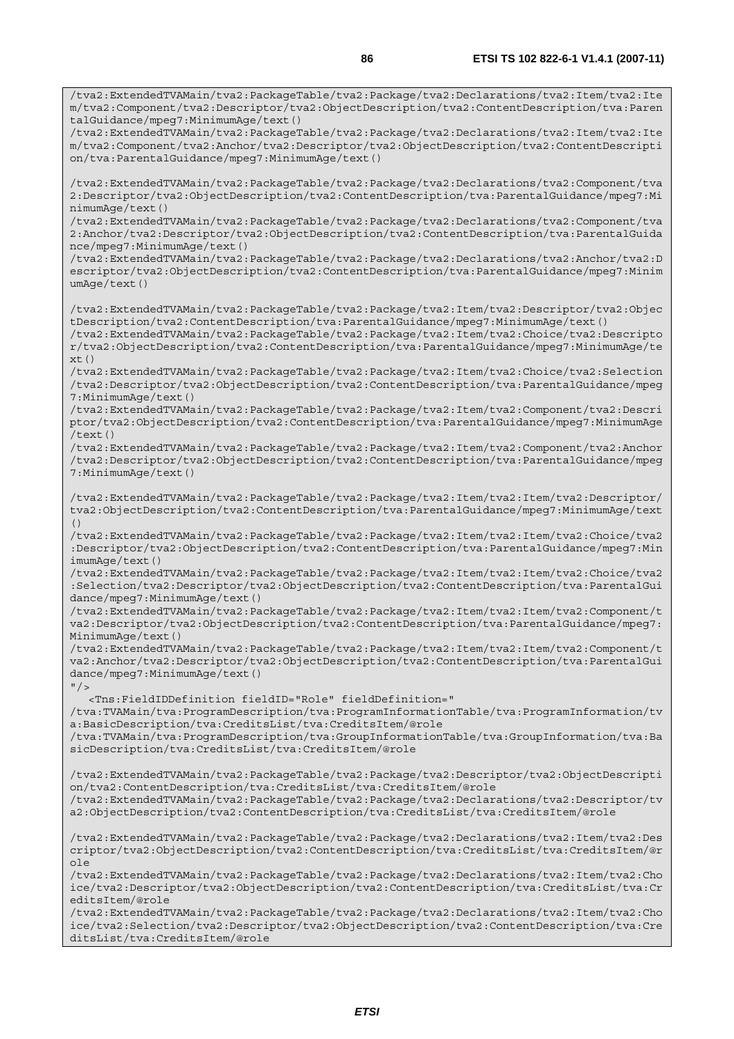```
/tva2:ExtendedTVAMain/tva2:PackageTable/tva2:Package/tva2:Declarations/tva2:Item/tva2:Item/tva2:Component/tva2:Descriptor/tva2:ObjectDescription/tva2:ContentDescription/tva:ParentalGuidance/mpeg7:MinimumAge/text()
/tva2:ExtendedTVAMain/tva2:PackageTable/tva2:Package/tva2:Declarations/tva2:Item/tva2:Item/tva2:Component/tva2:Anchor/tva2:Descriptor/tva2:ObjectDescription/tva2:ContentDescription/tva:ParentalGuidance/mpeg7:MinimumAge/text()

/tva2:ExtendedTVAMain/tva2:PackageTable/tva2:Package/tva2:Declarations/tva2:Component/tva2:Descriptor/tva2:ObjectDescription/tva2:ContentDescription/tva:ParentalGuidance/mpeg7:MinimumAge/text()
/tva2:ExtendedTVAMain/tva2:PackageTable/tva2:Package/tva2:Declarations/tva2:Component/tva2:Anchor/tva2:Descriptor/tva2:ObjectDescription/tva2:ContentDescription/tva:ParentalGuidance/mpeg7:MinimumAge/text()
/tva2:ExtendedTVAMain/tva2:PackageTable/tva2:Package/tva2:Declarations/tva2:Anchor/tva2:Descriptor/tva2:ObjectDescription/tva2:ContentDescription/tva:ParentalGuidance/mpeg7:MinimumAge/text()

/tva2:ExtendedTVAMain/tva2:PackageTable/tva2:Package/tva2:Item/tva2:Descriptor/tva2:ObjectDescription/tva2:ContentDescription/tva:ParentalGuidance/mpeg7:MinimumAge/text()
/tva2:ExtendedTVAMain/tva2:PackageTable/tva2:Package/tva2:Item/tva2:Choice/tva2:Descriptor/tva2:ObjectDescription/tva2:ContentDescription/tva:ParentalGuidance/mpeg7:MinimumAge/text()
/tva2:ExtendedTVAMain/tva2:PackageTable/tva2:Package/tva2:Item/tva2:Choice/tva2:Selection/tva2:Descriptor/tva2:ObjectDescription/tva2:ContentDescription/tva:ParentalGuidance/mpeg7:MinimumAge/text()
/tva2:ExtendedTVAMain/tva2:PackageTable/tva2:Package/tva2:Item/tva2:Component/tva2:Descriptor/tva2:ObjectDescription/tva2:ContentDescription/tva:ParentalGuidance/mpeg7:MinimumAge/text()
/tva2:ExtendedTVAMain/tva2:PackageTable/tva2:Package/tva2:Item/tva2:Component/tva2:Anchor/tva2:Descriptor/tva2:ObjectDescription/tva2:ContentDescription/tva:ParentalGuidance/mpeg7:MinimumAge/text()

/tva2:ExtendedTVAMain/tva2:PackageTable/tva2:Package/tva2:Item/tva2:Item/tva2:Descriptor/tva2:ObjectDescription/tva2:ContentDescription/tva:ParentalGuidance/mpeg7:MinimumAge/text()
/tva2:ExtendedTVAMain/tva2:PackageTable/tva2:Package/tva2:Item/tva2:Item/tva2:Choice/tva2:Descriptor/tva2:ObjectDescription/tva2:ContentDescription/tva:ParentalGuidance/mpeg7:MinimumAge/text()
/tva2:ExtendedTVAMain/tva2:PackageTable/tva2:Package/tva2:Item/tva2:Item/tva2:Choice/tva2:Selection/tva2:Descriptor/tva2:ObjectDescription/tva2:ContentDescription/tva:ParentalGuidance/mpeg7:MinimumAge/text()
/tva2:ExtendedTVAMain/tva2:PackageTable/tva2:Package/tva2:Item/tva2:Item/tva2:Component/tva2:Descriptor/tva2:ObjectDescription/tva2:ContentDescription/tva:ParentalGuidance/mpeg7:MinimumAge/text()
/tva2:ExtendedTVAMain/tva2:PackageTable/tva2:Package/tva2:Item/tva2:Item/tva2:Component/tva2:Anchor/tva2:Descriptor/tva2:ObjectDescription/tva2:ContentDescription/tva:ParentalGuidance/mpeg7:MinimumAge/text()
"/>
   <Tns:FieldIDDefinition fieldID="Role" fieldDefinition="
/tva:TVAMain/tva:ProgramDescription/tva:ProgramInformationTable/tva:ProgramInformation/tva:BasicDescription/tva:CreditsList/tva:CreditsItem/@role
/tva:TVAMain/tva:ProgramDescription/tva:GroupInformationTable/tva:GroupInformation/tva:BasicDescription/tva:CreditsList/tva:CreditsItem/@role

/tva2:ExtendedTVAMain/tva2:PackageTable/tva2:Package/tva2:Descriptor/tva2:ObjectDescription/tva2:ContentDescription/tva:CreditsList/tva:CreditsItem/@role
/tva2:ExtendedTVAMain/tva2:PackageTable/tva2:Package/tva2:Declarations/tva2:Descriptor/tva2:ObjectDescription/tva2:ContentDescription/tva:CreditsList/tva:CreditsItem/@role

/tva2:ExtendedTVAMain/tva2:PackageTable/tva2:Package/tva2:Declarations/tva2:Item/tva2:Descriptor/tva2:ObjectDescription/tva2:ContentDescription/tva:CreditsList/tva:CreditsItem/@role
/tva2:ExtendedTVAMain/tva2:PackageTable/tva2:Package/tva2:Declarations/tva2:Item/tva2:Choice/tva2:Descriptor/tva2:ObjectDescription/tva2:ContentDescription/tva:CreditsList/tva:CreditsItem/@role
/tva2:ExtendedTVAMain/tva2:PackageTable/tva2:Package/tva2:Declarations/tva2:Item/tva2:Choice/tva2:Selection/tva2:Descriptor/tva2:ObjectDescription/tva2:ContentDescription/tva:CreditsList/tva:CreditsItem/@role
```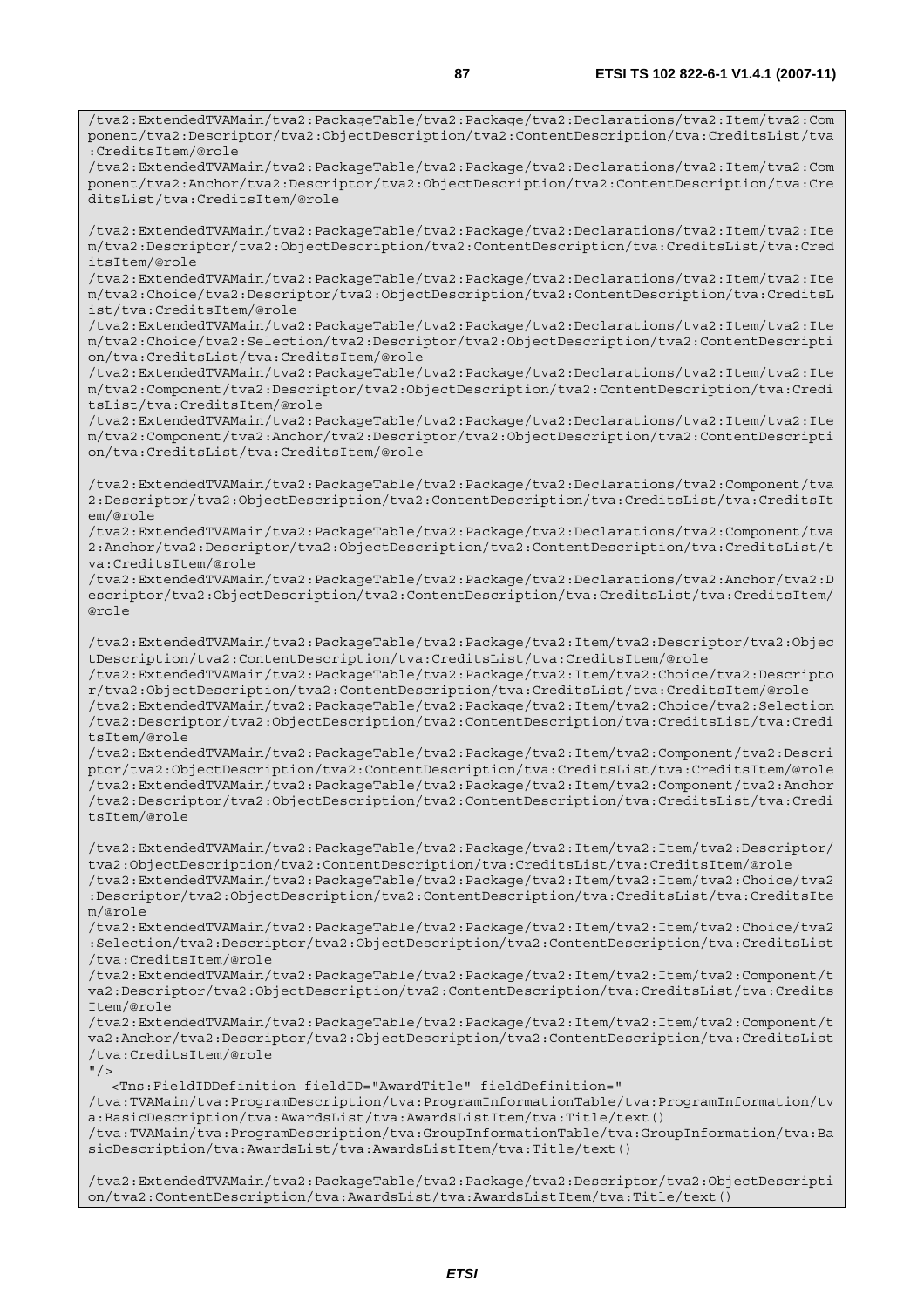```
/tva2:ExtendedTVAMain/tva2:PackageTable/tva2:Package/tva2:Declarations/tva2:Item/tva2:Component/tva2:Descriptor/tva2:ObjectDescription/tva2:ContentDescription/tva:CreditsList/tva:CreditsItem/@role
/tva2:ExtendedTVAMain/tva2:PackageTable/tva2:Package/tva2:Declarations/tva2:Item/tva2:Component/tva2:Anchor/tva2:Descriptor/tva2:ObjectDescription/tva2:ContentDescription/tva:CreditsList/tva:CreditsItem/@role

/tva2:ExtendedTVAMain/tva2:PackageTable/tva2:Package/tva2:Declarations/tva2:Item/tva2:Item/tva2:Descriptor/tva2:ObjectDescription/tva2:ContentDescription/tva:CreditsList/tva:CreditsItem/@role
/tva2:ExtendedTVAMain/tva2:PackageTable/tva2:Package/tva2:Declarations/tva2:Item/tva2:Item/tva2:Choice/tva2:Descriptor/tva2:ObjectDescription/tva2:ContentDescription/tva:CreditsList/tva:CreditsItem/@role
/tva2:ExtendedTVAMain/tva2:PackageTable/tva2:Package/tva2:Declarations/tva2:Item/tva2:Item/tva2:Choice/tva2:Selection/tva2:Descriptor/tva2:ObjectDescription/tva2:ContentDescription/tva:CreditsList/tva:CreditsItem/@role
/tva2:ExtendedTVAMain/tva2:PackageTable/tva2:Package/tva2:Declarations/tva2:Item/tva2:Item/tva2:Component/tva2:Descriptor/tva2:ObjectDescription/tva2:ContentDescription/tva:CreditsList/tva:CreditsItem/@role
/tva2:ExtendedTVAMain/tva2:PackageTable/tva2:Package/tva2:Declarations/tva2:Item/tva2:Item/tva2:Component/tva2:Anchor/tva2:Descriptor/tva2:ObjectDescription/tva2:ContentDescription/tva:CreditsList/tva:CreditsItem/@role

/tva2:ExtendedTVAMain/tva2:PackageTable/tva2:Package/tva2:Declarations/tva2:Component/tva2:Descriptor/tva2:ObjectDescription/tva2:ContentDescription/tva:CreditsList/tva:CreditsItem/@role
/tva2:ExtendedTVAMain/tva2:PackageTable/tva2:Package/tva2:Declarations/tva2:Component/tva2:Anchor/tva2:Descriptor/tva2:ObjectDescription/tva2:ContentDescription/tva:CreditsList/tva:CreditsItem/@role
/tva2:ExtendedTVAMain/tva2:PackageTable/tva2:Package/tva2:Declarations/tva2:Anchor/tva2:Descriptor/tva2:ObjectDescription/tva2:ContentDescription/tva:CreditsList/tva:CreditsItem/@role

/tva2:ExtendedTVAMain/tva2:PackageTable/tva2:Package/tva2:Item/tva2:Descriptor/tva2:ObjectDescription/tva2:ContentDescription/tva:CreditsList/tva:CreditsItem/@role
/tva2:ExtendedTVAMain/tva2:PackageTable/tva2:Package/tva2:Item/tva2:Choice/tva2:Descriptor/tva2:ObjectDescription/tva2:ContentDescription/tva:CreditsList/tva:CreditsItem/@role
/tva2:ExtendedTVAMain/tva2:PackageTable/tva2:Package/tva2:Item/tva2:Choice/tva2:Selection/tva2:Descriptor/tva2:ObjectDescription/tva2:ContentDescription/tva:CreditsList/tva:CreditsItem/@role
/tva2:ExtendedTVAMain/tva2:PackageTable/tva2:Package/tva2:Item/tva2:Component/tva2:Descriptor/tva2:ObjectDescription/tva2:ContentDescription/tva:CreditsList/tva:CreditsItem/@role
/tva2:ExtendedTVAMain/tva2:PackageTable/tva2:Package/tva2:Item/tva2:Component/tva2:Anchor/tva2:Descriptor/tva2:ObjectDescription/tva2:ContentDescription/tva:CreditsList/tva:CreditsItem/@role

/tva2:ExtendedTVAMain/tva2:PackageTable/tva2:Package/tva2:Item/tva2:Item/tva2:Descriptor/tva2:ObjectDescription/tva2:ContentDescription/tva:CreditsList/tva:CreditsItem/@role
/tva2:ExtendedTVAMain/tva2:PackageTable/tva2:Package/tva2:Item/tva2:Item/tva2:Choice/tva2:Descriptor/tva2:ObjectDescription/tva2:ContentDescription/tva:CreditsList/tva:CreditsItem/@role
/tva2:ExtendedTVAMain/tva2:PackageTable/tva2:Package/tva2:Item/tva2:Item/tva2:Choice/tva2:Selection/tva2:Descriptor/tva2:ObjectDescription/tva2:ContentDescription/tva:CreditsList/tva:CreditsItem/@role
/tva2:ExtendedTVAMain/tva2:PackageTable/tva2:Package/tva2:Item/tva2:Item/tva2:Component/tva2:Descriptor/tva2:ObjectDescription/tva2:ContentDescription/tva:CreditsList/tva:CreditsItem/@role
/tva2:ExtendedTVAMain/tva2:PackageTable/tva2:Package/tva2:Item/tva2:Item/tva2:Component/tva2:Anchor/tva2:Descriptor/tva2:ObjectDescription/tva2:ContentDescription/tva:CreditsList/tva:CreditsItem/@role
"/>
   <Tns:FieldIDDefinition fieldID="AwardTitle" fieldDefinition="
/tva:TVAMain/tva:ProgramDescription/tva:ProgramInformationTable/tva:ProgramInformation/tva:BasicDescription/tva:AwardsList/tva:AwardsListItem/tva:Title/text()
/tva:TVAMain/tva:ProgramDescription/tva:GroupInformationTable/tva:GroupInformation/tva:BasicDescription/tva:AwardsList/tva:AwardsListItem/tva:Title/text()

/tva2:ExtendedTVAMain/tva2:PackageTable/tva2:Package/tva2:Descriptor/tva2:ObjectDescription/tva2:ContentDescription/tva:AwardsList/tva:AwardsListItem/tva:Title/text()
```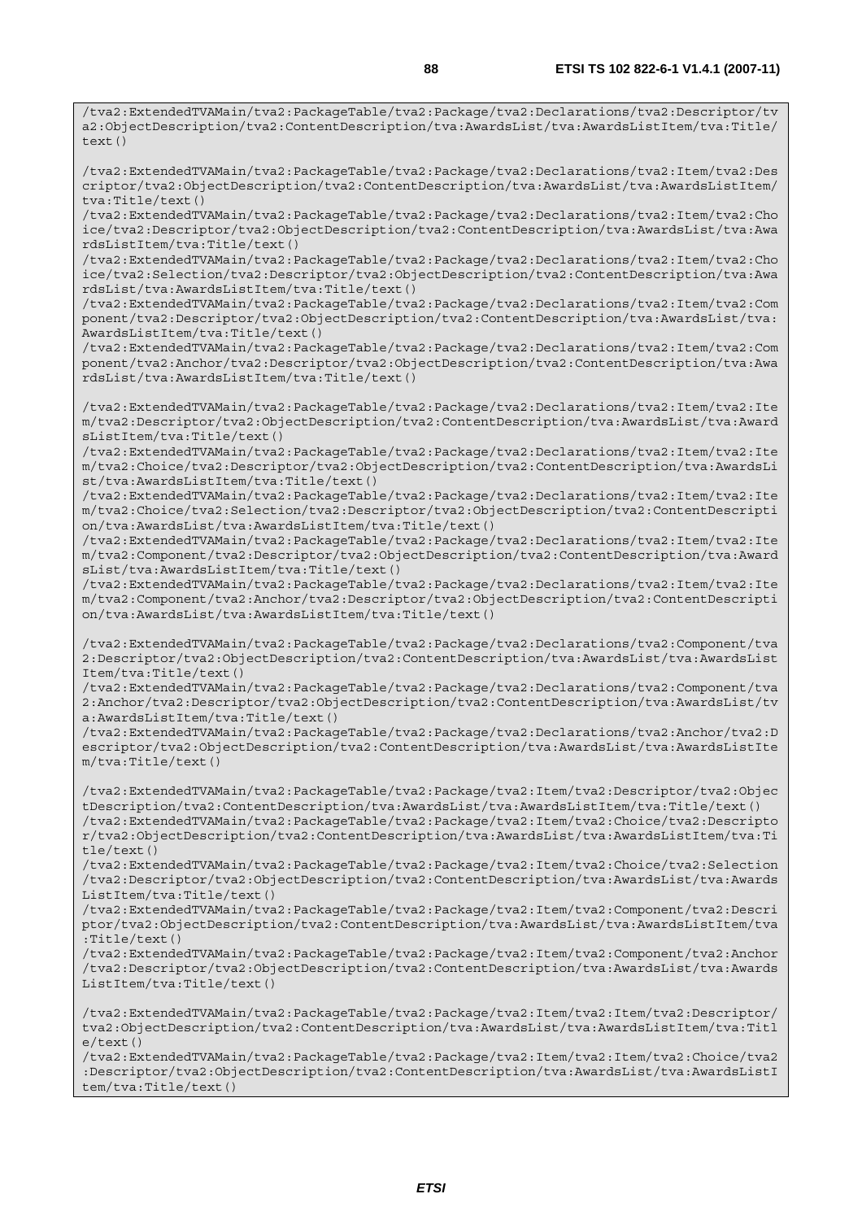```
/tva2:ExtendedTVAMain/tva2:PackageTable/tva2:Package/tva2:Declarations/tva2:Descriptor/tva2:ObjectDescription/tva2:ContentDescription/tva:AwardsList/tva:AwardsListItem/tva:Title/text()

/tva2:ExtendedTVAMain/tva2:PackageTable/tva2:Package/tva2:Declarations/tva2:Item/tva2:Descriptor/tva2:ObjectDescription/tva2:ContentDescription/tva:AwardsList/tva:AwardsListItem/tva:Title/text()
/tva2:ExtendedTVAMain/tva2:PackageTable/tva2:Package/tva2:Declarations/tva2:Item/tva2:Choice/tva2:Descriptor/tva2:ObjectDescription/tva2:ContentDescription/tva:AwardsList/tva:AwardsListItem/tva:Title/text()
/tva2:ExtendedTVAMain/tva2:PackageTable/tva2:Package/tva2:Declarations/tva2:Item/tva2:Choice/tva2:Selection/tva2:Descriptor/tva2:ObjectDescription/tva2:ContentDescription/tva:AwardsList/tva:AwardsListItem/tva:Title/text()
/tva2:ExtendedTVAMain/tva2:PackageTable/tva2:Package/tva2:Declarations/tva2:Item/tva2:Component/tva2:Descriptor/tva2:ObjectDescription/tva2:ContentDescription/tva:AwardsList/tva:AwardsListItem/tva:Title/text()
/tva2:ExtendedTVAMain/tva2:PackageTable/tva2:Package/tva2:Declarations/tva2:Item/tva2:Component/tva2:Anchor/tva2:Descriptor/tva2:ObjectDescription/tva2:ContentDescription/tva:AwardsList/tva:AwardsListItem/tva:Title/text()

/tva2:ExtendedTVAMain/tva2:PackageTable/tva2:Package/tva2:Declarations/tva2:Item/tva2:Item/tva2:Descriptor/tva2:ObjectDescription/tva2:ContentDescription/tva:AwardsList/tva:AwardsListItem/tva:Title/text()
/tva2:ExtendedTVAMain/tva2:PackageTable/tva2:Package/tva2:Declarations/tva2:Item/tva2:Item/tva2:Choice/tva2:Descriptor/tva2:ObjectDescription/tva2:ContentDescription/tva:AwardsList/tva:AwardsListItem/tva:Title/text()
/tva2:ExtendedTVAMain/tva2:PackageTable/tva2:Package/tva2:Declarations/tva2:Item/tva2:Item/tva2:Choice/tva2:Selection/tva2:Descriptor/tva2:ObjectDescription/tva2:ContentDescription/tva:AwardsList/tva:AwardsListItem/tva:Title/text()
/tva2:ExtendedTVAMain/tva2:PackageTable/tva2:Package/tva2:Declarations/tva2:Item/tva2:Item/tva2:Component/tva2:Descriptor/tva2:ObjectDescription/tva2:ContentDescription/tva:AwardsList/tva:AwardsListItem/tva:Title/text()
/tva2:ExtendedTVAMain/tva2:PackageTable/tva2:Package/tva2:Declarations/tva2:Item/tva2:Item/tva2:Component/tva2:Anchor/tva2:Descriptor/tva2:ObjectDescription/tva2:ContentDescription/tva:AwardsList/tva:AwardsListItem/tva:Title/text()

/tva2:ExtendedTVAMain/tva2:PackageTable/tva2:Package/tva2:Declarations/tva2:Component/tva2:Descriptor/tva2:ObjectDescription/tva2:ContentDescription/tva:AwardsList/tva:AwardsListItem/tva:Title/text()
/tva2:ExtendedTVAMain/tva2:PackageTable/tva2:Package/tva2:Declarations/tva2:Component/tva2:Anchor/tva2:Descriptor/tva2:ObjectDescription/tva2:ContentDescription/tva:AwardsList/tva:AwardsListItem/tva:Title/text()
/tva2:ExtendedTVAMain/tva2:PackageTable/tva2:Package/tva2:Declarations/tva2:Anchor/tva2:Descriptor/tva2:ObjectDescription/tva2:ContentDescription/tva:AwardsList/tva:AwardsListItem/tva:Title/text()

/tva2:ExtendedTVAMain/tva2:PackageTable/tva2:Package/tva2:Item/tva2:Descriptor/tva2:ObjectDescription/tva2:ContentDescription/tva:AwardsList/tva:AwardsListItem/tva:Title/text()
/tva2:ExtendedTVAMain/tva2:PackageTable/tva2:Package/tva2:Item/tva2:Choice/tva2:Descriptor/tva2:ObjectDescription/tva2:ContentDescription/tva:AwardsList/tva:AwardsListItem/tva:Title/text()
/tva2:ExtendedTVAMain/tva2:PackageTable/tva2:Package/tva2:Item/tva2:Choice/tva2:Selection/tva2:Descriptor/tva2:ObjectDescription/tva2:ContentDescription/tva:AwardsList/tva:AwardsListItem/tva:Title/text()
/tva2:ExtendedTVAMain/tva2:PackageTable/tva2:Package/tva2:Item/tva2:Component/tva2:Descriptor/tva2:ObjectDescription/tva2:ContentDescription/tva:AwardsList/tva:AwardsListItem/tva:Title/text()
/tva2:ExtendedTVAMain/tva2:PackageTable/tva2:Package/tva2:Item/tva2:Component/tva2:Anchor/tva2:Descriptor/tva2:ObjectDescription/tva2:ContentDescription/tva:AwardsList/tva:AwardsListItem/tva:Title/text()

/tva2:ExtendedTVAMain/tva2:PackageTable/tva2:Package/tva2:Item/tva2:Item/tva2:Descriptor/tva2:ObjectDescription/tva2:ContentDescription/tva:AwardsList/tva:AwardsListItem/tva:Title/text()
/tva2:ExtendedTVAMain/tva2:PackageTable/tva2:Package/tva2:Item/tva2:Item/tva2:Choice/tva2:Descriptor/tva2:ObjectDescription/tva2:ContentDescription/tva:AwardsList/tva:AwardsListItem/tva:Title/text()
```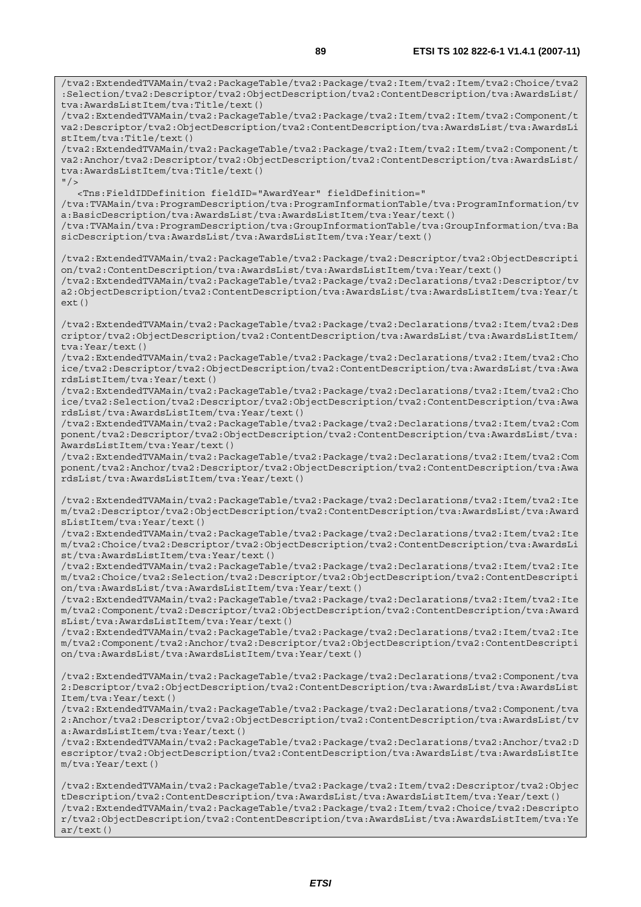```
/tva2:ExtendedTVAMain/tva2:PackageTable/tva2:Package/tva2:Item/tva2:Item/tva2:Choice/tva2
:Selection/tva2:Descriptor/tva2:ObjectDescription/tva2:ContentDescription/tva:AwardsList/
tva:AwardsListItem/tva:Title/text()
/tva2:ExtendedTVAMain/tva2:PackageTable/tva2:Package/tva2:Item/tva2:Item/tva2:Component/t
va2:Descriptor/tva2:ObjectDescription/tva2:ContentDescription/tva:AwardsList/tva:AwardsLi
stItem/tva:Title/text()
/tva2:ExtendedTVAMain/tva2:PackageTable/tva2:Package/tva2:Item/tva2:Item/tva2:Component/t
va2:Anchor/tva2:Descriptor/tva2:ObjectDescription/tva2:ContentDescription/tva:AwardsList/
tva:AwardsListItem/tva:Title/text()
"/>
   <Tns:FieldIDDefinition fieldID="AwardYear" fieldDefinition="
/tva:TVAMain/tva:ProgramDescription/tva:ProgramInformationTable/tva:ProgramInformation/tv
a:BasicDescription/tva:AwardsList/tva:AwardsListItem/tva:Year/text()
/tva:TVAMain/tva:ProgramDescription/tva:GroupInformationTable/tva:GroupInformation/tva:Ba
sicDescription/tva:AwardsList/tva:AwardsListItem/tva:Year/text()

/tva2:ExtendedTVAMain/tva2:PackageTable/tva2:Package/tva2:Descriptor/tva2:ObjectDescripti
on/tva2:ContentDescription/tva:AwardsList/tva:AwardsListItem/tva:Year/text()
/tva2:ExtendedTVAMain/tva2:PackageTable/tva2:Package/tva2:Declarations/tva2:Descriptor/tv
a2:ObjectDescription/tva2:ContentDescription/tva:AwardsList/tva:AwardsListItem/tva:Year/t
ext()

/tva2:ExtendedTVAMain/tva2:PackageTable/tva2:Package/tva2:Declarations/tva2:Item/tva2:Des
criptor/tva2:ObjectDescription/tva2:ContentDescription/tva:AwardsList/tva:AwardsListItem/
tva:Year/text()
/tva2:ExtendedTVAMain/tva2:PackageTable/tva2:Package/tva2:Declarations/tva2:Item/tva2:Cho
ice/tva2:Descriptor/tva2:ObjectDescription/tva2:ContentDescription/tva:AwardsList/tva:Awa
rdsListItem/tva:Year/text()
/tva2:ExtendedTVAMain/tva2:PackageTable/tva2:Package/tva2:Declarations/tva2:Item/tva2:Cho
ice/tva2:Selection/tva2:Descriptor/tva2:ObjectDescription/tva2:ContentDescription/tva:Awa
rdsList/tva:AwardsListItem/tva:Year/text()
/tva2:ExtendedTVAMain/tva2:PackageTable/tva2:Package/tva2:Declarations/tva2:Item/tva2:Com
ponent/tva2:Descriptor/tva2:ObjectDescription/tva2:ContentDescription/tva:AwardsList/tva:
AwardsListItem/tva:Year/text()
/tva2:ExtendedTVAMain/tva2:PackageTable/tva2:Package/tva2:Declarations/tva2:Item/tva2:Com
ponent/tva2:Anchor/tva2:Descriptor/tva2:ObjectDescription/tva2:ContentDescription/tva:Awa
rdsList/tva:AwardsListItem/tva:Year/text()

/tva2:ExtendedTVAMain/tva2:PackageTable/tva2:Package/tva2:Declarations/tva2:Item/tva2:Ite
m/tva2:Descriptor/tva2:ObjectDescription/tva2:ContentDescription/tva:AwardsList/tva:Award
sListItem/tva:Year/text()
/tva2:ExtendedTVAMain/tva2:PackageTable/tva2:Package/tva2:Declarations/tva2:Item/tva2:Ite
m/tva2:Choice/tva2:Descriptor/tva2:ObjectDescription/tva2:ContentDescription/tva:AwardsLi
st/tva:AwardsListItem/tva:Year/text()
/tva2:ExtendedTVAMain/tva2:PackageTable/tva2:Package/tva2:Declarations/tva2:Item/tva2:Ite
m/tva2:Choice/tva2:Selection/tva2:Descriptor/tva2:ObjectDescription/tva2:ContentDescripti
on/tva:AwardsList/tva:AwardsListItem/tva:Year/text()
/tva2:ExtendedTVAMain/tva2:PackageTable/tva2:Package/tva2:Declarations/tva2:Item/tva2:Ite
m/tva2:Component/tva2:Descriptor/tva2:ObjectDescription/tva2:ContentDescription/tva:Award
sList/tva:AwardsListItem/tva:Year/text()
/tva2:ExtendedTVAMain/tva2:PackageTable/tva2:Package/tva2:Declarations/tva2:Item/tva2:Ite
m/tva2:Component/tva2:Anchor/tva2:Descriptor/tva2:ObjectDescription/tva2:ContentDescripti
on/tva:AwardsList/tva:AwardsListItem/tva:Year/text()

/tva2:ExtendedTVAMain/tva2:PackageTable/tva2:Package/tva2:Declarations/tva2:Component/tva
2:Descriptor/tva2:ObjectDescription/tva2:ContentDescription/tva:AwardsList/tva:AwardsList
Item/tva:Year/text()
/tva2:ExtendedTVAMain/tva2:PackageTable/tva2:Package/tva2:Declarations/tva2:Component/tva
2:Anchor/tva2:Descriptor/tva2:ObjectDescription/tva2:ContentDescription/tva:AwardsList/tv
a:AwardsListItem/tva:Year/text()
/tva2:ExtendedTVAMain/tva2:PackageTable/tva2:Package/tva2:Declarations/tva2:Anchor/tva2:D
escriptor/tva2:ObjectDescription/tva2:ContentDescription/tva:AwardsList/tva:AwardsListIte
m/tva:Year/text()

/tva2:ExtendedTVAMain/tva2:PackageTable/tva2:Package/tva2:Item/tva2:Descriptor/tva2:Objec
tDescription/tva2:ContentDescription/tva:AwardsList/tva:AwardsListItem/tva:Year/text()
/tva2:ExtendedTVAMain/tva2:PackageTable/tva2:Package/tva2:Item/tva2:Choice/tva2:Descripto
r/tva2:ObjectDescription/tva2:ContentDescription/tva:AwardsList/tva:AwardsListItem/tva:Ye
ar/text()
```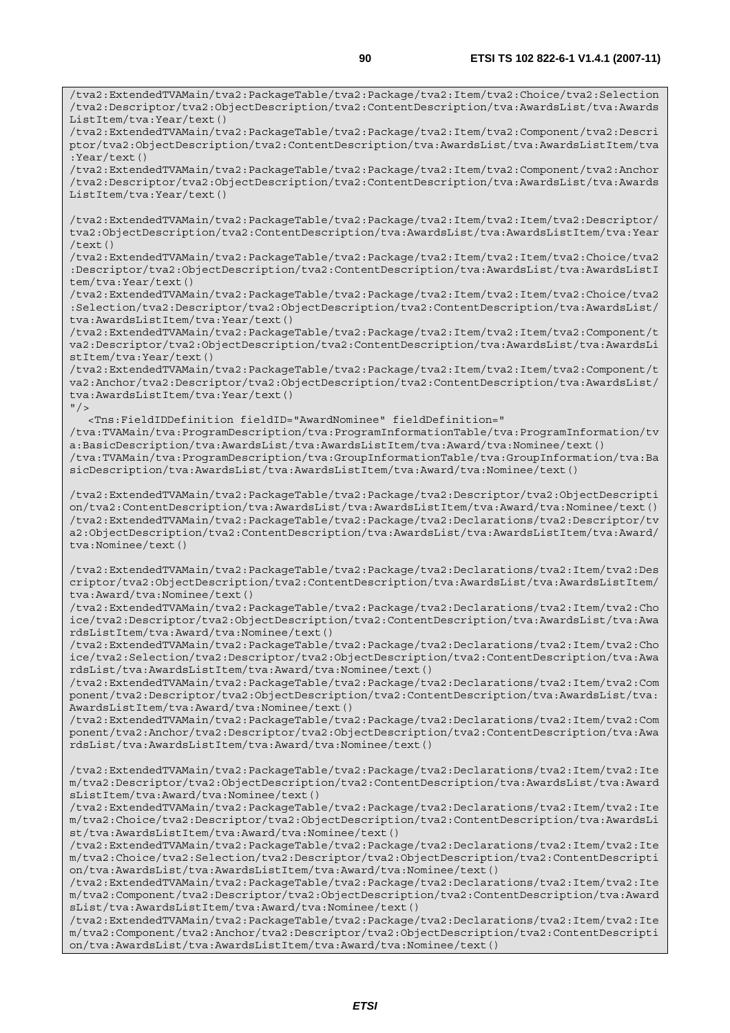```
/tva2:ExtendedTVAMain/tva2:PackageTable/tva2:Package/tva2:Item/tva2:Choice/tva2:Selection/tva2:Descriptor/tva2:ObjectDescription/tva2:ContentDescription/tva:AwardsList/tva:AwardsListItem/tva:Year/text()
/tva2:ExtendedTVAMain/tva2:PackageTable/tva2:Package/tva2:Item/tva2:Component/tva2:Descriptor/tva2:ObjectDescription/tva2:ContentDescription/tva:AwardsList/tva:AwardsListItem/tva:Year/text()
/tva2:ExtendedTVAMain/tva2:PackageTable/tva2:Package/tva2:Item/tva2:Component/tva2:Anchor/tva2:Descriptor/tva2:ObjectDescription/tva2:ContentDescription/tva:AwardsList/tva:AwardsListItem/tva:Year/text()

/tva2:ExtendedTVAMain/tva2:PackageTable/tva2:Package/tva2:Item/tva2:Item/tva2:Descriptor/tva2:ObjectDescription/tva2:ContentDescription/tva:AwardsList/tva:AwardsListItem/tva:Year/text()
/tva2:ExtendedTVAMain/tva2:PackageTable/tva2:Package/tva2:Item/tva2:Item/tva2:Choice/tva2:Descriptor/tva2:ObjectDescription/tva2:ContentDescription/tva:AwardsList/tva:AwardsListItem/tva:Year/text()
/tva2:ExtendedTVAMain/tva2:PackageTable/tva2:Package/tva2:Item/tva2:Item/tva2:Choice/tva2:Selection/tva2:Descriptor/tva2:ObjectDescription/tva2:ContentDescription/tva:AwardsList/tva:AwardsListItem/tva:Year/text()
/tva2:ExtendedTVAMain/tva2:PackageTable/tva2:Package/tva2:Item/tva2:Item/tva2:Component/tva2:Descriptor/tva2:ObjectDescription/tva2:ContentDescription/tva:AwardsList/tva:AwardsListItem/tva:Year/text()
/tva2:ExtendedTVAMain/tva2:PackageTable/tva2:Package/tva2:Item/tva2:Item/tva2:Component/tva2:Anchor/tva2:Descriptor/tva2:ObjectDescription/tva2:ContentDescription/tva:AwardsList/tva:AwardsListItem/tva:Year/text()
"/>
   <Tns:FieldIDDefinition fieldID="AwardNominee" fieldDefinition="
/tva:TVAMain/tva:ProgramDescription/tva:ProgramInformationTable/tva:ProgramInformation/tva:BasicDescription/tva:AwardsList/tva:AwardsListItem/tva:Award/tva:Nominee/text()
/tva:TVAMain/tva:ProgramDescription/tva:GroupInformationTable/tva:GroupInformation/tva:BasicDescription/tva:AwardsList/tva:AwardsListItem/tva:Award/tva:Nominee/text()

/tva2:ExtendedTVAMain/tva2:PackageTable/tva2:Package/tva2:Descriptor/tva2:ObjectDescription/tva2:ContentDescription/tva:AwardsList/tva:AwardsListItem/tva:Award/tva:Nominee/text()
/tva2:ExtendedTVAMain/tva2:PackageTable/tva2:Package/tva2:Declarations/tva2:Descriptor/tva2:ObjectDescription/tva2:ContentDescription/tva:AwardsList/tva:AwardsListItem/tva:Award/tva:Nominee/text()

/tva2:ExtendedTVAMain/tva2:PackageTable/tva2:Package/tva2:Declarations/tva2:Item/tva2:Descriptor/tva2:ObjectDescription/tva2:ContentDescription/tva:AwardsList/tva:AwardsListItem/tva:Award/tva:Nominee/text()
/tva2:ExtendedTVAMain/tva2:PackageTable/tva2:Package/tva2:Declarations/tva2:Item/tva2:Choice/tva2:Descriptor/tva2:ObjectDescription/tva2:ContentDescription/tva:AwardsList/tva:AwardsListItem/tva:Award/tva:Nominee/text()
/tva2:ExtendedTVAMain/tva2:PackageTable/tva2:Package/tva2:Declarations/tva2:Item/tva2:Choice/tva2:Selection/tva2:Descriptor/tva2:ObjectDescription/tva2:ContentDescription/tva:AwardsList/tva:AwardsListItem/tva:Award/tva:Nominee/text()
/tva2:ExtendedTVAMain/tva2:PackageTable/tva2:Package/tva2:Declarations/tva2:Item/tva2:Component/tva2:Descriptor/tva2:ObjectDescription/tva2:ContentDescription/tva:AwardsList/tva:AwardsListItem/tva:Award/tva:Nominee/text()
/tva2:ExtendedTVAMain/tva2:PackageTable/tva2:Package/tva2:Declarations/tva2:Item/tva2:Component/tva2:Anchor/tva2:Descriptor/tva2:ObjectDescription/tva2:ContentDescription/tva:AwardsList/tva:AwardsListItem/tva:Award/tva:Nominee/text()

/tva2:ExtendedTVAMain/tva2:PackageTable/tva2:Package/tva2:Declarations/tva2:Item/tva2:Item/tva2:Descriptor/tva2:ObjectDescription/tva2:ContentDescription/tva:AwardsList/tva:AwardsListItem/tva:Award/tva:Nominee/text()
/tva2:ExtendedTVAMain/tva2:PackageTable/tva2:Package/tva2:Declarations/tva2:Item/tva2:Item/tva2:Choice/tva2:Descriptor/tva2:ObjectDescription/tva2:ContentDescription/tva:AwardsList/tva:AwardsListItem/tva:Award/tva:Nominee/text()
/tva2:ExtendedTVAMain/tva2:PackageTable/tva2:Package/tva2:Declarations/tva2:Item/tva2:Item/tva2:Choice/tva2:Selection/tva2:Descriptor/tva2:ObjectDescription/tva2:ContentDescription/tva:AwardsList/tva:AwardsListItem/tva:Award/tva:Nominee/text()
/tva2:ExtendedTVAMain/tva2:PackageTable/tva2:Package/tva2:Declarations/tva2:Item/tva2:Item/tva2:Component/tva2:Descriptor/tva2:ObjectDescription/tva2:ContentDescription/tva:AwardsList/tva:AwardsListItem/tva:Award/tva:Nominee/text()
/tva2:ExtendedTVAMain/tva2:PackageTable/tva2:Package/tva2:Declarations/tva2:Item/tva2:Item/tva2:Component/tva2:Anchor/tva2:Descriptor/tva2:ObjectDescription/tva2:ContentDescription/tva:AwardsList/tva:AwardsListItem/tva:Award/tva:Nominee/text()
```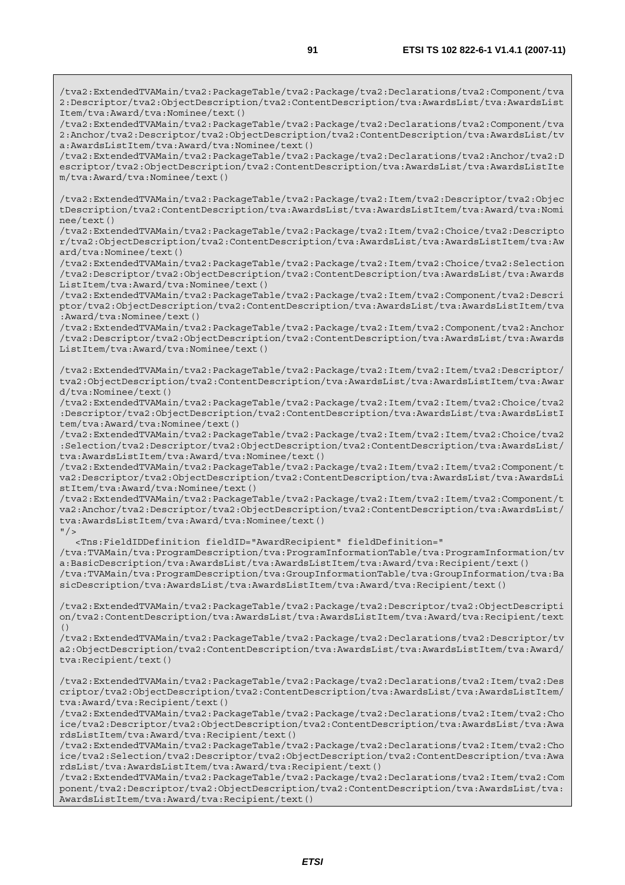```
/tva2:ExtendedTVAMain/tva2:PackageTable/tva2:Package/tva2:Declarations/tva2:Component/tva2:Descriptor/tva2:ObjectDescription/tva2:ContentDescription/tva:AwardsList/tva:AwardsListItem/tva:Award/tva:Nominee/text()
/tva2:ExtendedTVAMain/tva2:PackageTable/tva2:Package/tva2:Declarations/tva2:Component/tva2:Anchor/tva2:Descriptor/tva2:ObjectDescription/tva2:ContentDescription/tva:AwardsList/tva:AwardsListItem/tva:Award/tva:Nominee/text()
/tva2:ExtendedTVAMain/tva2:PackageTable/tva2:Package/tva2:Declarations/tva2:Anchor/tva2:Descriptor/tva2:ObjectDescription/tva2:ContentDescription/tva:AwardsList/tva:AwardsListItem/tva:Award/tva:Nominee/text()

/tva2:ExtendedTVAMain/tva2:PackageTable/tva2:Package/tva2:Item/tva2:Descriptor/tva2:ObjectDescription/tva2:ContentDescription/tva:AwardsList/tva:AwardsListItem/tva:Award/tva:Nominee/text()
/tva2:ExtendedTVAMain/tva2:PackageTable/tva2:Package/tva2:Item/tva2:Choice/tva2:Descriptor/tva2:ObjectDescription/tva2:ContentDescription/tva:AwardsList/tva:AwardsListItem/tva:Award/tva:Nominee/text()
/tva2:ExtendedTVAMain/tva2:PackageTable/tva2:Package/tva2:Item/tva2:Choice/tva2:Selection/tva2:Descriptor/tva2:ObjectDescription/tva2:ContentDescription/tva:AwardsList/tva:AwardsListItem/tva:Award/tva:Nominee/text()
/tva2:ExtendedTVAMain/tva2:PackageTable/tva2:Package/tva2:Item/tva2:Component/tva2:Descriptor/tva2:ObjectDescription/tva2:ContentDescription/tva:AwardsList/tva:AwardsListItem/tva:Award/tva:Nominee/text()
/tva2:ExtendedTVAMain/tva2:PackageTable/tva2:Package/tva2:Item/tva2:Component/tva2:Anchor/tva2:Descriptor/tva2:ObjectDescription/tva2:ContentDescription/tva:AwardsList/tva:AwardsListItem/tva:Award/tva:Nominee/text()

/tva2:ExtendedTVAMain/tva2:PackageTable/tva2:Package/tva2:Item/tva2:Item/tva2:Descriptor/tva2:ObjectDescription/tva2:ContentDescription/tva:AwardsList/tva:AwardsListItem/tva:Award/tva:Nominee/text()
/tva2:ExtendedTVAMain/tva2:PackageTable/tva2:Package/tva2:Item/tva2:Item/tva2:Choice/tva2:Descriptor/tva2:ObjectDescription/tva2:ContentDescription/tva:AwardsList/tva:AwardsListItem/tva:Award/tva:Nominee/text()
/tva2:ExtendedTVAMain/tva2:PackageTable/tva2:Package/tva2:Item/tva2:Item/tva2:Choice/tva2:Selection/tva2:Descriptor/tva2:ObjectDescription/tva2:ContentDescription/tva:AwardsList/tva:AwardsListItem/tva:Award/tva:Nominee/text()
/tva2:ExtendedTVAMain/tva2:PackageTable/tva2:Package/tva2:Item/tva2:Item/tva2:Component/tva2:Descriptor/tva2:ObjectDescription/tva2:ContentDescription/tva:AwardsList/tva:AwardsListItem/tva:Award/tva:Nominee/text()
/tva2:ExtendedTVAMain/tva2:PackageTable/tva2:Package/tva2:Item/tva2:Item/tva2:Component/tva2:Anchor/tva2:Descriptor/tva2:ObjectDescription/tva2:ContentDescription/tva:AwardsList/tva:AwardsListItem/tva:Award/tva:Nominee/text()
"/>
   <Tns:FieldIDDefinition fieldID="AwardRecipient" fieldDefinition="
/tva:TVAMain/tva:ProgramDescription/tva:ProgramInformationTable/tva:ProgramInformation/tva:BasicDescription/tva:AwardsList/tva:AwardsListItem/tva:Award/tva:Recipient/text()
/tva:TVAMain/tva:ProgramDescription/tva:GroupInformationTable/tva:GroupInformation/tva:BasicDescription/tva:AwardsList/tva:AwardsListItem/tva:Award/tva:Recipient/text()

/tva2:ExtendedTVAMain/tva2:PackageTable/tva2:Package/tva2:Descriptor/tva2:ObjectDescription/tva2:ContentDescription/tva:AwardsList/tva:AwardsListItem/tva:Award/tva:Recipient/text()
/tva2:ExtendedTVAMain/tva2:PackageTable/tva2:Package/tva2:Declarations/tva2:Descriptor/tva2:ObjectDescription/tva2:ContentDescription/tva:AwardsList/tva:AwardsListItem/tva:Award/tva:Recipient/text()

/tva2:ExtendedTVAMain/tva2:PackageTable/tva2:Package/tva2:Declarations/tva2:Item/tva2:Descriptor/tva2:ObjectDescription/tva2:ContentDescription/tva:AwardsList/tva:AwardsListItem/tva:Award/tva:Recipient/text()
/tva2:ExtendedTVAMain/tva2:PackageTable/tva2:Package/tva2:Declarations/tva2:Item/tva2:Choice/tva2:Descriptor/tva2:ObjectDescription/tva2:ContentDescription/tva:AwardsList/tva:AwardsListItem/tva:Award/tva:Recipient/text()
/tva2:ExtendedTVAMain/tva2:PackageTable/tva2:Package/tva2:Declarations/tva2:Item/tva2:Choice/tva2:Selection/tva2:Descriptor/tva2:ObjectDescription/tva2:ContentDescription/tva:AwardsList/tva:AwardsListItem/tva:Award/tva:Recipient/text()
/tva2:ExtendedTVAMain/tva2:PackageTable/tva2:Package/tva2:Declarations/tva2:Item/tva2:Component/tva2:Descriptor/tva2:ObjectDescription/tva2:ContentDescription/tva:AwardsList/tva:AwardsListItem/tva:Award/tva:Recipient/text()
```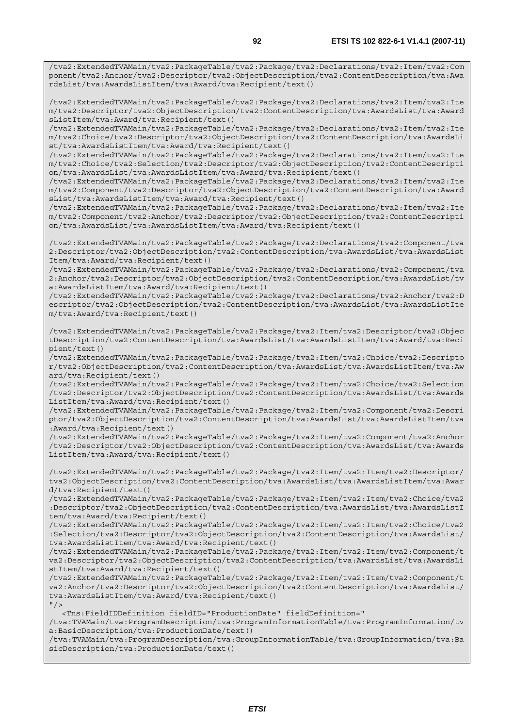```
/tva2:ExtendedTVAMain/tva2:PackageTable/tva2:Package/tva2:Declarations/tva2:Item/tva2:Component/tva2:Anchor/tva2:Descriptor/tva2:ObjectDescription/tva2:ContentDescription/tva:AwardsList/tva:AwardsListItem/tva:Award/tva:Recipient/text()

/tva2:ExtendedTVAMain/tva2:PackageTable/tva2:Package/tva2:Declarations/tva2:Item/tva2:Item/tva2:Descriptor/tva2:ObjectDescription/tva2:ContentDescription/tva:AwardsList/tva:AwardsListItem/tva:Award/tva:Recipient/text()
/tva2:ExtendedTVAMain/tva2:PackageTable/tva2:Package/tva2:Declarations/tva2:Item/tva2:Item/tva2:Choice/tva2:Descriptor/tva2:ObjectDescription/tva2:ContentDescription/tva:AwardsList/tva:AwardsListItem/tva:Award/tva:Recipient/text()
/tva2:ExtendedTVAMain/tva2:PackageTable/tva2:Package/tva2:Declarations/tva2:Item/tva2:Item/tva2:Choice/tva2:Selection/tva2:Descriptor/tva2:ObjectDescription/tva2:ContentDescription/tva:AwardsList/tva:AwardsListItem/tva:Award/tva:Recipient/text()
/tva2:ExtendedTVAMain/tva2:PackageTable/tva2:Package/tva2:Declarations/tva2:Item/tva2:Item/tva2:Component/tva2:Descriptor/tva2:ObjectDescription/tva2:ContentDescription/tva:AwardsList/tva:AwardsListItem/tva:Award/tva:Recipient/text()
/tva2:ExtendedTVAMain/tva2:PackageTable/tva2:Package/tva2:Declarations/tva2:Item/tva2:Item/tva2:Component/tva2:Anchor/tva2:Descriptor/tva2:ObjectDescription/tva2:ContentDescription/tva:AwardsList/tva:AwardsListItem/tva:Award/tva:Recipient/text()

/tva2:ExtendedTVAMain/tva2:PackageTable/tva2:Package/tva2:Declarations/tva2:Component/tva2:Descriptor/tva2:ObjectDescription/tva2:ContentDescription/tva:AwardsList/tva:AwardsListItem/tva:Award/tva:Recipient/text()
/tva2:ExtendedTVAMain/tva2:PackageTable/tva2:Package/tva2:Declarations/tva2:Component/tva2:Anchor/tva2:Descriptor/tva2:ObjectDescription/tva2:ContentDescription/tva:AwardsList/tva:AwardsListItem/tva:Award/tva:Recipient/text()
/tva2:ExtendedTVAMain/tva2:PackageTable/tva2:Package/tva2:Declarations/tva2:Anchor/tva2:Descriptor/tva2:ObjectDescription/tva2:ContentDescription/tva:AwardsList/tva:AwardsListItem/tva:Award/tva:Recipient/text()

/tva2:ExtendedTVAMain/tva2:PackageTable/tva2:Package/tva2:Item/tva2:Descriptor/tva2:ObjectDescription/tva2:ContentDescription/tva:AwardsList/tva:AwardsListItem/tva:Award/tva:Recipient/text()
/tva2:ExtendedTVAMain/tva2:PackageTable/tva2:Package/tva2:Item/tva2:Choice/tva2:Descriptor/tva2:ObjectDescription/tva2:ContentDescription/tva:AwardsList/tva:AwardsListItem/tva:Award/tva:Recipient/text()
/tva2:ExtendedTVAMain/tva2:PackageTable/tva2:Package/tva2:Item/tva2:Choice/tva2:Selection/tva2:Descriptor/tva2:ObjectDescription/tva2:ContentDescription/tva:AwardsList/tva:AwardsListItem/tva:Award/tva:Recipient/text()
/tva2:ExtendedTVAMain/tva2:PackageTable/tva2:Package/tva2:Item/tva2:Component/tva2:Descriptor/tva2:ObjectDescription/tva2:ContentDescription/tva:AwardsList/tva:AwardsListItem/tva:Award/tva:Recipient/text()
/tva2:ExtendedTVAMain/tva2:PackageTable/tva2:Package/tva2:Item/tva2:Component/tva2:Anchor/tva2:Descriptor/tva2:ObjectDescription/tva2:ContentDescription/tva:AwardsList/tva:AwardsListItem/tva:Award/tva:Recipient/text()

/tva2:ExtendedTVAMain/tva2:PackageTable/tva2:Package/tva2:Item/tva2:Item/tva2:Descriptor/tva2:ObjectDescription/tva2:ContentDescription/tva:AwardsList/tva:AwardsListItem/tva:Award/tva:Recipient/text()
/tva2:ExtendedTVAMain/tva2:PackageTable/tva2:Package/tva2:Item/tva2:Item/tva2:Choice/tva2:Descriptor/tva2:ObjectDescription/tva2:ContentDescription/tva:AwardsList/tva:AwardsListItem/tva:Award/tva:Recipient/text()
/tva2:ExtendedTVAMain/tva2:PackageTable/tva2:Package/tva2:Item/tva2:Item/tva2:Choice/tva2:Selection/tva2:Descriptor/tva2:ObjectDescription/tva2:ContentDescription/tva:AwardsList/tva:AwardsListItem/tva:Award/tva:Recipient/text()
/tva2:ExtendedTVAMain/tva2:PackageTable/tva2:Package/tva2:Item/tva2:Item/tva2:Component/tva2:Descriptor/tva2:ObjectDescription/tva2:ContentDescription/tva:AwardsList/tva:AwardsListItem/tva:Award/tva:Recipient/text()
/tva2:ExtendedTVAMain/tva2:PackageTable/tva2:Package/tva2:Item/tva2:Item/tva2:Component/tva2:Anchor/tva2:Descriptor/tva2:ObjectDescription/tva2:ContentDescription/tva:AwardsList/tva:AwardsListItem/tva:Award/tva:Recipient/text()
"/>
   <Tns:FieldIDDefinition fieldID="ProductionDate" fieldDefinition="
/tva:TVAMain/tva:ProgramDescription/tva:ProgramInformationTable/tva:ProgramInformation/tva:BasicDescription/tva:ProductionDate/text()
/tva:TVAMain/tva:ProgramDescription/tva:GroupInformationTable/tva:GroupInformation/tva:BasicDescription/tva:ProductionDate/text()
```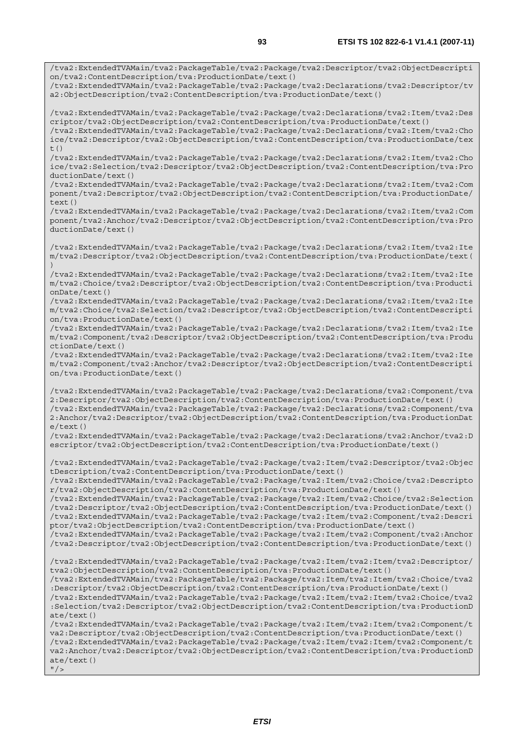```
/tva2:ExtendedTVAMain/tva2:PackageTable/tva2:Package/tva2:Descriptor/tva2:ObjectDescription/tva2:ContentDescription/tva:ProductionDate/text()
/tva2:ExtendedTVAMain/tva2:PackageTable/tva2:Package/tva2:Declarations/tva2:Descriptor/tva2:ObjectDescription/tva2:ContentDescription/tva:ProductionDate/text()

/tva2:ExtendedTVAMain/tva2:PackageTable/tva2:Package/tva2:Declarations/tva2:Item/tva2:Descriptor/tva2:ObjectDescription/tva2:ContentDescription/tva:ProductionDate/text()
/tva2:ExtendedTVAMain/tva2:PackageTable/tva2:Package/tva2:Declarations/tva2:Item/tva2:Choice/tva2:Descriptor/tva2:ObjectDescription/tva2:ContentDescription/tva:ProductionDate/text()
/tva2:ExtendedTVAMain/tva2:PackageTable/tva2:Package/tva2:Declarations/tva2:Item/tva2:Choice/tva2:Selection/tva2:Descriptor/tva2:ObjectDescription/tva2:ContentDescription/tva:ProductionDate/text()
/tva2:ExtendedTVAMain/tva2:PackageTable/tva2:Package/tva2:Declarations/tva2:Item/tva2:Component/tva2:Descriptor/tva2:ObjectDescription/tva2:ContentDescription/tva:ProductionDate/text()
/tva2:ExtendedTVAMain/tva2:PackageTable/tva2:Package/tva2:Declarations/tva2:Item/tva2:Component/tva2:Anchor/tva2:Descriptor/tva2:ObjectDescription/tva2:ContentDescription/tva:ProductionDate/text()

/tva2:ExtendedTVAMain/tva2:PackageTable/tva2:Package/tva2:Declarations/tva2:Item/tva2:Item/tva2:Descriptor/tva2:ObjectDescription/tva2:ContentDescription/tva:ProductionDate/text()
/tva2:ExtendedTVAMain/tva2:PackageTable/tva2:Package/tva2:Declarations/tva2:Item/tva2:Item/tva2:Choice/tva2:Descriptor/tva2:ObjectDescription/tva2:ContentDescription/tva:ProductionDate/text()
/tva2:ExtendedTVAMain/tva2:PackageTable/tva2:Package/tva2:Declarations/tva2:Item/tva2:Item/tva2:Choice/tva2:Selection/tva2:Descriptor/tva2:ObjectDescription/tva2:ContentDescription/tva:ProductionDate/text()
/tva2:ExtendedTVAMain/tva2:PackageTable/tva2:Package/tva2:Declarations/tva2:Item/tva2:Item/tva2:Component/tva2:Descriptor/tva2:ObjectDescription/tva2:ContentDescription/tva:ProductionDate/text()
/tva2:ExtendedTVAMain/tva2:PackageTable/tva2:Package/tva2:Declarations/tva2:Item/tva2:Item/tva2:Component/tva2:Anchor/tva2:Descriptor/tva2:ObjectDescription/tva2:ContentDescription/tva:ProductionDate/text()

/tva2:ExtendedTVAMain/tva2:PackageTable/tva2:Package/tva2:Declarations/tva2:Component/tva2:Descriptor/tva2:ObjectDescription/tva2:ContentDescription/tva:ProductionDate/text()
/tva2:ExtendedTVAMain/tva2:PackageTable/tva2:Package/tva2:Declarations/tva2:Component/tva2:Anchor/tva2:Descriptor/tva2:ObjectDescription/tva2:ContentDescription/tva:ProductionDate/text()
/tva2:ExtendedTVAMain/tva2:PackageTable/tva2:Package/tva2:Declarations/tva2:Anchor/tva2:Descriptor/tva2:ObjectDescription/tva2:ContentDescription/tva:ProductionDate/text()

/tva2:ExtendedTVAMain/tva2:PackageTable/tva2:Package/tva2:Item/tva2:Descriptor/tva2:ObjectDescription/tva2:ContentDescription/tva:ProductionDate/text()
/tva2:ExtendedTVAMain/tva2:PackageTable/tva2:Package/tva2:Item/tva2:Choice/tva2:Descriptor/tva2:ObjectDescription/tva2:ContentDescription/tva:ProductionDate/text()
/tva2:ExtendedTVAMain/tva2:PackageTable/tva2:Package/tva2:Item/tva2:Choice/tva2:Selection/tva2:Descriptor/tva2:ObjectDescription/tva2:ContentDescription/tva:ProductionDate/text()
/tva2:ExtendedTVAMain/tva2:PackageTable/tva2:Package/tva2:Item/tva2:Component/tva2:Descriptor/tva2:ObjectDescription/tva2:ContentDescription/tva:ProductionDate/text()
/tva2:ExtendedTVAMain/tva2:PackageTable/tva2:Package/tva2:Item/tva2:Component/tva2:Anchor/tva2:Descriptor/tva2:ObjectDescription/tva2:ContentDescription/tva:ProductionDate/text()

/tva2:ExtendedTVAMain/tva2:PackageTable/tva2:Package/tva2:Item/tva2:Item/tva2:Descriptor/tva2:ObjectDescription/tva2:ContentDescription/tva:ProductionDate/text()
/tva2:ExtendedTVAMain/tva2:PackageTable/tva2:Package/tva2:Item/tva2:Item/tva2:Choice/tva2:Descriptor/tva2:ObjectDescription/tva2:ContentDescription/tva:ProductionDate/text()
/tva2:ExtendedTVAMain/tva2:PackageTable/tva2:Package/tva2:Item/tva2:Item/tva2:Choice/tva2:Selection/tva2:Descriptor/tva2:ObjectDescription/tva2:ContentDescription/tva:ProductionDate/text()
/tva2:ExtendedTVAMain/tva2:PackageTable/tva2:Package/tva2:Item/tva2:Item/tva2:Component/tva2:Descriptor/tva2:ObjectDescription/tva2:ContentDescription/tva:ProductionDate/text()
/tva2:ExtendedTVAMain/tva2:PackageTable/tva2:Package/tva2:Item/tva2:Item/tva2:Component/tva2:Anchor/tva2:Descriptor/tva2:ObjectDescription/tva2:ContentDescription/tva:ProductionDate/text()
"/>
```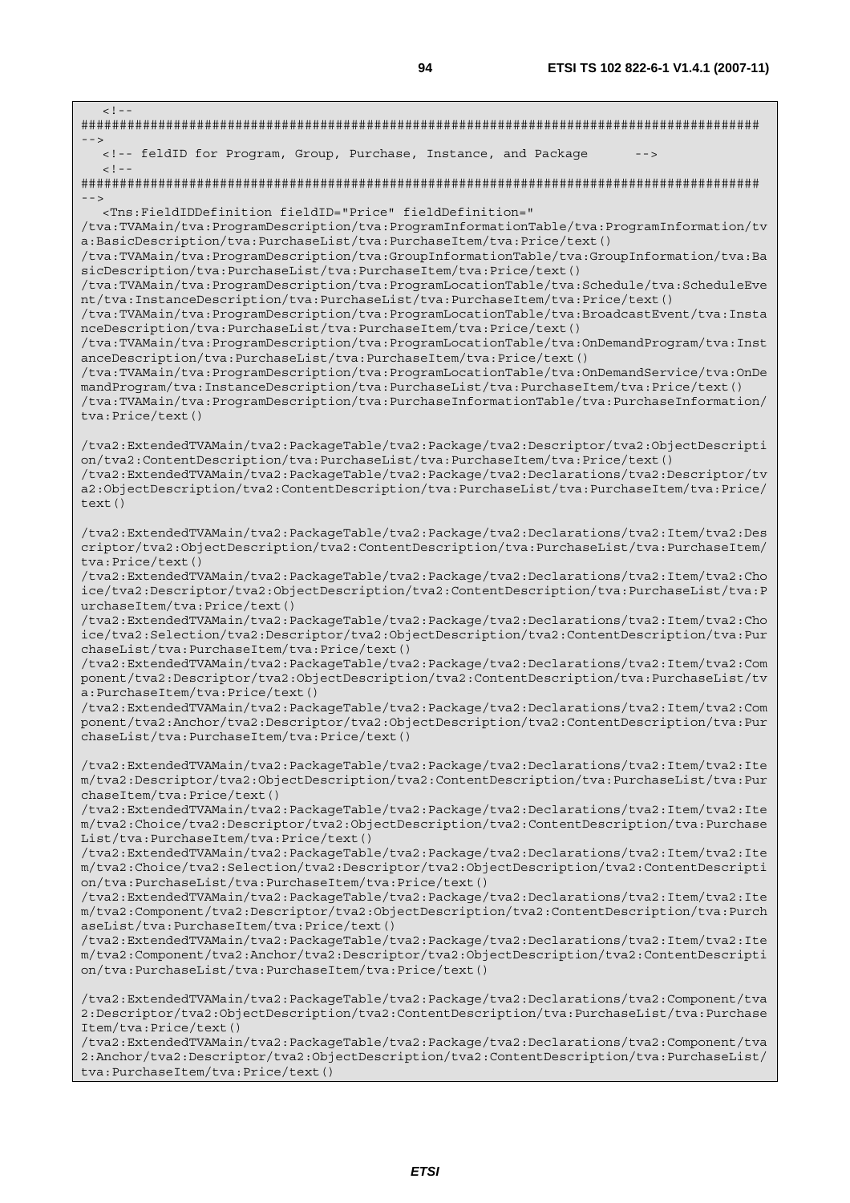```
<!--
########################################################################################
-->
   <!-- feldID for Program, Group, Purchase, Instance, and Package      -->
   <!--
########################################################################################
-->
   <Tns:FieldIDDefinition fieldID="Price" fieldDefinition="
/tva:TVAMain/tva:ProgramDescription/tva:ProgramInformationTable/tva:ProgramInformation/tva:BasicDescription/tva:PurchaseList/tva:PurchaseItem/tva:Price/text()
/tva:TVAMain/tva:ProgramDescription/tva:GroupInformationTable/tva:GroupInformation/tva:BasicDescription/tva:PurchaseList/tva:PurchaseItem/tva:Price/text()
/tva:TVAMain/tva:ProgramDescription/tva:ProgramLocationTable/tva:Schedule/tva:ScheduleEvent/tva:InstanceDescription/tva:PurchaseList/tva:PurchaseItem/tva:Price/text()
/tva:TVAMain/tva:ProgramDescription/tva:ProgramLocationTable/tva:BroadcastEvent/tva:InstanceDescription/tva:PurchaseList/tva:PurchaseItem/tva:Price/text()
/tva:TVAMain/tva:ProgramDescription/tva:ProgramLocationTable/tva:OnDemandProgram/tva:InstanceDescription/tva:PurchaseList/tva:PurchaseItem/tva:Price/text()
/tva:TVAMain/tva:ProgramDescription/tva:ProgramLocationTable/tva:OnDemandService/tva:OnDemandProgram/tva:InstanceDescription/tva:PurchaseList/tva:PurchaseItem/tva:Price/text()
/tva:TVAMain/tva:ProgramDescription/tva:PurchaseInformationTable/tva:PurchaseInformation/tva:Price/text()

/tva2:ExtendedTVAMain/tva2:PackageTable/tva2:Package/tva2:Descriptor/tva2:ObjectDescription/tva2:ContentDescription/tva:PurchaseList/tva:PurchaseItem/tva:Price/text()
/tva2:ExtendedTVAMain/tva2:PackageTable/tva2:Package/tva2:Declarations/tva2:Descriptor/tva2:ObjectDescription/tva2:ContentDescription/tva:PurchaseList/tva:PurchaseItem/tva:Price/text()

/tva2:ExtendedTVAMain/tva2:PackageTable/tva2:Package/tva2:Declarations/tva2:Item/tva2:Descriptor/tva2:ObjectDescription/tva2:ContentDescription/tva:PurchaseList/tva:PurchaseItem/tva:Price/text()
/tva2:ExtendedTVAMain/tva2:PackageTable/tva2:Package/tva2:Declarations/tva2:Item/tva2:Choice/tva2:Descriptor/tva2:ObjectDescription/tva2:ContentDescription/tva:PurchaseList/tva:PurchaseItem/tva:Price/text()
/tva2:ExtendedTVAMain/tva2:PackageTable/tva2:Package/tva2:Declarations/tva2:Item/tva2:Choice/tva2:Selection/tva2:Descriptor/tva2:ObjectDescription/tva2:ContentDescription/tva:PurchaseList/tva:PurchaseItem/tva:Price/text()
/tva2:ExtendedTVAMain/tva2:PackageTable/tva2:Package/tva2:Declarations/tva2:Item/tva2:Component/tva2:Descriptor/tva2:ObjectDescription/tva2:ContentDescription/tva:PurchaseList/tva:PurchaseItem/tva:Price/text()
/tva2:ExtendedTVAMain/tva2:PackageTable/tva2:Package/tva2:Declarations/tva2:Item/tva2:Component/tva2:Anchor/tva2:Descriptor/tva2:ObjectDescription/tva2:ContentDescription/tva:PurchaseList/tva:PurchaseItem/tva:Price/text()

/tva2:ExtendedTVAMain/tva2:PackageTable/tva2:Package/tva2:Declarations/tva2:Item/tva2:Item/tva2:Descriptor/tva2:ObjectDescription/tva2:ContentDescription/tva:PurchaseList/tva:PurchaseItem/tva:Price/text()
/tva2:ExtendedTVAMain/tva2:PackageTable/tva2:Package/tva2:Declarations/tva2:Item/tva2:Item/tva2:Choice/tva2:Descriptor/tva2:ObjectDescription/tva2:ContentDescription/tva:PurchaseList/tva:PurchaseItem/tva:Price/text()
/tva2:ExtendedTVAMain/tva2:PackageTable/tva2:Package/tva2:Declarations/tva2:Item/tva2:Item/tva2:Choice/tva2:Selection/tva2:Descriptor/tva2:ObjectDescription/tva2:ContentDescription/tva:PurchaseList/tva:PurchaseItem/tva:Price/text()
/tva2:ExtendedTVAMain/tva2:PackageTable/tva2:Package/tva2:Declarations/tva2:Item/tva2:Item/tva2:Component/tva2:Descriptor/tva2:ObjectDescription/tva2:ContentDescription/tva:PurchaseList/tva:PurchaseItem/tva:Price/text()
/tva2:ExtendedTVAMain/tva2:PackageTable/tva2:Package/tva2:Declarations/tva2:Item/tva2:Item/tva2:Component/tva2:Anchor/tva2:Descriptor/tva2:ObjectDescription/tva2:ContentDescription/tva:PurchaseList/tva:PurchaseItem/tva:Price/text()

/tva2:ExtendedTVAMain/tva2:PackageTable/tva2:Package/tva2:Declarations/tva2:Component/tva2:Descriptor/tva2:ObjectDescription/tva2:ContentDescription/tva:PurchaseList/tva:PurchaseItem/tva:Price/text()
/tva2:ExtendedTVAMain/tva2:PackageTable/tva2:Package/tva2:Declarations/tva2:Component/tva2:Anchor/tva2:Descriptor/tva2:ObjectDescription/tva2:ContentDescription/tva:PurchaseList/tva:PurchaseItem/tva:Price/text()
```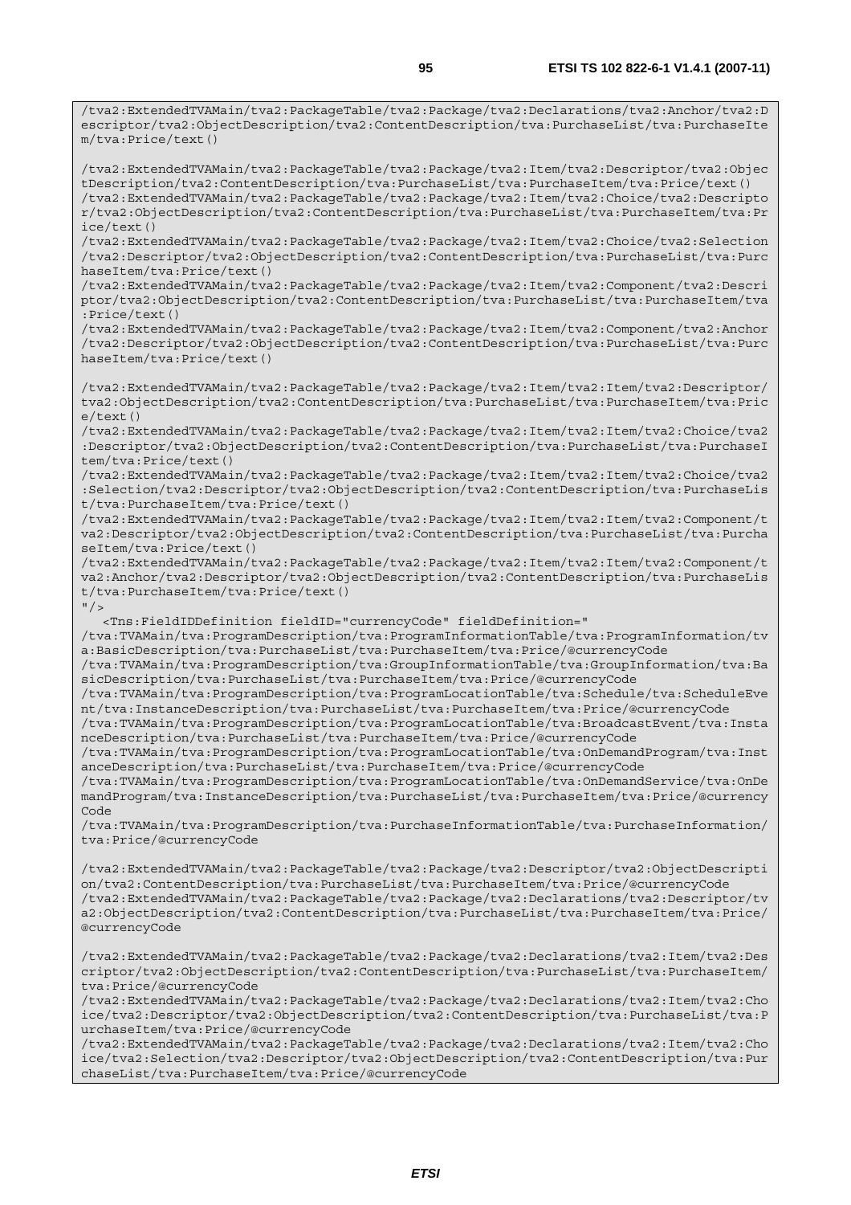```
/tva2:ExtendedTVAMain/tva2:PackageTable/tva2:Package/tva2:Declarations/tva2:Anchor/tva2:Descriptor/tva2:ObjectDescription/tva2:ContentDescription/tva:PurchaseList/tva:PurchaseItem/tva:Price/text()

/tva2:ExtendedTVAMain/tva2:PackageTable/tva2:Package/tva2:Item/tva2:Descriptor/tva2:ObjectDescription/tva2:ContentDescription/tva:PurchaseList/tva:PurchaseItem/tva:Price/text()
/tva2:ExtendedTVAMain/tva2:PackageTable/tva2:Package/tva2:Item/tva2:Choice/tva2:Descriptor/tva2:ObjectDescription/tva2:ContentDescription/tva:PurchaseList/tva:PurchaseItem/tva:Price/text()
/tva2:ExtendedTVAMain/tva2:PackageTable/tva2:Package/tva2:Item/tva2:Choice/tva2:Selection/tva2:Descriptor/tva2:ObjectDescription/tva2:ContentDescription/tva:PurchaseList/tva:PurchaseItem/tva:Price/text()
/tva2:ExtendedTVAMain/tva2:PackageTable/tva2:Package/tva2:Item/tva2:Component/tva2:Descriptor/tva2:ObjectDescription/tva2:ContentDescription/tva:PurchaseList/tva:PurchaseItem/tva:Price/text()
/tva2:ExtendedTVAMain/tva2:PackageTable/tva2:Package/tva2:Item/tva2:Component/tva2:Anchor/tva2:Descriptor/tva2:ObjectDescription/tva2:ContentDescription/tva:PurchaseList/tva:PurchaseItem/tva:Price/text()

/tva2:ExtendedTVAMain/tva2:PackageTable/tva2:Package/tva2:Item/tva2:Item/tva2:Descriptor/tva2:ObjectDescription/tva2:ContentDescription/tva:PurchaseList/tva:PurchaseItem/tva:Price/text()
/tva2:ExtendedTVAMain/tva2:PackageTable/tva2:Package/tva2:Item/tva2:Item/tva2:Choice/tva2:Descriptor/tva2:ObjectDescription/tva2:ContentDescription/tva:PurchaseList/tva:PurchaseItem/tva:Price/text()
/tva2:ExtendedTVAMain/tva2:PackageTable/tva2:Package/tva2:Item/tva2:Item/tva2:Choice/tva2:Selection/tva2:Descriptor/tva2:ObjectDescription/tva2:ContentDescription/tva:PurchaseList/tva:PurchaseItem/tva:Price/text()
/tva2:ExtendedTVAMain/tva2:PackageTable/tva2:Package/tva2:Item/tva2:Item/tva2:Component/tva2:Descriptor/tva2:ObjectDescription/tva2:ContentDescription/tva:PurchaseList/tva:PurchaseItem/tva:Price/text()
/tva2:ExtendedTVAMain/tva2:PackageTable/tva2:Package/tva2:Item/tva2:Item/tva2:Component/tva2:Anchor/tva2:Descriptor/tva2:ObjectDescription/tva2:ContentDescription/tva:PurchaseList/tva:PurchaseItem/tva:Price/text()
"/>
   <Tns:FieldIDDefinition fieldID="currencyCode" fieldDefinition="
/tva:TVAMain/tva:ProgramDescription/tva:ProgramInformationTable/tva:ProgramInformation/tva:BasicDescription/tva:PurchaseList/tva:PurchaseItem/tva:Price/@currencyCode
/tva:TVAMain/tva:ProgramDescription/tva:GroupInformationTable/tva:GroupInformation/tva:BasicDescription/tva:PurchaseList/tva:PurchaseItem/tva:Price/@currencyCode
/tva:TVAMain/tva:ProgramDescription/tva:ProgramLocationTable/tva:Schedule/tva:ScheduleEvent/tva:InstanceDescription/tva:PurchaseList/tva:PurchaseItem/tva:Price/@currencyCode
/tva:TVAMain/tva:ProgramDescription/tva:ProgramLocationTable/tva:BroadcastEvent/tva:InstanceDescription/tva:PurchaseList/tva:PurchaseItem/tva:Price/@currencyCode
/tva:TVAMain/tva:ProgramDescription/tva:ProgramLocationTable/tva:OnDemandProgram/tva:InstanceDescription/tva:PurchaseList/tva:PurchaseItem/tva:Price/@currencyCode
/tva:TVAMain/tva:ProgramDescription/tva:ProgramLocationTable/tva:OnDemandService/tva:OnDemandProgram/tva:InstanceDescription/tva:PurchaseList/tva:PurchaseItem/tva:Price/@currencyCode
/tva:TVAMain/tva:ProgramDescription/tva:PurchaseInformationTable/tva:PurchaseInformation/tva:Price/@currencyCode

/tva2:ExtendedTVAMain/tva2:PackageTable/tva2:Package/tva2:Descriptor/tva2:ObjectDescription/tva2:ContentDescription/tva:PurchaseList/tva:PurchaseItem/tva:Price/@currencyCode
/tva2:ExtendedTVAMain/tva2:PackageTable/tva2:Package/tva2:Declarations/tva2:Descriptor/tva2:ObjectDescription/tva2:ContentDescription/tva:PurchaseList/tva:PurchaseItem/tva:Price/@currencyCode

/tva2:ExtendedTVAMain/tva2:PackageTable/tva2:Package/tva2:Declarations/tva2:Item/tva2:Descriptor/tva2:ObjectDescription/tva2:ContentDescription/tva:PurchaseList/tva:PurchaseItem/tva:Price/@currencyCode
/tva2:ExtendedTVAMain/tva2:PackageTable/tva2:Package/tva2:Declarations/tva2:Item/tva2:Choice/tva2:Descriptor/tva2:ObjectDescription/tva2:ContentDescription/tva:PurchaseList/tva:PurchaseItem/tva:Price/@currencyCode
/tva2:ExtendedTVAMain/tva2:PackageTable/tva2:Package/tva2:Declarations/tva2:Item/tva2:Choice/tva2:Selection/tva2:Descriptor/tva2:ObjectDescription/tva2:ContentDescription/tva:PurchaseList/tva:PurchaseItem/tva:Price/@currencyCode
```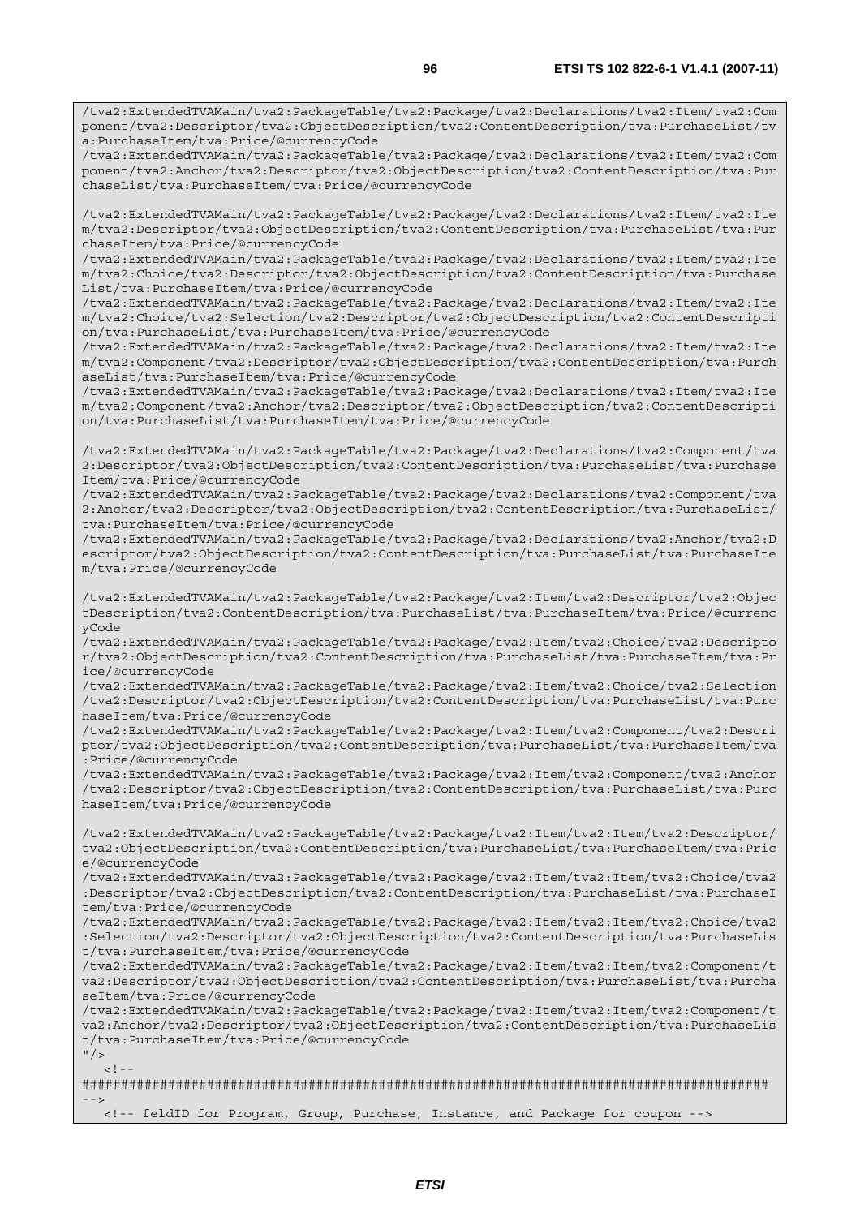```
/tva2:ExtendedTVAMain/tva2:PackageTable/tva2:Package/tva2:Declarations/tva2:Item/tva2:Component/tva2:Descriptor/tva2:ObjectDescription/tva2:ContentDescription/tva:PurchaseList/tva:PurchaseItem/tva:Price/@currencyCode
/tva2:ExtendedTVAMain/tva2:PackageTable/tva2:Package/tva2:Declarations/tva2:Item/tva2:Component/tva2:Anchor/tva2:Descriptor/tva2:ObjectDescription/tva2:ContentDescription/tva:PurchaseList/tva:PurchaseItem/tva:Price/@currencyCode

/tva2:ExtendedTVAMain/tva2:PackageTable/tva2:Package/tva2:Declarations/tva2:Item/tva2:Item/tva2:Descriptor/tva2:ObjectDescription/tva2:ContentDescription/tva:PurchaseList/tva:PurchaseItem/tva:Price/@currencyCode
/tva2:ExtendedTVAMain/tva2:PackageTable/tva2:Package/tva2:Declarations/tva2:Item/tva2:Item/tva2:Choice/tva2:Descriptor/tva2:ObjectDescription/tva2:ContentDescription/tva:PurchaseList/tva:PurchaseItem/tva:Price/@currencyCode
/tva2:ExtendedTVAMain/tva2:PackageTable/tva2:Package/tva2:Declarations/tva2:Item/tva2:Item/tva2:Choice/tva2:Selection/tva2:Descriptor/tva2:ObjectDescription/tva2:ContentDescription/tva:PurchaseList/tva:PurchaseItem/tva:Price/@currencyCode
/tva2:ExtendedTVAMain/tva2:PackageTable/tva2:Package/tva2:Declarations/tva2:Item/tva2:Item/tva2:Component/tva2:Descriptor/tva2:ObjectDescription/tva2:ContentDescription/tva:PurchaseList/tva:PurchaseItem/tva:Price/@currencyCode
/tva2:ExtendedTVAMain/tva2:PackageTable/tva2:Package/tva2:Declarations/tva2:Item/tva2:Item/tva2:Component/tva2:Anchor/tva2:Descriptor/tva2:ObjectDescription/tva2:ContentDescription/tva:PurchaseList/tva:PurchaseItem/tva:Price/@currencyCode

/tva2:ExtendedTVAMain/tva2:PackageTable/tva2:Package/tva2:Declarations/tva2:Component/tva2:Descriptor/tva2:ObjectDescription/tva2:ContentDescription/tva:PurchaseList/tva:PurchaseItem/tva:Price/@currencyCode
/tva2:ExtendedTVAMain/tva2:PackageTable/tva2:Package/tva2:Declarations/tva2:Component/tva2:Anchor/tva2:Descriptor/tva2:ObjectDescription/tva2:ContentDescription/tva:PurchaseList/tva:PurchaseItem/tva:Price/@currencyCode
/tva2:ExtendedTVAMain/tva2:PackageTable/tva2:Package/tva2:Declarations/tva2:Anchor/tva2:Descriptor/tva2:ObjectDescription/tva2:ContentDescription/tva:PurchaseList/tva:PurchaseItem/tva:Price/@currencyCode

/tva2:ExtendedTVAMain/tva2:PackageTable/tva2:Package/tva2:Item/tva2:Descriptor/tva2:ObjectDescription/tva2:ContentDescription/tva:PurchaseList/tva:PurchaseItem/tva:Price/@currencyCode
/tva2:ExtendedTVAMain/tva2:PackageTable/tva2:Package/tva2:Item/tva2:Choice/tva2:Descriptor/tva2:ObjectDescription/tva2:ContentDescription/tva:PurchaseList/tva:PurchaseItem/tva:Price/@currencyCode
/tva2:ExtendedTVAMain/tva2:PackageTable/tva2:Package/tva2:Item/tva2:Choice/tva2:Selection/tva2:Descriptor/tva2:ObjectDescription/tva2:ContentDescription/tva:PurchaseList/tva:PurchaseItem/tva:Price/@currencyCode
/tva2:ExtendedTVAMain/tva2:PackageTable/tva2:Package/tva2:Item/tva2:Component/tva2:Descriptor/tva2:ObjectDescription/tva2:ContentDescription/tva:PurchaseList/tva:PurchaseItem/tva:Price/@currencyCode
/tva2:ExtendedTVAMain/tva2:PackageTable/tva2:Package/tva2:Item/tva2:Component/tva2:Anchor/tva2:Descriptor/tva2:ObjectDescription/tva2:ContentDescription/tva:PurchaseList/tva:PurchaseItem/tva:Price/@currencyCode

/tva2:ExtendedTVAMain/tva2:PackageTable/tva2:Package/tva2:Item/tva2:Item/tva2:Descriptor/tva2:ObjectDescription/tva2:ContentDescription/tva:PurchaseList/tva:PurchaseItem/tva:Price/@currencyCode
/tva2:ExtendedTVAMain/tva2:PackageTable/tva2:Package/tva2:Item/tva2:Item/tva2:Choice/tva2:Descriptor/tva2:ObjectDescription/tva2:ContentDescription/tva:PurchaseList/tva:PurchaseItem/tva:Price/@currencyCode
/tva2:ExtendedTVAMain/tva2:PackageTable/tva2:Package/tva2:Item/tva2:Item/tva2:Choice/tva2:Selection/tva2:Descriptor/tva2:ObjectDescription/tva2:ContentDescription/tva:PurchaseList/tva:PurchaseItem/tva:Price/@currencyCode
/tva2:ExtendedTVAMain/tva2:PackageTable/tva2:Package/tva2:Item/tva2:Item/tva2:Component/tva2:Descriptor/tva2:ObjectDescription/tva2:ContentDescription/tva:PurchaseList/tva:PurchaseItem/tva:Price/@currencyCode
/tva2:ExtendedTVAMain/tva2:PackageTable/tva2:Package/tva2:Item/tva2:Item/tva2:Component/tva2:Anchor/tva2:Descriptor/tva2:ObjectDescription/tva2:ContentDescription/tva:PurchaseList/tva:PurchaseItem/tva:Price/@currencyCode
"/>
   <!--
########################################################################################
-->
   <!-- feldID for Program, Group, Purchase, Instance, and Package for coupon -->
```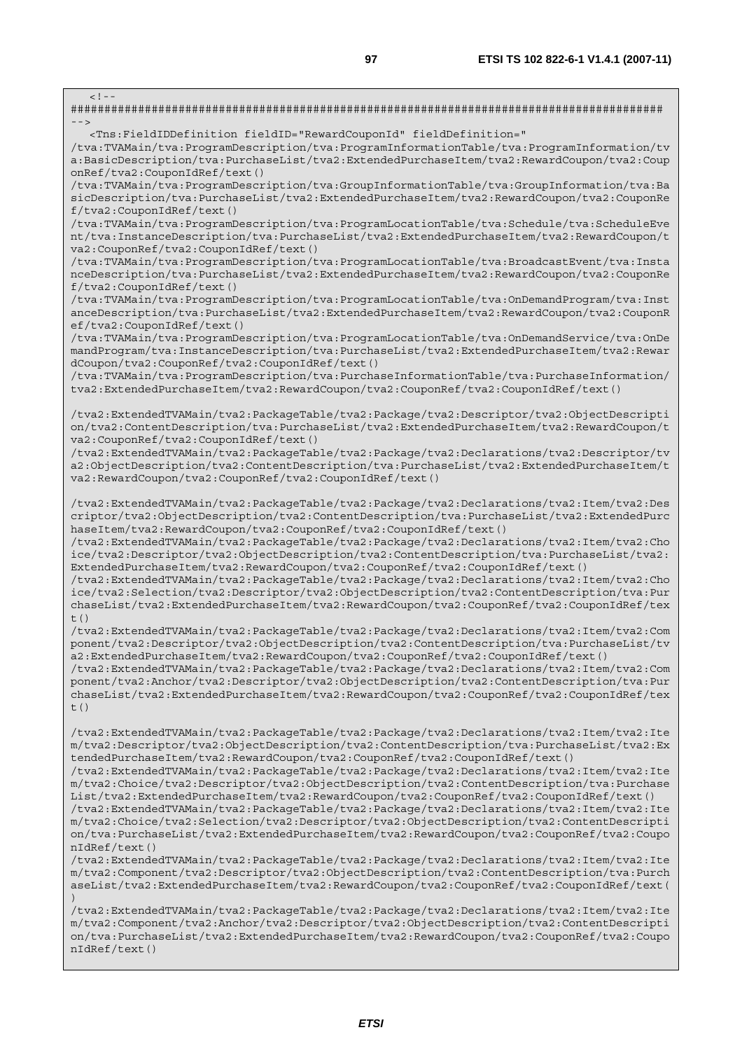```
<!--
########################################################################################
-->
   <Tns:FieldIDDefinition fieldID="RewardCouponId" fieldDefinition="
/tva:TVAMain/tva:ProgramDescription/tva:ProgramInformationTable/tva:ProgramInformation/tva:BasicDescription/tva:PurchaseList/tva2:ExtendedPurchaseItem/tva2:RewardCoupon/tva2:CouponRef/tva2:CouponIdRef/text()
/tva:TVAMain/tva:ProgramDescription/tva:GroupInformationTable/tva:GroupInformation/tva:BasicDescription/tva:PurchaseList/tva2:ExtendedPurchaseItem/tva2:RewardCoupon/tva2:CouponRef/tva2:CouponIdRef/text()
/tva:TVAMain/tva:ProgramDescription/tva:ProgramLocationTable/tva:Schedule/tva:ScheduleEvent/tva:InstanceDescription/tva:PurchaseList/tva2:ExtendedPurchaseItem/tva2:RewardCoupon/tva2:CouponRef/tva2:CouponIdRef/text()
/tva:TVAMain/tva:ProgramDescription/tva:ProgramLocationTable/tva:BroadcastEvent/tva:InstanceDescription/tva:PurchaseList/tva2:ExtendedPurchaseItem/tva2:RewardCoupon/tva2:CouponRef/tva2:CouponIdRef/text()
/tva:TVAMain/tva:ProgramDescription/tva:ProgramLocationTable/tva:OnDemandProgram/tva:InstanceDescription/tva:PurchaseList/tva2:ExtendedPurchaseItem/tva2:RewardCoupon/tva2:CouponRef/tva2:CouponIdRef/text()
/tva:TVAMain/tva:ProgramDescription/tva:ProgramLocationTable/tva:OnDemandService/tva:OnDemandProgram/tva:InstanceDescription/tva:PurchaseList/tva2:ExtendedPurchaseItem/tva2:RewardCoupon/tva2:CouponRef/tva2:CouponIdRef/text()
/tva:TVAMain/tva:ProgramDescription/tva:PurchaseInformationTable/tva:PurchaseInformation/tva2:ExtendedPurchaseItem/tva2:RewardCoupon/tva2:CouponRef/tva2:CouponIdRef/text()

/tva2:ExtendedTVAMain/tva2:PackageTable/tva2:Package/tva2:Descriptor/tva2:ObjectDescription/tva2:ContentDescription/tva:PurchaseList/tva2:ExtendedPurchaseItem/tva2:RewardCoupon/tva2:CouponRef/tva2:CouponIdRef/text()
/tva2:ExtendedTVAMain/tva2:PackageTable/tva2:Package/tva2:Declarations/tva2:Descriptor/tva2:ObjectDescription/tva2:ContentDescription/tva:PurchaseList/tva2:ExtendedPurchaseItem/tva2:RewardCoupon/tva2:CouponRef/tva2:CouponIdRef/text()

/tva2:ExtendedTVAMain/tva2:PackageTable/tva2:Package/tva2:Declarations/tva2:Item/tva2:Descriptor/tva2:ObjectDescription/tva2:ContentDescription/tva:PurchaseList/tva2:ExtendedPurchaseItem/tva2:RewardCoupon/tva2:CouponRef/tva2:CouponIdRef/text()
/tva2:ExtendedTVAMain/tva2:PackageTable/tva2:Package/tva2:Declarations/tva2:Item/tva2:Choice/tva2:Descriptor/tva2:ObjectDescription/tva2:ContentDescription/tva:PurchaseList/tva2:ExtendedPurchaseItem/tva2:RewardCoupon/tva2:CouponRef/tva2:CouponIdRef/text()
/tva2:ExtendedTVAMain/tva2:PackageTable/tva2:Package/tva2:Declarations/tva2:Item/tva2:Choice/tva2:Selection/tva2:Descriptor/tva2:ObjectDescription/tva2:ContentDescription/tva:PurchaseList/tva2:ExtendedPurchaseItem/tva2:RewardCoupon/tva2:CouponRef/tva2:CouponIdRef/text()
/tva2:ExtendedTVAMain/tva2:PackageTable/tva2:Package/tva2:Declarations/tva2:Item/tva2:Component/tva2:Descriptor/tva2:ObjectDescription/tva2:ContentDescription/tva:PurchaseList/tva2:ExtendedPurchaseItem/tva2:RewardCoupon/tva2:CouponRef/tva2:CouponIdRef/text()
/tva2:ExtendedTVAMain/tva2:PackageTable/tva2:Package/tva2:Declarations/tva2:Item/tva2:Component/tva2:Anchor/tva2:Descriptor/tva2:ObjectDescription/tva2:ContentDescription/tva:PurchaseList/tva2:ExtendedPurchaseItem/tva2:RewardCoupon/tva2:CouponRef/tva2:CouponIdRef/text()

/tva2:ExtendedTVAMain/tva2:PackageTable/tva2:Package/tva2:Declarations/tva2:Item/tva2:Item/tva2:Descriptor/tva2:ObjectDescription/tva2:ContentDescription/tva:PurchaseList/tva2:ExtendedPurchaseItem/tva2:RewardCoupon/tva2:CouponRef/tva2:CouponIdRef/text()
/tva2:ExtendedTVAMain/tva2:PackageTable/tva2:Package/tva2:Declarations/tva2:Item/tva2:Item/tva2:Choice/tva2:Descriptor/tva2:ObjectDescription/tva2:ContentDescription/tva:PurchaseList/tva2:ExtendedPurchaseItem/tva2:RewardCoupon/tva2:CouponRef/tva2:CouponIdRef/text()
/tva2:ExtendedTVAMain/tva2:PackageTable/tva2:Package/tva2:Declarations/tva2:Item/tva2:Item/tva2:Choice/tva2:Selection/tva2:Descriptor/tva2:ObjectDescription/tva2:ContentDescription/tva:PurchaseList/tva2:ExtendedPurchaseItem/tva2:RewardCoupon/tva2:CouponRef/tva2:CouponIdRef/text()
/tva2:ExtendedTVAMain/tva2:PackageTable/tva2:Package/tva2:Declarations/tva2:Item/tva2:Item/tva2:Component/tva2:Descriptor/tva2:ObjectDescription/tva2:ContentDescription/tva:PurchaseList/tva2:ExtendedPurchaseItem/tva2:RewardCoupon/tva2:CouponRef/tva2:CouponIdRef/text()
/tva2:ExtendedTVAMain/tva2:PackageTable/tva2:Package/tva2:Declarations/tva2:Item/tva2:Item/tva2:Component/tva2:Anchor/tva2:Descriptor/tva2:ObjectDescription/tva2:ContentDescription/tva:PurchaseList/tva2:ExtendedPurchaseItem/tva2:RewardCoupon/tva2:CouponRef/tva2:CouponIdRef/text()
```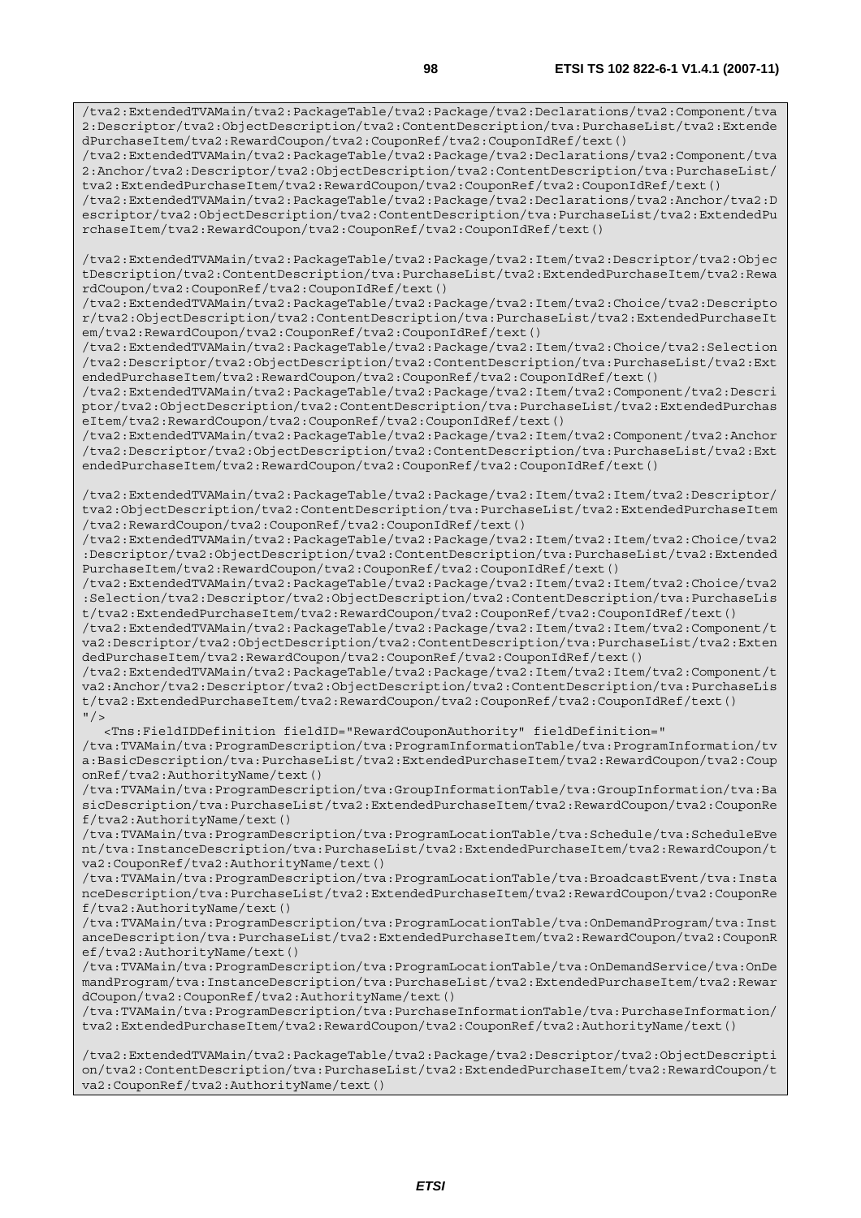```
/tva2:ExtendedTVAMain/tva2:PackageTable/tva2:Package/tva2:Declarations/tva2:Component/tva2:Descriptor/tva2:ObjectDescription/tva2:ContentDescription/tva:PurchaseList/tva2:ExtendedPurchaseItem/tva2:RewardCoupon/tva2:CouponRef/tva2:CouponIdRef/text()
/tva2:ExtendedTVAMain/tva2:PackageTable/tva2:Package/tva2:Declarations/tva2:Component/tva2:Anchor/tva2:Descriptor/tva2:ObjectDescription/tva2:ContentDescription/tva:PurchaseList/tva2:ExtendedPurchaseItem/tva2:RewardCoupon/tva2:CouponRef/tva2:CouponIdRef/text()
/tva2:ExtendedTVAMain/tva2:PackageTable/tva2:Package/tva2:Declarations/tva2:Anchor/tva2:Descriptor/tva2:ObjectDescription/tva2:ContentDescription/tva:PurchaseList/tva2:ExtendedPurchaseItem/tva2:RewardCoupon/tva2:CouponRef/tva2:CouponIdRef/text()

/tva2:ExtendedTVAMain/tva2:PackageTable/tva2:Package/tva2:Item/tva2:Descriptor/tva2:ObjectDescription/tva2:ContentDescription/tva:PurchaseList/tva2:ExtendedPurchaseItem/tva2:RewardCoupon/tva2:CouponRef/tva2:CouponIdRef/text()
/tva2:ExtendedTVAMain/tva2:PackageTable/tva2:Package/tva2:Item/tva2:Choice/tva2:Descriptor/tva2:ObjectDescription/tva2:ContentDescription/tva:PurchaseList/tva2:ExtendedPurchaseItem/tva2:RewardCoupon/tva2:CouponRef/tva2:CouponIdRef/text()
/tva2:ExtendedTVAMain/tva2:PackageTable/tva2:Package/tva2:Item/tva2:Choice/tva2:Selection/tva2:Descriptor/tva2:ObjectDescription/tva2:ContentDescription/tva:PurchaseList/tva2:ExtendedPurchaseItem/tva2:RewardCoupon/tva2:CouponRef/tva2:CouponIdRef/text()
/tva2:ExtendedTVAMain/tva2:PackageTable/tva2:Package/tva2:Item/tva2:Component/tva2:Descriptor/tva2:ObjectDescription/tva2:ContentDescription/tva:PurchaseList/tva2:ExtendedPurchaseItem/tva2:RewardCoupon/tva2:CouponRef/tva2:CouponIdRef/text()
/tva2:ExtendedTVAMain/tva2:PackageTable/tva2:Package/tva2:Item/tva2:Component/tva2:Anchor/tva2:Descriptor/tva2:ObjectDescription/tva2:ContentDescription/tva:PurchaseList/tva2:ExtendedPurchaseItem/tva2:RewardCoupon/tva2:CouponRef/tva2:CouponIdRef/text()

/tva2:ExtendedTVAMain/tva2:PackageTable/tva2:Package/tva2:Item/tva2:Item/tva2:Descriptor/tva2:ObjectDescription/tva2:ContentDescription/tva:PurchaseList/tva2:ExtendedPurchaseItem/tva2:RewardCoupon/tva2:CouponRef/tva2:CouponIdRef/text()
/tva2:ExtendedTVAMain/tva2:PackageTable/tva2:Package/tva2:Item/tva2:Item/tva2:Choice/tva2:Descriptor/tva2:ObjectDescription/tva2:ContentDescription/tva:PurchaseList/tva2:ExtendedPurchaseItem/tva2:RewardCoupon/tva2:CouponRef/tva2:CouponIdRef/text()
/tva2:ExtendedTVAMain/tva2:PackageTable/tva2:Package/tva2:Item/tva2:Item/tva2:Choice/tva2:Selection/tva2:Descriptor/tva2:ObjectDescription/tva2:ContentDescription/tva:PurchaseList/tva2:ExtendedPurchaseItem/tva2:RewardCoupon/tva2:CouponRef/tva2:CouponIdRef/text()
/tva2:ExtendedTVAMain/tva2:PackageTable/tva2:Package/tva2:Item/tva2:Item/tva2:Component/tva2:Descriptor/tva2:ObjectDescription/tva2:ContentDescription/tva:PurchaseList/tva2:ExtendedPurchaseItem/tva2:RewardCoupon/tva2:CouponRef/tva2:CouponIdRef/text()
/tva2:ExtendedTVAMain/tva2:PackageTable/tva2:Package/tva2:Item/tva2:Item/tva2:Component/tva2:Anchor/tva2:Descriptor/tva2:ObjectDescription/tva2:ContentDescription/tva:PurchaseList/tva2:ExtendedPurchaseItem/tva2:RewardCoupon/tva2:CouponRef/tva2:CouponIdRef/text()
"/>
   <Tns:FieldIDDefinition fieldID="RewardCouponAuthority" fieldDefinition="
/tva:TVAMain/tva:ProgramDescription/tva:ProgramInformationTable/tva:ProgramInformation/tva:BasicDescription/tva:PurchaseList/tva2:ExtendedPurchaseItem/tva2:RewardCoupon/tva2:CouponRef/tva2:AuthorityName/text()
/tva:TVAMain/tva:ProgramDescription/tva:GroupInformationTable/tva:GroupInformation/tva:BasicDescription/tva:PurchaseList/tva2:ExtendedPurchaseItem/tva2:RewardCoupon/tva2:CouponRef/tva2:AuthorityName/text()
/tva:TVAMain/tva:ProgramDescription/tva:ProgramLocationTable/tva:Schedule/tva:ScheduleEvent/tva:InstanceDescription/tva:PurchaseList/tva2:ExtendedPurchaseItem/tva2:RewardCoupon/tva2:CouponRef/tva2:AuthorityName/text()
/tva:TVAMain/tva:ProgramDescription/tva:ProgramLocationTable/tva:BroadcastEvent/tva:InstanceDescription/tva:PurchaseList/tva2:ExtendedPurchaseItem/tva2:RewardCoupon/tva2:CouponRef/tva2:AuthorityName/text()
/tva:TVAMain/tva:ProgramDescription/tva:ProgramLocationTable/tva:OnDemandProgram/tva:InstanceDescription/tva:PurchaseList/tva2:ExtendedPurchaseItem/tva2:RewardCoupon/tva2:CouponRef/tva2:AuthorityName/text()
/tva:TVAMain/tva:ProgramDescription/tva:ProgramLocationTable/tva:OnDemandService/tva:OnDemandProgram/tva:InstanceDescription/tva:PurchaseList/tva2:ExtendedPurchaseItem/tva2:RewardCoupon/tva2:CouponRef/tva2:AuthorityName/text()
/tva:TVAMain/tva:ProgramDescription/tva:PurchaseInformationTable/tva:PurchaseInformation/tva2:ExtendedPurchaseItem/tva2:RewardCoupon/tva2:CouponRef/tva2:AuthorityName/text()

/tva2:ExtendedTVAMain/tva2:PackageTable/tva2:Package/tva2:Descriptor/tva2:ObjectDescription/tva2:ContentDescription/tva:PurchaseList/tva2:ExtendedPurchaseItem/tva2:RewardCoupon/tva2:CouponRef/tva2:AuthorityName/text()
```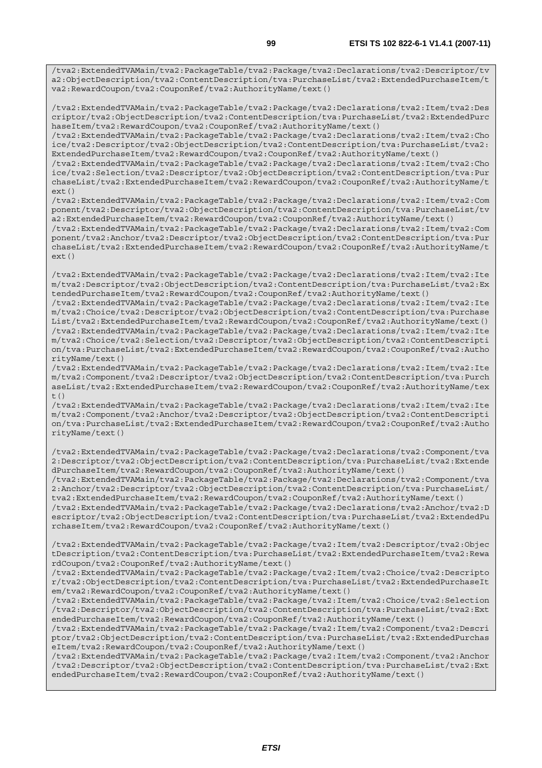```
/tva2:ExtendedTVAMain/tva2:PackageTable/tva2:Package/tva2:Declarations/tva2:Descriptor/tva2:ObjectDescription/tva2:ContentDescription/tva:PurchaseList/tva2:ExtendedPurchaseItem/tva2:RewardCoupon/tva2:CouponRef/tva2:AuthorityName/text()

/tva2:ExtendedTVAMain/tva2:PackageTable/tva2:Package/tva2:Declarations/tva2:Item/tva2:Descriptor/tva2:ObjectDescription/tva2:ContentDescription/tva:PurchaseList/tva2:ExtendedPurchaseItem/tva2:RewardCoupon/tva2:CouponRef/tva2:AuthorityName/text()
/tva2:ExtendedTVAMain/tva2:PackageTable/tva2:Package/tva2:Declarations/tva2:Item/tva2:Choice/tva2:Descriptor/tva2:ObjectDescription/tva2:ContentDescription/tva:PurchaseList/tva2:ExtendedPurchaseItem/tva2:RewardCoupon/tva2:CouponRef/tva2:AuthorityName/text()
/tva2:ExtendedTVAMain/tva2:PackageTable/tva2:Package/tva2:Declarations/tva2:Item/tva2:Choice/tva2:Selection/tva2:Descriptor/tva2:ObjectDescription/tva2:ContentDescription/tva:PurchaseList/tva2:ExtendedPurchaseItem/tva2:RewardCoupon/tva2:CouponRef/tva2:AuthorityName/text()
/tva2:ExtendedTVAMain/tva2:PackageTable/tva2:Package/tva2:Declarations/tva2:Item/tva2:Component/tva2:Descriptor/tva2:ObjectDescription/tva2:ContentDescription/tva:PurchaseList/tva2:ExtendedPurchaseItem/tva2:RewardCoupon/tva2:CouponRef/tva2:AuthorityName/text()
/tva2:ExtendedTVAMain/tva2:PackageTable/tva2:Package/tva2:Declarations/tva2:Item/tva2:Component/tva2:Anchor/tva2:Descriptor/tva2:ObjectDescription/tva2:ContentDescription/tva:PurchaseList/tva2:ExtendedPurchaseItem/tva2:RewardCoupon/tva2:CouponRef/tva2:AuthorityName/text()

/tva2:ExtendedTVAMain/tva2:PackageTable/tva2:Package/tva2:Declarations/tva2:Item/tva2:Item/tva2:Descriptor/tva2:ObjectDescription/tva2:ContentDescription/tva:PurchaseList/tva2:ExtendedPurchaseItem/tva2:RewardCoupon/tva2:CouponRef/tva2:AuthorityName/text()
/tva2:ExtendedTVAMain/tva2:PackageTable/tva2:Package/tva2:Declarations/tva2:Item/tva2:Item/tva2:Choice/tva2:Descriptor/tva2:ObjectDescription/tva2:ContentDescription/tva:PurchaseList/tva2:ExtendedPurchaseItem/tva2:RewardCoupon/tva2:CouponRef/tva2:AuthorityName/text()
/tva2:ExtendedTVAMain/tva2:PackageTable/tva2:Package/tva2:Declarations/tva2:Item/tva2:Item/tva2:Choice/tva2:Selection/tva2:Descriptor/tva2:ObjectDescription/tva2:ContentDescription/tva:PurchaseList/tva2:ExtendedPurchaseItem/tva2:RewardCoupon/tva2:CouponRef/tva2:AuthorityName/text()
/tva2:ExtendedTVAMain/tva2:PackageTable/tva2:Package/tva2:Declarations/tva2:Item/tva2:Item/tva2:Component/tva2:Descriptor/tva2:ObjectDescription/tva2:ContentDescription/tva:PurchaseList/tva2:ExtendedPurchaseItem/tva2:RewardCoupon/tva2:CouponRef/tva2:AuthorityName/text()
/tva2:ExtendedTVAMain/tva2:PackageTable/tva2:Package/tva2:Declarations/tva2:Item/tva2:Item/tva2:Component/tva2:Anchor/tva2:Descriptor/tva2:ObjectDescription/tva2:ContentDescription/tva:PurchaseList/tva2:ExtendedPurchaseItem/tva2:RewardCoupon/tva2:CouponRef/tva2:AuthorityName/text()

/tva2:ExtendedTVAMain/tva2:PackageTable/tva2:Package/tva2:Declarations/tva2:Component/tva2:Descriptor/tva2:ObjectDescription/tva2:ContentDescription/tva:PurchaseList/tva2:ExtendedPurchaseItem/tva2:RewardCoupon/tva2:CouponRef/tva2:AuthorityName/text()
/tva2:ExtendedTVAMain/tva2:PackageTable/tva2:Package/tva2:Declarations/tva2:Component/tva2:Anchor/tva2:Descriptor/tva2:ObjectDescription/tva2:ContentDescription/tva:PurchaseList/tva2:ExtendedPurchaseItem/tva2:RewardCoupon/tva2:CouponRef/tva2:AuthorityName/text()
/tva2:ExtendedTVAMain/tva2:PackageTable/tva2:Package/tva2:Declarations/tva2:Anchor/tva2:Descriptor/tva2:ObjectDescription/tva2:ContentDescription/tva:PurchaseList/tva2:ExtendedPurchaseItem/tva2:RewardCoupon/tva2:CouponRef/tva2:AuthorityName/text()

/tva2:ExtendedTVAMain/tva2:PackageTable/tva2:Package/tva2:Item/tva2:Descriptor/tva2:ObjectDescription/tva2:ContentDescription/tva:PurchaseList/tva2:ExtendedPurchaseItem/tva2:RewardCoupon/tva2:CouponRef/tva2:AuthorityName/text()
/tva2:ExtendedTVAMain/tva2:PackageTable/tva2:Package/tva2:Item/tva2:Choice/tva2:Descriptor/tva2:ObjectDescription/tva2:ContentDescription/tva:PurchaseList/tva2:ExtendedPurchaseItem/tva2:RewardCoupon/tva2:CouponRef/tva2:AuthorityName/text()
/tva2:ExtendedTVAMain/tva2:PackageTable/tva2:Package/tva2:Item/tva2:Choice/tva2:Selection/tva2:Descriptor/tva2:ObjectDescription/tva2:ContentDescription/tva:PurchaseList/tva2:ExtendedPurchaseItem/tva2:RewardCoupon/tva2:CouponRef/tva2:AuthorityName/text()
/tva2:ExtendedTVAMain/tva2:PackageTable/tva2:Package/tva2:Item/tva2:Component/tva2:Descriptor/tva2:ObjectDescription/tva2:ContentDescription/tva:PurchaseList/tva2:ExtendedPurchaseItem/tva2:RewardCoupon/tva2:CouponRef/tva2:AuthorityName/text()
/tva2:ExtendedTVAMain/tva2:PackageTable/tva2:Package/tva2:Item/tva2:Component/tva2:Anchor/tva2:Descriptor/tva2:ObjectDescription/tva2:ContentDescription/tva:PurchaseList/tva2:ExtendedPurchaseItem/tva2:RewardCoupon/tva2:CouponRef/tva2:AuthorityName/text()
```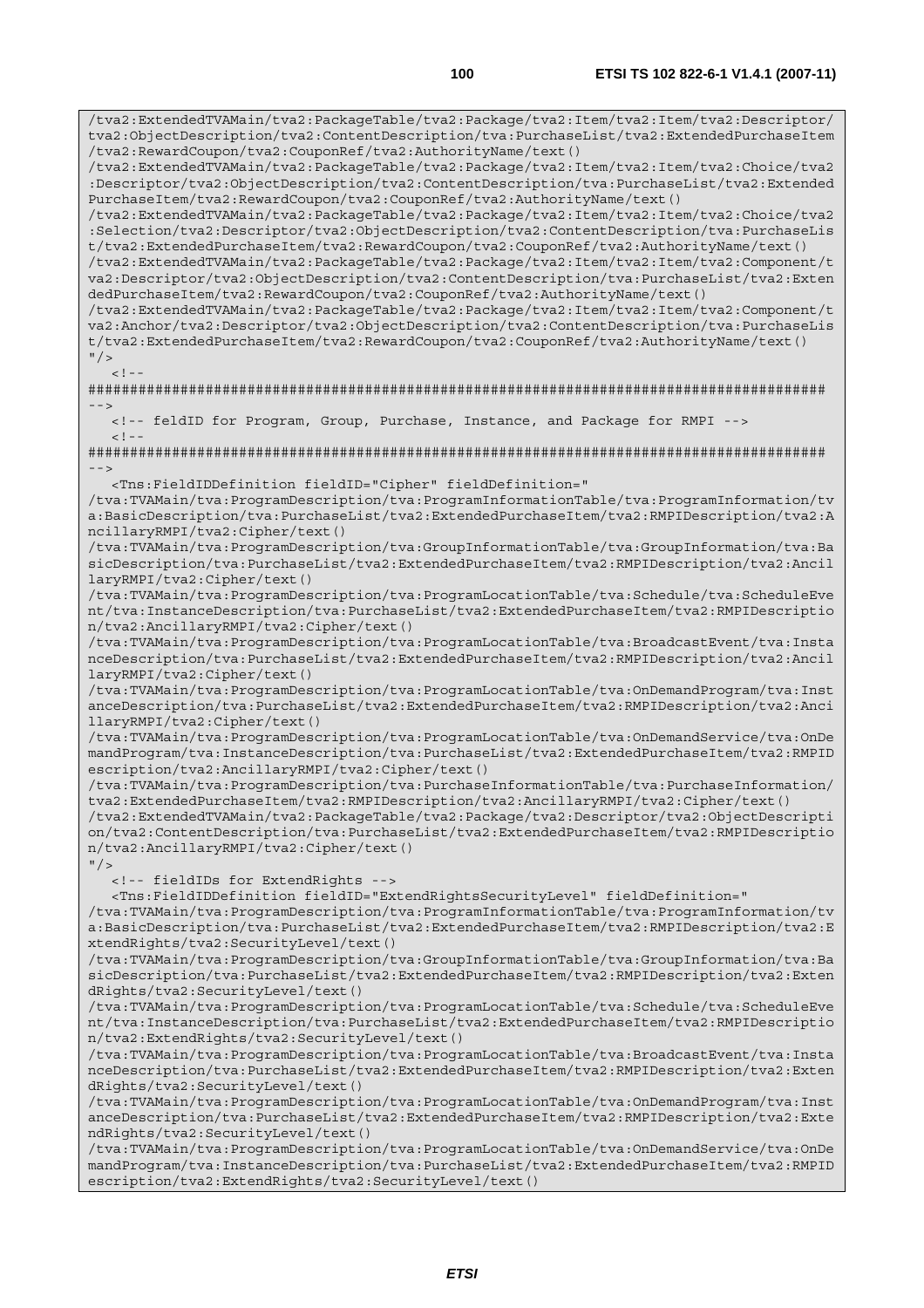```
/tva2:ExtendedTVAMain/tva2:PackageTable/tva2:Package/tva2:Item/tva2:Item/tva2:Descriptor/tva2:ObjectDescription/tva2:ContentDescription/tva:PurchaseList/tva2:ExtendedPurchaseItem/tva2:RewardCoupon/tva2:CouponRef/tva2:AuthorityName/text()
/tva2:ExtendedTVAMain/tva2:PackageTable/tva2:Package/tva2:Item/tva2:Item/tva2:Choice/tva2:Descriptor/tva2:ObjectDescription/tva2:ContentDescription/tva:PurchaseList/tva2:ExtendedPurchaseItem/tva2:RewardCoupon/tva2:CouponRef/tva2:AuthorityName/text()
/tva2:ExtendedTVAMain/tva2:PackageTable/tva2:Package/tva2:Item/tva2:Item/tva2:Choice/tva2:Selection/tva2:Descriptor/tva2:ObjectDescription/tva2:ContentDescription/tva:PurchaseList/tva2:ExtendedPurchaseItem/tva2:RewardCoupon/tva2:CouponRef/tva2:AuthorityName/text()
/tva2:ExtendedTVAMain/tva2:PackageTable/tva2:Package/tva2:Item/tva2:Item/tva2:Component/tva2:Descriptor/tva2:ObjectDescription/tva2:ContentDescription/tva:PurchaseList/tva2:ExtendedPurchaseItem/tva2:RewardCoupon/tva2:CouponRef/tva2:AuthorityName/text()
/tva2:ExtendedTVAMain/tva2:PackageTable/tva2:Package/tva2:Item/tva2:Item/tva2:Component/tva2:Anchor/tva2:Descriptor/tva2:ObjectDescription/tva2:ContentDescription/tva:PurchaseList/tva2:ExtendedPurchaseItem/tva2:RewardCoupon/tva2:CouponRef/tva2:AuthorityName/text()
"/>
   <!--
######################################################################################
-->
   <!-- feldID for Program, Group, Purchase, Instance, and Package for RMPI -->
   <!--
######################################################################################
-->
   <Tns:FieldIDDefinition fieldID="Cipher" fieldDefinition="
/tva:TVAMain/tva:ProgramDescription/tva:ProgramInformationTable/tva:ProgramInformation/tva:BasicDescription/tva:PurchaseList/tva2:ExtendedPurchaseItem/tva2:RMPIDescription/tva2:AncillaryRMPI/tva2:Cipher/text()
/tva:TVAMain/tva:ProgramDescription/tva:GroupInformationTable/tva:GroupInformation/tva:BasicDescription/tva:PurchaseList/tva2:ExtendedPurchaseItem/tva2:RMPIDescription/tva2:AncillaryRMPI/tva2:Cipher/text()
/tva:TVAMain/tva:ProgramDescription/tva:ProgramLocationTable/tva:Schedule/tva:ScheduleEvent/tva:InstanceDescription/tva:PurchaseList/tva2:ExtendedPurchaseItem/tva2:RMPIDescription/tva2:AncillaryRMPI/tva2:Cipher/text()
/tva:TVAMain/tva:ProgramDescription/tva:ProgramLocationTable/tva:BroadcastEvent/tva:InstanceDescription/tva:PurchaseList/tva2:ExtendedPurchaseItem/tva2:RMPIDescription/tva2:AncillaryRMPI/tva2:Cipher/text()
/tva:TVAMain/tva:ProgramDescription/tva:ProgramLocationTable/tva:OnDemandProgram/tva:InstanceDescription/tva:PurchaseList/tva2:ExtendedPurchaseItem/tva2:RMPIDescription/tva2:AncillaryRMPI/tva2:Cipher/text()
/tva:TVAMain/tva:ProgramDescription/tva:ProgramLocationTable/tva:OnDemandService/tva:OnDemandProgram/tva:InstanceDescription/tva:PurchaseList/tva2:ExtendedPurchaseItem/tva2:RMPIDescription/tva2:AncillaryRMPI/tva2:Cipher/text()
/tva:TVAMain/tva:ProgramDescription/tva:PurchaseInformationTable/tva:PurchaseInformation/tva2:ExtendedPurchaseItem/tva2:RMPIDescription/tva2:AncillaryRMPI/tva2:Cipher/text()
/tva2:ExtendedTVAMain/tva2:PackageTable/tva2:Package/tva2:Descriptor/tva2:ObjectDescription/tva2:ContentDescription/tva:PurchaseList/tva2:ExtendedPurchaseItem/tva2:RMPIDescription/tva2:AncillaryRMPI/tva2:Cipher/text()
"/>
   <!-- fieldIDs for ExtendRights -->
   <Tns:FieldIDDefinition fieldID="ExtendRightsSecurityLevel" fieldDefinition="
/tva:TVAMain/tva:ProgramDescription/tva:ProgramInformationTable/tva:ProgramInformation/tva:BasicDescription/tva:PurchaseList/tva2:ExtendedPurchaseItem/tva2:RMPIDescription/tva2:ExtendRights/tva2:SecurityLevel/text()
/tva:TVAMain/tva:ProgramDescription/tva:GroupInformationTable/tva:GroupInformation/tva:BasicDescription/tva:PurchaseList/tva2:ExtendedPurchaseItem/tva2:RMPIDescription/tva2:ExtendRights/tva2:SecurityLevel/text()
/tva:TVAMain/tva:ProgramDescription/tva:ProgramLocationTable/tva:Schedule/tva:ScheduleEvent/tva:InstanceDescription/tva:PurchaseList/tva2:ExtendedPurchaseItem/tva2:RMPIDescription/tva2:ExtendRights/tva2:SecurityLevel/text()
/tva:TVAMain/tva:ProgramDescription/tva:ProgramLocationTable/tva:BroadcastEvent/tva:InstanceDescription/tva:PurchaseList/tva2:ExtendedPurchaseItem/tva2:RMPIDescription/tva2:ExtendRights/tva2:SecurityLevel/text()
/tva:TVAMain/tva:ProgramDescription/tva:ProgramLocationTable/tva:OnDemandProgram/tva:InstanceDescription/tva:PurchaseList/tva2:ExtendedPurchaseItem/tva2:RMPIDescription/tva2:ExtendRights/tva2:SecurityLevel/text()
/tva:TVAMain/tva:ProgramDescription/tva:ProgramLocationTable/tva:OnDemandService/tva:OnDemandProgram/tva:InstanceDescription/tva:PurchaseList/tva2:ExtendedPurchaseItem/tva2:RMPIDescription/tva2:ExtendRights/tva2:SecurityLevel/text()
```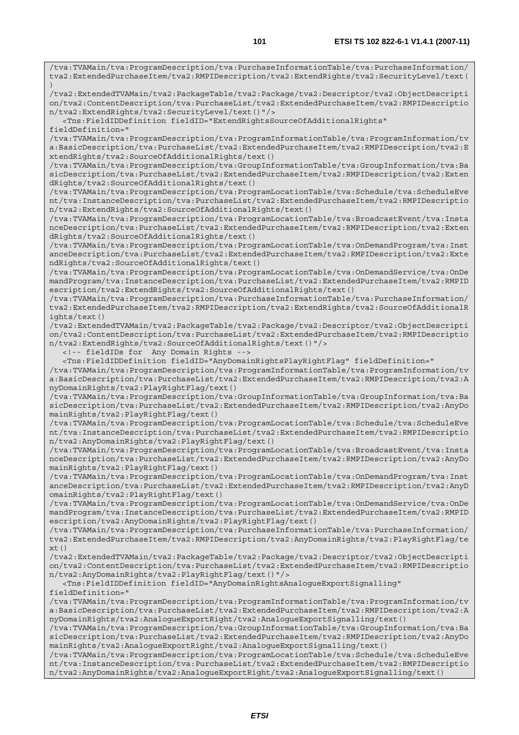```
/tva:TVAMain/tva:ProgramDescription/tva:PurchaseInformationTable/tva:PurchaseInformation/
tva2:ExtendedPurchaseItem/tva2:RMPIDescription/tva2:ExtendRights/tva2:SecurityLevel/text(
)
/tva2:ExtendedTVAMain/tva2:PackageTable/tva2:Package/tva2:Descriptor/tva2:ObjectDescripti
on/tva2:ContentDescription/tva:PurchaseList/tva2:ExtendedPurchaseItem/tva2:RMPIDescriptio
n/tva2:ExtendRights/tva2:SecurityLevel/text()"/>
   <Tns:FieldIDDefinition fieldID="ExtendRightsSourceOfAdditionalRights"
fieldDefinition="
/tva:TVAMain/tva:ProgramDescription/tva:ProgramInformationTable/tva:ProgramInformation/tv
a:BasicDescription/tva:PurchaseList/tva2:ExtendedPurchaseItem/tva2:RMPIDescription/tva2:E
xtendRights/tva2:SourceOfAdditionalRights/text()
/tva:TVAMain/tva:ProgramDescription/tva:GroupInformationTable/tva:GroupInformation/tva:Ba
sicDescription/tva:PurchaseList/tva2:ExtendedPurchaseItem/tva2:RMPIDescription/tva2:Exten
dRights/tva2:SourceOfAdditionalRights/text()
/tva:TVAMain/tva:ProgramDescription/tva:ProgramLocationTable/tva:Schedule/tva:ScheduleEve
nt/tva:InstanceDescription/tva:PurchaseList/tva2:ExtendedPurchaseItem/tva2:RMPIDescriptio
n/tva2:ExtendRights/tva2:SourceOfAdditionalRights/text()
/tva:TVAMain/tva:ProgramDescription/tva:ProgramLocationTable/tva:BroadcastEvent/tva:Insta
nceDescription/tva:PurchaseList/tva2:ExtendedPurchaseItem/tva2:RMPIDescription/tva2:Exten
dRights/tva2:SourceOfAdditionalRights/text()
/tva:TVAMain/tva:ProgramDescription/tva:ProgramLocationTable/tva:OnDemandProgram/tva:Inst
anceDescription/tva:PurchaseList/tva2:ExtendedPurchaseItem/tva2:RMPIDescription/tva2:Exte
ndRights/tva2:SourceOfAdditionalRights/text()
/tva:TVAMain/tva:ProgramDescription/tva:ProgramLocationTable/tva:OnDemandService/tva:OnDe
mandProgram/tva:InstanceDescription/tva:PurchaseList/tva2:ExtendedPurchaseItem/tva2:RMPID
escription/tva2:ExtendRights/tva2:SourceOfAdditionalRights/text()
/tva:TVAMain/tva:ProgramDescription/tva:PurchaseInformationTable/tva:PurchaseInformation/
tva2:ExtendedPurchaseItem/tva2:RMPIDescription/tva2:ExtendRights/tva2:SourceOfAdditionalR
ights/text()
/tva2:ExtendedTVAMain/tva2:PackageTable/tva2:Package/tva2:Descriptor/tva2:ObjectDescripti
on/tva2:ContentDescription/tva:PurchaseList/tva2:ExtendedPurchaseItem/tva2:RMPIDescriptio
n/tva2:ExtendRights/tva2:SourceOfAdditionalRights/text()"/>
   <!-- fieldIDs for  Any Domain Rights -->
   <Tns:FieldIDDefinition fieldID="AnyDomainRightsPlayRightFlag" fieldDefinition="
/tva:TVAMain/tva:ProgramDescription/tva:ProgramInformationTable/tva:ProgramInformation/tv
a:BasicDescription/tva:PurchaseList/tva2:ExtendedPurchaseItem/tva2:RMPIDescription/tva2:A
nyDomainRights/tva2:PlayRightFlag/text()
/tva:TVAMain/tva:ProgramDescription/tva:GroupInformationTable/tva:GroupInformation/tva:Ba
sicDescription/tva:PurchaseList/tva2:ExtendedPurchaseItem/tva2:RMPIDescription/tva2:AnyDo
mainRights/tva2:PlayRightFlag/text()
/tva:TVAMain/tva:ProgramDescription/tva:ProgramLocationTable/tva:Schedule/tva:ScheduleEve
nt/tva:InstanceDescription/tva:PurchaseList/tva2:ExtendedPurchaseItem/tva2:RMPIDescriptio
n/tva2:AnyDomainRights/tva2:PlayRightFlag/text()
/tva:TVAMain/tva:ProgramDescription/tva:ProgramLocationTable/tva:BroadcastEvent/tva:Insta
nceDescription/tva:PurchaseList/tva2:ExtendedPurchaseItem/tva2:RMPIDescription/tva2:AnyDo
mainRights/tva2:PlayRightFlag/text()
/tva:TVAMain/tva:ProgramDescription/tva:ProgramLocationTable/tva:OnDemandProgram/tva:Inst
anceDescription/tva:PurchaseList/tva2:ExtendedPurchaseItem/tva2:RMPIDescription/tva2:AnyD
omainRights/tva2:PlayRightFlag/text()
/tva:TVAMain/tva:ProgramDescription/tva:ProgramLocationTable/tva:OnDemandService/tva:OnDe
mandProgram/tva:InstanceDescription/tva:PurchaseList/tva2:ExtendedPurchaseItem/tva2:RMPID
escription/tva2:AnyDomainRights/tva2:PlayRightFlag/text()
/tva:TVAMain/tva:ProgramDescription/tva:PurchaseInformationTable/tva:PurchaseInformation/
tva2:ExtendedPurchaseItem/tva2:RMPIDescription/tva2:AnyDomainRights/tva2:PlayRightFlag/te
xt()
/tva2:ExtendedTVAMain/tva2:PackageTable/tva2:Package/tva2:Descriptor/tva2:ObjectDescripti
on/tva2:ContentDescription/tva:PurchaseList/tva2:ExtendedPurchaseItem/tva2:RMPIDescriptio
n/tva2:AnyDomainRights/tva2:PlayRightFlag/text()"/>
   <Tns:FieldIDDefinition fieldID="AnyDomainRightsAnalogueExportSignalling"
fieldDefinition="
/tva:TVAMain/tva:ProgramDescription/tva:ProgramInformationTable/tva:ProgramInformation/tv
a:BasicDescription/tva:PurchaseList/tva2:ExtendedPurchaseItem/tva2:RMPIDescription/tva2:A
nyDomainRights/tva2:AnalogueExportRight/tva2:AnalogueExportSignalling/text()
/tva:TVAMain/tva:ProgramDescription/tva:GroupInformationTable/tva:GroupInformation/tva:Ba
sicDescription/tva:PurchaseList/tva2:ExtendedPurchaseItem/tva2:RMPIDescription/tva2:AnyDo
mainRights/tva2:AnalogueExportRight/tva2:AnalogueExportSignalling/text()
/tva:TVAMain/tva:ProgramDescription/tva:ProgramLocationTable/tva:Schedule/tva:ScheduleEve
nt/tva:InstanceDescription/tva:PurchaseList/tva2:ExtendedPurchaseItem/tva2:RMPIDescriptio
n/tva2:AnyDomainRights/tva2:AnalogueExportRight/tva2:AnalogueExportSignalling/text()
```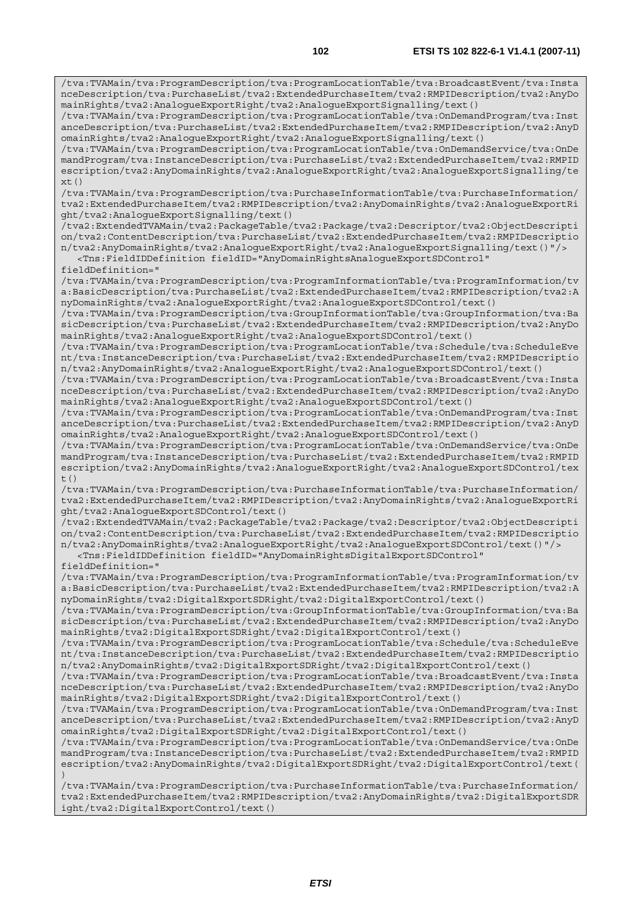```
/tva:TVAMain/tva:ProgramDescription/tva:ProgramLocationTable/tva:BroadcastEvent/tva:InstanceDescription/tva:PurchaseList/tva2:ExtendedPurchaseItem/tva2:RMPIDescription/tva2:AnyDomainRights/tva2:AnalogueExportRight/tva2:AnalogueExportSignalling/text()
/tva:TVAMain/tva:ProgramDescription/tva:ProgramLocationTable/tva:OnDemandProgram/tva:InstanceDescription/tva:PurchaseList/tva2:ExtendedPurchaseItem/tva2:RMPIDescription/tva2:AnyDomainRights/tva2:AnalogueExportRight/tva2:AnalogueExportSignalling/text()
/tva:TVAMain/tva:ProgramDescription/tva:ProgramLocationTable/tva:OnDemandService/tva:OnDemandProgram/tva:InstanceDescription/tva:PurchaseList/tva2:ExtendedPurchaseItem/tva2:RMPIDescription/tva2:AnyDomainRights/tva2:AnalogueExportRight/tva2:AnalogueExportSignalling/text()
/tva:TVAMain/tva:ProgramDescription/tva:PurchaseInformationTable/tva:PurchaseInformation/tva2:ExtendedPurchaseItem/tva2:RMPIDescription/tva2:AnyDomainRights/tva2:AnalogueExportRight/tva2:AnalogueExportSignalling/text()
/tva2:ExtendedTVAMain/tva2:PackageTable/tva2:Package/tva2:Descriptor/tva2:ObjectDescription/tva2:ContentDescription/tva:PurchaseList/tva2:ExtendedPurchaseItem/tva2:RMPIDescription/tva2:AnyDomainRights/tva2:AnalogueExportRight/tva2:AnalogueExportSignalling/text()"/>
   <Tns:FieldIDDefinition fieldID="AnyDomainRightsAnalogueExportSDControl"
fieldDefinition="
/tva:TVAMain/tva:ProgramDescription/tva:ProgramInformationTable/tva:ProgramInformation/tva:BasicDescription/tva:PurchaseList/tva2:ExtendedPurchaseItem/tva2:RMPIDescription/tva2:AnyDomainRights/tva2:AnalogueExportRight/tva2:AnalogueExportSDControl/text()
/tva:TVAMain/tva:ProgramDescription/tva:GroupInformationTable/tva:GroupInformation/tva:BasicDescription/tva:PurchaseList/tva2:ExtendedPurchaseItem/tva2:RMPIDescription/tva2:AnyDomainRights/tva2:AnalogueExportRight/tva2:AnalogueExportSDControl/text()
/tva:TVAMain/tva:ProgramDescription/tva:ProgramLocationTable/tva:Schedule/tva:ScheduleEvent/tva:InstanceDescription/tva:PurchaseList/tva2:ExtendedPurchaseItem/tva2:RMPIDescription/tva2:AnyDomainRights/tva2:AnalogueExportRight/tva2:AnalogueExportSDControl/text()
/tva:TVAMain/tva:ProgramDescription/tva:ProgramLocationTable/tva:BroadcastEvent/tva:InstanceDescription/tva:PurchaseList/tva2:ExtendedPurchaseItem/tva2:RMPIDescription/tva2:AnyDomainRights/tva2:AnalogueExportRight/tva2:AnalogueExportSDControl/text()
/tva:TVAMain/tva:ProgramDescription/tva:ProgramLocationTable/tva:OnDemandProgram/tva:InstanceDescription/tva:PurchaseList/tva2:ExtendedPurchaseItem/tva2:RMPIDescription/tva2:AnyDomainRights/tva2:AnalogueExportRight/tva2:AnalogueExportSDControl/text()
/tva:TVAMain/tva:ProgramDescription/tva:ProgramLocationTable/tva:OnDemandService/tva:OnDemandProgram/tva:InstanceDescription/tva:PurchaseList/tva2:ExtendedPurchaseItem/tva2:RMPIDescription/tva2:AnyDomainRights/tva2:AnalogueExportRight/tva2:AnalogueExportSDControl/text()
/tva:TVAMain/tva:ProgramDescription/tva:PurchaseInformationTable/tva:PurchaseInformation/tva2:ExtendedPurchaseItem/tva2:RMPIDescription/tva2:AnyDomainRights/tva2:AnalogueExportRight/tva2:AnalogueExportSDControl/text()
/tva2:ExtendedTVAMain/tva2:PackageTable/tva2:Package/tva2:Descriptor/tva2:ObjectDescription/tva2:ContentDescription/tva:PurchaseList/tva2:ExtendedPurchaseItem/tva2:RMPIDescription/tva2:AnyDomainRights/tva2:AnalogueExportRight/tva2:AnalogueExportSDControl/text()"/>
   <Tns:FieldIDDefinition fieldID="AnyDomainRightsDigitalExportSDControl"
fieldDefinition="
/tva:TVAMain/tva:ProgramDescription/tva:ProgramInformationTable/tva:ProgramInformation/tva:BasicDescription/tva:PurchaseList/tva2:ExtendedPurchaseItem/tva2:RMPIDescription/tva2:AnyDomainRights/tva2:DigitalExportSDRight/tva2:DigitalExportControl/text()
/tva:TVAMain/tva:ProgramDescription/tva:GroupInformationTable/tva:GroupInformation/tva:BasicDescription/tva:PurchaseList/tva2:ExtendedPurchaseItem/tva2:RMPIDescription/tva2:AnyDomainRights/tva2:DigitalExportSDRight/tva2:DigitalExportControl/text()
/tva:TVAMain/tva:ProgramDescription/tva:ProgramLocationTable/tva:Schedule/tva:ScheduleEvent/tva:InstanceDescription/tva:PurchaseList/tva2:ExtendedPurchaseItem/tva2:RMPIDescription/tva2:AnyDomainRights/tva2:DigitalExportSDRight/tva2:DigitalExportControl/text()
/tva:TVAMain/tva:ProgramDescription/tva:ProgramLocationTable/tva:BroadcastEvent/tva:InstanceDescription/tva:PurchaseList/tva2:ExtendedPurchaseItem/tva2:RMPIDescription/tva2:AnyDomainRights/tva2:DigitalExportSDRight/tva2:DigitalExportControl/text()
/tva:TVAMain/tva:ProgramDescription/tva:ProgramLocationTable/tva:OnDemandProgram/tva:InstanceDescription/tva:PurchaseList/tva2:ExtendedPurchaseItem/tva2:RMPIDescription/tva2:AnyDomainRights/tva2:DigitalExportSDRight/tva2:DigitalExportControl/text()
/tva:TVAMain/tva:ProgramDescription/tva:ProgramLocationTable/tva:OnDemandService/tva:OnDemandProgram/tva:InstanceDescription/tva:PurchaseList/tva2:ExtendedPurchaseItem/tva2:RMPIDescription/tva2:AnyDomainRights/tva2:DigitalExportSDRight/tva2:DigitalExportControl/text()
/tva:TVAMain/tva:ProgramDescription/tva:PurchaseInformationTable/tva:PurchaseInformation/tva2:ExtendedPurchaseItem/tva2:RMPIDescription/tva2:AnyDomainRights/tva2:DigitalExportSDRight/tva2:DigitalExportControl/text()
```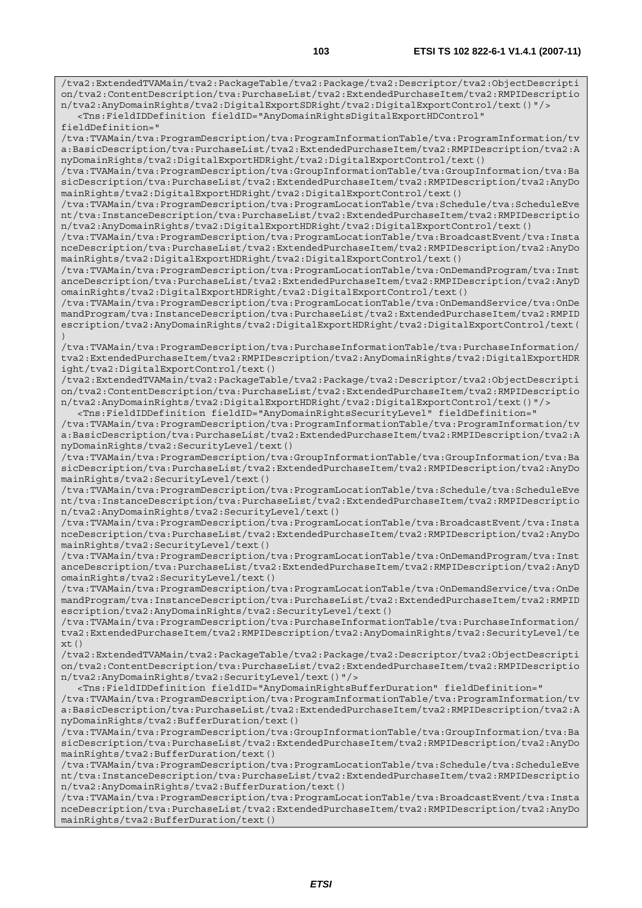```
/tva2:ExtendedTVAMain/tva2:PackageTable/tva2:Package/tva2:Descriptor/tva2:ObjectDescripti
on/tva2:ContentDescription/tva:PurchaseList/tva2:ExtendedPurchaseItem/tva2:RMPIDescriptio
n/tva2:AnyDomainRights/tva2:DigitalExportSDRight/tva2:DigitalExportControl/text()"/>
   <Tns:FieldIDDefinition fieldID="AnyDomainRightsDigitalExportHDControl"
fieldDefinition="
/tva:TVAMain/tva:ProgramDescription/tva:ProgramInformationTable/tva:ProgramInformation/tv
a:BasicDescription/tva:PurchaseList/tva2:ExtendedPurchaseItem/tva2:RMPIDescription/tva2:A
nyDomainRights/tva2:DigitalExportHDRight/tva2:DigitalExportControl/text()
/tva:TVAMain/tva:ProgramDescription/tva:GroupInformationTable/tva:GroupInformation/tva:Ba
sicDescription/tva:PurchaseList/tva2:ExtendedPurchaseItem/tva2:RMPIDescription/tva2:AnyDo
mainRights/tva2:DigitalExportHDRight/tva2:DigitalExportControl/text()
/tva:TVAMain/tva:ProgramDescription/tva:ProgramLocationTable/tva:Schedule/tva:ScheduleEve
nt/tva:InstanceDescription/tva:PurchaseList/tva2:ExtendedPurchaseItem/tva2:RMPIDescriptio
n/tva2:AnyDomainRights/tva2:DigitalExportHDRight/tva2:DigitalExportControl/text()
/tva:TVAMain/tva:ProgramDescription/tva:ProgramLocationTable/tva:BroadcastEvent/tva:Insta
nceDescription/tva:PurchaseList/tva2:ExtendedPurchaseItem/tva2:RMPIDescription/tva2:AnyDo
mainRights/tva2:DigitalExportHDRight/tva2:DigitalExportControl/text()
/tva:TVAMain/tva:ProgramDescription/tva:ProgramLocationTable/tva:OnDemandProgram/tva:Inst
anceDescription/tva:PurchaseList/tva2:ExtendedPurchaseItem/tva2:RMPIDescription/tva2:AnyD
omainRights/tva2:DigitalExportHDRight/tva2:DigitalExportControl/text()
/tva:TVAMain/tva:ProgramDescription/tva:ProgramLocationTable/tva:OnDemandService/tva:OnDe
mandProgram/tva:InstanceDescription/tva:PurchaseList/tva2:ExtendedPurchaseItem/tva2:RMPID
escription/tva2:AnyDomainRights/tva2:DigitalExportHDRight/tva2:DigitalExportControl/text(
)
/tva:TVAMain/tva:ProgramDescription/tva:PurchaseInformationTable/tva:PurchaseInformation/
tva2:ExtendedPurchaseItem/tva2:RMPIDescription/tva2:AnyDomainRights/tva2:DigitalExportHDR
ight/tva2:DigitalExportControl/text()
/tva2:ExtendedTVAMain/tva2:PackageTable/tva2:Package/tva2:Descriptor/tva2:ObjectDescripti
on/tva2:ContentDescription/tva:PurchaseList/tva2:ExtendedPurchaseItem/tva2:RMPIDescriptio
n/tva2:AnyDomainRights/tva2:DigitalExportHDRight/tva2:DigitalExportControl/text()"/>
   <Tns:FieldIDDefinition fieldID="AnyDomainRightsSecurityLevel" fieldDefinition="
/tva:TVAMain/tva:ProgramDescription/tva:ProgramInformationTable/tva:ProgramInformation/tv
a:BasicDescription/tva:PurchaseList/tva2:ExtendedPurchaseItem/tva2:RMPIDescription/tva2:A
nyDomainRights/tva2:SecurityLevel/text()
/tva:TVAMain/tva:ProgramDescription/tva:GroupInformationTable/tva:GroupInformation/tva:Ba
sicDescription/tva:PurchaseList/tva2:ExtendedPurchaseItem/tva2:RMPIDescription/tva2:AnyDo
mainRights/tva2:SecurityLevel/text()
/tva:TVAMain/tva:ProgramDescription/tva:ProgramLocationTable/tva:Schedule/tva:ScheduleEve
nt/tva:InstanceDescription/tva:PurchaseList/tva2:ExtendedPurchaseItem/tva2:RMPIDescriptio
n/tva2:AnyDomainRights/tva2:SecurityLevel/text()
/tva:TVAMain/tva:ProgramDescription/tva:ProgramLocationTable/tva:BroadcastEvent/tva:Insta
nceDescription/tva:PurchaseList/tva2:ExtendedPurchaseItem/tva2:RMPIDescription/tva2:AnyDo
mainRights/tva2:SecurityLevel/text()
/tva:TVAMain/tva:ProgramDescription/tva:ProgramLocationTable/tva:OnDemandProgram/tva:Inst
anceDescription/tva:PurchaseList/tva2:ExtendedPurchaseItem/tva2:RMPIDescription/tva2:AnyD
omainRights/tva2:SecurityLevel/text()
/tva:TVAMain/tva:ProgramDescription/tva:ProgramLocationTable/tva:OnDemandService/tva:OnDe
mandProgram/tva:InstanceDescription/tva:PurchaseList/tva2:ExtendedPurchaseItem/tva2:RMPID
escription/tva2:AnyDomainRights/tva2:SecurityLevel/text()
/tva:TVAMain/tva:ProgramDescription/tva:PurchaseInformationTable/tva:PurchaseInformation/
tva2:ExtendedPurchaseItem/tva2:RMPIDescription/tva2:AnyDomainRights/tva2:SecurityLevel/te
xt()
/tva2:ExtendedTVAMain/tva2:PackageTable/tva2:Package/tva2:Descriptor/tva2:ObjectDescripti
on/tva2:ContentDescription/tva:PurchaseList/tva2:ExtendedPurchaseItem/tva2:RMPIDescriptio
n/tva2:AnyDomainRights/tva2:SecurityLevel/text()"/>
   <Tns:FieldIDDefinition fieldID="AnyDomainRightsBufferDuration" fieldDefinition="
/tva:TVAMain/tva:ProgramDescription/tva:ProgramInformationTable/tva:ProgramInformation/tv
a:BasicDescription/tva:PurchaseList/tva2:ExtendedPurchaseItem/tva2:RMPIDescription/tva2:A
nyDomainRights/tva2:BufferDuration/text()
/tva:TVAMain/tva:ProgramDescription/tva:GroupInformationTable/tva:GroupInformation/tva:Ba
sicDescription/tva:PurchaseList/tva2:ExtendedPurchaseItem/tva2:RMPIDescription/tva2:AnyDo
mainRights/tva2:BufferDuration/text()
/tva:TVAMain/tva:ProgramDescription/tva:ProgramLocationTable/tva:Schedule/tva:ScheduleEve
nt/tva:InstanceDescription/tva:PurchaseList/tva2:ExtendedPurchaseItem/tva2:RMPIDescriptio
n/tva2:AnyDomainRights/tva2:BufferDuration/text()
/tva:TVAMain/tva:ProgramDescription/tva:ProgramLocationTable/tva:BroadcastEvent/tva:Insta
nceDescription/tva:PurchaseList/tva2:ExtendedPurchaseItem/tva2:RMPIDescription/tva2:AnyDo
mainRights/tva2:BufferDuration/text()
```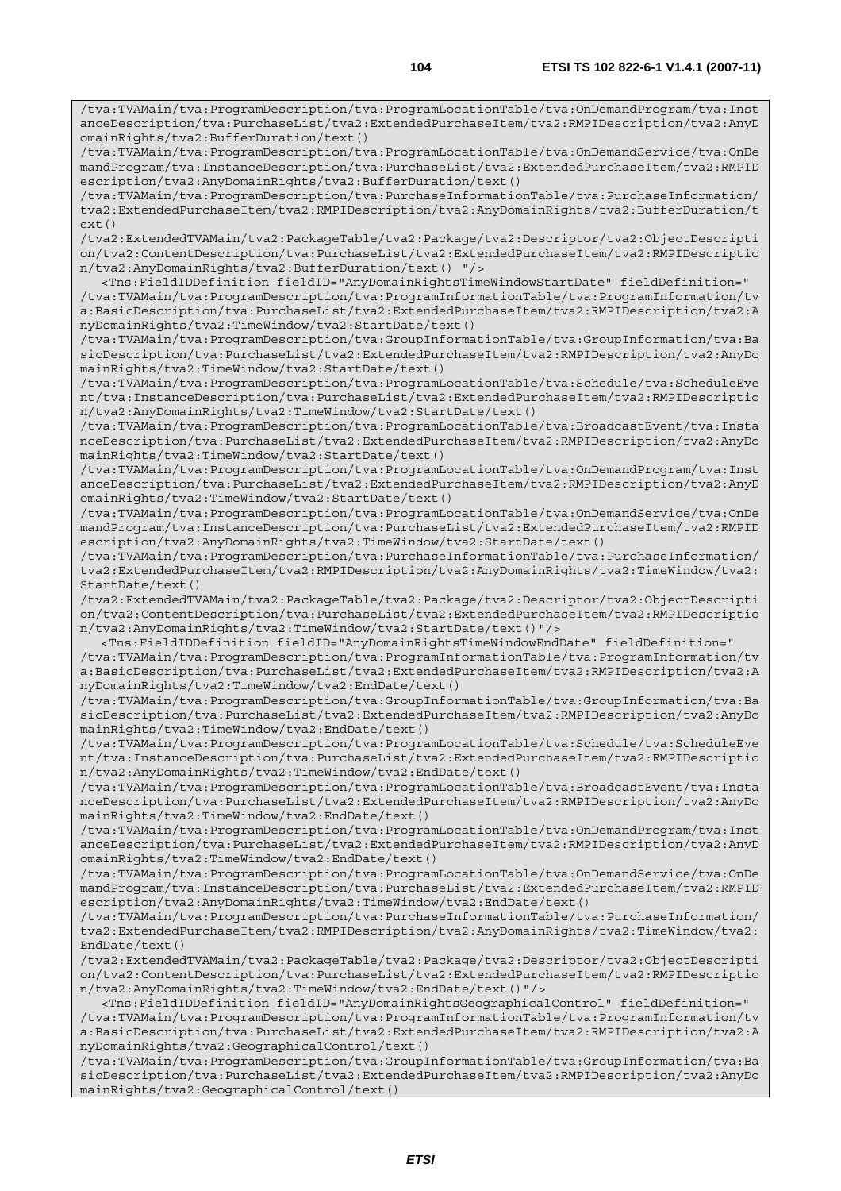```
/tva:TVAMain/tva:ProgramDescription/tva:ProgramLocationTable/tva:OnDemandProgram/tva:InstanceDescription/tva:PurchaseList/tva2:ExtendedPurchaseItem/tva2:RMPIDescription/tva2:AnyDomainRights/tva2:BufferDuration/text()
/tva:TVAMain/tva:ProgramDescription/tva:ProgramLocationTable/tva:OnDemandService/tva:OnDemandProgram/tva:InstanceDescription/tva:PurchaseList/tva2:ExtendedPurchaseItem/tva2:RMPIDescription/tva2:AnyDomainRights/tva2:BufferDuration/text()
/tva:TVAMain/tva:ProgramDescription/tva:PurchaseInformationTable/tva:PurchaseInformation/tva2:ExtendedPurchaseItem/tva2:RMPIDescription/tva2:AnyDomainRights/tva2:BufferDuration/text()
/tva2:ExtendedTVAMain/tva2:PackageTable/tva2:Package/tva2:Descriptor/tva2:ObjectDescription/tva2:ContentDescription/tva:PurchaseList/tva2:ExtendedPurchaseItem/tva2:RMPIDescription/tva2:AnyDomainRights/tva2:BufferDuration/text() "/>
   <Tns:FieldIDDefinition fieldID="AnyDomainRightsTimeWindowStartDate" fieldDefinition="
/tva:TVAMain/tva:ProgramDescription/tva:ProgramInformationTable/tva:ProgramInformation/tva:BasicDescription/tva:PurchaseList/tva2:ExtendedPurchaseItem/tva2:RMPIDescription/tva2:AnyDomainRights/tva2:TimeWindow/tva2:StartDate/text()
/tva:TVAMain/tva:ProgramDescription/tva:GroupInformationTable/tva:GroupInformation/tva:BasicDescription/tva:PurchaseList/tva2:ExtendedPurchaseItem/tva2:RMPIDescription/tva2:AnyDomainRights/tva2:TimeWindow/tva2:StartDate/text()
/tva:TVAMain/tva:ProgramDescription/tva:ProgramLocationTable/tva:Schedule/tva:ScheduleEvent/tva:InstanceDescription/tva:PurchaseList/tva2:ExtendedPurchaseItem/tva2:RMPIDescription/tva2:AnyDomainRights/tva2:TimeWindow/tva2:StartDate/text()
/tva:TVAMain/tva:ProgramDescription/tva:ProgramLocationTable/tva:BroadcastEvent/tva:InstanceDescription/tva:PurchaseList/tva2:ExtendedPurchaseItem/tva2:RMPIDescription/tva2:AnyDomainRights/tva2:TimeWindow/tva2:StartDate/text()
/tva:TVAMain/tva:ProgramDescription/tva:ProgramLocationTable/tva:OnDemandProgram/tva:InstanceDescription/tva:PurchaseList/tva2:ExtendedPurchaseItem/tva2:RMPIDescription/tva2:AnyDomainRights/tva2:TimeWindow/tva2:StartDate/text()
/tva:TVAMain/tva:ProgramDescription/tva:ProgramLocationTable/tva:OnDemandService/tva:OnDemandProgram/tva:InstanceDescription/tva:PurchaseList/tva2:ExtendedPurchaseItem/tva2:RMPIDescription/tva2:AnyDomainRights/tva2:TimeWindow/tva2:StartDate/text()
/tva:TVAMain/tva:ProgramDescription/tva:PurchaseInformationTable/tva:PurchaseInformation/tva2:ExtendedPurchaseItem/tva2:RMPIDescription/tva2:AnyDomainRights/tva2:TimeWindow/tva2:StartDate/text()
/tva2:ExtendedTVAMain/tva2:PackageTable/tva2:Package/tva2:Descriptor/tva2:ObjectDescription/tva2:ContentDescription/tva:PurchaseList/tva2:ExtendedPurchaseItem/tva2:RMPIDescription/tva2:AnyDomainRights/tva2:TimeWindow/tva2:StartDate/text()"/>
   <Tns:FieldIDDefinition fieldID="AnyDomainRightsTimeWindowEndDate" fieldDefinition="
/tva:TVAMain/tva:ProgramDescription/tva:ProgramInformationTable/tva:ProgramInformation/tva:BasicDescription/tva:PurchaseList/tva2:ExtendedPurchaseItem/tva2:RMPIDescription/tva2:AnyDomainRights/tva2:TimeWindow/tva2:EndDate/text()
/tva:TVAMain/tva:ProgramDescription/tva:GroupInformationTable/tva:GroupInformation/tva:BasicDescription/tva:PurchaseList/tva2:ExtendedPurchaseItem/tva2:RMPIDescription/tva2:AnyDomainRights/tva2:TimeWindow/tva2:EndDate/text()
/tva:TVAMain/tva:ProgramDescription/tva:ProgramLocationTable/tva:Schedule/tva:ScheduleEvent/tva:InstanceDescription/tva:PurchaseList/tva2:ExtendedPurchaseItem/tva2:RMPIDescription/tva2:AnyDomainRights/tva2:TimeWindow/tva2:EndDate/text()
/tva:TVAMain/tva:ProgramDescription/tva:ProgramLocationTable/tva:BroadcastEvent/tva:InstanceDescription/tva:PurchaseList/tva2:ExtendedPurchaseItem/tva2:RMPIDescription/tva2:AnyDomainRights/tva2:TimeWindow/tva2:EndDate/text()
/tva:TVAMain/tva:ProgramDescription/tva:ProgramLocationTable/tva:OnDemandProgram/tva:InstanceDescription/tva:PurchaseList/tva2:ExtendedPurchaseItem/tva2:RMPIDescription/tva2:AnyDomainRights/tva2:TimeWindow/tva2:EndDate/text()
/tva:TVAMain/tva:ProgramDescription/tva:ProgramLocationTable/tva:OnDemandService/tva:OnDemandProgram/tva:InstanceDescription/tva:PurchaseList/tva2:ExtendedPurchaseItem/tva2:RMPIDescription/tva2:AnyDomainRights/tva2:TimeWindow/tva2:EndDate/text()
/tva:TVAMain/tva:ProgramDescription/tva:PurchaseInformationTable/tva:PurchaseInformation/tva2:ExtendedPurchaseItem/tva2:RMPIDescription/tva2:AnyDomainRights/tva2:TimeWindow/tva2:EndDate/text()
/tva2:ExtendedTVAMain/tva2:PackageTable/tva2:Package/tva2:Descriptor/tva2:ObjectDescription/tva2:ContentDescription/tva:PurchaseList/tva2:ExtendedPurchaseItem/tva2:RMPIDescription/tva2:AnyDomainRights/tva2:TimeWindow/tva2:EndDate/text()"/>
   <Tns:FieldIDDefinition fieldID="AnyDomainRightsGeographicalControl" fieldDefinition="
/tva:TVAMain/tva:ProgramDescription/tva:ProgramInformationTable/tva:ProgramInformation/tva:BasicDescription/tva:PurchaseList/tva2:ExtendedPurchaseItem/tva2:RMPIDescription/tva2:AnyDomainRights/tva2:GeographicalControl/text()
/tva:TVAMain/tva:ProgramDescription/tva:GroupInformationTable/tva:GroupInformation/tva:BasicDescription/tva:PurchaseList/tva2:ExtendedPurchaseItem/tva2:RMPIDescription/tva2:AnyDomainRights/tva2:GeographicalControl/text()
```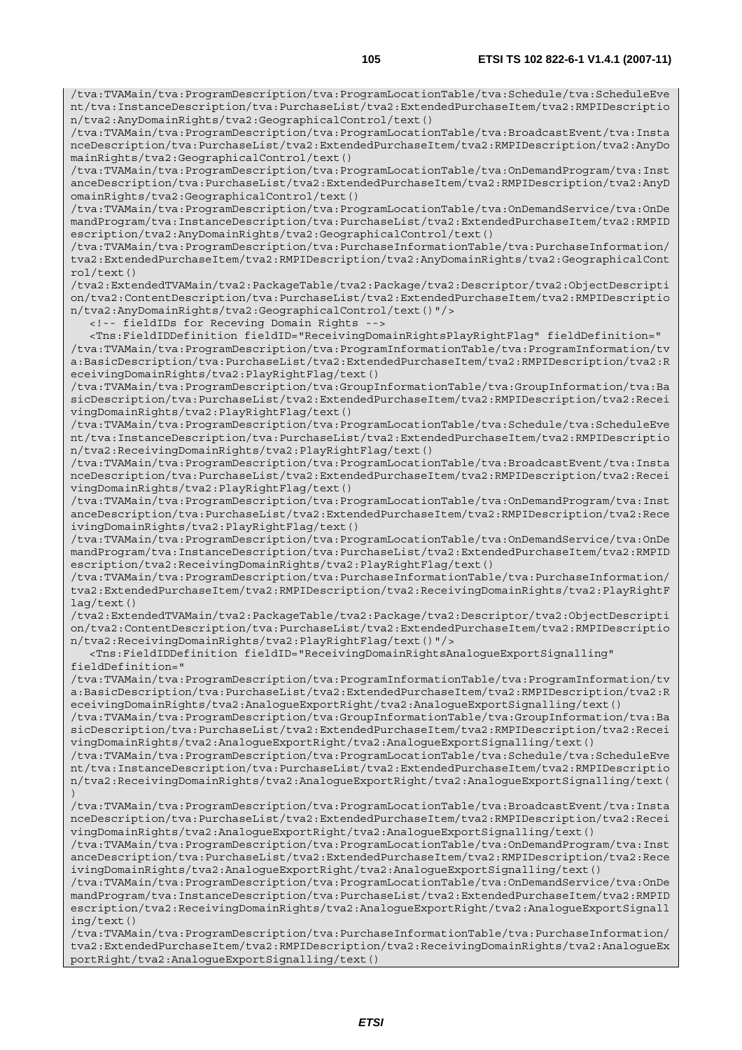```
/tva:TVAMain/tva:ProgramDescription/tva:ProgramLocationTable/tva:Schedule/tva:ScheduleEvent/tva:InstanceDescription/tva:PurchaseList/tva2:ExtendedPurchaseItem/tva2:RMPIDescription/tva2:AnyDomainRights/tva2:GeographicalControl/text()
/tva:TVAMain/tva:ProgramDescription/tva:ProgramLocationTable/tva:BroadcastEvent/tva:InstanceDescription/tva:PurchaseList/tva2:ExtendedPurchaseItem/tva2:RMPIDescription/tva2:AnyDomainRights/tva2:GeographicalControl/text()
/tva:TVAMain/tva:ProgramDescription/tva:ProgramLocationTable/tva:OnDemandProgram/tva:InstanceDescription/tva:PurchaseList/tva2:ExtendedPurchaseItem/tva2:RMPIDescription/tva2:AnyDomainRights/tva2:GeographicalControl/text()
/tva:TVAMain/tva:ProgramDescription/tva:ProgramLocationTable/tva:OnDemandService/tva:OnDemandProgram/tva:InstanceDescription/tva:PurchaseList/tva2:ExtendedPurchaseItem/tva2:RMPIDescription/tva2:AnyDomainRights/tva2:GeographicalControl/text()
/tva:TVAMain/tva:ProgramDescription/tva:PurchaseInformationTable/tva:PurchaseInformation/tva2:ExtendedPurchaseItem/tva2:RMPIDescription/tva2:AnyDomainRights/tva2:GeographicalControl/text()
/tva2:ExtendedTVAMain/tva2:PackageTable/tva2:Package/tva2:Descriptor/tva2:ObjectDescription/tva2:ContentDescription/tva:PurchaseList/tva2:ExtendedPurchaseItem/tva2:RMPIDescription/tva2:AnyDomainRights/tva2:GeographicalControl/text()"/>
   <!-- fieldIDs for Receving Domain Rights -->
   <Tns:FieldIDDefinition fieldID="ReceivingDomainRightsPlayRightFlag" fieldDefinition="
/tva:TVAMain/tva:ProgramDescription/tva:ProgramInformationTable/tva:ProgramInformation/tva:BasicDescription/tva:PurchaseList/tva2:ExtendedPurchaseItem/tva2:RMPIDescription/tva2:ReceivingDomainRights/tva2:PlayRightFlag/text()
/tva:TVAMain/tva:ProgramDescription/tva:GroupInformationTable/tva:GroupInformation/tva:BasicDescription/tva:PurchaseList/tva2:ExtendedPurchaseItem/tva2:RMPIDescription/tva2:ReceivingDomainRights/tva2:PlayRightFlag/text()
/tva:TVAMain/tva:ProgramDescription/tva:ProgramLocationTable/tva:Schedule/tva:ScheduleEvent/tva:InstanceDescription/tva:PurchaseList/tva2:ExtendedPurchaseItem/tva2:RMPIDescription/tva2:ReceivingDomainRights/tva2:PlayRightFlag/text()
/tva:TVAMain/tva:ProgramDescription/tva:ProgramLocationTable/tva:BroadcastEvent/tva:InstanceDescription/tva:PurchaseList/tva2:ExtendedPurchaseItem/tva2:RMPIDescription/tva2:ReceivingDomainRights/tva2:PlayRightFlag/text()
/tva:TVAMain/tva:ProgramDescription/tva:ProgramLocationTable/tva:OnDemandProgram/tva:InstanceDescription/tva:PurchaseList/tva2:ExtendedPurchaseItem/tva2:RMPIDescription/tva2:ReceivingDomainRights/tva2:PlayRightFlag/text()
/tva:TVAMain/tva:ProgramDescription/tva:ProgramLocationTable/tva:OnDemandService/tva:OnDemandProgram/tva:InstanceDescription/tva:PurchaseList/tva2:ExtendedPurchaseItem/tva2:RMPIDescription/tva2:ReceivingDomainRights/tva2:PlayRightFlag/text()
/tva:TVAMain/tva:ProgramDescription/tva:PurchaseInformationTable/tva:PurchaseInformation/tva2:ExtendedPurchaseItem/tva2:RMPIDescription/tva2:ReceivingDomainRights/tva2:PlayRightFlag/text()
/tva2:ExtendedTVAMain/tva2:PackageTable/tva2:Package/tva2:Descriptor/tva2:ObjectDescription/tva2:ContentDescription/tva:PurchaseList/tva2:ExtendedPurchaseItem/tva2:RMPIDescription/tva2:ReceivingDomainRights/tva2:PlayRightFlag/text()"/>
   <Tns:FieldIDDefinition fieldID="ReceivingDomainRightsAnalogueExportSignalling"
fieldDefinition="
/tva:TVAMain/tva:ProgramDescription/tva:ProgramInformationTable/tva:ProgramInformation/tva:BasicDescription/tva:PurchaseList/tva2:ExtendedPurchaseItem/tva2:RMPIDescription/tva2:ReceivingDomainRights/tva2:AnalogueExportRight/tva2:AnalogueExportSignalling/text()
/tva:TVAMain/tva:ProgramDescription/tva:GroupInformationTable/tva:GroupInformation/tva:BasicDescription/tva:PurchaseList/tva2:ExtendedPurchaseItem/tva2:RMPIDescription/tva2:ReceivingDomainRights/tva2:AnalogueExportRight/tva2:AnalogueExportSignalling/text()
/tva:TVAMain/tva:ProgramDescription/tva:ProgramLocationTable/tva:Schedule/tva:ScheduleEvent/tva:InstanceDescription/tva:PurchaseList/tva2:ExtendedPurchaseItem/tva2:RMPIDescription/tva2:ReceivingDomainRights/tva2:AnalogueExportRight/tva2:AnalogueExportSignalling/text()
/tva:TVAMain/tva:ProgramDescription/tva:ProgramLocationTable/tva:BroadcastEvent/tva:InstanceDescription/tva:PurchaseList/tva2:ExtendedPurchaseItem/tva2:RMPIDescription/tva2:ReceivingDomainRights/tva2:AnalogueExportRight/tva2:AnalogueExportSignalling/text()
/tva:TVAMain/tva:ProgramDescription/tva:ProgramLocationTable/tva:OnDemandProgram/tva:InstanceDescription/tva:PurchaseList/tva2:ExtendedPurchaseItem/tva2:RMPIDescription/tva2:ReceivingDomainRights/tva2:AnalogueExportRight/tva2:AnalogueExportSignalling/text()
/tva:TVAMain/tva:ProgramDescription/tva:ProgramLocationTable/tva:OnDemandService/tva:OnDemandProgram/tva:InstanceDescription/tva:PurchaseList/tva2:ExtendedPurchaseItem/tva2:RMPIDescription/tva2:ReceivingDomainRights/tva2:AnalogueExportRight/tva2:AnalogueExportSignalling/text()
/tva:TVAMain/tva:ProgramDescription/tva:PurchaseInformationTable/tva:PurchaseInformation/tva2:ExtendedPurchaseItem/tva2:RMPIDescription/tva2:ReceivingDomainRights/tva2:AnalogueExportRight/tva2:AnalogueExportSignalling/text()
```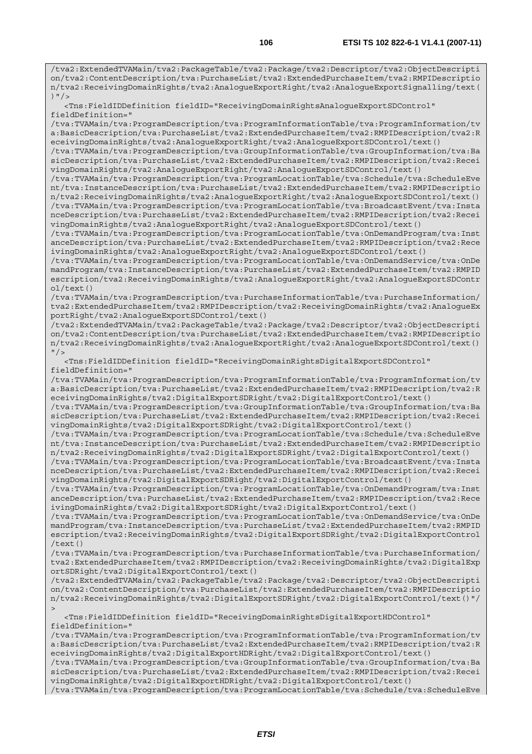```
/tva2:ExtendedTVAMain/tva2:PackageTable/tva2:Package/tva2:Descriptor/tva2:ObjectDescripti
on/tva2:ContentDescription/tva:PurchaseList/tva2:ExtendedPurchaseItem/tva2:RMPIDescriptio
n/tva2:ReceivingDomainRights/tva2:AnalogueExportRight/tva2:AnalogueExportSignalling/text(
)"/>
   <Tns:FieldIDDefinition fieldID="ReceivingDomainRightsAnalogueExportSDControl"
fieldDefinition="
/tva:TVAMain/tva:ProgramDescription/tva:ProgramInformationTable/tva:ProgramInformation/tv
a:BasicDescription/tva:PurchaseList/tva2:ExtendedPurchaseItem/tva2:RMPIDescription/tva2:R
eceivingDomainRights/tva2:AnalogueExportRight/tva2:AnalogueExportSDControl/text()
/tva:TVAMain/tva:ProgramDescription/tva:GroupInformationTable/tva:GroupInformation/tva:Ba
sicDescription/tva:PurchaseList/tva2:ExtendedPurchaseItem/tva2:RMPIDescription/tva2:Recei
vingDomainRights/tva2:AnalogueExportRight/tva2:AnalogueExportSDControl/text()
/tva:TVAMain/tva:ProgramDescription/tva:ProgramLocationTable/tva:Schedule/tva:ScheduleEve
nt/tva:InstanceDescription/tva:PurchaseList/tva2:ExtendedPurchaseItem/tva2:RMPIDescriptio
n/tva2:ReceivingDomainRights/tva2:AnalogueExportRight/tva2:AnalogueExportSDControl/text()
/tva:TVAMain/tva:ProgramDescription/tva:ProgramLocationTable/tva:BroadcastEvent/tva:Insta
nceDescription/tva:PurchaseList/tva2:ExtendedPurchaseItem/tva2:RMPIDescription/tva2:Recei
vingDomainRights/tva2:AnalogueExportRight/tva2:AnalogueExportSDControl/text()
/tva:TVAMain/tva:ProgramDescription/tva:ProgramLocationTable/tva:OnDemandProgram/tva:Inst
anceDescription/tva:PurchaseList/tva2:ExtendedPurchaseItem/tva2:RMPIDescription/tva2:Rece
ivingDomainRights/tva2:AnalogueExportRight/tva2:AnalogueExportSDControl/text()
/tva:TVAMain/tva:ProgramDescription/tva:ProgramLocationTable/tva:OnDemandService/tva:OnDe
mandProgram/tva:InstanceDescription/tva:PurchaseList/tva2:ExtendedPurchaseItem/tva2:RMPID
escription/tva2:ReceivingDomainRights/tva2:AnalogueExportRight/tva2:AnalogueExportSDContr
ol/text()
/tva:TVAMain/tva:ProgramDescription/tva:PurchaseInformationTable/tva:PurchaseInformation/
tva2:ExtendedPurchaseItem/tva2:RMPIDescription/tva2:ReceivingDomainRights/tva2:AnalogueEx
portRight/tva2:AnalogueExportSDControl/text()
/tva2:ExtendedTVAMain/tva2:PackageTable/tva2:Package/tva2:Descriptor/tva2:ObjectDescripti
on/tva2:ContentDescription/tva:PurchaseList/tva2:ExtendedPurchaseItem/tva2:RMPIDescriptio
n/tva2:ReceivingDomainRights/tva2:AnalogueExportRight/tva2:AnalogueExportSDControl/text()
"/>
   <Tns:FieldIDDefinition fieldID="ReceivingDomainRightsDigitalExportSDControl"
fieldDefinition="
/tva:TVAMain/tva:ProgramDescription/tva:ProgramInformationTable/tva:ProgramInformation/tv
a:BasicDescription/tva:PurchaseList/tva2:ExtendedPurchaseItem/tva2:RMPIDescription/tva2:R
eceivingDomainRights/tva2:DigitalExportSDRight/tva2:DigitalExportControl/text()
/tva:TVAMain/tva:ProgramDescription/tva:GroupInformationTable/tva:GroupInformation/tva:Ba
sicDescription/tva:PurchaseList/tva2:ExtendedPurchaseItem/tva2:RMPIDescription/tva2:Recei
vingDomainRights/tva2:DigitalExportSDRight/tva2:DigitalExportControl/text()
/tva:TVAMain/tva:ProgramDescription/tva:ProgramLocationTable/tva:Schedule/tva:ScheduleEve
nt/tva:InstanceDescription/tva:PurchaseList/tva2:ExtendedPurchaseItem/tva2:RMPIDescriptio
n/tva2:ReceivingDomainRights/tva2:DigitalExportSDRight/tva2:DigitalExportControl/text()
/tva:TVAMain/tva:ProgramDescription/tva:ProgramLocationTable/tva:BroadcastEvent/tva:Insta
nceDescription/tva:PurchaseList/tva2:ExtendedPurchaseItem/tva2:RMPIDescription/tva2:Recei
vingDomainRights/tva2:DigitalExportSDRight/tva2:DigitalExportControl/text()
/tva:TVAMain/tva:ProgramDescription/tva:ProgramLocationTable/tva:OnDemandProgram/tva:Inst
anceDescription/tva:PurchaseList/tva2:ExtendedPurchaseItem/tva2:RMPIDescription/tva2:Rece
ivingDomainRights/tva2:DigitalExportSDRight/tva2:DigitalExportControl/text()
/tva:TVAMain/tva:ProgramDescription/tva:ProgramLocationTable/tva:OnDemandService/tva:OnDe
mandProgram/tva:InstanceDescription/tva:PurchaseList/tva2:ExtendedPurchaseItem/tva2:RMPID
escription/tva2:ReceivingDomainRights/tva2:DigitalExportSDRight/tva2:DigitalExportControl
/text()
/tva:TVAMain/tva:ProgramDescription/tva:PurchaseInformationTable/tva:PurchaseInformation/
tva2:ExtendedPurchaseItem/tva2:RMPIDescription/tva2:ReceivingDomainRights/tva2:DigitalExp
ortSDRight/tva2:DigitalExportControl/text()
/tva2:ExtendedTVAMain/tva2:PackageTable/tva2:Package/tva2:Descriptor/tva2:ObjectDescripti
on/tva2:ContentDescription/tva:PurchaseList/tva2:ExtendedPurchaseItem/tva2:RMPIDescriptio
n/tva2:ReceivingDomainRights/tva2:DigitalExportSDRight/tva2:DigitalExportControl/text()"/
>
   <Tns:FieldIDDefinition fieldID="ReceivingDomainRightsDigitalExportHDControl"
fieldDefinition="
/tva:TVAMain/tva:ProgramDescription/tva:ProgramInformationTable/tva:ProgramInformation/tv
a:BasicDescription/tva:PurchaseList/tva2:ExtendedPurchaseItem/tva2:RMPIDescription/tva2:R
eceivingDomainRights/tva2:DigitalExportHDRight/tva2:DigitalExportControl/text()
/tva:TVAMain/tva:ProgramDescription/tva:GroupInformationTable/tva:GroupInformation/tva:Ba
sicDescription/tva:PurchaseList/tva2:ExtendedPurchaseItem/tva2:RMPIDescription/tva2:Recei
vingDomainRights/tva2:DigitalExportHDRight/tva2:DigitalExportControl/text()
/tva:TVAMain/tva:ProgramDescription/tva:ProgramLocationTable/tva:Schedule/tva:ScheduleEve
```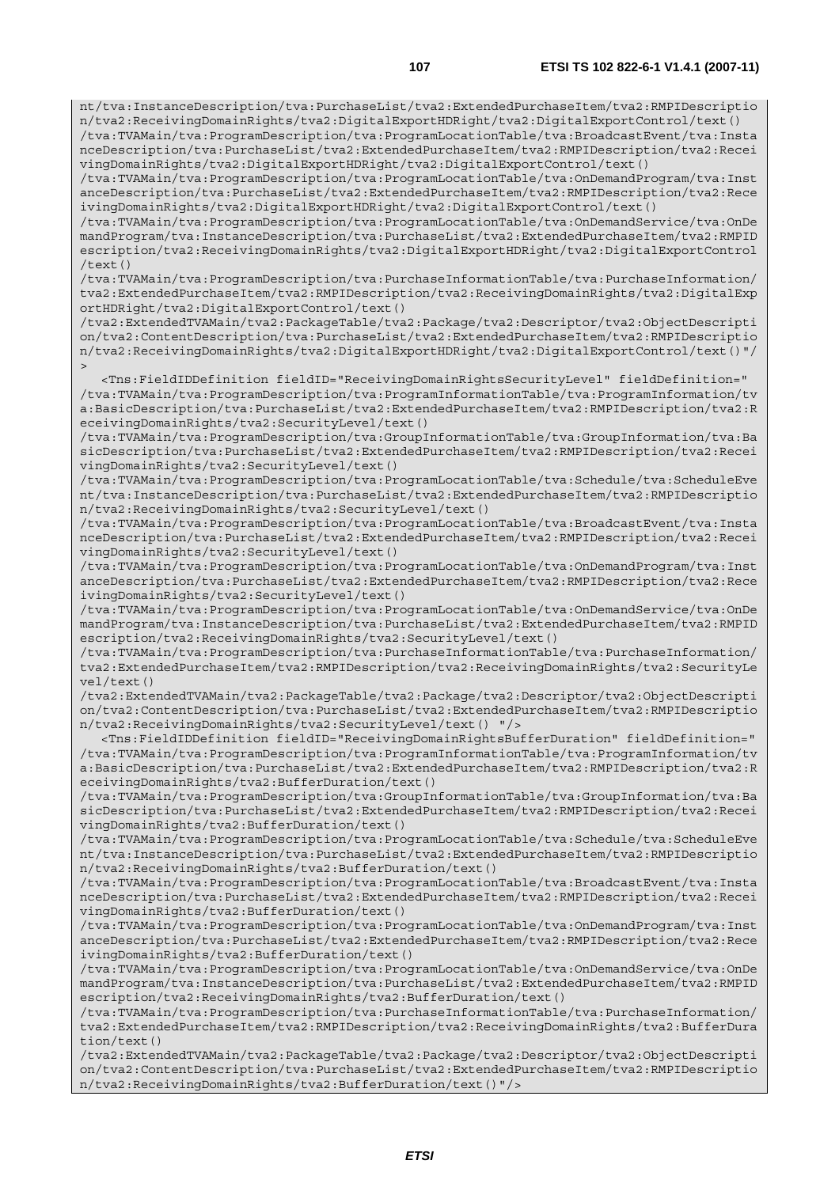```
nt/tva:InstanceDescription/tva:PurchaseList/tva2:ExtendedPurchaseItem/tva2:RMPIDescriptio
n/tva2:ReceivingDomainRights/tva2:DigitalExportHDRight/tva2:DigitalExportControl/text()
/tva:TVAMain/tva:ProgramDescription/tva:ProgramLocationTable/tva:BroadcastEvent/tva:Insta
nceDescription/tva:PurchaseList/tva2:ExtendedPurchaseItem/tva2:RMPIDescription/tva2:Recei
vingDomainRights/tva2:DigitalExportHDRight/tva2:DigitalExportControl/text()
/tva:TVAMain/tva:ProgramDescription/tva:ProgramLocationTable/tva:OnDemandProgram/tva:Inst
anceDescription/tva:PurchaseList/tva2:ExtendedPurchaseItem/tva2:RMPIDescription/tva2:Rece
ivingDomainRights/tva2:DigitalExportHDRight/tva2:DigitalExportControl/text()
/tva:TVAMain/tva:ProgramDescription/tva:ProgramLocationTable/tva:OnDemandService/tva:OnDe
mandProgram/tva:InstanceDescription/tva:PurchaseList/tva2:ExtendedPurchaseItem/tva2:RMPID
escription/tva2:ReceivingDomainRights/tva2:DigitalExportHDRight/tva2:DigitalExportControl
/text()
/tva:TVAMain/tva:ProgramDescription/tva:PurchaseInformationTable/tva:PurchaseInformation/
tva2:ExtendedPurchaseItem/tva2:RMPIDescription/tva2:ReceivingDomainRights/tva2:DigitalExp
ortHDRight/tva2:DigitalExportControl/text()
/tva2:ExtendedTVAMain/tva2:PackageTable/tva2:Package/tva2:Descriptor/tva2:ObjectDescripti
on/tva2:ContentDescription/tva:PurchaseList/tva2:ExtendedPurchaseItem/tva2:RMPIDescriptio
n/tva2:ReceivingDomainRights/tva2:DigitalExportHDRight/tva2:DigitalExportControl/text()"/
>
   <Tns:FieldIDDefinition fieldID="ReceivingDomainRightsSecurityLevel" fieldDefinition="
/tva:TVAMain/tva:ProgramDescription/tva:ProgramInformationTable/tva:ProgramInformation/tv
a:BasicDescription/tva:PurchaseList/tva2:ExtendedPurchaseItem/tva2:RMPIDescription/tva2:R
eceivingDomainRights/tva2:SecurityLevel/text()
/tva:TVAMain/tva:ProgramDescription/tva:GroupInformationTable/tva:GroupInformation/tva:Ba
sicDescription/tva:PurchaseList/tva2:ExtendedPurchaseItem/tva2:RMPIDescription/tva2:Recei
vingDomainRights/tva2:SecurityLevel/text()
/tva:TVAMain/tva:ProgramDescription/tva:ProgramLocationTable/tva:Schedule/tva:ScheduleEve
nt/tva:InstanceDescription/tva:PurchaseList/tva2:ExtendedPurchaseItem/tva2:RMPIDescriptio
n/tva2:ReceivingDomainRights/tva2:SecurityLevel/text()
/tva:TVAMain/tva:ProgramDescription/tva:ProgramLocationTable/tva:BroadcastEvent/tva:Insta
nceDescription/tva:PurchaseList/tva2:ExtendedPurchaseItem/tva2:RMPIDescription/tva2:Recei
vingDomainRights/tva2:SecurityLevel/text()
/tva:TVAMain/tva:ProgramDescription/tva:ProgramLocationTable/tva:OnDemandProgram/tva:Inst
anceDescription/tva:PurchaseList/tva2:ExtendedPurchaseItem/tva2:RMPIDescription/tva2:Rece
ivingDomainRights/tva2:SecurityLevel/text()
/tva:TVAMain/tva:ProgramDescription/tva:ProgramLocationTable/tva:OnDemandService/tva:OnDe
mandProgram/tva:InstanceDescription/tva:PurchaseList/tva2:ExtendedPurchaseItem/tva2:RMPID
escription/tva2:ReceivingDomainRights/tva2:SecurityLevel/text()
/tva:TVAMain/tva:ProgramDescription/tva:PurchaseInformationTable/tva:PurchaseInformation/
tva2:ExtendedPurchaseItem/tva2:RMPIDescription/tva2:ReceivingDomainRights/tva2:SecurityLe
vel/text()
/tva2:ExtendedTVAMain/tva2:PackageTable/tva2:Package/tva2:Descriptor/tva2:ObjectDescripti
on/tva2:ContentDescription/tva:PurchaseList/tva2:ExtendedPurchaseItem/tva2:RMPIDescriptio
n/tva2:ReceivingDomainRights/tva2:SecurityLevel/text() "/>
   <Tns:FieldIDDefinition fieldID="ReceivingDomainRightsBufferDuration" fieldDefinition="
/tva:TVAMain/tva:ProgramDescription/tva:ProgramInformationTable/tva:ProgramInformation/tv
a:BasicDescription/tva:PurchaseList/tva2:ExtendedPurchaseItem/tva2:RMPIDescription/tva2:R
eceivingDomainRights/tva2:BufferDuration/text()
/tva:TVAMain/tva:ProgramDescription/tva:GroupInformationTable/tva:GroupInformation/tva:Ba
sicDescription/tva:PurchaseList/tva2:ExtendedPurchaseItem/tva2:RMPIDescription/tva2:Recei
vingDomainRights/tva2:BufferDuration/text()
/tva:TVAMain/tva:ProgramDescription/tva:ProgramLocationTable/tva:Schedule/tva:ScheduleEve
nt/tva:InstanceDescription/tva:PurchaseList/tva2:ExtendedPurchaseItem/tva2:RMPIDescriptio
n/tva2:ReceivingDomainRights/tva2:BufferDuration/text()
/tva:TVAMain/tva:ProgramDescription/tva:ProgramLocationTable/tva:BroadcastEvent/tva:Insta
nceDescription/tva:PurchaseList/tva2:ExtendedPurchaseItem/tva2:RMPIDescription/tva2:Recei
vingDomainRights/tva2:BufferDuration/text()
/tva:TVAMain/tva:ProgramDescription/tva:ProgramLocationTable/tva:OnDemandProgram/tva:Inst
anceDescription/tva:PurchaseList/tva2:ExtendedPurchaseItem/tva2:RMPIDescription/tva2:Rece
ivingDomainRights/tva2:BufferDuration/text()
/tva:TVAMain/tva:ProgramDescription/tva:ProgramLocationTable/tva:OnDemandService/tva:OnDe
mandProgram/tva:InstanceDescription/tva:PurchaseList/tva2:ExtendedPurchaseItem/tva2:RMPID
escription/tva2:ReceivingDomainRights/tva2:BufferDuration/text()
/tva:TVAMain/tva:ProgramDescription/tva:PurchaseInformationTable/tva:PurchaseInformation/
tva2:ExtendedPurchaseItem/tva2:RMPIDescription/tva2:ReceivingDomainRights/tva2:BufferDura
tion/text()
/tva2:ExtendedTVAMain/tva2:PackageTable/tva2:Package/tva2:Descriptor/tva2:ObjectDescripti
on/tva2:ContentDescription/tva:PurchaseList/tva2:ExtendedPurchaseItem/tva2:RMPIDescriptio
n/tva2:ReceivingDomainRights/tva2:BufferDuration/text()"/>
```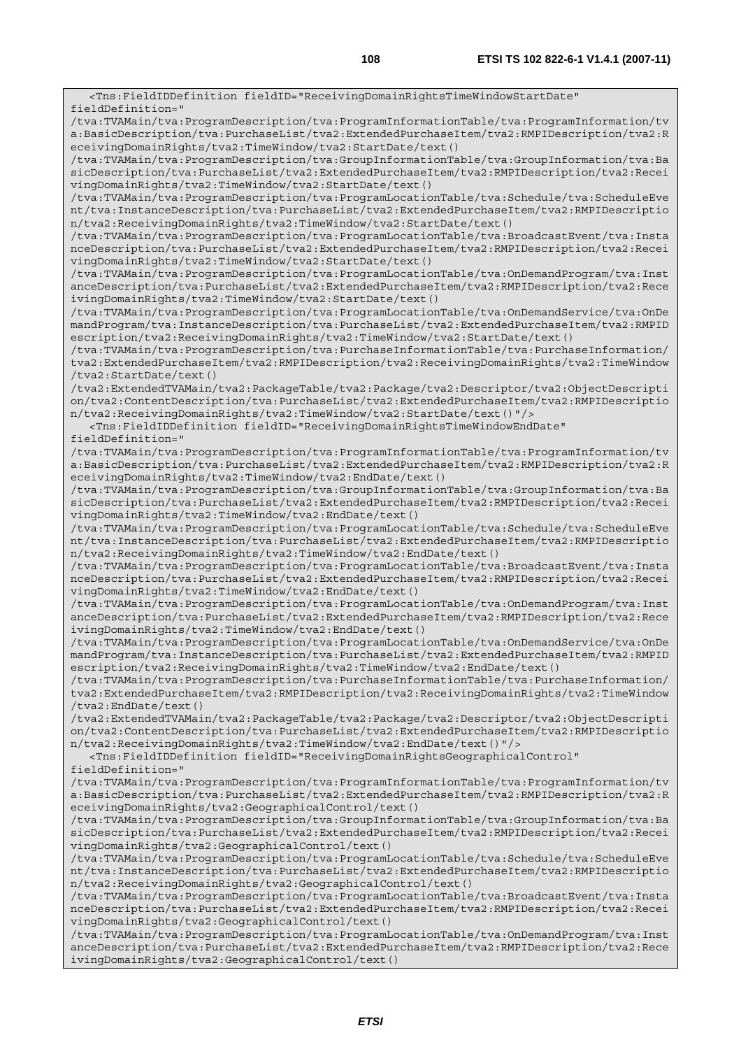```
   <Tns:FieldIDDefinition fieldID="ReceivingDomainRightsTimeWindowStartDate"
fieldDefinition="
/tva:TVAMain/tva:ProgramDescription/tva:ProgramInformationTable/tva:ProgramInformation/tv
a:BasicDescription/tva:PurchaseList/tva2:ExtendedPurchaseItem/tva2:RMPIDescription/tva2:R
eceivingDomainRights/tva2:TimeWindow/tva2:StartDate/text()
/tva:TVAMain/tva:ProgramDescription/tva:GroupInformationTable/tva:GroupInformation/tva:Ba
sicDescription/tva:PurchaseList/tva2:ExtendedPurchaseItem/tva2:RMPIDescription/tva2:Recei
vingDomainRights/tva2:TimeWindow/tva2:StartDate/text()
/tva:TVAMain/tva:ProgramDescription/tva:ProgramLocationTable/tva:Schedule/tva:ScheduleEve
nt/tva:InstanceDescription/tva:PurchaseList/tva2:ExtendedPurchaseItem/tva2:RMPIDescriptio
n/tva2:ReceivingDomainRights/tva2:TimeWindow/tva2:StartDate/text()
/tva:TVAMain/tva:ProgramDescription/tva:ProgramLocationTable/tva:BroadcastEvent/tva:Insta
nceDescription/tva:PurchaseList/tva2:ExtendedPurchaseItem/tva2:RMPIDescription/tva2:Recei
vingDomainRights/tva2:TimeWindow/tva2:StartDate/text()
/tva:TVAMain/tva:ProgramDescription/tva:ProgramLocationTable/tva:OnDemandProgram/tva:Inst
anceDescription/tva:PurchaseList/tva2:ExtendedPurchaseItem/tva2:RMPIDescription/tva2:Rece
ivingDomainRights/tva2:TimeWindow/tva2:StartDate/text()
/tva:TVAMain/tva:ProgramDescription/tva:ProgramLocationTable/tva:OnDemandService/tva:OnDe
mandProgram/tva:InstanceDescription/tva:PurchaseList/tva2:ExtendedPurchaseItem/tva2:RMPID
escription/tva2:ReceivingDomainRights/tva2:TimeWindow/tva2:StartDate/text()
/tva:TVAMain/tva:ProgramDescription/tva:PurchaseInformationTable/tva:PurchaseInformation/
tva2:ExtendedPurchaseItem/tva2:RMPIDescription/tva2:ReceivingDomainRights/tva2:TimeWindow
/tva2:StartDate/text()
/tva2:ExtendedTVAMain/tva2:PackageTable/tva2:Package/tva2:Descriptor/tva2:ObjectDescripti
on/tva2:ContentDescription/tva:PurchaseList/tva2:ExtendedPurchaseItem/tva2:RMPIDescriptio
n/tva2:ReceivingDomainRights/tva2:TimeWindow/tva2:StartDate/text()"/>
   <Tns:FieldIDDefinition fieldID="ReceivingDomainRightsTimeWindowEndDate"
fieldDefinition="
/tva:TVAMain/tva:ProgramDescription/tva:ProgramInformationTable/tva:ProgramInformation/tv
a:BasicDescription/tva:PurchaseList/tva2:ExtendedPurchaseItem/tva2:RMPIDescription/tva2:R
eceivingDomainRights/tva2:TimeWindow/tva2:EndDate/text()
/tva:TVAMain/tva:ProgramDescription/tva:GroupInformationTable/tva:GroupInformation/tva:Ba
sicDescription/tva:PurchaseList/tva2:ExtendedPurchaseItem/tva2:RMPIDescription/tva2:Recei
vingDomainRights/tva2:TimeWindow/tva2:EndDate/text()
/tva:TVAMain/tva:ProgramDescription/tva:ProgramLocationTable/tva:Schedule/tva:ScheduleEve
nt/tva:InstanceDescription/tva:PurchaseList/tva2:ExtendedPurchaseItem/tva2:RMPIDescriptio
n/tva2:ReceivingDomainRights/tva2:TimeWindow/tva2:EndDate/text()
/tva:TVAMain/tva:ProgramDescription/tva:ProgramLocationTable/tva:BroadcastEvent/tva:Insta
nceDescription/tva:PurchaseList/tva2:ExtendedPurchaseItem/tva2:RMPIDescription/tva2:Recei
vingDomainRights/tva2:TimeWindow/tva2:EndDate/text()
/tva:TVAMain/tva:ProgramDescription/tva:ProgramLocationTable/tva:OnDemandProgram/tva:Inst
anceDescription/tva:PurchaseList/tva2:ExtendedPurchaseItem/tva2:RMPIDescription/tva2:Rece
ivingDomainRights/tva2:TimeWindow/tva2:EndDate/text()
/tva:TVAMain/tva:ProgramDescription/tva:ProgramLocationTable/tva:OnDemandService/tva:OnDe
mandProgram/tva:InstanceDescription/tva:PurchaseList/tva2:ExtendedPurchaseItem/tva2:RMPID
escription/tva2:ReceivingDomainRights/tva2:TimeWindow/tva2:EndDate/text()
/tva:TVAMain/tva:ProgramDescription/tva:PurchaseInformationTable/tva:PurchaseInformation/
tva2:ExtendedPurchaseItem/tva2:RMPIDescription/tva2:ReceivingDomainRights/tva2:TimeWindow
/tva2:EndDate/text()
/tva2:ExtendedTVAMain/tva2:PackageTable/tva2:Package/tva2:Descriptor/tva2:ObjectDescripti
on/tva2:ContentDescription/tva:PurchaseList/tva2:ExtendedPurchaseItem/tva2:RMPIDescriptio
n/tva2:ReceivingDomainRights/tva2:TimeWindow/tva2:EndDate/text()"/>
   <Tns:FieldIDDefinition fieldID="ReceivingDomainRightsGeographicalControl"
fieldDefinition="
/tva:TVAMain/tva:ProgramDescription/tva:ProgramInformationTable/tva:ProgramInformation/tv
a:BasicDescription/tva:PurchaseList/tva2:ExtendedPurchaseItem/tva2:RMPIDescription/tva2:R
eceivingDomainRights/tva2:GeographicalControl/text()
/tva:TVAMain/tva:ProgramDescription/tva:GroupInformationTable/tva:GroupInformation/tva:Ba
sicDescription/tva:PurchaseList/tva2:ExtendedPurchaseItem/tva2:RMPIDescription/tva2:Recei
vingDomainRights/tva2:GeographicalControl/text()
/tva:TVAMain/tva:ProgramDescription/tva:ProgramLocationTable/tva:Schedule/tva:ScheduleEve
nt/tva:InstanceDescription/tva:PurchaseList/tva2:ExtendedPurchaseItem/tva2:RMPIDescriptio
n/tva2:ReceivingDomainRights/tva2:GeographicalControl/text()
/tva:TVAMain/tva:ProgramDescription/tva:ProgramLocationTable/tva:BroadcastEvent/tva:Insta
nceDescription/tva:PurchaseList/tva2:ExtendedPurchaseItem/tva2:RMPIDescription/tva2:Recei
vingDomainRights/tva2:GeographicalControl/text()
/tva:TVAMain/tva:ProgramDescription/tva:ProgramLocationTable/tva:OnDemandProgram/tva:Inst
anceDescription/tva:PurchaseList/tva2:ExtendedPurchaseItem/tva2:RMPIDescription/tva2:Rece
ivingDomainRights/tva2:GeographicalControl/text()
```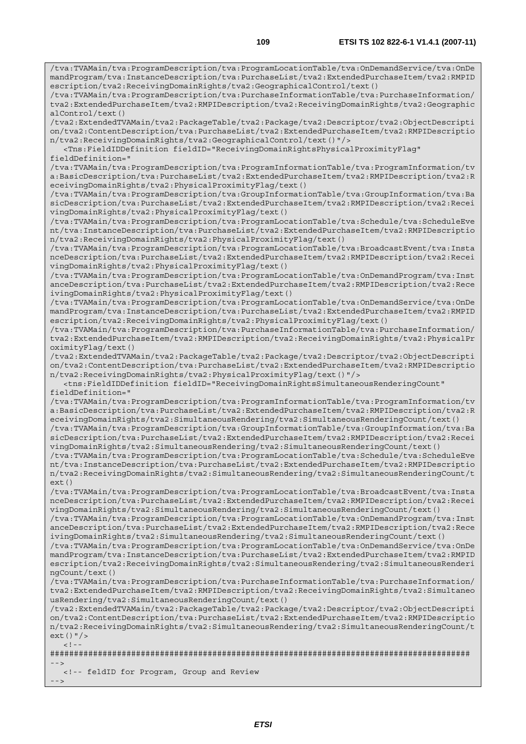```
/tva:TVAMain/tva:ProgramDescription/tva:ProgramLocationTable/tva:OnDemandService/tva:OnDemandProgram/tva:InstanceDescription/tva:PurchaseList/tva2:ExtendedPurchaseItem/tva2:RMPIDescription/tva2:ReceivingDomainRights/tva2:GeographicalControl/text()
/tva:TVAMain/tva:ProgramDescription/tva:PurchaseInformationTable/tva:PurchaseInformation/tva2:ExtendedPurchaseItem/tva2:RMPIDescription/tva2:ReceivingDomainRights/tva2:GeographicalControl/text()
/tva2:ExtendedTVAMain/tva2:PackageTable/tva2:Package/tva2:Descriptor/tva2:ObjectDescription/tva2:ContentDescription/tva:PurchaseList/tva2:ExtendedPurchaseItem/tva2:RMPIDescription/tva2:ReceivingDomainRights/tva2:GeographicalControl/text()"/>
   <Tns:FieldIDDefinition fieldID="ReceivingDomainRightsPhysicalProximityFlag" fieldDefinition="
/tva:TVAMain/tva:ProgramDescription/tva:ProgramInformationTable/tva:ProgramInformation/tva:BasicDescription/tva:PurchaseList/tva2:ExtendedPurchaseItem/tva2:RMPIDescription/tva2:ReceivingDomainRights/tva2:PhysicalProximityFlag/text()
/tva:TVAMain/tva:ProgramDescription/tva:GroupInformationTable/tva:GroupInformation/tva:BasicDescription/tva:PurchaseList/tva2:ExtendedPurchaseItem/tva2:RMPIDescription/tva2:ReceivingDomainRights/tva2:PhysicalProximityFlag/text()
/tva:TVAMain/tva:ProgramDescription/tva:ProgramLocationTable/tva:Schedule/tva:ScheduleEvent/tva:InstanceDescription/tva:PurchaseList/tva2:ExtendedPurchaseItem/tva2:RMPIDescription/tva2:ReceivingDomainRights/tva2:PhysicalProximityFlag/text()
/tva:TVAMain/tva:ProgramDescription/tva:ProgramLocationTable/tva:BroadcastEvent/tva:InstanceDescription/tva:PurchaseList/tva2:ExtendedPurchaseItem/tva2:RMPIDescription/tva2:ReceivingDomainRights/tva2:PhysicalProximityFlag/text()
/tva:TVAMain/tva:ProgramDescription/tva:ProgramLocationTable/tva:OnDemandProgram/tva:InstanceDescription/tva:PurchaseList/tva2:ExtendedPurchaseItem/tva2:RMPIDescription/tva2:ReceivingDomainRights/tva2:PhysicalProximityFlag/text()
/tva:TVAMain/tva:ProgramDescription/tva:ProgramLocationTable/tva:OnDemandService/tva:OnDemandProgram/tva:InstanceDescription/tva:PurchaseList/tva2:ExtendedPurchaseItem/tva2:RMPIDescription/tva2:ReceivingDomainRights/tva2:PhysicalProximityFlag/text()
/tva:TVAMain/tva:ProgramDescription/tva:PurchaseInformationTable/tva:PurchaseInformation/tva2:ExtendedPurchaseItem/tva2:RMPIDescription/tva2:ReceivingDomainRights/tva2:PhysicalProximityFlag/text()
/tva2:ExtendedTVAMain/tva2:PackageTable/tva2:Package/tva2:Descriptor/tva2:ObjectDescription/tva2:ContentDescription/tva:PurchaseList/tva2:ExtendedPurchaseItem/tva2:RMPIDescription/tva2:ReceivingDomainRights/tva2:PhysicalProximityFlag/text()"/>
   <tns:FieldIDDefinition fieldID="ReceivingDomainRightsSimultaneousRenderingCount" fieldDefinition="
/tva:TVAMain/tva:ProgramDescription/tva:ProgramInformationTable/tva:ProgramInformation/tva:BasicDescription/tva:PurchaseList/tva2:ExtendedPurchaseItem/tva2:RMPIDescription/tva2:ReceivingDomainRights/tva2:SimultaneousRendering/tva2:SimultaneousRenderingCount/text()
/tva:TVAMain/tva:ProgramDescription/tva:GroupInformationTable/tva:GroupInformation/tva:BasicDescription/tva:PurchaseList/tva2:ExtendedPurchaseItem/tva2:RMPIDescription/tva2:ReceivingDomainRights/tva2:SimultaneousRendering/tva2:SimultaneousRenderingCount/text()
/tva:TVAMain/tva:ProgramDescription/tva:ProgramLocationTable/tva:Schedule/tva:ScheduleEvent/tva:InstanceDescription/tva:PurchaseList/tva2:ExtendedPurchaseItem/tva2:RMPIDescription/tva2:ReceivingDomainRights/tva2:SimultaneousRendering/tva2:SimultaneousRenderingCount/text()
/tva:TVAMain/tva:ProgramDescription/tva:ProgramLocationTable/tva:BroadcastEvent/tva:InstanceDescription/tva:PurchaseList/tva2:ExtendedPurchaseItem/tva2:RMPIDescription/tva2:ReceivingDomainRights/tva2:SimultaneousRendering/tva2:SimultaneousRenderingCount/text()
/tva:TVAMain/tva:ProgramDescription/tva:ProgramLocationTable/tva:OnDemandProgram/tva:InstanceDescription/tva:PurchaseList/tva2:ExtendedPurchaseItem/tva2:RMPIDescription/tva2:ReceivingDomainRights/tva2:SimultaneousRendering/tva2:SimultaneousRenderingCount/text()
/tva:TVAMain/tva:ProgramDescription/tva:ProgramLocationTable/tva:OnDemandService/tva:OnDemandProgram/tva:InstanceDescription/tva:PurchaseList/tva2:ExtendedPurchaseItem/tva2:RMPIDescription/tva2:ReceivingDomainRights/tva2:SimultaneousRendering/tva2:SimultaneousRenderingCount/text()
/tva:TVAMain/tva:ProgramDescription/tva:PurchaseInformationTable/tva:PurchaseInformation/tva2:ExtendedPurchaseItem/tva2:RMPIDescription/tva2:ReceivingDomainRights/tva2:SimultaneousRendering/tva2:SimultaneousRenderingCount/text()
/tva2:ExtendedTVAMain/tva2:PackageTable/tva2:Package/tva2:Descriptor/tva2:ObjectDescription/tva2:ContentDescription/tva:PurchaseList/tva2:ExtendedPurchaseItem/tva2:RMPIDescription/tva2:ReceivingDomainRights/tva2:SimultaneousRendering/tva2:SimultaneousRenderingCount/text()"/>
   <!--
#######################################################################################
-->
   <!-- feldID for Program, Group and Review
-->
```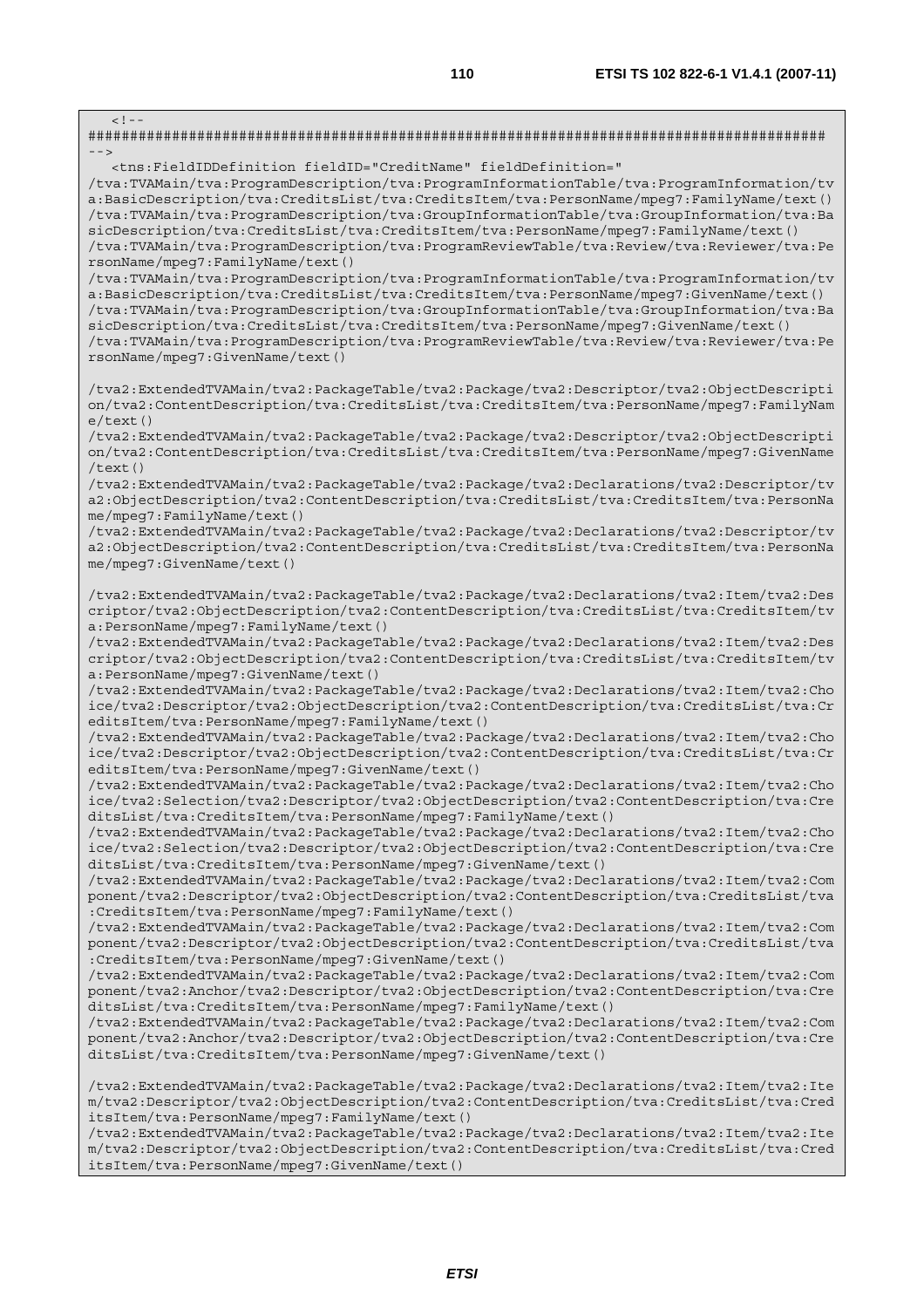```
<!--
########################################################################################
-->
  <tns:FieldIDDefinition fieldID="CreditName" fieldDefinition="
/tva:TVAMain/tva:ProgramDescription/tva:ProgramInformationTable/tva:ProgramInformation/tva:BasicDescription/tva:CreditsList/tva:CreditsItem/tva:PersonName/mpeg7:FamilyName/text()
/tva:TVAMain/tva:ProgramDescription/tva:GroupInformationTable/tva:GroupInformation/tva:BasicDescription/tva:CreditsList/tva:CreditsItem/tva:PersonName/mpeg7:FamilyName/text()
/tva:TVAMain/tva:ProgramDescription/tva:ProgramReviewTable/tva:Review/tva:Reviewer/tva:PersonName/mpeg7:FamilyName/text()
/tva:TVAMain/tva:ProgramDescription/tva:ProgramInformationTable/tva:ProgramInformation/tva:BasicDescription/tva:CreditsList/tva:CreditsItem/tva:PersonName/mpeg7:GivenName/text()
/tva:TVAMain/tva:ProgramDescription/tva:GroupInformationTable/tva:GroupInformation/tva:BasicDescription/tva:CreditsList/tva:CreditsItem/tva:PersonName/mpeg7:GivenName/text()
/tva:TVAMain/tva:ProgramDescription/tva:ProgramReviewTable/tva:Review/tva:Reviewer/tva:PersonName/mpeg7:GivenName/text()

/tva2:ExtendedTVAMain/tva2:PackageTable/tva2:Package/tva2:Descriptor/tva2:ObjectDescription/tva2:ContentDescription/tva:CreditsList/tva:CreditsItem/tva:PersonName/mpeg7:FamilyName/text()
/tva2:ExtendedTVAMain/tva2:PackageTable/tva2:Package/tva2:Descriptor/tva2:ObjectDescription/tva2:ContentDescription/tva:CreditsList/tva:CreditsItem/tva:PersonName/mpeg7:GivenName/text()
/tva2:ExtendedTVAMain/tva2:PackageTable/tva2:Package/tva2:Declarations/tva2:Descriptor/tva2:ObjectDescription/tva2:ContentDescription/tva:CreditsList/tva:CreditsItem/tva:PersonName/mpeg7:FamilyName/text()
/tva2:ExtendedTVAMain/tva2:PackageTable/tva2:Package/tva2:Declarations/tva2:Descriptor/tva2:ObjectDescription/tva2:ContentDescription/tva:CreditsList/tva:CreditsItem/tva:PersonName/mpeg7:GivenName/text()

/tva2:ExtendedTVAMain/tva2:PackageTable/tva2:Package/tva2:Declarations/tva2:Item/tva2:Descriptor/tva2:ObjectDescription/tva2:ContentDescription/tva:CreditsList/tva:CreditsItem/tva:PersonName/mpeg7:FamilyName/text()
/tva2:ExtendedTVAMain/tva2:PackageTable/tva2:Package/tva2:Declarations/tva2:Item/tva2:Descriptor/tva2:ObjectDescription/tva2:ContentDescription/tva:CreditsList/tva:CreditsItem/tva:PersonName/mpeg7:GivenName/text()
/tva2:ExtendedTVAMain/tva2:PackageTable/tva2:Package/tva2:Declarations/tva2:Item/tva2:Choice/tva2:Descriptor/tva2:ObjectDescription/tva2:ContentDescription/tva:CreditsList/tva:CreditsItem/tva:PersonName/mpeg7:FamilyName/text()
/tva2:ExtendedTVAMain/tva2:PackageTable/tva2:Package/tva2:Declarations/tva2:Item/tva2:Choice/tva2:Descriptor/tva2:ObjectDescription/tva2:ContentDescription/tva:CreditsList/tva:CreditsItem/tva:PersonName/mpeg7:GivenName/text()
/tva2:ExtendedTVAMain/tva2:PackageTable/tva2:Package/tva2:Declarations/tva2:Item/tva2:Choice/tva2:Selection/tva2:Descriptor/tva2:ObjectDescription/tva2:ContentDescription/tva:CreditsList/tva:CreditsItem/tva:PersonName/mpeg7:FamilyName/text()
/tva2:ExtendedTVAMain/tva2:PackageTable/tva2:Package/tva2:Declarations/tva2:Item/tva2:Choice/tva2:Selection/tva2:Descriptor/tva2:ObjectDescription/tva2:ContentDescription/tva:CreditsList/tva:CreditsItem/tva:PersonName/mpeg7:GivenName/text()
/tva2:ExtendedTVAMain/tva2:PackageTable/tva2:Package/tva2:Declarations/tva2:Item/tva2:Component/tva2:Descriptor/tva2:ObjectDescription/tva2:ContentDescription/tva:CreditsList/tva:CreditsItem/tva:PersonName/mpeg7:FamilyName/text()
/tva2:ExtendedTVAMain/tva2:PackageTable/tva2:Package/tva2:Declarations/tva2:Item/tva2:Component/tva2:Descriptor/tva2:ObjectDescription/tva2:ContentDescription/tva:CreditsList/tva:CreditsItem/tva:PersonName/mpeg7:GivenName/text()
/tva2:ExtendedTVAMain/tva2:PackageTable/tva2:Package/tva2:Declarations/tva2:Item/tva2:Component/tva2:Anchor/tva2:Descriptor/tva2:ObjectDescription/tva2:ContentDescription/tva:CreditsList/tva:CreditsItem/tva:PersonName/mpeg7:FamilyName/text()
/tva2:ExtendedTVAMain/tva2:PackageTable/tva2:Package/tva2:Declarations/tva2:Item/tva2:Component/tva2:Anchor/tva2:Descriptor/tva2:ObjectDescription/tva2:ContentDescription/tva:CreditsList/tva:CreditsItem/tva:PersonName/mpeg7:GivenName/text()

/tva2:ExtendedTVAMain/tva2:PackageTable/tva2:Package/tva2:Declarations/tva2:Item/tva2:Item/tva2:Descriptor/tva2:ObjectDescription/tva2:ContentDescription/tva:CreditsList/tva:CreditsItem/tva:PersonName/mpeg7:FamilyName/text()
/tva2:ExtendedTVAMain/tva2:PackageTable/tva2:Package/tva2:Declarations/tva2:Item/tva2:Item/tva2:Descriptor/tva2:ObjectDescription/tva2:ContentDescription/tva:CreditsList/tva:CreditsItem/tva:PersonName/mpeg7:GivenName/text()
```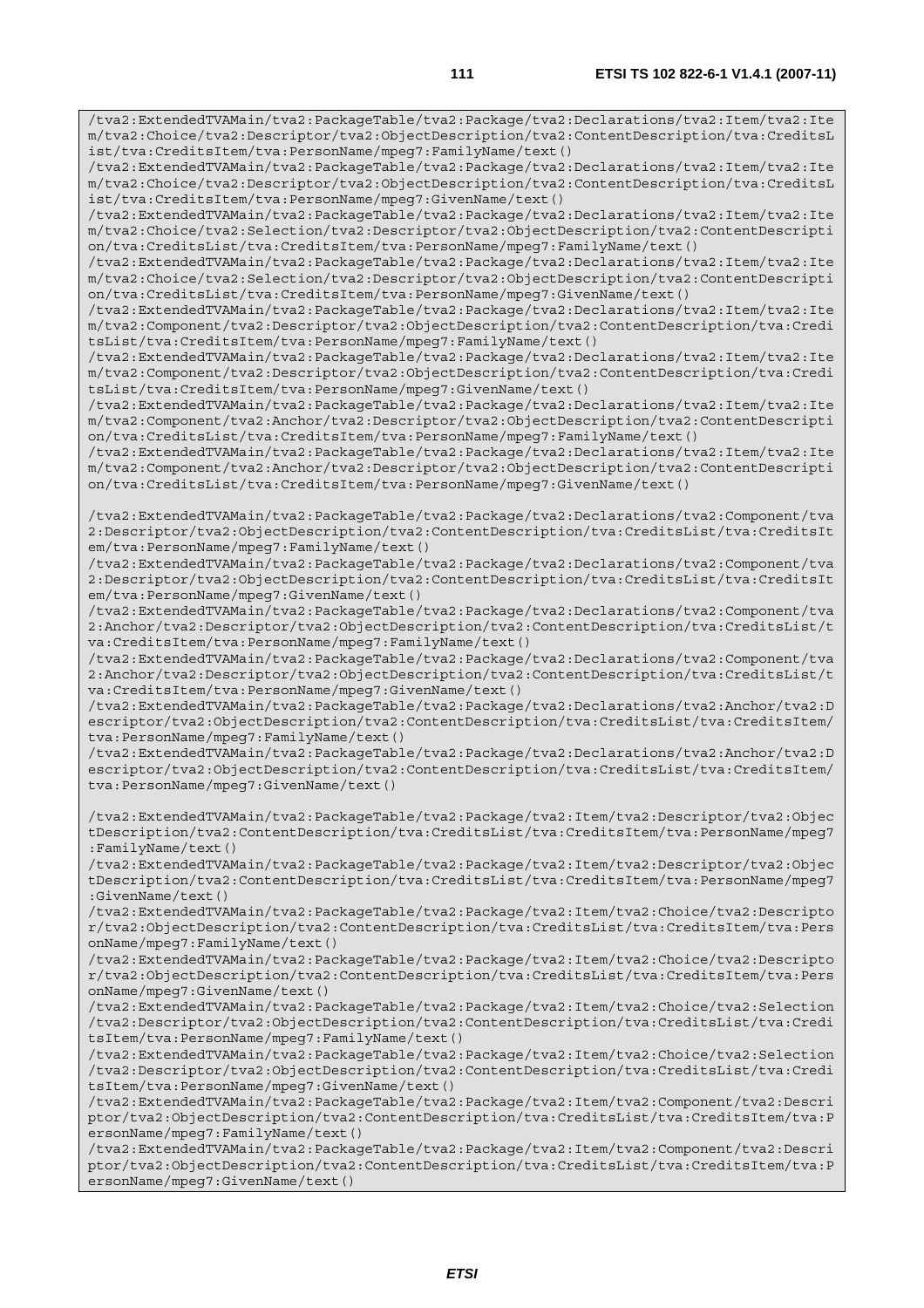```
/tva2:ExtendedTVAMain/tva2:PackageTable/tva2:Package/tva2:Declarations/tva2:Item/tva2:Item/tva2:Choice/tva2:Descriptor/tva2:ObjectDescription/tva2:ContentDescription/tva:CreditsList/tva:CreditsItem/tva:PersonName/mpeg7:FamilyName/text()
/tva2:ExtendedTVAMain/tva2:PackageTable/tva2:Package/tva2:Declarations/tva2:Item/tva2:Item/tva2:Choice/tva2:Descriptor/tva2:ObjectDescription/tva2:ContentDescription/tva:CreditsList/tva:CreditsItem/tva:PersonName/mpeg7:GivenName/text()
/tva2:ExtendedTVAMain/tva2:PackageTable/tva2:Package/tva2:Declarations/tva2:Item/tva2:Item/tva2:Choice/tva2:Selection/tva2:Descriptor/tva2:ObjectDescription/tva2:ContentDescription/tva:CreditsList/tva:CreditsItem/tva:PersonName/mpeg7:FamilyName/text()
/tva2:ExtendedTVAMain/tva2:PackageTable/tva2:Package/tva2:Declarations/tva2:Item/tva2:Item/tva2:Choice/tva2:Selection/tva2:Descriptor/tva2:ObjectDescription/tva2:ContentDescription/tva:CreditsList/tva:CreditsItem/tva:PersonName/mpeg7:GivenName/text()
/tva2:ExtendedTVAMain/tva2:PackageTable/tva2:Package/tva2:Declarations/tva2:Item/tva2:Item/tva2:Component/tva2:Descriptor/tva2:ObjectDescription/tva2:ContentDescription/tva:CreditsList/tva:CreditsItem/tva:PersonName/mpeg7:FamilyName/text()
/tva2:ExtendedTVAMain/tva2:PackageTable/tva2:Package/tva2:Declarations/tva2:Item/tva2:Item/tva2:Component/tva2:Descriptor/tva2:ObjectDescription/tva2:ContentDescription/tva:CreditsList/tva:CreditsItem/tva:PersonName/mpeg7:GivenName/text()
/tva2:ExtendedTVAMain/tva2:PackageTable/tva2:Package/tva2:Declarations/tva2:Item/tva2:Item/tva2:Component/tva2:Anchor/tva2:Descriptor/tva2:ObjectDescription/tva2:ContentDescription/tva:CreditsList/tva:CreditsItem/tva:PersonName/mpeg7:FamilyName/text()
/tva2:ExtendedTVAMain/tva2:PackageTable/tva2:Package/tva2:Declarations/tva2:Item/tva2:Item/tva2:Component/tva2:Anchor/tva2:Descriptor/tva2:ObjectDescription/tva2:ContentDescription/tva:CreditsList/tva:CreditsItem/tva:PersonName/mpeg7:GivenName/text()

/tva2:ExtendedTVAMain/tva2:PackageTable/tva2:Package/tva2:Declarations/tva2:Component/tva2:Descriptor/tva2:ObjectDescription/tva2:ContentDescription/tva:CreditsList/tva:CreditsItem/tva:PersonName/mpeg7:FamilyName/text()
/tva2:ExtendedTVAMain/tva2:PackageTable/tva2:Package/tva2:Declarations/tva2:Component/tva2:Descriptor/tva2:ObjectDescription/tva2:ContentDescription/tva:CreditsList/tva:CreditsItem/tva:PersonName/mpeg7:GivenName/text()
/tva2:ExtendedTVAMain/tva2:PackageTable/tva2:Package/tva2:Declarations/tva2:Component/tva2:Anchor/tva2:Descriptor/tva2:ObjectDescription/tva2:ContentDescription/tva:CreditsList/tva:CreditsItem/tva:PersonName/mpeg7:FamilyName/text()
/tva2:ExtendedTVAMain/tva2:PackageTable/tva2:Package/tva2:Declarations/tva2:Component/tva2:Anchor/tva2:Descriptor/tva2:ObjectDescription/tva2:ContentDescription/tva:CreditsList/tva:CreditsItem/tva:PersonName/mpeg7:GivenName/text()
/tva2:ExtendedTVAMain/tva2:PackageTable/tva2:Package/tva2:Declarations/tva2:Anchor/tva2:Descriptor/tva2:ObjectDescription/tva2:ContentDescription/tva:CreditsList/tva:CreditsItem/tva:PersonName/mpeg7:FamilyName/text()
/tva2:ExtendedTVAMain/tva2:PackageTable/tva2:Package/tva2:Declarations/tva2:Anchor/tva2:Descriptor/tva2:ObjectDescription/tva2:ContentDescription/tva:CreditsList/tva:CreditsItem/tva:PersonName/mpeg7:GivenName/text()

/tva2:ExtendedTVAMain/tva2:PackageTable/tva2:Package/tva2:Item/tva2:Descriptor/tva2:ObjectDescription/tva2:ContentDescription/tva:CreditsList/tva:CreditsItem/tva:PersonName/mpeg7:FamilyName/text()
/tva2:ExtendedTVAMain/tva2:PackageTable/tva2:Package/tva2:Item/tva2:Descriptor/tva2:ObjectDescription/tva2:ContentDescription/tva:CreditsList/tva:CreditsItem/tva:PersonName/mpeg7:GivenName/text()
/tva2:ExtendedTVAMain/tva2:PackageTable/tva2:Package/tva2:Item/tva2:Choice/tva2:Descriptor/tva2:ObjectDescription/tva2:ContentDescription/tva:CreditsList/tva:CreditsItem/tva:PersonName/mpeg7:FamilyName/text()
/tva2:ExtendedTVAMain/tva2:PackageTable/tva2:Package/tva2:Item/tva2:Choice/tva2:Descriptor/tva2:ObjectDescription/tva2:ContentDescription/tva:CreditsList/tva:CreditsItem/tva:PersonName/mpeg7:GivenName/text()
/tva2:ExtendedTVAMain/tva2:PackageTable/tva2:Package/tva2:Item/tva2:Choice/tva2:Selection/tva2:Descriptor/tva2:ObjectDescription/tva2:ContentDescription/tva:CreditsList/tva:CreditsItem/tva:PersonName/mpeg7:FamilyName/text()
/tva2:ExtendedTVAMain/tva2:PackageTable/tva2:Package/tva2:Item/tva2:Choice/tva2:Selection/tva2:Descriptor/tva2:ObjectDescription/tva2:ContentDescription/tva:CreditsList/tva:CreditsItem/tva:PersonName/mpeg7:GivenName/text()
/tva2:ExtendedTVAMain/tva2:PackageTable/tva2:Package/tva2:Item/tva2:Component/tva2:Descriptor/tva2:ObjectDescription/tva2:ContentDescription/tva:CreditsList/tva:CreditsItem/tva:PersonName/mpeg7:FamilyName/text()
/tva2:ExtendedTVAMain/tva2:PackageTable/tva2:Package/tva2:Item/tva2:Component/tva2:Descriptor/tva2:ObjectDescription/tva2:ContentDescription/tva:CreditsList/tva:CreditsItem/tva:PersonName/mpeg7:GivenName/text()
```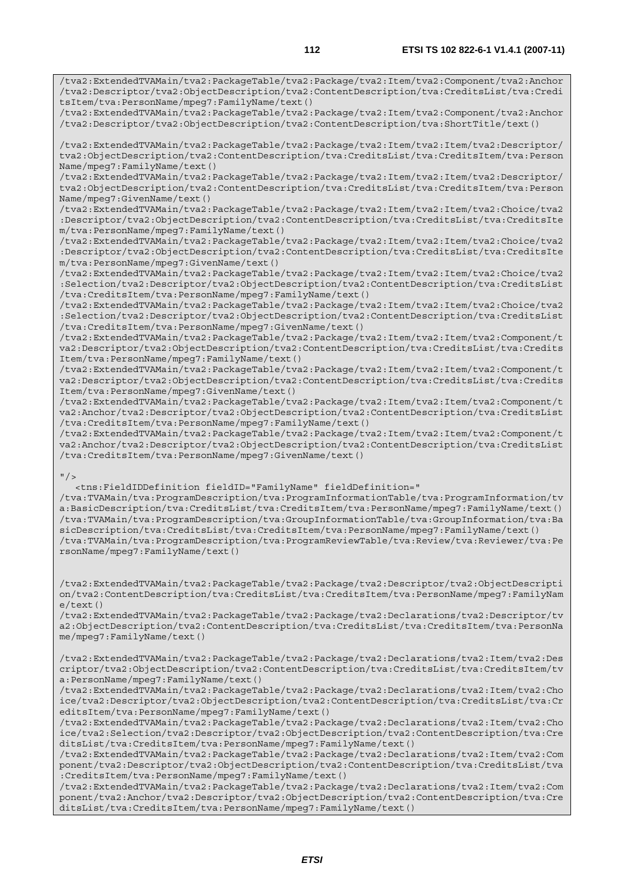```
/tva2:ExtendedTVAMain/tva2:PackageTable/tva2:Package/tva2:Item/tva2:Component/tva2:Anchor
/tva2:Descriptor/tva2:ObjectDescription/tva2:ContentDescription/tva:CreditsList/tva:Credi
tsItem/tva:PersonName/mpeg7:FamilyName/text()
/tva2:ExtendedTVAMain/tva2:PackageTable/tva2:Package/tva2:Item/tva2:Component/tva2:Anchor
/tva2:Descriptor/tva2:ObjectDescription/tva2:ContentDescription/tva:ShortTitle/text()

/tva2:ExtendedTVAMain/tva2:PackageTable/tva2:Package/tva2:Item/tva2:Item/tva2:Descriptor/
tva2:ObjectDescription/tva2:ContentDescription/tva:CreditsList/tva:CreditsItem/tva:Person
Name/mpeg7:FamilyName/text()
/tva2:ExtendedTVAMain/tva2:PackageTable/tva2:Package/tva2:Item/tva2:Item/tva2:Descriptor/
tva2:ObjectDescription/tva2:ContentDescription/tva:CreditsList/tva:CreditsItem/tva:Person
Name/mpeg7:GivenName/text()
/tva2:ExtendedTVAMain/tva2:PackageTable/tva2:Package/tva2:Item/tva2:Item/tva2:Choice/tva2
:Descriptor/tva2:ObjectDescription/tva2:ContentDescription/tva:CreditsList/tva:CreditsIte
m/tva:PersonName/mpeg7:FamilyName/text()
/tva2:ExtendedTVAMain/tva2:PackageTable/tva2:Package/tva2:Item/tva2:Item/tva2:Choice/tva2
:Descriptor/tva2:ObjectDescription/tva2:ContentDescription/tva:CreditsList/tva:CreditsIte
m/tva:PersonName/mpeg7:GivenName/text()
/tva2:ExtendedTVAMain/tva2:PackageTable/tva2:Package/tva2:Item/tva2:Item/tva2:Choice/tva2
:Selection/tva2:Descriptor/tva2:ObjectDescription/tva2:ContentDescription/tva:CreditsList
/tva:CreditsItem/tva:PersonName/mpeg7:FamilyName/text()
/tva2:ExtendedTVAMain/tva2:PackageTable/tva2:Package/tva2:Item/tva2:Item/tva2:Choice/tva2
:Selection/tva2:Descriptor/tva2:ObjectDescription/tva2:ContentDescription/tva:CreditsList
/tva:CreditsItem/tva:PersonName/mpeg7:GivenName/text()
/tva2:ExtendedTVAMain/tva2:PackageTable/tva2:Package/tva2:Item/tva2:Item/tva2:Component/t
va2:Descriptor/tva2:ObjectDescription/tva2:ContentDescription/tva:CreditsList/tva:Credits
Item/tva:PersonName/mpeg7:FamilyName/text()
/tva2:ExtendedTVAMain/tva2:PackageTable/tva2:Package/tva2:Item/tva2:Item/tva2:Component/t
va2:Descriptor/tva2:ObjectDescription/tva2:ContentDescription/tva:CreditsList/tva:Credits
Item/tva:PersonName/mpeg7:GivenName/text()
/tva2:ExtendedTVAMain/tva2:PackageTable/tva2:Package/tva2:Item/tva2:Item/tva2:Component/t
va2:Anchor/tva2:Descriptor/tva2:ObjectDescription/tva2:ContentDescription/tva:CreditsList
/tva:CreditsItem/tva:PersonName/mpeg7:FamilyName/text()
/tva2:ExtendedTVAMain/tva2:PackageTable/tva2:Package/tva2:Item/tva2:Item/tva2:Component/t
va2:Anchor/tva2:Descriptor/tva2:ObjectDescription/tva2:ContentDescription/tva:CreditsList
/tva:CreditsItem/tva:PersonName/mpeg7:GivenName/text()

"/>
   <tns:FieldIDDefinition fieldID="FamilyName" fieldDefinition="
/tva:TVAMain/tva:ProgramDescription/tva:ProgramInformationTable/tva:ProgramInformation/tv
a:BasicDescription/tva:CreditsList/tva:CreditsItem/tva:PersonName/mpeg7:FamilyName/text()
/tva:TVAMain/tva:ProgramDescription/tva:GroupInformationTable/tva:GroupInformation/tva:Ba
sicDescription/tva:CreditsList/tva:CreditsItem/tva:PersonName/mpeg7:FamilyName/text()
/tva:TVAMain/tva:ProgramDescription/tva:ProgramReviewTable/tva:Review/tva:Reviewer/tva:Pe
rsonName/mpeg7:FamilyName/text()


/tva2:ExtendedTVAMain/tva2:PackageTable/tva2:Package/tva2:Descriptor/tva2:ObjectDescripti
on/tva2:ContentDescription/tva:CreditsList/tva:CreditsItem/tva:PersonName/mpeg7:FamilyNam
e/text()
/tva2:ExtendedTVAMain/tva2:PackageTable/tva2:Package/tva2:Declarations/tva2:Descriptor/tv
a2:ObjectDescription/tva2:ContentDescription/tva:CreditsList/tva:CreditsItem/tva:PersonNa
me/mpeg7:FamilyName/text()

/tva2:ExtendedTVAMain/tva2:PackageTable/tva2:Package/tva2:Declarations/tva2:Item/tva2:Des
criptor/tva2:ObjectDescription/tva2:ContentDescription/tva:CreditsList/tva:CreditsItem/tv
a:PersonName/mpeg7:FamilyName/text()
/tva2:ExtendedTVAMain/tva2:PackageTable/tva2:Package/tva2:Declarations/tva2:Item/tva2:Cho
ice/tva2:Descriptor/tva2:ObjectDescription/tva2:ContentDescription/tva:CreditsList/tva:Cr
editsItem/tva:PersonName/mpeg7:FamilyName/text()
/tva2:ExtendedTVAMain/tva2:PackageTable/tva2:Package/tva2:Declarations/tva2:Item/tva2:Cho
ice/tva2:Selection/tva2:Descriptor/tva2:ObjectDescription/tva2:ContentDescription/tva:Cre
ditsList/tva:CreditsItem/tva:PersonName/mpeg7:FamilyName/text()
/tva2:ExtendedTVAMain/tva2:PackageTable/tva2:Package/tva2:Declarations/tva2:Item/tva2:Com
ponent/tva2:Descriptor/tva2:ObjectDescription/tva2:ContentDescription/tva:CreditsList/tva
:CreditsItem/tva:PersonName/mpeg7:FamilyName/text()
/tva2:ExtendedTVAMain/tva2:PackageTable/tva2:Package/tva2:Declarations/tva2:Item/tva2:Com
ponent/tva2:Anchor/tva2:Descriptor/tva2:ObjectDescription/tva2:ContentDescription/tva:Cre
ditsList/tva:CreditsItem/tva:PersonName/mpeg7:FamilyName/text()
```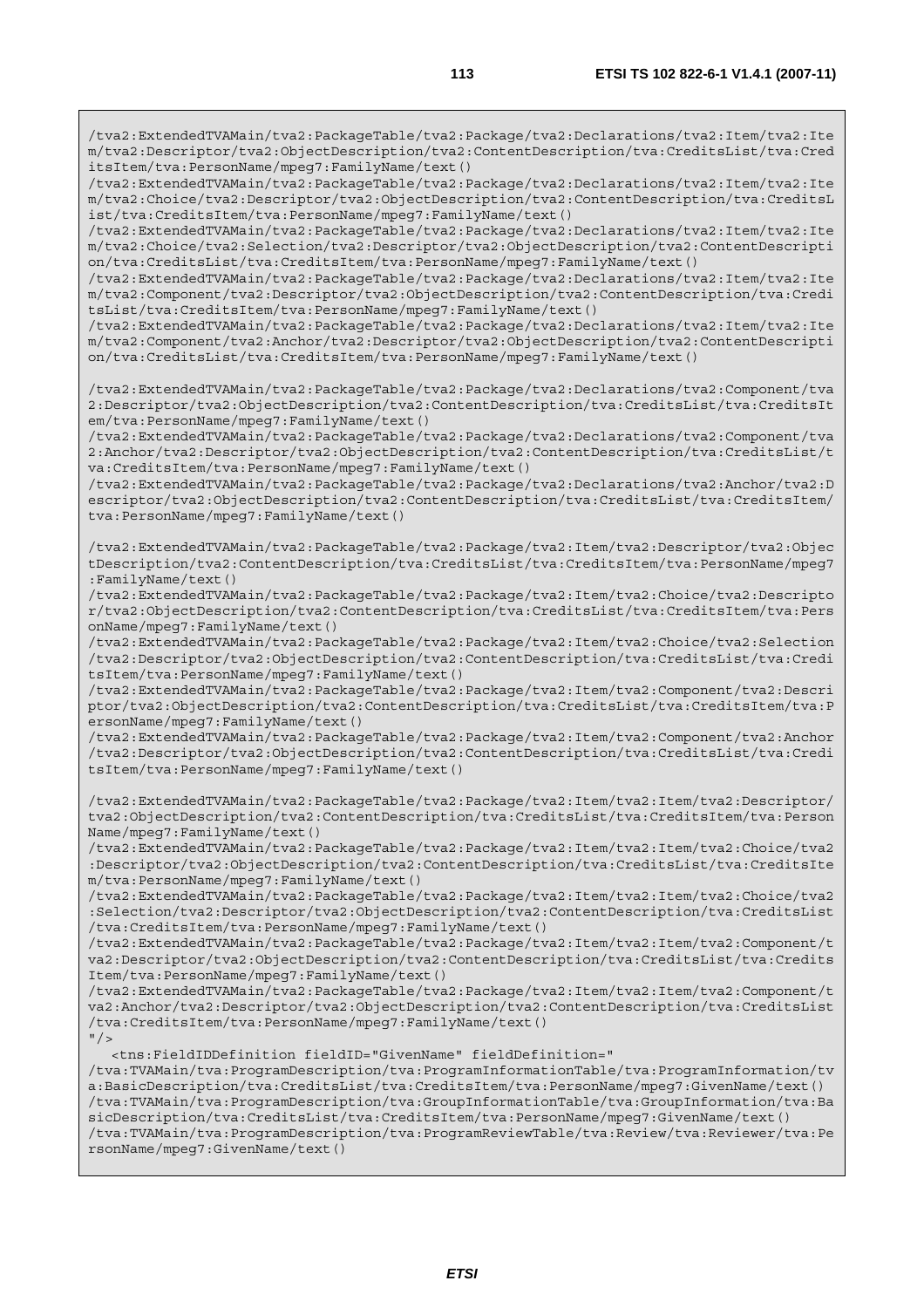```
/tva2:ExtendedTVAMain/tva2:PackageTable/tva2:Package/tva2:Declarations/tva2:Item/tva2:Item/tva2:Descriptor/tva2:ObjectDescription/tva2:ContentDescription/tva:CreditsList/tva:CreditsItem/tva:PersonName/mpeg7:FamilyName/text()
/tva2:ExtendedTVAMain/tva2:PackageTable/tva2:Package/tva2:Declarations/tva2:Item/tva2:Item/tva2:Choice/tva2:Descriptor/tva2:ObjectDescription/tva2:ContentDescription/tva:CreditsList/tva:CreditsItem/tva:PersonName/mpeg7:FamilyName/text()
/tva2:ExtendedTVAMain/tva2:PackageTable/tva2:Package/tva2:Declarations/tva2:Item/tva2:Item/tva2:Choice/tva2:Selection/tva2:Descriptor/tva2:ObjectDescription/tva2:ContentDescription/tva:CreditsList/tva:CreditsItem/tva:PersonName/mpeg7:FamilyName/text()
/tva2:ExtendedTVAMain/tva2:PackageTable/tva2:Package/tva2:Declarations/tva2:Item/tva2:Item/tva2:Component/tva2:Descriptor/tva2:ObjectDescription/tva2:ContentDescription/tva:CreditsList/tva:CreditsItem/tva:PersonName/mpeg7:FamilyName/text()
/tva2:ExtendedTVAMain/tva2:PackageTable/tva2:Package/tva2:Declarations/tva2:Item/tva2:Item/tva2:Component/tva2:Anchor/tva2:Descriptor/tva2:ObjectDescription/tva2:ContentDescription/tva:CreditsList/tva:CreditsItem/tva:PersonName/mpeg7:FamilyName/text()

/tva2:ExtendedTVAMain/tva2:PackageTable/tva2:Package/tva2:Declarations/tva2:Component/tva2:Descriptor/tva2:ObjectDescription/tva2:ContentDescription/tva:CreditsList/tva:CreditsItem/tva:PersonName/mpeg7:FamilyName/text()
/tva2:ExtendedTVAMain/tva2:PackageTable/tva2:Package/tva2:Declarations/tva2:Component/tva2:Anchor/tva2:Descriptor/tva2:ObjectDescription/tva2:ContentDescription/tva:CreditsList/tva:CreditsItem/tva:PersonName/mpeg7:FamilyName/text()
/tva2:ExtendedTVAMain/tva2:PackageTable/tva2:Package/tva2:Declarations/tva2:Anchor/tva2:Descriptor/tva2:ObjectDescription/tva2:ContentDescription/tva:CreditsList/tva:CreditsItem/tva:PersonName/mpeg7:FamilyName/text()

/tva2:ExtendedTVAMain/tva2:PackageTable/tva2:Package/tva2:Item/tva2:Descriptor/tva2:ObjectDescription/tva2:ContentDescription/tva:CreditsList/tva:CreditsItem/tva:PersonName/mpeg7:FamilyName/text()
/tva2:ExtendedTVAMain/tva2:PackageTable/tva2:Package/tva2:Item/tva2:Choice/tva2:Descriptor/tva2:ObjectDescription/tva2:ContentDescription/tva:CreditsList/tva:CreditsItem/tva:PersonName/mpeg7:FamilyName/text()
/tva2:ExtendedTVAMain/tva2:PackageTable/tva2:Package/tva2:Item/tva2:Choice/tva2:Selection/tva2:Descriptor/tva2:ObjectDescription/tva2:ContentDescription/tva:CreditsList/tva:CreditsItem/tva:PersonName/mpeg7:FamilyName/text()
/tva2:ExtendedTVAMain/tva2:PackageTable/tva2:Package/tva2:Item/tva2:Component/tva2:Descriptor/tva2:ObjectDescription/tva2:ContentDescription/tva:CreditsList/tva:CreditsItem/tva:PersonName/mpeg7:FamilyName/text()
/tva2:ExtendedTVAMain/tva2:PackageTable/tva2:Package/tva2:Item/tva2:Component/tva2:Anchor/tva2:Descriptor/tva2:ObjectDescription/tva2:ContentDescription/tva:CreditsList/tva:CreditsItem/tva:PersonName/mpeg7:FamilyName/text()

/tva2:ExtendedTVAMain/tva2:PackageTable/tva2:Package/tva2:Item/tva2:Item/tva2:Descriptor/tva2:ObjectDescription/tva2:ContentDescription/tva:CreditsList/tva:CreditsItem/tva:PersonName/mpeg7:FamilyName/text()
/tva2:ExtendedTVAMain/tva2:PackageTable/tva2:Package/tva2:Item/tva2:Item/tva2:Choice/tva2:Descriptor/tva2:ObjectDescription/tva2:ContentDescription/tva:CreditsList/tva:CreditsItem/tva:PersonName/mpeg7:FamilyName/text()
/tva2:ExtendedTVAMain/tva2:PackageTable/tva2:Package/tva2:Item/tva2:Item/tva2:Choice/tva2:Selection/tva2:Descriptor/tva2:ObjectDescription/tva2:ContentDescription/tva:CreditsList/tva:CreditsItem/tva:PersonName/mpeg7:FamilyName/text()
/tva2:ExtendedTVAMain/tva2:PackageTable/tva2:Package/tva2:Item/tva2:Item/tva2:Component/tva2:Descriptor/tva2:ObjectDescription/tva2:ContentDescription/tva:CreditsList/tva:CreditsItem/tva:PersonName/mpeg7:FamilyName/text()
/tva2:ExtendedTVAMain/tva2:PackageTable/tva2:Package/tva2:Item/tva2:Item/tva2:Component/tva2:Anchor/tva2:Descriptor/tva2:ObjectDescription/tva2:ContentDescription/tva:CreditsList/tva:CreditsItem/tva:PersonName/mpeg7:FamilyName/text()
"/>
   <tns:FieldIDDefinition fieldID="GivenName" fieldDefinition="
/tva:TVAMain/tva:ProgramDescription/tva:ProgramInformationTable/tva:ProgramInformation/tva:BasicDescription/tva:CreditsList/tva:CreditsItem/tva:PersonName/mpeg7:GivenName/text()
/tva:TVAMain/tva:ProgramDescription/tva:GroupInformationTable/tva:GroupInformation/tva:BasicDescription/tva:CreditsList/tva:CreditsItem/tva:PersonName/mpeg7:GivenName/text()
/tva:TVAMain/tva:ProgramDescription/tva:ProgramReviewTable/tva:Review/tva:Reviewer/tva:PersonName/mpeg7:GivenName/text()
```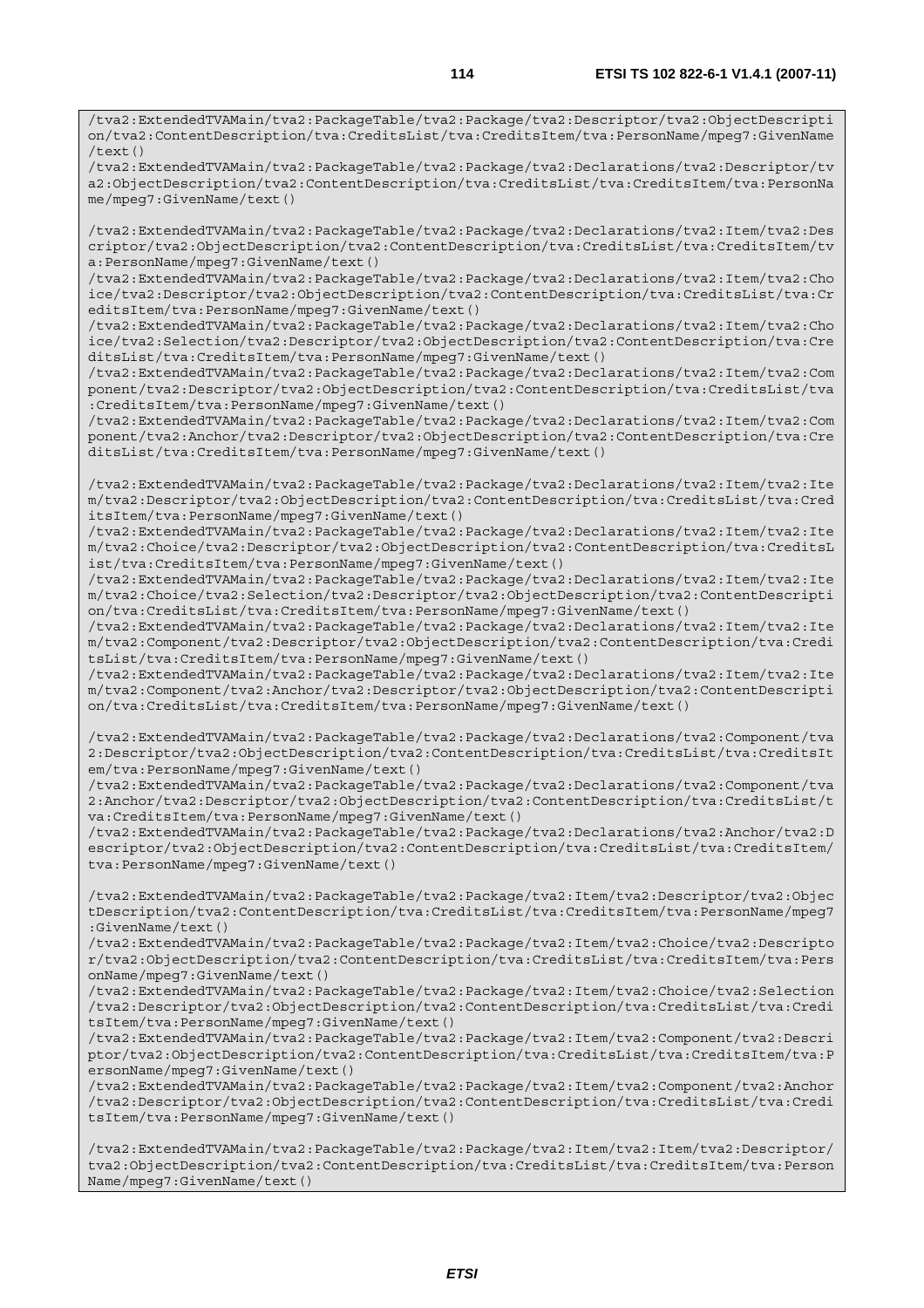```
/tva2:ExtendedTVAMain/tva2:PackageTable/tva2:Package/tva2:Descriptor/tva2:ObjectDescription/tva2:ContentDescription/tva:CreditsList/tva:CreditsItem/tva:PersonName/mpeg7:GivenName/text()
/tva2:ExtendedTVAMain/tva2:PackageTable/tva2:Package/tva2:Declarations/tva2:Descriptor/tva2:ObjectDescription/tva2:ContentDescription/tva:CreditsList/tva:CreditsItem/tva:PersonName/mpeg7:GivenName/text()

/tva2:ExtendedTVAMain/tva2:PackageTable/tva2:Package/tva2:Declarations/tva2:Item/tva2:Descriptor/tva2:ObjectDescription/tva2:ContentDescription/tva:CreditsList/tva:CreditsItem/tva:PersonName/mpeg7:GivenName/text()
/tva2:ExtendedTVAMain/tva2:PackageTable/tva2:Package/tva2:Declarations/tva2:Item/tva2:Choice/tva2:Descriptor/tva2:ObjectDescription/tva2:ContentDescription/tva:CreditsList/tva:CreditsItem/tva:PersonName/mpeg7:GivenName/text()
/tva2:ExtendedTVAMain/tva2:PackageTable/tva2:Package/tva2:Declarations/tva2:Item/tva2:Choice/tva2:Selection/tva2:Descriptor/tva2:ObjectDescription/tva2:ContentDescription/tva:CreditsList/tva:CreditsItem/tva:PersonName/mpeg7:GivenName/text()
/tva2:ExtendedTVAMain/tva2:PackageTable/tva2:Package/tva2:Declarations/tva2:Item/tva2:Component/tva2:Descriptor/tva2:ObjectDescription/tva2:ContentDescription/tva:CreditsList/tva:CreditsItem/tva:PersonName/mpeg7:GivenName/text()
/tva2:ExtendedTVAMain/tva2:PackageTable/tva2:Package/tva2:Declarations/tva2:Item/tva2:Component/tva2:Anchor/tva2:Descriptor/tva2:ObjectDescription/tva2:ContentDescription/tva:CreditsList/tva:CreditsItem/tva:PersonName/mpeg7:GivenName/text()

/tva2:ExtendedTVAMain/tva2:PackageTable/tva2:Package/tva2:Declarations/tva2:Item/tva2:Item/tva2:Descriptor/tva2:ObjectDescription/tva2:ContentDescription/tva:CreditsList/tva:CreditsItem/tva:PersonName/mpeg7:GivenName/text()
/tva2:ExtendedTVAMain/tva2:PackageTable/tva2:Package/tva2:Declarations/tva2:Item/tva2:Item/tva2:Choice/tva2:Descriptor/tva2:ObjectDescription/tva2:ContentDescription/tva:CreditsList/tva:CreditsItem/tva:PersonName/mpeg7:GivenName/text()
/tva2:ExtendedTVAMain/tva2:PackageTable/tva2:Package/tva2:Declarations/tva2:Item/tva2:Item/tva2:Choice/tva2:Selection/tva2:Descriptor/tva2:ObjectDescription/tva2:ContentDescription/tva:CreditsList/tva:CreditsItem/tva:PersonName/mpeg7:GivenName/text()
/tva2:ExtendedTVAMain/tva2:PackageTable/tva2:Package/tva2:Declarations/tva2:Item/tva2:Item/tva2:Component/tva2:Descriptor/tva2:ObjectDescription/tva2:ContentDescription/tva:CreditsList/tva:CreditsItem/tva:PersonName/mpeg7:GivenName/text()
/tva2:ExtendedTVAMain/tva2:PackageTable/tva2:Package/tva2:Declarations/tva2:Item/tva2:Item/tva2:Component/tva2:Anchor/tva2:Descriptor/tva2:ObjectDescription/tva2:ContentDescription/tva:CreditsList/tva:CreditsItem/tva:PersonName/mpeg7:GivenName/text()

/tva2:ExtendedTVAMain/tva2:PackageTable/tva2:Package/tva2:Declarations/tva2:Component/tva2:Descriptor/tva2:ObjectDescription/tva2:ContentDescription/tva:CreditsList/tva:CreditsItem/tva:PersonName/mpeg7:GivenName/text()
/tva2:ExtendedTVAMain/tva2:PackageTable/tva2:Package/tva2:Declarations/tva2:Component/tva2:Anchor/tva2:Descriptor/tva2:ObjectDescription/tva2:ContentDescription/tva:CreditsList/tva:CreditsItem/tva:PersonName/mpeg7:GivenName/text()
/tva2:ExtendedTVAMain/tva2:PackageTable/tva2:Package/tva2:Declarations/tva2:Anchor/tva2:Descriptor/tva2:ObjectDescription/tva2:ContentDescription/tva:CreditsList/tva:CreditsItem/tva:PersonName/mpeg7:GivenName/text()

/tva2:ExtendedTVAMain/tva2:PackageTable/tva2:Package/tva2:Item/tva2:Descriptor/tva2:ObjectDescription/tva2:ContentDescription/tva:CreditsList/tva:CreditsItem/tva:PersonName/mpeg7:GivenName/text()
/tva2:ExtendedTVAMain/tva2:PackageTable/tva2:Package/tva2:Item/tva2:Choice/tva2:Descriptor/tva2:ObjectDescription/tva2:ContentDescription/tva:CreditsList/tva:CreditsItem/tva:PersonName/mpeg7:GivenName/text()
/tva2:ExtendedTVAMain/tva2:PackageTable/tva2:Package/tva2:Item/tva2:Choice/tva2:Selection/tva2:Descriptor/tva2:ObjectDescription/tva2:ContentDescription/tva:CreditsList/tva:CreditsItem/tva:PersonName/mpeg7:GivenName/text()
/tva2:ExtendedTVAMain/tva2:PackageTable/tva2:Package/tva2:Item/tva2:Component/tva2:Descriptor/tva2:ObjectDescription/tva2:ContentDescription/tva:CreditsList/tva:CreditsItem/tva:PersonName/mpeg7:GivenName/text()
/tva2:ExtendedTVAMain/tva2:PackageTable/tva2:Package/tva2:Item/tva2:Component/tva2:Anchor/tva2:Descriptor/tva2:ObjectDescription/tva2:ContentDescription/tva:CreditsList/tva:CreditsItem/tva:PersonName/mpeg7:GivenName/text()

/tva2:ExtendedTVAMain/tva2:PackageTable/tva2:Package/tva2:Item/tva2:Item/tva2:Descriptor/tva2:ObjectDescription/tva2:ContentDescription/tva:CreditsList/tva:CreditsItem/tva:PersonName/mpeg7:GivenName/text()
```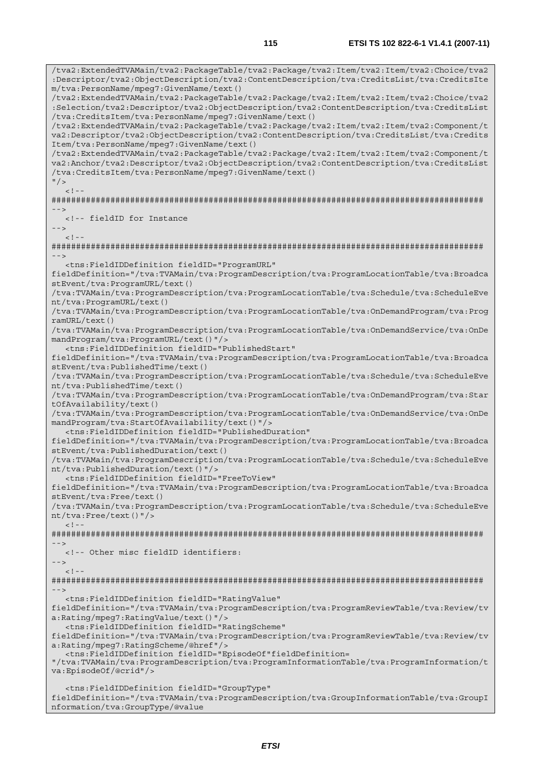```
/tva2:ExtendedTVAMain/tva2:PackageTable/tva2:Package/tva2:Item/tva2:Item/tva2:Choice/tva2
:Descriptor/tva2:ObjectDescription/tva2:ContentDescription/tva:CreditsList/tva:CreditsIte
m/tva:PersonName/mpeg7:GivenName/text()
/tva2:ExtendedTVAMain/tva2:PackageTable/tva2:Package/tva2:Item/tva2:Item/tva2:Choice/tva2
:Selection/tva2:Descriptor/tva2:ObjectDescription/tva2:ContentDescription/tva:CreditsList
/tva:CreditsItem/tva:PersonName/mpeg7:GivenName/text()
/tva2:ExtendedTVAMain/tva2:PackageTable/tva2:Package/tva2:Item/tva2:Item/tva2:Component/t
va2:Descriptor/tva2:ObjectDescription/tva2:ContentDescription/tva:CreditsList/tva:Credits
Item/tva:PersonName/mpeg7:GivenName/text()
/tva2:ExtendedTVAMain/tva2:PackageTable/tva2:Package/tva2:Item/tva2:Item/tva2:Component/t
va2:Anchor/tva2:Descriptor/tva2:ObjectDescription/tva2:ContentDescription/tva:CreditsList
/tva:CreditsItem/tva:PersonName/mpeg7:GivenName/text()
"/>
   <!--
########################################################################################
-->
   <!-- fieldID for Instance
-->
   <!--
########################################################################################
-->
   <tns:FieldIDDefinition fieldID="ProgramURL"
fieldDefinition="/tva:TVAMain/tva:ProgramDescription/tva:ProgramLocationTable/tva:Broadca
stEvent/tva:ProgramURL/text()
/tva:TVAMain/tva:ProgramDescription/tva:ProgramLocationTable/tva:Schedule/tva:ScheduleEve
nt/tva:ProgramURL/text()
/tva:TVAMain/tva:ProgramDescription/tva:ProgramLocationTable/tva:OnDemandProgram/tva:Prog
ramURL/text()
/tva:TVAMain/tva:ProgramDescription/tva:ProgramLocationTable/tva:OnDemandService/tva:OnDe
mandProgram/tva:ProgramURL/text()"/>
   <tns:FieldIDDefinition fieldID="PublishedStart"
fieldDefinition="/tva:TVAMain/tva:ProgramDescription/tva:ProgramLocationTable/tva:Broadca
stEvent/tva:PublishedTime/text()
/tva:TVAMain/tva:ProgramDescription/tva:ProgramLocationTable/tva:Schedule/tva:ScheduleEve
nt/tva:PublishedTime/text()
/tva:TVAMain/tva:ProgramDescription/tva:ProgramLocationTable/tva:OnDemandProgram/tva:Star
tOfAvailability/text()
/tva:TVAMain/tva:ProgramDescription/tva:ProgramLocationTable/tva:OnDemandService/tva:OnDe
mandProgram/tva:StartOfAvailability/text()"/>
   <tns:FieldIDDefinition fieldID="PublishedDuration"
fieldDefinition="/tva:TVAMain/tva:ProgramDescription/tva:ProgramLocationTable/tva:Broadca
stEvent/tva:PublishedDuration/text()
/tva:TVAMain/tva:ProgramDescription/tva:ProgramLocationTable/tva:Schedule/tva:ScheduleEve
nt/tva:PublishedDuration/text()"/>
   <tns:FieldIDDefinition fieldID="FreeToView"
fieldDefinition="/tva:TVAMain/tva:ProgramDescription/tva:ProgramLocationTable/tva:Broadca
stEvent/tva:Free/text()
/tva:TVAMain/tva:ProgramDescription/tva:ProgramLocationTable/tva:Schedule/tva:ScheduleEve
nt/tva:Free/text()"/>
   <!--
########################################################################################
-->
   <!-- Other misc fieldID identifiers:
-->
   <!--
########################################################################################
-->
   <tns:FieldIDDefinition fieldID="RatingValue"
fieldDefinition="/tva:TVAMain/tva:ProgramDescription/tva:ProgramReviewTable/tva:Review/tv
a:Rating/mpeg7:RatingValue/text()"/>
   <tns:FieldIDDefinition fieldID="RatingScheme"
fieldDefinition="/tva:TVAMain/tva:ProgramDescription/tva:ProgramReviewTable/tva:Review/tv
a:Rating/mpeg7:RatingScheme/@href"/>
   <tns:FieldIDDefinition fieldID="EpisodeOf"fieldDefinition=
"/tva:TVAMain/tva:ProgramDescription/tva:ProgramInformationTable/tva:ProgramInformation/t
va:EpisodeOf/@crid"/>

   <tns:FieldIDDefinition fieldID="GroupType"
fieldDefinition="/tva:TVAMain/tva:ProgramDescription/tva:GroupInformationTable/tva:GroupI
nformation/tva:GroupType/@value
```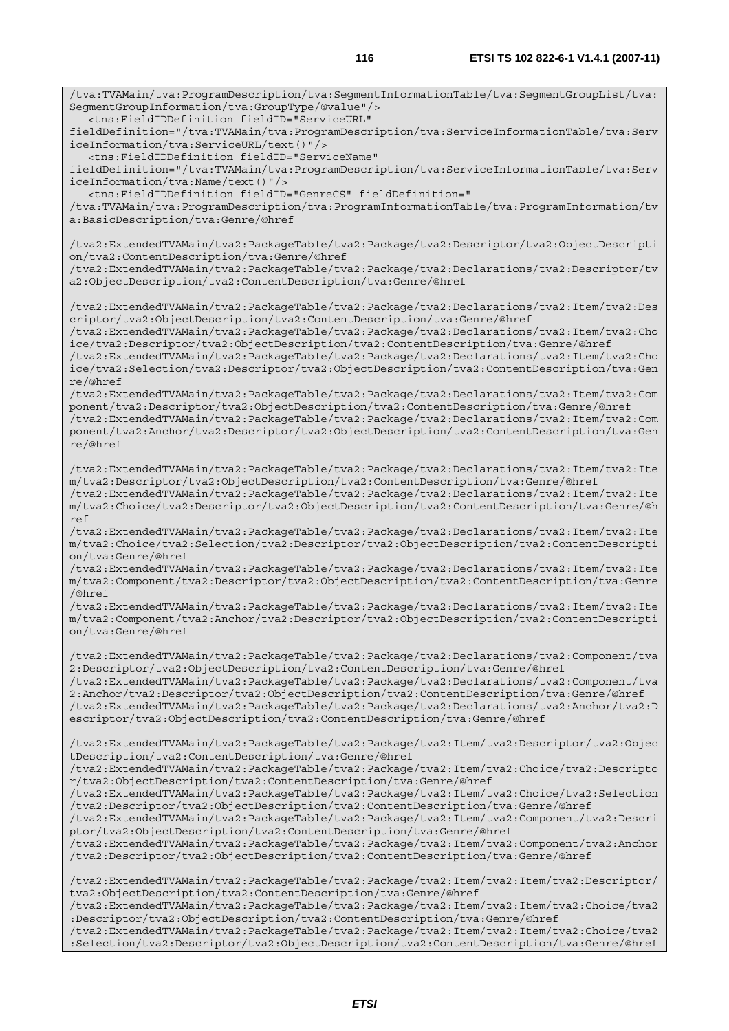```
/tva:TVAMain/tva:ProgramDescription/tva:SegmentInformationTable/tva:SegmentGroupList/tva:
SegmentGroupInformation/tva:GroupType/@value"/>
   <tns:FieldIDDefinition fieldID="ServiceURL"
fieldDefinition="/tva:TVAMain/tva:ProgramDescription/tva:ServiceInformationTable/tva:Serv
iceInformation/tva:ServiceURL/text()"/>
   <tns:FieldIDDefinition fieldID="ServiceName"
fieldDefinition="/tva:TVAMain/tva:ProgramDescription/tva:ServiceInformationTable/tva:Serv
iceInformation/tva:Name/text()"/>
   <tns:FieldIDDefinition fieldID="GenreCS" fieldDefinition="
/tva:TVAMain/tva:ProgramDescription/tva:ProgramInformationTable/tva:ProgramInformation/tv
a:BasicDescription/tva:Genre/@href

/tva2:ExtendedTVAMain/tva2:PackageTable/tva2:Package/tva2:Descriptor/tva2:ObjectDescripti
on/tva2:ContentDescription/tva:Genre/@href
/tva2:ExtendedTVAMain/tva2:PackageTable/tva2:Package/tva2:Declarations/tva2:Descriptor/tv
a2:ObjectDescription/tva2:ContentDescription/tva:Genre/@href

/tva2:ExtendedTVAMain/tva2:PackageTable/tva2:Package/tva2:Declarations/tva2:Item/tva2:Des
criptor/tva2:ObjectDescription/tva2:ContentDescription/tva:Genre/@href
/tva2:ExtendedTVAMain/tva2:PackageTable/tva2:Package/tva2:Declarations/tva2:Item/tva2:Cho
ice/tva2:Descriptor/tva2:ObjectDescription/tva2:ContentDescription/tva:Genre/@href
/tva2:ExtendedTVAMain/tva2:PackageTable/tva2:Package/tva2:Declarations/tva2:Item/tva2:Cho
ice/tva2:Selection/tva2:Descriptor/tva2:ObjectDescription/tva2:ContentDescription/tva:Gen
re/@href
/tva2:ExtendedTVAMain/tva2:PackageTable/tva2:Package/tva2:Declarations/tva2:Item/tva2:Com
ponent/tva2:Descriptor/tva2:ObjectDescription/tva2:ContentDescription/tva:Genre/@href
/tva2:ExtendedTVAMain/tva2:PackageTable/tva2:Package/tva2:Declarations/tva2:Item/tva2:Com
ponent/tva2:Anchor/tva2:Descriptor/tva2:ObjectDescription/tva2:ContentDescription/tva:Gen
re/@href

/tva2:ExtendedTVAMain/tva2:PackageTable/tva2:Package/tva2:Declarations/tva2:Item/tva2:Ite
m/tva2:Descriptor/tva2:ObjectDescription/tva2:ContentDescription/tva:Genre/@href
/tva2:ExtendedTVAMain/tva2:PackageTable/tva2:Package/tva2:Declarations/tva2:Item/tva2:Ite
m/tva2:Choice/tva2:Descriptor/tva2:ObjectDescription/tva2:ContentDescription/tva:Genre/@h
ref
/tva2:ExtendedTVAMain/tva2:PackageTable/tva2:Package/tva2:Declarations/tva2:Item/tva2:Ite
m/tva2:Choice/tva2:Selection/tva2:Descriptor/tva2:ObjectDescription/tva2:ContentDescripti
on/tva:Genre/@href
/tva2:ExtendedTVAMain/tva2:PackageTable/tva2:Package/tva2:Declarations/tva2:Item/tva2:Ite
m/tva2:Component/tva2:Descriptor/tva2:ObjectDescription/tva2:ContentDescription/tva:Genre
/@href
/tva2:ExtendedTVAMain/tva2:PackageTable/tva2:Package/tva2:Declarations/tva2:Item/tva2:Ite
m/tva2:Component/tva2:Anchor/tva2:Descriptor/tva2:ObjectDescription/tva2:ContentDescripti
on/tva:Genre/@href

/tva2:ExtendedTVAMain/tva2:PackageTable/tva2:Package/tva2:Declarations/tva2:Component/tva
2:Descriptor/tva2:ObjectDescription/tva2:ContentDescription/tva:Genre/@href
/tva2:ExtendedTVAMain/tva2:PackageTable/tva2:Package/tva2:Declarations/tva2:Component/tva
2:Anchor/tva2:Descriptor/tva2:ObjectDescription/tva2:ContentDescription/tva:Genre/@href
/tva2:ExtendedTVAMain/tva2:PackageTable/tva2:Package/tva2:Declarations/tva2:Anchor/tva2:D
escriptor/tva2:ObjectDescription/tva2:ContentDescription/tva:Genre/@href

/tva2:ExtendedTVAMain/tva2:PackageTable/tva2:Package/tva2:Item/tva2:Descriptor/tva2:Objec
tDescription/tva2:ContentDescription/tva:Genre/@href
/tva2:ExtendedTVAMain/tva2:PackageTable/tva2:Package/tva2:Item/tva2:Choice/tva2:Descripto
r/tva2:ObjectDescription/tva2:ContentDescription/tva:Genre/@href
/tva2:ExtendedTVAMain/tva2:PackageTable/tva2:Package/tva2:Item/tva2:Choice/tva2:Selection
/tva2:Descriptor/tva2:ObjectDescription/tva2:ContentDescription/tva:Genre/@href
/tva2:ExtendedTVAMain/tva2:PackageTable/tva2:Package/tva2:Item/tva2:Component/tva2:Descri
ptor/tva2:ObjectDescription/tva2:ContentDescription/tva:Genre/@href
/tva2:ExtendedTVAMain/tva2:PackageTable/tva2:Package/tva2:Item/tva2:Component/tva2:Anchor
/tva2:Descriptor/tva2:ObjectDescription/tva2:ContentDescription/tva:Genre/@href

/tva2:ExtendedTVAMain/tva2:PackageTable/tva2:Package/tva2:Item/tva2:Item/tva2:Descriptor/
tva2:ObjectDescription/tva2:ContentDescription/tva:Genre/@href
/tva2:ExtendedTVAMain/tva2:PackageTable/tva2:Package/tva2:Item/tva2:Item/tva2:Choice/tva2
:Descriptor/tva2:ObjectDescription/tva2:ContentDescription/tva:Genre/@href
/tva2:ExtendedTVAMain/tva2:PackageTable/tva2:Package/tva2:Item/tva2:Item/tva2:Choice/tva2
:Selection/tva2:Descriptor/tva2:ObjectDescription/tva2:ContentDescription/tva:Genre/@href
```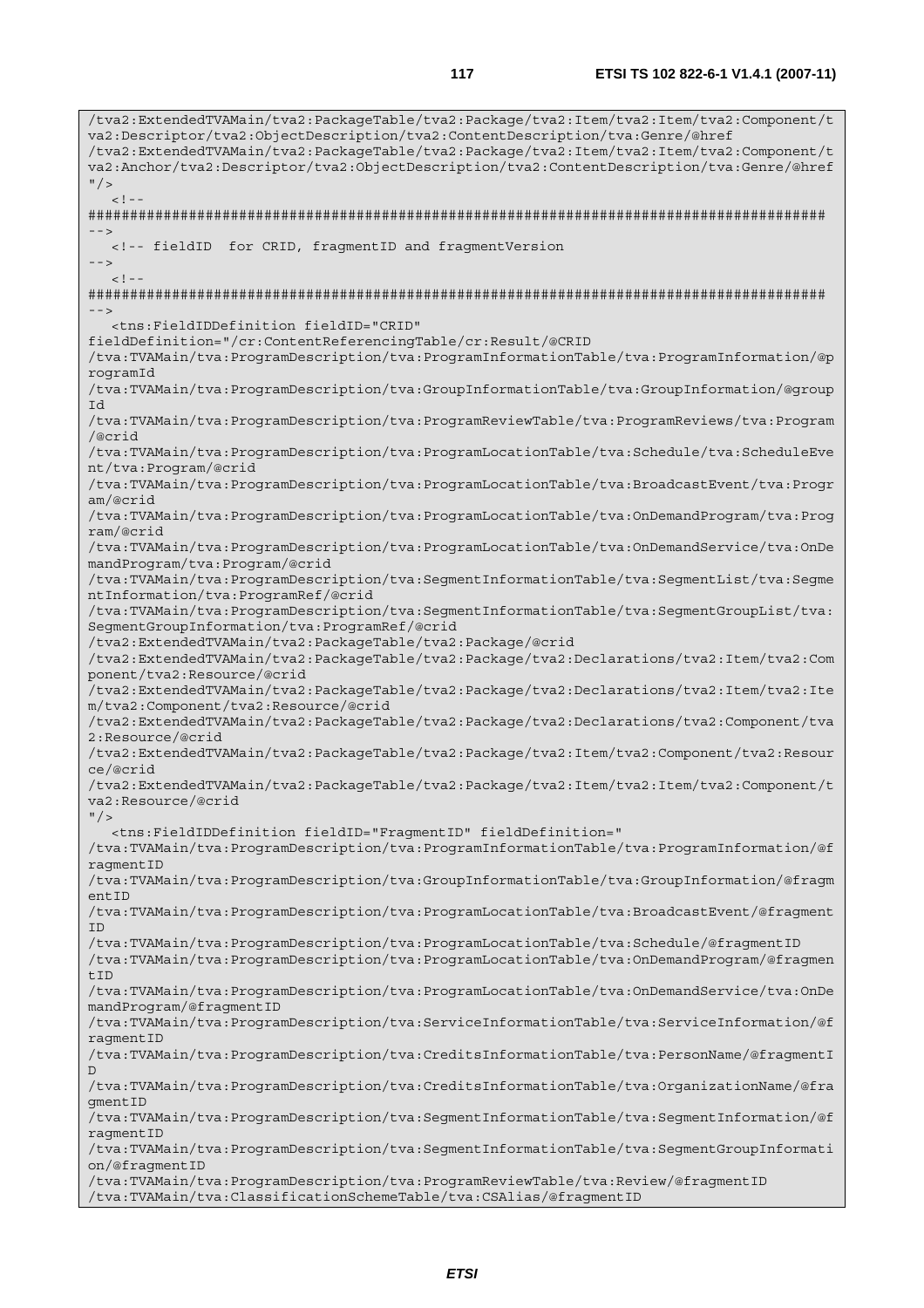```
/tva2:ExtendedTVAMain/tva2:PackageTable/tva2:Package/tva2:Item/tva2:Item/tva2:Component/t
va2:Descriptor/tva2:ObjectDescription/tva2:ContentDescription/tva:Genre/@href
/tva2:ExtendedTVAMain/tva2:PackageTable/tva2:Package/tva2:Item/tva2:Item/tva2:Component/t
va2:Anchor/tva2:Descriptor/tva2:ObjectDescription/tva2:ContentDescription/tva:Genre/@href
"/>
   <!--
########################################################################################
-->
   <!-- fieldID  for CRID, fragmentID and fragmentVersion
-->
   <!--
########################################################################################
-->
   <tns:FieldIDDefinition fieldID="CRID"
fieldDefinition="/cr:ContentReferencingTable/cr:Result/@CRID
/tva:TVAMain/tva:ProgramDescription/tva:ProgramInformationTable/tva:ProgramInformation/@p
rogramId
/tva:TVAMain/tva:ProgramDescription/tva:GroupInformationTable/tva:GroupInformation/@group
Id
/tva:TVAMain/tva:ProgramDescription/tva:ProgramReviewTable/tva:ProgramReviews/tva:Program
/@crid
/tva:TVAMain/tva:ProgramDescription/tva:ProgramLocationTable/tva:Schedule/tva:ScheduleEve
nt/tva:Program/@crid
/tva:TVAMain/tva:ProgramDescription/tva:ProgramLocationTable/tva:BroadcastEvent/tva:Progr
am/@crid
/tva:TVAMain/tva:ProgramDescription/tva:ProgramLocationTable/tva:OnDemandProgram/tva:Prog
ram/@crid
/tva:TVAMain/tva:ProgramDescription/tva:ProgramLocationTable/tva:OnDemandService/tva:OnDe
mandProgram/tva:Program/@crid
/tva:TVAMain/tva:ProgramDescription/tva:SegmentInformationTable/tva:SegmentList/tva:Segme
ntInformation/tva:ProgramRef/@crid
/tva:TVAMain/tva:ProgramDescription/tva:SegmentInformationTable/tva:SegmentGroupList/tva:
SegmentGroupInformation/tva:ProgramRef/@crid
/tva2:ExtendedTVAMain/tva2:PackageTable/tva2:Package/@crid
/tva2:ExtendedTVAMain/tva2:PackageTable/tva2:Package/tva2:Declarations/tva2:Item/tva2:Com
ponent/tva2:Resource/@crid
/tva2:ExtendedTVAMain/tva2:PackageTable/tva2:Package/tva2:Declarations/tva2:Item/tva2:Ite
m/tva2:Component/tva2:Resource/@crid
/tva2:ExtendedTVAMain/tva2:PackageTable/tva2:Package/tva2:Declarations/tva2:Component/tva
2:Resource/@crid
/tva2:ExtendedTVAMain/tva2:PackageTable/tva2:Package/tva2:Item/tva2:Component/tva2:Resour
ce/@crid
/tva2:ExtendedTVAMain/tva2:PackageTable/tva2:Package/tva2:Item/tva2:Item/tva2:Component/t
va2:Resource/@crid
"/>
   <tns:FieldIDDefinition fieldID="FragmentID" fieldDefinition="
/tva:TVAMain/tva:ProgramDescription/tva:ProgramInformationTable/tva:ProgramInformation/@f
ragmentID
/tva:TVAMain/tva:ProgramDescription/tva:GroupInformationTable/tva:GroupInformation/@fragm
entID
/tva:TVAMain/tva:ProgramDescription/tva:ProgramLocationTable/tva:BroadcastEvent/@fragment
ID
/tva:TVAMain/tva:ProgramDescription/tva:ProgramLocationTable/tva:Schedule/@fragmentID
/tva:TVAMain/tva:ProgramDescription/tva:ProgramLocationTable/tva:OnDemandProgram/@fragmen
tID
/tva:TVAMain/tva:ProgramDescription/tva:ProgramLocationTable/tva:OnDemandService/tva:OnDe
mandProgram/@fragmentID
/tva:TVAMain/tva:ProgramDescription/tva:ServiceInformationTable/tva:ServiceInformation/@f
ragmentID
/tva:TVAMain/tva:ProgramDescription/tva:CreditsInformationTable/tva:PersonName/@fragmentI
D
/tva:TVAMain/tva:ProgramDescription/tva:CreditsInformationTable/tva:OrganizationName/@fra
gmentID
/tva:TVAMain/tva:ProgramDescription/tva:SegmentInformationTable/tva:SegmentInformation/@f
ragmentID
/tva:TVAMain/tva:ProgramDescription/tva:SegmentInformationTable/tva:SegmentGroupInformati
on/@fragmentID
/tva:TVAMain/tva:ProgramDescription/tva:ProgramReviewTable/tva:Review/@fragmentID
/tva:TVAMain/tva:ClassificationSchemeTable/tva:CSAlias/@fragmentID
```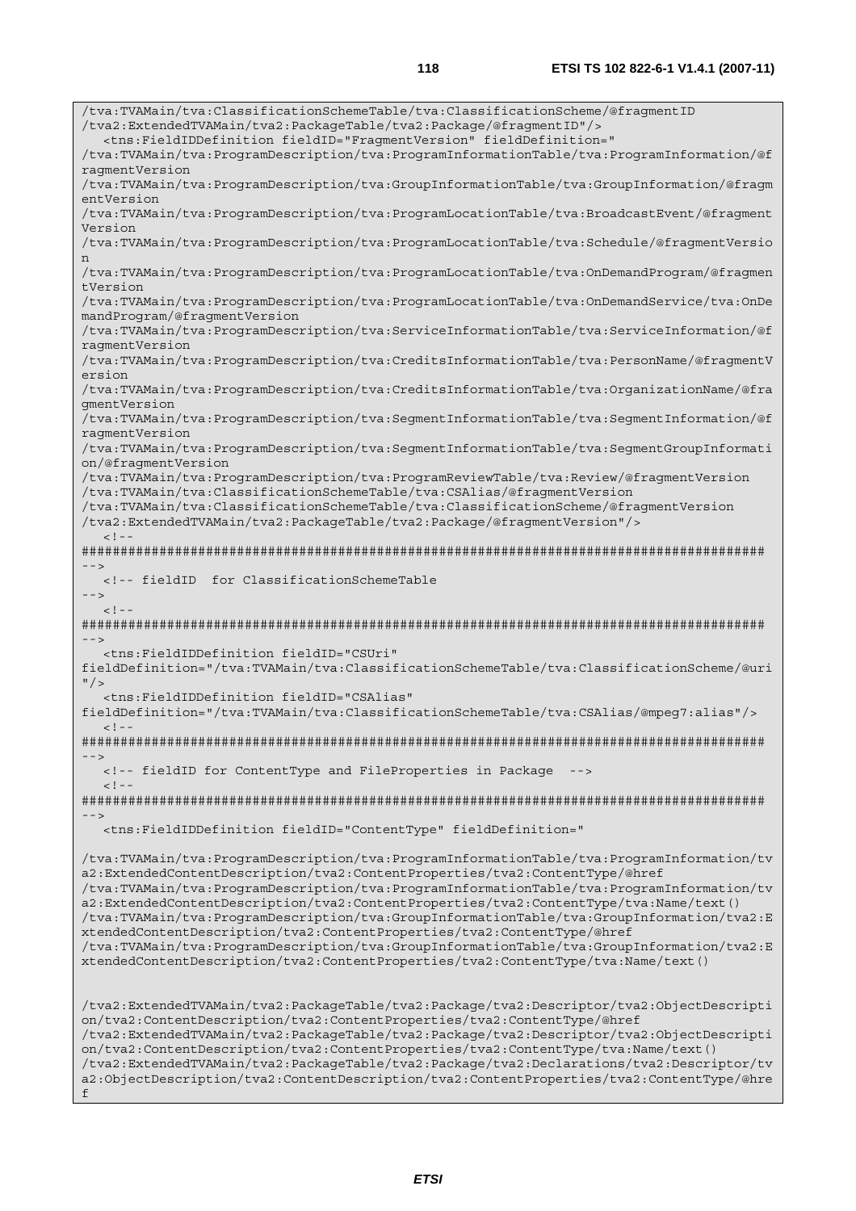```
/tva:TVAMain/tva:ClassificationSchemeTable/tva:ClassificationScheme/@fragmentID
/tva2:ExtendedTVAMain/tva2:PackageTable/tva2:Package/@fragmentID"/>
   <tns:FieldIDDefinition fieldID="FragmentVersion" fieldDefinition="
/tva:TVAMain/tva:ProgramDescription/tva:ProgramInformationTable/tva:ProgramInformation/@f
ragmentVersion
/tva:TVAMain/tva:ProgramDescription/tva:GroupInformationTable/tva:GroupInformation/@fragm
entVersion
/tva:TVAMain/tva:ProgramDescription/tva:ProgramLocationTable/tva:BroadcastEvent/@fragment
Version
/tva:TVAMain/tva:ProgramDescription/tva:ProgramLocationTable/tva:Schedule/@fragmentVersio
n
/tva:TVAMain/tva:ProgramDescription/tva:ProgramLocationTable/tva:OnDemandProgram/@fragmen
tVersion
/tva:TVAMain/tva:ProgramDescription/tva:ProgramLocationTable/tva:OnDemandService/tva:OnDe
mandProgram/@fragmentVersion
/tva:TVAMain/tva:ProgramDescription/tva:ServiceInformationTable/tva:ServiceInformation/@f
ragmentVersion
/tva:TVAMain/tva:ProgramDescription/tva:CreditsInformationTable/tva:PersonName/@fragmentV
ersion
/tva:TVAMain/tva:ProgramDescription/tva:CreditsInformationTable/tva:OrganizationName/@fra
gmentVersion
/tva:TVAMain/tva:ProgramDescription/tva:SegmentInformationTable/tva:SegmentInformation/@f
ragmentVersion
/tva:TVAMain/tva:ProgramDescription/tva:SegmentInformationTable/tva:SegmentGroupInformati
on/@fragmentVersion
/tva:TVAMain/tva:ProgramDescription/tva:ProgramReviewTable/tva:Review/@fragmentVersion
/tva:TVAMain/tva:ClassificationSchemeTable/tva:CSAlias/@fragmentVersion
/tva:TVAMain/tva:ClassificationSchemeTable/tva:ClassificationScheme/@fragmentVersion
/tva2:ExtendedTVAMain/tva2:PackageTable/tva2:Package/@fragmentVersion"/>
   <!--
########################################################################################
-->
   <!-- fieldID  for ClassificationSchemeTable
-->
   <!--
########################################################################################
-->
   <tns:FieldIDDefinition fieldID="CSUri"
fieldDefinition="/tva:TVAMain/tva:ClassificationSchemeTable/tva:ClassificationScheme/@uri
"/>
   <tns:FieldIDDefinition fieldID="CSAlias"
fieldDefinition="/tva:TVAMain/tva:ClassificationSchemeTable/tva:CSAlias/@mpeg7:alias"/>
   <!--
########################################################################################
-->
   <!-- fieldID for ContentType and FileProperties in Package  -->
   <!--
########################################################################################
-->
   <tns:FieldIDDefinition fieldID="ContentType" fieldDefinition="

/tva:TVAMain/tva:ProgramDescription/tva:ProgramInformationTable/tva:ProgramInformation/tv
a2:ExtendedContentDescription/tva2:ContentProperties/tva2:ContentType/@href
/tva:TVAMain/tva:ProgramDescription/tva:ProgramInformationTable/tva:ProgramInformation/tv
a2:ExtendedContentDescription/tva2:ContentProperties/tva2:ContentType/tva:Name/text()
/tva:TVAMain/tva:ProgramDescription/tva:GroupInformationTable/tva:GroupInformation/tva2:E
xtendedContentDescription/tva2:ContentProperties/tva2:ContentType/@href
/tva:TVAMain/tva:ProgramDescription/tva:GroupInformationTable/tva:GroupInformation/tva2:E
xtendedContentDescription/tva2:ContentProperties/tva2:ContentType/tva:Name/text()


/tva2:ExtendedTVAMain/tva2:PackageTable/tva2:Package/tva2:Descriptor/tva2:ObjectDescripti
on/tva2:ContentDescription/tva2:ContentProperties/tva2:ContentType/@href
/tva2:ExtendedTVAMain/tva2:PackageTable/tva2:Package/tva2:Descriptor/tva2:ObjectDescripti
on/tva2:ContentDescription/tva2:ContentProperties/tva2:ContentType/tva:Name/text()
/tva2:ExtendedTVAMain/tva2:PackageTable/tva2:Package/tva2:Declarations/tva2:Descriptor/tv
a2:ObjectDescription/tva2:ContentDescription/tva2:ContentProperties/tva2:ContentType/@hre
f
```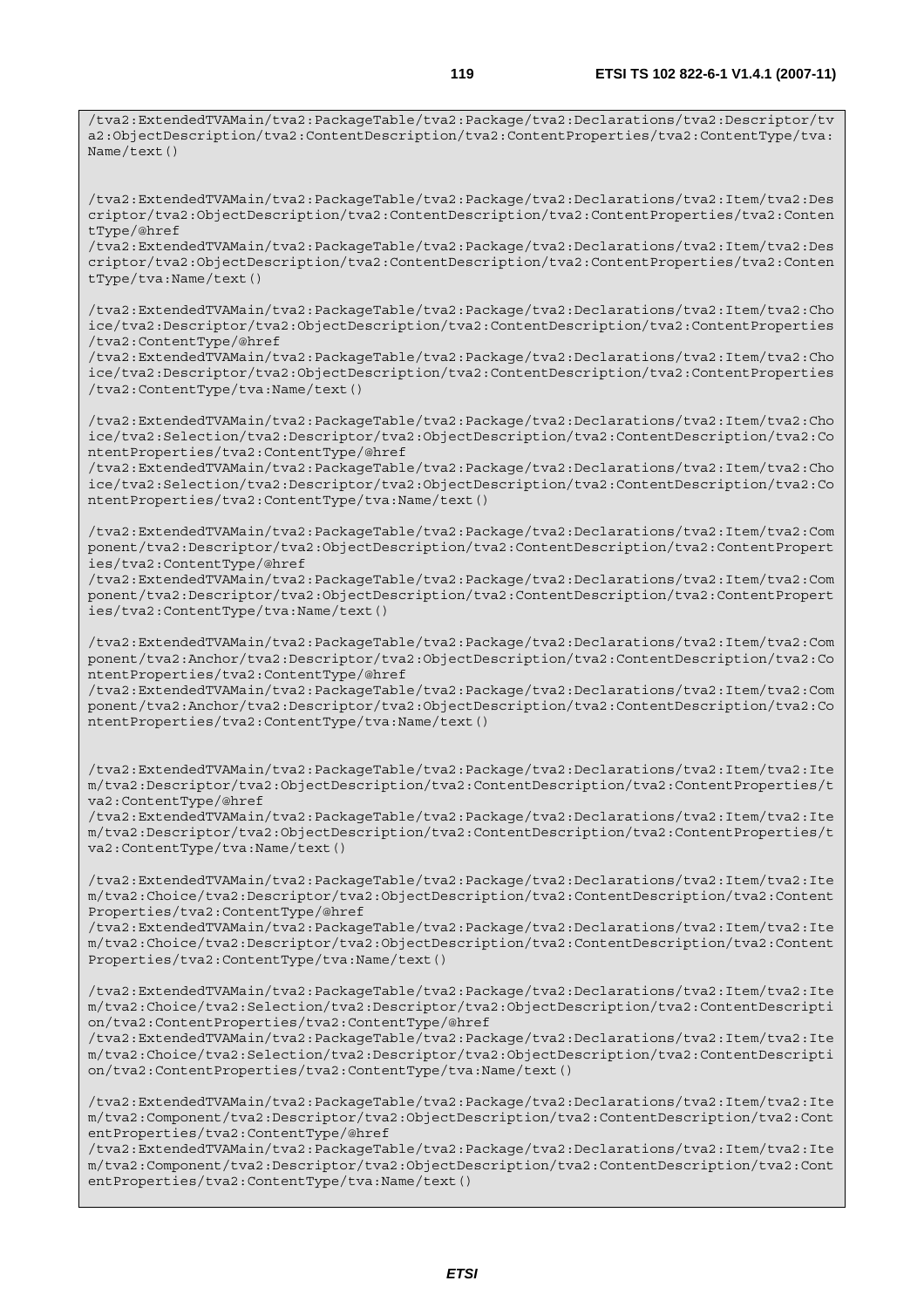```
/tva2:ExtendedTVAMain/tva2:PackageTable/tva2:Package/tva2:Declarations/tva2:Descriptor/tva2:ObjectDescription/tva2:ContentDescription/tva2:ContentProperties/tva2:ContentType/tva:Name/text()

/tva2:ExtendedTVAMain/tva2:PackageTable/tva2:Package/tva2:Declarations/tva2:Item/tva2:Descriptor/tva2:ObjectDescription/tva2:ContentDescription/tva2:ContentProperties/tva2:ContentType/@href
/tva2:ExtendedTVAMain/tva2:PackageTable/tva2:Package/tva2:Declarations/tva2:Item/tva2:Descriptor/tva2:ObjectDescription/tva2:ContentDescription/tva2:ContentProperties/tva2:ContentType/tva:Name/text()

/tva2:ExtendedTVAMain/tva2:PackageTable/tva2:Package/tva2:Declarations/tva2:Item/tva2:Choice/tva2:Descriptor/tva2:ObjectDescription/tva2:ContentDescription/tva2:ContentProperties/tva2:ContentType/@href
/tva2:ExtendedTVAMain/tva2:PackageTable/tva2:Package/tva2:Declarations/tva2:Item/tva2:Choice/tva2:Descriptor/tva2:ObjectDescription/tva2:ContentDescription/tva2:ContentProperties/tva2:ContentType/tva:Name/text()

/tva2:ExtendedTVAMain/tva2:PackageTable/tva2:Package/tva2:Declarations/tva2:Item/tva2:Choice/tva2:Selection/tva2:Descriptor/tva2:ObjectDescription/tva2:ContentDescription/tva2:ContentProperties/tva2:ContentType/@href
/tva2:ExtendedTVAMain/tva2:PackageTable/tva2:Package/tva2:Declarations/tva2:Item/tva2:Choice/tva2:Selection/tva2:Descriptor/tva2:ObjectDescription/tva2:ContentDescription/tva2:ContentProperties/tva2:ContentType/tva:Name/text()

/tva2:ExtendedTVAMain/tva2:PackageTable/tva2:Package/tva2:Declarations/tva2:Item/tva2:Component/tva2:Descriptor/tva2:ObjectDescription/tva2:ContentDescription/tva2:ContentProperties/tva2:ContentType/@href
/tva2:ExtendedTVAMain/tva2:PackageTable/tva2:Package/tva2:Declarations/tva2:Item/tva2:Component/tva2:Descriptor/tva2:ObjectDescription/tva2:ContentDescription/tva2:ContentProperties/tva2:ContentType/tva:Name/text()

/tva2:ExtendedTVAMain/tva2:PackageTable/tva2:Package/tva2:Declarations/tva2:Item/tva2:Component/tva2:Anchor/tva2:Descriptor/tva2:ObjectDescription/tva2:ContentDescription/tva2:ContentProperties/tva2:ContentType/@href
/tva2:ExtendedTVAMain/tva2:PackageTable/tva2:Package/tva2:Declarations/tva2:Item/tva2:Component/tva2:Anchor/tva2:Descriptor/tva2:ObjectDescription/tva2:ContentDescription/tva2:ContentProperties/tva2:ContentType/tva:Name/text()


/tva2:ExtendedTVAMain/tva2:PackageTable/tva2:Package/tva2:Declarations/tva2:Item/tva2:Item/tva2:Descriptor/tva2:ObjectDescription/tva2:ContentDescription/tva2:ContentProperties/tva2:ContentType/@href
/tva2:ExtendedTVAMain/tva2:PackageTable/tva2:Package/tva2:Declarations/tva2:Item/tva2:Item/tva2:Descriptor/tva2:ObjectDescription/tva2:ContentDescription/tva2:ContentProperties/tva2:ContentType/tva:Name/text()

/tva2:ExtendedTVAMain/tva2:PackageTable/tva2:Package/tva2:Declarations/tva2:Item/tva2:Item/tva2:Choice/tva2:Descriptor/tva2:ObjectDescription/tva2:ContentDescription/tva2:ContentProperties/tva2:ContentType/@href
/tva2:ExtendedTVAMain/tva2:PackageTable/tva2:Package/tva2:Declarations/tva2:Item/tva2:Item/tva2:Choice/tva2:Descriptor/tva2:ObjectDescription/tva2:ContentDescription/tva2:ContentProperties/tva2:ContentType/tva:Name/text()

/tva2:ExtendedTVAMain/tva2:PackageTable/tva2:Package/tva2:Declarations/tva2:Item/tva2:Item/tva2:Choice/tva2:Selection/tva2:Descriptor/tva2:ObjectDescription/tva2:ContentDescription/tva2:ContentProperties/tva2:ContentType/@href
/tva2:ExtendedTVAMain/tva2:PackageTable/tva2:Package/tva2:Declarations/tva2:Item/tva2:Item/tva2:Choice/tva2:Selection/tva2:Descriptor/tva2:ObjectDescription/tva2:ContentDescription/tva2:ContentProperties/tva2:ContentType/tva:Name/text()

/tva2:ExtendedTVAMain/tva2:PackageTable/tva2:Package/tva2:Declarations/tva2:Item/tva2:Item/tva2:Component/tva2:Descriptor/tva2:ObjectDescription/tva2:ContentDescription/tva2:ContentProperties/tva2:ContentType/@href
/tva2:ExtendedTVAMain/tva2:PackageTable/tva2:Package/tva2:Declarations/tva2:Item/tva2:Item/tva2:Component/tva2:Descriptor/tva2:ObjectDescription/tva2:ContentDescription/tva2:ContentProperties/tva2:ContentType/tva:Name/text()
```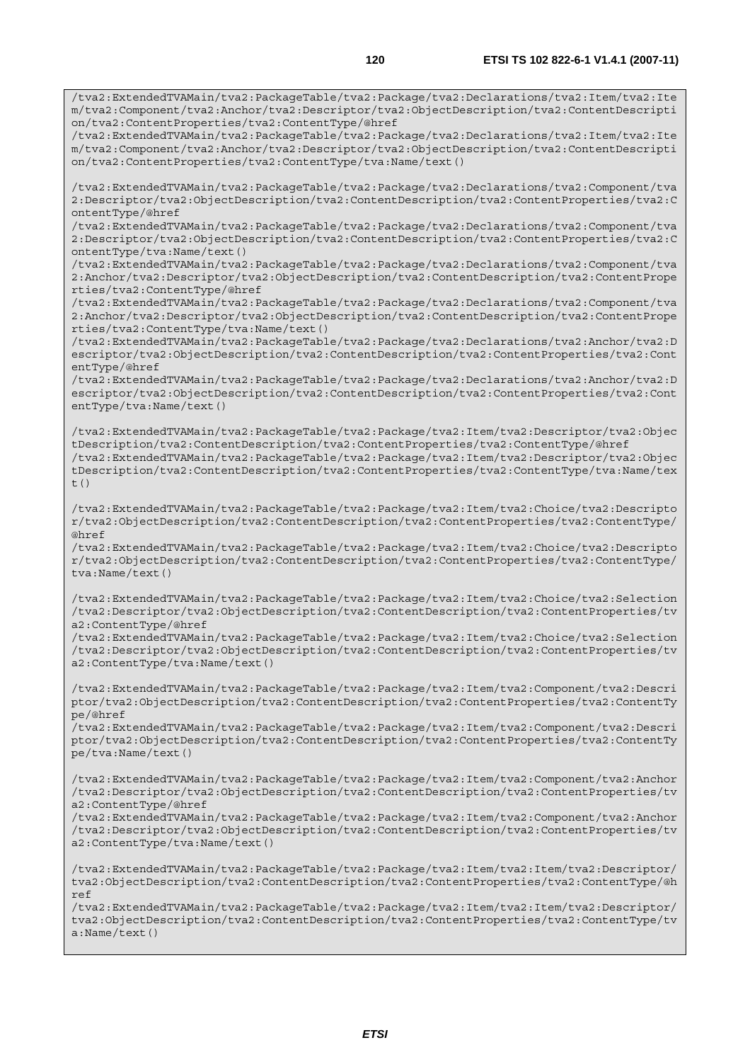```
/tva2:ExtendedTVAMain/tva2:PackageTable/tva2:Package/tva2:Declarations/tva2:Item/tva2:Item/tva2:Component/tva2:Anchor/tva2:Descriptor/tva2:ObjectDescription/tva2:ContentDescription/tva2:ContentProperties/tva2:ContentType/@href
/tva2:ExtendedTVAMain/tva2:PackageTable/tva2:Package/tva2:Declarations/tva2:Item/tva2:Item/tva2:Component/tva2:Anchor/tva2:Descriptor/tva2:ObjectDescription/tva2:ContentDescription/tva2:ContentProperties/tva2:ContentType/tva:Name/text()

/tva2:ExtendedTVAMain/tva2:PackageTable/tva2:Package/tva2:Declarations/tva2:Component/tva2:Descriptor/tva2:ObjectDescription/tva2:ContentDescription/tva2:ContentProperties/tva2:ContentType/@href
/tva2:ExtendedTVAMain/tva2:PackageTable/tva2:Package/tva2:Declarations/tva2:Component/tva2:Descriptor/tva2:ObjectDescription/tva2:ContentDescription/tva2:ContentProperties/tva2:ContentType/tva:Name/text()
/tva2:ExtendedTVAMain/tva2:PackageTable/tva2:Package/tva2:Declarations/tva2:Component/tva2:Anchor/tva2:Descriptor/tva2:ObjectDescription/tva2:ContentDescription/tva2:ContentProperties/tva2:ContentType/@href
/tva2:ExtendedTVAMain/tva2:PackageTable/tva2:Package/tva2:Declarations/tva2:Component/tva2:Anchor/tva2:Descriptor/tva2:ObjectDescription/tva2:ContentDescription/tva2:ContentProperties/tva2:ContentType/tva:Name/text()
/tva2:ExtendedTVAMain/tva2:PackageTable/tva2:Package/tva2:Declarations/tva2:Anchor/tva2:Descriptor/tva2:ObjectDescription/tva2:ContentDescription/tva2:ContentProperties/tva2:ContentType/@href
/tva2:ExtendedTVAMain/tva2:PackageTable/tva2:Package/tva2:Declarations/tva2:Anchor/tva2:Descriptor/tva2:ObjectDescription/tva2:ContentDescription/tva2:ContentProperties/tva2:ContentType/tva:Name/text()

/tva2:ExtendedTVAMain/tva2:PackageTable/tva2:Package/tva2:Item/tva2:Descriptor/tva2:ObjectDescription/tva2:ContentDescription/tva2:ContentProperties/tva2:ContentType/@href
/tva2:ExtendedTVAMain/tva2:PackageTable/tva2:Package/tva2:Item/tva2:Descriptor/tva2:ObjectDescription/tva2:ContentDescription/tva2:ContentProperties/tva2:ContentType/tva:Name/text()

/tva2:ExtendedTVAMain/tva2:PackageTable/tva2:Package/tva2:Item/tva2:Choice/tva2:Descriptor/tva2:ObjectDescription/tva2:ContentDescription/tva2:ContentProperties/tva2:ContentType/@href
/tva2:ExtendedTVAMain/tva2:PackageTable/tva2:Package/tva2:Item/tva2:Choice/tva2:Descriptor/tva2:ObjectDescription/tva2:ContentDescription/tva2:ContentProperties/tva2:ContentType/tva:Name/text()

/tva2:ExtendedTVAMain/tva2:PackageTable/tva2:Package/tva2:Item/tva2:Choice/tva2:Selection/tva2:Descriptor/tva2:ObjectDescription/tva2:ContentDescription/tva2:ContentProperties/tva2:ContentType/@href
/tva2:ExtendedTVAMain/tva2:PackageTable/tva2:Package/tva2:Item/tva2:Choice/tva2:Selection/tva2:Descriptor/tva2:ObjectDescription/tva2:ContentDescription/tva2:ContentProperties/tva2:ContentType/tva:Name/text()

/tva2:ExtendedTVAMain/tva2:PackageTable/tva2:Package/tva2:Item/tva2:Component/tva2:Descriptor/tva2:ObjectDescription/tva2:ContentDescription/tva2:ContentProperties/tva2:ContentType/@href
/tva2:ExtendedTVAMain/tva2:PackageTable/tva2:Package/tva2:Item/tva2:Component/tva2:Descriptor/tva2:ObjectDescription/tva2:ContentDescription/tva2:ContentProperties/tva2:ContentType/tva:Name/text()

/tva2:ExtendedTVAMain/tva2:PackageTable/tva2:Package/tva2:Item/tva2:Component/tva2:Anchor/tva2:Descriptor/tva2:ObjectDescription/tva2:ContentDescription/tva2:ContentProperties/tva2:ContentType/@href
/tva2:ExtendedTVAMain/tva2:PackageTable/tva2:Package/tva2:Item/tva2:Component/tva2:Anchor/tva2:Descriptor/tva2:ObjectDescription/tva2:ContentDescription/tva2:ContentProperties/tva2:ContentType/tva:Name/text()

/tva2:ExtendedTVAMain/tva2:PackageTable/tva2:Package/tva2:Item/tva2:Item/tva2:Descriptor/tva2:ObjectDescription/tva2:ContentDescription/tva2:ContentProperties/tva2:ContentType/@href
/tva2:ExtendedTVAMain/tva2:PackageTable/tva2:Package/tva2:Item/tva2:Item/tva2:Descriptor/tva2:ObjectDescription/tva2:ContentDescription/tva2:ContentProperties/tva2:ContentType/tva:Name/text()
```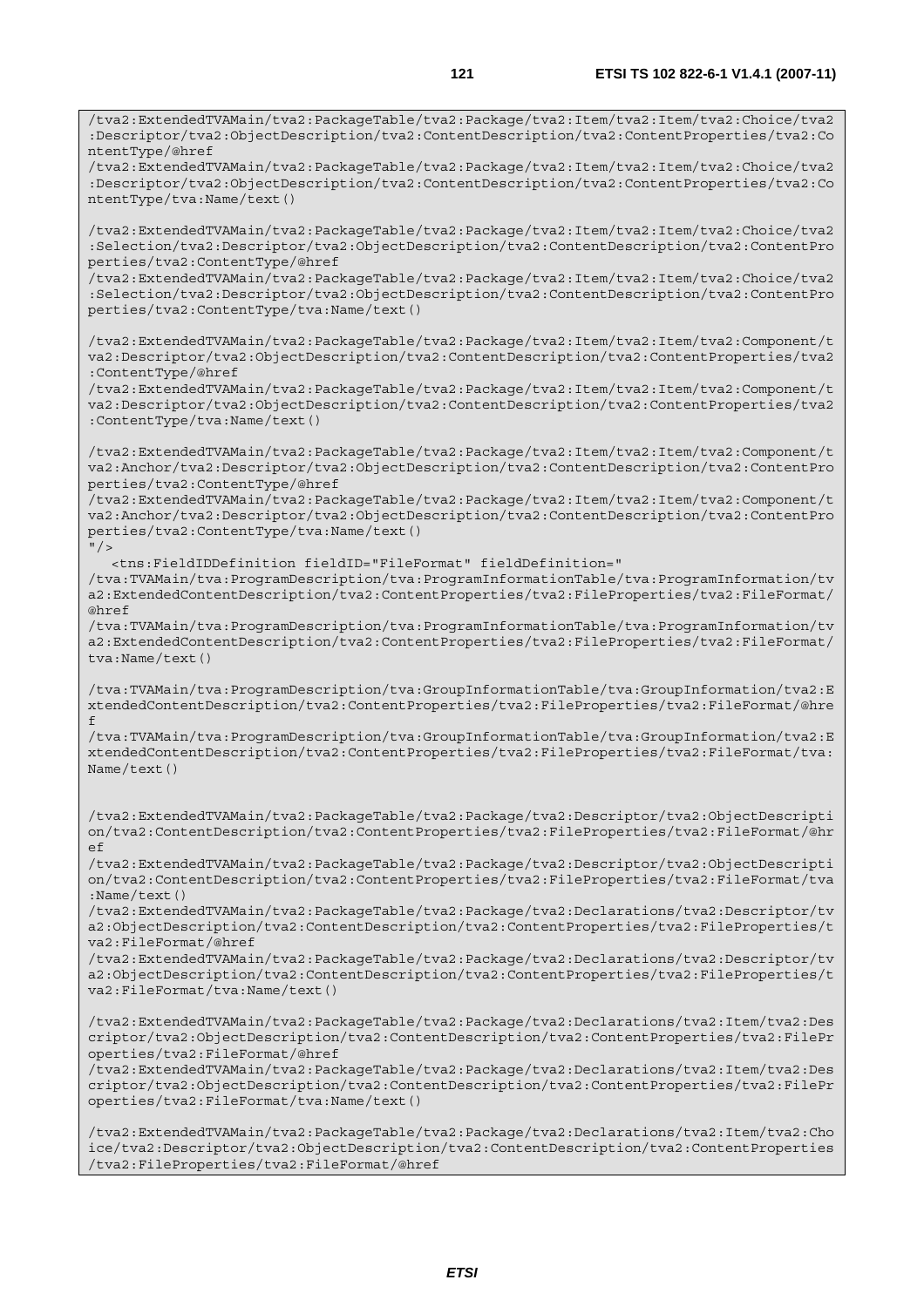```
/tva2:ExtendedTVAMain/tva2:PackageTable/tva2:Package/tva2:Item/tva2:Item/tva2:Choice/tva2:Descriptor/tva2:ObjectDescription/tva2:ContentDescription/tva2:ContentProperties/tva2:ContentType/@href
/tva2:ExtendedTVAMain/tva2:PackageTable/tva2:Package/tva2:Item/tva2:Item/tva2:Choice/tva2:Descriptor/tva2:ObjectDescription/tva2:ContentDescription/tva2:ContentProperties/tva2:ContentType/tva:Name/text()

/tva2:ExtendedTVAMain/tva2:PackageTable/tva2:Package/tva2:Item/tva2:Item/tva2:Choice/tva2:Selection/tva2:Descriptor/tva2:ObjectDescription/tva2:ContentDescription/tva2:ContentProperties/tva2:ContentType/@href
/tva2:ExtendedTVAMain/tva2:PackageTable/tva2:Package/tva2:Item/tva2:Item/tva2:Choice/tva2:Selection/tva2:Descriptor/tva2:ObjectDescription/tva2:ContentDescription/tva2:ContentProperties/tva2:ContentType/tva:Name/text()

/tva2:ExtendedTVAMain/tva2:PackageTable/tva2:Package/tva2:Item/tva2:Item/tva2:Component/tva2:Descriptor/tva2:ObjectDescription/tva2:ContentDescription/tva2:ContentProperties/tva2:ContentType/@href
/tva2:ExtendedTVAMain/tva2:PackageTable/tva2:Package/tva2:Item/tva2:Item/tva2:Component/tva2:Descriptor/tva2:ObjectDescription/tva2:ContentDescription/tva2:ContentProperties/tva2:ContentType/tva:Name/text()

/tva2:ExtendedTVAMain/tva2:PackageTable/tva2:Package/tva2:Item/tva2:Item/tva2:Component/tva2:Anchor/tva2:Descriptor/tva2:ObjectDescription/tva2:ContentDescription/tva2:ContentProperties/tva2:ContentType/@href
/tva2:ExtendedTVAMain/tva2:PackageTable/tva2:Package/tva2:Item/tva2:Item/tva2:Component/tva2:Anchor/tva2:Descriptor/tva2:ObjectDescription/tva2:ContentDescription/tva2:ContentProperties/tva2:ContentType/tva:Name/text()
"/>
   <tns:FieldIDDefinition fieldID="FileFormat" fieldDefinition="
/tva:TVAMain/tva:ProgramDescription/tva:ProgramInformationTable/tva:ProgramInformation/tva2:ExtendedContentDescription/tva2:ContentProperties/tva2:FileProperties/tva2:FileFormat/@href
/tva:TVAMain/tva:ProgramDescription/tva:ProgramInformationTable/tva:ProgramInformation/tva2:ExtendedContentDescription/tva2:ContentProperties/tva2:FileProperties/tva2:FileFormat/tva:Name/text()

/tva:TVAMain/tva:ProgramDescription/tva:GroupInformationTable/tva:GroupInformation/tva2:ExtendedContentDescription/tva2:ContentProperties/tva2:FileProperties/tva2:FileFormat/@href
/tva:TVAMain/tva:ProgramDescription/tva:GroupInformationTable/tva:GroupInformation/tva2:ExtendedContentDescription/tva2:ContentProperties/tva2:FileProperties/tva2:FileFormat/tva:Name/text()


/tva2:ExtendedTVAMain/tva2:PackageTable/tva2:Package/tva2:Descriptor/tva2:ObjectDescription/tva2:ContentDescription/tva2:ContentProperties/tva2:FileProperties/tva2:FileFormat/@href
/tva2:ExtendedTVAMain/tva2:PackageTable/tva2:Package/tva2:Descriptor/tva2:ObjectDescription/tva2:ContentDescription/tva2:ContentProperties/tva2:FileProperties/tva2:FileFormat/tva:Name/text()
/tva2:ExtendedTVAMain/tva2:PackageTable/tva2:Package/tva2:Declarations/tva2:Descriptor/tva2:ObjectDescription/tva2:ContentDescription/tva2:ContentProperties/tva2:FileProperties/tva2:FileFormat/@href
/tva2:ExtendedTVAMain/tva2:PackageTable/tva2:Package/tva2:Declarations/tva2:Descriptor/tva2:ObjectDescription/tva2:ContentDescription/tva2:ContentProperties/tva2:FileProperties/tva2:FileFormat/tva:Name/text()

/tva2:ExtendedTVAMain/tva2:PackageTable/tva2:Package/tva2:Declarations/tva2:Item/tva2:Descriptor/tva2:ObjectDescription/tva2:ContentDescription/tva2:ContentProperties/tva2:FileProperties/tva2:FileFormat/@href
/tva2:ExtendedTVAMain/tva2:PackageTable/tva2:Package/tva2:Declarations/tva2:Item/tva2:Descriptor/tva2:ObjectDescription/tva2:ContentDescription/tva2:ContentProperties/tva2:FileProperties/tva2:FileFormat/tva:Name/text()

/tva2:ExtendedTVAMain/tva2:PackageTable/tva2:Package/tva2:Declarations/tva2:Item/tva2:Choice/tva2:Descriptor/tva2:ObjectDescription/tva2:ContentDescription/tva2:ContentProperties/tva2:FileProperties/tva2:FileFormat/@href
```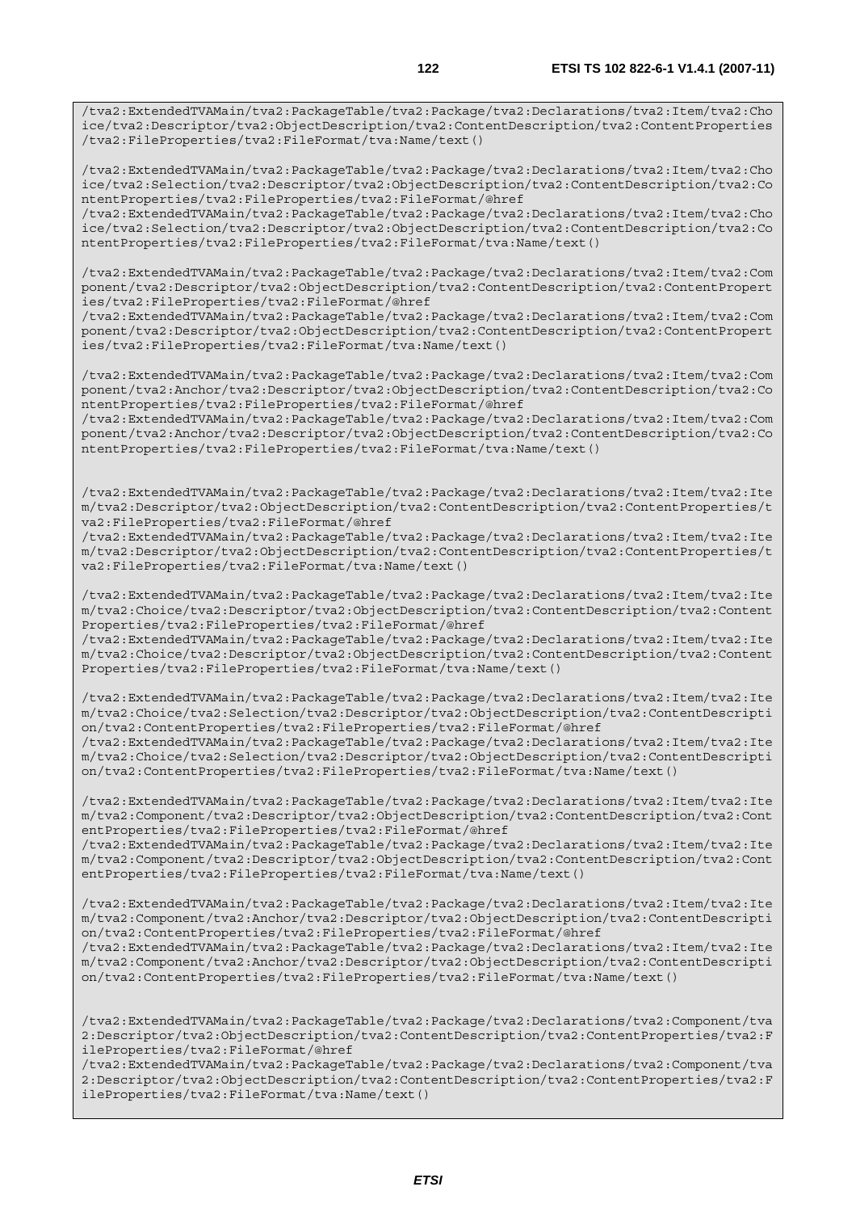```
/tva2:ExtendedTVAMain/tva2:PackageTable/tva2:Package/tva2:Declarations/tva2:Item/tva2:Choice/tva2:Descriptor/tva2:ObjectDescription/tva2:ContentDescription/tva2:ContentProperties/tva2:FileProperties/tva2:FileFormat/tva:Name/text()

/tva2:ExtendedTVAMain/tva2:PackageTable/tva2:Package/tva2:Declarations/tva2:Item/tva2:Choice/tva2:Selection/tva2:Descriptor/tva2:ObjectDescription/tva2:ContentDescription/tva2:ContentProperties/tva2:FileProperties/tva2:FileFormat/@href
/tva2:ExtendedTVAMain/tva2:PackageTable/tva2:Package/tva2:Declarations/tva2:Item/tva2:Choice/tva2:Selection/tva2:Descriptor/tva2:ObjectDescription/tva2:ContentDescription/tva2:ContentProperties/tva2:FileProperties/tva2:FileFormat/tva:Name/text()

/tva2:ExtendedTVAMain/tva2:PackageTable/tva2:Package/tva2:Declarations/tva2:Item/tva2:Component/tva2:Descriptor/tva2:ObjectDescription/tva2:ContentDescription/tva2:ContentProperties/tva2:FileProperties/tva2:FileFormat/@href
/tva2:ExtendedTVAMain/tva2:PackageTable/tva2:Package/tva2:Declarations/tva2:Item/tva2:Component/tva2:Descriptor/tva2:ObjectDescription/tva2:ContentDescription/tva2:ContentProperties/tva2:FileProperties/tva2:FileFormat/tva:Name/text()

/tva2:ExtendedTVAMain/tva2:PackageTable/tva2:Package/tva2:Declarations/tva2:Item/tva2:Component/tva2:Anchor/tva2:Descriptor/tva2:ObjectDescription/tva2:ContentDescription/tva2:ContentProperties/tva2:FileProperties/tva2:FileFormat/@href
/tva2:ExtendedTVAMain/tva2:PackageTable/tva2:Package/tva2:Declarations/tva2:Item/tva2:Component/tva2:Anchor/tva2:Descriptor/tva2:ObjectDescription/tva2:ContentDescription/tva2:ContentProperties/tva2:FileProperties/tva2:FileFormat/tva:Name/text()


/tva2:ExtendedTVAMain/tva2:PackageTable/tva2:Package/tva2:Declarations/tva2:Item/tva2:Item/tva2:Descriptor/tva2:ObjectDescription/tva2:ContentDescription/tva2:ContentProperties/tva2:FileProperties/tva2:FileFormat/@href
/tva2:ExtendedTVAMain/tva2:PackageTable/tva2:Package/tva2:Declarations/tva2:Item/tva2:Item/tva2:Descriptor/tva2:ObjectDescription/tva2:ContentDescription/tva2:ContentProperties/tva2:FileProperties/tva2:FileFormat/tva:Name/text()

/tva2:ExtendedTVAMain/tva2:PackageTable/tva2:Package/tva2:Declarations/tva2:Item/tva2:Item/tva2:Choice/tva2:Descriptor/tva2:ObjectDescription/tva2:ContentDescription/tva2:ContentProperties/tva2:FileProperties/tva2:FileFormat/@href
/tva2:ExtendedTVAMain/tva2:PackageTable/tva2:Package/tva2:Declarations/tva2:Item/tva2:Item/tva2:Choice/tva2:Descriptor/tva2:ObjectDescription/tva2:ContentDescription/tva2:ContentProperties/tva2:FileProperties/tva2:FileFormat/tva:Name/text()

/tva2:ExtendedTVAMain/tva2:PackageTable/tva2:Package/tva2:Declarations/tva2:Item/tva2:Item/tva2:Choice/tva2:Selection/tva2:Descriptor/tva2:ObjectDescription/tva2:ContentDescription/tva2:ContentProperties/tva2:FileProperties/tva2:FileFormat/@href
/tva2:ExtendedTVAMain/tva2:PackageTable/tva2:Package/tva2:Declarations/tva2:Item/tva2:Item/tva2:Choice/tva2:Selection/tva2:Descriptor/tva2:ObjectDescription/tva2:ContentDescription/tva2:ContentProperties/tva2:FileProperties/tva2:FileFormat/tva:Name/text()

/tva2:ExtendedTVAMain/tva2:PackageTable/tva2:Package/tva2:Declarations/tva2:Item/tva2:Item/tva2:Component/tva2:Descriptor/tva2:ObjectDescription/tva2:ContentDescription/tva2:ContentProperties/tva2:FileProperties/tva2:FileFormat/@href
/tva2:ExtendedTVAMain/tva2:PackageTable/tva2:Package/tva2:Declarations/tva2:Item/tva2:Item/tva2:Component/tva2:Descriptor/tva2:ObjectDescription/tva2:ContentDescription/tva2:ContentProperties/tva2:FileProperties/tva2:FileFormat/tva:Name/text()

/tva2:ExtendedTVAMain/tva2:PackageTable/tva2:Package/tva2:Declarations/tva2:Item/tva2:Item/tva2:Component/tva2:Anchor/tva2:Descriptor/tva2:ObjectDescription/tva2:ContentDescription/tva2:ContentProperties/tva2:FileProperties/tva2:FileFormat/@href
/tva2:ExtendedTVAMain/tva2:PackageTable/tva2:Package/tva2:Declarations/tva2:Item/tva2:Item/tva2:Component/tva2:Anchor/tva2:Descriptor/tva2:ObjectDescription/tva2:ContentDescription/tva2:ContentProperties/tva2:FileProperties/tva2:FileFormat/tva:Name/text()


/tva2:ExtendedTVAMain/tva2:PackageTable/tva2:Package/tva2:Declarations/tva2:Component/tva2:Descriptor/tva2:ObjectDescription/tva2:ContentDescription/tva2:ContentProperties/tva2:FileProperties/tva2:FileFormat/@href
/tva2:ExtendedTVAMain/tva2:PackageTable/tva2:Package/tva2:Declarations/tva2:Component/tva2:Descriptor/tva2:ObjectDescription/tva2:ContentDescription/tva2:ContentProperties/tva2:FileProperties/tva2:FileFormat/tva:Name/text()
```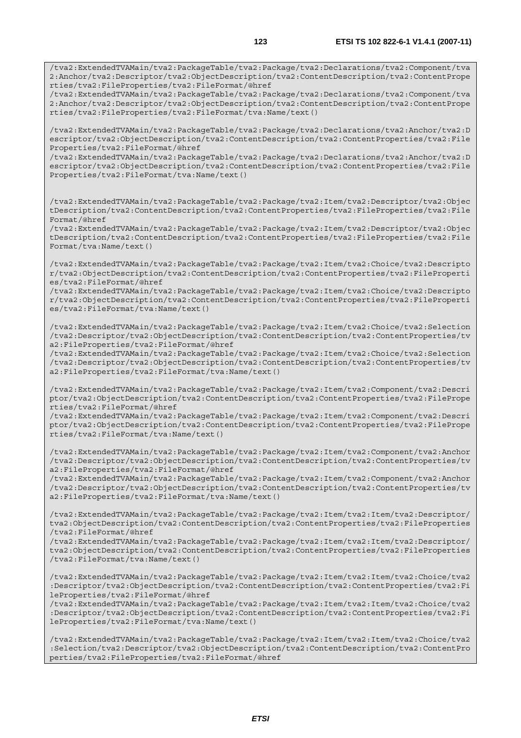```
/tva2:ExtendedTVAMain/tva2:PackageTable/tva2:Package/tva2:Declarations/tva2:Component/tva2:Anchor/tva2:Descriptor/tva2:ObjectDescription/tva2:ContentDescription/tva2:ContentProperties/tva2:FileProperties/tva2:FileFormat/@href
/tva2:ExtendedTVAMain/tva2:PackageTable/tva2:Package/tva2:Declarations/tva2:Component/tva2:Anchor/tva2:Descriptor/tva2:ObjectDescription/tva2:ContentDescription/tva2:ContentProperties/tva2:FileProperties/tva2:FileFormat/tva:Name/text()

/tva2:ExtendedTVAMain/tva2:PackageTable/tva2:Package/tva2:Declarations/tva2:Anchor/tva2:Descriptor/tva2:ObjectDescription/tva2:ContentDescription/tva2:ContentProperties/tva2:FileProperties/tva2:FileFormat/@href
/tva2:ExtendedTVAMain/tva2:PackageTable/tva2:Package/tva2:Declarations/tva2:Anchor/tva2:Descriptor/tva2:ObjectDescription/tva2:ContentDescription/tva2:ContentProperties/tva2:FileProperties/tva2:FileFormat/tva:Name/text()


/tva2:ExtendedTVAMain/tva2:PackageTable/tva2:Package/tva2:Item/tva2:Descriptor/tva2:ObjectDescription/tva2:ContentDescription/tva2:ContentProperties/tva2:FileProperties/tva2:FileFormat/@href
/tva2:ExtendedTVAMain/tva2:PackageTable/tva2:Package/tva2:Item/tva2:Descriptor/tva2:ObjectDescription/tva2:ContentDescription/tva2:ContentProperties/tva2:FileProperties/tva2:FileFormat/tva:Name/text()

/tva2:ExtendedTVAMain/tva2:PackageTable/tva2:Package/tva2:Item/tva2:Choice/tva2:Descriptor/tva2:ObjectDescription/tva2:ContentDescription/tva2:ContentProperties/tva2:FileProperties/tva2:FileFormat/@href
/tva2:ExtendedTVAMain/tva2:PackageTable/tva2:Package/tva2:Item/tva2:Choice/tva2:Descriptor/tva2:ObjectDescription/tva2:ContentDescription/tva2:ContentProperties/tva2:FileProperties/tva2:FileFormat/tva:Name/text()

/tva2:ExtendedTVAMain/tva2:PackageTable/tva2:Package/tva2:Item/tva2:Choice/tva2:Selection/tva2:Descriptor/tva2:ObjectDescription/tva2:ContentDescription/tva2:ContentProperties/tva2:FileProperties/tva2:FileFormat/@href
/tva2:ExtendedTVAMain/tva2:PackageTable/tva2:Package/tva2:Item/tva2:Choice/tva2:Selection/tva2:Descriptor/tva2:ObjectDescription/tva2:ContentDescription/tva2:ContentProperties/tva2:FileProperties/tva2:FileFormat/tva:Name/text()

/tva2:ExtendedTVAMain/tva2:PackageTable/tva2:Package/tva2:Item/tva2:Component/tva2:Descriptor/tva2:ObjectDescription/tva2:ContentDescription/tva2:ContentProperties/tva2:FileProperties/tva2:FileFormat/@href
/tva2:ExtendedTVAMain/tva2:PackageTable/tva2:Package/tva2:Item/tva2:Component/tva2:Descriptor/tva2:ObjectDescription/tva2:ContentDescription/tva2:ContentProperties/tva2:FileProperties/tva2:FileFormat/tva:Name/text()

/tva2:ExtendedTVAMain/tva2:PackageTable/tva2:Package/tva2:Item/tva2:Component/tva2:Anchor/tva2:Descriptor/tva2:ObjectDescription/tva2:ContentDescription/tva2:ContentProperties/tva2:FileProperties/tva2:FileFormat/@href
/tva2:ExtendedTVAMain/tva2:PackageTable/tva2:Package/tva2:Item/tva2:Component/tva2:Anchor/tva2:Descriptor/tva2:ObjectDescription/tva2:ContentDescription/tva2:ContentProperties/tva2:FileProperties/tva2:FileFormat/tva:Name/text()

/tva2:ExtendedTVAMain/tva2:PackageTable/tva2:Package/tva2:Item/tva2:Item/tva2:Descriptor/tva2:ObjectDescription/tva2:ContentDescription/tva2:ContentProperties/tva2:FileProperties/tva2:FileFormat/@href
/tva2:ExtendedTVAMain/tva2:PackageTable/tva2:Package/tva2:Item/tva2:Item/tva2:Descriptor/tva2:ObjectDescription/tva2:ContentDescription/tva2:ContentProperties/tva2:FileProperties/tva2:FileFormat/tva:Name/text()

/tva2:ExtendedTVAMain/tva2:PackageTable/tva2:Package/tva2:Item/tva2:Item/tva2:Choice/tva2:Descriptor/tva2:ObjectDescription/tva2:ContentDescription/tva2:ContentProperties/tva2:FileProperties/tva2:FileFormat/@href
/tva2:ExtendedTVAMain/tva2:PackageTable/tva2:Package/tva2:Item/tva2:Item/tva2:Choice/tva2:Descriptor/tva2:ObjectDescription/tva2:ContentDescription/tva2:ContentProperties/tva2:FileProperties/tva2:FileFormat/tva:Name/text()

/tva2:ExtendedTVAMain/tva2:PackageTable/tva2:Package/tva2:Item/tva2:Item/tva2:Choice/tva2:Selection/tva2:Descriptor/tva2:ObjectDescription/tva2:ContentDescription/tva2:ContentProperties/tva2:FileProperties/tva2:FileFormat/@href
```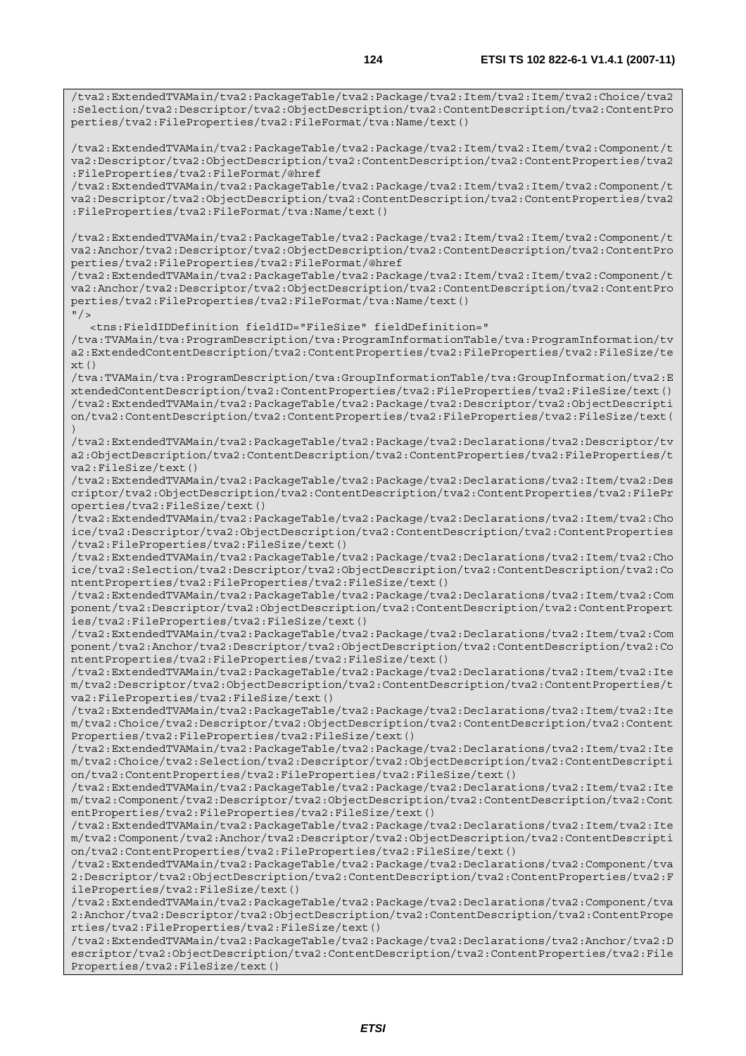```
/tva2:ExtendedTVAMain/tva2:PackageTable/tva2:Package/tva2:Item/tva2:Item/tva2:Choice/tva2:Selection/tva2:Descriptor/tva2:ObjectDescription/tva2:ContentDescription/tva2:ContentProperties/tva2:FileProperties/tva2:FileFormat/tva:Name/text()

/tva2:ExtendedTVAMain/tva2:PackageTable/tva2:Package/tva2:Item/tva2:Item/tva2:Component/tva2:Descriptor/tva2:ObjectDescription/tva2:ContentDescription/tva2:ContentProperties/tva2:FileProperties/tva2:FileFormat/@href
/tva2:ExtendedTVAMain/tva2:PackageTable/tva2:Package/tva2:Item/tva2:Item/tva2:Component/tva2:Descriptor/tva2:ObjectDescription/tva2:ContentDescription/tva2:ContentProperties/tva2:FileProperties/tva2:FileFormat/tva:Name/text()

/tva2:ExtendedTVAMain/tva2:PackageTable/tva2:Package/tva2:Item/tva2:Item/tva2:Component/tva2:Anchor/tva2:Descriptor/tva2:ObjectDescription/tva2:ContentDescription/tva2:ContentProperties/tva2:FileProperties/tva2:FileFormat/@href
/tva2:ExtendedTVAMain/tva2:PackageTable/tva2:Package/tva2:Item/tva2:Item/tva2:Component/tva2:Anchor/tva2:Descriptor/tva2:ObjectDescription/tva2:ContentDescription/tva2:ContentProperties/tva2:FileProperties/tva2:FileFormat/tva:Name/text()
"/>
   <tns:FieldIDDefinition fieldID="FileSize" fieldDefinition="
/tva:TVAMain/tva:ProgramDescription/tva:ProgramInformationTable/tva:ProgramInformation/tva2:ExtendedContentDescription/tva2:ContentProperties/tva2:FileProperties/tva2:FileSize/text()
/tva:TVAMain/tva:ProgramDescription/tva:GroupInformationTable/tva:GroupInformation/tva2:ExtendedContentDescription/tva2:ContentProperties/tva2:FileProperties/tva2:FileSize/text()
/tva2:ExtendedTVAMain/tva2:PackageTable/tva2:Package/tva2:Descriptor/tva2:ObjectDescription/tva2:ContentDescription/tva2:ContentProperties/tva2:FileProperties/tva2:FileSize/text()
/tva2:ExtendedTVAMain/tva2:PackageTable/tva2:Package/tva2:Declarations/tva2:Descriptor/tva2:ObjectDescription/tva2:ContentDescription/tva2:ContentProperties/tva2:FileProperties/tva2:FileSize/text()
/tva2:ExtendedTVAMain/tva2:PackageTable/tva2:Package/tva2:Declarations/tva2:Item/tva2:Descriptor/tva2:ObjectDescription/tva2:ContentDescription/tva2:ContentProperties/tva2:FileProperties/tva2:FileSize/text()
/tva2:ExtendedTVAMain/tva2:PackageTable/tva2:Package/tva2:Declarations/tva2:Item/tva2:Choice/tva2:Descriptor/tva2:ObjectDescription/tva2:ContentDescription/tva2:ContentProperties/tva2:FileProperties/tva2:FileSize/text()
/tva2:ExtendedTVAMain/tva2:PackageTable/tva2:Package/tva2:Declarations/tva2:Item/tva2:Choice/tva2:Selection/tva2:Descriptor/tva2:ObjectDescription/tva2:ContentDescription/tva2:ContentProperties/tva2:FileProperties/tva2:FileSize/text()
/tva2:ExtendedTVAMain/tva2:PackageTable/tva2:Package/tva2:Declarations/tva2:Item/tva2:Component/tva2:Descriptor/tva2:ObjectDescription/tva2:ContentDescription/tva2:ContentProperties/tva2:FileProperties/tva2:FileSize/text()
/tva2:ExtendedTVAMain/tva2:PackageTable/tva2:Package/tva2:Declarations/tva2:Item/tva2:Component/tva2:Anchor/tva2:Descriptor/tva2:ObjectDescription/tva2:ContentDescription/tva2:ContentProperties/tva2:FileProperties/tva2:FileSize/text()
/tva2:ExtendedTVAMain/tva2:PackageTable/tva2:Package/tva2:Declarations/tva2:Item/tva2:Item/tva2:Descriptor/tva2:ObjectDescription/tva2:ContentDescription/tva2:ContentProperties/tva2:FileProperties/tva2:FileSize/text()
/tva2:ExtendedTVAMain/tva2:PackageTable/tva2:Package/tva2:Declarations/tva2:Item/tva2:Item/tva2:Choice/tva2:Descriptor/tva2:ObjectDescription/tva2:ContentDescription/tva2:ContentProperties/tva2:FileProperties/tva2:FileSize/text()
/tva2:ExtendedTVAMain/tva2:PackageTable/tva2:Package/tva2:Declarations/tva2:Item/tva2:Item/tva2:Choice/tva2:Selection/tva2:Descriptor/tva2:ObjectDescription/tva2:ContentDescription/tva2:ContentProperties/tva2:FileProperties/tva2:FileSize/text()
/tva2:ExtendedTVAMain/tva2:PackageTable/tva2:Package/tva2:Declarations/tva2:Item/tva2:Item/tva2:Component/tva2:Descriptor/tva2:ObjectDescription/tva2:ContentDescription/tva2:ContentProperties/tva2:FileProperties/tva2:FileSize/text()
/tva2:ExtendedTVAMain/tva2:PackageTable/tva2:Package/tva2:Declarations/tva2:Item/tva2:Item/tva2:Component/tva2:Anchor/tva2:Descriptor/tva2:ObjectDescription/tva2:ContentDescription/tva2:ContentProperties/tva2:FileProperties/tva2:FileSize/text()
/tva2:ExtendedTVAMain/tva2:PackageTable/tva2:Package/tva2:Declarations/tva2:Component/tva2:Descriptor/tva2:ObjectDescription/tva2:ContentDescription/tva2:ContentProperties/tva2:FileProperties/tva2:FileSize/text()
/tva2:ExtendedTVAMain/tva2:PackageTable/tva2:Package/tva2:Declarations/tva2:Component/tva2:Anchor/tva2:Descriptor/tva2:ObjectDescription/tva2:ContentDescription/tva2:ContentProperties/tva2:FileProperties/tva2:FileSize/text()
/tva2:ExtendedTVAMain/tva2:PackageTable/tva2:Package/tva2:Declarations/tva2:Anchor/tva2:Descriptor/tva2:ObjectDescription/tva2:ContentDescription/tva2:ContentProperties/tva2:FileProperties/tva2:FileSize/text()
```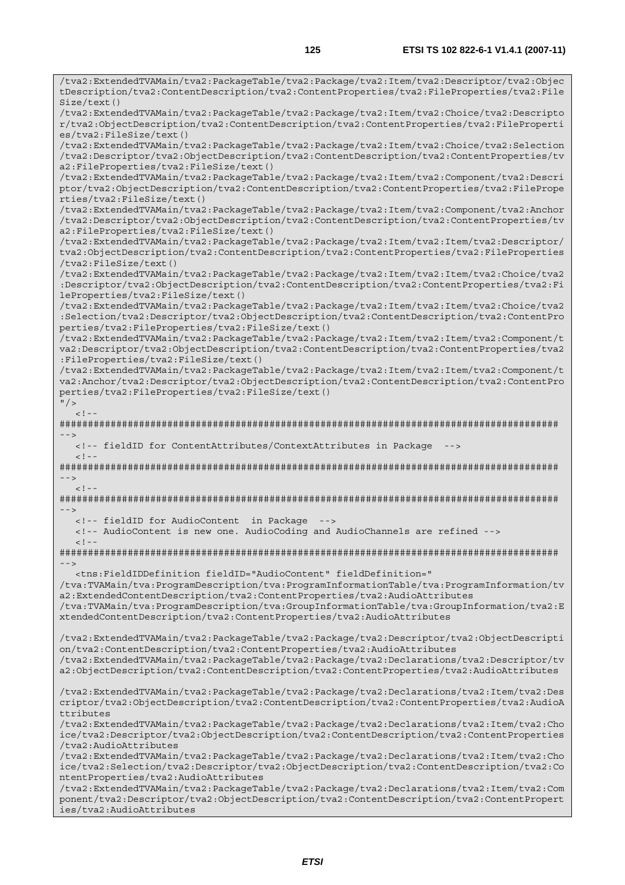```
/tva2:ExtendedTVAMain/tva2:PackageTable/tva2:Package/tva2:Item/tva2:Descriptor/tva2:ObjectDescription/tva2:ContentDescription/tva2:ContentProperties/tva2:FileProperties/tva2:FileSize/text()
/tva2:ExtendedTVAMain/tva2:PackageTable/tva2:Package/tva2:Item/tva2:Choice/tva2:Descriptor/tva2:ObjectDescription/tva2:ContentDescription/tva2:ContentProperties/tva2:FileProperties/tva2:FileSize/text()
/tva2:ExtendedTVAMain/tva2:PackageTable/tva2:Package/tva2:Item/tva2:Choice/tva2:Selection/tva2:Descriptor/tva2:ObjectDescription/tva2:ContentDescription/tva2:ContentProperties/tva2:FileProperties/tva2:FileSize/text()
/tva2:ExtendedTVAMain/tva2:PackageTable/tva2:Package/tva2:Item/tva2:Component/tva2:Descriptor/tva2:ObjectDescription/tva2:ContentDescription/tva2:ContentProperties/tva2:FileProperties/tva2:FileSize/text()
/tva2:ExtendedTVAMain/tva2:PackageTable/tva2:Package/tva2:Item/tva2:Component/tva2:Anchor/tva2:Descriptor/tva2:ObjectDescription/tva2:ContentDescription/tva2:ContentProperties/tva2:FileProperties/tva2:FileSize/text()
/tva2:ExtendedTVAMain/tva2:PackageTable/tva2:Package/tva2:Item/tva2:Item/tva2:Descriptor/tva2:ObjectDescription/tva2:ContentDescription/tva2:ContentProperties/tva2:FileProperties/tva2:FileSize/text()
/tva2:ExtendedTVAMain/tva2:PackageTable/tva2:Package/tva2:Item/tva2:Item/tva2:Choice/tva2:Descriptor/tva2:ObjectDescription/tva2:ContentDescription/tva2:ContentProperties/tva2:FileProperties/tva2:FileSize/text()
/tva2:ExtendedTVAMain/tva2:PackageTable/tva2:Package/tva2:Item/tva2:Item/tva2:Choice/tva2:Selection/tva2:Descriptor/tva2:ObjectDescription/tva2:ContentDescription/tva2:ContentProperties/tva2:FileProperties/tva2:FileSize/text()
/tva2:ExtendedTVAMain/tva2:PackageTable/tva2:Package/tva2:Item/tva2:Item/tva2:Component/tva2:Descriptor/tva2:ObjectDescription/tva2:ContentDescription/tva2:ContentProperties/tva2:FileProperties/tva2:FileSize/text()
/tva2:ExtendedTVAMain/tva2:PackageTable/tva2:Package/tva2:Item/tva2:Item/tva2:Component/tva2:Anchor/tva2:Descriptor/tva2:ObjectDescription/tva2:ContentDescription/tva2:ContentProperties/tva2:FileProperties/tva2:FileSize/text()
"/>
   <!--
########################################################################################
-->
   <!-- fieldID for ContentAttributes/ContextAttributes in Package  -->
   <!--
########################################################################################
-->
   <!--
########################################################################################
-->
   <!-- fieldID for AudioContent  in Package  -->
   <!-- AudioContent is new one. AudioCoding and AudioChannels are refined -->
   <!--
########################################################################################
-->
   <tns:FieldIDDefinition fieldID="AudioContent" fieldDefinition="
/tva:TVAMain/tva:ProgramDescription/tva:ProgramInformationTable/tva:ProgramInformation/tva2:ExtendedContentDescription/tva2:ContentProperties/tva2:AudioAttributes
/tva:TVAMain/tva:ProgramDescription/tva:GroupInformationTable/tva:GroupInformation/tva2:ExtendedContentDescription/tva2:ContentProperties/tva2:AudioAttributes

/tva2:ExtendedTVAMain/tva2:PackageTable/tva2:Package/tva2:Descriptor/tva2:ObjectDescription/tva2:ContentDescription/tva2:ContentProperties/tva2:AudioAttributes
/tva2:ExtendedTVAMain/tva2:PackageTable/tva2:Package/tva2:Declarations/tva2:Descriptor/tva2:ObjectDescription/tva2:ContentDescription/tva2:ContentProperties/tva2:AudioAttributes

/tva2:ExtendedTVAMain/tva2:PackageTable/tva2:Package/tva2:Declarations/tva2:Item/tva2:Descriptor/tva2:ObjectDescription/tva2:ContentDescription/tva2:ContentProperties/tva2:AudioAttributes
/tva2:ExtendedTVAMain/tva2:PackageTable/tva2:Package/tva2:Declarations/tva2:Item/tva2:Choice/tva2:Descriptor/tva2:ObjectDescription/tva2:ContentDescription/tva2:ContentProperties/tva2:AudioAttributes
/tva2:ExtendedTVAMain/tva2:PackageTable/tva2:Package/tva2:Declarations/tva2:Item/tva2:Choice/tva2:Selection/tva2:Descriptor/tva2:ObjectDescription/tva2:ContentDescription/tva2:ContentProperties/tva2:AudioAttributes
/tva2:ExtendedTVAMain/tva2:PackageTable/tva2:Package/tva2:Declarations/tva2:Item/tva2:Component/tva2:Descriptor/tva2:ObjectDescription/tva2:ContentDescription/tva2:ContentProperties/tva2:AudioAttributes
```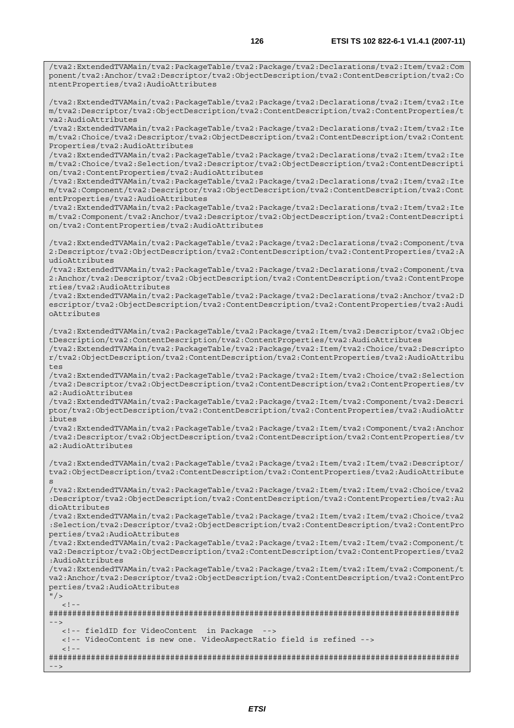```
/tva2:ExtendedTVAMain/tva2:PackageTable/tva2:Package/tva2:Declarations/tva2:Item/tva2:Component/tva2:Anchor/tva2:Descriptor/tva2:ObjectDescription/tva2:ContentDescription/tva2:ContentProperties/tva2:AudioAttributes

/tva2:ExtendedTVAMain/tva2:PackageTable/tva2:Package/tva2:Declarations/tva2:Item/tva2:Item/tva2:Descriptor/tva2:ObjectDescription/tva2:ContentDescription/tva2:ContentProperties/tva2:AudioAttributes
/tva2:ExtendedTVAMain/tva2:PackageTable/tva2:Package/tva2:Declarations/tva2:Item/tva2:Item/tva2:Choice/tva2:Descriptor/tva2:ObjectDescription/tva2:ContentDescription/tva2:ContentProperties/tva2:AudioAttributes
/tva2:ExtendedTVAMain/tva2:PackageTable/tva2:Package/tva2:Declarations/tva2:Item/tva2:Item/tva2:Choice/tva2:Selection/tva2:Descriptor/tva2:ObjectDescription/tva2:ContentDescription/tva2:ContentProperties/tva2:AudioAttributes
/tva2:ExtendedTVAMain/tva2:PackageTable/tva2:Package/tva2:Declarations/tva2:Item/tva2:Item/tva2:Component/tva2:Descriptor/tva2:ObjectDescription/tva2:ContentDescription/tva2:ContentProperties/tva2:AudioAttributes
/tva2:ExtendedTVAMain/tva2:PackageTable/tva2:Package/tva2:Declarations/tva2:Item/tva2:Item/tva2:Component/tva2:Anchor/tva2:Descriptor/tva2:ObjectDescription/tva2:ContentDescription/tva2:ContentProperties/tva2:AudioAttributes

/tva2:ExtendedTVAMain/tva2:PackageTable/tva2:Package/tva2:Declarations/tva2:Component/tva2:Descriptor/tva2:ObjectDescription/tva2:ContentDescription/tva2:ContentProperties/tva2:AudioAttributes
/tva2:ExtendedTVAMain/tva2:PackageTable/tva2:Package/tva2:Declarations/tva2:Component/tva2:Anchor/tva2:Descriptor/tva2:ObjectDescription/tva2:ContentDescription/tva2:ContentProperties/tva2:AudioAttributes
/tva2:ExtendedTVAMain/tva2:PackageTable/tva2:Package/tva2:Declarations/tva2:Anchor/tva2:Descriptor/tva2:ObjectDescription/tva2:ContentDescription/tva2:ContentProperties/tva2:AudioAttributes

/tva2:ExtendedTVAMain/tva2:PackageTable/tva2:Package/tva2:Item/tva2:Descriptor/tva2:ObjectDescription/tva2:ContentDescription/tva2:ContentProperties/tva2:AudioAttributes
/tva2:ExtendedTVAMain/tva2:PackageTable/tva2:Package/tva2:Item/tva2:Choice/tva2:Descriptor/tva2:ObjectDescription/tva2:ContentDescription/tva2:ContentProperties/tva2:AudioAttributes
/tva2:ExtendedTVAMain/tva2:PackageTable/tva2:Package/tva2:Item/tva2:Choice/tva2:Selection/tva2:Descriptor/tva2:ObjectDescription/tva2:ContentDescription/tva2:ContentProperties/tva2:AudioAttributes
/tva2:ExtendedTVAMain/tva2:PackageTable/tva2:Package/tva2:Item/tva2:Component/tva2:Descriptor/tva2:ObjectDescription/tva2:ContentDescription/tva2:ContentProperties/tva2:AudioAttributes
/tva2:ExtendedTVAMain/tva2:PackageTable/tva2:Package/tva2:Item/tva2:Component/tva2:Anchor/tva2:Descriptor/tva2:ObjectDescription/tva2:ContentDescription/tva2:ContentProperties/tva2:AudioAttributes

/tva2:ExtendedTVAMain/tva2:PackageTable/tva2:Package/tva2:Item/tva2:Item/tva2:Descriptor/tva2:ObjectDescription/tva2:ContentDescription/tva2:ContentProperties/tva2:AudioAttributes
/tva2:ExtendedTVAMain/tva2:PackageTable/tva2:Package/tva2:Item/tva2:Item/tva2:Choice/tva2:Descriptor/tva2:ObjectDescription/tva2:ContentDescription/tva2:ContentProperties/tva2:AudioAttributes
/tva2:ExtendedTVAMain/tva2:PackageTable/tva2:Package/tva2:Item/tva2:Item/tva2:Choice/tva2:Selection/tva2:Descriptor/tva2:ObjectDescription/tva2:ContentDescription/tva2:ContentProperties/tva2:AudioAttributes
/tva2:ExtendedTVAMain/tva2:PackageTable/tva2:Package/tva2:Item/tva2:Item/tva2:Component/tva2:Descriptor/tva2:ObjectDescription/tva2:ContentDescription/tva2:ContentProperties/tva2:AudioAttributes
/tva2:ExtendedTVAMain/tva2:PackageTable/tva2:Package/tva2:Item/tva2:Item/tva2:Component/tva2:Anchor/tva2:Descriptor/tva2:ObjectDescription/tva2:ContentDescription/tva2:ContentProperties/tva2:AudioAttributes
"/>
   <!--
########################################################################################
-->
   <!-- fieldID for VideoContent  in Package  -->
   <!-- VideoContent is new one. VideoAspectRatio field is refined -->
   <!--
########################################################################################
-->
```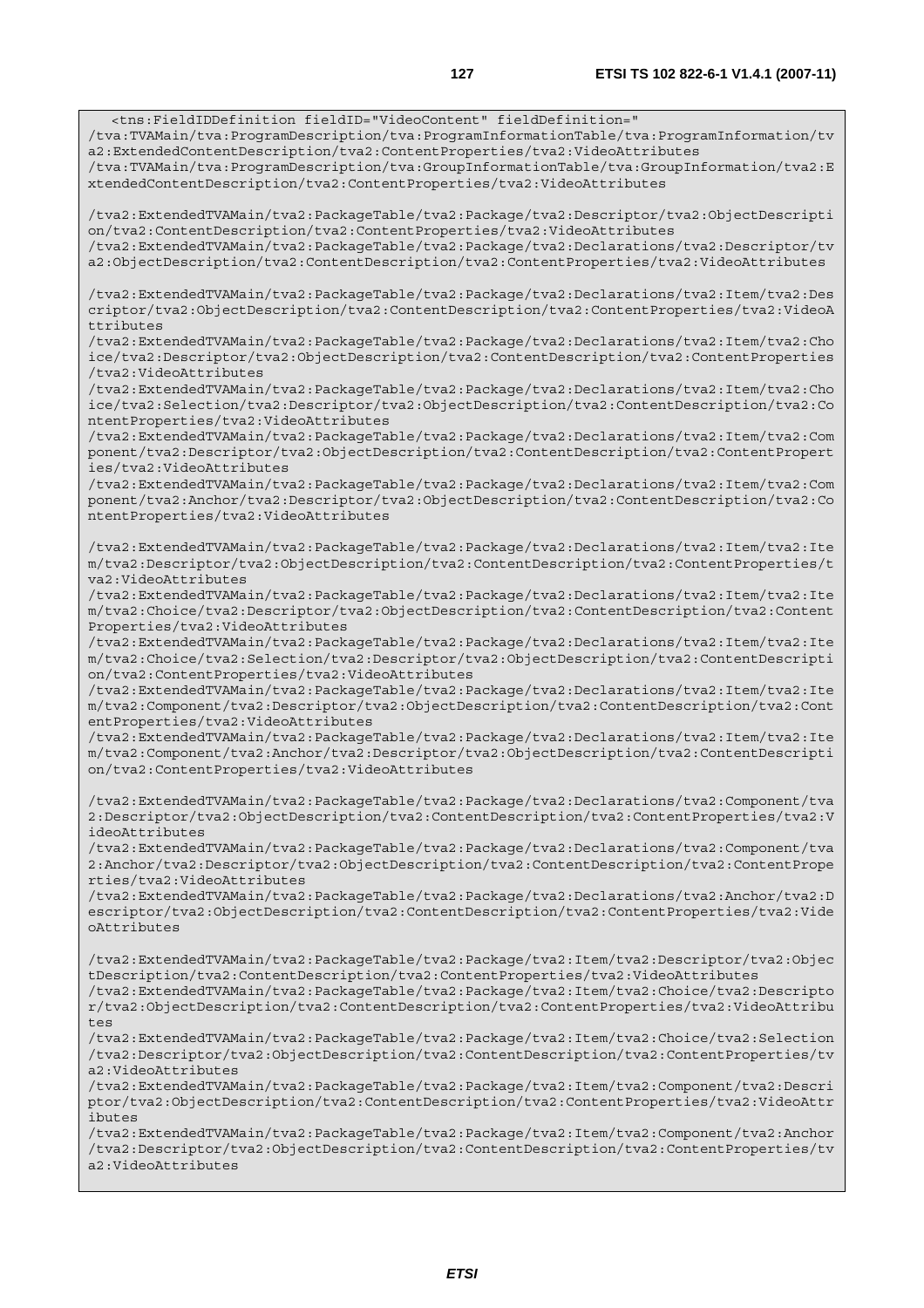```
<tns:FieldIDDefinition fieldID="VideoContent" fieldDefinition="
/tva:TVAMain/tva:ProgramDescription/tva:ProgramInformationTable/tva:ProgramInformation/tva2:ExtendedContentDescription/tva2:ContentProperties/tva2:VideoAttributes
/tva:TVAMain/tva:ProgramDescription/tva:GroupInformationTable/tva:GroupInformation/tva2:ExtendedContentDescription/tva2:ContentProperties/tva2:VideoAttributes

/tva2:ExtendedTVAMain/tva2:PackageTable/tva2:Package/tva2:Descriptor/tva2:ObjectDescription/tva2:ContentDescription/tva2:ContentProperties/tva2:VideoAttributes
/tva2:ExtendedTVAMain/tva2:PackageTable/tva2:Package/tva2:Declarations/tva2:Descriptor/tva2:ObjectDescription/tva2:ContentDescription/tva2:ContentProperties/tva2:VideoAttributes

/tva2:ExtendedTVAMain/tva2:PackageTable/tva2:Package/tva2:Declarations/tva2:Item/tva2:Descriptor/tva2:ObjectDescription/tva2:ContentDescription/tva2:ContentProperties/tva2:VideoAttributes
/tva2:ExtendedTVAMain/tva2:PackageTable/tva2:Package/tva2:Declarations/tva2:Item/tva2:Choice/tva2:Descriptor/tva2:ObjectDescription/tva2:ContentDescription/tva2:ContentProperties/tva2:VideoAttributes
/tva2:ExtendedTVAMain/tva2:PackageTable/tva2:Package/tva2:Declarations/tva2:Item/tva2:Choice/tva2:Selection/tva2:Descriptor/tva2:ObjectDescription/tva2:ContentDescription/tva2:ContentProperties/tva2:VideoAttributes
/tva2:ExtendedTVAMain/tva2:PackageTable/tva2:Package/tva2:Declarations/tva2:Item/tva2:Component/tva2:Descriptor/tva2:ObjectDescription/tva2:ContentDescription/tva2:ContentProperties/tva2:VideoAttributes
/tva2:ExtendedTVAMain/tva2:PackageTable/tva2:Package/tva2:Declarations/tva2:Item/tva2:Component/tva2:Anchor/tva2:Descriptor/tva2:ObjectDescription/tva2:ContentDescription/tva2:ContentProperties/tva2:VideoAttributes

/tva2:ExtendedTVAMain/tva2:PackageTable/tva2:Package/tva2:Declarations/tva2:Item/tva2:Item/tva2:Descriptor/tva2:ObjectDescription/tva2:ContentDescription/tva2:ContentProperties/tva2:VideoAttributes
/tva2:ExtendedTVAMain/tva2:PackageTable/tva2:Package/tva2:Declarations/tva2:Item/tva2:Item/tva2:Choice/tva2:Descriptor/tva2:ObjectDescription/tva2:ContentDescription/tva2:ContentProperties/tva2:VideoAttributes
/tva2:ExtendedTVAMain/tva2:PackageTable/tva2:Package/tva2:Declarations/tva2:Item/tva2:Item/tva2:Choice/tva2:Selection/tva2:Descriptor/tva2:ObjectDescription/tva2:ContentDescription/tva2:ContentProperties/tva2:VideoAttributes
/tva2:ExtendedTVAMain/tva2:PackageTable/tva2:Package/tva2:Declarations/tva2:Item/tva2:Item/tva2:Component/tva2:Descriptor/tva2:ObjectDescription/tva2:ContentDescription/tva2:ContentProperties/tva2:VideoAttributes
/tva2:ExtendedTVAMain/tva2:PackageTable/tva2:Package/tva2:Declarations/tva2:Item/tva2:Item/tva2:Component/tva2:Anchor/tva2:Descriptor/tva2:ObjectDescription/tva2:ContentDescription/tva2:ContentProperties/tva2:VideoAttributes

/tva2:ExtendedTVAMain/tva2:PackageTable/tva2:Package/tva2:Declarations/tva2:Component/tva2:Descriptor/tva2:ObjectDescription/tva2:ContentDescription/tva2:ContentProperties/tva2:VideoAttributes
/tva2:ExtendedTVAMain/tva2:PackageTable/tva2:Package/tva2:Declarations/tva2:Component/tva2:Anchor/tva2:Descriptor/tva2:ObjectDescription/tva2:ContentDescription/tva2:ContentProperties/tva2:VideoAttributes
/tva2:ExtendedTVAMain/tva2:PackageTable/tva2:Package/tva2:Declarations/tva2:Anchor/tva2:Descriptor/tva2:ObjectDescription/tva2:ContentDescription/tva2:ContentProperties/tva2:VideoAttributes

/tva2:ExtendedTVAMain/tva2:PackageTable/tva2:Package/tva2:Item/tva2:Descriptor/tva2:ObjectDescription/tva2:ContentDescription/tva2:ContentProperties/tva2:VideoAttributes
/tva2:ExtendedTVAMain/tva2:PackageTable/tva2:Package/tva2:Item/tva2:Choice/tva2:Descriptor/tva2:ObjectDescription/tva2:ContentDescription/tva2:ContentProperties/tva2:VideoAttributes
/tva2:ExtendedTVAMain/tva2:PackageTable/tva2:Package/tva2:Item/tva2:Choice/tva2:Selection/tva2:Descriptor/tva2:ObjectDescription/tva2:ContentDescription/tva2:ContentProperties/tva2:VideoAttributes
/tva2:ExtendedTVAMain/tva2:PackageTable/tva2:Package/tva2:Item/tva2:Component/tva2:Descriptor/tva2:ObjectDescription/tva2:ContentDescription/tva2:ContentProperties/tva2:VideoAttributes
/tva2:ExtendedTVAMain/tva2:PackageTable/tva2:Package/tva2:Item/tva2:Component/tva2:Anchor/tva2:Descriptor/tva2:ObjectDescription/tva2:ContentDescription/tva2:ContentProperties/tva2:VideoAttributes
```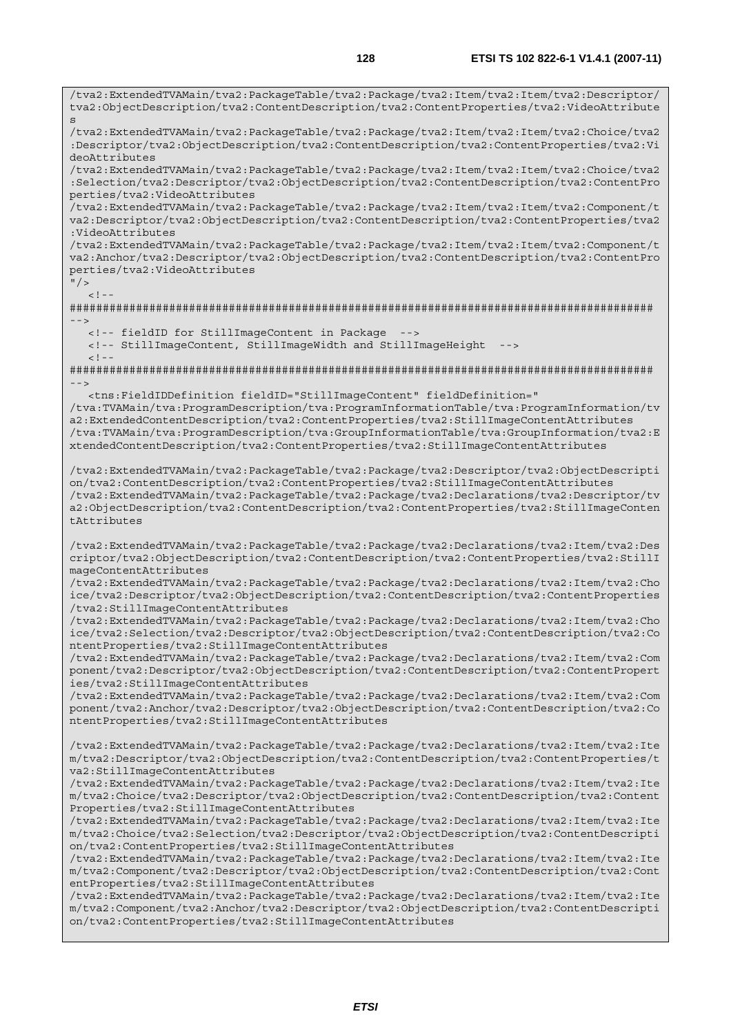```
/tva2:ExtendedTVAMain/tva2:PackageTable/tva2:Package/tva2:Item/tva2:Item/tva2:Descriptor/tva2:ObjectDescription/tva2:ContentDescription/tva2:ContentProperties/tva2:VideoAttributes
/tva2:ExtendedTVAMain/tva2:PackageTable/tva2:Package/tva2:Item/tva2:Item/tva2:Choice/tva2:Descriptor/tva2:ObjectDescription/tva2:ContentDescription/tva2:ContentProperties/tva2:VideoAttributes
/tva2:ExtendedTVAMain/tva2:PackageTable/tva2:Package/tva2:Item/tva2:Item/tva2:Choice/tva2:Selection/tva2:Descriptor/tva2:ObjectDescription/tva2:ContentDescription/tva2:ContentProperties/tva2:VideoAttributes
/tva2:ExtendedTVAMain/tva2:PackageTable/tva2:Package/tva2:Item/tva2:Item/tva2:Component/tva2:Descriptor/tva2:ObjectDescription/tva2:ContentDescription/tva2:ContentProperties/tva2:VideoAttributes
/tva2:ExtendedTVAMain/tva2:PackageTable/tva2:Package/tva2:Item/tva2:Item/tva2:Component/tva2:Anchor/tva2:Descriptor/tva2:ObjectDescription/tva2:ContentDescription/tva2:ContentProperties/tva2:VideoAttributes
"/>
   <!--
########################################################################################
-->
   <!-- fieldID for StillImageContent in Package  -->
   <!-- StillImageContent, StillImageWidth and StillImageHeight  -->
   <!--
########################################################################################
-->
   <tns:FieldIDDefinition fieldID="StillImageContent" fieldDefinition="
/tva:TVAMain/tva:ProgramDescription/tva:ProgramInformationTable/tva:ProgramInformation/tva2:ExtendedContentDescription/tva2:ContentProperties/tva2:StillImageContentAttributes
/tva:TVAMain/tva:ProgramDescription/tva:GroupInformationTable/tva:GroupInformation/tva2:ExtendedContentDescription/tva2:ContentProperties/tva2:StillImageContentAttributes

/tva2:ExtendedTVAMain/tva2:PackageTable/tva2:Package/tva2:Descriptor/tva2:ObjectDescription/tva2:ContentDescription/tva2:ContentProperties/tva2:StillImageContentAttributes
/tva2:ExtendedTVAMain/tva2:PackageTable/tva2:Package/tva2:Declarations/tva2:Descriptor/tva2:ObjectDescription/tva2:ContentDescription/tva2:ContentProperties/tva2:StillImageContentAttributes

/tva2:ExtendedTVAMain/tva2:PackageTable/tva2:Package/tva2:Declarations/tva2:Item/tva2:Descriptor/tva2:ObjectDescription/tva2:ContentDescription/tva2:ContentProperties/tva2:StillImageContentAttributes
/tva2:ExtendedTVAMain/tva2:PackageTable/tva2:Package/tva2:Declarations/tva2:Item/tva2:Choice/tva2:Descriptor/tva2:ObjectDescription/tva2:ContentDescription/tva2:ContentProperties/tva2:StillImageContentAttributes
/tva2:ExtendedTVAMain/tva2:PackageTable/tva2:Package/tva2:Declarations/tva2:Item/tva2:Choice/tva2:Selection/tva2:Descriptor/tva2:ObjectDescription/tva2:ContentDescription/tva2:ContentProperties/tva2:StillImageContentAttributes
/tva2:ExtendedTVAMain/tva2:PackageTable/tva2:Package/tva2:Declarations/tva2:Item/tva2:Component/tva2:Descriptor/tva2:ObjectDescription/tva2:ContentDescription/tva2:ContentProperties/tva2:StillImageContentAttributes
/tva2:ExtendedTVAMain/tva2:PackageTable/tva2:Package/tva2:Declarations/tva2:Item/tva2:Component/tva2:Anchor/tva2:Descriptor/tva2:ObjectDescription/tva2:ContentDescription/tva2:ContentProperties/tva2:StillImageContentAttributes

/tva2:ExtendedTVAMain/tva2:PackageTable/tva2:Package/tva2:Declarations/tva2:Item/tva2:Item/tva2:Descriptor/tva2:ObjectDescription/tva2:ContentDescription/tva2:ContentProperties/tva2:StillImageContentAttributes
/tva2:ExtendedTVAMain/tva2:PackageTable/tva2:Package/tva2:Declarations/tva2:Item/tva2:Item/tva2:Choice/tva2:Descriptor/tva2:ObjectDescription/tva2:ContentDescription/tva2:ContentProperties/tva2:StillImageContentAttributes
/tva2:ExtendedTVAMain/tva2:PackageTable/tva2:Package/tva2:Declarations/tva2:Item/tva2:Item/tva2:Choice/tva2:Selection/tva2:Descriptor/tva2:ObjectDescription/tva2:ContentDescription/tva2:ContentProperties/tva2:StillImageContentAttributes
/tva2:ExtendedTVAMain/tva2:PackageTable/tva2:Package/tva2:Declarations/tva2:Item/tva2:Item/tva2:Component/tva2:Descriptor/tva2:ObjectDescription/tva2:ContentDescription/tva2:ContentProperties/tva2:StillImageContentAttributes
/tva2:ExtendedTVAMain/tva2:PackageTable/tva2:Package/tva2:Declarations/tva2:Item/tva2:Item/tva2:Component/tva2:Anchor/tva2:Descriptor/tva2:ObjectDescription/tva2:ContentDescription/tva2:ContentProperties/tva2:StillImageContentAttributes
```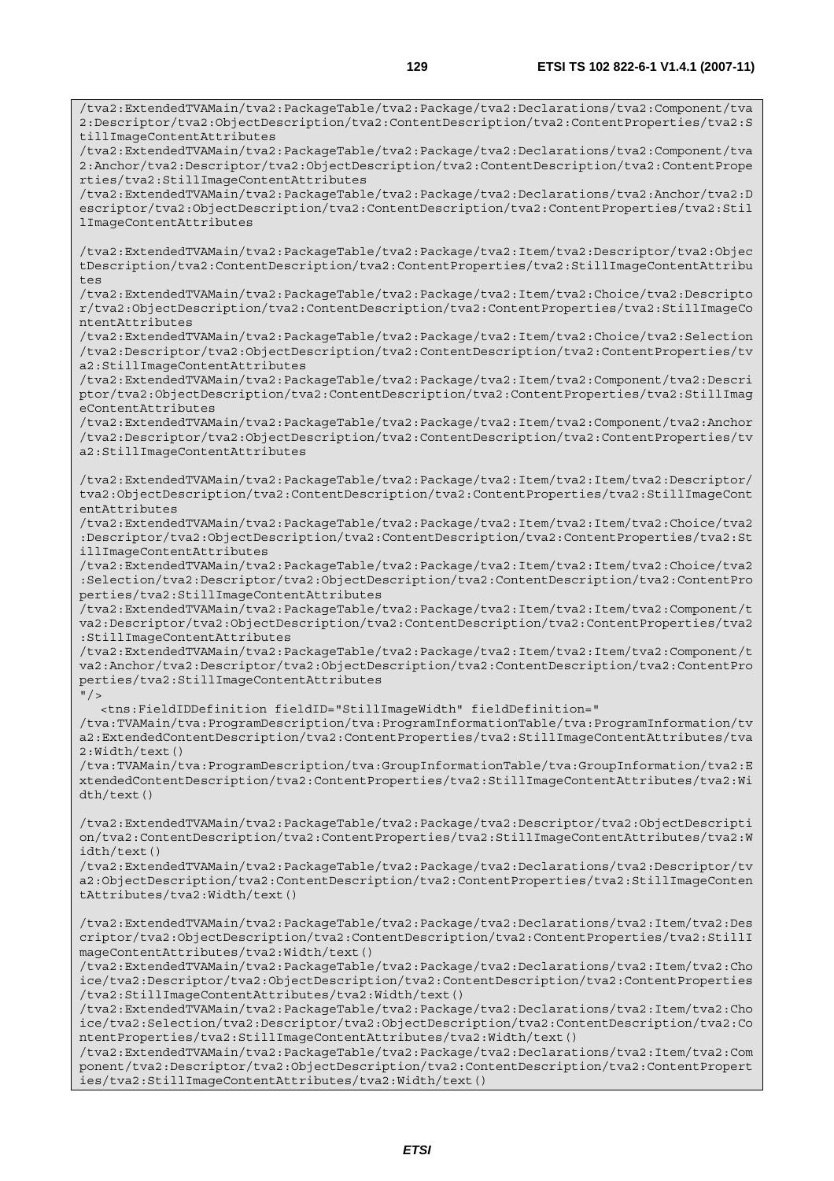```
/tva2:ExtendedTVAMain/tva2:PackageTable/tva2:Package/tva2:Declarations/tva2:Component/tva2:Descriptor/tva2:ObjectDescription/tva2:ContentDescription/tva2:ContentProperties/tva2:StillImageContentAttributes
/tva2:ExtendedTVAMain/tva2:PackageTable/tva2:Package/tva2:Declarations/tva2:Component/tva2:Anchor/tva2:Descriptor/tva2:ObjectDescription/tva2:ContentDescription/tva2:ContentProperties/tva2:StillImageContentAttributes
/tva2:ExtendedTVAMain/tva2:PackageTable/tva2:Package/tva2:Declarations/tva2:Anchor/tva2:Descriptor/tva2:ObjectDescription/tva2:ContentDescription/tva2:ContentProperties/tva2:StillImageContentAttributes

/tva2:ExtendedTVAMain/tva2:PackageTable/tva2:Package/tva2:Item/tva2:Descriptor/tva2:ObjectDescription/tva2:ContentDescription/tva2:ContentProperties/tva2:StillImageContentAttributes
/tva2:ExtendedTVAMain/tva2:PackageTable/tva2:Package/tva2:Item/tva2:Choice/tva2:Descriptor/tva2:ObjectDescription/tva2:ContentDescription/tva2:ContentProperties/tva2:StillImageContentAttributes
/tva2:ExtendedTVAMain/tva2:PackageTable/tva2:Package/tva2:Item/tva2:Choice/tva2:Selection/tva2:Descriptor/tva2:ObjectDescription/tva2:ContentDescription/tva2:ContentProperties/tva2:StillImageContentAttributes
/tva2:ExtendedTVAMain/tva2:PackageTable/tva2:Package/tva2:Item/tva2:Component/tva2:Descriptor/tva2:ObjectDescription/tva2:ContentDescription/tva2:ContentProperties/tva2:StillImageContentAttributes
/tva2:ExtendedTVAMain/tva2:PackageTable/tva2:Package/tva2:Item/tva2:Component/tva2:Anchor/tva2:Descriptor/tva2:ObjectDescription/tva2:ContentDescription/tva2:ContentProperties/tva2:StillImageContentAttributes

/tva2:ExtendedTVAMain/tva2:PackageTable/tva2:Package/tva2:Item/tva2:Item/tva2:Descriptor/tva2:ObjectDescription/tva2:ContentDescription/tva2:ContentProperties/tva2:StillImageContentAttributes
/tva2:ExtendedTVAMain/tva2:PackageTable/tva2:Package/tva2:Item/tva2:Item/tva2:Choice/tva2:Descriptor/tva2:ObjectDescription/tva2:ContentDescription/tva2:ContentProperties/tva2:StillImageContentAttributes
/tva2:ExtendedTVAMain/tva2:PackageTable/tva2:Package/tva2:Item/tva2:Item/tva2:Choice/tva2:Selection/tva2:Descriptor/tva2:ObjectDescription/tva2:ContentDescription/tva2:ContentProperties/tva2:StillImageContentAttributes
/tva2:ExtendedTVAMain/tva2:PackageTable/tva2:Package/tva2:Item/tva2:Item/tva2:Component/tva2:Descriptor/tva2:ObjectDescription/tva2:ContentDescription/tva2:ContentProperties/tva2:StillImageContentAttributes
/tva2:ExtendedTVAMain/tva2:PackageTable/tva2:Package/tva2:Item/tva2:Item/tva2:Component/tva2:Anchor/tva2:Descriptor/tva2:ObjectDescription/tva2:ContentDescription/tva2:ContentProperties/tva2:StillImageContentAttributes
"/>
   <tns:FieldIDDefinition fieldID="StillImageWidth" fieldDefinition="
/tva:TVAMain/tva:ProgramDescription/tva:ProgramInformationTable/tva:ProgramInformation/tva2:ExtendedContentDescription/tva2:ContentProperties/tva2:StillImageContentAttributes/tva2:Width/text()
/tva:TVAMain/tva:ProgramDescription/tva:GroupInformationTable/tva:GroupInformation/tva2:ExtendedContentDescription/tva2:ContentProperties/tva2:StillImageContentAttributes/tva2:Width/text()

/tva2:ExtendedTVAMain/tva2:PackageTable/tva2:Package/tva2:Descriptor/tva2:ObjectDescription/tva2:ContentDescription/tva2:ContentProperties/tva2:StillImageContentAttributes/tva2:Width/text()
/tva2:ExtendedTVAMain/tva2:PackageTable/tva2:Package/tva2:Declarations/tva2:Descriptor/tva2:ObjectDescription/tva2:ContentDescription/tva2:ContentProperties/tva2:StillImageContentAttributes/tva2:Width/text()

/tva2:ExtendedTVAMain/tva2:PackageTable/tva2:Package/tva2:Declarations/tva2:Item/tva2:Descriptor/tva2:ObjectDescription/tva2:ContentDescription/tva2:ContentProperties/tva2:StillImageContentAttributes/tva2:Width/text()
/tva2:ExtendedTVAMain/tva2:PackageTable/tva2:Package/tva2:Declarations/tva2:Item/tva2:Choice/tva2:Descriptor/tva2:ObjectDescription/tva2:ContentDescription/tva2:ContentProperties/tva2:StillImageContentAttributes/tva2:Width/text()
/tva2:ExtendedTVAMain/tva2:PackageTable/tva2:Package/tva2:Declarations/tva2:Item/tva2:Choice/tva2:Selection/tva2:Descriptor/tva2:ObjectDescription/tva2:ContentDescription/tva2:ContentProperties/tva2:StillImageContentAttributes/tva2:Width/text()
/tva2:ExtendedTVAMain/tva2:PackageTable/tva2:Package/tva2:Declarations/tva2:Item/tva2:Component/tva2:Descriptor/tva2:ObjectDescription/tva2:ContentDescription/tva2:ContentProperties/tva2:StillImageContentAttributes/tva2:Width/text()
```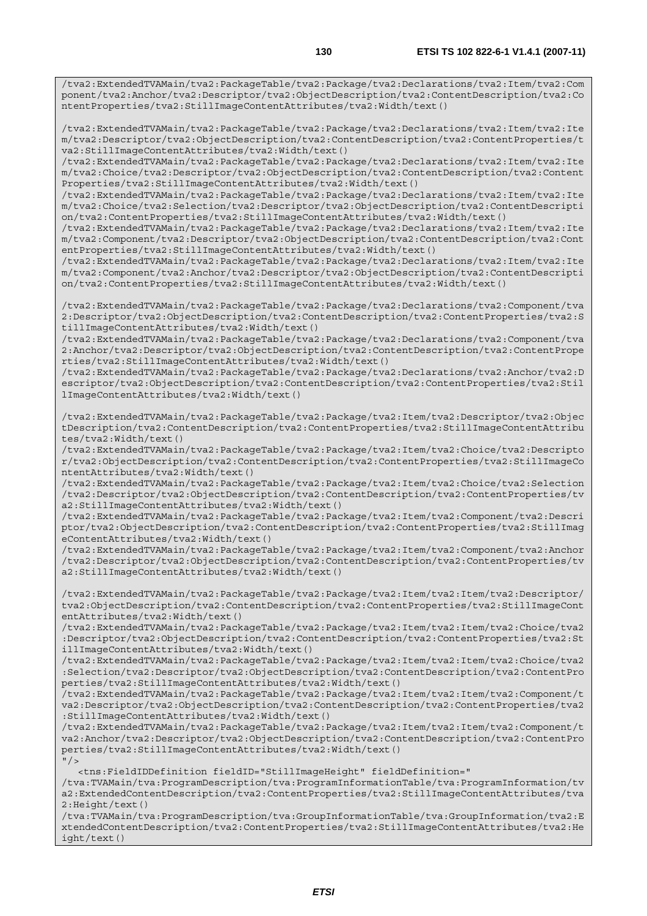```
/tva2:ExtendedTVAMain/tva2:PackageTable/tva2:Package/tva2:Declarations/tva2:Item/tva2:Component/tva2:Anchor/tva2:Descriptor/tva2:ObjectDescription/tva2:ContentDescription/tva2:ContentProperties/tva2:StillImageContentAttributes/tva2:Width/text()

/tva2:ExtendedTVAMain/tva2:PackageTable/tva2:Package/tva2:Declarations/tva2:Item/tva2:Item/tva2:Descriptor/tva2:ObjectDescription/tva2:ContentDescription/tva2:ContentProperties/tva2:StillImageContentAttributes/tva2:Width/text()
/tva2:ExtendedTVAMain/tva2:PackageTable/tva2:Package/tva2:Declarations/tva2:Item/tva2:Item/tva2:Choice/tva2:Descriptor/tva2:ObjectDescription/tva2:ContentDescription/tva2:ContentProperties/tva2:StillImageContentAttributes/tva2:Width/text()
/tva2:ExtendedTVAMain/tva2:PackageTable/tva2:Package/tva2:Declarations/tva2:Item/tva2:Item/tva2:Choice/tva2:Selection/tva2:Descriptor/tva2:ObjectDescription/tva2:ContentDescription/tva2:ContentProperties/tva2:StillImageContentAttributes/tva2:Width/text()
/tva2:ExtendedTVAMain/tva2:PackageTable/tva2:Package/tva2:Declarations/tva2:Item/tva2:Item/tva2:Component/tva2:Descriptor/tva2:ObjectDescription/tva2:ContentDescription/tva2:ContentProperties/tva2:StillImageContentAttributes/tva2:Width/text()
/tva2:ExtendedTVAMain/tva2:PackageTable/tva2:Package/tva2:Declarations/tva2:Item/tva2:Item/tva2:Component/tva2:Anchor/tva2:Descriptor/tva2:ObjectDescription/tva2:ContentDescription/tva2:ContentProperties/tva2:StillImageContentAttributes/tva2:Width/text()

/tva2:ExtendedTVAMain/tva2:PackageTable/tva2:Package/tva2:Declarations/tva2:Component/tva2:Descriptor/tva2:ObjectDescription/tva2:ContentDescription/tva2:ContentProperties/tva2:StillImageContentAttributes/tva2:Width/text()
/tva2:ExtendedTVAMain/tva2:PackageTable/tva2:Package/tva2:Declarations/tva2:Component/tva2:Anchor/tva2:Descriptor/tva2:ObjectDescription/tva2:ContentDescription/tva2:ContentProperties/tva2:StillImageContentAttributes/tva2:Width/text()
/tva2:ExtendedTVAMain/tva2:PackageTable/tva2:Package/tva2:Declarations/tva2:Anchor/tva2:Descriptor/tva2:ObjectDescription/tva2:ContentDescription/tva2:ContentProperties/tva2:StillImageContentAttributes/tva2:Width/text()

/tva2:ExtendedTVAMain/tva2:PackageTable/tva2:Package/tva2:Item/tva2:Descriptor/tva2:ObjectDescription/tva2:ContentDescription/tva2:ContentProperties/tva2:StillImageContentAttributes/tva2:Width/text()
/tva2:ExtendedTVAMain/tva2:PackageTable/tva2:Package/tva2:Item/tva2:Choice/tva2:Descriptor/tva2:ObjectDescription/tva2:ContentDescription/tva2:ContentProperties/tva2:StillImageContentAttributes/tva2:Width/text()
/tva2:ExtendedTVAMain/tva2:PackageTable/tva2:Package/tva2:Item/tva2:Choice/tva2:Selection/tva2:Descriptor/tva2:ObjectDescription/tva2:ContentDescription/tva2:ContentProperties/tva2:StillImageContentAttributes/tva2:Width/text()
/tva2:ExtendedTVAMain/tva2:PackageTable/tva2:Package/tva2:Item/tva2:Component/tva2:Descriptor/tva2:ObjectDescription/tva2:ContentDescription/tva2:ContentProperties/tva2:StillImageContentAttributes/tva2:Width/text()
/tva2:ExtendedTVAMain/tva2:PackageTable/tva2:Package/tva2:Item/tva2:Component/tva2:Anchor/tva2:Descriptor/tva2:ObjectDescription/tva2:ContentDescription/tva2:ContentProperties/tva2:StillImageContentAttributes/tva2:Width/text()

/tva2:ExtendedTVAMain/tva2:PackageTable/tva2:Package/tva2:Item/tva2:Item/tva2:Descriptor/tva2:ObjectDescription/tva2:ContentDescription/tva2:ContentProperties/tva2:StillImageContentAttributes/tva2:Width/text()
/tva2:ExtendedTVAMain/tva2:PackageTable/tva2:Package/tva2:Item/tva2:Item/tva2:Choice/tva2:Descriptor/tva2:ObjectDescription/tva2:ContentDescription/tva2:ContentProperties/tva2:StillImageContentAttributes/tva2:Width/text()
/tva2:ExtendedTVAMain/tva2:PackageTable/tva2:Package/tva2:Item/tva2:Item/tva2:Choice/tva2:Selection/tva2:Descriptor/tva2:ObjectDescription/tva2:ContentDescription/tva2:ContentProperties/tva2:StillImageContentAttributes/tva2:Width/text()
/tva2:ExtendedTVAMain/tva2:PackageTable/tva2:Package/tva2:Item/tva2:Item/tva2:Component/tva2:Descriptor/tva2:ObjectDescription/tva2:ContentDescription/tva2:ContentProperties/tva2:StillImageContentAttributes/tva2:Width/text()
/tva2:ExtendedTVAMain/tva2:PackageTable/tva2:Package/tva2:Item/tva2:Item/tva2:Component/tva2:Anchor/tva2:Descriptor/tva2:ObjectDescription/tva2:ContentDescription/tva2:ContentProperties/tva2:StillImageContentAttributes/tva2:Width/text()
"/>
   <tns:FieldIDDefinition fieldID="StillImageHeight" fieldDefinition="
/tva:TVAMain/tva:ProgramDescription/tva:ProgramInformationTable/tva:ProgramInformation/tva2:ExtendedContentDescription/tva2:ContentProperties/tva2:StillImageContentAttributes/tva2:Height/text()
/tva:TVAMain/tva:ProgramDescription/tva:GroupInformationTable/tva:GroupInformation/tva2:ExtendedContentDescription/tva2:ContentProperties/tva2:StillImageContentAttributes/tva2:Height/text()
```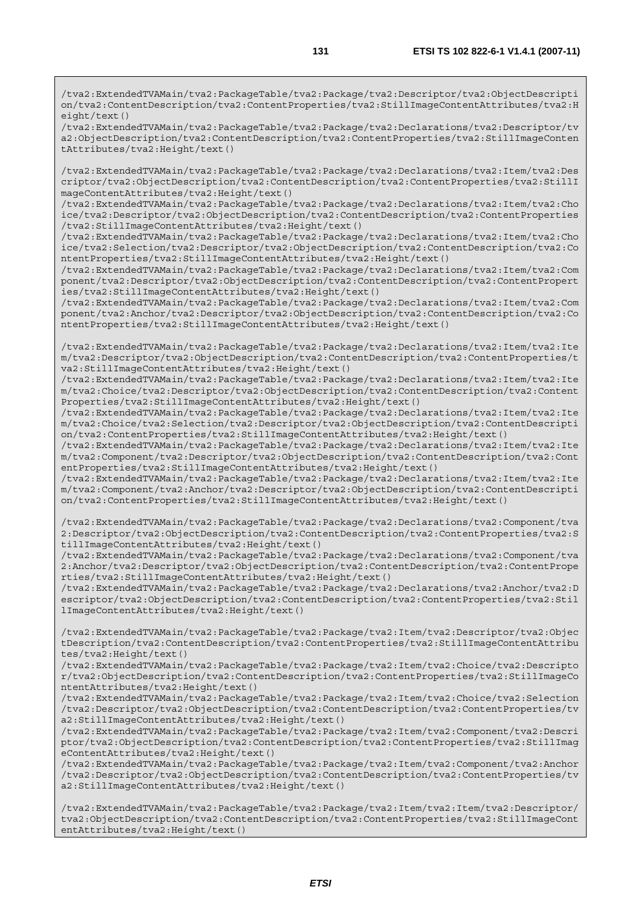```
/tva2:ExtendedTVAMain/tva2:PackageTable/tva2:Package/tva2:Descriptor/tva2:ObjectDescription/tva2:ContentDescription/tva2:ContentProperties/tva2:StillImageContentAttributes/tva2:Height/text()
/tva2:ExtendedTVAMain/tva2:PackageTable/tva2:Package/tva2:Declarations/tva2:Descriptor/tva2:ObjectDescription/tva2:ContentDescription/tva2:ContentProperties/tva2:StillImageContentAttributes/tva2:Height/text()

/tva2:ExtendedTVAMain/tva2:PackageTable/tva2:Package/tva2:Declarations/tva2:Item/tva2:Descriptor/tva2:ObjectDescription/tva2:ContentDescription/tva2:ContentProperties/tva2:StillImageContentAttributes/tva2:Height/text()
/tva2:ExtendedTVAMain/tva2:PackageTable/tva2:Package/tva2:Declarations/tva2:Item/tva2:Choice/tva2:Descriptor/tva2:ObjectDescription/tva2:ContentDescription/tva2:ContentProperties/tva2:StillImageContentAttributes/tva2:Height/text()
/tva2:ExtendedTVAMain/tva2:PackageTable/tva2:Package/tva2:Declarations/tva2:Item/tva2:Choice/tva2:Selection/tva2:Descriptor/tva2:ObjectDescription/tva2:ContentDescription/tva2:ContentProperties/tva2:StillImageContentAttributes/tva2:Height/text()
/tva2:ExtendedTVAMain/tva2:PackageTable/tva2:Package/tva2:Declarations/tva2:Item/tva2:Component/tva2:Descriptor/tva2:ObjectDescription/tva2:ContentDescription/tva2:ContentProperties/tva2:StillImageContentAttributes/tva2:Height/text()
/tva2:ExtendedTVAMain/tva2:PackageTable/tva2:Package/tva2:Declarations/tva2:Item/tva2:Component/tva2:Anchor/tva2:Descriptor/tva2:ObjectDescription/tva2:ContentDescription/tva2:ContentProperties/tva2:StillImageContentAttributes/tva2:Height/text()

/tva2:ExtendedTVAMain/tva2:PackageTable/tva2:Package/tva2:Declarations/tva2:Item/tva2:Item/tva2:Descriptor/tva2:ObjectDescription/tva2:ContentDescription/tva2:ContentProperties/tva2:StillImageContentAttributes/tva2:Height/text()
/tva2:ExtendedTVAMain/tva2:PackageTable/tva2:Package/tva2:Declarations/tva2:Item/tva2:Item/tva2:Choice/tva2:Descriptor/tva2:ObjectDescription/tva2:ContentDescription/tva2:ContentProperties/tva2:StillImageContentAttributes/tva2:Height/text()
/tva2:ExtendedTVAMain/tva2:PackageTable/tva2:Package/tva2:Declarations/tva2:Item/tva2:Item/tva2:Choice/tva2:Selection/tva2:Descriptor/tva2:ObjectDescription/tva2:ContentDescription/tva2:ContentProperties/tva2:StillImageContentAttributes/tva2:Height/text()
/tva2:ExtendedTVAMain/tva2:PackageTable/tva2:Package/tva2:Declarations/tva2:Item/tva2:Item/tva2:Component/tva2:Descriptor/tva2:ObjectDescription/tva2:ContentDescription/tva2:ContentProperties/tva2:StillImageContentAttributes/tva2:Height/text()
/tva2:ExtendedTVAMain/tva2:PackageTable/tva2:Package/tva2:Declarations/tva2:Item/tva2:Item/tva2:Component/tva2:Anchor/tva2:Descriptor/tva2:ObjectDescription/tva2:ContentDescription/tva2:ContentProperties/tva2:StillImageContentAttributes/tva2:Height/text()

/tva2:ExtendedTVAMain/tva2:PackageTable/tva2:Package/tva2:Declarations/tva2:Component/tva2:Descriptor/tva2:ObjectDescription/tva2:ContentDescription/tva2:ContentProperties/tva2:StillImageContentAttributes/tva2:Height/text()
/tva2:ExtendedTVAMain/tva2:PackageTable/tva2:Package/tva2:Declarations/tva2:Component/tva2:Anchor/tva2:Descriptor/tva2:ObjectDescription/tva2:ContentDescription/tva2:ContentProperties/tva2:StillImageContentAttributes/tva2:Height/text()
/tva2:ExtendedTVAMain/tva2:PackageTable/tva2:Package/tva2:Declarations/tva2:Anchor/tva2:Descriptor/tva2:ObjectDescription/tva2:ContentDescription/tva2:ContentProperties/tva2:StillImageContentAttributes/tva2:Height/text()

/tva2:ExtendedTVAMain/tva2:PackageTable/tva2:Package/tva2:Item/tva2:Descriptor/tva2:ObjectDescription/tva2:ContentDescription/tva2:ContentProperties/tva2:StillImageContentAttributes/tva2:Height/text()
/tva2:ExtendedTVAMain/tva2:PackageTable/tva2:Package/tva2:Item/tva2:Choice/tva2:Descriptor/tva2:ObjectDescription/tva2:ContentDescription/tva2:ContentProperties/tva2:StillImageContentAttributes/tva2:Height/text()
/tva2:ExtendedTVAMain/tva2:PackageTable/tva2:Package/tva2:Item/tva2:Choice/tva2:Selection/tva2:Descriptor/tva2:ObjectDescription/tva2:ContentDescription/tva2:ContentProperties/tva2:StillImageContentAttributes/tva2:Height/text()
/tva2:ExtendedTVAMain/tva2:PackageTable/tva2:Package/tva2:Item/tva2:Component/tva2:Descriptor/tva2:ObjectDescription/tva2:ContentDescription/tva2:ContentProperties/tva2:StillImageContentAttributes/tva2:Height/text()
/tva2:ExtendedTVAMain/tva2:PackageTable/tva2:Package/tva2:Item/tva2:Component/tva2:Anchor/tva2:Descriptor/tva2:ObjectDescription/tva2:ContentDescription/tva2:ContentProperties/tva2:StillImageContentAttributes/tva2:Height/text()

/tva2:ExtendedTVAMain/tva2:PackageTable/tva2:Package/tva2:Item/tva2:Item/tva2:Descriptor/tva2:ObjectDescription/tva2:ContentDescription/tva2:ContentProperties/tva2:StillImageContentAttributes/tva2:Height/text()
```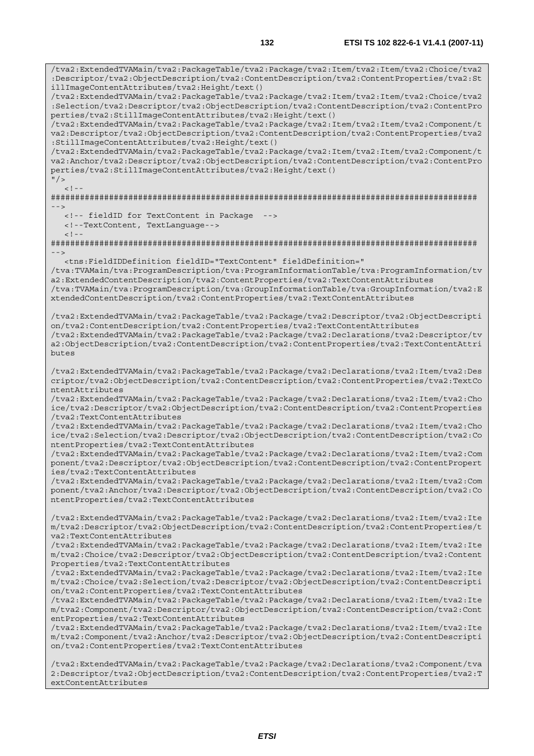```
/tva2:ExtendedTVAMain/tva2:PackageTable/tva2:Package/tva2:Item/tva2:Item/tva2:Choice/tva2
:Descriptor/tva2:ObjectDescription/tva2:ContentDescription/tva2:ContentProperties/tva2:St
illImageContentAttributes/tva2:Height/text()
/tva2:ExtendedTVAMain/tva2:PackageTable/tva2:Package/tva2:Item/tva2:Item/tva2:Choice/tva2
:Selection/tva2:Descriptor/tva2:ObjectDescription/tva2:ContentDescription/tva2:ContentPro
perties/tva2:StillImageContentAttributes/tva2:Height/text()
/tva2:ExtendedTVAMain/tva2:PackageTable/tva2:Package/tva2:Item/tva2:Item/tva2:Component/t
va2:Descriptor/tva2:ObjectDescription/tva2:ContentDescription/tva2:ContentProperties/tva2
:StillImageContentAttributes/tva2:Height/text()
/tva2:ExtendedTVAMain/tva2:PackageTable/tva2:Package/tva2:Item/tva2:Item/tva2:Component/t
va2:Anchor/tva2:Descriptor/tva2:ObjectDescription/tva2:ContentDescription/tva2:ContentPro
perties/tva2:StillImageContentAttributes/tva2:Height/text()
"/>
   <!--
########################################################################################
-->
   <!-- fieldID for TextContent in Package  -->
   <!--TextContent, TextLanguage-->
   <!--
########################################################################################
-->
   <tns:FieldIDDefinition fieldID="TextContent" fieldDefinition="
/tva:TVAMain/tva:ProgramDescription/tva:ProgramInformationTable/tva:ProgramInformation/tv
a2:ExtendedContentDescription/tva2:ContentProperties/tva2:TextContentAttributes
/tva:TVAMain/tva:ProgramDescription/tva:GroupInformationTable/tva:GroupInformation/tva2:E
xtendedContentDescription/tva2:ContentProperties/tva2:TextContentAttributes

/tva2:ExtendedTVAMain/tva2:PackageTable/tva2:Package/tva2:Descriptor/tva2:ObjectDescripti
on/tva2:ContentDescription/tva2:ContentProperties/tva2:TextContentAttributes
/tva2:ExtendedTVAMain/tva2:PackageTable/tva2:Package/tva2:Declarations/tva2:Descriptor/tv
a2:ObjectDescription/tva2:ContentDescription/tva2:ContentProperties/tva2:TextContentAttri
butes

/tva2:ExtendedTVAMain/tva2:PackageTable/tva2:Package/tva2:Declarations/tva2:Item/tva2:Des
criptor/tva2:ObjectDescription/tva2:ContentDescription/tva2:ContentProperties/tva2:TextCo
ntentAttributes
/tva2:ExtendedTVAMain/tva2:PackageTable/tva2:Package/tva2:Declarations/tva2:Item/tva2:Cho
ice/tva2:Descriptor/tva2:ObjectDescription/tva2:ContentDescription/tva2:ContentProperties
/tva2:TextContentAttributes
/tva2:ExtendedTVAMain/tva2:PackageTable/tva2:Package/tva2:Declarations/tva2:Item/tva2:Cho
ice/tva2:Selection/tva2:Descriptor/tva2:ObjectDescription/tva2:ContentDescription/tva2:Co
ntentProperties/tva2:TextContentAttributes
/tva2:ExtendedTVAMain/tva2:PackageTable/tva2:Package/tva2:Declarations/tva2:Item/tva2:Com
ponent/tva2:Descriptor/tva2:ObjectDescription/tva2:ContentDescription/tva2:ContentPropert
ies/tva2:TextContentAttributes
/tva2:ExtendedTVAMain/tva2:PackageTable/tva2:Package/tva2:Declarations/tva2:Item/tva2:Com
ponent/tva2:Anchor/tva2:Descriptor/tva2:ObjectDescription/tva2:ContentDescription/tva2:Co
ntentProperties/tva2:TextContentAttributes

/tva2:ExtendedTVAMain/tva2:PackageTable/tva2:Package/tva2:Declarations/tva2:Item/tva2:Ite
m/tva2:Descriptor/tva2:ObjectDescription/tva2:ContentDescription/tva2:ContentProperties/t
va2:TextContentAttributes
/tva2:ExtendedTVAMain/tva2:PackageTable/tva2:Package/tva2:Declarations/tva2:Item/tva2:Ite
m/tva2:Choice/tva2:Descriptor/tva2:ObjectDescription/tva2:ContentDescription/tva2:Content
Properties/tva2:TextContentAttributes
/tva2:ExtendedTVAMain/tva2:PackageTable/tva2:Package/tva2:Declarations/tva2:Item/tva2:Ite
m/tva2:Choice/tva2:Selection/tva2:Descriptor/tva2:ObjectDescription/tva2:ContentDescripti
on/tva2:ContentProperties/tva2:TextContentAttributes
/tva2:ExtendedTVAMain/tva2:PackageTable/tva2:Package/tva2:Declarations/tva2:Item/tva2:Ite
m/tva2:Component/tva2:Descriptor/tva2:ObjectDescription/tva2:ContentDescription/tva2:Cont
entProperties/tva2:TextContentAttributes
/tva2:ExtendedTVAMain/tva2:PackageTable/tva2:Package/tva2:Declarations/tva2:Item/tva2:Ite
m/tva2:Component/tva2:Anchor/tva2:Descriptor/tva2:ObjectDescription/tva2:ContentDescripti
on/tva2:ContentProperties/tva2:TextContentAttributes

/tva2:ExtendedTVAMain/tva2:PackageTable/tva2:Package/tva2:Declarations/tva2:Component/tva
2:Descriptor/tva2:ObjectDescription/tva2:ContentDescription/tva2:ContentProperties/tva2:T
extContentAttributes
```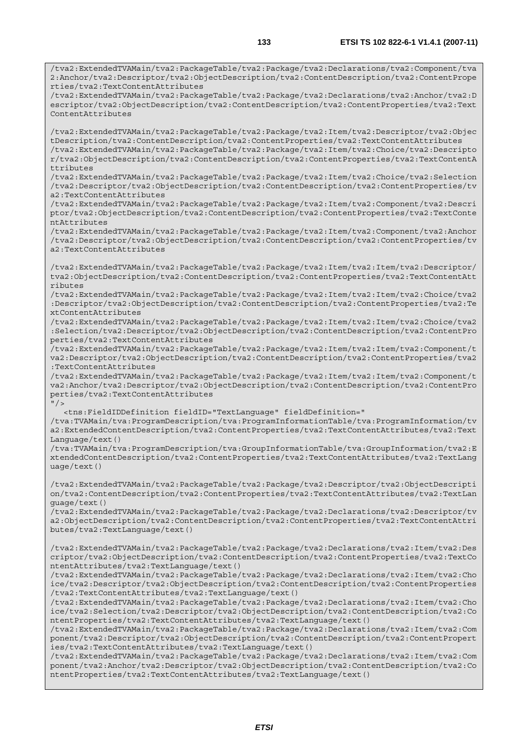```
/tva2:ExtendedTVAMain/tva2:PackageTable/tva2:Package/tva2:Declarations/tva2:Component/tva
2:Anchor/tva2:Descriptor/tva2:ObjectDescription/tva2:ContentDescription/tva2:ContentPrope
rties/tva2:TextContentAttributes
/tva2:ExtendedTVAMain/tva2:PackageTable/tva2:Package/tva2:Declarations/tva2:Anchor/tva2:D
escriptor/tva2:ObjectDescription/tva2:ContentDescription/tva2:ContentProperties/tva2:Text
ContentAttributes

/tva2:ExtendedTVAMain/tva2:PackageTable/tva2:Package/tva2:Item/tva2:Descriptor/tva2:Objec
tDescription/tva2:ContentDescription/tva2:ContentProperties/tva2:TextContentAttributes
/tva2:ExtendedTVAMain/tva2:PackageTable/tva2:Package/tva2:Item/tva2:Choice/tva2:Descripto
r/tva2:ObjectDescription/tva2:ContentDescription/tva2:ContentProperties/tva2:TextContentA
ttributes
/tva2:ExtendedTVAMain/tva2:PackageTable/tva2:Package/tva2:Item/tva2:Choice/tva2:Selection
/tva2:Descriptor/tva2:ObjectDescription/tva2:ContentDescription/tva2:ContentProperties/tv
a2:TextContentAttributes
/tva2:ExtendedTVAMain/tva2:PackageTable/tva2:Package/tva2:Item/tva2:Component/tva2:Descri
ptor/tva2:ObjectDescription/tva2:ContentDescription/tva2:ContentProperties/tva2:TextConte
ntAttributes
/tva2:ExtendedTVAMain/tva2:PackageTable/tva2:Package/tva2:Item/tva2:Component/tva2:Anchor
/tva2:Descriptor/tva2:ObjectDescription/tva2:ContentDescription/tva2:ContentProperties/tv
a2:TextContentAttributes

/tva2:ExtendedTVAMain/tva2:PackageTable/tva2:Package/tva2:Item/tva2:Item/tva2:Descriptor/
tva2:ObjectDescription/tva2:ContentDescription/tva2:ContentProperties/tva2:TextContentAtt
ributes
/tva2:ExtendedTVAMain/tva2:PackageTable/tva2:Package/tva2:Item/tva2:Item/tva2:Choice/tva2
:Descriptor/tva2:ObjectDescription/tva2:ContentDescription/tva2:ContentProperties/tva2:Te
xtContentAttributes
/tva2:ExtendedTVAMain/tva2:PackageTable/tva2:Package/tva2:Item/tva2:Item/tva2:Choice/tva2
:Selection/tva2:Descriptor/tva2:ObjectDescription/tva2:ContentDescription/tva2:ContentPro
perties/tva2:TextContentAttributes
/tva2:ExtendedTVAMain/tva2:PackageTable/tva2:Package/tva2:Item/tva2:Item/tva2:Component/t
va2:Descriptor/tva2:ObjectDescription/tva2:ContentDescription/tva2:ContentProperties/tva2
:TextContentAttributes
/tva2:ExtendedTVAMain/tva2:PackageTable/tva2:Package/tva2:Item/tva2:Item/tva2:Component/t
va2:Anchor/tva2:Descriptor/tva2:ObjectDescription/tva2:ContentDescription/tva2:ContentPro
perties/tva2:TextContentAttributes
"/>
   <tns:FieldIDDefinition fieldID="TextLanguage" fieldDefinition="
/tva:TVAMain/tva:ProgramDescription/tva:ProgramInformationTable/tva:ProgramInformation/tv
a2:ExtendedContentDescription/tva2:ContentProperties/tva2:TextContentAttributes/tva2:Text
Language/text()
/tva:TVAMain/tva:ProgramDescription/tva:GroupInformationTable/tva:GroupInformation/tva2:E
xtendedContentDescription/tva2:ContentProperties/tva2:TextContentAttributes/tva2:TextLang
uage/text()

/tva2:ExtendedTVAMain/tva2:PackageTable/tva2:Package/tva2:Descriptor/tva2:ObjectDescripti
on/tva2:ContentDescription/tva2:ContentProperties/tva2:TextContentAttributes/tva2:TextLan
guage/text()
/tva2:ExtendedTVAMain/tva2:PackageTable/tva2:Package/tva2:Declarations/tva2:Descriptor/tv
a2:ObjectDescription/tva2:ContentDescription/tva2:ContentProperties/tva2:TextContentAttri
butes/tva2:TextLanguage/text()

/tva2:ExtendedTVAMain/tva2:PackageTable/tva2:Package/tva2:Declarations/tva2:Item/tva2:Des
criptor/tva2:ObjectDescription/tva2:ContentDescription/tva2:ContentProperties/tva2:TextCo
ntentAttributes/tva2:TextLanguage/text()
/tva2:ExtendedTVAMain/tva2:PackageTable/tva2:Package/tva2:Declarations/tva2:Item/tva2:Cho
ice/tva2:Descriptor/tva2:ObjectDescription/tva2:ContentDescription/tva2:ContentProperties
/tva2:TextContentAttributes/tva2:TextLanguage/text()
/tva2:ExtendedTVAMain/tva2:PackageTable/tva2:Package/tva2:Declarations/tva2:Item/tva2:Cho
ice/tva2:Selection/tva2:Descriptor/tva2:ObjectDescription/tva2:ContentDescription/tva2:Co
ntentProperties/tva2:TextContentAttributes/tva2:TextLanguage/text()
/tva2:ExtendedTVAMain/tva2:PackageTable/tva2:Package/tva2:Declarations/tva2:Item/tva2:Com
ponent/tva2:Descriptor/tva2:ObjectDescription/tva2:ContentDescription/tva2:ContentPropert
ies/tva2:TextContentAttributes/tva2:TextLanguage/text()
/tva2:ExtendedTVAMain/tva2:PackageTable/tva2:Package/tva2:Declarations/tva2:Item/tva2:Com
ponent/tva2:Anchor/tva2:Descriptor/tva2:ObjectDescription/tva2:ContentDescription/tva2:Co
ntentProperties/tva2:TextContentAttributes/tva2:TextLanguage/text()
```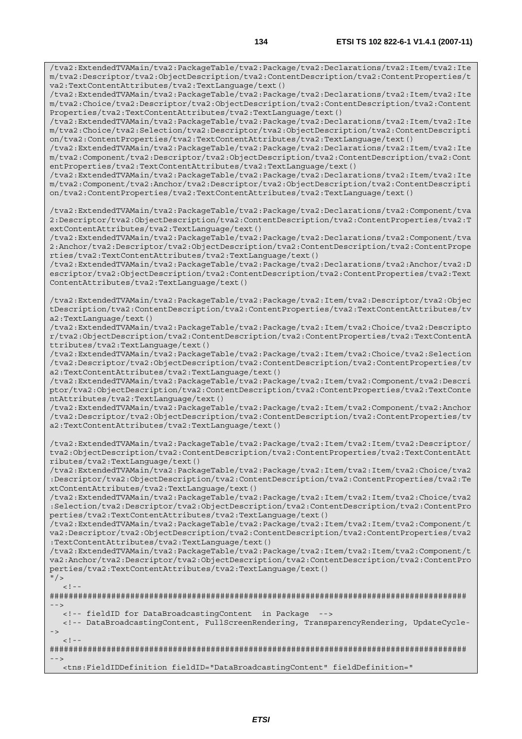```
/tva2:ExtendedTVAMain/tva2:PackageTable/tva2:Package/tva2:Declarations/tva2:Item/tva2:Ite
m/tva2:Descriptor/tva2:ObjectDescription/tva2:ContentDescription/tva2:ContentProperties/t
va2:TextContentAttributes/tva2:TextLanguage/text()
/tva2:ExtendedTVAMain/tva2:PackageTable/tva2:Package/tva2:Declarations/tva2:Item/tva2:Ite
m/tva2:Choice/tva2:Descriptor/tva2:ObjectDescription/tva2:ContentDescription/tva2:Content
Properties/tva2:TextContentAttributes/tva2:TextLanguage/text()
/tva2:ExtendedTVAMain/tva2:PackageTable/tva2:Package/tva2:Declarations/tva2:Item/tva2:Ite
m/tva2:Choice/tva2:Selection/tva2:Descriptor/tva2:ObjectDescription/tva2:ContentDescripti
on/tva2:ContentProperties/tva2:TextContentAttributes/tva2:TextLanguage/text()
/tva2:ExtendedTVAMain/tva2:PackageTable/tva2:Package/tva2:Declarations/tva2:Item/tva2:Ite
m/tva2:Component/tva2:Descriptor/tva2:ObjectDescription/tva2:ContentDescription/tva2:Cont
entProperties/tva2:TextContentAttributes/tva2:TextLanguage/text()
/tva2:ExtendedTVAMain/tva2:PackageTable/tva2:Package/tva2:Declarations/tva2:Item/tva2:Ite
m/tva2:Component/tva2:Anchor/tva2:Descriptor/tva2:ObjectDescription/tva2:ContentDescripti
on/tva2:ContentProperties/tva2:TextContentAttributes/tva2:TextLanguage/text()

/tva2:ExtendedTVAMain/tva2:PackageTable/tva2:Package/tva2:Declarations/tva2:Component/tva
2:Descriptor/tva2:ObjectDescription/tva2:ContentDescription/tva2:ContentProperties/tva2:T
extContentAttributes/tva2:TextLanguage/text()
/tva2:ExtendedTVAMain/tva2:PackageTable/tva2:Package/tva2:Declarations/tva2:Component/tva
2:Anchor/tva2:Descriptor/tva2:ObjectDescription/tva2:ContentDescription/tva2:ContentPrope
rties/tva2:TextContentAttributes/tva2:TextLanguage/text()
/tva2:ExtendedTVAMain/tva2:PackageTable/tva2:Package/tva2:Declarations/tva2:Anchor/tva2:D
escriptor/tva2:ObjectDescription/tva2:ContentDescription/tva2:ContentProperties/tva2:Text
ContentAttributes/tva2:TextLanguage/text()

/tva2:ExtendedTVAMain/tva2:PackageTable/tva2:Package/tva2:Item/tva2:Descriptor/tva2:Objec
tDescription/tva2:ContentDescription/tva2:ContentProperties/tva2:TextContentAttributes/tv
a2:TextLanguage/text()
/tva2:ExtendedTVAMain/tva2:PackageTable/tva2:Package/tva2:Item/tva2:Choice/tva2:Descripto
r/tva2:ObjectDescription/tva2:ContentDescription/tva2:ContentProperties/tva2:TextContentA
ttributes/tva2:TextLanguage/text()
/tva2:ExtendedTVAMain/tva2:PackageTable/tva2:Package/tva2:Item/tva2:Choice/tva2:Selection
/tva2:Descriptor/tva2:ObjectDescription/tva2:ContentDescription/tva2:ContentProperties/tv
a2:TextContentAttributes/tva2:TextLanguage/text()
/tva2:ExtendedTVAMain/tva2:PackageTable/tva2:Package/tva2:Item/tva2:Component/tva2:Descri
ptor/tva2:ObjectDescription/tva2:ContentDescription/tva2:ContentProperties/tva2:TextConte
ntAttributes/tva2:TextLanguage/text()
/tva2:ExtendedTVAMain/tva2:PackageTable/tva2:Package/tva2:Item/tva2:Component/tva2:Anchor
/tva2:Descriptor/tva2:ObjectDescription/tva2:ContentDescription/tva2:ContentProperties/tv
a2:TextContentAttributes/tva2:TextLanguage/text()

/tva2:ExtendedTVAMain/tva2:PackageTable/tva2:Package/tva2:Item/tva2:Item/tva2:Descriptor/
tva2:ObjectDescription/tva2:ContentDescription/tva2:ContentProperties/tva2:TextContentAtt
ributes/tva2:TextLanguage/text()
/tva2:ExtendedTVAMain/tva2:PackageTable/tva2:Package/tva2:Item/tva2:Item/tva2:Choice/tva2
:Descriptor/tva2:ObjectDescription/tva2:ContentDescription/tva2:ContentProperties/tva2:Te
xtContentAttributes/tva2:TextLanguage/text()
/tva2:ExtendedTVAMain/tva2:PackageTable/tva2:Package/tva2:Item/tva2:Item/tva2:Choice/tva2
:Selection/tva2:Descriptor/tva2:ObjectDescription/tva2:ContentDescription/tva2:ContentPro
perties/tva2:TextContentAttributes/tva2:TextLanguage/text()
/tva2:ExtendedTVAMain/tva2:PackageTable/tva2:Package/tva2:Item/tva2:Item/tva2:Component/t
va2:Descriptor/tva2:ObjectDescription/tva2:ContentDescription/tva2:ContentProperties/tva2
:TextContentAttributes/tva2:TextLanguage/text()
/tva2:ExtendedTVAMain/tva2:PackageTable/tva2:Package/tva2:Item/tva2:Item/tva2:Component/t
va2:Anchor/tva2:Descriptor/tva2:ObjectDescription/tva2:ContentDescription/tva2:ContentPro
perties/tva2:TextContentAttributes/tva2:TextLanguage/text()
"/>
   <!--
########################################################################################
-->
   <!-- fieldID for DataBroadcastingContent  in Package  -->
   <!-- DataBroadcastingContent, FullScreenRendering, TransparencyRendering, UpdateCycle-
->
   <!--
########################################################################################
-->
   <tns:FieldIDDefinition fieldID="DataBroadcastingContent" fieldDefinition="
```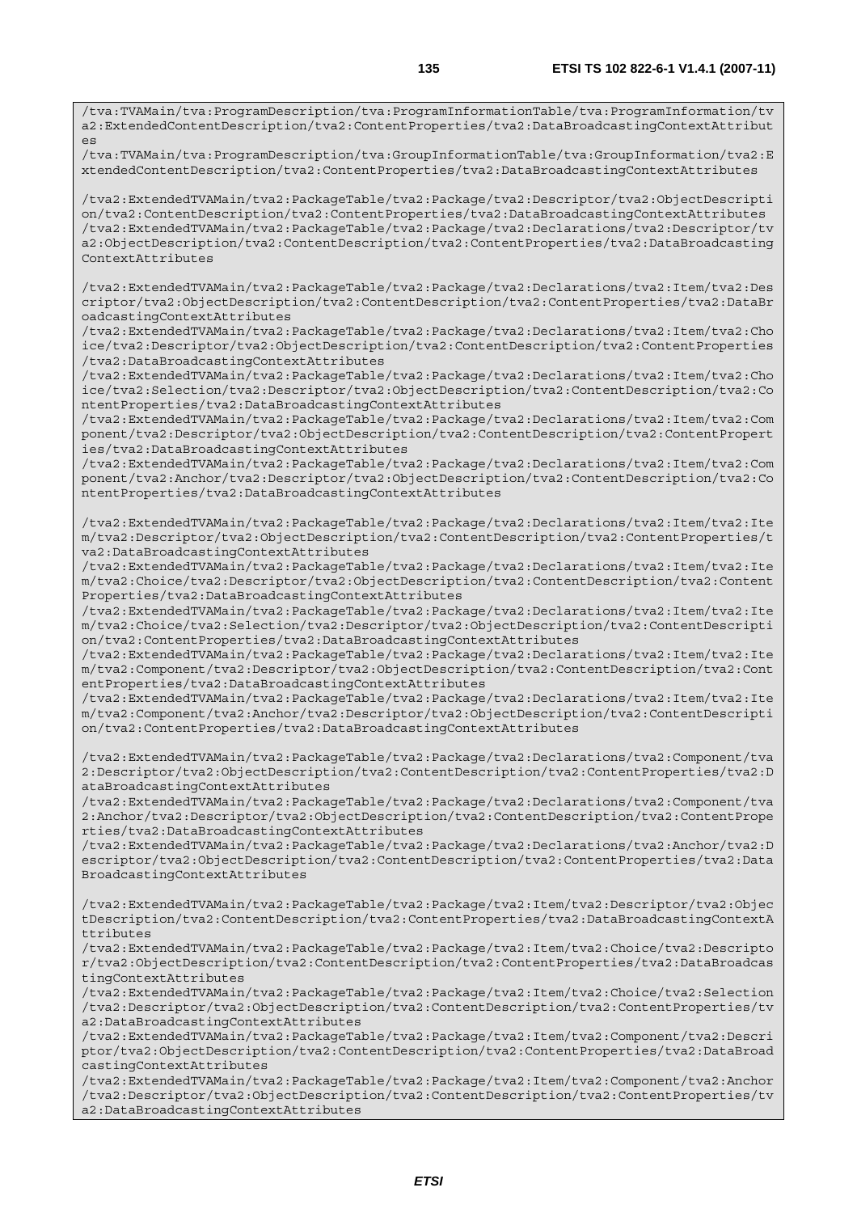```
/tva:TVAMain/tva:ProgramDescription/tva:ProgramInformationTable/tva:ProgramInformation/tva2:ExtendedContentDescription/tva2:ContentProperties/tva2:DataBroadcastingContextAttributes
/tva:TVAMain/tva:ProgramDescription/tva:GroupInformationTable/tva:GroupInformation/tva2:ExtendedContentDescription/tva2:ContentProperties/tva2:DataBroadcastingContextAttributes

/tva2:ExtendedTVAMain/tva2:PackageTable/tva2:Package/tva2:Descriptor/tva2:ObjectDescription/tva2:ContentDescription/tva2:ContentProperties/tva2:DataBroadcastingContextAttributes
/tva2:ExtendedTVAMain/tva2:PackageTable/tva2:Package/tva2:Declarations/tva2:Descriptor/tva2:ObjectDescription/tva2:ContentDescription/tva2:ContentProperties/tva2:DataBroadcastingContextAttributes

/tva2:ExtendedTVAMain/tva2:PackageTable/tva2:Package/tva2:Declarations/tva2:Item/tva2:Descriptor/tva2:ObjectDescription/tva2:ContentDescription/tva2:ContentProperties/tva2:DataBroadcastingContextAttributes
/tva2:ExtendedTVAMain/tva2:PackageTable/tva2:Package/tva2:Declarations/tva2:Item/tva2:Choice/tva2:Descriptor/tva2:ObjectDescription/tva2:ContentDescription/tva2:ContentProperties/tva2:DataBroadcastingContextAttributes
/tva2:ExtendedTVAMain/tva2:PackageTable/tva2:Package/tva2:Declarations/tva2:Item/tva2:Choice/tva2:Selection/tva2:Descriptor/tva2:ObjectDescription/tva2:ContentDescription/tva2:ContentProperties/tva2:DataBroadcastingContextAttributes
/tva2:ExtendedTVAMain/tva2:PackageTable/tva2:Package/tva2:Declarations/tva2:Item/tva2:Component/tva2:Descriptor/tva2:ObjectDescription/tva2:ContentDescription/tva2:ContentProperties/tva2:DataBroadcastingContextAttributes
/tva2:ExtendedTVAMain/tva2:PackageTable/tva2:Package/tva2:Declarations/tva2:Item/tva2:Component/tva2:Anchor/tva2:Descriptor/tva2:ObjectDescription/tva2:ContentDescription/tva2:ContentProperties/tva2:DataBroadcastingContextAttributes

/tva2:ExtendedTVAMain/tva2:PackageTable/tva2:Package/tva2:Declarations/tva2:Item/tva2:Item/tva2:Descriptor/tva2:ObjectDescription/tva2:ContentDescription/tva2:ContentProperties/tva2:DataBroadcastingContextAttributes
/tva2:ExtendedTVAMain/tva2:PackageTable/tva2:Package/tva2:Declarations/tva2:Item/tva2:Item/tva2:Choice/tva2:Descriptor/tva2:ObjectDescription/tva2:ContentDescription/tva2:ContentProperties/tva2:DataBroadcastingContextAttributes
/tva2:ExtendedTVAMain/tva2:PackageTable/tva2:Package/tva2:Declarations/tva2:Item/tva2:Item/tva2:Choice/tva2:Selection/tva2:Descriptor/tva2:ObjectDescription/tva2:ContentDescription/tva2:ContentProperties/tva2:DataBroadcastingContextAttributes
/tva2:ExtendedTVAMain/tva2:PackageTable/tva2:Package/tva2:Declarations/tva2:Item/tva2:Item/tva2:Component/tva2:Descriptor/tva2:ObjectDescription/tva2:ContentDescription/tva2:ContentProperties/tva2:DataBroadcastingContextAttributes
/tva2:ExtendedTVAMain/tva2:PackageTable/tva2:Package/tva2:Declarations/tva2:Item/tva2:Item/tva2:Component/tva2:Anchor/tva2:Descriptor/tva2:ObjectDescription/tva2:ContentDescription/tva2:ContentProperties/tva2:DataBroadcastingContextAttributes

/tva2:ExtendedTVAMain/tva2:PackageTable/tva2:Package/tva2:Declarations/tva2:Component/tva2:Descriptor/tva2:ObjectDescription/tva2:ContentDescription/tva2:ContentProperties/tva2:DataBroadcastingContextAttributes
/tva2:ExtendedTVAMain/tva2:PackageTable/tva2:Package/tva2:Declarations/tva2:Component/tva2:Anchor/tva2:Descriptor/tva2:ObjectDescription/tva2:ContentDescription/tva2:ContentProperties/tva2:DataBroadcastingContextAttributes
/tva2:ExtendedTVAMain/tva2:PackageTable/tva2:Package/tva2:Declarations/tva2:Anchor/tva2:Descriptor/tva2:ObjectDescription/tva2:ContentDescription/tva2:ContentProperties/tva2:DataBroadcastingContextAttributes

/tva2:ExtendedTVAMain/tva2:PackageTable/tva2:Package/tva2:Item/tva2:Descriptor/tva2:ObjectDescription/tva2:ContentDescription/tva2:ContentProperties/tva2:DataBroadcastingContextAttributes
/tva2:ExtendedTVAMain/tva2:PackageTable/tva2:Package/tva2:Item/tva2:Choice/tva2:Descriptor/tva2:ObjectDescription/tva2:ContentDescription/tva2:ContentProperties/tva2:DataBroadcastingContextAttributes
/tva2:ExtendedTVAMain/tva2:PackageTable/tva2:Package/tva2:Item/tva2:Choice/tva2:Selection/tva2:Descriptor/tva2:ObjectDescription/tva2:ContentDescription/tva2:ContentProperties/tva2:DataBroadcastingContextAttributes
/tva2:ExtendedTVAMain/tva2:PackageTable/tva2:Package/tva2:Item/tva2:Component/tva2:Descriptor/tva2:ObjectDescription/tva2:ContentDescription/tva2:ContentProperties/tva2:DataBroadcastingContextAttributes
/tva2:ExtendedTVAMain/tva2:PackageTable/tva2:Package/tva2:Item/tva2:Component/tva2:Anchor/tva2:Descriptor/tva2:ObjectDescription/tva2:ContentDescription/tva2:ContentProperties/tva2:DataBroadcastingContextAttributes
```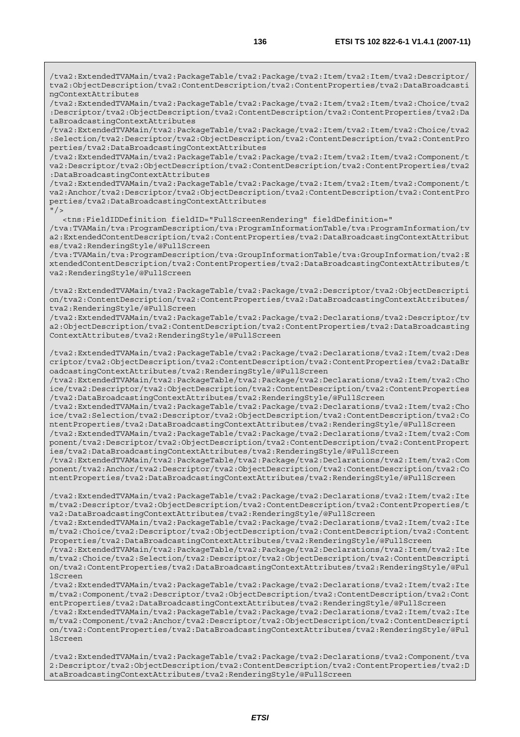```
/tva2:ExtendedTVAMain/tva2:PackageTable/tva2:Package/tva2:Item/tva2:Item/tva2:Descriptor/tva2:ObjectDescription/tva2:ContentDescription/tva2:ContentProperties/tva2:DataBroadcastingContextAttributes
/tva2:ExtendedTVAMain/tva2:PackageTable/tva2:Package/tva2:Item/tva2:Item/tva2:Choice/tva2:Descriptor/tva2:ObjectDescription/tva2:ContentDescription/tva2:ContentProperties/tva2:DataBroadcastingContextAttributes
/tva2:ExtendedTVAMain/tva2:PackageTable/tva2:Package/tva2:Item/tva2:Item/tva2:Choice/tva2:Selection/tva2:Descriptor/tva2:ObjectDescription/tva2:ContentDescription/tva2:ContentProperties/tva2:DataBroadcastingContextAttributes
/tva2:ExtendedTVAMain/tva2:PackageTable/tva2:Package/tva2:Item/tva2:Item/tva2:Component/tva2:Descriptor/tva2:ObjectDescription/tva2:ContentDescription/tva2:ContentProperties/tva2:DataBroadcastingContextAttributes
/tva2:ExtendedTVAMain/tva2:PackageTable/tva2:Package/tva2:Item/tva2:Item/tva2:Component/tva2:Anchor/tva2:Descriptor/tva2:ObjectDescription/tva2:ContentDescription/tva2:ContentProperties/tva2:DataBroadcastingContextAttributes
"/>
   <tns:FieldIDDefinition fieldID="FullScreenRendering" fieldDefinition="
/tva:TVAMain/tva:ProgramDescription/tva:ProgramInformationTable/tva:ProgramInformation/tva2:ExtendedContentDescription/tva2:ContentProperties/tva2:DataBroadcastingContextAttributes/tva2:RenderingStyle/@FullScreen
/tva:TVAMain/tva:ProgramDescription/tva:GroupInformationTable/tva:GroupInformation/tva2:ExtendedContentDescription/tva2:ContentProperties/tva2:DataBroadcastingContextAttributes/tva2:RenderingStyle/@FullScreen

/tva2:ExtendedTVAMain/tva2:PackageTable/tva2:Package/tva2:Descriptor/tva2:ObjectDescription/tva2:ContentDescription/tva2:ContentProperties/tva2:DataBroadcastingContextAttributes/tva2:RenderingStyle/@FullScreen
/tva2:ExtendedTVAMain/tva2:PackageTable/tva2:Package/tva2:Declarations/tva2:Descriptor/tva2:ObjectDescription/tva2:ContentDescription/tva2:ContentProperties/tva2:DataBroadcastingContextAttributes/tva2:RenderingStyle/@FullScreen

/tva2:ExtendedTVAMain/tva2:PackageTable/tva2:Package/tva2:Declarations/tva2:Item/tva2:Descriptor/tva2:ObjectDescription/tva2:ContentDescription/tva2:ContentProperties/tva2:DataBroadcastingContextAttributes/tva2:RenderingStyle/@FullScreen
/tva2:ExtendedTVAMain/tva2:PackageTable/tva2:Package/tva2:Declarations/tva2:Item/tva2:Choice/tva2:Descriptor/tva2:ObjectDescription/tva2:ContentDescription/tva2:ContentProperties/tva2:DataBroadcastingContextAttributes/tva2:RenderingStyle/@FullScreen
/tva2:ExtendedTVAMain/tva2:PackageTable/tva2:Package/tva2:Declarations/tva2:Item/tva2:Choice/tva2:Selection/tva2:Descriptor/tva2:ObjectDescription/tva2:ContentDescription/tva2:ContentProperties/tva2:DataBroadcastingContextAttributes/tva2:RenderingStyle/@FullScreen
/tva2:ExtendedTVAMain/tva2:PackageTable/tva2:Package/tva2:Declarations/tva2:Item/tva2:Component/tva2:Descriptor/tva2:ObjectDescription/tva2:ContentDescription/tva2:ContentProperties/tva2:DataBroadcastingContextAttributes/tva2:RenderingStyle/@FullScreen
/tva2:ExtendedTVAMain/tva2:PackageTable/tva2:Package/tva2:Declarations/tva2:Item/tva2:Component/tva2:Anchor/tva2:Descriptor/tva2:ObjectDescription/tva2:ContentDescription/tva2:ContentProperties/tva2:DataBroadcastingContextAttributes/tva2:RenderingStyle/@FullScreen

/tva2:ExtendedTVAMain/tva2:PackageTable/tva2:Package/tva2:Declarations/tva2:Item/tva2:Item/tva2:Descriptor/tva2:ObjectDescription/tva2:ContentDescription/tva2:ContentProperties/tva2:DataBroadcastingContextAttributes/tva2:RenderingStyle/@FullScreen
/tva2:ExtendedTVAMain/tva2:PackageTable/tva2:Package/tva2:Declarations/tva2:Item/tva2:Item/tva2:Choice/tva2:Descriptor/tva2:ObjectDescription/tva2:ContentDescription/tva2:ContentProperties/tva2:DataBroadcastingContextAttributes/tva2:RenderingStyle/@FullScreen
/tva2:ExtendedTVAMain/tva2:PackageTable/tva2:Package/tva2:Declarations/tva2:Item/tva2:Item/tva2:Choice/tva2:Selection/tva2:Descriptor/tva2:ObjectDescription/tva2:ContentDescription/tva2:ContentProperties/tva2:DataBroadcastingContextAttributes/tva2:RenderingStyle/@FullScreen
/tva2:ExtendedTVAMain/tva2:PackageTable/tva2:Package/tva2:Declarations/tva2:Item/tva2:Item/tva2:Component/tva2:Descriptor/tva2:ObjectDescription/tva2:ContentDescription/tva2:ContentProperties/tva2:DataBroadcastingContextAttributes/tva2:RenderingStyle/@FullScreen
/tva2:ExtendedTVAMain/tva2:PackageTable/tva2:Package/tva2:Declarations/tva2:Item/tva2:Item/tva2:Component/tva2:Anchor/tva2:Descriptor/tva2:ObjectDescription/tva2:ContentDescription/tva2:ContentProperties/tva2:DataBroadcastingContextAttributes/tva2:RenderingStyle/@FullScreen

/tva2:ExtendedTVAMain/tva2:PackageTable/tva2:Package/tva2:Declarations/tva2:Component/tva2:Descriptor/tva2:ObjectDescription/tva2:ContentDescription/tva2:ContentProperties/tva2:DataBroadcastingContextAttributes/tva2:RenderingStyle/@FullScreen
```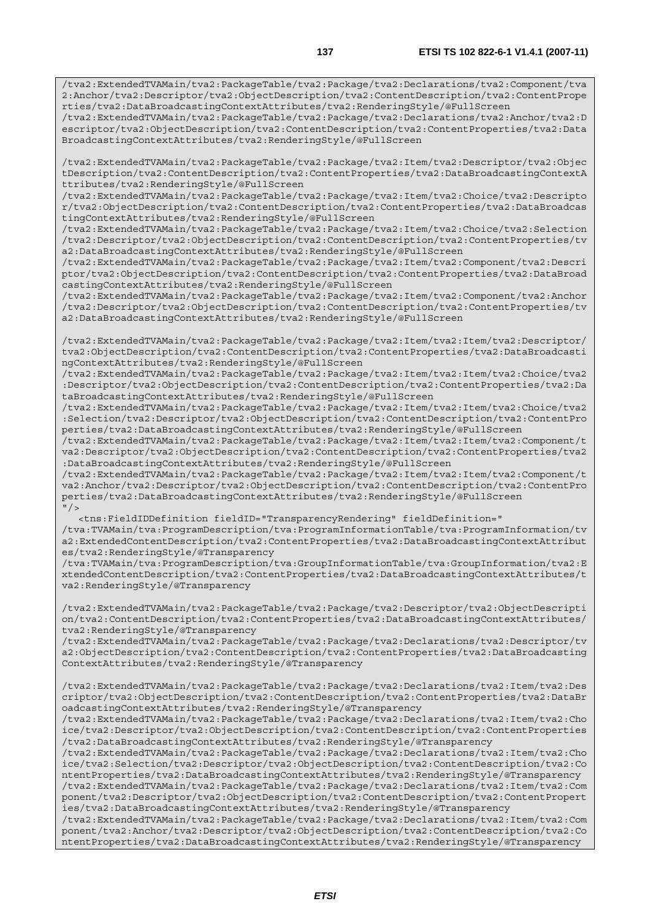```
/tva2:ExtendedTVAMain/tva2:PackageTable/tva2:Package/tva2:Declarations/tva2:Component/tva2:Anchor/tva2:Descriptor/tva2:ObjectDescription/tva2:ContentDescription/tva2:ContentProperties/tva2:DataBroadcastingContextAttributes/tva2:RenderingStyle/@FullScreen
/tva2:ExtendedTVAMain/tva2:PackageTable/tva2:Package/tva2:Declarations/tva2:Anchor/tva2:Descriptor/tva2:ObjectDescription/tva2:ContentDescription/tva2:ContentProperties/tva2:DataBroadcastingContextAttributes/tva2:RenderingStyle/@FullScreen

/tva2:ExtendedTVAMain/tva2:PackageTable/tva2:Package/tva2:Item/tva2:Descriptor/tva2:ObjectDescription/tva2:ContentDescription/tva2:ContentProperties/tva2:DataBroadcastingContextAttributes/tva2:RenderingStyle/@FullScreen
/tva2:ExtendedTVAMain/tva2:PackageTable/tva2:Package/tva2:Item/tva2:Choice/tva2:Descriptor/tva2:ObjectDescription/tva2:ContentDescription/tva2:ContentProperties/tva2:DataBroadcastingContextAttributes/tva2:RenderingStyle/@FullScreen
/tva2:ExtendedTVAMain/tva2:PackageTable/tva2:Package/tva2:Item/tva2:Choice/tva2:Selection/tva2:Descriptor/tva2:ObjectDescription/tva2:ContentDescription/tva2:ContentProperties/tva2:DataBroadcastingContextAttributes/tva2:RenderingStyle/@FullScreen
/tva2:ExtendedTVAMain/tva2:PackageTable/tva2:Package/tva2:Item/tva2:Component/tva2:Descriptor/tva2:ObjectDescription/tva2:ContentDescription/tva2:ContentProperties/tva2:DataBroadcastingContextAttributes/tva2:RenderingStyle/@FullScreen
/tva2:ExtendedTVAMain/tva2:PackageTable/tva2:Package/tva2:Item/tva2:Component/tva2:Anchor/tva2:Descriptor/tva2:ObjectDescription/tva2:ContentDescription/tva2:ContentProperties/tva2:DataBroadcastingContextAttributes/tva2:RenderingStyle/@FullScreen

/tva2:ExtendedTVAMain/tva2:PackageTable/tva2:Package/tva2:Item/tva2:Item/tva2:Descriptor/tva2:ObjectDescription/tva2:ContentDescription/tva2:ContentProperties/tva2:DataBroadcastingContextAttributes/tva2:RenderingStyle/@FullScreen
/tva2:ExtendedTVAMain/tva2:PackageTable/tva2:Package/tva2:Item/tva2:Item/tva2:Choice/tva2:Descriptor/tva2:ObjectDescription/tva2:ContentDescription/tva2:ContentProperties/tva2:DataBroadcastingContextAttributes/tva2:RenderingStyle/@FullScreen
/tva2:ExtendedTVAMain/tva2:PackageTable/tva2:Package/tva2:Item/tva2:Item/tva2:Choice/tva2:Selection/tva2:Descriptor/tva2:ObjectDescription/tva2:ContentDescription/tva2:ContentProperties/tva2:DataBroadcastingContextAttributes/tva2:RenderingStyle/@FullScreen
/tva2:ExtendedTVAMain/tva2:PackageTable/tva2:Package/tva2:Item/tva2:Item/tva2:Component/tva2:Descriptor/tva2:ObjectDescription/tva2:ContentDescription/tva2:ContentProperties/tva2:DataBroadcastingContextAttributes/tva2:RenderingStyle/@FullScreen
/tva2:ExtendedTVAMain/tva2:PackageTable/tva2:Package/tva2:Item/tva2:Item/tva2:Component/tva2:Anchor/tva2:Descriptor/tva2:ObjectDescription/tva2:ContentDescription/tva2:ContentProperties/tva2:DataBroadcastingContextAttributes/tva2:RenderingStyle/@FullScreen
"/>
   <tns:FieldIDDefinition fieldID="TransparencyRendering" fieldDefinition="
/tva:TVAMain/tva:ProgramDescription/tva:ProgramInformationTable/tva:ProgramInformation/tva2:ExtendedContentDescription/tva2:ContentProperties/tva2:DataBroadcastingContextAttributes/tva2:RenderingStyle/@Transparency
/tva:TVAMain/tva:ProgramDescription/tva:GroupInformationTable/tva:GroupInformation/tva2:ExtendedContentDescription/tva2:ContentProperties/tva2:DataBroadcastingContextAttributes/tva2:RenderingStyle/@Transparency

/tva2:ExtendedTVAMain/tva2:PackageTable/tva2:Package/tva2:Descriptor/tva2:ObjectDescription/tva2:ContentDescription/tva2:ContentProperties/tva2:DataBroadcastingContextAttributes/tva2:RenderingStyle/@Transparency
/tva2:ExtendedTVAMain/tva2:PackageTable/tva2:Package/tva2:Declarations/tva2:Descriptor/tva2:ObjectDescription/tva2:ContentDescription/tva2:ContentProperties/tva2:DataBroadcastingContextAttributes/tva2:RenderingStyle/@Transparency

/tva2:ExtendedTVAMain/tva2:PackageTable/tva2:Package/tva2:Declarations/tva2:Item/tva2:Descriptor/tva2:ObjectDescription/tva2:ContentDescription/tva2:ContentProperties/tva2:DataBroadcastingContextAttributes/tva2:RenderingStyle/@Transparency
/tva2:ExtendedTVAMain/tva2:PackageTable/tva2:Package/tva2:Declarations/tva2:Item/tva2:Choice/tva2:Descriptor/tva2:ObjectDescription/tva2:ContentDescription/tva2:ContentProperties/tva2:DataBroadcastingContextAttributes/tva2:RenderingStyle/@Transparency
/tva2:ExtendedTVAMain/tva2:PackageTable/tva2:Package/tva2:Declarations/tva2:Item/tva2:Choice/tva2:Selection/tva2:Descriptor/tva2:ObjectDescription/tva2:ContentDescription/tva2:ContentProperties/tva2:DataBroadcastingContextAttributes/tva2:RenderingStyle/@Transparency
/tva2:ExtendedTVAMain/tva2:PackageTable/tva2:Package/tva2:Declarations/tva2:Item/tva2:Component/tva2:Descriptor/tva2:ObjectDescription/tva2:ContentDescription/tva2:ContentProperties/tva2:DataBroadcastingContextAttributes/tva2:RenderingStyle/@Transparency
/tva2:ExtendedTVAMain/tva2:PackageTable/tva2:Package/tva2:Declarations/tva2:Item/tva2:Component/tva2:Anchor/tva2:Descriptor/tva2:ObjectDescription/tva2:ContentDescription/tva2:ContentProperties/tva2:DataBroadcastingContextAttributes/tva2:RenderingStyle/@Transparency
```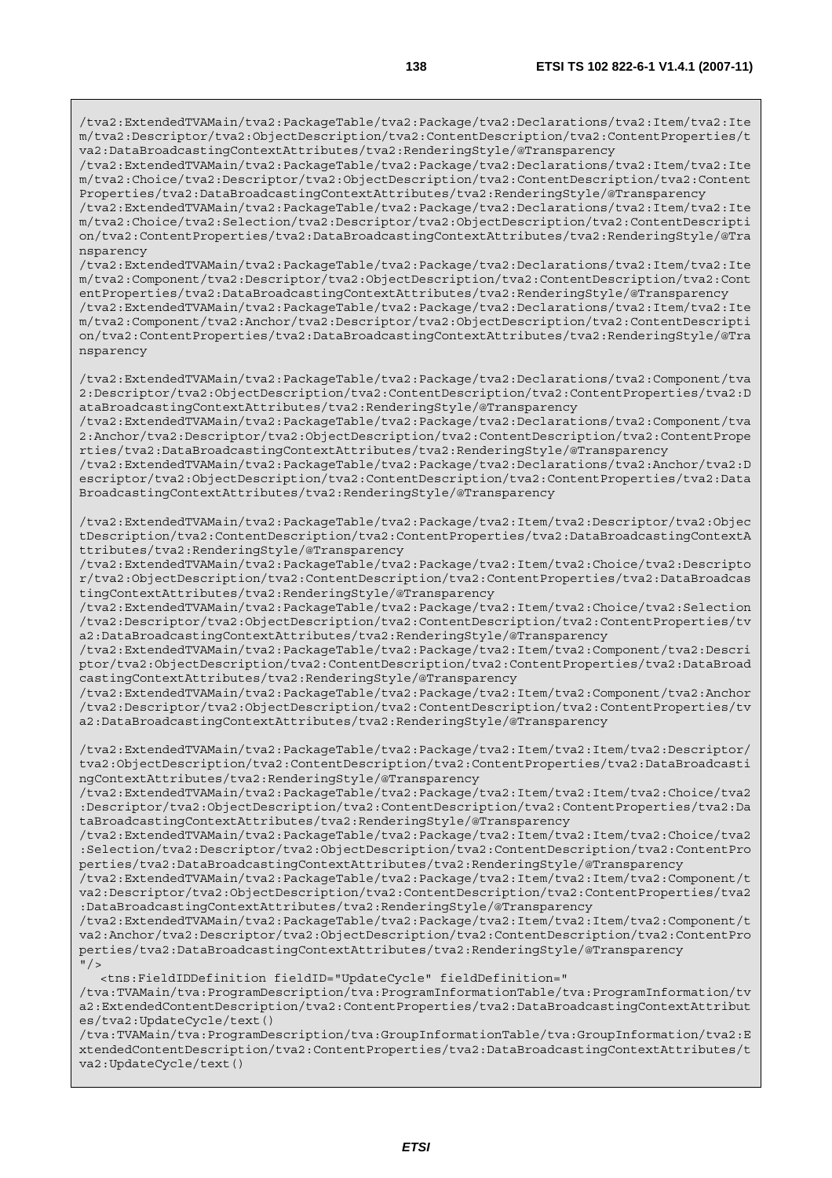```
/tva2:ExtendedTVAMain/tva2:PackageTable/tva2:Package/tva2:Declarations/tva2:Item/tva2:Item/tva2:Descriptor/tva2:ObjectDescription/tva2:ContentDescription/tva2:ContentProperties/tva2:DataBroadcastingContextAttributes/tva2:RenderingStyle/@Transparency
/tva2:ExtendedTVAMain/tva2:PackageTable/tva2:Package/tva2:Declarations/tva2:Item/tva2:Item/tva2:Choice/tva2:Descriptor/tva2:ObjectDescription/tva2:ContentDescription/tva2:ContentProperties/tva2:DataBroadcastingContextAttributes/tva2:RenderingStyle/@Transparency
/tva2:ExtendedTVAMain/tva2:PackageTable/tva2:Package/tva2:Declarations/tva2:Item/tva2:Item/tva2:Choice/tva2:Selection/tva2:Descriptor/tva2:ObjectDescription/tva2:ContentDescription/tva2:ContentProperties/tva2:DataBroadcastingContextAttributes/tva2:RenderingStyle/@Transparency
/tva2:ExtendedTVAMain/tva2:PackageTable/tva2:Package/tva2:Declarations/tva2:Item/tva2:Item/tva2:Component/tva2:Descriptor/tva2:ObjectDescription/tva2:ContentDescription/tva2:ContentProperties/tva2:DataBroadcastingContextAttributes/tva2:RenderingStyle/@Transparency
/tva2:ExtendedTVAMain/tva2:PackageTable/tva2:Package/tva2:Declarations/tva2:Item/tva2:Item/tva2:Component/tva2:Anchor/tva2:Descriptor/tva2:ObjectDescription/tva2:ContentDescription/tva2:ContentProperties/tva2:DataBroadcastingContextAttributes/tva2:RenderingStyle/@Transparency

/tva2:ExtendedTVAMain/tva2:PackageTable/tva2:Package/tva2:Declarations/tva2:Component/tva2:Descriptor/tva2:ObjectDescription/tva2:ContentDescription/tva2:ContentProperties/tva2:DataBroadcastingContextAttributes/tva2:RenderingStyle/@Transparency
/tva2:ExtendedTVAMain/tva2:PackageTable/tva2:Package/tva2:Declarations/tva2:Component/tva2:Anchor/tva2:Descriptor/tva2:ObjectDescription/tva2:ContentDescription/tva2:ContentProperties/tva2:DataBroadcastingContextAttributes/tva2:RenderingStyle/@Transparency
/tva2:ExtendedTVAMain/tva2:PackageTable/tva2:Package/tva2:Declarations/tva2:Anchor/tva2:Descriptor/tva2:ObjectDescription/tva2:ContentDescription/tva2:ContentProperties/tva2:DataBroadcastingContextAttributes/tva2:RenderingStyle/@Transparency

/tva2:ExtendedTVAMain/tva2:PackageTable/tva2:Package/tva2:Item/tva2:Descriptor/tva2:ObjectDescription/tva2:ContentDescription/tva2:ContentProperties/tva2:DataBroadcastingContextAttributes/tva2:RenderingStyle/@Transparency
/tva2:ExtendedTVAMain/tva2:PackageTable/tva2:Package/tva2:Item/tva2:Choice/tva2:Descriptor/tva2:ObjectDescription/tva2:ContentDescription/tva2:ContentProperties/tva2:DataBroadcastingContextAttributes/tva2:RenderingStyle/@Transparency
/tva2:ExtendedTVAMain/tva2:PackageTable/tva2:Package/tva2:Item/tva2:Choice/tva2:Selection/tva2:Descriptor/tva2:ObjectDescription/tva2:ContentDescription/tva2:ContentProperties/tva2:DataBroadcastingContextAttributes/tva2:RenderingStyle/@Transparency
/tva2:ExtendedTVAMain/tva2:PackageTable/tva2:Package/tva2:Item/tva2:Component/tva2:Descriptor/tva2:ObjectDescription/tva2:ContentDescription/tva2:ContentProperties/tva2:DataBroadcastingContextAttributes/tva2:RenderingStyle/@Transparency
/tva2:ExtendedTVAMain/tva2:PackageTable/tva2:Package/tva2:Item/tva2:Component/tva2:Anchor/tva2:Descriptor/tva2:ObjectDescription/tva2:ContentDescription/tva2:ContentProperties/tva2:DataBroadcastingContextAttributes/tva2:RenderingStyle/@Transparency

/tva2:ExtendedTVAMain/tva2:PackageTable/tva2:Package/tva2:Item/tva2:Item/tva2:Descriptor/tva2:ObjectDescription/tva2:ContentDescription/tva2:ContentProperties/tva2:DataBroadcastingContextAttributes/tva2:RenderingStyle/@Transparency
/tva2:ExtendedTVAMain/tva2:PackageTable/tva2:Package/tva2:Item/tva2:Item/tva2:Choice/tva2:Descriptor/tva2:ObjectDescription/tva2:ContentDescription/tva2:ContentProperties/tva2:DataBroadcastingContextAttributes/tva2:RenderingStyle/@Transparency
/tva2:ExtendedTVAMain/tva2:PackageTable/tva2:Package/tva2:Item/tva2:Item/tva2:Choice/tva2:Selection/tva2:Descriptor/tva2:ObjectDescription/tva2:ContentDescription/tva2:ContentProperties/tva2:DataBroadcastingContextAttributes/tva2:RenderingStyle/@Transparency
/tva2:ExtendedTVAMain/tva2:PackageTable/tva2:Package/tva2:Item/tva2:Item/tva2:Component/tva2:Descriptor/tva2:ObjectDescription/tva2:ContentDescription/tva2:ContentProperties/tva2:DataBroadcastingContextAttributes/tva2:RenderingStyle/@Transparency
/tva2:ExtendedTVAMain/tva2:PackageTable/tva2:Package/tva2:Item/tva2:Item/tva2:Component/tva2:Anchor/tva2:Descriptor/tva2:ObjectDescription/tva2:ContentDescription/tva2:ContentProperties/tva2:DataBroadcastingContextAttributes/tva2:RenderingStyle/@Transparency
"/>
   <tns:FieldIDDefinition fieldID="UpdateCycle" fieldDefinition="
/tva:TVAMain/tva:ProgramDescription/tva:ProgramInformationTable/tva:ProgramInformation/tva2:ExtendedContentDescription/tva2:ContentProperties/tva2:DataBroadcastingContextAttributes/tva2:UpdateCycle/text()
/tva:TVAMain/tva:ProgramDescription/tva:GroupInformationTable/tva:GroupInformation/tva2:ExtendedContentDescription/tva2:ContentProperties/tva2:DataBroadcastingContextAttributes/tva2:UpdateCycle/text()
```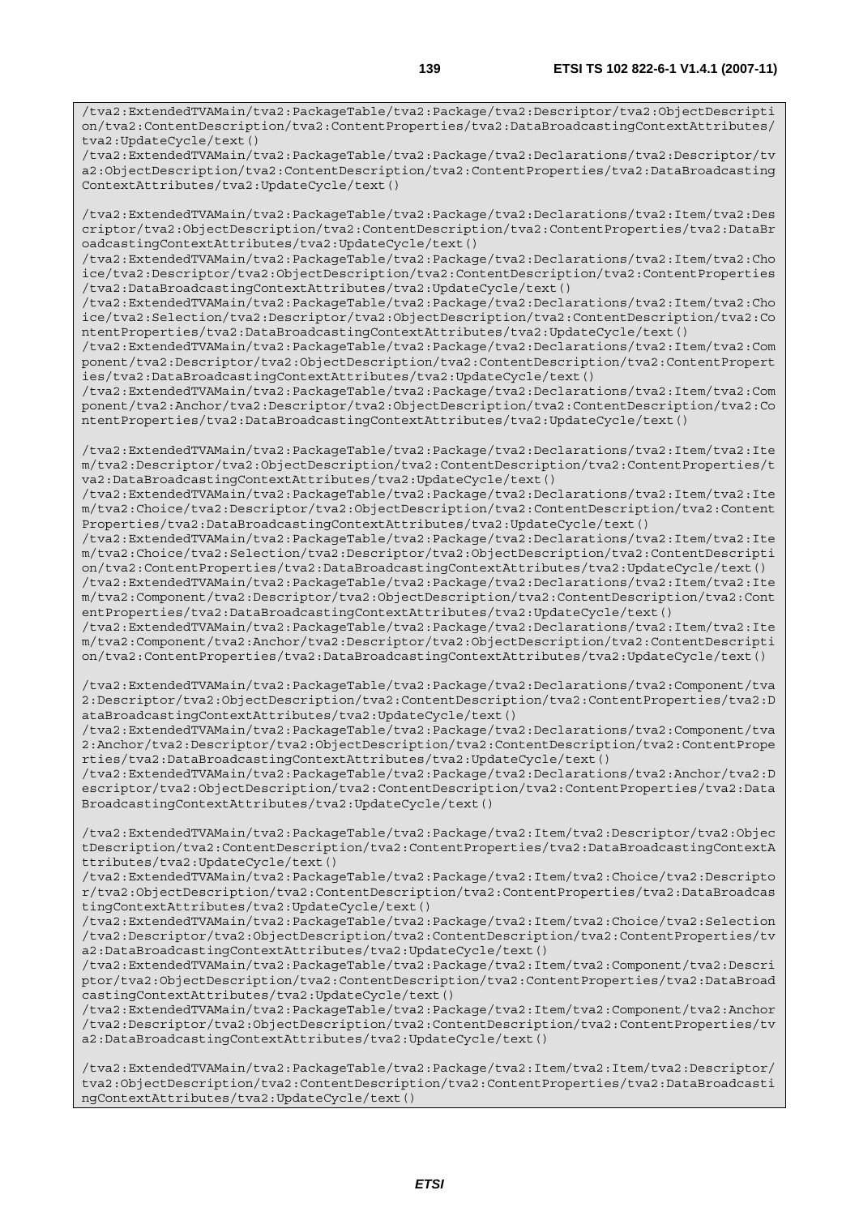```
/tva2:ExtendedTVAMain/tva2:PackageTable/tva2:Package/tva2:Descriptor/tva2:ObjectDescription/tva2:ContentDescription/tva2:ContentProperties/tva2:DataBroadcastingContextAttributes/tva2:UpdateCycle/text()
/tva2:ExtendedTVAMain/tva2:PackageTable/tva2:Package/tva2:Declarations/tva2:Descriptor/tva2:ObjectDescription/tva2:ContentDescription/tva2:ContentProperties/tva2:DataBroadcastingContextAttributes/tva2:UpdateCycle/text()

/tva2:ExtendedTVAMain/tva2:PackageTable/tva2:Package/tva2:Declarations/tva2:Item/tva2:Descriptor/tva2:ObjectDescription/tva2:ContentDescription/tva2:ContentProperties/tva2:DataBroadcastingContextAttributes/tva2:UpdateCycle/text()
/tva2:ExtendedTVAMain/tva2:PackageTable/tva2:Package/tva2:Declarations/tva2:Item/tva2:Choice/tva2:Descriptor/tva2:ObjectDescription/tva2:ContentDescription/tva2:ContentProperties/tva2:DataBroadcastingContextAttributes/tva2:UpdateCycle/text()
/tva2:ExtendedTVAMain/tva2:PackageTable/tva2:Package/tva2:Declarations/tva2:Item/tva2:Choice/tva2:Selection/tva2:Descriptor/tva2:ObjectDescription/tva2:ContentDescription/tva2:ContentProperties/tva2:DataBroadcastingContextAttributes/tva2:UpdateCycle/text()
/tva2:ExtendedTVAMain/tva2:PackageTable/tva2:Package/tva2:Declarations/tva2:Item/tva2:Component/tva2:Descriptor/tva2:ObjectDescription/tva2:ContentDescription/tva2:ContentProperties/tva2:DataBroadcastingContextAttributes/tva2:UpdateCycle/text()
/tva2:ExtendedTVAMain/tva2:PackageTable/tva2:Package/tva2:Declarations/tva2:Item/tva2:Component/tva2:Anchor/tva2:Descriptor/tva2:ObjectDescription/tva2:ContentDescription/tva2:ContentProperties/tva2:DataBroadcastingContextAttributes/tva2:UpdateCycle/text()

/tva2:ExtendedTVAMain/tva2:PackageTable/tva2:Package/tva2:Declarations/tva2:Item/tva2:Item/tva2:Descriptor/tva2:ObjectDescription/tva2:ContentDescription/tva2:ContentProperties/tva2:DataBroadcastingContextAttributes/tva2:UpdateCycle/text()
/tva2:ExtendedTVAMain/tva2:PackageTable/tva2:Package/tva2:Declarations/tva2:Item/tva2:Item/tva2:Choice/tva2:Descriptor/tva2:ObjectDescription/tva2:ContentDescription/tva2:ContentProperties/tva2:DataBroadcastingContextAttributes/tva2:UpdateCycle/text()
/tva2:ExtendedTVAMain/tva2:PackageTable/tva2:Package/tva2:Declarations/tva2:Item/tva2:Item/tva2:Choice/tva2:Selection/tva2:Descriptor/tva2:ObjectDescription/tva2:ContentDescription/tva2:ContentProperties/tva2:DataBroadcastingContextAttributes/tva2:UpdateCycle/text()
/tva2:ExtendedTVAMain/tva2:PackageTable/tva2:Package/tva2:Declarations/tva2:Item/tva2:Item/tva2:Component/tva2:Descriptor/tva2:ObjectDescription/tva2:ContentDescription/tva2:ContentProperties/tva2:DataBroadcastingContextAttributes/tva2:UpdateCycle/text()
/tva2:ExtendedTVAMain/tva2:PackageTable/tva2:Package/tva2:Declarations/tva2:Item/tva2:Item/tva2:Component/tva2:Anchor/tva2:Descriptor/tva2:ObjectDescription/tva2:ContentDescription/tva2:ContentProperties/tva2:DataBroadcastingContextAttributes/tva2:UpdateCycle/text()

/tva2:ExtendedTVAMain/tva2:PackageTable/tva2:Package/tva2:Declarations/tva2:Component/tva2:Descriptor/tva2:ObjectDescription/tva2:ContentDescription/tva2:ContentProperties/tva2:DataBroadcastingContextAttributes/tva2:UpdateCycle/text()
/tva2:ExtendedTVAMain/tva2:PackageTable/tva2:Package/tva2:Declarations/tva2:Component/tva2:Anchor/tva2:Descriptor/tva2:ObjectDescription/tva2:ContentDescription/tva2:ContentProperties/tva2:DataBroadcastingContextAttributes/tva2:UpdateCycle/text()
/tva2:ExtendedTVAMain/tva2:PackageTable/tva2:Package/tva2:Declarations/tva2:Anchor/tva2:Descriptor/tva2:ObjectDescription/tva2:ContentDescription/tva2:ContentProperties/tva2:DataBroadcastingContextAttributes/tva2:UpdateCycle/text()

/tva2:ExtendedTVAMain/tva2:PackageTable/tva2:Package/tva2:Item/tva2:Descriptor/tva2:ObjectDescription/tva2:ContentDescription/tva2:ContentProperties/tva2:DataBroadcastingContextAttributes/tva2:UpdateCycle/text()
/tva2:ExtendedTVAMain/tva2:PackageTable/tva2:Package/tva2:Item/tva2:Choice/tva2:Descriptor/tva2:ObjectDescription/tva2:ContentDescription/tva2:ContentProperties/tva2:DataBroadcastingContextAttributes/tva2:UpdateCycle/text()
/tva2:ExtendedTVAMain/tva2:PackageTable/tva2:Package/tva2:Item/tva2:Choice/tva2:Selection/tva2:Descriptor/tva2:ObjectDescription/tva2:ContentDescription/tva2:ContentProperties/tva2:DataBroadcastingContextAttributes/tva2:UpdateCycle/text()
/tva2:ExtendedTVAMain/tva2:PackageTable/tva2:Package/tva2:Item/tva2:Component/tva2:Descriptor/tva2:ObjectDescription/tva2:ContentDescription/tva2:ContentProperties/tva2:DataBroadcastingContextAttributes/tva2:UpdateCycle/text()
/tva2:ExtendedTVAMain/tva2:PackageTable/tva2:Package/tva2:Item/tva2:Component/tva2:Anchor/tva2:Descriptor/tva2:ObjectDescription/tva2:ContentDescription/tva2:ContentProperties/tva2:DataBroadcastingContextAttributes/tva2:UpdateCycle/text()

/tva2:ExtendedTVAMain/tva2:PackageTable/tva2:Package/tva2:Item/tva2:Item/tva2:Descriptor/tva2:ObjectDescription/tva2:ContentDescription/tva2:ContentProperties/tva2:DataBroadcastingContextAttributes/tva2:UpdateCycle/text()
```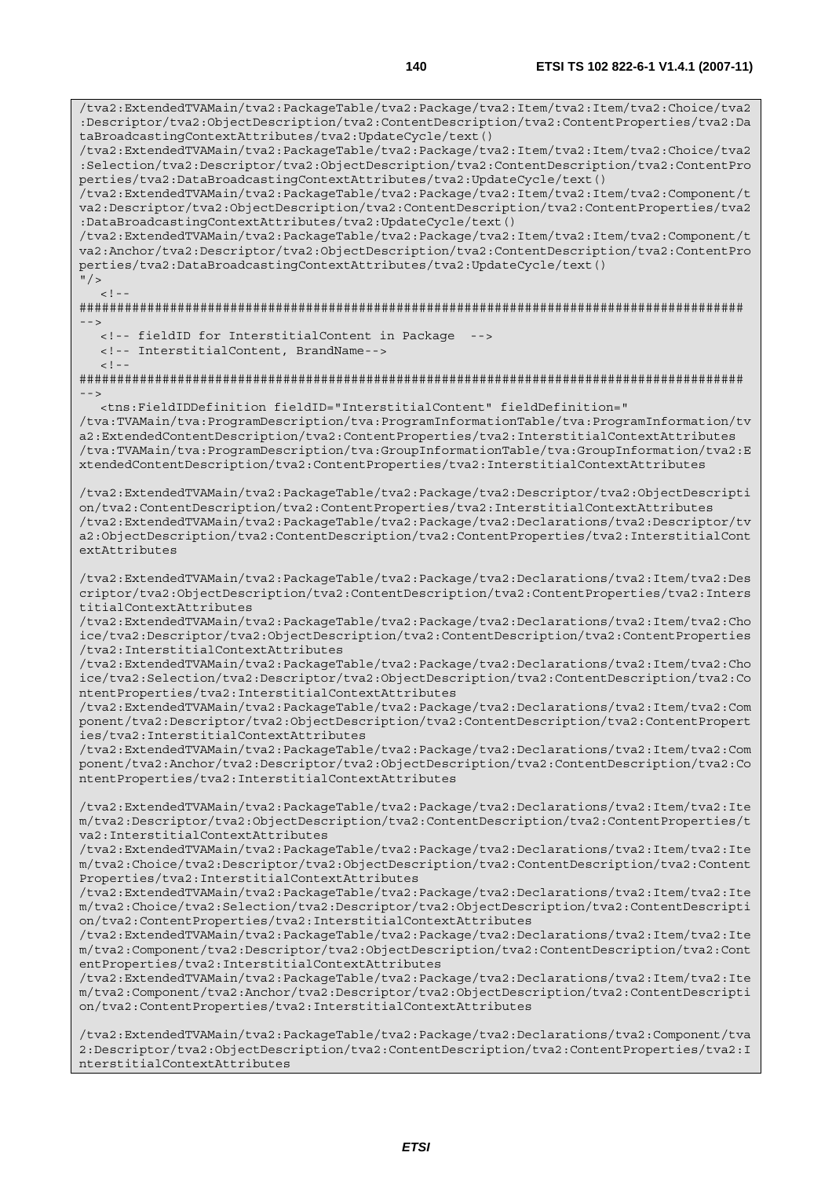```
/tva2:ExtendedTVAMain/tva2:PackageTable/tva2:Package/tva2:Item/tva2:Item/tva2:Choice/tva2
:Descriptor/tva2:ObjectDescription/tva2:ContentDescription/tva2:ContentProperties/tva2:Da
taBroadcastingContextAttributes/tva2:UpdateCycle/text()
/tva2:ExtendedTVAMain/tva2:PackageTable/tva2:Package/tva2:Item/tva2:Item/tva2:Choice/tva2
:Selection/tva2:Descriptor/tva2:ObjectDescription/tva2:ContentDescription/tva2:ContentPro
perties/tva2:DataBroadcastingContextAttributes/tva2:UpdateCycle/text()
/tva2:ExtendedTVAMain/tva2:PackageTable/tva2:Package/tva2:Item/tva2:Item/tva2:Component/t
va2:Descriptor/tva2:ObjectDescription/tva2:ContentDescription/tva2:ContentProperties/tva2
:DataBroadcastingContextAttributes/tva2:UpdateCycle/text()
/tva2:ExtendedTVAMain/tva2:PackageTable/tva2:Package/tva2:Item/tva2:Item/tva2:Component/t
va2:Anchor/tva2:Descriptor/tva2:ObjectDescription/tva2:ContentDescription/tva2:ContentPro
perties/tva2:DataBroadcastingContextAttributes/tva2:UpdateCycle/text()
"/>
   <!--
########################################################################################
-->
   <!-- fieldID for InterstitialContent in Package  -->
   <!-- InterstitialContent, BrandName-->
   <!--
########################################################################################
-->
   <tns:FieldIDDefinition fieldID="InterstitialContent" fieldDefinition="
/tva:TVAMain/tva:ProgramDescription/tva:ProgramInformationTable/tva:ProgramInformation/tv
a2:ExtendedContentDescription/tva2:ContentProperties/tva2:InterstitialContextAttributes
/tva:TVAMain/tva:ProgramDescription/tva:GroupInformationTable/tva:GroupInformation/tva2:E
xtendedContentDescription/tva2:ContentProperties/tva2:InterstitialContextAttributes

/tva2:ExtendedTVAMain/tva2:PackageTable/tva2:Package/tva2:Descriptor/tva2:ObjectDescripti
on/tva2:ContentDescription/tva2:ContentProperties/tva2:InterstitialContextAttributes
/tva2:ExtendedTVAMain/tva2:PackageTable/tva2:Package/tva2:Declarations/tva2:Descriptor/tv
a2:ObjectDescription/tva2:ContentDescription/tva2:ContentProperties/tva2:InterstitialCont
extAttributes

/tva2:ExtendedTVAMain/tva2:PackageTable/tva2:Package/tva2:Declarations/tva2:Item/tva2:Des
criptor/tva2:ObjectDescription/tva2:ContentDescription/tva2:ContentProperties/tva2:Inters
titialContextAttributes
/tva2:ExtendedTVAMain/tva2:PackageTable/tva2:Package/tva2:Declarations/tva2:Item/tva2:Cho
ice/tva2:Descriptor/tva2:ObjectDescription/tva2:ContentDescription/tva2:ContentProperties
/tva2:InterstitialContextAttributes
/tva2:ExtendedTVAMain/tva2:PackageTable/tva2:Package/tva2:Declarations/tva2:Item/tva2:Cho
ice/tva2:Selection/tva2:Descriptor/tva2:ObjectDescription/tva2:ContentDescription/tva2:Co
ntentProperties/tva2:InterstitialContextAttributes
/tva2:ExtendedTVAMain/tva2:PackageTable/tva2:Package/tva2:Declarations/tva2:Item/tva2:Com
ponent/tva2:Descriptor/tva2:ObjectDescription/tva2:ContentDescription/tva2:ContentPropert
ies/tva2:InterstitialContextAttributes
/tva2:ExtendedTVAMain/tva2:PackageTable/tva2:Package/tva2:Declarations/tva2:Item/tva2:Com
ponent/tva2:Anchor/tva2:Descriptor/tva2:ObjectDescription/tva2:ContentDescription/tva2:Co
ntentProperties/tva2:InterstitialContextAttributes

/tva2:ExtendedTVAMain/tva2:PackageTable/tva2:Package/tva2:Declarations/tva2:Item/tva2:Ite
m/tva2:Descriptor/tva2:ObjectDescription/tva2:ContentDescription/tva2:ContentProperties/t
va2:InterstitialContextAttributes
/tva2:ExtendedTVAMain/tva2:PackageTable/tva2:Package/tva2:Declarations/tva2:Item/tva2:Ite
m/tva2:Choice/tva2:Descriptor/tva2:ObjectDescription/tva2:ContentDescription/tva2:Content
Properties/tva2:InterstitialContextAttributes
/tva2:ExtendedTVAMain/tva2:PackageTable/tva2:Package/tva2:Declarations/tva2:Item/tva2:Ite
m/tva2:Choice/tva2:Selection/tva2:Descriptor/tva2:ObjectDescription/tva2:ContentDescripti
on/tva2:ContentProperties/tva2:InterstitialContextAttributes
/tva2:ExtendedTVAMain/tva2:PackageTable/tva2:Package/tva2:Declarations/tva2:Item/tva2:Ite
m/tva2:Component/tva2:Descriptor/tva2:ObjectDescription/tva2:ContentDescription/tva2:Cont
entProperties/tva2:InterstitialContextAttributes
/tva2:ExtendedTVAMain/tva2:PackageTable/tva2:Package/tva2:Declarations/tva2:Item/tva2:Ite
m/tva2:Component/tva2:Anchor/tva2:Descriptor/tva2:ObjectDescription/tva2:ContentDescripti
on/tva2:ContentProperties/tva2:InterstitialContextAttributes

/tva2:ExtendedTVAMain/tva2:PackageTable/tva2:Package/tva2:Declarations/tva2:Component/tva
2:Descriptor/tva2:ObjectDescription/tva2:ContentDescription/tva2:ContentProperties/tva2:I
nterstitialContextAttributes
```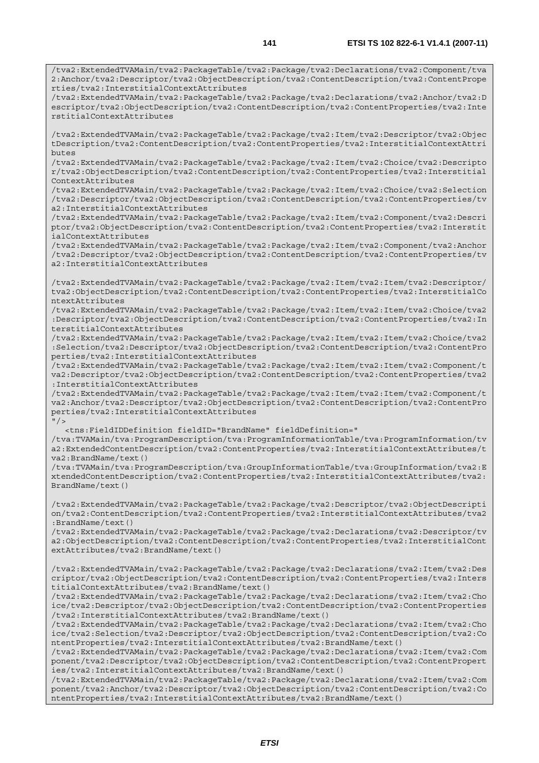```
/tva2:ExtendedTVAMain/tva2:PackageTable/tva2:Package/tva2:Declarations/tva2:Component/tva2:Anchor/tva2:Descriptor/tva2:ObjectDescription/tva2:ContentDescription/tva2:ContentProperties/tva2:InterstitialContextAttributes
/tva2:ExtendedTVAMain/tva2:PackageTable/tva2:Package/tva2:Declarations/tva2:Anchor/tva2:Descriptor/tva2:ObjectDescription/tva2:ContentDescription/tva2:ContentProperties/tva2:InterstitialContextAttributes

/tva2:ExtendedTVAMain/tva2:PackageTable/tva2:Package/tva2:Item/tva2:Descriptor/tva2:ObjectDescription/tva2:ContentDescription/tva2:ContentProperties/tva2:InterstitialContextAttributes
/tva2:ExtendedTVAMain/tva2:PackageTable/tva2:Package/tva2:Item/tva2:Choice/tva2:Descriptor/tva2:ObjectDescription/tva2:ContentDescription/tva2:ContentProperties/tva2:InterstitialContextAttributes
/tva2:ExtendedTVAMain/tva2:PackageTable/tva2:Package/tva2:Item/tva2:Choice/tva2:Selection/tva2:Descriptor/tva2:ObjectDescription/tva2:ContentDescription/tva2:ContentProperties/tva2:InterstitialContextAttributes
/tva2:ExtendedTVAMain/tva2:PackageTable/tva2:Package/tva2:Item/tva2:Component/tva2:Descriptor/tva2:ObjectDescription/tva2:ContentDescription/tva2:ContentProperties/tva2:InterstitialContextAttributes
/tva2:ExtendedTVAMain/tva2:PackageTable/tva2:Package/tva2:Item/tva2:Component/tva2:Anchor/tva2:Descriptor/tva2:ObjectDescription/tva2:ContentDescription/tva2:ContentProperties/tva2:InterstitialContextAttributes

/tva2:ExtendedTVAMain/tva2:PackageTable/tva2:Package/tva2:Item/tva2:Item/tva2:Descriptor/tva2:ObjectDescription/tva2:ContentDescription/tva2:ContentProperties/tva2:InterstitialContextAttributes
/tva2:ExtendedTVAMain/tva2:PackageTable/tva2:Package/tva2:Item/tva2:Item/tva2:Choice/tva2:Descriptor/tva2:ObjectDescription/tva2:ContentDescription/tva2:ContentProperties/tva2:InterstitialContextAttributes
/tva2:ExtendedTVAMain/tva2:PackageTable/tva2:Package/tva2:Item/tva2:Item/tva2:Choice/tva2:Selection/tva2:Descriptor/tva2:ObjectDescription/tva2:ContentDescription/tva2:ContentProperties/tva2:InterstitialContextAttributes
/tva2:ExtendedTVAMain/tva2:PackageTable/tva2:Package/tva2:Item/tva2:Item/tva2:Component/tva2:Descriptor/tva2:ObjectDescription/tva2:ContentDescription/tva2:ContentProperties/tva2:InterstitialContextAttributes
/tva2:ExtendedTVAMain/tva2:PackageTable/tva2:Package/tva2:Item/tva2:Item/tva2:Component/tva2:Anchor/tva2:Descriptor/tva2:ObjectDescription/tva2:ContentDescription/tva2:ContentProperties/tva2:InterstitialContextAttributes
"/>
   <tns:FieldIDDefinition fieldID="BrandName" fieldDefinition="
/tva:TVAMain/tva:ProgramDescription/tva:ProgramInformationTable/tva:ProgramInformation/tva2:ExtendedContentDescription/tva2:ContentProperties/tva2:InterstitialContextAttributes/tva2:BrandName/text()
/tva:TVAMain/tva:ProgramDescription/tva:GroupInformationTable/tva:GroupInformation/tva2:ExtendedContentDescription/tva2:ContentProperties/tva2:InterstitialContextAttributes/tva2:BrandName/text()

/tva2:ExtendedTVAMain/tva2:PackageTable/tva2:Package/tva2:Descriptor/tva2:ObjectDescription/tva2:ContentDescription/tva2:ContentProperties/tva2:InterstitialContextAttributes/tva2:BrandName/text()
/tva2:ExtendedTVAMain/tva2:PackageTable/tva2:Package/tva2:Declarations/tva2:Descriptor/tva2:ObjectDescription/tva2:ContentDescription/tva2:ContentProperties/tva2:InterstitialContextAttributes/tva2:BrandName/text()

/tva2:ExtendedTVAMain/tva2:PackageTable/tva2:Package/tva2:Declarations/tva2:Item/tva2:Descriptor/tva2:ObjectDescription/tva2:ContentDescription/tva2:ContentProperties/tva2:InterstitialContextAttributes/tva2:BrandName/text()
/tva2:ExtendedTVAMain/tva2:PackageTable/tva2:Package/tva2:Declarations/tva2:Item/tva2:Choice/tva2:Descriptor/tva2:ObjectDescription/tva2:ContentDescription/tva2:ContentProperties/tva2:InterstitialContextAttributes/tva2:BrandName/text()
/tva2:ExtendedTVAMain/tva2:PackageTable/tva2:Package/tva2:Declarations/tva2:Item/tva2:Choice/tva2:Selection/tva2:Descriptor/tva2:ObjectDescription/tva2:ContentDescription/tva2:ContentProperties/tva2:InterstitialContextAttributes/tva2:BrandName/text()
/tva2:ExtendedTVAMain/tva2:PackageTable/tva2:Package/tva2:Declarations/tva2:Item/tva2:Component/tva2:Descriptor/tva2:ObjectDescription/tva2:ContentDescription/tva2:ContentProperties/tva2:InterstitialContextAttributes/tva2:BrandName/text()
/tva2:ExtendedTVAMain/tva2:PackageTable/tva2:Package/tva2:Declarations/tva2:Item/tva2:Component/tva2:Anchor/tva2:Descriptor/tva2:ObjectDescription/tva2:ContentDescription/tva2:ContentProperties/tva2:InterstitialContextAttributes/tva2:BrandName/text()
```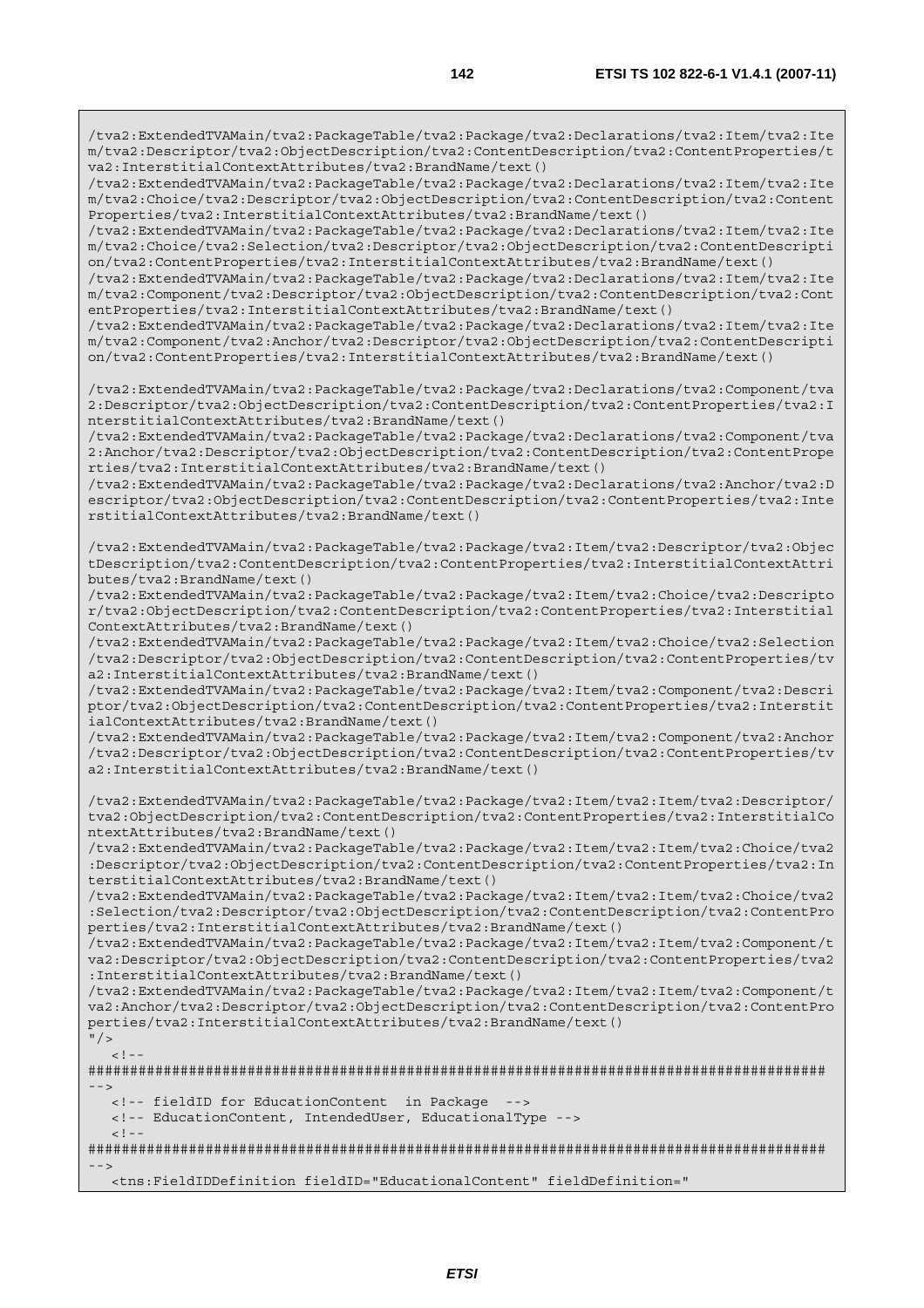```
/tva2:ExtendedTVAMain/tva2:PackageTable/tva2:Package/tva2:Declarations/tva2:Item/tva2:Item/tva2:Descriptor/tva2:ObjectDescription/tva2:ContentDescription/tva2:ContentProperties/tva2:InterstitialContextAttributes/tva2:BrandName/text()
/tva2:ExtendedTVAMain/tva2:PackageTable/tva2:Package/tva2:Declarations/tva2:Item/tva2:Item/tva2:Choice/tva2:Descriptor/tva2:ObjectDescription/tva2:ContentDescription/tva2:ContentProperties/tva2:InterstitialContextAttributes/tva2:BrandName/text()
/tva2:ExtendedTVAMain/tva2:PackageTable/tva2:Package/tva2:Declarations/tva2:Item/tva2:Item/tva2:Choice/tva2:Selection/tva2:Descriptor/tva2:ObjectDescription/tva2:ContentDescription/tva2:ContentProperties/tva2:InterstitialContextAttributes/tva2:BrandName/text()
/tva2:ExtendedTVAMain/tva2:PackageTable/tva2:Package/tva2:Declarations/tva2:Item/tva2:Item/tva2:Component/tva2:Descriptor/tva2:ObjectDescription/tva2:ContentDescription/tva2:ContentProperties/tva2:InterstitialContextAttributes/tva2:BrandName/text()
/tva2:ExtendedTVAMain/tva2:PackageTable/tva2:Package/tva2:Declarations/tva2:Item/tva2:Item/tva2:Component/tva2:Anchor/tva2:Descriptor/tva2:ObjectDescription/tva2:ContentDescription/tva2:ContentProperties/tva2:InterstitialContextAttributes/tva2:BrandName/text()

/tva2:ExtendedTVAMain/tva2:PackageTable/tva2:Package/tva2:Declarations/tva2:Component/tva2:Descriptor/tva2:ObjectDescription/tva2:ContentDescription/tva2:ContentProperties/tva2:InterstitialContextAttributes/tva2:BrandName/text()
/tva2:ExtendedTVAMain/tva2:PackageTable/tva2:Package/tva2:Declarations/tva2:Component/tva2:Anchor/tva2:Descriptor/tva2:ObjectDescription/tva2:ContentDescription/tva2:ContentProperties/tva2:InterstitialContextAttributes/tva2:BrandName/text()
/tva2:ExtendedTVAMain/tva2:PackageTable/tva2:Package/tva2:Declarations/tva2:Anchor/tva2:Descriptor/tva2:ObjectDescription/tva2:ContentDescription/tva2:ContentProperties/tva2:InterstitialContextAttributes/tva2:BrandName/text()

/tva2:ExtendedTVAMain/tva2:PackageTable/tva2:Package/tva2:Item/tva2:Descriptor/tva2:ObjectDescription/tva2:ContentDescription/tva2:ContentProperties/tva2:InterstitialContextAttributes/tva2:BrandName/text()
/tva2:ExtendedTVAMain/tva2:PackageTable/tva2:Package/tva2:Item/tva2:Choice/tva2:Descriptor/tva2:ObjectDescription/tva2:ContentDescription/tva2:ContentProperties/tva2:InterstitialContextAttributes/tva2:BrandName/text()
/tva2:ExtendedTVAMain/tva2:PackageTable/tva2:Package/tva2:Item/tva2:Choice/tva2:Selection/tva2:Descriptor/tva2:ObjectDescription/tva2:ContentDescription/tva2:ContentProperties/tva2:InterstitialContextAttributes/tva2:BrandName/text()
/tva2:ExtendedTVAMain/tva2:PackageTable/tva2:Package/tva2:Item/tva2:Component/tva2:Descriptor/tva2:ObjectDescription/tva2:ContentDescription/tva2:ContentProperties/tva2:InterstitialContextAttributes/tva2:BrandName/text()
/tva2:ExtendedTVAMain/tva2:PackageTable/tva2:Package/tva2:Item/tva2:Component/tva2:Anchor/tva2:Descriptor/tva2:ObjectDescription/tva2:ContentDescription/tva2:ContentProperties/tva2:InterstitialContextAttributes/tva2:BrandName/text()

/tva2:ExtendedTVAMain/tva2:PackageTable/tva2:Package/tva2:Item/tva2:Item/tva2:Descriptor/tva2:ObjectDescription/tva2:ContentDescription/tva2:ContentProperties/tva2:InterstitialContextAttributes/tva2:BrandName/text()
/tva2:ExtendedTVAMain/tva2:PackageTable/tva2:Package/tva2:Item/tva2:Item/tva2:Choice/tva2:Descriptor/tva2:ObjectDescription/tva2:ContentDescription/tva2:ContentProperties/tva2:InterstitialContextAttributes/tva2:BrandName/text()
/tva2:ExtendedTVAMain/tva2:PackageTable/tva2:Package/tva2:Item/tva2:Item/tva2:Choice/tva2:Selection/tva2:Descriptor/tva2:ObjectDescription/tva2:ContentDescription/tva2:ContentProperties/tva2:InterstitialContextAttributes/tva2:BrandName/text()
/tva2:ExtendedTVAMain/tva2:PackageTable/tva2:Package/tva2:Item/tva2:Item/tva2:Component/tva2:Descriptor/tva2:ObjectDescription/tva2:ContentDescription/tva2:ContentProperties/tva2:InterstitialContextAttributes/tva2:BrandName/text()
/tva2:ExtendedTVAMain/tva2:PackageTable/tva2:Package/tva2:Item/tva2:Item/tva2:Component/tva2:Anchor/tva2:Descriptor/tva2:ObjectDescription/tva2:ContentDescription/tva2:ContentProperties/tva2:InterstitialContextAttributes/tva2:BrandName/text()
"/>
   <!--
########################################################################################
-->
   <!-- fieldID for EducationContent  in Package  -->
   <!-- EducationContent, IntendedUser, EducationalType -->
   <!--
########################################################################################
-->
   <tns:FieldIDDefinition fieldID="EducationalContent" fieldDefinition="
```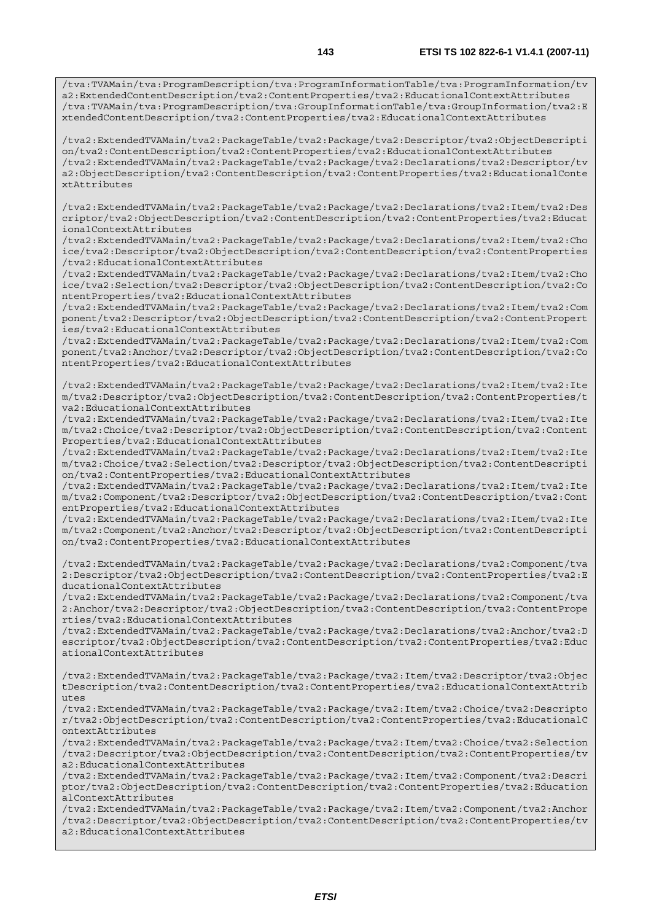```
/tva:TVAMain/tva:ProgramDescription/tva:ProgramInformationTable/tva:ProgramInformation/tva2:ExtendedContentDescription/tva2:ContentProperties/tva2:EducationalContextAttributes
/tva:TVAMain/tva:ProgramDescription/tva:GroupInformationTable/tva:GroupInformation/tva2:ExtendedContentDescription/tva2:ContentProperties/tva2:EducationalContextAttributes

/tva2:ExtendedTVAMain/tva2:PackageTable/tva2:Package/tva2:Descriptor/tva2:ObjectDescription/tva2:ContentDescription/tva2:ContentProperties/tva2:EducationalContextAttributes
/tva2:ExtendedTVAMain/tva2:PackageTable/tva2:Package/tva2:Declarations/tva2:Descriptor/tva2:ObjectDescription/tva2:ContentDescription/tva2:ContentProperties/tva2:EducationalContextAttributes

/tva2:ExtendedTVAMain/tva2:PackageTable/tva2:Package/tva2:Declarations/tva2:Item/tva2:Descriptor/tva2:ObjectDescription/tva2:ContentDescription/tva2:ContentProperties/tva2:EducationalContextAttributes
/tva2:ExtendedTVAMain/tva2:PackageTable/tva2:Package/tva2:Declarations/tva2:Item/tva2:Choice/tva2:Descriptor/tva2:ObjectDescription/tva2:ContentDescription/tva2:ContentProperties/tva2:EducationalContextAttributes
/tva2:ExtendedTVAMain/tva2:PackageTable/tva2:Package/tva2:Declarations/tva2:Item/tva2:Choice/tva2:Selection/tva2:Descriptor/tva2:ObjectDescription/tva2:ContentDescription/tva2:ContentProperties/tva2:EducationalContextAttributes
/tva2:ExtendedTVAMain/tva2:PackageTable/tva2:Package/tva2:Declarations/tva2:Item/tva2:Component/tva2:Descriptor/tva2:ObjectDescription/tva2:ContentDescription/tva2:ContentProperties/tva2:EducationalContextAttributes
/tva2:ExtendedTVAMain/tva2:PackageTable/tva2:Package/tva2:Declarations/tva2:Item/tva2:Component/tva2:Anchor/tva2:Descriptor/tva2:ObjectDescription/tva2:ContentDescription/tva2:ContentProperties/tva2:EducationalContextAttributes

/tva2:ExtendedTVAMain/tva2:PackageTable/tva2:Package/tva2:Declarations/tva2:Item/tva2:Item/tva2:Descriptor/tva2:ObjectDescription/tva2:ContentDescription/tva2:ContentProperties/tva2:EducationalContextAttributes
/tva2:ExtendedTVAMain/tva2:PackageTable/tva2:Package/tva2:Declarations/tva2:Item/tva2:Item/tva2:Choice/tva2:Descriptor/tva2:ObjectDescription/tva2:ContentDescription/tva2:ContentProperties/tva2:EducationalContextAttributes
/tva2:ExtendedTVAMain/tva2:PackageTable/tva2:Package/tva2:Declarations/tva2:Item/tva2:Item/tva2:Choice/tva2:Selection/tva2:Descriptor/tva2:ObjectDescription/tva2:ContentDescription/tva2:ContentProperties/tva2:EducationalContextAttributes
/tva2:ExtendedTVAMain/tva2:PackageTable/tva2:Package/tva2:Declarations/tva2:Item/tva2:Item/tva2:Component/tva2:Descriptor/tva2:ObjectDescription/tva2:ContentDescription/tva2:ContentProperties/tva2:EducationalContextAttributes
/tva2:ExtendedTVAMain/tva2:PackageTable/tva2:Package/tva2:Declarations/tva2:Item/tva2:Item/tva2:Component/tva2:Anchor/tva2:Descriptor/tva2:ObjectDescription/tva2:ContentDescription/tva2:ContentProperties/tva2:EducationalContextAttributes

/tva2:ExtendedTVAMain/tva2:PackageTable/tva2:Package/tva2:Declarations/tva2:Component/tva2:Descriptor/tva2:ObjectDescription/tva2:ContentDescription/tva2:ContentProperties/tva2:EducationalContextAttributes
/tva2:ExtendedTVAMain/tva2:PackageTable/tva2:Package/tva2:Declarations/tva2:Component/tva2:Anchor/tva2:Descriptor/tva2:ObjectDescription/tva2:ContentDescription/tva2:ContentProperties/tva2:EducationalContextAttributes
/tva2:ExtendedTVAMain/tva2:PackageTable/tva2:Package/tva2:Declarations/tva2:Anchor/tva2:Descriptor/tva2:ObjectDescription/tva2:ContentDescription/tva2:ContentProperties/tva2:EducationalContextAttributes

/tva2:ExtendedTVAMain/tva2:PackageTable/tva2:Package/tva2:Item/tva2:Descriptor/tva2:ObjectDescription/tva2:ContentDescription/tva2:ContentProperties/tva2:EducationalContextAttributes
/tva2:ExtendedTVAMain/tva2:PackageTable/tva2:Package/tva2:Item/tva2:Choice/tva2:Descriptor/tva2:ObjectDescription/tva2:ContentDescription/tva2:ContentProperties/tva2:EducationalContextAttributes
/tva2:ExtendedTVAMain/tva2:PackageTable/tva2:Package/tva2:Item/tva2:Choice/tva2:Selection/tva2:Descriptor/tva2:ObjectDescription/tva2:ContentDescription/tva2:ContentProperties/tva2:EducationalContextAttributes
/tva2:ExtendedTVAMain/tva2:PackageTable/tva2:Package/tva2:Item/tva2:Component/tva2:Descriptor/tva2:ObjectDescription/tva2:ContentDescription/tva2:ContentProperties/tva2:EducationalContextAttributes
/tva2:ExtendedTVAMain/tva2:PackageTable/tva2:Package/tva2:Item/tva2:Component/tva2:Anchor/tva2:Descriptor/tva2:ObjectDescription/tva2:ContentDescription/tva2:ContentProperties/tva2:EducationalContextAttributes
```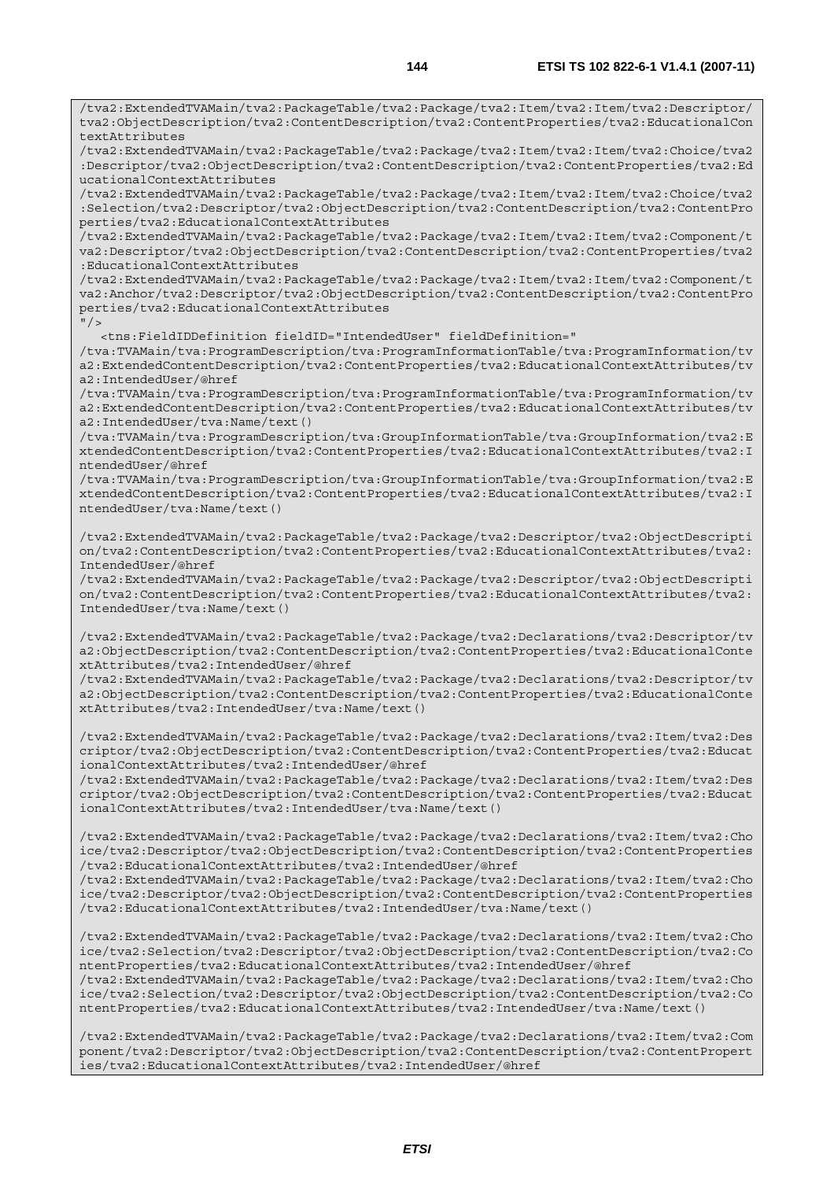```
/tva2:ExtendedTVAMain/tva2:PackageTable/tva2:Package/tva2:Item/tva2:Item/tva2:Descriptor/tva2:ObjectDescription/tva2:ContentDescription/tva2:ContentProperties/tva2:EducationalContextAttributes
/tva2:ExtendedTVAMain/tva2:PackageTable/tva2:Package/tva2:Item/tva2:Item/tva2:Choice/tva2:Descriptor/tva2:ObjectDescription/tva2:ContentDescription/tva2:ContentProperties/tva2:EducationalContextAttributes
/tva2:ExtendedTVAMain/tva2:PackageTable/tva2:Package/tva2:Item/tva2:Item/tva2:Choice/tva2:Selection/tva2:Descriptor/tva2:ObjectDescription/tva2:ContentDescription/tva2:ContentProperties/tva2:EducationalContextAttributes
/tva2:ExtendedTVAMain/tva2:PackageTable/tva2:Package/tva2:Item/tva2:Item/tva2:Component/tva2:Descriptor/tva2:ObjectDescription/tva2:ContentDescription/tva2:ContentProperties/tva2:EducationalContextAttributes
/tva2:ExtendedTVAMain/tva2:PackageTable/tva2:Package/tva2:Item/tva2:Item/tva2:Component/tva2:Anchor/tva2:Descriptor/tva2:ObjectDescription/tva2:ContentDescription/tva2:ContentProperties/tva2:EducationalContextAttributes
"/>
   <tns:FieldIDDefinition fieldID="IntendedUser" fieldDefinition="
/tva:TVAMain/tva:ProgramDescription/tva:ProgramInformationTable/tva:ProgramInformation/tva2:ExtendedContentDescription/tva2:ContentProperties/tva2:EducationalContextAttributes/tva2:IntendedUser/@href
/tva:TVAMain/tva:ProgramDescription/tva:ProgramInformationTable/tva:ProgramInformation/tva2:ExtendedContentDescription/tva2:ContentProperties/tva2:EducationalContextAttributes/tva2:IntendedUser/tva:Name/text()
/tva:TVAMain/tva:ProgramDescription/tva:GroupInformationTable/tva:GroupInformation/tva2:ExtendedContentDescription/tva2:ContentProperties/tva2:EducationalContextAttributes/tva2:IntendedUser/@href
/tva:TVAMain/tva:ProgramDescription/tva:GroupInformationTable/tva:GroupInformation/tva2:ExtendedContentDescription/tva2:ContentProperties/tva2:EducationalContextAttributes/tva2:IntendedUser/tva:Name/text()

/tva2:ExtendedTVAMain/tva2:PackageTable/tva2:Package/tva2:Descriptor/tva2:ObjectDescription/tva2:ContentDescription/tva2:ContentProperties/tva2:EducationalContextAttributes/tva2:IntendedUser/@href
/tva2:ExtendedTVAMain/tva2:PackageTable/tva2:Package/tva2:Descriptor/tva2:ObjectDescription/tva2:ContentDescription/tva2:ContentProperties/tva2:EducationalContextAttributes/tva2:IntendedUser/tva:Name/text()

/tva2:ExtendedTVAMain/tva2:PackageTable/tva2:Package/tva2:Declarations/tva2:Descriptor/tva2:ObjectDescription/tva2:ContentDescription/tva2:ContentProperties/tva2:EducationalContextAttributes/tva2:IntendedUser/@href
/tva2:ExtendedTVAMain/tva2:PackageTable/tva2:Package/tva2:Declarations/tva2:Descriptor/tva2:ObjectDescription/tva2:ContentDescription/tva2:ContentProperties/tva2:EducationalContextAttributes/tva2:IntendedUser/tva:Name/text()

/tva2:ExtendedTVAMain/tva2:PackageTable/tva2:Package/tva2:Declarations/tva2:Item/tva2:Descriptor/tva2:ObjectDescription/tva2:ContentDescription/tva2:ContentProperties/tva2:EducationalContextAttributes/tva2:IntendedUser/@href
/tva2:ExtendedTVAMain/tva2:PackageTable/tva2:Package/tva2:Declarations/tva2:Item/tva2:Descriptor/tva2:ObjectDescription/tva2:ContentDescription/tva2:ContentProperties/tva2:EducationalContextAttributes/tva2:IntendedUser/tva:Name/text()

/tva2:ExtendedTVAMain/tva2:PackageTable/tva2:Package/tva2:Declarations/tva2:Item/tva2:Choice/tva2:Descriptor/tva2:ObjectDescription/tva2:ContentDescription/tva2:ContentProperties/tva2:EducationalContextAttributes/tva2:IntendedUser/@href
/tva2:ExtendedTVAMain/tva2:PackageTable/tva2:Package/tva2:Declarations/tva2:Item/tva2:Choice/tva2:Descriptor/tva2:ObjectDescription/tva2:ContentDescription/tva2:ContentProperties/tva2:EducationalContextAttributes/tva2:IntendedUser/tva:Name/text()

/tva2:ExtendedTVAMain/tva2:PackageTable/tva2:Package/tva2:Declarations/tva2:Item/tva2:Choice/tva2:Selection/tva2:Descriptor/tva2:ObjectDescription/tva2:ContentDescription/tva2:ContentProperties/tva2:EducationalContextAttributes/tva2:IntendedUser/@href
/tva2:ExtendedTVAMain/tva2:PackageTable/tva2:Package/tva2:Declarations/tva2:Item/tva2:Choice/tva2:Selection/tva2:Descriptor/tva2:ObjectDescription/tva2:ContentDescription/tva2:ContentProperties/tva2:EducationalContextAttributes/tva2:IntendedUser/tva:Name/text()

/tva2:ExtendedTVAMain/tva2:PackageTable/tva2:Package/tva2:Declarations/tva2:Item/tva2:Component/tva2:Descriptor/tva2:ObjectDescription/tva2:ContentDescription/tva2:ContentProperties/tva2:EducationalContextAttributes/tva2:IntendedUser/@href
```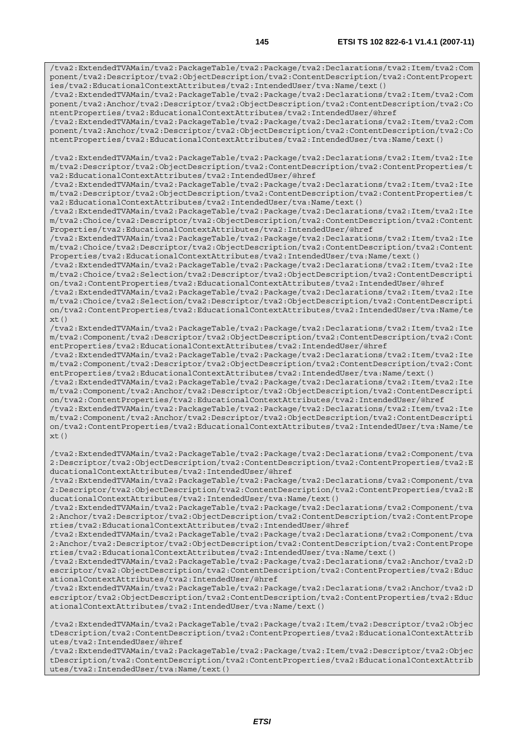```
/tva2:ExtendedTVAMain/tva2:PackageTable/tva2:Package/tva2:Declarations/tva2:Item/tva2:Component/tva2:Descriptor/tva2:ObjectDescription/tva2:ContentDescription/tva2:ContentProperties/tva2:EducationalContextAttributes/tva2:IntendedUser/tva:Name/text()
/tva2:ExtendedTVAMain/tva2:PackageTable/tva2:Package/tva2:Declarations/tva2:Item/tva2:Component/tva2:Anchor/tva2:Descriptor/tva2:ObjectDescription/tva2:ContentDescription/tva2:ContentProperties/tva2:EducationalContextAttributes/tva2:IntendedUser/@href
/tva2:ExtendedTVAMain/tva2:PackageTable/tva2:Package/tva2:Declarations/tva2:Item/tva2:Component/tva2:Anchor/tva2:Descriptor/tva2:ObjectDescription/tva2:ContentDescription/tva2:ContentProperties/tva2:EducationalContextAttributes/tva2:IntendedUser/tva:Name/text()

/tva2:ExtendedTVAMain/tva2:PackageTable/tva2:Package/tva2:Declarations/tva2:Item/tva2:Item/tva2:Descriptor/tva2:ObjectDescription/tva2:ContentDescription/tva2:ContentProperties/tva2:EducationalContextAttributes/tva2:IntendedUser/@href
/tva2:ExtendedTVAMain/tva2:PackageTable/tva2:Package/tva2:Declarations/tva2:Item/tva2:Item/tva2:Descriptor/tva2:ObjectDescription/tva2:ContentDescription/tva2:ContentProperties/tva2:EducationalContextAttributes/tva2:IntendedUser/tva:Name/text()
/tva2:ExtendedTVAMain/tva2:PackageTable/tva2:Package/tva2:Declarations/tva2:Item/tva2:Item/tva2:Choice/tva2:Descriptor/tva2:ObjectDescription/tva2:ContentDescription/tva2:ContentProperties/tva2:EducationalContextAttributes/tva2:IntendedUser/@href
/tva2:ExtendedTVAMain/tva2:PackageTable/tva2:Package/tva2:Declarations/tva2:Item/tva2:Item/tva2:Choice/tva2:Descriptor/tva2:ObjectDescription/tva2:ContentDescription/tva2:ContentProperties/tva2:EducationalContextAttributes/tva2:IntendedUser/tva:Name/text()
/tva2:ExtendedTVAMain/tva2:PackageTable/tva2:Package/tva2:Declarations/tva2:Item/tva2:Item/tva2:Choice/tva2:Selection/tva2:Descriptor/tva2:ObjectDescription/tva2:ContentDescription/tva2:ContentProperties/tva2:EducationalContextAttributes/tva2:IntendedUser/@href
/tva2:ExtendedTVAMain/tva2:PackageTable/tva2:Package/tva2:Declarations/tva2:Item/tva2:Item/tva2:Choice/tva2:Selection/tva2:Descriptor/tva2:ObjectDescription/tva2:ContentDescription/tva2:ContentProperties/tva2:EducationalContextAttributes/tva2:IntendedUser/tva:Name/text()
/tva2:ExtendedTVAMain/tva2:PackageTable/tva2:Package/tva2:Declarations/tva2:Item/tva2:Item/tva2:Component/tva2:Descriptor/tva2:ObjectDescription/tva2:ContentDescription/tva2:ContentProperties/tva2:EducationalContextAttributes/tva2:IntendedUser/@href
/tva2:ExtendedTVAMain/tva2:PackageTable/tva2:Package/tva2:Declarations/tva2:Item/tva2:Item/tva2:Component/tva2:Descriptor/tva2:ObjectDescription/tva2:ContentDescription/tva2:ContentProperties/tva2:EducationalContextAttributes/tva2:IntendedUser/tva:Name/text()
/tva2:ExtendedTVAMain/tva2:PackageTable/tva2:Package/tva2:Declarations/tva2:Item/tva2:Item/tva2:Component/tva2:Anchor/tva2:Descriptor/tva2:ObjectDescription/tva2:ContentDescription/tva2:ContentProperties/tva2:EducationalContextAttributes/tva2:IntendedUser/@href
/tva2:ExtendedTVAMain/tva2:PackageTable/tva2:Package/tva2:Declarations/tva2:Item/tva2:Item/tva2:Component/tva2:Anchor/tva2:Descriptor/tva2:ObjectDescription/tva2:ContentDescription/tva2:ContentProperties/tva2:EducationalContextAttributes/tva2:IntendedUser/tva:Name/text()

/tva2:ExtendedTVAMain/tva2:PackageTable/tva2:Package/tva2:Declarations/tva2:Component/tva2:Descriptor/tva2:ObjectDescription/tva2:ContentDescription/tva2:ContentProperties/tva2:EducationalContextAttributes/tva2:IntendedUser/@href
/tva2:ExtendedTVAMain/tva2:PackageTable/tva2:Package/tva2:Declarations/tva2:Component/tva2:Descriptor/tva2:ObjectDescription/tva2:ContentDescription/tva2:ContentProperties/tva2:EducationalContextAttributes/tva2:IntendedUser/tva:Name/text()
/tva2:ExtendedTVAMain/tva2:PackageTable/tva2:Package/tva2:Declarations/tva2:Component/tva2:Anchor/tva2:Descriptor/tva2:ObjectDescription/tva2:ContentDescription/tva2:ContentProperties/tva2:EducationalContextAttributes/tva2:IntendedUser/@href
/tva2:ExtendedTVAMain/tva2:PackageTable/tva2:Package/tva2:Declarations/tva2:Component/tva2:Anchor/tva2:Descriptor/tva2:ObjectDescription/tva2:ContentDescription/tva2:ContentProperties/tva2:EducationalContextAttributes/tva2:IntendedUser/tva:Name/text()
/tva2:ExtendedTVAMain/tva2:PackageTable/tva2:Package/tva2:Declarations/tva2:Anchor/tva2:Descriptor/tva2:ObjectDescription/tva2:ContentDescription/tva2:ContentProperties/tva2:EducationalContextAttributes/tva2:IntendedUser/@href
/tva2:ExtendedTVAMain/tva2:PackageTable/tva2:Package/tva2:Declarations/tva2:Anchor/tva2:Descriptor/tva2:ObjectDescription/tva2:ContentDescription/tva2:ContentProperties/tva2:EducationalContextAttributes/tva2:IntendedUser/tva:Name/text()

/tva2:ExtendedTVAMain/tva2:PackageTable/tva2:Package/tva2:Item/tva2:Descriptor/tva2:ObjectDescription/tva2:ContentDescription/tva2:ContentProperties/tva2:EducationalContextAttributes/tva2:IntendedUser/@href
/tva2:ExtendedTVAMain/tva2:PackageTable/tva2:Package/tva2:Item/tva2:Descriptor/tva2:ObjectDescription/tva2:ContentDescription/tva2:ContentProperties/tva2:EducationalContextAttributes/tva2:IntendedUser/tva:Name/text()
```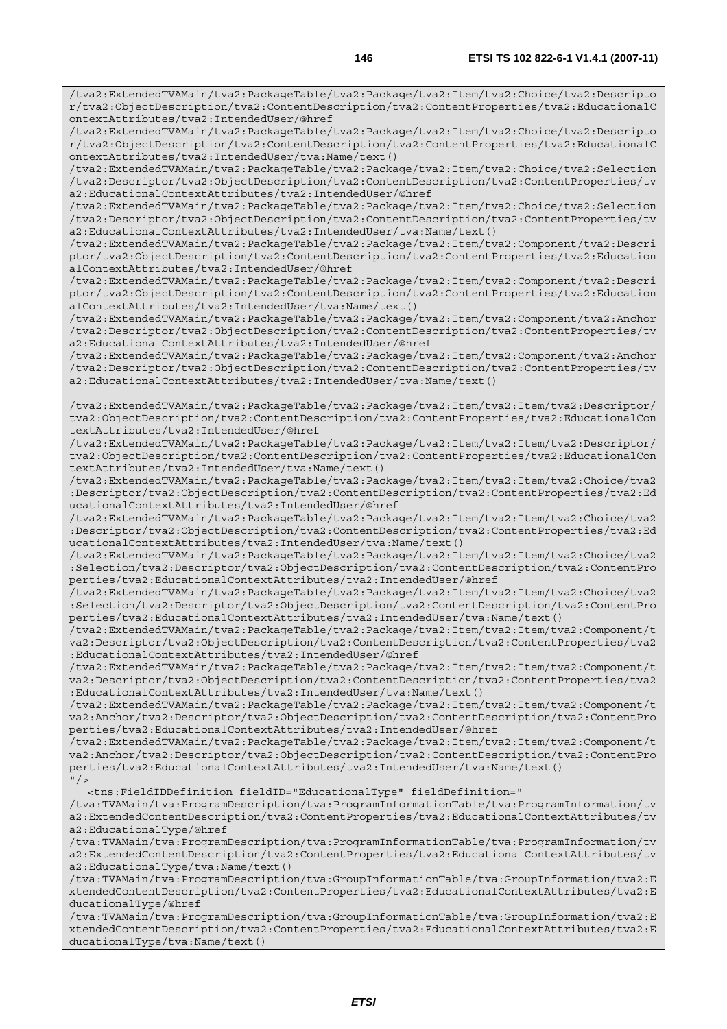```
/tva2:ExtendedTVAMain/tva2:PackageTable/tva2:Package/tva2:Item/tva2:Choice/tva2:Descripto
r/tva2:ObjectDescription/tva2:ContentDescription/tva2:ContentProperties/tva2:EducationalC
ontextAttributes/tva2:IntendedUser/@href
/tva2:ExtendedTVAMain/tva2:PackageTable/tva2:Package/tva2:Item/tva2:Choice/tva2:Descripto
r/tva2:ObjectDescription/tva2:ContentDescription/tva2:ContentProperties/tva2:EducationalC
ontextAttributes/tva2:IntendedUser/tva:Name/text()
/tva2:ExtendedTVAMain/tva2:PackageTable/tva2:Package/tva2:Item/tva2:Choice/tva2:Selection
/tva2:Descriptor/tva2:ObjectDescription/tva2:ContentDescription/tva2:ContentProperties/tv
a2:EducationalContextAttributes/tva2:IntendedUser/@href
/tva2:ExtendedTVAMain/tva2:PackageTable/tva2:Package/tva2:Item/tva2:Choice/tva2:Selection
/tva2:Descriptor/tva2:ObjectDescription/tva2:ContentDescription/tva2:ContentProperties/tv
a2:EducationalContextAttributes/tva2:IntendedUser/tva:Name/text()
/tva2:ExtendedTVAMain/tva2:PackageTable/tva2:Package/tva2:Item/tva2:Component/tva2:Descri
ptor/tva2:ObjectDescription/tva2:ContentDescription/tva2:ContentProperties/tva2:Education
alContextAttributes/tva2:IntendedUser/@href
/tva2:ExtendedTVAMain/tva2:PackageTable/tva2:Package/tva2:Item/tva2:Component/tva2:Descri
ptor/tva2:ObjectDescription/tva2:ContentDescription/tva2:ContentProperties/tva2:Education
alContextAttributes/tva2:IntendedUser/tva:Name/text()
/tva2:ExtendedTVAMain/tva2:PackageTable/tva2:Package/tva2:Item/tva2:Component/tva2:Anchor
/tva2:Descriptor/tva2:ObjectDescription/tva2:ContentDescription/tva2:ContentProperties/tv
a2:EducationalContextAttributes/tva2:IntendedUser/@href
/tva2:ExtendedTVAMain/tva2:PackageTable/tva2:Package/tva2:Item/tva2:Component/tva2:Anchor
/tva2:Descriptor/tva2:ObjectDescription/tva2:ContentDescription/tva2:ContentProperties/tv
a2:EducationalContextAttributes/tva2:IntendedUser/tva:Name/text()

/tva2:ExtendedTVAMain/tva2:PackageTable/tva2:Package/tva2:Item/tva2:Item/tva2:Descriptor/
tva2:ObjectDescription/tva2:ContentDescription/tva2:ContentProperties/tva2:EducationalCon
textAttributes/tva2:IntendedUser/@href
/tva2:ExtendedTVAMain/tva2:PackageTable/tva2:Package/tva2:Item/tva2:Item/tva2:Descriptor/
tva2:ObjectDescription/tva2:ContentDescription/tva2:ContentProperties/tva2:EducationalCon
textAttributes/tva2:IntendedUser/tva:Name/text()
/tva2:ExtendedTVAMain/tva2:PackageTable/tva2:Package/tva2:Item/tva2:Item/tva2:Choice/tva2
:Descriptor/tva2:ObjectDescription/tva2:ContentDescription/tva2:ContentProperties/tva2:Ed
ucationalContextAttributes/tva2:IntendedUser/@href
/tva2:ExtendedTVAMain/tva2:PackageTable/tva2:Package/tva2:Item/tva2:Item/tva2:Choice/tva2
:Descriptor/tva2:ObjectDescription/tva2:ContentDescription/tva2:ContentProperties/tva2:Ed
ucationalContextAttributes/tva2:IntendedUser/tva:Name/text()
/tva2:ExtendedTVAMain/tva2:PackageTable/tva2:Package/tva2:Item/tva2:Item/tva2:Choice/tva2
:Selection/tva2:Descriptor/tva2:ObjectDescription/tva2:ContentDescription/tva2:ContentPro
perties/tva2:EducationalContextAttributes/tva2:IntendedUser/@href
/tva2:ExtendedTVAMain/tva2:PackageTable/tva2:Package/tva2:Item/tva2:Item/tva2:Choice/tva2
:Selection/tva2:Descriptor/tva2:ObjectDescription/tva2:ContentDescription/tva2:ContentPro
perties/tva2:EducationalContextAttributes/tva2:IntendedUser/tva:Name/text()
/tva2:ExtendedTVAMain/tva2:PackageTable/tva2:Package/tva2:Item/tva2:Item/tva2:Component/t
va2:Descriptor/tva2:ObjectDescription/tva2:ContentDescription/tva2:ContentProperties/tva2
:EducationalContextAttributes/tva2:IntendedUser/@href
/tva2:ExtendedTVAMain/tva2:PackageTable/tva2:Package/tva2:Item/tva2:Item/tva2:Component/t
va2:Descriptor/tva2:ObjectDescription/tva2:ContentDescription/tva2:ContentProperties/tva2
:EducationalContextAttributes/tva2:IntendedUser/tva:Name/text()
/tva2:ExtendedTVAMain/tva2:PackageTable/tva2:Package/tva2:Item/tva2:Item/tva2:Component/t
va2:Anchor/tva2:Descriptor/tva2:ObjectDescription/tva2:ContentDescription/tva2:ContentPro
perties/tva2:EducationalContextAttributes/tva2:IntendedUser/@href
/tva2:ExtendedTVAMain/tva2:PackageTable/tva2:Package/tva2:Item/tva2:Item/tva2:Component/t
va2:Anchor/tva2:Descriptor/tva2:ObjectDescription/tva2:ContentDescription/tva2:ContentPro
perties/tva2:EducationalContextAttributes/tva2:IntendedUser/tva:Name/text()
"/>
   <tns:FieldIDDefinition fieldID="EducationalType" fieldDefinition="
/tva:TVAMain/tva:ProgramDescription/tva:ProgramInformationTable/tva:ProgramInformation/tv
a2:ExtendedContentDescription/tva2:ContentProperties/tva2:EducationalContextAttributes/tv
a2:EducationalType/@href
/tva:TVAMain/tva:ProgramDescription/tva:ProgramInformationTable/tva:ProgramInformation/tv
a2:ExtendedContentDescription/tva2:ContentProperties/tva2:EducationalContextAttributes/tv
a2:EducationalType/tva:Name/text()
/tva:TVAMain/tva:ProgramDescription/tva:GroupInformationTable/tva:GroupInformation/tva2:E
xtendedContentDescription/tva2:ContentProperties/tva2:EducationalContextAttributes/tva2:E
ducationalType/@href
/tva:TVAMain/tva:ProgramDescription/tva:GroupInformationTable/tva:GroupInformation/tva2:E
xtendedContentDescription/tva2:ContentProperties/tva2:EducationalContextAttributes/tva2:E
ducationalType/tva:Name/text()
```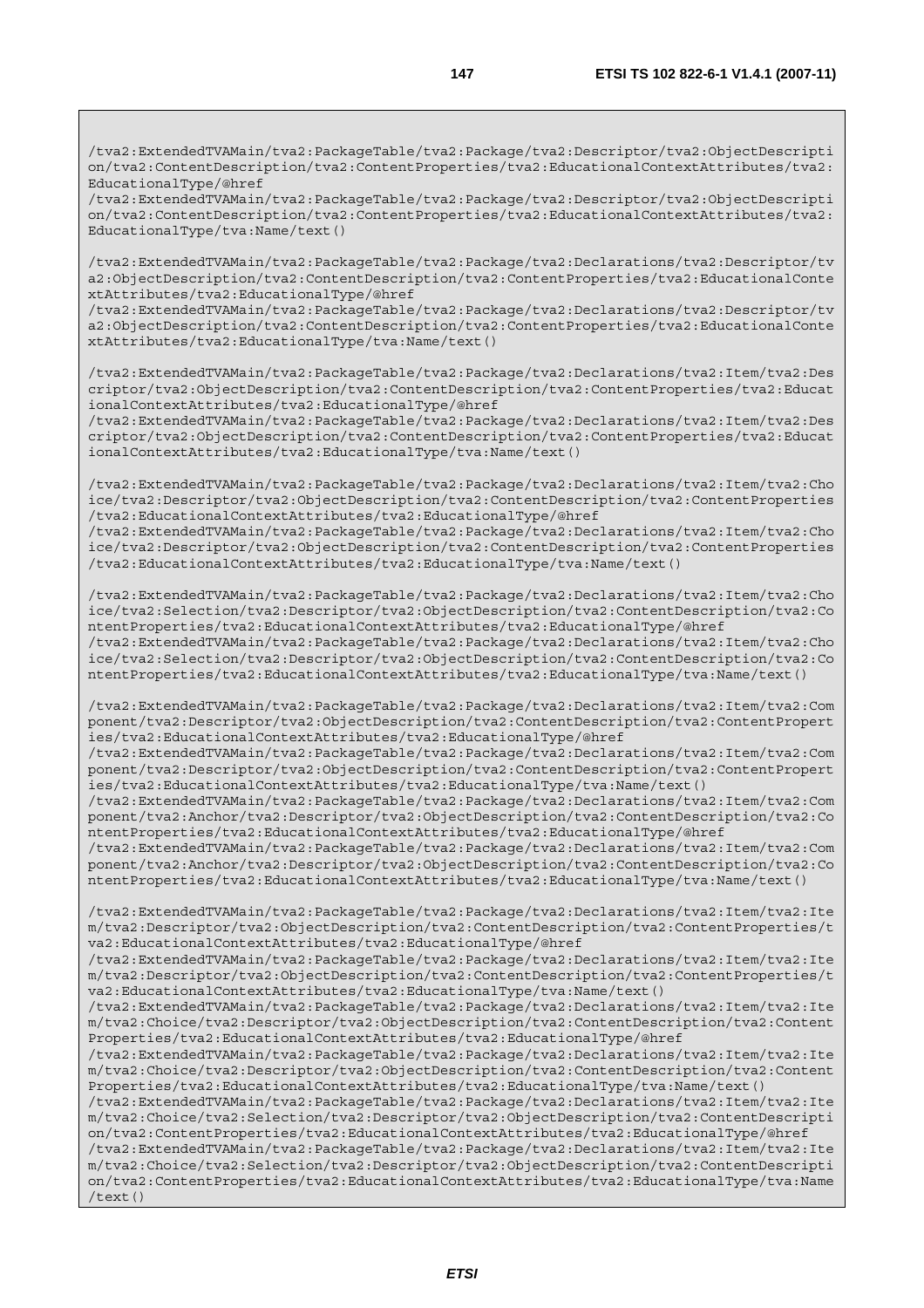```
/tva2:ExtendedTVAMain/tva2:PackageTable/tva2:Package/tva2:Descriptor/tva2:ObjectDescription/tva2:ContentDescription/tva2:ContentProperties/tva2:EducationalContextAttributes/tva2:EducationalType/@href
/tva2:ExtendedTVAMain/tva2:PackageTable/tva2:Package/tva2:Descriptor/tva2:ObjectDescription/tva2:ContentDescription/tva2:ContentProperties/tva2:EducationalContextAttributes/tva2:EducationalType/tva:Name/text()

/tva2:ExtendedTVAMain/tva2:PackageTable/tva2:Package/tva2:Declarations/tva2:Descriptor/tva2:ObjectDescription/tva2:ContentDescription/tva2:ContentProperties/tva2:EducationalContextAttributes/tva2:EducationalType/@href
/tva2:ExtendedTVAMain/tva2:PackageTable/tva2:Package/tva2:Declarations/tva2:Descriptor/tva2:ObjectDescription/tva2:ContentDescription/tva2:ContentProperties/tva2:EducationalContextAttributes/tva2:EducationalType/tva:Name/text()

/tva2:ExtendedTVAMain/tva2:PackageTable/tva2:Package/tva2:Declarations/tva2:Item/tva2:Descriptor/tva2:ObjectDescription/tva2:ContentDescription/tva2:ContentProperties/tva2:EducationalContextAttributes/tva2:EducationalType/@href
/tva2:ExtendedTVAMain/tva2:PackageTable/tva2:Package/tva2:Declarations/tva2:Item/tva2:Descriptor/tva2:ObjectDescription/tva2:ContentDescription/tva2:ContentProperties/tva2:EducationalContextAttributes/tva2:EducationalType/tva:Name/text()

/tva2:ExtendedTVAMain/tva2:PackageTable/tva2:Package/tva2:Declarations/tva2:Item/tva2:Choice/tva2:Descriptor/tva2:ObjectDescription/tva2:ContentDescription/tva2:ContentProperties/tva2:EducationalContextAttributes/tva2:EducationalType/@href
/tva2:ExtendedTVAMain/tva2:PackageTable/tva2:Package/tva2:Declarations/tva2:Item/tva2:Choice/tva2:Descriptor/tva2:ObjectDescription/tva2:ContentDescription/tva2:ContentProperties/tva2:EducationalContextAttributes/tva2:EducationalType/tva:Name/text()

/tva2:ExtendedTVAMain/tva2:PackageTable/tva2:Package/tva2:Declarations/tva2:Item/tva2:Choice/tva2:Selection/tva2:Descriptor/tva2:ObjectDescription/tva2:ContentDescription/tva2:ContentProperties/tva2:EducationalContextAttributes/tva2:EducationalType/@href
/tva2:ExtendedTVAMain/tva2:PackageTable/tva2:Package/tva2:Declarations/tva2:Item/tva2:Choice/tva2:Selection/tva2:Descriptor/tva2:ObjectDescription/tva2:ContentDescription/tva2:ContentProperties/tva2:EducationalContextAttributes/tva2:EducationalType/tva:Name/text()

/tva2:ExtendedTVAMain/tva2:PackageTable/tva2:Package/tva2:Declarations/tva2:Item/tva2:Component/tva2:Descriptor/tva2:ObjectDescription/tva2:ContentDescription/tva2:ContentProperties/tva2:EducationalContextAttributes/tva2:EducationalType/@href
/tva2:ExtendedTVAMain/tva2:PackageTable/tva2:Package/tva2:Declarations/tva2:Item/tva2:Component/tva2:Descriptor/tva2:ObjectDescription/tva2:ContentDescription/tva2:ContentProperties/tva2:EducationalContextAttributes/tva2:EducationalType/tva:Name/text()
/tva2:ExtendedTVAMain/tva2:PackageTable/tva2:Package/tva2:Declarations/tva2:Item/tva2:Component/tva2:Anchor/tva2:Descriptor/tva2:ObjectDescription/tva2:ContentDescription/tva2:ContentProperties/tva2:EducationalContextAttributes/tva2:EducationalType/@href
/tva2:ExtendedTVAMain/tva2:PackageTable/tva2:Package/tva2:Declarations/tva2:Item/tva2:Component/tva2:Anchor/tva2:Descriptor/tva2:ObjectDescription/tva2:ContentDescription/tva2:ContentProperties/tva2:EducationalContextAttributes/tva2:EducationalType/tva:Name/text()

/tva2:ExtendedTVAMain/tva2:PackageTable/tva2:Package/tva2:Declarations/tva2:Item/tva2:Item/tva2:Descriptor/tva2:ObjectDescription/tva2:ContentDescription/tva2:ContentProperties/tva2:EducationalContextAttributes/tva2:EducationalType/@href
/tva2:ExtendedTVAMain/tva2:PackageTable/tva2:Package/tva2:Declarations/tva2:Item/tva2:Item/tva2:Descriptor/tva2:ObjectDescription/tva2:ContentDescription/tva2:ContentProperties/tva2:EducationalContextAttributes/tva2:EducationalType/tva:Name/text()
/tva2:ExtendedTVAMain/tva2:PackageTable/tva2:Package/tva2:Declarations/tva2:Item/tva2:Item/tva2:Choice/tva2:Descriptor/tva2:ObjectDescription/tva2:ContentDescription/tva2:ContentProperties/tva2:EducationalContextAttributes/tva2:EducationalType/@href
/tva2:ExtendedTVAMain/tva2:PackageTable/tva2:Package/tva2:Declarations/tva2:Item/tva2:Item/tva2:Choice/tva2:Descriptor/tva2:ObjectDescription/tva2:ContentDescription/tva2:ContentProperties/tva2:EducationalContextAttributes/tva2:EducationalType/tva:Name/text()
/tva2:ExtendedTVAMain/tva2:PackageTable/tva2:Package/tva2:Declarations/tva2:Item/tva2:Item/tva2:Choice/tva2:Selection/tva2:Descriptor/tva2:ObjectDescription/tva2:ContentDescription/tva2:ContentProperties/tva2:EducationalContextAttributes/tva2:EducationalType/@href
/tva2:ExtendedTVAMain/tva2:PackageTable/tva2:Package/tva2:Declarations/tva2:Item/tva2:Item/tva2:Choice/tva2:Selection/tva2:Descriptor/tva2:ObjectDescription/tva2:ContentDescription/tva2:ContentProperties/tva2:EducationalContextAttributes/tva2:EducationalType/tva:Name/text()
```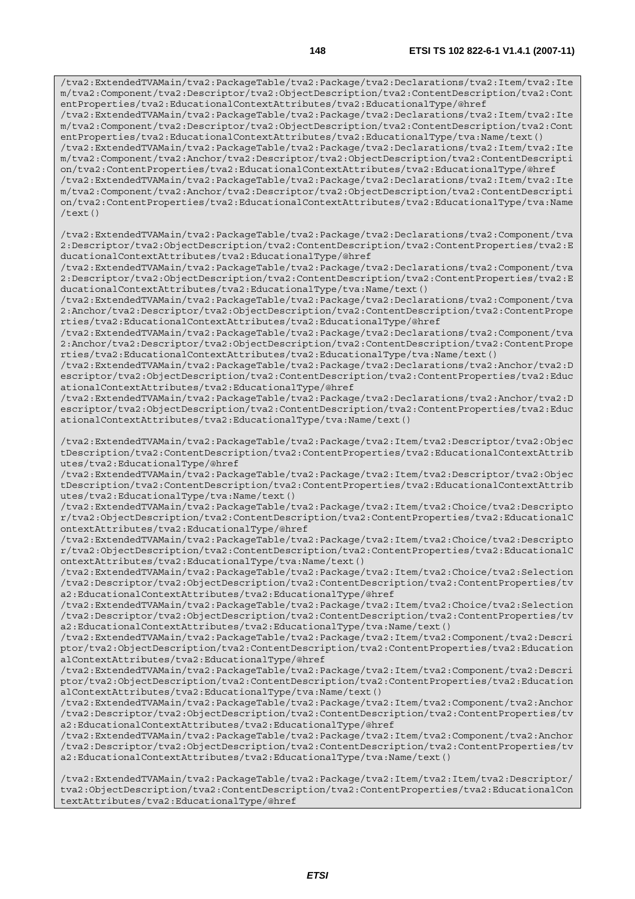```
/tva2:ExtendedTVAMain/tva2:PackageTable/tva2:Package/tva2:Declarations/tva2:Item/tva2:Item/tva2:Component/tva2:Descriptor/tva2:ObjectDescription/tva2:ContentDescription/tva2:ContentProperties/tva2:EducationalContextAttributes/tva2:EducationalType/@href
/tva2:ExtendedTVAMain/tva2:PackageTable/tva2:Package/tva2:Declarations/tva2:Item/tva2:Item/tva2:Component/tva2:Descriptor/tva2:ObjectDescription/tva2:ContentDescription/tva2:ContentProperties/tva2:EducationalContextAttributes/tva2:EducationalType/tva:Name/text()
/tva2:ExtendedTVAMain/tva2:PackageTable/tva2:Package/tva2:Declarations/tva2:Item/tva2:Item/tva2:Component/tva2:Anchor/tva2:Descriptor/tva2:ObjectDescription/tva2:ContentDescription/tva2:ContentProperties/tva2:EducationalContextAttributes/tva2:EducationalType/@href
/tva2:ExtendedTVAMain/tva2:PackageTable/tva2:Package/tva2:Declarations/tva2:Item/tva2:Item/tva2:Component/tva2:Anchor/tva2:Descriptor/tva2:ObjectDescription/tva2:ContentDescription/tva2:ContentProperties/tva2:EducationalContextAttributes/tva2:EducationalType/tva:Name/text()

/tva2:ExtendedTVAMain/tva2:PackageTable/tva2:Package/tva2:Declarations/tva2:Component/tva2:Descriptor/tva2:ObjectDescription/tva2:ContentDescription/tva2:ContentProperties/tva2:EducationalContextAttributes/tva2:EducationalType/@href
/tva2:ExtendedTVAMain/tva2:PackageTable/tva2:Package/tva2:Declarations/tva2:Component/tva2:Descriptor/tva2:ObjectDescription/tva2:ContentDescription/tva2:ContentProperties/tva2:EducationalContextAttributes/tva2:EducationalType/tva:Name/text()
/tva2:ExtendedTVAMain/tva2:PackageTable/tva2:Package/tva2:Declarations/tva2:Component/tva2:Anchor/tva2:Descriptor/tva2:ObjectDescription/tva2:ContentDescription/tva2:ContentProperties/tva2:EducationalContextAttributes/tva2:EducationalType/@href
/tva2:ExtendedTVAMain/tva2:PackageTable/tva2:Package/tva2:Declarations/tva2:Component/tva2:Anchor/tva2:Descriptor/tva2:ObjectDescription/tva2:ContentDescription/tva2:ContentProperties/tva2:EducationalContextAttributes/tva2:EducationalType/tva:Name/text()
/tva2:ExtendedTVAMain/tva2:PackageTable/tva2:Package/tva2:Declarations/tva2:Anchor/tva2:Descriptor/tva2:ObjectDescription/tva2:ContentDescription/tva2:ContentProperties/tva2:EducationalContextAttributes/tva2:EducationalType/@href
/tva2:ExtendedTVAMain/tva2:PackageTable/tva2:Package/tva2:Declarations/tva2:Anchor/tva2:Descriptor/tva2:ObjectDescription/tva2:ContentDescription/tva2:ContentProperties/tva2:EducationalContextAttributes/tva2:EducationalType/tva:Name/text()

/tva2:ExtendedTVAMain/tva2:PackageTable/tva2:Package/tva2:Item/tva2:Descriptor/tva2:ObjectDescription/tva2:ContentDescription/tva2:ContentProperties/tva2:EducationalContextAttributes/tva2:EducationalType/@href
/tva2:ExtendedTVAMain/tva2:PackageTable/tva2:Package/tva2:Item/tva2:Descriptor/tva2:ObjectDescription/tva2:ContentDescription/tva2:ContentProperties/tva2:EducationalContextAttributes/tva2:EducationalType/tva:Name/text()
/tva2:ExtendedTVAMain/tva2:PackageTable/tva2:Package/tva2:Item/tva2:Choice/tva2:Descriptor/tva2:ObjectDescription/tva2:ContentDescription/tva2:ContentProperties/tva2:EducationalContextAttributes/tva2:EducationalType/@href
/tva2:ExtendedTVAMain/tva2:PackageTable/tva2:Package/tva2:Item/tva2:Choice/tva2:Descriptor/tva2:ObjectDescription/tva2:ContentDescription/tva2:ContentProperties/tva2:EducationalContextAttributes/tva2:EducationalType/tva:Name/text()
/tva2:ExtendedTVAMain/tva2:PackageTable/tva2:Package/tva2:Item/tva2:Choice/tva2:Selection/tva2:Descriptor/tva2:ObjectDescription/tva2:ContentDescription/tva2:ContentProperties/tva2:EducationalContextAttributes/tva2:EducationalType/@href
/tva2:ExtendedTVAMain/tva2:PackageTable/tva2:Package/tva2:Item/tva2:Choice/tva2:Selection/tva2:Descriptor/tva2:ObjectDescription/tva2:ContentDescription/tva2:ContentProperties/tva2:EducationalContextAttributes/tva2:EducationalType/tva:Name/text()
/tva2:ExtendedTVAMain/tva2:PackageTable/tva2:Package/tva2:Item/tva2:Component/tva2:Descriptor/tva2:ObjectDescription/tva2:ContentDescription/tva2:ContentProperties/tva2:EducationalContextAttributes/tva2:EducationalType/@href
/tva2:ExtendedTVAMain/tva2:PackageTable/tva2:Package/tva2:Item/tva2:Component/tva2:Descriptor/tva2:ObjectDescription/tva2:ContentDescription/tva2:ContentProperties/tva2:EducationalContextAttributes/tva2:EducationalType/tva:Name/text()
/tva2:ExtendedTVAMain/tva2:PackageTable/tva2:Package/tva2:Item/tva2:Component/tva2:Anchor/tva2:Descriptor/tva2:ObjectDescription/tva2:ContentDescription/tva2:ContentProperties/tva2:EducationalContextAttributes/tva2:EducationalType/@href
/tva2:ExtendedTVAMain/tva2:PackageTable/tva2:Package/tva2:Item/tva2:Component/tva2:Anchor/tva2:Descriptor/tva2:ObjectDescription/tva2:ContentDescription/tva2:ContentProperties/tva2:EducationalContextAttributes/tva2:EducationalType/tva:Name/text()

/tva2:ExtendedTVAMain/tva2:PackageTable/tva2:Package/tva2:Item/tva2:Item/tva2:Descriptor/tva2:ObjectDescription/tva2:ContentDescription/tva2:ContentProperties/tva2:EducationalContextAttributes/tva2:EducationalType/@href
```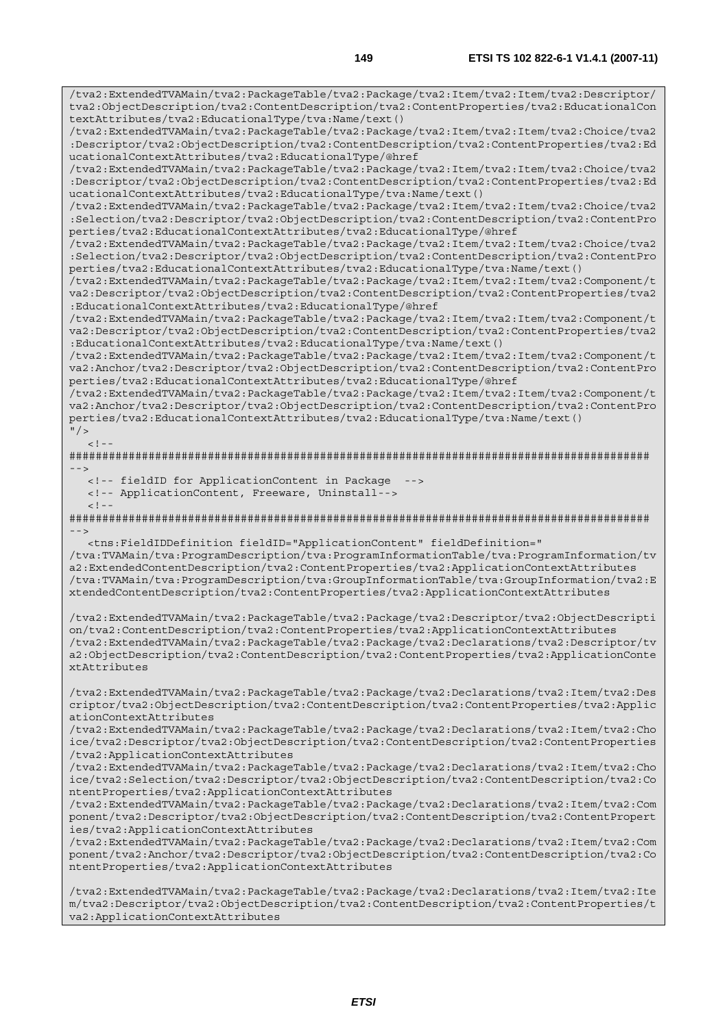```
/tva2:ExtendedTVAMain/tva2:PackageTable/tva2:Package/tva2:Item/tva2:Item/tva2:Descriptor/tva2:ObjectDescription/tva2:ContentDescription/tva2:ContentProperties/tva2:EducationalContextAttributes/tva2:EducationalType/tva:Name/text()
/tva2:ExtendedTVAMain/tva2:PackageTable/tva2:Package/tva2:Item/tva2:Item/tva2:Choice/tva2:Descriptor/tva2:ObjectDescription/tva2:ContentDescription/tva2:ContentProperties/tva2:EducationalContextAttributes/tva2:EducationalType/@href
/tva2:ExtendedTVAMain/tva2:PackageTable/tva2:Package/tva2:Item/tva2:Item/tva2:Choice/tva2:Descriptor/tva2:ObjectDescription/tva2:ContentDescription/tva2:ContentProperties/tva2:EducationalContextAttributes/tva2:EducationalType/tva:Name/text()
/tva2:ExtendedTVAMain/tva2:PackageTable/tva2:Package/tva2:Item/tva2:Item/tva2:Choice/tva2:Selection/tva2:Descriptor/tva2:ObjectDescription/tva2:ContentDescription/tva2:ContentProperties/tva2:EducationalContextAttributes/tva2:EducationalType/@href
/tva2:ExtendedTVAMain/tva2:PackageTable/tva2:Package/tva2:Item/tva2:Item/tva2:Choice/tva2:Selection/tva2:Descriptor/tva2:ObjectDescription/tva2:ContentDescription/tva2:ContentProperties/tva2:EducationalContextAttributes/tva2:EducationalType/tva:Name/text()
/tva2:ExtendedTVAMain/tva2:PackageTable/tva2:Package/tva2:Item/tva2:Item/tva2:Component/tva2:Descriptor/tva2:ObjectDescription/tva2:ContentDescription/tva2:ContentProperties/tva2:EducationalContextAttributes/tva2:EducationalType/@href
/tva2:ExtendedTVAMain/tva2:PackageTable/tva2:Package/tva2:Item/tva2:Item/tva2:Component/tva2:Descriptor/tva2:ObjectDescription/tva2:ContentDescription/tva2:ContentProperties/tva2:EducationalContextAttributes/tva2:EducationalType/tva:Name/text()
/tva2:ExtendedTVAMain/tva2:PackageTable/tva2:Package/tva2:Item/tva2:Item/tva2:Component/tva2:Anchor/tva2:Descriptor/tva2:ObjectDescription/tva2:ContentDescription/tva2:ContentProperties/tva2:EducationalContextAttributes/tva2:EducationalType/@href
/tva2:ExtendedTVAMain/tva2:PackageTable/tva2:Package/tva2:Item/tva2:Item/tva2:Component/tva2:Anchor/tva2:Descriptor/tva2:ObjectDescription/tva2:ContentDescription/tva2:ContentProperties/tva2:EducationalContextAttributes/tva2:EducationalType/tva:Name/text()
"/>
   <!--
########################################################################################
-->
   <!-- fieldID for ApplicationContent in Package  -->
   <!-- ApplicationContent, Freeware, Uninstall-->
   <!--
########################################################################################
-->
   <tns:FieldIDDefinition fieldID="ApplicationContent" fieldDefinition="
/tva:TVAMain/tva:ProgramDescription/tva:ProgramInformationTable/tva:ProgramInformation/tva2:ExtendedContentDescription/tva2:ContentProperties/tva2:ApplicationContextAttributes
/tva:TVAMain/tva:ProgramDescription/tva:GroupInformationTable/tva:GroupInformation/tva2:ExtendedContentDescription/tva2:ContentProperties/tva2:ApplicationContextAttributes

/tva2:ExtendedTVAMain/tva2:PackageTable/tva2:Package/tva2:Descriptor/tva2:ObjectDescription/tva2:ContentDescription/tva2:ContentProperties/tva2:ApplicationContextAttributes
/tva2:ExtendedTVAMain/tva2:PackageTable/tva2:Package/tva2:Declarations/tva2:Descriptor/tva2:ObjectDescription/tva2:ContentDescription/tva2:ContentProperties/tva2:ApplicationContextAttributes

/tva2:ExtendedTVAMain/tva2:PackageTable/tva2:Package/tva2:Declarations/tva2:Item/tva2:Descriptor/tva2:ObjectDescription/tva2:ContentDescription/tva2:ContentProperties/tva2:ApplicationContextAttributes
/tva2:ExtendedTVAMain/tva2:PackageTable/tva2:Package/tva2:Declarations/tva2:Item/tva2:Choice/tva2:Descriptor/tva2:ObjectDescription/tva2:ContentDescription/tva2:ContentProperties/tva2:ApplicationContextAttributes
/tva2:ExtendedTVAMain/tva2:PackageTable/tva2:Package/tva2:Declarations/tva2:Item/tva2:Choice/tva2:Selection/tva2:Descriptor/tva2:ObjectDescription/tva2:ContentDescription/tva2:ContentProperties/tva2:ApplicationContextAttributes
/tva2:ExtendedTVAMain/tva2:PackageTable/tva2:Package/tva2:Declarations/tva2:Item/tva2:Component/tva2:Descriptor/tva2:ObjectDescription/tva2:ContentDescription/tva2:ContentProperties/tva2:ApplicationContextAttributes
/tva2:ExtendedTVAMain/tva2:PackageTable/tva2:Package/tva2:Declarations/tva2:Item/tva2:Component/tva2:Anchor/tva2:Descriptor/tva2:ObjectDescription/tva2:ContentDescription/tva2:ContentProperties/tva2:ApplicationContextAttributes

/tva2:ExtendedTVAMain/tva2:PackageTable/tva2:Package/tva2:Declarations/tva2:Item/tva2:Item/tva2:Descriptor/tva2:ObjectDescription/tva2:ContentDescription/tva2:ContentProperties/tva2:ApplicationContextAttributes
```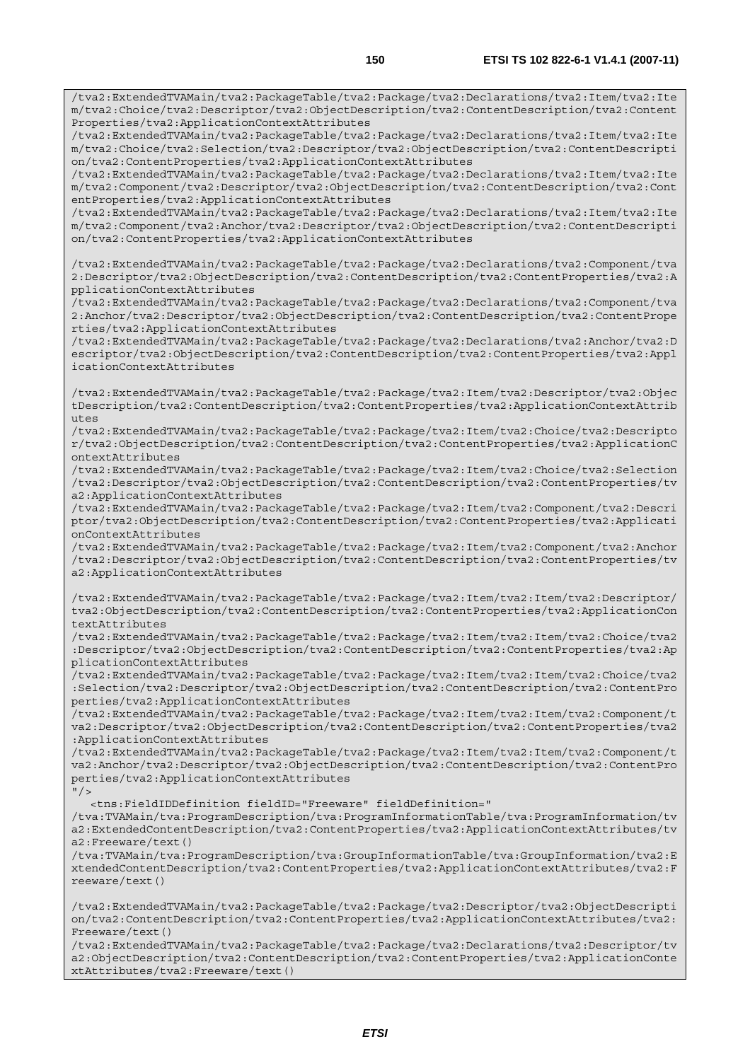```
/tva2:ExtendedTVAMain/tva2:PackageTable/tva2:Package/tva2:Declarations/tva2:Item/tva2:Item/tva2:Choice/tva2:Descriptor/tva2:ObjectDescription/tva2:ContentDescription/tva2:ContentProperties/tva2:ApplicationContextAttributes
/tva2:ExtendedTVAMain/tva2:PackageTable/tva2:Package/tva2:Declarations/tva2:Item/tva2:Item/tva2:Choice/tva2:Selection/tva2:Descriptor/tva2:ObjectDescription/tva2:ContentDescription/tva2:ContentProperties/tva2:ApplicationContextAttributes
/tva2:ExtendedTVAMain/tva2:PackageTable/tva2:Package/tva2:Declarations/tva2:Item/tva2:Item/tva2:Component/tva2:Descriptor/tva2:ObjectDescription/tva2:ContentDescription/tva2:ContentProperties/tva2:ApplicationContextAttributes
/tva2:ExtendedTVAMain/tva2:PackageTable/tva2:Package/tva2:Declarations/tva2:Item/tva2:Item/tva2:Component/tva2:Anchor/tva2:Descriptor/tva2:ObjectDescription/tva2:ContentDescription/tva2:ContentProperties/tva2:ApplicationContextAttributes

/tva2:ExtendedTVAMain/tva2:PackageTable/tva2:Package/tva2:Declarations/tva2:Component/tva2:Descriptor/tva2:ObjectDescription/tva2:ContentDescription/tva2:ContentProperties/tva2:ApplicationContextAttributes
/tva2:ExtendedTVAMain/tva2:PackageTable/tva2:Package/tva2:Declarations/tva2:Component/tva2:Anchor/tva2:Descriptor/tva2:ObjectDescription/tva2:ContentDescription/tva2:ContentProperties/tva2:ApplicationContextAttributes
/tva2:ExtendedTVAMain/tva2:PackageTable/tva2:Package/tva2:Declarations/tva2:Anchor/tva2:Descriptor/tva2:ObjectDescription/tva2:ContentDescription/tva2:ContentProperties/tva2:ApplicationContextAttributes

/tva2:ExtendedTVAMain/tva2:PackageTable/tva2:Package/tva2:Item/tva2:Descriptor/tva2:ObjectDescription/tva2:ContentDescription/tva2:ContentProperties/tva2:ApplicationContextAttributes
/tva2:ExtendedTVAMain/tva2:PackageTable/tva2:Package/tva2:Item/tva2:Choice/tva2:Descriptor/tva2:ObjectDescription/tva2:ContentDescription/tva2:ContentProperties/tva2:ApplicationContextAttributes
/tva2:ExtendedTVAMain/tva2:PackageTable/tva2:Package/tva2:Item/tva2:Choice/tva2:Selection/tva2:Descriptor/tva2:ObjectDescription/tva2:ContentDescription/tva2:ContentProperties/tva2:ApplicationContextAttributes
/tva2:ExtendedTVAMain/tva2:PackageTable/tva2:Package/tva2:Item/tva2:Component/tva2:Descriptor/tva2:ObjectDescription/tva2:ContentDescription/tva2:ContentProperties/tva2:ApplicationContextAttributes
/tva2:ExtendedTVAMain/tva2:PackageTable/tva2:Package/tva2:Item/tva2:Component/tva2:Anchor/tva2:Descriptor/tva2:ObjectDescription/tva2:ContentDescription/tva2:ContentProperties/tva2:ApplicationContextAttributes

/tva2:ExtendedTVAMain/tva2:PackageTable/tva2:Package/tva2:Item/tva2:Item/tva2:Descriptor/tva2:ObjectDescription/tva2:ContentDescription/tva2:ContentProperties/tva2:ApplicationContextAttributes
/tva2:ExtendedTVAMain/tva2:PackageTable/tva2:Package/tva2:Item/tva2:Item/tva2:Choice/tva2:Descriptor/tva2:ObjectDescription/tva2:ContentDescription/tva2:ContentProperties/tva2:ApplicationContextAttributes
/tva2:ExtendedTVAMain/tva2:PackageTable/tva2:Package/tva2:Item/tva2:Item/tva2:Choice/tva2:Selection/tva2:Descriptor/tva2:ObjectDescription/tva2:ContentDescription/tva2:ContentProperties/tva2:ApplicationContextAttributes
/tva2:ExtendedTVAMain/tva2:PackageTable/tva2:Package/tva2:Item/tva2:Item/tva2:Component/tva2:Descriptor/tva2:ObjectDescription/tva2:ContentDescription/tva2:ContentProperties/tva2:ApplicationContextAttributes
/tva2:ExtendedTVAMain/tva2:PackageTable/tva2:Package/tva2:Item/tva2:Item/tva2:Component/tva2:Anchor/tva2:Descriptor/tva2:ObjectDescription/tva2:ContentDescription/tva2:ContentProperties/tva2:ApplicationContextAttributes
"/>
   <tns:FieldIDDefinition fieldID="Freeware" fieldDefinition="
/tva:TVAMain/tva:ProgramDescription/tva:ProgramInformationTable/tva:ProgramInformation/tva2:ExtendedContentDescription/tva2:ContentProperties/tva2:ApplicationContextAttributes/tva2:Freeware/text()
/tva:TVAMain/tva:ProgramDescription/tva:GroupInformationTable/tva:GroupInformation/tva2:ExtendedContentDescription/tva2:ContentProperties/tva2:ApplicationContextAttributes/tva2:Freeware/text()

/tva2:ExtendedTVAMain/tva2:PackageTable/tva2:Package/tva2:Descriptor/tva2:ObjectDescription/tva2:ContentDescription/tva2:ContentProperties/tva2:ApplicationContextAttributes/tva2:Freeware/text()
/tva2:ExtendedTVAMain/tva2:PackageTable/tva2:Package/tva2:Declarations/tva2:Descriptor/tva2:ObjectDescription/tva2:ContentDescription/tva2:ContentProperties/tva2:ApplicationContextAttributes/tva2:Freeware/text()
```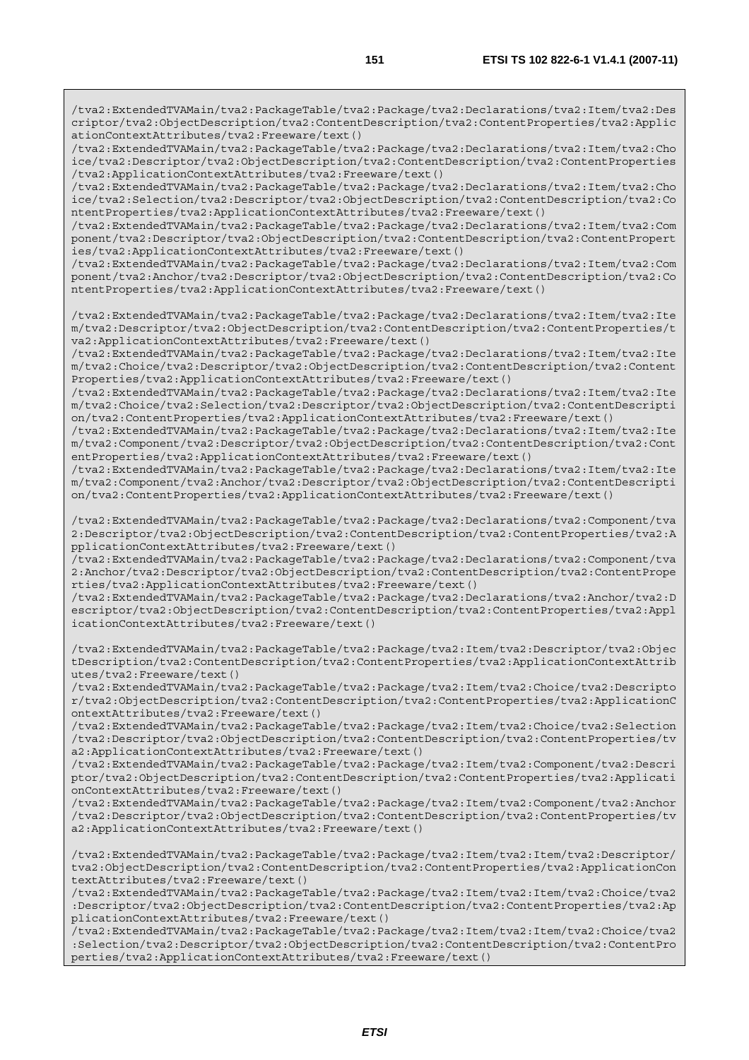```
/tva2:ExtendedTVAMain/tva2:PackageTable/tva2:Package/tva2:Declarations/tva2:Item/tva2:Descriptor/tva2:ObjectDescription/tva2:ContentDescription/tva2:ContentProperties/tva2:ApplicationContextAttributes/tva2:Freeware/text()
/tva2:ExtendedTVAMain/tva2:PackageTable/tva2:Package/tva2:Declarations/tva2:Item/tva2:Choice/tva2:Descriptor/tva2:ObjectDescription/tva2:ContentDescription/tva2:ContentProperties/tva2:ApplicationContextAttributes/tva2:Freeware/text()
/tva2:ExtendedTVAMain/tva2:PackageTable/tva2:Package/tva2:Declarations/tva2:Item/tva2:Choice/tva2:Selection/tva2:Descriptor/tva2:ObjectDescription/tva2:ContentDescription/tva2:ContentProperties/tva2:ApplicationContextAttributes/tva2:Freeware/text()
/tva2:ExtendedTVAMain/tva2:PackageTable/tva2:Package/tva2:Declarations/tva2:Item/tva2:Component/tva2:Descriptor/tva2:ObjectDescription/tva2:ContentDescription/tva2:ContentProperties/tva2:ApplicationContextAttributes/tva2:Freeware/text()
/tva2:ExtendedTVAMain/tva2:PackageTable/tva2:Package/tva2:Declarations/tva2:Item/tva2:Component/tva2:Anchor/tva2:Descriptor/tva2:ObjectDescription/tva2:ContentDescription/tva2:ContentProperties/tva2:ApplicationContextAttributes/tva2:Freeware/text()

/tva2:ExtendedTVAMain/tva2:PackageTable/tva2:Package/tva2:Declarations/tva2:Item/tva2:Item/tva2:Descriptor/tva2:ObjectDescription/tva2:ContentDescription/tva2:ContentProperties/tva2:ApplicationContextAttributes/tva2:Freeware/text()
/tva2:ExtendedTVAMain/tva2:PackageTable/tva2:Package/tva2:Declarations/tva2:Item/tva2:Item/tva2:Choice/tva2:Descriptor/tva2:ObjectDescription/tva2:ContentDescription/tva2:ContentProperties/tva2:ApplicationContextAttributes/tva2:Freeware/text()
/tva2:ExtendedTVAMain/tva2:PackageTable/tva2:Package/tva2:Declarations/tva2:Item/tva2:Item/tva2:Choice/tva2:Selection/tva2:Descriptor/tva2:ObjectDescription/tva2:ContentDescription/tva2:ContentProperties/tva2:ApplicationContextAttributes/tva2:Freeware/text()
/tva2:ExtendedTVAMain/tva2:PackageTable/tva2:Package/tva2:Declarations/tva2:Item/tva2:Item/tva2:Component/tva2:Descriptor/tva2:ObjectDescription/tva2:ContentDescription/tva2:ContentProperties/tva2:ApplicationContextAttributes/tva2:Freeware/text()
/tva2:ExtendedTVAMain/tva2:PackageTable/tva2:Package/tva2:Declarations/tva2:Item/tva2:Item/tva2:Component/tva2:Anchor/tva2:Descriptor/tva2:ObjectDescription/tva2:ContentDescription/tva2:ContentProperties/tva2:ApplicationContextAttributes/tva2:Freeware/text()

/tva2:ExtendedTVAMain/tva2:PackageTable/tva2:Package/tva2:Declarations/tva2:Component/tva2:Descriptor/tva2:ObjectDescription/tva2:ContentDescription/tva2:ContentProperties/tva2:ApplicationContextAttributes/tva2:Freeware/text()
/tva2:ExtendedTVAMain/tva2:PackageTable/tva2:Package/tva2:Declarations/tva2:Component/tva2:Anchor/tva2:Descriptor/tva2:ObjectDescription/tva2:ContentDescription/tva2:ContentProperties/tva2:ApplicationContextAttributes/tva2:Freeware/text()
/tva2:ExtendedTVAMain/tva2:PackageTable/tva2:Package/tva2:Declarations/tva2:Anchor/tva2:Descriptor/tva2:ObjectDescription/tva2:ContentDescription/tva2:ContentProperties/tva2:ApplicationContextAttributes/tva2:Freeware/text()

/tva2:ExtendedTVAMain/tva2:PackageTable/tva2:Package/tva2:Item/tva2:Descriptor/tva2:ObjectDescription/tva2:ContentDescription/tva2:ContentProperties/tva2:ApplicationContextAttributes/tva2:Freeware/text()
/tva2:ExtendedTVAMain/tva2:PackageTable/tva2:Package/tva2:Item/tva2:Choice/tva2:Descriptor/tva2:ObjectDescription/tva2:ContentDescription/tva2:ContentProperties/tva2:ApplicationContextAttributes/tva2:Freeware/text()
/tva2:ExtendedTVAMain/tva2:PackageTable/tva2:Package/tva2:Item/tva2:Choice/tva2:Selection/tva2:Descriptor/tva2:ObjectDescription/tva2:ContentDescription/tva2:ContentProperties/tva2:ApplicationContextAttributes/tva2:Freeware/text()
/tva2:ExtendedTVAMain/tva2:PackageTable/tva2:Package/tva2:Item/tva2:Component/tva2:Descriptor/tva2:ObjectDescription/tva2:ContentDescription/tva2:ContentProperties/tva2:ApplicationContextAttributes/tva2:Freeware/text()
/tva2:ExtendedTVAMain/tva2:PackageTable/tva2:Package/tva2:Item/tva2:Component/tva2:Anchor/tva2:Descriptor/tva2:ObjectDescription/tva2:ContentDescription/tva2:ContentProperties/tva2:ApplicationContextAttributes/tva2:Freeware/text()

/tva2:ExtendedTVAMain/tva2:PackageTable/tva2:Package/tva2:Item/tva2:Item/tva2:Descriptor/tva2:ObjectDescription/tva2:ContentDescription/tva2:ContentProperties/tva2:ApplicationContextAttributes/tva2:Freeware/text()
/tva2:ExtendedTVAMain/tva2:PackageTable/tva2:Package/tva2:Item/tva2:Item/tva2:Choice/tva2:Descriptor/tva2:ObjectDescription/tva2:ContentDescription/tva2:ContentProperties/tva2:ApplicationContextAttributes/tva2:Freeware/text()
/tva2:ExtendedTVAMain/tva2:PackageTable/tva2:Package/tva2:Item/tva2:Item/tva2:Choice/tva2:Selection/tva2:Descriptor/tva2:ObjectDescription/tva2:ContentDescription/tva2:ContentProperties/tva2:ApplicationContextAttributes/tva2:Freeware/text()
```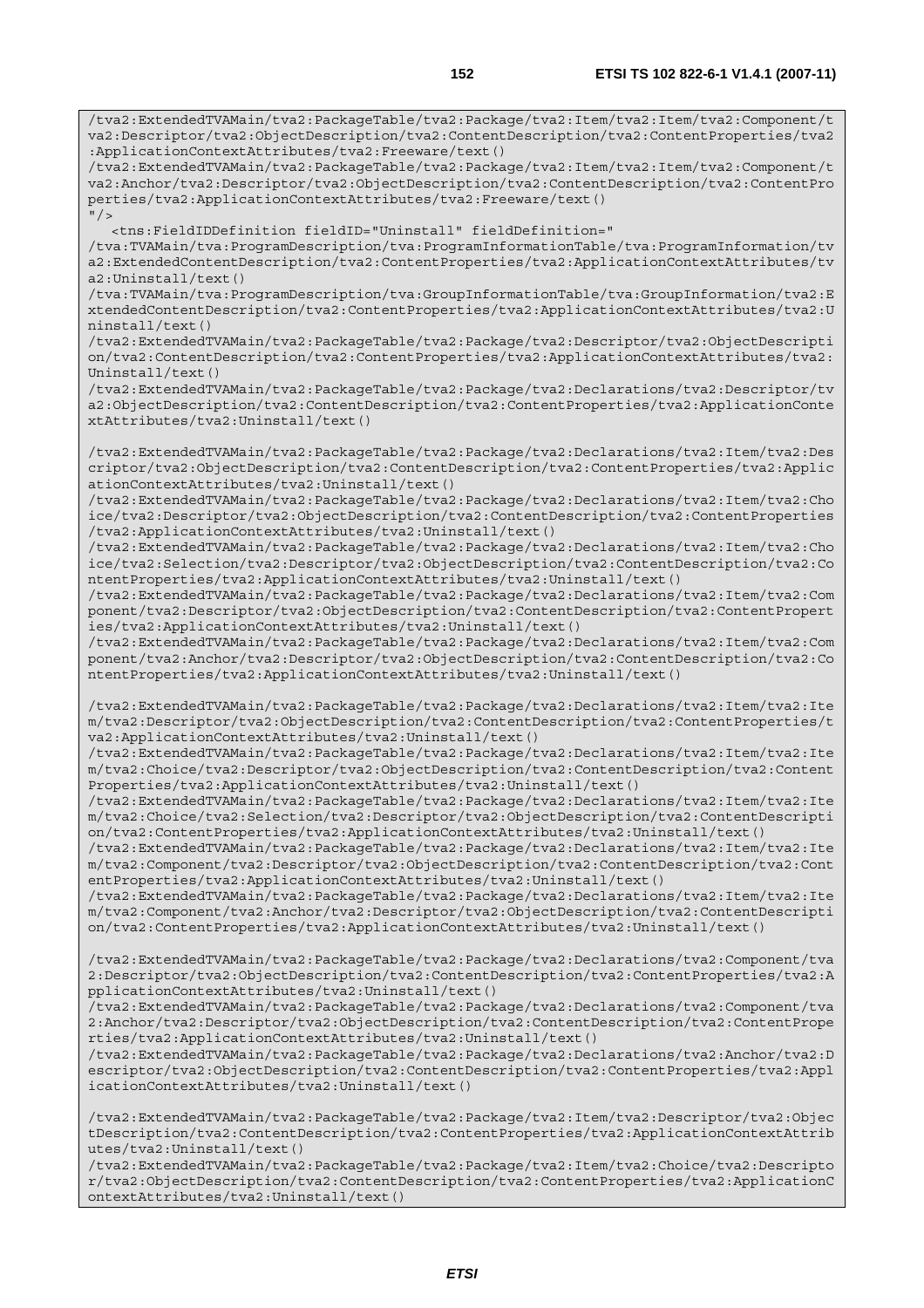```
/tva2:ExtendedTVAMain/tva2:PackageTable/tva2:Package/tva2:Item/tva2:Item/tva2:Component/tva2:Descriptor/tva2:ObjectDescription/tva2:ContentDescription/tva2:ContentProperties/tva2:ApplicationContextAttributes/tva2:Freeware/text()
/tva2:ExtendedTVAMain/tva2:PackageTable/tva2:Package/tva2:Item/tva2:Item/tva2:Component/tva2:Anchor/tva2:Descriptor/tva2:ObjectDescription/tva2:ContentDescription/tva2:ContentProperties/tva2:ApplicationContextAttributes/tva2:Freeware/text()
"/>
   <tns:FieldIDDefinition fieldID="Uninstall" fieldDefinition="
/tva:TVAMain/tva:ProgramDescription/tva:ProgramInformationTable/tva:ProgramInformation/tva2:ExtendedContentDescription/tva2:ContentProperties/tva2:ApplicationContextAttributes/tva2:Uninstall/text()
/tva:TVAMain/tva:ProgramDescription/tva:GroupInformationTable/tva:GroupInformation/tva2:ExtendedContentDescription/tva2:ContentProperties/tva2:ApplicationContextAttributes/tva2:Uninstall/text()
/tva2:ExtendedTVAMain/tva2:PackageTable/tva2:Package/tva2:Descriptor/tva2:ObjectDescription/tva2:ContentDescription/tva2:ContentProperties/tva2:ApplicationContextAttributes/tva2:Uninstall/text()
/tva2:ExtendedTVAMain/tva2:PackageTable/tva2:Package/tva2:Declarations/tva2:Descriptor/tva2:ObjectDescription/tva2:ContentDescription/tva2:ContentProperties/tva2:ApplicationContextAttributes/tva2:Uninstall/text()

/tva2:ExtendedTVAMain/tva2:PackageTable/tva2:Package/tva2:Declarations/tva2:Item/tva2:Descriptor/tva2:ObjectDescription/tva2:ContentDescription/tva2:ContentProperties/tva2:ApplicationContextAttributes/tva2:Uninstall/text()
/tva2:ExtendedTVAMain/tva2:PackageTable/tva2:Package/tva2:Declarations/tva2:Item/tva2:Choice/tva2:Descriptor/tva2:ObjectDescription/tva2:ContentDescription/tva2:ContentProperties/tva2:ApplicationContextAttributes/tva2:Uninstall/text()
/tva2:ExtendedTVAMain/tva2:PackageTable/tva2:Package/tva2:Declarations/tva2:Item/tva2:Choice/tva2:Selection/tva2:Descriptor/tva2:ObjectDescription/tva2:ContentDescription/tva2:ContentProperties/tva2:ApplicationContextAttributes/tva2:Uninstall/text()
/tva2:ExtendedTVAMain/tva2:PackageTable/tva2:Package/tva2:Declarations/tva2:Item/tva2:Component/tva2:Descriptor/tva2:ObjectDescription/tva2:ContentDescription/tva2:ContentProperties/tva2:ApplicationContextAttributes/tva2:Uninstall/text()
/tva2:ExtendedTVAMain/tva2:PackageTable/tva2:Package/tva2:Declarations/tva2:Item/tva2:Component/tva2:Anchor/tva2:Descriptor/tva2:ObjectDescription/tva2:ContentDescription/tva2:ContentProperties/tva2:ApplicationContextAttributes/tva2:Uninstall/text()

/tva2:ExtendedTVAMain/tva2:PackageTable/tva2:Package/tva2:Declarations/tva2:Item/tva2:Item/tva2:Descriptor/tva2:ObjectDescription/tva2:ContentDescription/tva2:ContentProperties/tva2:ApplicationContextAttributes/tva2:Uninstall/text()
/tva2:ExtendedTVAMain/tva2:PackageTable/tva2:Package/tva2:Declarations/tva2:Item/tva2:Item/tva2:Choice/tva2:Descriptor/tva2:ObjectDescription/tva2:ContentDescription/tva2:ContentProperties/tva2:ApplicationContextAttributes/tva2:Uninstall/text()
/tva2:ExtendedTVAMain/tva2:PackageTable/tva2:Package/tva2:Declarations/tva2:Item/tva2:Item/tva2:Choice/tva2:Selection/tva2:Descriptor/tva2:ObjectDescription/tva2:ContentDescription/tva2:ContentProperties/tva2:ApplicationContextAttributes/tva2:Uninstall/text()
/tva2:ExtendedTVAMain/tva2:PackageTable/tva2:Package/tva2:Declarations/tva2:Item/tva2:Item/tva2:Component/tva2:Descriptor/tva2:ObjectDescription/tva2:ContentDescription/tva2:ContentProperties/tva2:ApplicationContextAttributes/tva2:Uninstall/text()
/tva2:ExtendedTVAMain/tva2:PackageTable/tva2:Package/tva2:Declarations/tva2:Item/tva2:Item/tva2:Component/tva2:Anchor/tva2:Descriptor/tva2:ObjectDescription/tva2:ContentDescription/tva2:ContentProperties/tva2:ApplicationContextAttributes/tva2:Uninstall/text()

/tva2:ExtendedTVAMain/tva2:PackageTable/tva2:Package/tva2:Declarations/tva2:Component/tva2:Descriptor/tva2:ObjectDescription/tva2:ContentDescription/tva2:ContentProperties/tva2:ApplicationContextAttributes/tva2:Uninstall/text()
/tva2:ExtendedTVAMain/tva2:PackageTable/tva2:Package/tva2:Declarations/tva2:Component/tva2:Anchor/tva2:Descriptor/tva2:ObjectDescription/tva2:ContentDescription/tva2:ContentProperties/tva2:ApplicationContextAttributes/tva2:Uninstall/text()
/tva2:ExtendedTVAMain/tva2:PackageTable/tva2:Package/tva2:Declarations/tva2:Anchor/tva2:Descriptor/tva2:ObjectDescription/tva2:ContentDescription/tva2:ContentProperties/tva2:ApplicationContextAttributes/tva2:Uninstall/text()

/tva2:ExtendedTVAMain/tva2:PackageTable/tva2:Package/tva2:Item/tva2:Descriptor/tva2:ObjectDescription/tva2:ContentDescription/tva2:ContentProperties/tva2:ApplicationContextAttributes/tva2:Uninstall/text()
/tva2:ExtendedTVAMain/tva2:PackageTable/tva2:Package/tva2:Item/tva2:Choice/tva2:Descriptor/tva2:ObjectDescription/tva2:ContentDescription/tva2:ContentProperties/tva2:ApplicationContextAttributes/tva2:Uninstall/text()
```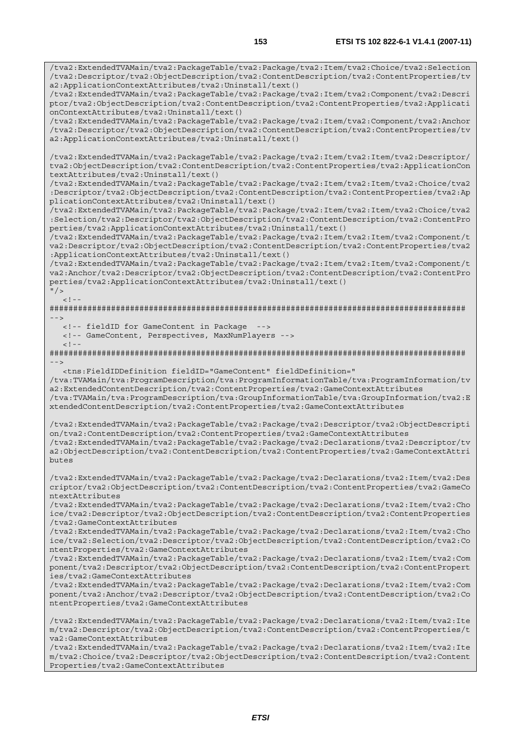```
/tva2:ExtendedTVAMain/tva2:PackageTable/tva2:Package/tva2:Item/tva2:Choice/tva2:Selection
/tva2:Descriptor/tva2:ObjectDescription/tva2:ContentDescription/tva2:ContentProperties/tv
a2:ApplicationContextAttributes/tva2:Uninstall/text()
/tva2:ExtendedTVAMain/tva2:PackageTable/tva2:Package/tva2:Item/tva2:Component/tva2:Descri
ptor/tva2:ObjectDescription/tva2:ContentDescription/tva2:ContentProperties/tva2:Applicati
onContextAttributes/tva2:Uninstall/text()
/tva2:ExtendedTVAMain/tva2:PackageTable/tva2:Package/tva2:Item/tva2:Component/tva2:Anchor
/tva2:Descriptor/tva2:ObjectDescription/tva2:ContentDescription/tva2:ContentProperties/tv
a2:ApplicationContextAttributes/tva2:Uninstall/text()

/tva2:ExtendedTVAMain/tva2:PackageTable/tva2:Package/tva2:Item/tva2:Item/tva2:Descriptor/
tva2:ObjectDescription/tva2:ContentDescription/tva2:ContentProperties/tva2:ApplicationCon
textAttributes/tva2:Uninstall/text()
/tva2:ExtendedTVAMain/tva2:PackageTable/tva2:Package/tva2:Item/tva2:Item/tva2:Choice/tva2
:Descriptor/tva2:ObjectDescription/tva2:ContentDescription/tva2:ContentProperties/tva2:Ap
plicationContextAttributes/tva2:Uninstall/text()
/tva2:ExtendedTVAMain/tva2:PackageTable/tva2:Package/tva2:Item/tva2:Item/tva2:Choice/tva2
:Selection/tva2:Descriptor/tva2:ObjectDescription/tva2:ContentDescription/tva2:ContentPro
perties/tva2:ApplicationContextAttributes/tva2:Uninstall/text()
/tva2:ExtendedTVAMain/tva2:PackageTable/tva2:Package/tva2:Item/tva2:Item/tva2:Component/t
va2:Descriptor/tva2:ObjectDescription/tva2:ContentDescription/tva2:ContentProperties/tva2
:ApplicationContextAttributes/tva2:Uninstall/text()
/tva2:ExtendedTVAMain/tva2:PackageTable/tva2:Package/tva2:Item/tva2:Item/tva2:Component/t
va2:Anchor/tva2:Descriptor/tva2:ObjectDescription/tva2:ContentDescription/tva2:ContentPro
perties/tva2:ApplicationContextAttributes/tva2:Uninstall/text()
"/>
   <!--
########################################################################################
-->
   <!-- fieldID for GameContent in Package  -->
   <!-- GameContent, Perspectives, MaxNumPlayers -->
   <!--
########################################################################################
-->
   <tns:FieldIDDefinition fieldID="GameContent" fieldDefinition="
/tva:TVAMain/tva:ProgramDescription/tva:ProgramInformationTable/tva:ProgramInformation/tv
a2:ExtendedContentDescription/tva2:ContentProperties/tva2:GameContextAttributes
/tva:TVAMain/tva:ProgramDescription/tva:GroupInformationTable/tva:GroupInformation/tva2:E
xtendedContentDescription/tva2:ContentProperties/tva2:GameContextAttributes

/tva2:ExtendedTVAMain/tva2:PackageTable/tva2:Package/tva2:Descriptor/tva2:ObjectDescripti
on/tva2:ContentDescription/tva2:ContentProperties/tva2:GameContextAttributes
/tva2:ExtendedTVAMain/tva2:PackageTable/tva2:Package/tva2:Declarations/tva2:Descriptor/tv
a2:ObjectDescription/tva2:ContentDescription/tva2:ContentProperties/tva2:GameContextAttri
butes

/tva2:ExtendedTVAMain/tva2:PackageTable/tva2:Package/tva2:Declarations/tva2:Item/tva2:Des
criptor/tva2:ObjectDescription/tva2:ContentDescription/tva2:ContentProperties/tva2:GameCo
ntextAttributes
/tva2:ExtendedTVAMain/tva2:PackageTable/tva2:Package/tva2:Declarations/tva2:Item/tva2:Cho
ice/tva2:Descriptor/tva2:ObjectDescription/tva2:ContentDescription/tva2:ContentProperties
/tva2:GameContextAttributes
/tva2:ExtendedTVAMain/tva2:PackageTable/tva2:Package/tva2:Declarations/tva2:Item/tva2:Cho
ice/tva2:Selection/tva2:Descriptor/tva2:ObjectDescription/tva2:ContentDescription/tva2:Co
ntentProperties/tva2:GameContextAttributes
/tva2:ExtendedTVAMain/tva2:PackageTable/tva2:Package/tva2:Declarations/tva2:Item/tva2:Com
ponent/tva2:Descriptor/tva2:ObjectDescription/tva2:ContentDescription/tva2:ContentPropert
ies/tva2:GameContextAttributes
/tva2:ExtendedTVAMain/tva2:PackageTable/tva2:Package/tva2:Declarations/tva2:Item/tva2:Com
ponent/tva2:Anchor/tva2:Descriptor/tva2:ObjectDescription/tva2:ContentDescription/tva2:Co
ntentProperties/tva2:GameContextAttributes

/tva2:ExtendedTVAMain/tva2:PackageTable/tva2:Package/tva2:Declarations/tva2:Item/tva2:Ite
m/tva2:Descriptor/tva2:ObjectDescription/tva2:ContentDescription/tva2:ContentProperties/t
va2:GameContextAttributes
/tva2:ExtendedTVAMain/tva2:PackageTable/tva2:Package/tva2:Declarations/tva2:Item/tva2:Ite
m/tva2:Choice/tva2:Descriptor/tva2:ObjectDescription/tva2:ContentDescription/tva2:Content
Properties/tva2:GameContextAttributes
```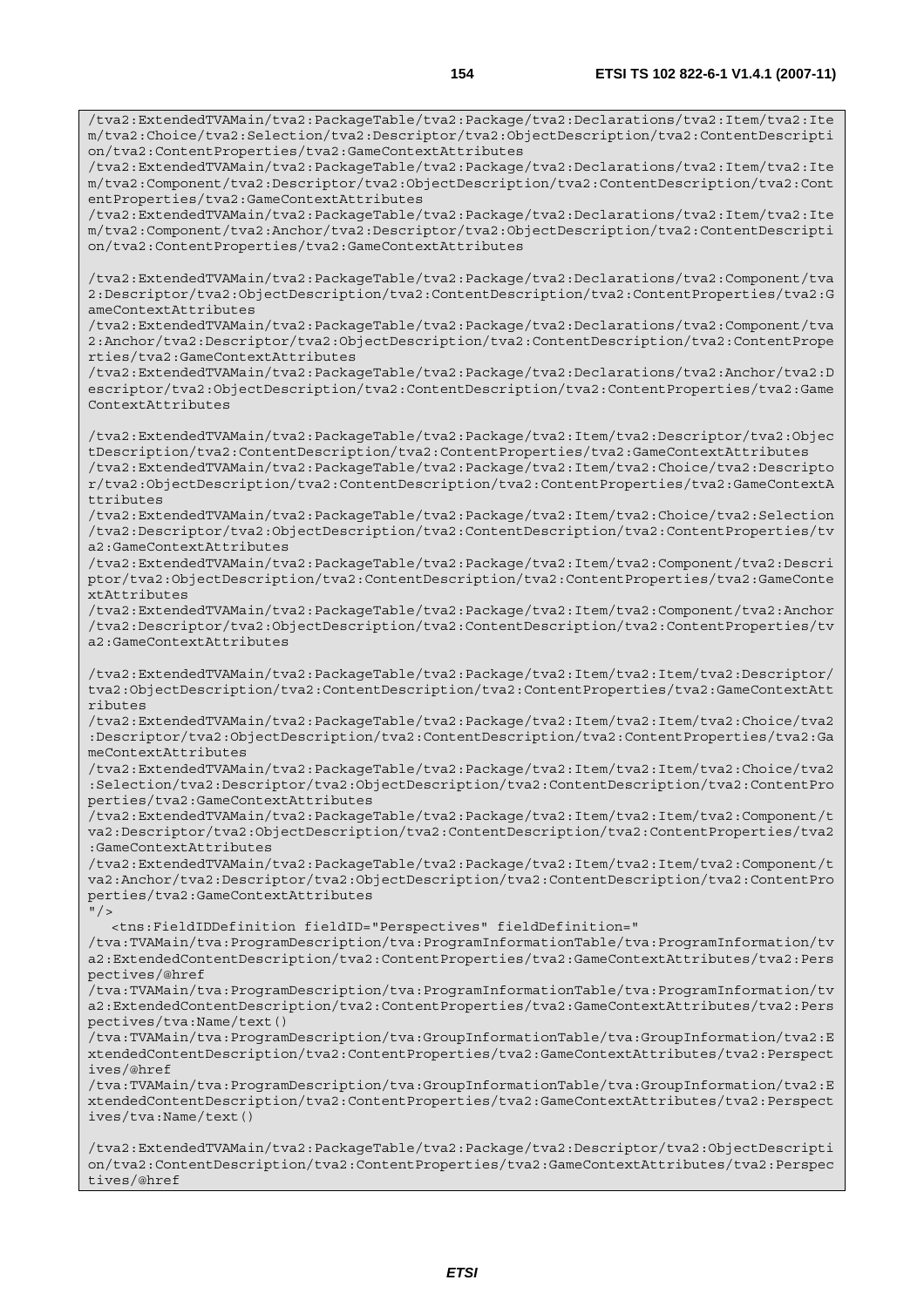```
/tva2:ExtendedTVAMain/tva2:PackageTable/tva2:Package/tva2:Declarations/tva2:Item/tva2:Item/tva2:Choice/tva2:Selection/tva2:Descriptor/tva2:ObjectDescription/tva2:ContentDescription/tva2:ContentProperties/tva2:GameContextAttributes
/tva2:ExtendedTVAMain/tva2:PackageTable/tva2:Package/tva2:Declarations/tva2:Item/tva2:Item/tva2:Component/tva2:Descriptor/tva2:ObjectDescription/tva2:ContentDescription/tva2:ContentProperties/tva2:GameContextAttributes
/tva2:ExtendedTVAMain/tva2:PackageTable/tva2:Package/tva2:Declarations/tva2:Item/tva2:Item/tva2:Component/tva2:Anchor/tva2:Descriptor/tva2:ObjectDescription/tva2:ContentDescription/tva2:ContentProperties/tva2:GameContextAttributes

/tva2:ExtendedTVAMain/tva2:PackageTable/tva2:Package/tva2:Declarations/tva2:Component/tva2:Descriptor/tva2:ObjectDescription/tva2:ContentDescription/tva2:ContentProperties/tva2:GameContextAttributes
/tva2:ExtendedTVAMain/tva2:PackageTable/tva2:Package/tva2:Declarations/tva2:Component/tva2:Anchor/tva2:Descriptor/tva2:ObjectDescription/tva2:ContentDescription/tva2:ContentProperties/tva2:GameContextAttributes
/tva2:ExtendedTVAMain/tva2:PackageTable/tva2:Package/tva2:Declarations/tva2:Anchor/tva2:Descriptor/tva2:ObjectDescription/tva2:ContentDescription/tva2:ContentProperties/tva2:GameContextAttributes

/tva2:ExtendedTVAMain/tva2:PackageTable/tva2:Package/tva2:Item/tva2:Descriptor/tva2:ObjectDescription/tva2:ContentDescription/tva2:ContentProperties/tva2:GameContextAttributes
/tva2:ExtendedTVAMain/tva2:PackageTable/tva2:Package/tva2:Item/tva2:Choice/tva2:Descriptor/tva2:ObjectDescription/tva2:ContentDescription/tva2:ContentProperties/tva2:GameContextAttributes
/tva2:ExtendedTVAMain/tva2:PackageTable/tva2:Package/tva2:Item/tva2:Choice/tva2:Selection/tva2:Descriptor/tva2:ObjectDescription/tva2:ContentDescription/tva2:ContentProperties/tva2:GameContextAttributes
/tva2:ExtendedTVAMain/tva2:PackageTable/tva2:Package/tva2:Item/tva2:Component/tva2:Descriptor/tva2:ObjectDescription/tva2:ContentDescription/tva2:ContentProperties/tva2:GameContextAttributes
/tva2:ExtendedTVAMain/tva2:PackageTable/tva2:Package/tva2:Item/tva2:Component/tva2:Anchor/tva2:Descriptor/tva2:ObjectDescription/tva2:ContentDescription/tva2:ContentProperties/tva2:GameContextAttributes

/tva2:ExtendedTVAMain/tva2:PackageTable/tva2:Package/tva2:Item/tva2:Item/tva2:Descriptor/tva2:ObjectDescription/tva2:ContentDescription/tva2:ContentProperties/tva2:GameContextAttributes
/tva2:ExtendedTVAMain/tva2:PackageTable/tva2:Package/tva2:Item/tva2:Item/tva2:Choice/tva2:Descriptor/tva2:ObjectDescription/tva2:ContentDescription/tva2:ContentProperties/tva2:GameContextAttributes
/tva2:ExtendedTVAMain/tva2:PackageTable/tva2:Package/tva2:Item/tva2:Item/tva2:Choice/tva2:Selection/tva2:Descriptor/tva2:ObjectDescription/tva2:ContentDescription/tva2:ContentProperties/tva2:GameContextAttributes
/tva2:ExtendedTVAMain/tva2:PackageTable/tva2:Package/tva2:Item/tva2:Item/tva2:Component/tva2:Descriptor/tva2:ObjectDescription/tva2:ContentDescription/tva2:ContentProperties/tva2:GameContextAttributes
/tva2:ExtendedTVAMain/tva2:PackageTable/tva2:Package/tva2:Item/tva2:Item/tva2:Component/tva2:Anchor/tva2:Descriptor/tva2:ObjectDescription/tva2:ContentDescription/tva2:ContentProperties/tva2:GameContextAttributes
"/>
   <tns:FieldIDDefinition fieldID="Perspectives" fieldDefinition="
/tva:TVAMain/tva:ProgramDescription/tva:ProgramInformationTable/tva:ProgramInformation/tva2:ExtendedContentDescription/tva2:ContentProperties/tva2:GameContextAttributes/tva2:Perspectives/@href
/tva:TVAMain/tva:ProgramDescription/tva:ProgramInformationTable/tva:ProgramInformation/tva2:ExtendedContentDescription/tva2:ContentProperties/tva2:GameContextAttributes/tva2:Perspectives/tva:Name/text()
/tva:TVAMain/tva:ProgramDescription/tva:GroupInformationTable/tva:GroupInformation/tva2:ExtendedContentDescription/tva2:ContentProperties/tva2:GameContextAttributes/tva2:Perspectives/@href
/tva:TVAMain/tva:ProgramDescription/tva:GroupInformationTable/tva:GroupInformation/tva2:ExtendedContentDescription/tva2:ContentProperties/tva2:GameContextAttributes/tva2:Perspectives/tva:Name/text()

/tva2:ExtendedTVAMain/tva2:PackageTable/tva2:Package/tva2:Descriptor/tva2:ObjectDescription/tva2:ContentDescription/tva2:ContentProperties/tva2:GameContextAttributes/tva2:Perspectives/@href
```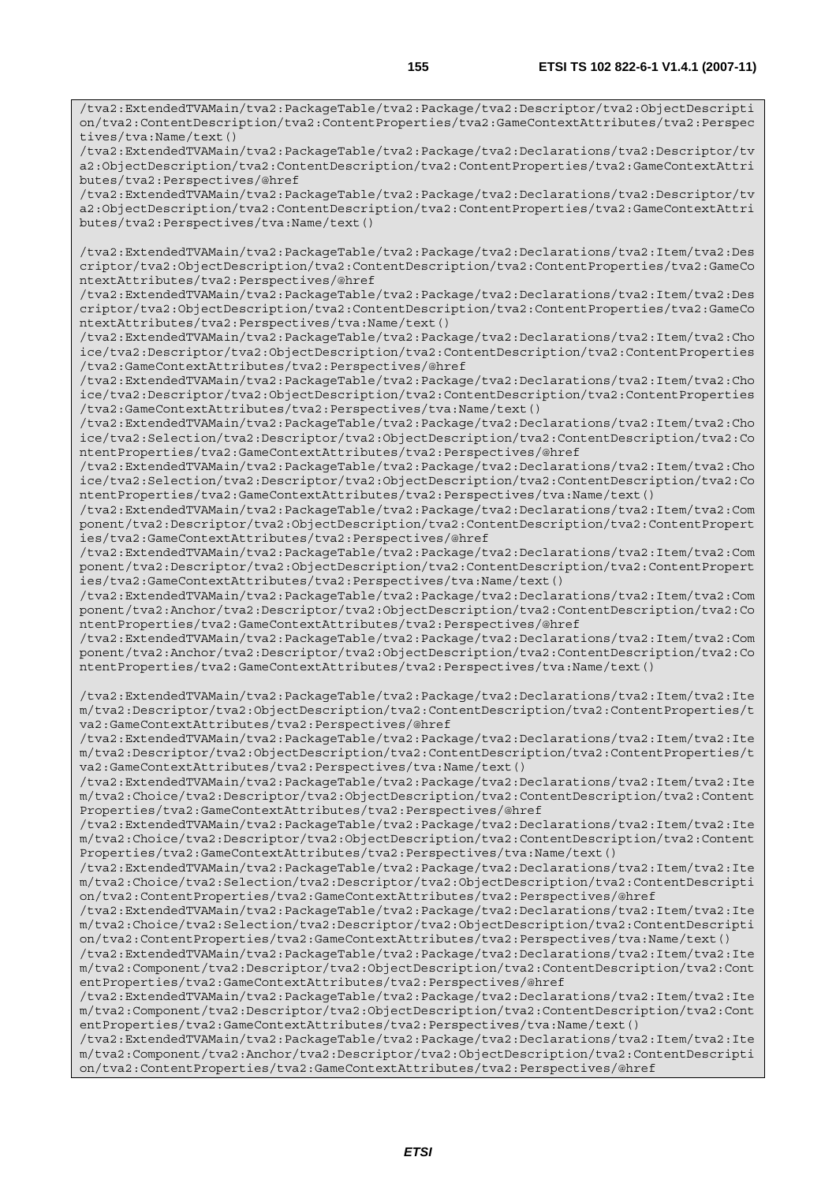```
/tva2:ExtendedTVAMain/tva2:PackageTable/tva2:Package/tva2:Descriptor/tva2:ObjectDescription/tva2:ContentDescription/tva2:ContentProperties/tva2:GameContextAttributes/tva2:Perspectives/tva:Name/text()
/tva2:ExtendedTVAMain/tva2:PackageTable/tva2:Package/tva2:Declarations/tva2:Descriptor/tva2:ObjectDescription/tva2:ContentDescription/tva2:ContentProperties/tva2:GameContextAttributes/tva2:Perspectives/@href
/tva2:ExtendedTVAMain/tva2:PackageTable/tva2:Package/tva2:Declarations/tva2:Descriptor/tva2:ObjectDescription/tva2:ContentDescription/tva2:ContentProperties/tva2:GameContextAttributes/tva2:Perspectives/tva:Name/text()

/tva2:ExtendedTVAMain/tva2:PackageTable/tva2:Package/tva2:Declarations/tva2:Item/tva2:Descriptor/tva2:ObjectDescription/tva2:ContentDescription/tva2:ContentProperties/tva2:GameContextAttributes/tva2:Perspectives/@href
/tva2:ExtendedTVAMain/tva2:PackageTable/tva2:Package/tva2:Declarations/tva2:Item/tva2:Descriptor/tva2:ObjectDescription/tva2:ContentDescription/tva2:ContentProperties/tva2:GameContextAttributes/tva2:Perspectives/tva:Name/text()
/tva2:ExtendedTVAMain/tva2:PackageTable/tva2:Package/tva2:Declarations/tva2:Item/tva2:Choice/tva2:Descriptor/tva2:ObjectDescription/tva2:ContentDescription/tva2:ContentProperties/tva2:GameContextAttributes/tva2:Perspectives/@href
/tva2:ExtendedTVAMain/tva2:PackageTable/tva2:Package/tva2:Declarations/tva2:Item/tva2:Choice/tva2:Descriptor/tva2:ObjectDescription/tva2:ContentDescription/tva2:ContentProperties/tva2:GameContextAttributes/tva2:Perspectives/tva:Name/text()
/tva2:ExtendedTVAMain/tva2:PackageTable/tva2:Package/tva2:Declarations/tva2:Item/tva2:Choice/tva2:Selection/tva2:Descriptor/tva2:ObjectDescription/tva2:ContentDescription/tva2:ContentProperties/tva2:GameContextAttributes/tva2:Perspectives/@href
/tva2:ExtendedTVAMain/tva2:PackageTable/tva2:Package/tva2:Declarations/tva2:Item/tva2:Choice/tva2:Selection/tva2:Descriptor/tva2:ObjectDescription/tva2:ContentDescription/tva2:ContentProperties/tva2:GameContextAttributes/tva2:Perspectives/tva:Name/text()
/tva2:ExtendedTVAMain/tva2:PackageTable/tva2:Package/tva2:Declarations/tva2:Item/tva2:Component/tva2:Descriptor/tva2:ObjectDescription/tva2:ContentDescription/tva2:ContentProperties/tva2:GameContextAttributes/tva2:Perspectives/@href
/tva2:ExtendedTVAMain/tva2:PackageTable/tva2:Package/tva2:Declarations/tva2:Item/tva2:Component/tva2:Descriptor/tva2:ObjectDescription/tva2:ContentDescription/tva2:ContentProperties/tva2:GameContextAttributes/tva2:Perspectives/tva:Name/text()
/tva2:ExtendedTVAMain/tva2:PackageTable/tva2:Package/tva2:Declarations/tva2:Item/tva2:Component/tva2:Anchor/tva2:Descriptor/tva2:ObjectDescription/tva2:ContentDescription/tva2:ContentProperties/tva2:GameContextAttributes/tva2:Perspectives/@href
/tva2:ExtendedTVAMain/tva2:PackageTable/tva2:Package/tva2:Declarations/tva2:Item/tva2:Component/tva2:Anchor/tva2:Descriptor/tva2:ObjectDescription/tva2:ContentDescription/tva2:ContentProperties/tva2:GameContextAttributes/tva2:Perspectives/tva:Name/text()

/tva2:ExtendedTVAMain/tva2:PackageTable/tva2:Package/tva2:Declarations/tva2:Item/tva2:Item/tva2:Descriptor/tva2:ObjectDescription/tva2:ContentDescription/tva2:ContentProperties/tva2:GameContextAttributes/tva2:Perspectives/@href
/tva2:ExtendedTVAMain/tva2:PackageTable/tva2:Package/tva2:Declarations/tva2:Item/tva2:Item/tva2:Descriptor/tva2:ObjectDescription/tva2:ContentDescription/tva2:ContentProperties/tva2:GameContextAttributes/tva2:Perspectives/tva:Name/text()
/tva2:ExtendedTVAMain/tva2:PackageTable/tva2:Package/tva2:Declarations/tva2:Item/tva2:Item/tva2:Choice/tva2:Descriptor/tva2:ObjectDescription/tva2:ContentDescription/tva2:ContentProperties/tva2:GameContextAttributes/tva2:Perspectives/@href
/tva2:ExtendedTVAMain/tva2:PackageTable/tva2:Package/tva2:Declarations/tva2:Item/tva2:Item/tva2:Choice/tva2:Descriptor/tva2:ObjectDescription/tva2:ContentDescription/tva2:ContentProperties/tva2:GameContextAttributes/tva2:Perspectives/tva:Name/text()
/tva2:ExtendedTVAMain/tva2:PackageTable/tva2:Package/tva2:Declarations/tva2:Item/tva2:Item/tva2:Choice/tva2:Selection/tva2:Descriptor/tva2:ObjectDescription/tva2:ContentDescription/tva2:ContentProperties/tva2:GameContextAttributes/tva2:Perspectives/@href
/tva2:ExtendedTVAMain/tva2:PackageTable/tva2:Package/tva2:Declarations/tva2:Item/tva2:Item/tva2:Choice/tva2:Selection/tva2:Descriptor/tva2:ObjectDescription/tva2:ContentDescription/tva2:ContentProperties/tva2:GameContextAttributes/tva2:Perspectives/tva:Name/text()
/tva2:ExtendedTVAMain/tva2:PackageTable/tva2:Package/tva2:Declarations/tva2:Item/tva2:Item/tva2:Component/tva2:Descriptor/tva2:ObjectDescription/tva2:ContentDescription/tva2:ContentProperties/tva2:GameContextAttributes/tva2:Perspectives/@href
/tva2:ExtendedTVAMain/tva2:PackageTable/tva2:Package/tva2:Declarations/tva2:Item/tva2:Item/tva2:Component/tva2:Descriptor/tva2:ObjectDescription/tva2:ContentDescription/tva2:ContentProperties/tva2:GameContextAttributes/tva2:Perspectives/tva:Name/text()
/tva2:ExtendedTVAMain/tva2:PackageTable/tva2:Package/tva2:Declarations/tva2:Item/tva2:Item/tva2:Component/tva2:Anchor/tva2:Descriptor/tva2:ObjectDescription/tva2:ContentDescription/tva2:ContentProperties/tva2:GameContextAttributes/tva2:Perspectives/@href
```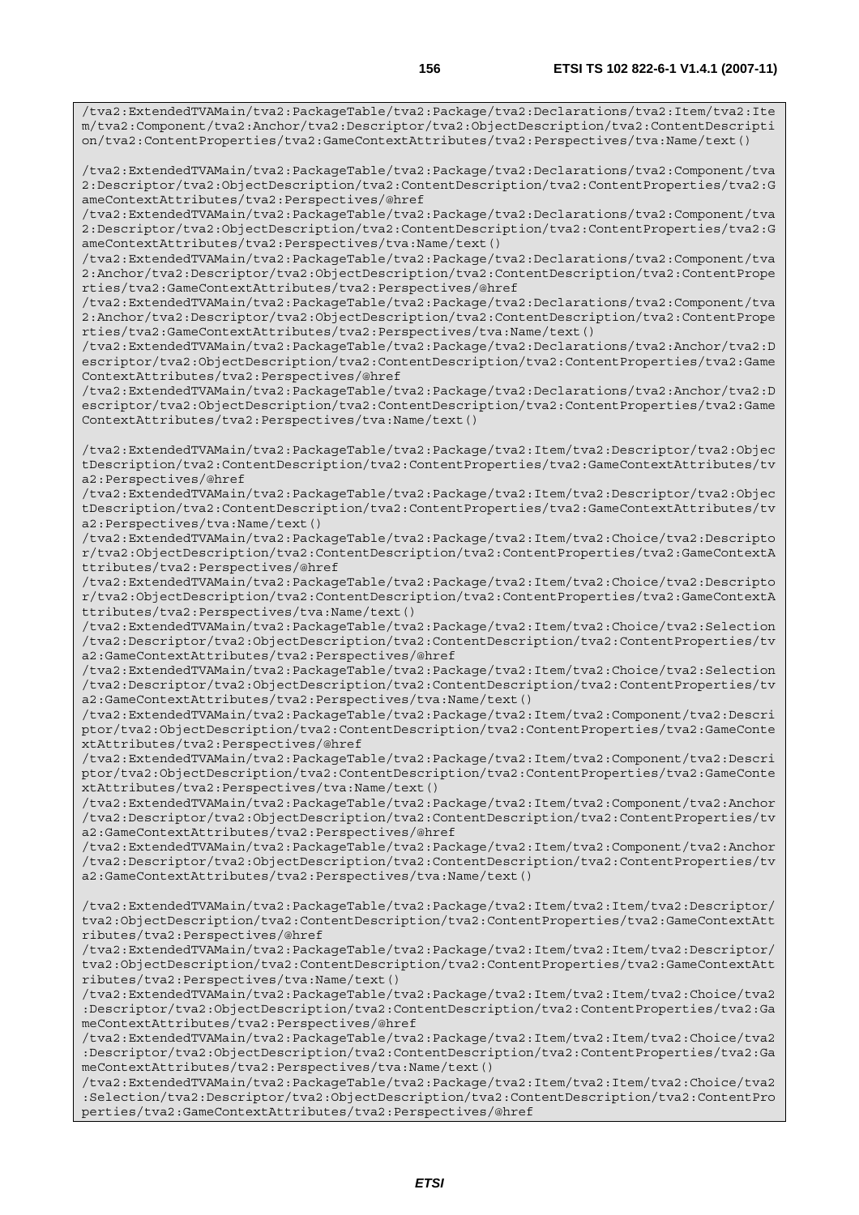```
/tva2:ExtendedTVAMain/tva2:PackageTable/tva2:Package/tva2:Declarations/tva2:Item/tva2:Item/tva2:Component/tva2:Anchor/tva2:Descriptor/tva2:ObjectDescription/tva2:ContentDescription/tva2:ContentProperties/tva2:GameContextAttributes/tva2:Perspectives/tva:Name/text()

/tva2:ExtendedTVAMain/tva2:PackageTable/tva2:Package/tva2:Declarations/tva2:Component/tva2:Descriptor/tva2:ObjectDescription/tva2:ContentDescription/tva2:ContentProperties/tva2:GameContextAttributes/tva2:Perspectives/@href
/tva2:ExtendedTVAMain/tva2:PackageTable/tva2:Package/tva2:Declarations/tva2:Component/tva2:Descriptor/tva2:ObjectDescription/tva2:ContentDescription/tva2:ContentProperties/tva2:GameContextAttributes/tva2:Perspectives/tva:Name/text()
/tva2:ExtendedTVAMain/tva2:PackageTable/tva2:Package/tva2:Declarations/tva2:Component/tva2:Anchor/tva2:Descriptor/tva2:ObjectDescription/tva2:ContentDescription/tva2:ContentProperties/tva2:GameContextAttributes/tva2:Perspectives/@href
/tva2:ExtendedTVAMain/tva2:PackageTable/tva2:Package/tva2:Declarations/tva2:Component/tva2:Anchor/tva2:Descriptor/tva2:ObjectDescription/tva2:ContentDescription/tva2:ContentProperties/tva2:GameContextAttributes/tva2:Perspectives/tva:Name/text()
/tva2:ExtendedTVAMain/tva2:PackageTable/tva2:Package/tva2:Declarations/tva2:Anchor/tva2:Descriptor/tva2:ObjectDescription/tva2:ContentDescription/tva2:ContentProperties/tva2:GameContextAttributes/tva2:Perspectives/@href
/tva2:ExtendedTVAMain/tva2:PackageTable/tva2:Package/tva2:Declarations/tva2:Anchor/tva2:Descriptor/tva2:ObjectDescription/tva2:ContentDescription/tva2:ContentProperties/tva2:GameContextAttributes/tva2:Perspectives/tva:Name/text()

/tva2:ExtendedTVAMain/tva2:PackageTable/tva2:Package/tva2:Item/tva2:Descriptor/tva2:ObjectDescription/tva2:ContentDescription/tva2:ContentProperties/tva2:GameContextAttributes/tva2:Perspectives/@href
/tva2:ExtendedTVAMain/tva2:PackageTable/tva2:Package/tva2:Item/tva2:Descriptor/tva2:ObjectDescription/tva2:ContentDescription/tva2:ContentProperties/tva2:GameContextAttributes/tva2:Perspectives/tva:Name/text()
/tva2:ExtendedTVAMain/tva2:PackageTable/tva2:Package/tva2:Item/tva2:Choice/tva2:Descriptor/tva2:ObjectDescription/tva2:ContentDescription/tva2:ContentProperties/tva2:GameContextAttributes/tva2:Perspectives/@href
/tva2:ExtendedTVAMain/tva2:PackageTable/tva2:Package/tva2:Item/tva2:Choice/tva2:Descriptor/tva2:ObjectDescription/tva2:ContentDescription/tva2:ContentProperties/tva2:GameContextAttributes/tva2:Perspectives/tva:Name/text()
/tva2:ExtendedTVAMain/tva2:PackageTable/tva2:Package/tva2:Item/tva2:Choice/tva2:Selection/tva2:Descriptor/tva2:ObjectDescription/tva2:ContentDescription/tva2:ContentProperties/tva2:GameContextAttributes/tva2:Perspectives/@href
/tva2:ExtendedTVAMain/tva2:PackageTable/tva2:Package/tva2:Item/tva2:Choice/tva2:Selection/tva2:Descriptor/tva2:ObjectDescription/tva2:ContentDescription/tva2:ContentProperties/tva2:GameContextAttributes/tva2:Perspectives/tva:Name/text()
/tva2:ExtendedTVAMain/tva2:PackageTable/tva2:Package/tva2:Item/tva2:Component/tva2:Descriptor/tva2:ObjectDescription/tva2:ContentDescription/tva2:ContentProperties/tva2:GameContextAttributes/tva2:Perspectives/@href
/tva2:ExtendedTVAMain/tva2:PackageTable/tva2:Package/tva2:Item/tva2:Component/tva2:Descriptor/tva2:ObjectDescription/tva2:ContentDescription/tva2:ContentProperties/tva2:GameContextAttributes/tva2:Perspectives/tva:Name/text()
/tva2:ExtendedTVAMain/tva2:PackageTable/tva2:Package/tva2:Item/tva2:Component/tva2:Anchor/tva2:Descriptor/tva2:ObjectDescription/tva2:ContentDescription/tva2:ContentProperties/tva2:GameContextAttributes/tva2:Perspectives/@href
/tva2:ExtendedTVAMain/tva2:PackageTable/tva2:Package/tva2:Item/tva2:Component/tva2:Anchor/tva2:Descriptor/tva2:ObjectDescription/tva2:ContentDescription/tva2:ContentProperties/tva2:GameContextAttributes/tva2:Perspectives/tva:Name/text()

/tva2:ExtendedTVAMain/tva2:PackageTable/tva2:Package/tva2:Item/tva2:Item/tva2:Descriptor/tva2:ObjectDescription/tva2:ContentDescription/tva2:ContentProperties/tva2:GameContextAttributes/tva2:Perspectives/@href
/tva2:ExtendedTVAMain/tva2:PackageTable/tva2:Package/tva2:Item/tva2:Item/tva2:Descriptor/tva2:ObjectDescription/tva2:ContentDescription/tva2:ContentProperties/tva2:GameContextAttributes/tva2:Perspectives/tva:Name/text()
/tva2:ExtendedTVAMain/tva2:PackageTable/tva2:Package/tva2:Item/tva2:Item/tva2:Choice/tva2:Descriptor/tva2:ObjectDescription/tva2:ContentDescription/tva2:ContentProperties/tva2:GameContextAttributes/tva2:Perspectives/@href
/tva2:ExtendedTVAMain/tva2:PackageTable/tva2:Package/tva2:Item/tva2:Item/tva2:Choice/tva2:Descriptor/tva2:ObjectDescription/tva2:ContentDescription/tva2:ContentProperties/tva2:GameContextAttributes/tva2:Perspectives/tva:Name/text()
/tva2:ExtendedTVAMain/tva2:PackageTable/tva2:Package/tva2:Item/tva2:Item/tva2:Choice/tva2:Selection/tva2:Descriptor/tva2:ObjectDescription/tva2:ContentDescription/tva2:ContentProperties/tva2:GameContextAttributes/tva2:Perspectives/@href
```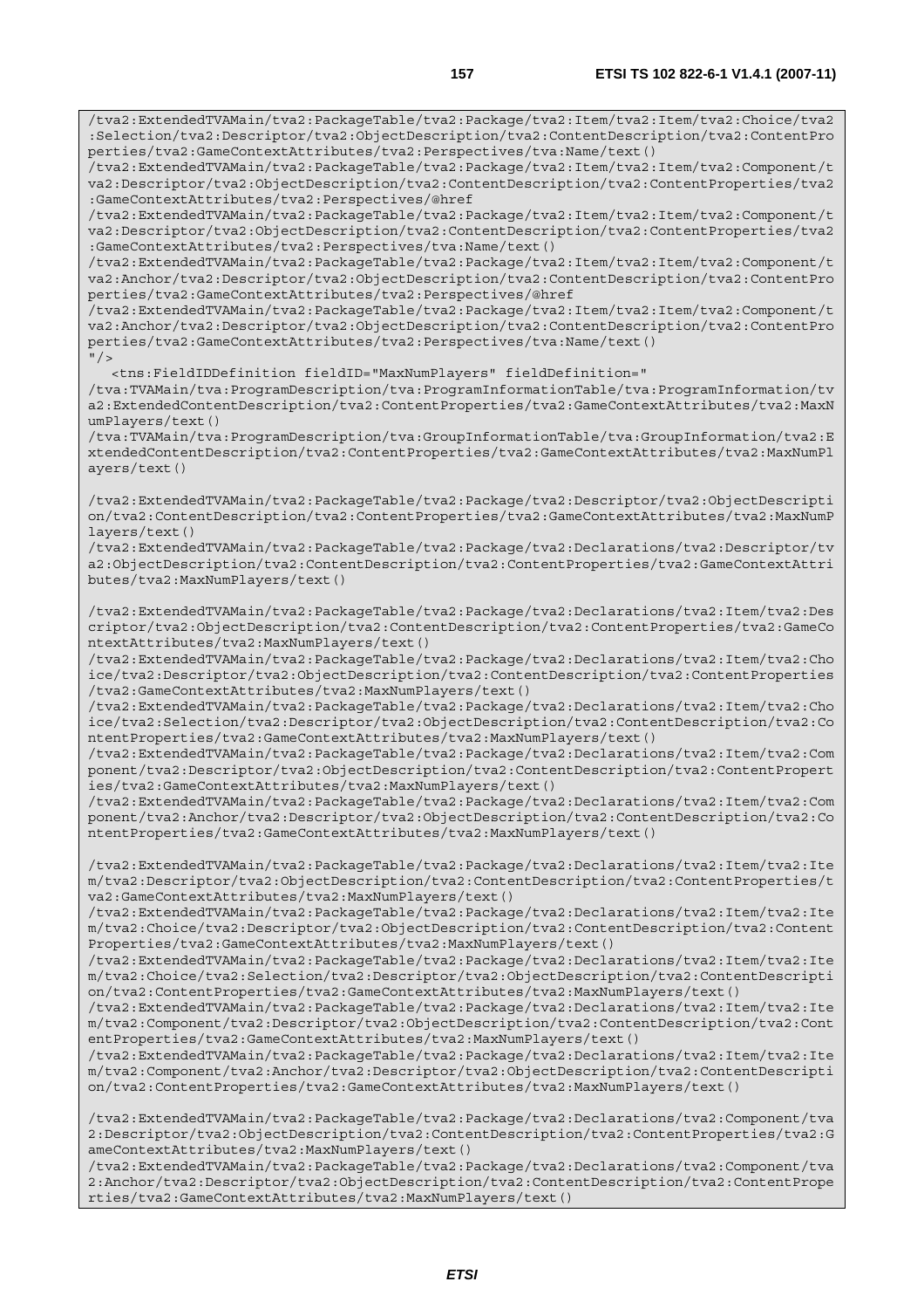```
/tva2:ExtendedTVAMain/tva2:PackageTable/tva2:Package/tva2:Item/tva2:Item/tva2:Choice/tva2:Selection/tva2:Descriptor/tva2:ObjectDescription/tva2:ContentDescription/tva2:ContentProperties/tva2:GameContextAttributes/tva2:Perspectives/tva:Name/text()
/tva2:ExtendedTVAMain/tva2:PackageTable/tva2:Package/tva2:Item/tva2:Item/tva2:Component/tva2:Descriptor/tva2:ObjectDescription/tva2:ContentDescription/tva2:ContentProperties/tva2:GameContextAttributes/tva2:Perspectives/@href
/tva2:ExtendedTVAMain/tva2:PackageTable/tva2:Package/tva2:Item/tva2:Item/tva2:Component/tva2:Descriptor/tva2:ObjectDescription/tva2:ContentDescription/tva2:ContentProperties/tva2:GameContextAttributes/tva2:Perspectives/tva:Name/text()
/tva2:ExtendedTVAMain/tva2:PackageTable/tva2:Package/tva2:Item/tva2:Item/tva2:Component/tva2:Anchor/tva2:Descriptor/tva2:ObjectDescription/tva2:ContentDescription/tva2:ContentProperties/tva2:GameContextAttributes/tva2:Perspectives/@href
/tva2:ExtendedTVAMain/tva2:PackageTable/tva2:Package/tva2:Item/tva2:Item/tva2:Component/tva2:Anchor/tva2:Descriptor/tva2:ObjectDescription/tva2:ContentDescription/tva2:ContentProperties/tva2:GameContextAttributes/tva2:Perspectives/tva:Name/text()
"/>
   <tns:FieldIDDefinition fieldID="MaxNumPlayers" fieldDefinition="
/tva:TVAMain/tva:ProgramDescription/tva:ProgramInformationTable/tva:ProgramInformation/tva2:ExtendedContentDescription/tva2:ContentProperties/tva2:GameContextAttributes/tva2:MaxNumPlayers/text()
/tva:TVAMain/tva:ProgramDescription/tva:GroupInformationTable/tva:GroupInformation/tva2:ExtendedContentDescription/tva2:ContentProperties/tva2:GameContextAttributes/tva2:MaxNumPlayers/text()

/tva2:ExtendedTVAMain/tva2:PackageTable/tva2:Package/tva2:Descriptor/tva2:ObjectDescription/tva2:ContentDescription/tva2:ContentProperties/tva2:GameContextAttributes/tva2:MaxNumPlayers/text()
/tva2:ExtendedTVAMain/tva2:PackageTable/tva2:Package/tva2:Declarations/tva2:Descriptor/tva2:ObjectDescription/tva2:ContentDescription/tva2:ContentProperties/tva2:GameContextAttributes/tva2:MaxNumPlayers/text()

/tva2:ExtendedTVAMain/tva2:PackageTable/tva2:Package/tva2:Declarations/tva2:Item/tva2:Descriptor/tva2:ObjectDescription/tva2:ContentDescription/tva2:ContentProperties/tva2:GameContextAttributes/tva2:MaxNumPlayers/text()
/tva2:ExtendedTVAMain/tva2:PackageTable/tva2:Package/tva2:Declarations/tva2:Item/tva2:Choice/tva2:Descriptor/tva2:ObjectDescription/tva2:ContentDescription/tva2:ContentProperties/tva2:GameContextAttributes/tva2:MaxNumPlayers/text()
/tva2:ExtendedTVAMain/tva2:PackageTable/tva2:Package/tva2:Declarations/tva2:Item/tva2:Choice/tva2:Selection/tva2:Descriptor/tva2:ObjectDescription/tva2:ContentDescription/tva2:ContentProperties/tva2:GameContextAttributes/tva2:MaxNumPlayers/text()
/tva2:ExtendedTVAMain/tva2:PackageTable/tva2:Package/tva2:Declarations/tva2:Item/tva2:Component/tva2:Descriptor/tva2:ObjectDescription/tva2:ContentDescription/tva2:ContentProperties/tva2:GameContextAttributes/tva2:MaxNumPlayers/text()
/tva2:ExtendedTVAMain/tva2:PackageTable/tva2:Package/tva2:Declarations/tva2:Item/tva2:Component/tva2:Anchor/tva2:Descriptor/tva2:ObjectDescription/tva2:ContentDescription/tva2:ContentProperties/tva2:GameContextAttributes/tva2:MaxNumPlayers/text()

/tva2:ExtendedTVAMain/tva2:PackageTable/tva2:Package/tva2:Declarations/tva2:Item/tva2:Item/tva2:Descriptor/tva2:ObjectDescription/tva2:ContentDescription/tva2:ContentProperties/tva2:GameContextAttributes/tva2:MaxNumPlayers/text()
/tva2:ExtendedTVAMain/tva2:PackageTable/tva2:Package/tva2:Declarations/tva2:Item/tva2:Item/tva2:Choice/tva2:Descriptor/tva2:ObjectDescription/tva2:ContentDescription/tva2:ContentProperties/tva2:GameContextAttributes/tva2:MaxNumPlayers/text()
/tva2:ExtendedTVAMain/tva2:PackageTable/tva2:Package/tva2:Declarations/tva2:Item/tva2:Item/tva2:Choice/tva2:Selection/tva2:Descriptor/tva2:ObjectDescription/tva2:ContentDescription/tva2:ContentProperties/tva2:GameContextAttributes/tva2:MaxNumPlayers/text()
/tva2:ExtendedTVAMain/tva2:PackageTable/tva2:Package/tva2:Declarations/tva2:Item/tva2:Item/tva2:Component/tva2:Descriptor/tva2:ObjectDescription/tva2:ContentDescription/tva2:ContentProperties/tva2:GameContextAttributes/tva2:MaxNumPlayers/text()
/tva2:ExtendedTVAMain/tva2:PackageTable/tva2:Package/tva2:Declarations/tva2:Item/tva2:Item/tva2:Component/tva2:Anchor/tva2:Descriptor/tva2:ObjectDescription/tva2:ContentDescription/tva2:ContentProperties/tva2:GameContextAttributes/tva2:MaxNumPlayers/text()

/tva2:ExtendedTVAMain/tva2:PackageTable/tva2:Package/tva2:Declarations/tva2:Component/tva2:Descriptor/tva2:ObjectDescription/tva2:ContentDescription/tva2:ContentProperties/tva2:GameContextAttributes/tva2:MaxNumPlayers/text()
/tva2:ExtendedTVAMain/tva2:PackageTable/tva2:Package/tva2:Declarations/tva2:Component/tva2:Anchor/tva2:Descriptor/tva2:ObjectDescription/tva2:ContentDescription/tva2:ContentProperties/tva2:GameContextAttributes/tva2:MaxNumPlayers/text()
```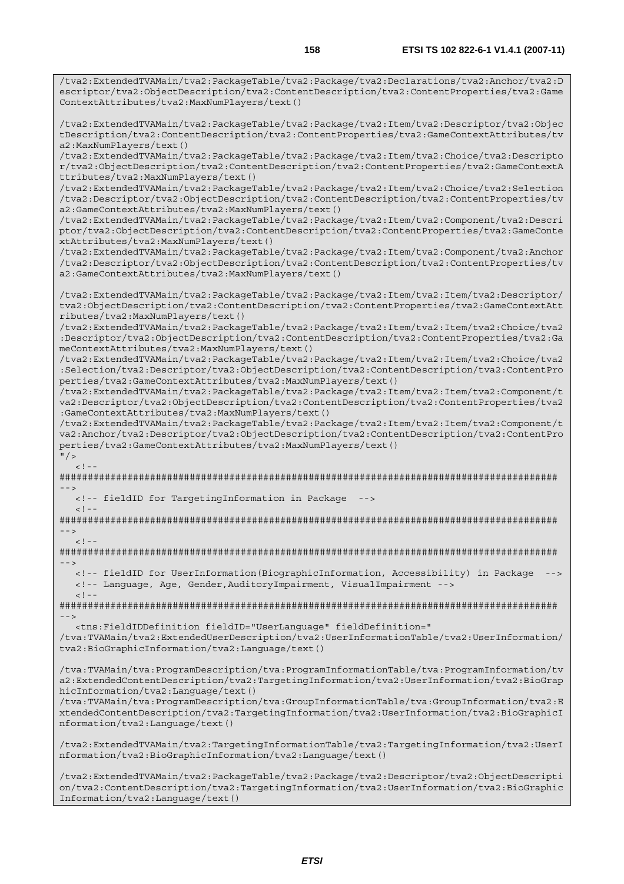```
/tva2:ExtendedTVAMain/tva2:PackageTable/tva2:Package/tva2:Declarations/tva2:Anchor/tva2:Descriptor/tva2:ObjectDescription/tva2:ContentDescription/tva2:ContentProperties/tva2:GameContextAttributes/tva2:MaxNumPlayers/text()

/tva2:ExtendedTVAMain/tva2:PackageTable/tva2:Package/tva2:Item/tva2:Descriptor/tva2:ObjectDescription/tva2:ContentDescription/tva2:ContentProperties/tva2:GameContextAttributes/tva2:MaxNumPlayers/text()
/tva2:ExtendedTVAMain/tva2:PackageTable/tva2:Package/tva2:Item/tva2:Choice/tva2:Descriptor/tva2:ObjectDescription/tva2:ContentDescription/tva2:ContentProperties/tva2:GameContextAttributes/tva2:MaxNumPlayers/text()
/tva2:ExtendedTVAMain/tva2:PackageTable/tva2:Package/tva2:Item/tva2:Choice/tva2:Selection/tva2:Descriptor/tva2:ObjectDescription/tva2:ContentDescription/tva2:ContentProperties/tva2:GameContextAttributes/tva2:MaxNumPlayers/text()
/tva2:ExtendedTVAMain/tva2:PackageTable/tva2:Package/tva2:Item/tva2:Component/tva2:Descriptor/tva2:ObjectDescription/tva2:ContentDescription/tva2:ContentProperties/tva2:GameContextAttributes/tva2:MaxNumPlayers/text()
/tva2:ExtendedTVAMain/tva2:PackageTable/tva2:Package/tva2:Item/tva2:Component/tva2:Anchor/tva2:Descriptor/tva2:ObjectDescription/tva2:ContentDescription/tva2:ContentProperties/tva2:GameContextAttributes/tva2:MaxNumPlayers/text()

/tva2:ExtendedTVAMain/tva2:PackageTable/tva2:Package/tva2:Item/tva2:Item/tva2:Descriptor/tva2:ObjectDescription/tva2:ContentDescription/tva2:ContentProperties/tva2:GameContextAttributes/tva2:MaxNumPlayers/text()
/tva2:ExtendedTVAMain/tva2:PackageTable/tva2:Package/tva2:Item/tva2:Item/tva2:Choice/tva2:Descriptor/tva2:ObjectDescription/tva2:ContentDescription/tva2:ContentProperties/tva2:GameContextAttributes/tva2:MaxNumPlayers/text()
/tva2:ExtendedTVAMain/tva2:PackageTable/tva2:Package/tva2:Item/tva2:Item/tva2:Choice/tva2:Selection/tva2:Descriptor/tva2:ObjectDescription/tva2:ContentDescription/tva2:ContentProperties/tva2:GameContextAttributes/tva2:MaxNumPlayers/text()
/tva2:ExtendedTVAMain/tva2:PackageTable/tva2:Package/tva2:Item/tva2:Item/tva2:Component/tva2:Descriptor/tva2:ObjectDescription/tva2:ContentDescription/tva2:ContentProperties/tva2:GameContextAttributes/tva2:MaxNumPlayers/text()
/tva2:ExtendedTVAMain/tva2:PackageTable/tva2:Package/tva2:Item/tva2:Item/tva2:Component/tva2:Anchor/tva2:Descriptor/tva2:ObjectDescription/tva2:ContentDescription/tva2:ContentProperties/tva2:GameContextAttributes/tva2:MaxNumPlayers/text()
"/>
   <!--
########################################################################################
-->
   <!-- fieldID for TargetingInformation in Package  -->
   <!--
########################################################################################
-->
   <!--
########################################################################################
-->
   <!-- fieldID for UserInformation(BiographicInformation, Accessibility) in Package  -->
   <!-- Language, Age, Gender,AuditoryImpairment, VisualImpairment -->
   <!--
########################################################################################
-->
   <tns:FieldIDDefinition fieldID="UserLanguage" fieldDefinition="
/tva:TVAMain/tva2:ExtendedUserDescription/tva2:UserInformationTable/tva2:UserInformation/tva2:BioGraphicInformation/tva2:Language/text()

/tva:TVAMain/tva:ProgramDescription/tva:ProgramInformationTable/tva:ProgramInformation/tva2:ExtendedContentDescription/tva2:TargetingInformation/tva2:UserInformation/tva2:BioGraphicInformation/tva2:Language/text()
/tva:TVAMain/tva:ProgramDescription/tva:GroupInformationTable/tva:GroupInformation/tva2:ExtendedContentDescription/tva2:TargetingInformation/tva2:UserInformation/tva2:BioGraphicInformation/tva2:Language/text()

/tva2:ExtendedTVAMain/tva2:TargetingInformationTable/tva2:TargetingInformation/tva2:UserInformation/tva2:BioGraphicInformation/tva2:Language/text()

/tva2:ExtendedTVAMain/tva2:PackageTable/tva2:Package/tva2:Descriptor/tva2:ObjectDescription/tva2:ContentDescription/tva2:TargetingInformation/tva2:UserInformation/tva2:BioGraphicInformation/tva2:Language/text()
```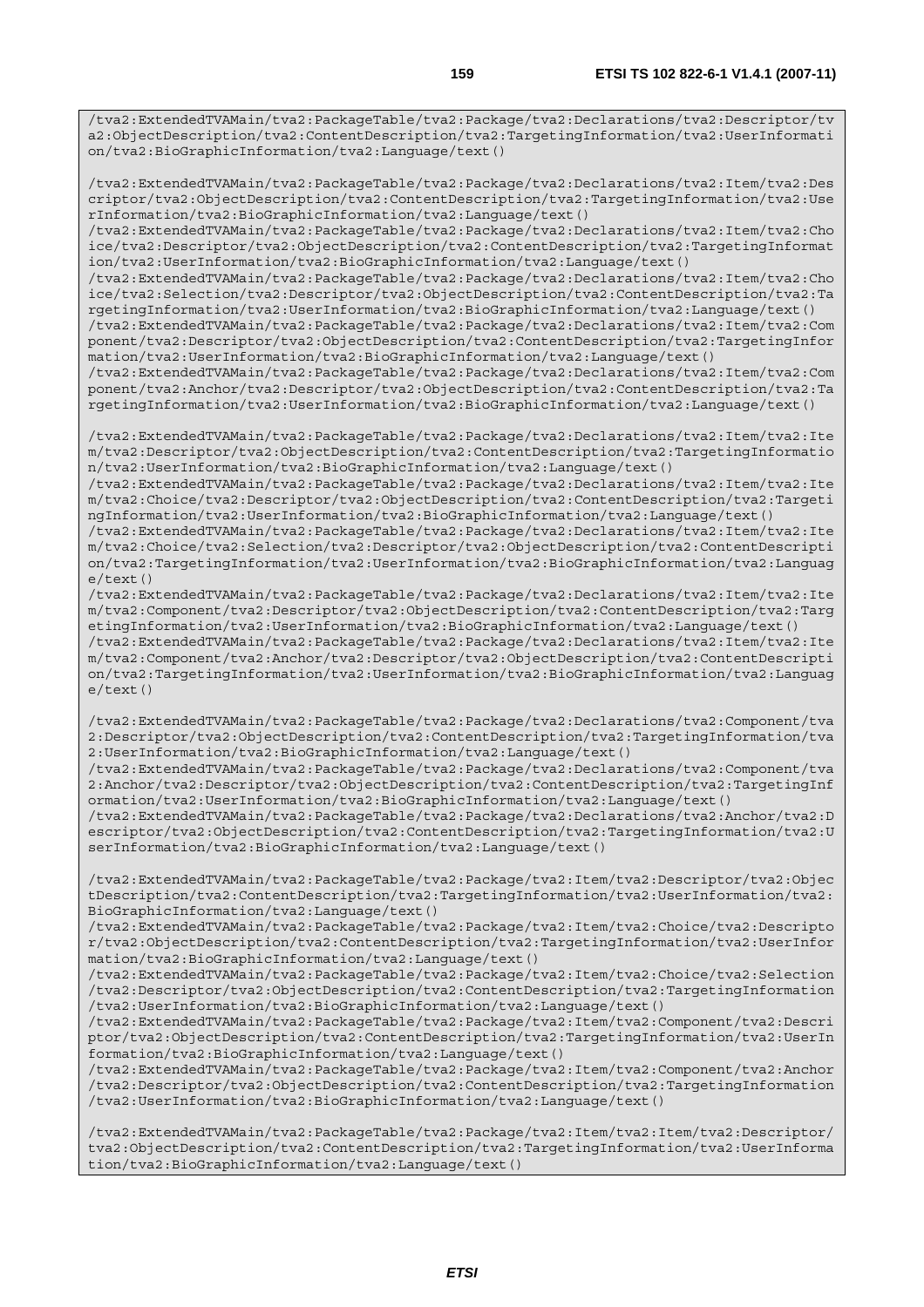```
/tva2:ExtendedTVAMain/tva2:PackageTable/tva2:Package/tva2:Declarations/tva2:Descriptor/tva2:ObjectDescription/tva2:ContentDescription/tva2:TargetingInformation/tva2:UserInformation/tva2:BioGraphicInformation/tva2:Language/text()

/tva2:ExtendedTVAMain/tva2:PackageTable/tva2:Package/tva2:Declarations/tva2:Item/tva2:Descriptor/tva2:ObjectDescription/tva2:ContentDescription/tva2:TargetingInformation/tva2:UserInformation/tva2:BioGraphicInformation/tva2:Language/text()
/tva2:ExtendedTVAMain/tva2:PackageTable/tva2:Package/tva2:Declarations/tva2:Item/tva2:Choice/tva2:Descriptor/tva2:ObjectDescription/tva2:ContentDescription/tva2:TargetingInformation/tva2:UserInformation/tva2:BioGraphicInformation/tva2:Language/text()
/tva2:ExtendedTVAMain/tva2:PackageTable/tva2:Package/tva2:Declarations/tva2:Item/tva2:Choice/tva2:Selection/tva2:Descriptor/tva2:ObjectDescription/tva2:ContentDescription/tva2:TargetingInformation/tva2:UserInformation/tva2:BioGraphicInformation/tva2:Language/text()
/tva2:ExtendedTVAMain/tva2:PackageTable/tva2:Package/tva2:Declarations/tva2:Item/tva2:Component/tva2:Descriptor/tva2:ObjectDescription/tva2:ContentDescription/tva2:TargetingInformation/tva2:UserInformation/tva2:BioGraphicInformation/tva2:Language/text()
/tva2:ExtendedTVAMain/tva2:PackageTable/tva2:Package/tva2:Declarations/tva2:Item/tva2:Component/tva2:Anchor/tva2:Descriptor/tva2:ObjectDescription/tva2:ContentDescription/tva2:TargetingInformation/tva2:UserInformation/tva2:BioGraphicInformation/tva2:Language/text()

/tva2:ExtendedTVAMain/tva2:PackageTable/tva2:Package/tva2:Declarations/tva2:Item/tva2:Item/tva2:Descriptor/tva2:ObjectDescription/tva2:ContentDescription/tva2:TargetingInformation/tva2:UserInformation/tva2:BioGraphicInformation/tva2:Language/text()
/tva2:ExtendedTVAMain/tva2:PackageTable/tva2:Package/tva2:Declarations/tva2:Item/tva2:Item/tva2:Choice/tva2:Descriptor/tva2:ObjectDescription/tva2:ContentDescription/tva2:TargetingInformation/tva2:UserInformation/tva2:BioGraphicInformation/tva2:Language/text()
/tva2:ExtendedTVAMain/tva2:PackageTable/tva2:Package/tva2:Declarations/tva2:Item/tva2:Item/tva2:Choice/tva2:Selection/tva2:Descriptor/tva2:ObjectDescription/tva2:ContentDescription/tva2:TargetingInformation/tva2:UserInformation/tva2:BioGraphicInformation/tva2:Language/text()
/tva2:ExtendedTVAMain/tva2:PackageTable/tva2:Package/tva2:Declarations/tva2:Item/tva2:Item/tva2:Component/tva2:Descriptor/tva2:ObjectDescription/tva2:ContentDescription/tva2:TargetingInformation/tva2:UserInformation/tva2:BioGraphicInformation/tva2:Language/text()
/tva2:ExtendedTVAMain/tva2:PackageTable/tva2:Package/tva2:Declarations/tva2:Item/tva2:Item/tva2:Component/tva2:Anchor/tva2:Descriptor/tva2:ObjectDescription/tva2:ContentDescription/tva2:TargetingInformation/tva2:UserInformation/tva2:BioGraphicInformation/tva2:Language/text()

/tva2:ExtendedTVAMain/tva2:PackageTable/tva2:Package/tva2:Declarations/tva2:Component/tva2:Descriptor/tva2:ObjectDescription/tva2:ContentDescription/tva2:TargetingInformation/tva2:UserInformation/tva2:BioGraphicInformation/tva2:Language/text()
/tva2:ExtendedTVAMain/tva2:PackageTable/tva2:Package/tva2:Declarations/tva2:Component/tva2:Anchor/tva2:Descriptor/tva2:ObjectDescription/tva2:ContentDescription/tva2:TargetingInformation/tva2:UserInformation/tva2:BioGraphicInformation/tva2:Language/text()
/tva2:ExtendedTVAMain/tva2:PackageTable/tva2:Package/tva2:Declarations/tva2:Anchor/tva2:Descriptor/tva2:ObjectDescription/tva2:ContentDescription/tva2:TargetingInformation/tva2:UserInformation/tva2:BioGraphicInformation/tva2:Language/text()

/tva2:ExtendedTVAMain/tva2:PackageTable/tva2:Package/tva2:Item/tva2:Descriptor/tva2:ObjectDescription/tva2:ContentDescription/tva2:TargetingInformation/tva2:UserInformation/tva2:BioGraphicInformation/tva2:Language/text()
/tva2:ExtendedTVAMain/tva2:PackageTable/tva2:Package/tva2:Item/tva2:Choice/tva2:Descriptor/tva2:ObjectDescription/tva2:ContentDescription/tva2:TargetingInformation/tva2:UserInformation/tva2:BioGraphicInformation/tva2:Language/text()
/tva2:ExtendedTVAMain/tva2:PackageTable/tva2:Package/tva2:Item/tva2:Choice/tva2:Selection/tva2:Descriptor/tva2:ObjectDescription/tva2:ContentDescription/tva2:TargetingInformation/tva2:UserInformation/tva2:BioGraphicInformation/tva2:Language/text()
/tva2:ExtendedTVAMain/tva2:PackageTable/tva2:Package/tva2:Item/tva2:Component/tva2:Descriptor/tva2:ObjectDescription/tva2:ContentDescription/tva2:TargetingInformation/tva2:UserInformation/tva2:BioGraphicInformation/tva2:Language/text()
/tva2:ExtendedTVAMain/tva2:PackageTable/tva2:Package/tva2:Item/tva2:Component/tva2:Anchor/tva2:Descriptor/tva2:ObjectDescription/tva2:ContentDescription/tva2:TargetingInformation/tva2:UserInformation/tva2:BioGraphicInformation/tva2:Language/text()

/tva2:ExtendedTVAMain/tva2:PackageTable/tva2:Package/tva2:Item/tva2:Item/tva2:Descriptor/tva2:ObjectDescription/tva2:ContentDescription/tva2:TargetingInformation/tva2:UserInformation/tva2:BioGraphicInformation/tva2:Language/text()
```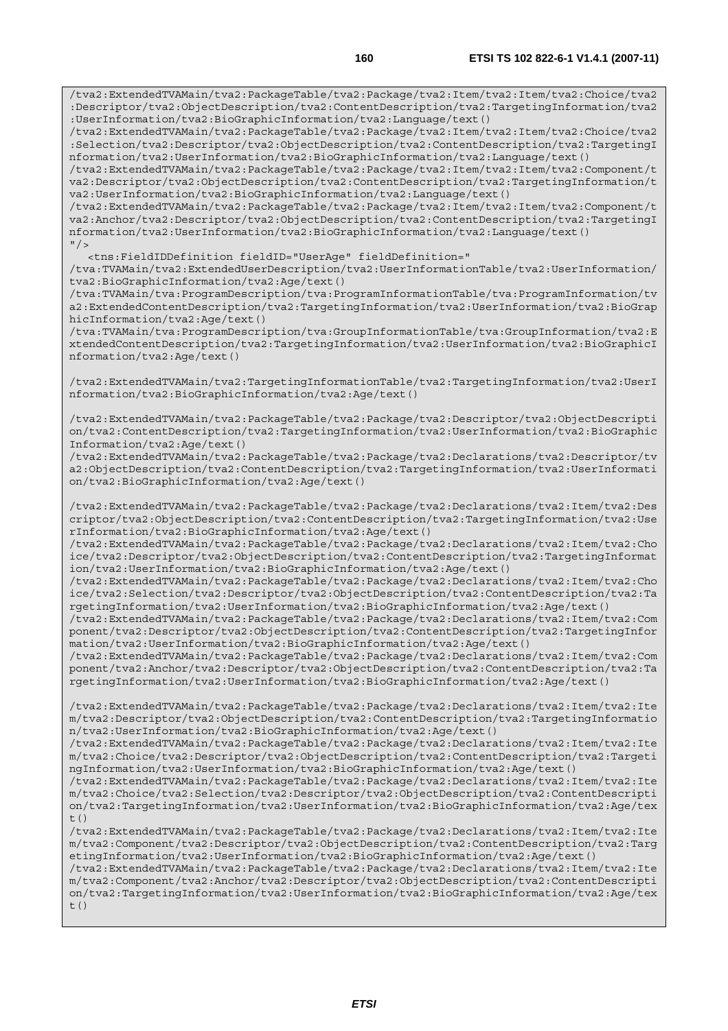```
/tva2:ExtendedTVAMain/tva2:PackageTable/tva2:Package/tva2:Item/tva2:Item/tva2:Choice/tva2:Descriptor/tva2:ObjectDescription/tva2:ContentDescription/tva2:TargetingInformation/tva2:UserInformation/tva2:BioGraphicInformation/tva2:Language/text()
/tva2:ExtendedTVAMain/tva2:PackageTable/tva2:Package/tva2:Item/tva2:Item/tva2:Choice/tva2:Selection/tva2:Descriptor/tva2:ObjectDescription/tva2:ContentDescription/tva2:TargetingInformation/tva2:UserInformation/tva2:BioGraphicInformation/tva2:Language/text()
/tva2:ExtendedTVAMain/tva2:PackageTable/tva2:Package/tva2:Item/tva2:Item/tva2:Component/tva2:Descriptor/tva2:ObjectDescription/tva2:ContentDescription/tva2:TargetingInformation/tva2:UserInformation/tva2:BioGraphicInformation/tva2:Language/text()
/tva2:ExtendedTVAMain/tva2:PackageTable/tva2:Package/tva2:Item/tva2:Item/tva2:Component/tva2:Anchor/tva2:Descriptor/tva2:ObjectDescription/tva2:ContentDescription/tva2:TargetingInformation/tva2:UserInformation/tva2:BioGraphicInformation/tva2:Language/text()
"/>
   <tns:FieldIDDefinition fieldID="UserAge" fieldDefinition="
/tva:TVAMain/tva2:ExtendedUserDescription/tva2:UserInformationTable/tva2:UserInformation/tva2:BioGraphicInformation/tva2:Age/text()
/tva:TVAMain/tva:ProgramDescription/tva:ProgramInformationTable/tva:ProgramInformation/tva2:ExtendedContentDescription/tva2:TargetingInformation/tva2:UserInformation/tva2:BioGraphicInformation/tva2:Age/text()
/tva:TVAMain/tva:ProgramDescription/tva:GroupInformationTable/tva:GroupInformation/tva2:ExtendedContentDescription/tva2:TargetingInformation/tva2:UserInformation/tva2:BioGraphicInformation/tva2:Age/text()

/tva2:ExtendedTVAMain/tva2:TargetingInformationTable/tva2:TargetingInformation/tva2:UserInformation/tva2:BioGraphicInformation/tva2:Age/text()

/tva2:ExtendedTVAMain/tva2:PackageTable/tva2:Package/tva2:Descriptor/tva2:ObjectDescription/tva2:ContentDescription/tva2:TargetingInformation/tva2:UserInformation/tva2:BioGraphicInformation/tva2:Age/text()
/tva2:ExtendedTVAMain/tva2:PackageTable/tva2:Package/tva2:Declarations/tva2:Descriptor/tva2:ObjectDescription/tva2:ContentDescription/tva2:TargetingInformation/tva2:UserInformation/tva2:BioGraphicInformation/tva2:Age/text()

/tva2:ExtendedTVAMain/tva2:PackageTable/tva2:Package/tva2:Declarations/tva2:Item/tva2:Descriptor/tva2:ObjectDescription/tva2:ContentDescription/tva2:TargetingInformation/tva2:UserInformation/tva2:BioGraphicInformation/tva2:Age/text()
/tva2:ExtendedTVAMain/tva2:PackageTable/tva2:Package/tva2:Declarations/tva2:Item/tva2:Choice/tva2:Descriptor/tva2:ObjectDescription/tva2:ContentDescription/tva2:TargetingInformation/tva2:UserInformation/tva2:BioGraphicInformation/tva2:Age/text()
/tva2:ExtendedTVAMain/tva2:PackageTable/tva2:Package/tva2:Declarations/tva2:Item/tva2:Choice/tva2:Selection/tva2:Descriptor/tva2:ObjectDescription/tva2:ContentDescription/tva2:TargetingInformation/tva2:UserInformation/tva2:BioGraphicInformation/tva2:Age/text()
/tva2:ExtendedTVAMain/tva2:PackageTable/tva2:Package/tva2:Declarations/tva2:Item/tva2:Component/tva2:Descriptor/tva2:ObjectDescription/tva2:ContentDescription/tva2:TargetingInformation/tva2:UserInformation/tva2:BioGraphicInformation/tva2:Age/text()
/tva2:ExtendedTVAMain/tva2:PackageTable/tva2:Package/tva2:Declarations/tva2:Item/tva2:Component/tva2:Anchor/tva2:Descriptor/tva2:ObjectDescription/tva2:ContentDescription/tva2:TargetingInformation/tva2:UserInformation/tva2:BioGraphicInformation/tva2:Age/text()

/tva2:ExtendedTVAMain/tva2:PackageTable/tva2:Package/tva2:Declarations/tva2:Item/tva2:Item/tva2:Descriptor/tva2:ObjectDescription/tva2:ContentDescription/tva2:TargetingInformation/tva2:UserInformation/tva2:BioGraphicInformation/tva2:Age/text()
/tva2:ExtendedTVAMain/tva2:PackageTable/tva2:Package/tva2:Declarations/tva2:Item/tva2:Item/tva2:Choice/tva2:Descriptor/tva2:ObjectDescription/tva2:ContentDescription/tva2:TargetingInformation/tva2:UserInformation/tva2:BioGraphicInformation/tva2:Age/text()
/tva2:ExtendedTVAMain/tva2:PackageTable/tva2:Package/tva2:Declarations/tva2:Item/tva2:Item/tva2:Choice/tva2:Selection/tva2:Descriptor/tva2:ObjectDescription/tva2:ContentDescription/tva2:TargetingInformation/tva2:UserInformation/tva2:BioGraphicInformation/tva2:Age/text()
/tva2:ExtendedTVAMain/tva2:PackageTable/tva2:Package/tva2:Declarations/tva2:Item/tva2:Item/tva2:Component/tva2:Descriptor/tva2:ObjectDescription/tva2:ContentDescription/tva2:TargetingInformation/tva2:UserInformation/tva2:BioGraphicInformation/tva2:Age/text()
/tva2:ExtendedTVAMain/tva2:PackageTable/tva2:Package/tva2:Declarations/tva2:Item/tva2:Item/tva2:Component/tva2:Anchor/tva2:Descriptor/tva2:ObjectDescription/tva2:ContentDescription/tva2:TargetingInformation/tva2:UserInformation/tva2:BioGraphicInformation/tva2:Age/text()
```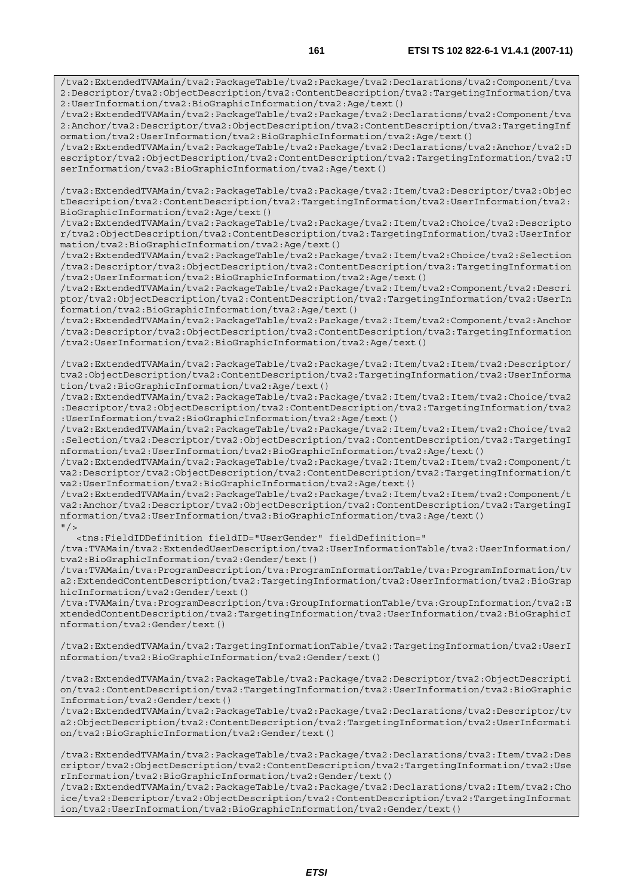```
/tva2:ExtendedTVAMain/tva2:PackageTable/tva2:Package/tva2:Declarations/tva2:Component/tva2:Descriptor/tva2:ObjectDescription/tva2:ContentDescription/tva2:TargetingInformation/tva2:UserInformation/tva2:BioGraphicInformation/tva2:Age/text()
/tva2:ExtendedTVAMain/tva2:PackageTable/tva2:Package/tva2:Declarations/tva2:Component/tva2:Anchor/tva2:Descriptor/tva2:ObjectDescription/tva2:ContentDescription/tva2:TargetingInformation/tva2:UserInformation/tva2:BioGraphicInformation/tva2:Age/text()
/tva2:ExtendedTVAMain/tva2:PackageTable/tva2:Package/tva2:Declarations/tva2:Anchor/tva2:Descriptor/tva2:ObjectDescription/tva2:ContentDescription/tva2:TargetingInformation/tva2:UserInformation/tva2:BioGraphicInformation/tva2:Age/text()

/tva2:ExtendedTVAMain/tva2:PackageTable/tva2:Package/tva2:Item/tva2:Descriptor/tva2:ObjectDescription/tva2:ContentDescription/tva2:TargetingInformation/tva2:UserInformation/tva2:BioGraphicInformation/tva2:Age/text()
/tva2:ExtendedTVAMain/tva2:PackageTable/tva2:Package/tva2:Item/tva2:Choice/tva2:Descriptor/tva2:ObjectDescription/tva2:ContentDescription/tva2:TargetingInformation/tva2:UserInformation/tva2:BioGraphicInformation/tva2:Age/text()
/tva2:ExtendedTVAMain/tva2:PackageTable/tva2:Package/tva2:Item/tva2:Choice/tva2:Selection/tva2:Descriptor/tva2:ObjectDescription/tva2:ContentDescription/tva2:TargetingInformation/tva2:UserInformation/tva2:BioGraphicInformation/tva2:Age/text()
/tva2:ExtendedTVAMain/tva2:PackageTable/tva2:Package/tva2:Item/tva2:Component/tva2:Descriptor/tva2:ObjectDescription/tva2:ContentDescription/tva2:TargetingInformation/tva2:UserInformation/tva2:BioGraphicInformation/tva2:Age/text()
/tva2:ExtendedTVAMain/tva2:PackageTable/tva2:Package/tva2:Item/tva2:Component/tva2:Anchor/tva2:Descriptor/tva2:ObjectDescription/tva2:ContentDescription/tva2:TargetingInformation/tva2:UserInformation/tva2:BioGraphicInformation/tva2:Age/text()

/tva2:ExtendedTVAMain/tva2:PackageTable/tva2:Package/tva2:Item/tva2:Item/tva2:Descriptor/tva2:ObjectDescription/tva2:ContentDescription/tva2:TargetingInformation/tva2:UserInformation/tva2:BioGraphicInformation/tva2:Age/text()
/tva2:ExtendedTVAMain/tva2:PackageTable/tva2:Package/tva2:Item/tva2:Item/tva2:Choice/tva2:Descriptor/tva2:ObjectDescription/tva2:ContentDescription/tva2:TargetingInformation/tva2:UserInformation/tva2:BioGraphicInformation/tva2:Age/text()
/tva2:ExtendedTVAMain/tva2:PackageTable/tva2:Package/tva2:Item/tva2:Item/tva2:Choice/tva2:Selection/tva2:Descriptor/tva2:ObjectDescription/tva2:ContentDescription/tva2:TargetingInformation/tva2:UserInformation/tva2:BioGraphicInformation/tva2:Age/text()
/tva2:ExtendedTVAMain/tva2:PackageTable/tva2:Package/tva2:Item/tva2:Item/tva2:Component/tva2:Descriptor/tva2:ObjectDescription/tva2:ContentDescription/tva2:TargetingInformation/tva2:UserInformation/tva2:BioGraphicInformation/tva2:Age/text()
/tva2:ExtendedTVAMain/tva2:PackageTable/tva2:Package/tva2:Item/tva2:Item/tva2:Component/tva2:Anchor/tva2:Descriptor/tva2:ObjectDescription/tva2:ContentDescription/tva2:TargetingInformation/tva2:UserInformation/tva2:BioGraphicInformation/tva2:Age/text()
"/>
   <tns:FieldIDDefinition fieldID="UserGender" fieldDefinition="
/tva:TVAMain/tva2:ExtendedUserDescription/tva2:UserInformationTable/tva2:UserInformation/tva2:BioGraphicInformation/tva2:Gender/text()
/tva:TVAMain/tva:ProgramDescription/tva:ProgramInformationTable/tva:ProgramInformation/tva2:ExtendedContentDescription/tva2:TargetingInformation/tva2:UserInformation/tva2:BioGraphicInformation/tva2:Gender/text()
/tva:TVAMain/tva:ProgramDescription/tva:GroupInformationTable/tva:GroupInformation/tva2:ExtendedContentDescription/tva2:TargetingInformation/tva2:UserInformation/tva2:BioGraphicInformation/tva2:Gender/text()

/tva2:ExtendedTVAMain/tva2:TargetingInformationTable/tva2:TargetingInformation/tva2:UserInformation/tva2:BioGraphicInformation/tva2:Gender/text()

/tva2:ExtendedTVAMain/tva2:PackageTable/tva2:Package/tva2:Descriptor/tva2:ObjectDescription/tva2:ContentDescription/tva2:TargetingInformation/tva2:UserInformation/tva2:BioGraphicInformation/tva2:Gender/text()
/tva2:ExtendedTVAMain/tva2:PackageTable/tva2:Package/tva2:Declarations/tva2:Descriptor/tva2:ObjectDescription/tva2:ContentDescription/tva2:TargetingInformation/tva2:UserInformation/tva2:BioGraphicInformation/tva2:Gender/text()

/tva2:ExtendedTVAMain/tva2:PackageTable/tva2:Package/tva2:Declarations/tva2:Item/tva2:Descriptor/tva2:ObjectDescription/tva2:ContentDescription/tva2:TargetingInformation/tva2:UserInformation/tva2:BioGraphicInformation/tva2:Gender/text()
/tva2:ExtendedTVAMain/tva2:PackageTable/tva2:Package/tva2:Declarations/tva2:Item/tva2:Choice/tva2:Descriptor/tva2:ObjectDescription/tva2:ContentDescription/tva2:TargetingInformation/tva2:UserInformation/tva2:BioGraphicInformation/tva2:Gender/text()
```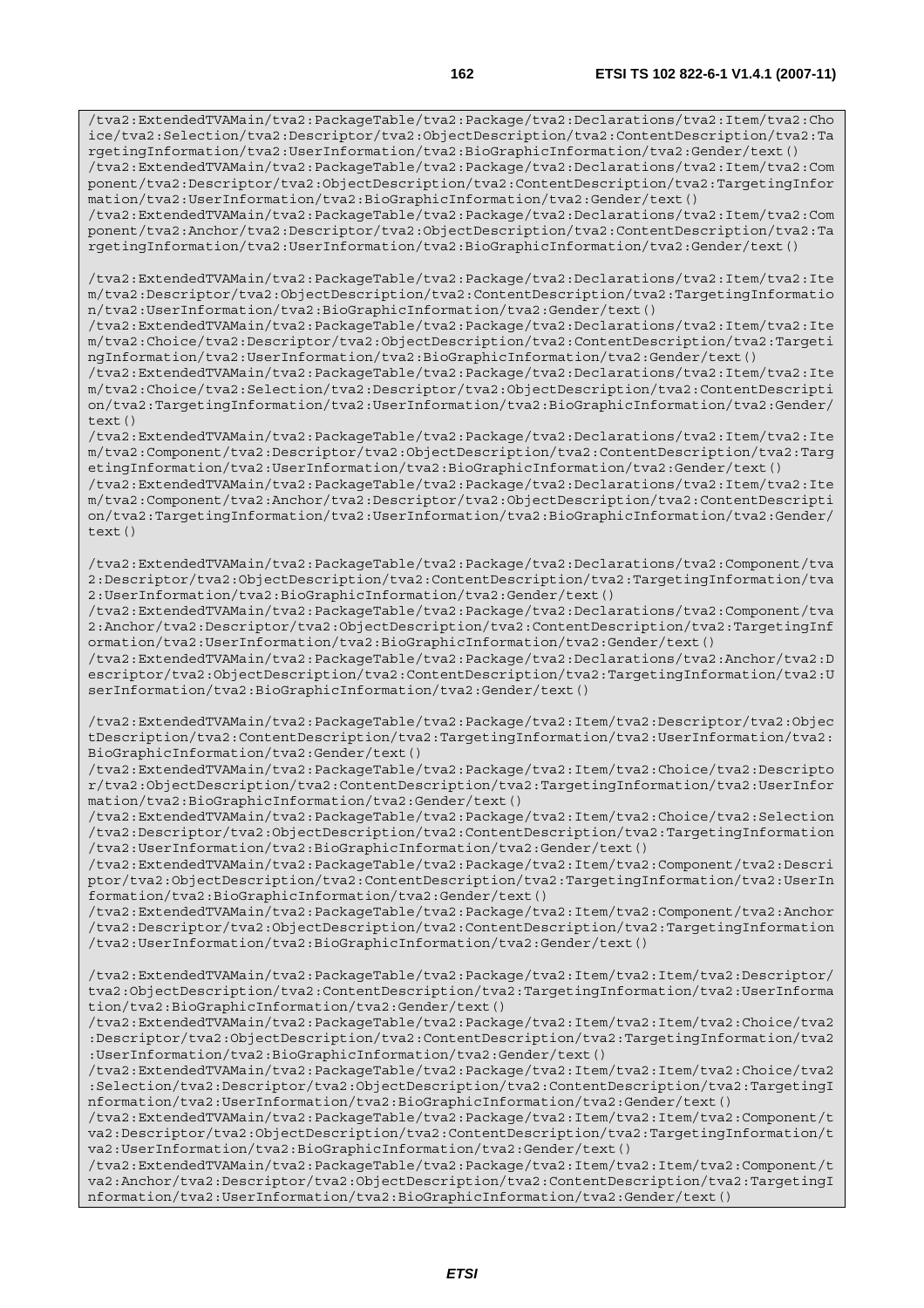```
/tva2:ExtendedTVAMain/tva2:PackageTable/tva2:Package/tva2:Declarations/tva2:Item/tva2:Choice/tva2:Selection/tva2:Descriptor/tva2:ObjectDescription/tva2:ContentDescription/tva2:TargetingInformation/tva2:UserInformation/tva2:BioGraphicInformation/tva2:Gender/text()
/tva2:ExtendedTVAMain/tva2:PackageTable/tva2:Package/tva2:Declarations/tva2:Item/tva2:Component/tva2:Descriptor/tva2:ObjectDescription/tva2:ContentDescription/tva2:TargetingInformation/tva2:UserInformation/tva2:BioGraphicInformation/tva2:Gender/text()
/tva2:ExtendedTVAMain/tva2:PackageTable/tva2:Package/tva2:Declarations/tva2:Item/tva2:Component/tva2:Anchor/tva2:Descriptor/tva2:ObjectDescription/tva2:ContentDescription/tva2:TargetingInformation/tva2:UserInformation/tva2:BioGraphicInformation/tva2:Gender/text()

/tva2:ExtendedTVAMain/tva2:PackageTable/tva2:Package/tva2:Declarations/tva2:Item/tva2:Item/tva2:Descriptor/tva2:ObjectDescription/tva2:ContentDescription/tva2:TargetingInformation/tva2:UserInformation/tva2:BioGraphicInformation/tva2:Gender/text()
/tva2:ExtendedTVAMain/tva2:PackageTable/tva2:Package/tva2:Declarations/tva2:Item/tva2:Item/tva2:Choice/tva2:Descriptor/tva2:ObjectDescription/tva2:ContentDescription/tva2:TargetingInformation/tva2:UserInformation/tva2:BioGraphicInformation/tva2:Gender/text()
/tva2:ExtendedTVAMain/tva2:PackageTable/tva2:Package/tva2:Declarations/tva2:Item/tva2:Item/tva2:Choice/tva2:Selection/tva2:Descriptor/tva2:ObjectDescription/tva2:ContentDescription/tva2:TargetingInformation/tva2:UserInformation/tva2:BioGraphicInformation/tva2:Gender/text()
/tva2:ExtendedTVAMain/tva2:PackageTable/tva2:Package/tva2:Declarations/tva2:Item/tva2:Item/tva2:Component/tva2:Descriptor/tva2:ObjectDescription/tva2:ContentDescription/tva2:TargetingInformation/tva2:UserInformation/tva2:BioGraphicInformation/tva2:Gender/text()
/tva2:ExtendedTVAMain/tva2:PackageTable/tva2:Package/tva2:Declarations/tva2:Item/tva2:Item/tva2:Component/tva2:Anchor/tva2:Descriptor/tva2:ObjectDescription/tva2:ContentDescription/tva2:TargetingInformation/tva2:UserInformation/tva2:BioGraphicInformation/tva2:Gender/text()

/tva2:ExtendedTVAMain/tva2:PackageTable/tva2:Package/tva2:Declarations/tva2:Component/tva2:Descriptor/tva2:ObjectDescription/tva2:ContentDescription/tva2:TargetingInformation/tva2:UserInformation/tva2:BioGraphicInformation/tva2:Gender/text()
/tva2:ExtendedTVAMain/tva2:PackageTable/tva2:Package/tva2:Declarations/tva2:Component/tva2:Anchor/tva2:Descriptor/tva2:ObjectDescription/tva2:ContentDescription/tva2:TargetingInformation/tva2:UserInformation/tva2:BioGraphicInformation/tva2:Gender/text()
/tva2:ExtendedTVAMain/tva2:PackageTable/tva2:Package/tva2:Declarations/tva2:Anchor/tva2:Descriptor/tva2:ObjectDescription/tva2:ContentDescription/tva2:TargetingInformation/tva2:UserInformation/tva2:BioGraphicInformation/tva2:Gender/text()

/tva2:ExtendedTVAMain/tva2:PackageTable/tva2:Package/tva2:Item/tva2:Descriptor/tva2:ObjectDescription/tva2:ContentDescription/tva2:TargetingInformation/tva2:UserInformation/tva2:BioGraphicInformation/tva2:Gender/text()
/tva2:ExtendedTVAMain/tva2:PackageTable/tva2:Package/tva2:Item/tva2:Choice/tva2:Descriptor/tva2:ObjectDescription/tva2:ContentDescription/tva2:TargetingInformation/tva2:UserInformation/tva2:BioGraphicInformation/tva2:Gender/text()
/tva2:ExtendedTVAMain/tva2:PackageTable/tva2:Package/tva2:Item/tva2:Choice/tva2:Selection/tva2:Descriptor/tva2:ObjectDescription/tva2:ContentDescription/tva2:TargetingInformation/tva2:UserInformation/tva2:BioGraphicInformation/tva2:Gender/text()
/tva2:ExtendedTVAMain/tva2:PackageTable/tva2:Package/tva2:Item/tva2:Component/tva2:Descriptor/tva2:ObjectDescription/tva2:ContentDescription/tva2:TargetingInformation/tva2:UserInformation/tva2:BioGraphicInformation/tva2:Gender/text()
/tva2:ExtendedTVAMain/tva2:PackageTable/tva2:Package/tva2:Item/tva2:Component/tva2:Anchor/tva2:Descriptor/tva2:ObjectDescription/tva2:ContentDescription/tva2:TargetingInformation/tva2:UserInformation/tva2:BioGraphicInformation/tva2:Gender/text()

/tva2:ExtendedTVAMain/tva2:PackageTable/tva2:Package/tva2:Item/tva2:Item/tva2:Descriptor/tva2:ObjectDescription/tva2:ContentDescription/tva2:TargetingInformation/tva2:UserInformation/tva2:BioGraphicInformation/tva2:Gender/text()
/tva2:ExtendedTVAMain/tva2:PackageTable/tva2:Package/tva2:Item/tva2:Item/tva2:Choice/tva2:Descriptor/tva2:ObjectDescription/tva2:ContentDescription/tva2:TargetingInformation/tva2:UserInformation/tva2:BioGraphicInformation/tva2:Gender/text()
/tva2:ExtendedTVAMain/tva2:PackageTable/tva2:Package/tva2:Item/tva2:Item/tva2:Choice/tva2:Selection/tva2:Descriptor/tva2:ObjectDescription/tva2:ContentDescription/tva2:TargetingInformation/tva2:UserInformation/tva2:BioGraphicInformation/tva2:Gender/text()
/tva2:ExtendedTVAMain/tva2:PackageTable/tva2:Package/tva2:Item/tva2:Item/tva2:Component/tva2:Descriptor/tva2:ObjectDescription/tva2:ContentDescription/tva2:TargetingInformation/tva2:UserInformation/tva2:BioGraphicInformation/tva2:Gender/text()
/tva2:ExtendedTVAMain/tva2:PackageTable/tva2:Package/tva2:Item/tva2:Item/tva2:Component/tva2:Anchor/tva2:Descriptor/tva2:ObjectDescription/tva2:ContentDescription/tva2:TargetingInformation/tva2:UserInformation/tva2:BioGraphicInformation/tva2:Gender/text()
```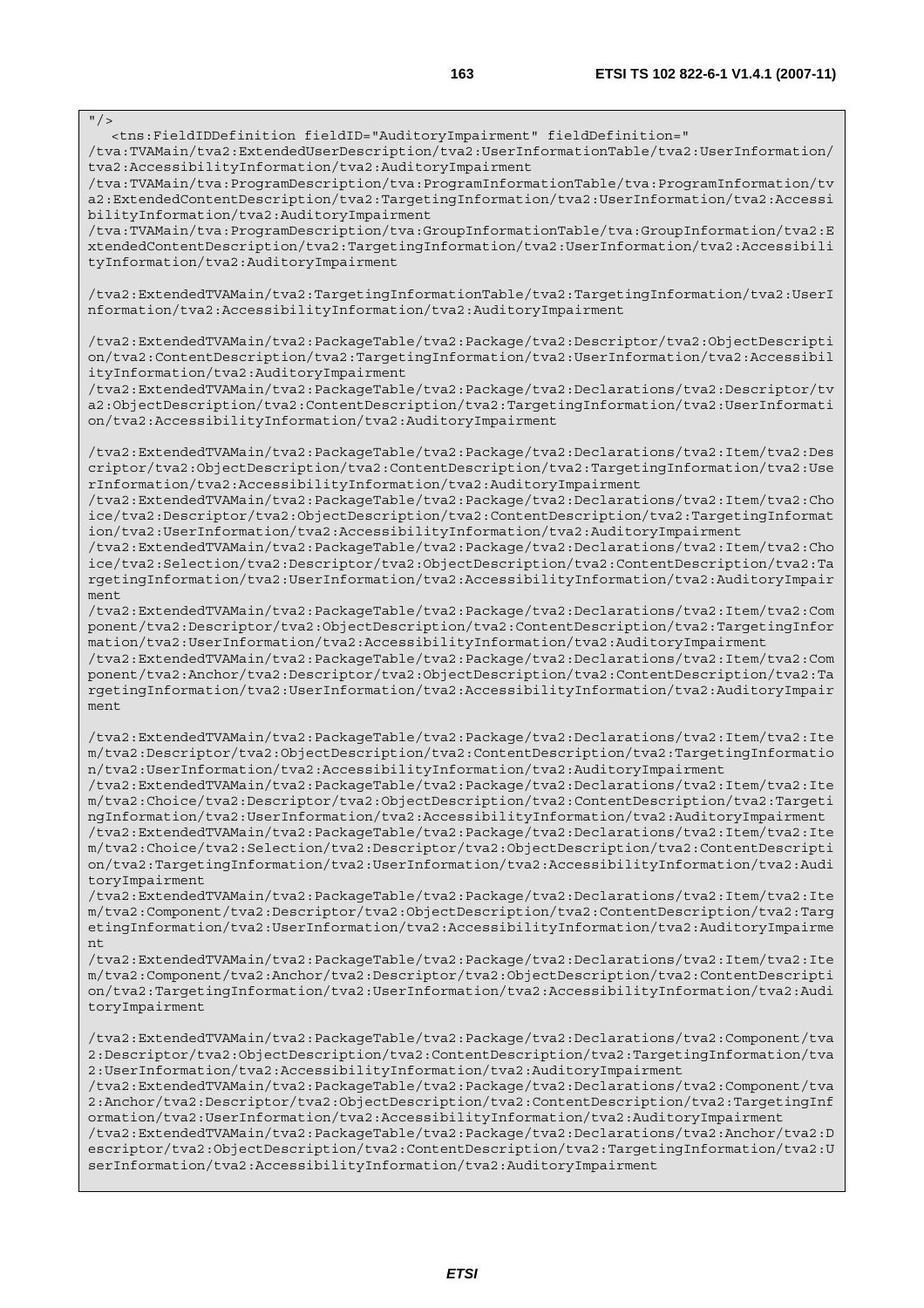```
"/>
   <tns:FieldIDDefinition fieldID="AuditoryImpairment" fieldDefinition="
/tva:TVAMain/tva2:ExtendedUserDescription/tva2:UserInformationTable/tva2:UserInformation/tva2:AccessibilityInformation/tva2:AuditoryImpairment
/tva:TVAMain/tva:ProgramDescription/tva:ProgramInformationTable/tva:ProgramInformation/tva2:ExtendedContentDescription/tva2:TargetingInformation/tva2:UserInformation/tva2:AccessibilityInformation/tva2:AuditoryImpairment
/tva:TVAMain/tva:ProgramDescription/tva:GroupInformationTable/tva:GroupInformation/tva2:ExtendedContentDescription/tva2:TargetingInformation/tva2:UserInformation/tva2:AccessibilityInformation/tva2:AuditoryImpairment

/tva2:ExtendedTVAMain/tva2:TargetingInformationTable/tva2:TargetingInformation/tva2:UserInformation/tva2:AccessibilityInformation/tva2:AuditoryImpairment

/tva2:ExtendedTVAMain/tva2:PackageTable/tva2:Package/tva2:Descriptor/tva2:ObjectDescription/tva2:ContentDescription/tva2:TargetingInformation/tva2:UserInformation/tva2:AccessibilityInformation/tva2:AuditoryImpairment
/tva2:ExtendedTVAMain/tva2:PackageTable/tva2:Package/tva2:Declarations/tva2:Descriptor/tva2:ObjectDescription/tva2:ContentDescription/tva2:TargetingInformation/tva2:UserInformation/tva2:AccessibilityInformation/tva2:AuditoryImpairment

/tva2:ExtendedTVAMain/tva2:PackageTable/tva2:Package/tva2:Declarations/tva2:Item/tva2:Descriptor/tva2:ObjectDescription/tva2:ContentDescription/tva2:TargetingInformation/tva2:UserInformation/tva2:AccessibilityInformation/tva2:AuditoryImpairment
/tva2:ExtendedTVAMain/tva2:PackageTable/tva2:Package/tva2:Declarations/tva2:Item/tva2:Choice/tva2:Descriptor/tva2:ObjectDescription/tva2:ContentDescription/tva2:TargetingInformation/tva2:UserInformation/tva2:AccessibilityInformation/tva2:AuditoryImpairment
/tva2:ExtendedTVAMain/tva2:PackageTable/tva2:Package/tva2:Declarations/tva2:Item/tva2:Choice/tva2:Selection/tva2:Descriptor/tva2:ObjectDescription/tva2:ContentDescription/tva2:TargetingInformation/tva2:UserInformation/tva2:AccessibilityInformation/tva2:AuditoryImpairment
/tva2:ExtendedTVAMain/tva2:PackageTable/tva2:Package/tva2:Declarations/tva2:Item/tva2:Component/tva2:Descriptor/tva2:ObjectDescription/tva2:ContentDescription/tva2:TargetingInformation/tva2:UserInformation/tva2:AccessibilityInformation/tva2:AuditoryImpairment
/tva2:ExtendedTVAMain/tva2:PackageTable/tva2:Package/tva2:Declarations/tva2:Item/tva2:Component/tva2:Anchor/tva2:Descriptor/tva2:ObjectDescription/tva2:ContentDescription/tva2:TargetingInformation/tva2:UserInformation/tva2:AccessibilityInformation/tva2:AuditoryImpairment

/tva2:ExtendedTVAMain/tva2:PackageTable/tva2:Package/tva2:Declarations/tva2:Item/tva2:Item/tva2:Descriptor/tva2:ObjectDescription/tva2:ContentDescription/tva2:TargetingInformation/tva2:UserInformation/tva2:AccessibilityInformation/tva2:AuditoryImpairment
/tva2:ExtendedTVAMain/tva2:PackageTable/tva2:Package/tva2:Declarations/tva2:Item/tva2:Item/tva2:Choice/tva2:Descriptor/tva2:ObjectDescription/tva2:ContentDescription/tva2:TargetingInformation/tva2:UserInformation/tva2:AccessibilityInformation/tva2:AuditoryImpairment
/tva2:ExtendedTVAMain/tva2:PackageTable/tva2:Package/tva2:Declarations/tva2:Item/tva2:Item/tva2:Choice/tva2:Selection/tva2:Descriptor/tva2:ObjectDescription/tva2:ContentDescription/tva2:TargetingInformation/tva2:UserInformation/tva2:AccessibilityInformation/tva2:AuditoryImpairment
/tva2:ExtendedTVAMain/tva2:PackageTable/tva2:Package/tva2:Declarations/tva2:Item/tva2:Item/tva2:Component/tva2:Descriptor/tva2:ObjectDescription/tva2:ContentDescription/tva2:TargetingInformation/tva2:UserInformation/tva2:AccessibilityInformation/tva2:AuditoryImpairment
/tva2:ExtendedTVAMain/tva2:PackageTable/tva2:Package/tva2:Declarations/tva2:Item/tva2:Item/tva2:Component/tva2:Anchor/tva2:Descriptor/tva2:ObjectDescription/tva2:ContentDescription/tva2:TargetingInformation/tva2:UserInformation/tva2:AccessibilityInformation/tva2:AuditoryImpairment

/tva2:ExtendedTVAMain/tva2:PackageTable/tva2:Package/tva2:Declarations/tva2:Component/tva2:Descriptor/tva2:ObjectDescription/tva2:ContentDescription/tva2:TargetingInformation/tva2:UserInformation/tva2:AccessibilityInformation/tva2:AuditoryImpairment
/tva2:ExtendedTVAMain/tva2:PackageTable/tva2:Package/tva2:Declarations/tva2:Component/tva2:Anchor/tva2:Descriptor/tva2:ObjectDescription/tva2:ContentDescription/tva2:TargetingInformation/tva2:UserInformation/tva2:AccessibilityInformation/tva2:AuditoryImpairment
/tva2:ExtendedTVAMain/tva2:PackageTable/tva2:Package/tva2:Declarations/tva2:Anchor/tva2:Descriptor/tva2:ObjectDescription/tva2:ContentDescription/tva2:TargetingInformation/tva2:UserInformation/tva2:AccessibilityInformation/tva2:AuditoryImpairment
```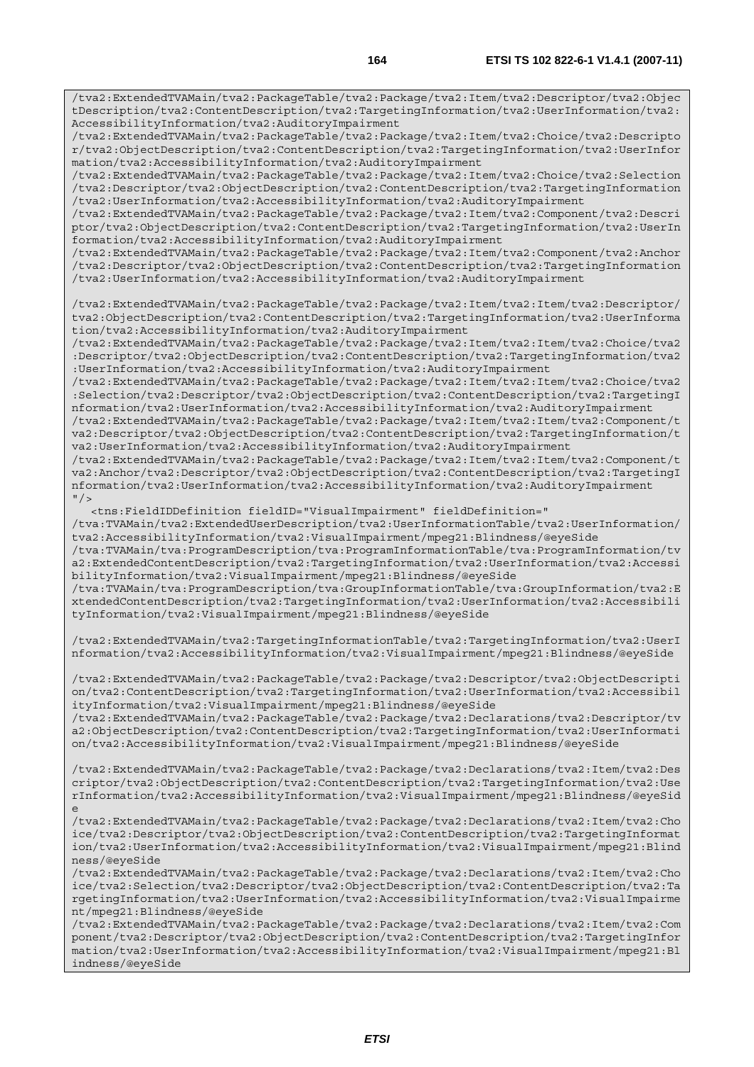```
/tva2:ExtendedTVAMain/tva2:PackageTable/tva2:Package/tva2:Item/tva2:Descriptor/tva2:ObjectDescription/tva2:ContentDescription/tva2:TargetingInformation/tva2:UserInformation/tva2:AccessibilityInformation/tva2:AuditoryImpairment
/tva2:ExtendedTVAMain/tva2:PackageTable/tva2:Package/tva2:Item/tva2:Choice/tva2:Descriptor/tva2:ObjectDescription/tva2:ContentDescription/tva2:TargetingInformation/tva2:UserInformation/tva2:AccessibilityInformation/tva2:AuditoryImpairment
/tva2:ExtendedTVAMain/tva2:PackageTable/tva2:Package/tva2:Item/tva2:Choice/tva2:Selection/tva2:Descriptor/tva2:ObjectDescription/tva2:ContentDescription/tva2:TargetingInformation/tva2:UserInformation/tva2:AccessibilityInformation/tva2:AuditoryImpairment
/tva2:ExtendedTVAMain/tva2:PackageTable/tva2:Package/tva2:Item/tva2:Component/tva2:Descriptor/tva2:ObjectDescription/tva2:ContentDescription/tva2:TargetingInformation/tva2:UserInformation/tva2:AccessibilityInformation/tva2:AuditoryImpairment
/tva2:ExtendedTVAMain/tva2:PackageTable/tva2:Package/tva2:Item/tva2:Component/tva2:Anchor/tva2:Descriptor/tva2:ObjectDescription/tva2:ContentDescription/tva2:TargetingInformation/tva2:UserInformation/tva2:AccessibilityInformation/tva2:AuditoryImpairment

/tva2:ExtendedTVAMain/tva2:PackageTable/tva2:Package/tva2:Item/tva2:Item/tva2:Descriptor/tva2:ObjectDescription/tva2:ContentDescription/tva2:TargetingInformation/tva2:UserInformation/tva2:AccessibilityInformation/tva2:AuditoryImpairment
/tva2:ExtendedTVAMain/tva2:PackageTable/tva2:Package/tva2:Item/tva2:Item/tva2:Choice/tva2:Descriptor/tva2:ObjectDescription/tva2:ContentDescription/tva2:TargetingInformation/tva2:UserInformation/tva2:AccessibilityInformation/tva2:AuditoryImpairment
/tva2:ExtendedTVAMain/tva2:PackageTable/tva2:Package/tva2:Item/tva2:Item/tva2:Choice/tva2:Selection/tva2:Descriptor/tva2:ObjectDescription/tva2:ContentDescription/tva2:TargetingInformation/tva2:UserInformation/tva2:AccessibilityInformation/tva2:AuditoryImpairment
/tva2:ExtendedTVAMain/tva2:PackageTable/tva2:Package/tva2:Item/tva2:Item/tva2:Component/tva2:Descriptor/tva2:ObjectDescription/tva2:ContentDescription/tva2:TargetingInformation/tva2:UserInformation/tva2:AccessibilityInformation/tva2:AuditoryImpairment
/tva2:ExtendedTVAMain/tva2:PackageTable/tva2:Package/tva2:Item/tva2:Item/tva2:Component/tva2:Anchor/tva2:Descriptor/tva2:ObjectDescription/tva2:ContentDescription/tva2:TargetingInformation/tva2:UserInformation/tva2:AccessibilityInformation/tva2:AuditoryImpairment
"/>
   <tns:FieldIDDefinition fieldID="VisualImpairment" fieldDefinition="
/tva:TVAMain/tva2:ExtendedUserDescription/tva2:UserInformationTable/tva2:UserInformation/tva2:AccessibilityInformation/tva2:VisualImpairment/mpeg21:Blindness/@eyeSide
/tva:TVAMain/tva:ProgramDescription/tva:ProgramInformationTable/tva:ProgramInformation/tva2:ExtendedContentDescription/tva2:TargetingInformation/tva2:UserInformation/tva2:AccessibilityInformation/tva2:VisualImpairment/mpeg21:Blindness/@eyeSide
/tva:TVAMain/tva:ProgramDescription/tva:GroupInformationTable/tva:GroupInformation/tva2:ExtendedContentDescription/tva2:TargetingInformation/tva2:UserInformation/tva2:AccessibilityInformation/tva2:VisualImpairment/mpeg21:Blindness/@eyeSide

/tva2:ExtendedTVAMain/tva2:TargetingInformationTable/tva2:TargetingInformation/tva2:UserInformation/tva2:AccessibilityInformation/tva2:VisualImpairment/mpeg21:Blindness/@eyeSide

/tva2:ExtendedTVAMain/tva2:PackageTable/tva2:Package/tva2:Descriptor/tva2:ObjectDescription/tva2:ContentDescription/tva2:TargetingInformation/tva2:UserInformation/tva2:AccessibilityInformation/tva2:VisualImpairment/mpeg21:Blindness/@eyeSide
/tva2:ExtendedTVAMain/tva2:PackageTable/tva2:Package/tva2:Declarations/tva2:Descriptor/tva2:ObjectDescription/tva2:ContentDescription/tva2:TargetingInformation/tva2:UserInformation/tva2:AccessibilityInformation/tva2:VisualImpairment/mpeg21:Blindness/@eyeSide

/tva2:ExtendedTVAMain/tva2:PackageTable/tva2:Package/tva2:Declarations/tva2:Item/tva2:Descriptor/tva2:ObjectDescription/tva2:ContentDescription/tva2:TargetingInformation/tva2:UserInformation/tva2:AccessibilityInformation/tva2:VisualImpairment/mpeg21:Blindness/@eyeSide
/tva2:ExtendedTVAMain/tva2:PackageTable/tva2:Package/tva2:Declarations/tva2:Item/tva2:Choice/tva2:Descriptor/tva2:ObjectDescription/tva2:ContentDescription/tva2:TargetingInformation/tva2:UserInformation/tva2:AccessibilityInformation/tva2:VisualImpairment/mpeg21:Blindness/@eyeSide
/tva2:ExtendedTVAMain/tva2:PackageTable/tva2:Package/tva2:Declarations/tva2:Item/tva2:Choice/tva2:Selection/tva2:Descriptor/tva2:ObjectDescription/tva2:ContentDescription/tva2:TargetingInformation/tva2:UserInformation/tva2:AccessibilityInformation/tva2:VisualImpairment/mpeg21:Blindness/@eyeSide
/tva2:ExtendedTVAMain/tva2:PackageTable/tva2:Package/tva2:Declarations/tva2:Item/tva2:Component/tva2:Descriptor/tva2:ObjectDescription/tva2:ContentDescription/tva2:TargetingInformation/tva2:UserInformation/tva2:AccessibilityInformation/tva2:VisualImpairment/mpeg21:Blindness/@eyeSide
```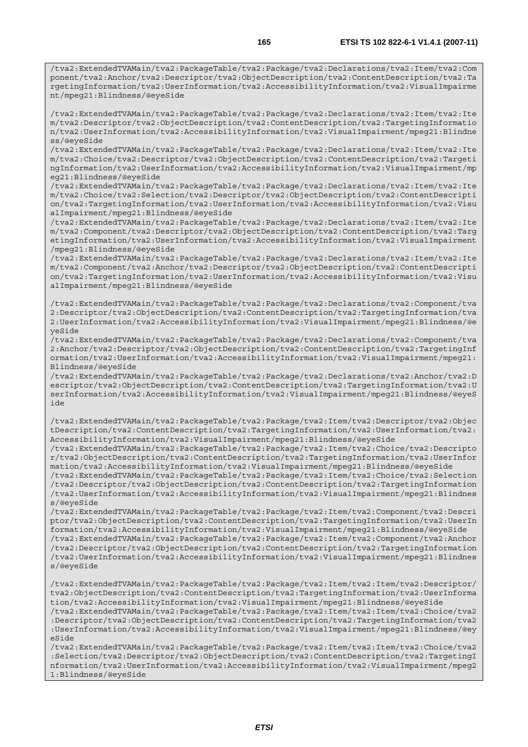```
/tva2:ExtendedTVAMain/tva2:PackageTable/tva2:Package/tva2:Declarations/tva2:Item/tva2:Component/tva2:Anchor/tva2:Descriptor/tva2:ObjectDescription/tva2:ContentDescription/tva2:TargetingInformation/tva2:UserInformation/tva2:AccessibilityInformation/tva2:VisualImpairment/mpeg21:Blindness/@eyeSide

/tva2:ExtendedTVAMain/tva2:PackageTable/tva2:Package/tva2:Declarations/tva2:Item/tva2:Item/tva2:Descriptor/tva2:ObjectDescription/tva2:ContentDescription/tva2:TargetingInformation/tva2:UserInformation/tva2:AccessibilityInformation/tva2:VisualImpairment/mpeg21:Blindness/@eyeSide
/tva2:ExtendedTVAMain/tva2:PackageTable/tva2:Package/tva2:Declarations/tva2:Item/tva2:Item/tva2:Choice/tva2:Descriptor/tva2:ObjectDescription/tva2:ContentDescription/tva2:TargetingInformation/tva2:UserInformation/tva2:AccessibilityInformation/tva2:VisualImpairment/mpeg21:Blindness/@eyeSide
/tva2:ExtendedTVAMain/tva2:PackageTable/tva2:Package/tva2:Declarations/tva2:Item/tva2:Item/tva2:Choice/tva2:Selection/tva2:Descriptor/tva2:ObjectDescription/tva2:ContentDescription/tva2:TargetingInformation/tva2:UserInformation/tva2:AccessibilityInformation/tva2:VisualImpairment/mpeg21:Blindness/@eyeSide
/tva2:ExtendedTVAMain/tva2:PackageTable/tva2:Package/tva2:Declarations/tva2:Item/tva2:Item/tva2:Component/tva2:Descriptor/tva2:ObjectDescription/tva2:ContentDescription/tva2:TargetingInformation/tva2:UserInformation/tva2:AccessibilityInformation/tva2:VisualImpairment/mpeg21:Blindness/@eyeSide
/tva2:ExtendedTVAMain/tva2:PackageTable/tva2:Package/tva2:Declarations/tva2:Item/tva2:Item/tva2:Component/tva2:Anchor/tva2:Descriptor/tva2:ObjectDescription/tva2:ContentDescription/tva2:TargetingInformation/tva2:UserInformation/tva2:AccessibilityInformation/tva2:VisualImpairment/mpeg21:Blindness/@eyeSide

/tva2:ExtendedTVAMain/tva2:PackageTable/tva2:Package/tva2:Declarations/tva2:Component/tva2:Descriptor/tva2:ObjectDescription/tva2:ContentDescription/tva2:TargetingInformation/tva2:UserInformation/tva2:AccessibilityInformation/tva2:VisualImpairment/mpeg21:Blindness/@eyeSide
/tva2:ExtendedTVAMain/tva2:PackageTable/tva2:Package/tva2:Declarations/tva2:Component/tva2:Anchor/tva2:Descriptor/tva2:ObjectDescription/tva2:ContentDescription/tva2:TargetingInformation/tva2:UserInformation/tva2:AccessibilityInformation/tva2:VisualImpairment/mpeg21:Blindness/@eyeSide
/tva2:ExtendedTVAMain/tva2:PackageTable/tva2:Package/tva2:Declarations/tva2:Anchor/tva2:Descriptor/tva2:ObjectDescription/tva2:ContentDescription/tva2:TargetingInformation/tva2:UserInformation/tva2:AccessibilityInformation/tva2:VisualImpairment/mpeg21:Blindness/@eyeSide

/tva2:ExtendedTVAMain/tva2:PackageTable/tva2:Package/tva2:Item/tva2:Descriptor/tva2:ObjectDescription/tva2:ContentDescription/tva2:TargetingInformation/tva2:UserInformation/tva2:AccessibilityInformation/tva2:VisualImpairment/mpeg21:Blindness/@eyeSide
/tva2:ExtendedTVAMain/tva2:PackageTable/tva2:Package/tva2:Item/tva2:Choice/tva2:Descriptor/tva2:ObjectDescription/tva2:ContentDescription/tva2:TargetingInformation/tva2:UserInformation/tva2:AccessibilityInformation/tva2:VisualImpairment/mpeg21:Blindness/@eyeSide
/tva2:ExtendedTVAMain/tva2:PackageTable/tva2:Package/tva2:Item/tva2:Choice/tva2:Selection/tva2:Descriptor/tva2:ObjectDescription/tva2:ContentDescription/tva2:TargetingInformation/tva2:UserInformation/tva2:AccessibilityInformation/tva2:VisualImpairment/mpeg21:Blindness/@eyeSide
/tva2:ExtendedTVAMain/tva2:PackageTable/tva2:Package/tva2:Item/tva2:Component/tva2:Descriptor/tva2:ObjectDescription/tva2:ContentDescription/tva2:TargetingInformation/tva2:UserInformation/tva2:AccessibilityInformation/tva2:VisualImpairment/mpeg21:Blindness/@eyeSide
/tva2:ExtendedTVAMain/tva2:PackageTable/tva2:Package/tva2:Item/tva2:Component/tva2:Anchor/tva2:Descriptor/tva2:ObjectDescription/tva2:ContentDescription/tva2:TargetingInformation/tva2:UserInformation/tva2:AccessibilityInformation/tva2:VisualImpairment/mpeg21:Blindness/@eyeSide

/tva2:ExtendedTVAMain/tva2:PackageTable/tva2:Package/tva2:Item/tva2:Item/tva2:Descriptor/tva2:ObjectDescription/tva2:ContentDescription/tva2:TargetingInformation/tva2:UserInformation/tva2:AccessibilityInformation/tva2:VisualImpairment/mpeg21:Blindness/@eyeSide
/tva2:ExtendedTVAMain/tva2:PackageTable/tva2:Package/tva2:Item/tva2:Item/tva2:Choice/tva2:Descriptor/tva2:ObjectDescription/tva2:ContentDescription/tva2:TargetingInformation/tva2:UserInformation/tva2:AccessibilityInformation/tva2:VisualImpairment/mpeg21:Blindness/@eyeSide
/tva2:ExtendedTVAMain/tva2:PackageTable/tva2:Package/tva2:Item/tva2:Item/tva2:Choice/tva2:Selection/tva2:Descriptor/tva2:ObjectDescription/tva2:ContentDescription/tva2:TargetingInformation/tva2:UserInformation/tva2:AccessibilityInformation/tva2:VisualImpairment/mpeg21:Blindness/@eyeSide
```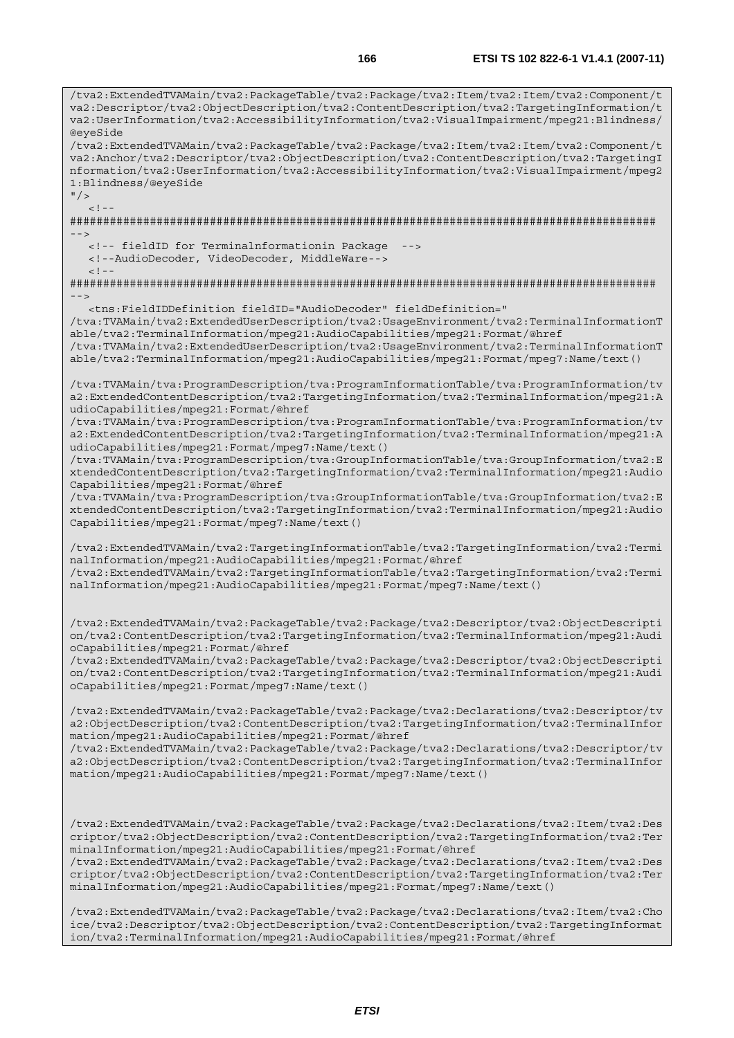```
/tva2:ExtendedTVAMain/tva2:PackageTable/tva2:Package/tva2:Item/tva2:Item/tva2:Component/t
va2:Descriptor/tva2:ObjectDescription/tva2:ContentDescription/tva2:TargetingInformation/t
va2:UserInformation/tva2:AccessibilityInformation/tva2:VisualImpairment/mpeg21:Blindness/
@eyeSide
/tva2:ExtendedTVAMain/tva2:PackageTable/tva2:Package/tva2:Item/tva2:Item/tva2:Component/t
va2:Anchor/tva2:Descriptor/tva2:ObjectDescription/tva2:ContentDescription/tva2:TargetingI
nformation/tva2:UserInformation/tva2:AccessibilityInformation/tva2:VisualImpairment/mpeg2
1:Blindness/@eyeSide
"/>
   <!--
########################################################################################
-->
   <!-- fieldID for Terminalinformationin Package  -->
   <!--AudioDecoder, VideoDecoder, MiddleWare-->
   <!--
########################################################################################
-->
   <tns:FieldIDDefinition fieldID="AudioDecoder" fieldDefinition="
/tva:TVAMain/tva2:ExtendedUserDescription/tva2:UsageEnvironment/tva2:TerminalInformationT
able/tva2:TerminalInformation/mpeg21:AudioCapabilities/mpeg21:Format/@href
/tva:TVAMain/tva2:ExtendedUserDescription/tva2:UsageEnvironment/tva2:TerminalInformationT
able/tva2:TerminalInformation/mpeg21:AudioCapabilities/mpeg21:Format/mpeg7:Name/text()

/tva:TVAMain/tva:ProgramDescription/tva:ProgramInformationTable/tva:ProgramInformation/tv
a2:ExtendedContentDescription/tva2:TargetingInformation/tva2:TerminalInformation/mpeg21:A
udioCapabilities/mpeg21:Format/@href
/tva:TVAMain/tva:ProgramDescription/tva:ProgramInformationTable/tva:ProgramInformation/tv
a2:ExtendedContentDescription/tva2:TargetingInformation/tva2:TerminalInformation/mpeg21:A
udioCapabilities/mpeg21:Format/mpeg7:Name/text()
/tva:TVAMain/tva:ProgramDescription/tva:GroupInformationTable/tva:GroupInformation/tva2:E
xtendedContentDescription/tva2:TargetingInformation/tva2:TerminalInformation/mpeg21:Audio
Capabilities/mpeg21:Format/@href
/tva:TVAMain/tva:ProgramDescription/tva:GroupInformationTable/tva:GroupInformation/tva2:E
xtendedContentDescription/tva2:TargetingInformation/tva2:TerminalInformation/mpeg21:Audio
Capabilities/mpeg21:Format/mpeg7:Name/text()

/tva2:ExtendedTVAMain/tva2:TargetingInformationTable/tva2:TargetingInformation/tva2:Termi
nalInformation/mpeg21:AudioCapabilities/mpeg21:Format/@href
/tva2:ExtendedTVAMain/tva2:TargetingInformationTable/tva2:TargetingInformation/tva2:Termi
nalInformation/mpeg21:AudioCapabilities/mpeg21:Format/mpeg7:Name/text()


/tva2:ExtendedTVAMain/tva2:PackageTable/tva2:Package/tva2:Descriptor/tva2:ObjectDescripti
on/tva2:ContentDescription/tva2:TargetingInformation/tva2:TerminalInformation/mpeg21:Audi
oCapabilities/mpeg21:Format/@href
/tva2:ExtendedTVAMain/tva2:PackageTable/tva2:Package/tva2:Descriptor/tva2:ObjectDescripti
on/tva2:ContentDescription/tva2:TargetingInformation/tva2:TerminalInformation/mpeg21:Audi
oCapabilities/mpeg21:Format/mpeg7:Name/text()

/tva2:ExtendedTVAMain/tva2:PackageTable/tva2:Package/tva2:Declarations/tva2:Descriptor/tv
a2:ObjectDescription/tva2:ContentDescription/tva2:TargetingInformation/tva2:TerminalInfor
mation/mpeg21:AudioCapabilities/mpeg21:Format/@href
/tva2:ExtendedTVAMain/tva2:PackageTable/tva2:Package/tva2:Declarations/tva2:Descriptor/tv
a2:ObjectDescription/tva2:ContentDescription/tva2:TargetingInformation/tva2:TerminalInfor
mation/mpeg21:AudioCapabilities/mpeg21:Format/mpeg7:Name/text()



/tva2:ExtendedTVAMain/tva2:PackageTable/tva2:Package/tva2:Declarations/tva2:Item/tva2:Des
criptor/tva2:ObjectDescription/tva2:ContentDescription/tva2:TargetingInformation/tva2:Ter
minalInformation/mpeg21:AudioCapabilities/mpeg21:Format/@href
/tva2:ExtendedTVAMain/tva2:PackageTable/tva2:Package/tva2:Declarations/tva2:Item/tva2:Des
criptor/tva2:ObjectDescription/tva2:ContentDescription/tva2:TargetingInformation/tva2:Ter
minalInformation/mpeg21:AudioCapabilities/mpeg21:Format/mpeg7:Name/text()

/tva2:ExtendedTVAMain/tva2:PackageTable/tva2:Package/tva2:Declarations/tva2:Item/tva2:Cho
ice/tva2:Descriptor/tva2:ObjectDescription/tva2:ContentDescription/tva2:TargetingInformat
ion/tva2:TerminalInformation/mpeg21:AudioCapabilities/mpeg21:Format/@href
```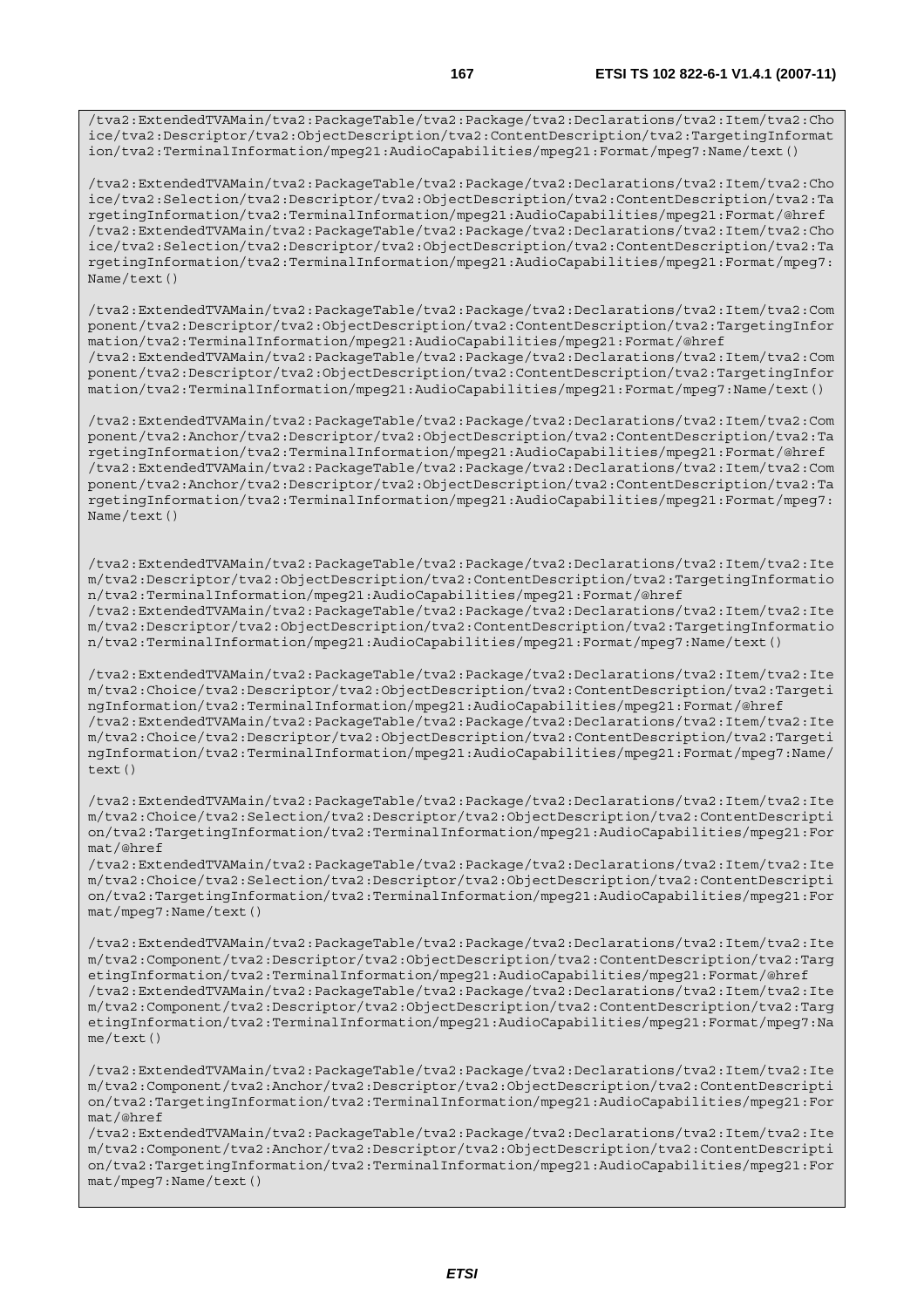```
/tva2:ExtendedTVAMain/tva2:PackageTable/tva2:Package/tva2:Declarations/tva2:Item/tva2:Choice/tva2:Descriptor/tva2:ObjectDescription/tva2:ContentDescription/tva2:TargetingInformation/tva2:TerminalInformation/mpeg21:AudioCapabilities/mpeg21:Format/mpeg7:Name/text()

/tva2:ExtendedTVAMain/tva2:PackageTable/tva2:Package/tva2:Declarations/tva2:Item/tva2:Choice/tva2:Selection/tva2:Descriptor/tva2:ObjectDescription/tva2:ContentDescription/tva2:TargetingInformation/tva2:TerminalInformation/mpeg21:AudioCapabilities/mpeg21:Format/@href
/tva2:ExtendedTVAMain/tva2:PackageTable/tva2:Package/tva2:Declarations/tva2:Item/tva2:Choice/tva2:Selection/tva2:Descriptor/tva2:ObjectDescription/tva2:ContentDescription/tva2:TargetingInformation/tva2:TerminalInformation/mpeg21:AudioCapabilities/mpeg21:Format/mpeg7:Name/text()

/tva2:ExtendedTVAMain/tva2:PackageTable/tva2:Package/tva2:Declarations/tva2:Item/tva2:Component/tva2:Descriptor/tva2:ObjectDescription/tva2:ContentDescription/tva2:TargetingInformation/tva2:TerminalInformation/mpeg21:AudioCapabilities/mpeg21:Format/@href
/tva2:ExtendedTVAMain/tva2:PackageTable/tva2:Package/tva2:Declarations/tva2:Item/tva2:Component/tva2:Descriptor/tva2:ObjectDescription/tva2:ContentDescription/tva2:TargetingInformation/tva2:TerminalInformation/mpeg21:AudioCapabilities/mpeg21:Format/mpeg7:Name/text()

/tva2:ExtendedTVAMain/tva2:PackageTable/tva2:Package/tva2:Declarations/tva2:Item/tva2:Component/tva2:Anchor/tva2:Descriptor/tva2:ObjectDescription/tva2:ContentDescription/tva2:TargetingInformation/tva2:TerminalInformation/mpeg21:AudioCapabilities/mpeg21:Format/@href
/tva2:ExtendedTVAMain/tva2:PackageTable/tva2:Package/tva2:Declarations/tva2:Item/tva2:Component/tva2:Anchor/tva2:Descriptor/tva2:ObjectDescription/tva2:ContentDescription/tva2:TargetingInformation/tva2:TerminalInformation/mpeg21:AudioCapabilities/mpeg21:Format/mpeg7:Name/text()


/tva2:ExtendedTVAMain/tva2:PackageTable/tva2:Package/tva2:Declarations/tva2:Item/tva2:Item/tva2:Descriptor/tva2:ObjectDescription/tva2:ContentDescription/tva2:TargetingInformation/tva2:TerminalInformation/mpeg21:AudioCapabilities/mpeg21:Format/@href
/tva2:ExtendedTVAMain/tva2:PackageTable/tva2:Package/tva2:Declarations/tva2:Item/tva2:Item/tva2:Descriptor/tva2:ObjectDescription/tva2:ContentDescription/tva2:TargetingInformation/tva2:TerminalInformation/mpeg21:AudioCapabilities/mpeg21:Format/mpeg7:Name/text()

/tva2:ExtendedTVAMain/tva2:PackageTable/tva2:Package/tva2:Declarations/tva2:Item/tva2:Item/tva2:Choice/tva2:Descriptor/tva2:ObjectDescription/tva2:ContentDescription/tva2:TargetingInformation/tva2:TerminalInformation/mpeg21:AudioCapabilities/mpeg21:Format/@href
/tva2:ExtendedTVAMain/tva2:PackageTable/tva2:Package/tva2:Declarations/tva2:Item/tva2:Item/tva2:Choice/tva2:Descriptor/tva2:ObjectDescription/tva2:ContentDescription/tva2:TargetingInformation/tva2:TerminalInformation/mpeg21:AudioCapabilities/mpeg21:Format/mpeg7:Name/text()

/tva2:ExtendedTVAMain/tva2:PackageTable/tva2:Package/tva2:Declarations/tva2:Item/tva2:Item/tva2:Choice/tva2:Selection/tva2:Descriptor/tva2:ObjectDescription/tva2:ContentDescription/tva2:TargetingInformation/tva2:TerminalInformation/mpeg21:AudioCapabilities/mpeg21:Format/@href
/tva2:ExtendedTVAMain/tva2:PackageTable/tva2:Package/tva2:Declarations/tva2:Item/tva2:Item/tva2:Choice/tva2:Selection/tva2:Descriptor/tva2:ObjectDescription/tva2:ContentDescription/tva2:TargetingInformation/tva2:TerminalInformation/mpeg21:AudioCapabilities/mpeg21:Format/mpeg7:Name/text()

/tva2:ExtendedTVAMain/tva2:PackageTable/tva2:Package/tva2:Declarations/tva2:Item/tva2:Item/tva2:Component/tva2:Descriptor/tva2:ObjectDescription/tva2:ContentDescription/tva2:TargetingInformation/tva2:TerminalInformation/mpeg21:AudioCapabilities/mpeg21:Format/@href
/tva2:ExtendedTVAMain/tva2:PackageTable/tva2:Package/tva2:Declarations/tva2:Item/tva2:Item/tva2:Component/tva2:Descriptor/tva2:ObjectDescription/tva2:ContentDescription/tva2:TargetingInformation/tva2:TerminalInformation/mpeg21:AudioCapabilities/mpeg21:Format/mpeg7:Name/text()

/tva2:ExtendedTVAMain/tva2:PackageTable/tva2:Package/tva2:Declarations/tva2:Item/tva2:Item/tva2:Component/tva2:Anchor/tva2:Descriptor/tva2:ObjectDescription/tva2:ContentDescription/tva2:TargetingInformation/tva2:TerminalInformation/mpeg21:AudioCapabilities/mpeg21:Format/@href
/tva2:ExtendedTVAMain/tva2:PackageTable/tva2:Package/tva2:Declarations/tva2:Item/tva2:Item/tva2:Component/tva2:Anchor/tva2:Descriptor/tva2:ObjectDescription/tva2:ContentDescription/tva2:TargetingInformation/tva2:TerminalInformation/mpeg21:AudioCapabilities/mpeg21:Format/mpeg7:Name/text()
```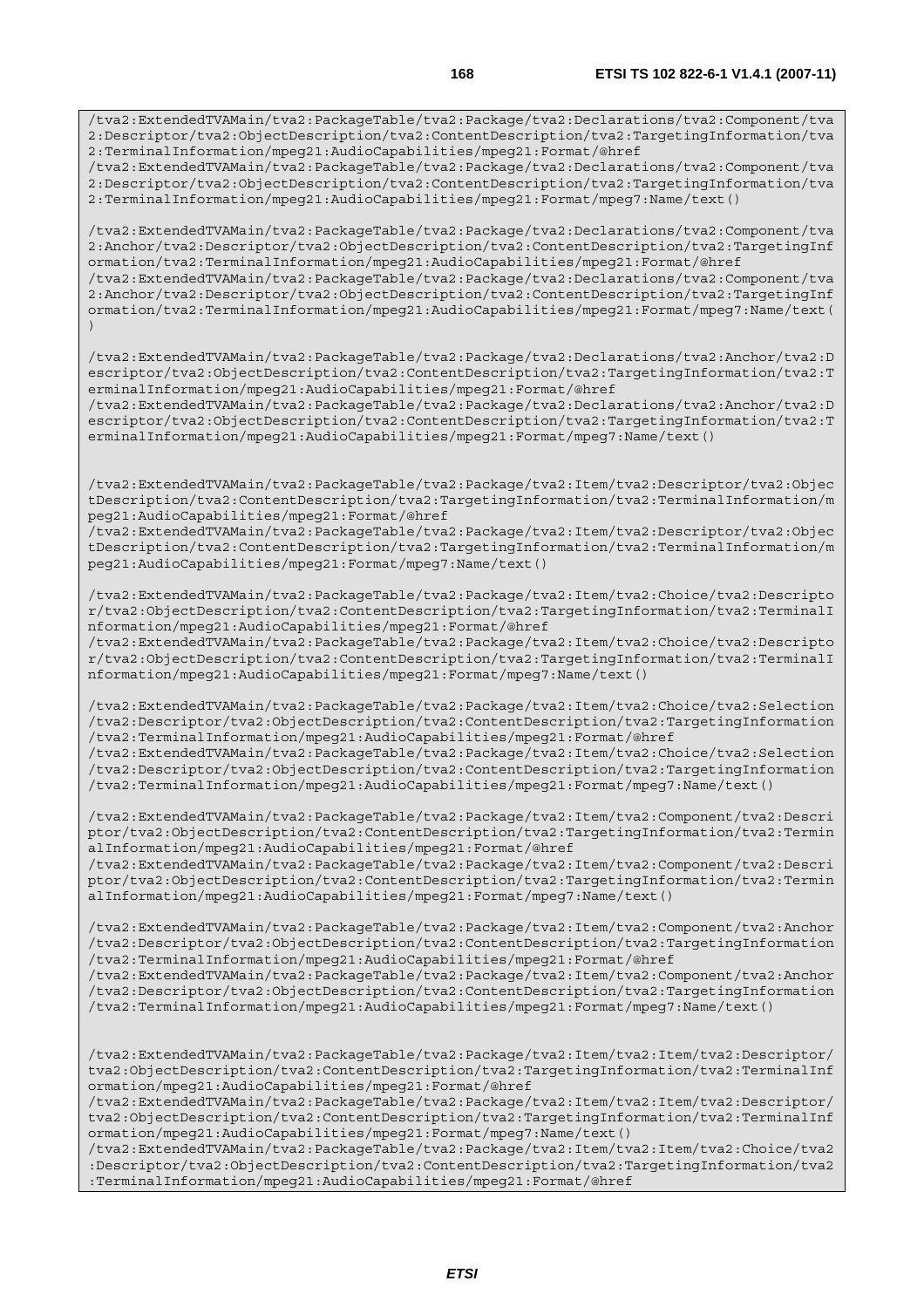```
/tva2:ExtendedTVAMain/tva2:PackageTable/tva2:Package/tva2:Declarations/tva2:Component/tva2:Descriptor/tva2:ObjectDescription/tva2:ContentDescription/tva2:TargetingInformation/tva2:TerminalInformation/mpeg21:AudioCapabilities/mpeg21:Format/@href
/tva2:ExtendedTVAMain/tva2:PackageTable/tva2:Package/tva2:Declarations/tva2:Component/tva2:Descriptor/tva2:ObjectDescription/tva2:ContentDescription/tva2:TargetingInformation/tva2:TerminalInformation/mpeg21:AudioCapabilities/mpeg21:Format/mpeg7:Name/text()

/tva2:ExtendedTVAMain/tva2:PackageTable/tva2:Package/tva2:Declarations/tva2:Component/tva2:Anchor/tva2:Descriptor/tva2:ObjectDescription/tva2:ContentDescription/tva2:TargetingInformation/tva2:TerminalInformation/mpeg21:AudioCapabilities/mpeg21:Format/@href
/tva2:ExtendedTVAMain/tva2:PackageTable/tva2:Package/tva2:Declarations/tva2:Component/tva2:Anchor/tva2:Descriptor/tva2:ObjectDescription/tva2:ContentDescription/tva2:TargetingInformation/tva2:TerminalInformation/mpeg21:AudioCapabilities/mpeg21:Format/mpeg7:Name/text()

/tva2:ExtendedTVAMain/tva2:PackageTable/tva2:Package/tva2:Declarations/tva2:Anchor/tva2:Descriptor/tva2:ObjectDescription/tva2:ContentDescription/tva2:TargetingInformation/tva2:TerminalInformation/mpeg21:AudioCapabilities/mpeg21:Format/@href
/tva2:ExtendedTVAMain/tva2:PackageTable/tva2:Package/tva2:Declarations/tva2:Anchor/tva2:Descriptor/tva2:ObjectDescription/tva2:ContentDescription/tva2:TargetingInformation/tva2:TerminalInformation/mpeg21:AudioCapabilities/mpeg21:Format/mpeg7:Name/text()


/tva2:ExtendedTVAMain/tva2:PackageTable/tva2:Package/tva2:Item/tva2:Descriptor/tva2:ObjectDescription/tva2:ContentDescription/tva2:TargetingInformation/tva2:TerminalInformation/mpeg21:AudioCapabilities/mpeg21:Format/@href
/tva2:ExtendedTVAMain/tva2:PackageTable/tva2:Package/tva2:Item/tva2:Descriptor/tva2:ObjectDescription/tva2:ContentDescription/tva2:TargetingInformation/tva2:TerminalInformation/mpeg21:AudioCapabilities/mpeg21:Format/mpeg7:Name/text()

/tva2:ExtendedTVAMain/tva2:PackageTable/tva2:Package/tva2:Item/tva2:Choice/tva2:Descriptor/tva2:ObjectDescription/tva2:ContentDescription/tva2:TargetingInformation/tva2:TerminalInformation/mpeg21:AudioCapabilities/mpeg21:Format/@href
/tva2:ExtendedTVAMain/tva2:PackageTable/tva2:Package/tva2:Item/tva2:Choice/tva2:Descriptor/tva2:ObjectDescription/tva2:ContentDescription/tva2:TargetingInformation/tva2:TerminalInformation/mpeg21:AudioCapabilities/mpeg21:Format/mpeg7:Name/text()

/tva2:ExtendedTVAMain/tva2:PackageTable/tva2:Package/tva2:Item/tva2:Choice/tva2:Selection/tva2:Descriptor/tva2:ObjectDescription/tva2:ContentDescription/tva2:TargetingInformation/tva2:TerminalInformation/mpeg21:AudioCapabilities/mpeg21:Format/@href
/tva2:ExtendedTVAMain/tva2:PackageTable/tva2:Package/tva2:Item/tva2:Choice/tva2:Selection/tva2:Descriptor/tva2:ObjectDescription/tva2:ContentDescription/tva2:TargetingInformation/tva2:TerminalInformation/mpeg21:AudioCapabilities/mpeg21:Format/mpeg7:Name/text()

/tva2:ExtendedTVAMain/tva2:PackageTable/tva2:Package/tva2:Item/tva2:Component/tva2:Descriptor/tva2:ObjectDescription/tva2:ContentDescription/tva2:TargetingInformation/tva2:TerminalInformation/mpeg21:AudioCapabilities/mpeg21:Format/@href
/tva2:ExtendedTVAMain/tva2:PackageTable/tva2:Package/tva2:Item/tva2:Component/tva2:Descriptor/tva2:ObjectDescription/tva2:ContentDescription/tva2:TargetingInformation/tva2:TerminalInformation/mpeg21:AudioCapabilities/mpeg21:Format/mpeg7:Name/text()

/tva2:ExtendedTVAMain/tva2:PackageTable/tva2:Package/tva2:Item/tva2:Component/tva2:Anchor/tva2:Descriptor/tva2:ObjectDescription/tva2:ContentDescription/tva2:TargetingInformation/tva2:TerminalInformation/mpeg21:AudioCapabilities/mpeg21:Format/@href
/tva2:ExtendedTVAMain/tva2:PackageTable/tva2:Package/tva2:Item/tva2:Component/tva2:Anchor/tva2:Descriptor/tva2:ObjectDescription/tva2:ContentDescription/tva2:TargetingInformation/tva2:TerminalInformation/mpeg21:AudioCapabilities/mpeg21:Format/mpeg7:Name/text()


/tva2:ExtendedTVAMain/tva2:PackageTable/tva2:Package/tva2:Item/tva2:Item/tva2:Descriptor/tva2:ObjectDescription/tva2:ContentDescription/tva2:TargetingInformation/tva2:TerminalInformation/mpeg21:AudioCapabilities/mpeg21:Format/@href
/tva2:ExtendedTVAMain/tva2:PackageTable/tva2:Package/tva2:Item/tva2:Item/tva2:Descriptor/tva2:ObjectDescription/tva2:ContentDescription/tva2:TargetingInformation/tva2:TerminalInformation/mpeg21:AudioCapabilities/mpeg21:Format/mpeg7:Name/text()
/tva2:ExtendedTVAMain/tva2:PackageTable/tva2:Package/tva2:Item/tva2:Item/tva2:Choice/tva2:Descriptor/tva2:ObjectDescription/tva2:ContentDescription/tva2:TargetingInformation/tva2:TerminalInformation/mpeg21:AudioCapabilities/mpeg21:Format/@href
```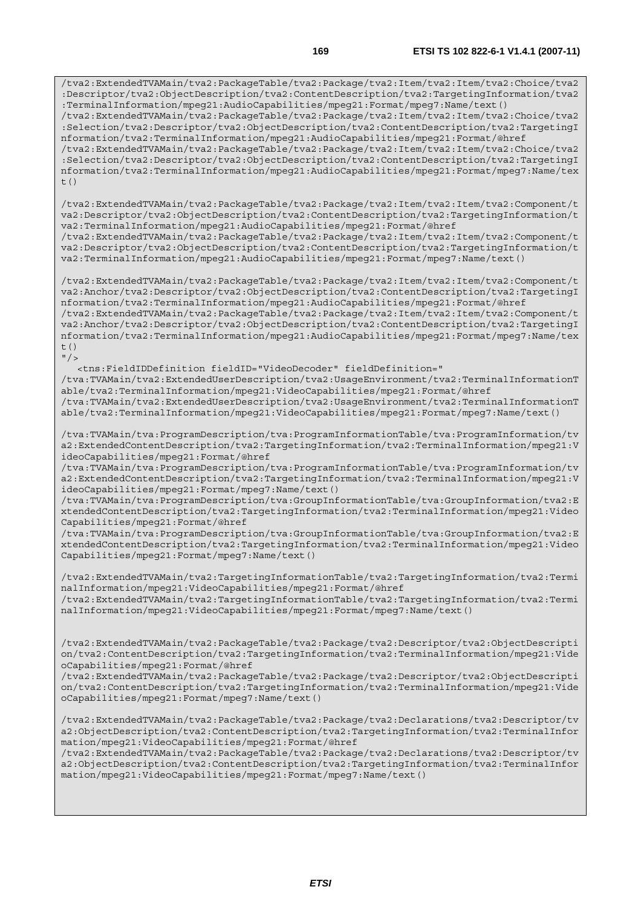```
/tva2:ExtendedTVAMain/tva2:PackageTable/tva2:Package/tva2:Item/tva2:Item/tva2:Choice/tva2
:Descriptor/tva2:ObjectDescription/tva2:ContentDescription/tva2:TargetingInformation/tva2
:TerminalInformation/mpeg21:AudioCapabilities/mpeg21:Format/mpeg7:Name/text()
/tva2:ExtendedTVAMain/tva2:PackageTable/tva2:Package/tva2:Item/tva2:Item/tva2:Choice/tva2
:Selection/tva2:Descriptor/tva2:ObjectDescription/tva2:ContentDescription/tva2:TargetingI
nformation/tva2:TerminalInformation/mpeg21:AudioCapabilities/mpeg21:Format/@href
/tva2:ExtendedTVAMain/tva2:PackageTable/tva2:Package/tva2:Item/tva2:Item/tva2:Choice/tva2
:Selection/tva2:Descriptor/tva2:ObjectDescription/tva2:ContentDescription/tva2:TargetingI
nformation/tva2:TerminalInformation/mpeg21:AudioCapabilities/mpeg21:Format/mpeg7:Name/tex
t()

/tva2:ExtendedTVAMain/tva2:PackageTable/tva2:Package/tva2:Item/tva2:Item/tva2:Component/t
va2:Descriptor/tva2:ObjectDescription/tva2:ContentDescription/tva2:TargetingInformation/t
va2:TerminalInformation/mpeg21:AudioCapabilities/mpeg21:Format/@href
/tva2:ExtendedTVAMain/tva2:PackageTable/tva2:Package/tva2:Item/tva2:Item/tva2:Component/t
va2:Descriptor/tva2:ObjectDescription/tva2:ContentDescription/tva2:TargetingInformation/t
va2:TerminalInformation/mpeg21:AudioCapabilities/mpeg21:Format/mpeg7:Name/text()

/tva2:ExtendedTVAMain/tva2:PackageTable/tva2:Package/tva2:Item/tva2:Item/tva2:Component/t
va2:Anchor/tva2:Descriptor/tva2:ObjectDescription/tva2:ContentDescription/tva2:TargetingI
nformation/tva2:TerminalInformation/mpeg21:AudioCapabilities/mpeg21:Format/@href
/tva2:ExtendedTVAMain/tva2:PackageTable/tva2:Package/tva2:Item/tva2:Item/tva2:Component/t
va2:Anchor/tva2:Descriptor/tva2:ObjectDescription/tva2:ContentDescription/tva2:TargetingI
nformation/tva2:TerminalInformation/mpeg21:AudioCapabilities/mpeg21:Format/mpeg7:Name/tex
t()
"/>
   <tns:FieldIDDefinition fieldID="VideoDecoder" fieldDefinition="
/tva:TVAMain/tva2:ExtendedUserDescription/tva2:UsageEnvironment/tva2:TerminalInformationT
able/tva2:TerminalInformation/mpeg21:VideoCapabilities/mpeg21:Format/@href
/tva:TVAMain/tva2:ExtendedUserDescription/tva2:UsageEnvironment/tva2:TerminalInformationT
able/tva2:TerminalInformation/mpeg21:VideoCapabilities/mpeg21:Format/mpeg7:Name/text()

/tva:TVAMain/tva:ProgramDescription/tva:ProgramInformationTable/tva:ProgramInformation/tv
a2:ExtendedContentDescription/tva2:TargetingInformation/tva2:TerminalInformation/mpeg21:V
ideoCapabilities/mpeg21:Format/@href
/tva:TVAMain/tva:ProgramDescription/tva:ProgramInformationTable/tva:ProgramInformation/tv
a2:ExtendedContentDescription/tva2:TargetingInformation/tva2:TerminalInformation/mpeg21:V
ideoCapabilities/mpeg21:Format/mpeg7:Name/text()
/tva:TVAMain/tva:ProgramDescription/tva:GroupInformationTable/tva:GroupInformation/tva2:E
xtendedContentDescription/tva2:TargetingInformation/tva2:TerminalInformation/mpeg21:Video
Capabilities/mpeg21:Format/@href
/tva:TVAMain/tva:ProgramDescription/tva:GroupInformationTable/tva:GroupInformation/tva2:E
xtendedContentDescription/tva2:TargetingInformation/tva2:TerminalInformation/mpeg21:Video
Capabilities/mpeg21:Format/mpeg7:Name/text()

/tva2:ExtendedTVAMain/tva2:TargetingInformationTable/tva2:TargetingInformation/tva2:Termi
nalInformation/mpeg21:VideoCapabilities/mpeg21:Format/@href
/tva2:ExtendedTVAMain/tva2:TargetingInformationTable/tva2:TargetingInformation/tva2:Termi
nalInformation/mpeg21:VideoCapabilities/mpeg21:Format/mpeg7:Name/text()


/tva2:ExtendedTVAMain/tva2:PackageTable/tva2:Package/tva2:Descriptor/tva2:ObjectDescripti
on/tva2:ContentDescription/tva2:TargetingInformation/tva2:TerminalInformation/mpeg21:Vide
oCapabilities/mpeg21:Format/@href
/tva2:ExtendedTVAMain/tva2:PackageTable/tva2:Package/tva2:Descriptor/tva2:ObjectDescripti
on/tva2:ContentDescription/tva2:TargetingInformation/tva2:TerminalInformation/mpeg21:Vide
oCapabilities/mpeg21:Format/mpeg7:Name/text()

/tva2:ExtendedTVAMain/tva2:PackageTable/tva2:Package/tva2:Declarations/tva2:Descriptor/tv
a2:ObjectDescription/tva2:ContentDescription/tva2:TargetingInformation/tva2:TerminalInfor
mation/mpeg21:VideoCapabilities/mpeg21:Format/@href
/tva2:ExtendedTVAMain/tva2:PackageTable/tva2:Package/tva2:Declarations/tva2:Descriptor/tv
a2:ObjectDescription/tva2:ContentDescription/tva2:TargetingInformation/tva2:TerminalInfor
mation/mpeg21:VideoCapabilities/mpeg21:Format/mpeg7:Name/text()
```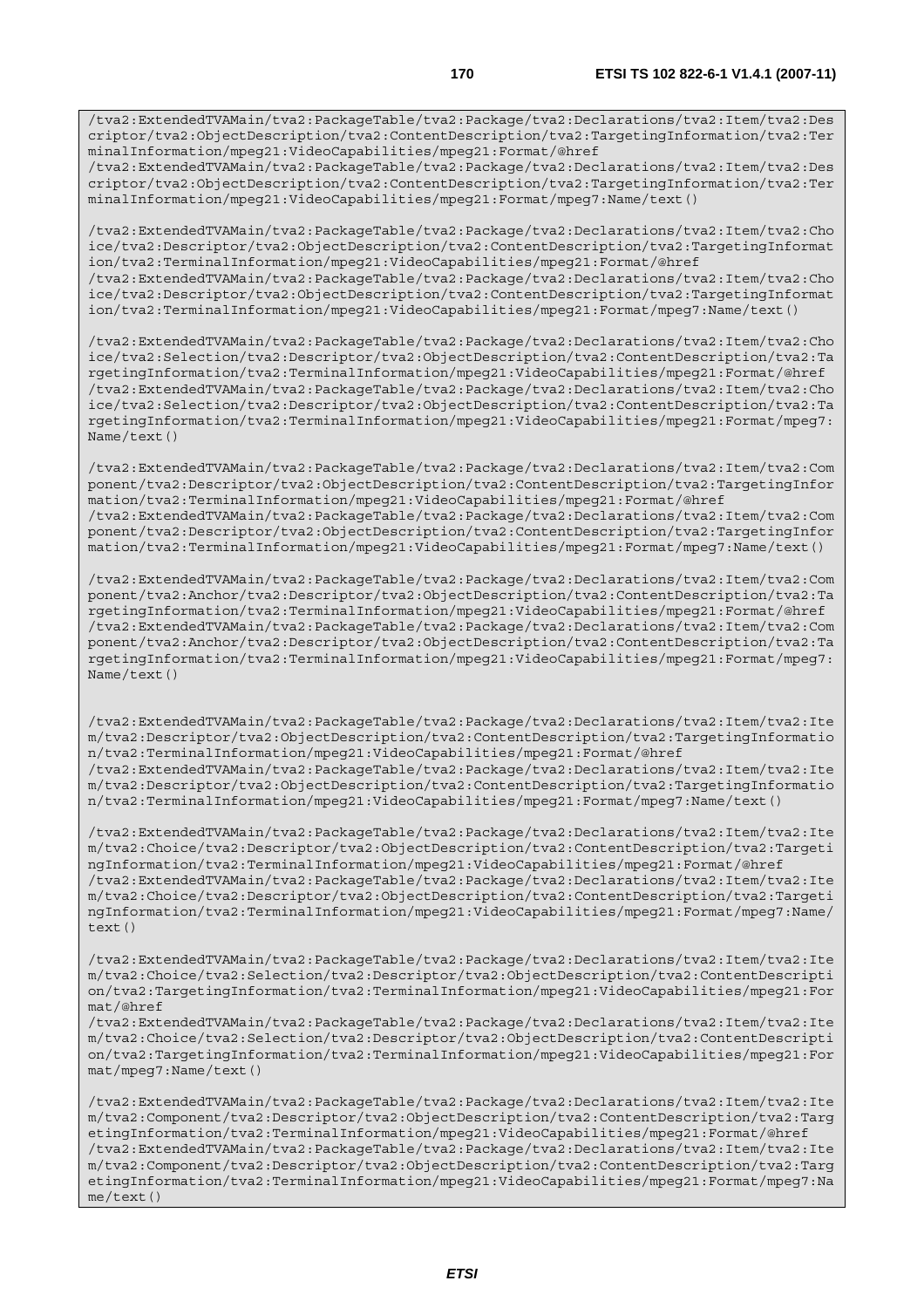```
/tva2:ExtendedTVAMain/tva2:PackageTable/tva2:Package/tva2:Declarations/tva2:Item/tva2:Descriptor/tva2:ObjectDescription/tva2:ContentDescription/tva2:TargetingInformation/tva2:TerminalInformation/mpeg21:VideoCapabilities/mpeg21:Format/@href
/tva2:ExtendedTVAMain/tva2:PackageTable/tva2:Package/tva2:Declarations/tva2:Item/tva2:Descriptor/tva2:ObjectDescription/tva2:ContentDescription/tva2:TargetingInformation/tva2:TerminalInformation/mpeg21:VideoCapabilities/mpeg21:Format/mpeg7:Name/text()

/tva2:ExtendedTVAMain/tva2:PackageTable/tva2:Package/tva2:Declarations/tva2:Item/tva2:Choice/tva2:Descriptor/tva2:ObjectDescription/tva2:ContentDescription/tva2:TargetingInformation/tva2:TerminalInformation/mpeg21:VideoCapabilities/mpeg21:Format/@href
/tva2:ExtendedTVAMain/tva2:PackageTable/tva2:Package/tva2:Declarations/tva2:Item/tva2:Choice/tva2:Descriptor/tva2:ObjectDescription/tva2:ContentDescription/tva2:TargetingInformation/tva2:TerminalInformation/mpeg21:VideoCapabilities/mpeg21:Format/mpeg7:Name/text()

/tva2:ExtendedTVAMain/tva2:PackageTable/tva2:Package/tva2:Declarations/tva2:Item/tva2:Choice/tva2:Selection/tva2:Descriptor/tva2:ObjectDescription/tva2:ContentDescription/tva2:TargetingInformation/tva2:TerminalInformation/mpeg21:VideoCapabilities/mpeg21:Format/@href
/tva2:ExtendedTVAMain/tva2:PackageTable/tva2:Package/tva2:Declarations/tva2:Item/tva2:Choice/tva2:Selection/tva2:Descriptor/tva2:ObjectDescription/tva2:ContentDescription/tva2:TargetingInformation/tva2:TerminalInformation/mpeg21:VideoCapabilities/mpeg21:Format/mpeg7:Name/text()

/tva2:ExtendedTVAMain/tva2:PackageTable/tva2:Package/tva2:Declarations/tva2:Item/tva2:Component/tva2:Descriptor/tva2:ObjectDescription/tva2:ContentDescription/tva2:TargetingInformation/tva2:TerminalInformation/mpeg21:VideoCapabilities/mpeg21:Format/@href
/tva2:ExtendedTVAMain/tva2:PackageTable/tva2:Package/tva2:Declarations/tva2:Item/tva2:Component/tva2:Descriptor/tva2:ObjectDescription/tva2:ContentDescription/tva2:TargetingInformation/tva2:TerminalInformation/mpeg21:VideoCapabilities/mpeg21:Format/mpeg7:Name/text()

/tva2:ExtendedTVAMain/tva2:PackageTable/tva2:Package/tva2:Declarations/tva2:Item/tva2:Component/tva2:Anchor/tva2:Descriptor/tva2:ObjectDescription/tva2:ContentDescription/tva2:TargetingInformation/tva2:TerminalInformation/mpeg21:VideoCapabilities/mpeg21:Format/@href
/tva2:ExtendedTVAMain/tva2:PackageTable/tva2:Package/tva2:Declarations/tva2:Item/tva2:Component/tva2:Anchor/tva2:Descriptor/tva2:ObjectDescription/tva2:ContentDescription/tva2:TargetingInformation/tva2:TerminalInformation/mpeg21:VideoCapabilities/mpeg21:Format/mpeg7:Name/text()


/tva2:ExtendedTVAMain/tva2:PackageTable/tva2:Package/tva2:Declarations/tva2:Item/tva2:Item/tva2:Descriptor/tva2:ObjectDescription/tva2:ContentDescription/tva2:TargetingInformation/tva2:TerminalInformation/mpeg21:VideoCapabilities/mpeg21:Format/@href
/tva2:ExtendedTVAMain/tva2:PackageTable/tva2:Package/tva2:Declarations/tva2:Item/tva2:Item/tva2:Descriptor/tva2:ObjectDescription/tva2:ContentDescription/tva2:TargetingInformation/tva2:TerminalInformation/mpeg21:VideoCapabilities/mpeg21:Format/mpeg7:Name/text()

/tva2:ExtendedTVAMain/tva2:PackageTable/tva2:Package/tva2:Declarations/tva2:Item/tva2:Item/tva2:Choice/tva2:Descriptor/tva2:ObjectDescription/tva2:ContentDescription/tva2:TargetingInformation/tva2:TerminalInformation/mpeg21:VideoCapabilities/mpeg21:Format/@href
/tva2:ExtendedTVAMain/tva2:PackageTable/tva2:Package/tva2:Declarations/tva2:Item/tva2:Item/tva2:Choice/tva2:Descriptor/tva2:ObjectDescription/tva2:ContentDescription/tva2:TargetingInformation/tva2:TerminalInformation/mpeg21:VideoCapabilities/mpeg21:Format/mpeg7:Name/text()

/tva2:ExtendedTVAMain/tva2:PackageTable/tva2:Package/tva2:Declarations/tva2:Item/tva2:Item/tva2:Choice/tva2:Selection/tva2:Descriptor/tva2:ObjectDescription/tva2:ContentDescription/tva2:TargetingInformation/tva2:TerminalInformation/mpeg21:VideoCapabilities/mpeg21:Format/@href
/tva2:ExtendedTVAMain/tva2:PackageTable/tva2:Package/tva2:Declarations/tva2:Item/tva2:Item/tva2:Choice/tva2:Selection/tva2:Descriptor/tva2:ObjectDescription/tva2:ContentDescription/tva2:TargetingInformation/tva2:TerminalInformation/mpeg21:VideoCapabilities/mpeg21:Format/mpeg7:Name/text()

/tva2:ExtendedTVAMain/tva2:PackageTable/tva2:Package/tva2:Declarations/tva2:Item/tva2:Item/tva2:Component/tva2:Descriptor/tva2:ObjectDescription/tva2:ContentDescription/tva2:TargetingInformation/tva2:TerminalInformation/mpeg21:VideoCapabilities/mpeg21:Format/@href
/tva2:ExtendedTVAMain/tva2:PackageTable/tva2:Package/tva2:Declarations/tva2:Item/tva2:Item/tva2:Component/tva2:Descriptor/tva2:ObjectDescription/tva2:ContentDescription/tva2:TargetingInformation/tva2:TerminalInformation/mpeg21:VideoCapabilities/mpeg21:Format/mpeg7:Name/text()
```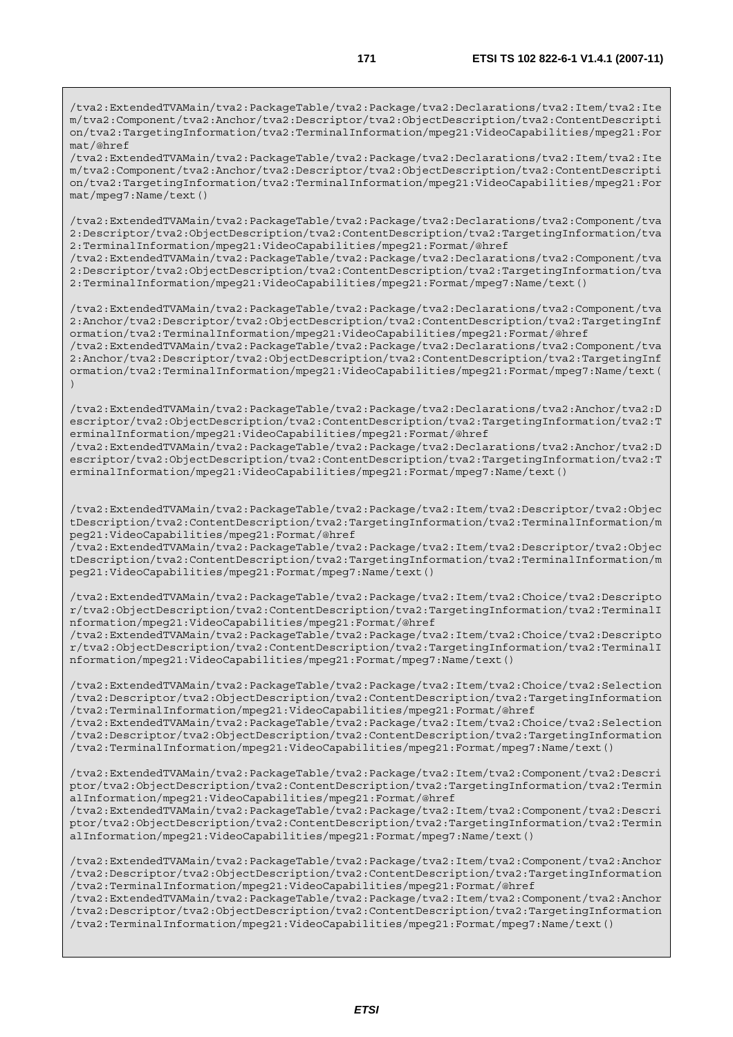```
/tva2:ExtendedTVAMain/tva2:PackageTable/tva2:Package/tva2:Declarations/tva2:Item/tva2:Item/tva2:Component/tva2:Anchor/tva2:Descriptor/tva2:ObjectDescription/tva2:ContentDescription/tva2:TargetingInformation/tva2:TerminalInformation/mpeg21:VideoCapabilities/mpeg21:Format/@href
/tva2:ExtendedTVAMain/tva2:PackageTable/tva2:Package/tva2:Declarations/tva2:Item/tva2:Item/tva2:Component/tva2:Anchor/tva2:Descriptor/tva2:ObjectDescription/tva2:ContentDescription/tva2:TargetingInformation/tva2:TerminalInformation/mpeg21:VideoCapabilities/mpeg21:Format/mpeg7:Name/text()

/tva2:ExtendedTVAMain/tva2:PackageTable/tva2:Package/tva2:Declarations/tva2:Component/tva2:Descriptor/tva2:ObjectDescription/tva2:ContentDescription/tva2:TargetingInformation/tva2:TerminalInformation/mpeg21:VideoCapabilities/mpeg21:Format/@href
/tva2:ExtendedTVAMain/tva2:PackageTable/tva2:Package/tva2:Declarations/tva2:Component/tva2:Descriptor/tva2:ObjectDescription/tva2:ContentDescription/tva2:TargetingInformation/tva2:TerminalInformation/mpeg21:VideoCapabilities/mpeg21:Format/mpeg7:Name/text()

/tva2:ExtendedTVAMain/tva2:PackageTable/tva2:Package/tva2:Declarations/tva2:Component/tva2:Anchor/tva2:Descriptor/tva2:ObjectDescription/tva2:ContentDescription/tva2:TargetingInformation/tva2:TerminalInformation/mpeg21:VideoCapabilities/mpeg21:Format/@href
/tva2:ExtendedTVAMain/tva2:PackageTable/tva2:Package/tva2:Declarations/tva2:Component/tva2:Anchor/tva2:Descriptor/tva2:ObjectDescription/tva2:ContentDescription/tva2:TargetingInformation/tva2:TerminalInformation/mpeg21:VideoCapabilities/mpeg21:Format/mpeg7:Name/text()

/tva2:ExtendedTVAMain/tva2:PackageTable/tva2:Package/tva2:Declarations/tva2:Anchor/tva2:Descriptor/tva2:ObjectDescription/tva2:ContentDescription/tva2:TargetingInformation/tva2:TerminalInformation/mpeg21:VideoCapabilities/mpeg21:Format/@href
/tva2:ExtendedTVAMain/tva2:PackageTable/tva2:Package/tva2:Declarations/tva2:Anchor/tva2:Descriptor/tva2:ObjectDescription/tva2:ContentDescription/tva2:TargetingInformation/tva2:TerminalInformation/mpeg21:VideoCapabilities/mpeg21:Format/mpeg7:Name/text()


/tva2:ExtendedTVAMain/tva2:PackageTable/tva2:Package/tva2:Item/tva2:Descriptor/tva2:ObjectDescription/tva2:ContentDescription/tva2:TargetingInformation/tva2:TerminalInformation/mpeg21:VideoCapabilities/mpeg21:Format/@href
/tva2:ExtendedTVAMain/tva2:PackageTable/tva2:Package/tva2:Item/tva2:Descriptor/tva2:ObjectDescription/tva2:ContentDescription/tva2:TargetingInformation/tva2:TerminalInformation/mpeg21:VideoCapabilities/mpeg21:Format/mpeg7:Name/text()

/tva2:ExtendedTVAMain/tva2:PackageTable/tva2:Package/tva2:Item/tva2:Choice/tva2:Descriptor/tva2:ObjectDescription/tva2:ContentDescription/tva2:TargetingInformation/tva2:TerminalInformation/mpeg21:VideoCapabilities/mpeg21:Format/@href
/tva2:ExtendedTVAMain/tva2:PackageTable/tva2:Package/tva2:Item/tva2:Choice/tva2:Descriptor/tva2:ObjectDescription/tva2:ContentDescription/tva2:TargetingInformation/tva2:TerminalInformation/mpeg21:VideoCapabilities/mpeg21:Format/mpeg7:Name/text()

/tva2:ExtendedTVAMain/tva2:PackageTable/tva2:Package/tva2:Item/tva2:Choice/tva2:Selection/tva2:Descriptor/tva2:ObjectDescription/tva2:ContentDescription/tva2:TargetingInformation/tva2:TerminalInformation/mpeg21:VideoCapabilities/mpeg21:Format/@href
/tva2:ExtendedTVAMain/tva2:PackageTable/tva2:Package/tva2:Item/tva2:Choice/tva2:Selection/tva2:Descriptor/tva2:ObjectDescription/tva2:ContentDescription/tva2:TargetingInformation/tva2:TerminalInformation/mpeg21:VideoCapabilities/mpeg21:Format/mpeg7:Name/text()

/tva2:ExtendedTVAMain/tva2:PackageTable/tva2:Package/tva2:Item/tva2:Component/tva2:Descriptor/tva2:ObjectDescription/tva2:ContentDescription/tva2:TargetingInformation/tva2:TerminalInformation/mpeg21:VideoCapabilities/mpeg21:Format/@href
/tva2:ExtendedTVAMain/tva2:PackageTable/tva2:Package/tva2:Item/tva2:Component/tva2:Descriptor/tva2:ObjectDescription/tva2:ContentDescription/tva2:TargetingInformation/tva2:TerminalInformation/mpeg21:VideoCapabilities/mpeg21:Format/mpeg7:Name/text()

/tva2:ExtendedTVAMain/tva2:PackageTable/tva2:Package/tva2:Item/tva2:Component/tva2:Anchor/tva2:Descriptor/tva2:ObjectDescription/tva2:ContentDescription/tva2:TargetingInformation/tva2:TerminalInformation/mpeg21:VideoCapabilities/mpeg21:Format/@href
/tva2:ExtendedTVAMain/tva2:PackageTable/tva2:Package/tva2:Item/tva2:Component/tva2:Anchor/tva2:Descriptor/tva2:ObjectDescription/tva2:ContentDescription/tva2:TargetingInformation/tva2:TerminalInformation/mpeg21:VideoCapabilities/mpeg21:Format/mpeg7:Name/text()
```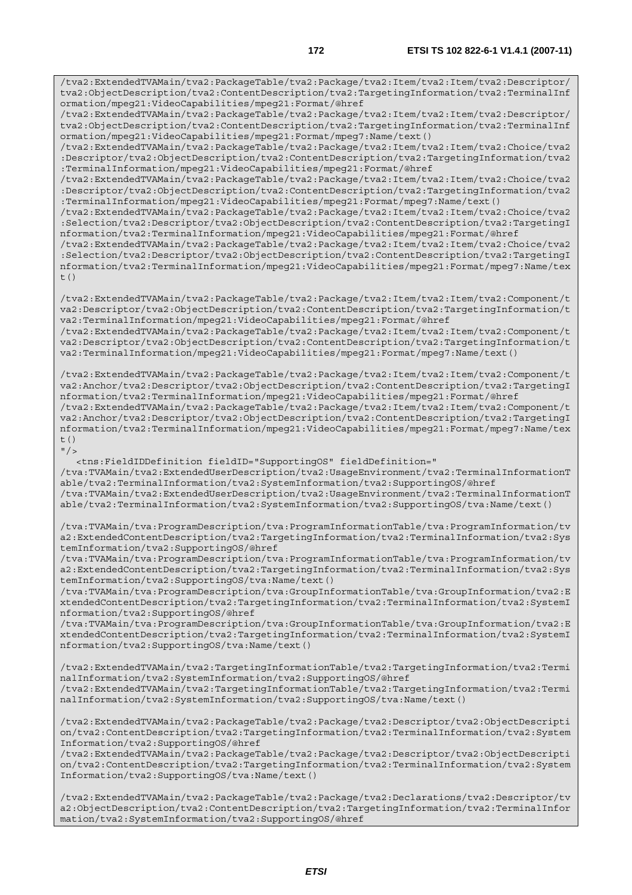```
/tva2:ExtendedTVAMain/tva2:PackageTable/tva2:Package/tva2:Item/tva2:Item/tva2:Descriptor/tva2:ObjectDescription/tva2:ContentDescription/tva2:TargetingInformation/tva2:TerminalInformation/mpeg21:VideoCapabilities/mpeg21:Format/@href
/tva2:ExtendedTVAMain/tva2:PackageTable/tva2:Package/tva2:Item/tva2:Item/tva2:Descriptor/tva2:ObjectDescription/tva2:ContentDescription/tva2:TargetingInformation/tva2:TerminalInformation/mpeg21:VideoCapabilities/mpeg21:Format/mpeg7:Name/text()
/tva2:ExtendedTVAMain/tva2:PackageTable/tva2:Package/tva2:Item/tva2:Item/tva2:Choice/tva2:Descriptor/tva2:ObjectDescription/tva2:ContentDescription/tva2:TargetingInformation/tva2:TerminalInformation/mpeg21:VideoCapabilities/mpeg21:Format/@href
/tva2:ExtendedTVAMain/tva2:PackageTable/tva2:Package/tva2:Item/tva2:Item/tva2:Choice/tva2:Descriptor/tva2:ObjectDescription/tva2:ContentDescription/tva2:TargetingInformation/tva2:TerminalInformation/mpeg21:VideoCapabilities/mpeg21:Format/mpeg7:Name/text()
/tva2:ExtendedTVAMain/tva2:PackageTable/tva2:Package/tva2:Item/tva2:Item/tva2:Choice/tva2:Selection/tva2:Descriptor/tva2:ObjectDescription/tva2:ContentDescription/tva2:TargetingInformation/tva2:TerminalInformation/mpeg21:VideoCapabilities/mpeg21:Format/@href
/tva2:ExtendedTVAMain/tva2:PackageTable/tva2:Package/tva2:Item/tva2:Item/tva2:Choice/tva2:Selection/tva2:Descriptor/tva2:ObjectDescription/tva2:ContentDescription/tva2:TargetingInformation/tva2:TerminalInformation/mpeg21:VideoCapabilities/mpeg21:Format/mpeg7:Name/text()

/tva2:ExtendedTVAMain/tva2:PackageTable/tva2:Package/tva2:Item/tva2:Item/tva2:Component/tva2:Descriptor/tva2:ObjectDescription/tva2:ContentDescription/tva2:TargetingInformation/tva2:TerminalInformation/mpeg21:VideoCapabilities/mpeg21:Format/@href
/tva2:ExtendedTVAMain/tva2:PackageTable/tva2:Package/tva2:Item/tva2:Item/tva2:Component/tva2:Descriptor/tva2:ObjectDescription/tva2:ContentDescription/tva2:TargetingInformation/tva2:TerminalInformation/mpeg21:VideoCapabilities/mpeg21:Format/mpeg7:Name/text()

/tva2:ExtendedTVAMain/tva2:PackageTable/tva2:Package/tva2:Item/tva2:Item/tva2:Component/tva2:Anchor/tva2:Descriptor/tva2:ObjectDescription/tva2:ContentDescription/tva2:TargetingInformation/tva2:TerminalInformation/mpeg21:VideoCapabilities/mpeg21:Format/@href
/tva2:ExtendedTVAMain/tva2:PackageTable/tva2:Package/tva2:Item/tva2:Item/tva2:Component/tva2:Anchor/tva2:Descriptor/tva2:ObjectDescription/tva2:ContentDescription/tva2:TargetingInformation/tva2:TerminalInformation/mpeg21:VideoCapabilities/mpeg21:Format/mpeg7:Name/text()
"/>
   <tns:FieldIDDefinition fieldID="SupportingOS" fieldDefinition="
/tva:TVAMain/tva2:ExtendedUserDescription/tva2:UsageEnvironment/tva2:TerminalInformationTable/tva2:TerminalInformation/tva2:SystemInformation/tva2:SupportingOS/@href
/tva:TVAMain/tva2:ExtendedUserDescription/tva2:UsageEnvironment/tva2:TerminalInformationTable/tva2:TerminalInformation/tva2:SystemInformation/tva2:SupportingOS/tva:Name/text()

/tva:TVAMain/tva:ProgramDescription/tva:ProgramInformationTable/tva:ProgramInformation/tva2:ExtendedContentDescription/tva2:TargetingInformation/tva2:TerminalInformation/tva2:SystemInformation/tva2:SupportingOS/@href
/tva:TVAMain/tva:ProgramDescription/tva:ProgramInformationTable/tva:ProgramInformation/tva2:ExtendedContentDescription/tva2:TargetingInformation/tva2:TerminalInformation/tva2:SystemInformation/tva2:SupportingOS/tva:Name/text()
/tva:TVAMain/tva:ProgramDescription/tva:GroupInformationTable/tva:GroupInformation/tva2:ExtendedContentDescription/tva2:TargetingInformation/tva2:TerminalInformation/tva2:SystemInformation/tva2:SupportingOS/@href
/tva:TVAMain/tva:ProgramDescription/tva:GroupInformationTable/tva:GroupInformation/tva2:ExtendedContentDescription/tva2:TargetingInformation/tva2:TerminalInformation/tva2:SystemInformation/tva2:SupportingOS/tva:Name/text()

/tva2:ExtendedTVAMain/tva2:TargetingInformationTable/tva2:TargetingInformation/tva2:TerminalInformation/tva2:SystemInformation/tva2:SupportingOS/@href
/tva2:ExtendedTVAMain/tva2:TargetingInformationTable/tva2:TargetingInformation/tva2:TerminalInformation/tva2:SystemInformation/tva2:SupportingOS/tva:Name/text()

/tva2:ExtendedTVAMain/tva2:PackageTable/tva2:Package/tva2:Descriptor/tva2:ObjectDescription/tva2:ContentDescription/tva2:TargetingInformation/tva2:TerminalInformation/tva2:SystemInformation/tva2:SupportingOS/@href
/tva2:ExtendedTVAMain/tva2:PackageTable/tva2:Package/tva2:Descriptor/tva2:ObjectDescription/tva2:ContentDescription/tva2:TargetingInformation/tva2:TerminalInformation/tva2:SystemInformation/tva2:SupportingOS/tva:Name/text()

/tva2:ExtendedTVAMain/tva2:PackageTable/tva2:Package/tva2:Declarations/tva2:Descriptor/tva2:ObjectDescription/tva2:ContentDescription/tva2:TargetingInformation/tva2:TerminalInformation/tva2:SystemInformation/tva2:SupportingOS/@href
```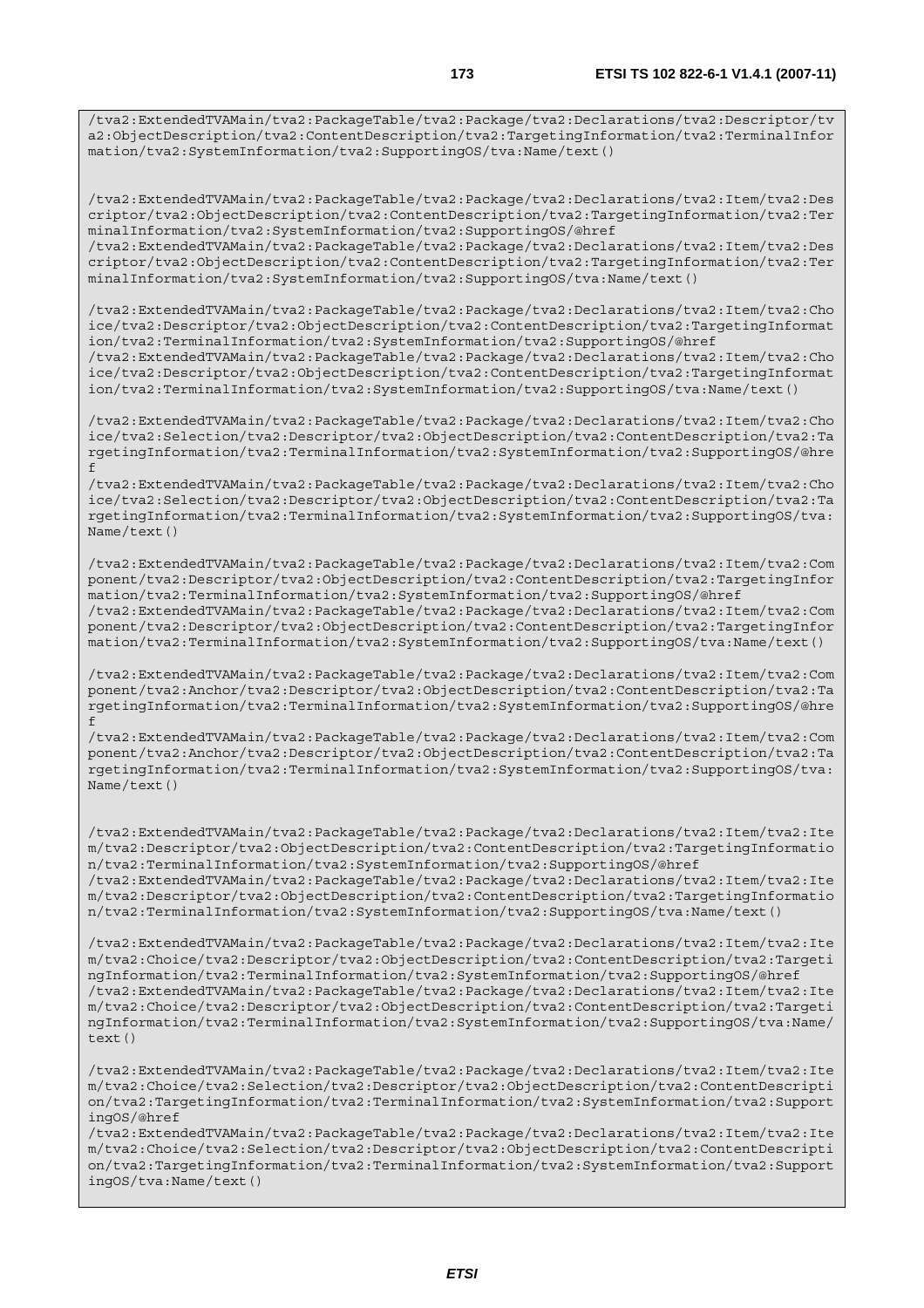```
/tva2:ExtendedTVAMain/tva2:PackageTable/tva2:Package/tva2:Declarations/tva2:Descriptor/tva2:ObjectDescription/tva2:ContentDescription/tva2:TargetingInformation/tva2:TerminalInformation/tva2:SystemInformation/tva2:SupportingOS/tva:Name/text()


/tva2:ExtendedTVAMain/tva2:PackageTable/tva2:Package/tva2:Declarations/tva2:Item/tva2:Descriptor/tva2:ObjectDescription/tva2:ContentDescription/tva2:TargetingInformation/tva2:TerminalInformation/tva2:SystemInformation/tva2:SupportingOS/@href
/tva2:ExtendedTVAMain/tva2:PackageTable/tva2:Package/tva2:Declarations/tva2:Item/tva2:Descriptor/tva2:ObjectDescription/tva2:ContentDescription/tva2:TargetingInformation/tva2:TerminalInformation/tva2:SystemInformation/tva2:SupportingOS/tva:Name/text()

/tva2:ExtendedTVAMain/tva2:PackageTable/tva2:Package/tva2:Declarations/tva2:Item/tva2:Choice/tva2:Descriptor/tva2:ObjectDescription/tva2:ContentDescription/tva2:TargetingInformation/tva2:TerminalInformation/tva2:SystemInformation/tva2:SupportingOS/@href
/tva2:ExtendedTVAMain/tva2:PackageTable/tva2:Package/tva2:Declarations/tva2:Item/tva2:Choice/tva2:Descriptor/tva2:ObjectDescription/tva2:ContentDescription/tva2:TargetingInformation/tva2:TerminalInformation/tva2:SystemInformation/tva2:SupportingOS/tva:Name/text()

/tva2:ExtendedTVAMain/tva2:PackageTable/tva2:Package/tva2:Declarations/tva2:Item/tva2:Choice/tva2:Selection/tva2:Descriptor/tva2:ObjectDescription/tva2:ContentDescription/tva2:TargetingInformation/tva2:TerminalInformation/tva2:SystemInformation/tva2:SupportingOS/@href
/tva2:ExtendedTVAMain/tva2:PackageTable/tva2:Package/tva2:Declarations/tva2:Item/tva2:Choice/tva2:Selection/tva2:Descriptor/tva2:ObjectDescription/tva2:ContentDescription/tva2:TargetingInformation/tva2:TerminalInformation/tva2:SystemInformation/tva2:SupportingOS/tva:Name/text()

/tva2:ExtendedTVAMain/tva2:PackageTable/tva2:Package/tva2:Declarations/tva2:Item/tva2:Component/tva2:Descriptor/tva2:ObjectDescription/tva2:ContentDescription/tva2:TargetingInformation/tva2:TerminalInformation/tva2:SystemInformation/tva2:SupportingOS/@href
/tva2:ExtendedTVAMain/tva2:PackageTable/tva2:Package/tva2:Declarations/tva2:Item/tva2:Component/tva2:Descriptor/tva2:ObjectDescription/tva2:ContentDescription/tva2:TargetingInformation/tva2:TerminalInformation/tva2:SystemInformation/tva2:SupportingOS/tva:Name/text()

/tva2:ExtendedTVAMain/tva2:PackageTable/tva2:Package/tva2:Declarations/tva2:Item/tva2:Component/tva2:Anchor/tva2:Descriptor/tva2:ObjectDescription/tva2:ContentDescription/tva2:TargetingInformation/tva2:TerminalInformation/tva2:SystemInformation/tva2:SupportingOS/@href
/tva2:ExtendedTVAMain/tva2:PackageTable/tva2:Package/tva2:Declarations/tva2:Item/tva2:Component/tva2:Anchor/tva2:Descriptor/tva2:ObjectDescription/tva2:ContentDescription/tva2:TargetingInformation/tva2:TerminalInformation/tva2:SystemInformation/tva2:SupportingOS/tva:Name/text()


/tva2:ExtendedTVAMain/tva2:PackageTable/tva2:Package/tva2:Declarations/tva2:Item/tva2:Item/tva2:Descriptor/tva2:ObjectDescription/tva2:ContentDescription/tva2:TargetingInformation/tva2:TerminalInformation/tva2:SystemInformation/tva2:SupportingOS/@href
/tva2:ExtendedTVAMain/tva2:PackageTable/tva2:Package/tva2:Declarations/tva2:Item/tva2:Item/tva2:Descriptor/tva2:ObjectDescription/tva2:ContentDescription/tva2:TargetingInformation/tva2:TerminalInformation/tva2:SystemInformation/tva2:SupportingOS/tva:Name/text()

/tva2:ExtendedTVAMain/tva2:PackageTable/tva2:Package/tva2:Declarations/tva2:Item/tva2:Item/tva2:Choice/tva2:Descriptor/tva2:ObjectDescription/tva2:ContentDescription/tva2:TargetingInformation/tva2:TerminalInformation/tva2:SystemInformation/tva2:SupportingOS/@href
/tva2:ExtendedTVAMain/tva2:PackageTable/tva2:Package/tva2:Declarations/tva2:Item/tva2:Item/tva2:Choice/tva2:Descriptor/tva2:ObjectDescription/tva2:ContentDescription/tva2:TargetingInformation/tva2:TerminalInformation/tva2:SystemInformation/tva2:SupportingOS/tva:Name/text()

/tva2:ExtendedTVAMain/tva2:PackageTable/tva2:Package/tva2:Declarations/tva2:Item/tva2:Item/tva2:Choice/tva2:Selection/tva2:Descriptor/tva2:ObjectDescription/tva2:ContentDescription/tva2:TargetingInformation/tva2:TerminalInformation/tva2:SystemInformation/tva2:SupportingOS/@href
/tva2:ExtendedTVAMain/tva2:PackageTable/tva2:Package/tva2:Declarations/tva2:Item/tva2:Item/tva2:Choice/tva2:Selection/tva2:Descriptor/tva2:ObjectDescription/tva2:ContentDescription/tva2:TargetingInformation/tva2:TerminalInformation/tva2:SystemInformation/tva2:SupportingOS/tva:Name/text()
```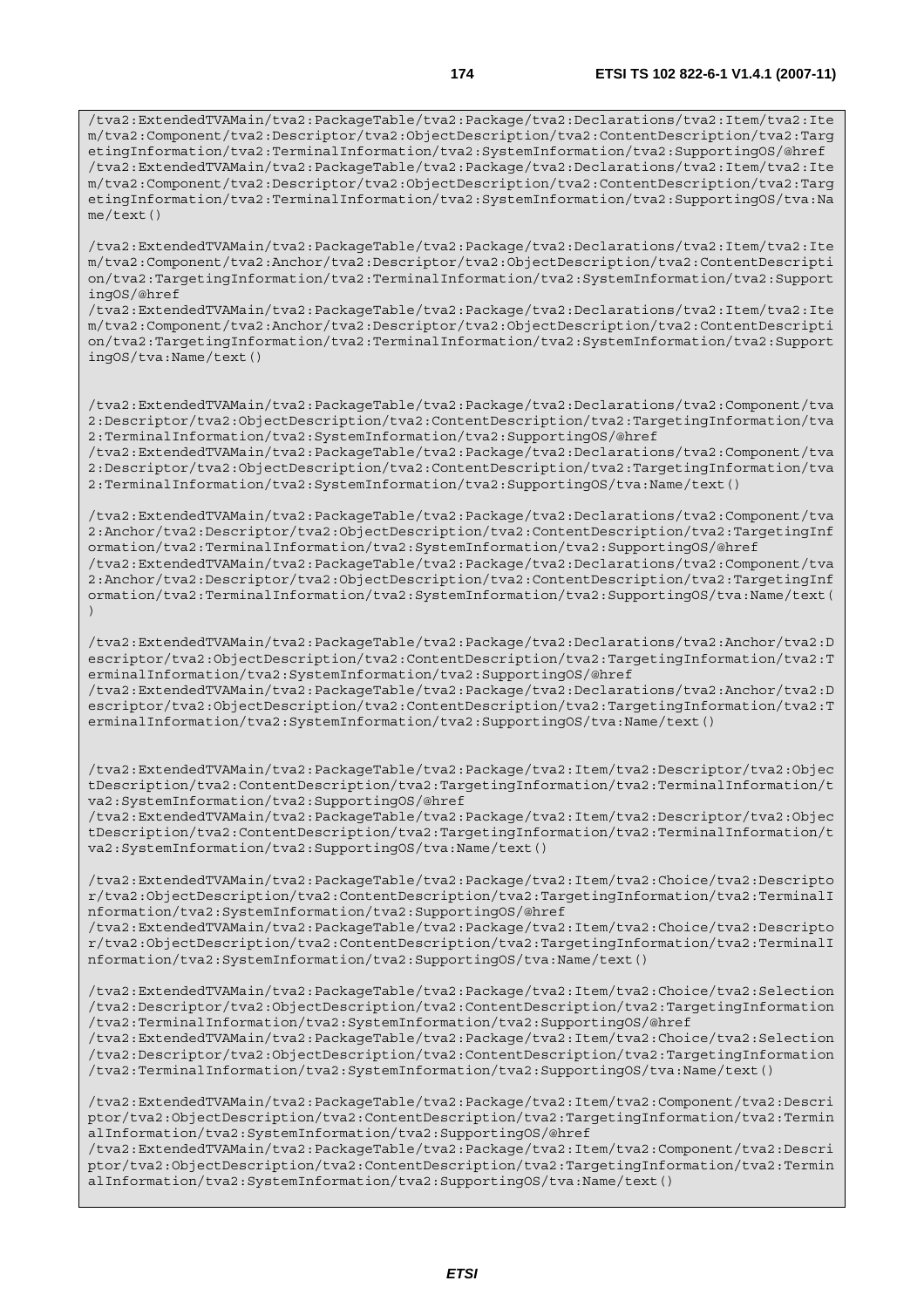```
/tva2:ExtendedTVAMain/tva2:PackageTable/tva2:Package/tva2:Declarations/tva2:Item/tva2:Item/tva2:Component/tva2:Descriptor/tva2:ObjectDescription/tva2:ContentDescription/tva2:TargetingInformation/tva2:TerminalInformation/tva2:SystemInformation/tva2:SupportingOS/@href
/tva2:ExtendedTVAMain/tva2:PackageTable/tva2:Package/tva2:Declarations/tva2:Item/tva2:Item/tva2:Component/tva2:Descriptor/tva2:ObjectDescription/tva2:ContentDescription/tva2:TargetingInformation/tva2:TerminalInformation/tva2:SystemInformation/tva2:SupportingOS/tva:Name/text()

/tva2:ExtendedTVAMain/tva2:PackageTable/tva2:Package/tva2:Declarations/tva2:Item/tva2:Item/tva2:Component/tva2:Anchor/tva2:Descriptor/tva2:ObjectDescription/tva2:ContentDescription/tva2:TargetingInformation/tva2:TerminalInformation/tva2:SystemInformation/tva2:SupportingOS/@href
/tva2:ExtendedTVAMain/tva2:PackageTable/tva2:Package/tva2:Declarations/tva2:Item/tva2:Item/tva2:Component/tva2:Anchor/tva2:Descriptor/tva2:ObjectDescription/tva2:ContentDescription/tva2:TargetingInformation/tva2:TerminalInformation/tva2:SystemInformation/tva2:SupportingOS/tva:Name/text()


/tva2:ExtendedTVAMain/tva2:PackageTable/tva2:Package/tva2:Declarations/tva2:Component/tva2:Descriptor/tva2:ObjectDescription/tva2:ContentDescription/tva2:TargetingInformation/tva2:TerminalInformation/tva2:SystemInformation/tva2:SupportingOS/@href
/tva2:ExtendedTVAMain/tva2:PackageTable/tva2:Package/tva2:Declarations/tva2:Component/tva2:Descriptor/tva2:ObjectDescription/tva2:ContentDescription/tva2:TargetingInformation/tva2:TerminalInformation/tva2:SystemInformation/tva2:SupportingOS/tva:Name/text()

/tva2:ExtendedTVAMain/tva2:PackageTable/tva2:Package/tva2:Declarations/tva2:Component/tva2:Anchor/tva2:Descriptor/tva2:ObjectDescription/tva2:ContentDescription/tva2:TargetingInformation/tva2:TerminalInformation/tva2:SystemInformation/tva2:SupportingOS/@href
/tva2:ExtendedTVAMain/tva2:PackageTable/tva2:Package/tva2:Declarations/tva2:Component/tva2:Anchor/tva2:Descriptor/tva2:ObjectDescription/tva2:ContentDescription/tva2:TargetingInformation/tva2:TerminalInformation/tva2:SystemInformation/tva2:SupportingOS/tva:Name/text()

/tva2:ExtendedTVAMain/tva2:PackageTable/tva2:Package/tva2:Declarations/tva2:Anchor/tva2:Descriptor/tva2:ObjectDescription/tva2:ContentDescription/tva2:TargetingInformation/tva2:TerminalInformation/tva2:SystemInformation/tva2:SupportingOS/@href
/tva2:ExtendedTVAMain/tva2:PackageTable/tva2:Package/tva2:Declarations/tva2:Anchor/tva2:Descriptor/tva2:ObjectDescription/tva2:ContentDescription/tva2:TargetingInformation/tva2:TerminalInformation/tva2:SystemInformation/tva2:SupportingOS/tva:Name/text()


/tva2:ExtendedTVAMain/tva2:PackageTable/tva2:Package/tva2:Item/tva2:Descriptor/tva2:ObjectDescription/tva2:ContentDescription/tva2:TargetingInformation/tva2:TerminalInformation/tva2:SystemInformation/tva2:SupportingOS/@href
/tva2:ExtendedTVAMain/tva2:PackageTable/tva2:Package/tva2:Item/tva2:Descriptor/tva2:ObjectDescription/tva2:ContentDescription/tva2:TargetingInformation/tva2:TerminalInformation/tva2:SystemInformation/tva2:SupportingOS/tva:Name/text()

/tva2:ExtendedTVAMain/tva2:PackageTable/tva2:Package/tva2:Item/tva2:Choice/tva2:Descriptor/tva2:ObjectDescription/tva2:ContentDescription/tva2:TargetingInformation/tva2:TerminalInformation/tva2:SystemInformation/tva2:SupportingOS/@href
/tva2:ExtendedTVAMain/tva2:PackageTable/tva2:Package/tva2:Item/tva2:Choice/tva2:Descriptor/tva2:ObjectDescription/tva2:ContentDescription/tva2:TargetingInformation/tva2:TerminalInformation/tva2:SystemInformation/tva2:SupportingOS/tva:Name/text()

/tva2:ExtendedTVAMain/tva2:PackageTable/tva2:Package/tva2:Item/tva2:Choice/tva2:Selection/tva2:Descriptor/tva2:ObjectDescription/tva2:ContentDescription/tva2:TargetingInformation/tva2:TerminalInformation/tva2:SystemInformation/tva2:SupportingOS/@href
/tva2:ExtendedTVAMain/tva2:PackageTable/tva2:Package/tva2:Item/tva2:Choice/tva2:Selection/tva2:Descriptor/tva2:ObjectDescription/tva2:ContentDescription/tva2:TargetingInformation/tva2:TerminalInformation/tva2:SystemInformation/tva2:SupportingOS/tva:Name/text()

/tva2:ExtendedTVAMain/tva2:PackageTable/tva2:Package/tva2:Item/tva2:Component/tva2:Descriptor/tva2:ObjectDescription/tva2:ContentDescription/tva2:TargetingInformation/tva2:TerminalInformation/tva2:SystemInformation/tva2:SupportingOS/@href
/tva2:ExtendedTVAMain/tva2:PackageTable/tva2:Package/tva2:Item/tva2:Component/tva2:Descriptor/tva2:ObjectDescription/tva2:ContentDescription/tva2:TargetingInformation/tva2:TerminalInformation/tva2:SystemInformation/tva2:SupportingOS/tva:Name/text()
```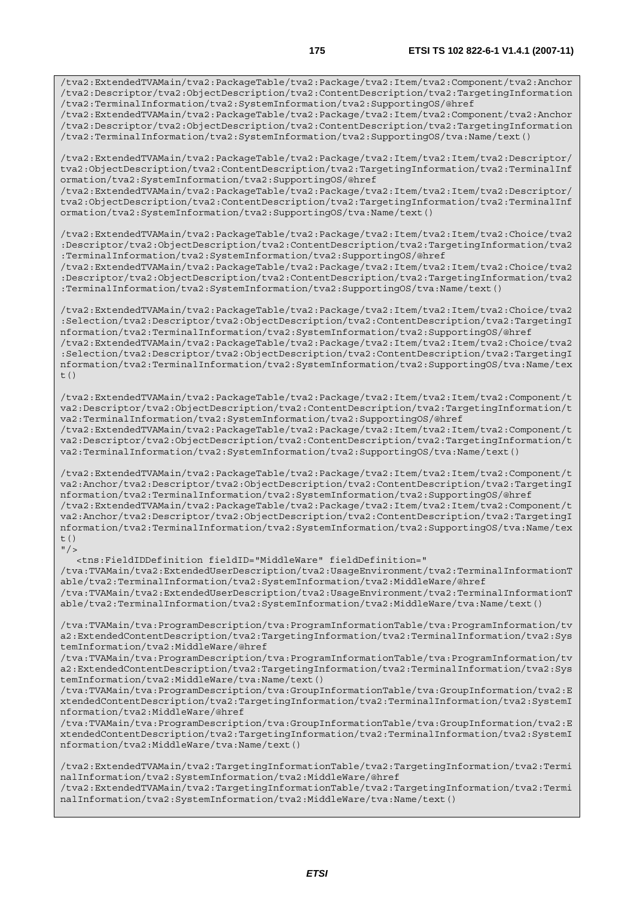```
/tva2:ExtendedTVAMain/tva2:PackageTable/tva2:Package/tva2:Item/tva2:Component/tva2:Anchor
/tva2:Descriptor/tva2:ObjectDescription/tva2:ContentDescription/tva2:TargetingInformation
/tva2:TerminalInformation/tva2:SystemInformation/tva2:SupportingOS/@href
/tva2:ExtendedTVAMain/tva2:PackageTable/tva2:Package/tva2:Item/tva2:Component/tva2:Anchor
/tva2:Descriptor/tva2:ObjectDescription/tva2:ContentDescription/tva2:TargetingInformation
/tva2:TerminalInformation/tva2:SystemInformation/tva2:SupportingOS/tva:Name/text()

/tva2:ExtendedTVAMain/tva2:PackageTable/tva2:Package/tva2:Item/tva2:Item/tva2:Descriptor/
tva2:ObjectDescription/tva2:ContentDescription/tva2:TargetingInformation/tva2:TerminalInf
ormation/tva2:SystemInformation/tva2:SupportingOS/@href
/tva2:ExtendedTVAMain/tva2:PackageTable/tva2:Package/tva2:Item/tva2:Item/tva2:Descriptor/
tva2:ObjectDescription/tva2:ContentDescription/tva2:TargetingInformation/tva2:TerminalInf
ormation/tva2:SystemInformation/tva2:SupportingOS/tva:Name/text()

/tva2:ExtendedTVAMain/tva2:PackageTable/tva2:Package/tva2:Item/tva2:Item/tva2:Choice/tva2
:Descriptor/tva2:ObjectDescription/tva2:ContentDescription/tva2:TargetingInformation/tva2
:TerminalInformation/tva2:SystemInformation/tva2:SupportingOS/@href
/tva2:ExtendedTVAMain/tva2:PackageTable/tva2:Package/tva2:Item/tva2:Item/tva2:Choice/tva2
:Descriptor/tva2:ObjectDescription/tva2:ContentDescription/tva2:TargetingInformation/tva2
:TerminalInformation/tva2:SystemInformation/tva2:SupportingOS/tva:Name/text()

/tva2:ExtendedTVAMain/tva2:PackageTable/tva2:Package/tva2:Item/tva2:Item/tva2:Choice/tva2
:Selection/tva2:Descriptor/tva2:ObjectDescription/tva2:ContentDescription/tva2:TargetingI
nformation/tva2:TerminalInformation/tva2:SystemInformation/tva2:SupportingOS/@href
/tva2:ExtendedTVAMain/tva2:PackageTable/tva2:Package/tva2:Item/tva2:Item/tva2:Choice/tva2
:Selection/tva2:Descriptor/tva2:ObjectDescription/tva2:ContentDescription/tva2:TargetingI
nformation/tva2:TerminalInformation/tva2:SystemInformation/tva2:SupportingOS/tva:Name/tex
t()

/tva2:ExtendedTVAMain/tva2:PackageTable/tva2:Package/tva2:Item/tva2:Item/tva2:Component/t
va2:Descriptor/tva2:ObjectDescription/tva2:ContentDescription/tva2:TargetingInformation/t
va2:TerminalInformation/tva2:SystemInformation/tva2:SupportingOS/@href
/tva2:ExtendedTVAMain/tva2:PackageTable/tva2:Package/tva2:Item/tva2:Item/tva2:Component/t
va2:Descriptor/tva2:ObjectDescription/tva2:ContentDescription/tva2:TargetingInformation/t
va2:TerminalInformation/tva2:SystemInformation/tva2:SupportingOS/tva:Name/text()

/tva2:ExtendedTVAMain/tva2:PackageTable/tva2:Package/tva2:Item/tva2:Item/tva2:Component/t
va2:Anchor/tva2:Descriptor/tva2:ObjectDescription/tva2:ContentDescription/tva2:TargetingI
nformation/tva2:TerminalInformation/tva2:SystemInformation/tva2:SupportingOS/@href
/tva2:ExtendedTVAMain/tva2:PackageTable/tva2:Package/tva2:Item/tva2:Item/tva2:Component/t
va2:Anchor/tva2:Descriptor/tva2:ObjectDescription/tva2:ContentDescription/tva2:TargetingI
nformation/tva2:TerminalInformation/tva2:SystemInformation/tva2:SupportingOS/tva:Name/tex
t()
"/>
   <tns:FieldIDDefinition fieldID="MiddleWare" fieldDefinition="
/tva:TVAMain/tva2:ExtendedUserDescription/tva2:UsageEnvironment/tva2:TerminalInformationT
able/tva2:TerminalInformation/tva2:SystemInformation/tva2:MiddleWare/@href
/tva:TVAMain/tva2:ExtendedUserDescription/tva2:UsageEnvironment/tva2:TerminalInformationT
able/tva2:TerminalInformation/tva2:SystemInformation/tva2:MiddleWare/tva:Name/text()

/tva:TVAMain/tva:ProgramDescription/tva:ProgramInformationTable/tva:ProgramInformation/tv
a2:ExtendedContentDescription/tva2:TargetingInformation/tva2:TerminalInformation/tva2:Sys
temInformation/tva2:MiddleWare/@href
/tva:TVAMain/tva:ProgramDescription/tva:ProgramInformationTable/tva:ProgramInformation/tv
a2:ExtendedContentDescription/tva2:TargetingInformation/tva2:TerminalInformation/tva2:Sys
temInformation/tva2:MiddleWare/tva:Name/text()
/tva:TVAMain/tva:ProgramDescription/tva:GroupInformationTable/tva:GroupInformation/tva2:E
xtendedContentDescription/tva2:TargetingInformation/tva2:TerminalInformation/tva2:SystemI
nformation/tva2:MiddleWare/@href
/tva:TVAMain/tva:ProgramDescription/tva:GroupInformationTable/tva:GroupInformation/tva2:E
xtendedContentDescription/tva2:TargetingInformation/tva2:TerminalInformation/tva2:SystemI
nformation/tva2:MiddleWare/tva:Name/text()

/tva2:ExtendedTVAMain/tva2:TargetingInformationTable/tva2:TargetingInformation/tva2:Termi
nalInformation/tva2:SystemInformation/tva2:MiddleWare/@href
/tva2:ExtendedTVAMain/tva2:TargetingInformationTable/tva2:TargetingInformation/tva2:Termi
nalInformation/tva2:SystemInformation/tva2:MiddleWare/tva:Name/text()
```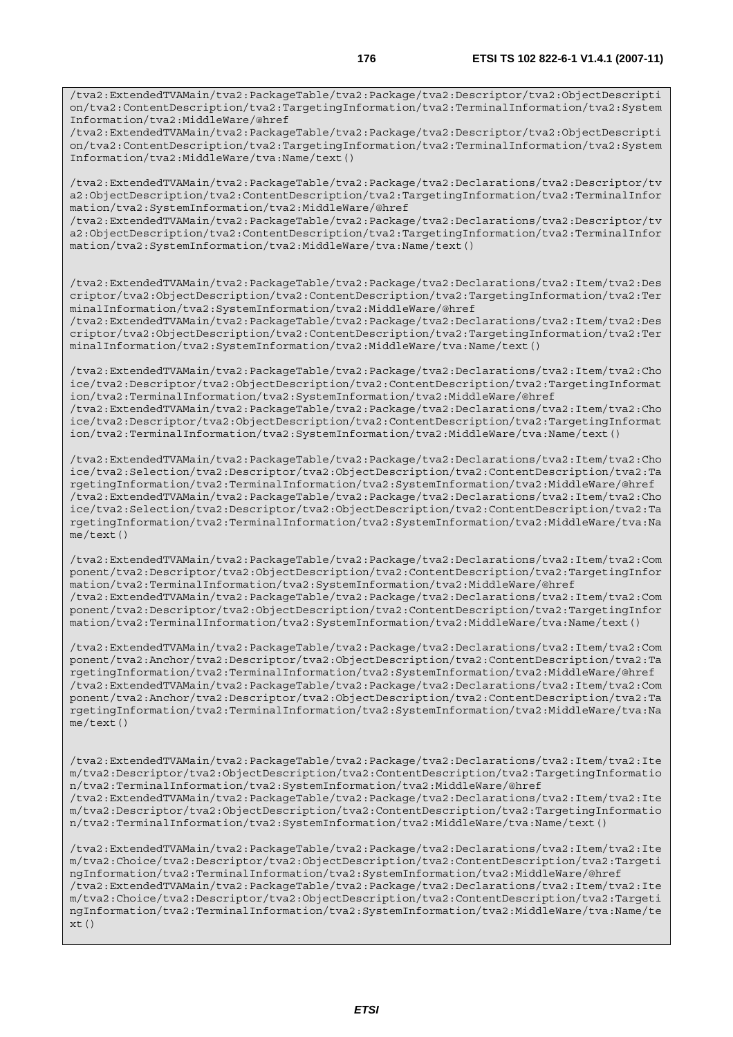```
/tva2:ExtendedTVAMain/tva2:PackageTable/tva2:Package/tva2:Descriptor/tva2:ObjectDescription/tva2:ContentDescription/tva2:TargetingInformation/tva2:TerminalInformation/tva2:SystemInformation/tva2:MiddleWare/@href
/tva2:ExtendedTVAMain/tva2:PackageTable/tva2:Package/tva2:Descriptor/tva2:ObjectDescription/tva2:ContentDescription/tva2:TargetingInformation/tva2:TerminalInformation/tva2:SystemInformation/tva2:MiddleWare/tva:Name/text()

/tva2:ExtendedTVAMain/tva2:PackageTable/tva2:Package/tva2:Declarations/tva2:Descriptor/tva2:ObjectDescription/tva2:ContentDescription/tva2:TargetingInformation/tva2:TerminalInformation/tva2:SystemInformation/tva2:MiddleWare/@href
/tva2:ExtendedTVAMain/tva2:PackageTable/tva2:Package/tva2:Declarations/tva2:Descriptor/tva2:ObjectDescription/tva2:ContentDescription/tva2:TargetingInformation/tva2:TerminalInformation/tva2:SystemInformation/tva2:MiddleWare/tva:Name/text()


/tva2:ExtendedTVAMain/tva2:PackageTable/tva2:Package/tva2:Declarations/tva2:Item/tva2:Descriptor/tva2:ObjectDescription/tva2:ContentDescription/tva2:TargetingInformation/tva2:TerminalInformation/tva2:SystemInformation/tva2:MiddleWare/@href
/tva2:ExtendedTVAMain/tva2:PackageTable/tva2:Package/tva2:Declarations/tva2:Item/tva2:Descriptor/tva2:ObjectDescription/tva2:ContentDescription/tva2:TargetingInformation/tva2:TerminalInformation/tva2:SystemInformation/tva2:MiddleWare/tva:Name/text()

/tva2:ExtendedTVAMain/tva2:PackageTable/tva2:Package/tva2:Declarations/tva2:Item/tva2:Choice/tva2:Descriptor/tva2:ObjectDescription/tva2:ContentDescription/tva2:TargetingInformation/tva2:TerminalInformation/tva2:SystemInformation/tva2:MiddleWare/@href
/tva2:ExtendedTVAMain/tva2:PackageTable/tva2:Package/tva2:Declarations/tva2:Item/tva2:Choice/tva2:Descriptor/tva2:ObjectDescription/tva2:ContentDescription/tva2:TargetingInformation/tva2:TerminalInformation/tva2:SystemInformation/tva2:MiddleWare/tva:Name/text()

/tva2:ExtendedTVAMain/tva2:PackageTable/tva2:Package/tva2:Declarations/tva2:Item/tva2:Choice/tva2:Selection/tva2:Descriptor/tva2:ObjectDescription/tva2:ContentDescription/tva2:TargetingInformation/tva2:TerminalInformation/tva2:SystemInformation/tva2:MiddleWare/@href
/tva2:ExtendedTVAMain/tva2:PackageTable/tva2:Package/tva2:Declarations/tva2:Item/tva2:Choice/tva2:Selection/tva2:Descriptor/tva2:ObjectDescription/tva2:ContentDescription/tva2:TargetingInformation/tva2:TerminalInformation/tva2:SystemInformation/tva2:MiddleWare/tva:Name/text()

/tva2:ExtendedTVAMain/tva2:PackageTable/tva2:Package/tva2:Declarations/tva2:Item/tva2:Component/tva2:Descriptor/tva2:ObjectDescription/tva2:ContentDescription/tva2:TargetingInformation/tva2:TerminalInformation/tva2:SystemInformation/tva2:MiddleWare/@href
/tva2:ExtendedTVAMain/tva2:PackageTable/tva2:Package/tva2:Declarations/tva2:Item/tva2:Component/tva2:Descriptor/tva2:ObjectDescription/tva2:ContentDescription/tva2:TargetingInformation/tva2:TerminalInformation/tva2:SystemInformation/tva2:MiddleWare/tva:Name/text()

/tva2:ExtendedTVAMain/tva2:PackageTable/tva2:Package/tva2:Declarations/tva2:Item/tva2:Component/tva2:Anchor/tva2:Descriptor/tva2:ObjectDescription/tva2:ContentDescription/tva2:TargetingInformation/tva2:TerminalInformation/tva2:SystemInformation/tva2:MiddleWare/@href
/tva2:ExtendedTVAMain/tva2:PackageTable/tva2:Package/tva2:Declarations/tva2:Item/tva2:Component/tva2:Anchor/tva2:Descriptor/tva2:ObjectDescription/tva2:ContentDescription/tva2:TargetingInformation/tva2:TerminalInformation/tva2:SystemInformation/tva2:MiddleWare/tva:Name/text()


/tva2:ExtendedTVAMain/tva2:PackageTable/tva2:Package/tva2:Declarations/tva2:Item/tva2:Item/tva2:Descriptor/tva2:ObjectDescription/tva2:ContentDescription/tva2:TargetingInformation/tva2:TerminalInformation/tva2:SystemInformation/tva2:MiddleWare/@href
/tva2:ExtendedTVAMain/tva2:PackageTable/tva2:Package/tva2:Declarations/tva2:Item/tva2:Item/tva2:Descriptor/tva2:ObjectDescription/tva2:ContentDescription/tva2:TargetingInformation/tva2:TerminalInformation/tva2:SystemInformation/tva2:MiddleWare/tva:Name/text()

/tva2:ExtendedTVAMain/tva2:PackageTable/tva2:Package/tva2:Declarations/tva2:Item/tva2:Item/tva2:Choice/tva2:Descriptor/tva2:ObjectDescription/tva2:ContentDescription/tva2:TargetingInformation/tva2:TerminalInformation/tva2:SystemInformation/tva2:MiddleWare/@href
/tva2:ExtendedTVAMain/tva2:PackageTable/tva2:Package/tva2:Declarations/tva2:Item/tva2:Item/tva2:Choice/tva2:Descriptor/tva2:ObjectDescription/tva2:ContentDescription/tva2:TargetingInformation/tva2:TerminalInformation/tva2:SystemInformation/tva2:MiddleWare/tva:Name/text()
```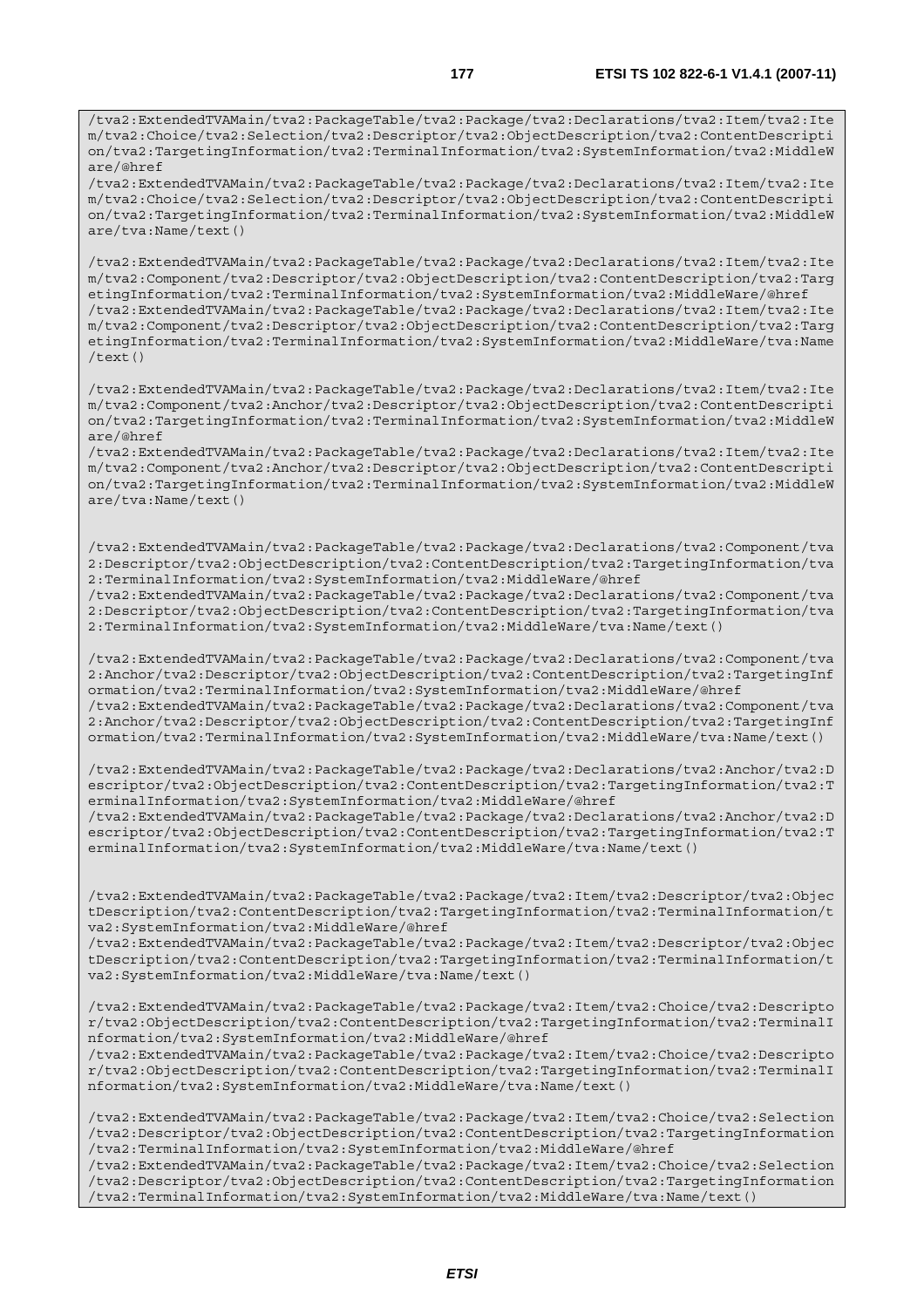```
/tva2:ExtendedTVAMain/tva2:PackageTable/tva2:Package/tva2:Declarations/tva2:Item/tva2:Item/tva2:Choice/tva2:Selection/tva2:Descriptor/tva2:ObjectDescription/tva2:ContentDescription/tva2:TargetingInformation/tva2:TerminalInformation/tva2:SystemInformation/tva2:MiddleWare/@href
/tva2:ExtendedTVAMain/tva2:PackageTable/tva2:Package/tva2:Declarations/tva2:Item/tva2:Item/tva2:Choice/tva2:Selection/tva2:Descriptor/tva2:ObjectDescription/tva2:ContentDescription/tva2:TargetingInformation/tva2:TerminalInformation/tva2:SystemInformation/tva2:MiddleWare/tva:Name/text()

/tva2:ExtendedTVAMain/tva2:PackageTable/tva2:Package/tva2:Declarations/tva2:Item/tva2:Item/tva2:Component/tva2:Descriptor/tva2:ObjectDescription/tva2:ContentDescription/tva2:TargetingInformation/tva2:TerminalInformation/tva2:SystemInformation/tva2:MiddleWare/@href
/tva2:ExtendedTVAMain/tva2:PackageTable/tva2:Package/tva2:Declarations/tva2:Item/tva2:Item/tva2:Component/tva2:Descriptor/tva2:ObjectDescription/tva2:ContentDescription/tva2:TargetingInformation/tva2:TerminalInformation/tva2:SystemInformation/tva2:MiddleWare/tva:Name/text()

/tva2:ExtendedTVAMain/tva2:PackageTable/tva2:Package/tva2:Declarations/tva2:Item/tva2:Item/tva2:Component/tva2:Anchor/tva2:Descriptor/tva2:ObjectDescription/tva2:ContentDescription/tva2:TargetingInformation/tva2:TerminalInformation/tva2:SystemInformation/tva2:MiddleWare/@href
/tva2:ExtendedTVAMain/tva2:PackageTable/tva2:Package/tva2:Declarations/tva2:Item/tva2:Item/tva2:Component/tva2:Anchor/tva2:Descriptor/tva2:ObjectDescription/tva2:ContentDescription/tva2:TargetingInformation/tva2:TerminalInformation/tva2:SystemInformation/tva2:MiddleWare/tva:Name/text()


/tva2:ExtendedTVAMain/tva2:PackageTable/tva2:Package/tva2:Declarations/tva2:Component/tva2:Descriptor/tva2:ObjectDescription/tva2:ContentDescription/tva2:TargetingInformation/tva2:TerminalInformation/tva2:SystemInformation/tva2:MiddleWare/@href
/tva2:ExtendedTVAMain/tva2:PackageTable/tva2:Package/tva2:Declarations/tva2:Component/tva2:Descriptor/tva2:ObjectDescription/tva2:ContentDescription/tva2:TargetingInformation/tva2:TerminalInformation/tva2:SystemInformation/tva2:MiddleWare/tva:Name/text()

/tva2:ExtendedTVAMain/tva2:PackageTable/tva2:Package/tva2:Declarations/tva2:Component/tva2:Anchor/tva2:Descriptor/tva2:ObjectDescription/tva2:ContentDescription/tva2:TargetingInformation/tva2:TerminalInformation/tva2:SystemInformation/tva2:MiddleWare/@href
/tva2:ExtendedTVAMain/tva2:PackageTable/tva2:Package/tva2:Declarations/tva2:Component/tva2:Anchor/tva2:Descriptor/tva2:ObjectDescription/tva2:ContentDescription/tva2:TargetingInformation/tva2:TerminalInformation/tva2:SystemInformation/tva2:MiddleWare/tva:Name/text()

/tva2:ExtendedTVAMain/tva2:PackageTable/tva2:Package/tva2:Declarations/tva2:Anchor/tva2:Descriptor/tva2:ObjectDescription/tva2:ContentDescription/tva2:TargetingInformation/tva2:TerminalInformation/tva2:SystemInformation/tva2:MiddleWare/@href
/tva2:ExtendedTVAMain/tva2:PackageTable/tva2:Package/tva2:Declarations/tva2:Anchor/tva2:Descriptor/tva2:ObjectDescription/tva2:ContentDescription/tva2:TargetingInformation/tva2:TerminalInformation/tva2:SystemInformation/tva2:MiddleWare/tva:Name/text()


/tva2:ExtendedTVAMain/tva2:PackageTable/tva2:Package/tva2:Item/tva2:Descriptor/tva2:ObjectDescription/tva2:ContentDescription/tva2:TargetingInformation/tva2:TerminalInformation/tva2:SystemInformation/tva2:MiddleWare/@href
/tva2:ExtendedTVAMain/tva2:PackageTable/tva2:Package/tva2:Item/tva2:Descriptor/tva2:ObjectDescription/tva2:ContentDescription/tva2:TargetingInformation/tva2:TerminalInformation/tva2:SystemInformation/tva2:MiddleWare/tva:Name/text()

/tva2:ExtendedTVAMain/tva2:PackageTable/tva2:Package/tva2:Item/tva2:Choice/tva2:Descriptor/tva2:ObjectDescription/tva2:ContentDescription/tva2:TargetingInformation/tva2:TerminalInformation/tva2:SystemInformation/tva2:MiddleWare/@href
/tva2:ExtendedTVAMain/tva2:PackageTable/tva2:Package/tva2:Item/tva2:Choice/tva2:Descriptor/tva2:ObjectDescription/tva2:ContentDescription/tva2:TargetingInformation/tva2:TerminalInformation/tva2:SystemInformation/tva2:MiddleWare/tva:Name/text()

/tva2:ExtendedTVAMain/tva2:PackageTable/tva2:Package/tva2:Item/tva2:Choice/tva2:Selection/tva2:Descriptor/tva2:ObjectDescription/tva2:ContentDescription/tva2:TargetingInformation/tva2:TerminalInformation/tva2:SystemInformation/tva2:MiddleWare/@href
/tva2:ExtendedTVAMain/tva2:PackageTable/tva2:Package/tva2:Item/tva2:Choice/tva2:Selection/tva2:Descriptor/tva2:ObjectDescription/tva2:ContentDescription/tva2:TargetingInformation/tva2:TerminalInformation/tva2:SystemInformation/tva2:MiddleWare/tva:Name/text()
```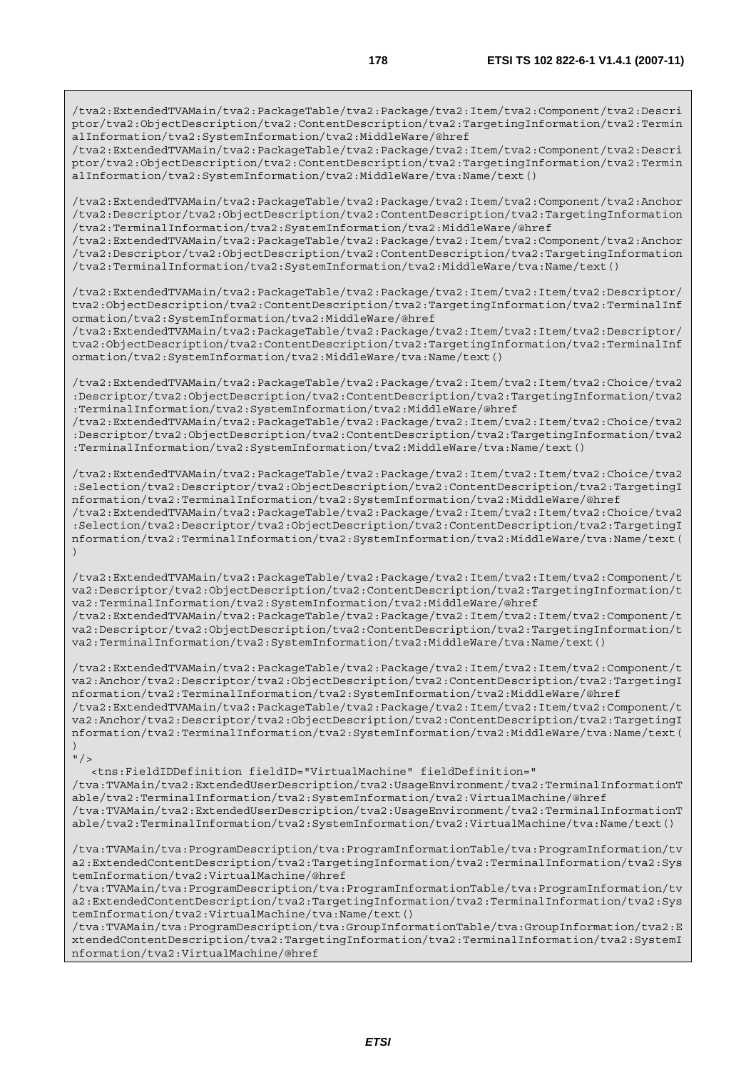```
/tva2:ExtendedTVAMain/tva2:PackageTable/tva2:Package/tva2:Item/tva2:Component/tva2:Descriptor/tva2:ObjectDescription/tva2:ContentDescription/tva2:TargetingInformation/tva2:TerminalInformation/tva2:SystemInformation/tva2:MiddleWare/@href
/tva2:ExtendedTVAMain/tva2:PackageTable/tva2:Package/tva2:Item/tva2:Component/tva2:Descriptor/tva2:ObjectDescription/tva2:ContentDescription/tva2:TargetingInformation/tva2:TerminalInformation/tva2:SystemInformation/tva2:MiddleWare/tva:Name/text()

/tva2:ExtendedTVAMain/tva2:PackageTable/tva2:Package/tva2:Item/tva2:Component/tva2:Anchor/tva2:Descriptor/tva2:ObjectDescription/tva2:ContentDescription/tva2:TargetingInformation/tva2:TerminalInformation/tva2:SystemInformation/tva2:MiddleWare/@href
/tva2:ExtendedTVAMain/tva2:PackageTable/tva2:Package/tva2:Item/tva2:Component/tva2:Anchor/tva2:Descriptor/tva2:ObjectDescription/tva2:ContentDescription/tva2:TargetingInformation/tva2:TerminalInformation/tva2:SystemInformation/tva2:MiddleWare/tva:Name/text()

/tva2:ExtendedTVAMain/tva2:PackageTable/tva2:Package/tva2:Item/tva2:Item/tva2:Descriptor/tva2:ObjectDescription/tva2:ContentDescription/tva2:TargetingInformation/tva2:TerminalInformation/tva2:SystemInformation/tva2:MiddleWare/@href
/tva2:ExtendedTVAMain/tva2:PackageTable/tva2:Package/tva2:Item/tva2:Item/tva2:Descriptor/tva2:ObjectDescription/tva2:ContentDescription/tva2:TargetingInformation/tva2:TerminalInformation/tva2:SystemInformation/tva2:MiddleWare/tva:Name/text()

/tva2:ExtendedTVAMain/tva2:PackageTable/tva2:Package/tva2:Item/tva2:Item/tva2:Choice/tva2:Descriptor/tva2:ObjectDescription/tva2:ContentDescription/tva2:TargetingInformation/tva2:TerminalInformation/tva2:SystemInformation/tva2:MiddleWare/@href
/tva2:ExtendedTVAMain/tva2:PackageTable/tva2:Package/tva2:Item/tva2:Item/tva2:Choice/tva2:Descriptor/tva2:ObjectDescription/tva2:ContentDescription/tva2:TargetingInformation/tva2:TerminalInformation/tva2:SystemInformation/tva2:MiddleWare/tva:Name/text()

/tva2:ExtendedTVAMain/tva2:PackageTable/tva2:Package/tva2:Item/tva2:Item/tva2:Choice/tva2:Selection/tva2:Descriptor/tva2:ObjectDescription/tva2:ContentDescription/tva2:TargetingInformation/tva2:TerminalInformation/tva2:SystemInformation/tva2:MiddleWare/@href
/tva2:ExtendedTVAMain/tva2:PackageTable/tva2:Package/tva2:Item/tva2:Item/tva2:Choice/tva2:Selection/tva2:Descriptor/tva2:ObjectDescription/tva2:ContentDescription/tva2:TargetingInformation/tva2:TerminalInformation/tva2:SystemInformation/tva2:MiddleWare/tva:Name/text()

/tva2:ExtendedTVAMain/tva2:PackageTable/tva2:Package/tva2:Item/tva2:Item/tva2:Component/tva2:Descriptor/tva2:ObjectDescription/tva2:ContentDescription/tva2:TargetingInformation/tva2:TerminalInformation/tva2:SystemInformation/tva2:MiddleWare/@href
/tva2:ExtendedTVAMain/tva2:PackageTable/tva2:Package/tva2:Item/tva2:Item/tva2:Component/tva2:Descriptor/tva2:ObjectDescription/tva2:ContentDescription/tva2:TargetingInformation/tva2:TerminalInformation/tva2:SystemInformation/tva2:MiddleWare/tva:Name/text()

/tva2:ExtendedTVAMain/tva2:PackageTable/tva2:Package/tva2:Item/tva2:Item/tva2:Component/tva2:Anchor/tva2:Descriptor/tva2:ObjectDescription/tva2:ContentDescription/tva2:TargetingInformation/tva2:TerminalInformation/tva2:SystemInformation/tva2:MiddleWare/@href
/tva2:ExtendedTVAMain/tva2:PackageTable/tva2:Package/tva2:Item/tva2:Item/tva2:Component/tva2:Anchor/tva2:Descriptor/tva2:ObjectDescription/tva2:ContentDescription/tva2:TargetingInformation/tva2:TerminalInformation/tva2:SystemInformation/tva2:MiddleWare/tva:Name/text()
"/>
   <tns:FieldIDDefinition fieldID="VirtualMachine" fieldDefinition="
/tva:TVAMain/tva2:ExtendedUserDescription/tva2:UsageEnvironment/tva2:TerminalInformationTable/tva2:TerminalInformation/tva2:SystemInformation/tva2:VirtualMachine/@href
/tva:TVAMain/tva2:ExtendedUserDescription/tva2:UsageEnvironment/tva2:TerminalInformationTable/tva2:TerminalInformation/tva2:SystemInformation/tva2:VirtualMachine/tva:Name/text()

/tva:TVAMain/tva:ProgramDescription/tva:ProgramInformationTable/tva:ProgramInformation/tva2:ExtendedContentDescription/tva2:TargetingInformation/tva2:TerminalInformation/tva2:SystemInformation/tva2:VirtualMachine/@href
/tva:TVAMain/tva:ProgramDescription/tva:ProgramInformationTable/tva:ProgramInformation/tva2:ExtendedContentDescription/tva2:TargetingInformation/tva2:TerminalInformation/tva2:SystemInformation/tva2:VirtualMachine/tva:Name/text()
/tva:TVAMain/tva:ProgramDescription/tva:GroupInformationTable/tva:GroupInformation/tva2:ExtendedContentDescription/tva2:TargetingInformation/tva2:TerminalInformation/tva2:SystemInformation/tva2:VirtualMachine/@href
```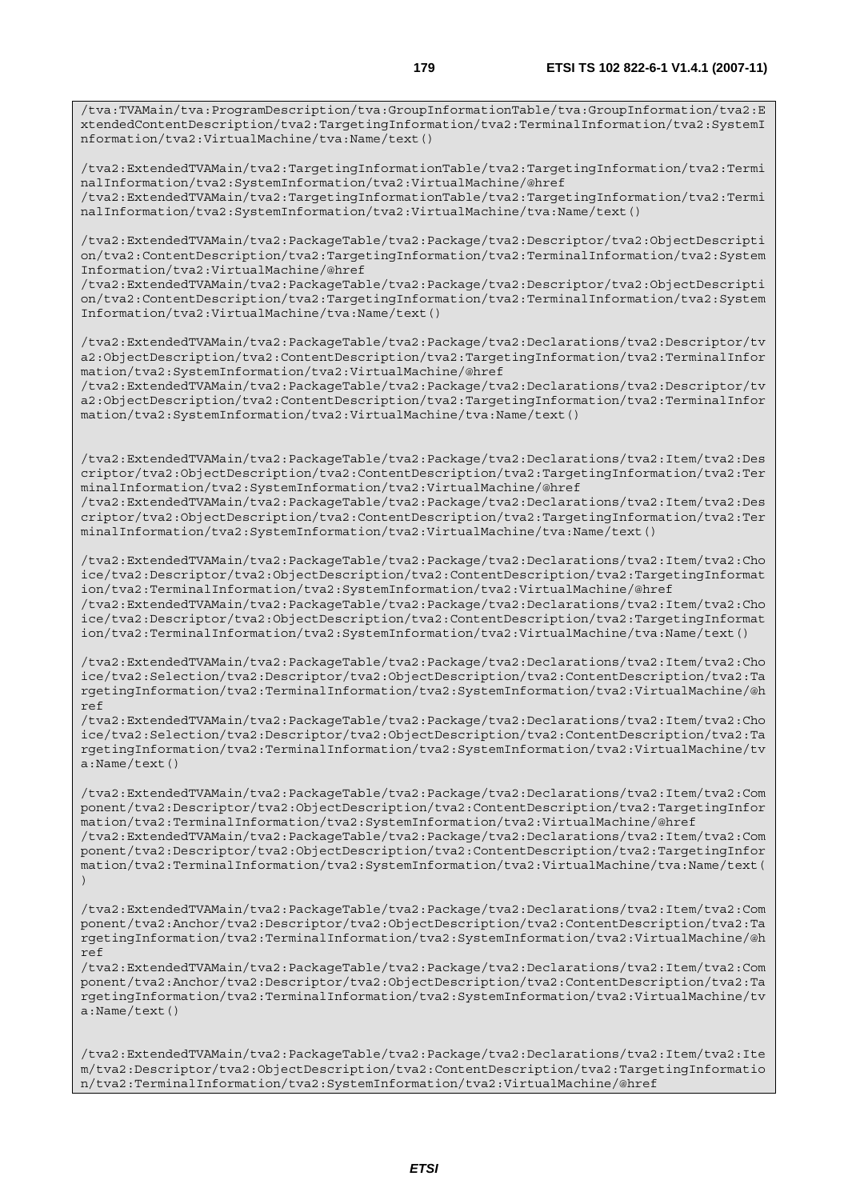```
/tva:TVAMain/tva:ProgramDescription/tva:GroupInformationTable/tva:GroupInformation/tva2:ExtendedContentDescription/tva2:TargetingInformation/tva2:TerminalInformation/tva2:SystemInformation/tva2:VirtualMachine/tva:Name/text()

/tva2:ExtendedTVAMain/tva2:TargetingInformationTable/tva2:TargetingInformation/tva2:TerminalInformation/tva2:SystemInformation/tva2:VirtualMachine/@href
/tva2:ExtendedTVAMain/tva2:TargetingInformationTable/tva2:TargetingInformation/tva2:TerminalInformation/tva2:SystemInformation/tva2:VirtualMachine/tva:Name/text()

/tva2:ExtendedTVAMain/tva2:PackageTable/tva2:Package/tva2:Descriptor/tva2:ObjectDescription/tva2:ContentDescription/tva2:TargetingInformation/tva2:TerminalInformation/tva2:SystemInformation/tva2:VirtualMachine/@href
/tva2:ExtendedTVAMain/tva2:PackageTable/tva2:Package/tva2:Descriptor/tva2:ObjectDescription/tva2:ContentDescription/tva2:TargetingInformation/tva2:TerminalInformation/tva2:SystemInformation/tva2:VirtualMachine/tva:Name/text()

/tva2:ExtendedTVAMain/tva2:PackageTable/tva2:Package/tva2:Declarations/tva2:Descriptor/tva2:ObjectDescription/tva2:ContentDescription/tva2:TargetingInformation/tva2:TerminalInformation/tva2:SystemInformation/tva2:VirtualMachine/@href
/tva2:ExtendedTVAMain/tva2:PackageTable/tva2:Package/tva2:Declarations/tva2:Descriptor/tva2:ObjectDescription/tva2:ContentDescription/tva2:TargetingInformation/tva2:TerminalInformation/tva2:SystemInformation/tva2:VirtualMachine/tva:Name/text()


/tva2:ExtendedTVAMain/tva2:PackageTable/tva2:Package/tva2:Declarations/tva2:Item/tva2:Descriptor/tva2:ObjectDescription/tva2:ContentDescription/tva2:TargetingInformation/tva2:TerminalInformation/tva2:SystemInformation/tva2:VirtualMachine/@href
/tva2:ExtendedTVAMain/tva2:PackageTable/tva2:Package/tva2:Declarations/tva2:Item/tva2:Descriptor/tva2:ObjectDescription/tva2:ContentDescription/tva2:TargetingInformation/tva2:TerminalInformation/tva2:SystemInformation/tva2:VirtualMachine/tva:Name/text()

/tva2:ExtendedTVAMain/tva2:PackageTable/tva2:Package/tva2:Declarations/tva2:Item/tva2:Choice/tva2:Descriptor/tva2:ObjectDescription/tva2:ContentDescription/tva2:TargetingInformation/tva2:TerminalInformation/tva2:SystemInformation/tva2:VirtualMachine/@href
/tva2:ExtendedTVAMain/tva2:PackageTable/tva2:Package/tva2:Declarations/tva2:Item/tva2:Choice/tva2:Descriptor/tva2:ObjectDescription/tva2:ContentDescription/tva2:TargetingInformation/tva2:TerminalInformation/tva2:SystemInformation/tva2:VirtualMachine/tva:Name/text()

/tva2:ExtendedTVAMain/tva2:PackageTable/tva2:Package/tva2:Declarations/tva2:Item/tva2:Choice/tva2:Selection/tva2:Descriptor/tva2:ObjectDescription/tva2:ContentDescription/tva2:TargetingInformation/tva2:TerminalInformation/tva2:SystemInformation/tva2:VirtualMachine/@href
/tva2:ExtendedTVAMain/tva2:PackageTable/tva2:Package/tva2:Declarations/tva2:Item/tva2:Choice/tva2:Selection/tva2:Descriptor/tva2:ObjectDescription/tva2:ContentDescription/tva2:TargetingInformation/tva2:TerminalInformation/tva2:SystemInformation/tva2:VirtualMachine/tva:Name/text()

/tva2:ExtendedTVAMain/tva2:PackageTable/tva2:Package/tva2:Declarations/tva2:Item/tva2:Component/tva2:Descriptor/tva2:ObjectDescription/tva2:ContentDescription/tva2:TargetingInformation/tva2:TerminalInformation/tva2:SystemInformation/tva2:VirtualMachine/@href
/tva2:ExtendedTVAMain/tva2:PackageTable/tva2:Package/tva2:Declarations/tva2:Item/tva2:Component/tva2:Descriptor/tva2:ObjectDescription/tva2:ContentDescription/tva2:TargetingInformation/tva2:TerminalInformation/tva2:SystemInformation/tva2:VirtualMachine/tva:Name/text()

/tva2:ExtendedTVAMain/tva2:PackageTable/tva2:Package/tva2:Declarations/tva2:Item/tva2:Component/tva2:Anchor/tva2:Descriptor/tva2:ObjectDescription/tva2:ContentDescription/tva2:TargetingInformation/tva2:TerminalInformation/tva2:SystemInformation/tva2:VirtualMachine/@href
/tva2:ExtendedTVAMain/tva2:PackageTable/tva2:Package/tva2:Declarations/tva2:Item/tva2:Component/tva2:Anchor/tva2:Descriptor/tva2:ObjectDescription/tva2:ContentDescription/tva2:TargetingInformation/tva2:TerminalInformation/tva2:SystemInformation/tva2:VirtualMachine/tva:Name/text()


/tva2:ExtendedTVAMain/tva2:PackageTable/tva2:Package/tva2:Declarations/tva2:Item/tva2:Item/tva2:Descriptor/tva2:ObjectDescription/tva2:ContentDescription/tva2:TargetingInformation/tva2:TerminalInformation/tva2:SystemInformation/tva2:VirtualMachine/@href
```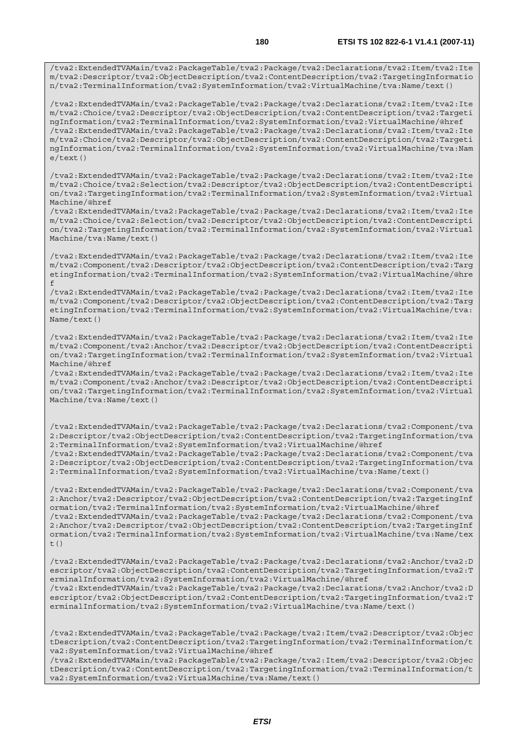```
/tva2:ExtendedTVAMain/tva2:PackageTable/tva2:Package/tva2:Declarations/tva2:Item/tva2:Item/tva2:Descriptor/tva2:ObjectDescription/tva2:ContentDescription/tva2:TargetingInformation/tva2:TerminalInformation/tva2:SystemInformation/tva2:VirtualMachine/tva:Name/text()

/tva2:ExtendedTVAMain/tva2:PackageTable/tva2:Package/tva2:Declarations/tva2:Item/tva2:Item/tva2:Choice/tva2:Descriptor/tva2:ObjectDescription/tva2:ContentDescription/tva2:TargetingInformation/tva2:TerminalInformation/tva2:SystemInformation/tva2:VirtualMachine/@href
/tva2:ExtendedTVAMain/tva2:PackageTable/tva2:Package/tva2:Declarations/tva2:Item/tva2:Item/tva2:Choice/tva2:Descriptor/tva2:ObjectDescription/tva2:ContentDescription/tva2:TargetingInformation/tva2:TerminalInformation/tva2:SystemInformation/tva2:VirtualMachine/tva:Name/text()

/tva2:ExtendedTVAMain/tva2:PackageTable/tva2:Package/tva2:Declarations/tva2:Item/tva2:Item/tva2:Choice/tva2:Selection/tva2:Descriptor/tva2:ObjectDescription/tva2:ContentDescription/tva2:TargetingInformation/tva2:TerminalInformation/tva2:SystemInformation/tva2:VirtualMachine/@href
/tva2:ExtendedTVAMain/tva2:PackageTable/tva2:Package/tva2:Declarations/tva2:Item/tva2:Item/tva2:Choice/tva2:Selection/tva2:Descriptor/tva2:ObjectDescription/tva2:ContentDescription/tva2:TargetingInformation/tva2:TerminalInformation/tva2:SystemInformation/tva2:VirtualMachine/tva:Name/text()

/tva2:ExtendedTVAMain/tva2:PackageTable/tva2:Package/tva2:Declarations/tva2:Item/tva2:Item/tva2:Component/tva2:Descriptor/tva2:ObjectDescription/tva2:ContentDescription/tva2:TargetingInformation/tva2:TerminalInformation/tva2:SystemInformation/tva2:VirtualMachine/@href
/tva2:ExtendedTVAMain/tva2:PackageTable/tva2:Package/tva2:Declarations/tva2:Item/tva2:Item/tva2:Component/tva2:Descriptor/tva2:ObjectDescription/tva2:ContentDescription/tva2:TargetingInformation/tva2:TerminalInformation/tva2:SystemInformation/tva2:VirtualMachine/tva:Name/text()

/tva2:ExtendedTVAMain/tva2:PackageTable/tva2:Package/tva2:Declarations/tva2:Item/tva2:Item/tva2:Component/tva2:Anchor/tva2:Descriptor/tva2:ObjectDescription/tva2:ContentDescription/tva2:TargetingInformation/tva2:TerminalInformation/tva2:SystemInformation/tva2:VirtualMachine/@href
/tva2:ExtendedTVAMain/tva2:PackageTable/tva2:Package/tva2:Declarations/tva2:Item/tva2:Item/tva2:Component/tva2:Anchor/tva2:Descriptor/tva2:ObjectDescription/tva2:ContentDescription/tva2:TargetingInformation/tva2:TerminalInformation/tva2:SystemInformation/tva2:VirtualMachine/tva:Name/text()


/tva2:ExtendedTVAMain/tva2:PackageTable/tva2:Package/tva2:Declarations/tva2:Component/tva2:Descriptor/tva2:ObjectDescription/tva2:ContentDescription/tva2:TargetingInformation/tva2:TerminalInformation/tva2:SystemInformation/tva2:VirtualMachine/@href
/tva2:ExtendedTVAMain/tva2:PackageTable/tva2:Package/tva2:Declarations/tva2:Component/tva2:Descriptor/tva2:ObjectDescription/tva2:ContentDescription/tva2:TargetingInformation/tva2:TerminalInformation/tva2:SystemInformation/tva2:VirtualMachine/tva:Name/text()

/tva2:ExtendedTVAMain/tva2:PackageTable/tva2:Package/tva2:Declarations/tva2:Component/tva2:Anchor/tva2:Descriptor/tva2:ObjectDescription/tva2:ContentDescription/tva2:TargetingInformation/tva2:TerminalInformation/tva2:SystemInformation/tva2:VirtualMachine/@href
/tva2:ExtendedTVAMain/tva2:PackageTable/tva2:Package/tva2:Declarations/tva2:Component/tva2:Anchor/tva2:Descriptor/tva2:ObjectDescription/tva2:ContentDescription/tva2:TargetingInformation/tva2:TerminalInformation/tva2:SystemInformation/tva2:VirtualMachine/tva:Name/text()

/tva2:ExtendedTVAMain/tva2:PackageTable/tva2:Package/tva2:Declarations/tva2:Anchor/tva2:Descriptor/tva2:ObjectDescription/tva2:ContentDescription/tva2:TargetingInformation/tva2:TerminalInformation/tva2:SystemInformation/tva2:VirtualMachine/@href
/tva2:ExtendedTVAMain/tva2:PackageTable/tva2:Package/tva2:Declarations/tva2:Anchor/tva2:Descriptor/tva2:ObjectDescription/tva2:ContentDescription/tva2:TargetingInformation/tva2:TerminalInformation/tva2:SystemInformation/tva2:VirtualMachine/tva:Name/text()


/tva2:ExtendedTVAMain/tva2:PackageTable/tva2:Package/tva2:Item/tva2:Descriptor/tva2:ObjectDescription/tva2:ContentDescription/tva2:TargetingInformation/tva2:TerminalInformation/tva2:SystemInformation/tva2:VirtualMachine/@href
/tva2:ExtendedTVAMain/tva2:PackageTable/tva2:Package/tva2:Item/tva2:Descriptor/tva2:ObjectDescription/tva2:ContentDescription/tva2:TargetingInformation/tva2:TerminalInformation/tva2:SystemInformation/tva2:VirtualMachine/tva:Name/text()
```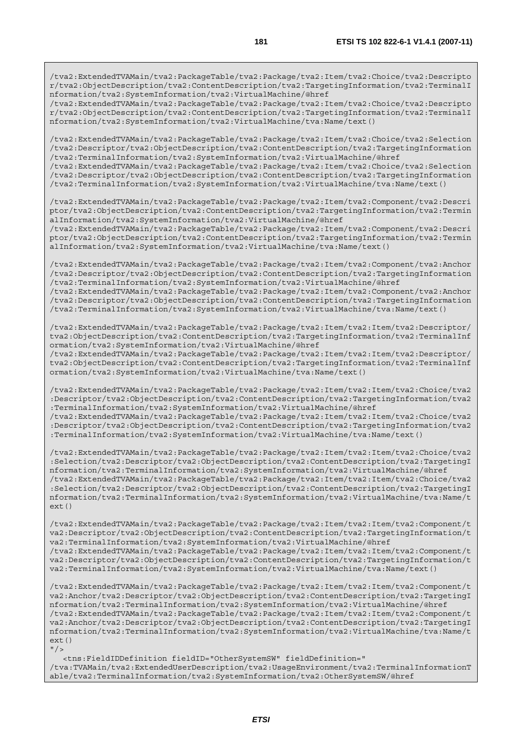```
/tva2:ExtendedTVAMain/tva2:PackageTable/tva2:Package/tva2:Item/tva2:Choice/tva2:Descripto
r/tva2:ObjectDescription/tva2:ContentDescription/tva2:TargetingInformation/tva2:TerminalI
nformation/tva2:SystemInformation/tva2:VirtualMachine/@href
/tva2:ExtendedTVAMain/tva2:PackageTable/tva2:Package/tva2:Item/tva2:Choice/tva2:Descripto
r/tva2:ObjectDescription/tva2:ContentDescription/tva2:TargetingInformation/tva2:TerminalI
nformation/tva2:SystemInformation/tva2:VirtualMachine/tva:Name/text()

/tva2:ExtendedTVAMain/tva2:PackageTable/tva2:Package/tva2:Item/tva2:Choice/tva2:Selection
/tva2:Descriptor/tva2:ObjectDescription/tva2:ContentDescription/tva2:TargetingInformation
/tva2:TerminalInformation/tva2:SystemInformation/tva2:VirtualMachine/@href
/tva2:ExtendedTVAMain/tva2:PackageTable/tva2:Package/tva2:Item/tva2:Choice/tva2:Selection
/tva2:Descriptor/tva2:ObjectDescription/tva2:ContentDescription/tva2:TargetingInformation
/tva2:TerminalInformation/tva2:SystemInformation/tva2:VirtualMachine/tva:Name/text()

/tva2:ExtendedTVAMain/tva2:PackageTable/tva2:Package/tva2:Item/tva2:Component/tva2:Descri
ptor/tva2:ObjectDescription/tva2:ContentDescription/tva2:TargetingInformation/tva2:Termin
alInformation/tva2:SystemInformation/tva2:VirtualMachine/@href
/tva2:ExtendedTVAMain/tva2:PackageTable/tva2:Package/tva2:Item/tva2:Component/tva2:Descri
ptor/tva2:ObjectDescription/tva2:ContentDescription/tva2:TargetingInformation/tva2:Termin
alInformation/tva2:SystemInformation/tva2:VirtualMachine/tva:Name/text()

/tva2:ExtendedTVAMain/tva2:PackageTable/tva2:Package/tva2:Item/tva2:Component/tva2:Anchor
/tva2:Descriptor/tva2:ObjectDescription/tva2:ContentDescription/tva2:TargetingInformation
/tva2:TerminalInformation/tva2:SystemInformation/tva2:VirtualMachine/@href
/tva2:ExtendedTVAMain/tva2:PackageTable/tva2:Package/tva2:Item/tva2:Component/tva2:Anchor
/tva2:Descriptor/tva2:ObjectDescription/tva2:ContentDescription/tva2:TargetingInformation
/tva2:TerminalInformation/tva2:SystemInformation/tva2:VirtualMachine/tva:Name/text()

/tva2:ExtendedTVAMain/tva2:PackageTable/tva2:Package/tva2:Item/tva2:Item/tva2:Descriptor/
tva2:ObjectDescription/tva2:ContentDescription/tva2:TargetingInformation/tva2:TerminalInf
ormation/tva2:SystemInformation/tva2:VirtualMachine/@href
/tva2:ExtendedTVAMain/tva2:PackageTable/tva2:Package/tva2:Item/tva2:Item/tva2:Descriptor/
tva2:ObjectDescription/tva2:ContentDescription/tva2:TargetingInformation/tva2:TerminalInf
ormation/tva2:SystemInformation/tva2:VirtualMachine/tva:Name/text()

/tva2:ExtendedTVAMain/tva2:PackageTable/tva2:Package/tva2:Item/tva2:Item/tva2:Choice/tva2
:Descriptor/tva2:ObjectDescription/tva2:ContentDescription/tva2:TargetingInformation/tva2
:TerminalInformation/tva2:SystemInformation/tva2:VirtualMachine/@href
/tva2:ExtendedTVAMain/tva2:PackageTable/tva2:Package/tva2:Item/tva2:Item/tva2:Choice/tva2
:Descriptor/tva2:ObjectDescription/tva2:ContentDescription/tva2:TargetingInformation/tva2
:TerminalInformation/tva2:SystemInformation/tva2:VirtualMachine/tva:Name/text()

/tva2:ExtendedTVAMain/tva2:PackageTable/tva2:Package/tva2:Item/tva2:Item/tva2:Choice/tva2
:Selection/tva2:Descriptor/tva2:ObjectDescription/tva2:ContentDescription/tva2:TargetingI
nformation/tva2:TerminalInformation/tva2:SystemInformation/tva2:VirtualMachine/@href
/tva2:ExtendedTVAMain/tva2:PackageTable/tva2:Package/tva2:Item/tva2:Item/tva2:Choice/tva2
:Selection/tva2:Descriptor/tva2:ObjectDescription/tva2:ContentDescription/tva2:TargetingI
nformation/tva2:TerminalInformation/tva2:SystemInformation/tva2:VirtualMachine/tva:Name/t
ext()

/tva2:ExtendedTVAMain/tva2:PackageTable/tva2:Package/tva2:Item/tva2:Item/tva2:Component/t
va2:Descriptor/tva2:ObjectDescription/tva2:ContentDescription/tva2:TargetingInformation/t
va2:TerminalInformation/tva2:SystemInformation/tva2:VirtualMachine/@href
/tva2:ExtendedTVAMain/tva2:PackageTable/tva2:Package/tva2:Item/tva2:Item/tva2:Component/t
va2:Descriptor/tva2:ObjectDescription/tva2:ContentDescription/tva2:TargetingInformation/t
va2:TerminalInformation/tva2:SystemInformation/tva2:VirtualMachine/tva:Name/text()

/tva2:ExtendedTVAMain/tva2:PackageTable/tva2:Package/tva2:Item/tva2:Item/tva2:Component/t
va2:Anchor/tva2:Descriptor/tva2:ObjectDescription/tva2:ContentDescription/tva2:TargetingI
nformation/tva2:TerminalInformation/tva2:SystemInformation/tva2:VirtualMachine/@href
/tva2:ExtendedTVAMain/tva2:PackageTable/tva2:Package/tva2:Item/tva2:Item/tva2:Component/t
va2:Anchor/tva2:Descriptor/tva2:ObjectDescription/tva2:ContentDescription/tva2:TargetingI
nformation/tva2:TerminalInformation/tva2:SystemInformation/tva2:VirtualMachine/tva:Name/t
ext()
"/>
   <tns:FieldIDDefinition fieldID="OtherSystemSW" fieldDefinition="
/tva:TVAMain/tva2:ExtendedUserDescription/tva2:UsageEnvironment/tva2:TerminalInformationT
able/tva2:TerminalInformation/tva2:SystemInformation/tva2:OtherSystemSW/@href
```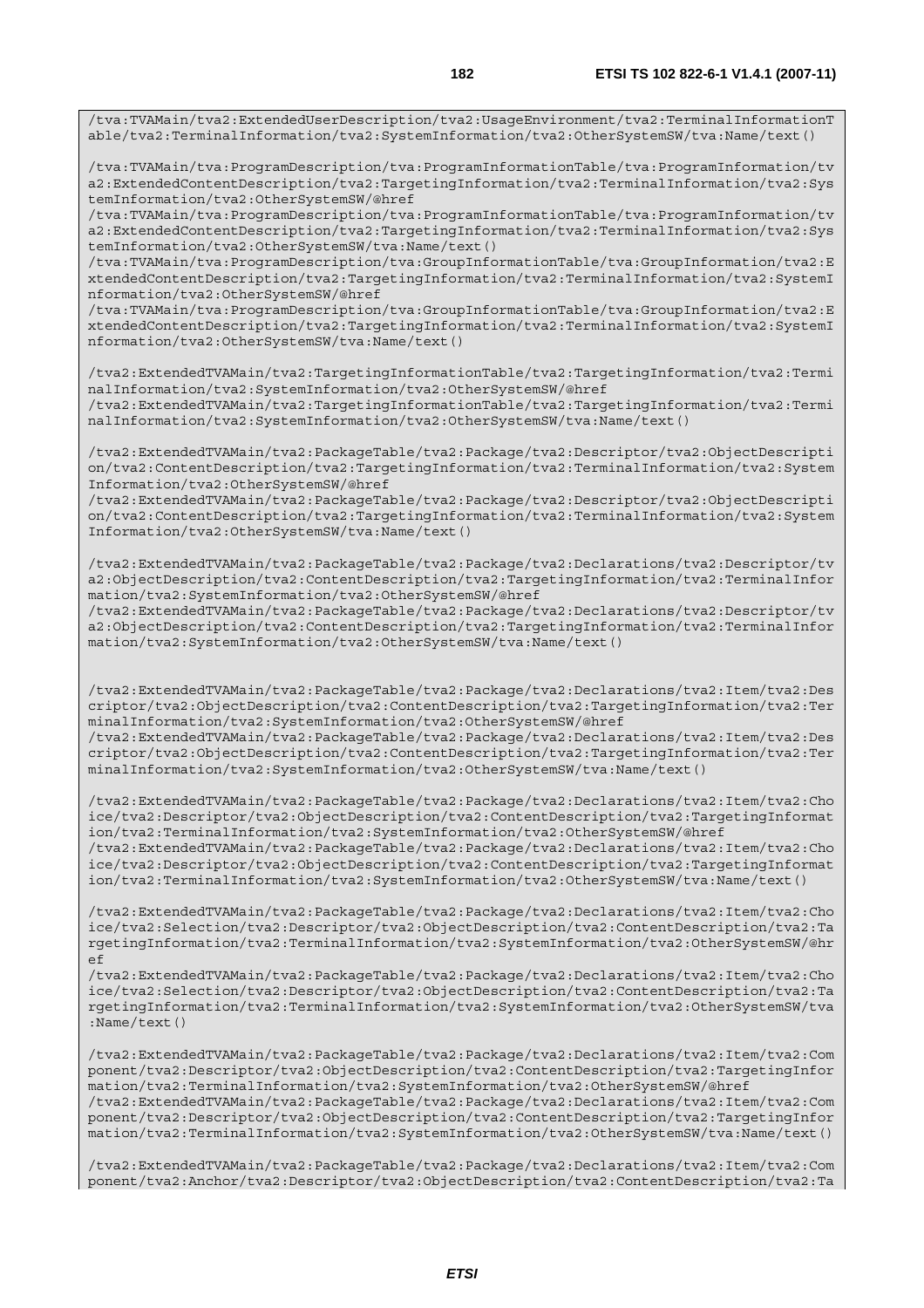```
/tva:TVAMain/tva2:ExtendedUserDescription/tva2:UsageEnvironment/tva2:TerminalInformationTable/tva2:TerminalInformation/tva2:SystemInformation/tva2:OtherSystemSW/tva:Name/text()

/tva:TVAMain/tva:ProgramDescription/tva:ProgramInformationTable/tva:ProgramInformation/tva2:ExtendedContentDescription/tva2:TargetingInformation/tva2:TerminalInformation/tva2:SystemInformation/tva2:OtherSystemSW/@href
/tva:TVAMain/tva:ProgramDescription/tva:ProgramInformationTable/tva:ProgramInformation/tva2:ExtendedContentDescription/tva2:TargetingInformation/tva2:TerminalInformation/tva2:SystemInformation/tva2:OtherSystemSW/tva:Name/text()
/tva:TVAMain/tva:ProgramDescription/tva:GroupInformationTable/tva:GroupInformation/tva2:ExtendedContentDescription/tva2:TargetingInformation/tva2:TerminalInformation/tva2:SystemInformation/tva2:OtherSystemSW/@href
/tva:TVAMain/tva:ProgramDescription/tva:GroupInformationTable/tva:GroupInformation/tva2:ExtendedContentDescription/tva2:TargetingInformation/tva2:TerminalInformation/tva2:SystemInformation/tva2:OtherSystemSW/tva:Name/text()

/tva2:ExtendedTVAMain/tva2:TargetingInformationTable/tva2:TargetingInformation/tva2:TerminalInformation/tva2:SystemInformation/tva2:OtherSystemSW/@href
/tva2:ExtendedTVAMain/tva2:TargetingInformationTable/tva2:TargetingInformation/tva2:TerminalInformation/tva2:SystemInformation/tva2:OtherSystemSW/tva:Name/text()

/tva2:ExtendedTVAMain/tva2:PackageTable/tva2:Package/tva2:Descriptor/tva2:ObjectDescription/tva2:ContentDescription/tva2:TargetingInformation/tva2:TerminalInformation/tva2:SystemInformation/tva2:OtherSystemSW/@href
/tva2:ExtendedTVAMain/tva2:PackageTable/tva2:Package/tva2:Descriptor/tva2:ObjectDescription/tva2:ContentDescription/tva2:TargetingInformation/tva2:TerminalInformation/tva2:SystemInformation/tva2:OtherSystemSW/tva:Name/text()

/tva2:ExtendedTVAMain/tva2:PackageTable/tva2:Package/tva2:Declarations/tva2:Descriptor/tva2:ObjectDescription/tva2:ContentDescription/tva2:TargetingInformation/tva2:TerminalInformation/tva2:SystemInformation/tva2:OtherSystemSW/@href
/tva2:ExtendedTVAMain/tva2:PackageTable/tva2:Package/tva2:Declarations/tva2:Descriptor/tva2:ObjectDescription/tva2:ContentDescription/tva2:TargetingInformation/tva2:TerminalInformation/tva2:SystemInformation/tva2:OtherSystemSW/tva:Name/text()


/tva2:ExtendedTVAMain/tva2:PackageTable/tva2:Package/tva2:Declarations/tva2:Item/tva2:Descriptor/tva2:ObjectDescription/tva2:ContentDescription/tva2:TargetingInformation/tva2:TerminalInformation/tva2:SystemInformation/tva2:OtherSystemSW/@href
/tva2:ExtendedTVAMain/tva2:PackageTable/tva2:Package/tva2:Declarations/tva2:Item/tva2:Descriptor/tva2:ObjectDescription/tva2:ContentDescription/tva2:TargetingInformation/tva2:TerminalInformation/tva2:SystemInformation/tva2:OtherSystemSW/tva:Name/text()

/tva2:ExtendedTVAMain/tva2:PackageTable/tva2:Package/tva2:Declarations/tva2:Item/tva2:Choice/tva2:Descriptor/tva2:ObjectDescription/tva2:ContentDescription/tva2:TargetingInformation/tva2:TerminalInformation/tva2:SystemInformation/tva2:OtherSystemSW/@href
/tva2:ExtendedTVAMain/tva2:PackageTable/tva2:Package/tva2:Declarations/tva2:Item/tva2:Choice/tva2:Descriptor/tva2:ObjectDescription/tva2:ContentDescription/tva2:TargetingInformation/tva2:TerminalInformation/tva2:SystemInformation/tva2:OtherSystemSW/tva:Name/text()

/tva2:ExtendedTVAMain/tva2:PackageTable/tva2:Package/tva2:Declarations/tva2:Item/tva2:Choice/tva2:Selection/tva2:Descriptor/tva2:ObjectDescription/tva2:ContentDescription/tva2:TargetingInformation/tva2:TerminalInformation/tva2:SystemInformation/tva2:OtherSystemSW/@href
/tva2:ExtendedTVAMain/tva2:PackageTable/tva2:Package/tva2:Declarations/tva2:Item/tva2:Choice/tva2:Selection/tva2:Descriptor/tva2:ObjectDescription/tva2:ContentDescription/tva2:TargetingInformation/tva2:TerminalInformation/tva2:SystemInformation/tva2:OtherSystemSW/tva:Name/text()

/tva2:ExtendedTVAMain/tva2:PackageTable/tva2:Package/tva2:Declarations/tva2:Item/tva2:Component/tva2:Descriptor/tva2:ObjectDescription/tva2:ContentDescription/tva2:TargetingInformation/tva2:TerminalInformation/tva2:SystemInformation/tva2:OtherSystemSW/@href
/tva2:ExtendedTVAMain/tva2:PackageTable/tva2:Package/tva2:Declarations/tva2:Item/tva2:Component/tva2:Descriptor/tva2:ObjectDescription/tva2:ContentDescription/tva2:TargetingInformation/tva2:TerminalInformation/tva2:SystemInformation/tva2:OtherSystemSW/tva:Name/text()

/tva2:ExtendedTVAMain/tva2:PackageTable/tva2:Package/tva2:Declarations/tva2:Item/tva2:Component/tva2:Anchor/tva2:Descriptor/tva2:ObjectDescription/tva2:ContentDescription/tva2:Ta
```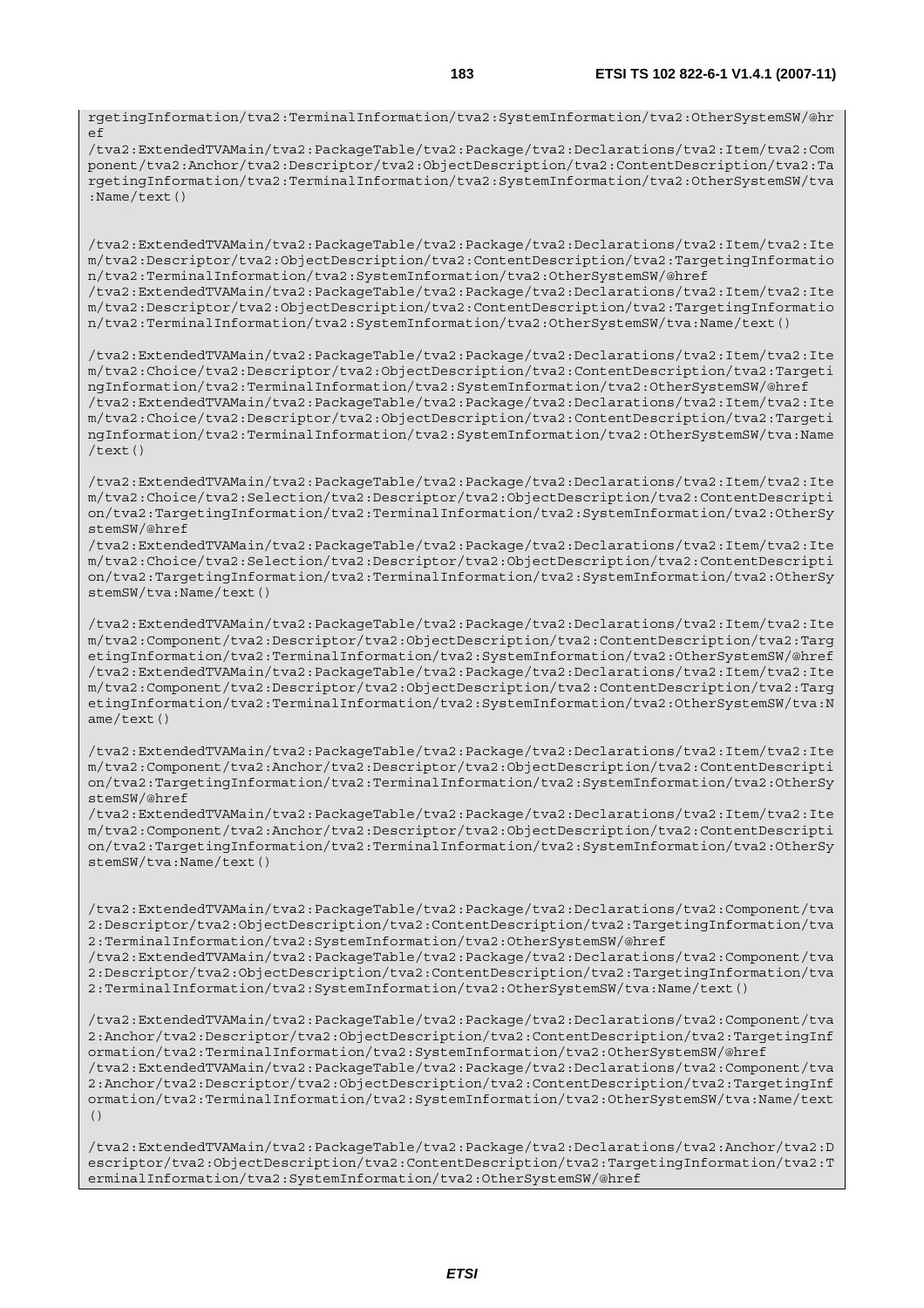```
rgetingInformation/tva2:TerminalInformation/tva2:SystemInformation/tva2:OtherSystemSW/@hr
ef
/tva2:ExtendedTVAMain/tva2:PackageTable/tva2:Package/tva2:Declarations/tva2:Item/tva2:Com
ponent/tva2:Anchor/tva2:Descriptor/tva2:ObjectDescription/tva2:ContentDescription/tva2:Ta
rgetingInformation/tva2:TerminalInformation/tva2:SystemInformation/tva2:OtherSystemSW/tva
:Name/text()


/tva2:ExtendedTVAMain/tva2:PackageTable/tva2:Package/tva2:Declarations/tva2:Item/tva2:Ite
m/tva2:Descriptor/tva2:ObjectDescription/tva2:ContentDescription/tva2:TargetingInformatio
n/tva2:TerminalInformation/tva2:SystemInformation/tva2:OtherSystemSW/@href
/tva2:ExtendedTVAMain/tva2:PackageTable/tva2:Package/tva2:Declarations/tva2:Item/tva2:Ite
m/tva2:Descriptor/tva2:ObjectDescription/tva2:ContentDescription/tva2:TargetingInformatio
n/tva2:TerminalInformation/tva2:SystemInformation/tva2:OtherSystemSW/tva:Name/text()

/tva2:ExtendedTVAMain/tva2:PackageTable/tva2:Package/tva2:Declarations/tva2:Item/tva2:Ite
m/tva2:Choice/tva2:Descriptor/tva2:ObjectDescription/tva2:ContentDescription/tva2:Targeti
ngInformation/tva2:TerminalInformation/tva2:SystemInformation/tva2:OtherSystemSW/@href
/tva2:ExtendedTVAMain/tva2:PackageTable/tva2:Package/tva2:Declarations/tva2:Item/tva2:Ite
m/tva2:Choice/tva2:Descriptor/tva2:ObjectDescription/tva2:ContentDescription/tva2:Targeti
ngInformation/tva2:TerminalInformation/tva2:SystemInformation/tva2:OtherSystemSW/tva:Name
/text()

/tva2:ExtendedTVAMain/tva2:PackageTable/tva2:Package/tva2:Declarations/tva2:Item/tva2:Ite
m/tva2:Choice/tva2:Selection/tva2:Descriptor/tva2:ObjectDescription/tva2:ContentDescripti
on/tva2:TargetingInformation/tva2:TerminalInformation/tva2:SystemInformation/tva2:OtherSy
stemSW/@href
/tva2:ExtendedTVAMain/tva2:PackageTable/tva2:Package/tva2:Declarations/tva2:Item/tva2:Ite
m/tva2:Choice/tva2:Selection/tva2:Descriptor/tva2:ObjectDescription/tva2:ContentDescripti
on/tva2:TargetingInformation/tva2:TerminalInformation/tva2:SystemInformation/tva2:OtherSy
stemSW/tva:Name/text()

/tva2:ExtendedTVAMain/tva2:PackageTable/tva2:Package/tva2:Declarations/tva2:Item/tva2:Ite
m/tva2:Component/tva2:Descriptor/tva2:ObjectDescription/tva2:ContentDescription/tva2:Targ
etingInformation/tva2:TerminalInformation/tva2:SystemInformation/tva2:OtherSystemSW/@href
/tva2:ExtendedTVAMain/tva2:PackageTable/tva2:Package/tva2:Declarations/tva2:Item/tva2:Ite
m/tva2:Component/tva2:Descriptor/tva2:ObjectDescription/tva2:ContentDescription/tva2:Targ
etingInformation/tva2:TerminalInformation/tva2:SystemInformation/tva2:OtherSystemSW/tva:N
ame/text()

/tva2:ExtendedTVAMain/tva2:PackageTable/tva2:Package/tva2:Declarations/tva2:Item/tva2:Ite
m/tva2:Component/tva2:Anchor/tva2:Descriptor/tva2:ObjectDescription/tva2:ContentDescripti
on/tva2:TargetingInformation/tva2:TerminalInformation/tva2:SystemInformation/tva2:OtherSy
stemSW/@href
/tva2:ExtendedTVAMain/tva2:PackageTable/tva2:Package/tva2:Declarations/tva2:Item/tva2:Ite
m/tva2:Component/tva2:Anchor/tva2:Descriptor/tva2:ObjectDescription/tva2:ContentDescripti
on/tva2:TargetingInformation/tva2:TerminalInformation/tva2:SystemInformation/tva2:OtherSy
stemSW/tva:Name/text()


/tva2:ExtendedTVAMain/tva2:PackageTable/tva2:Package/tva2:Declarations/tva2:Component/tva
2:Descriptor/tva2:ObjectDescription/tva2:ContentDescription/tva2:TargetingInformation/tva
2:TerminalInformation/tva2:SystemInformation/tva2:OtherSystemSW/@href
/tva2:ExtendedTVAMain/tva2:PackageTable/tva2:Package/tva2:Declarations/tva2:Component/tva
2:Descriptor/tva2:ObjectDescription/tva2:ContentDescription/tva2:TargetingInformation/tva
2:TerminalInformation/tva2:SystemInformation/tva2:OtherSystemSW/tva:Name/text()

/tva2:ExtendedTVAMain/tva2:PackageTable/tva2:Package/tva2:Declarations/tva2:Component/tva
2:Anchor/tva2:Descriptor/tva2:ObjectDescription/tva2:ContentDescription/tva2:TargetingInf
ormation/tva2:TerminalInformation/tva2:SystemInformation/tva2:OtherSystemSW/@href
/tva2:ExtendedTVAMain/tva2:PackageTable/tva2:Package/tva2:Declarations/tva2:Component/tva
2:Anchor/tva2:Descriptor/tva2:ObjectDescription/tva2:ContentDescription/tva2:TargetingInf
ormation/tva2:TerminalInformation/tva2:SystemInformation/tva2:OtherSystemSW/tva:Name/text
()

/tva2:ExtendedTVAMain/tva2:PackageTable/tva2:Package/tva2:Declarations/tva2:Anchor/tva2:D
escriptor/tva2:ObjectDescription/tva2:ContentDescription/tva2:TargetingInformation/tva2:T
erminalInformation/tva2:SystemInformation/tva2:OtherSystemSW/@href
```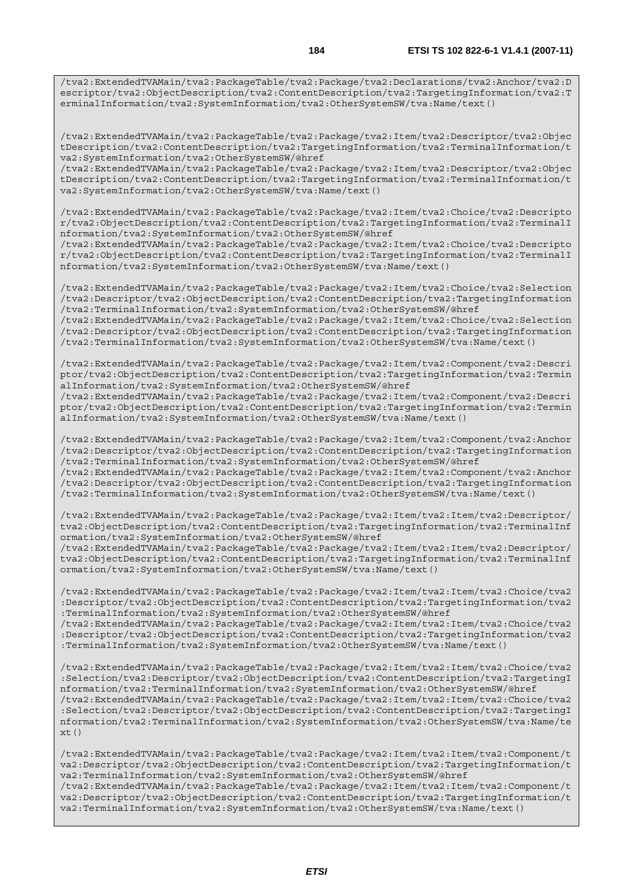```
/tva2:ExtendedTVAMain/tva2:PackageTable/tva2:Package/tva2:Declarations/tva2:Anchor/tva2:Descriptor/tva2:ObjectDescription/tva2:ContentDescription/tva2:TargetingInformation/tva2:TerminalInformation/tva2:SystemInformation/tva2:OtherSystemSW/tva:Name/text()


/tva2:ExtendedTVAMain/tva2:PackageTable/tva2:Package/tva2:Item/tva2:Descriptor/tva2:ObjectDescription/tva2:ContentDescription/tva2:TargetingInformation/tva2:TerminalInformation/tva2:SystemInformation/tva2:OtherSystemSW/@href
/tva2:ExtendedTVAMain/tva2:PackageTable/tva2:Package/tva2:Item/tva2:Descriptor/tva2:ObjectDescription/tva2:ContentDescription/tva2:TargetingInformation/tva2:TerminalInformation/tva2:SystemInformation/tva2:OtherSystemSW/tva:Name/text()

/tva2:ExtendedTVAMain/tva2:PackageTable/tva2:Package/tva2:Item/tva2:Choice/tva2:Descriptor/tva2:ObjectDescription/tva2:ContentDescription/tva2:TargetingInformation/tva2:TerminalInformation/tva2:SystemInformation/tva2:OtherSystemSW/@href
/tva2:ExtendedTVAMain/tva2:PackageTable/tva2:Package/tva2:Item/tva2:Choice/tva2:Descriptor/tva2:ObjectDescription/tva2:ContentDescription/tva2:TargetingInformation/tva2:TerminalInformation/tva2:SystemInformation/tva2:OtherSystemSW/tva:Name/text()

/tva2:ExtendedTVAMain/tva2:PackageTable/tva2:Package/tva2:Item/tva2:Choice/tva2:Selection/tva2:Descriptor/tva2:ObjectDescription/tva2:ContentDescription/tva2:TargetingInformation/tva2:TerminalInformation/tva2:SystemInformation/tva2:OtherSystemSW/@href
/tva2:ExtendedTVAMain/tva2:PackageTable/tva2:Package/tva2:Item/tva2:Choice/tva2:Selection/tva2:Descriptor/tva2:ObjectDescription/tva2:ContentDescription/tva2:TargetingInformation/tva2:TerminalInformation/tva2:SystemInformation/tva2:OtherSystemSW/tva:Name/text()

/tva2:ExtendedTVAMain/tva2:PackageTable/tva2:Package/tva2:Item/tva2:Component/tva2:Descriptor/tva2:ObjectDescription/tva2:ContentDescription/tva2:TargetingInformation/tva2:TerminalInformation/tva2:SystemInformation/tva2:OtherSystemSW/@href
/tva2:ExtendedTVAMain/tva2:PackageTable/tva2:Package/tva2:Item/tva2:Component/tva2:Descriptor/tva2:ObjectDescription/tva2:ContentDescription/tva2:TargetingInformation/tva2:TerminalInformation/tva2:SystemInformation/tva2:OtherSystemSW/tva:Name/text()

/tva2:ExtendedTVAMain/tva2:PackageTable/tva2:Package/tva2:Item/tva2:Component/tva2:Anchor/tva2:Descriptor/tva2:ObjectDescription/tva2:ContentDescription/tva2:TargetingInformation/tva2:TerminalInformation/tva2:SystemInformation/tva2:OtherSystemSW/@href
/tva2:ExtendedTVAMain/tva2:PackageTable/tva2:Package/tva2:Item/tva2:Component/tva2:Anchor/tva2:Descriptor/tva2:ObjectDescription/tva2:ContentDescription/tva2:TargetingInformation/tva2:TerminalInformation/tva2:SystemInformation/tva2:OtherSystemSW/tva:Name/text()

/tva2:ExtendedTVAMain/tva2:PackageTable/tva2:Package/tva2:Item/tva2:Item/tva2:Descriptor/tva2:ObjectDescription/tva2:ContentDescription/tva2:TargetingInformation/tva2:TerminalInformation/tva2:SystemInformation/tva2:OtherSystemSW/@href
/tva2:ExtendedTVAMain/tva2:PackageTable/tva2:Package/tva2:Item/tva2:Item/tva2:Descriptor/tva2:ObjectDescription/tva2:ContentDescription/tva2:TargetingInformation/tva2:TerminalInformation/tva2:SystemInformation/tva2:OtherSystemSW/tva:Name/text()

/tva2:ExtendedTVAMain/tva2:PackageTable/tva2:Package/tva2:Item/tva2:Item/tva2:Choice/tva2:Descriptor/tva2:ObjectDescription/tva2:ContentDescription/tva2:TargetingInformation/tva2:TerminalInformation/tva2:SystemInformation/tva2:OtherSystemSW/@href
/tva2:ExtendedTVAMain/tva2:PackageTable/tva2:Package/tva2:Item/tva2:Item/tva2:Choice/tva2:Descriptor/tva2:ObjectDescription/tva2:ContentDescription/tva2:TargetingInformation/tva2:TerminalInformation/tva2:SystemInformation/tva2:OtherSystemSW/tva:Name/text()

/tva2:ExtendedTVAMain/tva2:PackageTable/tva2:Package/tva2:Item/tva2:Item/tva2:Choice/tva2:Selection/tva2:Descriptor/tva2:ObjectDescription/tva2:ContentDescription/tva2:TargetingInformation/tva2:TerminalInformation/tva2:SystemInformation/tva2:OtherSystemSW/@href
/tva2:ExtendedTVAMain/tva2:PackageTable/tva2:Package/tva2:Item/tva2:Item/tva2:Choice/tva2:Selection/tva2:Descriptor/tva2:ObjectDescription/tva2:ContentDescription/tva2:TargetingInformation/tva2:TerminalInformation/tva2:SystemInformation/tva2:OtherSystemSW/tva:Name/text()

/tva2:ExtendedTVAMain/tva2:PackageTable/tva2:Package/tva2:Item/tva2:Item/tva2:Component/tva2:Descriptor/tva2:ObjectDescription/tva2:ContentDescription/tva2:TargetingInformation/tva2:TerminalInformation/tva2:SystemInformation/tva2:OtherSystemSW/@href
/tva2:ExtendedTVAMain/tva2:PackageTable/tva2:Package/tva2:Item/tva2:Item/tva2:Component/tva2:Descriptor/tva2:ObjectDescription/tva2:ContentDescription/tva2:TargetingInformation/tva2:TerminalInformation/tva2:SystemInformation/tva2:OtherSystemSW/tva:Name/text()
```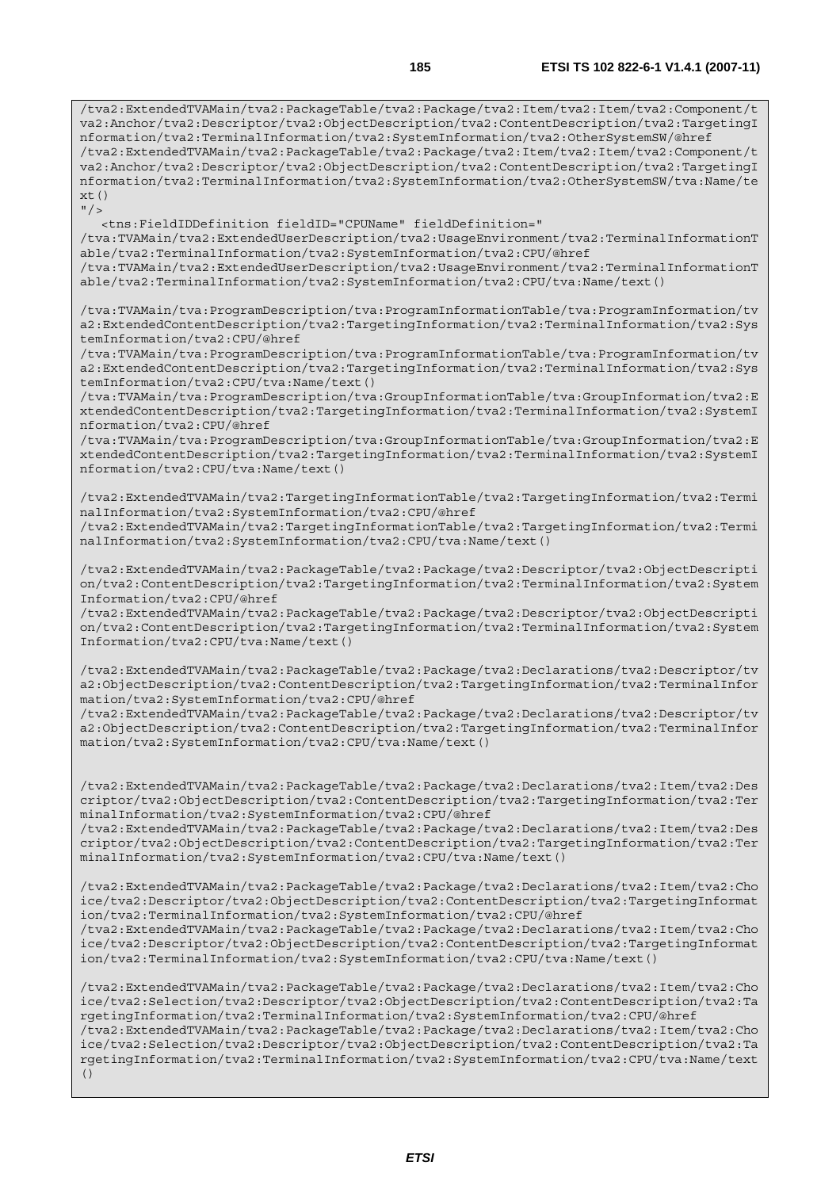```
/tva2:ExtendedTVAMain/tva2:PackageTable/tva2:Package/tva2:Item/tva2:Item/tva2:Component/t
va2:Anchor/tva2:Descriptor/tva2:ObjectDescription/tva2:ContentDescription/tva2:TargetingI
nformation/tva2:TerminalInformation/tva2:SystemInformation/tva2:OtherSystemSW/@href
/tva2:ExtendedTVAMain/tva2:PackageTable/tva2:Package/tva2:Item/tva2:Item/tva2:Component/t
va2:Anchor/tva2:Descriptor/tva2:ObjectDescription/tva2:ContentDescription/tva2:TargetingI
nformation/tva2:TerminalInformation/tva2:SystemInformation/tva2:OtherSystemSW/tva:Name/te
xt()
"/>
   <tns:FieldIDDefinition fieldID="CPUName" fieldDefinition="
/tva:TVAMain/tva2:ExtendedUserDescription/tva2:UsageEnvironment/tva2:TerminalInformationT
able/tva2:TerminalInformation/tva2:SystemInformation/tva2:CPU/@href
/tva:TVAMain/tva2:ExtendedUserDescription/tva2:UsageEnvironment/tva2:TerminalInformationT
able/tva2:TerminalInformation/tva2:SystemInformation/tva2:CPU/tva:Name/text()

/tva:TVAMain/tva:ProgramDescription/tva:ProgramInformationTable/tva:ProgramInformation/tv
a2:ExtendedContentDescription/tva2:TargetingInformation/tva2:TerminalInformation/tva2:Sys
temInformation/tva2:CPU/@href
/tva:TVAMain/tva:ProgramDescription/tva:ProgramInformationTable/tva:ProgramInformation/tv
a2:ExtendedContentDescription/tva2:TargetingInformation/tva2:TerminalInformation/tva2:Sys
temInformation/tva2:CPU/tva:Name/text()
/tva:TVAMain/tva:ProgramDescription/tva:GroupInformationTable/tva:GroupInformation/tva2:E
xtendedContentDescription/tva2:TargetingInformation/tva2:TerminalInformation/tva2:SystemI
nformation/tva2:CPU/@href
/tva:TVAMain/tva:ProgramDescription/tva:GroupInformationTable/tva:GroupInformation/tva2:E
xtendedContentDescription/tva2:TargetingInformation/tva2:TerminalInformation/tva2:SystemI
nformation/tva2:CPU/tva:Name/text()

/tva2:ExtendedTVAMain/tva2:TargetingInformationTable/tva2:TargetingInformation/tva2:Termi
nalInformation/tva2:SystemInformation/tva2:CPU/@href
/tva2:ExtendedTVAMain/tva2:TargetingInformationTable/tva2:TargetingInformation/tva2:Termi
nalInformation/tva2:SystemInformation/tva2:CPU/tva:Name/text()

/tva2:ExtendedTVAMain/tva2:PackageTable/tva2:Package/tva2:Descriptor/tva2:ObjectDescripti
on/tva2:ContentDescription/tva2:TargetingInformation/tva2:TerminalInformation/tva2:System
Information/tva2:CPU/@href
/tva2:ExtendedTVAMain/tva2:PackageTable/tva2:Package/tva2:Descriptor/tva2:ObjectDescripti
on/tva2:ContentDescription/tva2:TargetingInformation/tva2:TerminalInformation/tva2:System
Information/tva2:CPU/tva:Name/text()

/tva2:ExtendedTVAMain/tva2:PackageTable/tva2:Package/tva2:Declarations/tva2:Descriptor/tv
a2:ObjectDescription/tva2:ContentDescription/tva2:TargetingInformation/tva2:TerminalInfor
mation/tva2:SystemInformation/tva2:CPU/@href
/tva2:ExtendedTVAMain/tva2:PackageTable/tva2:Package/tva2:Declarations/tva2:Descriptor/tv
a2:ObjectDescription/tva2:ContentDescription/tva2:TargetingInformation/tva2:TerminalInfor
mation/tva2:SystemInformation/tva2:CPU/tva:Name/text()


/tva2:ExtendedTVAMain/tva2:PackageTable/tva2:Package/tva2:Declarations/tva2:Item/tva2:Des
criptor/tva2:ObjectDescription/tva2:ContentDescription/tva2:TargetingInformation/tva2:Ter
minalInformation/tva2:SystemInformation/tva2:CPU/@href
/tva2:ExtendedTVAMain/tva2:PackageTable/tva2:Package/tva2:Declarations/tva2:Item/tva2:Des
criptor/tva2:ObjectDescription/tva2:ContentDescription/tva2:TargetingInformation/tva2:Ter
minalInformation/tva2:SystemInformation/tva2:CPU/tva:Name/text()

/tva2:ExtendedTVAMain/tva2:PackageTable/tva2:Package/tva2:Declarations/tva2:Item/tva2:Cho
ice/tva2:Descriptor/tva2:ObjectDescription/tva2:ContentDescription/tva2:TargetingInformat
ion/tva2:TerminalInformation/tva2:SystemInformation/tva2:CPU/@href
/tva2:ExtendedTVAMain/tva2:PackageTable/tva2:Package/tva2:Declarations/tva2:Item/tva2:Cho
ice/tva2:Descriptor/tva2:ObjectDescription/tva2:ContentDescription/tva2:TargetingInformat
ion/tva2:TerminalInformation/tva2:SystemInformation/tva2:CPU/tva:Name/text()

/tva2:ExtendedTVAMain/tva2:PackageTable/tva2:Package/tva2:Declarations/tva2:Item/tva2:Cho
ice/tva2:Selection/tva2:Descriptor/tva2:ObjectDescription/tva2:ContentDescription/tva2:Ta
rgetingInformation/tva2:TerminalInformation/tva2:SystemInformation/tva2:CPU/@href
/tva2:ExtendedTVAMain/tva2:PackageTable/tva2:Package/tva2:Declarations/tva2:Item/tva2:Cho
ice/tva2:Selection/tva2:Descriptor/tva2:ObjectDescription/tva2:ContentDescription/tva2:Ta
rgetingInformation/tva2:TerminalInformation/tva2:SystemInformation/tva2:CPU/tva:Name/text
()
```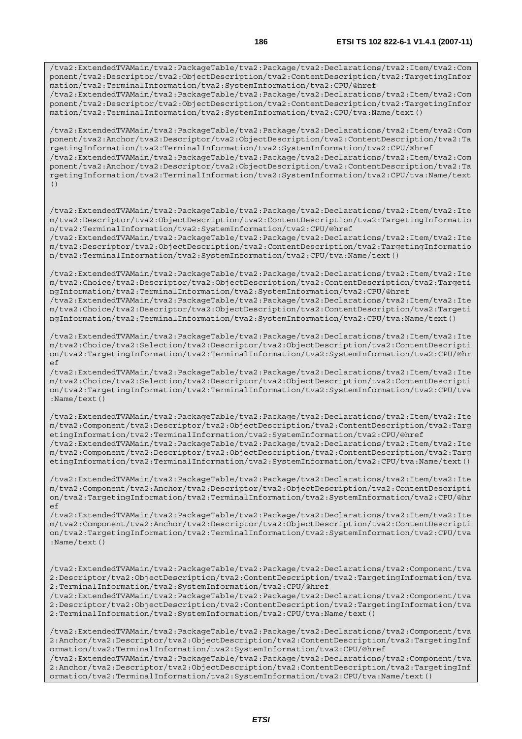```
/tva2:ExtendedTVAMain/tva2:PackageTable/tva2:Package/tva2:Declarations/tva2:Item/tva2:Component/tva2:Descriptor/tva2:ObjectDescription/tva2:ContentDescription/tva2:TargetingInformation/tva2:TerminalInformation/tva2:SystemInformation/tva2:CPU/@href
/tva2:ExtendedTVAMain/tva2:PackageTable/tva2:Package/tva2:Declarations/tva2:Item/tva2:Component/tva2:Descriptor/tva2:ObjectDescription/tva2:ContentDescription/tva2:TargetingInformation/tva2:TerminalInformation/tva2:SystemInformation/tva2:CPU/tva:Name/text()

/tva2:ExtendedTVAMain/tva2:PackageTable/tva2:Package/tva2:Declarations/tva2:Item/tva2:Component/tva2:Anchor/tva2:Descriptor/tva2:ObjectDescription/tva2:ContentDescription/tva2:TargetingInformation/tva2:TerminalInformation/tva2:SystemInformation/tva2:CPU/@href
/tva2:ExtendedTVAMain/tva2:PackageTable/tva2:Package/tva2:Declarations/tva2:Item/tva2:Component/tva2:Anchor/tva2:Descriptor/tva2:ObjectDescription/tva2:ContentDescription/tva2:TargetingInformation/tva2:TerminalInformation/tva2:SystemInformation/tva2:CPU/tva:Name/text()


/tva2:ExtendedTVAMain/tva2:PackageTable/tva2:Package/tva2:Declarations/tva2:Item/tva2:Item/tva2:Descriptor/tva2:ObjectDescription/tva2:ContentDescription/tva2:TargetingInformation/tva2:TerminalInformation/tva2:SystemInformation/tva2:CPU/@href
/tva2:ExtendedTVAMain/tva2:PackageTable/tva2:Package/tva2:Declarations/tva2:Item/tva2:Item/tva2:Descriptor/tva2:ObjectDescription/tva2:ContentDescription/tva2:TargetingInformation/tva2:TerminalInformation/tva2:SystemInformation/tva2:CPU/tva:Name/text()

/tva2:ExtendedTVAMain/tva2:PackageTable/tva2:Package/tva2:Declarations/tva2:Item/tva2:Item/tva2:Choice/tva2:Descriptor/tva2:ObjectDescription/tva2:ContentDescription/tva2:TargetingInformation/tva2:TerminalInformation/tva2:SystemInformation/tva2:CPU/@href
/tva2:ExtendedTVAMain/tva2:PackageTable/tva2:Package/tva2:Declarations/tva2:Item/tva2:Item/tva2:Choice/tva2:Descriptor/tva2:ObjectDescription/tva2:ContentDescription/tva2:TargetingInformation/tva2:TerminalInformation/tva2:SystemInformation/tva2:CPU/tva:Name/text()

/tva2:ExtendedTVAMain/tva2:PackageTable/tva2:Package/tva2:Declarations/tva2:Item/tva2:Item/tva2:Choice/tva2:Selection/tva2:Descriptor/tva2:ObjectDescription/tva2:ContentDescription/tva2:TargetingInformation/tva2:TerminalInformation/tva2:SystemInformation/tva2:CPU/@href
/tva2:ExtendedTVAMain/tva2:PackageTable/tva2:Package/tva2:Declarations/tva2:Item/tva2:Item/tva2:Choice/tva2:Selection/tva2:Descriptor/tva2:ObjectDescription/tva2:ContentDescription/tva2:TargetingInformation/tva2:TerminalInformation/tva2:SystemInformation/tva2:CPU/tva:Name/text()

/tva2:ExtendedTVAMain/tva2:PackageTable/tva2:Package/tva2:Declarations/tva2:Item/tva2:Item/tva2:Component/tva2:Descriptor/tva2:ObjectDescription/tva2:ContentDescription/tva2:TargetingInformation/tva2:TerminalInformation/tva2:SystemInformation/tva2:CPU/@href
/tva2:ExtendedTVAMain/tva2:PackageTable/tva2:Package/tva2:Declarations/tva2:Item/tva2:Item/tva2:Component/tva2:Descriptor/tva2:ObjectDescription/tva2:ContentDescription/tva2:TargetingInformation/tva2:TerminalInformation/tva2:SystemInformation/tva2:CPU/tva:Name/text()

/tva2:ExtendedTVAMain/tva2:PackageTable/tva2:Package/tva2:Declarations/tva2:Item/tva2:Item/tva2:Component/tva2:Anchor/tva2:Descriptor/tva2:ObjectDescription/tva2:ContentDescription/tva2:TargetingInformation/tva2:TerminalInformation/tva2:SystemInformation/tva2:CPU/@href
/tva2:ExtendedTVAMain/tva2:PackageTable/tva2:Package/tva2:Declarations/tva2:Item/tva2:Item/tva2:Component/tva2:Anchor/tva2:Descriptor/tva2:ObjectDescription/tva2:ContentDescription/tva2:TargetingInformation/tva2:TerminalInformation/tva2:SystemInformation/tva2:CPU/tva:Name/text()


/tva2:ExtendedTVAMain/tva2:PackageTable/tva2:Package/tva2:Declarations/tva2:Component/tva2:Descriptor/tva2:ObjectDescription/tva2:ContentDescription/tva2:TargetingInformation/tva2:TerminalInformation/tva2:SystemInformation/tva2:CPU/@href
/tva2:ExtendedTVAMain/tva2:PackageTable/tva2:Package/tva2:Declarations/tva2:Component/tva2:Descriptor/tva2:ObjectDescription/tva2:ContentDescription/tva2:TargetingInformation/tva2:TerminalInformation/tva2:SystemInformation/tva2:CPU/tva:Name/text()

/tva2:ExtendedTVAMain/tva2:PackageTable/tva2:Package/tva2:Declarations/tva2:Component/tva2:Anchor/tva2:Descriptor/tva2:ObjectDescription/tva2:ContentDescription/tva2:TargetingInformation/tva2:TerminalInformation/tva2:SystemInformation/tva2:CPU/@href
/tva2:ExtendedTVAMain/tva2:PackageTable/tva2:Package/tva2:Declarations/tva2:Component/tva2:Anchor/tva2:Descriptor/tva2:ObjectDescription/tva2:ContentDescription/tva2:TargetingInformation/tva2:TerminalInformation/tva2:SystemInformation/tva2:CPU/tva:Name/text()
```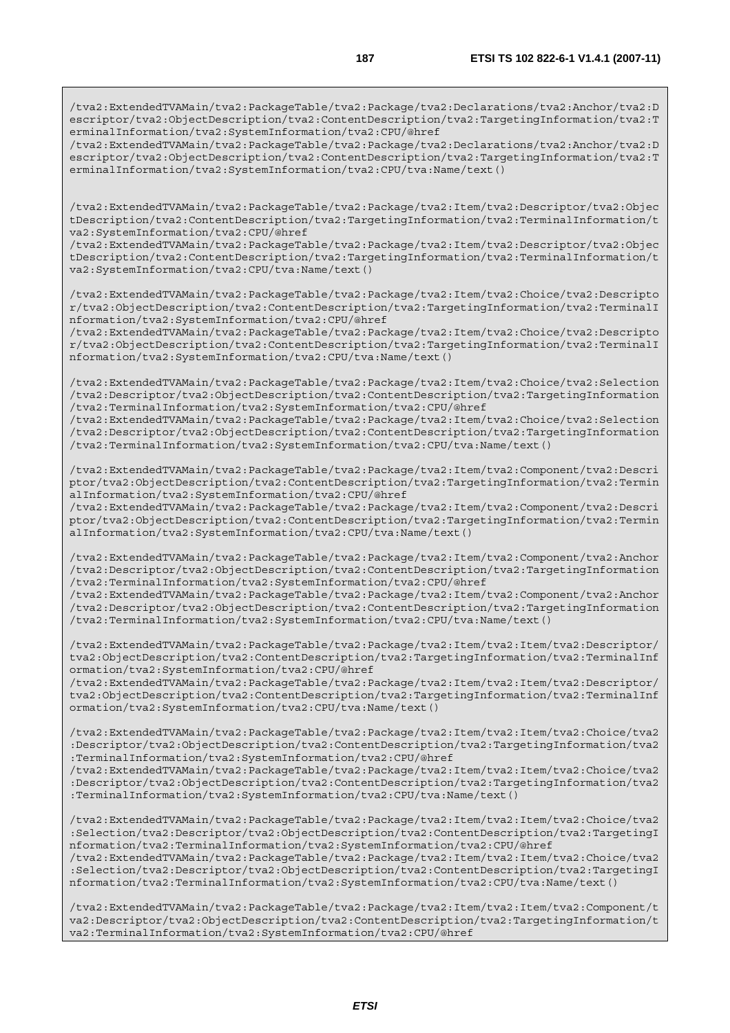```
/tva2:ExtendedTVAMain/tva2:PackageTable/tva2:Package/tva2:Declarations/tva2:Anchor/tva2:Descriptor/tva2:ObjectDescription/tva2:ContentDescription/tva2:TargetingInformation/tva2:TerminalInformation/tva2:SystemInformation/tva2:CPU/@href
/tva2:ExtendedTVAMain/tva2:PackageTable/tva2:Package/tva2:Declarations/tva2:Anchor/tva2:Descriptor/tva2:ObjectDescription/tva2:ContentDescription/tva2:TargetingInformation/tva2:TerminalInformation/tva2:SystemInformation/tva2:CPU/tva:Name/text()


/tva2:ExtendedTVAMain/tva2:PackageTable/tva2:Package/tva2:Item/tva2:Descriptor/tva2:ObjectDescription/tva2:ContentDescription/tva2:TargetingInformation/tva2:TerminalInformation/tva2:SystemInformation/tva2:CPU/@href
/tva2:ExtendedTVAMain/tva2:PackageTable/tva2:Package/tva2:Item/tva2:Descriptor/tva2:ObjectDescription/tva2:ContentDescription/tva2:TargetingInformation/tva2:TerminalInformation/tva2:SystemInformation/tva2:CPU/tva:Name/text()

/tva2:ExtendedTVAMain/tva2:PackageTable/tva2:Package/tva2:Item/tva2:Choice/tva2:Descriptor/tva2:ObjectDescription/tva2:ContentDescription/tva2:TargetingInformation/tva2:TerminalInformation/tva2:SystemInformation/tva2:CPU/@href
/tva2:ExtendedTVAMain/tva2:PackageTable/tva2:Package/tva2:Item/tva2:Choice/tva2:Descriptor/tva2:ObjectDescription/tva2:ContentDescription/tva2:TargetingInformation/tva2:TerminalInformation/tva2:SystemInformation/tva2:CPU/tva:Name/text()

/tva2:ExtendedTVAMain/tva2:PackageTable/tva2:Package/tva2:Item/tva2:Choice/tva2:Selection/tva2:Descriptor/tva2:ObjectDescription/tva2:ContentDescription/tva2:TargetingInformation/tva2:TerminalInformation/tva2:SystemInformation/tva2:CPU/@href
/tva2:ExtendedTVAMain/tva2:PackageTable/tva2:Package/tva2:Item/tva2:Choice/tva2:Selection/tva2:Descriptor/tva2:ObjectDescription/tva2:ContentDescription/tva2:TargetingInformation/tva2:TerminalInformation/tva2:SystemInformation/tva2:CPU/tva:Name/text()

/tva2:ExtendedTVAMain/tva2:PackageTable/tva2:Package/tva2:Item/tva2:Component/tva2:Descriptor/tva2:ObjectDescription/tva2:ContentDescription/tva2:TargetingInformation/tva2:TerminalInformation/tva2:SystemInformation/tva2:CPU/@href
/tva2:ExtendedTVAMain/tva2:PackageTable/tva2:Package/tva2:Item/tva2:Component/tva2:Descriptor/tva2:ObjectDescription/tva2:ContentDescription/tva2:TargetingInformation/tva2:TerminalInformation/tva2:SystemInformation/tva2:CPU/tva:Name/text()

/tva2:ExtendedTVAMain/tva2:PackageTable/tva2:Package/tva2:Item/tva2:Component/tva2:Anchor/tva2:Descriptor/tva2:ObjectDescription/tva2:ContentDescription/tva2:TargetingInformation/tva2:TerminalInformation/tva2:SystemInformation/tva2:CPU/@href
/tva2:ExtendedTVAMain/tva2:PackageTable/tva2:Package/tva2:Item/tva2:Component/tva2:Anchor/tva2:Descriptor/tva2:ObjectDescription/tva2:ContentDescription/tva2:TargetingInformation/tva2:TerminalInformation/tva2:SystemInformation/tva2:CPU/tva:Name/text()

/tva2:ExtendedTVAMain/tva2:PackageTable/tva2:Package/tva2:Item/tva2:Item/tva2:Descriptor/tva2:ObjectDescription/tva2:ContentDescription/tva2:TargetingInformation/tva2:TerminalInformation/tva2:SystemInformation/tva2:CPU/@href
/tva2:ExtendedTVAMain/tva2:PackageTable/tva2:Package/tva2:Item/tva2:Item/tva2:Descriptor/tva2:ObjectDescription/tva2:ContentDescription/tva2:TargetingInformation/tva2:TerminalInformation/tva2:SystemInformation/tva2:CPU/tva:Name/text()

/tva2:ExtendedTVAMain/tva2:PackageTable/tva2:Package/tva2:Item/tva2:Item/tva2:Choice/tva2:Descriptor/tva2:ObjectDescription/tva2:ContentDescription/tva2:TargetingInformation/tva2:TerminalInformation/tva2:SystemInformation/tva2:CPU/@href
/tva2:ExtendedTVAMain/tva2:PackageTable/tva2:Package/tva2:Item/tva2:Item/tva2:Choice/tva2:Descriptor/tva2:ObjectDescription/tva2:ContentDescription/tva2:TargetingInformation/tva2:TerminalInformation/tva2:SystemInformation/tva2:CPU/tva:Name/text()

/tva2:ExtendedTVAMain/tva2:PackageTable/tva2:Package/tva2:Item/tva2:Item/tva2:Choice/tva2:Selection/tva2:Descriptor/tva2:ObjectDescription/tva2:ContentDescription/tva2:TargetingInformation/tva2:TerminalInformation/tva2:SystemInformation/tva2:CPU/@href
/tva2:ExtendedTVAMain/tva2:PackageTable/tva2:Package/tva2:Item/tva2:Item/tva2:Choice/tva2:Selection/tva2:Descriptor/tva2:ObjectDescription/tva2:ContentDescription/tva2:TargetingInformation/tva2:TerminalInformation/tva2:SystemInformation/tva2:CPU/tva:Name/text()

/tva2:ExtendedTVAMain/tva2:PackageTable/tva2:Package/tva2:Item/tva2:Item/tva2:Component/tva2:Descriptor/tva2:ObjectDescription/tva2:ContentDescription/tva2:TargetingInformation/tva2:TerminalInformation/tva2:SystemInformation/tva2:CPU/@href
```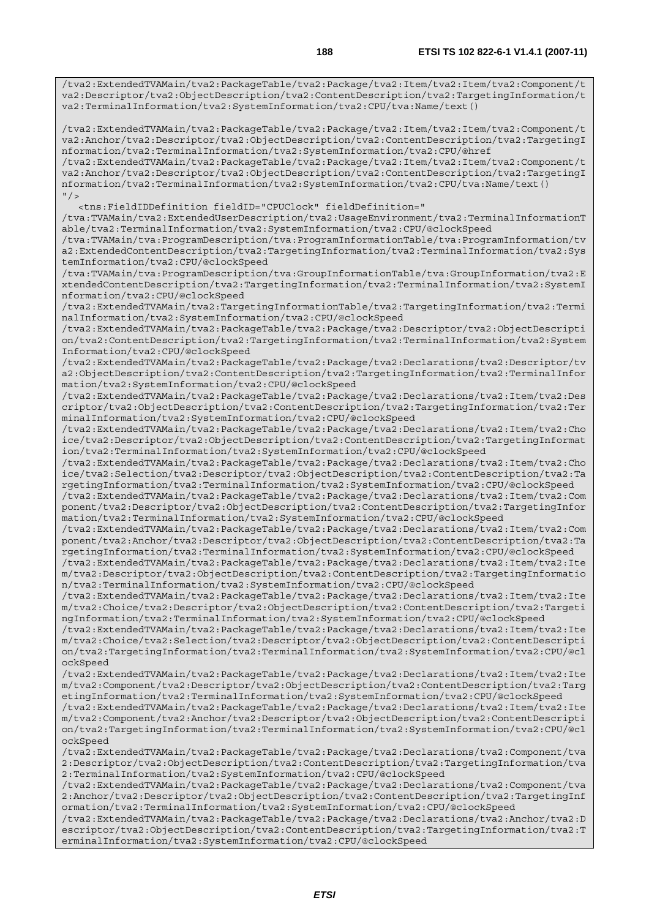```
/tva2:ExtendedTVAMain/tva2:PackageTable/tva2:Package/tva2:Item/tva2:Item/tva2:Component/tva2:Descriptor/tva2:ObjectDescription/tva2:ContentDescription/tva2:TargetingInformation/tva2:TerminalInformation/tva2:SystemInformation/tva2:CPU/tva:Name/text()

/tva2:ExtendedTVAMain/tva2:PackageTable/tva2:Package/tva2:Item/tva2:Item/tva2:Component/tva2:Anchor/tva2:Descriptor/tva2:ObjectDescription/tva2:ContentDescription/tva2:TargetingInformation/tva2:TerminalInformation/tva2:SystemInformation/tva2:CPU/@href
/tva2:ExtendedTVAMain/tva2:PackageTable/tva2:Package/tva2:Item/tva2:Item/tva2:Component/tva2:Anchor/tva2:Descriptor/tva2:ObjectDescription/tva2:ContentDescription/tva2:TargetingInformation/tva2:TerminalInformation/tva2:SystemInformation/tva2:CPU/tva:Name/text()
"/>
   <tns:FieldIDDefinition fieldID="CPUClock" fieldDefinition="
/tva:TVAMain/tva2:ExtendedUserDescription/tva2:UsageEnvironment/tva2:TerminalInformationTable/tva2:TerminalInformation/tva2:SystemInformation/tva2:CPU/@clockSpeed
/tva:TVAMain/tva:ProgramDescription/tva:ProgramInformationTable/tva:ProgramInformation/tva2:ExtendedContentDescription/tva2:TargetingInformation/tva2:TerminalInformation/tva2:SystemInformation/tva2:CPU/@clockSpeed
/tva:TVAMain/tva:ProgramDescription/tva:GroupInformationTable/tva:GroupInformation/tva2:ExtendedContentDescription/tva2:TargetingInformation/tva2:TerminalInformation/tva2:SystemInformation/tva2:CPU/@clockSpeed
/tva2:ExtendedTVAMain/tva2:TargetingInformationTable/tva2:TargetingInformation/tva2:TerminalInformation/tva2:SystemInformation/tva2:CPU/@clockSpeed
/tva2:ExtendedTVAMain/tva2:PackageTable/tva2:Package/tva2:Descriptor/tva2:ObjectDescription/tva2:ContentDescription/tva2:TargetingInformation/tva2:TerminalInformation/tva2:SystemInformation/tva2:CPU/@clockSpeed
/tva2:ExtendedTVAMain/tva2:PackageTable/tva2:Package/tva2:Declarations/tva2:Descriptor/tva2:ObjectDescription/tva2:ContentDescription/tva2:TargetingInformation/tva2:TerminalInformation/tva2:SystemInformation/tva2:CPU/@clockSpeed
/tva2:ExtendedTVAMain/tva2:PackageTable/tva2:Package/tva2:Declarations/tva2:Item/tva2:Descriptor/tva2:ObjectDescription/tva2:ContentDescription/tva2:TargetingInformation/tva2:TerminalInformation/tva2:SystemInformation/tva2:CPU/@clockSpeed
/tva2:ExtendedTVAMain/tva2:PackageTable/tva2:Package/tva2:Declarations/tva2:Item/tva2:Choice/tva2:Descriptor/tva2:ObjectDescription/tva2:ContentDescription/tva2:TargetingInformation/tva2:TerminalInformation/tva2:SystemInformation/tva2:CPU/@clockSpeed
/tva2:ExtendedTVAMain/tva2:PackageTable/tva2:Package/tva2:Declarations/tva2:Item/tva2:Choice/tva2:Selection/tva2:Descriptor/tva2:ObjectDescription/tva2:ContentDescription/tva2:TargetingInformation/tva2:TerminalInformation/tva2:SystemInformation/tva2:CPU/@clockSpeed
/tva2:ExtendedTVAMain/tva2:PackageTable/tva2:Package/tva2:Declarations/tva2:Item/tva2:Component/tva2:Descriptor/tva2:ObjectDescription/tva2:ContentDescription/tva2:TargetingInformation/tva2:TerminalInformation/tva2:SystemInformation/tva2:CPU/@clockSpeed
/tva2:ExtendedTVAMain/tva2:PackageTable/tva2:Package/tva2:Declarations/tva2:Item/tva2:Component/tva2:Anchor/tva2:Descriptor/tva2:ObjectDescription/tva2:ContentDescription/tva2:TargetingInformation/tva2:TerminalInformation/tva2:SystemInformation/tva2:CPU/@clockSpeed
/tva2:ExtendedTVAMain/tva2:PackageTable/tva2:Package/tva2:Declarations/tva2:Item/tva2:Item/tva2:Descriptor/tva2:ObjectDescription/tva2:ContentDescription/tva2:TargetingInformation/tva2:TerminalInformation/tva2:SystemInformation/tva2:CPU/@clockSpeed
/tva2:ExtendedTVAMain/tva2:PackageTable/tva2:Package/tva2:Declarations/tva2:Item/tva2:Item/tva2:Choice/tva2:Descriptor/tva2:ObjectDescription/tva2:ContentDescription/tva2:TargetingInformation/tva2:TerminalInformation/tva2:SystemInformation/tva2:CPU/@clockSpeed
/tva2:ExtendedTVAMain/tva2:PackageTable/tva2:Package/tva2:Declarations/tva2:Item/tva2:Item/tva2:Choice/tva2:Selection/tva2:Descriptor/tva2:ObjectDescription/tva2:ContentDescription/tva2:TargetingInformation/tva2:TerminalInformation/tva2:SystemInformation/tva2:CPU/@clockSpeed
/tva2:ExtendedTVAMain/tva2:PackageTable/tva2:Package/tva2:Declarations/tva2:Item/tva2:Item/tva2:Component/tva2:Descriptor/tva2:ObjectDescription/tva2:ContentDescription/tva2:TargetingInformation/tva2:TerminalInformation/tva2:SystemInformation/tva2:CPU/@clockSpeed
/tva2:ExtendedTVAMain/tva2:PackageTable/tva2:Package/tva2:Declarations/tva2:Item/tva2:Item/tva2:Component/tva2:Anchor/tva2:Descriptor/tva2:ObjectDescription/tva2:ContentDescription/tva2:TargetingInformation/tva2:TerminalInformation/tva2:SystemInformation/tva2:CPU/@clockSpeed
/tva2:ExtendedTVAMain/tva2:PackageTable/tva2:Package/tva2:Declarations/tva2:Component/tva2:Descriptor/tva2:ObjectDescription/tva2:ContentDescription/tva2:TargetingInformation/tva2:TerminalInformation/tva2:SystemInformation/tva2:CPU/@clockSpeed
/tva2:ExtendedTVAMain/tva2:PackageTable/tva2:Package/tva2:Declarations/tva2:Component/tva2:Anchor/tva2:Descriptor/tva2:ObjectDescription/tva2:ContentDescription/tva2:TargetingInformation/tva2:TerminalInformation/tva2:SystemInformation/tva2:CPU/@clockSpeed
/tva2:ExtendedTVAMain/tva2:PackageTable/tva2:Package/tva2:Declarations/tva2:Anchor/tva2:Descriptor/tva2:ObjectDescription/tva2:ContentDescription/tva2:TargetingInformation/tva2:TerminalInformation/tva2:SystemInformation/tva2:CPU/@clockSpeed
```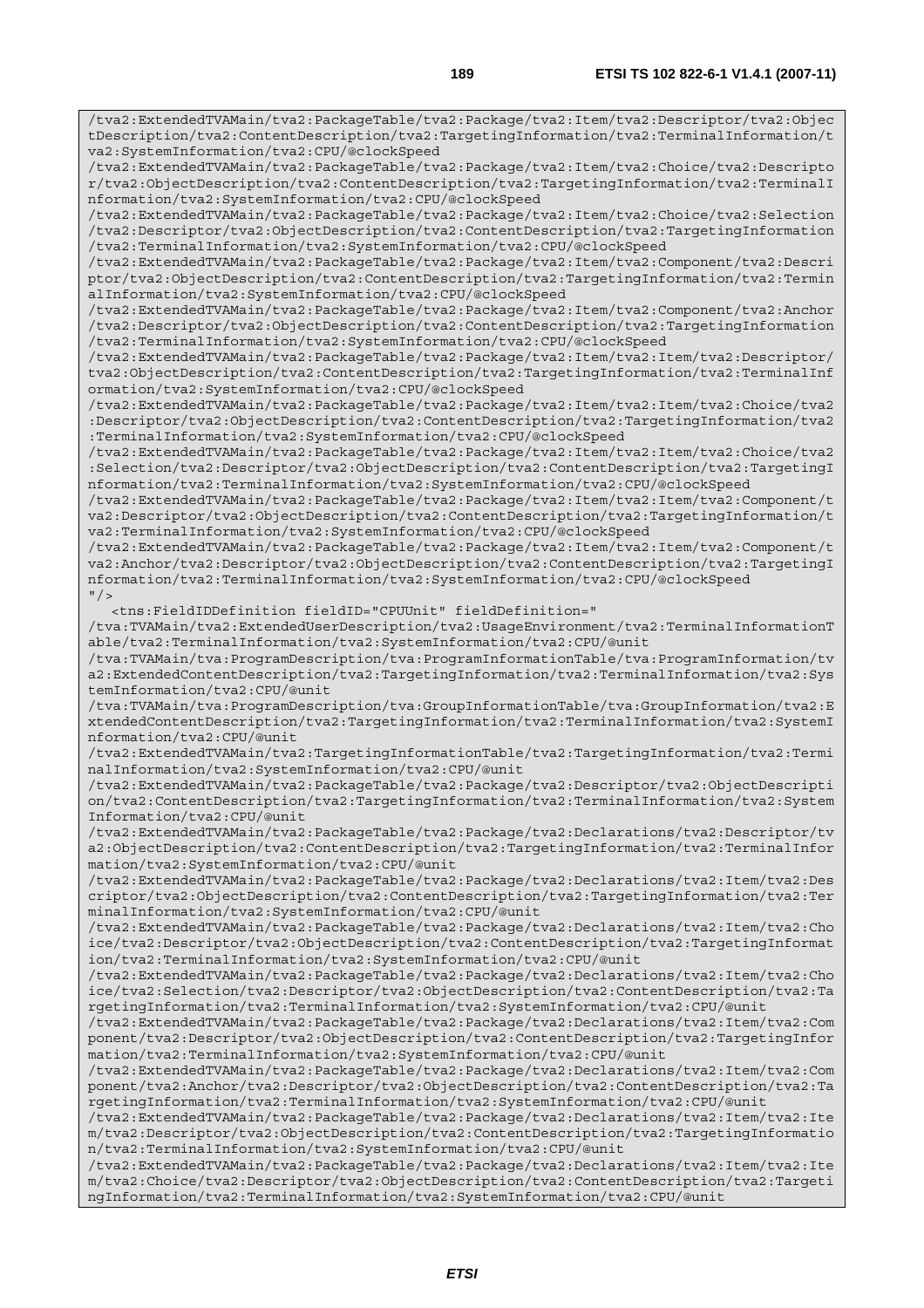```
/tva2:ExtendedTVAMain/tva2:PackageTable/tva2:Package/tva2:Item/tva2:Descriptor/tva2:ObjectDescription/tva2:ContentDescription/tva2:TargetingInformation/tva2:TerminalInformation/tva2:SystemInformation/tva2:CPU/@clockSpeed
/tva2:ExtendedTVAMain/tva2:PackageTable/tva2:Package/tva2:Item/tva2:Choice/tva2:Descriptor/tva2:ObjectDescription/tva2:ContentDescription/tva2:TargetingInformation/tva2:TerminalInformation/tva2:SystemInformation/tva2:CPU/@clockSpeed
/tva2:ExtendedTVAMain/tva2:PackageTable/tva2:Package/tva2:Item/tva2:Choice/tva2:Selection/tva2:Descriptor/tva2:ObjectDescription/tva2:ContentDescription/tva2:TargetingInformation/tva2:TerminalInformation/tva2:SystemInformation/tva2:CPU/@clockSpeed
/tva2:ExtendedTVAMain/tva2:PackageTable/tva2:Package/tva2:Item/tva2:Component/tva2:Descriptor/tva2:ObjectDescription/tva2:ContentDescription/tva2:TargetingInformation/tva2:TerminalInformation/tva2:SystemInformation/tva2:CPU/@clockSpeed
/tva2:ExtendedTVAMain/tva2:PackageTable/tva2:Package/tva2:Item/tva2:Component/tva2:Anchor/tva2:Descriptor/tva2:ObjectDescription/tva2:ContentDescription/tva2:TargetingInformation/tva2:TerminalInformation/tva2:SystemInformation/tva2:CPU/@clockSpeed
/tva2:ExtendedTVAMain/tva2:PackageTable/tva2:Package/tva2:Item/tva2:Item/tva2:Descriptor/tva2:ObjectDescription/tva2:ContentDescription/tva2:TargetingInformation/tva2:TerminalInformation/tva2:SystemInformation/tva2:CPU/@clockSpeed
/tva2:ExtendedTVAMain/tva2:PackageTable/tva2:Package/tva2:Item/tva2:Item/tva2:Choice/tva2:Descriptor/tva2:ObjectDescription/tva2:ContentDescription/tva2:TargetingInformation/tva2:TerminalInformation/tva2:SystemInformation/tva2:CPU/@clockSpeed
/tva2:ExtendedTVAMain/tva2:PackageTable/tva2:Package/tva2:Item/tva2:Item/tva2:Choice/tva2:Selection/tva2:Descriptor/tva2:ObjectDescription/tva2:ContentDescription/tva2:TargetingInformation/tva2:TerminalInformation/tva2:SystemInformation/tva2:CPU/@clockSpeed
/tva2:ExtendedTVAMain/tva2:PackageTable/tva2:Package/tva2:Item/tva2:Item/tva2:Component/tva2:Descriptor/tva2:ObjectDescription/tva2:ContentDescription/tva2:TargetingInformation/tva2:TerminalInformation/tva2:SystemInformation/tva2:CPU/@clockSpeed
/tva2:ExtendedTVAMain/tva2:PackageTable/tva2:Package/tva2:Item/tva2:Item/tva2:Component/tva2:Anchor/tva2:Descriptor/tva2:ObjectDescription/tva2:ContentDescription/tva2:TargetingInformation/tva2:TerminalInformation/tva2:SystemInformation/tva2:CPU/@clockSpeed
"/>
   <tns:FieldIDDefinition fieldID="CPUUnit" fieldDefinition="
/tva:TVAMain/tva2:ExtendedUserDescription/tva2:UsageEnvironment/tva2:TerminalInformationTable/tva2:TerminalInformation/tva2:SystemInformation/tva2:CPU/@unit
/tva:TVAMain/tva:ProgramDescription/tva:ProgramInformationTable/tva:ProgramInformation/tva2:ExtendedContentDescription/tva2:TargetingInformation/tva2:TerminalInformation/tva2:SystemInformation/tva2:CPU/@unit
/tva:TVAMain/tva:ProgramDescription/tva:GroupInformationTable/tva:GroupInformation/tva2:ExtendedContentDescription/tva2:TargetingInformation/tva2:TerminalInformation/tva2:SystemInformation/tva2:CPU/@unit
/tva2:ExtendedTVAMain/tva2:TargetingInformationTable/tva2:TargetingInformation/tva2:TerminalInformation/tva2:SystemInformation/tva2:CPU/@unit
/tva2:ExtendedTVAMain/tva2:PackageTable/tva2:Package/tva2:Descriptor/tva2:ObjectDescription/tva2:ContentDescription/tva2:TargetingInformation/tva2:TerminalInformation/tva2:SystemInformation/tva2:CPU/@unit
/tva2:ExtendedTVAMain/tva2:PackageTable/tva2:Package/tva2:Declarations/tva2:Descriptor/tva2:ObjectDescription/tva2:ContentDescription/tva2:TargetingInformation/tva2:TerminalInformation/tva2:SystemInformation/tva2:CPU/@unit
/tva2:ExtendedTVAMain/tva2:PackageTable/tva2:Package/tva2:Declarations/tva2:Item/tva2:Descriptor/tva2:ObjectDescription/tva2:ContentDescription/tva2:TargetingInformation/tva2:TerminalInformation/tva2:SystemInformation/tva2:CPU/@unit
/tva2:ExtendedTVAMain/tva2:PackageTable/tva2:Package/tva2:Declarations/tva2:Item/tva2:Choice/tva2:Descriptor/tva2:ObjectDescription/tva2:ContentDescription/tva2:TargetingInformation/tva2:TerminalInformation/tva2:SystemInformation/tva2:CPU/@unit
/tva2:ExtendedTVAMain/tva2:PackageTable/tva2:Package/tva2:Declarations/tva2:Item/tva2:Choice/tva2:Selection/tva2:Descriptor/tva2:ObjectDescription/tva2:ContentDescription/tva2:TargetingInformation/tva2:TerminalInformation/tva2:SystemInformation/tva2:CPU/@unit
/tva2:ExtendedTVAMain/tva2:PackageTable/tva2:Package/tva2:Declarations/tva2:Item/tva2:Component/tva2:Descriptor/tva2:ObjectDescription/tva2:ContentDescription/tva2:TargetingInformation/tva2:TerminalInformation/tva2:SystemInformation/tva2:CPU/@unit
/tva2:ExtendedTVAMain/tva2:PackageTable/tva2:Package/tva2:Declarations/tva2:Item/tva2:Component/tva2:Anchor/tva2:Descriptor/tva2:ObjectDescription/tva2:ContentDescription/tva2:TargetingInformation/tva2:TerminalInformation/tva2:SystemInformation/tva2:CPU/@unit
/tva2:ExtendedTVAMain/tva2:PackageTable/tva2:Package/tva2:Declarations/tva2:Item/tva2:Item/tva2:Descriptor/tva2:ObjectDescription/tva2:ContentDescription/tva2:TargetingInformation/tva2:TerminalInformation/tva2:SystemInformation/tva2:CPU/@unit
/tva2:ExtendedTVAMain/tva2:PackageTable/tva2:Package/tva2:Declarations/tva2:Item/tva2:Item/tva2:Choice/tva2:Descriptor/tva2:ObjectDescription/tva2:ContentDescription/tva2:TargetingInformation/tva2:TerminalInformation/tva2:SystemInformation/tva2:CPU/@unit
```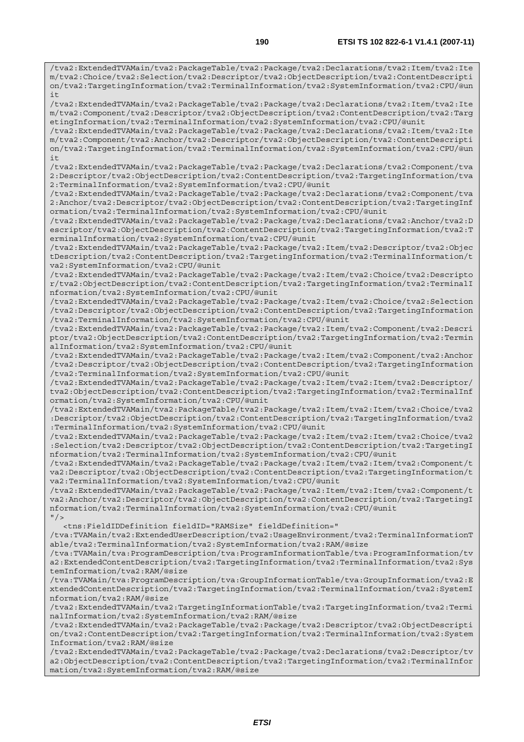```
/tva2:ExtendedTVAMain/tva2:PackageTable/tva2:Package/tva2:Declarations/tva2:Item/tva2:Item/tva2:Choice/tva2:Selection/tva2:Descriptor/tva2:ObjectDescription/tva2:ContentDescription/tva2:TargetingInformation/tva2:TerminalInformation/tva2:SystemInformation/tva2:CPU/@unit
/tva2:ExtendedTVAMain/tva2:PackageTable/tva2:Package/tva2:Declarations/tva2:Item/tva2:Item/tva2:Component/tva2:Descriptor/tva2:ObjectDescription/tva2:ContentDescription/tva2:TargetingInformation/tva2:TerminalInformation/tva2:SystemInformation/tva2:CPU/@unit
/tva2:ExtendedTVAMain/tva2:PackageTable/tva2:Package/tva2:Declarations/tva2:Item/tva2:Item/tva2:Component/tva2:Anchor/tva2:Descriptor/tva2:ObjectDescription/tva2:ContentDescription/tva2:TargetingInformation/tva2:TerminalInformation/tva2:SystemInformation/tva2:CPU/@unit
/tva2:ExtendedTVAMain/tva2:PackageTable/tva2:Package/tva2:Declarations/tva2:Component/tva2:Descriptor/tva2:ObjectDescription/tva2:ContentDescription/tva2:TargetingInformation/tva2:TerminalInformation/tva2:SystemInformation/tva2:CPU/@unit
/tva2:ExtendedTVAMain/tva2:PackageTable/tva2:Package/tva2:Declarations/tva2:Component/tva2:Anchor/tva2:Descriptor/tva2:ObjectDescription/tva2:ContentDescription/tva2:TargetingInformation/tva2:TerminalInformation/tva2:SystemInformation/tva2:CPU/@unit
/tva2:ExtendedTVAMain/tva2:PackageTable/tva2:Package/tva2:Declarations/tva2:Anchor/tva2:Descriptor/tva2:ObjectDescription/tva2:ContentDescription/tva2:TargetingInformation/tva2:TerminalInformation/tva2:SystemInformation/tva2:CPU/@unit
/tva2:ExtendedTVAMain/tva2:PackageTable/tva2:Package/tva2:Item/tva2:Descriptor/tva2:ObjectDescription/tva2:ContentDescription/tva2:TargetingInformation/tva2:TerminalInformation/tva2:SystemInformation/tva2:CPU/@unit
/tva2:ExtendedTVAMain/tva2:PackageTable/tva2:Package/tva2:Item/tva2:Choice/tva2:Descriptor/tva2:ObjectDescription/tva2:ContentDescription/tva2:TargetingInformation/tva2:TerminalInformation/tva2:SystemInformation/tva2:CPU/@unit
/tva2:ExtendedTVAMain/tva2:PackageTable/tva2:Package/tva2:Item/tva2:Choice/tva2:Selection/tva2:Descriptor/tva2:ObjectDescription/tva2:ContentDescription/tva2:TargetingInformation/tva2:TerminalInformation/tva2:SystemInformation/tva2:CPU/@unit
/tva2:ExtendedTVAMain/tva2:PackageTable/tva2:Package/tva2:Item/tva2:Component/tva2:Descriptor/tva2:ObjectDescription/tva2:ContentDescription/tva2:TargetingInformation/tva2:TerminalInformation/tva2:SystemInformation/tva2:CPU/@unit
/tva2:ExtendedTVAMain/tva2:PackageTable/tva2:Package/tva2:Item/tva2:Component/tva2:Anchor/tva2:Descriptor/tva2:ObjectDescription/tva2:ContentDescription/tva2:TargetingInformation/tva2:TerminalInformation/tva2:SystemInformation/tva2:CPU/@unit
/tva2:ExtendedTVAMain/tva2:PackageTable/tva2:Package/tva2:Item/tva2:Item/tva2:Descriptor/tva2:ObjectDescription/tva2:ContentDescription/tva2:TargetingInformation/tva2:TerminalInformation/tva2:SystemInformation/tva2:CPU/@unit
/tva2:ExtendedTVAMain/tva2:PackageTable/tva2:Package/tva2:Item/tva2:Item/tva2:Choice/tva2:Descriptor/tva2:ObjectDescription/tva2:ContentDescription/tva2:TargetingInformation/tva2:TerminalInformation/tva2:SystemInformation/tva2:CPU/@unit
/tva2:ExtendedTVAMain/tva2:PackageTable/tva2:Package/tva2:Item/tva2:Item/tva2:Choice/tva2:Selection/tva2:Descriptor/tva2:ObjectDescription/tva2:ContentDescription/tva2:TargetingInformation/tva2:TerminalInformation/tva2:SystemInformation/tva2:CPU/@unit
/tva2:ExtendedTVAMain/tva2:PackageTable/tva2:Package/tva2:Item/tva2:Item/tva2:Component/tva2:Descriptor/tva2:ObjectDescription/tva2:ContentDescription/tva2:TargetingInformation/tva2:TerminalInformation/tva2:SystemInformation/tva2:CPU/@unit
/tva2:ExtendedTVAMain/tva2:PackageTable/tva2:Package/tva2:Item/tva2:Item/tva2:Component/tva2:Anchor/tva2:Descriptor/tva2:ObjectDescription/tva2:ContentDescription/tva2:TargetingInformation/tva2:TerminalInformation/tva2:SystemInformation/tva2:CPU/@unit
"/>
   <tns:FieldIDDefinition fieldID="RAMSize" fieldDefinition="
/tva:TVAMain/tva2:ExtendedUserDescription/tva2:UsageEnvironment/tva2:TerminalInformationTable/tva2:TerminalInformation/tva2:SystemInformation/tva2:RAM/@size
/tva:TVAMain/tva:ProgramDescription/tva:ProgramInformationTable/tva:ProgramInformation/tva2:ExtendedContentDescription/tva2:TargetingInformation/tva2:TerminalInformation/tva2:SystemInformation/tva2:RAM/@size
/tva:TVAMain/tva:ProgramDescription/tva:GroupInformationTable/tva:GroupInformation/tva2:ExtendedContentDescription/tva2:TargetingInformation/tva2:TerminalInformation/tva2:SystemInformation/tva2:RAM/@size
/tva2:ExtendedTVAMain/tva2:TargetingInformationTable/tva2:TargetingInformation/tva2:TerminalInformation/tva2:SystemInformation/tva2:RAM/@size
/tva2:ExtendedTVAMain/tva2:PackageTable/tva2:Package/tva2:Descriptor/tva2:ObjectDescription/tva2:ContentDescription/tva2:TargetingInformation/tva2:TerminalInformation/tva2:SystemInformation/tva2:RAM/@size
/tva2:ExtendedTVAMain/tva2:PackageTable/tva2:Package/tva2:Declarations/tva2:Descriptor/tva2:ObjectDescription/tva2:ContentDescription/tva2:TargetingInformation/tva2:TerminalInformation/tva2:SystemInformation/tva2:RAM/@size
```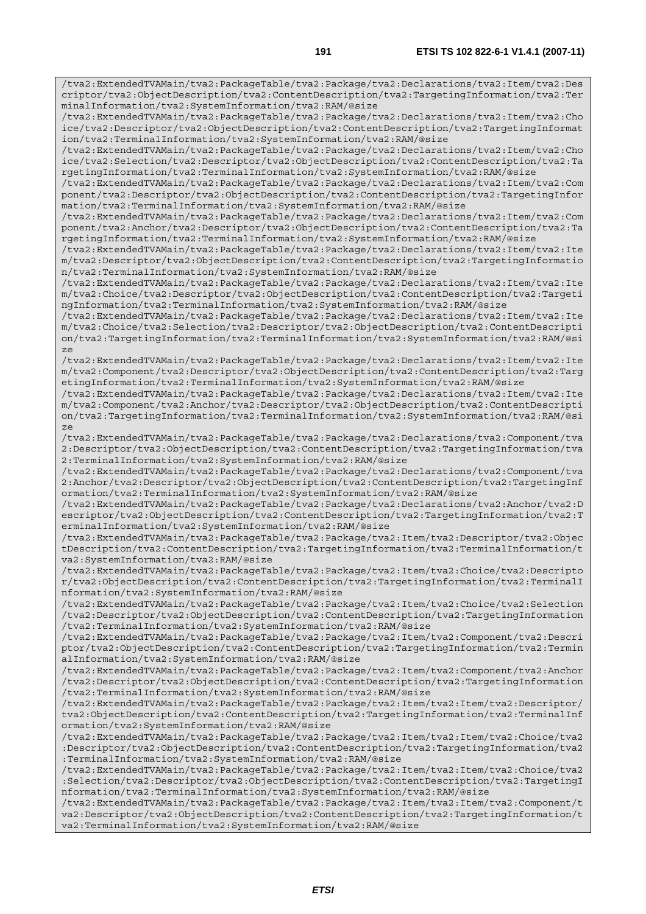```
/tva2:ExtendedTVAMain/tva2:PackageTable/tva2:Package/tva2:Declarations/tva2:Item/tva2:Descriptor/tva2:ObjectDescription/tva2:ContentDescription/tva2:TargetingInformation/tva2:TerminalInformation/tva2:SystemInformation/tva2:RAM/@size
/tva2:ExtendedTVAMain/tva2:PackageTable/tva2:Package/tva2:Declarations/tva2:Item/tva2:Choice/tva2:Descriptor/tva2:ObjectDescription/tva2:ContentDescription/tva2:TargetingInformation/tva2:TerminalInformation/tva2:SystemInformation/tva2:RAM/@size
/tva2:ExtendedTVAMain/tva2:PackageTable/tva2:Package/tva2:Declarations/tva2:Item/tva2:Choice/tva2:Selection/tva2:Descriptor/tva2:ObjectDescription/tva2:ContentDescription/tva2:TargetingInformation/tva2:TerminalInformation/tva2:SystemInformation/tva2:RAM/@size
/tva2:ExtendedTVAMain/tva2:PackageTable/tva2:Package/tva2:Declarations/tva2:Item/tva2:Component/tva2:Descriptor/tva2:ObjectDescription/tva2:ContentDescription/tva2:TargetingInformation/tva2:TerminalInformation/tva2:SystemInformation/tva2:RAM/@size
/tva2:ExtendedTVAMain/tva2:PackageTable/tva2:Package/tva2:Declarations/tva2:Item/tva2:Component/tva2:Anchor/tva2:Descriptor/tva2:ObjectDescription/tva2:ContentDescription/tva2:TargetingInformation/tva2:TerminalInformation/tva2:SystemInformation/tva2:RAM/@size
/tva2:ExtendedTVAMain/tva2:PackageTable/tva2:Package/tva2:Declarations/tva2:Item/tva2:Item/tva2:Descriptor/tva2:ObjectDescription/tva2:ContentDescription/tva2:TargetingInformation/tva2:TerminalInformation/tva2:SystemInformation/tva2:RAM/@size
/tva2:ExtendedTVAMain/tva2:PackageTable/tva2:Package/tva2:Declarations/tva2:Item/tva2:Item/tva2:Choice/tva2:Descriptor/tva2:ObjectDescription/tva2:ContentDescription/tva2:TargetingInformation/tva2:TerminalInformation/tva2:SystemInformation/tva2:RAM/@size
/tva2:ExtendedTVAMain/tva2:PackageTable/tva2:Package/tva2:Declarations/tva2:Item/tva2:Item/tva2:Choice/tva2:Selection/tva2:Descriptor/tva2:ObjectDescription/tva2:ContentDescription/tva2:TargetingInformation/tva2:TerminalInformation/tva2:SystemInformation/tva2:RAM/@size
/tva2:ExtendedTVAMain/tva2:PackageTable/tva2:Package/tva2:Declarations/tva2:Item/tva2:Item/tva2:Component/tva2:Descriptor/tva2:ObjectDescription/tva2:ContentDescription/tva2:TargetingInformation/tva2:TerminalInformation/tva2:SystemInformation/tva2:RAM/@size
/tva2:ExtendedTVAMain/tva2:PackageTable/tva2:Package/tva2:Declarations/tva2:Item/tva2:Item/tva2:Component/tva2:Anchor/tva2:Descriptor/tva2:ObjectDescription/tva2:ContentDescription/tva2:TargetingInformation/tva2:TerminalInformation/tva2:SystemInformation/tva2:RAM/@size
/tva2:ExtendedTVAMain/tva2:PackageTable/tva2:Package/tva2:Declarations/tva2:Component/tva2:Descriptor/tva2:ObjectDescription/tva2:ContentDescription/tva2:TargetingInformation/tva2:TerminalInformation/tva2:SystemInformation/tva2:RAM/@size
/tva2:ExtendedTVAMain/tva2:PackageTable/tva2:Package/tva2:Declarations/tva2:Component/tva2:Anchor/tva2:Descriptor/tva2:ObjectDescription/tva2:ContentDescription/tva2:TargetingInformation/tva2:TerminalInformation/tva2:SystemInformation/tva2:RAM/@size
/tva2:ExtendedTVAMain/tva2:PackageTable/tva2:Package/tva2:Declarations/tva2:Anchor/tva2:Descriptor/tva2:ObjectDescription/tva2:ContentDescription/tva2:TargetingInformation/tva2:TerminalInformation/tva2:SystemInformation/tva2:RAM/@size
/tva2:ExtendedTVAMain/tva2:PackageTable/tva2:Package/tva2:Item/tva2:Descriptor/tva2:ObjectDescription/tva2:ContentDescription/tva2:TargetingInformation/tva2:TerminalInformation/tva2:SystemInformation/tva2:RAM/@size
/tva2:ExtendedTVAMain/tva2:PackageTable/tva2:Package/tva2:Item/tva2:Choice/tva2:Descriptor/tva2:ObjectDescription/tva2:ContentDescription/tva2:TargetingInformation/tva2:TerminalInformation/tva2:SystemInformation/tva2:RAM/@size
/tva2:ExtendedTVAMain/tva2:PackageTable/tva2:Package/tva2:Item/tva2:Choice/tva2:Selection/tva2:Descriptor/tva2:ObjectDescription/tva2:ContentDescription/tva2:TargetingInformation/tva2:TerminalInformation/tva2:SystemInformation/tva2:RAM/@size
/tva2:ExtendedTVAMain/tva2:PackageTable/tva2:Package/tva2:Item/tva2:Component/tva2:Descriptor/tva2:ObjectDescription/tva2:ContentDescription/tva2:TargetingInformation/tva2:TerminalInformation/tva2:SystemInformation/tva2:RAM/@size
/tva2:ExtendedTVAMain/tva2:PackageTable/tva2:Package/tva2:Item/tva2:Component/tva2:Anchor/tva2:Descriptor/tva2:ObjectDescription/tva2:ContentDescription/tva2:TargetingInformation/tva2:TerminalInformation/tva2:SystemInformation/tva2:RAM/@size
/tva2:ExtendedTVAMain/tva2:PackageTable/tva2:Package/tva2:Item/tva2:Item/tva2:Descriptor/tva2:ObjectDescription/tva2:ContentDescription/tva2:TargetingInformation/tva2:TerminalInformation/tva2:SystemInformation/tva2:RAM/@size
/tva2:ExtendedTVAMain/tva2:PackageTable/tva2:Package/tva2:Item/tva2:Item/tva2:Choice/tva2:Descriptor/tva2:ObjectDescription/tva2:ContentDescription/tva2:TargetingInformation/tva2:TerminalInformation/tva2:SystemInformation/tva2:RAM/@size
/tva2:ExtendedTVAMain/tva2:PackageTable/tva2:Package/tva2:Item/tva2:Item/tva2:Choice/tva2:Selection/tva2:Descriptor/tva2:ObjectDescription/tva2:ContentDescription/tva2:TargetingInformation/tva2:TerminalInformation/tva2:SystemInformation/tva2:RAM/@size
/tva2:ExtendedTVAMain/tva2:PackageTable/tva2:Package/tva2:Item/tva2:Item/tva2:Component/tva2:Descriptor/tva2:ObjectDescription/tva2:ContentDescription/tva2:TargetingInformation/tva2:TerminalInformation/tva2:SystemInformation/tva2:RAM/@size
```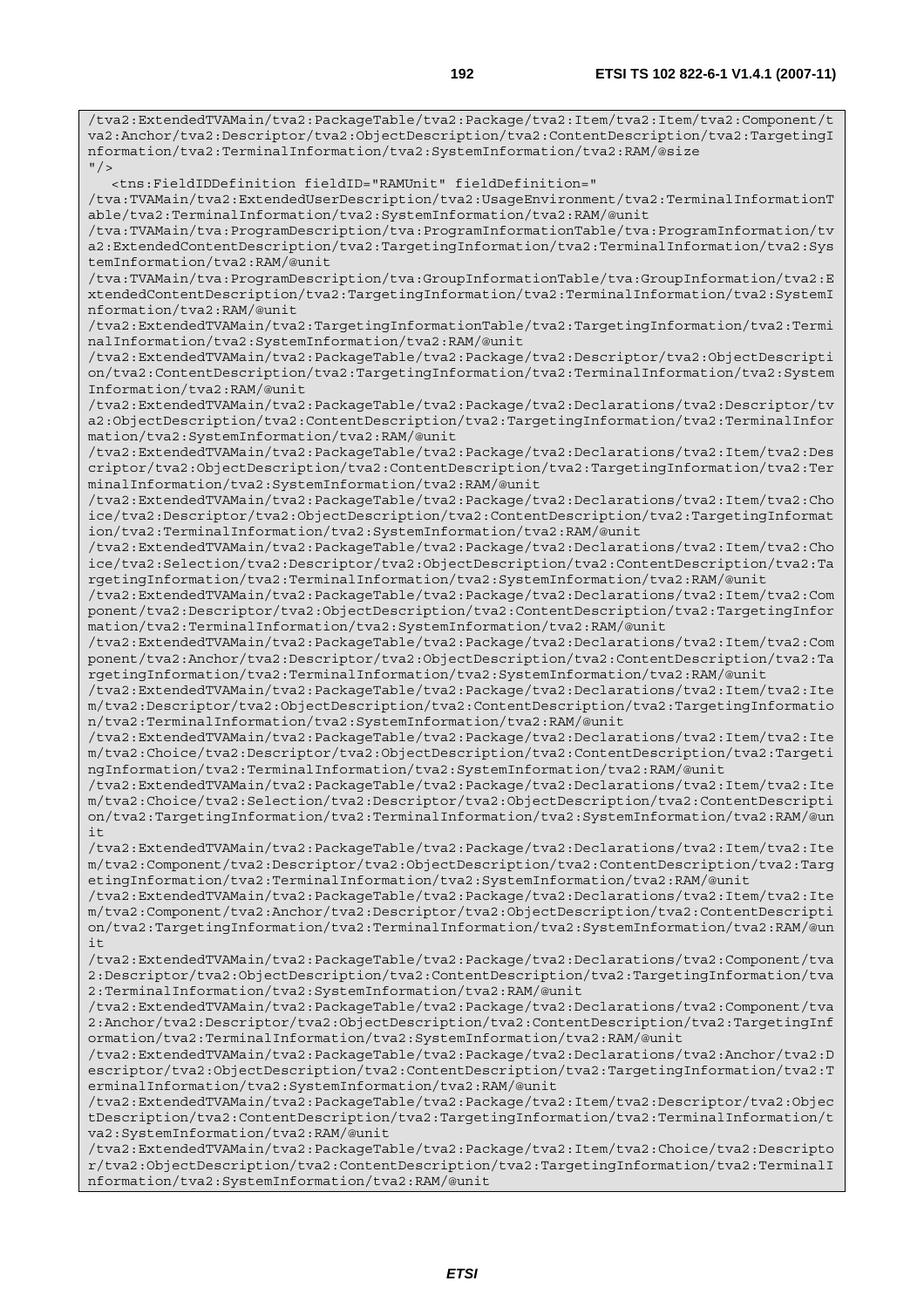```
/tva2:ExtendedTVAMain/tva2:PackageTable/tva2:Package/tva2:Item/tva2:Item/tva2:Component/tva2:Anchor/tva2:Descriptor/tva2:ObjectDescription/tva2:ContentDescription/tva2:TargetingInformation/tva2:TerminalInformation/tva2:SystemInformation/tva2:RAM/@size
"/>
   <tns:FieldIDDefinition fieldID="RAMUnit" fieldDefinition="
/tva:TVAMain/tva2:ExtendedUserDescription/tva2:UsageEnvironment/tva2:TerminalInformationTable/tva2:TerminalInformation/tva2:SystemInformation/tva2:RAM/@unit
/tva:TVAMain/tva:ProgramDescription/tva:ProgramInformationTable/tva:ProgramInformation/tva2:ExtendedContentDescription/tva2:TargetingInformation/tva2:TerminalInformation/tva2:SystemInformation/tva2:RAM/@unit
/tva:TVAMain/tva:ProgramDescription/tva:GroupInformationTable/tva:GroupInformation/tva2:ExtendedContentDescription/tva2:TargetingInformation/tva2:TerminalInformation/tva2:SystemInformation/tva2:RAM/@unit
/tva2:ExtendedTVAMain/tva2:TargetingInformationTable/tva2:TargetingInformation/tva2:TerminalInformation/tva2:SystemInformation/tva2:RAM/@unit
/tva2:ExtendedTVAMain/tva2:PackageTable/tva2:Package/tva2:Descriptor/tva2:ObjectDescription/tva2:ContentDescription/tva2:TargetingInformation/tva2:TerminalInformation/tva2:SystemInformation/tva2:RAM/@unit
/tva2:ExtendedTVAMain/tva2:PackageTable/tva2:Package/tva2:Declarations/tva2:Descriptor/tva2:ObjectDescription/tva2:ContentDescription/tva2:TargetingInformation/tva2:TerminalInformation/tva2:SystemInformation/tva2:RAM/@unit
/tva2:ExtendedTVAMain/tva2:PackageTable/tva2:Package/tva2:Declarations/tva2:Item/tva2:Descriptor/tva2:ObjectDescription/tva2:ContentDescription/tva2:TargetingInformation/tva2:TerminalInformation/tva2:SystemInformation/tva2:RAM/@unit
/tva2:ExtendedTVAMain/tva2:PackageTable/tva2:Package/tva2:Declarations/tva2:Item/tva2:Choice/tva2:Descriptor/tva2:ObjectDescription/tva2:ContentDescription/tva2:TargetingInformation/tva2:TerminalInformation/tva2:SystemInformation/tva2:RAM/@unit
/tva2:ExtendedTVAMain/tva2:PackageTable/tva2:Package/tva2:Declarations/tva2:Item/tva2:Choice/tva2:Selection/tva2:Descriptor/tva2:ObjectDescription/tva2:ContentDescription/tva2:TargetingInformation/tva2:TerminalInformation/tva2:SystemInformation/tva2:RAM/@unit
/tva2:ExtendedTVAMain/tva2:PackageTable/tva2:Package/tva2:Declarations/tva2:Item/tva2:Component/tva2:Descriptor/tva2:ObjectDescription/tva2:ContentDescription/tva2:TargetingInformation/tva2:TerminalInformation/tva2:SystemInformation/tva2:RAM/@unit
/tva2:ExtendedTVAMain/tva2:PackageTable/tva2:Package/tva2:Declarations/tva2:Item/tva2:Component/tva2:Anchor/tva2:Descriptor/tva2:ObjectDescription/tva2:ContentDescription/tva2:TargetingInformation/tva2:TerminalInformation/tva2:SystemInformation/tva2:RAM/@unit
/tva2:ExtendedTVAMain/tva2:PackageTable/tva2:Package/tva2:Declarations/tva2:Item/tva2:Item/tva2:Descriptor/tva2:ObjectDescription/tva2:ContentDescription/tva2:TargetingInformation/tva2:TerminalInformation/tva2:SystemInformation/tva2:RAM/@unit
/tva2:ExtendedTVAMain/tva2:PackageTable/tva2:Package/tva2:Declarations/tva2:Item/tva2:Item/tva2:Choice/tva2:Descriptor/tva2:ObjectDescription/tva2:ContentDescription/tva2:TargetingInformation/tva2:TerminalInformation/tva2:SystemInformation/tva2:RAM/@unit
/tva2:ExtendedTVAMain/tva2:PackageTable/tva2:Package/tva2:Declarations/tva2:Item/tva2:Item/tva2:Choice/tva2:Selection/tva2:Descriptor/tva2:ObjectDescription/tva2:ContentDescription/tva2:TargetingInformation/tva2:TerminalInformation/tva2:SystemInformation/tva2:RAM/@unit
/tva2:ExtendedTVAMain/tva2:PackageTable/tva2:Package/tva2:Declarations/tva2:Item/tva2:Item/tva2:Component/tva2:Descriptor/tva2:ObjectDescription/tva2:ContentDescription/tva2:TargetingInformation/tva2:TerminalInformation/tva2:SystemInformation/tva2:RAM/@unit
/tva2:ExtendedTVAMain/tva2:PackageTable/tva2:Package/tva2:Declarations/tva2:Item/tva2:Item/tva2:Component/tva2:Anchor/tva2:Descriptor/tva2:ObjectDescription/tva2:ContentDescription/tva2:TargetingInformation/tva2:TerminalInformation/tva2:SystemInformation/tva2:RAM/@unit
/tva2:ExtendedTVAMain/tva2:PackageTable/tva2:Package/tva2:Declarations/tva2:Component/tva2:Descriptor/tva2:ObjectDescription/tva2:ContentDescription/tva2:TargetingInformation/tva2:TerminalInformation/tva2:SystemInformation/tva2:RAM/@unit
/tva2:ExtendedTVAMain/tva2:PackageTable/tva2:Package/tva2:Declarations/tva2:Component/tva2:Anchor/tva2:Descriptor/tva2:ObjectDescription/tva2:ContentDescription/tva2:TargetingInformation/tva2:TerminalInformation/tva2:SystemInformation/tva2:RAM/@unit
/tva2:ExtendedTVAMain/tva2:PackageTable/tva2:Package/tva2:Declarations/tva2:Anchor/tva2:Descriptor/tva2:ObjectDescription/tva2:ContentDescription/tva2:TargetingInformation/tva2:TerminalInformation/tva2:SystemInformation/tva2:RAM/@unit
/tva2:ExtendedTVAMain/tva2:PackageTable/tva2:Package/tva2:Item/tva2:Descriptor/tva2:ObjectDescription/tva2:ContentDescription/tva2:TargetingInformation/tva2:TerminalInformation/tva2:SystemInformation/tva2:RAM/@unit
/tva2:ExtendedTVAMain/tva2:PackageTable/tva2:Package/tva2:Item/tva2:Choice/tva2:Descriptor/tva2:ObjectDescription/tva2:ContentDescription/tva2:TargetingInformation/tva2:TerminalInformation/tva2:SystemInformation/tva2:RAM/@unit
```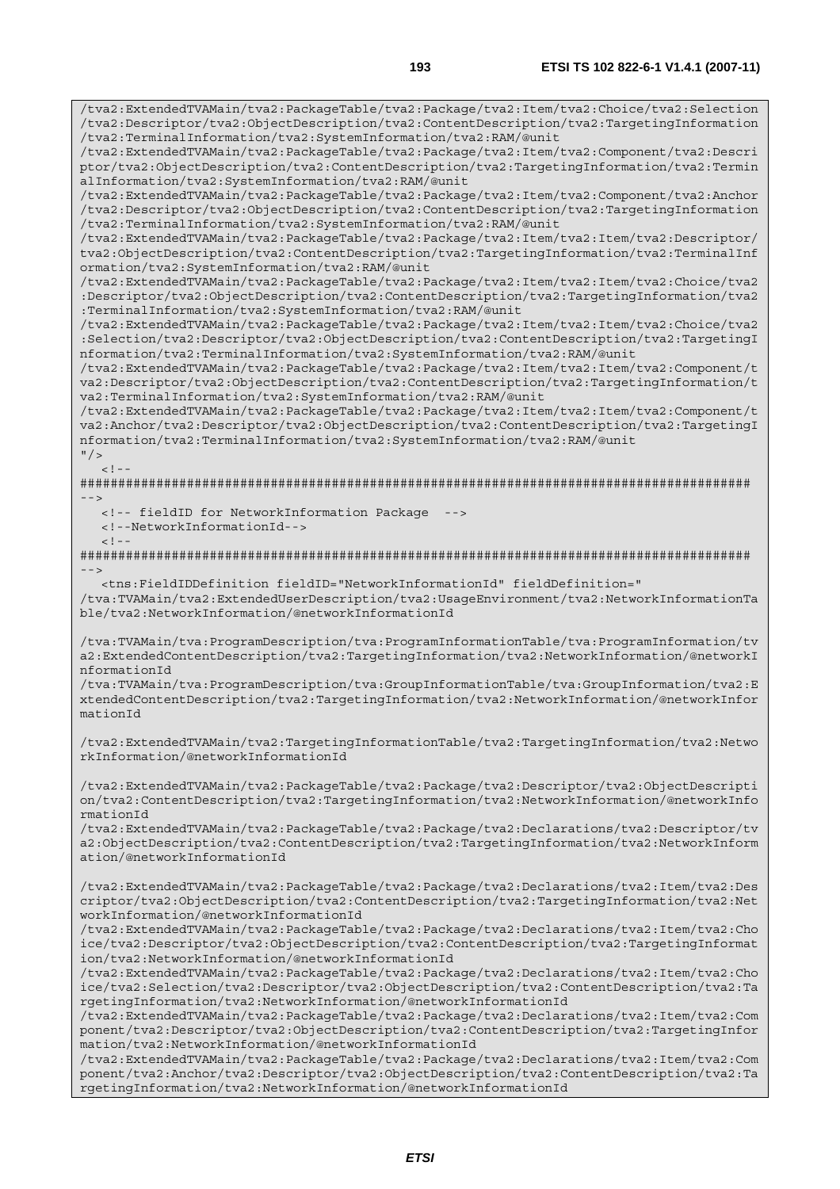```
/tva2:ExtendedTVAMain/tva2:PackageTable/tva2:Package/tva2:Item/tva2:Choice/tva2:Selection
/tva2:Descriptor/tva2:ObjectDescription/tva2:ContentDescription/tva2:TargetingInformation
/tva2:TerminalInformation/tva2:SystemInformation/tva2:RAM/@unit
/tva2:ExtendedTVAMain/tva2:PackageTable/tva2:Package/tva2:Item/tva2:Component/tva2:Descri
ptor/tva2:ObjectDescription/tva2:ContentDescription/tva2:TargetingInformation/tva2:Termin
alInformation/tva2:SystemInformation/tva2:RAM/@unit
/tva2:ExtendedTVAMain/tva2:PackageTable/tva2:Package/tva2:Item/tva2:Component/tva2:Anchor
/tva2:Descriptor/tva2:ObjectDescription/tva2:ContentDescription/tva2:TargetingInformation
/tva2:TerminalInformation/tva2:SystemInformation/tva2:RAM/@unit
/tva2:ExtendedTVAMain/tva2:PackageTable/tva2:Package/tva2:Item/tva2:Item/tva2:Descriptor/
tva2:ObjectDescription/tva2:ContentDescription/tva2:TargetingInformation/tva2:TerminalInf
ormation/tva2:SystemInformation/tva2:RAM/@unit
/tva2:ExtendedTVAMain/tva2:PackageTable/tva2:Package/tva2:Item/tva2:Item/tva2:Choice/tva2
:Descriptor/tva2:ObjectDescription/tva2:ContentDescription/tva2:TargetingInformation/tva2
:TerminalInformation/tva2:SystemInformation/tva2:RAM/@unit
/tva2:ExtendedTVAMain/tva2:PackageTable/tva2:Package/tva2:Item/tva2:Item/tva2:Choice/tva2
:Selection/tva2:Descriptor/tva2:ObjectDescription/tva2:ContentDescription/tva2:TargetingI
nformation/tva2:TerminalInformation/tva2:SystemInformation/tva2:RAM/@unit
/tva2:ExtendedTVAMain/tva2:PackageTable/tva2:Package/tva2:Item/tva2:Item/tva2:Component/t
va2:Descriptor/tva2:ObjectDescription/tva2:ContentDescription/tva2:TargetingInformation/t
va2:TerminalInformation/tva2:SystemInformation/tva2:RAM/@unit
/tva2:ExtendedTVAMain/tva2:PackageTable/tva2:Package/tva2:Item/tva2:Item/tva2:Component/t
va2:Anchor/tva2:Descriptor/tva2:ObjectDescription/tva2:ContentDescription/tva2:TargetingI
nformation/tva2:TerminalInformation/tva2:SystemInformation/tva2:RAM/@unit
"/>
   <!--
######################################################################################
-->
   <!-- fieldID for NetworkInformation Package  -->
   <!--NetworkInformationId-->
   <!--
######################################################################################
-->
   <tns:FieldIDDefinition fieldID="NetworkInformationId" fieldDefinition="
/tva:TVAMain/tva2:ExtendedUserDescription/tva2:UsageEnvironment/tva2:NetworkInformationTa
ble/tva2:NetworkInformation/@networkInformationId

/tva:TVAMain/tva:ProgramDescription/tva:ProgramInformationTable/tva:ProgramInformation/tv
a2:ExtendedContentDescription/tva2:TargetingInformation/tva2:NetworkInformation/@networkI
nformationId
/tva:TVAMain/tva:ProgramDescription/tva:GroupInformationTable/tva:GroupInformation/tva2:E
xtendedContentDescription/tva2:TargetingInformation/tva2:NetworkInformation/@networkInfor
mationId

/tva2:ExtendedTVAMain/tva2:TargetingInformationTable/tva2:TargetingInformation/tva2:Netwo
rkInformation/@networkInformationId

/tva2:ExtendedTVAMain/tva2:PackageTable/tva2:Package/tva2:Descriptor/tva2:ObjectDescripti
on/tva2:ContentDescription/tva2:TargetingInformation/tva2:NetworkInformation/@networkInfo
rmationId
/tva2:ExtendedTVAMain/tva2:PackageTable/tva2:Package/tva2:Declarations/tva2:Descriptor/tv
a2:ObjectDescription/tva2:ContentDescription/tva2:TargetingInformation/tva2:NetworkInform
ation/@networkInformationId

/tva2:ExtendedTVAMain/tva2:PackageTable/tva2:Package/tva2:Declarations/tva2:Item/tva2:Des
criptor/tva2:ObjectDescription/tva2:ContentDescription/tva2:TargetingInformation/tva2:Net
workInformation/@networkInformationId
/tva2:ExtendedTVAMain/tva2:PackageTable/tva2:Package/tva2:Declarations/tva2:Item/tva2:Cho
ice/tva2:Descriptor/tva2:ObjectDescription/tva2:ContentDescription/tva2:TargetingInformat
ion/tva2:NetworkInformation/@networkInformationId
/tva2:ExtendedTVAMain/tva2:PackageTable/tva2:Package/tva2:Declarations/tva2:Item/tva2:Cho
ice/tva2:Selection/tva2:Descriptor/tva2:ObjectDescription/tva2:ContentDescription/tva2:Ta
rgetingInformation/tva2:NetworkInformation/@networkInformationId
/tva2:ExtendedTVAMain/tva2:PackageTable/tva2:Package/tva2:Declarations/tva2:Item/tva2:Com
ponent/tva2:Descriptor/tva2:ObjectDescription/tva2:ContentDescription/tva2:TargetingInfor
mation/tva2:NetworkInformation/@networkInformationId
/tva2:ExtendedTVAMain/tva2:PackageTable/tva2:Package/tva2:Declarations/tva2:Item/tva2:Com
ponent/tva2:Anchor/tva2:Descriptor/tva2:ObjectDescription/tva2:ContentDescription/tva2:Ta
rgetingInformation/tva2:NetworkInformation/@networkInformationId
```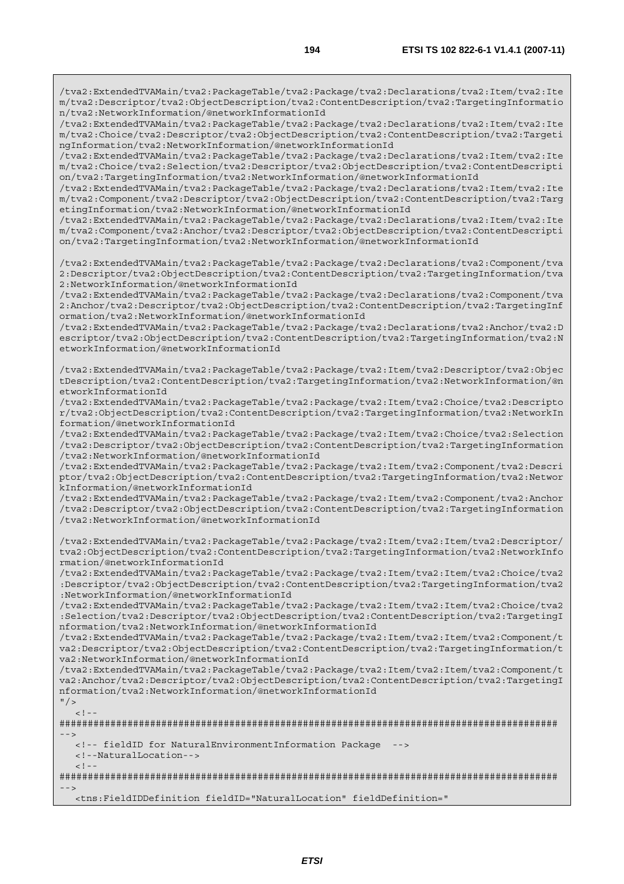```
/tva2:ExtendedTVAMain/tva2:PackageTable/tva2:Package/tva2:Declarations/tva2:Item/tva2:Item/tva2:Descriptor/tva2:ObjectDescription/tva2:ContentDescription/tva2:TargetingInformation/tva2:NetworkInformation/@networkInformationId
/tva2:ExtendedTVAMain/tva2:PackageTable/tva2:Package/tva2:Declarations/tva2:Item/tva2:Item/tva2:Choice/tva2:Descriptor/tva2:ObjectDescription/tva2:ContentDescription/tva2:TargetingInformation/tva2:NetworkInformation/@networkInformationId
/tva2:ExtendedTVAMain/tva2:PackageTable/tva2:Package/tva2:Declarations/tva2:Item/tva2:Item/tva2:Choice/tva2:Selection/tva2:Descriptor/tva2:ObjectDescription/tva2:ContentDescription/tva2:TargetingInformation/tva2:NetworkInformation/@networkInformationId
/tva2:ExtendedTVAMain/tva2:PackageTable/tva2:Package/tva2:Declarations/tva2:Item/tva2:Item/tva2:Component/tva2:Descriptor/tva2:ObjectDescription/tva2:ContentDescription/tva2:TargetingInformation/tva2:NetworkInformation/@networkInformationId
/tva2:ExtendedTVAMain/tva2:PackageTable/tva2:Package/tva2:Declarations/tva2:Item/tva2:Item/tva2:Component/tva2:Anchor/tva2:Descriptor/tva2:ObjectDescription/tva2:ContentDescription/tva2:TargetingInformation/tva2:NetworkInformation/@networkInformationId

/tva2:ExtendedTVAMain/tva2:PackageTable/tva2:Package/tva2:Declarations/tva2:Component/tva2:Descriptor/tva2:ObjectDescription/tva2:ContentDescription/tva2:TargetingInformation/tva2:NetworkInformation/@networkInformationId
/tva2:ExtendedTVAMain/tva2:PackageTable/tva2:Package/tva2:Declarations/tva2:Component/tva2:Anchor/tva2:Descriptor/tva2:ObjectDescription/tva2:ContentDescription/tva2:TargetingInformation/tva2:NetworkInformation/@networkInformationId
/tva2:ExtendedTVAMain/tva2:PackageTable/tva2:Package/tva2:Declarations/tva2:Anchor/tva2:Descriptor/tva2:ObjectDescription/tva2:ContentDescription/tva2:TargetingInformation/tva2:NetworkInformation/@networkInformationId

/tva2:ExtendedTVAMain/tva2:PackageTable/tva2:Package/tva2:Item/tva2:Descriptor/tva2:ObjectDescription/tva2:ContentDescription/tva2:TargetingInformation/tva2:NetworkInformation/@networkInformationId
/tva2:ExtendedTVAMain/tva2:PackageTable/tva2:Package/tva2:Item/tva2:Choice/tva2:Descriptor/tva2:ObjectDescription/tva2:ContentDescription/tva2:TargetingInformation/tva2:NetworkInformation/@networkInformationId
/tva2:ExtendedTVAMain/tva2:PackageTable/tva2:Package/tva2:Item/tva2:Choice/tva2:Selection/tva2:Descriptor/tva2:ObjectDescription/tva2:ContentDescription/tva2:TargetingInformation/tva2:NetworkInformation/@networkInformationId
/tva2:ExtendedTVAMain/tva2:PackageTable/tva2:Package/tva2:Item/tva2:Component/tva2:Descriptor/tva2:ObjectDescription/tva2:ContentDescription/tva2:TargetingInformation/tva2:NetworkInformation/@networkInformationId
/tva2:ExtendedTVAMain/tva2:PackageTable/tva2:Package/tva2:Item/tva2:Component/tva2:Anchor/tva2:Descriptor/tva2:ObjectDescription/tva2:ContentDescription/tva2:TargetingInformation/tva2:NetworkInformation/@networkInformationId

/tva2:ExtendedTVAMain/tva2:PackageTable/tva2:Package/tva2:Item/tva2:Item/tva2:Descriptor/tva2:ObjectDescription/tva2:ContentDescription/tva2:TargetingInformation/tva2:NetworkInformation/@networkInformationId
/tva2:ExtendedTVAMain/tva2:PackageTable/tva2:Package/tva2:Item/tva2:Item/tva2:Choice/tva2:Descriptor/tva2:ObjectDescription/tva2:ContentDescription/tva2:TargetingInformation/tva2:NetworkInformation/@networkInformationId
/tva2:ExtendedTVAMain/tva2:PackageTable/tva2:Package/tva2:Item/tva2:Item/tva2:Choice/tva2:Selection/tva2:Descriptor/tva2:ObjectDescription/tva2:ContentDescription/tva2:TargetingInformation/tva2:NetworkInformation/@networkInformationId
/tva2:ExtendedTVAMain/tva2:PackageTable/tva2:Package/tva2:Item/tva2:Item/tva2:Component/tva2:Descriptor/tva2:ObjectDescription/tva2:ContentDescription/tva2:TargetingInformation/tva2:NetworkInformation/@networkInformationId
/tva2:ExtendedTVAMain/tva2:PackageTable/tva2:Package/tva2:Item/tva2:Item/tva2:Component/tva2:Anchor/tva2:Descriptor/tva2:ObjectDescription/tva2:ContentDescription/tva2:TargetingInformation/tva2:NetworkInformation/@networkInformationId
"/>
   <!--
########################################################################################
-->
   <!-- fieldID for NaturalEnvironmentInformation Package  -->
   <!--NaturalLocation-->
   <!--
########################################################################################
-->
   <tns:FieldIDDefinition fieldID="NaturalLocation" fieldDefinition="
```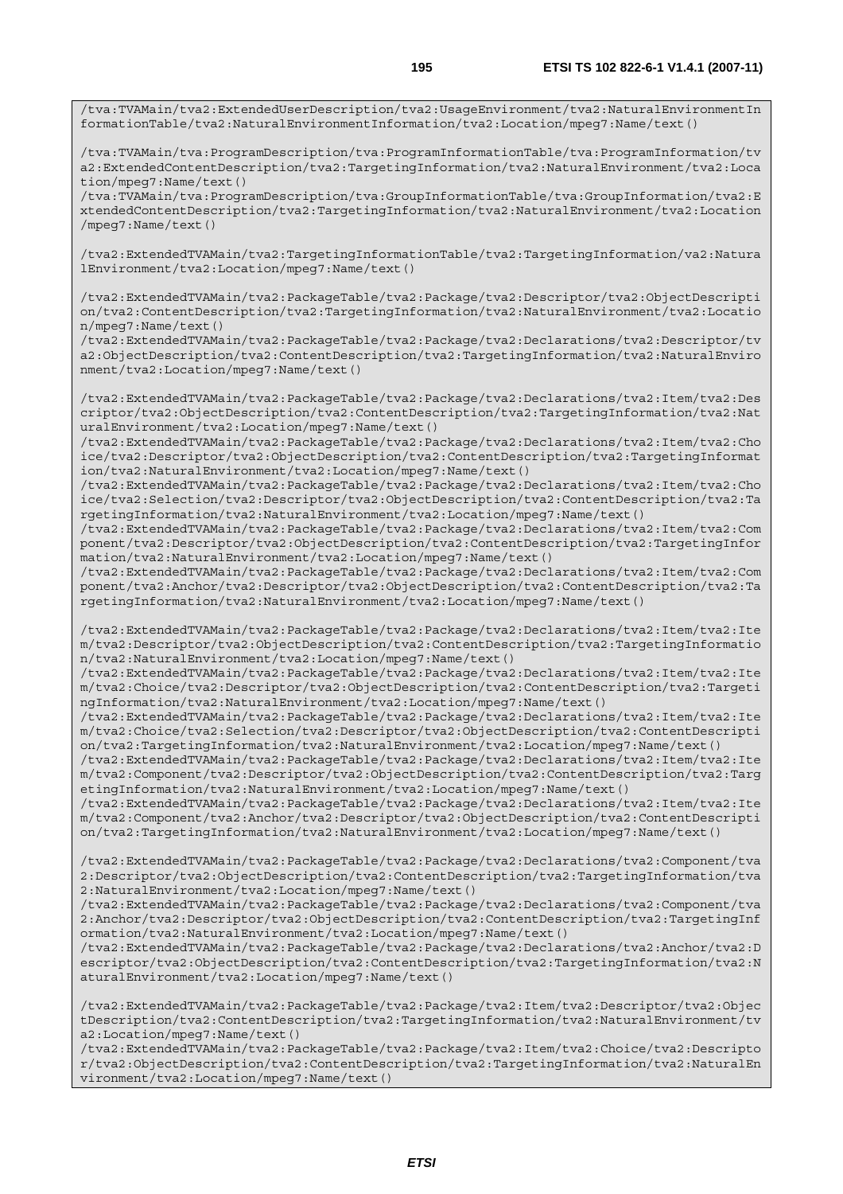```
/tva:TVAMain/tva2:ExtendedUserDescription/tva2:UsageEnvironment/tva2:NaturalEnvironmentInformationTable/tva2:NaturalEnvironmentInformation/tva2:Location/mpeg7:Name/text()

/tva:TVAMain/tva:ProgramDescription/tva:ProgramInformationTable/tva:ProgramInformation/tva2:ExtendedContentDescription/tva2:TargetingInformation/tva2:NaturalEnvironment/tva2:Location/mpeg7:Name/text()
/tva:TVAMain/tva:ProgramDescription/tva:GroupInformationTable/tva:GroupInformation/tva2:ExtendedContentDescription/tva2:TargetingInformation/tva2:NaturalEnvironment/tva2:Location/mpeg7:Name/text()

/tva2:ExtendedTVAMain/tva2:TargetingInformationTable/tva2:TargetingInformation/va2:NaturalEnvironment/tva2:Location/mpeg7:Name/text()

/tva2:ExtendedTVAMain/tva2:PackageTable/tva2:Package/tva2:Descriptor/tva2:ObjectDescription/tva2:ContentDescription/tva2:TargetingInformation/tva2:NaturalEnvironment/tva2:Location/mpeg7:Name/text()
/tva2:ExtendedTVAMain/tva2:PackageTable/tva2:Package/tva2:Declarations/tva2:Descriptor/tva2:ObjectDescription/tva2:ContentDescription/tva2:TargetingInformation/tva2:NaturalEnvironment/tva2:Location/mpeg7:Name/text()

/tva2:ExtendedTVAMain/tva2:PackageTable/tva2:Package/tva2:Declarations/tva2:Item/tva2:Descriptor/tva2:ObjectDescription/tva2:ContentDescription/tva2:TargetingInformation/tva2:NaturalEnvironment/tva2:Location/mpeg7:Name/text()
/tva2:ExtendedTVAMain/tva2:PackageTable/tva2:Package/tva2:Declarations/tva2:Item/tva2:Choice/tva2:Descriptor/tva2:ObjectDescription/tva2:ContentDescription/tva2:TargetingInformation/tva2:NaturalEnvironment/tva2:Location/mpeg7:Name/text()
/tva2:ExtendedTVAMain/tva2:PackageTable/tva2:Package/tva2:Declarations/tva2:Item/tva2:Choice/tva2:Selection/tva2:Descriptor/tva2:ObjectDescription/tva2:ContentDescription/tva2:TargetingInformation/tva2:NaturalEnvironment/tva2:Location/mpeg7:Name/text()
/tva2:ExtendedTVAMain/tva2:PackageTable/tva2:Package/tva2:Declarations/tva2:Item/tva2:Component/tva2:Descriptor/tva2:ObjectDescription/tva2:ContentDescription/tva2:TargetingInformation/tva2:NaturalEnvironment/tva2:Location/mpeg7:Name/text()
/tva2:ExtendedTVAMain/tva2:PackageTable/tva2:Package/tva2:Declarations/tva2:Item/tva2:Component/tva2:Anchor/tva2:Descriptor/tva2:ObjectDescription/tva2:ContentDescription/tva2:TargetingInformation/tva2:NaturalEnvironment/tva2:Location/mpeg7:Name/text()

/tva2:ExtendedTVAMain/tva2:PackageTable/tva2:Package/tva2:Declarations/tva2:Item/tva2:Item/tva2:Descriptor/tva2:ObjectDescription/tva2:ContentDescription/tva2:TargetingInformation/tva2:NaturalEnvironment/tva2:Location/mpeg7:Name/text()
/tva2:ExtendedTVAMain/tva2:PackageTable/tva2:Package/tva2:Declarations/tva2:Item/tva2:Item/tva2:Choice/tva2:Descriptor/tva2:ObjectDescription/tva2:ContentDescription/tva2:TargetingInformation/tva2:NaturalEnvironment/tva2:Location/mpeg7:Name/text()
/tva2:ExtendedTVAMain/tva2:PackageTable/tva2:Package/tva2:Declarations/tva2:Item/tva2:Item/tva2:Choice/tva2:Selection/tva2:Descriptor/tva2:ObjectDescription/tva2:ContentDescription/tva2:TargetingInformation/tva2:NaturalEnvironment/tva2:Location/mpeg7:Name/text()
/tva2:ExtendedTVAMain/tva2:PackageTable/tva2:Package/tva2:Declarations/tva2:Item/tva2:Item/tva2:Component/tva2:Descriptor/tva2:ObjectDescription/tva2:ContentDescription/tva2:TargetingInformation/tva2:NaturalEnvironment/tva2:Location/mpeg7:Name/text()
/tva2:ExtendedTVAMain/tva2:PackageTable/tva2:Package/tva2:Declarations/tva2:Item/tva2:Item/tva2:Component/tva2:Anchor/tva2:Descriptor/tva2:ObjectDescription/tva2:ContentDescription/tva2:TargetingInformation/tva2:NaturalEnvironment/tva2:Location/mpeg7:Name/text()

/tva2:ExtendedTVAMain/tva2:PackageTable/tva2:Package/tva2:Declarations/tva2:Component/tva2:Descriptor/tva2:ObjectDescription/tva2:ContentDescription/tva2:TargetingInformation/tva2:NaturalEnvironment/tva2:Location/mpeg7:Name/text()
/tva2:ExtendedTVAMain/tva2:PackageTable/tva2:Package/tva2:Declarations/tva2:Component/tva2:Anchor/tva2:Descriptor/tva2:ObjectDescription/tva2:ContentDescription/tva2:TargetingInformation/tva2:NaturalEnvironment/tva2:Location/mpeg7:Name/text()
/tva2:ExtendedTVAMain/tva2:PackageTable/tva2:Package/tva2:Declarations/tva2:Anchor/tva2:Descriptor/tva2:ObjectDescription/tva2:ContentDescription/tva2:TargetingInformation/tva2:NaturalEnvironment/tva2:Location/mpeg7:Name/text()

/tva2:ExtendedTVAMain/tva2:PackageTable/tva2:Package/tva2:Item/tva2:Descriptor/tva2:ObjectDescription/tva2:ContentDescription/tva2:TargetingInformation/tva2:NaturalEnvironment/tva2:Location/mpeg7:Name/text()
/tva2:ExtendedTVAMain/tva2:PackageTable/tva2:Package/tva2:Item/tva2:Choice/tva2:Descriptor/tva2:ObjectDescription/tva2:ContentDescription/tva2:TargetingInformation/tva2:NaturalEnvironment/tva2:Location/mpeg7:Name/text()
```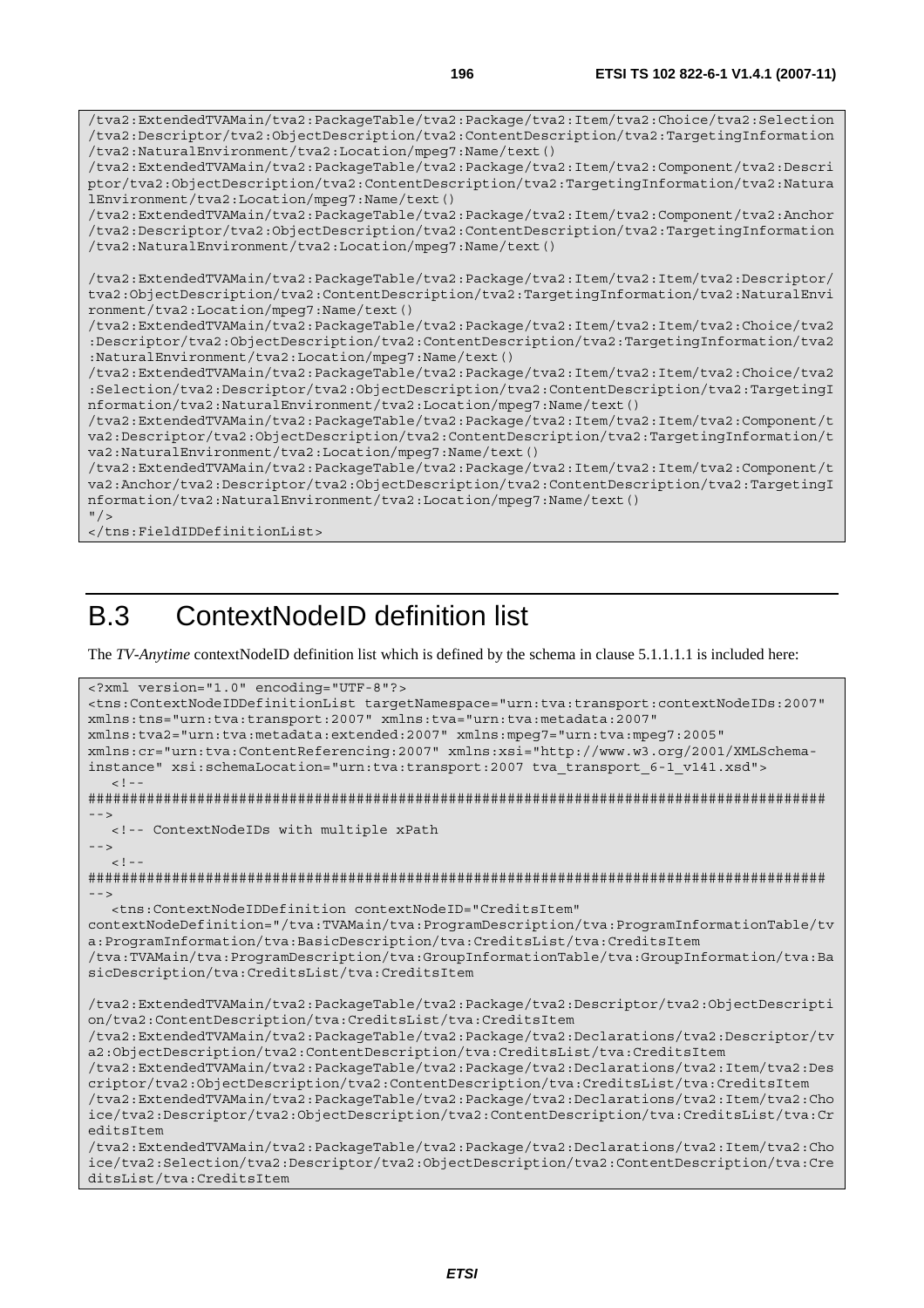```
/tva2:ExtendedTVAMain/tva2:PackageTable/tva2:Package/tva2:Item/tva2:Choice/tva2:Selection
/tva2:Descriptor/tva2:ObjectDescription/tva2:ContentDescription/tva2:TargetingInformation
/tva2:NaturalEnvironment/tva2:Location/mpeg7:Name/text()
/tva2:ExtendedTVAMain/tva2:PackageTable/tva2:Package/tva2:Item/tva2:Component/tva2:Descri
ptor/tva2:ObjectDescription/tva2:ContentDescription/tva2:TargetingInformation/tva2:Natura
lEnvironment/tva2:Location/mpeg7:Name/text()
/tva2:ExtendedTVAMain/tva2:PackageTable/tva2:Package/tva2:Item/tva2:Component/tva2:Anchor
/tva2:Descriptor/tva2:ObjectDescription/tva2:ContentDescription/tva2:TargetingInformation
/tva2:NaturalEnvironment/tva2:Location/mpeg7:Name/text()

/tva2:ExtendedTVAMain/tva2:PackageTable/tva2:Package/tva2:Item/tva2:Item/tva2:Descriptor/
tva2:ObjectDescription/tva2:ContentDescription/tva2:TargetingInformation/tva2:NaturalEnvi
ronment/tva2:Location/mpeg7:Name/text()
/tva2:ExtendedTVAMain/tva2:PackageTable/tva2:Package/tva2:Item/tva2:Item/tva2:Choice/tva2
:Descriptor/tva2:ObjectDescription/tva2:ContentDescription/tva2:TargetingInformation/tva2
:NaturalEnvironment/tva2:Location/mpeg7:Name/text()
/tva2:ExtendedTVAMain/tva2:PackageTable/tva2:Package/tva2:Item/tva2:Item/tva2:Choice/tva2
:Selection/tva2:Descriptor/tva2:ObjectDescription/tva2:ContentDescription/tva2:TargetingI
nformation/tva2:NaturalEnvironment/tva2:Location/mpeg7:Name/text()
/tva2:ExtendedTVAMain/tva2:PackageTable/tva2:Package/tva2:Item/tva2:Item/tva2:Component/t
va2:Descriptor/tva2:ObjectDescription/tva2:ContentDescription/tva2:TargetingInformation/t
va2:NaturalEnvironment/tva2:Location/mpeg7:Name/text()
/tva2:ExtendedTVAMain/tva2:PackageTable/tva2:Package/tva2:Item/tva2:Item/tva2:Component/t
va2:Anchor/tva2:Descriptor/tva2:ObjectDescription/tva2:ContentDescription/tva2:TargetingI
nformation/tva2:NaturalEnvironment/tva2:Location/mpeg7:Name/text()
"/>
</tns:FieldIDDefinitionList>
```

# B.3 ContextNodeID definition list

The *TV-Anytime* contextNodeID definition list which is defined by the schema in clause 5.1.1.1.1 is included here:

```
<?xml version="1.0" encoding="UTF-8"?>
<tns:ContextNodeIDDefinitionList targetNamespace="urn:tva:transport:contextNodeIDs:2007"
xmlns:tns="urn:tva:transport:2007" xmlns:tva="urn:tva:metadata:2007"
xmlns:tva2="urn:tva:metadata:extended:2007" xmlns:mpeg7="urn:tva:mpeg7:2005"
xmlns:cr="urn:tva:ContentReferencing:2007" xmlns:xsi="http://www.w3.org/2001/XMLSchema-
instance" xsi:schemaLocation="urn:tva:transport:2007 tva_transport_6-1_v141.xsd">
   <!--
########################################################################################
-->
   <!-- ContextNodeIDs with multiple xPath
-->
   <!--
########################################################################################
-->
   <tns:ContextNodeIDDefinition contextNodeID="CreditsItem"
contextNodeDefinition="/tva:TVAMain/tva:ProgramDescription/tva:ProgramInformationTable/tv
a:ProgramInformation/tva:BasicDescription/tva:CreditsList/tva:CreditsItem
/tva:TVAMain/tva:ProgramDescription/tva:GroupInformationTable/tva:GroupInformation/tva:Ba
sicDescription/tva:CreditsList/tva:CreditsItem

/tva2:ExtendedTVAMain/tva2:PackageTable/tva2:Package/tva2:Descriptor/tva2:ObjectDescripti
on/tva2:ContentDescription/tva:CreditsList/tva:CreditsItem
/tva2:ExtendedTVAMain/tva2:PackageTable/tva2:Package/tva2:Declarations/tva2:Descriptor/tv
a2:ObjectDescription/tva2:ContentDescription/tva:CreditsList/tva:CreditsItem
/tva2:ExtendedTVAMain/tva2:PackageTable/tva2:Package/tva2:Declarations/tva2:Item/tva2:Des
criptor/tva2:ObjectDescription/tva2:ContentDescription/tva:CreditsList/tva:CreditsItem
/tva2:ExtendedTVAMain/tva2:PackageTable/tva2:Package/tva2:Declarations/tva2:Item/tva2:Cho
ice/tva2:Descriptor/tva2:ObjectDescription/tva2:ContentDescription/tva:CreditsList/tva:Cr
editsItem
/tva2:ExtendedTVAMain/tva2:PackageTable/tva2:Package/tva2:Declarations/tva2:Item/tva2:Cho
ice/tva2:Selection/tva2:Descriptor/tva2:ObjectDescription/tva2:ContentDescription/tva:Cre
ditsList/tva:CreditsItem
```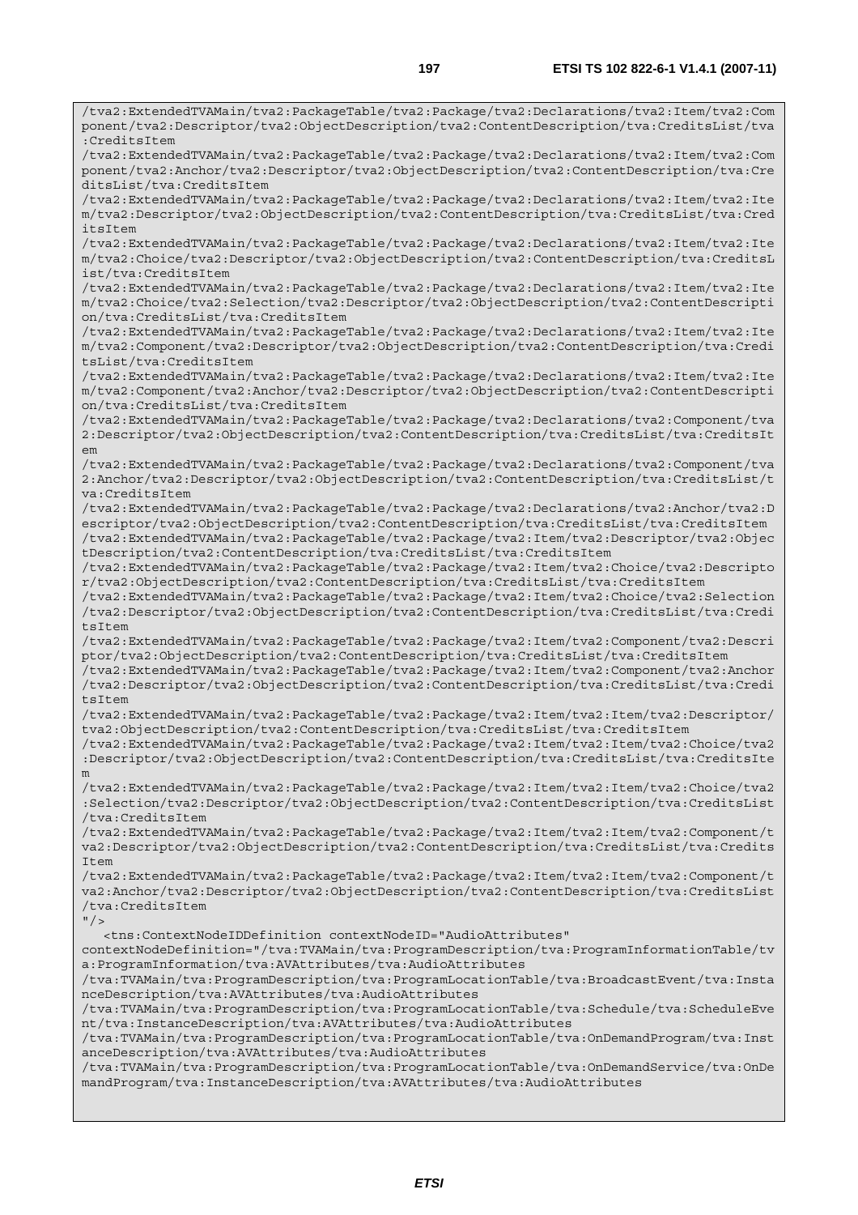```
/tva2:ExtendedTVAMain/tva2:PackageTable/tva2:Package/tva2:Declarations/tva2:Item/tva2:Component/tva2:Descriptor/tva2:ObjectDescription/tva2:ContentDescription/tva:CreditsList/tva:CreditsItem
/tva2:ExtendedTVAMain/tva2:PackageTable/tva2:Package/tva2:Declarations/tva2:Item/tva2:Component/tva2:Anchor/tva2:Descriptor/tva2:ObjectDescription/tva2:ContentDescription/tva:CreditsList/tva:CreditsItem
/tva2:ExtendedTVAMain/tva2:PackageTable/tva2:Package/tva2:Declarations/tva2:Item/tva2:Item/tva2:Descriptor/tva2:ObjectDescription/tva2:ContentDescription/tva:CreditsList/tva:CreditsItem
/tva2:ExtendedTVAMain/tva2:PackageTable/tva2:Package/tva2:Declarations/tva2:Item/tva2:Item/tva2:Choice/tva2:Descriptor/tva2:ObjectDescription/tva2:ContentDescription/tva:CreditsList/tva:CreditsItem
/tva2:ExtendedTVAMain/tva2:PackageTable/tva2:Package/tva2:Declarations/tva2:Item/tva2:Item/tva2:Choice/tva2:Selection/tva2:Descriptor/tva2:ObjectDescription/tva2:ContentDescription/tva:CreditsList/tva:CreditsItem
/tva2:ExtendedTVAMain/tva2:PackageTable/tva2:Package/tva2:Declarations/tva2:Item/tva2:Item/tva2:Component/tva2:Descriptor/tva2:ObjectDescription/tva2:ContentDescription/tva:CreditsList/tva:CreditsItem
/tva2:ExtendedTVAMain/tva2:PackageTable/tva2:Package/tva2:Declarations/tva2:Item/tva2:Item/tva2:Component/tva2:Anchor/tva2:Descriptor/tva2:ObjectDescription/tva2:ContentDescription/tva:CreditsList/tva:CreditsItem
/tva2:ExtendedTVAMain/tva2:PackageTable/tva2:Package/tva2:Declarations/tva2:Component/tva2:Descriptor/tva2:ObjectDescription/tva2:ContentDescription/tva:CreditsList/tva:CreditsItem
/tva2:ExtendedTVAMain/tva2:PackageTable/tva2:Package/tva2:Declarations/tva2:Component/tva2:Anchor/tva2:Descriptor/tva2:ObjectDescription/tva2:ContentDescription/tva:CreditsList/tva:CreditsItem
/tva2:ExtendedTVAMain/tva2:PackageTable/tva2:Package/tva2:Declarations/tva2:Anchor/tva2:Descriptor/tva2:ObjectDescription/tva2:ContentDescription/tva:CreditsList/tva:CreditsItem
/tva2:ExtendedTVAMain/tva2:PackageTable/tva2:Package/tva2:Item/tva2:Descriptor/tva2:ObjectDescription/tva2:ContentDescription/tva:CreditsList/tva:CreditsItem
/tva2:ExtendedTVAMain/tva2:PackageTable/tva2:Package/tva2:Item/tva2:Choice/tva2:Descriptor/tva2:ObjectDescription/tva2:ContentDescription/tva:CreditsList/tva:CreditsItem
/tva2:ExtendedTVAMain/tva2:PackageTable/tva2:Package/tva2:Item/tva2:Choice/tva2:Selection/tva2:Descriptor/tva2:ObjectDescription/tva2:ContentDescription/tva:CreditsList/tva:CreditsItem
/tva2:ExtendedTVAMain/tva2:PackageTable/tva2:Package/tva2:Item/tva2:Component/tva2:Descriptor/tva2:ObjectDescription/tva2:ContentDescription/tva:CreditsList/tva:CreditsItem
/tva2:ExtendedTVAMain/tva2:PackageTable/tva2:Package/tva2:Item/tva2:Component/tva2:Anchor/tva2:Descriptor/tva2:ObjectDescription/tva2:ContentDescription/tva:CreditsList/tva:CreditsItem
/tva2:ExtendedTVAMain/tva2:PackageTable/tva2:Package/tva2:Item/tva2:Item/tva2:Descriptor/tva2:ObjectDescription/tva2:ContentDescription/tva:CreditsList/tva:CreditsItem
/tva2:ExtendedTVAMain/tva2:PackageTable/tva2:Package/tva2:Item/tva2:Item/tva2:Choice/tva2:Descriptor/tva2:ObjectDescription/tva2:ContentDescription/tva:CreditsList/tva:CreditsItem
/tva2:ExtendedTVAMain/tva2:PackageTable/tva2:Package/tva2:Item/tva2:Item/tva2:Choice/tva2:Selection/tva2:Descriptor/tva2:ObjectDescription/tva2:ContentDescription/tva:CreditsList/tva:CreditsItem
/tva2:ExtendedTVAMain/tva2:PackageTable/tva2:Package/tva2:Item/tva2:Item/tva2:Component/tva2:Descriptor/tva2:ObjectDescription/tva2:ContentDescription/tva:CreditsList/tva:CreditsItem
/tva2:ExtendedTVAMain/tva2:PackageTable/tva2:Package/tva2:Item/tva2:Item/tva2:Component/tva2:Anchor/tva2:Descriptor/tva2:ObjectDescription/tva2:ContentDescription/tva:CreditsList/tva:CreditsItem
"/>
   <tns:ContextNodeIDDefinition contextNodeID="AudioAttributes"
contextNodeDefinition="/tva:TVAMain/tva:ProgramDescription/tva:ProgramInformationTable/tva:ProgramInformation/tva:AVAttributes/tva:AudioAttributes
/tva:TVAMain/tva:ProgramDescription/tva:ProgramLocationTable/tva:BroadcastEvent/tva:InstanceDescription/tva:AVAttributes/tva:AudioAttributes
/tva:TVAMain/tva:ProgramDescription/tva:ProgramLocationTable/tva:Schedule/tva:ScheduleEvent/tva:InstanceDescription/tva:AVAttributes/tva:AudioAttributes
/tva:TVAMain/tva:ProgramDescription/tva:ProgramLocationTable/tva:OnDemandProgram/tva:InstanceDescription/tva:AVAttributes/tva:AudioAttributes
/tva:TVAMain/tva:ProgramDescription/tva:ProgramLocationTable/tva:OnDemandService/tva:OnDemandProgram/tva:InstanceDescription/tva:AVAttributes/tva:AudioAttributes
```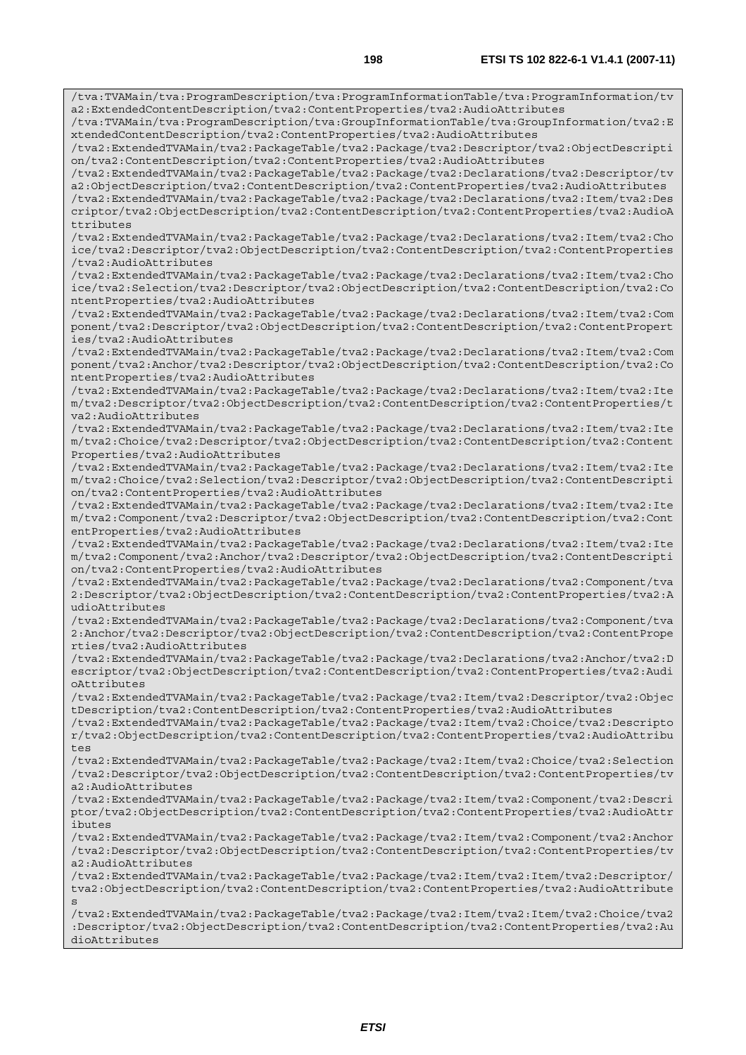```
/tva:TVAMain/tva:ProgramDescription/tva:ProgramInformationTable/tva:ProgramInformation/tva2:ExtendedContentDescription/tva2:ContentProperties/tva2:AudioAttributes
/tva:TVAMain/tva:ProgramDescription/tva:GroupInformationTable/tva:GroupInformation/tva2:ExtendedContentDescription/tva2:ContentProperties/tva2:AudioAttributes
/tva2:ExtendedTVAMain/tva2:PackageTable/tva2:Package/tva2:Descriptor/tva2:ObjectDescription/tva2:ContentDescription/tva2:ContentProperties/tva2:AudioAttributes
/tva2:ExtendedTVAMain/tva2:PackageTable/tva2:Package/tva2:Declarations/tva2:Descriptor/tva2:ObjectDescription/tva2:ContentDescription/tva2:ContentProperties/tva2:AudioAttributes
/tva2:ExtendedTVAMain/tva2:PackageTable/tva2:Package/tva2:Declarations/tva2:Item/tva2:Descriptor/tva2:ObjectDescription/tva2:ContentDescription/tva2:ContentProperties/tva2:AudioAttributes
/tva2:ExtendedTVAMain/tva2:PackageTable/tva2:Package/tva2:Declarations/tva2:Item/tva2:Choice/tva2:Descriptor/tva2:ObjectDescription/tva2:ContentDescription/tva2:ContentProperties/tva2:AudioAttributes
/tva2:ExtendedTVAMain/tva2:PackageTable/tva2:Package/tva2:Declarations/tva2:Item/tva2:Choice/tva2:Selection/tva2:Descriptor/tva2:ObjectDescription/tva2:ContentDescription/tva2:ContentProperties/tva2:AudioAttributes
/tva2:ExtendedTVAMain/tva2:PackageTable/tva2:Package/tva2:Declarations/tva2:Item/tva2:Component/tva2:Descriptor/tva2:ObjectDescription/tva2:ContentDescription/tva2:ContentProperties/tva2:AudioAttributes
/tva2:ExtendedTVAMain/tva2:PackageTable/tva2:Package/tva2:Declarations/tva2:Item/tva2:Component/tva2:Anchor/tva2:Descriptor/tva2:ObjectDescription/tva2:ContentDescription/tva2:ContentProperties/tva2:AudioAttributes
/tva2:ExtendedTVAMain/tva2:PackageTable/tva2:Package/tva2:Declarations/tva2:Item/tva2:Item/tva2:Descriptor/tva2:ObjectDescription/tva2:ContentDescription/tva2:ContentProperties/tva2:AudioAttributes
/tva2:ExtendedTVAMain/tva2:PackageTable/tva2:Package/tva2:Declarations/tva2:Item/tva2:Item/tva2:Choice/tva2:Descriptor/tva2:ObjectDescription/tva2:ContentDescription/tva2:ContentProperties/tva2:AudioAttributes
/tva2:ExtendedTVAMain/tva2:PackageTable/tva2:Package/tva2:Declarations/tva2:Item/tva2:Item/tva2:Choice/tva2:Selection/tva2:Descriptor/tva2:ObjectDescription/tva2:ContentDescription/tva2:ContentProperties/tva2:AudioAttributes
/tva2:ExtendedTVAMain/tva2:PackageTable/tva2:Package/tva2:Declarations/tva2:Item/tva2:Item/tva2:Component/tva2:Descriptor/tva2:ObjectDescription/tva2:ContentDescription/tva2:ContentProperties/tva2:AudioAttributes
/tva2:ExtendedTVAMain/tva2:PackageTable/tva2:Package/tva2:Declarations/tva2:Item/tva2:Item/tva2:Component/tva2:Anchor/tva2:Descriptor/tva2:ObjectDescription/tva2:ContentDescription/tva2:ContentProperties/tva2:AudioAttributes
/tva2:ExtendedTVAMain/tva2:PackageTable/tva2:Package/tva2:Declarations/tva2:Component/tva2:Descriptor/tva2:ObjectDescription/tva2:ContentDescription/tva2:ContentProperties/tva2:AudioAttributes
/tva2:ExtendedTVAMain/tva2:PackageTable/tva2:Package/tva2:Declarations/tva2:Component/tva2:Anchor/tva2:Descriptor/tva2:ObjectDescription/tva2:ContentDescription/tva2:ContentProperties/tva2:AudioAttributes
/tva2:ExtendedTVAMain/tva2:PackageTable/tva2:Package/tva2:Declarations/tva2:Anchor/tva2:Descriptor/tva2:ObjectDescription/tva2:ContentDescription/tva2:ContentProperties/tva2:AudioAttributes
/tva2:ExtendedTVAMain/tva2:PackageTable/tva2:Package/tva2:Item/tva2:Descriptor/tva2:ObjectDescription/tva2:ContentDescription/tva2:ContentProperties/tva2:AudioAttributes
/tva2:ExtendedTVAMain/tva2:PackageTable/tva2:Package/tva2:Item/tva2:Choice/tva2:Descriptor/tva2:ObjectDescription/tva2:ContentDescription/tva2:ContentProperties/tva2:AudioAttributes
/tva2:ExtendedTVAMain/tva2:PackageTable/tva2:Package/tva2:Item/tva2:Choice/tva2:Selection/tva2:Descriptor/tva2:ObjectDescription/tva2:ContentDescription/tva2:ContentProperties/tva2:AudioAttributes
/tva2:ExtendedTVAMain/tva2:PackageTable/tva2:Package/tva2:Item/tva2:Component/tva2:Descriptor/tva2:ObjectDescription/tva2:ContentDescription/tva2:ContentProperties/tva2:AudioAttributes
/tva2:ExtendedTVAMain/tva2:PackageTable/tva2:Package/tva2:Item/tva2:Component/tva2:Anchor/tva2:Descriptor/tva2:ObjectDescription/tva2:ContentDescription/tva2:ContentProperties/tva2:AudioAttributes
/tva2:ExtendedTVAMain/tva2:PackageTable/tva2:Package/tva2:Item/tva2:Item/tva2:Descriptor/tva2:ObjectDescription/tva2:ContentDescription/tva2:ContentProperties/tva2:AudioAttributes
/tva2:ExtendedTVAMain/tva2:PackageTable/tva2:Package/tva2:Item/tva2:Item/tva2:Choice/tva2:Descriptor/tva2:ObjectDescription/tva2:ContentDescription/tva2:ContentProperties/tva2:AudioAttributes
```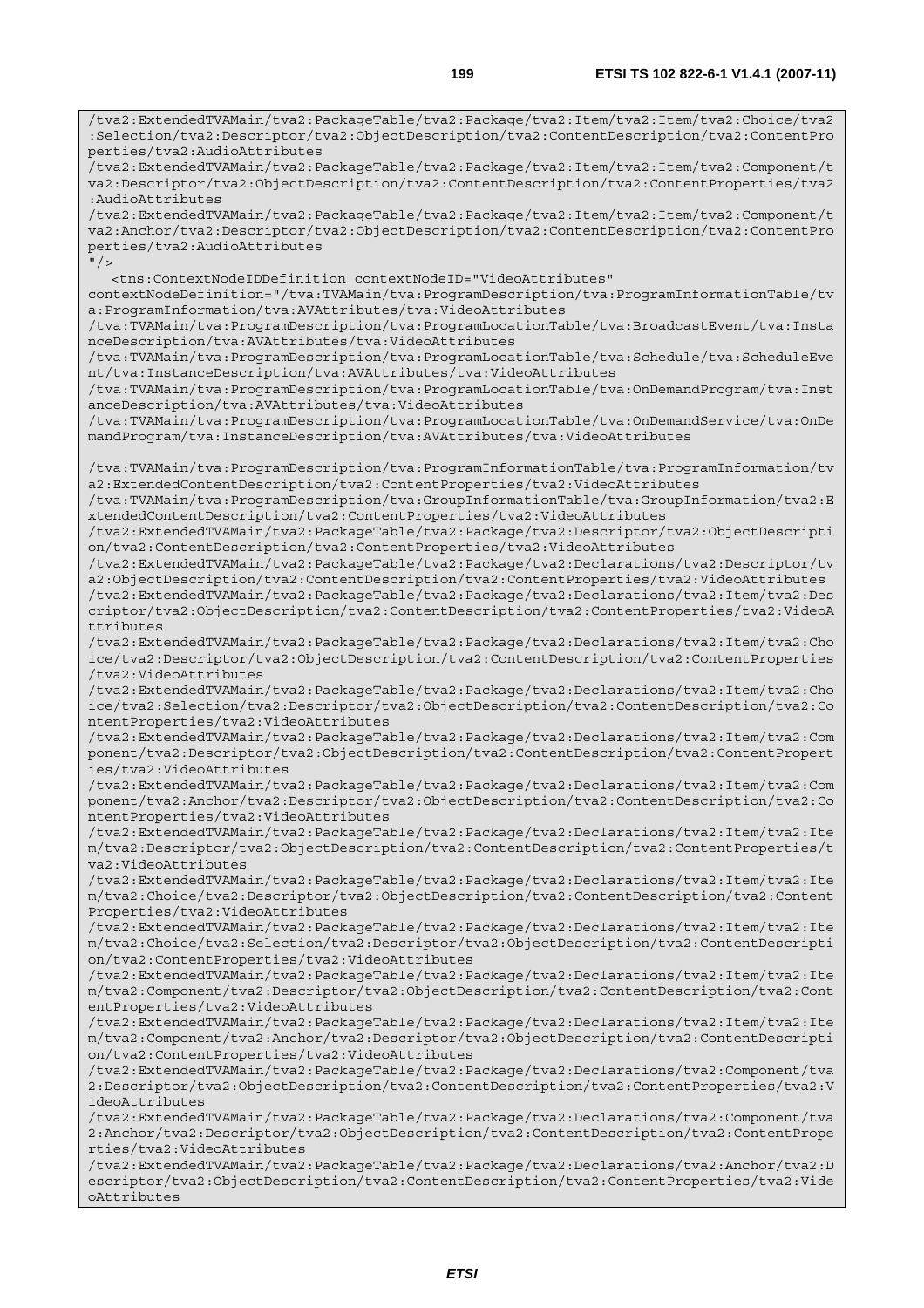```
/tva2:ExtendedTVAMain/tva2:PackageTable/tva2:Package/tva2:Item/tva2:Item/tva2:Choice/tva2
:Selection/tva2:Descriptor/tva2:ObjectDescription/tva2:ContentDescription/tva2:ContentPro
perties/tva2:AudioAttributes
/tva2:ExtendedTVAMain/tva2:PackageTable/tva2:Package/tva2:Item/tva2:Item/tva2:Component/t
va2:Descriptor/tva2:ObjectDescription/tva2:ContentDescription/tva2:ContentProperties/tva2
:AudioAttributes
/tva2:ExtendedTVAMain/tva2:PackageTable/tva2:Package/tva2:Item/tva2:Item/tva2:Component/t
va2:Anchor/tva2:Descriptor/tva2:ObjectDescription/tva2:ContentDescription/tva2:ContentPro
perties/tva2:AudioAttributes
"/>
   <tns:ContextNodeIDDefinition contextNodeID="VideoAttributes"
contextNodeDefinition="/tva:TVAMain/tva:ProgramDescription/tva:ProgramInformationTable/tv
a:ProgramInformation/tva:AVAttributes/tva:VideoAttributes
/tva:TVAMain/tva:ProgramDescription/tva:ProgramLocationTable/tva:BroadcastEvent/tva:Insta
nceDescription/tva:AVAttributes/tva:VideoAttributes
/tva:TVAMain/tva:ProgramDescription/tva:ProgramLocationTable/tva:Schedule/tva:ScheduleEve
nt/tva:InstanceDescription/tva:AVAttributes/tva:VideoAttributes
/tva:TVAMain/tva:ProgramDescription/tva:ProgramLocationTable/tva:OnDemandProgram/tva:Inst
anceDescription/tva:AVAttributes/tva:VideoAttributes
/tva:TVAMain/tva:ProgramDescription/tva:ProgramLocationTable/tva:OnDemandService/tva:OnDe
mandProgram/tva:InstanceDescription/tva:AVAttributes/tva:VideoAttributes

/tva:TVAMain/tva:ProgramDescription/tva:ProgramInformationTable/tva:ProgramInformation/tv
a2:ExtendedContentDescription/tva2:ContentProperties/tva2:VideoAttributes
/tva:TVAMain/tva:ProgramDescription/tva:GroupInformationTable/tva:GroupInformation/tva2:E
xtendedContentDescription/tva2:ContentProperties/tva2:VideoAttributes
/tva2:ExtendedTVAMain/tva2:PackageTable/tva2:Package/tva2:Descriptor/tva2:ObjectDescripti
on/tva2:ContentDescription/tva2:ContentProperties/tva2:VideoAttributes
/tva2:ExtendedTVAMain/tva2:PackageTable/tva2:Package/tva2:Declarations/tva2:Descriptor/tv
a2:ObjectDescription/tva2:ContentDescription/tva2:ContentProperties/tva2:VideoAttributes
/tva2:ExtendedTVAMain/tva2:PackageTable/tva2:Package/tva2:Declarations/tva2:Item/tva2:Des
criptor/tva2:ObjectDescription/tva2:ContentDescription/tva2:ContentProperties/tva2:VideoA
ttributes
/tva2:ExtendedTVAMain/tva2:PackageTable/tva2:Package/tva2:Declarations/tva2:Item/tva2:Cho
ice/tva2:Descriptor/tva2:ObjectDescription/tva2:ContentDescription/tva2:ContentProperties
/tva2:VideoAttributes
/tva2:ExtendedTVAMain/tva2:PackageTable/tva2:Package/tva2:Declarations/tva2:Item/tva2:Cho
ice/tva2:Selection/tva2:Descriptor/tva2:ObjectDescription/tva2:ContentDescription/tva2:Co
ntentProperties/tva2:VideoAttributes
/tva2:ExtendedTVAMain/tva2:PackageTable/tva2:Package/tva2:Declarations/tva2:Item/tva2:Com
ponent/tva2:Descriptor/tva2:ObjectDescription/tva2:ContentDescription/tva2:ContentPropert
ies/tva2:VideoAttributes
/tva2:ExtendedTVAMain/tva2:PackageTable/tva2:Package/tva2:Declarations/tva2:Item/tva2:Com
ponent/tva2:Anchor/tva2:Descriptor/tva2:ObjectDescription/tva2:ContentDescription/tva2:Co
ntentProperties/tva2:VideoAttributes
/tva2:ExtendedTVAMain/tva2:PackageTable/tva2:Package/tva2:Declarations/tva2:Item/tva2:Ite
m/tva2:Descriptor/tva2:ObjectDescription/tva2:ContentDescription/tva2:ContentProperties/t
va2:VideoAttributes
/tva2:ExtendedTVAMain/tva2:PackageTable/tva2:Package/tva2:Declarations/tva2:Item/tva2:Ite
m/tva2:Choice/tva2:Descriptor/tva2:ObjectDescription/tva2:ContentDescription/tva2:Content
Properties/tva2:VideoAttributes
/tva2:ExtendedTVAMain/tva2:PackageTable/tva2:Package/tva2:Declarations/tva2:Item/tva2:Ite
m/tva2:Choice/tva2:Selection/tva2:Descriptor/tva2:ObjectDescription/tva2:ContentDescripti
on/tva2:ContentProperties/tva2:VideoAttributes
/tva2:ExtendedTVAMain/tva2:PackageTable/tva2:Package/tva2:Declarations/tva2:Item/tva2:Ite
m/tva2:Component/tva2:Descriptor/tva2:ObjectDescription/tva2:ContentDescription/tva2:Cont
entProperties/tva2:VideoAttributes
/tva2:ExtendedTVAMain/tva2:PackageTable/tva2:Package/tva2:Declarations/tva2:Item/tva2:Ite
m/tva2:Component/tva2:Anchor/tva2:Descriptor/tva2:ObjectDescription/tva2:ContentDescripti
on/tva2:ContentProperties/tva2:VideoAttributes
/tva2:ExtendedTVAMain/tva2:PackageTable/tva2:Package/tva2:Declarations/tva2:Component/tva
2:Descriptor/tva2:ObjectDescription/tva2:ContentDescription/tva2:ContentProperties/tva2:V
ideoAttributes
/tva2:ExtendedTVAMain/tva2:PackageTable/tva2:Package/tva2:Declarations/tva2:Component/tva
2:Anchor/tva2:Descriptor/tva2:ObjectDescription/tva2:ContentDescription/tva2:ContentPrope
rties/tva2:VideoAttributes
/tva2:ExtendedTVAMain/tva2:PackageTable/tva2:Package/tva2:Declarations/tva2:Anchor/tva2:D
escriptor/tva2:ObjectDescription/tva2:ContentDescription/tva2:ContentProperties/tva2:Vide
oAttributes
```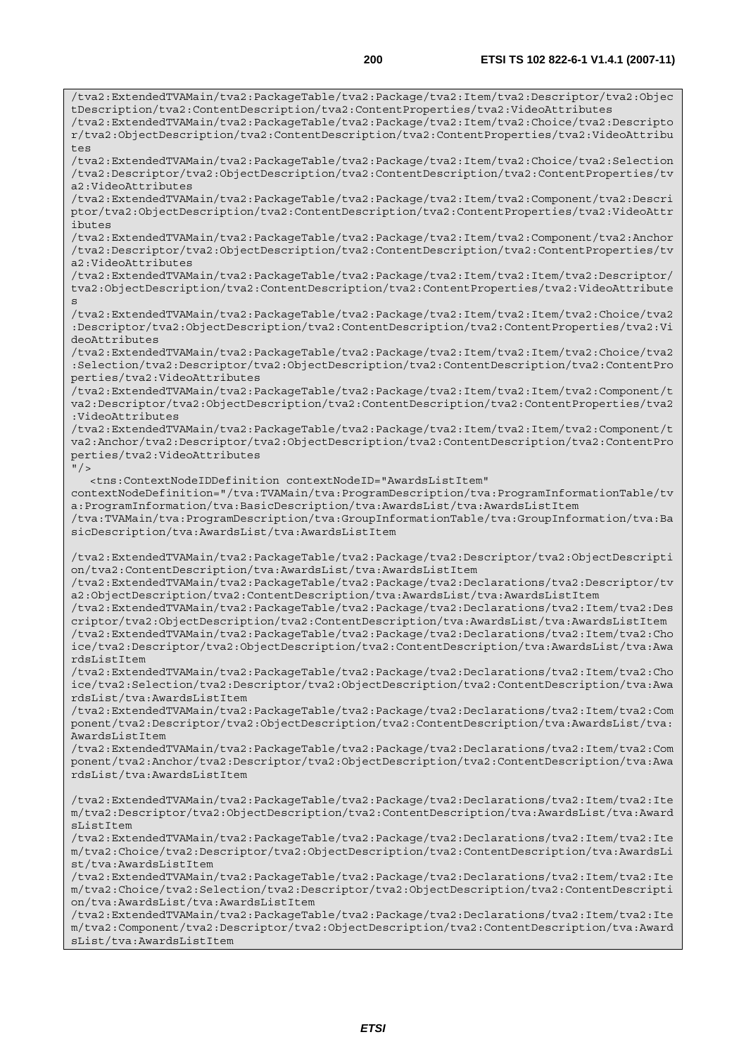```
/tva2:ExtendedTVAMain/tva2:PackageTable/tva2:Package/tva2:Item/tva2:Descriptor/tva2:ObjectDescription/tva2:ContentDescription/tva2:ContentProperties/tva2:VideoAttributes
/tva2:ExtendedTVAMain/tva2:PackageTable/tva2:Package/tva2:Item/tva2:Choice/tva2:Descriptor/tva2:ObjectDescription/tva2:ContentDescription/tva2:ContentProperties/tva2:VideoAttributes
/tva2:ExtendedTVAMain/tva2:PackageTable/tva2:Package/tva2:Item/tva2:Choice/tva2:Selection/tva2:Descriptor/tva2:ObjectDescription/tva2:ContentDescription/tva2:ContentProperties/tva2:VideoAttributes
/tva2:ExtendedTVAMain/tva2:PackageTable/tva2:Package/tva2:Item/tva2:Component/tva2:Descriptor/tva2:ObjectDescription/tva2:ContentDescription/tva2:ContentProperties/tva2:VideoAttributes
/tva2:ExtendedTVAMain/tva2:PackageTable/tva2:Package/tva2:Item/tva2:Component/tva2:Anchor/tva2:Descriptor/tva2:ObjectDescription/tva2:ContentDescription/tva2:ContentProperties/tva2:VideoAttributes
/tva2:ExtendedTVAMain/tva2:PackageTable/tva2:Package/tva2:Item/tva2:Item/tva2:Descriptor/tva2:ObjectDescription/tva2:ContentDescription/tva2:ContentProperties/tva2:VideoAttributes
/tva2:ExtendedTVAMain/tva2:PackageTable/tva2:Package/tva2:Item/tva2:Item/tva2:Choice/tva2:Descriptor/tva2:ObjectDescription/tva2:ContentDescription/tva2:ContentProperties/tva2:VideoAttributes
/tva2:ExtendedTVAMain/tva2:PackageTable/tva2:Package/tva2:Item/tva2:Item/tva2:Choice/tva2:Selection/tva2:Descriptor/tva2:ObjectDescription/tva2:ContentDescription/tva2:ContentProperties/tva2:VideoAttributes
/tva2:ExtendedTVAMain/tva2:PackageTable/tva2:Package/tva2:Item/tva2:Item/tva2:Component/tva2:Descriptor/tva2:ObjectDescription/tva2:ContentDescription/tva2:ContentProperties/tva2:VideoAttributes
/tva2:ExtendedTVAMain/tva2:PackageTable/tva2:Package/tva2:Item/tva2:Item/tva2:Component/tva2:Anchor/tva2:Descriptor/tva2:ObjectDescription/tva2:ContentDescription/tva2:ContentProperties/tva2:VideoAttributes
"/>
   <tns:ContextNodeIDDefinition contextNodeID="AwardsListItem"
contextNodeDefinition="/tva:TVAMain/tva:ProgramDescription/tva:ProgramInformationTable/tva:ProgramInformation/tva:BasicDescription/tva:AwardsList/tva:AwardsListItem
/tva:TVAMain/tva:ProgramDescription/tva:GroupInformationTable/tva:GroupInformation/tva:BasicDescription/tva:AwardsList/tva:AwardsListItem

/tva2:ExtendedTVAMain/tva2:PackageTable/tva2:Package/tva2:Descriptor/tva2:ObjectDescription/tva2:ContentDescription/tva:AwardsList/tva:AwardsListItem
/tva2:ExtendedTVAMain/tva2:PackageTable/tva2:Package/tva2:Declarations/tva2:Descriptor/tva2:ObjectDescription/tva2:ContentDescription/tva:AwardsList/tva:AwardsListItem
/tva2:ExtendedTVAMain/tva2:PackageTable/tva2:Package/tva2:Declarations/tva2:Item/tva2:Descriptor/tva2:ObjectDescription/tva2:ContentDescription/tva:AwardsList/tva:AwardsListItem
/tva2:ExtendedTVAMain/tva2:PackageTable/tva2:Package/tva2:Declarations/tva2:Item/tva2:Choice/tva2:Descriptor/tva2:ObjectDescription/tva2:ContentDescription/tva:AwardsList/tva:AwardsListItem
/tva2:ExtendedTVAMain/tva2:PackageTable/tva2:Package/tva2:Declarations/tva2:Item/tva2:Choice/tva2:Selection/tva2:Descriptor/tva2:ObjectDescription/tva2:ContentDescription/tva:AwardsList/tva:AwardsListItem
/tva2:ExtendedTVAMain/tva2:PackageTable/tva2:Package/tva2:Declarations/tva2:Item/tva2:Component/tva2:Descriptor/tva2:ObjectDescription/tva2:ContentDescription/tva:AwardsList/tva:AwardsListItem
/tva2:ExtendedTVAMain/tva2:PackageTable/tva2:Package/tva2:Declarations/tva2:Item/tva2:Component/tva2:Anchor/tva2:Descriptor/tva2:ObjectDescription/tva2:ContentDescription/tva:AwardsList/tva:AwardsListItem

/tva2:ExtendedTVAMain/tva2:PackageTable/tva2:Package/tva2:Declarations/tva2:Item/tva2:Item/tva2:Descriptor/tva2:ObjectDescription/tva2:ContentDescription/tva:AwardsList/tva:AwardsListItem
/tva2:ExtendedTVAMain/tva2:PackageTable/tva2:Package/tva2:Declarations/tva2:Item/tva2:Item/tva2:Choice/tva2:Descriptor/tva2:ObjectDescription/tva2:ContentDescription/tva:AwardsList/tva:AwardsListItem
/tva2:ExtendedTVAMain/tva2:PackageTable/tva2:Package/tva2:Declarations/tva2:Item/tva2:Item/tva2:Choice/tva2:Selection/tva2:Descriptor/tva2:ObjectDescription/tva2:ContentDescription/tva:AwardsList/tva:AwardsListItem
/tva2:ExtendedTVAMain/tva2:PackageTable/tva2:Package/tva2:Declarations/tva2:Item/tva2:Item/tva2:Component/tva2:Descriptor/tva2:ObjectDescription/tva2:ContentDescription/tva:AwardsList/tva:AwardsListItem
```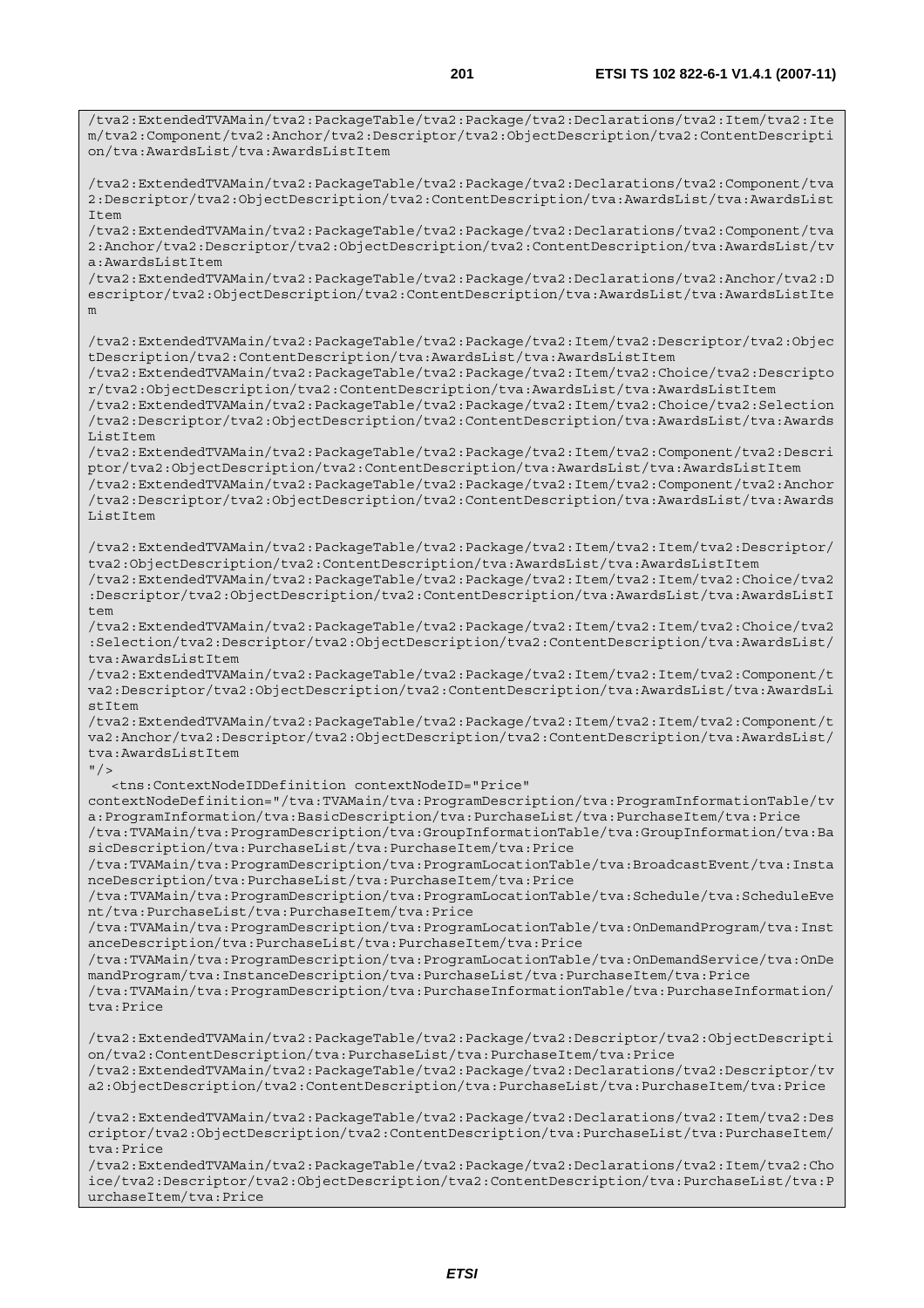```
/tva2:ExtendedTVAMain/tva2:PackageTable/tva2:Package/tva2:Declarations/tva2:Item/tva2:Item/tva2:Component/tva2:Anchor/tva2:Descriptor/tva2:ObjectDescription/tva2:ContentDescription/tva:AwardsList/tva:AwardsListItem

/tva2:ExtendedTVAMain/tva2:PackageTable/tva2:Package/tva2:Declarations/tva2:Component/tva2:Descriptor/tva2:ObjectDescription/tva2:ContentDescription/tva:AwardsList/tva:AwardsListItem
/tva2:ExtendedTVAMain/tva2:PackageTable/tva2:Package/tva2:Declarations/tva2:Component/tva2:Anchor/tva2:Descriptor/tva2:ObjectDescription/tva2:ContentDescription/tva:AwardsList/tva:AwardsListItem
/tva2:ExtendedTVAMain/tva2:PackageTable/tva2:Package/tva2:Declarations/tva2:Anchor/tva2:Descriptor/tva2:ObjectDescription/tva2:ContentDescription/tva:AwardsList/tva:AwardsListItem

/tva2:ExtendedTVAMain/tva2:PackageTable/tva2:Package/tva2:Item/tva2:Descriptor/tva2:ObjectDescription/tva2:ContentDescription/tva:AwardsList/tva:AwardsListItem
/tva2:ExtendedTVAMain/tva2:PackageTable/tva2:Package/tva2:Item/tva2:Choice/tva2:Descriptor/tva2:ObjectDescription/tva2:ContentDescription/tva:AwardsList/tva:AwardsListItem
/tva2:ExtendedTVAMain/tva2:PackageTable/tva2:Package/tva2:Item/tva2:Choice/tva2:Selection/tva2:Descriptor/tva2:ObjectDescription/tva2:ContentDescription/tva:AwardsList/tva:AwardsListItem
/tva2:ExtendedTVAMain/tva2:PackageTable/tva2:Package/tva2:Item/tva2:Component/tva2:Descriptor/tva2:ObjectDescription/tva2:ContentDescription/tva:AwardsList/tva:AwardsListItem
/tva2:ExtendedTVAMain/tva2:PackageTable/tva2:Package/tva2:Item/tva2:Component/tva2:Anchor/tva2:Descriptor/tva2:ObjectDescription/tva2:ContentDescription/tva:AwardsList/tva:AwardsListItem

/tva2:ExtendedTVAMain/tva2:PackageTable/tva2:Package/tva2:Item/tva2:Item/tva2:Descriptor/tva2:ObjectDescription/tva2:ContentDescription/tva:AwardsList/tva:AwardsListItem
/tva2:ExtendedTVAMain/tva2:PackageTable/tva2:Package/tva2:Item/tva2:Item/tva2:Choice/tva2:Descriptor/tva2:ObjectDescription/tva2:ContentDescription/tva:AwardsList/tva:AwardsListItem
/tva2:ExtendedTVAMain/tva2:PackageTable/tva2:Package/tva2:Item/tva2:Item/tva2:Choice/tva2:Selection/tva2:Descriptor/tva2:ObjectDescription/tva2:ContentDescription/tva:AwardsList/tva:AwardsListItem
/tva2:ExtendedTVAMain/tva2:PackageTable/tva2:Package/tva2:Item/tva2:Item/tva2:Component/tva2:Descriptor/tva2:ObjectDescription/tva2:ContentDescription/tva:AwardsList/tva:AwardsListItem
/tva2:ExtendedTVAMain/tva2:PackageTable/tva2:Package/tva2:Item/tva2:Item/tva2:Component/tva2:Anchor/tva2:Descriptor/tva2:ObjectDescription/tva2:ContentDescription/tva:AwardsList/tva:AwardsListItem
"/>
   <tns:ContextNodeIDDefinition contextNodeID="Price"
contextNodeDefinition="/tva:TVAMain/tva:ProgramDescription/tva:ProgramInformationTable/tva:ProgramInformation/tva:BasicDescription/tva:PurchaseList/tva:PurchaseItem/tva:Price
/tva:TVAMain/tva:ProgramDescription/tva:GroupInformationTable/tva:GroupInformation/tva:BasicDescription/tva:PurchaseList/tva:PurchaseItem/tva:Price
/tva:TVAMain/tva:ProgramDescription/tva:ProgramLocationTable/tva:BroadcastEvent/tva:InstanceDescription/tva:PurchaseList/tva:PurchaseItem/tva:Price
/tva:TVAMain/tva:ProgramDescription/tva:ProgramLocationTable/tva:Schedule/tva:ScheduleEvent/tva:PurchaseList/tva:PurchaseItem/tva:Price
/tva:TVAMain/tva:ProgramDescription/tva:ProgramLocationTable/tva:OnDemandProgram/tva:InstanceDescription/tva:PurchaseList/tva:PurchaseItem/tva:Price
/tva:TVAMain/tva:ProgramDescription/tva:ProgramLocationTable/tva:OnDemandService/tva:OnDemandProgram/tva:InstanceDescription/tva:PurchaseList/tva:PurchaseItem/tva:Price
/tva:TVAMain/tva:ProgramDescription/tva:PurchaseInformationTable/tva:PurchaseInformation/tva:Price

/tva2:ExtendedTVAMain/tva2:PackageTable/tva2:Package/tva2:Descriptor/tva2:ObjectDescription/tva2:ContentDescription/tva:PurchaseList/tva:PurchaseItem/tva:Price
/tva2:ExtendedTVAMain/tva2:PackageTable/tva2:Package/tva2:Declarations/tva2:Descriptor/tva2:ObjectDescription/tva2:ContentDescription/tva:PurchaseList/tva:PurchaseItem/tva:Price

/tva2:ExtendedTVAMain/tva2:PackageTable/tva2:Package/tva2:Declarations/tva2:Item/tva2:Descriptor/tva2:ObjectDescription/tva2:ContentDescription/tva:PurchaseList/tva:PurchaseItem/tva:Price
/tva2:ExtendedTVAMain/tva2:PackageTable/tva2:Package/tva2:Declarations/tva2:Item/tva2:Choice/tva2:Descriptor/tva2:ObjectDescription/tva2:ContentDescription/tva:PurchaseList/tva:PurchaseItem/tva:Price
```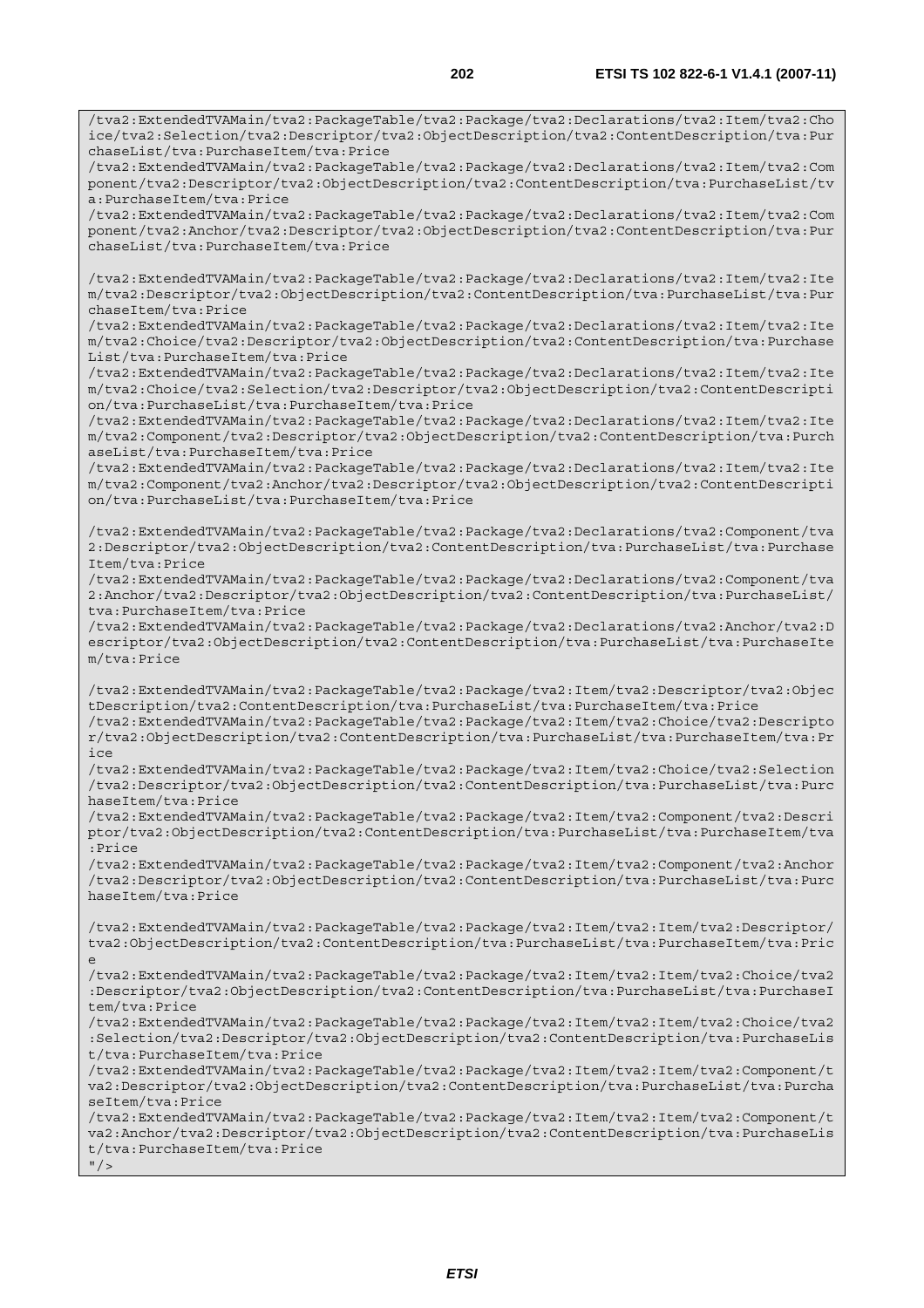```
/tva2:ExtendedTVAMain/tva2:PackageTable/tva2:Package/tva2:Declarations/tva2:Item/tva2:Choice/tva2:Selection/tva2:Descriptor/tva2:ObjectDescription/tva2:ContentDescription/tva:PurchaseList/tva:PurchaseItem/tva:Price
/tva2:ExtendedTVAMain/tva2:PackageTable/tva2:Package/tva2:Declarations/tva2:Item/tva2:Component/tva2:Descriptor/tva2:ObjectDescription/tva2:ContentDescription/tva:PurchaseList/tva:PurchaseItem/tva:Price
/tva2:ExtendedTVAMain/tva2:PackageTable/tva2:Package/tva2:Declarations/tva2:Item/tva2:Component/tva2:Anchor/tva2:Descriptor/tva2:ObjectDescription/tva2:ContentDescription/tva:PurchaseList/tva:PurchaseItem/tva:Price

/tva2:ExtendedTVAMain/tva2:PackageTable/tva2:Package/tva2:Declarations/tva2:Item/tva2:Item/tva2:Descriptor/tva2:ObjectDescription/tva2:ContentDescription/tva:PurchaseList/tva:PurchaseItem/tva:Price
/tva2:ExtendedTVAMain/tva2:PackageTable/tva2:Package/tva2:Declarations/tva2:Item/tva2:Item/tva2:Choice/tva2:Descriptor/tva2:ObjectDescription/tva2:ContentDescription/tva:PurchaseList/tva:PurchaseItem/tva:Price
/tva2:ExtendedTVAMain/tva2:PackageTable/tva2:Package/tva2:Declarations/tva2:Item/tva2:Item/tva2:Choice/tva2:Selection/tva2:Descriptor/tva2:ObjectDescription/tva2:ContentDescription/tva:PurchaseList/tva:PurchaseItem/tva:Price
/tva2:ExtendedTVAMain/tva2:PackageTable/tva2:Package/tva2:Declarations/tva2:Item/tva2:Item/tva2:Component/tva2:Descriptor/tva2:ObjectDescription/tva2:ContentDescription/tva:PurchaseList/tva:PurchaseItem/tva:Price
/tva2:ExtendedTVAMain/tva2:PackageTable/tva2:Package/tva2:Declarations/tva2:Item/tva2:Item/tva2:Component/tva2:Anchor/tva2:Descriptor/tva2:ObjectDescription/tva2:ContentDescription/tva:PurchaseList/tva:PurchaseItem/tva:Price

/tva2:ExtendedTVAMain/tva2:PackageTable/tva2:Package/tva2:Declarations/tva2:Component/tva2:Descriptor/tva2:ObjectDescription/tva2:ContentDescription/tva:PurchaseList/tva:PurchaseItem/tva:Price
/tva2:ExtendedTVAMain/tva2:PackageTable/tva2:Package/tva2:Declarations/tva2:Component/tva2:Anchor/tva2:Descriptor/tva2:ObjectDescription/tva2:ContentDescription/tva:PurchaseList/tva:PurchaseItem/tva:Price
/tva2:ExtendedTVAMain/tva2:PackageTable/tva2:Package/tva2:Declarations/tva2:Anchor/tva2:Descriptor/tva2:ObjectDescription/tva2:ContentDescription/tva:PurchaseList/tva:PurchaseItem/tva:Price

/tva2:ExtendedTVAMain/tva2:PackageTable/tva2:Package/tva2:Item/tva2:Descriptor/tva2:ObjectDescription/tva2:ContentDescription/tva:PurchaseList/tva:PurchaseItem/tva:Price
/tva2:ExtendedTVAMain/tva2:PackageTable/tva2:Package/tva2:Item/tva2:Choice/tva2:Descriptor/tva2:ObjectDescription/tva2:ContentDescription/tva:PurchaseList/tva:PurchaseItem/tva:Price
/tva2:ExtendedTVAMain/tva2:PackageTable/tva2:Package/tva2:Item/tva2:Choice/tva2:Selection/tva2:Descriptor/tva2:ObjectDescription/tva2:ContentDescription/tva:PurchaseList/tva:PurchaseItem/tva:Price
/tva2:ExtendedTVAMain/tva2:PackageTable/tva2:Package/tva2:Item/tva2:Component/tva2:Descriptor/tva2:ObjectDescription/tva2:ContentDescription/tva:PurchaseList/tva:PurchaseItem/tva:Price
/tva2:ExtendedTVAMain/tva2:PackageTable/tva2:Package/tva2:Item/tva2:Component/tva2:Anchor/tva2:Descriptor/tva2:ObjectDescription/tva2:ContentDescription/tva:PurchaseList/tva:PurchaseItem/tva:Price

/tva2:ExtendedTVAMain/tva2:PackageTable/tva2:Package/tva2:Item/tva2:Item/tva2:Descriptor/tva2:ObjectDescription/tva2:ContentDescription/tva:PurchaseList/tva:PurchaseItem/tva:Price
/tva2:ExtendedTVAMain/tva2:PackageTable/tva2:Package/tva2:Item/tva2:Item/tva2:Choice/tva2:Descriptor/tva2:ObjectDescription/tva2:ContentDescription/tva:PurchaseList/tva:PurchaseItem/tva:Price
/tva2:ExtendedTVAMain/tva2:PackageTable/tva2:Package/tva2:Item/tva2:Item/tva2:Choice/tva2:Selection/tva2:Descriptor/tva2:ObjectDescription/tva2:ContentDescription/tva:PurchaseList/tva:PurchaseItem/tva:Price
/tva2:ExtendedTVAMain/tva2:PackageTable/tva2:Package/tva2:Item/tva2:Item/tva2:Component/tva2:Descriptor/tva2:ObjectDescription/tva2:ContentDescription/tva:PurchaseList/tva:PurchaseItem/tva:Price
/tva2:ExtendedTVAMain/tva2:PackageTable/tva2:Package/tva2:Item/tva2:Item/tva2:Component/tva2:Anchor/tva2:Descriptor/tva2:ObjectDescription/tva2:ContentDescription/tva:PurchaseList/tva:PurchaseItem/tva:Price
"/>
```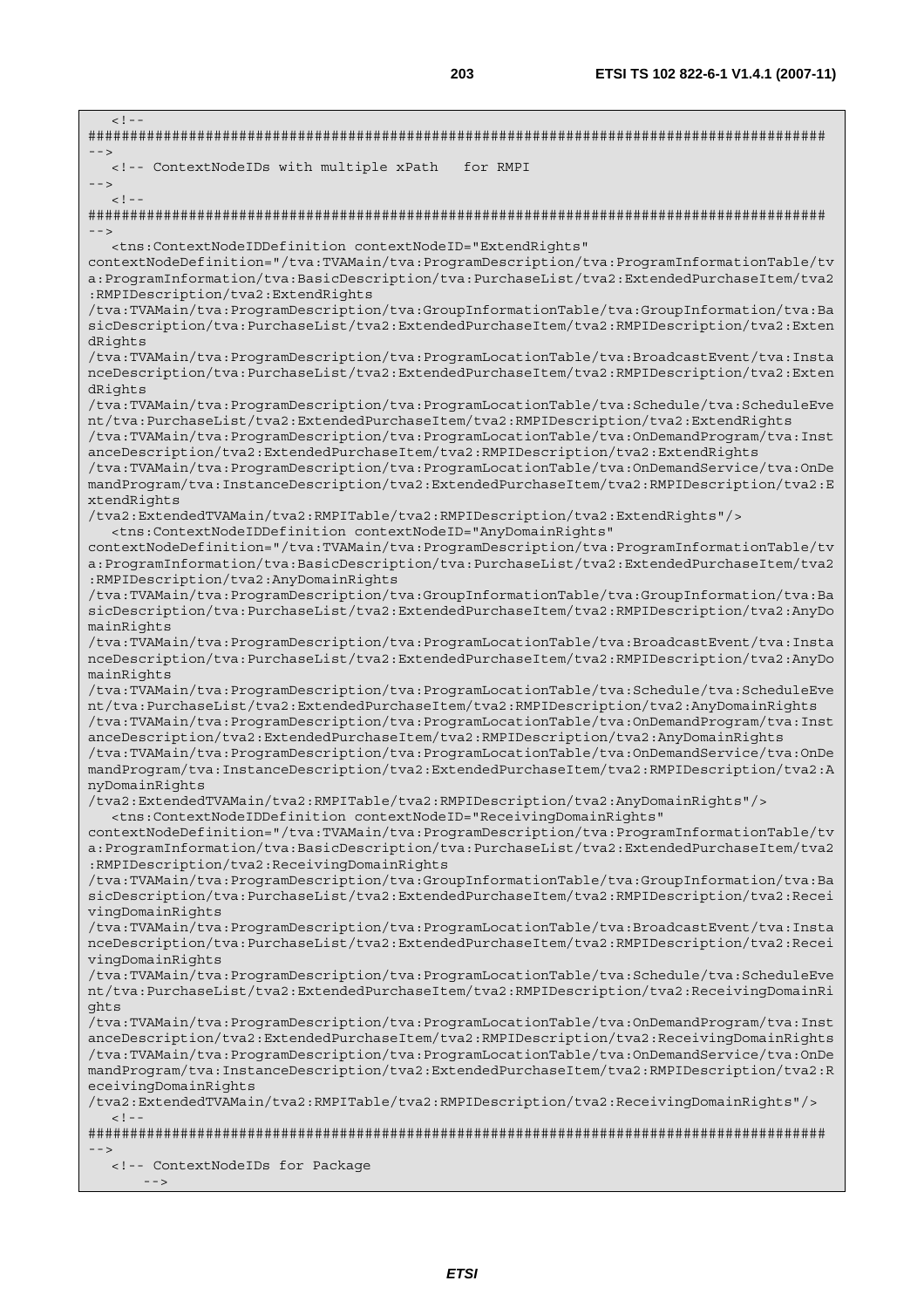```
<!--
########################################################################################
-->
   <!-- ContextNodeIDs with multiple xPath   for RMPI
-->
   <!--
########################################################################################
-->
   <tns:ContextNodeIDDefinition contextNodeID="ExtendRights"
contextNodeDefinition="/tva:TVAMain/tva:ProgramDescription/tva:ProgramInformationTable/tv
a:ProgramInformation/tva:BasicDescription/tva:PurchaseList/tva2:ExtendedPurchaseItem/tva2
:RMPIDescription/tva2:ExtendRights
/tva:TVAMain/tva:ProgramDescription/tva:GroupInformationTable/tva:GroupInformation/tva:Ba
sicDescription/tva:PurchaseList/tva2:ExtendedPurchaseItem/tva2:RMPIDescription/tva2:Exten
dRights
/tva:TVAMain/tva:ProgramDescription/tva:ProgramLocationTable/tva:BroadcastEvent/tva:Insta
nceDescription/tva:PurchaseList/tva2:ExtendedPurchaseItem/tva2:RMPIDescription/tva2:Exten
dRights
/tva:TVAMain/tva:ProgramDescription/tva:ProgramLocationTable/tva:Schedule/tva:ScheduleEve
nt/tva:PurchaseList/tva2:ExtendedPurchaseItem/tva2:RMPIDescription/tva2:ExtendRights
/tva:TVAMain/tva:ProgramDescription/tva:ProgramLocationTable/tva:OnDemandProgram/tva:Inst
anceDescription/tva2:ExtendedPurchaseItem/tva2:RMPIDescription/tva2:ExtendRights
/tva:TVAMain/tva:ProgramDescription/tva:ProgramLocationTable/tva:OnDemandService/tva:OnDe
mandProgram/tva:InstanceDescription/tva2:ExtendedPurchaseItem/tva2:RMPIDescription/tva2:E
xtendRights
/tva2:ExtendedTVAMain/tva2:RMPITable/tva2:RMPIDescription/tva2:ExtendRights"/>
   <tns:ContextNodeIDDefinition contextNodeID="AnyDomainRights"
contextNodeDefinition="/tva:TVAMain/tva:ProgramDescription/tva:ProgramInformationTable/tv
a:ProgramInformation/tva:BasicDescription/tva:PurchaseList/tva2:ExtendedPurchaseItem/tva2
:RMPIDescription/tva2:AnyDomainRights
/tva:TVAMain/tva:ProgramDescription/tva:GroupInformationTable/tva:GroupInformation/tva:Ba
sicDescription/tva:PurchaseList/tva2:ExtendedPurchaseItem/tva2:RMPIDescription/tva2:AnyDo
mainRights
/tva:TVAMain/tva:ProgramDescription/tva:ProgramLocationTable/tva:BroadcastEvent/tva:Insta
nceDescription/tva:PurchaseList/tva2:ExtendedPurchaseItem/tva2:RMPIDescription/tva2:AnyDo
mainRights
/tva:TVAMain/tva:ProgramDescription/tva:ProgramLocationTable/tva:Schedule/tva:ScheduleEve
nt/tva:PurchaseList/tva2:ExtendedPurchaseItem/tva2:RMPIDescription/tva2:AnyDomainRights
/tva:TVAMain/tva:ProgramDescription/tva:ProgramLocationTable/tva:OnDemandProgram/tva:Inst
anceDescription/tva2:ExtendedPurchaseItem/tva2:RMPIDescription/tva2:AnyDomainRights
/tva:TVAMain/tva:ProgramDescription/tva:ProgramLocationTable/tva:OnDemandService/tva:OnDe
mandProgram/tva:InstanceDescription/tva2:ExtendedPurchaseItem/tva2:RMPIDescription/tva2:A
nyDomainRights
/tva2:ExtendedTVAMain/tva2:RMPITable/tva2:RMPIDescription/tva2:AnyDomainRights"/>
   <tns:ContextNodeIDDefinition contextNodeID="ReceivingDomainRights"
contextNodeDefinition="/tva:TVAMain/tva:ProgramDescription/tva:ProgramInformationTable/tv
a:ProgramInformation/tva:BasicDescription/tva:PurchaseList/tva2:ExtendedPurchaseItem/tva2
:RMPIDescription/tva2:ReceivingDomainRights
/tva:TVAMain/tva:ProgramDescription/tva:GroupInformationTable/tva:GroupInformation/tva:Ba
sicDescription/tva:PurchaseList/tva2:ExtendedPurchaseItem/tva2:RMPIDescription/tva2:Recei
vingDomainRights
/tva:TVAMain/tva:ProgramDescription/tva:ProgramLocationTable/tva:BroadcastEvent/tva:Insta
nceDescription/tva:PurchaseList/tva2:ExtendedPurchaseItem/tva2:RMPIDescription/tva2:Recei
vingDomainRights
/tva:TVAMain/tva:ProgramDescription/tva:ProgramLocationTable/tva:Schedule/tva:ScheduleEve
nt/tva:PurchaseList/tva2:ExtendedPurchaseItem/tva2:RMPIDescription/tva2:ReceivingDomainRi
ghts
/tva:TVAMain/tva:ProgramDescription/tva:ProgramLocationTable/tva:OnDemandProgram/tva:Inst
anceDescription/tva2:ExtendedPurchaseItem/tva2:RMPIDescription/tva2:ReceivingDomainRights
/tva:TVAMain/tva:ProgramDescription/tva:ProgramLocationTable/tva:OnDemandService/tva:OnDe
mandProgram/tva:InstanceDescription/tva2:ExtendedPurchaseItem/tva2:RMPIDescription/tva2:R
eceivingDomainRights
/tva2:ExtendedTVAMain/tva2:RMPITable/tva2:RMPIDescription/tva2:ReceivingDomainRights"/>
   <!--
########################################################################################
-->
   <!-- ContextNodeIDs for Package
      -->
```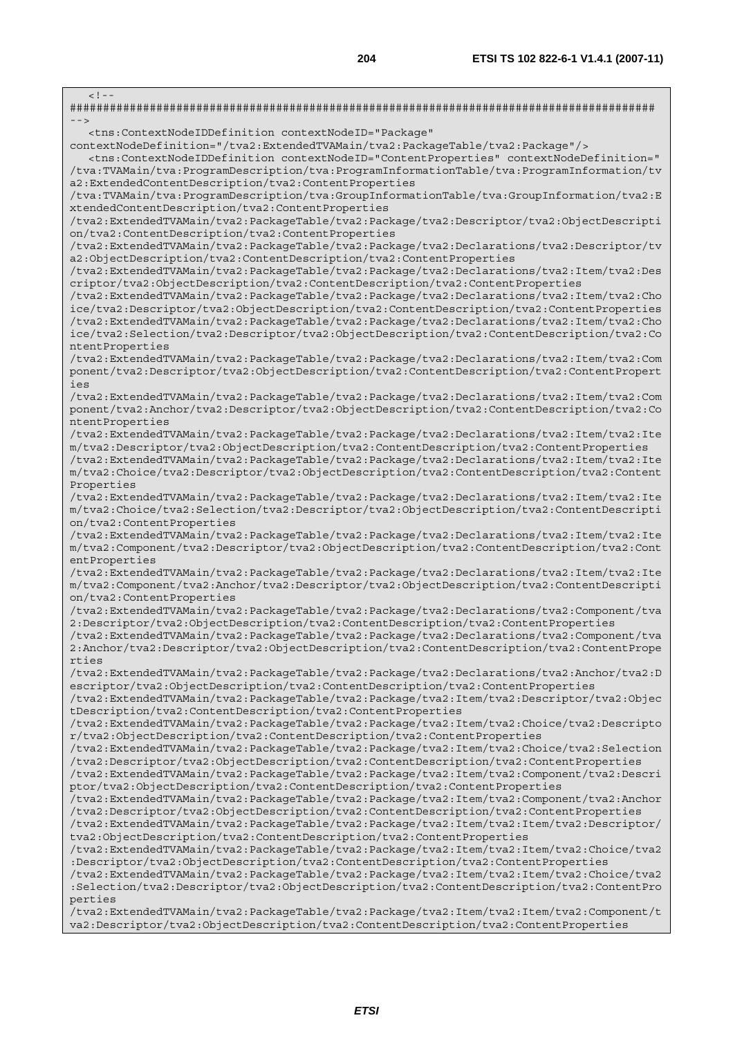```
   <!--
########################################################################################
-->
   <tns:ContextNodeIDDefinition contextNodeID="Package"
contextNodeDefinition="/tva2:ExtendedTVAMain/tva2:PackageTable/tva2:Package"/>
   <tns:ContextNodeIDDefinition contextNodeID="ContentProperties" contextNodeDefinition="
/tva:TVAMain/tva:ProgramDescription/tva:ProgramInformationTable/tva:ProgramInformation/tv
a2:ExtendedContentDescription/tva2:ContentProperties
/tva:TVAMain/tva:ProgramDescription/tva:GroupInformationTable/tva:GroupInformation/tva2:E
xtendedContentDescription/tva2:ContentProperties
/tva2:ExtendedTVAMain/tva2:PackageTable/tva2:Package/tva2:Descriptor/tva2:ObjectDescripti
on/tva2:ContentDescription/tva2:ContentProperties
/tva2:ExtendedTVAMain/tva2:PackageTable/tva2:Package/tva2:Declarations/tva2:Descriptor/tv
a2:ObjectDescription/tva2:ContentDescription/tva2:ContentProperties
/tva2:ExtendedTVAMain/tva2:PackageTable/tva2:Package/tva2:Declarations/tva2:Item/tva2:Des
criptor/tva2:ObjectDescription/tva2:ContentDescription/tva2:ContentProperties
/tva2:ExtendedTVAMain/tva2:PackageTable/tva2:Package/tva2:Declarations/tva2:Item/tva2:Cho
ice/tva2:Descriptor/tva2:ObjectDescription/tva2:ContentDescription/tva2:ContentProperties
/tva2:ExtendedTVAMain/tva2:PackageTable/tva2:Package/tva2:Declarations/tva2:Item/tva2:Cho
ice/tva2:Selection/tva2:Descriptor/tva2:ObjectDescription/tva2:ContentDescription/tva2:Co
ntentProperties
/tva2:ExtendedTVAMain/tva2:PackageTable/tva2:Package/tva2:Declarations/tva2:Item/tva2:Com
ponent/tva2:Descriptor/tva2:ObjectDescription/tva2:ContentDescription/tva2:ContentPropert
ies
/tva2:ExtendedTVAMain/tva2:PackageTable/tva2:Package/tva2:Declarations/tva2:Item/tva2:Com
ponent/tva2:Anchor/tva2:Descriptor/tva2:ObjectDescription/tva2:ContentDescription/tva2:Co
ntentProperties
/tva2:ExtendedTVAMain/tva2:PackageTable/tva2:Package/tva2:Declarations/tva2:Item/tva2:Ite
m/tva2:Descriptor/tva2:ObjectDescription/tva2:ContentDescription/tva2:ContentProperties
/tva2:ExtendedTVAMain/tva2:PackageTable/tva2:Package/tva2:Declarations/tva2:Item/tva2:Ite
m/tva2:Choice/tva2:Descriptor/tva2:ObjectDescription/tva2:ContentDescription/tva2:Content
Properties
/tva2:ExtendedTVAMain/tva2:PackageTable/tva2:Package/tva2:Declarations/tva2:Item/tva2:Ite
m/tva2:Choice/tva2:Selection/tva2:Descriptor/tva2:ObjectDescription/tva2:ContentDescripti
on/tva2:ContentProperties
/tva2:ExtendedTVAMain/tva2:PackageTable/tva2:Package/tva2:Declarations/tva2:Item/tva2:Ite
m/tva2:Component/tva2:Descriptor/tva2:ObjectDescription/tva2:ContentDescription/tva2:Cont
entProperties
/tva2:ExtendedTVAMain/tva2:PackageTable/tva2:Package/tva2:Declarations/tva2:Item/tva2:Ite
m/tva2:Component/tva2:Anchor/tva2:Descriptor/tva2:ObjectDescription/tva2:ContentDescripti
on/tva2:ContentProperties
/tva2:ExtendedTVAMain/tva2:PackageTable/tva2:Package/tva2:Declarations/tva2:Component/tva
2:Descriptor/tva2:ObjectDescription/tva2:ContentDescription/tva2:ContentProperties
/tva2:ExtendedTVAMain/tva2:PackageTable/tva2:Package/tva2:Declarations/tva2:Component/tva
2:Anchor/tva2:Descriptor/tva2:ObjectDescription/tva2:ContentDescription/tva2:ContentPrope
rties
/tva2:ExtendedTVAMain/tva2:PackageTable/tva2:Package/tva2:Declarations/tva2:Anchor/tva2:D
escriptor/tva2:ObjectDescription/tva2:ContentDescription/tva2:ContentProperties
/tva2:ExtendedTVAMain/tva2:PackageTable/tva2:Package/tva2:Item/tva2:Descriptor/tva2:Objec
tDescription/tva2:ContentDescription/tva2:ContentProperties
/tva2:ExtendedTVAMain/tva2:PackageTable/tva2:Package/tva2:Item/tva2:Choice/tva2:Descripto
r/tva2:ObjectDescription/tva2:ContentDescription/tva2:ContentProperties
/tva2:ExtendedTVAMain/tva2:PackageTable/tva2:Package/tva2:Item/tva2:Choice/tva2:Selection
/tva2:Descriptor/tva2:ObjectDescription/tva2:ContentDescription/tva2:ContentProperties
/tva2:ExtendedTVAMain/tva2:PackageTable/tva2:Package/tva2:Item/tva2:Component/tva2:Descri
ptor/tva2:ObjectDescription/tva2:ContentDescription/tva2:ContentProperties
/tva2:ExtendedTVAMain/tva2:PackageTable/tva2:Package/tva2:Item/tva2:Component/tva2:Anchor
/tva2:Descriptor/tva2:ObjectDescription/tva2:ContentDescription/tva2:ContentProperties
/tva2:ExtendedTVAMain/tva2:PackageTable/tva2:Package/tva2:Item/tva2:Item/tva2:Descriptor/
tva2:ObjectDescription/tva2:ContentDescription/tva2:ContentProperties
/tva2:ExtendedTVAMain/tva2:PackageTable/tva2:Package/tva2:Item/tva2:Item/tva2:Choice/tva2
:Descriptor/tva2:ObjectDescription/tva2:ContentDescription/tva2:ContentProperties
/tva2:ExtendedTVAMain/tva2:PackageTable/tva2:Package/tva2:Item/tva2:Item/tva2:Choice/tva2
:Selection/tva2:Descriptor/tva2:ObjectDescription/tva2:ContentDescription/tva2:ContentPro
perties
/tva2:ExtendedTVAMain/tva2:PackageTable/tva2:Package/tva2:Item/tva2:Item/tva2:Component/t
va2:Descriptor/tva2:ObjectDescription/tva2:ContentDescription/tva2:ContentProperties
```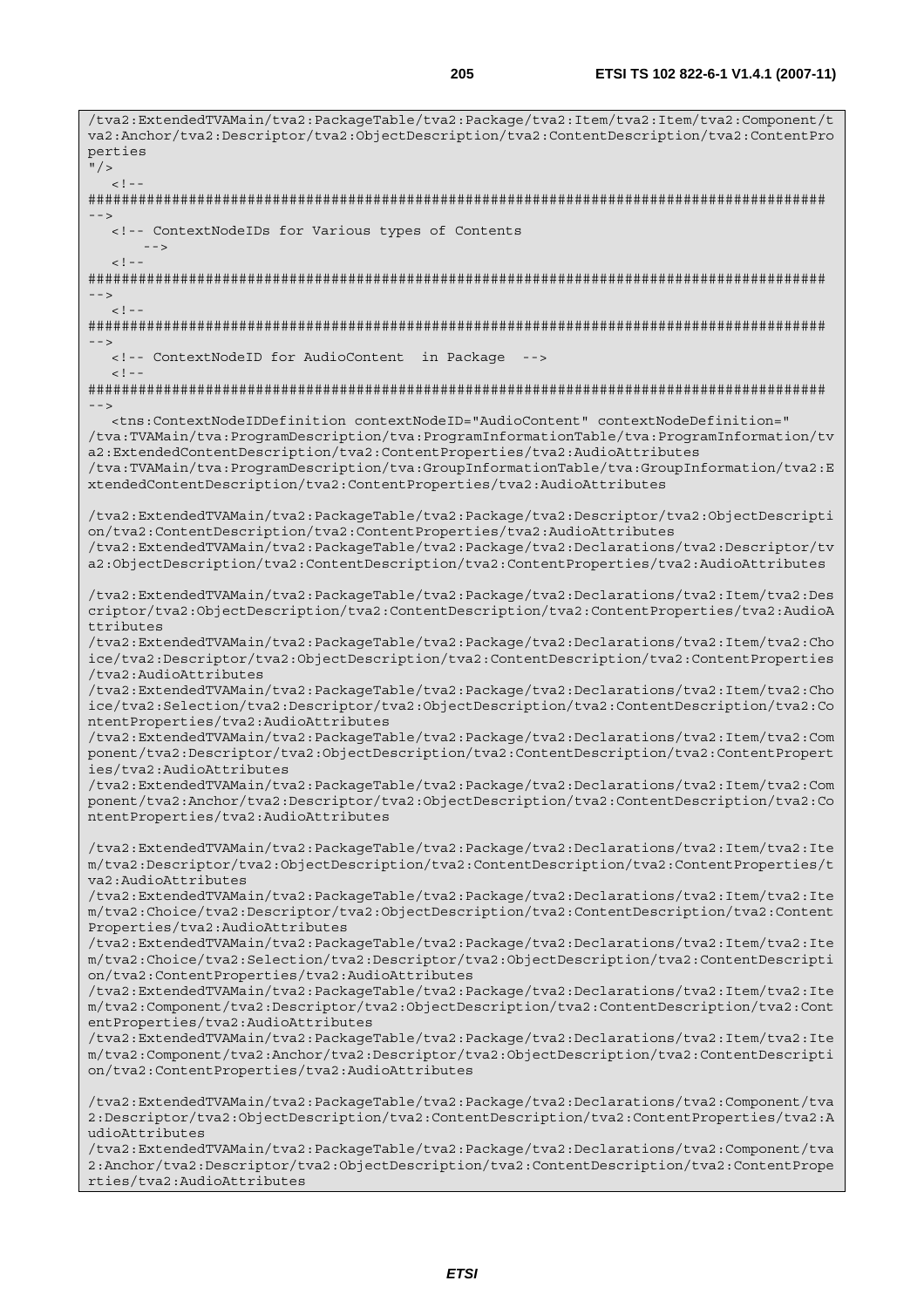```
/tva2:ExtendedTVAMain/tva2:PackageTable/tva2:Package/tva2:Item/tva2:Item/tva2:Component/t
va2:Anchor/tva2:Descriptor/tva2:ObjectDescription/tva2:ContentDescription/tva2:ContentPro
perties
"/>
   <!--
########################################################################################
-->
   <!-- ContextNodeIDs for Various types of Contents
      -->
   <!--
########################################################################################
-->
   <!--
########################################################################################
-->
   <!-- ContextNodeID for AudioContent  in Package  -->
   <!--
########################################################################################
-->
   <tns:ContextNodeIDDefinition contextNodeID="AudioContent" contextNodeDefinition="
/tva:TVAMain/tva:ProgramDescription/tva:ProgramInformationTable/tva:ProgramInformation/tv
a2:ExtendedContentDescription/tva2:ContentProperties/tva2:AudioAttributes
/tva:TVAMain/tva:ProgramDescription/tva:GroupInformationTable/tva:GroupInformation/tva2:E
xtendedContentDescription/tva2:ContentProperties/tva2:AudioAttributes

/tva2:ExtendedTVAMain/tva2:PackageTable/tva2:Package/tva2:Descriptor/tva2:ObjectDescripti
on/tva2:ContentDescription/tva2:ContentProperties/tva2:AudioAttributes
/tva2:ExtendedTVAMain/tva2:PackageTable/tva2:Package/tva2:Declarations/tva2:Descriptor/tv
a2:ObjectDescription/tva2:ContentDescription/tva2:ContentProperties/tva2:AudioAttributes

/tva2:ExtendedTVAMain/tva2:PackageTable/tva2:Package/tva2:Declarations/tva2:Item/tva2:Des
criptor/tva2:ObjectDescription/tva2:ContentDescription/tva2:ContentProperties/tva2:AudioA
ttributes
/tva2:ExtendedTVAMain/tva2:PackageTable/tva2:Package/tva2:Declarations/tva2:Item/tva2:Cho
ice/tva2:Descriptor/tva2:ObjectDescription/tva2:ContentDescription/tva2:ContentProperties
/tva2:AudioAttributes
/tva2:ExtendedTVAMain/tva2:PackageTable/tva2:Package/tva2:Declarations/tva2:Item/tva2:Cho
ice/tva2:Selection/tva2:Descriptor/tva2:ObjectDescription/tva2:ContentDescription/tva2:Co
ntentProperties/tva2:AudioAttributes
/tva2:ExtendedTVAMain/tva2:PackageTable/tva2:Package/tva2:Declarations/tva2:Item/tva2:Com
ponent/tva2:Descriptor/tva2:ObjectDescription/tva2:ContentDescription/tva2:ContentPropert
ies/tva2:AudioAttributes
/tva2:ExtendedTVAMain/tva2:PackageTable/tva2:Package/tva2:Declarations/tva2:Item/tva2:Com
ponent/tva2:Anchor/tva2:Descriptor/tva2:ObjectDescription/tva2:ContentDescription/tva2:Co
ntentProperties/tva2:AudioAttributes

/tva2:ExtendedTVAMain/tva2:PackageTable/tva2:Package/tva2:Declarations/tva2:Item/tva2:Ite
m/tva2:Descriptor/tva2:ObjectDescription/tva2:ContentDescription/tva2:ContentProperties/t
va2:AudioAttributes
/tva2:ExtendedTVAMain/tva2:PackageTable/tva2:Package/tva2:Declarations/tva2:Item/tva2:Ite
m/tva2:Choice/tva2:Descriptor/tva2:ObjectDescription/tva2:ContentDescription/tva2:Content
Properties/tva2:AudioAttributes
/tva2:ExtendedTVAMain/tva2:PackageTable/tva2:Package/tva2:Declarations/tva2:Item/tva2:Ite
m/tva2:Choice/tva2:Selection/tva2:Descriptor/tva2:ObjectDescription/tva2:ContentDescripti
on/tva2:ContentProperties/tva2:AudioAttributes
/tva2:ExtendedTVAMain/tva2:PackageTable/tva2:Package/tva2:Declarations/tva2:Item/tva2:Ite
m/tva2:Component/tva2:Descriptor/tva2:ObjectDescription/tva2:ContentDescription/tva2:Cont
entProperties/tva2:AudioAttributes
/tva2:ExtendedTVAMain/tva2:PackageTable/tva2:Package/tva2:Declarations/tva2:Item/tva2:Ite
m/tva2:Component/tva2:Anchor/tva2:Descriptor/tva2:ObjectDescription/tva2:ContentDescripti
on/tva2:ContentProperties/tva2:AudioAttributes

/tva2:ExtendedTVAMain/tva2:PackageTable/tva2:Package/tva2:Declarations/tva2:Component/tva
2:Descriptor/tva2:ObjectDescription/tva2:ContentDescription/tva2:ContentProperties/tva2:A
udioAttributes
/tva2:ExtendedTVAMain/tva2:PackageTable/tva2:Package/tva2:Declarations/tva2:Component/tva
2:Anchor/tva2:Descriptor/tva2:ObjectDescription/tva2:ContentDescription/tva2:ContentPrope
rties/tva2:AudioAttributes
```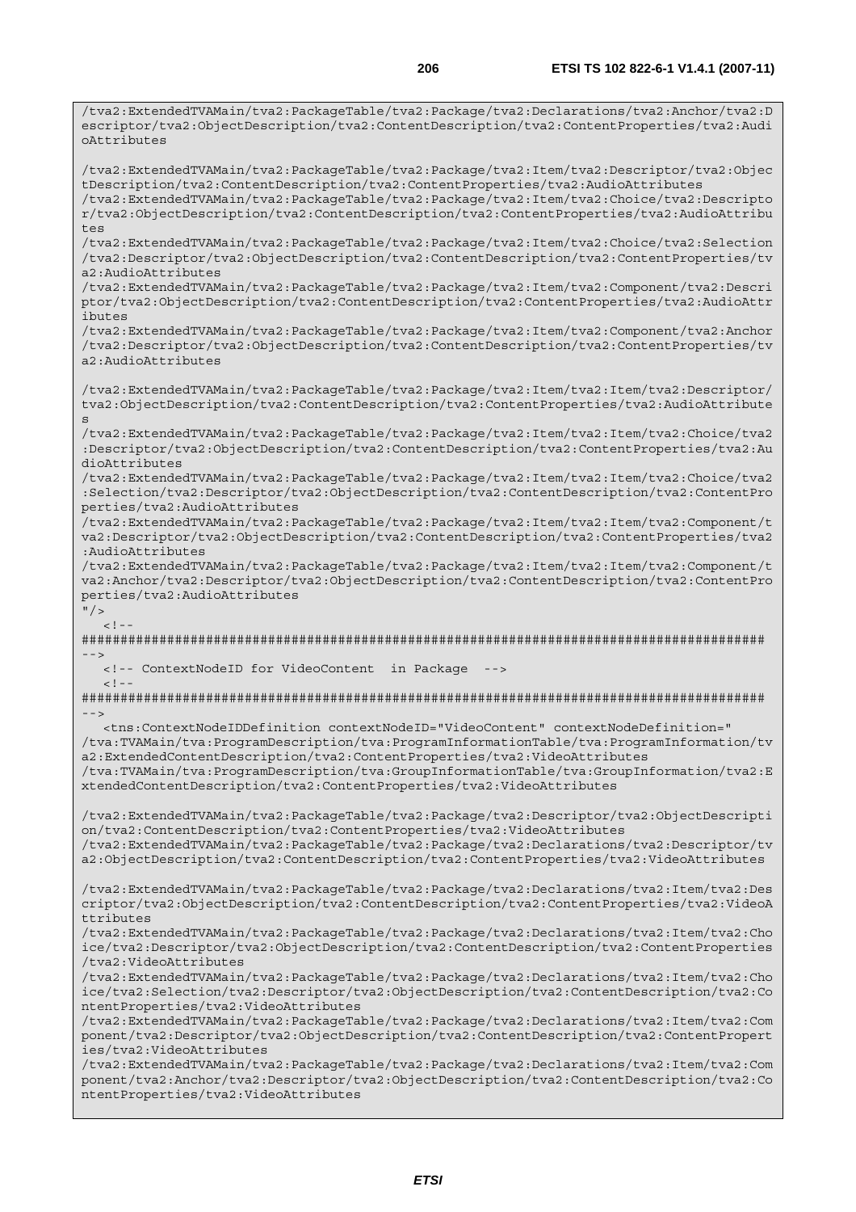```
/tva2:ExtendedTVAMain/tva2:PackageTable/tva2:Package/tva2:Declarations/tva2:Anchor/tva2:Descriptor/tva2:ObjectDescription/tva2:ContentDescription/tva2:ContentProperties/tva2:AudioAttributes

/tva2:ExtendedTVAMain/tva2:PackageTable/tva2:Package/tva2:Item/tva2:Descriptor/tva2:ObjectDescription/tva2:ContentDescription/tva2:ContentProperties/tva2:AudioAttributes
/tva2:ExtendedTVAMain/tva2:PackageTable/tva2:Package/tva2:Item/tva2:Choice/tva2:Descriptor/tva2:ObjectDescription/tva2:ContentDescription/tva2:ContentProperties/tva2:AudioAttributes
/tva2:ExtendedTVAMain/tva2:PackageTable/tva2:Package/tva2:Item/tva2:Choice/tva2:Selection/tva2:Descriptor/tva2:ObjectDescription/tva2:ContentDescription/tva2:ContentProperties/tva2:AudioAttributes
/tva2:ExtendedTVAMain/tva2:PackageTable/tva2:Package/tva2:Item/tva2:Component/tva2:Descriptor/tva2:ObjectDescription/tva2:ContentDescription/tva2:ContentProperties/tva2:AudioAttributes
/tva2:ExtendedTVAMain/tva2:PackageTable/tva2:Package/tva2:Item/tva2:Component/tva2:Anchor/tva2:Descriptor/tva2:ObjectDescription/tva2:ContentDescription/tva2:ContentProperties/tva2:AudioAttributes

/tva2:ExtendedTVAMain/tva2:PackageTable/tva2:Package/tva2:Item/tva2:Item/tva2:Descriptor/tva2:ObjectDescription/tva2:ContentDescription/tva2:ContentProperties/tva2:AudioAttributes
/tva2:ExtendedTVAMain/tva2:PackageTable/tva2:Package/tva2:Item/tva2:Item/tva2:Choice/tva2:Descriptor/tva2:ObjectDescription/tva2:ContentDescription/tva2:ContentProperties/tva2:AudioAttributes
/tva2:ExtendedTVAMain/tva2:PackageTable/tva2:Package/tva2:Item/tva2:Item/tva2:Choice/tva2:Selection/tva2:Descriptor/tva2:ObjectDescription/tva2:ContentDescription/tva2:ContentProperties/tva2:AudioAttributes
/tva2:ExtendedTVAMain/tva2:PackageTable/tva2:Package/tva2:Item/tva2:Item/tva2:Component/tva2:Descriptor/tva2:ObjectDescription/tva2:ContentDescription/tva2:ContentProperties/tva2:AudioAttributes
/tva2:ExtendedTVAMain/tva2:PackageTable/tva2:Package/tva2:Item/tva2:Item/tva2:Component/tva2:Anchor/tva2:Descriptor/tva2:ObjectDescription/tva2:ContentDescription/tva2:ContentProperties/tva2:AudioAttributes
"/>
   <!--
########################################################################################
-->
   <!-- ContextNodeID for VideoContent  in Package  -->
   <!--
########################################################################################
-->
   <tns:ContextNodeIDDefinition contextNodeID="VideoContent" contextNodeDefinition="
/tva:TVAMain/tva:ProgramDescription/tva:ProgramInformationTable/tva:ProgramInformation/tva2:ExtendedContentDescription/tva2:ContentProperties/tva2:VideoAttributes
/tva:TVAMain/tva:ProgramDescription/tva:GroupInformationTable/tva:GroupInformation/tva2:ExtendedContentDescription/tva2:ContentProperties/tva2:VideoAttributes

/tva2:ExtendedTVAMain/tva2:PackageTable/tva2:Package/tva2:Descriptor/tva2:ObjectDescription/tva2:ContentDescription/tva2:ContentProperties/tva2:VideoAttributes
/tva2:ExtendedTVAMain/tva2:PackageTable/tva2:Package/tva2:Declarations/tva2:Descriptor/tva2:ObjectDescription/tva2:ContentDescription/tva2:ContentProperties/tva2:VideoAttributes

/tva2:ExtendedTVAMain/tva2:PackageTable/tva2:Package/tva2:Declarations/tva2:Item/tva2:Descriptor/tva2:ObjectDescription/tva2:ContentDescription/tva2:ContentProperties/tva2:VideoAttributes
/tva2:ExtendedTVAMain/tva2:PackageTable/tva2:Package/tva2:Declarations/tva2:Item/tva2:Choice/tva2:Descriptor/tva2:ObjectDescription/tva2:ContentDescription/tva2:ContentProperties/tva2:VideoAttributes
/tva2:ExtendedTVAMain/tva2:PackageTable/tva2:Package/tva2:Declarations/tva2:Item/tva2:Choice/tva2:Selection/tva2:Descriptor/tva2:ObjectDescription/tva2:ContentDescription/tva2:ContentProperties/tva2:VideoAttributes
/tva2:ExtendedTVAMain/tva2:PackageTable/tva2:Package/tva2:Declarations/tva2:Item/tva2:Component/tva2:Descriptor/tva2:ObjectDescription/tva2:ContentDescription/tva2:ContentProperties/tva2:VideoAttributes
/tva2:ExtendedTVAMain/tva2:PackageTable/tva2:Package/tva2:Declarations/tva2:Item/tva2:Component/tva2:Anchor/tva2:Descriptor/tva2:ObjectDescription/tva2:ContentDescription/tva2:ContentProperties/tva2:VideoAttributes
```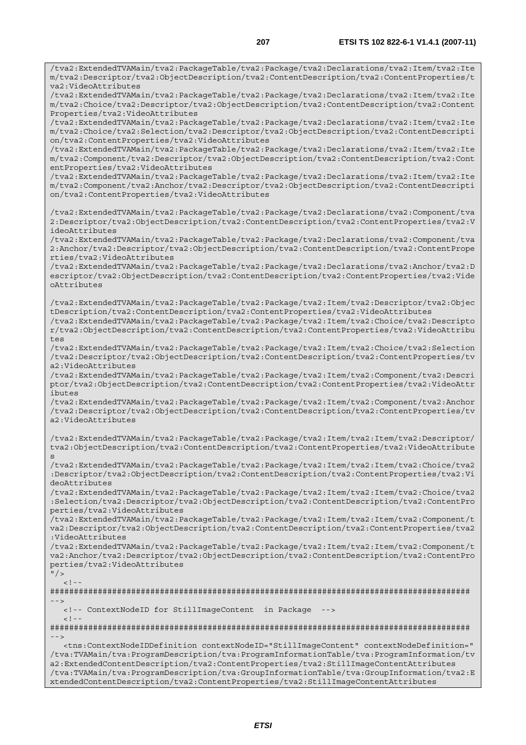```
/tva2:ExtendedTVAMain/tva2:PackageTable/tva2:Package/tva2:Declarations/tva2:Item/tva2:Item/tva2:Descriptor/tva2:ObjectDescription/tva2:ContentDescription/tva2:ContentProperties/tva2:VideoAttributes
/tva2:ExtendedTVAMain/tva2:PackageTable/tva2:Package/tva2:Declarations/tva2:Item/tva2:Item/tva2:Choice/tva2:Descriptor/tva2:ObjectDescription/tva2:ContentDescription/tva2:ContentProperties/tva2:VideoAttributes
/tva2:ExtendedTVAMain/tva2:PackageTable/tva2:Package/tva2:Declarations/tva2:Item/tva2:Item/tva2:Choice/tva2:Selection/tva2:Descriptor/tva2:ObjectDescription/tva2:ContentDescription/tva2:ContentProperties/tva2:VideoAttributes
/tva2:ExtendedTVAMain/tva2:PackageTable/tva2:Package/tva2:Declarations/tva2:Item/tva2:Item/tva2:Component/tva2:Descriptor/tva2:ObjectDescription/tva2:ContentDescription/tva2:ContentProperties/tva2:VideoAttributes
/tva2:ExtendedTVAMain/tva2:PackageTable/tva2:Package/tva2:Declarations/tva2:Item/tva2:Item/tva2:Component/tva2:Anchor/tva2:Descriptor/tva2:ObjectDescription/tva2:ContentDescription/tva2:ContentProperties/tva2:VideoAttributes

/tva2:ExtendedTVAMain/tva2:PackageTable/tva2:Package/tva2:Declarations/tva2:Component/tva2:Descriptor/tva2:ObjectDescription/tva2:ContentDescription/tva2:ContentProperties/tva2:VideoAttributes
/tva2:ExtendedTVAMain/tva2:PackageTable/tva2:Package/tva2:Declarations/tva2:Component/tva2:Anchor/tva2:Descriptor/tva2:ObjectDescription/tva2:ContentDescription/tva2:ContentProperties/tva2:VideoAttributes
/tva2:ExtendedTVAMain/tva2:PackageTable/tva2:Package/tva2:Declarations/tva2:Anchor/tva2:Descriptor/tva2:ObjectDescription/tva2:ContentDescription/tva2:ContentProperties/tva2:VideoAttributes

/tva2:ExtendedTVAMain/tva2:PackageTable/tva2:Package/tva2:Item/tva2:Descriptor/tva2:ObjectDescription/tva2:ContentDescription/tva2:ContentProperties/tva2:VideoAttributes
/tva2:ExtendedTVAMain/tva2:PackageTable/tva2:Package/tva2:Item/tva2:Choice/tva2:Descriptor/tva2:ObjectDescription/tva2:ContentDescription/tva2:ContentProperties/tva2:VideoAttributes
/tva2:ExtendedTVAMain/tva2:PackageTable/tva2:Package/tva2:Item/tva2:Choice/tva2:Selection/tva2:Descriptor/tva2:ObjectDescription/tva2:ContentDescription/tva2:ContentProperties/tva2:VideoAttributes
/tva2:ExtendedTVAMain/tva2:PackageTable/tva2:Package/tva2:Item/tva2:Component/tva2:Descriptor/tva2:ObjectDescription/tva2:ContentDescription/tva2:ContentProperties/tva2:VideoAttributes
/tva2:ExtendedTVAMain/tva2:PackageTable/tva2:Package/tva2:Item/tva2:Component/tva2:Anchor/tva2:Descriptor/tva2:ObjectDescription/tva2:ContentDescription/tva2:ContentProperties/tva2:VideoAttributes

/tva2:ExtendedTVAMain/tva2:PackageTable/tva2:Package/tva2:Item/tva2:Item/tva2:Descriptor/tva2:ObjectDescription/tva2:ContentDescription/tva2:ContentProperties/tva2:VideoAttributes
/tva2:ExtendedTVAMain/tva2:PackageTable/tva2:Package/tva2:Item/tva2:Item/tva2:Choice/tva2:Descriptor/tva2:ObjectDescription/tva2:ContentDescription/tva2:ContentProperties/tva2:VideoAttributes
/tva2:ExtendedTVAMain/tva2:PackageTable/tva2:Package/tva2:Item/tva2:Item/tva2:Choice/tva2:Selection/tva2:Descriptor/tva2:ObjectDescription/tva2:ContentDescription/tva2:ContentProperties/tva2:VideoAttributes
/tva2:ExtendedTVAMain/tva2:PackageTable/tva2:Package/tva2:Item/tva2:Item/tva2:Component/tva2:Descriptor/tva2:ObjectDescription/tva2:ContentDescription/tva2:ContentProperties/tva2:VideoAttributes
/tva2:ExtendedTVAMain/tva2:PackageTable/tva2:Package/tva2:Item/tva2:Item/tva2:Component/tva2:Anchor/tva2:Descriptor/tva2:ObjectDescription/tva2:ContentDescription/tva2:ContentProperties/tva2:VideoAttributes
"/>
   <!--
##########################################################################################
-->
   <!-- ContextNodeID for StillImageContent  in Package  -->
   <!--
##########################################################################################
-->
   <tns:ContextNodeIDDefinition contextNodeID="StillImageContent" contextNodeDefinition="
/tva:TVAMain/tva:ProgramDescription/tva:ProgramInformationTable/tva:ProgramInformation/tva2:ExtendedContentDescription/tva2:ContentProperties/tva2:StillImageContentAttributes
/tva:TVAMain/tva:ProgramDescription/tva:GroupInformationTable/tva:GroupInformation/tva2:ExtendedContentDescription/tva2:ContentProperties/tva2:StillImageContentAttributes
```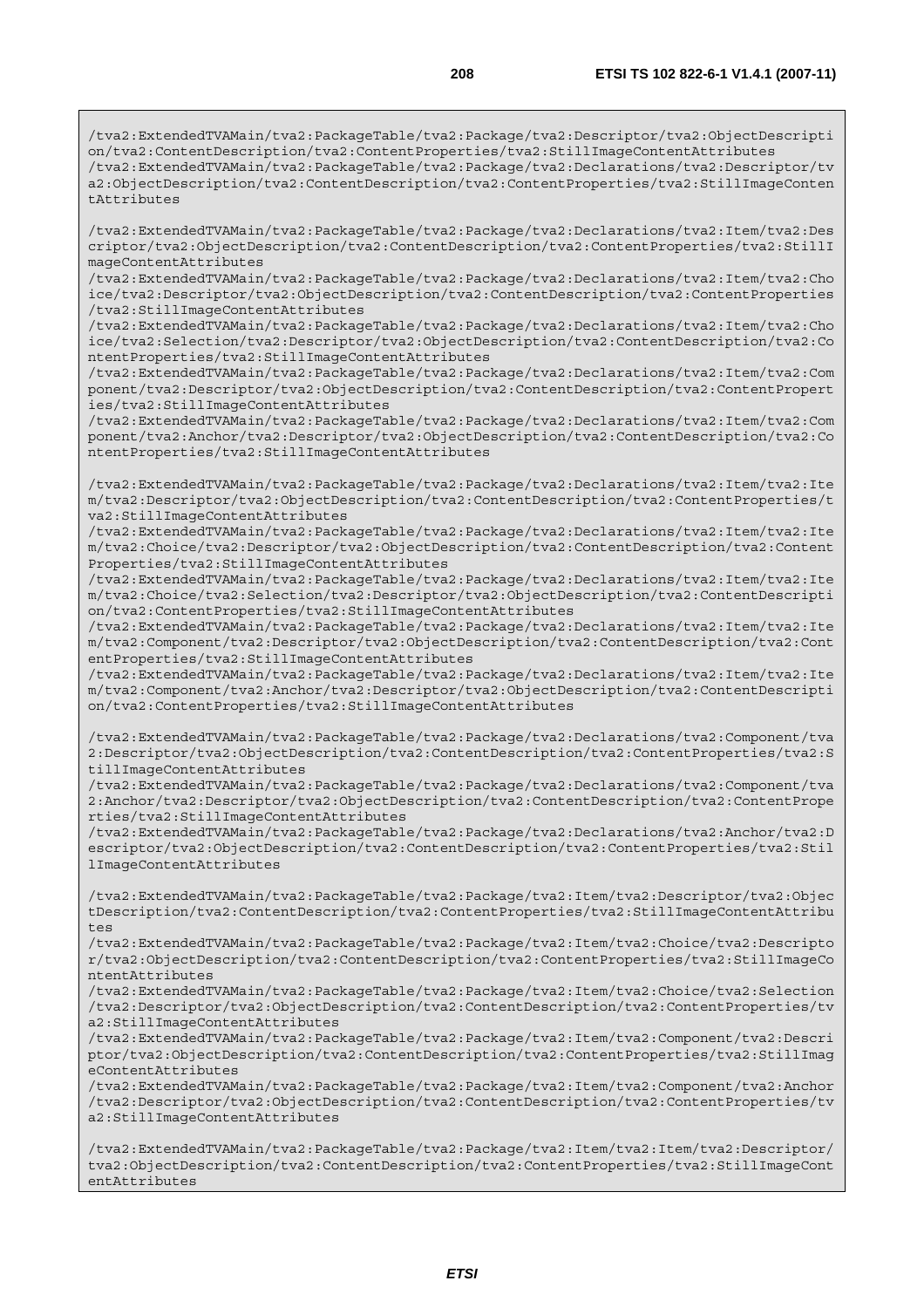```
/tva2:ExtendedTVAMain/tva2:PackageTable/tva2:Package/tva2:Descriptor/tva2:ObjectDescription/tva2:ContentDescription/tva2:ContentProperties/tva2:StillImageContentAttributes
/tva2:ExtendedTVAMain/tva2:PackageTable/tva2:Package/tva2:Declarations/tva2:Descriptor/tva2:ObjectDescription/tva2:ContentDescription/tva2:ContentProperties/tva2:StillImageContentAttributes

/tva2:ExtendedTVAMain/tva2:PackageTable/tva2:Package/tva2:Declarations/tva2:Item/tva2:Descriptor/tva2:ObjectDescription/tva2:ContentDescription/tva2:ContentProperties/tva2:StillImageContentAttributes
/tva2:ExtendedTVAMain/tva2:PackageTable/tva2:Package/tva2:Declarations/tva2:Item/tva2:Choice/tva2:Descriptor/tva2:ObjectDescription/tva2:ContentDescription/tva2:ContentProperties/tva2:StillImageContentAttributes
/tva2:ExtendedTVAMain/tva2:PackageTable/tva2:Package/tva2:Declarations/tva2:Item/tva2:Choice/tva2:Selection/tva2:Descriptor/tva2:ObjectDescription/tva2:ContentDescription/tva2:ContentProperties/tva2:StillImageContentAttributes
/tva2:ExtendedTVAMain/tva2:PackageTable/tva2:Package/tva2:Declarations/tva2:Item/tva2:Component/tva2:Descriptor/tva2:ObjectDescription/tva2:ContentDescription/tva2:ContentProperties/tva2:StillImageContentAttributes
/tva2:ExtendedTVAMain/tva2:PackageTable/tva2:Package/tva2:Declarations/tva2:Item/tva2:Component/tva2:Anchor/tva2:Descriptor/tva2:ObjectDescription/tva2:ContentDescription/tva2:ContentProperties/tva2:StillImageContentAttributes

/tva2:ExtendedTVAMain/tva2:PackageTable/tva2:Package/tva2:Declarations/tva2:Item/tva2:Item/tva2:Descriptor/tva2:ObjectDescription/tva2:ContentDescription/tva2:ContentProperties/tva2:StillImageContentAttributes
/tva2:ExtendedTVAMain/tva2:PackageTable/tva2:Package/tva2:Declarations/tva2:Item/tva2:Item/tva2:Choice/tva2:Descriptor/tva2:ObjectDescription/tva2:ContentDescription/tva2:ContentProperties/tva2:StillImageContentAttributes
/tva2:ExtendedTVAMain/tva2:PackageTable/tva2:Package/tva2:Declarations/tva2:Item/tva2:Item/tva2:Choice/tva2:Selection/tva2:Descriptor/tva2:ObjectDescription/tva2:ContentDescription/tva2:ContentProperties/tva2:StillImageContentAttributes
/tva2:ExtendedTVAMain/tva2:PackageTable/tva2:Package/tva2:Declarations/tva2:Item/tva2:Item/tva2:Component/tva2:Descriptor/tva2:ObjectDescription/tva2:ContentDescription/tva2:ContentProperties/tva2:StillImageContentAttributes
/tva2:ExtendedTVAMain/tva2:PackageTable/tva2:Package/tva2:Declarations/tva2:Item/tva2:Item/tva2:Component/tva2:Anchor/tva2:Descriptor/tva2:ObjectDescription/tva2:ContentDescription/tva2:ContentProperties/tva2:StillImageContentAttributes

/tva2:ExtendedTVAMain/tva2:PackageTable/tva2:Package/tva2:Declarations/tva2:Component/tva2:Descriptor/tva2:ObjectDescription/tva2:ContentDescription/tva2:ContentProperties/tva2:StillImageContentAttributes
/tva2:ExtendedTVAMain/tva2:PackageTable/tva2:Package/tva2:Declarations/tva2:Component/tva2:Anchor/tva2:Descriptor/tva2:ObjectDescription/tva2:ContentDescription/tva2:ContentProperties/tva2:StillImageContentAttributes
/tva2:ExtendedTVAMain/tva2:PackageTable/tva2:Package/tva2:Declarations/tva2:Anchor/tva2:Descriptor/tva2:ObjectDescription/tva2:ContentDescription/tva2:ContentProperties/tva2:StillImageContentAttributes

/tva2:ExtendedTVAMain/tva2:PackageTable/tva2:Package/tva2:Item/tva2:Descriptor/tva2:ObjectDescription/tva2:ContentDescription/tva2:ContentProperties/tva2:StillImageContentAttributes
/tva2:ExtendedTVAMain/tva2:PackageTable/tva2:Package/tva2:Item/tva2:Choice/tva2:Descriptor/tva2:ObjectDescription/tva2:ContentDescription/tva2:ContentProperties/tva2:StillImageContentAttributes
/tva2:ExtendedTVAMain/tva2:PackageTable/tva2:Package/tva2:Item/tva2:Choice/tva2:Selection/tva2:Descriptor/tva2:ObjectDescription/tva2:ContentDescription/tva2:ContentProperties/tva2:StillImageContentAttributes
/tva2:ExtendedTVAMain/tva2:PackageTable/tva2:Package/tva2:Item/tva2:Component/tva2:Descriptor/tva2:ObjectDescription/tva2:ContentDescription/tva2:ContentProperties/tva2:StillImageContentAttributes
/tva2:ExtendedTVAMain/tva2:PackageTable/tva2:Package/tva2:Item/tva2:Component/tva2:Anchor/tva2:Descriptor/tva2:ObjectDescription/tva2:ContentDescription/tva2:ContentProperties/tva2:StillImageContentAttributes

/tva2:ExtendedTVAMain/tva2:PackageTable/tva2:Package/tva2:Item/tva2:Item/tva2:Descriptor/tva2:ObjectDescription/tva2:ContentDescription/tva2:ContentProperties/tva2:StillImageContentAttributes
```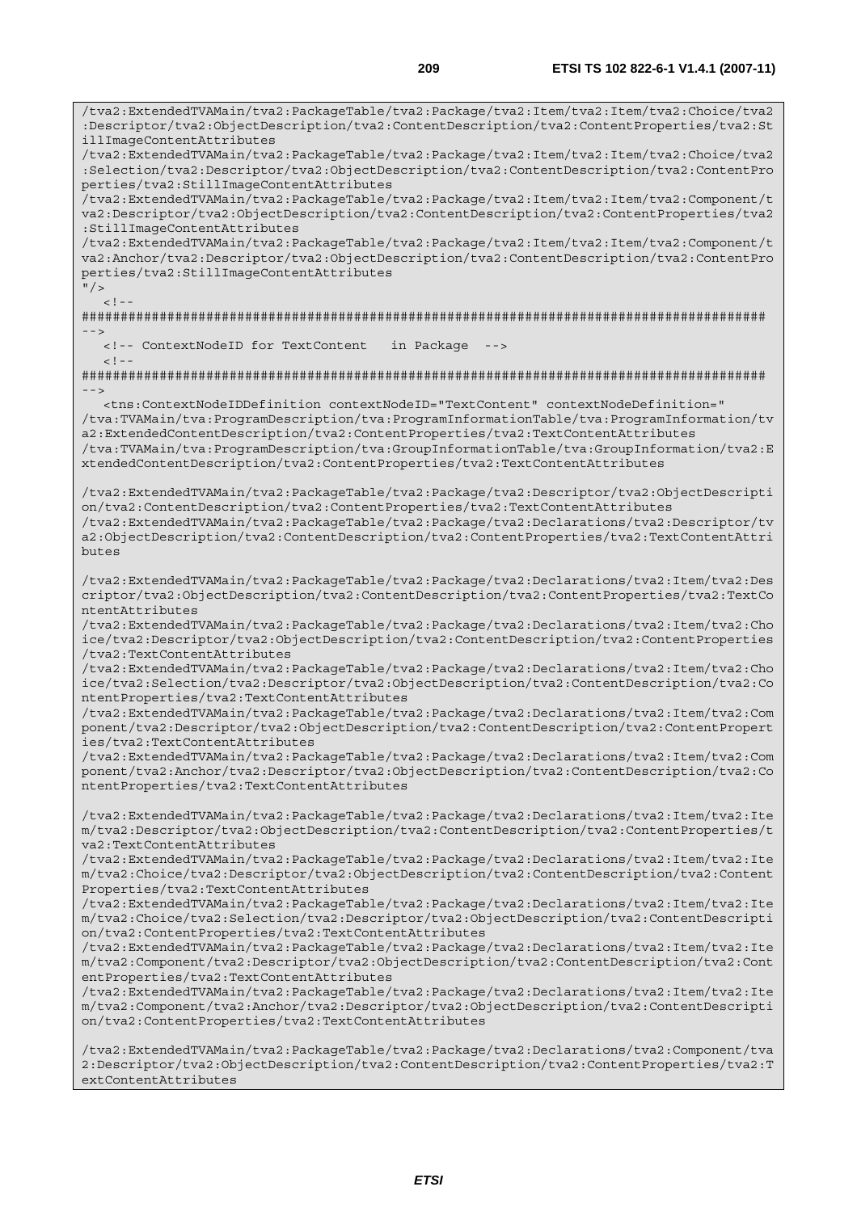```
/tva2:ExtendedTVAMain/tva2:PackageTable/tva2:Package/tva2:Item/tva2:Item/tva2:Choice/tva2:Descriptor/tva2:ObjectDescription/tva2:ContentDescription/tva2:ContentProperties/tva2:StillImageContentAttributes
/tva2:ExtendedTVAMain/tva2:PackageTable/tva2:Package/tva2:Item/tva2:Item/tva2:Choice/tva2:Selection/tva2:Descriptor/tva2:ObjectDescription/tva2:ContentDescription/tva2:ContentProperties/tva2:StillImageContentAttributes
/tva2:ExtendedTVAMain/tva2:PackageTable/tva2:Package/tva2:Item/tva2:Item/tva2:Component/tva2:Descriptor/tva2:ObjectDescription/tva2:ContentDescription/tva2:ContentProperties/tva2:StillImageContentAttributes
/tva2:ExtendedTVAMain/tva2:PackageTable/tva2:Package/tva2:Item/tva2:Item/tva2:Component/tva2:Anchor/tva2:Descriptor/tva2:ObjectDescription/tva2:ContentDescription/tva2:ContentProperties/tva2:StillImageContentAttributes
"/>
   <!--
########################################################################################
-->
   <!-- ContextNodeID for TextContent   in Package  -->
   <!--
########################################################################################
-->
   <tns:ContextNodeIDDefinition contextNodeID="TextContent" contextNodeDefinition="
/tva:TVAMain/tva:ProgramDescription/tva:ProgramInformationTable/tva:ProgramInformation/tva2:ExtendedContentDescription/tva2:ContentProperties/tva2:TextContentAttributes
/tva:TVAMain/tva:ProgramDescription/tva:GroupInformationTable/tva:GroupInformation/tva2:ExtendedContentDescription/tva2:ContentProperties/tva2:TextContentAttributes

/tva2:ExtendedTVAMain/tva2:PackageTable/tva2:Package/tva2:Descriptor/tva2:ObjectDescription/tva2:ContentDescription/tva2:ContentProperties/tva2:TextContentAttributes
/tva2:ExtendedTVAMain/tva2:PackageTable/tva2:Package/tva2:Declarations/tva2:Descriptor/tva2:ObjectDescription/tva2:ContentDescription/tva2:ContentProperties/tva2:TextContentAttributes

/tva2:ExtendedTVAMain/tva2:PackageTable/tva2:Package/tva2:Declarations/tva2:Item/tva2:Descriptor/tva2:ObjectDescription/tva2:ContentDescription/tva2:ContentProperties/tva2:TextContentAttributes
/tva2:ExtendedTVAMain/tva2:PackageTable/tva2:Package/tva2:Declarations/tva2:Item/tva2:Choice/tva2:Descriptor/tva2:ObjectDescription/tva2:ContentDescription/tva2:ContentProperties/tva2:TextContentAttributes
/tva2:ExtendedTVAMain/tva2:PackageTable/tva2:Package/tva2:Declarations/tva2:Item/tva2:Choice/tva2:Selection/tva2:Descriptor/tva2:ObjectDescription/tva2:ContentDescription/tva2:ContentProperties/tva2:TextContentAttributes
/tva2:ExtendedTVAMain/tva2:PackageTable/tva2:Package/tva2:Declarations/tva2:Item/tva2:Component/tva2:Descriptor/tva2:ObjectDescription/tva2:ContentDescription/tva2:ContentProperties/tva2:TextContentAttributes
/tva2:ExtendedTVAMain/tva2:PackageTable/tva2:Package/tva2:Declarations/tva2:Item/tva2:Component/tva2:Anchor/tva2:Descriptor/tva2:ObjectDescription/tva2:ContentDescription/tva2:ContentProperties/tva2:TextContentAttributes

/tva2:ExtendedTVAMain/tva2:PackageTable/tva2:Package/tva2:Declarations/tva2:Item/tva2:Item/tva2:Descriptor/tva2:ObjectDescription/tva2:ContentDescription/tva2:ContentProperties/tva2:TextContentAttributes
/tva2:ExtendedTVAMain/tva2:PackageTable/tva2:Package/tva2:Declarations/tva2:Item/tva2:Item/tva2:Choice/tva2:Descriptor/tva2:ObjectDescription/tva2:ContentDescription/tva2:ContentProperties/tva2:TextContentAttributes
/tva2:ExtendedTVAMain/tva2:PackageTable/tva2:Package/tva2:Declarations/tva2:Item/tva2:Item/tva2:Choice/tva2:Selection/tva2:Descriptor/tva2:ObjectDescription/tva2:ContentDescription/tva2:ContentProperties/tva2:TextContentAttributes
/tva2:ExtendedTVAMain/tva2:PackageTable/tva2:Package/tva2:Declarations/tva2:Item/tva2:Item/tva2:Component/tva2:Descriptor/tva2:ObjectDescription/tva2:ContentDescription/tva2:ContentProperties/tva2:TextContentAttributes
/tva2:ExtendedTVAMain/tva2:PackageTable/tva2:Package/tva2:Declarations/tva2:Item/tva2:Item/tva2:Component/tva2:Anchor/tva2:Descriptor/tva2:ObjectDescription/tva2:ContentDescription/tva2:ContentProperties/tva2:TextContentAttributes

/tva2:ExtendedTVAMain/tva2:PackageTable/tva2:Package/tva2:Declarations/tva2:Component/tva2:Descriptor/tva2:ObjectDescription/tva2:ContentDescription/tva2:ContentProperties/tva2:TextContentAttributes
```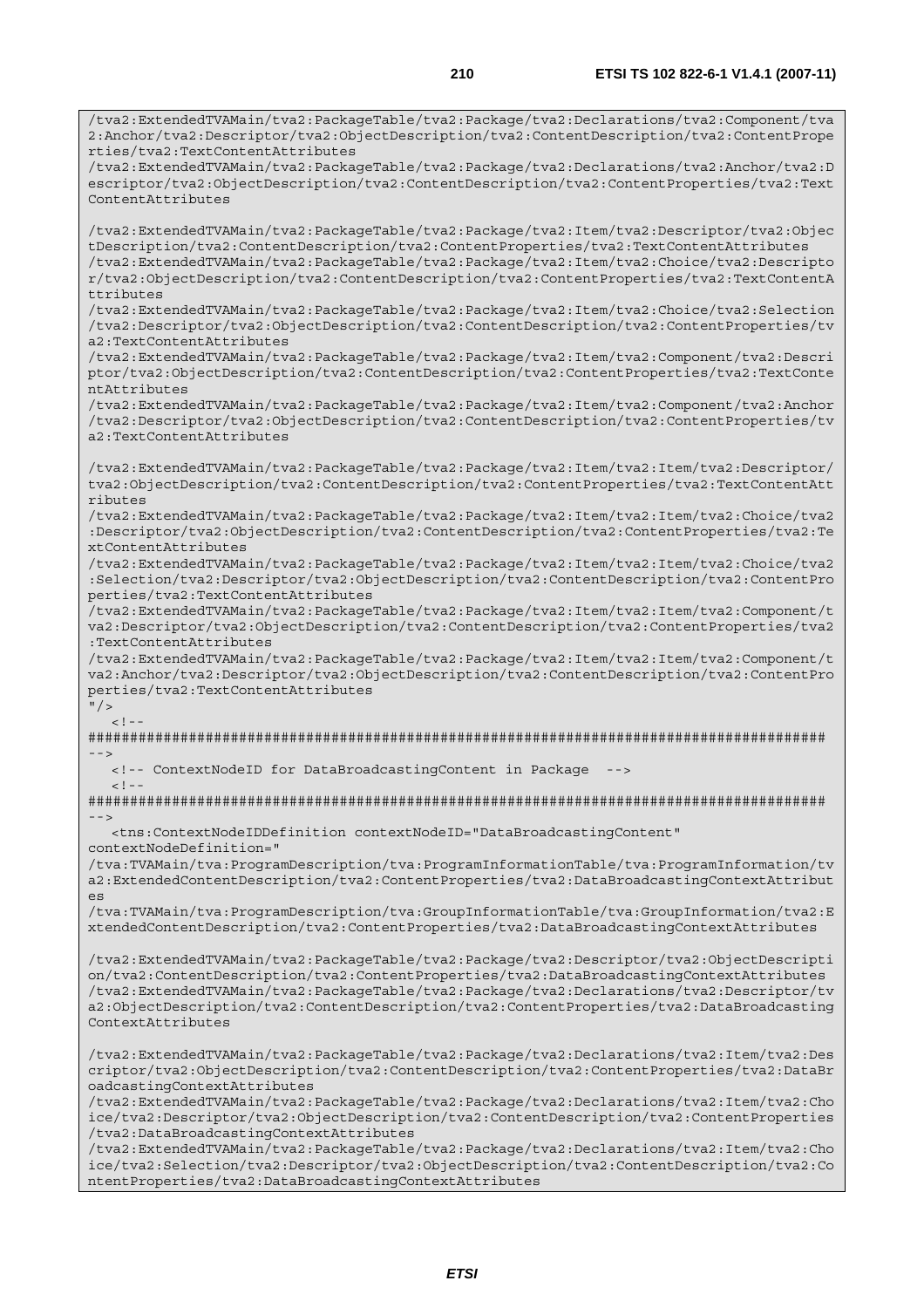```
/tva2:ExtendedTVAMain/tva2:PackageTable/tva2:Package/tva2:Declarations/tva2:Component/tva2:Anchor/tva2:Descriptor/tva2:ObjectDescription/tva2:ContentDescription/tva2:ContentProperties/tva2:TextContentAttributes
/tva2:ExtendedTVAMain/tva2:PackageTable/tva2:Package/tva2:Declarations/tva2:Anchor/tva2:Descriptor/tva2:ObjectDescription/tva2:ContentDescription/tva2:ContentProperties/tva2:TextContentAttributes

/tva2:ExtendedTVAMain/tva2:PackageTable/tva2:Package/tva2:Item/tva2:Descriptor/tva2:ObjectDescription/tva2:ContentDescription/tva2:ContentProperties/tva2:TextContentAttributes
/tva2:ExtendedTVAMain/tva2:PackageTable/tva2:Package/tva2:Item/tva2:Choice/tva2:Descriptor/tva2:ObjectDescription/tva2:ContentDescription/tva2:ContentProperties/tva2:TextContentAttributes
/tva2:ExtendedTVAMain/tva2:PackageTable/tva2:Package/tva2:Item/tva2:Choice/tva2:Selection/tva2:Descriptor/tva2:ObjectDescription/tva2:ContentDescription/tva2:ContentProperties/tva2:TextContentAttributes
/tva2:ExtendedTVAMain/tva2:PackageTable/tva2:Package/tva2:Item/tva2:Component/tva2:Descriptor/tva2:ObjectDescription/tva2:ContentDescription/tva2:ContentProperties/tva2:TextContentAttributes
/tva2:ExtendedTVAMain/tva2:PackageTable/tva2:Package/tva2:Item/tva2:Component/tva2:Anchor/tva2:Descriptor/tva2:ObjectDescription/tva2:ContentDescription/tva2:ContentProperties/tva2:TextContentAttributes

/tva2:ExtendedTVAMain/tva2:PackageTable/tva2:Package/tva2:Item/tva2:Item/tva2:Descriptor/tva2:ObjectDescription/tva2:ContentDescription/tva2:ContentProperties/tva2:TextContentAttributes
/tva2:ExtendedTVAMain/tva2:PackageTable/tva2:Package/tva2:Item/tva2:Item/tva2:Choice/tva2:Descriptor/tva2:ObjectDescription/tva2:ContentDescription/tva2:ContentProperties/tva2:TextContentAttributes
/tva2:ExtendedTVAMain/tva2:PackageTable/tva2:Package/tva2:Item/tva2:Item/tva2:Choice/tva2:Selection/tva2:Descriptor/tva2:ObjectDescription/tva2:ContentDescription/tva2:ContentProperties/tva2:TextContentAttributes
/tva2:ExtendedTVAMain/tva2:PackageTable/tva2:Package/tva2:Item/tva2:Item/tva2:Component/tva2:Descriptor/tva2:ObjectDescription/tva2:ContentDescription/tva2:ContentProperties/tva2:TextContentAttributes
/tva2:ExtendedTVAMain/tva2:PackageTable/tva2:Package/tva2:Item/tva2:Item/tva2:Component/tva2:Anchor/tva2:Descriptor/tva2:ObjectDescription/tva2:ContentDescription/tva2:ContentProperties/tva2:TextContentAttributes
"/>
   <!--
########################################################################################
-->
   <!-- ContextNodeID for DataBroadcastingContent in Package  -->
   <!--
########################################################################################
-->
   <tns:ContextNodeIDDefinition contextNodeID="DataBroadcastingContent"
contextNodeDefinition="
/tva:TVAMain/tva:ProgramDescription/tva:ProgramInformationTable/tva:ProgramInformation/tva2:ExtendedContentDescription/tva2:ContentProperties/tva2:DataBroadcastingContextAttributes
/tva:TVAMain/tva:ProgramDescription/tva:GroupInformationTable/tva:GroupInformation/tva2:ExtendedContentDescription/tva2:ContentProperties/tva2:DataBroadcastingContextAttributes

/tva2:ExtendedTVAMain/tva2:PackageTable/tva2:Package/tva2:Descriptor/tva2:ObjectDescription/tva2:ContentDescription/tva2:ContentProperties/tva2:DataBroadcastingContextAttributes
/tva2:ExtendedTVAMain/tva2:PackageTable/tva2:Package/tva2:Declarations/tva2:Descriptor/tva2:ObjectDescription/tva2:ContentDescription/tva2:ContentProperties/tva2:DataBroadcastingContextAttributes

/tva2:ExtendedTVAMain/tva2:PackageTable/tva2:Package/tva2:Declarations/tva2:Item/tva2:Descriptor/tva2:ObjectDescription/tva2:ContentDescription/tva2:ContentProperties/tva2:DataBroadcastingContextAttributes
/tva2:ExtendedTVAMain/tva2:PackageTable/tva2:Package/tva2:Declarations/tva2:Item/tva2:Choice/tva2:Descriptor/tva2:ObjectDescription/tva2:ContentDescription/tva2:ContentProperties/tva2:DataBroadcastingContextAttributes
/tva2:ExtendedTVAMain/tva2:PackageTable/tva2:Package/tva2:Declarations/tva2:Item/tva2:Choice/tva2:Selection/tva2:Descriptor/tva2:ObjectDescription/tva2:ContentDescription/tva2:ContentProperties/tva2:DataBroadcastingContextAttributes
```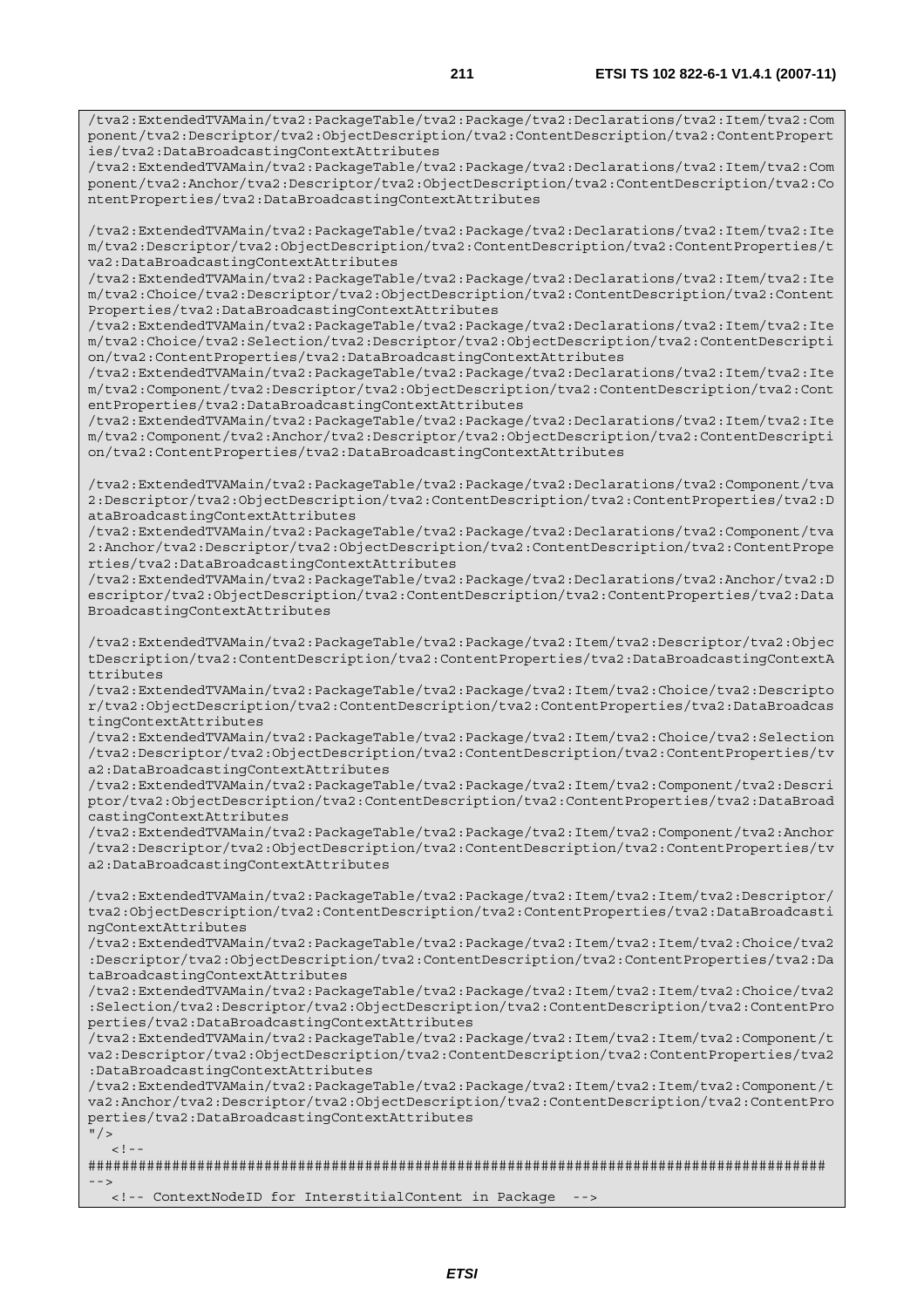```
/tva2:ExtendedTVAMain/tva2:PackageTable/tva2:Package/tva2:Declarations/tva2:Item/tva2:Component/tva2:Descriptor/tva2:ObjectDescription/tva2:ContentDescription/tva2:ContentProperties/tva2:DataBroadcastingContextAttributes
/tva2:ExtendedTVAMain/tva2:PackageTable/tva2:Package/tva2:Declarations/tva2:Item/tva2:Component/tva2:Anchor/tva2:Descriptor/tva2:ObjectDescription/tva2:ContentDescription/tva2:ContentProperties/tva2:DataBroadcastingContextAttributes

/tva2:ExtendedTVAMain/tva2:PackageTable/tva2:Package/tva2:Declarations/tva2:Item/tva2:Item/tva2:Descriptor/tva2:ObjectDescription/tva2:ContentDescription/tva2:ContentProperties/tva2:DataBroadcastingContextAttributes
/tva2:ExtendedTVAMain/tva2:PackageTable/tva2:Package/tva2:Declarations/tva2:Item/tva2:Item/tva2:Choice/tva2:Descriptor/tva2:ObjectDescription/tva2:ContentDescription/tva2:ContentProperties/tva2:DataBroadcastingContextAttributes
/tva2:ExtendedTVAMain/tva2:PackageTable/tva2:Package/tva2:Declarations/tva2:Item/tva2:Item/tva2:Choice/tva2:Selection/tva2:Descriptor/tva2:ObjectDescription/tva2:ContentDescription/tva2:ContentProperties/tva2:DataBroadcastingContextAttributes
/tva2:ExtendedTVAMain/tva2:PackageTable/tva2:Package/tva2:Declarations/tva2:Item/tva2:Item/tva2:Component/tva2:Descriptor/tva2:ObjectDescription/tva2:ContentDescription/tva2:ContentProperties/tva2:DataBroadcastingContextAttributes
/tva2:ExtendedTVAMain/tva2:PackageTable/tva2:Package/tva2:Declarations/tva2:Item/tva2:Item/tva2:Component/tva2:Anchor/tva2:Descriptor/tva2:ObjectDescription/tva2:ContentDescription/tva2:ContentProperties/tva2:DataBroadcastingContextAttributes

/tva2:ExtendedTVAMain/tva2:PackageTable/tva2:Package/tva2:Declarations/tva2:Component/tva2:Descriptor/tva2:ObjectDescription/tva2:ContentDescription/tva2:ContentProperties/tva2:DataBroadcastingContextAttributes
/tva2:ExtendedTVAMain/tva2:PackageTable/tva2:Package/tva2:Declarations/tva2:Component/tva2:Anchor/tva2:Descriptor/tva2:ObjectDescription/tva2:ContentDescription/tva2:ContentProperties/tva2:DataBroadcastingContextAttributes
/tva2:ExtendedTVAMain/tva2:PackageTable/tva2:Package/tva2:Declarations/tva2:Anchor/tva2:Descriptor/tva2:ObjectDescription/tva2:ContentDescription/tva2:ContentProperties/tva2:DataBroadcastingContextAttributes

/tva2:ExtendedTVAMain/tva2:PackageTable/tva2:Package/tva2:Item/tva2:Descriptor/tva2:ObjectDescription/tva2:ContentDescription/tva2:ContentProperties/tva2:DataBroadcastingContextAttributes
/tva2:ExtendedTVAMain/tva2:PackageTable/tva2:Package/tva2:Item/tva2:Choice/tva2:Descriptor/tva2:ObjectDescription/tva2:ContentDescription/tva2:ContentProperties/tva2:DataBroadcastingContextAttributes
/tva2:ExtendedTVAMain/tva2:PackageTable/tva2:Package/tva2:Item/tva2:Choice/tva2:Selection/tva2:Descriptor/tva2:ObjectDescription/tva2:ContentDescription/tva2:ContentProperties/tva2:DataBroadcastingContextAttributes
/tva2:ExtendedTVAMain/tva2:PackageTable/tva2:Package/tva2:Item/tva2:Component/tva2:Descriptor/tva2:ObjectDescription/tva2:ContentDescription/tva2:ContentProperties/tva2:DataBroadcastingContextAttributes
/tva2:ExtendedTVAMain/tva2:PackageTable/tva2:Package/tva2:Item/tva2:Component/tva2:Anchor/tva2:Descriptor/tva2:ObjectDescription/tva2:ContentDescription/tva2:ContentProperties/tva2:DataBroadcastingContextAttributes

/tva2:ExtendedTVAMain/tva2:PackageTable/tva2:Package/tva2:Item/tva2:Item/tva2:Descriptor/tva2:ObjectDescription/tva2:ContentDescription/tva2:ContentProperties/tva2:DataBroadcastingContextAttributes
/tva2:ExtendedTVAMain/tva2:PackageTable/tva2:Package/tva2:Item/tva2:Item/tva2:Choice/tva2:Descriptor/tva2:ObjectDescription/tva2:ContentDescription/tva2:ContentProperties/tva2:DataBroadcastingContextAttributes
/tva2:ExtendedTVAMain/tva2:PackageTable/tva2:Package/tva2:Item/tva2:Item/tva2:Choice/tva2:Selection/tva2:Descriptor/tva2:ObjectDescription/tva2:ContentDescription/tva2:ContentProperties/tva2:DataBroadcastingContextAttributes
/tva2:ExtendedTVAMain/tva2:PackageTable/tva2:Package/tva2:Item/tva2:Item/tva2:Component/tva2:Descriptor/tva2:ObjectDescription/tva2:ContentDescription/tva2:ContentProperties/tva2:DataBroadcastingContextAttributes
/tva2:ExtendedTVAMain/tva2:PackageTable/tva2:Package/tva2:Item/tva2:Item/tva2:Component/tva2:Anchor/tva2:Descriptor/tva2:ObjectDescription/tva2:ContentDescription/tva2:ContentProperties/tva2:DataBroadcastingContextAttributes
"/>
   <!--
#########################################################################################
-->
   <!-- ContextNodeID for InterstitialContent in Package  -->
```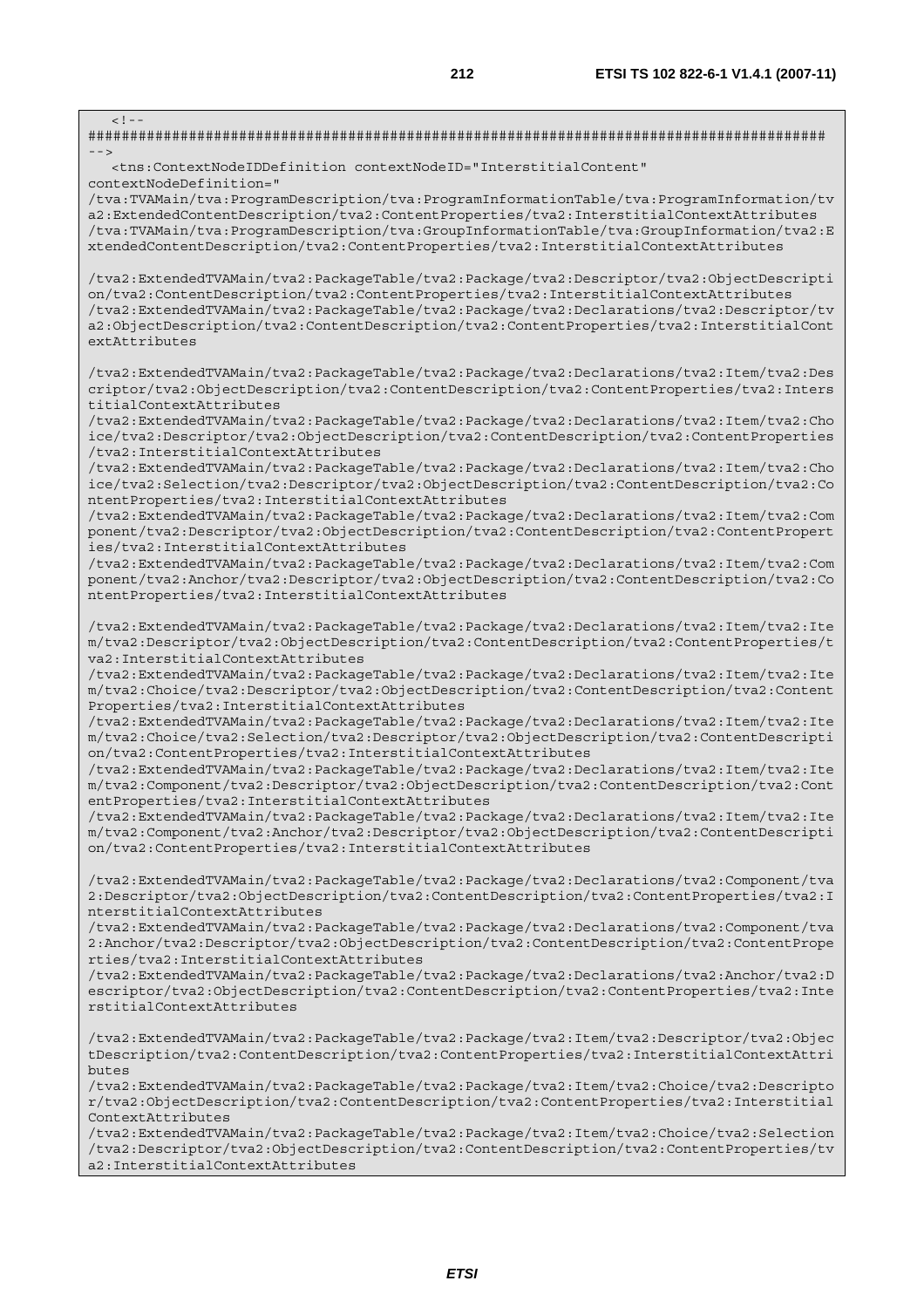```
<!--
########################################################################################
-->
<tns:ContextNodeIDDefinition contextNodeID="InterstitialContent"
contextNodeDefinition="
/tva:TVAMain/tva:ProgramDescription/tva:ProgramInformationTable/tva:ProgramInformation/tva2:ExtendedContentDescription/tva2:ContentProperties/tva2:InterstitialContextAttributes
/tva:TVAMain/tva:ProgramDescription/tva:GroupInformationTable/tva:GroupInformation/tva2:ExtendedContentDescription/tva2:ContentProperties/tva2:InterstitialContextAttributes

/tva2:ExtendedTVAMain/tva2:PackageTable/tva2:Package/tva2:Descriptor/tva2:ObjectDescription/tva2:ContentDescription/tva2:ContentProperties/tva2:InterstitialContextAttributes
/tva2:ExtendedTVAMain/tva2:PackageTable/tva2:Package/tva2:Declarations/tva2:Descriptor/tva2:ObjectDescription/tva2:ContentDescription/tva2:ContentProperties/tva2:InterstitialContextAttributes

/tva2:ExtendedTVAMain/tva2:PackageTable/tva2:Package/tva2:Declarations/tva2:Item/tva2:Descriptor/tva2:ObjectDescription/tva2:ContentDescription/tva2:ContentProperties/tva2:InterstitialContextAttributes
/tva2:ExtendedTVAMain/tva2:PackageTable/tva2:Package/tva2:Declarations/tva2:Item/tva2:Choice/tva2:Descriptor/tva2:ObjectDescription/tva2:ContentDescription/tva2:ContentProperties/tva2:InterstitialContextAttributes
/tva2:ExtendedTVAMain/tva2:PackageTable/tva2:Package/tva2:Declarations/tva2:Item/tva2:Choice/tva2:Selection/tva2:Descriptor/tva2:ObjectDescription/tva2:ContentDescription/tva2:ContentProperties/tva2:InterstitialContextAttributes
/tva2:ExtendedTVAMain/tva2:PackageTable/tva2:Package/tva2:Declarations/tva2:Item/tva2:Component/tva2:Descriptor/tva2:ObjectDescription/tva2:ContentDescription/tva2:ContentProperties/tva2:InterstitialContextAttributes
/tva2:ExtendedTVAMain/tva2:PackageTable/tva2:Package/tva2:Declarations/tva2:Item/tva2:Component/tva2:Anchor/tva2:Descriptor/tva2:ObjectDescription/tva2:ContentDescription/tva2:ContentProperties/tva2:InterstitialContextAttributes

/tva2:ExtendedTVAMain/tva2:PackageTable/tva2:Package/tva2:Declarations/tva2:Item/tva2:Item/tva2:Descriptor/tva2:ObjectDescription/tva2:ContentDescription/tva2:ContentProperties/tva2:InterstitialContextAttributes
/tva2:ExtendedTVAMain/tva2:PackageTable/tva2:Package/tva2:Declarations/tva2:Item/tva2:Item/tva2:Choice/tva2:Descriptor/tva2:ObjectDescription/tva2:ContentDescription/tva2:ContentProperties/tva2:InterstitialContextAttributes
/tva2:ExtendedTVAMain/tva2:PackageTable/tva2:Package/tva2:Declarations/tva2:Item/tva2:Item/tva2:Choice/tva2:Selection/tva2:Descriptor/tva2:ObjectDescription/tva2:ContentDescription/tva2:ContentProperties/tva2:InterstitialContextAttributes
/tva2:ExtendedTVAMain/tva2:PackageTable/tva2:Package/tva2:Declarations/tva2:Item/tva2:Item/tva2:Component/tva2:Descriptor/tva2:ObjectDescription/tva2:ContentDescription/tva2:ContentProperties/tva2:InterstitialContextAttributes
/tva2:ExtendedTVAMain/tva2:PackageTable/tva2:Package/tva2:Declarations/tva2:Item/tva2:Item/tva2:Component/tva2:Anchor/tva2:Descriptor/tva2:ObjectDescription/tva2:ContentDescription/tva2:ContentProperties/tva2:InterstitialContextAttributes

/tva2:ExtendedTVAMain/tva2:PackageTable/tva2:Package/tva2:Declarations/tva2:Component/tva2:Descriptor/tva2:ObjectDescription/tva2:ContentDescription/tva2:ContentProperties/tva2:InterstitialContextAttributes
/tva2:ExtendedTVAMain/tva2:PackageTable/tva2:Package/tva2:Declarations/tva2:Component/tva2:Anchor/tva2:Descriptor/tva2:ObjectDescription/tva2:ContentDescription/tva2:ContentProperties/tva2:InterstitialContextAttributes
/tva2:ExtendedTVAMain/tva2:PackageTable/tva2:Package/tva2:Declarations/tva2:Anchor/tva2:Descriptor/tva2:ObjectDescription/tva2:ContentDescription/tva2:ContentProperties/tva2:InterstitialContextAttributes

/tva2:ExtendedTVAMain/tva2:PackageTable/tva2:Package/tva2:Item/tva2:Descriptor/tva2:ObjectDescription/tva2:ContentDescription/tva2:ContentProperties/tva2:InterstitialContextAttributes
/tva2:ExtendedTVAMain/tva2:PackageTable/tva2:Package/tva2:Item/tva2:Choice/tva2:Descriptor/tva2:ObjectDescription/tva2:ContentDescription/tva2:ContentProperties/tva2:InterstitialContextAttributes
/tva2:ExtendedTVAMain/tva2:PackageTable/tva2:Package/tva2:Item/tva2:Choice/tva2:Selection/tva2:Descriptor/tva2:ObjectDescription/tva2:ContentDescription/tva2:ContentProperties/tva2:InterstitialContextAttributes
```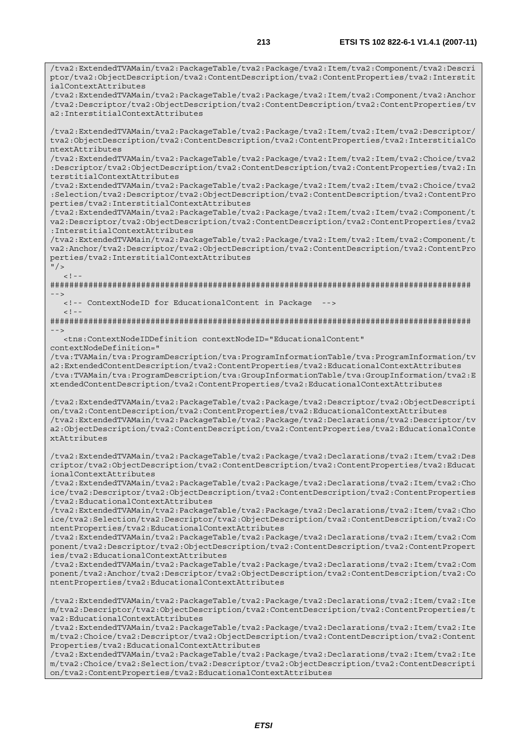```
/tva2:ExtendedTVAMain/tva2:PackageTable/tva2:Package/tva2:Item/tva2:Component/tva2:Descri
ptor/tva2:ObjectDescription/tva2:ContentDescription/tva2:ContentProperties/tva2:Interstit
ialContextAttributes
/tva2:ExtendedTVAMain/tva2:PackageTable/tva2:Package/tva2:Item/tva2:Component/tva2:Anchor
/tva2:Descriptor/tva2:ObjectDescription/tva2:ContentDescription/tva2:ContentProperties/tv
a2:InterstitialContextAttributes

/tva2:ExtendedTVAMain/tva2:PackageTable/tva2:Package/tva2:Item/tva2:Item/tva2:Descriptor/
tva2:ObjectDescription/tva2:ContentDescription/tva2:ContentProperties/tva2:InterstitialCo
ntextAttributes
/tva2:ExtendedTVAMain/tva2:PackageTable/tva2:Package/tva2:Item/tva2:Item/tva2:Choice/tva2
:Descriptor/tva2:ObjectDescription/tva2:ContentDescription/tva2:ContentProperties/tva2:In
terstitialContextAttributes
/tva2:ExtendedTVAMain/tva2:PackageTable/tva2:Package/tva2:Item/tva2:Item/tva2:Choice/tva2
:Selection/tva2:Descriptor/tva2:ObjectDescription/tva2:ContentDescription/tva2:ContentPro
perties/tva2:InterstitialContextAttributes
/tva2:ExtendedTVAMain/tva2:PackageTable/tva2:Package/tva2:Item/tva2:Item/tva2:Component/t
va2:Descriptor/tva2:ObjectDescription/tva2:ContentDescription/tva2:ContentProperties/tva2
:InterstitialContextAttributes
/tva2:ExtendedTVAMain/tva2:PackageTable/tva2:Package/tva2:Item/tva2:Item/tva2:Component/t
va2:Anchor/tva2:Descriptor/tva2:ObjectDescription/tva2:ContentDescription/tva2:ContentPro
perties/tva2:InterstitialContextAttributes
"/>
   <!--
########################################################################################
-->
   <!-- ContextNodeID for EducationalContent in Package  -->
   <!--
########################################################################################
-->
   <tns:ContextNodeIDDefinition contextNodeID="EducationalContent"
contextNodeDefinition="
/tva:TVAMain/tva:ProgramDescription/tva:ProgramInformationTable/tva:ProgramInformation/tv
a2:ExtendedContentDescription/tva2:ContentProperties/tva2:EducationalContextAttributes
/tva:TVAMain/tva:ProgramDescription/tva:GroupInformationTable/tva:GroupInformation/tva2:E
xtendedContentDescription/tva2:ContentProperties/tva2:EducationalContextAttributes

/tva2:ExtendedTVAMain/tva2:PackageTable/tva2:Package/tva2:Descriptor/tva2:ObjectDescripti
on/tva2:ContentDescription/tva2:ContentProperties/tva2:EducationalContextAttributes
/tva2:ExtendedTVAMain/tva2:PackageTable/tva2:Package/tva2:Declarations/tva2:Descriptor/tv
a2:ObjectDescription/tva2:ContentDescription/tva2:ContentProperties/tva2:EducationalConte
xtAttributes

/tva2:ExtendedTVAMain/tva2:PackageTable/tva2:Package/tva2:Declarations/tva2:Item/tva2:Des
criptor/tva2:ObjectDescription/tva2:ContentDescription/tva2:ContentProperties/tva2:Educat
ionalContextAttributes
/tva2:ExtendedTVAMain/tva2:PackageTable/tva2:Package/tva2:Declarations/tva2:Item/tva2:Cho
ice/tva2:Descriptor/tva2:ObjectDescription/tva2:ContentDescription/tva2:ContentProperties
/tva2:EducationalContextAttributes
/tva2:ExtendedTVAMain/tva2:PackageTable/tva2:Package/tva2:Declarations/tva2:Item/tva2:Cho
ice/tva2:Selection/tva2:Descriptor/tva2:ObjectDescription/tva2:ContentDescription/tva2:Co
ntentProperties/tva2:EducationalContextAttributes
/tva2:ExtendedTVAMain/tva2:PackageTable/tva2:Package/tva2:Declarations/tva2:Item/tva2:Com
ponent/tva2:Descriptor/tva2:ObjectDescription/tva2:ContentDescription/tva2:ContentPropert
ies/tva2:EducationalContextAttributes
/tva2:ExtendedTVAMain/tva2:PackageTable/tva2:Package/tva2:Declarations/tva2:Item/tva2:Com
ponent/tva2:Anchor/tva2:Descriptor/tva2:ObjectDescription/tva2:ContentDescription/tva2:Co
ntentProperties/tva2:EducationalContextAttributes

/tva2:ExtendedTVAMain/tva2:PackageTable/tva2:Package/tva2:Declarations/tva2:Item/tva2:Ite
m/tva2:Descriptor/tva2:ObjectDescription/tva2:ContentDescription/tva2:ContentProperties/t
va2:EducationalContextAttributes
/tva2:ExtendedTVAMain/tva2:PackageTable/tva2:Package/tva2:Declarations/tva2:Item/tva2:Ite
m/tva2:Choice/tva2:Descriptor/tva2:ObjectDescription/tva2:ContentDescription/tva2:Content
Properties/tva2:EducationalContextAttributes
/tva2:ExtendedTVAMain/tva2:PackageTable/tva2:Package/tva2:Declarations/tva2:Item/tva2:Ite
m/tva2:Choice/tva2:Selection/tva2:Descriptor/tva2:ObjectDescription/tva2:ContentDescripti
on/tva2:ContentProperties/tva2:EducationalContextAttributes
```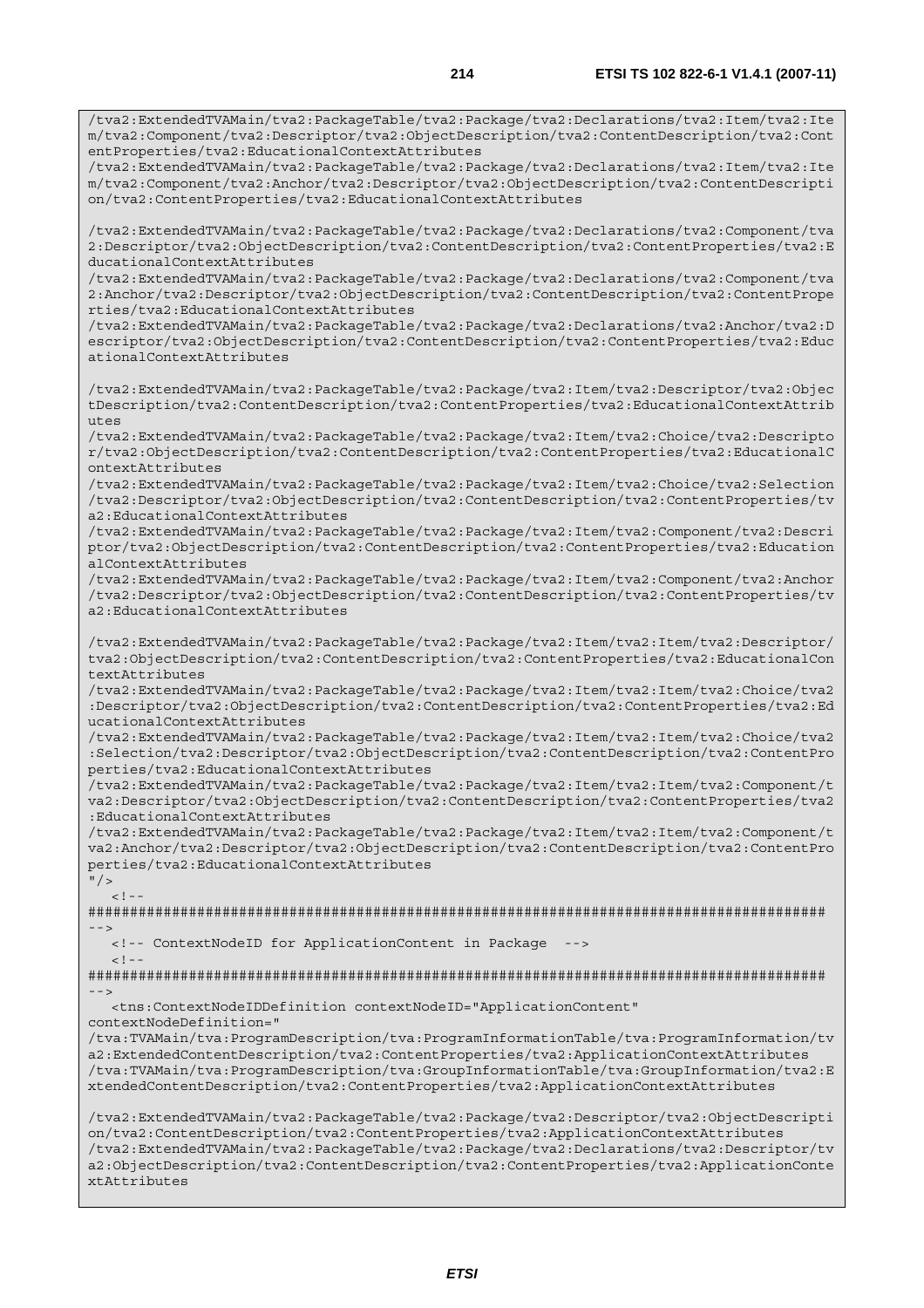```
/tva2:ExtendedTVAMain/tva2:PackageTable/tva2:Package/tva2:Declarations/tva2:Item/tva2:Item/tva2:Component/tva2:Descriptor/tva2:ObjectDescription/tva2:ContentDescription/tva2:ContentProperties/tva2:EducationalContextAttributes
/tva2:ExtendedTVAMain/tva2:PackageTable/tva2:Package/tva2:Declarations/tva2:Item/tva2:Item/tva2:Component/tva2:Anchor/tva2:Descriptor/tva2:ObjectDescription/tva2:ContentDescription/tva2:ContentProperties/tva2:EducationalContextAttributes

/tva2:ExtendedTVAMain/tva2:PackageTable/tva2:Package/tva2:Declarations/tva2:Component/tva2:Descriptor/tva2:ObjectDescription/tva2:ContentDescription/tva2:ContentProperties/tva2:EducationalContextAttributes
/tva2:ExtendedTVAMain/tva2:PackageTable/tva2:Package/tva2:Declarations/tva2:Component/tva2:Anchor/tva2:Descriptor/tva2:ObjectDescription/tva2:ContentDescription/tva2:ContentProperties/tva2:EducationalContextAttributes
/tva2:ExtendedTVAMain/tva2:PackageTable/tva2:Package/tva2:Declarations/tva2:Anchor/tva2:Descriptor/tva2:ObjectDescription/tva2:ContentDescription/tva2:ContentProperties/tva2:EducationalContextAttributes

/tva2:ExtendedTVAMain/tva2:PackageTable/tva2:Package/tva2:Item/tva2:Descriptor/tva2:ObjectDescription/tva2:ContentDescription/tva2:ContentProperties/tva2:EducationalContextAttributes
/tva2:ExtendedTVAMain/tva2:PackageTable/tva2:Package/tva2:Item/tva2:Choice/tva2:Descriptor/tva2:ObjectDescription/tva2:ContentDescription/tva2:ContentProperties/tva2:EducationalContextAttributes
/tva2:ExtendedTVAMain/tva2:PackageTable/tva2:Package/tva2:Item/tva2:Choice/tva2:Selection/tva2:Descriptor/tva2:ObjectDescription/tva2:ContentDescription/tva2:ContentProperties/tva2:EducationalContextAttributes
/tva2:ExtendedTVAMain/tva2:PackageTable/tva2:Package/tva2:Item/tva2:Component/tva2:Descriptor/tva2:ObjectDescription/tva2:ContentDescription/tva2:ContentProperties/tva2:EducationalContextAttributes
/tva2:ExtendedTVAMain/tva2:PackageTable/tva2:Package/tva2:Item/tva2:Component/tva2:Anchor/tva2:Descriptor/tva2:ObjectDescription/tva2:ContentDescription/tva2:ContentProperties/tva2:EducationalContextAttributes

/tva2:ExtendedTVAMain/tva2:PackageTable/tva2:Package/tva2:Item/tva2:Item/tva2:Descriptor/tva2:ObjectDescription/tva2:ContentDescription/tva2:ContentProperties/tva2:EducationalContextAttributes
/tva2:ExtendedTVAMain/tva2:PackageTable/tva2:Package/tva2:Item/tva2:Item/tva2:Choice/tva2:Descriptor/tva2:ObjectDescription/tva2:ContentDescription/tva2:ContentProperties/tva2:EducationalContextAttributes
/tva2:ExtendedTVAMain/tva2:PackageTable/tva2:Package/tva2:Item/tva2:Item/tva2:Choice/tva2:Selection/tva2:Descriptor/tva2:ObjectDescription/tva2:ContentDescription/tva2:ContentProperties/tva2:EducationalContextAttributes
/tva2:ExtendedTVAMain/tva2:PackageTable/tva2:Package/tva2:Item/tva2:Item/tva2:Component/tva2:Descriptor/tva2:ObjectDescription/tva2:ContentDescription/tva2:ContentProperties/tva2:EducationalContextAttributes
/tva2:ExtendedTVAMain/tva2:PackageTable/tva2:Package/tva2:Item/tva2:Item/tva2:Component/tva2:Anchor/tva2:Descriptor/tva2:ObjectDescription/tva2:ContentDescription/tva2:ContentProperties/tva2:EducationalContextAttributes
"/>
   <!--
########################################################################################
-->
   <!-- ContextNodeID for ApplicationContent in Package  -->
   <!--
########################################################################################
-->
   <tns:ContextNodeIDDefinition contextNodeID="ApplicationContent"
contextNodeDefinition="
/tva:TVAMain/tva:ProgramDescription/tva:ProgramInformationTable/tva:ProgramInformation/tva2:ExtendedContentDescription/tva2:ContentProperties/tva2:ApplicationContextAttributes
/tva:TVAMain/tva:ProgramDescription/tva:GroupInformationTable/tva:GroupInformation/tva2:ExtendedContentDescription/tva2:ContentProperties/tva2:ApplicationContextAttributes

/tva2:ExtendedTVAMain/tva2:PackageTable/tva2:Package/tva2:Descriptor/tva2:ObjectDescription/tva2:ContentDescription/tva2:ContentProperties/tva2:ApplicationContextAttributes
/tva2:ExtendedTVAMain/tva2:PackageTable/tva2:Package/tva2:Declarations/tva2:Descriptor/tva2:ObjectDescription/tva2:ContentDescription/tva2:ContentProperties/tva2:ApplicationContextAttributes
```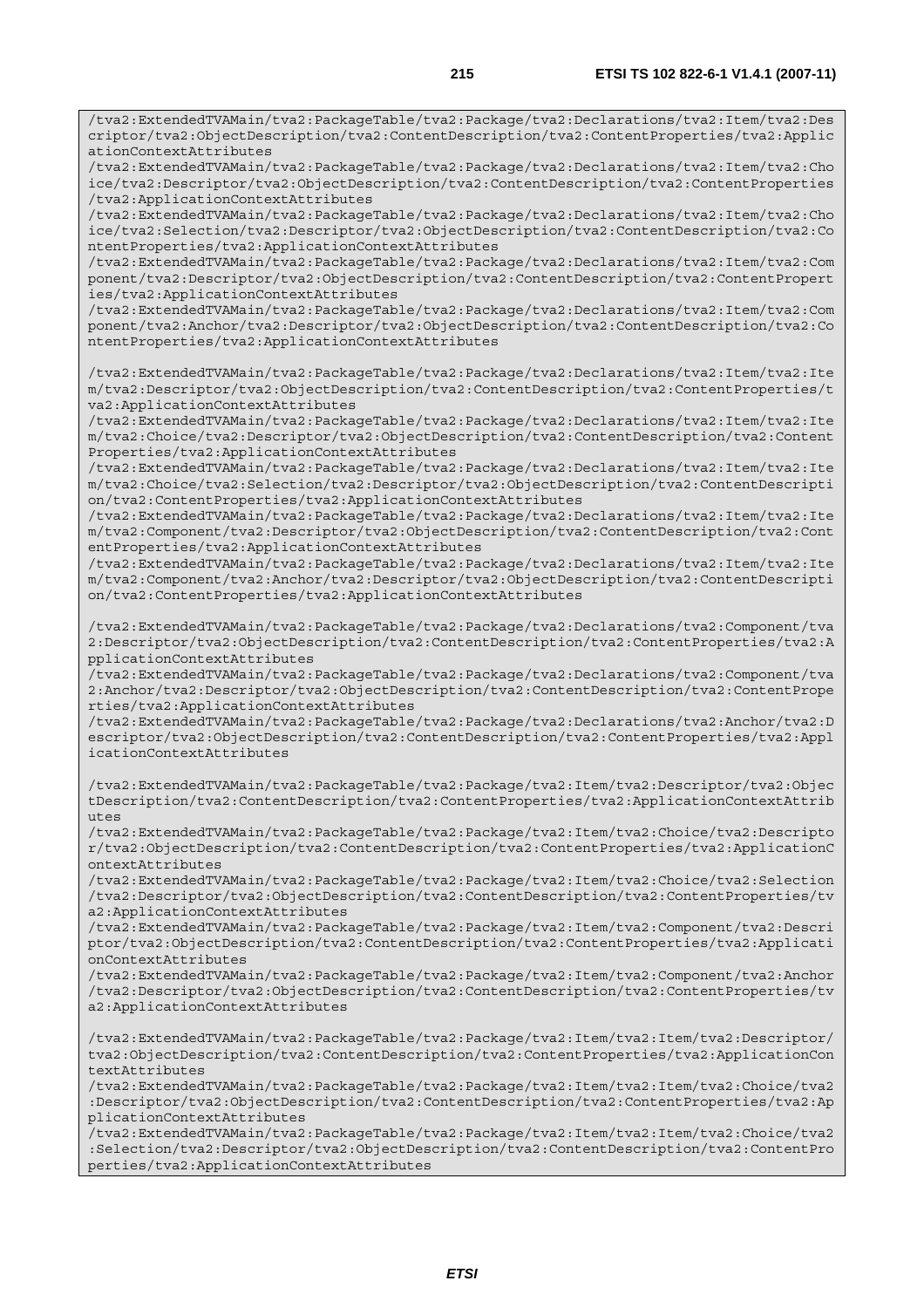```
/tva2:ExtendedTVAMain/tva2:PackageTable/tva2:Package/tva2:Declarations/tva2:Item/tva2:Descriptor/tva2:ObjectDescription/tva2:ContentDescription/tva2:ContentProperties/tva2:ApplicationContextAttributes
/tva2:ExtendedTVAMain/tva2:PackageTable/tva2:Package/tva2:Declarations/tva2:Item/tva2:Choice/tva2:Descriptor/tva2:ObjectDescription/tva2:ContentDescription/tva2:ContentProperties/tva2:ApplicationContextAttributes
/tva2:ExtendedTVAMain/tva2:PackageTable/tva2:Package/tva2:Declarations/tva2:Item/tva2:Choice/tva2:Selection/tva2:Descriptor/tva2:ObjectDescription/tva2:ContentDescription/tva2:ContentProperties/tva2:ApplicationContextAttributes
/tva2:ExtendedTVAMain/tva2:PackageTable/tva2:Package/tva2:Declarations/tva2:Item/tva2:Component/tva2:Descriptor/tva2:ObjectDescription/tva2:ContentDescription/tva2:ContentProperties/tva2:ApplicationContextAttributes
/tva2:ExtendedTVAMain/tva2:PackageTable/tva2:Package/tva2:Declarations/tva2:Item/tva2:Component/tva2:Anchor/tva2:Descriptor/tva2:ObjectDescription/tva2:ContentDescription/tva2:ContentProperties/tva2:ApplicationContextAttributes

/tva2:ExtendedTVAMain/tva2:PackageTable/tva2:Package/tva2:Declarations/tva2:Item/tva2:Item/tva2:Descriptor/tva2:ObjectDescription/tva2:ContentDescription/tva2:ContentProperties/tva2:ApplicationContextAttributes
/tva2:ExtendedTVAMain/tva2:PackageTable/tva2:Package/tva2:Declarations/tva2:Item/tva2:Item/tva2:Choice/tva2:Descriptor/tva2:ObjectDescription/tva2:ContentDescription/tva2:ContentProperties/tva2:ApplicationContextAttributes
/tva2:ExtendedTVAMain/tva2:PackageTable/tva2:Package/tva2:Declarations/tva2:Item/tva2:Item/tva2:Choice/tva2:Selection/tva2:Descriptor/tva2:ObjectDescription/tva2:ContentDescription/tva2:ContentProperties/tva2:ApplicationContextAttributes
/tva2:ExtendedTVAMain/tva2:PackageTable/tva2:Package/tva2:Declarations/tva2:Item/tva2:Item/tva2:Component/tva2:Descriptor/tva2:ObjectDescription/tva2:ContentDescription/tva2:ContentProperties/tva2:ApplicationContextAttributes
/tva2:ExtendedTVAMain/tva2:PackageTable/tva2:Package/tva2:Declarations/tva2:Item/tva2:Item/tva2:Component/tva2:Anchor/tva2:Descriptor/tva2:ObjectDescription/tva2:ContentDescription/tva2:ContentProperties/tva2:ApplicationContextAttributes

/tva2:ExtendedTVAMain/tva2:PackageTable/tva2:Package/tva2:Declarations/tva2:Component/tva2:Descriptor/tva2:ObjectDescription/tva2:ContentDescription/tva2:ContentProperties/tva2:ApplicationContextAttributes
/tva2:ExtendedTVAMain/tva2:PackageTable/tva2:Package/tva2:Declarations/tva2:Component/tva2:Anchor/tva2:Descriptor/tva2:ObjectDescription/tva2:ContentDescription/tva2:ContentProperties/tva2:ApplicationContextAttributes
/tva2:ExtendedTVAMain/tva2:PackageTable/tva2:Package/tva2:Declarations/tva2:Anchor/tva2:Descriptor/tva2:ObjectDescription/tva2:ContentDescription/tva2:ContentProperties/tva2:ApplicationContextAttributes

/tva2:ExtendedTVAMain/tva2:PackageTable/tva2:Package/tva2:Item/tva2:Descriptor/tva2:ObjectDescription/tva2:ContentDescription/tva2:ContentProperties/tva2:ApplicationContextAttributes
/tva2:ExtendedTVAMain/tva2:PackageTable/tva2:Package/tva2:Item/tva2:Choice/tva2:Descriptor/tva2:ObjectDescription/tva2:ContentDescription/tva2:ContentProperties/tva2:ApplicationContextAttributes
/tva2:ExtendedTVAMain/tva2:PackageTable/tva2:Package/tva2:Item/tva2:Choice/tva2:Selection/tva2:Descriptor/tva2:ObjectDescription/tva2:ContentDescription/tva2:ContentProperties/tva2:ApplicationContextAttributes
/tva2:ExtendedTVAMain/tva2:PackageTable/tva2:Package/tva2:Item/tva2:Component/tva2:Descriptor/tva2:ObjectDescription/tva2:ContentDescription/tva2:ContentProperties/tva2:ApplicationContextAttributes
/tva2:ExtendedTVAMain/tva2:PackageTable/tva2:Package/tva2:Item/tva2:Component/tva2:Anchor/tva2:Descriptor/tva2:ObjectDescription/tva2:ContentDescription/tva2:ContentProperties/tva2:ApplicationContextAttributes

/tva2:ExtendedTVAMain/tva2:PackageTable/tva2:Package/tva2:Item/tva2:Item/tva2:Descriptor/tva2:ObjectDescription/tva2:ContentDescription/tva2:ContentProperties/tva2:ApplicationContextAttributes
/tva2:ExtendedTVAMain/tva2:PackageTable/tva2:Package/tva2:Item/tva2:Item/tva2:Choice/tva2:Descriptor/tva2:ObjectDescription/tva2:ContentDescription/tva2:ContentProperties/tva2:ApplicationContextAttributes
/tva2:ExtendedTVAMain/tva2:PackageTable/tva2:Package/tva2:Item/tva2:Item/tva2:Choice/tva2:Selection/tva2:Descriptor/tva2:ObjectDescription/tva2:ContentDescription/tva2:ContentProperties/tva2:ApplicationContextAttributes
```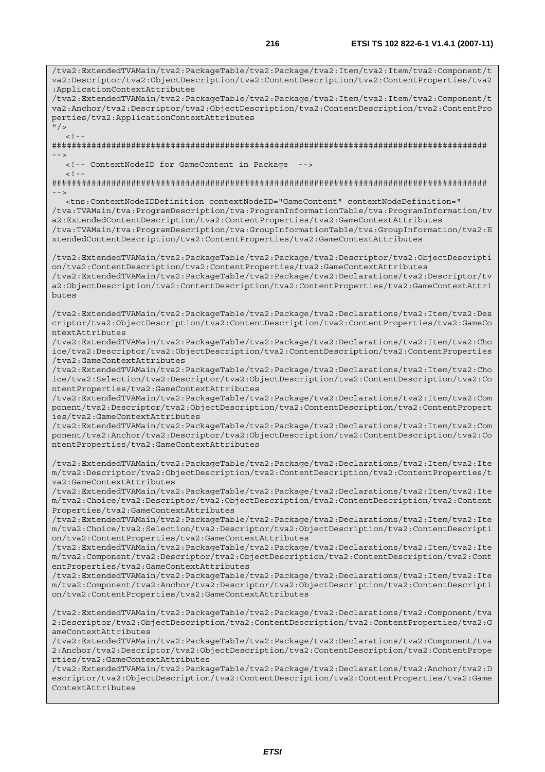```
/tva2:ExtendedTVAMain/tva2:PackageTable/tva2:Package/tva2:Item/tva2:Item/tva2:Component/t
va2:Descriptor/tva2:ObjectDescription/tva2:ContentDescription/tva2:ContentProperties/tva2
:ApplicationContextAttributes
/tva2:ExtendedTVAMain/tva2:PackageTable/tva2:Package/tva2:Item/tva2:Item/tva2:Component/t
va2:Anchor/tva2:Descriptor/tva2:ObjectDescription/tva2:ContentDescription/tva2:ContentPro
perties/tva2:ApplicationContextAttributes
"/>
   <!--
########################################################################################
-->
   <!-- ContextNodeID for GameContent in Package  -->
   <!--
########################################################################################
-->
   <tns:ContextNodeIDDefinition contextNodeID="GameContent" contextNodeDefinition="
/tva:TVAMain/tva:ProgramDescription/tva:ProgramInformationTable/tva:ProgramInformation/tv
a2:ExtendedContentDescription/tva2:ContentProperties/tva2:GameContextAttributes
/tva:TVAMain/tva:ProgramDescription/tva:GroupInformationTable/tva:GroupInformation/tva2:E
xtendedContentDescription/tva2:ContentProperties/tva2:GameContextAttributes

/tva2:ExtendedTVAMain/tva2:PackageTable/tva2:Package/tva2:Descriptor/tva2:ObjectDescripti
on/tva2:ContentDescription/tva2:ContentProperties/tva2:GameContextAttributes
/tva2:ExtendedTVAMain/tva2:PackageTable/tva2:Package/tva2:Declarations/tva2:Descriptor/tv
a2:ObjectDescription/tva2:ContentDescription/tva2:ContentProperties/tva2:GameContextAttri
butes

/tva2:ExtendedTVAMain/tva2:PackageTable/tva2:Package/tva2:Declarations/tva2:Item/tva2:Des
criptor/tva2:ObjectDescription/tva2:ContentDescription/tva2:ContentProperties/tva2:GameCo
ntextAttributes
/tva2:ExtendedTVAMain/tva2:PackageTable/tva2:Package/tva2:Declarations/tva2:Item/tva2:Cho
ice/tva2:Descriptor/tva2:ObjectDescription/tva2:ContentDescription/tva2:ContentProperties
/tva2:GameContextAttributes
/tva2:ExtendedTVAMain/tva2:PackageTable/tva2:Package/tva2:Declarations/tva2:Item/tva2:Cho
ice/tva2:Selection/tva2:Descriptor/tva2:ObjectDescription/tva2:ContentDescription/tva2:Co
ntentProperties/tva2:GameContextAttributes
/tva2:ExtendedTVAMain/tva2:PackageTable/tva2:Package/tva2:Declarations/tva2:Item/tva2:Com
ponent/tva2:Descriptor/tva2:ObjectDescription/tva2:ContentDescription/tva2:ContentPropert
ies/tva2:GameContextAttributes
/tva2:ExtendedTVAMain/tva2:PackageTable/tva2:Package/tva2:Declarations/tva2:Item/tva2:Com
ponent/tva2:Anchor/tva2:Descriptor/tva2:ObjectDescription/tva2:ContentDescription/tva2:Co
ntentProperties/tva2:GameContextAttributes

/tva2:ExtendedTVAMain/tva2:PackageTable/tva2:Package/tva2:Declarations/tva2:Item/tva2:Ite
m/tva2:Descriptor/tva2:ObjectDescription/tva2:ContentDescription/tva2:ContentProperties/t
va2:GameContextAttributes
/tva2:ExtendedTVAMain/tva2:PackageTable/tva2:Package/tva2:Declarations/tva2:Item/tva2:Ite
m/tva2:Choice/tva2:Descriptor/tva2:ObjectDescription/tva2:ContentDescription/tva2:Content
Properties/tva2:GameContextAttributes
/tva2:ExtendedTVAMain/tva2:PackageTable/tva2:Package/tva2:Declarations/tva2:Item/tva2:Ite
m/tva2:Choice/tva2:Selection/tva2:Descriptor/tva2:ObjectDescription/tva2:ContentDescripti
on/tva2:ContentProperties/tva2:GameContextAttributes
/tva2:ExtendedTVAMain/tva2:PackageTable/tva2:Package/tva2:Declarations/tva2:Item/tva2:Ite
m/tva2:Component/tva2:Descriptor/tva2:ObjectDescription/tva2:ContentDescription/tva2:Cont
entProperties/tva2:GameContextAttributes
/tva2:ExtendedTVAMain/tva2:PackageTable/tva2:Package/tva2:Declarations/tva2:Item/tva2:Ite
m/tva2:Component/tva2:Anchor/tva2:Descriptor/tva2:ObjectDescription/tva2:ContentDescripti
on/tva2:ContentProperties/tva2:GameContextAttributes

/tva2:ExtendedTVAMain/tva2:PackageTable/tva2:Package/tva2:Declarations/tva2:Component/tva
2:Descriptor/tva2:ObjectDescription/tva2:ContentDescription/tva2:ContentProperties/tva2:G
ameContextAttributes
/tva2:ExtendedTVAMain/tva2:PackageTable/tva2:Package/tva2:Declarations/tva2:Component/tva
2:Anchor/tva2:Descriptor/tva2:ObjectDescription/tva2:ContentDescription/tva2:ContentPrope
rties/tva2:GameContextAttributes
/tva2:ExtendedTVAMain/tva2:PackageTable/tva2:Package/tva2:Declarations/tva2:Anchor/tva2:D
escriptor/tva2:ObjectDescription/tva2:ContentDescription/tva2:ContentProperties/tva2:Game
ContextAttributes
```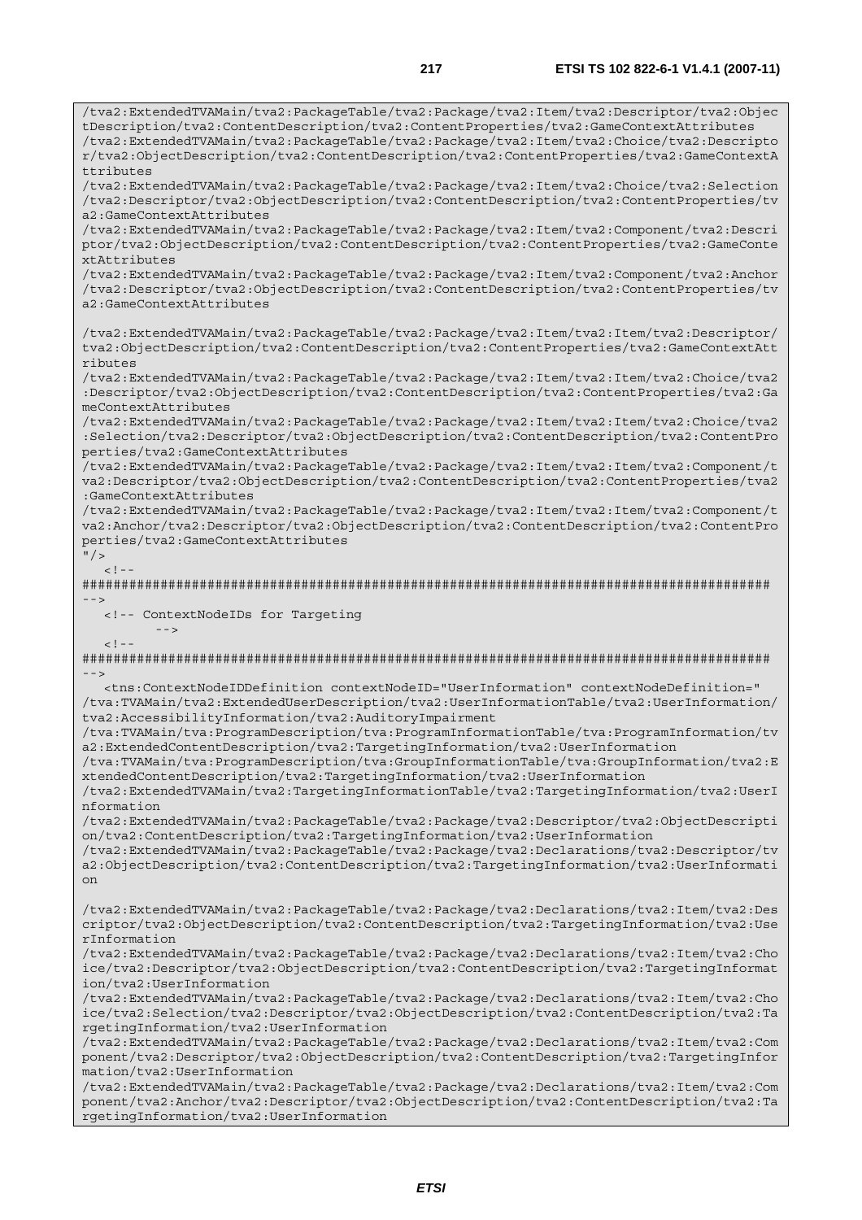```
/tva2:ExtendedTVAMain/tva2:PackageTable/tva2:Package/tva2:Item/tva2:Descriptor/tva2:ObjectDescription/tva2:ContentDescription/tva2:ContentProperties/tva2:GameContextAttributes
/tva2:ExtendedTVAMain/tva2:PackageTable/tva2:Package/tva2:Item/tva2:Choice/tva2:Descriptor/tva2:ObjectDescription/tva2:ContentDescription/tva2:ContentProperties/tva2:GameContextAttributes
/tva2:ExtendedTVAMain/tva2:PackageTable/tva2:Package/tva2:Item/tva2:Choice/tva2:Selection/tva2:Descriptor/tva2:ObjectDescription/tva2:ContentDescription/tva2:ContentProperties/tva2:GameContextAttributes
/tva2:ExtendedTVAMain/tva2:PackageTable/tva2:Package/tva2:Item/tva2:Component/tva2:Descriptor/tva2:ObjectDescription/tva2:ContentDescription/tva2:ContentProperties/tva2:GameContextAttributes
/tva2:ExtendedTVAMain/tva2:PackageTable/tva2:Package/tva2:Item/tva2:Component/tva2:Anchor/tva2:Descriptor/tva2:ObjectDescription/tva2:ContentDescription/tva2:ContentProperties/tva2:GameContextAttributes

/tva2:ExtendedTVAMain/tva2:PackageTable/tva2:Package/tva2:Item/tva2:Item/tva2:Descriptor/tva2:ObjectDescription/tva2:ContentDescription/tva2:ContentProperties/tva2:GameContextAttributes
/tva2:ExtendedTVAMain/tva2:PackageTable/tva2:Package/tva2:Item/tva2:Item/tva2:Choice/tva2:Descriptor/tva2:ObjectDescription/tva2:ContentDescription/tva2:ContentProperties/tva2:GameContextAttributes
/tva2:ExtendedTVAMain/tva2:PackageTable/tva2:Package/tva2:Item/tva2:Item/tva2:Choice/tva2:Selection/tva2:Descriptor/tva2:ObjectDescription/tva2:ContentDescription/tva2:ContentProperties/tva2:GameContextAttributes
/tva2:ExtendedTVAMain/tva2:PackageTable/tva2:Package/tva2:Item/tva2:Item/tva2:Component/tva2:Descriptor/tva2:ObjectDescription/tva2:ContentDescription/tva2:ContentProperties/tva2:GameContextAttributes
/tva2:ExtendedTVAMain/tva2:PackageTable/tva2:Package/tva2:Item/tva2:Item/tva2:Component/tva2:Anchor/tva2:Descriptor/tva2:ObjectDescription/tva2:ContentDescription/tva2:ContentProperties/tva2:GameContextAttributes
"/>
   <!--
########################################################################################
-->
   <!-- ContextNodeIDs for Targeting
         -->
   <!--
########################################################################################
-->
   <tns:ContextNodeIDDefinition contextNodeID="UserInformation" contextNodeDefinition="
/tva:TVAMain/tva2:ExtendedUserDescription/tva2:UserInformationTable/tva2:UserInformation/tva2:AccessibilityInformation/tva2:AuditoryImpairment
/tva:TVAMain/tva:ProgramDescription/tva:ProgramInformationTable/tva:ProgramInformation/tva2:ExtendedContentDescription/tva2:TargetingInformation/tva2:UserInformation
/tva:TVAMain/tva:ProgramDescription/tva:GroupInformationTable/tva:GroupInformation/tva2:ExtendedContentDescription/tva2:TargetingInformation/tva2:UserInformation
/tva2:ExtendedTVAMain/tva2:TargetingInformationTable/tva2:TargetingInformation/tva2:UserInformation
/tva2:ExtendedTVAMain/tva2:PackageTable/tva2:Package/tva2:Descriptor/tva2:ObjectDescription/tva2:ContentDescription/tva2:TargetingInformation/tva2:UserInformation
/tva2:ExtendedTVAMain/tva2:PackageTable/tva2:Package/tva2:Declarations/tva2:Descriptor/tva2:ObjectDescription/tva2:ContentDescription/tva2:TargetingInformation/tva2:UserInformation

/tva2:ExtendedTVAMain/tva2:PackageTable/tva2:Package/tva2:Declarations/tva2:Item/tva2:Descriptor/tva2:ObjectDescription/tva2:ContentDescription/tva2:TargetingInformation/tva2:UserInformation
/tva2:ExtendedTVAMain/tva2:PackageTable/tva2:Package/tva2:Declarations/tva2:Item/tva2:Choice/tva2:Descriptor/tva2:ObjectDescription/tva2:ContentDescription/tva2:TargetingInformation/tva2:UserInformation
/tva2:ExtendedTVAMain/tva2:PackageTable/tva2:Package/tva2:Declarations/tva2:Item/tva2:Choice/tva2:Selection/tva2:Descriptor/tva2:ObjectDescription/tva2:ContentDescription/tva2:TargetingInformation/tva2:UserInformation
/tva2:ExtendedTVAMain/tva2:PackageTable/tva2:Package/tva2:Declarations/tva2:Item/tva2:Component/tva2:Descriptor/tva2:ObjectDescription/tva2:ContentDescription/tva2:TargetingInformation/tva2:UserInformation
/tva2:ExtendedTVAMain/tva2:PackageTable/tva2:Package/tva2:Declarations/tva2:Item/tva2:Component/tva2:Anchor/tva2:Descriptor/tva2:ObjectDescription/tva2:ContentDescription/tva2:TargetingInformation/tva2:UserInformation
```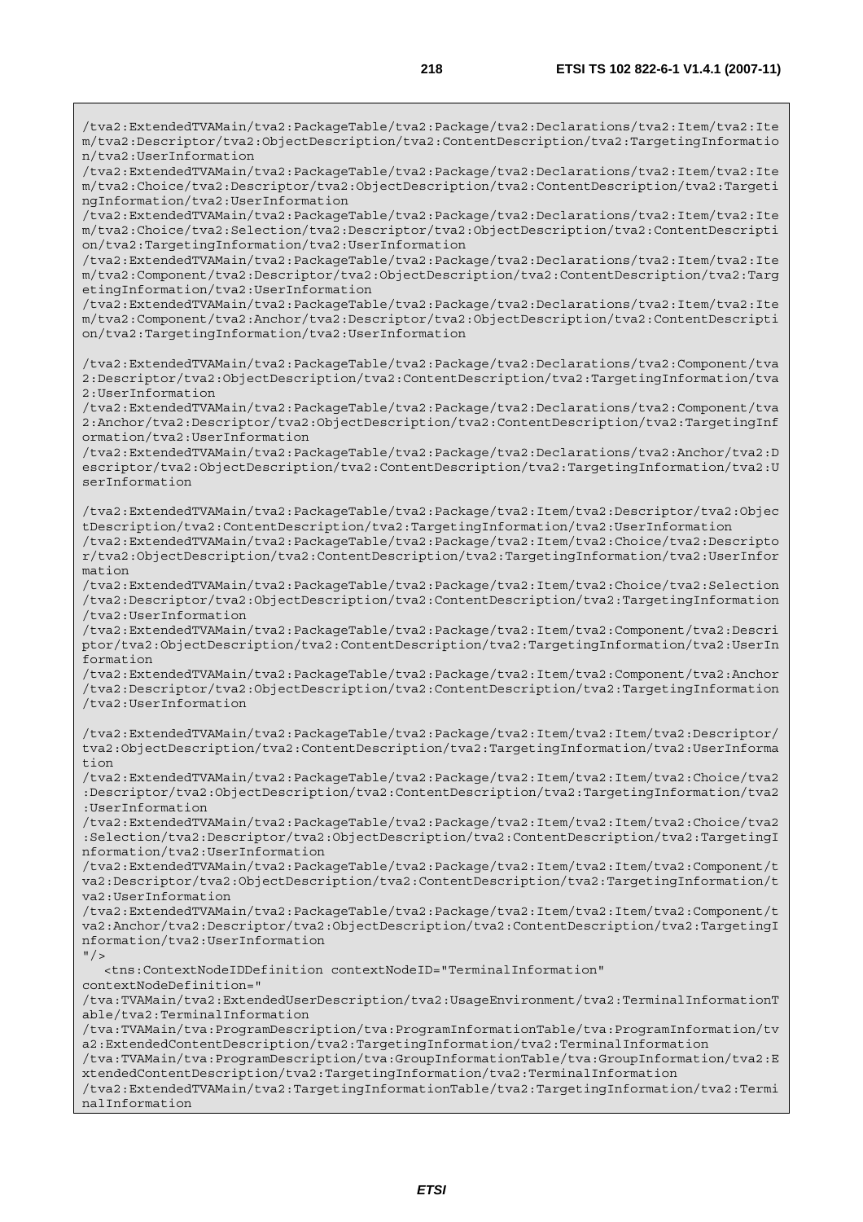```
/tva2:ExtendedTVAMain/tva2:PackageTable/tva2:Package/tva2:Declarations/tva2:Item/tva2:Item/tva2:Descriptor/tva2:ObjectDescription/tva2:ContentDescription/tva2:TargetingInformation/tva2:UserInformation
/tva2:ExtendedTVAMain/tva2:PackageTable/tva2:Package/tva2:Declarations/tva2:Item/tva2:Item/tva2:Choice/tva2:Descriptor/tva2:ObjectDescription/tva2:ContentDescription/tva2:TargetingInformation/tva2:UserInformation
/tva2:ExtendedTVAMain/tva2:PackageTable/tva2:Package/tva2:Declarations/tva2:Item/tva2:Item/tva2:Choice/tva2:Selection/tva2:Descriptor/tva2:ObjectDescription/tva2:ContentDescription/tva2:TargetingInformation/tva2:UserInformation
/tva2:ExtendedTVAMain/tva2:PackageTable/tva2:Package/tva2:Declarations/tva2:Item/tva2:Item/tva2:Component/tva2:Descriptor/tva2:ObjectDescription/tva2:ContentDescription/tva2:TargetingInformation/tva2:UserInformation
/tva2:ExtendedTVAMain/tva2:PackageTable/tva2:Package/tva2:Declarations/tva2:Item/tva2:Item/tva2:Component/tva2:Anchor/tva2:Descriptor/tva2:ObjectDescription/tva2:ContentDescription/tva2:TargetingInformation/tva2:UserInformation

/tva2:ExtendedTVAMain/tva2:PackageTable/tva2:Package/tva2:Declarations/tva2:Component/tva2:Descriptor/tva2:ObjectDescription/tva2:ContentDescription/tva2:TargetingInformation/tva2:UserInformation
/tva2:ExtendedTVAMain/tva2:PackageTable/tva2:Package/tva2:Declarations/tva2:Component/tva2:Anchor/tva2:Descriptor/tva2:ObjectDescription/tva2:ContentDescription/tva2:TargetingInformation/tva2:UserInformation
/tva2:ExtendedTVAMain/tva2:PackageTable/tva2:Package/tva2:Declarations/tva2:Anchor/tva2:Descriptor/tva2:ObjectDescription/tva2:ContentDescription/tva2:TargetingInformation/tva2:UserInformation

/tva2:ExtendedTVAMain/tva2:PackageTable/tva2:Package/tva2:Item/tva2:Descriptor/tva2:ObjectDescription/tva2:ContentDescription/tva2:TargetingInformation/tva2:UserInformation
/tva2:ExtendedTVAMain/tva2:PackageTable/tva2:Package/tva2:Item/tva2:Choice/tva2:Descriptor/tva2:ObjectDescription/tva2:ContentDescription/tva2:TargetingInformation/tva2:UserInformation
/tva2:ExtendedTVAMain/tva2:PackageTable/tva2:Package/tva2:Item/tva2:Choice/tva2:Selection/tva2:Descriptor/tva2:ObjectDescription/tva2:ContentDescription/tva2:TargetingInformation/tva2:UserInformation
/tva2:ExtendedTVAMain/tva2:PackageTable/tva2:Package/tva2:Item/tva2:Component/tva2:Descriptor/tva2:ObjectDescription/tva2:ContentDescription/tva2:TargetingInformation/tva2:UserInformation
/tva2:ExtendedTVAMain/tva2:PackageTable/tva2:Package/tva2:Item/tva2:Component/tva2:Anchor/tva2:Descriptor/tva2:ObjectDescription/tva2:ContentDescription/tva2:TargetingInformation/tva2:UserInformation

/tva2:ExtendedTVAMain/tva2:PackageTable/tva2:Package/tva2:Item/tva2:Item/tva2:Descriptor/tva2:ObjectDescription/tva2:ContentDescription/tva2:TargetingInformation/tva2:UserInformation
/tva2:ExtendedTVAMain/tva2:PackageTable/tva2:Package/tva2:Item/tva2:Item/tva2:Choice/tva2:Descriptor/tva2:ObjectDescription/tva2:ContentDescription/tva2:TargetingInformation/tva2:UserInformation
/tva2:ExtendedTVAMain/tva2:PackageTable/tva2:Package/tva2:Item/tva2:Item/tva2:Choice/tva2:Selection/tva2:Descriptor/tva2:ObjectDescription/tva2:ContentDescription/tva2:TargetingInformation/tva2:UserInformation
/tva2:ExtendedTVAMain/tva2:PackageTable/tva2:Package/tva2:Item/tva2:Item/tva2:Component/tva2:Descriptor/tva2:ObjectDescription/tva2:ContentDescription/tva2:TargetingInformation/tva2:UserInformation
/tva2:ExtendedTVAMain/tva2:PackageTable/tva2:Package/tva2:Item/tva2:Item/tva2:Component/tva2:Anchor/tva2:Descriptor/tva2:ObjectDescription/tva2:ContentDescription/tva2:TargetingInformation/tva2:UserInformation
"/>
   <tns:ContextNodeIDDefinition contextNodeID="TerminalInformation"
contextNodeDefinition="
/tva:TVAMain/tva2:ExtendedUserDescription/tva2:UsageEnvironment/tva2:TerminalInformationTable/tva2:TerminalInformation
/tva:TVAMain/tva:ProgramDescription/tva:ProgramInformationTable/tva:ProgramInformation/tva2:ExtendedContentDescription/tva2:TargetingInformation/tva2:TerminalInformation
/tva:TVAMain/tva:ProgramDescription/tva:GroupInformationTable/tva:GroupInformation/tva2:ExtendedContentDescription/tva2:TargetingInformation/tva2:TerminalInformation
/tva2:ExtendedTVAMain/tva2:TargetingInformationTable/tva2:TargetingInformation/tva2:TerminalInformation
```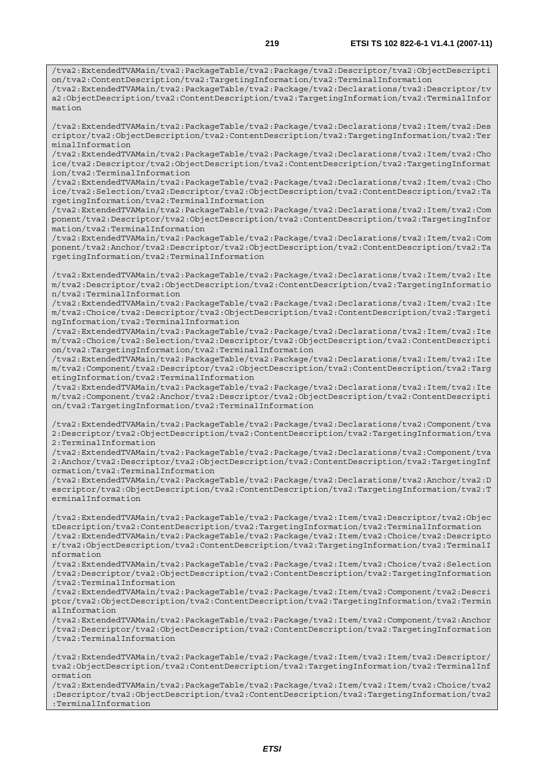```
/tva2:ExtendedTVAMain/tva2:PackageTable/tva2:Package/tva2:Descriptor/tva2:ObjectDescription/tva2:ContentDescription/tva2:TargetingInformation/tva2:TerminalInformation
/tva2:ExtendedTVAMain/tva2:PackageTable/tva2:Package/tva2:Declarations/tva2:Descriptor/tva2:ObjectDescription/tva2:ContentDescription/tva2:TargetingInformation/tva2:TerminalInformation

/tva2:ExtendedTVAMain/tva2:PackageTable/tva2:Package/tva2:Declarations/tva2:Item/tva2:Descriptor/tva2:ObjectDescription/tva2:ContentDescription/tva2:TargetingInformation/tva2:TerminalInformation
/tva2:ExtendedTVAMain/tva2:PackageTable/tva2:Package/tva2:Declarations/tva2:Item/tva2:Choice/tva2:Descriptor/tva2:ObjectDescription/tva2:ContentDescription/tva2:TargetingInformation/tva2:TerminalInformation
/tva2:ExtendedTVAMain/tva2:PackageTable/tva2:Package/tva2:Declarations/tva2:Item/tva2:Choice/tva2:Selection/tva2:Descriptor/tva2:ObjectDescription/tva2:ContentDescription/tva2:TargetingInformation/tva2:TerminalInformation
/tva2:ExtendedTVAMain/tva2:PackageTable/tva2:Package/tva2:Declarations/tva2:Item/tva2:Component/tva2:Descriptor/tva2:ObjectDescription/tva2:ContentDescription/tva2:TargetingInformation/tva2:TerminalInformation
/tva2:ExtendedTVAMain/tva2:PackageTable/tva2:Package/tva2:Declarations/tva2:Item/tva2:Component/tva2:Anchor/tva2:Descriptor/tva2:ObjectDescription/tva2:ContentDescription/tva2:TargetingInformation/tva2:TerminalInformation

/tva2:ExtendedTVAMain/tva2:PackageTable/tva2:Package/tva2:Declarations/tva2:Item/tva2:Item/tva2:Descriptor/tva2:ObjectDescription/tva2:ContentDescription/tva2:TargetingInformation/tva2:TerminalInformation
/tva2:ExtendedTVAMain/tva2:PackageTable/tva2:Package/tva2:Declarations/tva2:Item/tva2:Item/tva2:Choice/tva2:Descriptor/tva2:ObjectDescription/tva2:ContentDescription/tva2:TargetingInformation/tva2:TerminalInformation
/tva2:ExtendedTVAMain/tva2:PackageTable/tva2:Package/tva2:Declarations/tva2:Item/tva2:Item/tva2:Choice/tva2:Selection/tva2:Descriptor/tva2:ObjectDescription/tva2:ContentDescription/tva2:TargetingInformation/tva2:TerminalInformation
/tva2:ExtendedTVAMain/tva2:PackageTable/tva2:Package/tva2:Declarations/tva2:Item/tva2:Item/tva2:Component/tva2:Descriptor/tva2:ObjectDescription/tva2:ContentDescription/tva2:TargetingInformation/tva2:TerminalInformation
/tva2:ExtendedTVAMain/tva2:PackageTable/tva2:Package/tva2:Declarations/tva2:Item/tva2:Item/tva2:Component/tva2:Anchor/tva2:Descriptor/tva2:ObjectDescription/tva2:ContentDescription/tva2:TargetingInformation/tva2:TerminalInformation

/tva2:ExtendedTVAMain/tva2:PackageTable/tva2:Package/tva2:Declarations/tva2:Component/tva2:Descriptor/tva2:ObjectDescription/tva2:ContentDescription/tva2:TargetingInformation/tva2:TerminalInformation
/tva2:ExtendedTVAMain/tva2:PackageTable/tva2:Package/tva2:Declarations/tva2:Component/tva2:Anchor/tva2:Descriptor/tva2:ObjectDescription/tva2:ContentDescription/tva2:TargetingInformation/tva2:TerminalInformation
/tva2:ExtendedTVAMain/tva2:PackageTable/tva2:Package/tva2:Declarations/tva2:Anchor/tva2:Descriptor/tva2:ObjectDescription/tva2:ContentDescription/tva2:TargetingInformation/tva2:TerminalInformation

/tva2:ExtendedTVAMain/tva2:PackageTable/tva2:Package/tva2:Item/tva2:Descriptor/tva2:ObjectDescription/tva2:ContentDescription/tva2:TargetingInformation/tva2:TerminalInformation
/tva2:ExtendedTVAMain/tva2:PackageTable/tva2:Package/tva2:Item/tva2:Choice/tva2:Descriptor/tva2:ObjectDescription/tva2:ContentDescription/tva2:TargetingInformation/tva2:TerminalInformation
/tva2:ExtendedTVAMain/tva2:PackageTable/tva2:Package/tva2:Item/tva2:Choice/tva2:Selection/tva2:Descriptor/tva2:ObjectDescription/tva2:ContentDescription/tva2:TargetingInformation/tva2:TerminalInformation
/tva2:ExtendedTVAMain/tva2:PackageTable/tva2:Package/tva2:Item/tva2:Component/tva2:Descriptor/tva2:ObjectDescription/tva2:ContentDescription/tva2:TargetingInformation/tva2:TerminalInformation
/tva2:ExtendedTVAMain/tva2:PackageTable/tva2:Package/tva2:Item/tva2:Component/tva2:Anchor/tva2:Descriptor/tva2:ObjectDescription/tva2:ContentDescription/tva2:TargetingInformation/tva2:TerminalInformation

/tva2:ExtendedTVAMain/tva2:PackageTable/tva2:Package/tva2:Item/tva2:Item/tva2:Descriptor/tva2:ObjectDescription/tva2:ContentDescription/tva2:TargetingInformation/tva2:TerminalInformation
/tva2:ExtendedTVAMain/tva2:PackageTable/tva2:Package/tva2:Item/tva2:Item/tva2:Choice/tva2:Descriptor/tva2:ObjectDescription/tva2:ContentDescription/tva2:TargetingInformation/tva2:TerminalInformation
```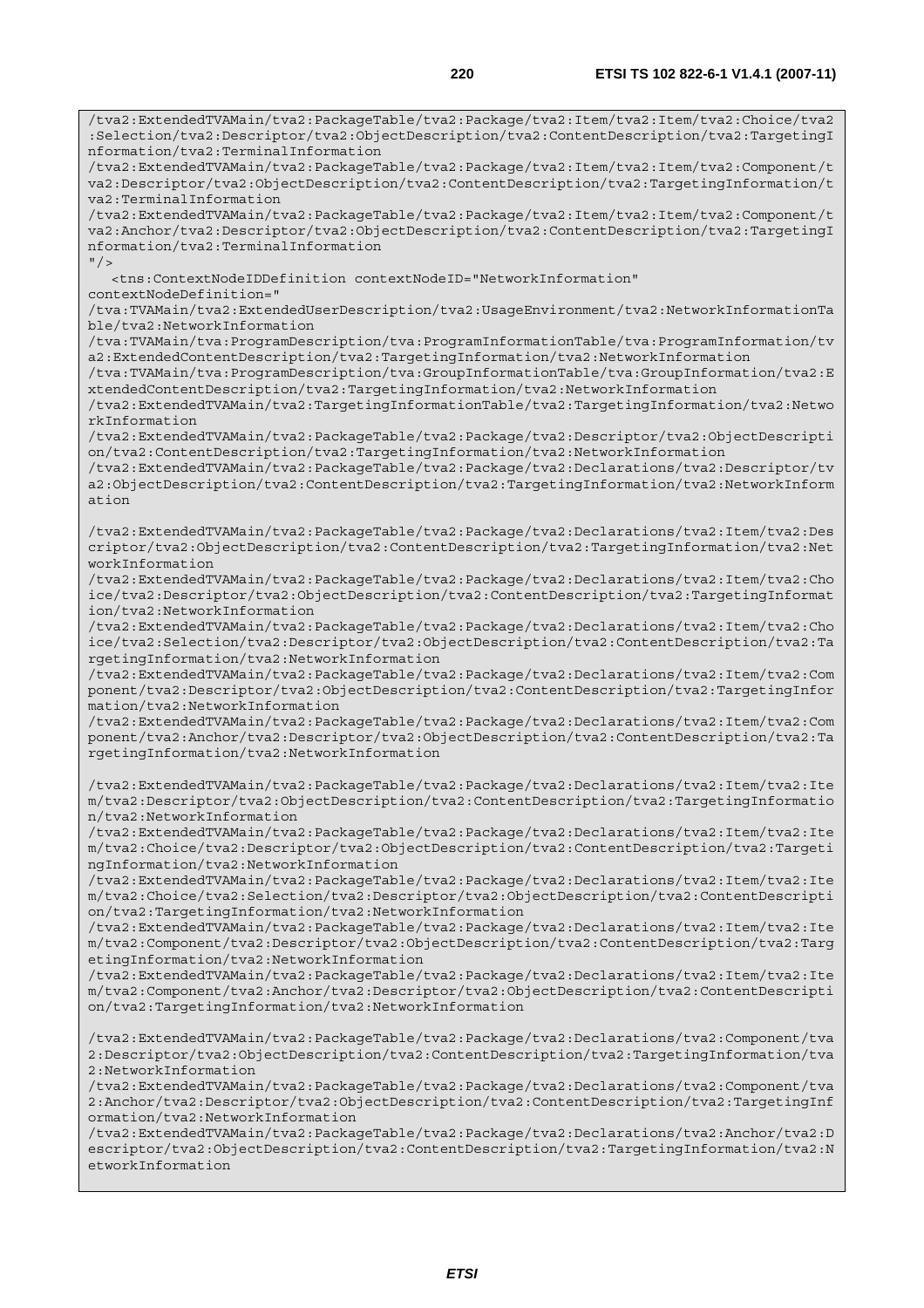```
/tva2:ExtendedTVAMain/tva2:PackageTable/tva2:Package/tva2:Item/tva2:Item/tva2:Choice/tva2:Selection/tva2:Descriptor/tva2:ObjectDescription/tva2:ContentDescription/tva2:TargetingInformation/tva2:TerminalInformation
/tva2:ExtendedTVAMain/tva2:PackageTable/tva2:Package/tva2:Item/tva2:Item/tva2:Component/tva2:Descriptor/tva2:ObjectDescription/tva2:ContentDescription/tva2:TargetingInformation/tva2:TerminalInformation
/tva2:ExtendedTVAMain/tva2:PackageTable/tva2:Package/tva2:Item/tva2:Item/tva2:Component/tva2:Anchor/tva2:Descriptor/tva2:ObjectDescription/tva2:ContentDescription/tva2:TargetingInformation/tva2:TerminalInformation
"/>
   <tns:ContextNodeIDDefinition contextNodeID="NetworkInformation"
contextNodeDefinition="
/tva:TVAMain/tva2:ExtendedUserDescription/tva2:UsageEnvironment/tva2:NetworkInformationTable/tva2:NetworkInformation
/tva:TVAMain/tva:ProgramDescription/tva:ProgramInformationTable/tva:ProgramInformation/tva2:ExtendedContentDescription/tva2:TargetingInformation/tva2:NetworkInformation
/tva:TVAMain/tva:ProgramDescription/tva:GroupInformationTable/tva:GroupInformation/tva2:ExtendedContentDescription/tva2:TargetingInformation/tva2:NetworkInformation
/tva2:ExtendedTVAMain/tva2:TargetingInformationTable/tva2:TargetingInformation/tva2:NetworkInformation
/tva2:ExtendedTVAMain/tva2:PackageTable/tva2:Package/tva2:Descriptor/tva2:ObjectDescription/tva2:ContentDescription/tva2:TargetingInformation/tva2:NetworkInformation
/tva2:ExtendedTVAMain/tva2:PackageTable/tva2:Package/tva2:Declarations/tva2:Descriptor/tva2:ObjectDescription/tva2:ContentDescription/tva2:TargetingInformation/tva2:NetworkInformation

/tva2:ExtendedTVAMain/tva2:PackageTable/tva2:Package/tva2:Declarations/tva2:Item/tva2:Descriptor/tva2:ObjectDescription/tva2:ContentDescription/tva2:TargetingInformation/tva2:NetworkInformation
/tva2:ExtendedTVAMain/tva2:PackageTable/tva2:Package/tva2:Declarations/tva2:Item/tva2:Choice/tva2:Descriptor/tva2:ObjectDescription/tva2:ContentDescription/tva2:TargetingInformation/tva2:NetworkInformation
/tva2:ExtendedTVAMain/tva2:PackageTable/tva2:Package/tva2:Declarations/tva2:Item/tva2:Choice/tva2:Selection/tva2:Descriptor/tva2:ObjectDescription/tva2:ContentDescription/tva2:TargetingInformation/tva2:NetworkInformation
/tva2:ExtendedTVAMain/tva2:PackageTable/tva2:Package/tva2:Declarations/tva2:Item/tva2:Component/tva2:Descriptor/tva2:ObjectDescription/tva2:ContentDescription/tva2:TargetingInformation/tva2:NetworkInformation
/tva2:ExtendedTVAMain/tva2:PackageTable/tva2:Package/tva2:Declarations/tva2:Item/tva2:Component/tva2:Anchor/tva2:Descriptor/tva2:ObjectDescription/tva2:ContentDescription/tva2:TargetingInformation/tva2:NetworkInformation

/tva2:ExtendedTVAMain/tva2:PackageTable/tva2:Package/tva2:Declarations/tva2:Item/tva2:Item/tva2:Descriptor/tva2:ObjectDescription/tva2:ContentDescription/tva2:TargetingInformation/tva2:NetworkInformation
/tva2:ExtendedTVAMain/tva2:PackageTable/tva2:Package/tva2:Declarations/tva2:Item/tva2:Item/tva2:Choice/tva2:Descriptor/tva2:ObjectDescription/tva2:ContentDescription/tva2:TargetingInformation/tva2:NetworkInformation
/tva2:ExtendedTVAMain/tva2:PackageTable/tva2:Package/tva2:Declarations/tva2:Item/tva2:Item/tva2:Choice/tva2:Selection/tva2:Descriptor/tva2:ObjectDescription/tva2:ContentDescription/tva2:TargetingInformation/tva2:NetworkInformation
/tva2:ExtendedTVAMain/tva2:PackageTable/tva2:Package/tva2:Declarations/tva2:Item/tva2:Item/tva2:Component/tva2:Descriptor/tva2:ObjectDescription/tva2:ContentDescription/tva2:TargetingInformation/tva2:NetworkInformation
/tva2:ExtendedTVAMain/tva2:PackageTable/tva2:Package/tva2:Declarations/tva2:Item/tva2:Item/tva2:Component/tva2:Anchor/tva2:Descriptor/tva2:ObjectDescription/tva2:ContentDescription/tva2:TargetingInformation/tva2:NetworkInformation

/tva2:ExtendedTVAMain/tva2:PackageTable/tva2:Package/tva2:Declarations/tva2:Component/tva2:Descriptor/tva2:ObjectDescription/tva2:ContentDescription/tva2:TargetingInformation/tva2:NetworkInformation
/tva2:ExtendedTVAMain/tva2:PackageTable/tva2:Package/tva2:Declarations/tva2:Component/tva2:Anchor/tva2:Descriptor/tva2:ObjectDescription/tva2:ContentDescription/tva2:TargetingInformation/tva2:NetworkInformation
/tva2:ExtendedTVAMain/tva2:PackageTable/tva2:Package/tva2:Declarations/tva2:Anchor/tva2:Descriptor/tva2:ObjectDescription/tva2:ContentDescription/tva2:TargetingInformation/tva2:NetworkInformation
```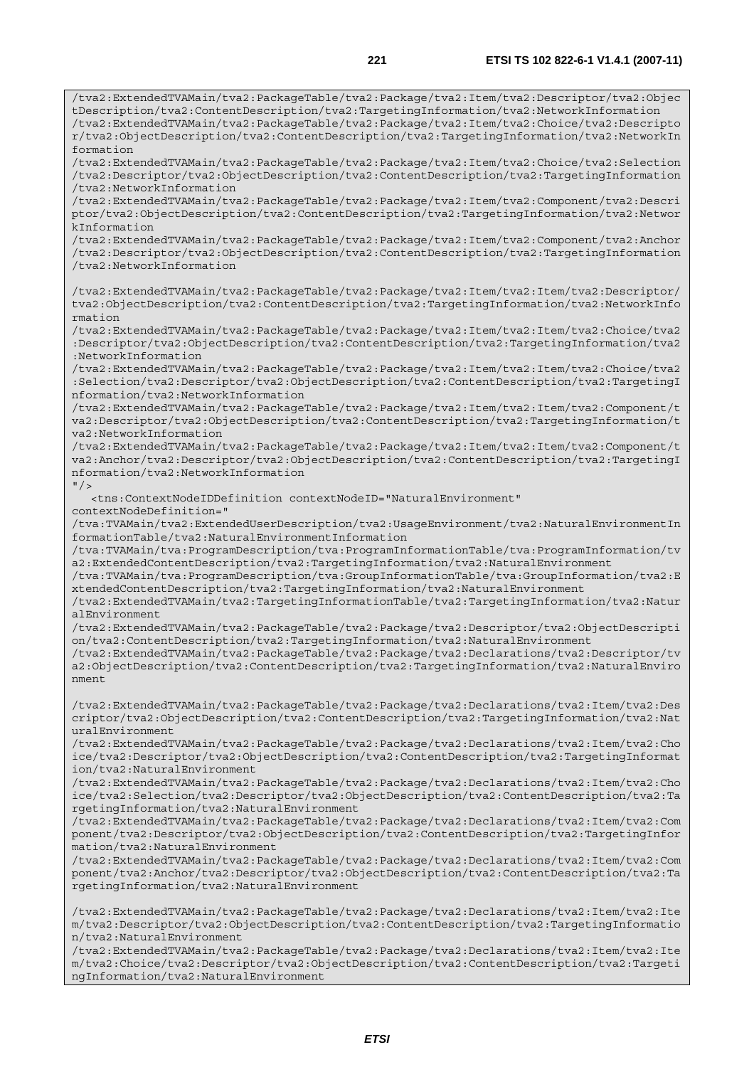```
/tva2:ExtendedTVAMain/tva2:PackageTable/tva2:Package/tva2:Item/tva2:Descriptor/tva2:ObjectDescription/tva2:ContentDescription/tva2:TargetingInformation/tva2:NetworkInformation
/tva2:ExtendedTVAMain/tva2:PackageTable/tva2:Package/tva2:Item/tva2:Choice/tva2:Descriptor/tva2:ObjectDescription/tva2:ContentDescription/tva2:TargetingInformation/tva2:NetworkInformation
/tva2:ExtendedTVAMain/tva2:PackageTable/tva2:Package/tva2:Item/tva2:Choice/tva2:Selection/tva2:Descriptor/tva2:ObjectDescription/tva2:ContentDescription/tva2:TargetingInformation/tva2:NetworkInformation
/tva2:ExtendedTVAMain/tva2:PackageTable/tva2:Package/tva2:Item/tva2:Component/tva2:Descriptor/tva2:ObjectDescription/tva2:ContentDescription/tva2:TargetingInformation/tva2:NetworkInformation
/tva2:ExtendedTVAMain/tva2:PackageTable/tva2:Package/tva2:Item/tva2:Component/tva2:Anchor/tva2:Descriptor/tva2:ObjectDescription/tva2:ContentDescription/tva2:TargetingInformation/tva2:NetworkInformation

/tva2:ExtendedTVAMain/tva2:PackageTable/tva2:Package/tva2:Item/tva2:Item/tva2:Descriptor/tva2:ObjectDescription/tva2:ContentDescription/tva2:TargetingInformation/tva2:NetworkInformation
/tva2:ExtendedTVAMain/tva2:PackageTable/tva2:Package/tva2:Item/tva2:Item/tva2:Choice/tva2:Descriptor/tva2:ObjectDescription/tva2:ContentDescription/tva2:TargetingInformation/tva2:NetworkInformation
/tva2:ExtendedTVAMain/tva2:PackageTable/tva2:Package/tva2:Item/tva2:Item/tva2:Choice/tva2:Selection/tva2:Descriptor/tva2:ObjectDescription/tva2:ContentDescription/tva2:TargetingInformation/tva2:NetworkInformation
/tva2:ExtendedTVAMain/tva2:PackageTable/tva2:Package/tva2:Item/tva2:Item/tva2:Component/tva2:Descriptor/tva2:ObjectDescription/tva2:ContentDescription/tva2:TargetingInformation/tva2:NetworkInformation
/tva2:ExtendedTVAMain/tva2:PackageTable/tva2:Package/tva2:Item/tva2:Item/tva2:Component/tva2:Anchor/tva2:Descriptor/tva2:ObjectDescription/tva2:ContentDescription/tva2:TargetingInformation/tva2:NetworkInformation
"/>
   <tns:ContextNodeIDDefinition contextNodeID="NaturalEnvironment"
contextNodeDefinition="
/tva:TVAMain/tva2:ExtendedUserDescription/tva2:UsageEnvironment/tva2:NaturalEnvironmentInformationTable/tva2:NaturalEnvironmentInformation
/tva:TVAMain/tva:ProgramDescription/tva:ProgramInformationTable/tva:ProgramInformation/tva2:ExtendedContentDescription/tva2:TargetingInformation/tva2:NaturalEnvironment
/tva:TVAMain/tva:ProgramDescription/tva:GroupInformationTable/tva:GroupInformation/tva2:ExtendedContentDescription/tva2:TargetingInformation/tva2:NaturalEnvironment
/tva2:ExtendedTVAMain/tva2:TargetingInformationTable/tva2:TargetingInformation/tva2:NaturalEnvironment
/tva2:ExtendedTVAMain/tva2:PackageTable/tva2:Package/tva2:Descriptor/tva2:ObjectDescription/tva2:ContentDescription/tva2:TargetingInformation/tva2:NaturalEnvironment
/tva2:ExtendedTVAMain/tva2:PackageTable/tva2:Package/tva2:Declarations/tva2:Descriptor/tva2:ObjectDescription/tva2:ContentDescription/tva2:TargetingInformation/tva2:NaturalEnvironment

/tva2:ExtendedTVAMain/tva2:PackageTable/tva2:Package/tva2:Declarations/tva2:Item/tva2:Descriptor/tva2:ObjectDescription/tva2:ContentDescription/tva2:TargetingInformation/tva2:NaturalEnvironment
/tva2:ExtendedTVAMain/tva2:PackageTable/tva2:Package/tva2:Declarations/tva2:Item/tva2:Choice/tva2:Descriptor/tva2:ObjectDescription/tva2:ContentDescription/tva2:TargetingInformation/tva2:NaturalEnvironment
/tva2:ExtendedTVAMain/tva2:PackageTable/tva2:Package/tva2:Declarations/tva2:Item/tva2:Choice/tva2:Selection/tva2:Descriptor/tva2:ObjectDescription/tva2:ContentDescription/tva2:TargetingInformation/tva2:NaturalEnvironment
/tva2:ExtendedTVAMain/tva2:PackageTable/tva2:Package/tva2:Declarations/tva2:Item/tva2:Component/tva2:Descriptor/tva2:ObjectDescription/tva2:ContentDescription/tva2:TargetingInformation/tva2:NaturalEnvironment
/tva2:ExtendedTVAMain/tva2:PackageTable/tva2:Package/tva2:Declarations/tva2:Item/tva2:Component/tva2:Anchor/tva2:Descriptor/tva2:ObjectDescription/tva2:ContentDescription/tva2:TargetingInformation/tva2:NaturalEnvironment

/tva2:ExtendedTVAMain/tva2:PackageTable/tva2:Package/tva2:Declarations/tva2:Item/tva2:Item/tva2:Descriptor/tva2:ObjectDescription/tva2:ContentDescription/tva2:TargetingInformation/tva2:NaturalEnvironment
/tva2:ExtendedTVAMain/tva2:PackageTable/tva2:Package/tva2:Declarations/tva2:Item/tva2:Item/tva2:Choice/tva2:Descriptor/tva2:ObjectDescription/tva2:ContentDescription/tva2:TargetingInformation/tva2:NaturalEnvironment
```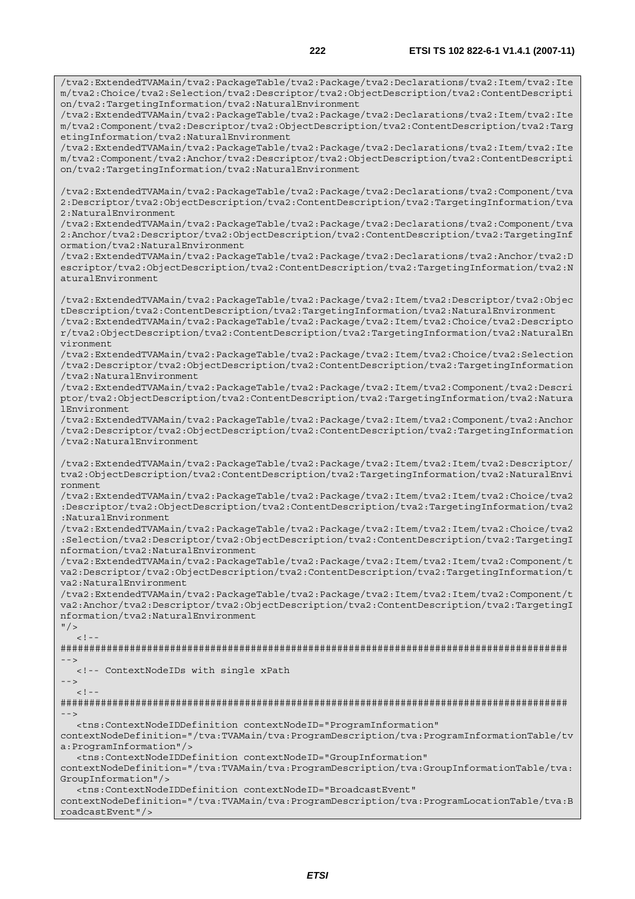```
/tva2:ExtendedTVAMain/tva2:PackageTable/tva2:Package/tva2:Declarations/tva2:Item/tva2:Item/tva2:Choice/tva2:Selection/tva2:Descriptor/tva2:ObjectDescription/tva2:ContentDescription/tva2:TargetingInformation/tva2:NaturalEnvironment
/tva2:ExtendedTVAMain/tva2:PackageTable/tva2:Package/tva2:Declarations/tva2:Item/tva2:Item/tva2:Component/tva2:Descriptor/tva2:ObjectDescription/tva2:ContentDescription/tva2:TargetingInformation/tva2:NaturalEnvironment
/tva2:ExtendedTVAMain/tva2:PackageTable/tva2:Package/tva2:Declarations/tva2:Item/tva2:Item/tva2:Component/tva2:Anchor/tva2:Descriptor/tva2:ObjectDescription/tva2:ContentDescription/tva2:TargetingInformation/tva2:NaturalEnvironment

/tva2:ExtendedTVAMain/tva2:PackageTable/tva2:Package/tva2:Declarations/tva2:Component/tva2:Descriptor/tva2:ObjectDescription/tva2:ContentDescription/tva2:TargetingInformation/tva2:NaturalEnvironment
/tva2:ExtendedTVAMain/tva2:PackageTable/tva2:Package/tva2:Declarations/tva2:Component/tva2:Anchor/tva2:Descriptor/tva2:ObjectDescription/tva2:ContentDescription/tva2:TargetingInformation/tva2:NaturalEnvironment
/tva2:ExtendedTVAMain/tva2:PackageTable/tva2:Package/tva2:Declarations/tva2:Anchor/tva2:Descriptor/tva2:ObjectDescription/tva2:ContentDescription/tva2:TargetingInformation/tva2:NaturalEnvironment

/tva2:ExtendedTVAMain/tva2:PackageTable/tva2:Package/tva2:Item/tva2:Descriptor/tva2:ObjectDescription/tva2:ContentDescription/tva2:TargetingInformation/tva2:NaturalEnvironment
/tva2:ExtendedTVAMain/tva2:PackageTable/tva2:Package/tva2:Item/tva2:Choice/tva2:Descriptor/tva2:ObjectDescription/tva2:ContentDescription/tva2:TargetingInformation/tva2:NaturalEnvironment
/tva2:ExtendedTVAMain/tva2:PackageTable/tva2:Package/tva2:Item/tva2:Choice/tva2:Selection/tva2:Descriptor/tva2:ObjectDescription/tva2:ContentDescription/tva2:TargetingInformation/tva2:NaturalEnvironment
/tva2:ExtendedTVAMain/tva2:PackageTable/tva2:Package/tva2:Item/tva2:Component/tva2:Descriptor/tva2:ObjectDescription/tva2:ContentDescription/tva2:TargetingInformation/tva2:NaturalEnvironment
/tva2:ExtendedTVAMain/tva2:PackageTable/tva2:Package/tva2:Item/tva2:Component/tva2:Anchor/tva2:Descriptor/tva2:ObjectDescription/tva2:ContentDescription/tva2:TargetingInformation/tva2:NaturalEnvironment

/tva2:ExtendedTVAMain/tva2:PackageTable/tva2:Package/tva2:Item/tva2:Item/tva2:Descriptor/tva2:ObjectDescription/tva2:ContentDescription/tva2:TargetingInformation/tva2:NaturalEnvironment
/tva2:ExtendedTVAMain/tva2:PackageTable/tva2:Package/tva2:Item/tva2:Item/tva2:Choice/tva2:Descriptor/tva2:ObjectDescription/tva2:ContentDescription/tva2:TargetingInformation/tva2:NaturalEnvironment
/tva2:ExtendedTVAMain/tva2:PackageTable/tva2:Package/tva2:Item/tva2:Item/tva2:Choice/tva2:Selection/tva2:Descriptor/tva2:ObjectDescription/tva2:ContentDescription/tva2:TargetingInformation/tva2:NaturalEnvironment
/tva2:ExtendedTVAMain/tva2:PackageTable/tva2:Package/tva2:Item/tva2:Item/tva2:Component/tva2:Descriptor/tva2:ObjectDescription/tva2:ContentDescription/tva2:TargetingInformation/tva2:NaturalEnvironment
/tva2:ExtendedTVAMain/tva2:PackageTable/tva2:Package/tva2:Item/tva2:Item/tva2:Component/tva2:Anchor/tva2:Descriptor/tva2:ObjectDescription/tva2:ContentDescription/tva2:TargetingInformation/tva2:NaturalEnvironment
"/>
   <!--
########################################################################################
-->
   <!-- ContextNodeIDs with single xPath
-->
   <!--
########################################################################################
-->
   <tns:ContextNodeIDDefinition contextNodeID="ProgramInformation"
contextNodeDefinition="/tva:TVAMain/tva:ProgramDescription/tva:ProgramInformationTable/tva:ProgramInformation"/>
   <tns:ContextNodeIDDefinition contextNodeID="GroupInformation"
contextNodeDefinition="/tva:TVAMain/tva:ProgramDescription/tva:GroupInformationTable/tva:GroupInformation"/>
   <tns:ContextNodeIDDefinition contextNodeID="BroadcastEvent"
contextNodeDefinition="/tva:TVAMain/tva:ProgramDescription/tva:ProgramLocationTable/tva:BroadcastEvent"/>
```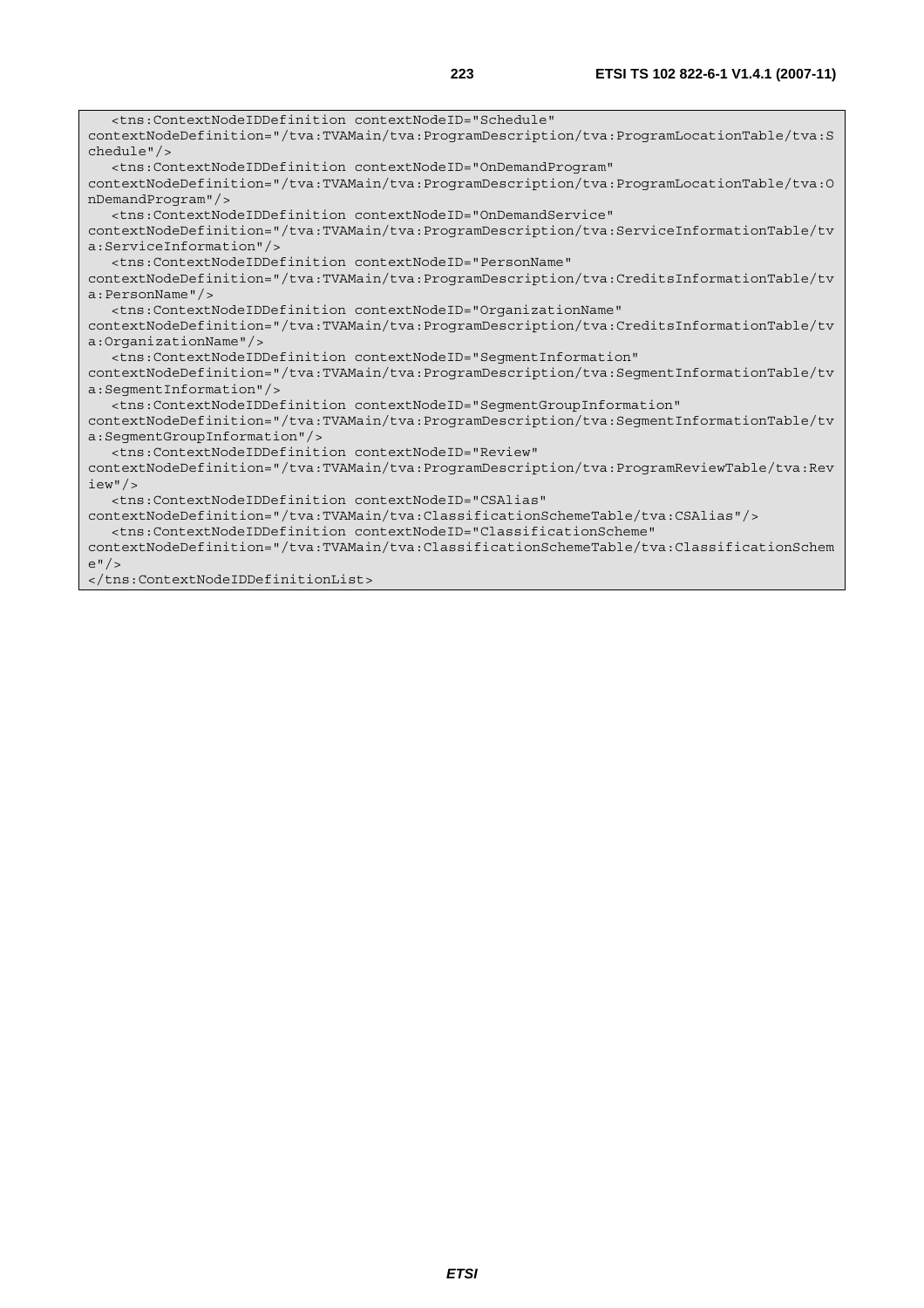```
   <tns:ContextNodeIDDefinition contextNodeID="Schedule"
contextNodeDefinition="/tva:TVAMain/tva:ProgramDescription/tva:ProgramLocationTable/tva:S
chedule"/>
   <tns:ContextNodeIDDefinition contextNodeID="OnDemandProgram"
contextNodeDefinition="/tva:TVAMain/tva:ProgramDescription/tva:ProgramLocationTable/tva:O
nDemandProgram"/>
   <tns:ContextNodeIDDefinition contextNodeID="OnDemandService"
contextNodeDefinition="/tva:TVAMain/tva:ProgramDescription/tva:ServiceInformationTable/tv
a:ServiceInformation"/>
   <tns:ContextNodeIDDefinition contextNodeID="PersonName"
contextNodeDefinition="/tva:TVAMain/tva:ProgramDescription/tva:CreditsInformationTable/tv
a:PersonName"/>
   <tns:ContextNodeIDDefinition contextNodeID="OrganizationName"
contextNodeDefinition="/tva:TVAMain/tva:ProgramDescription/tva:CreditsInformationTable/tv
a:OrganizationName"/>
   <tns:ContextNodeIDDefinition contextNodeID="SegmentInformation"
contextNodeDefinition="/tva:TVAMain/tva:ProgramDescription/tva:SegmentInformationTable/tv
a:SegmentInformation"/>
   <tns:ContextNodeIDDefinition contextNodeID="SegmentGroupInformation"
contextNodeDefinition="/tva:TVAMain/tva:ProgramDescription/tva:SegmentInformationTable/tv
a:SegmentGroupInformation"/>
   <tns:ContextNodeIDDefinition contextNodeID="Review"
contextNodeDefinition="/tva:TVAMain/tva:ProgramDescription/tva:ProgramReviewTable/tva:Rev
iew"/>
   <tns:ContextNodeIDDefinition contextNodeID="CSAlias"
contextNodeDefinition="/tva:TVAMain/tva:ClassificationSchemeTable/tva:CSAlias"/>
   <tns:ContextNodeIDDefinition contextNodeID="ClassificationScheme"
contextNodeDefinition="/tva:TVAMain/tva:ClassificationSchemeTable/tva:ClassificationSchem
e"/>
</tns:ContextNodeIDDefinitionList>
```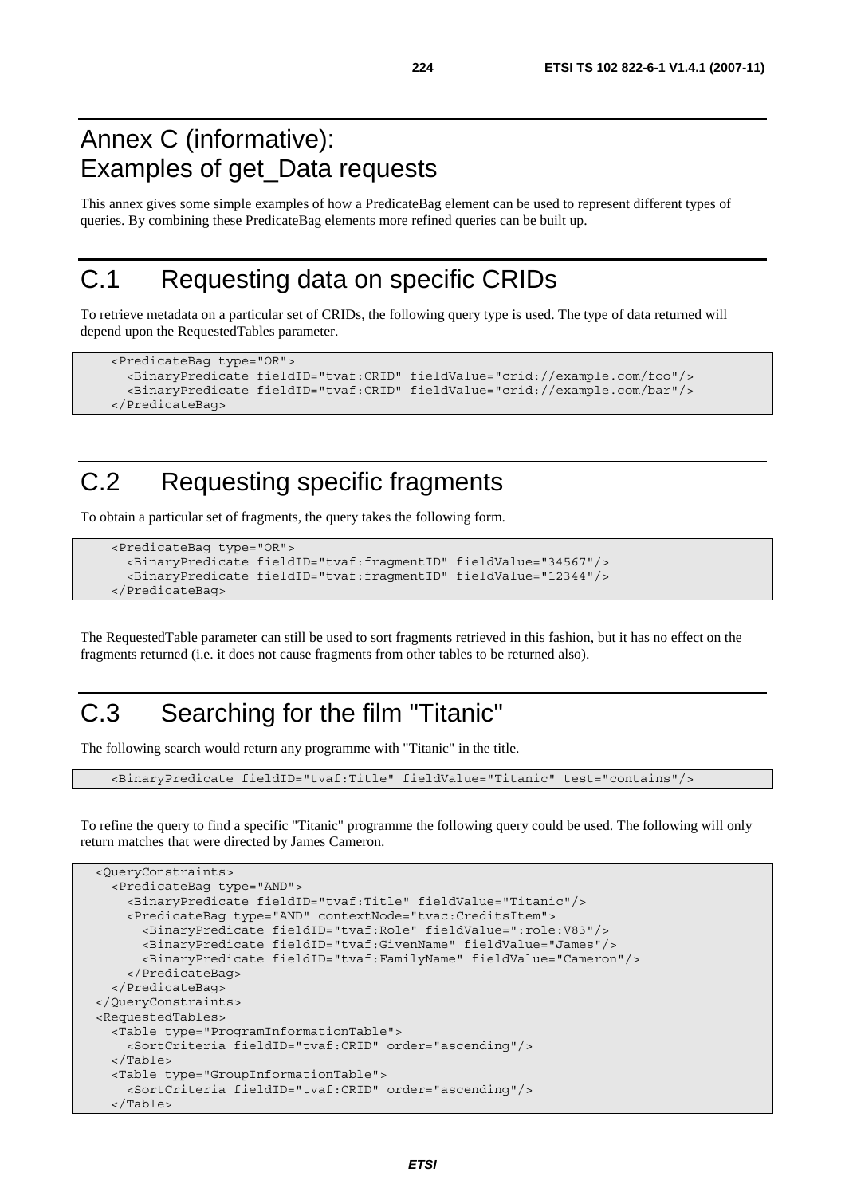# Annex C (informative): Examples of get_Data requests

This annex gives some simple examples of how a PredicateBag element can be used to represent different types of queries. By combining these PredicateBag elements more refined queries can be built up.

# C.1 Requesting data on specific CRIDs

To retrieve metadata on a particular set of CRIDs, the following query type is used. The type of data returned will depend upon the RequestedTables parameter.

```
<PredicateBag type="OR">
  <BinaryPredicate fieldID="tvaf:CRID" fieldValue="crid://example.com/foo"/>
  <BinaryPredicate fieldID="tvaf:CRID" fieldValue="crid://example.com/bar"/>
</PredicateBag>
```

# C.2 Requesting specific fragments

To obtain a particular set of fragments, the query takes the following form.

```
<PredicateBag type="OR">
  <BinaryPredicate fieldID="tvaf:fragmentID" fieldValue="34567"/>
  <BinaryPredicate fieldID="tvaf:fragmentID" fieldValue="12344"/>
</PredicateBag>
```

The RequestedTable parameter can still be used to sort fragments retrieved in this fashion, but it has no effect on the fragments returned (i.e. it does not cause fragments from other tables to be returned also).

# C.3 Searching for the film "Titanic"

The following search would return any programme with "Titanic" in the title.

```
<BinaryPredicate fieldID="tvaf:Title" fieldValue="Titanic" test="contains"/>
```

To refine the query to find a specific "Titanic" programme the following query could be used. The following will only return matches that were directed by James Cameron.

```
<QueryConstraints>
  <PredicateBag type="AND">
    <BinaryPredicate fieldID="tvaf:Title" fieldValue="Titanic"/>
    <PredicateBag type="AND" contextNode="tvac:CreditsItem">
      <BinaryPredicate fieldID="tvaf:Role" fieldValue=":role:V83"/>
      <BinaryPredicate fieldID="tvaf:GivenName" fieldValue="James"/>
      <BinaryPredicate fieldID="tvaf:FamilyName" fieldValue="Cameron"/>
    </PredicateBag>
  </PredicateBag>
</QueryConstraints>
<RequestedTables>
  <Table type="ProgramInformationTable">
    <SortCriteria fieldID="tvaf:CRID" order="ascending"/>
  </Table>
  <Table type="GroupInformationTable">
    <SortCriteria fieldID="tvaf:CRID" order="ascending"/>
  </Table>
```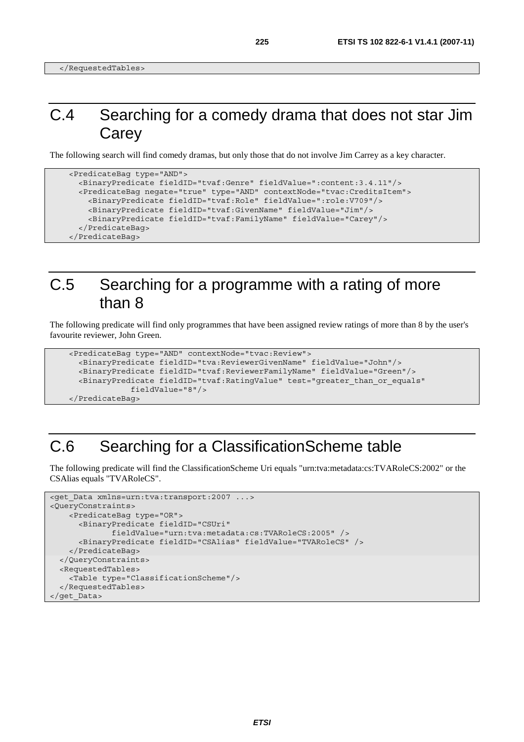```
  </RequestedTables>
```

## C.4 Searching for a comedy drama that does not star Jim Carey

The following search will find comedy dramas, but only those that do not involve Jim Carrey as a key character.

```
    <PredicateBag type="AND">
      <BinaryPredicate fieldID="tvaf:Genre" fieldValue=":content:3.4.11"/>
      <PredicateBag negate="true" type="AND" contextNode="tvac:CreditsItem">
        <BinaryPredicate fieldID="tvaf:Role" fieldValue=":role:V709"/>
        <BinaryPredicate fieldID="tvaf:GivenName" fieldValue="Jim"/>
        <BinaryPredicate fieldID="tvaf:FamilyName" fieldValue="Carey"/>
      </PredicateBag>
    </PredicateBag>
```

## C.5 Searching for a programme with a rating of more than 8

The following predicate will find only programmes that have been assigned review ratings of more than 8 by the user's favourite reviewer, John Green.

```
    <PredicateBag type="AND" contextNode="tvac:Review">
      <BinaryPredicate fieldID="tva:ReviewerGivenName" fieldValue="John"/>
      <BinaryPredicate fieldID="tvaf:ReviewerFamilyName" fieldValue="Green"/>
      <BinaryPredicate fieldID="tvaf:RatingValue" test="greater_than_or_equals"
              fieldValue="8"/>
    </PredicateBag>
```

## C.6 Searching for a ClassificationScheme table

The following predicate will find the ClassificationScheme Uri equals "urn:tva:metadata:cs:TVARoleCS:2002" or the CSAlias equals "TVARoleCS".

```
<get_Data xmlns=urn:tva:transport:2007 ...>
<QueryConstraints>
    <PredicateBag type="OR">
      <BinaryPredicate fieldID="CSUri"
           fieldValue="urn:tva:metadata:cs:TVARoleCS:2005" />
      <BinaryPredicate fieldID="CSAlias" fieldValue="TVARoleCS" />
    </PredicateBag>
  </QueryConstraints>
  <RequestedTables>
    <Table type="ClassificationScheme"/>
  </RequestedTables>
</get_Data>
```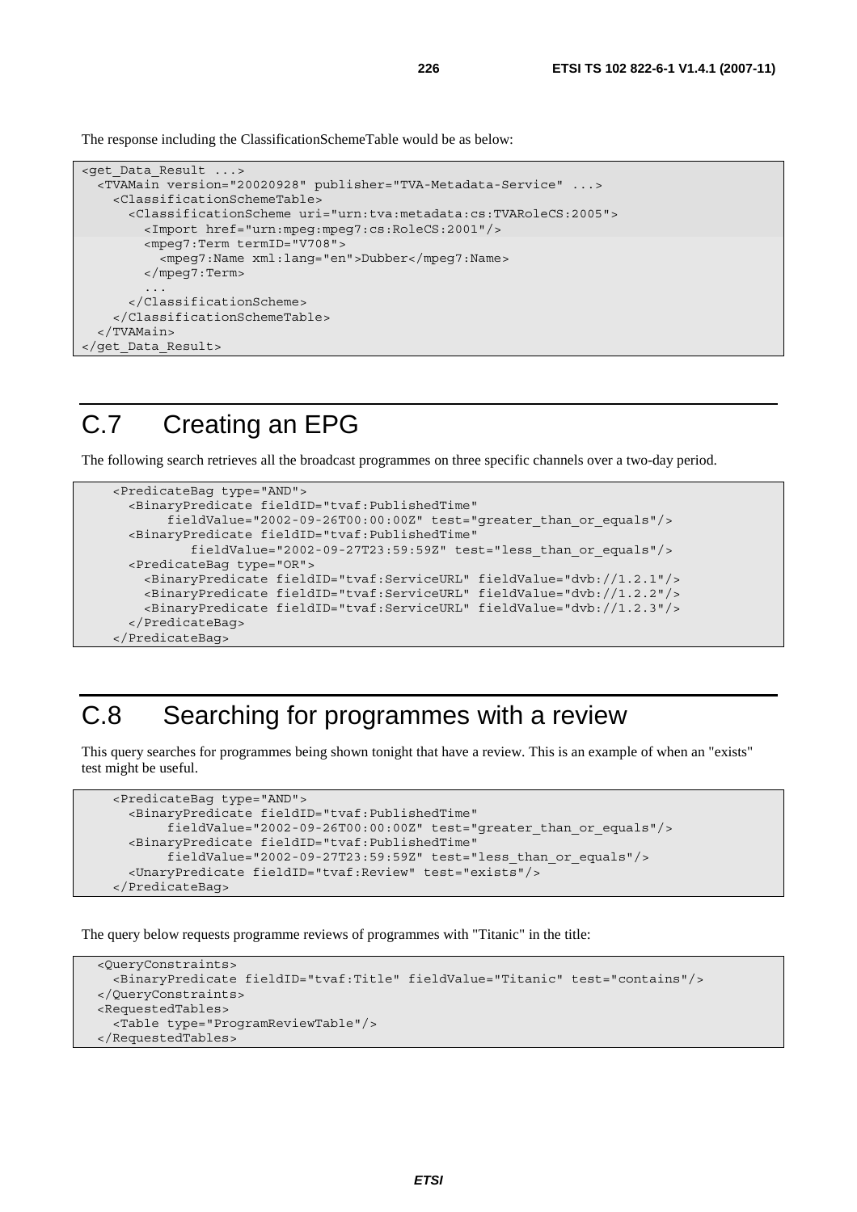The response including the ClassificationSchemeTable would be as below:

```
<get_Data_Result ...>
  <TVAMain version="20020928" publisher="TVA-Metadata-Service" ...>
    <ClassificationSchemeTable>
      <ClassificationScheme uri="urn:tva:metadata:cs:TVARoleCS:2005">
        <Import href="urn:mpeg:mpeg7:cs:RoleCS:2001"/>
        <mpeg7:Term termID="V708">
          <mpeg7:Name xml:lang="en">Dubber</mpeg7:Name>
        </mpeg7:Term>
        ...
      </ClassificationScheme>
    </ClassificationSchemeTable>
  </TVAMain>
</get_Data_Result>
```

# C.7 Creating an EPG

The following search retrieves all the broadcast programmes on three specific channels over a two-day period.

```
    <PredicateBag type="AND">
      <BinaryPredicate fieldID="tvaf:PublishedTime"
           fieldValue="2002-09-26T00:00:00Z" test="greater_than_or_equals"/>
      <BinaryPredicate fieldID="tvaf:PublishedTime"
             fieldValue="2002-09-27T23:59:59Z" test="less_than_or_equals"/>
      <PredicateBag type="OR">
        <BinaryPredicate fieldID="tvaf:ServiceURL" fieldValue="dvb://1.2.1"/>
        <BinaryPredicate fieldID="tvaf:ServiceURL" fieldValue="dvb://1.2.2"/>
        <BinaryPredicate fieldID="tvaf:ServiceURL" fieldValue="dvb://1.2.3"/>
      </PredicateBag>
    </PredicateBag>
```

# C.8 Searching for programmes with a review

This query searches for programmes being shown tonight that have a review. This is an example of when an "exists" test might be useful.

```
    <PredicateBag type="AND">
      <BinaryPredicate fieldID="tvaf:PublishedTime"
           fieldValue="2002-09-26T00:00:00Z" test="greater_than_or_equals"/>
      <BinaryPredicate fieldID="tvaf:PublishedTime"
           fieldValue="2002-09-27T23:59:59Z" test="less_than_or_equals"/>
      <UnaryPredicate fieldID="tvaf:Review" test="exists"/>
    </PredicateBag>
```

The query below requests programme reviews of programmes with "Titanic" in the title:

```
  <QueryConstraints>
    <BinaryPredicate fieldID="tvaf:Title" fieldValue="Titanic" test="contains"/>
  </QueryConstraints>
  <RequestedTables>
    <Table type="ProgramReviewTable"/>
  </RequestedTables>
```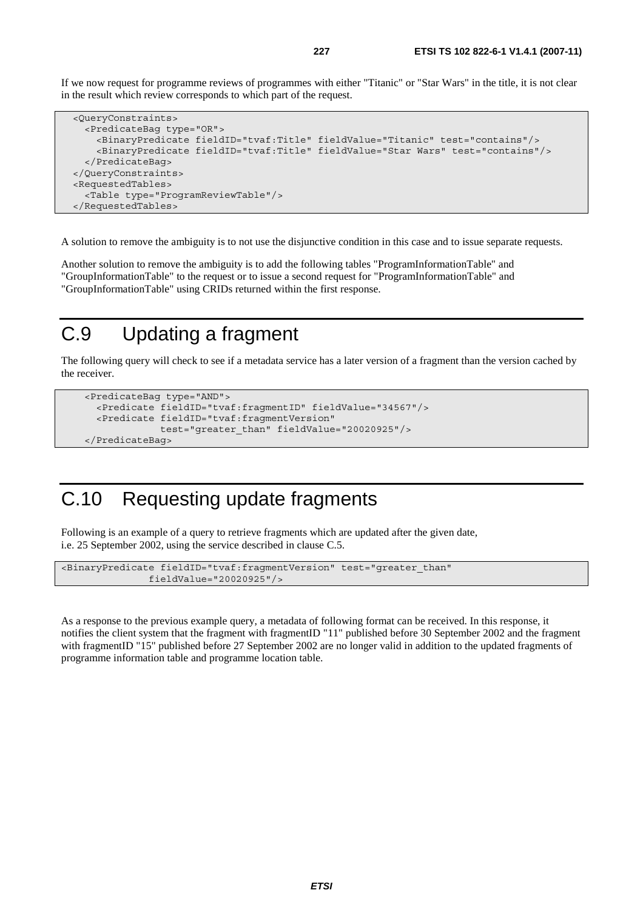If we now request for programme reviews of programmes with either "Titanic" or "Star Wars" in the title, it is not clear in the result which review corresponds to which part of the request.

```
<QueryConstraints>
  <PredicateBag type="OR">
    <BinaryPredicate fieldID="tvaf:Title" fieldValue="Titanic" test="contains"/>
    <BinaryPredicate fieldID="tvaf:Title" fieldValue="Star Wars" test="contains"/>
  </PredicateBag>
</QueryConstraints>
<RequestedTables>
  <Table type="ProgramReviewTable"/>
</RequestedTables>
```

A solution to remove the ambiguity is to not use the disjunctive condition in this case and to issue separate requests.

Another solution to remove the ambiguity is to add the following tables "ProgramInformationTable" and "GroupInformationTable" to the request or to issue a second request for "ProgramInformationTable" and "GroupInformationTable" using CRIDs returned within the first response.

# C.9 Updating a fragment

The following query will check to see if a metadata service has a later version of a fragment than the version cached by the receiver.

```
  <PredicateBag type="AND">
    <Predicate fieldID="tvaf:fragmentID" fieldValue="34567"/>
    <Predicate fieldID="tvaf:fragmentVersion"
               test="greater_than" fieldValue="20020925"/>
  </PredicateBag>
```

# C.10 Requesting update fragments

Following is an example of a query to retrieve fragments which are updated after the given date, i.e. 25 September 2002, using the service described in clause C.5.

```
<BinaryPredicate fieldID="tvaf:fragmentVersion" test="greater_than"
               fieldValue="20020925"/>
```

As a response to the previous example query, a metadata of following format can be received. In this response, it notifies the client system that the fragment with fragmentID "11" published before 30 September 2002 and the fragment with fragmentID "15" published before 27 September 2002 are no longer valid in addition to the updated fragments of programme information table and programme location table.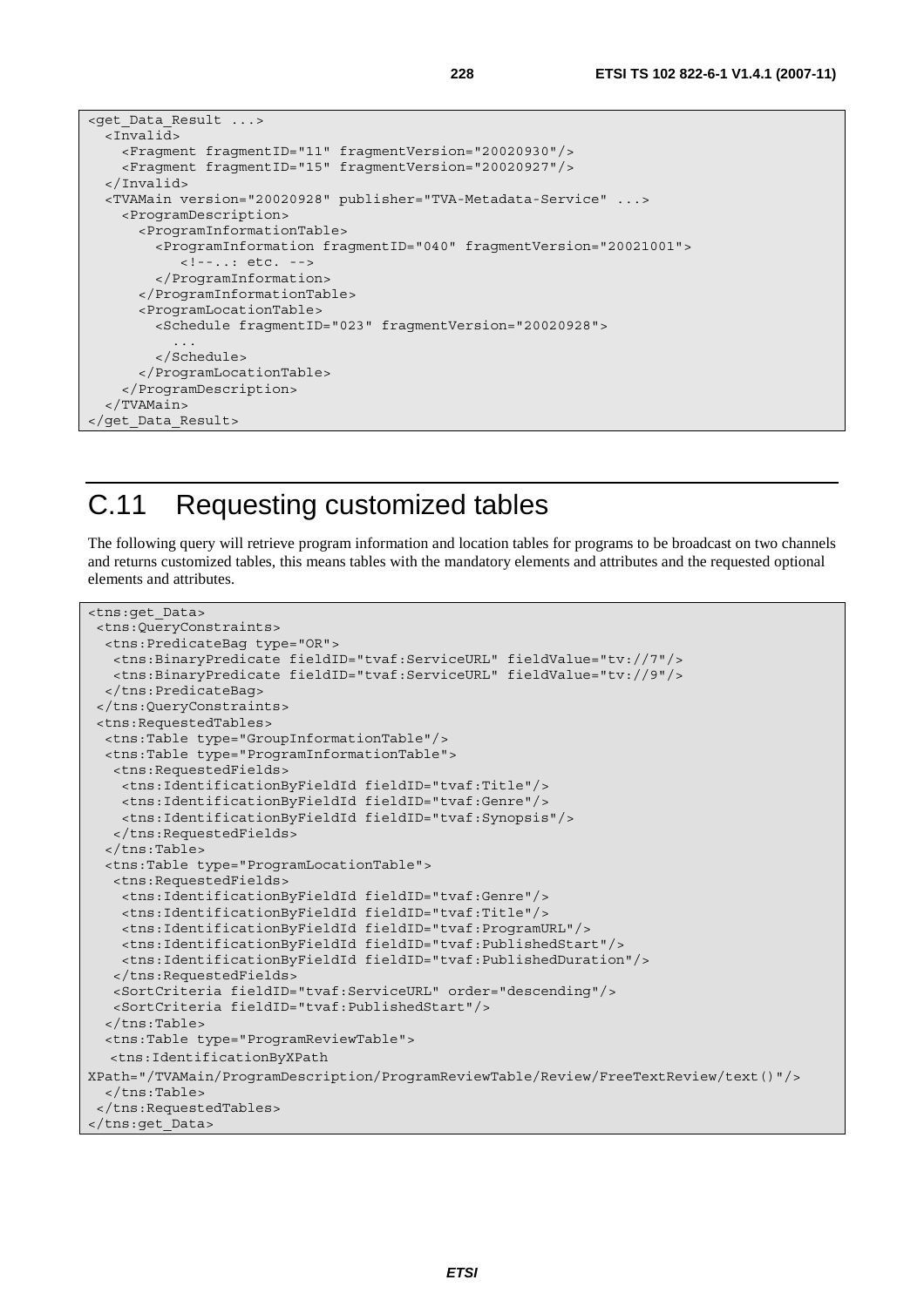```
<get_Data_Result ...>
  <Invalid>
    <Fragment fragmentID="11" fragmentVersion="20020930"/>
    <Fragment fragmentID="15" fragmentVersion="20020927"/>
  </Invalid>
  <TVAMain version="20020928" publisher="TVA-Metadata-Service" ...>
    <ProgramDescription>
      <ProgramInformationTable>
        <ProgramInformation fragmentID="040" fragmentVersion="20021001">
           <!--..: etc. -->
        </ProgramInformation>
      </ProgramInformationTable>
      <ProgramLocationTable>
        <Schedule fragmentID="023" fragmentVersion="20020928">
          ...
        </Schedule>
      </ProgramLocationTable>
    </ProgramDescription>
  </TVAMain>
</get_Data_Result>
```

# C.11 Requesting customized tables

The following query will retrieve program information and location tables for programs to be broadcast on two channels and returns customized tables, this means tables with the mandatory elements and attributes and the requested optional elements and attributes.

```
<tns:get_Data>
 <tns:QueryConstraints>
  <tns:PredicateBag type="OR">
   <tns:BinaryPredicate fieldID="tvaf:ServiceURL" fieldValue="tv://7"/>
   <tns:BinaryPredicate fieldID="tvaf:ServiceURL" fieldValue="tv://9"/>
  </tns:PredicateBag>
 </tns:QueryConstraints>
 <tns:RequestedTables>
  <tns:Table type="GroupInformationTable"/>
  <tns:Table type="ProgramInformationTable">
   <tns:RequestedFields>
    <tns:IdentificationByFieldId fieldID="tvaf:Title"/>
    <tns:IdentificationByFieldId fieldID="tvaf:Genre"/>
    <tns:IdentificationByFieldId fieldID="tvaf:Synopsis"/>
   </tns:RequestedFields>
  </tns:Table>
  <tns:Table type="ProgramLocationTable">
   <tns:RequestedFields>
    <tns:IdentificationByFieldId fieldID="tvaf:Genre"/>
    <tns:IdentificationByFieldId fieldID="tvaf:Title"/>
    <tns:IdentificationByFieldId fieldID="tvaf:ProgramURL"/>
    <tns:IdentificationByFieldId fieldID="tvaf:PublishedStart"/>
    <tns:IdentificationByFieldId fieldID="tvaf:PublishedDuration"/>
   </tns:RequestedFields>
   <SortCriteria fieldID="tvaf:ServiceURL" order="descending"/>
   <SortCriteria fieldID="tvaf:PublishedStart"/>
  </tns:Table>
  <tns:Table type="ProgramReviewTable">
   <tns:IdentificationByXPath
XPath="/TVAMain/ProgramDescription/ProgramReviewTable/Review/FreeTextReview/text()"/>
  </tns:Table>
 </tns:RequestedTables>
</tns:get_Data>
```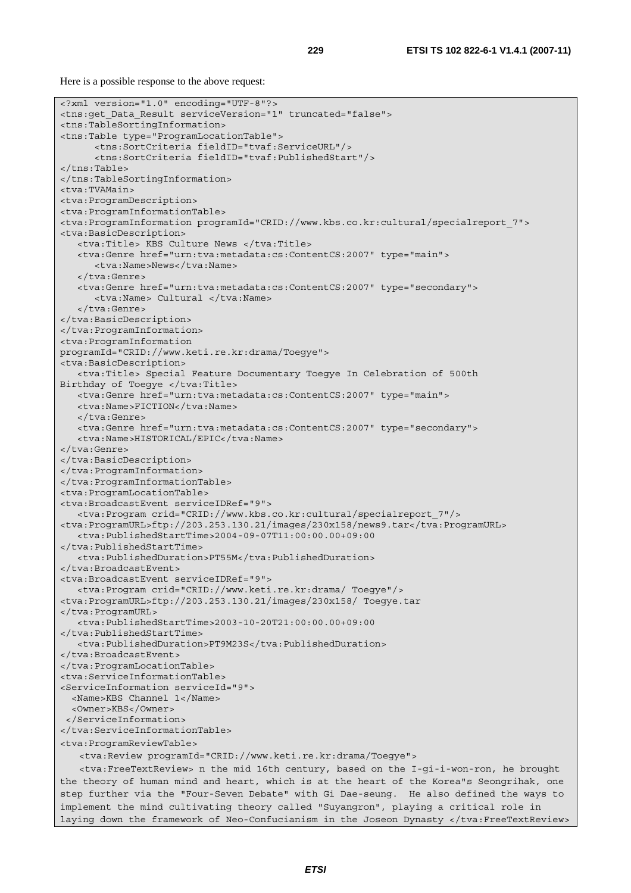Here is a possible response to the above request:

```
<?xml version="1.0" encoding="UTF-8"?>
<tns:get_Data_Result serviceVersion="1" truncated="false">
<tns:TableSortingInformation>
<tns:Table type="ProgramLocationTable">
      <tns:SortCriteria fieldID="tvaf:ServiceURL"/>
      <tns:SortCriteria fieldID="tvaf:PublishedStart"/>
</tns:Table>
</tns:TableSortingInformation>
<tva:TVAMain>
<tva:ProgramDescription>
<tva:ProgramInformationTable>
<tva:ProgramInformation programId="CRID://www.kbs.co.kr:cultural/specialreport_7">
<tva:BasicDescription>
   <tva:Title> KBS Culture News </tva:Title>
   <tva:Genre href="urn:tva:metadata:cs:ContentCS:2007" type="main">
      <tva:Name>News</tva:Name>
   </tva:Genre>
   <tva:Genre href="urn:tva:metadata:cs:ContentCS:2007" type="secondary">
      <tva:Name> Cultural </tva:Name>
   </tva:Genre>
</tva:BasicDescription>
</tva:ProgramInformation>
<tva:ProgramInformation
programId="CRID://www.keti.re.kr:drama/Toegye">
<tva:BasicDescription>
   <tva:Title> Special Feature Documentary Toegye In Celebration of 500th
Birthday of Toegye </tva:Title>
   <tva:Genre href="urn:tva:metadata:cs:ContentCS:2007" type="main">
   <tva:Name>FICTION</tva:Name>
   </tva:Genre>
   <tva:Genre href="urn:tva:metadata:cs:ContentCS:2007" type="secondary">
   <tva:Name>HISTORICAL/EPIC</tva:Name>
</tva:Genre>
</tva:BasicDescription>
</tva:ProgramInformation>
</tva:ProgramInformationTable>
<tva:ProgramLocationTable>
<tva:BroadcastEvent serviceIDRef="9">
   <tva:Program crid="CRID://www.kbs.co.kr:cultural/specialreport_7"/>
<tva:ProgramURL>ftp://203.253.130.21/images/230x158/news9.tar</tva:ProgramURL>
   <tva:PublishedStartTime>2004-09-07T11:00:00.00+09:00
</tva:PublishedStartTime>
   <tva:PublishedDuration>PT55M</tva:PublishedDuration>
</tva:BroadcastEvent>
<tva:BroadcastEvent serviceIDRef="9">
   <tva:Program crid="CRID://www.keti.re.kr:drama/ Toegye"/>
<tva:ProgramURL>ftp://203.253.130.21/images/230x158/ Toegye.tar
</tva:ProgramURL>
   <tva:PublishedStartTime>2003-10-20T21:00:00.00+09:00
</tva:PublishedStartTime>
   <tva:PublishedDuration>PT9M23S</tva:PublishedDuration>
</tva:BroadcastEvent>
</tva:ProgramLocationTable>
<tva:ServiceInformationTable>
<ServiceInformation serviceId="9">
  <Name>KBS Channel 1</Name>
  <Owner>KBS</Owner>
 </ServiceInformation>
</tva:ServiceInformationTable>
<tva:ProgramReviewTable>
   <tva:Review programId="CRID://www.keti.re.kr:drama/Toegye">
   <tva:FreeTextReview> n the mid 16th century, based on the I-gi-i-won-ron, he brought
the theory of human mind and heart, which is at the heart of the Korea"s Seongrihak, one
step further via the "Four-Seven Debate" with Gi Dae-seung.  He also defined the ways to
implement the mind cultivating theory called "Suyangron", playing a critical role in
laying down the framework of Neo-Confucianism in the Joseon Dynasty </tva:FreeTextReview>
```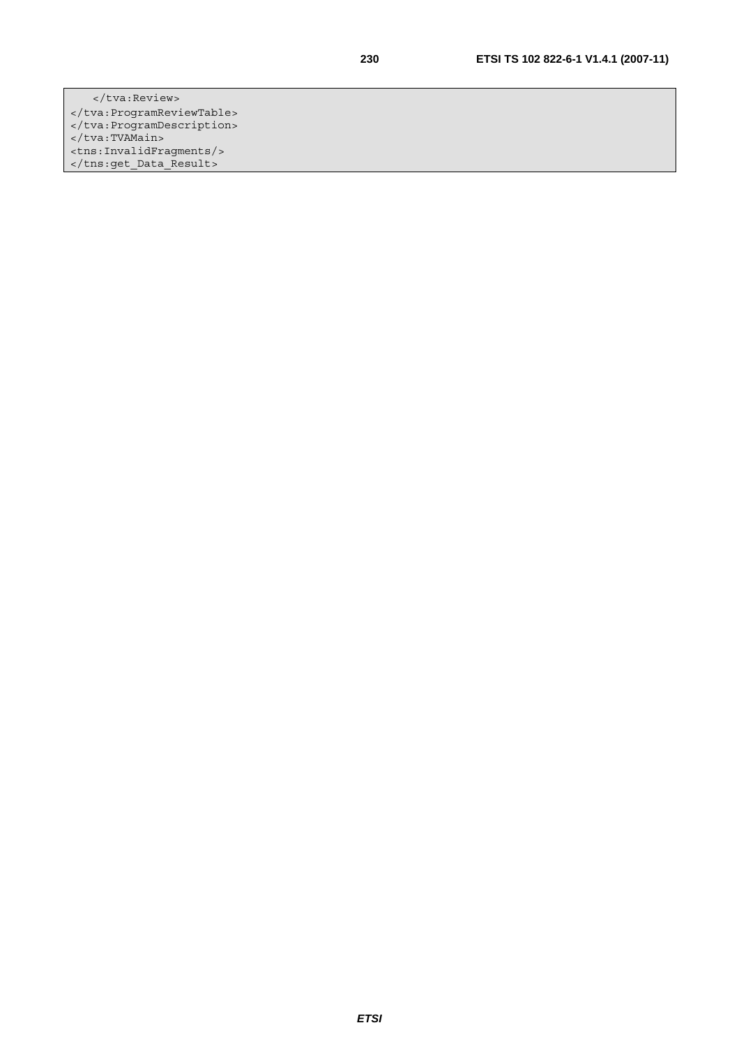```
    </tva:Review>
</tva:ProgramReviewTable>
</tva:ProgramDescription>
</tva:TVAMain>
<tns:InvalidFragments/>
</tns:get_Data_Result>
```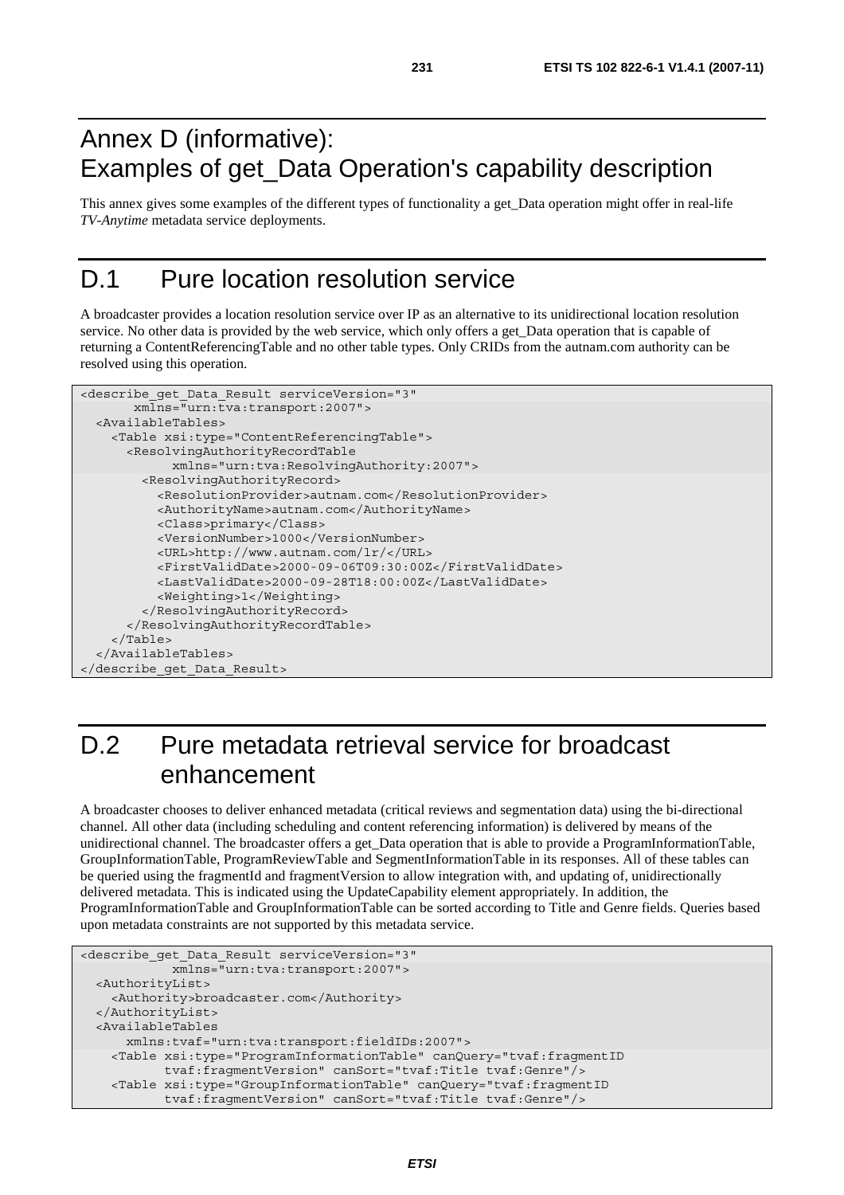# Annex D (informative): Examples of get_Data Operation's capability description

This annex gives some examples of the different types of functionality a get_Data operation might offer in real-life *TV-Anytime* metadata service deployments.

# D.1 Pure location resolution service

A broadcaster provides a location resolution service over IP as an alternative to its unidirectional location resolution service. No other data is provided by the web service, which only offers a get_Data operation that is capable of returning a ContentReferencingTable and no other table types. Only CRIDs from the autnam.com authority can be resolved using this operation.

```
<describe_get_Data_Result serviceVersion="3"
       xmlns="urn:tva:transport:2007">
  <AvailableTables>
    <Table xsi:type="ContentReferencingTable">
      <ResolvingAuthorityRecordTable
            xmlns="urn:tva:ResolvingAuthority:2007">
        <ResolvingAuthorityRecord>
          <ResolutionProvider>autnam.com</ResolutionProvider>
          <AuthorityName>autnam.com</AuthorityName>
          <Class>primary</Class>
          <VersionNumber>1000</VersionNumber>
          <URL>http://www.autnam.com/lr/</URL>
          <FirstValidDate>2000-09-06T09:30:00Z</FirstValidDate>
          <LastValidDate>2000-09-28T18:00:00Z</LastValidDate>
          <Weighting>1</Weighting>
        </ResolvingAuthorityRecord>
      </ResolvingAuthorityRecordTable>
    </Table>
  </AvailableTables>
</describe_get_Data_Result>
```

# D.2 Pure metadata retrieval service for broadcast enhancement

A broadcaster chooses to deliver enhanced metadata (critical reviews and segmentation data) using the bi-directional channel. All other data (including scheduling and content referencing information) is delivered by means of the unidirectional channel. The broadcaster offers a get_Data operation that is able to provide a ProgramInformationTable, GroupInformationTable, ProgramReviewTable and SegmentInformationTable in its responses. All of these tables can be queried using the fragmentId and fragmentVersion to allow integration with, and updating of, unidirectionally delivered metadata. This is indicated using the UpdateCapability element appropriately. In addition, the ProgramInformationTable and GroupInformationTable can be sorted according to Title and Genre fields. Queries based upon metadata constraints are not supported by this metadata service.

```
<describe_get_Data_Result serviceVersion="3"
            xmlns="urn:tva:transport:2007">
  <AuthorityList>
    <Authority>broadcaster.com</Authority>
  </AuthorityList>
  <AvailableTables
      xmlns:tvaf="urn:tva:transport:fieldIDs:2007">
    <Table xsi:type="ProgramInformationTable" canQuery="tvaf:fragmentID
           tvaf:fragmentVersion" canSort="tvaf:Title tvaf:Genre"/>
    <Table xsi:type="GroupInformationTable" canQuery="tvaf:fragmentID
           tvaf:fragmentVersion" canSort="tvaf:Title tvaf:Genre"/>
```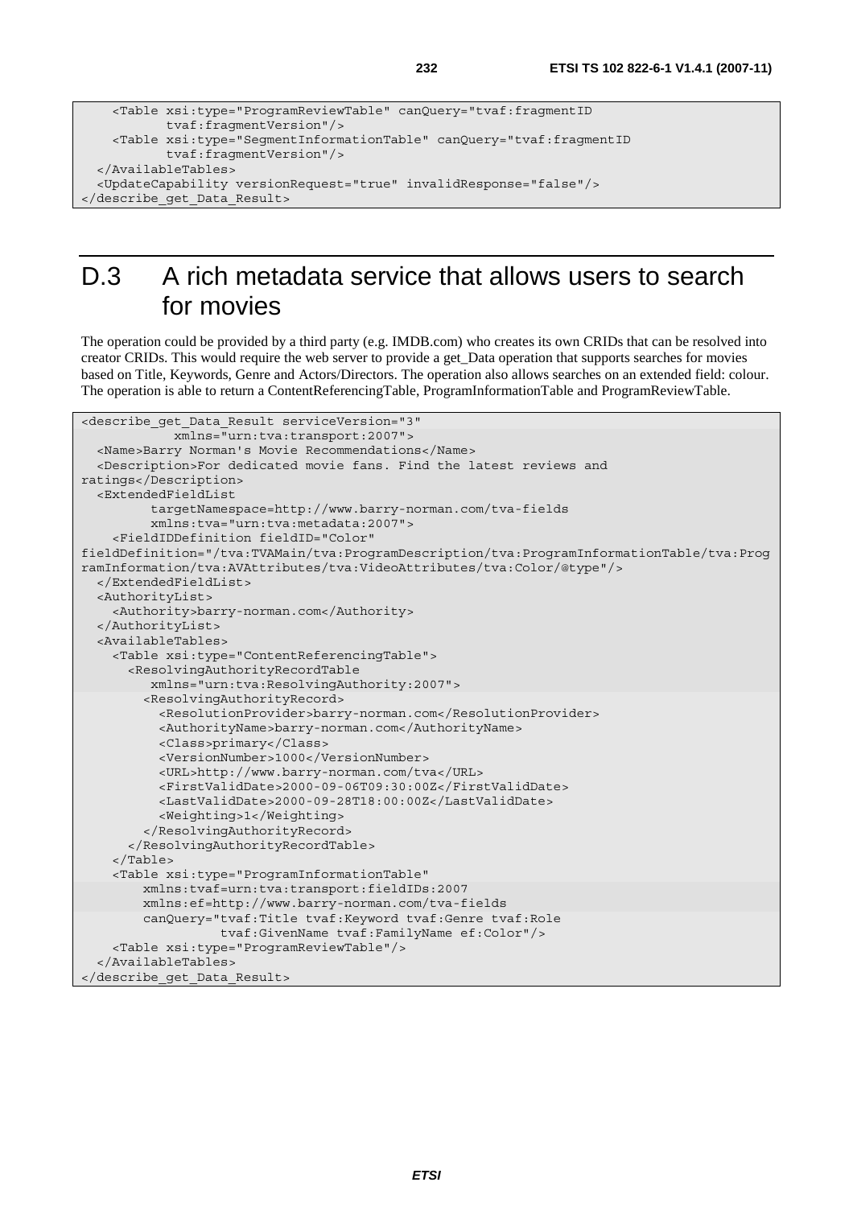```
    <Table xsi:type="ProgramReviewTable" canQuery="tvaf:fragmentID
           tvaf:fragmentVersion"/>
    <Table xsi:type="SegmentInformationTable" canQuery="tvaf:fragmentID
           tvaf:fragmentVersion"/>
  </AvailableTables>
  <UpdateCapability versionRequest="true" invalidResponse="false"/>
</describe_get_Data_Result>
```

# D.3 A rich metadata service that allows users to search for movies

The operation could be provided by a third party (e.g. IMDB.com) who creates its own CRIDs that can be resolved into creator CRIDs. This would require the web server to provide a get_Data operation that supports searches for movies based on Title, Keywords, Genre and Actors/Directors. The operation also allows searches on an extended field: colour. The operation is able to return a ContentReferencingTable, ProgramInformationTable and ProgramReviewTable.

```
<describe_get_Data_Result serviceVersion="3"
            xmlns="urn:tva:transport:2007">
  <Name>Barry Norman's Movie Recommendations</Name>
  <Description>For dedicated movie fans. Find the latest reviews and
ratings</Description>
  <ExtendedFieldList
         targetNamespace=http://www.barry-norman.com/tva-fields
         xmlns:tva="urn:tva:metadata:2007">
    <FieldIDDefinition fieldID="Color"
fieldDefinition="/tva:TVAMain/tva:ProgramDescription/tva:ProgramInformationTable/tva:Prog
ramInformation/tva:AVAttributes/tva:VideoAttributes/tva:Color/@type"/>
  </ExtendedFieldList>
  <AuthorityList>
    <Authority>barry-norman.com</Authority>
  </AuthorityList>
  <AvailableTables>
    <Table xsi:type="ContentReferencingTable">
      <ResolvingAuthorityRecordTable
         xmlns="urn:tva:ResolvingAuthority:2007">
        <ResolvingAuthorityRecord>
          <ResolutionProvider>barry-norman.com</ResolutionProvider>
          <AuthorityName>barry-norman.com</AuthorityName>
          <Class>primary</Class>
          <VersionNumber>1000</VersionNumber>
          <URL>http://www.barry-norman.com/tva</URL>
          <FirstValidDate>2000-09-06T09:30:00Z</FirstValidDate>
          <LastValidDate>2000-09-28T18:00:00Z</LastValidDate>
          <Weighting>1</Weighting>
        </ResolvingAuthorityRecord>
      </ResolvingAuthorityRecordTable>
    </Table>
    <Table xsi:type="ProgramInformationTable"
        xmlns:tvaf=urn:tva:transport:fieldIDs:2007
        xmlns:ef=http://www.barry-norman.com/tva-fields
        canQuery="tvaf:Title tvaf:Keyword tvaf:Genre tvaf:Role
                  tvaf:GivenName tvaf:FamilyName ef:Color"/>
    <Table xsi:type="ProgramReviewTable"/>
  </AvailableTables>
</describe_get_Data_Result>
```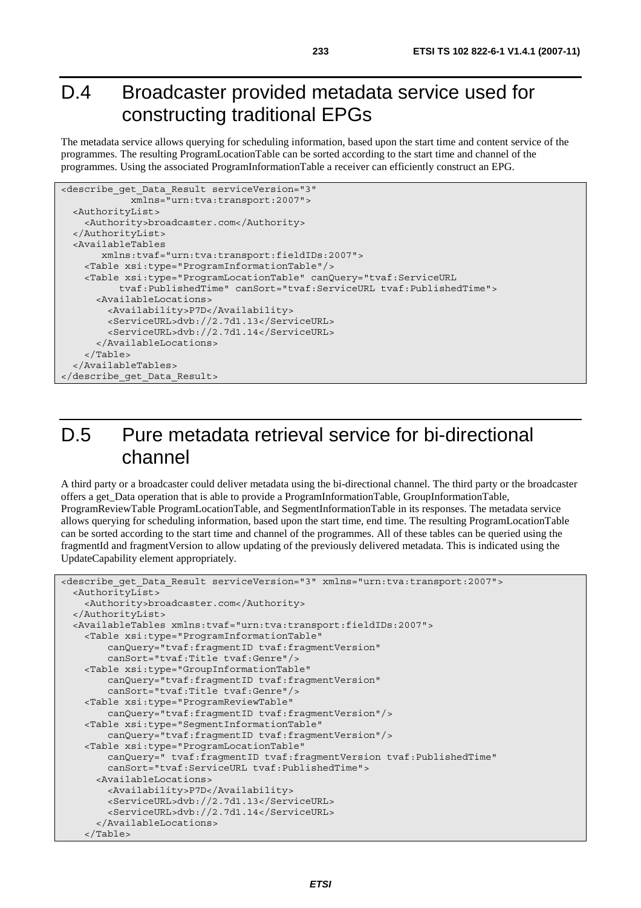# D.4 Broadcaster provided metadata service used for constructing traditional EPGs

The metadata service allows querying for scheduling information, based upon the start time and content service of the programmes. The resulting ProgramLocationTable can be sorted according to the start time and channel of the programmes. Using the associated ProgramInformationTable a receiver can efficiently construct an EPG.

```
<describe_get_Data_Result serviceVersion="3"
           xmlns="urn:tva:transport:2007">
  <AuthorityList>
    <Authority>broadcaster.com</Authority>
  </AuthorityList>
  <AvailableTables
       xmlns:tvaf="urn:tva:transport:fieldIDs:2007">
    <Table xsi:type="ProgramInformationTable"/>
    <Table xsi:type="ProgramLocationTable" canQuery="tvaf:ServiceURL
          tvaf:PublishedTime" canSort="tvaf:ServiceURL tvaf:PublishedTime">
      <AvailableLocations>
        <Availability>P7D</Availability>
        <ServiceURL>dvb://2.7d1.13</ServiceURL>
        <ServiceURL>dvb://2.7d1.14</ServiceURL>
      </AvailableLocations>
    </Table>
  </AvailableTables>
</describe_get_Data_Result>
```

# D.5 Pure metadata retrieval service for bi-directional channel

A third party or a broadcaster could deliver metadata using the bi-directional channel. The third party or the broadcaster offers a get_Data operation that is able to provide a ProgramInformationTable, GroupInformationTable, ProgramReviewTable ProgramLocationTable, and SegmentInformationTable in its responses. The metadata service allows querying for scheduling information, based upon the start time, end time. The resulting ProgramLocationTable can be sorted according to the start time and channel of the programmes. All of these tables can be queried using the fragmentId and fragmentVersion to allow updating of the previously delivered metadata. This is indicated using the UpdateCapability element appropriately.

```
<describe_get_Data_Result serviceVersion="3" xmlns="urn:tva:transport:2007">
  <AuthorityList>
    <Authority>broadcaster.com</Authority>
  </AuthorityList>
  <AvailableTables xmlns:tvaf="urn:tva:transport:fieldIDs:2007">
    <Table xsi:type="ProgramInformationTable"
        canQuery="tvaf:fragmentID tvaf:fragmentVersion"
        canSort="tvaf:Title tvaf:Genre"/>
    <Table xsi:type="GroupInformationTable"
        canQuery="tvaf:fragmentID tvaf:fragmentVersion"
        canSort="tvaf:Title tvaf:Genre"/>
    <Table xsi:type="ProgramReviewTable"
        canQuery="tvaf:fragmentID tvaf:fragmentVersion"/>
    <Table xsi:type="SegmentInformationTable"
        canQuery="tvaf:fragmentID tvaf:fragmentVersion"/>
    <Table xsi:type="ProgramLocationTable"
        canQuery=" tvaf:fragmentID tvaf:fragmentVersion tvaf:PublishedTime"
        canSort="tvaf:ServiceURL tvaf:PublishedTime">
      <AvailableLocations>
        <Availability>P7D</Availability>
        <ServiceURL>dvb://2.7d1.13</ServiceURL>
        <ServiceURL>dvb://2.7d1.14</ServiceURL>
      </AvailableLocations>
    </Table>
```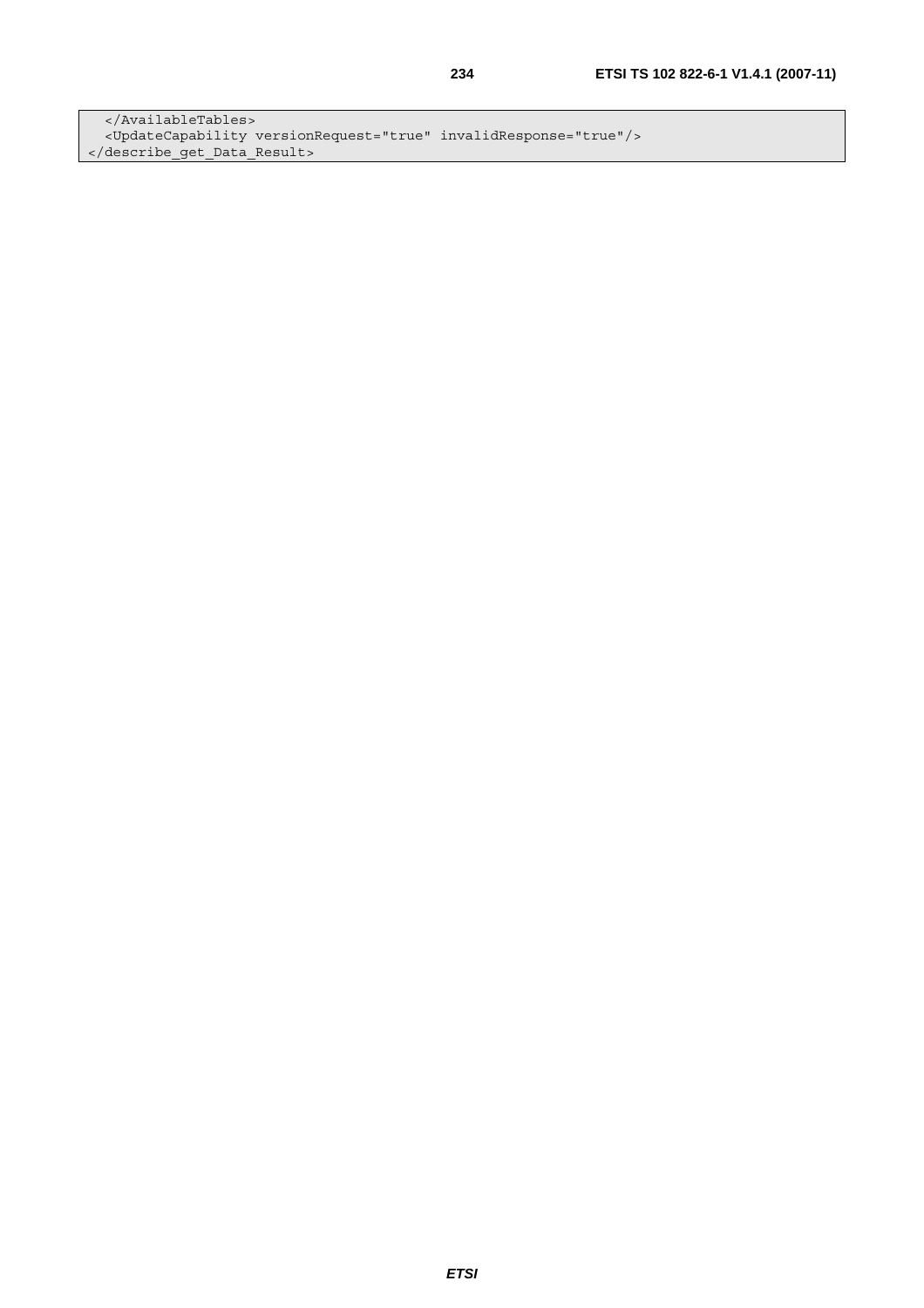```
  </AvailableTables>
  <UpdateCapability versionRequest="true" invalidResponse="true"/>
</describe_get_Data_Result>
```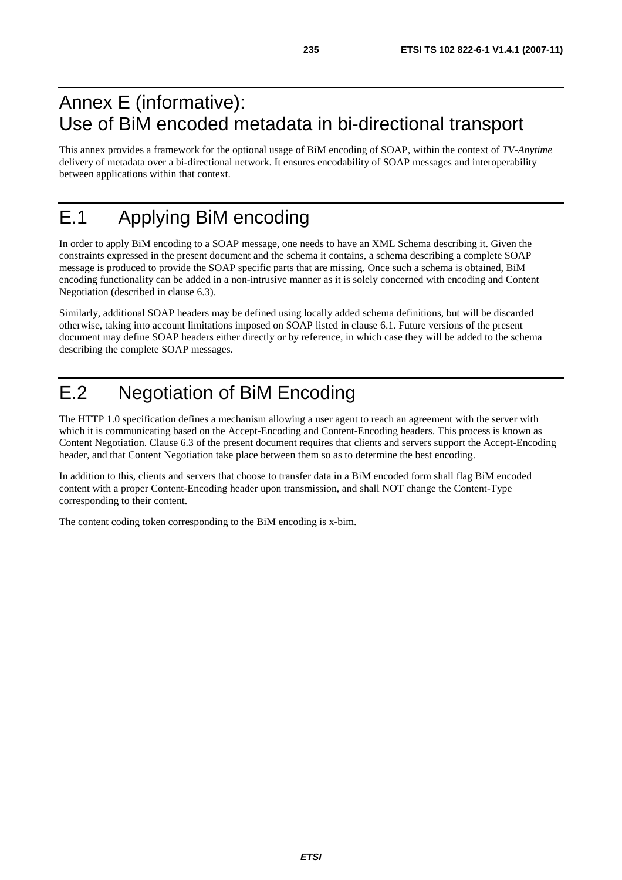# Annex E (informative): Use of BiM encoded metadata in bi-directional transport

This annex provides a framework for the optional usage of BiM encoding of SOAP, within the context of *TV-Anytime* delivery of metadata over a bi-directional network. It ensures encodability of SOAP messages and interoperability between applications within that context.

# E.1 Applying BiM encoding

In order to apply BiM encoding to a SOAP message, one needs to have an XML Schema describing it. Given the constraints expressed in the present document and the schema it contains, a schema describing a complete SOAP message is produced to provide the SOAP specific parts that are missing. Once such a schema is obtained, BiM encoding functionality can be added in a non-intrusive manner as it is solely concerned with encoding and Content Negotiation (described in clause 6.3).

Similarly, additional SOAP headers may be defined using locally added schema definitions, but will be discarded otherwise, taking into account limitations imposed on SOAP listed in clause 6.1. Future versions of the present document may define SOAP headers either directly or by reference, in which case they will be added to the schema describing the complete SOAP messages.

# E.2 Negotiation of BiM Encoding

The HTTP 1.0 specification defines a mechanism allowing a user agent to reach an agreement with the server with which it is communicating based on the Accept-Encoding and Content-Encoding headers. This process is known as Content Negotiation. Clause 6.3 of the present document requires that clients and servers support the Accept-Encoding header, and that Content Negotiation take place between them so as to determine the best encoding.

In addition to this, clients and servers that choose to transfer data in a BiM encoded form shall flag BiM encoded content with a proper Content-Encoding header upon transmission, and shall NOT change the Content-Type corresponding to their content.

The content coding token corresponding to the BiM encoding is x-bim.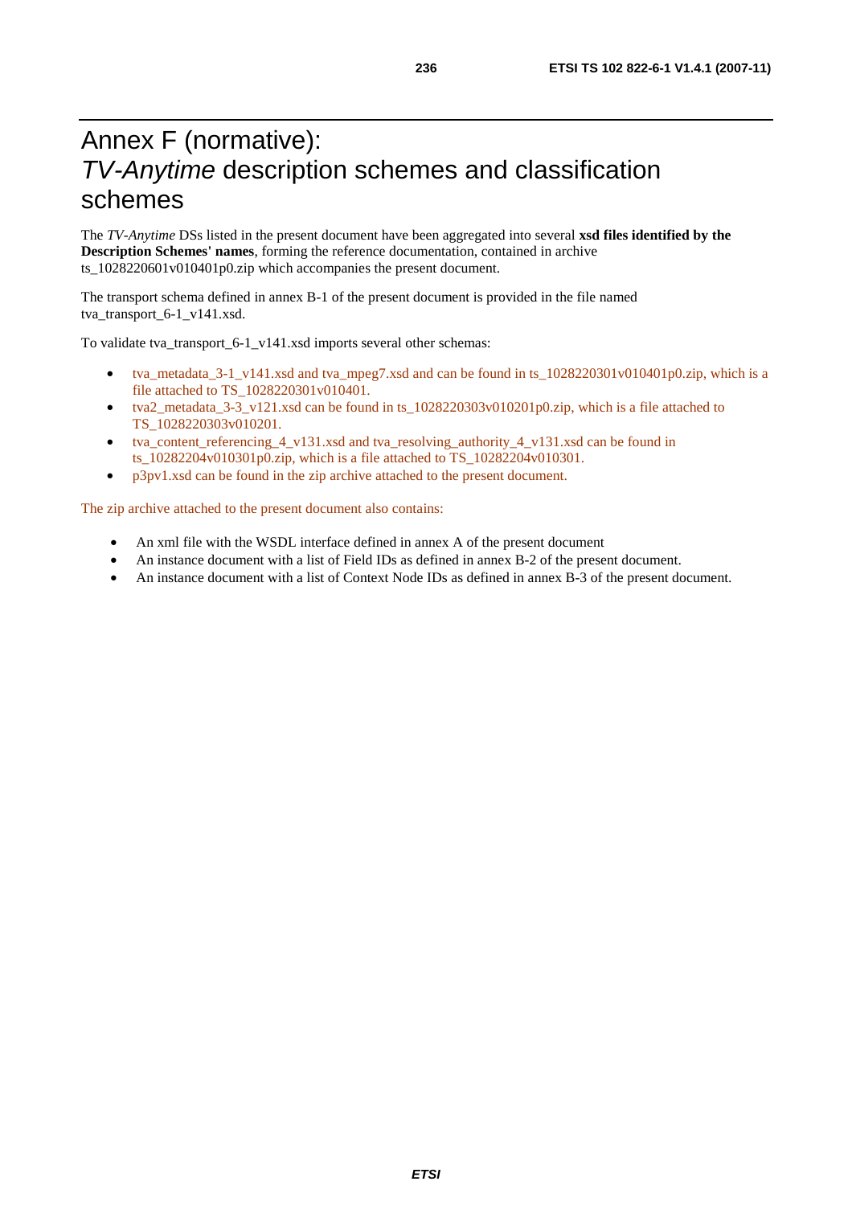# Annex F (normative): *TV-Anytime* description schemes and classification schemes

The *TV-Anytime* DSs listed in the present document have been aggregated into several **xsd files identified by the Description Schemes' names**, forming the reference documentation, contained in archive ts_1028220601v010401p0.zip which accompanies the present document.

The transport schema defined in annex B-1 of the present document is provided in the file named tva_transport_6-1_v141.xsd.

To validate tva_transport_6-1_v141.xsd imports several other schemas:

- tva_metadata_3-1_v141.xsd and tva_mpeg7.xsd and can be found in ts_1028220301v010401p0.zip, which is a file attached to TS_1028220301v010401.
- tva2_metadata_3-3_v121.xsd can be found in ts_1028220303v010201p0.zip, which is a file attached to TS_1028220303v010201.
- tva_content_referencing_4_v131.xsd and tva_resolving_authority_4_v131.xsd can be found in ts_10282204v010301p0.zip, which is a file attached to TS_10282204v010301.
- p3pv1.xsd can be found in the zip archive attached to the present document.

The zip archive attached to the present document also contains:

- An xml file with the WSDL interface defined in annex A of the present document
- An instance document with a list of Field IDs as defined in annex B-2 of the present document.
- An instance document with a list of Context Node IDs as defined in annex B-3 of the present document.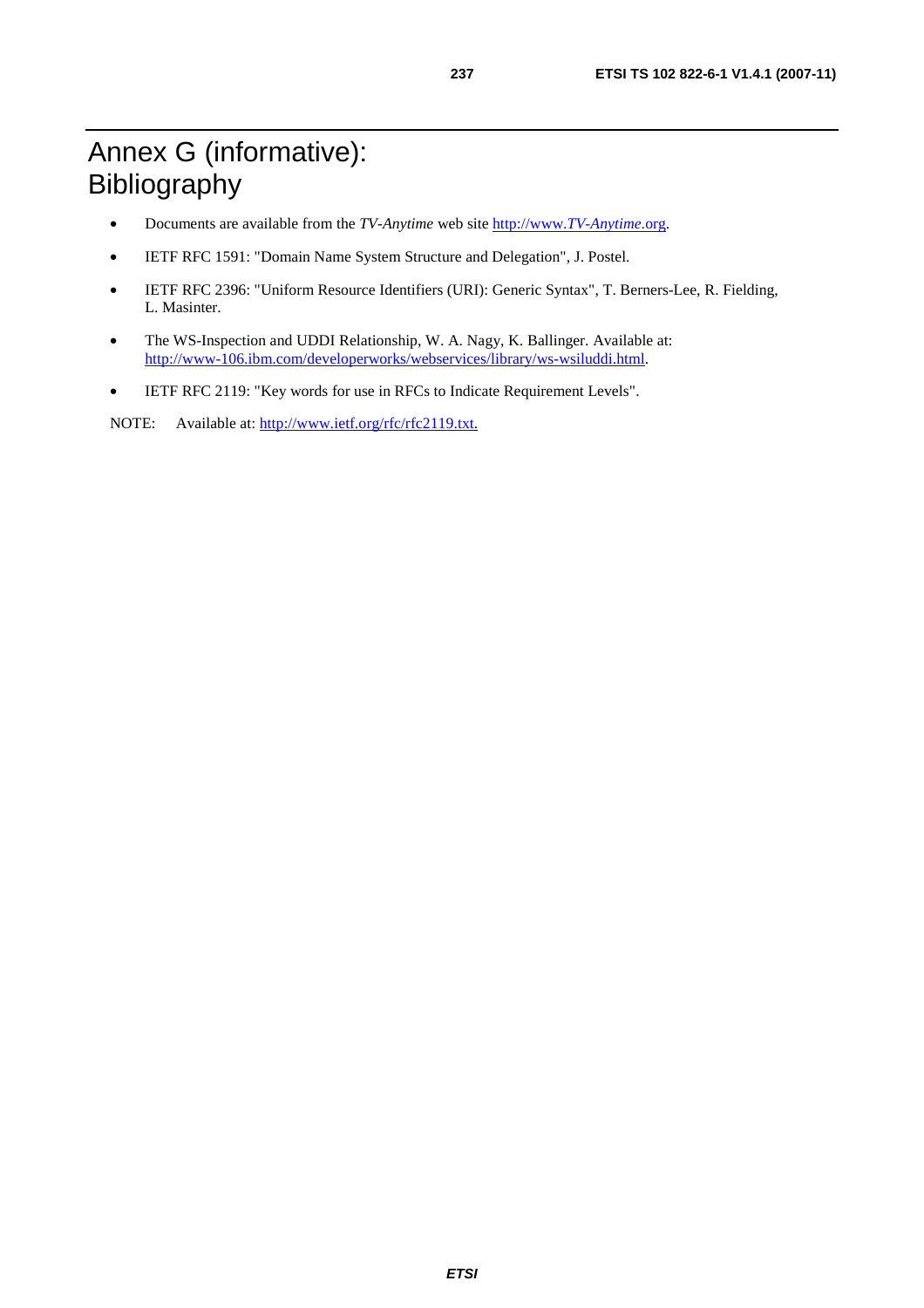# Annex G (informative): Bibliography

- Documents are available from the *TV-Anytime* web site http://www.*TV-Anytime*.org.
- IETF RFC 1591: "Domain Name System Structure and Delegation", J. Postel.
- IETF RFC 2396: "Uniform Resource Identifiers (URI): Generic Syntax", T. Berners-Lee, R. Fielding, L. Masinter.
- The WS-Inspection and UDDI Relationship, W. A. Nagy, K. Ballinger. Available at: http://www-106.ibm.com/developerworks/webservices/library/ws-wsiluddi.html.
- IETF RFC 2119: "Key words for use in RFCs to Indicate Requirement Levels".

NOTE: Available at: http://www.ietf.org/rfc/rfc2119.txt.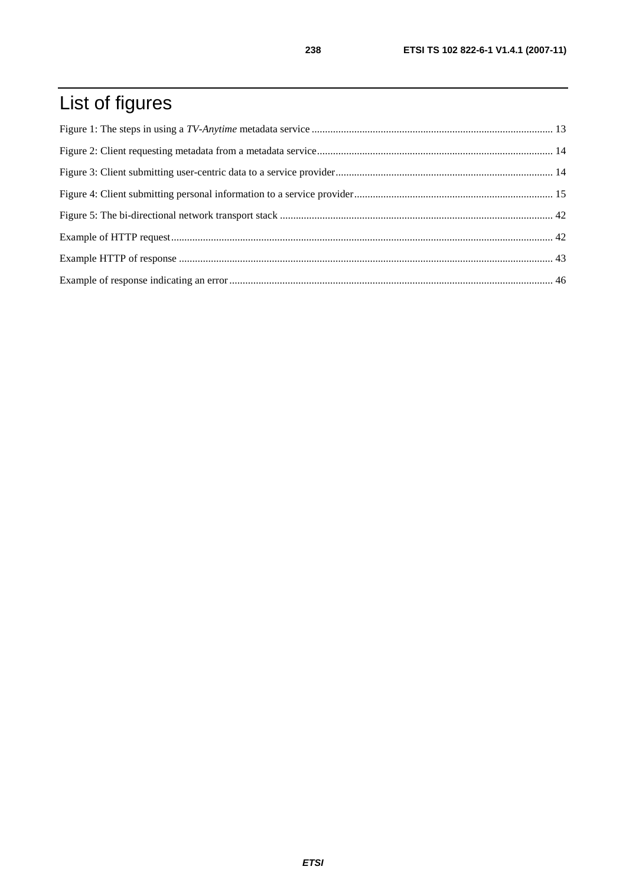# List of figures

Figure 1: The steps in using a *TV-Anytime* metadata service .......................................................................................... 13

Figure 2: Client requesting metadata from a metadata service........................................................................................ 14

Figure 3: Client submitting user-centric data to a service provider................................................................................. 14

Figure 4: Client submitting personal information to a service provider.......................................................................... 15

Figure 5: The bi-directional network transport stack ...................................................................................................... 42

Example of HTTP request............................................................................................................................................... 42

Example HTTP of response ............................................................................................................................................ 43

Example of response indicating an error ........................................................................................................................ 46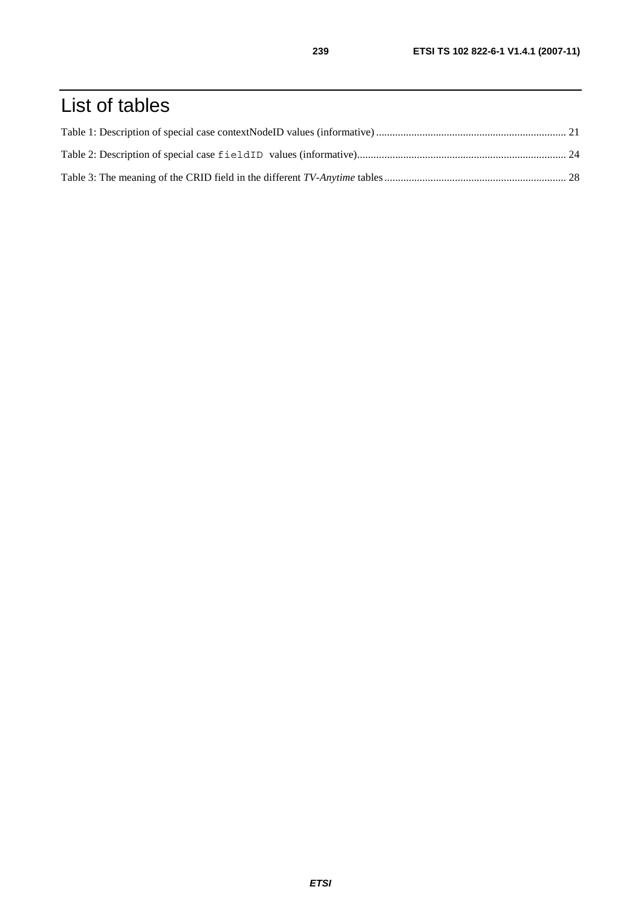# List of tables

Table 1: Description of special case contextNodeID values (informative) ...................................................................... 21

Table 2: Description of special case `fieldID` values (informative)............................................................................ 24

Table 3: The meaning of the CRID field in the different *TV-Anytime* tables.................................................................. 28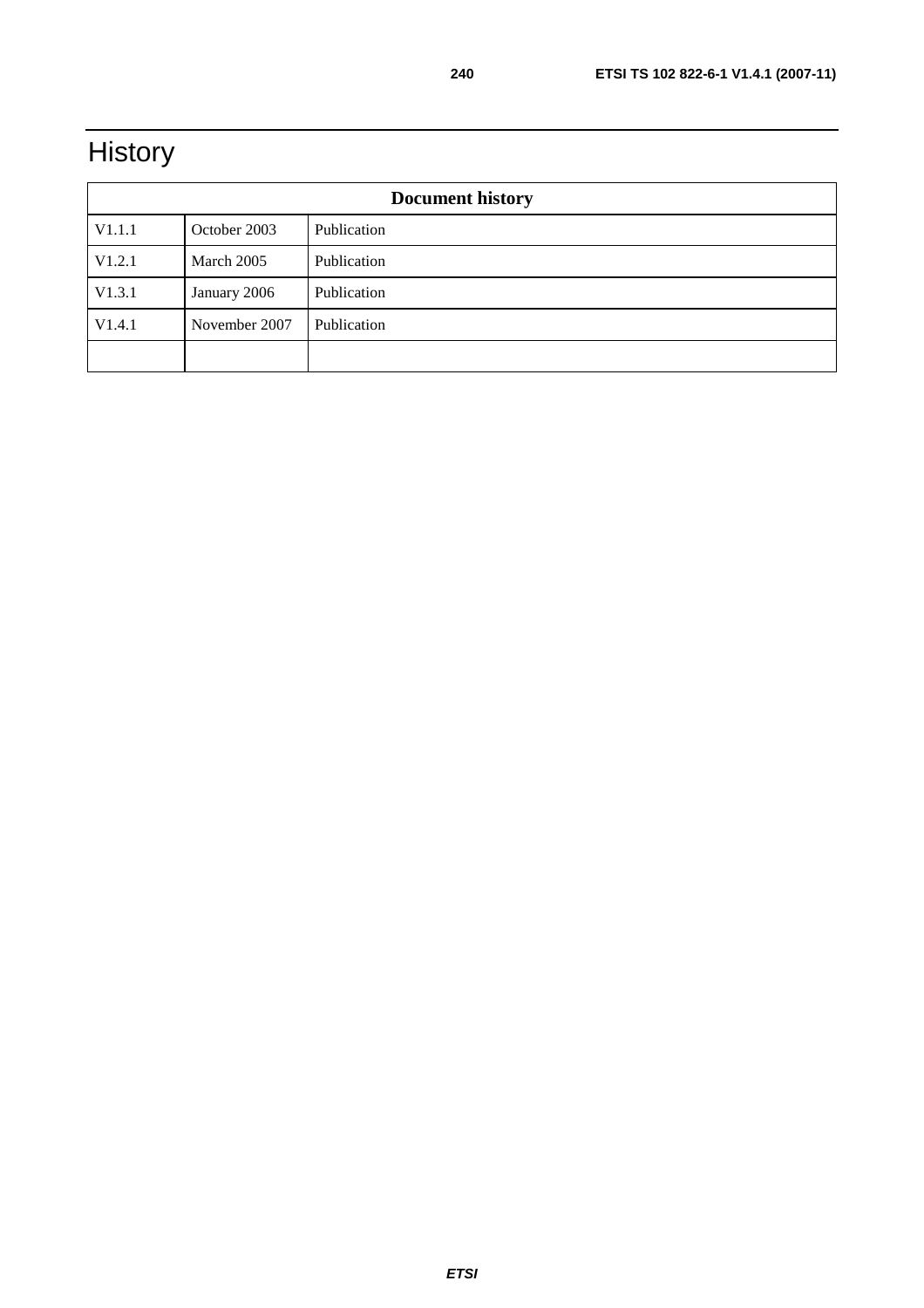# History

| Document history | | |
|---|---|---|
| V1.1.1 | October 2003 | Publication |
| V1.2.1 | March 2005 | Publication |
| V1.3.1 | January 2006 | Publication |
| V1.4.1 | November 2007 | Publication |
| | | |